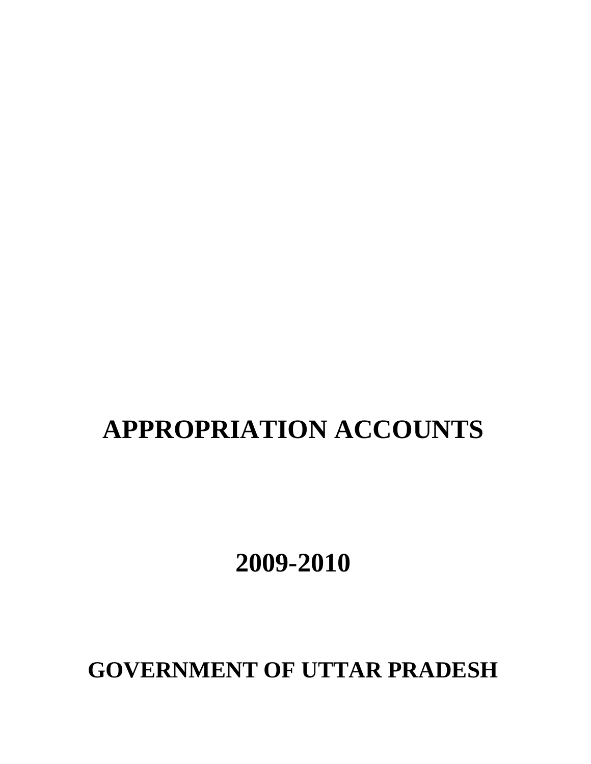# APPROPRIATION ACCOUNTS

# 2009-2010

# GOVERNMENT OF UTTAR PRADESH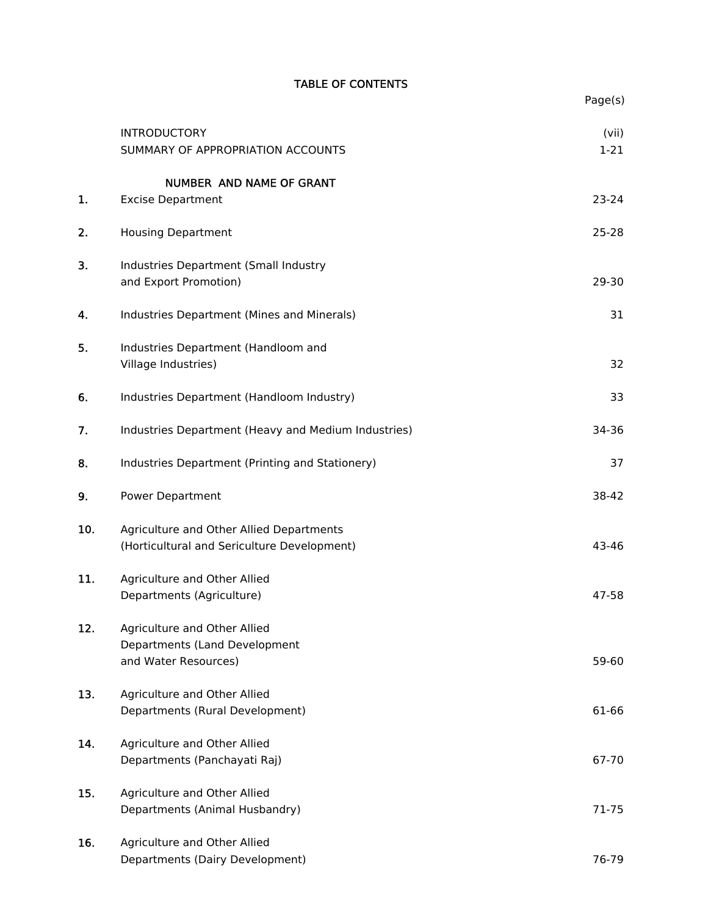# TABLE OF CONTENTS

| | | Page(s) |
|---|---|---|
| | INTRODUCTORY | (vii) |
| | SUMMARY OF APPROPRIATION ACCOUNTS | 1-21 |
| | **NUMBER AND NAME OF GRANT** | |
| 1. | Excise Department | 23-24 |
| 2. | Housing Department | 25-28 |
| 3. | Industries Department (Small Industry and Export Promotion) | 29-30 |
| 4. | Industries Department (Mines and Minerals) | 31 |
| 5. | Industries Department (Handloom and Village Industries) | 32 |
| 6. | Industries Department (Handloom Industry) | 33 |
| 7. | Industries Department (Heavy and Medium Industries) | 34-36 |
| 8. | Industries Department (Printing and Stationery) | 37 |
| 9. | Power Department | 38-42 |
| 10. | Agriculture and Other Allied Departments (Horticultural and Sericulture Development) | 43-46 |
| 11. | Agriculture and Other Allied Departments (Agriculture) | 47-58 |
| 12. | Agriculture and Other Allied Departments (Land Development and Water Resources) | 59-60 |
| 13. | Agriculture and Other Allied Departments (Rural Development) | 61-66 |
| 14. | Agriculture and Other Allied Departments (Panchayati Raj) | 67-70 |
| 15. | Agriculture and Other Allied Departments (Animal Husbandry) | 71-75 |
| 16. | Agriculture and Other Allied Departments (Dairy Development) | 76-79 |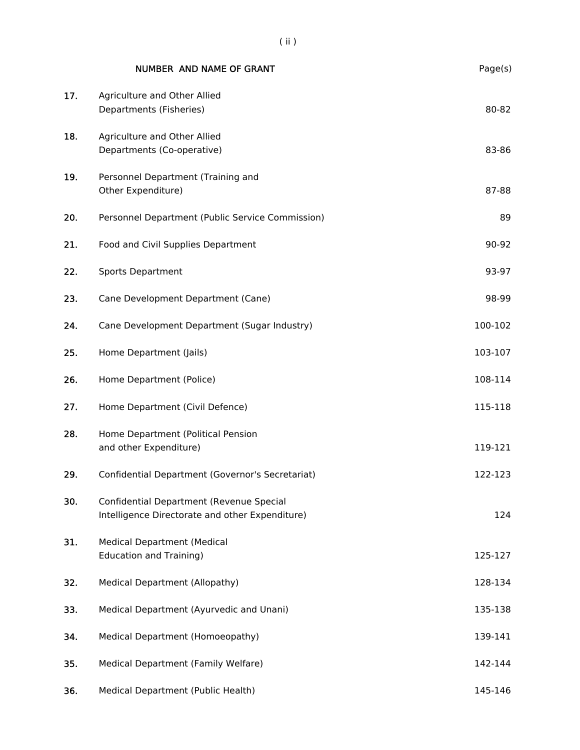| | NUMBER AND NAME OF GRANT | Page(s) |
|---|---|---|
| 17. | Agriculture and Other Allied Departments (Fisheries) | 80-82 |
| 18. | Agriculture and Other Allied Departments (Co-operative) | 83-86 |
| 19. | Personnel Department (Training and Other Expenditure) | 87-88 |
| 20. | Personnel Department (Public Service Commission) | 89 |
| 21. | Food and Civil Supplies Department | 90-92 |
| 22. | Sports Department | 93-97 |
| 23. | Cane Development Department (Cane) | 98-99 |
| 24. | Cane Development Department (Sugar Industry) | 100-102 |
| 25. | Home Department (Jails) | 103-107 |
| 26. | Home Department (Police) | 108-114 |
| 27. | Home Department (Civil Defence) | 115-118 |
| 28. | Home Department (Political Pension and other Expenditure) | 119-121 |
| 29. | Confidential Department (Governor's Secretariat) | 122-123 |
| 30. | Confidential Department (Revenue Special Intelligence Directorate and other Expenditure) | 124 |
| 31. | Medical Department (Medical Education and Training) | 125-127 |
| 32. | Medical Department (Allopathy) | 128-134 |
| 33. | Medical Department (Ayurvedic and Unani) | 135-138 |
| 34. | Medical Department (Homoeopathy) | 139-141 |
| 35. | Medical Department (Family Welfare) | 142-144 |
| 36. | Medical Department (Public Health) | 145-146 |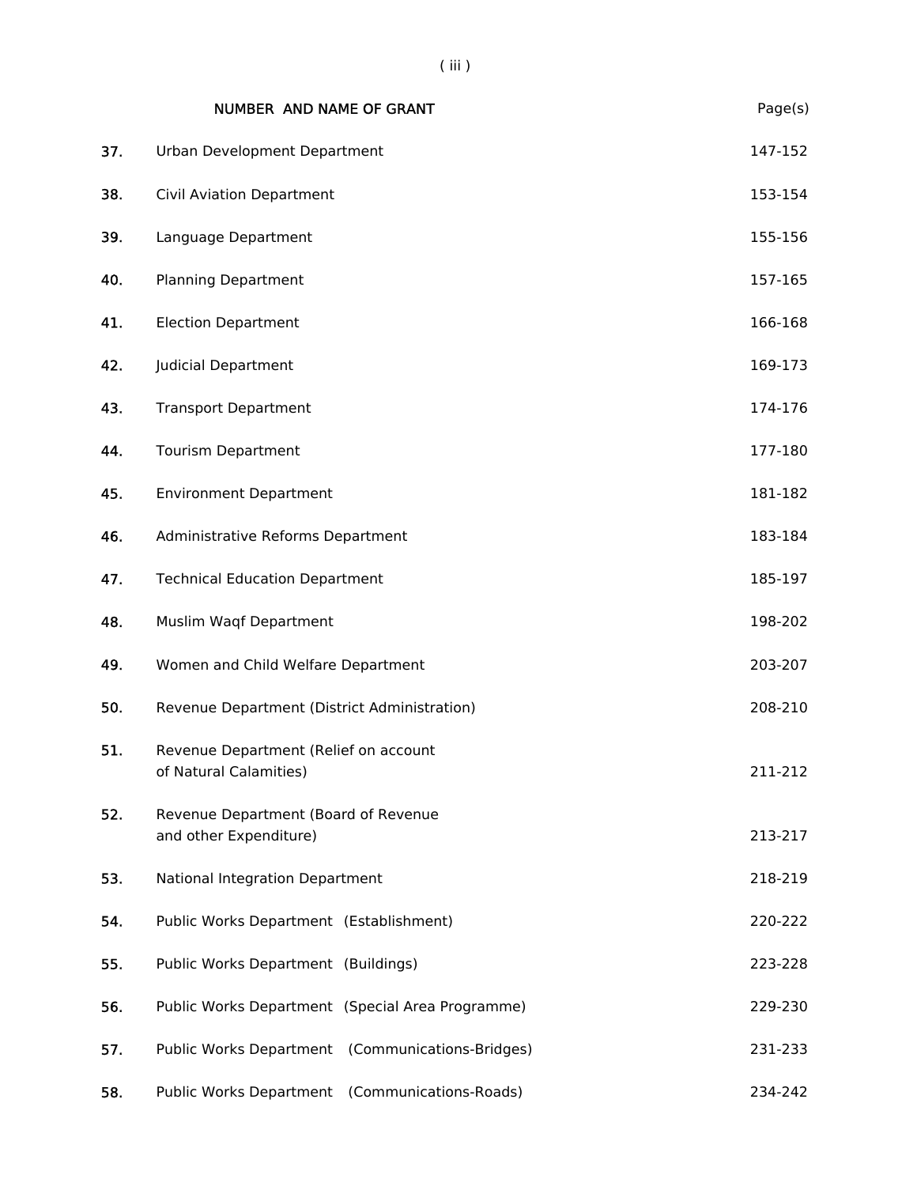| | NUMBER AND NAME OF GRANT | Page(s) |
|---|---|---|
| 37. | Urban Development Department | 147-152 |
| 38. | Civil Aviation Department | 153-154 |
| 39. | Language Department | 155-156 |
| 40. | Planning Department | 157-165 |
| 41. | Election Department | 166-168 |
| 42. | Judicial Department | 169-173 |
| 43. | Transport Department | 174-176 |
| 44. | Tourism Department | 177-180 |
| 45. | Environment Department | 181-182 |
| 46. | Administrative Reforms Department | 183-184 |
| 47. | Technical Education Department | 185-197 |
| 48. | Muslim Waqf Department | 198-202 |
| 49. | Women and Child Welfare Department | 203-207 |
| 50. | Revenue Department (District Administration) | 208-210 |
| 51. | Revenue Department (Relief on account of Natural Calamities) | 211-212 |
| 52. | Revenue Department (Board of Revenue and other Expenditure) | 213-217 |
| 53. | National Integration Department | 218-219 |
| 54. | Public Works Department (Establishment) | 220-222 |
| 55. | Public Works Department (Buildings) | 223-228 |
| 56. | Public Works Department (Special Area Programme) | 229-230 |
| 57. | Public Works Department (Communications-Bridges) | 231-233 |
| 58. | Public Works Department (Communications-Roads) | 234-242 |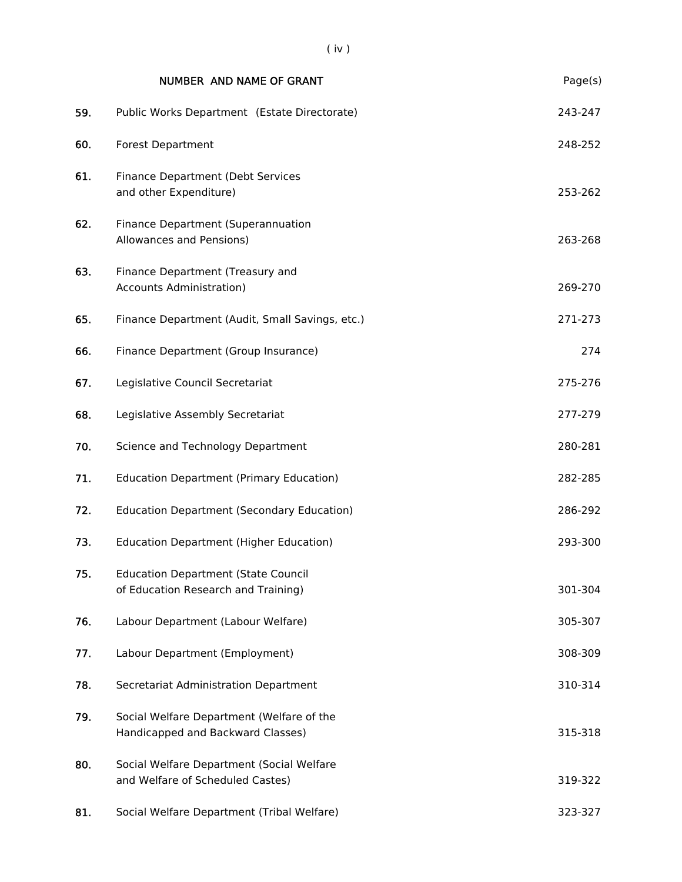| | NUMBER AND NAME OF GRANT | Page(s) |
|---|---|---|
| 59. | Public Works Department (Estate Directorate) | 243-247 |
| 60. | Forest Department | 248-252 |
| 61. | Finance Department (Debt Services and other Expenditure) | 253-262 |
| 62. | Finance Department (Superannuation Allowances and Pensions) | 263-268 |
| 63. | Finance Department (Treasury and Accounts Administration) | 269-270 |
| 65. | Finance Department (Audit, Small Savings, etc.) | 271-273 |
| 66. | Finance Department (Group Insurance) | 274 |
| 67. | Legislative Council Secretariat | 275-276 |
| 68. | Legislative Assembly Secretariat | 277-279 |
| 70. | Science and Technology Department | 280-281 |
| 71. | Education Department (Primary Education) | 282-285 |
| 72. | Education Department (Secondary Education) | 286-292 |
| 73. | Education Department (Higher Education) | 293-300 |
| 75. | Education Department (State Council of Education Research and Training) | 301-304 |
| 76. | Labour Department (Labour Welfare) | 305-307 |
| 77. | Labour Department (Employment) | 308-309 |
| 78. | Secretariat Administration Department | 310-314 |
| 79. | Social Welfare Department (Welfare of the Handicapped and Backward Classes) | 315-318 |
| 80. | Social Welfare Department (Social Welfare and Welfare of Scheduled Castes) | 319-322 |
| 81. | Social Welfare Department (Tribal Welfare) | 323-327 |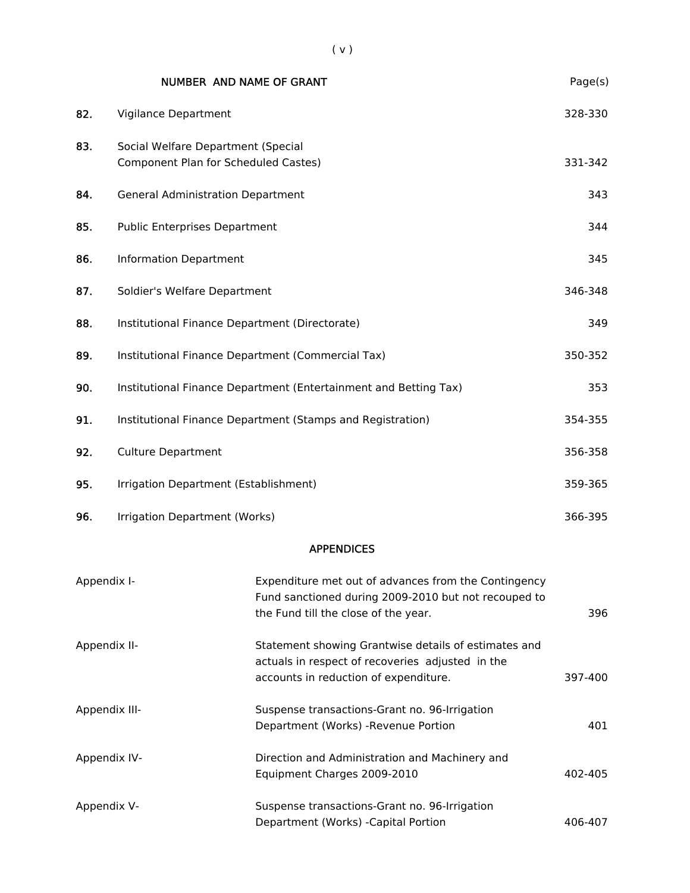| | NUMBER AND NAME OF GRANT | Page(s) |
|---|---|---|
| 82. | Vigilance Department | 328-330 |
| 83. | Social Welfare Department (Special Component Plan for Scheduled Castes) | 331-342 |
| 84. | General Administration Department | 343 |
| 85. | Public Enterprises Department | 344 |
| 86. | Information Department | 345 |
| 87. | Soldier's Welfare Department | 346-348 |
| 88. | Institutional Finance Department (Directorate) | 349 |
| 89. | Institutional Finance Department (Commercial Tax) | 350-352 |
| 90. | Institutional Finance Department (Entertainment and Betting Tax) | 353 |
| 91. | Institutional Finance Department (Stamps and Registration) | 354-355 |
| 92. | Culture Department | 356-358 |
| 95. | Irrigation Department (Establishment) | 359-365 |
| 96. | Irrigation Department (Works) | 366-395 |

## APPENDICES

| | | |
|---|---|---|
| Appendix I- | Expenditure met out of advances from the Contingency Fund sanctioned during 2009-2010 but not recouped to the Fund till the close of the year. | 396 |
| Appendix II- | Statement showing Grantwise details of estimates and actuals in respect of recoveries adjusted in the accounts in reduction of expenditure. | 397-400 |
| Appendix III- | Suspense transactions-Grant no. 96-Irrigation Department (Works) -Revenue Portion | 401 |
| Appendix IV- | Direction and Administration and Machinery and Equipment Charges 2009-2010 | 402-405 |
| Appendix V- | Suspense transactions-Grant no. 96-Irrigation Department (Works) -Capital Portion | 406-407 |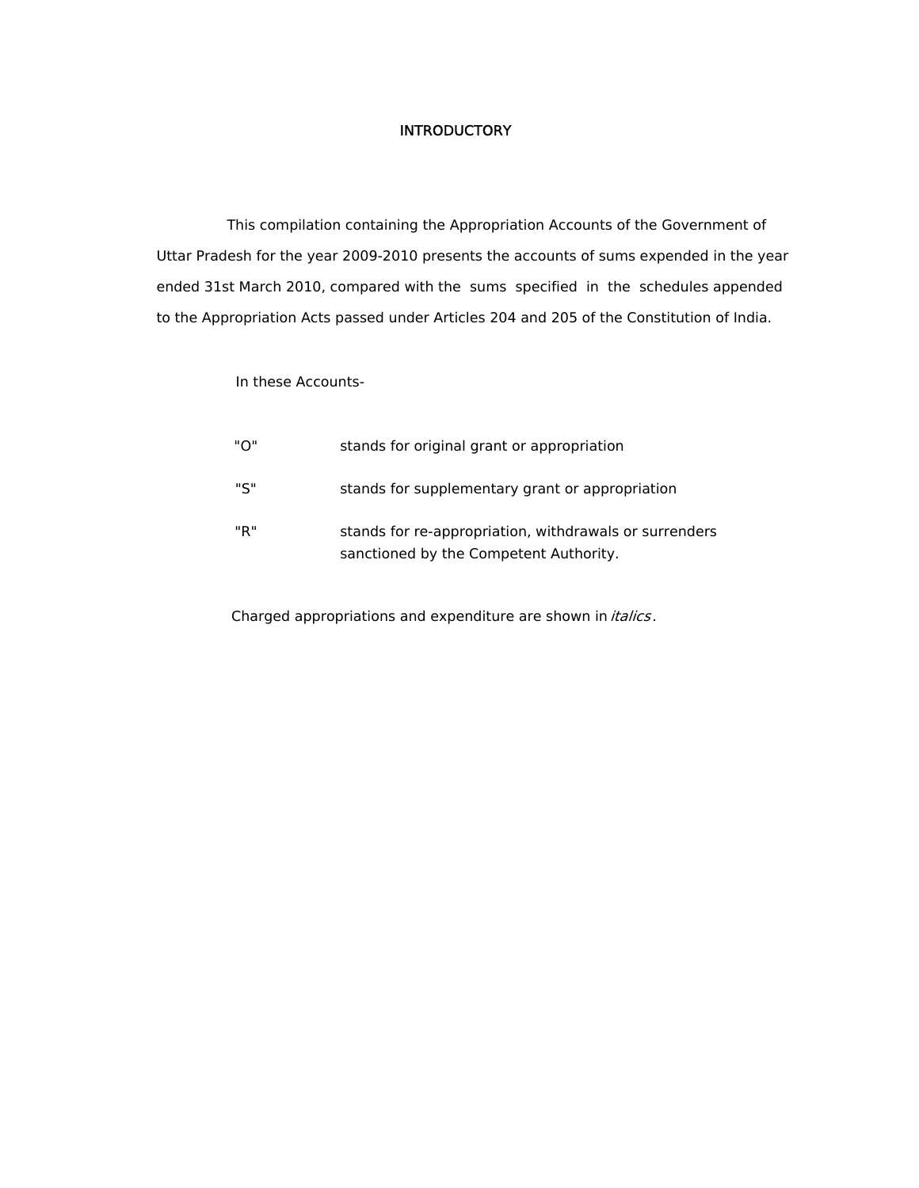# INTRODUCTORY

This compilation containing the Appropriation Accounts of the Government of Uttar Pradesh for the year 2009-2010 presents the accounts of sums expended in the year ended 31st March 2010, compared with the sums specified in the schedules appended to the Appropriation Acts passed under Articles 204 and 205 of the Constitution of India.

In these Accounts-

| | |
|---|---|
| "O" | stands for original grant or appropriation |
| "S" | stands for supplementary grant or appropriation |
| "R" | stands for re-appropriation, withdrawals or surrenders sanctioned by the Competent Authority. |

Charged appropriations and expenditure are shown in *italics*.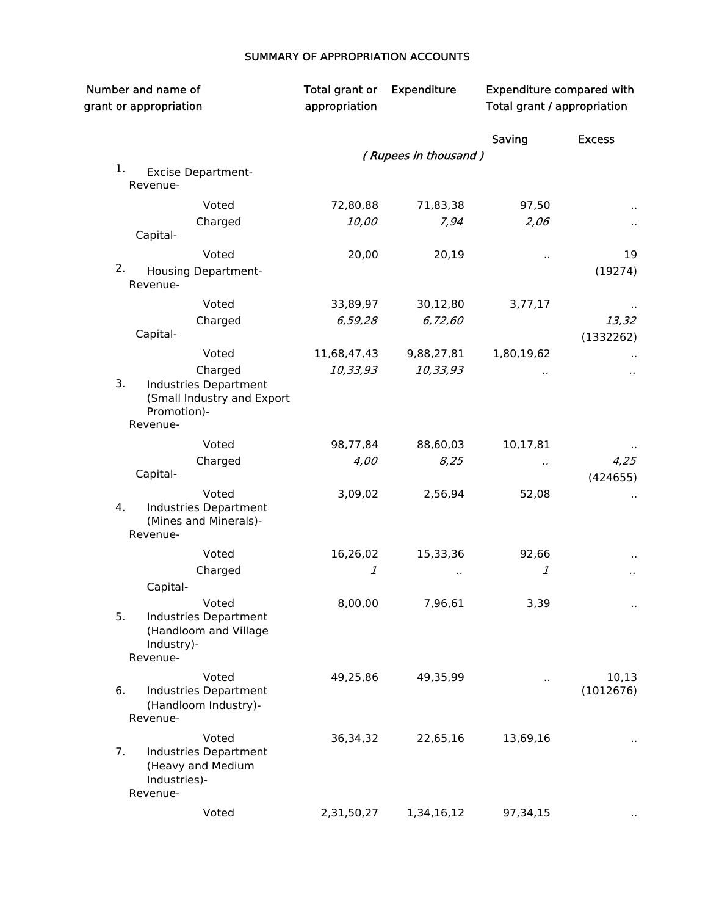# SUMMARY OF APPROPRIATION ACCOUNTS

| Number and name of grant or appropriation | Total grant or appropriation | Expenditure | Expenditure compared with Total grant / appropriation | |
|---|---|---|---|---|
| | | | Saving | Excess |
| | *( Rupees in thousand )* | | | |
| 1. Excise Department- | | | | |
| Revenue- | | | | |
| Voted | 72,80,88 | 71,83,38 | 97,50 | .. |
| Charged | *10,00* | *7,94* | *2,06* | .. |
| Capital- | | | | |
| Voted | 20,00 | 20,19 | .. | 19 (19274) |
| 2. Housing Department- | | | | |
| Revenue- | | | | |
| Voted | 33,89,97 | 30,12,80 | 3,77,17 | .. |
| Charged | *6,59,28* | *6,72,60* | | *13,32* (1332262) |
| Capital- | | | | |
| Voted | 11,68,47,43 | 9,88,27,81 | 1,80,19,62 | .. |
| Charged | *10,33,93* | *10,33,93* | *..* | *..* |
| 3. Industries Department (Small Industry and Export Promotion)- | | | | |
| Revenue- | | | | |
| Voted | 98,77,84 | 88,60,03 | 10,17,81 | .. |
| Charged | *4,00* | *8,25* | *..* | *4,25* (424655) |
| Capital- | | | | |
| Voted | 3,09,02 | 2,56,94 | 52,08 | .. |
| 4. Industries Department (Mines and Minerals)- | | | | |
| Revenue- | | | | |
| Voted | 16,26,02 | 15,33,36 | 92,66 | .. |
| Charged | *1* | *..* | *1* | *..* |
| Capital- | | | | |
| Voted | 8,00,00 | 7,96,61 | 3,39 | .. |
| 5. Industries Department (Handloom and Village Industry)- | | | | |
| Revenue- | | | | |
| Voted | 49,25,86 | 49,35,99 | .. | 10,13 (1012676) |
| 6. Industries Department (Handloom Industry)- | | | | |
| Revenue- | | | | |
| Voted | 36,34,32 | 22,65,16 | 13,69,16 | .. |
| 7. Industries Department (Heavy and Medium Industries)- | | | | |
| Revenue- | | | | |
| Voted | 2,31,50,27 | 1,34,16,12 | 97,34,15 | .. |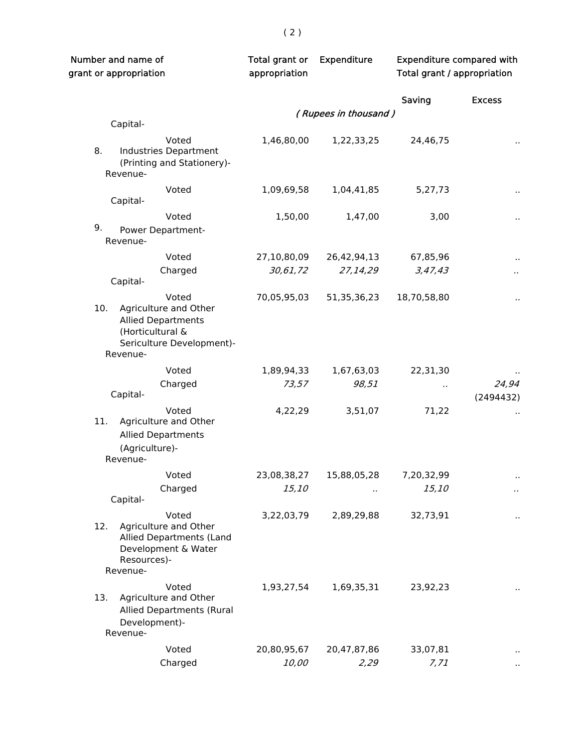| Number and name of grant or appropriation | Total grant or appropriation | Expenditure | Expenditure compared with Total grant / appropriation | |
|---|---|---|---|---|
| | | | Saving | Excess |
| | | *( Rupees in thousand )* | | |
| Capital- | | | | |
| Voted | 1,46,80,00 | 1,22,33,25 | 24,46,75 | .. |
| 8. Industries Department (Printing and Stationery)- | | | | |
| Revenue- | | | | |
| Voted | 1,09,69,58 | 1,04,41,85 | 5,27,73 | .. |
| Capital- | | | | |
| Voted | 1,50,00 | 1,47,00 | 3,00 | .. |
| 9. Power Department- | | | | |
| Revenue- | | | | |
| Voted | 27,10,80,09 | 26,42,94,13 | 67,85,96 | .. |
| Charged | *30,61,72* | *27,14,29* | *3,47,43* | .. |
| Capital- | | | | |
| Voted | 70,05,95,03 | 51,35,36,23 | 18,70,58,80 | .. |
| 10. Agriculture and Other Allied Departments (Horticultural & Sericulture Development)- | | | | |
| Revenue- | | | | |
| Voted | 1,89,94,33 | 1,67,63,03 | 22,31,30 | .. |
| Charged | *73,57* | *98,51* | .. | *24,94* (2494432) |
| Capital- | | | | |
| Voted | 4,22,29 | 3,51,07 | 71,22 | .. |
| 11. Agriculture and Other Allied Departments (Agriculture)- | | | | |
| Revenue- | | | | |
| Voted | 23,08,38,27 | 15,88,05,28 | 7,20,32,99 | .. |
| Charged | *15,10* | .. | *15,10* | .. |
| Capital- | | | | |
| Voted | 3,22,03,79 | 2,89,29,88 | 32,73,91 | .. |
| 12. Agriculture and Other Allied Departments (Land Development & Water Resources)- | | | | |
| Revenue- | | | | |
| Voted | 1,93,27,54 | 1,69,35,31 | 23,92,23 | .. |
| 13. Agriculture and Other Allied Departments (Rural Development)- | | | | |
| Revenue- | | | | |
| Voted | 20,80,95,67 | 20,47,87,86 | 33,07,81 | .. |
| Charged | *10,00* | *2,29* | *7,71* | .. |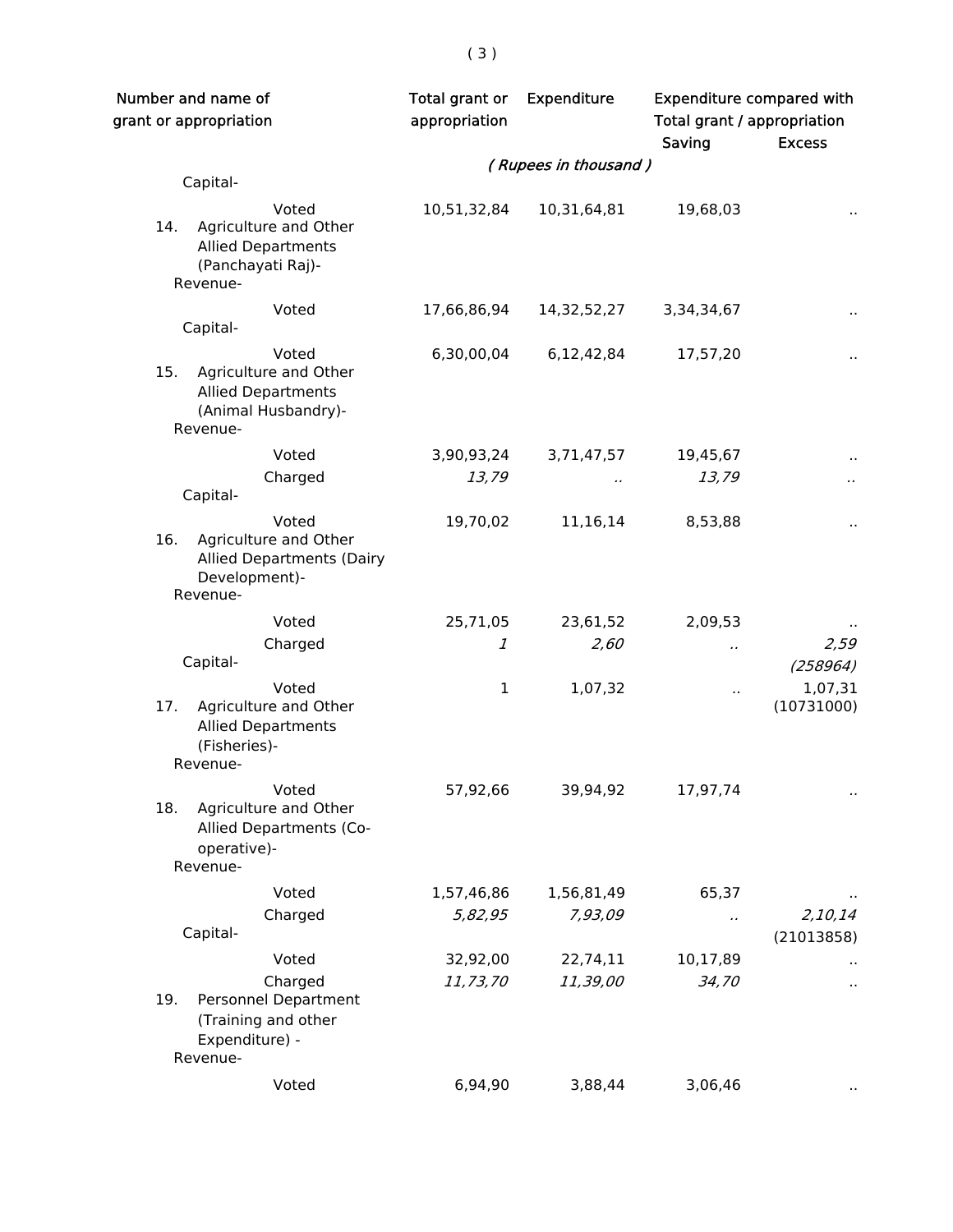| Number and name of grant or appropriation | Total grant or appropriation | Expenditure | Expenditure compared with Total grant / appropriation | |
|---|---|---|---|---|
| | | | Saving | Excess |
| | *( Rupees in thousand )* | | | |
| Capital- | | | | |
| Voted | 10,51,32,84 | 10,31,64,81 | 19,68,03 | .. |
| 14. Agriculture and Other Allied Departments (Panchayati Raj)- | | | | |
| Revenue- | | | | |
| Voted | 17,66,86,94 | 14,32,52,27 | 3,34,34,67 | .. |
| Capital- | | | | |
| Voted | 6,30,00,04 | 6,12,42,84 | 17,57,20 | .. |
| 15. Agriculture and Other Allied Departments (Animal Husbandry)- | | | | |
| Revenue- | | | | |
| Voted | 3,90,93,24 | 3,71,47,57 | 19,45,67 | .. |
| Charged | *13,79* | *..* | *13,79* | *..* |
| Capital- | | | | |
| Voted | 19,70,02 | 11,16,14 | 8,53,88 | .. |
| 16. Agriculture and Other Allied Departments (Dairy Development)- | | | | |
| Revenue- | | | | |
| Voted | 25,71,05 | 23,61,52 | 2,09,53 | .. |
| Charged | *1* | *2,60* | *..* | *2,59* *(258964)* |
| Capital- | | | | |
| Voted | 1 | 1,07,32 | .. | 1,07,31 (10731000) |
| 17. Agriculture and Other Allied Departments (Fisheries)- | | | | |
| Revenue- | | | | |
| Voted | 57,92,66 | 39,94,92 | 17,97,74 | .. |
| 18. Agriculture and Other Allied Departments (Co-operative)- | | | | |
| Revenue- | | | | |
| Voted | 1,57,46,86 | 1,56,81,49 | 65,37 | .. |
| Charged | *5,82,95* | *7,93,09* | *..* | *2,10,14* (21013858) |
| Capital- | | | | |
| Voted | 32,92,00 | 22,74,11 | 10,17,89 | .. |
| Charged | *11,73,70* | *11,39,00* | *34,70* | .. |
| 19. Personnel Department (Training and other Expenditure) - | | | | |
| Revenue- | | | | |
| Voted | 6,94,90 | 3,88,44 | 3,06,46 | .. |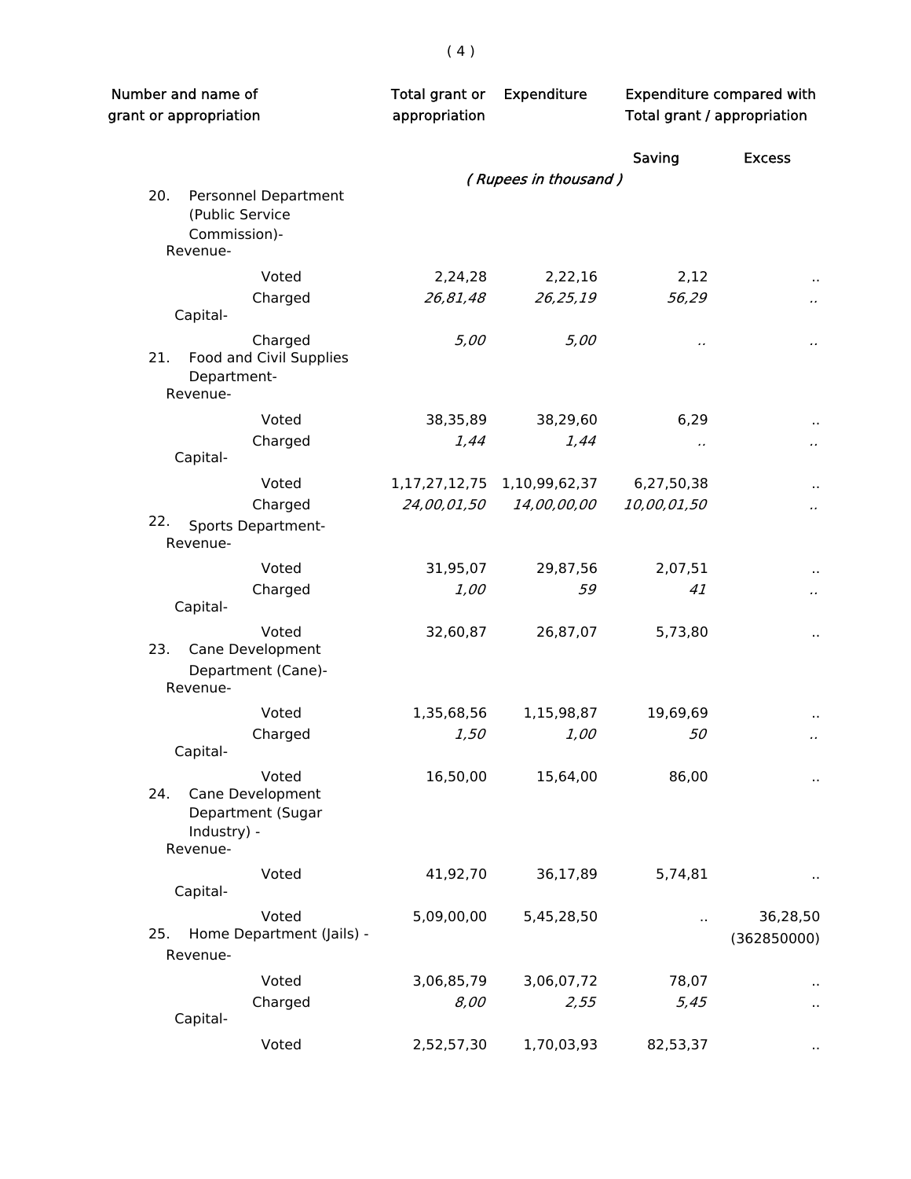| Number and name of grant or appropriation | Total grant or appropriation | Expenditure | Expenditure compared with Total grant / appropriation | |
|---|---|---|---|---|
| | | | Saving | Excess |
| | *( Rupees in thousand )* | | | |
| 20. Personnel Department (Public Service Commission)- | | | | |
| Revenue- | | | | |
| Voted | 2,24,28 | 2,22,16 | 2,12 | .. |
| Charged | *26,81,48* | *26,25,19* | *56,29* | *..* |
| Capital- | | | | |
| Charged | *5,00* | *5,00* | *..* | *..* |
| 21. Food and Civil Supplies Department- | | | | |
| Revenue- | | | | |
| Voted | 38,35,89 | 38,29,60 | 6,29 | .. |
| Charged | *1,44* | *1,44* | *..* | *..* |
| Capital- | | | | |
| Voted | 1,17,27,12,75 | 1,10,99,62,37 | 6,27,50,38 | .. |
| Charged | *24,00,01,50* | *14,00,00,00* | *10,00,01,50* | *..* |
| 22. Sports Department- | | | | |
| Revenue- | | | | |
| Voted | 31,95,07 | 29,87,56 | 2,07,51 | .. |
| Charged | *1,00* | *59* | *41* | *..* |
| Capital- | | | | |
| Voted | 32,60,87 | 26,87,07 | 5,73,80 | .. |
| 23. Cane Development Department (Cane)- | | | | |
| Revenue- | | | | |
| Voted | 1,35,68,56 | 1,15,98,87 | 19,69,69 | .. |
| Charged | *1,50* | *1,00* | *50* | *..* |
| Capital- | | | | |
| Voted | 16,50,00 | 15,64,00 | 86,00 | .. |
| 24. Cane Development Department (Sugar Industry) - | | | | |
| Revenue- | | | | |
| Voted | 41,92,70 | 36,17,89 | 5,74,81 | .. |
| Capital- | | | | |
| Voted | 5,09,00,00 | 5,45,28,50 | .. | 36,28,50 (362850000) |
| 25. Home Department (Jails) - | | | | |
| Revenue- | | | | |
| Voted | 3,06,85,79 | 3,06,07,72 | 78,07 | .. |
| Charged | *8,00* | *2,55* | *5,45* | .. |
| Capital- | | | | |
| Voted | 2,52,57,30 | 1,70,03,93 | 82,53,37 | .. |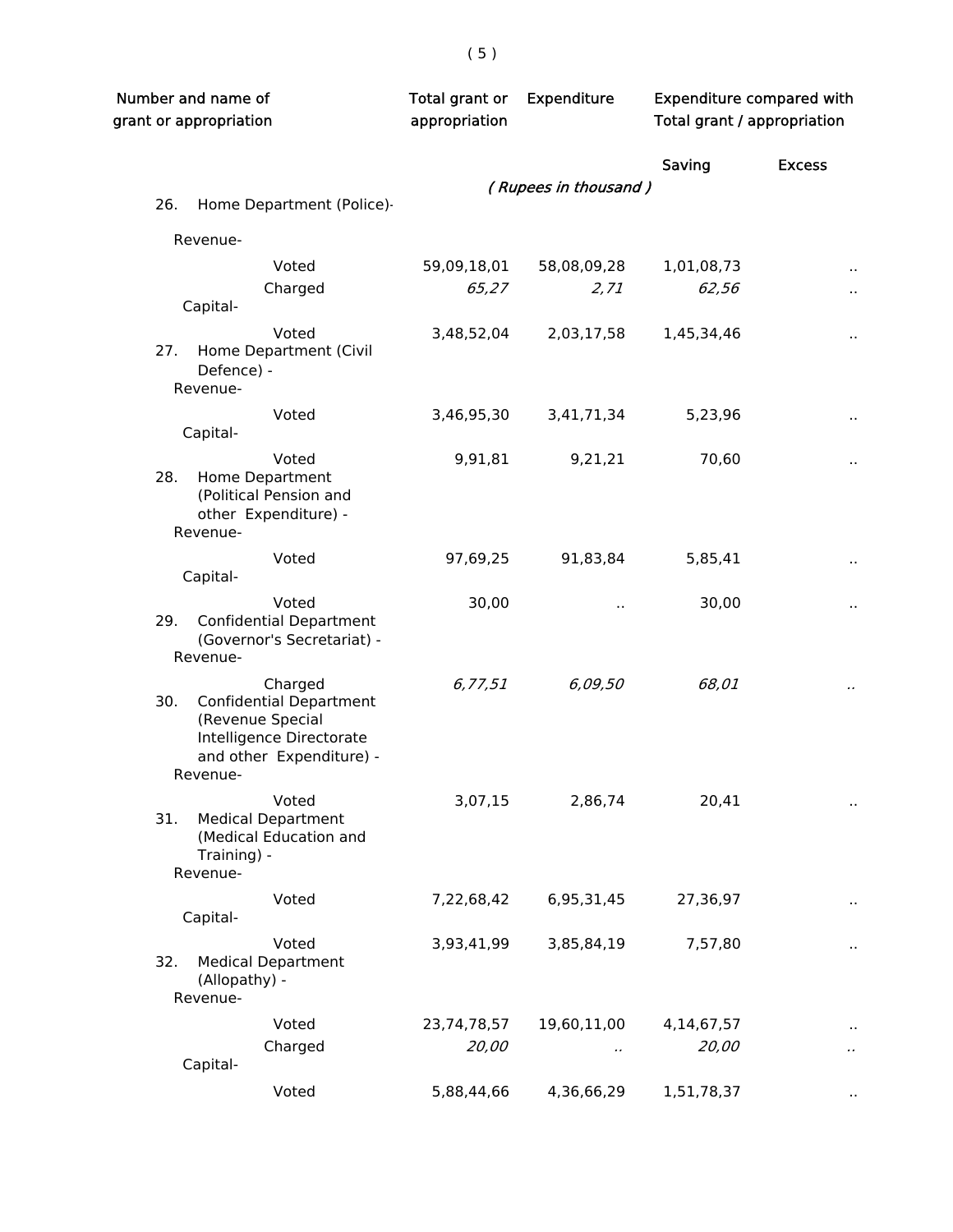| Number and name of grant or appropriation | Total grant or appropriation | Expenditure | Expenditure compared with Total grant / appropriation | |
|---|---|---|---|---|
| | | | Saving | Excess |
| | *( Rupees in thousand )* | | | |
| 26. Home Department (Police)- | | | | |
| Revenue- | | | | |
| Voted | 59,09,18,01 | 58,08,09,28 | 1,01,08,73 | .. |
| Charged | *65,27* | *2,71* | *62,56* | .. |
| Capital- | | | | |
| Voted | 3,48,52,04 | 2,03,17,58 | 1,45,34,46 | .. |
| 27. Home Department (Civil Defence) - | | | | |
| Revenue- | | | | |
| Voted | 3,46,95,30 | 3,41,71,34 | 5,23,96 | .. |
| Capital- | | | | |
| Voted | 9,91,81 | 9,21,21 | 70,60 | .. |
| 28. Home Department (Political Pension and other Expenditure) - | | | | |
| Revenue- | | | | |
| Voted | 97,69,25 | 91,83,84 | 5,85,41 | .. |
| Capital- | | | | |
| Voted | 30,00 | .. | 30,00 | .. |
| 29. Confidential Department (Governor's Secretariat) - | | | | |
| Revenue- | | | | |
| Charged | *6,77,51* | *6,09,50* | *68,01* | .. |
| 30. Confidential Department (Revenue Special Intelligence Directorate and other Expenditure) - | | | | |
| Revenue- | | | | |
| Voted | 3,07,15 | 2,86,74 | 20,41 | .. |
| 31. Medical Department (Medical Education and Training) - | | | | |
| Revenue- | | | | |
| Voted | 7,22,68,42 | 6,95,31,45 | 27,36,97 | .. |
| Capital- | | | | |
| Voted | 3,93,41,99 | 3,85,84,19 | 7,57,80 | .. |
| 32. Medical Department (Allopathy) - | | | | |
| Revenue- | | | | |
| Voted | 23,74,78,57 | 19,60,11,00 | 4,14,67,57 | .. |
| Charged | *20,00* | .. | *20,00* | .. |
| Capital- | | | | |
| Voted | 5,88,44,66 | 4,36,66,29 | 1,51,78,37 | .. |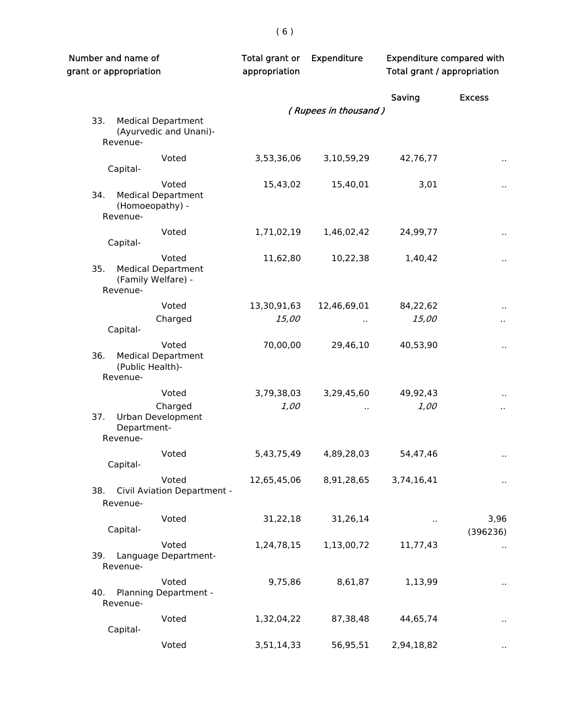| Number and name of grant or appropriation | Total grant or appropriation | Expenditure | Expenditure compared with Total grant / appropriation | |
|---|---|---|---|---|
| | | | Saving | Excess |
| | *( Rupees in thousand )* | | | |
| 33. Medical Department (Ayurvedic and Unani)- | | | | |
| Revenue- | | | | |
| Voted | 3,53,36,06 | 3,10,59,29 | 42,76,77 | .. |
| Capital- | | | | |
| Voted | 15,43,02 | 15,40,01 | 3,01 | .. |
| 34. Medical Department (Homoeopathy) - | | | | |
| Revenue- | | | | |
| Voted | 1,71,02,19 | 1,46,02,42 | 24,99,77 | .. |
| Capital- | | | | |
| Voted | 11,62,80 | 10,22,38 | 1,40,42 | .. |
| 35. Medical Department (Family Welfare) - | | | | |
| Revenue- | | | | |
| Voted | 13,30,91,63 | 12,46,69,01 | 84,22,62 | .. |
| Charged | *15,00* | *..* | *15,00* | *..* |
| Capital- | | | | |
| Voted | 70,00,00 | 29,46,10 | 40,53,90 | .. |
| 36. Medical Department (Public Health)- | | | | |
| Revenue- | | | | |
| Voted | 3,79,38,03 | 3,29,45,60 | 49,92,43 | .. |
| Charged | *1,00* | .. | *1,00* | *..* |
| 37. Urban Development Department- | | | | |
| Revenue- | | | | |
| Voted | 5,43,75,49 | 4,89,28,03 | 54,47,46 | .. |
| Capital- | | | | |
| Voted | 12,65,45,06 | 8,91,28,65 | 3,74,16,41 | .. |
| 38. Civil Aviation Department - | | | | |
| Revenue- | | | | |
| Voted | 31,22,18 | 31,26,14 | .. | 3,96 (396236) |
| Capital- | | | | |
| Voted | 1,24,78,15 | 1,13,00,72 | 11,77,43 | .. |
| 39. Language Department- | | | | |
| Revenue- | | | | |
| Voted | 9,75,86 | 8,61,87 | 1,13,99 | .. |
| 40. Planning Department - | | | | |
| Revenue- | | | | |
| Voted | 1,32,04,22 | 87,38,48 | 44,65,74 | .. |
| Capital- | | | | |
| Voted | 3,51,14,33 | 56,95,51 | 2,94,18,82 | .. |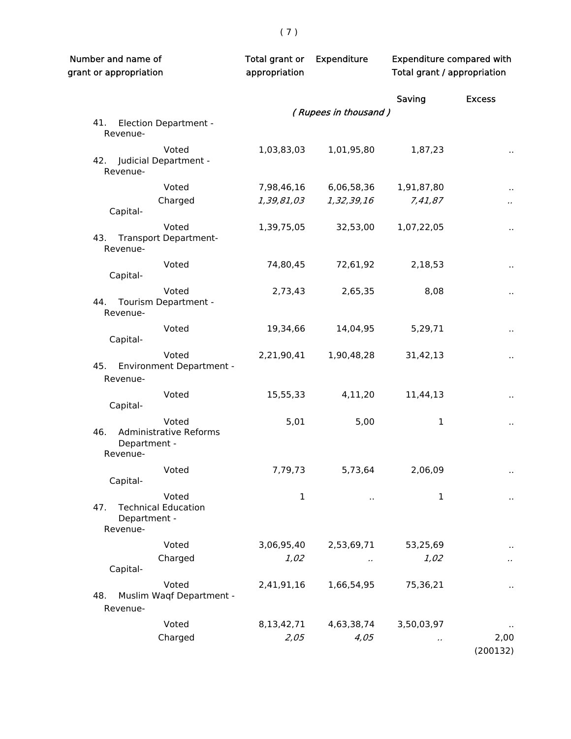| Number and name of grant or appropriation | Total grant or appropriation | Expenditure | Expenditure compared with Total grant / appropriation | |
|---|---|---|---|---|
| | | | Saving | Excess |
| | | *( Rupees in thousand )* | | |
| 41. Election Department - Revenue- | | | | |
| Voted | 1,03,83,03 | 1,01,95,80 | 1,87,23 | .. |
| 42. Judicial Department - Revenue- | | | | |
| Voted | 7,98,46,16 | 6,06,58,36 | 1,91,87,80 | .. |
| Charged | *1,39,81,03* | *1,32,39,16* | *7,41,87* | *..* |
| Capital- | | | | |
| Voted | 1,39,75,05 | 32,53,00 | 1,07,22,05 | .. |
| 43. Transport Department- Revenue- | | | | |
| Voted | 74,80,45 | 72,61,92 | 2,18,53 | .. |
| Capital- | | | | |
| Voted | 2,73,43 | 2,65,35 | 8,08 | .. |
| 44. Tourism Department - Revenue- | | | | |
| Voted | 19,34,66 | 14,04,95 | 5,29,71 | .. |
| Capital- | | | | |
| Voted | 2,21,90,41 | 1,90,48,28 | 31,42,13 | .. |
| 45. Environment Department - Revenue- | | | | |
| Voted | 15,55,33 | 4,11,20 | 11,44,13 | .. |
| Capital- | | | | |
| Voted | 5,01 | 5,00 | 1 | .. |
| 46. Administrative Reforms Department - Revenue- | | | | |
| Voted | 7,79,73 | 5,73,64 | 2,06,09 | .. |
| Capital- | | | | |
| Voted | 1 | .. | 1 | .. |
| 47. Technical Education Department - Revenue- | | | | |
| Voted | 3,06,95,40 | 2,53,69,71 | 53,25,69 | .. |
| Charged | *1,02* | *..* | *1,02* | *..* |
| Capital- | | | | |
| Voted | 2,41,91,16 | 1,66,54,95 | 75,36,21 | .. |
| 48. Muslim Waqf Department - Revenue- | | | | |
| Voted | 8,13,42,71 | 4,63,38,74 | 3,50,03,97 | .. |
| Charged | *2,05* | *4,05* | *..* | 2,00 (200132) |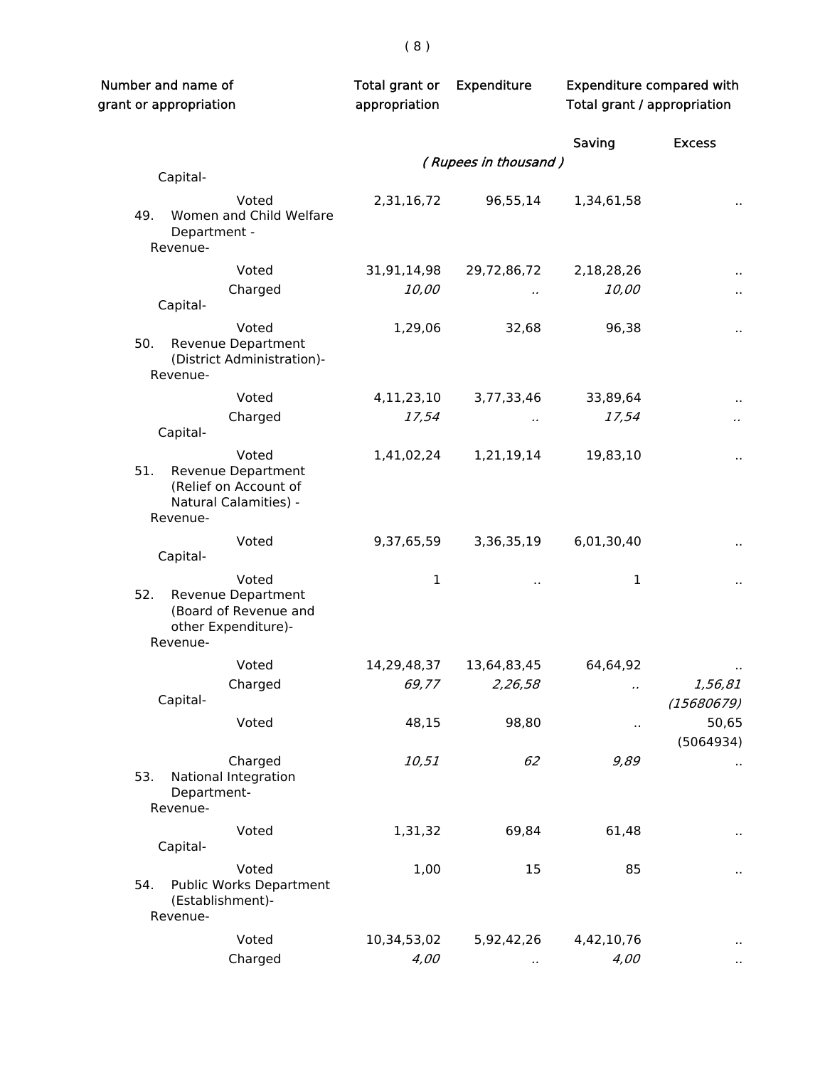| Number and name of grant or appropriation | Total grant or appropriation | Expenditure | Expenditure compared with Total grant / appropriation | |
|---|---|---|---|---|
| | | | Saving | Excess |
| | *( Rupees in thousand )* | | | |
| Capital- | | | | |
| Voted | 2,31,16,72 | 96,55,14 | 1,34,61,58 | .. |
| 49. Women and Child Welfare Department - | | | | |
| Revenue- | | | | |
| Voted | 31,91,14,98 | 29,72,86,72 | 2,18,28,26 | .. |
| Charged | *10,00* | *..* | *10,00* | .. |
| Capital- | | | | |
| Voted | 1,29,06 | 32,68 | 96,38 | .. |
| 50. Revenue Department (District Administration)- | | | | |
| Revenue- | | | | |
| Voted | 4,11,23,10 | 3,77,33,46 | 33,89,64 | .. |
| Charged | *17,54* | *..* | *17,54* | *..* |
| Capital- | | | | |
| Voted | 1,41,02,24 | 1,21,19,14 | 19,83,10 | .. |
| 51. Revenue Department (Relief on Account of Natural Calamities) - | | | | |
| Revenue- | | | | |
| Voted | 9,37,65,59 | 3,36,35,19 | 6,01,30,40 | .. |
| Capital- | | | | |
| Voted | 1 | .. | 1 | .. |
| 52. Revenue Department (Board of Revenue and other Expenditure)- | | | | |
| Revenue- | | | | |
| Voted | 14,29,48,37 | 13,64,83,45 | 64,64,92 | .. |
| Charged | *69,77* | *2,26,58* | *..* | *1,56,81 (15680679)* |
| Capital- | | | | |
| Voted | 48,15 | 98,80 | .. | 50,65 (5064934) |
| Charged | *10,51* | *62* | *9,89* | .. |
| 53. National Integration Department- | | | | |
| Revenue- | | | | |
| Voted | 1,31,32 | 69,84 | 61,48 | .. |
| Capital- | | | | |
| Voted | 1,00 | 15 | 85 | .. |
| 54. Public Works Department (Establishment)- | | | | |
| Revenue- | | | | |
| Voted | 10,34,53,02 | 5,92,42,26 | 4,42,10,76 | .. |
| Charged | *4,00* | *..* | *4,00* | .. |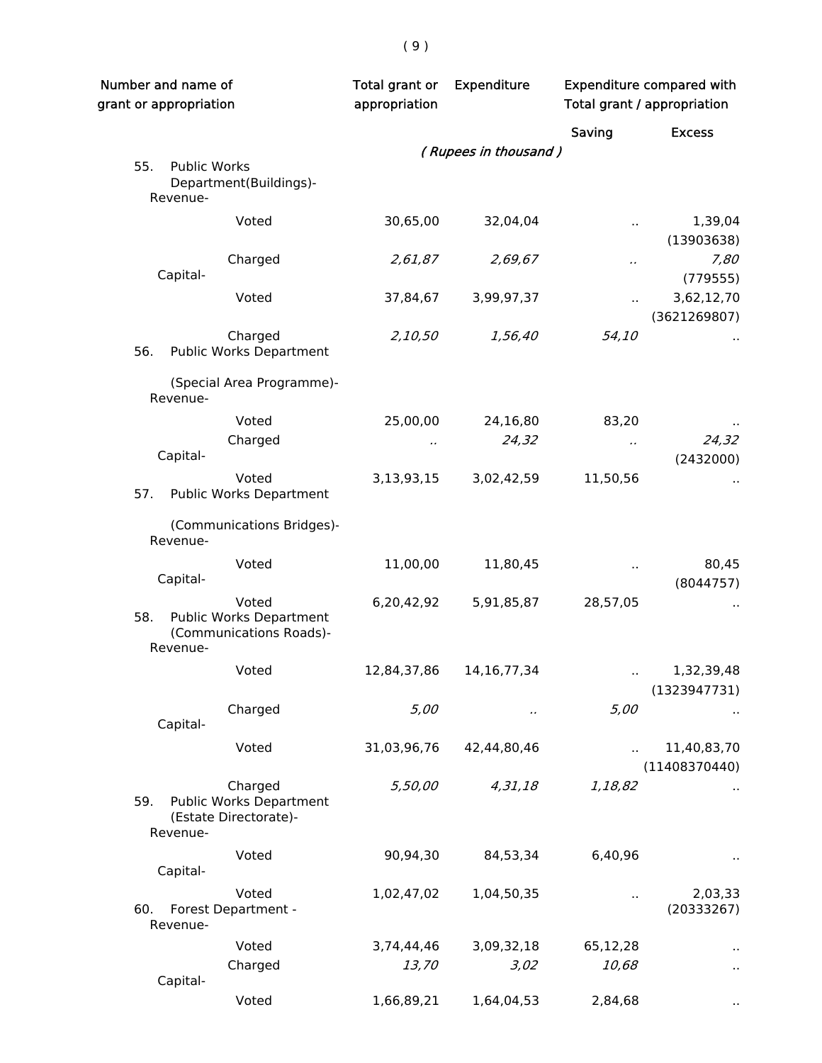| Number and name of grant or appropriation | Total grant or appropriation | Expenditure | Expenditure compared with Total grant / appropriation | |
|---|---|---|---|---|
| | | | Saving | Excess |
| | *( Rupees in thousand )* | | | |
| 55. Public Works Department(Buildings)- | | | | |
| Revenue- | | | | |
| Voted | 30,65,00 | 32,04,04 | .. | 1,39,04 (13903638) |
| Charged | *2,61,87* | *2,69,67* | *..* | *7,80* (779555) |
| Capital- | | | | |
| Voted | 37,84,67 | 3,99,97,37 | .. | 3,62,12,70 (3621269807) |
| Charged | *2,10,50* | *1,56,40* | *54,10* | .. |
| 56. Public Works Department (Special Area Programme)- | | | | |
| Revenue- | | | | |
| Voted | 25,00,00 | 24,16,80 | 83,20 | .. |
| Charged | *..* | *24,32* | *..* | *24,32* (2432000) |
| Capital- | | | | |
| Voted | 3,13,93,15 | 3,02,42,59 | 11,50,56 | .. |
| 57. Public Works Department (Communications Bridges)- | | | | |
| Revenue- | | | | |
| Voted | 11,00,00 | 11,80,45 | .. | 80,45 (8044757) |
| Capital- | | | | |
| Voted | 6,20,42,92 | 5,91,85,87 | 28,57,05 | .. |
| 58. Public Works Department (Communications Roads)- | | | | |
| Revenue- | | | | |
| Voted | 12,84,37,86 | 14,16,77,34 | .. | 1,32,39,48 (1323947731) |
| Charged | *5,00* | *..* | *5,00* | .. |
| Capital- | | | | |
| Voted | 31,03,96,76 | 42,44,80,46 | .. | 11,40,83,70 (11408370440) |
| Charged | *5,50,00* | *4,31,18* | *1,18,82* | .. |
| 59. Public Works Department (Estate Directorate)- | | | | |
| Revenue- | | | | |
| Voted | 90,94,30 | 84,53,34 | 6,40,96 | .. |
| Capital- | | | | |
| Voted | 1,02,47,02 | 1,04,50,35 | .. | 2,03,33 (20333267) |
| 60. Forest Department - | | | | |
| Revenue- | | | | |
| Voted | 3,74,44,46 | 3,09,32,18 | 65,12,28 | .. |
| Charged | *13,70* | *3,02* | *10,68* | .. |
| Capital- | | | | |
| Voted | 1,66,89,21 | 1,64,04,53 | 2,84,68 | .. |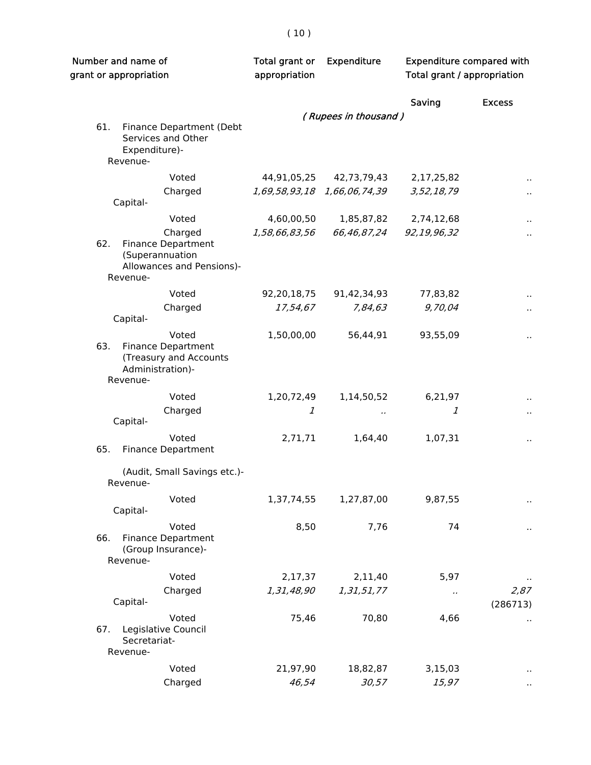| Number and name of grant or appropriation | Total grant or appropriation | Expenditure | Expenditure compared with Total grant / appropriation | |
|---|---|---|---|---|
| | | | Saving | Excess |
| | | ( *Rupees in thousand* ) | | |
| 61. Finance Department (Debt Services and Other Expenditure)- | | | | |
| Revenue- | | | | |
| Voted | 44,91,05,25 | 42,73,79,43 | 2,17,25,82 | .. |
| Charged | *1,69,58,93,18* | *1,66,06,74,39* | *3,52,18,79* | .. |
| Capital- | | | | |
| Voted | 4,60,00,50 | 1,85,87,82 | 2,74,12,68 | .. |
| Charged | *1,58,66,83,56* | *66,46,87,24* | *92,19,96,32* | .. |
| 62. Finance Department (Superannuation Allowances and Pensions)- | | | | |
| Revenue- | | | | |
| Voted | 92,20,18,75 | 91,42,34,93 | 77,83,82 | .. |
| Charged | *17,54,67* | *7,84,63* | *9,70,04* | .. |
| Capital- | | | | |
| Voted | 1,50,00,00 | 56,44,91 | 93,55,09 | .. |
| 63. Finance Department (Treasury and Accounts Administration)- | | | | |
| Revenue- | | | | |
| Voted | 1,20,72,49 | 1,14,50,52 | 6,21,97 | .. |
| Charged | *1* | *..* | *1* | .. |
| Capital- | | | | |
| Voted | 2,71,71 | 1,64,40 | 1,07,31 | .. |
| 65. Finance Department (Audit, Small Savings etc.)- | | | | |
| Revenue- | | | | |
| Voted | 1,37,74,55 | 1,27,87,00 | 9,87,55 | .. |
| Capital- | | | | |
| Voted | 8,50 | 7,76 | 74 | .. |
| 66. Finance Department (Group Insurance)- | | | | |
| Revenue- | | | | |
| Voted | 2,17,37 | 2,11,40 | 5,97 | .. |
| Charged | *1,31,48,90* | *1,31,51,77* | *..* | *2,87* (286713) |
| Capital- | | | | |
| Voted | 75,46 | 70,80 | 4,66 | .. |
| 67. Legislative Council Secretariat- | | | | |
| Revenue- | | | | |
| Voted | 21,97,90 | 18,82,87 | 3,15,03 | .. |
| Charged | *46,54* | *30,57* | *15,97* | .. |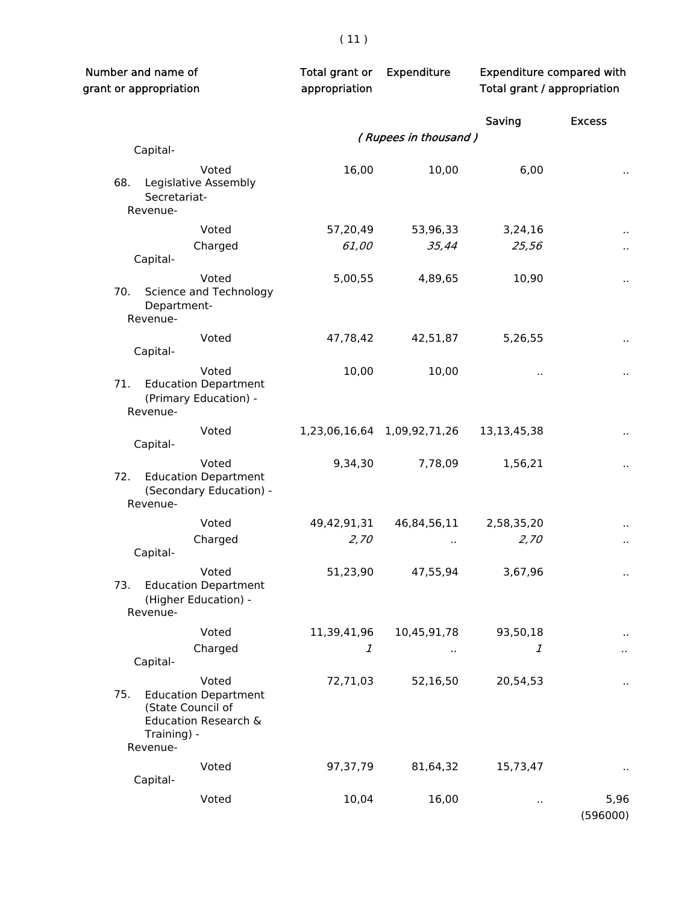| Number and name of grant or appropriation | Total grant or appropriation | Expenditure | Expenditure compared with Total grant / appropriation | |
|---|---|---|---|---|
| | | | Saving | Excess |
| | ( Rupees in thousand ) | | | |
| Capital- | | | | |
| Voted | 16,00 | 10,00 | 6,00 | .. |
| 68. Legislative Assembly Secretariat- | | | | |
| Revenue- | | | | |
| Voted | 57,20,49 | 53,96,33 | 3,24,16 | .. |
| Charged | *61,00* | *35,44* | *25,56* | .. |
| Capital- | | | | |
| Voted | 5,00,55 | 4,89,65 | 10,90 | .. |
| 70. Science and Technology Department- | | | | |
| Revenue- | | | | |
| Voted | 47,78,42 | 42,51,87 | 5,26,55 | .. |
| Capital- | | | | |
| Voted | 10,00 | 10,00 | .. | .. |
| 71. Education Department (Primary Education) - | | | | |
| Revenue- | | | | |
| Voted | 1,23,06,16,64 | 1,09,92,71,26 | 13,13,45,38 | .. |
| Capital- | | | | |
| Voted | 9,34,30 | 7,78,09 | 1,56,21 | .. |
| 72. Education Department (Secondary Education) - | | | | |
| Revenue- | | | | |
| Voted | 49,42,91,31 | 46,84,56,11 | 2,58,35,20 | .. |
| Charged | *2,70* | *..* | *2,70* | .. |
| Capital- | | | | |
| Voted | 51,23,90 | 47,55,94 | 3,67,96 | .. |
| 73. Education Department (Higher Education) - | | | | |
| Revenue- | | | | |
| Voted | 11,39,41,96 | 10,45,91,78 | 93,50,18 | .. |
| Charged | *1* | *..* | *1* | *..* |
| Capital- | | | | |
| Voted | 72,71,03 | 52,16,50 | 20,54,53 | .. |
| 75. Education Department (State Council of Education Research & Training) - | | | | |
| Revenue- | | | | |
| Voted | 97,37,79 | 81,64,32 | 15,73,47 | .. |
| Capital- | | | | |
| Voted | 10,04 | 16,00 | .. | 5,96 (596000) |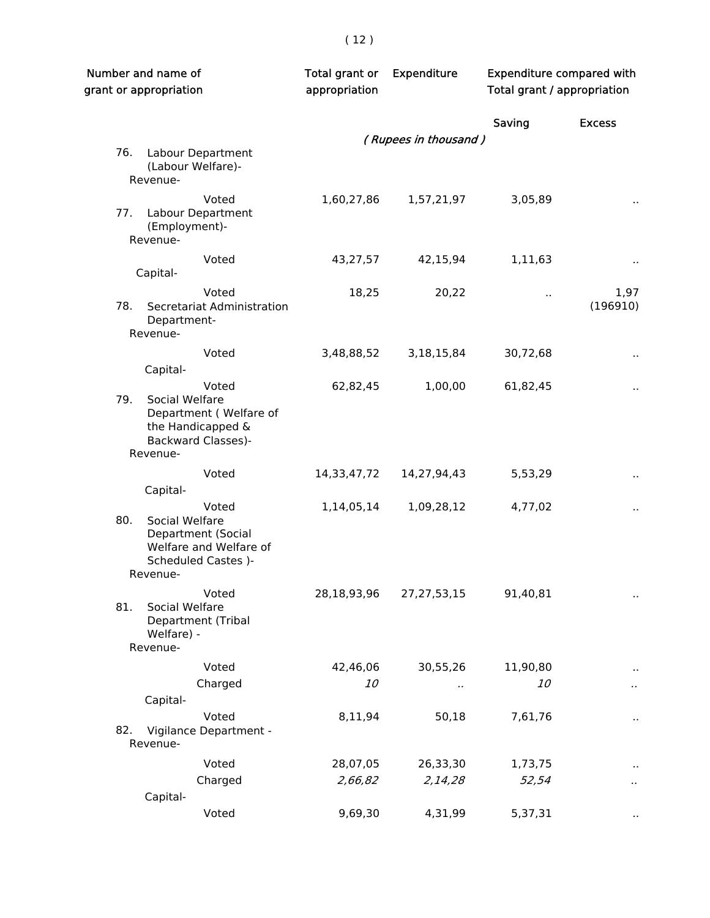| Number and name of grant or appropriation | Total grant or appropriation | Expenditure | Expenditure compared with Total grant / appropriation | |
|---|---|---|---|---|
| | | | Saving | Excess |
| | | ( Rupees in thousand ) | | |
| 76. Labour Department (Labour Welfare)- | | | | |
| Revenue- | | | | |
| Voted | 1,60,27,86 | 1,57,21,97 | 3,05,89 | .. |
| 77. Labour Department (Employment)- | | | | |
| Revenue- | | | | |
| Voted | 43,27,57 | 42,15,94 | 1,11,63 | .. |
| Capital- | | | | |
| Voted | 18,25 | 20,22 | .. | 1,97 (196910) |
| 78. Secretariat Administration Department- | | | | |
| Revenue- | | | | |
| Voted | 3,48,88,52 | 3,18,15,84 | 30,72,68 | .. |
| Capital- | | | | |
| Voted | 62,82,45 | 1,00,00 | 61,82,45 | .. |
| 79. Social Welfare Department ( Welfare of the Handicapped & Backward Classes)- | | | | |
| Revenue- | | | | |
| Voted | 14,33,47,72 | 14,27,94,43 | 5,53,29 | .. |
| Capital- | | | | |
| Voted | 1,14,05,14 | 1,09,28,12 | 4,77,02 | .. |
| 80. Social Welfare Department (Social Welfare and Welfare of Scheduled Castes )- | | | | |
| Revenue- | | | | |
| Voted | 28,18,93,96 | 27,27,53,15 | 91,40,81 | .. |
| 81. Social Welfare Department (Tribal Welfare) - | | | | |
| Revenue- | | | | |
| Voted | 42,46,06 | 30,55,26 | 11,90,80 | .. |
| Charged | *10* | .. | *10* | .. |
| Capital- | | | | |
| Voted | 8,11,94 | 50,18 | 7,61,76 | .. |
| 82. Vigilance Department - | | | | |
| Revenue- | | | | |
| Voted | 28,07,05 | 26,33,30 | 1,73,75 | .. |
| Charged | *2,66,82* | *2,14,28* | *52,54* | .. |
| Capital- | | | | |
| Voted | 9,69,30 | 4,31,99 | 5,37,31 | .. |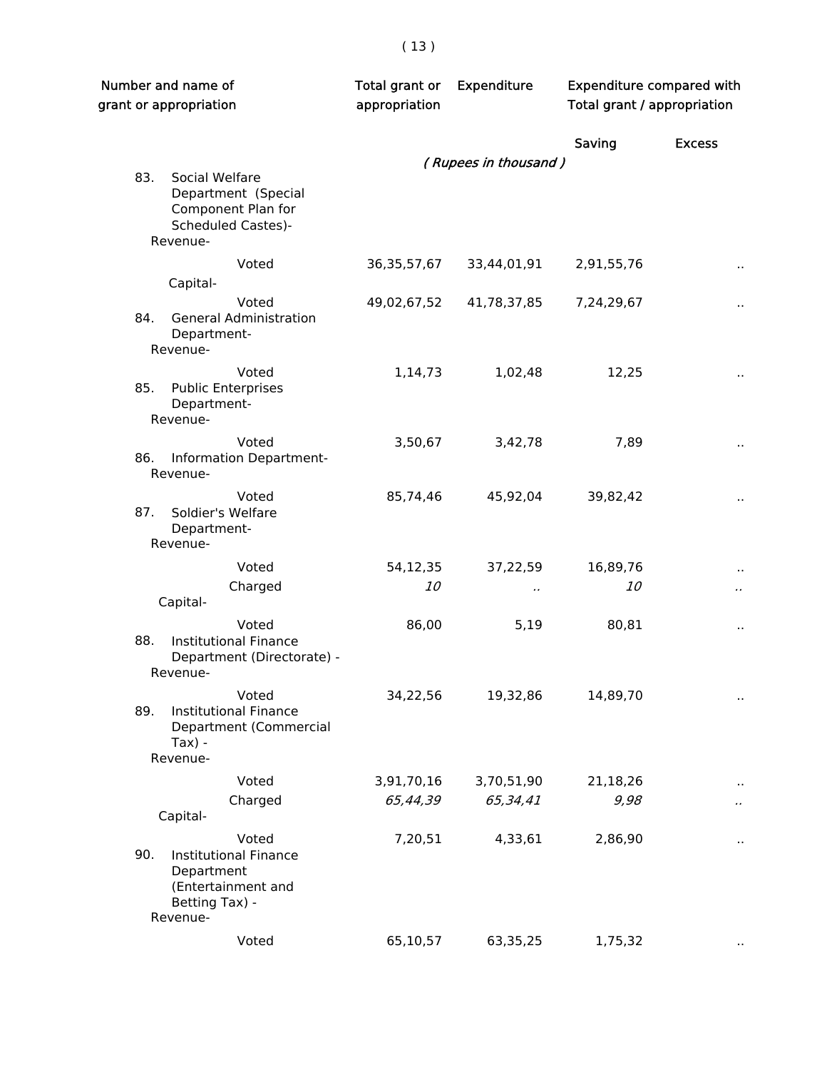| Number and name of grant or appropriation | Total grant or appropriation | Expenditure | Expenditure compared with Total grant / appropriation | |
|---|---|---|---|---|
| | | | Saving | Excess |
| | | *( Rupees in thousand )* | | |
| 83. Social Welfare Department (Special Component Plan for Scheduled Castes)- | | | | |
| Revenue- | | | | |
| Voted | 36,35,57,67 | 33,44,01,91 | 2,91,55,76 | .. |
| Capital- | | | | |
| Voted | 49,02,67,52 | 41,78,37,85 | 7,24,29,67 | .. |
| 84. General Administration Department- | | | | |
| Revenue- | | | | |
| Voted | 1,14,73 | 1,02,48 | 12,25 | .. |
| 85. Public Enterprises Department- | | | | |
| Revenue- | | | | |
| Voted | 3,50,67 | 3,42,78 | 7,89 | .. |
| 86. Information Department- | | | | |
| Revenue- | | | | |
| Voted | 85,74,46 | 45,92,04 | 39,82,42 | .. |
| 87. Soldier's Welfare Department- | | | | |
| Revenue- | | | | |
| Voted | 54,12,35 | 37,22,59 | 16,89,76 | .. |
| Charged | *10* | *..* | *10* | *..* |
| Capital- | | | | |
| Voted | 86,00 | 5,19 | 80,81 | .. |
| 88. Institutional Finance Department (Directorate) - | | | | |
| Revenue- | | | | |
| Voted | 34,22,56 | 19,32,86 | 14,89,70 | .. |
| 89. Institutional Finance Department (Commercial Tax) - | | | | |
| Revenue- | | | | |
| Voted | 3,91,70,16 | 3,70,51,90 | 21,18,26 | .. |
| Charged | *65,44,39* | *65,34,41* | *9,98* | *..* |
| Capital- | | | | |
| Voted | 7,20,51 | 4,33,61 | 2,86,90 | .. |
| 90. Institutional Finance Department (Entertainment and Betting Tax) - | | | | |
| Revenue- | | | | |
| Voted | 65,10,57 | 63,35,25 | 1,75,32 | .. |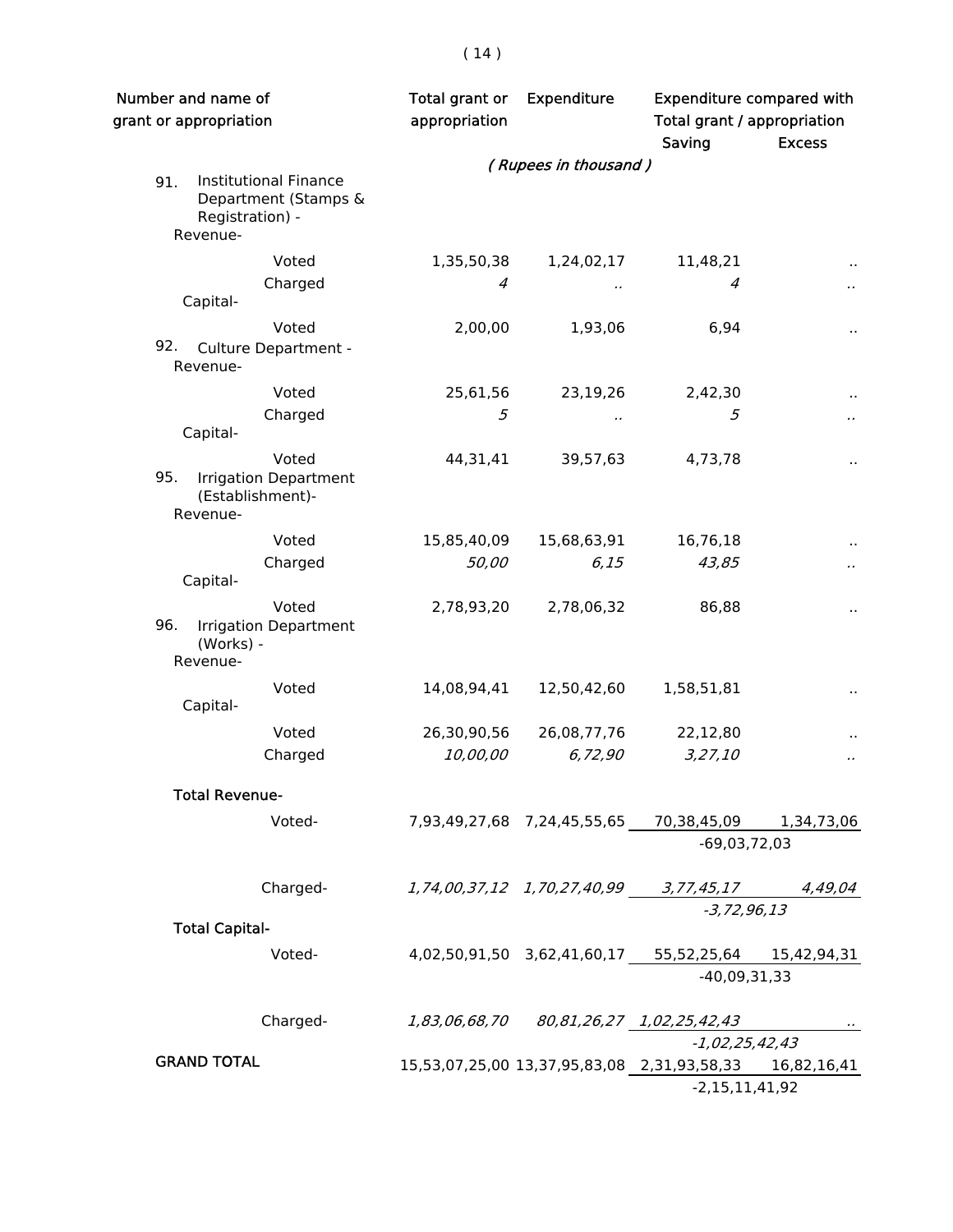| Number and name of grant or appropriation | Total grant or appropriation | Expenditure | Expenditure compared with Total grant / appropriation | |
|---|---|---|---|---|
| | | | Saving | Excess |
| | ( Rupees in thousand ) | | | |
| 91. Institutional Finance Department (Stamps & Registration) - | | | | |
| Revenue- | | | | |
| Voted | 1,35,50,38 | 1,24,02,17 | 11,48,21 | .. |
| Charged | *4* | *..* | *4* | *..* |
| Capital- | | | | |
| Voted | 2,00,00 | 1,93,06 | 6,94 | .. |
| 92. Culture Department - | | | | |
| Revenue- | | | | |
| Voted | 25,61,56 | 23,19,26 | 2,42,30 | .. |
| Charged | *5* | *..* | *5* | *..* |
| Capital- | | | | |
| Voted | 44,31,41 | 39,57,63 | 4,73,78 | .. |
| 95. Irrigation Department (Establishment)- | | | | |
| Revenue- | | | | |
| Voted | 15,85,40,09 | 15,68,63,91 | 16,76,18 | .. |
| Charged | *50,00* | *6,15* | *43,85* | *..* |
| Capital- | | | | |
| Voted | 2,78,93,20 | 2,78,06,32 | 86,88 | .. |
| 96. Irrigation Department (Works) - | | | | |
| Revenue- | | | | |
| Voted | 14,08,94,41 | 12,50,42,60 | 1,58,51,81 | .. |
| Capital- | | | | |
| Voted | 26,30,90,56 | 26,08,77,76 | 22,12,80 | .. |
| Charged | *10,00,00* | *6,72,90* | *3,27,10* | *..* |
| **Total Revenue-** | | | | |
| Voted- | 7,93,49,27,68 | 7,24,45,55,65 | 70,38,45,09 | 1,34,73,06 |
| | | | -69,03,72,03 | |
| Charged- | *1,74,00,37,12* | *1,70,27,40,99* | *3,77,45,17* | *4,49,04* |
| | | | *-3,72,96,13* | |
| **Total Capital-** | | | | |
| Voted- | 4,02,50,91,50 | 3,62,41,60,17 | 55,52,25,64 | 15,42,94,31 |
| | | | -40,09,31,33 | |
| Charged- | *1,83,06,68,70* | *80,81,26,27* | *1,02,25,42,43* | *..* |
| | | | *-1,02,25,42,43* | |
| **GRAND TOTAL** | 15,53,07,25,00 | 13,37,95,83,08 | 2,31,93,58,33 | 16,82,16,41 |
| | | | -2,15,11,41,92 | |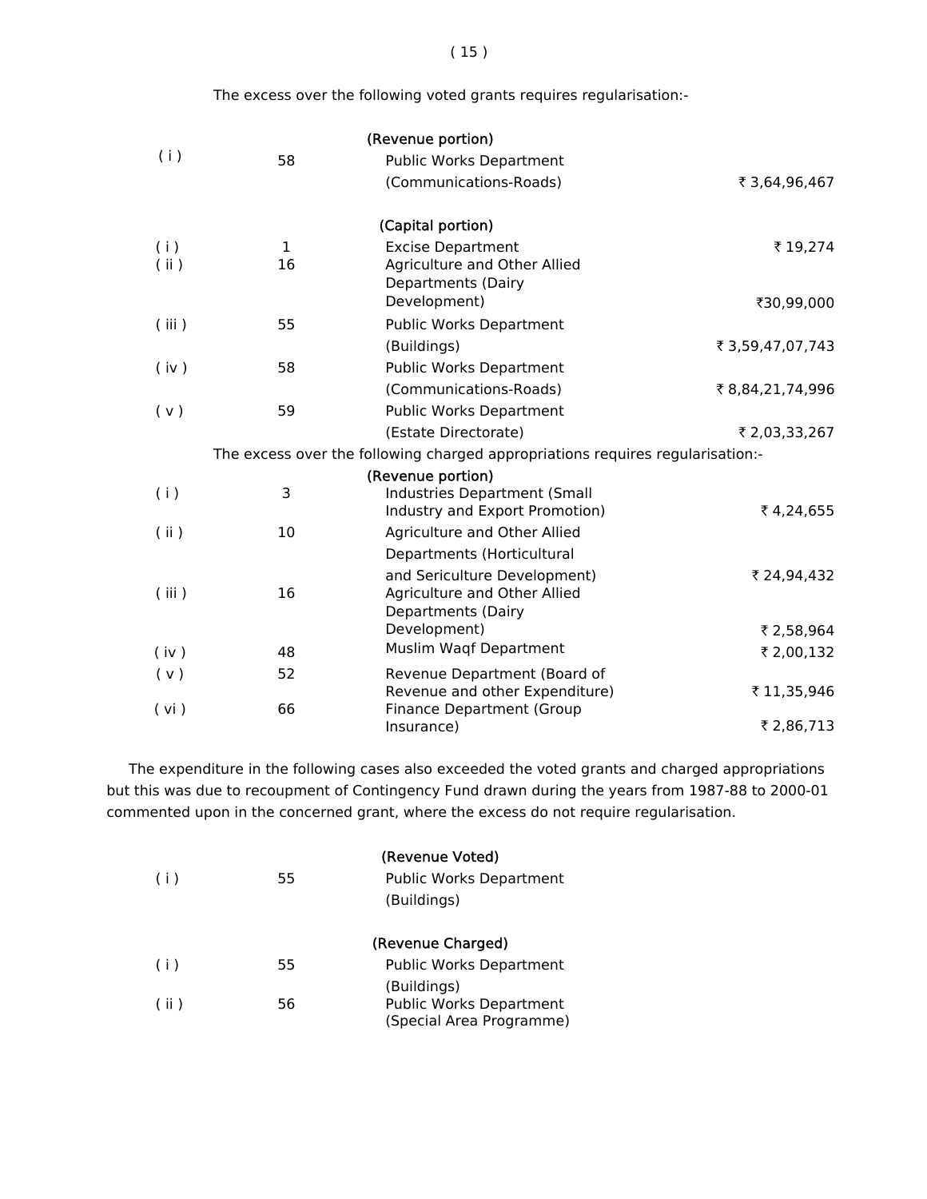The excess over the following voted grants requires regularisation:-

| | | (Revenue portion) | |
|---|---|---|---|
| ( i ) | 58 | Public Works Department (Communications-Roads) | ₹ 3,64,96,467 |
| | | **(Capital portion)** | |
| ( i ) | 1 | Excise Department | ₹ 19,274 |
| ( ii ) | 16 | Agriculture and Other Allied Departments (Dairy Development) | ₹30,99,000 |
| ( iii ) | 55 | Public Works Department (Buildings) | ₹ 3,59,47,07,743 |
| ( iv ) | 58 | Public Works Department (Communications-Roads) | ₹ 8,84,21,74,996 |
| ( v ) | 59 | Public Works Department (Estate Directorate) | ₹ 2,03,33,267 |

The excess over the following charged appropriations requires regularisation:-

| | | (Revenue portion) | |
|---|---|---|---|
| ( i ) | 3 | Industries Department (Small Industry and Export Promotion) | ₹ 4,24,655 |
| ( ii ) | 10 | Agriculture and Other Allied Departments (Horticultural and Sericulture Development) | ₹ 24,94,432 |
| ( iii ) | 16 | Agriculture and Other Allied Departments (Dairy Development) | ₹ 2,58,964 |
| ( iv ) | 48 | Muslim Waqf Department | ₹ 2,00,132 |
| ( v ) | 52 | Revenue Department (Board of Revenue and other Expenditure) | ₹ 11,35,946 |
| ( vi ) | 66 | Finance Department (Group Insurance) | ₹ 2,86,713 |

The expenditure in the following cases also exceeded the voted grants and charged appropriations but this was due to recoupment of Contingency Fund drawn during the years from 1987-88 to 2000-01 commented upon in the concerned grant, where the excess do not require regularisation.

| | | (Revenue Voted) |
|---|---|---|
| ( i ) | 55 | Public Works Department (Buildings) |
| | | **(Revenue Charged)** |
| ( i ) | 55 | Public Works Department (Buildings) |
| ( ii ) | 56 | Public Works Department (Special Area Programme) |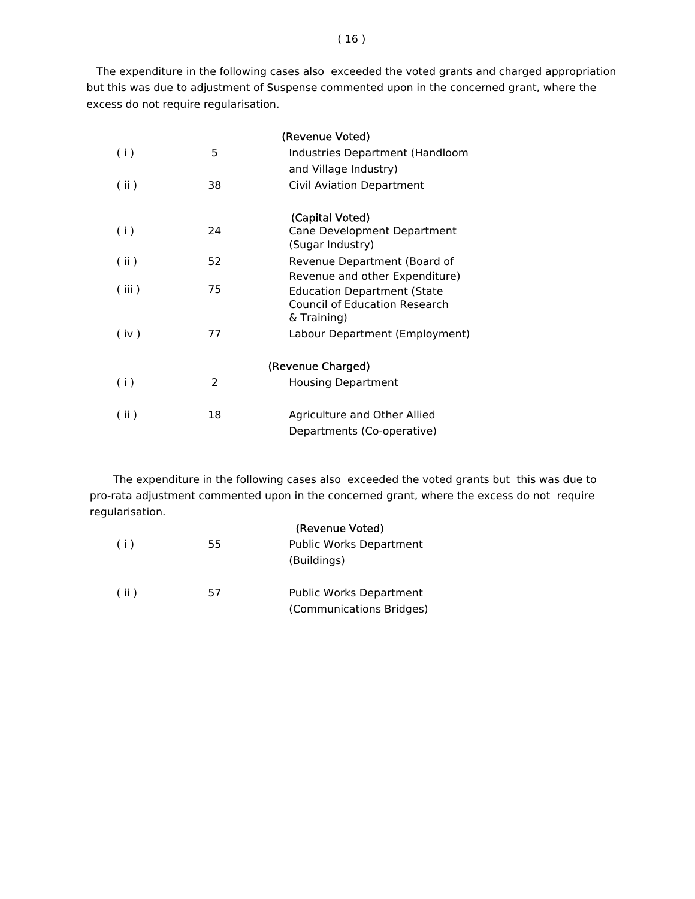The expenditure in the following cases also exceeded the voted grants and charged appropriation but this was due to adjustment of Suspense commented upon in the concerned grant, where the excess do not require regularisation.

(Revenue Voted)

| | | |
|---|---|---|
| ( i ) | 5 | Industries Department (Handloom and Village Industry) |
| ( ii ) | 38 | Civil Aviation Department |

(Capital Voted)

| | | |
|---|---|---|
| ( i ) | 24 | Cane Development Department (Sugar Industry) |
| ( ii ) | 52 | Revenue Department (Board of Revenue and other Expenditure) |
| ( iii ) | 75 | Education Department (State Council of Education Research & Training) |
| ( iv ) | 77 | Labour Department (Employment) |

(Revenue Charged)

| | | |
|---|---|---|
| ( i ) | 2 | Housing Department |
| ( ii ) | 18 | Agriculture and Other Allied Departments (Co-operative) |

The expenditure in the following cases also exceeded the voted grants but this was due to pro-rata adjustment commented upon in the concerned grant, where the excess do not require regularisation.

(Revenue Voted)

| | | |
|---|---|---|
| ( i ) | 55 | Public Works Department (Buildings) |
| ( ii ) | 57 | Public Works Department (Communications Bridges) |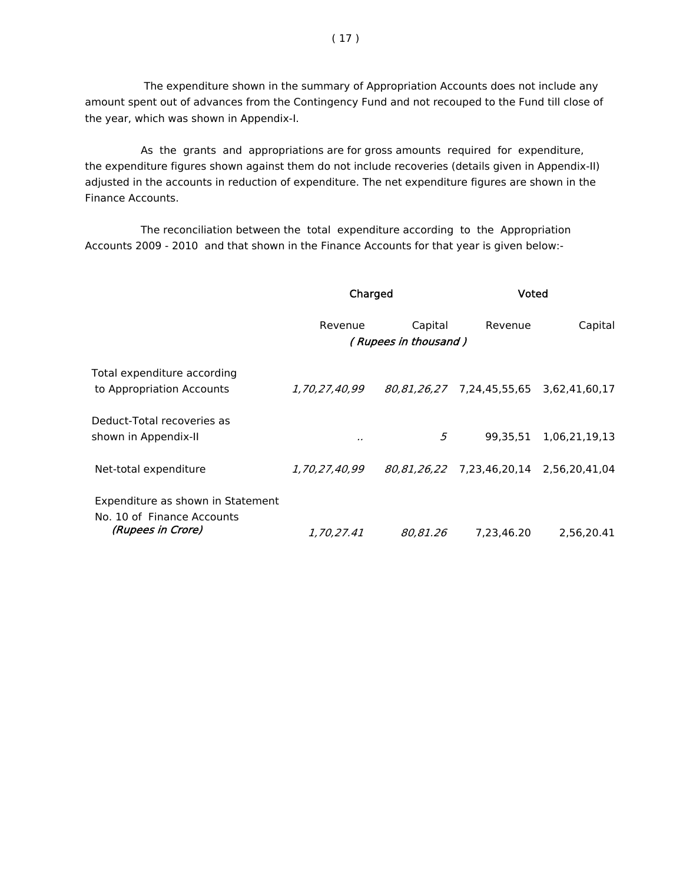The expenditure shown in the summary of Appropriation Accounts does not include any amount spent out of advances from the Contingency Fund and not recouped to the Fund till close of the year, which was shown in Appendix-I.

As the grants and appropriations are for gross amounts required for expenditure, the expenditure figures shown against them do not include recoveries (details given in Appendix-II) adjusted in the accounts in reduction of expenditure. The net expenditure figures are shown in the Finance Accounts.

The reconciliation between the total expenditure according to the Appropriation Accounts 2009 - 2010 and that shown in the Finance Accounts for that year is given below:-

| | Charged | | Voted | |
|---|---|---|---|---|
| | Revenue | Capital | Revenue | Capital |
| | *( Rupees in thousand )* | | | |
| Total expenditure according to Appropriation Accounts | *1,70,27,40,99* | *80,81,26,27* | 7,24,45,55,65 | 3,62,41,60,17 |
| Deduct-Total recoveries as shown in Appendix-II | *..* | *5* | 99,35,51 | 1,06,21,19,13 |
| Net-total expenditure | *1,70,27,40,99* | *80,81,26,22* | 7,23,46,20,14 | 2,56,20,41,04 |
| Expenditure as shown in Statement No. 10 of Finance Accounts *(Rupees in Crore)* | *1,70,27.41* | *80,81.26* | 7,23,46.20 | 2,56,20.41 |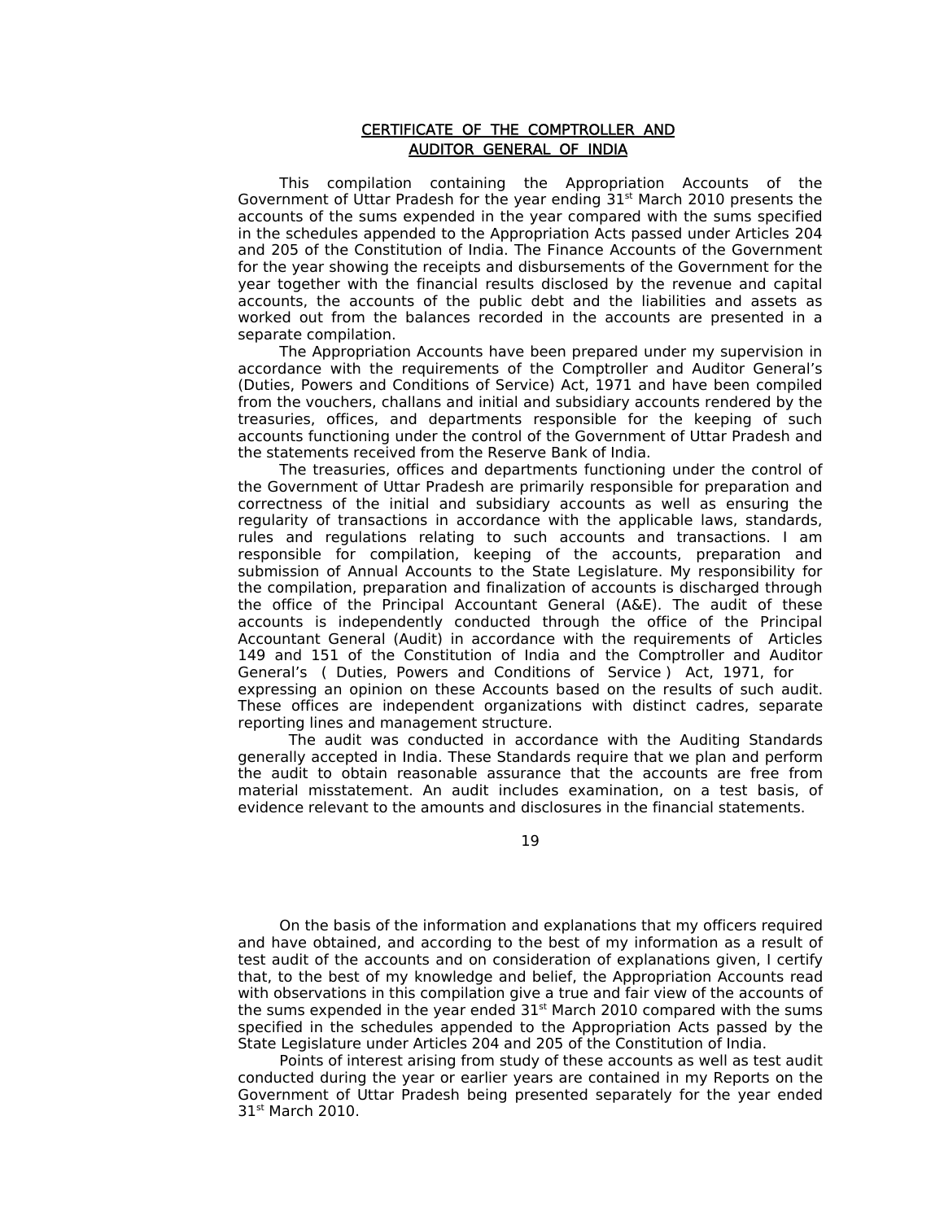## CERTIFICATE OF THE COMPTROLLER AND AUDITOR GENERAL OF INDIA

This compilation containing the Appropriation Accounts of the Government of Uttar Pradesh for the year ending 31st March 2010 presents the accounts of the sums expended in the year compared with the sums specified in the schedules appended to the Appropriation Acts passed under Articles 204 and 205 of the Constitution of India. The Finance Accounts of the Government for the year showing the receipts and disbursements of the Government for the year together with the financial results disclosed by the revenue and capital accounts, the accounts of the public debt and the liabilities and assets as worked out from the balances recorded in the accounts are presented in a separate compilation.

The Appropriation Accounts have been prepared under my supervision in accordance with the requirements of the Comptroller and Auditor General's (Duties, Powers and Conditions of Service) Act, 1971 and have been compiled from the vouchers, challans and initial and subsidiary accounts rendered by the treasuries, offices, and departments responsible for the keeping of such accounts functioning under the control of the Government of Uttar Pradesh and the statements received from the Reserve Bank of India.

The treasuries, offices and departments functioning under the control of the Government of Uttar Pradesh are primarily responsible for preparation and correctness of the initial and subsidiary accounts as well as ensuring the regularity of transactions in accordance with the applicable laws, standards, rules and regulations relating to such accounts and transactions. I am responsible for compilation, keeping of the accounts, preparation and submission of Annual Accounts to the State Legislature. My responsibility for the compilation, preparation and finalization of accounts is discharged through the office of the Principal Accountant General (A&E). The audit of these accounts is independently conducted through the office of the Principal Accountant General (Audit) in accordance with the requirements of Articles 149 and 151 of the Constitution of India and the Comptroller and Auditor General's ( Duties, Powers and Conditions of Service ) Act, 1971, for expressing an opinion on these Accounts based on the results of such audit. These offices are independent organizations with distinct cadres, separate reporting lines and management structure.

The audit was conducted in accordance with the Auditing Standards generally accepted in India. These Standards require that we plan and perform the audit to obtain reasonable assurance that the accounts are free from material misstatement. An audit includes examination, on a test basis, of evidence relevant to the amounts and disclosures in the financial statements.

On the basis of the information and explanations that my officers required and have obtained, and according to the best of my information as a result of test audit of the accounts and on consideration of explanations given, I certify that, to the best of my knowledge and belief, the Appropriation Accounts read with observations in this compilation give a true and fair view of the accounts of the sums expended in the year ended 31st March 2010 compared with the sums specified in the schedules appended to the Appropriation Acts passed by the State Legislature under Articles 204 and 205 of the Constitution of India.

Points of interest arising from study of these accounts as well as test audit conducted during the year or earlier years are contained in my Reports on the Government of Uttar Pradesh being presented separately for the year ended 31st March 2010.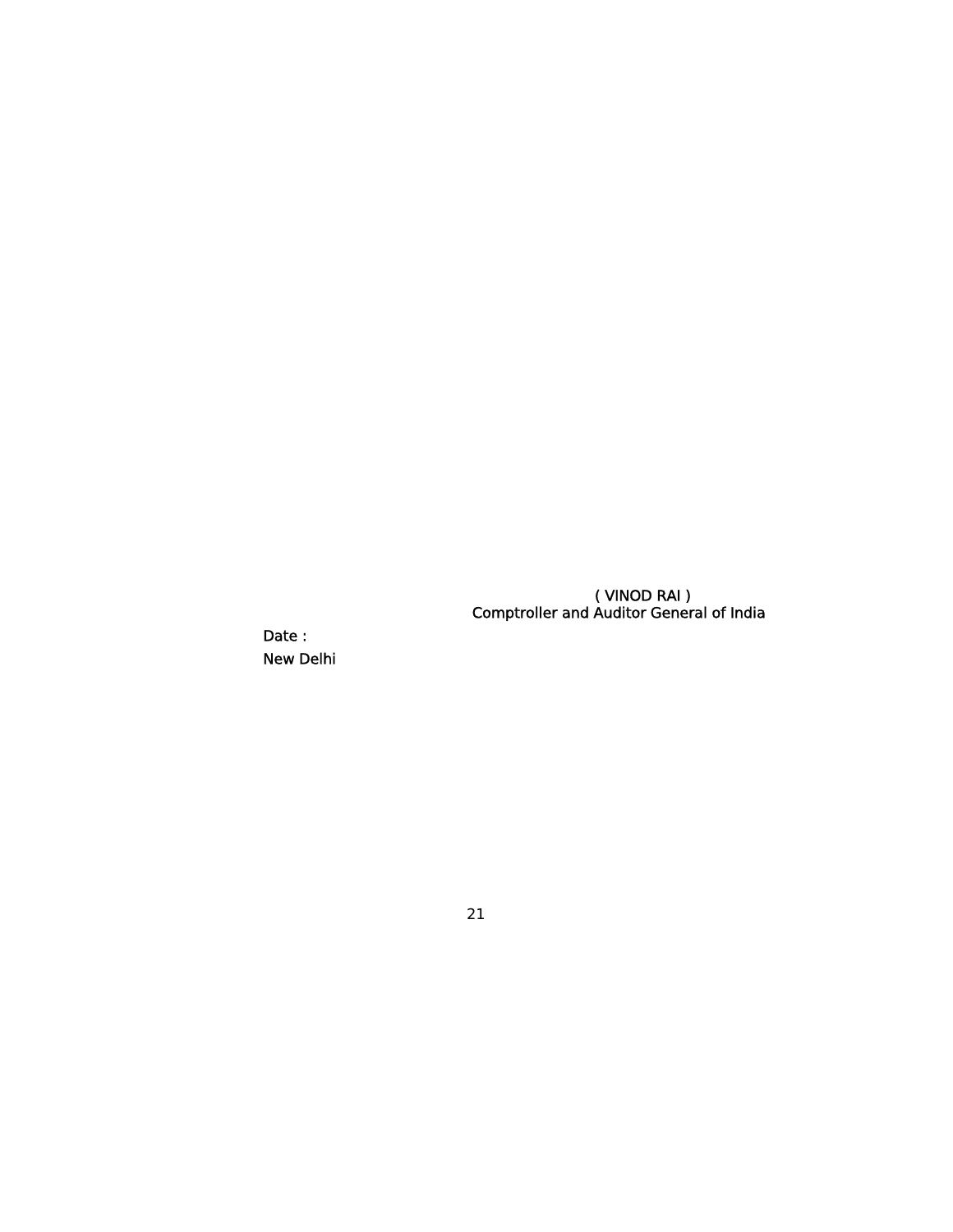( VINOD RAI )
Comptroller and Auditor General of India

Date :

New Delhi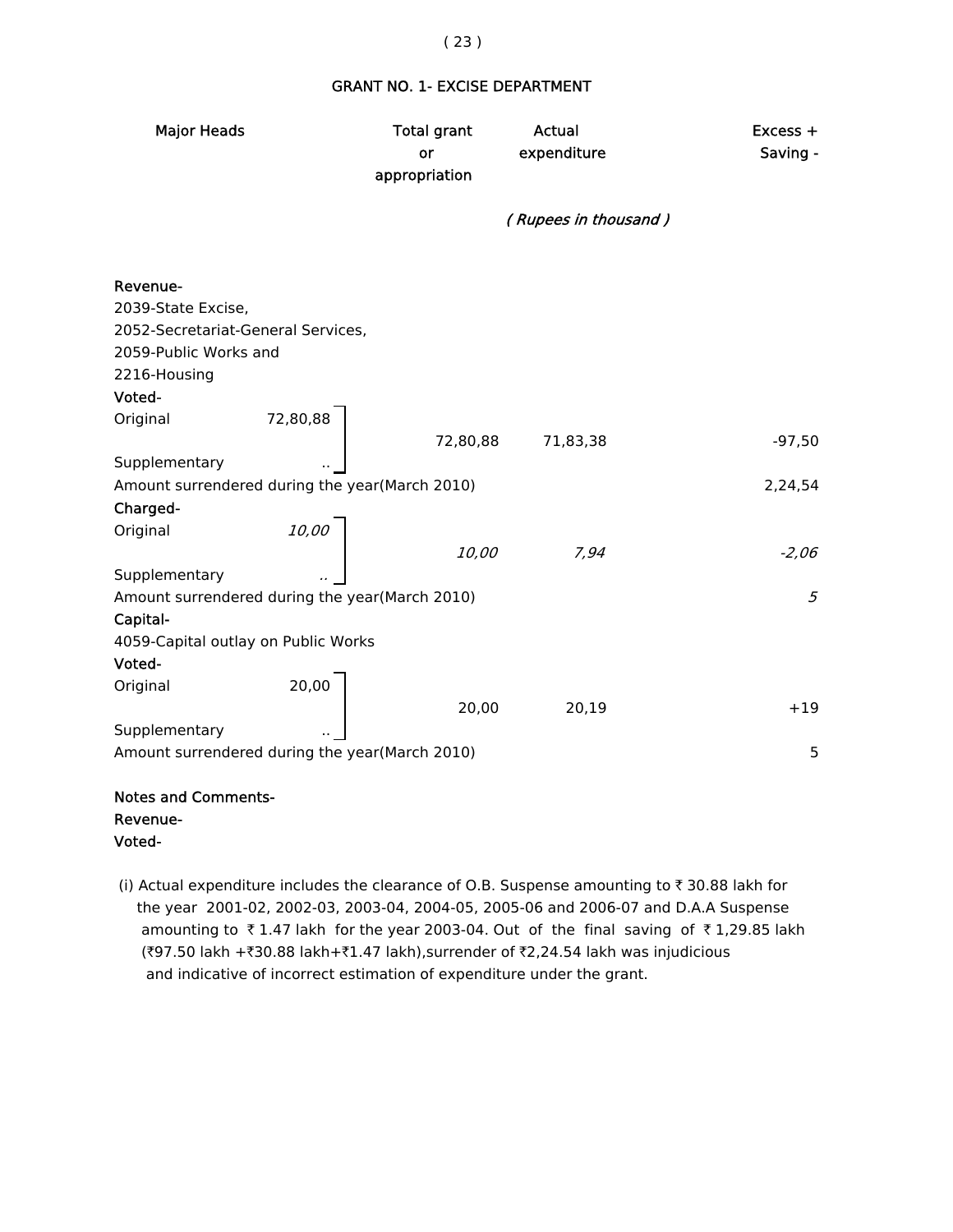## GRANT NO. 1- EXCISE DEPARTMENT

| Major Heads | | Total grant or appropriation | Actual expenditure | Excess + Saving - |
|---|---|---|---|---|
| | | | *( Rupees in thousand )* | |
| **Revenue-** | | | | |
| 2039-State Excise, 2052-Secretariat-General Services, 2059-Public Works and 2216-Housing | | | | |
| **Voted-** | | | | |
| Original | 72,80,88 | 72,80,88 | 71,83,38 | -97,50 |
| Supplementary | .. | | | |
| Amount surrendered during the year(March 2010) | | | | 2,24,54 |
| **Charged-** | | | | |
| Original | *10,00* | *10,00* | *7,94* | *-2,06* |
| Supplementary | *..* | | | |
| Amount surrendered during the year(March 2010) | | | | *5* |
| **Capital-** | | | | |
| 4059-Capital outlay on Public Works | | | | |
| **Voted-** | | | | |
| Original | 20,00 | 20,00 | 20,19 | +19 |
| Supplementary | .. | | | |
| Amount surrendered during the year(March 2010) | | | | 5 |

**Notes and Comments-**

**Revenue-**

**Voted-**

(i) Actual expenditure includes the clearance of O.B. Suspense amounting to ₹ 30.88 lakh for the year 2001-02, 2002-03, 2003-04, 2004-05, 2005-06 and 2006-07 and D.A.A Suspense amounting to ₹ 1.47 lakh for the year 2003-04. Out of the final saving of ₹ 1,29.85 lakh (₹97.50 lakh +₹30.88 lakh+₹1.47 lakh),surrender of ₹2,24.54 lakh was injudicious and indicative of incorrect estimation of expenditure under the grant.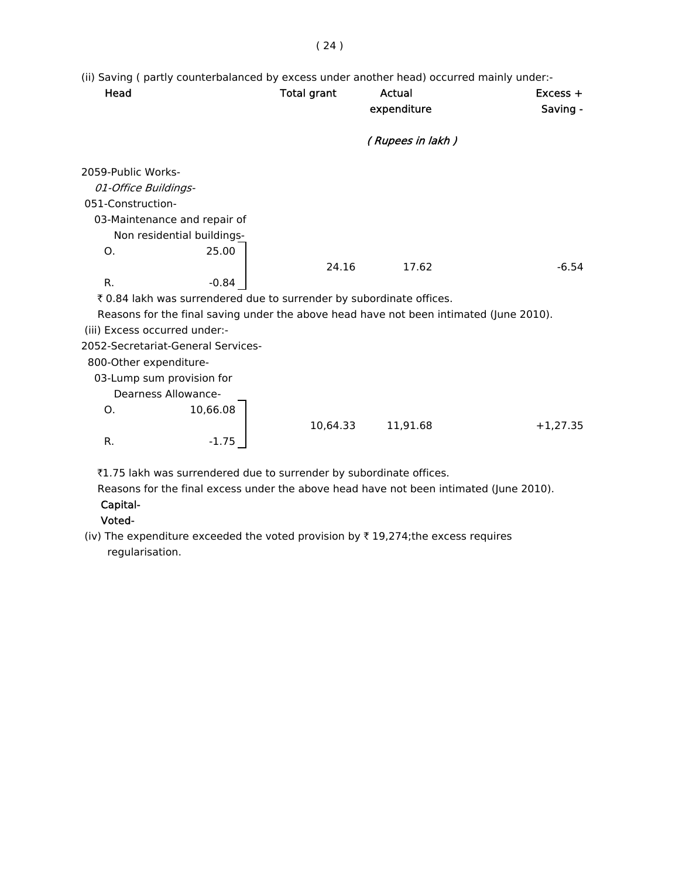(ii) Saving ( partly counterbalanced by excess under another head) occurred mainly under:-

| Head | | Total grant | Actual expenditure | Excess + Saving - |
|---|---|---|---|---|
| | | | *( Rupees in lakh )* | |
| 2059-Public Works- | | | | |
| *01-Office Buildings-* | | | | |
| 051-Construction- | | | | |
| 03-Maintenance and repair of Non residential buildings- | | | | |
| O. | 25.00 | | | |
| | | 24.16 | 17.62 | -6.54 |
| R. | -0.84 | | | |

₹ 0.84 lakh was surrendered due to surrender by subordinate offices.

Reasons for the final saving under the above head have not been intimated (June 2010).

(iii) Excess occurred under:-

| Head | | Total grant | Actual expenditure | Excess + Saving - |
|---|---|---|---|---|
| 2052-Secretariat-General Services- | | | | |
| 800-Other expenditure- | | | | |
| 03-Lump sum provision for Dearness Allowance- | | | | |
| O. | 10,66.08 | | | |
| | | 10,64.33 | 11,91.68 | +1,27.35 |
| R. | -1.75 | | | |

₹1.75 lakh was surrendered due to surrender by subordinate offices.

Reasons for the final excess under the above head have not been intimated (June 2010).

**Capital-**

**Voted-**

(iv) The expenditure exceeded the voted provision by ₹ 19,274;the excess requires regularisation.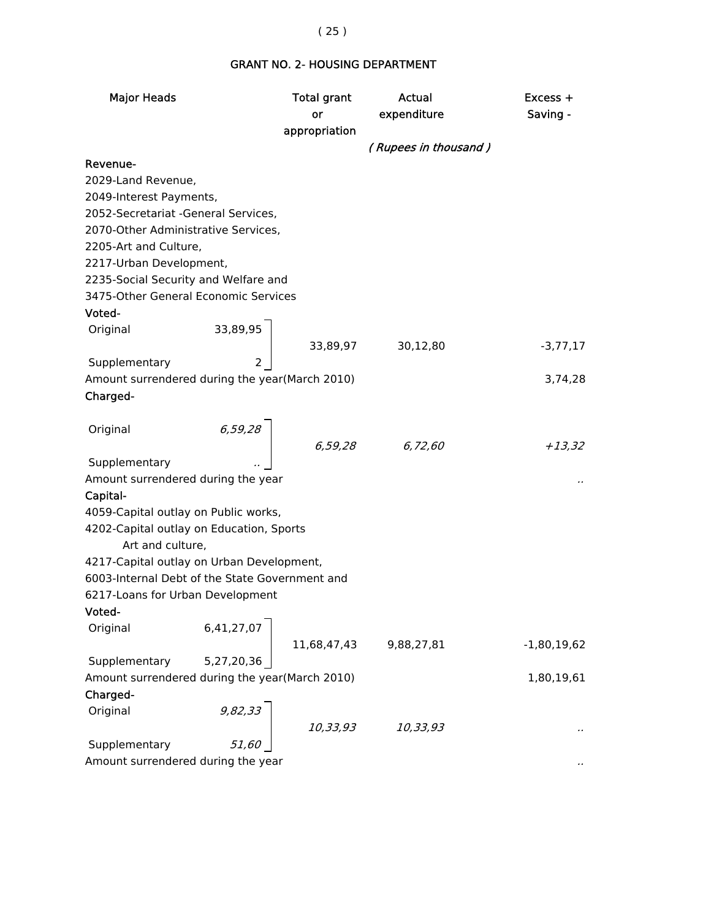## GRANT NO. 2- HOUSING DEPARTMENT

| Major Heads | | Total grant or appropriation | Actual expenditure | Excess + Saving - |
|---|---|---|---|---|
| | | | *( Rupees in thousand )* | |
| **Revenue-** | | | | |
| 2029-Land Revenue, 2049-Interest Payments, 2052-Secretariat -General Services, 2070-Other Administrative Services, 2205-Art and Culture, 2217-Urban Development, 2235-Social Security and Welfare and 3475-Other General Economic Services | | | | |
| **Voted-** | | | | |
| Original | 33,89,95 | 33,89,97 | 30,12,80 | -3,77,17 |
| Supplementary | 2 | | | |
| Amount surrendered during the year(March 2010) | | | | 3,74,28 |
| **Charged-** | | | | |
| Original | *6,59,28* | *6,59,28* | *6,72,60* | *+13,32* |
| Supplementary | *..* | | | |
| Amount surrendered during the year | | | | .. |
| **Capital-** | | | | |
| 4059-Capital outlay on Public works, 4202-Capital outlay on Education, Sports Art and culture, 4217-Capital outlay on Urban Development, 6003-Internal Debt of the State Government and 6217-Loans for Urban Development | | | | |
| **Voted-** | | | | |
| Original | 6,41,27,07 | 11,68,47,43 | 9,88,27,81 | -1,80,19,62 |
| Supplementary | 5,27,20,36 | | | |
| Amount surrendered during the year(March 2010) | | | | 1,80,19,61 |
| **Charged-** | | | | |
| Original | *9,82,33* | *10,33,93* | *10,33,93* | .. |
| Supplementary | *51,60* | | | |
| Amount surrendered during the year | | | | .. |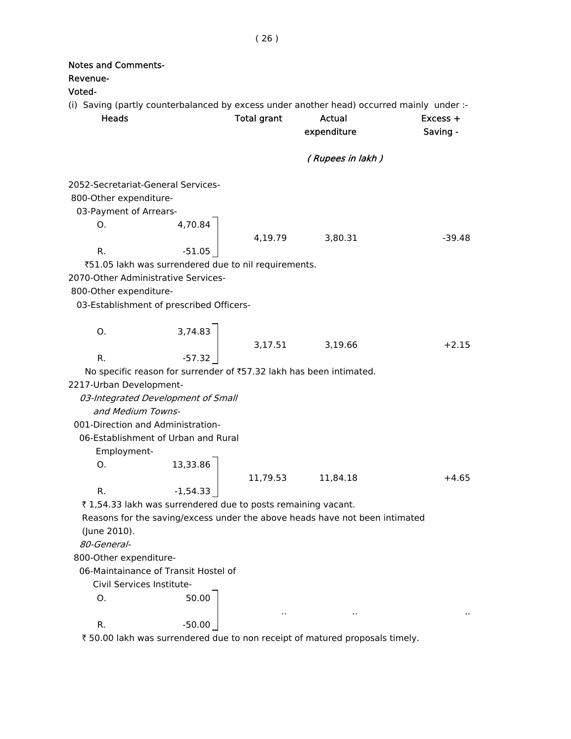**Notes and Comments-**

**Revenue-**

**Voted-**

(i) Saving (partly counterbalanced by excess under another head) occurred mainly under :-

| Heads | | Total grant | Actual expenditure | Excess + Saving - |
|---|---|---|---|---|
| | | | *( Rupees in lakh )* | |
| 2052-Secretariat-General Services- | | | | |
| 800-Other expenditure- | | | | |
| 03-Payment of Arrears- | | | | |
| O. | 4,70.84 | | | |
| | | 4,19.79 | 3,80.31 | -39.48 |
| R. | -51.05 | | | |

₹51.05 lakh was surrendered due to nil requirements.

| Heads | | Total grant | Actual expenditure | Excess + Saving - |
|---|---|---|---|---|
| 2070-Other Administrative Services- | | | | |
| 800-Other expenditure- | | | | |
| 03-Establishment of prescribed Officers- | | | | |
| O. | 3,74.83 | | | |
| | | 3,17.51 | 3,19.66 | +2.15 |
| R. | -57.32 | | | |

No specific reason for surrender of ₹57.32 lakh has been intimated.

| Heads | | Total grant | Actual expenditure | Excess + Saving - |
|---|---|---|---|---|
| 2217-Urban Development- | | | | |
| *03-Integrated Development of Small and Medium Towns-* | | | | |
| 001-Direction and Administration- | | | | |
| 06-Establishment of Urban and Rural Employment- | | | | |
| O. | 13,33.86 | | | |
| | | 11,79.53 | 11,84.18 | +4.65 |
| R. | -1,54.33 | | | |

₹ 1,54.33 lakh was surrendered due to posts remaining vacant.

Reasons for the saving/excess under the above heads have not been intimated (June 2010).

| Heads | | Total grant | Actual expenditure | Excess + Saving - |
|---|---|---|---|---|
| *80-General-* | | | | |
| 800-Other expenditure- | | | | |
| 06-Maintainance of Transit Hostel of Civil Services Institute- | | | | |
| O. | 50.00 | | | |
| | | .. | .. | .. |
| R. | -50.00 | | | |

₹ 50.00 lakh was surrendered due to non receipt of matured proposals timely.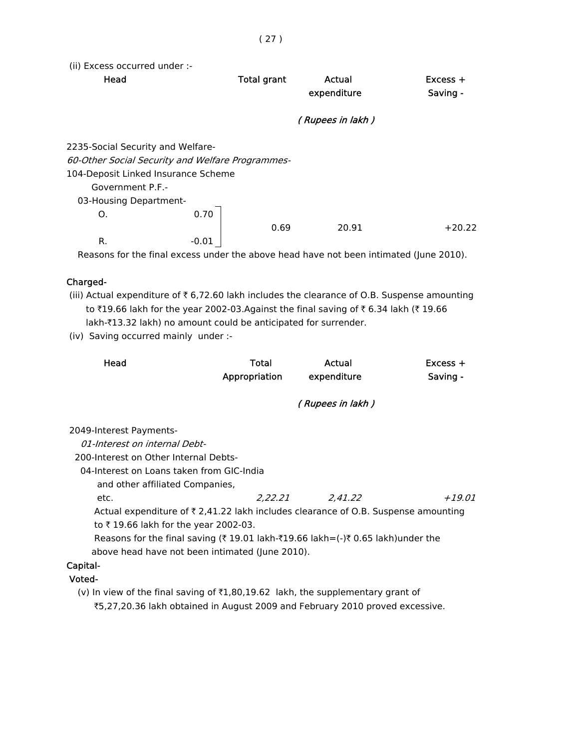(ii) Excess occurred under :-

| Head | | Total grant | Actual expenditure | Excess + Saving - |
|---|---|---|---|---|
| | | *( Rupees in lakh )* | | |
| 2235-Social Security and Welfare- | | | | |
| *60-Other Social Security and Welfare Programmes-* | | | | |
| 104-Deposit Linked Insurance Scheme Government P.F.- | | | | |
| 03-Housing Department- | | | | |
| O. | 0.70 | 0.69 | 20.91 | +20.22 |
| R. | -0.01 | | | |

Reasons for the final excess under the above head have not been intimated (June 2010).

**Charged-**

(iii) Actual expenditure of ₹ 6,72.60 lakh includes the clearance of O.B. Suspense amounting to ₹19.66 lakh for the year 2002-03.Against the final saving of ₹ 6.34 lakh (₹ 19.66 lakh-₹13.32 lakh) no amount could be anticipated for surrender.

(iv) Saving occurred mainly under :-

| Head | Total Appropriation | Actual expenditure | Excess + Saving - |
|---|---|---|---|
| | *( Rupees in lakh )* | | |
| 2049-Interest Payments- | | | |
| *01-Interest on internal Debt-* | | | |
| 200-Interest on Other Internal Debts- | | | |
| 04-Interest on Loans taken from GIC-India and other affiliated Companies, etc. | *2,22.21* | *2,41.22* | *+19.01* |

Actual expenditure of ₹ 2,41.22 lakh includes clearance of O.B. Suspense amounting to ₹ 19.66 lakh for the year 2002-03.

Reasons for the final saving (₹ 19.01 lakh-₹19.66 lakh=(-)₹ 0.65 lakh)under the above head have not been intimated (June 2010).

**Capital-**

**Voted-**

(v) In view of the final saving of ₹1,80,19.62 lakh, the supplementary grant of ₹5,27,20.36 lakh obtained in August 2009 and February 2010 proved excessive.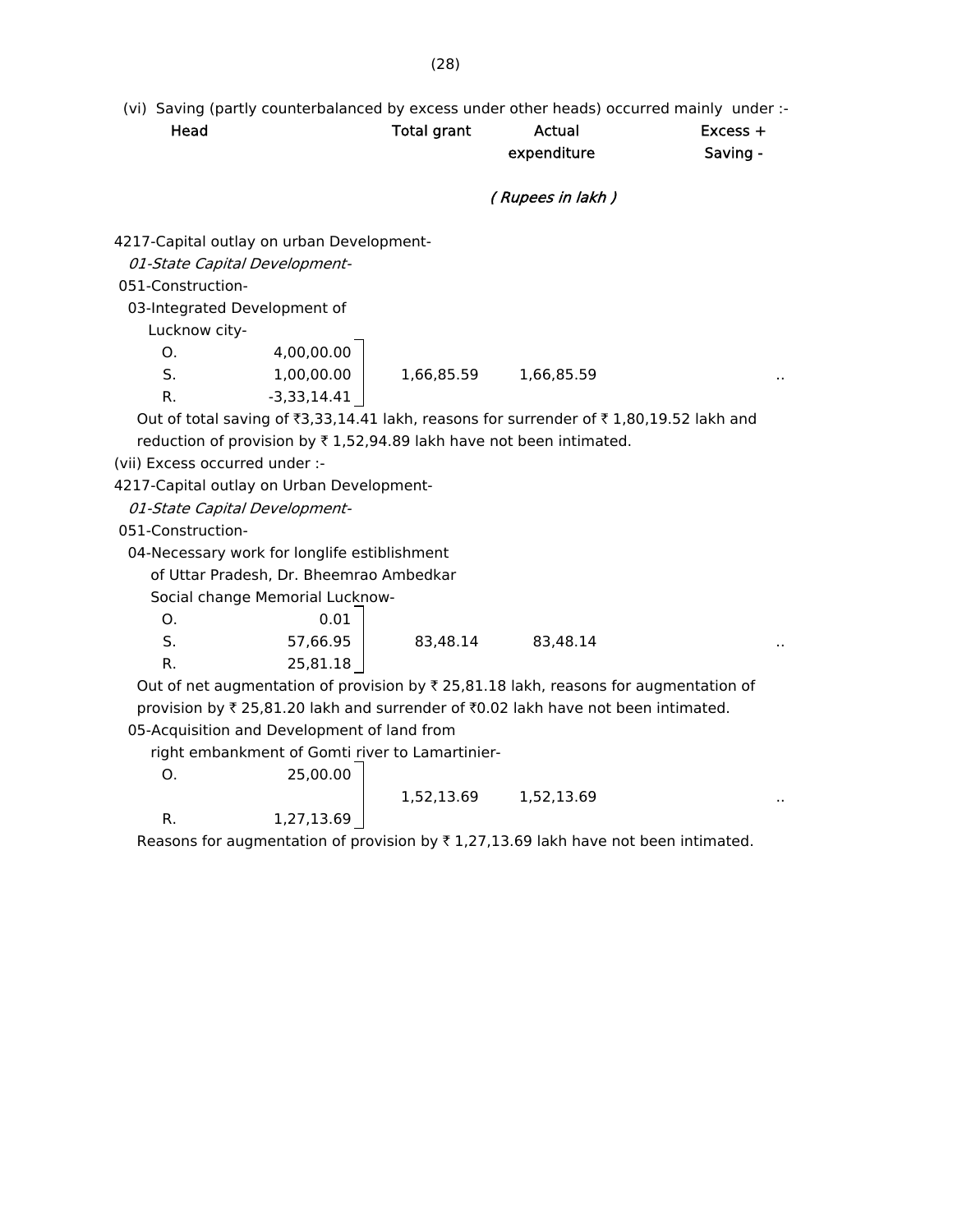(vi) Saving (partly counterbalanced by excess under other heads) occurred mainly under :-

| Head | | Total grant | Actual expenditure | Excess + Saving - |
|---|---|---|---|---|
| | | | *( Rupees in lakh )* | |

4217-Capital outlay on urban Development-

*01-State Capital Development-*

051-Construction-

03-Integrated Development of Lucknow city-

| | | Total grant | Actual expenditure | Excess + Saving - |
|---|---|---|---|---|
| O. | 4,00,00.00 | | | |
| S. | 1,00,00.00 | 1,66,85.59 | 1,66,85.59 | .. |
| R. | -3,33,14.41 | | | |

Out of total saving of ₹3,33,14.41 lakh, reasons for surrender of ₹ 1,80,19.52 lakh and reduction of provision by ₹ 1,52,94.89 lakh have not been intimated.

(vii) Excess occurred under :-

4217-Capital outlay on Urban Development-

*01-State Capital Development-*

051-Construction-

04-Necessary work for longlife estiblishment of Uttar Pradesh, Dr. Bheemrao Ambedkar Social change Memorial Lucknow-

| | | Total grant | Actual expenditure | Excess + Saving - |
|---|---|---|---|---|
| O. | 0.01 | | | |
| S. | 57,66.95 | 83,48.14 | 83,48.14 | .. |
| R. | 25,81.18 | | | |

Out of net augmentation of provision by ₹ 25,81.18 lakh, reasons for augmentation of provision by ₹ 25,81.20 lakh and surrender of ₹0.02 lakh have not been intimated.

05-Acquisition and Development of land from right embankment of Gomti river to Lamartinier-

| | | Total grant | Actual expenditure | Excess + Saving - |
|---|---|---|---|---|
| O. | 25,00.00 | | | |
| | | 1,52,13.69 | 1,52,13.69 | .. |
| R. | 1,27,13.69 | | | |

Reasons for augmentation of provision by ₹ 1,27,13.69 lakh have not been intimated.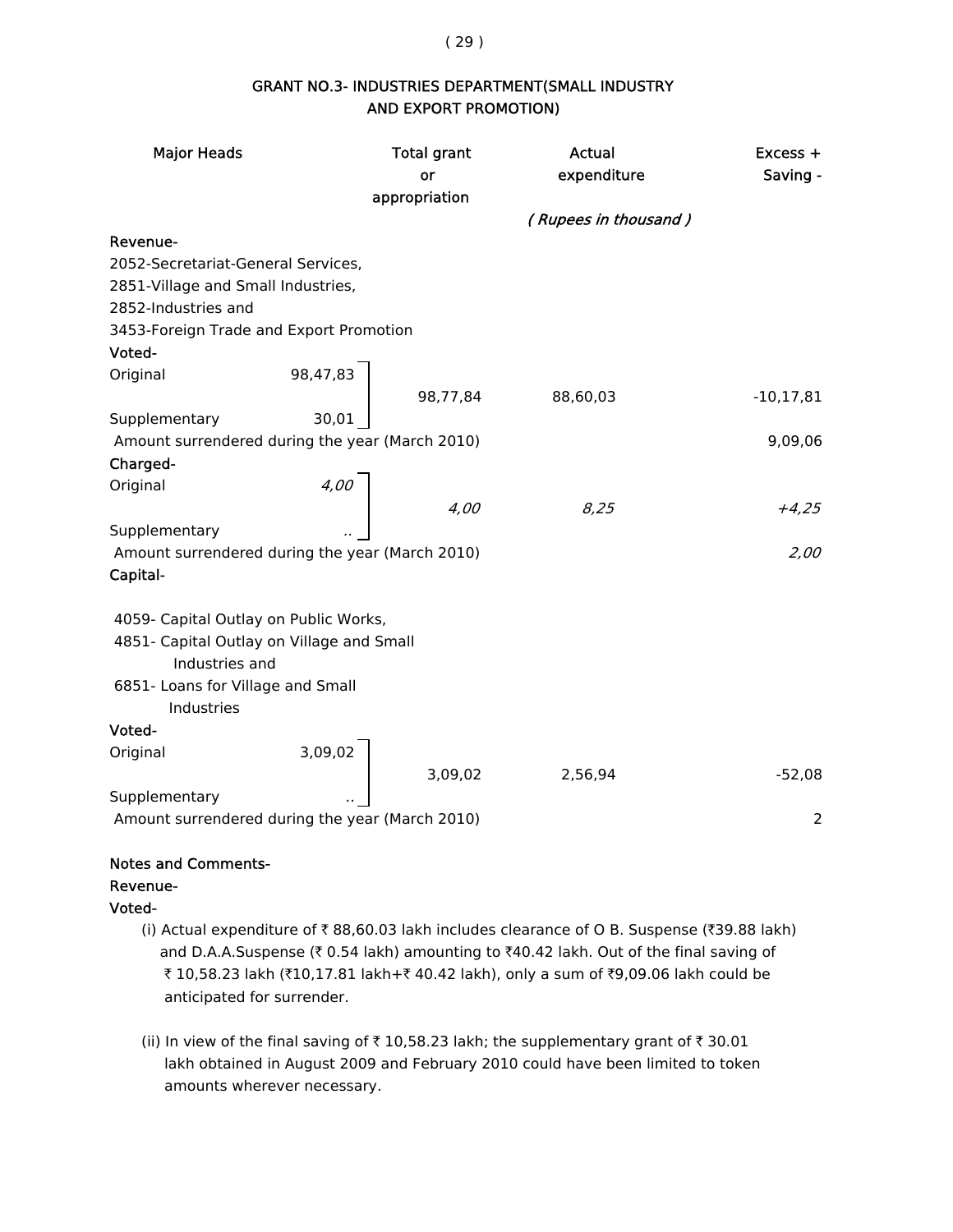## GRANT NO.3- INDUSTRIES DEPARTMENT(SMALL INDUSTRY AND EXPORT PROMOTION)

| Major Heads | | Total grant or appropriation | Actual expenditure | Excess + Saving - |
|---|---|---|---|---|
| | | | *( Rupees in thousand )* | |
| **Revenue-** | | | | |
| 2052-Secretariat-General Services, 2851-Village and Small Industries, 2852-Industries and 3453-Foreign Trade and Export Promotion | | | | |
| **Voted-** | | | | |
| Original | 98,47,83 | 98,77,84 | 88,60,03 | -10,17,81 |
| Supplementary | 30,01 | | | |
| Amount surrendered during the year (March 2010) | | | | 9,09,06 |
| **Charged-** | | | | |
| Original | *4,00* | *4,00* | *8,25* | *+4,25* |
| Supplementary | .. | | | |
| Amount surrendered during the year (March 2010) | | | | *2,00* |
| **Capital-** | | | | |
| 4059- Capital Outlay on Public Works, 4851- Capital Outlay on Village and Small Industries and 6851- Loans for Village and Small Industries | | | | |
| **Voted-** | | | | |
| Original | 3,09,02 | 3,09,02 | 2,56,94 | -52,08 |
| Supplementary | .. | | | |
| Amount surrendered during the year (March 2010) | | | | 2 |

**Notes and Comments-**

**Revenue-**

**Voted-**

(i) Actual expenditure of ₹ 88,60.03 lakh includes clearance of O B. Suspense (₹39.88 lakh) and D.A.A.Suspense (₹ 0.54 lakh) amounting to ₹40.42 lakh. Out of the final saving of ₹ 10,58.23 lakh (₹10,17.81 lakh+₹ 40.42 lakh), only a sum of ₹9,09.06 lakh could be anticipated for surrender.

(ii) In view of the final saving of ₹ 10,58.23 lakh; the supplementary grant of ₹ 30.01 lakh obtained in August 2009 and February 2010 could have been limited to token amounts wherever necessary.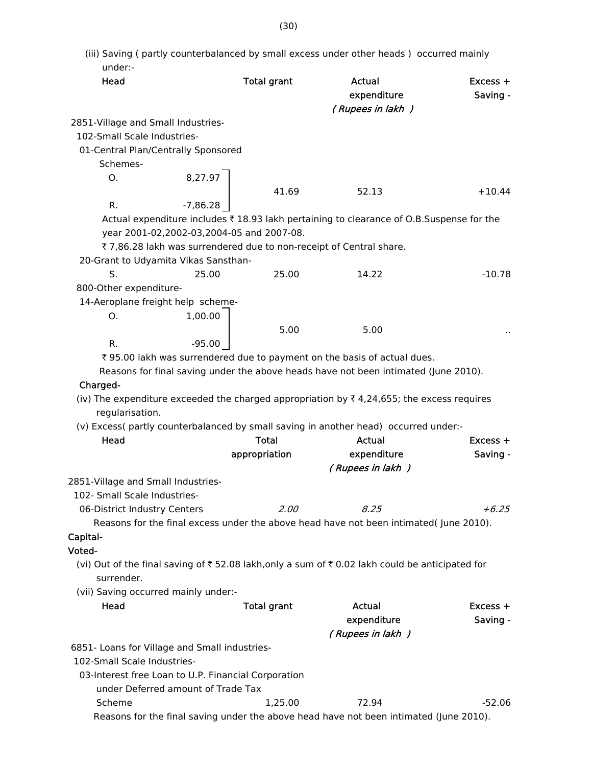(iii) Saving ( partly counterbalanced by small excess under other heads ) occurred mainly under:-

| Head | | Total grant | Actual expenditure | Excess + Saving - |
|---|---|---|---|---|
| | | | ( Rupees in lakh ) | |
| 2851-Village and Small Industries- | | | | |
| 102-Small Scale Industries- | | | | |
| 01-Central Plan/Centrally Sponsored Schemes- | | | | |
| O. | 8,27.97 | 41.69 | 52.13 | +10.44 |
| R. | -7,86.28 | | | |

Actual expenditure includes ₹ 18.93 lakh pertaining to clearance of O.B.Suspense for the year 2001-02,2002-03,2004-05 and 2007-08.

₹ 7,86.28 lakh was surrendered due to non-receipt of Central share.

| Head | | Total grant | Actual expenditure | Excess + Saving - |
|---|---|---|---|---|
| 20-Grant to Udyamita Vikas Sansthan- | | | | |
| S. | 25.00 | 25.00 | 14.22 | -10.78 |
| 800-Other expenditure- | | | | |
| 14-Aeroplane freight help scheme- | | | | |
| O. | 1,00.00 | 5.00 | 5.00 | .. |
| R. | -95.00 | | | |

₹ 95.00 lakh was surrendered due to payment on the basis of actual dues.

Reasons for final saving under the above heads have not been intimated (June 2010).

**Charged-**

(iv) The expenditure exceeded the charged appropriation by ₹ 4,24,655; the excess requires regularisation.

(v) Excess( partly counterbalanced by small saving in another head) occurred under:-

| Head | Total appropriation | Actual expenditure | Excess + Saving - |
|---|---|---|---|
| | | ( Rupees in lakh ) | |
| 2851-Village and Small Industries- | | | |
| 102- Small Scale Industries- | | | |
| 06-District Industry Centers | *2.00* | *8.25* | *+6.25* |

Reasons for the final excess under the above head have not been intimated( June 2010).

**Capital-**

**Voted-**

(vi) Out of the final saving of ₹ 52.08 lakh,only a sum of ₹ 0.02 lakh could be anticipated for surrender.

(vii) Saving occurred mainly under:-

| Head | Total grant | Actual expenditure | Excess + Saving - |
|---|---|---|---|
| | | ( Rupees in lakh ) | |
| 6851- Loans for Village and Small industries- | | | |
| 102-Small Scale Industries- | | | |
| 03-Interest free Loan to U.P. Financial Corporation under Deferred amount of Trade Tax Scheme | 1,25.00 | 72.94 | -52.06 |

Reasons for the final saving under the above head have not been intimated (June 2010).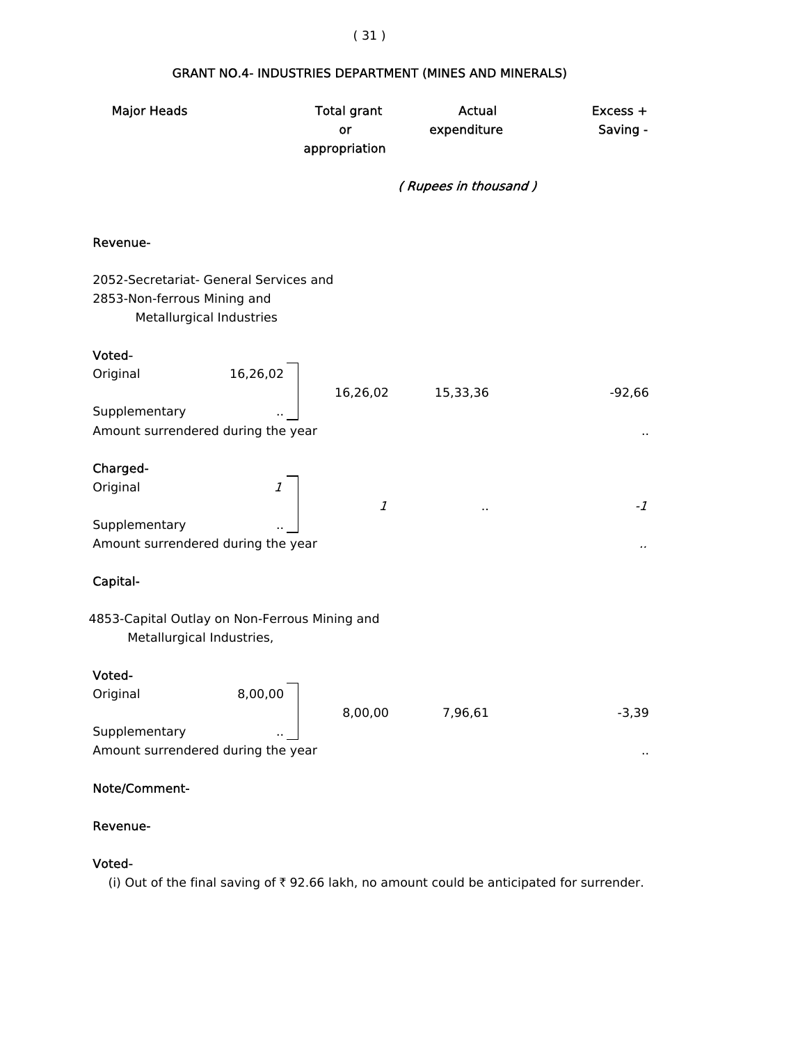## GRANT NO.4- INDUSTRIES DEPARTMENT (MINES AND MINERALS)

| Major Heads | | Total grant or appropriation | Actual expenditure | Excess + Saving - |
|---|---|---|---|---|
| | | | *( Rupees in thousand )* | |
| **Revenue-** | | | | |
| 2052-Secretariat- General Services and 2853-Non-ferrous Mining and Metallurgical Industries | | | | |
| **Voted-** | | | | |
| Original | 16,26,02 | 16,26,02 | 15,33,36 | -92,66 |
| Supplementary | .. | | | |
| Amount surrendered during the year | | | | .. |
| **Charged-** | | | | |
| Original | *1* | *1* | .. | *-1* |
| Supplementary | .. | | | |
| Amount surrendered during the year | | | | *..* |
| **Capital-** | | | | |
| 4853-Capital Outlay on Non-Ferrous Mining and Metallurgical Industries, | | | | |
| **Voted-** | | | | |
| Original | 8,00,00 | 8,00,00 | 7,96,61 | -3,39 |
| Supplementary | .. | | | |
| Amount surrendered during the year | | | | .. |

**Note/Comment-**

**Revenue-**

**Voted-**

(i) Out of the final saving of ₹ 92.66 lakh, no amount could be anticipated for surrender.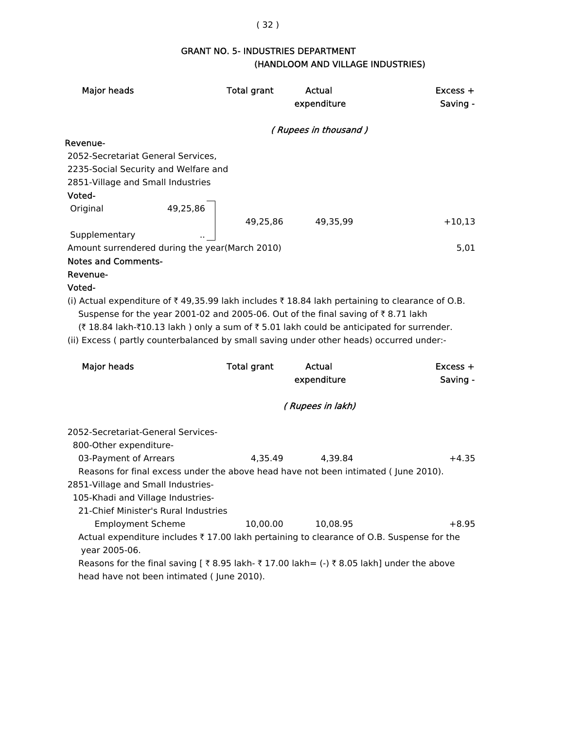## GRANT NO. 5- INDUSTRIES DEPARTMENT
### (HANDLOOM AND VILLAGE INDUSTRIES)

| Major heads | | Total grant | Actual expenditure | Excess + Saving - |
|---|---|---|---|---|
| | | | *( Rupees in thousand )* | |
| **Revenue-** | | | | |
| 2052-Secretariat General Services, 2235-Social Security and Welfare and 2851-Village and Small Industries | | | | |
| **Voted-** | | | | |
| Original | 49,25,86 | 49,25,86 | 49,35,99 | +10,13 |
| Supplementary | .. | | | |
| Amount surrendered during the year(March 2010) | | | | 5,01 |

**Notes and Comments-**

**Revenue-**

**Voted-**

(i) Actual expenditure of ₹ 49,35.99 lakh includes ₹ 18.84 lakh pertaining to clearance of O.B. Suspense for the year 2001-02 and 2005-06. Out of the final saving of ₹ 8.71 lakh (₹ 18.84 lakh-₹10.13 lakh ) only a sum of ₹ 5.01 lakh could be anticipated for surrender.

(ii) Excess ( partly counterbalanced by small saving under other heads) occurred under:-

| Major heads | Total grant | Actual expenditure | Excess + Saving - |
|---|---|---|---|
| | | *( Rupees in lakh)* | |
| 2052-Secretariat-General Services- | | | |
| 800-Other expenditure- | | | |
| 03-Payment of Arrears | 4,35.49 | 4,39.84 | +4.35 |

Reasons for final excess under the above head have not been intimated ( June 2010).

| Major heads | Total grant | Actual expenditure | Excess + Saving - |
|---|---|---|---|
| 2851-Village and Small Industries- | | | |
| 105-Khadi and Village Industries- | | | |
| 21-Chief Minister's Rural Industries Employment Scheme | 10,00.00 | 10,08.95 | +8.95 |

Actual expenditure includes ₹ 17.00 lakh pertaining to clearance of O.B. Suspense for the year 2005-06.

Reasons for the final saving [ ₹ 8.95 lakh- ₹ 17.00 lakh= (-) ₹ 8.05 lakh] under the above head have not been intimated ( June 2010).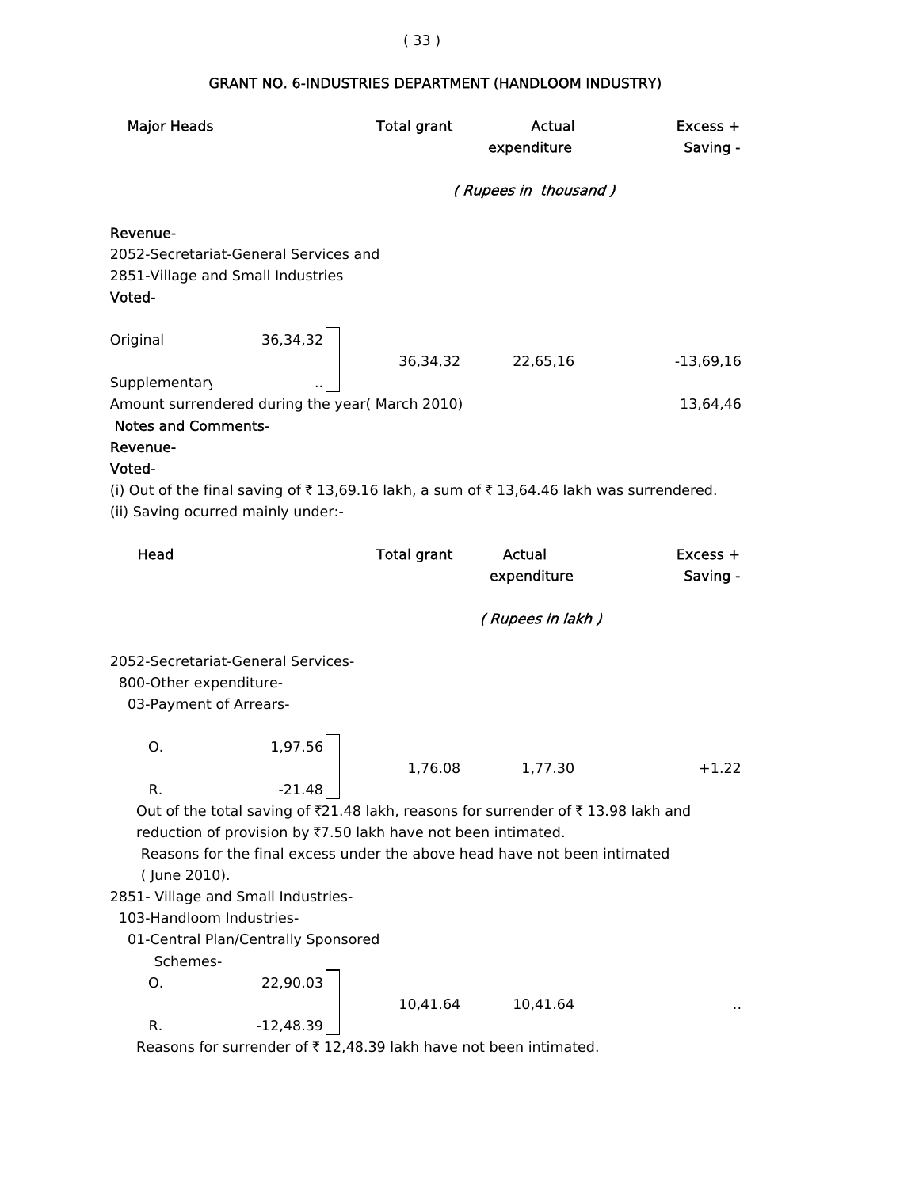## GRANT NO. 6-INDUSTRIES DEPARTMENT (HANDLOOM INDUSTRY)

| Major Heads | | Total grant | Actual expenditure | Excess + Saving - |
|---|---|---|---|---|
| | | | *( Rupees in thousand )* | |
| **Revenue-** | | | | |
| 2052-Secretariat-General Services and 2851-Village and Small Industries | | | | |
| **Voted-** | | | | |
| Original | 36,34,32 | 36,34,32 | 22,65,16 | -13,69,16 |
| Supplementary | .. | | | |
| Amount surrendered during the year( March 2010) | | | | 13,64,46 |

**Notes and Comments-**

**Revenue-**

**Voted-**

(i) Out of the final saving of ₹ 13,69.16 lakh, a sum of ₹ 13,64.46 lakh was surrendered.

(ii) Saving ocurred mainly under:-

| Head | | Total grant | Actual expenditure | Excess + Saving - |
|---|---|---|---|---|
| | | | *( Rupees in lakh )* | |
| 2052-Secretariat-General Services- | | | | |
| 800-Other expenditure- | | | | |
| 03-Payment of Arrears- | | | | |
| O. | 1,97.56 | 1,76.08 | 1,77.30 | +1.22 |
| R. | -21.48 | | | |

Out of the total saving of ₹21.48 lakh, reasons for surrender of ₹ 13.98 lakh and reduction of provision by ₹7.50 lakh have not been intimated.

Reasons for the final excess under the above head have not been intimated ( June 2010).

| Head | | Total grant | Actual expenditure | Excess + Saving - |
|---|---|---|---|---|
| 2851- Village and Small Industries- | | | | |
| 103-Handloom Industries- | | | | |
| 01-Central Plan/Centrally Sponsored Schemes- | | | | |
| O. | 22,90.03 | 10,41.64 | 10,41.64 | .. |
| R. | -12,48.39 | | | |

Reasons for surrender of ₹ 12,48.39 lakh have not been intimated.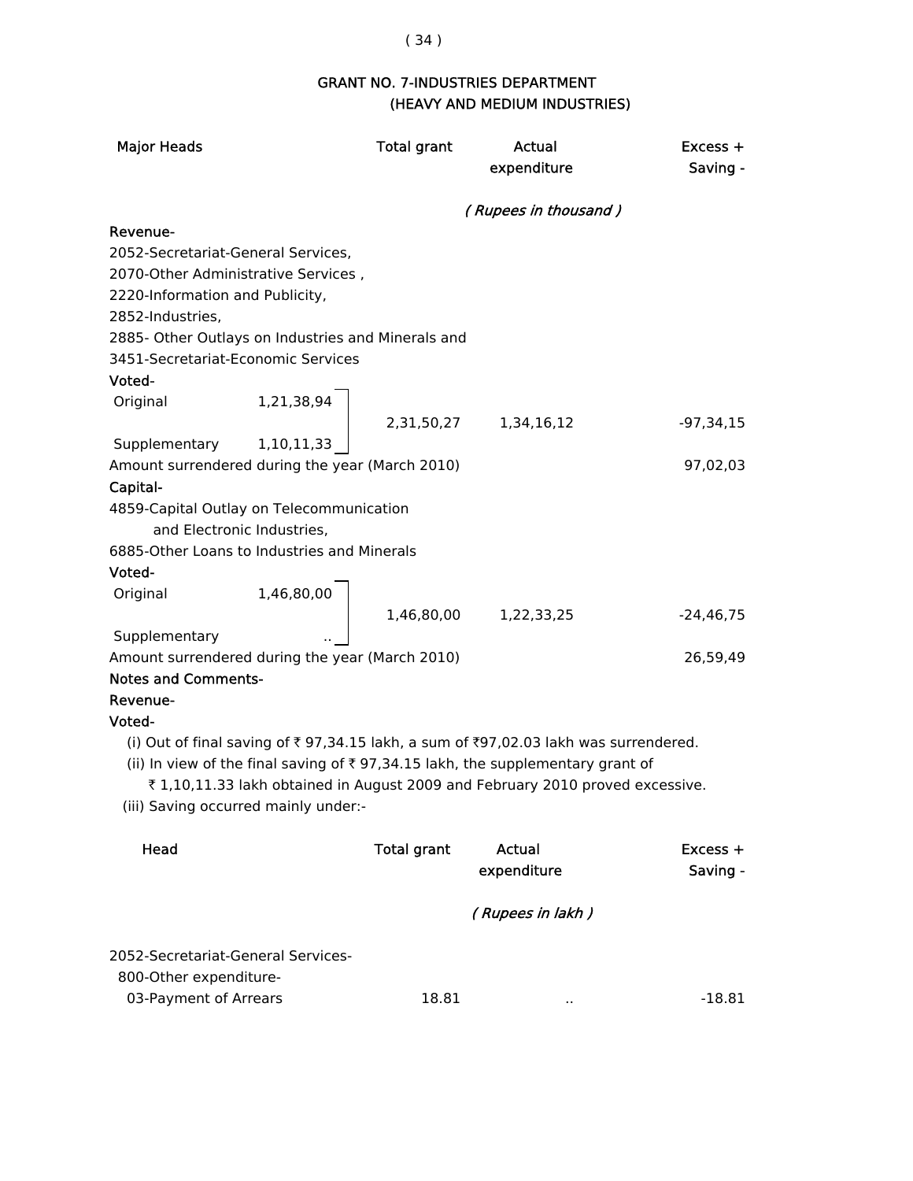# GRANT NO. 7-INDUSTRIES DEPARTMENT
## (HEAVY AND MEDIUM INDUSTRIES)

| Major Heads | | Total grant | Actual expenditure | Excess + Saving - |
|---|---|---|---|---|
| | | | *( Rupees in thousand )* | |
| **Revenue-** | | | | |
| 2052-Secretariat-General Services, 2070-Other Administrative Services , 2220-Information and Publicity, 2852-Industries, 2885- Other Outlays on Industries and Minerals and 3451-Secretariat-Economic Services | | | | |
| **Voted-** | | | | |
| Original | 1,21,38,94 | | | |
| | | 2,31,50,27 | 1,34,16,12 | -97,34,15 |
| Supplementary | 1,10,11,33 | | | |
| Amount surrendered during the year (March 2010) | | | | 97,02,03 |
| **Capital-** | | | | |
| 4859-Capital Outlay on Telecommunication and Electronic Industries, 6885-Other Loans to Industries and Minerals | | | | |
| **Voted-** | | | | |
| Original | 1,46,80,00 | | | |
| | | 1,46,80,00 | 1,22,33,25 | -24,46,75 |
| Supplementary | .. | | | |
| Amount surrendered during the year (March 2010) | | | | 26,59,49 |

**Notes and Comments-**

**Revenue-**

**Voted-**

(i) Out of final saving of ₹ 97,34.15 lakh, a sum of ₹97,02.03 lakh was surrendered.

(ii) In view of the final saving of ₹ 97,34.15 lakh, the supplementary grant of ₹ 1,10,11.33 lakh obtained in August 2009 and February 2010 proved excessive.

(iii) Saving occurred mainly under:-

| Head | Total grant | Actual expenditure | Excess + Saving - |
|---|---|---|---|
| | | *( Rupees in lakh )* | |
| 2052-Secretariat-General Services- | | | |
| 800-Other expenditure- | | | |
| 03-Payment of Arrears | 18.81 | .. | -18.81 |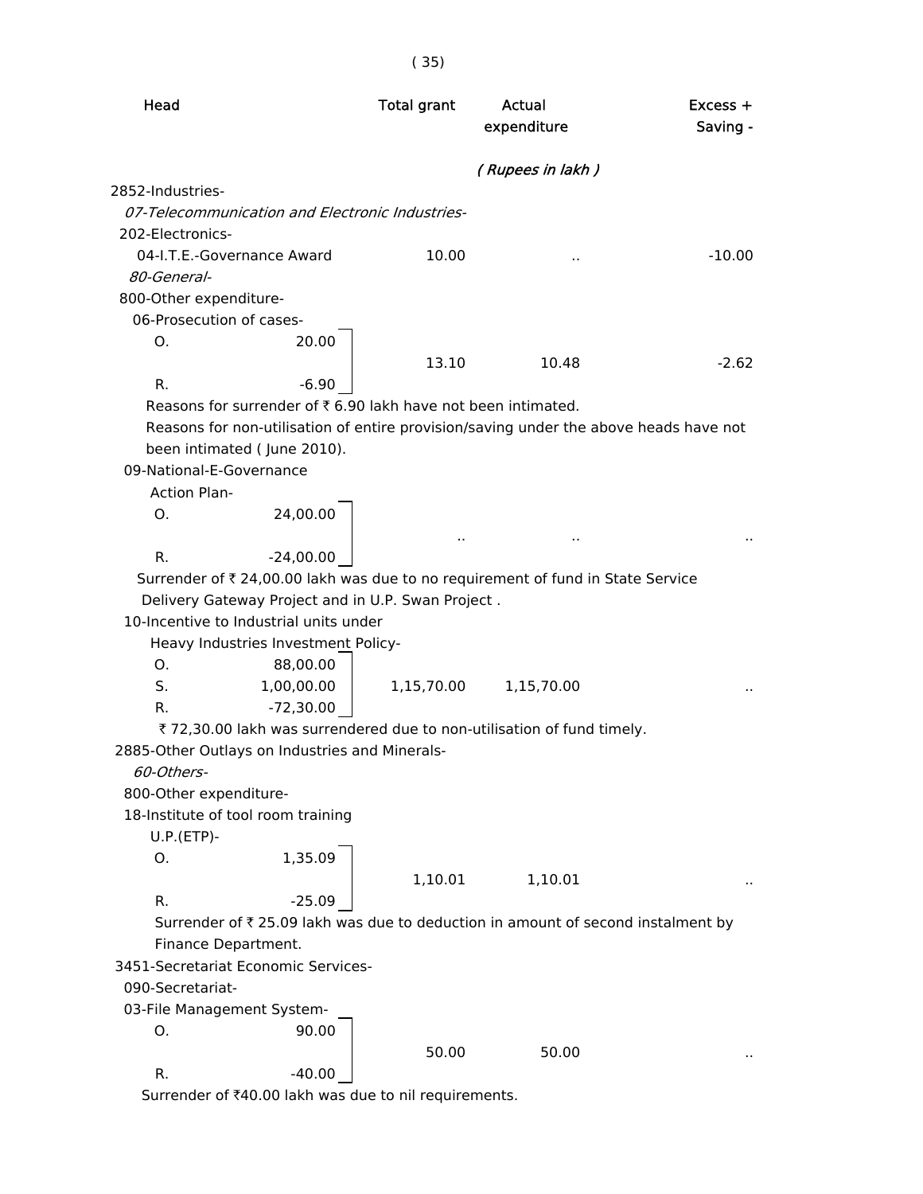| Head | | Total grant | Actual expenditure | Excess + Saving - |
|---|---|---|---|---|
| | | | *( Rupees in lakh )* | |
| 2852-Industries- | | | | |
| *07-Telecommunication and Electronic Industries-* | | | | |
| 202-Electronics- | | | | |
| 04-I.T.E.-Governance Award | | 10.00 | .. | -10.00 |
| *80-General-* | | | | |
| 800-Other expenditure- | | | | |
| 06-Prosecution of cases- | | | | |
| O. | 20.00 | | | |
| | | 13.10 | 10.48 | -2.62 |
| R. | -6.90 | | | |

Reasons for surrender of ₹ 6.90 lakh have not been intimated.

Reasons for non-utilisation of entire provision/saving under the above heads have not been intimated ( June 2010).

| Head | | Total grant | Actual expenditure | Excess + Saving - |
|---|---|---|---|---|
| 09-National-E-Governance Action Plan- | | | | |
| O. | 24,00.00 | | | |
| | | .. | .. | .. |
| R. | -24,00.00 | | | |

Surrender of ₹ 24,00.00 lakh was due to no requirement of fund in State Service Delivery Gateway Project and in U.P. Swan Project .

| Head | | Total grant | Actual expenditure | Excess + Saving - |
|---|---|---|---|---|
| 10-Incentive to Industrial units under Heavy Industries Investment Policy- | | | | |
| O. | 88,00.00 | | | |
| S. | 1,00,00.00 | 1,15,70.00 | 1,15,70.00 | .. |
| R. | -72,30.00 | | | |

₹ 72,30.00 lakh was surrendered due to non-utilisation of fund timely.

| Head | | Total grant | Actual expenditure | Excess + Saving - |
|---|---|---|---|---|
| 2885-Other Outlays on Industries and Minerals- | | | | |
| *60-Others-* | | | | |
| 800-Other expenditure- | | | | |
| 18-Institute of tool room training U.P.(ETP)- | | | | |
| O. | 1,35.09 | | | |
| | | 1,10.01 | 1,10.01 | .. |
| R. | -25.09 | | | |

Surrender of ₹ 25.09 lakh was due to deduction in amount of second instalment by Finance Department.

| Head | | Total grant | Actual expenditure | Excess + Saving - |
|---|---|---|---|---|
| 3451-Secretariat Economic Services- | | | | |
| 090-Secretariat- | | | | |
| 03-File Management System- | | | | |
| O. | 90.00 | | | |
| | | 50.00 | 50.00 | .. |
| R. | -40.00 | | | |

Surrender of ₹40.00 lakh was due to nil requirements.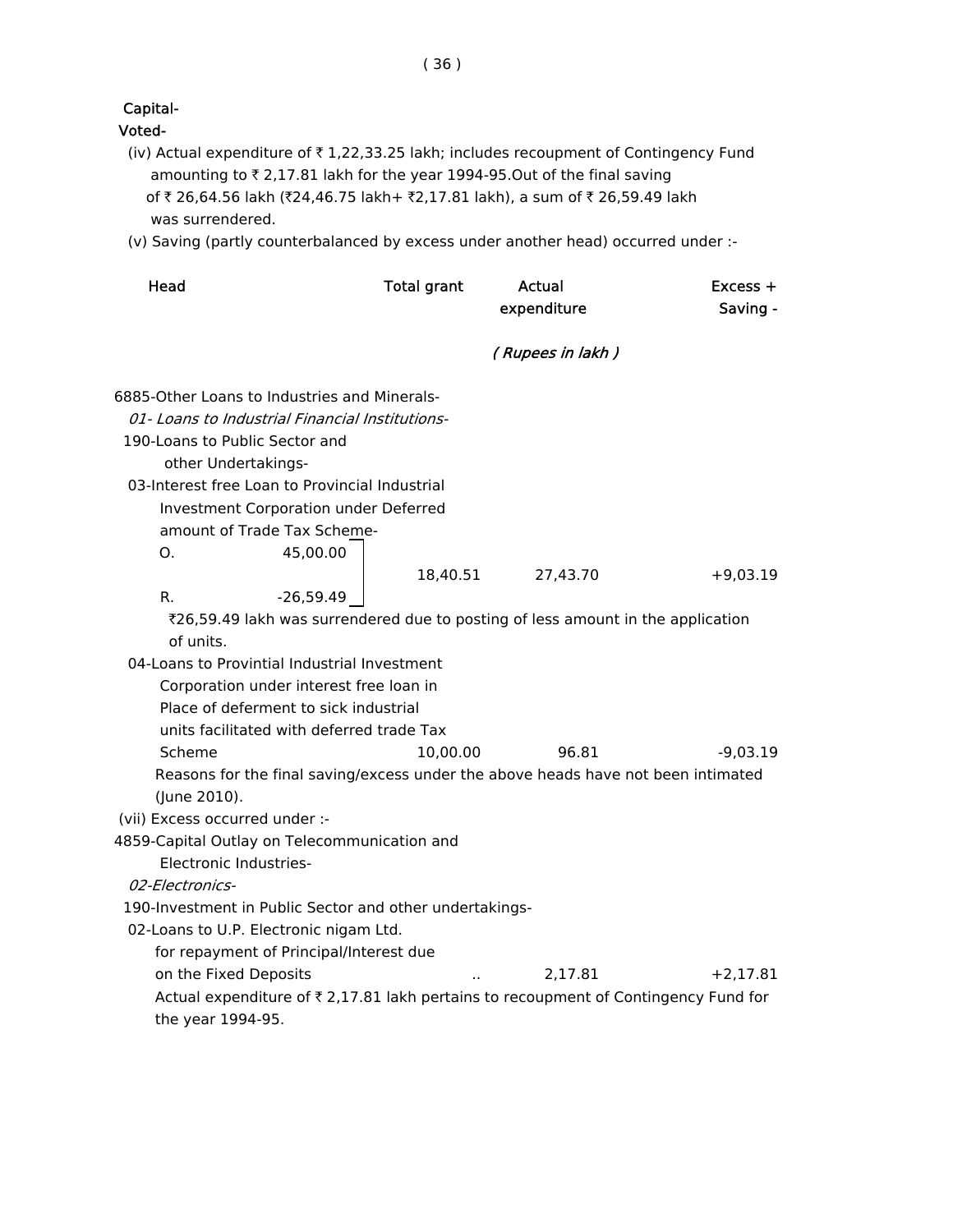Capital-

Voted-

(iv) Actual expenditure of ₹ 1,22,33.25 lakh; includes recoupment of Contingency Fund amounting to ₹ 2,17.81 lakh for the year 1994-95.Out of the final saving of ₹ 26,64.56 lakh (₹24,46.75 lakh+ ₹2,17.81 lakh), a sum of ₹ 26,59.49 lakh was surrendered.

(v) Saving (partly counterbalanced by excess under another head) occurred under :-

| Head | Total grant | Actual expenditure | Excess + Saving - |
|---|---|---|---|
| | | *( Rupees in lakh )* | |
| 6885-Other Loans to Industries and Minerals- | | | |
| *01- Loans to Industrial Financial Institutions-* | | | |
| 190-Loans to Public Sector and other Undertakings- | | | |
| 03-Interest free Loan to Provincial Industrial Investment Corporation under Deferred amount of Trade Tax Scheme- O. 45,00.00 R. -26,59.49 | 18,40.51 | 27,43.70 | +9,03.19 |

₹26,59.49 lakh was surrendered due to posting of less amount in the application of units.

| Head | Total grant | Actual expenditure | Excess + Saving - |
|---|---|---|---|
| 04-Loans to Provintial Industrial Investment Corporation under interest free loan in Place of deferment to sick industrial units facilitated with deferred trade Tax Scheme | 10,00.00 | 96.81 | -9,03.19 |

Reasons for the final saving/excess under the above heads have not been intimated (June 2010).

(vii) Excess occurred under :-

| Head | Total grant | Actual expenditure | Excess + Saving - |
|---|---|---|---|
| 4859-Capital Outlay on Telecommunication and Electronic Industries- | | | |
| *02-Electronics-* | | | |
| 190-Investment in Public Sector and other undertakings- | | | |
| 02-Loans to U.P. Electronic nigam Ltd. for repayment of Principal/Interest due on the Fixed Deposits | .. | 2,17.81 | +2,17.81 |

Actual expenditure of ₹ 2,17.81 lakh pertains to recoupment of Contingency Fund for the year 1994-95.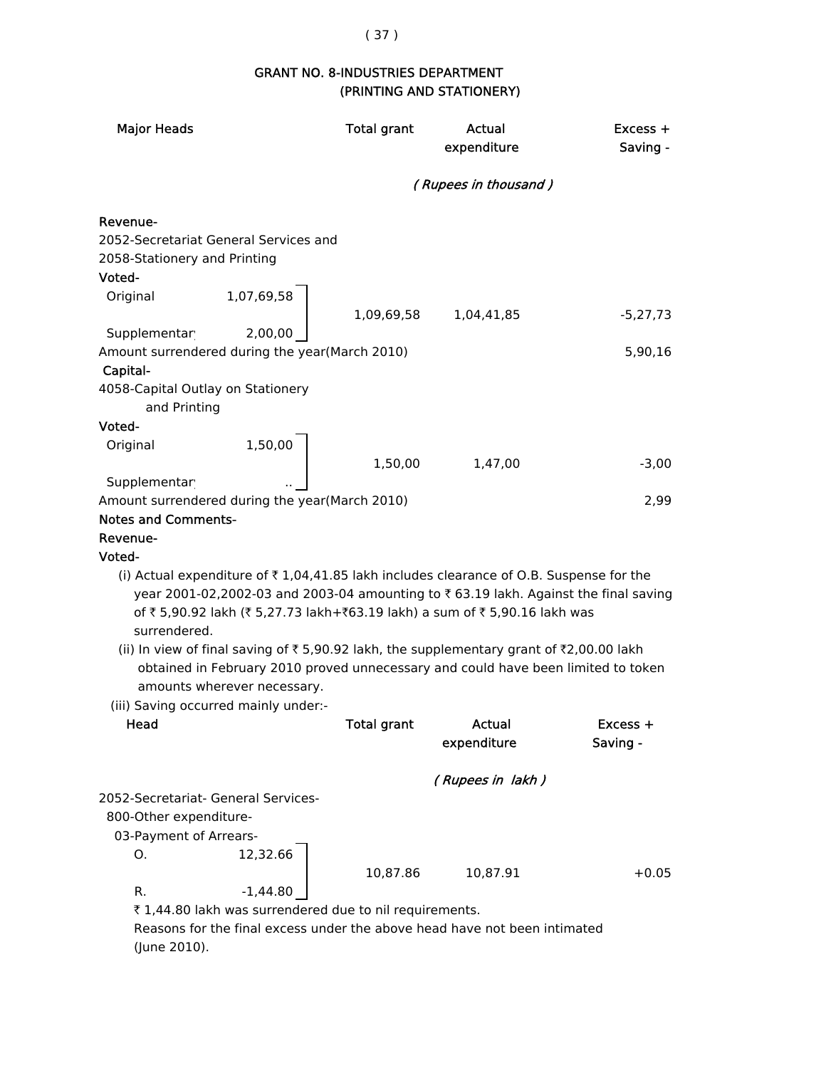## GRANT NO. 8-INDUSTRIES DEPARTMENT
### (PRINTING AND STATIONERY)

| Major Heads | | Total grant | Actual expenditure | Excess + Saving - |
|---|---|---|---|---|
| | | *( Rupees in thousand )* | | |
| **Revenue-** | | | | |
| 2052-Secretariat General Services and 2058-Stationery and Printing | | | | |
| **Voted-** | | | | |
| Original | 1,07,69,58 | 1,09,69,58 | 1,04,41,85 | -5,27,73 |
| Supplementary | 2,00,00 | | | |
| Amount surrendered during the year(March 2010) | | | | 5,90,16 |
| **Capital-** | | | | |
| 4058-Capital Outlay on Stationery and Printing | | | | |
| **Voted-** | | | | |
| Original | 1,50,00 | 1,50,00 | 1,47,00 | -3,00 |
| Supplementary | .. | | | |
| Amount surrendered during the year(March 2010) | | | | 2,99 |

**Notes and Comments-**

**Revenue-**

**Voted-**

(i) Actual expenditure of ₹ 1,04,41.85 lakh includes clearance of O.B. Suspense for the year 2001-02,2002-03 and 2003-04 amounting to ₹ 63.19 lakh. Against the final saving of ₹ 5,90.92 lakh (₹ 5,27.73 lakh+₹63.19 lakh) a sum of ₹ 5,90.16 lakh was surrendered.

(ii) In view of final saving of ₹ 5,90.92 lakh, the supplementary grant of ₹2,00.00 lakh obtained in February 2010 proved unnecessary and could have been limited to token amounts wherever necessary.

(iii) Saving occurred mainly under:-

| Head | | Total grant | Actual expenditure | Excess + Saving - |
|---|---|---|---|---|
| | | *( Rupees in lakh )* | | |
| 2052-Secretariat- General Services- | | | | |
| 800-Other expenditure- | | | | |
| 03-Payment of Arrears- | | | | |
| O. | 12,32.66 | 10,87.86 | 10,87.91 | +0.05 |
| R. | -1,44.80 | | | |

₹ 1,44.80 lakh was surrendered due to nil requirements.

Reasons for the final excess under the above head have not been intimated (June 2010).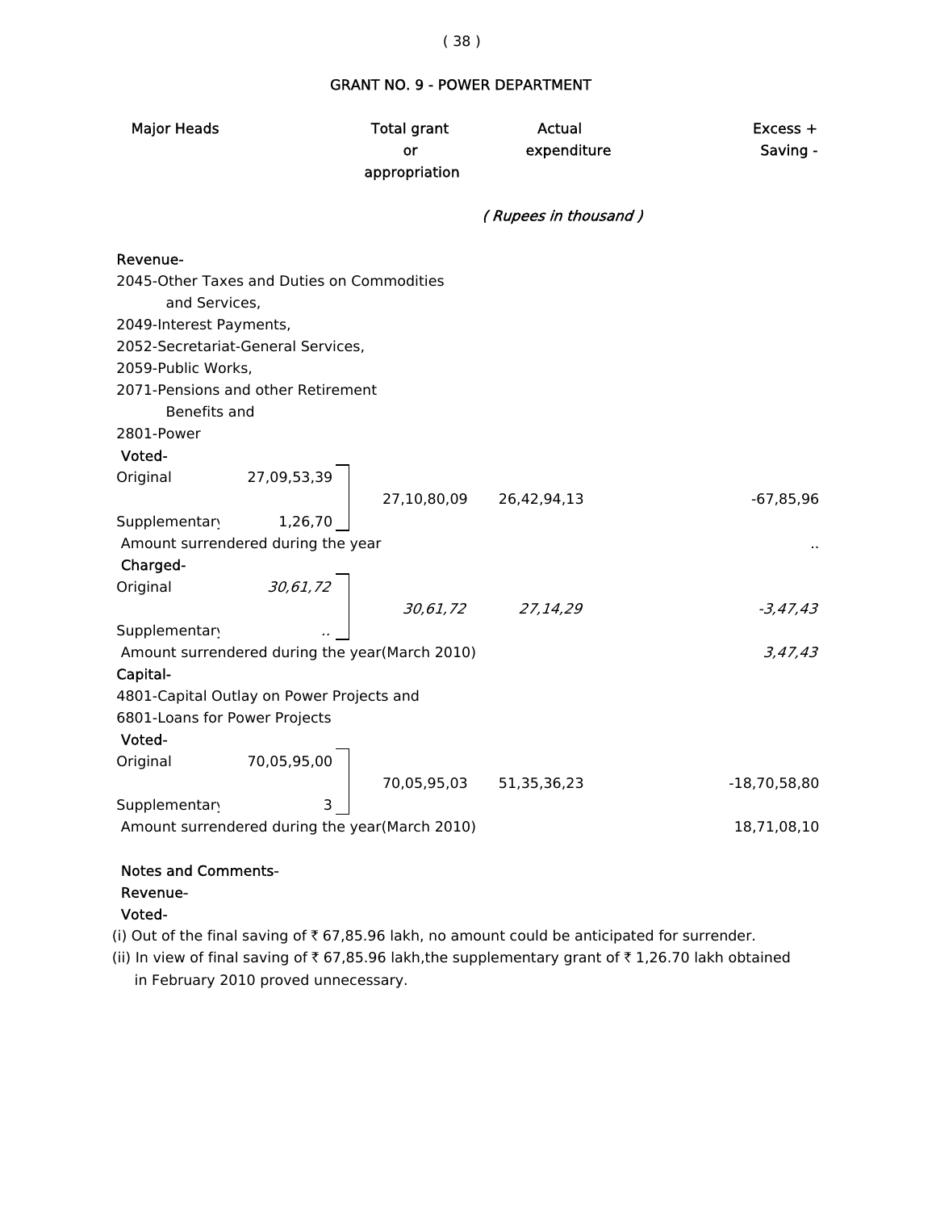## GRANT NO. 9 - POWER DEPARTMENT

| Major Heads | | Total grant or appropriation | Actual expenditure | Excess + Saving - |
|---|---|---|---|---|
| | | | *( Rupees in thousand )* | |
| **Revenue-** | | | | |
| 2045-Other Taxes and Duties on Commodities and Services, | | | | |
| 2049-Interest Payments, | | | | |
| 2052-Secretariat-General Services, | | | | |
| 2059-Public Works, | | | | |
| 2071-Pensions and other Retirement Benefits and | | | | |
| 2801-Power | | | | |
| **Voted-** | | | | |
| Original | 27,09,53,39 | 27,10,80,09 | 26,42,94,13 | -67,85,96 |
| Supplementary | 1,26,70 | | | |
| Amount surrendered during the year | | | | .. |
| **Charged-** | | | | |
| Original | *30,61,72* | *30,61,72* | *27,14,29* | *-3,47,43* |
| Supplementary | .. | | | |
| Amount surrendered during the year(March 2010) | | | | *3,47,43* |
| **Capital-** | | | | |
| 4801-Capital Outlay on Power Projects and | | | | |
| 6801-Loans for Power Projects | | | | |
| **Voted-** | | | | |
| Original | 70,05,95,00 | 70,05,95,03 | 51,35,36,23 | -18,70,58,80 |
| Supplementary | 3 | | | |
| Amount surrendered during the year(March 2010) | | | | 18,71,08,10 |

**Notes and Comments-**

**Revenue-**

**Voted-**

(i) Out of the final saving of ₹ 67,85.96 lakh, no amount could be anticipated for surrender.

(ii) In view of final saving of ₹ 67,85.96 lakh,the supplementary grant of ₹ 1,26.70 lakh obtained in February 2010 proved unnecessary.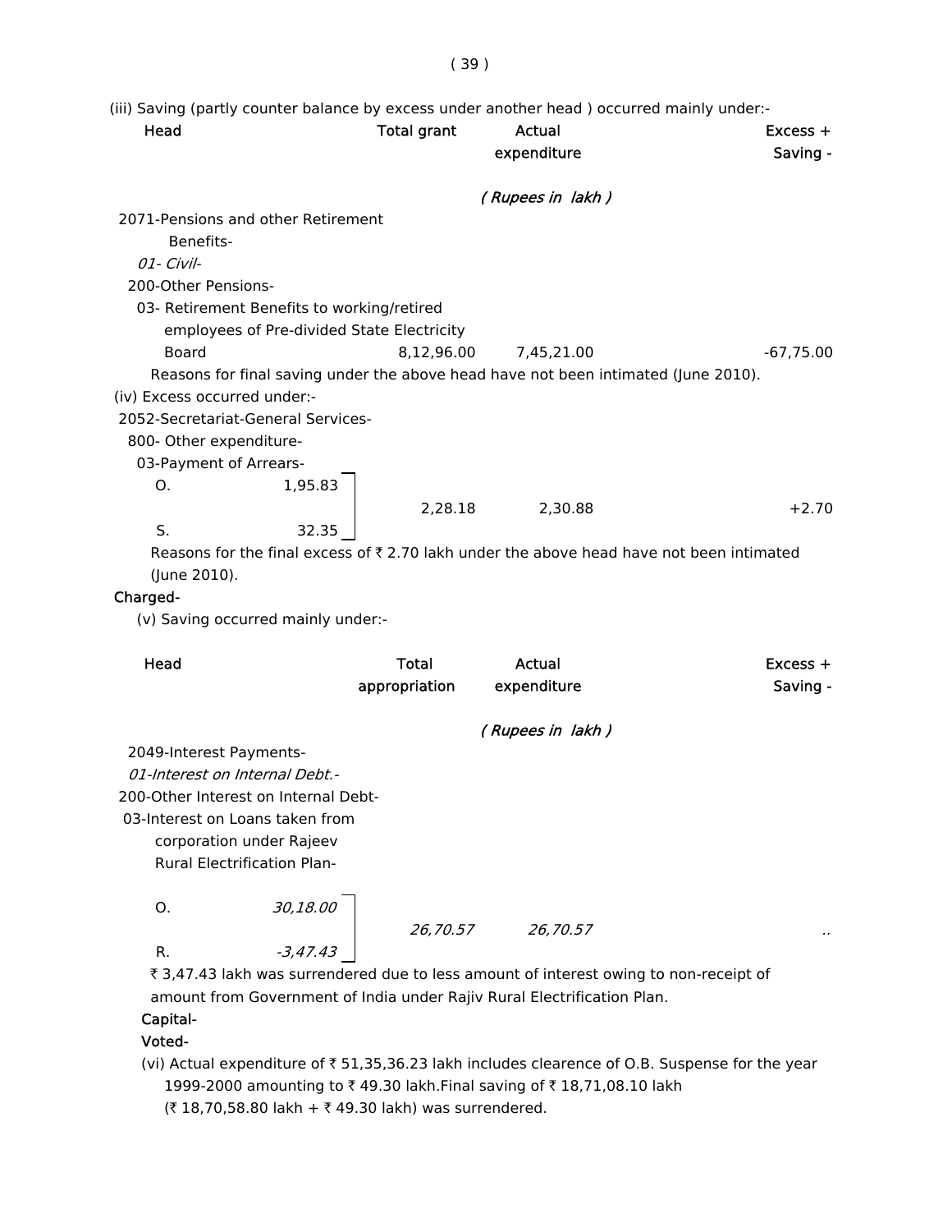(iii) Saving (partly counter balance by excess under another head ) occurred mainly under:-

| Head | Total grant | Actual expenditure | Excess + Saving - |
|---|---|---|---|
| | | *( Rupees in lakh )* | |
| 2071-Pensions and other Retirement Benefits- | | | |
| *01- Civil-* | | | |
| 200-Other Pensions- | | | |
| 03- Retirement Benefits to working/retired employees of Pre-divided State Electricity Board | 8,12,96.00 | 7,45,21.00 | -67,75.00 |

Reasons for final saving under the above head have not been intimated (June 2010).

(iv) Excess occurred under:-

| Head | Total grant | Actual expenditure | Excess + Saving - |
|---|---|---|---|
| 2052-Secretariat-General Services- | | | |
| 800- Other expenditure- | | | |
| 03-Payment of Arrears- | | | |
| O. 1,95.83 | | | |
| S. 32.35 | 2,28.18 | 2,30.88 | +2.70 |

Reasons for the final excess of ₹ 2.70 lakh under the above head have not been intimated (June 2010).

**Charged-**

(v) Saving occurred mainly under:-

| Head | Total appropriation | Actual expenditure | Excess + Saving - |
|---|---|---|---|
| | | *( Rupees in lakh )* | |
| 2049-Interest Payments- | | | |
| *01-Interest on Internal Debt.-* | | | |
| 200-Other Interest on Internal Debt- | | | |
| 03-Interest on Loans taken from corporation under Rajeev Rural Electrification Plan- | | | |
| O. *30,18.00* | | | |
| R. *-3,47.43* | *26,70.57* | *26,70.57* | .. |

₹ 3,47.43 lakh was surrendered due to less amount of interest owing to non-receipt of amount from Government of India under Rajiv Rural Electrification Plan.

**Capital-**

**Voted-**

(vi) Actual expenditure of ₹ 51,35,36.23 lakh includes clearence of O.B. Suspense for the year 1999-2000 amounting to ₹ 49.30 lakh.Final saving of ₹ 18,71,08.10 lakh (₹ 18,70,58.80 lakh + ₹ 49.30 lakh) was surrendered.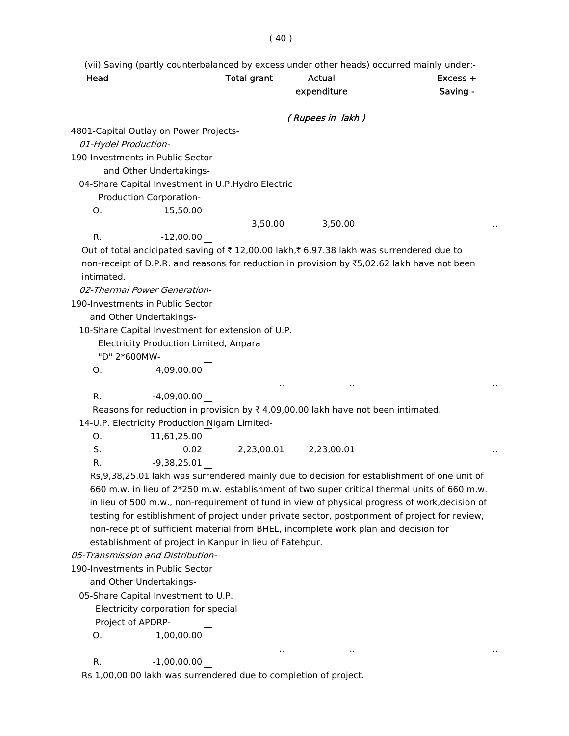(vii) Saving (partly counterbalanced by excess under other heads) occurred mainly under:-

| Head | | Total grant | Actual expenditure | Excess + Saving - |
|---|---|---|---|---|
| | | | *( Rupees in lakh )* | |

4801-Capital Outlay on Power Projects-

*01-Hydel Production-*

190-Investments in Public Sector and Other Undertakings-

04-Share Capital Investment in U.P.Hydro Electric Production Corporation-

| | | Total grant | Actual expenditure | Excess + Saving - |
|---|---|---|---|---|
| O. | 15,50.00 | 3,50.00 | 3,50.00 | .. |
| R. | -12,00.00 | | | |

Out of total ancicipated saving of ₹ 12,00.00 lakh,₹ 6,97.38 lakh was surrendered due to non-receipt of D.P.R. and reasons for reduction in provision by ₹5,02.62 lakh have not been intimated.

*02-Thermal Power Generation-*

190-Investments in Public Sector and Other Undertakings-

10-Share Capital Investment for extension of U.P. Electricity Production Limited, Anpara "D" 2*600MW-

| | | Total grant | Actual expenditure | Excess + Saving - |
|---|---|---|---|---|
| O. | 4,09,00.00 | .. | .. | .. |
| R. | -4,09,00.00 | | | |

Reasons for reduction in provision by ₹ 4,09,00.00 lakh have not been intimated.

14-U.P. Electricity Production Nigam Limited-

| | | Total grant | Actual expenditure | Excess + Saving - |
|---|---|---|---|---|
| O. | 11,61,25.00 | | | |
| S. | 0.02 | 2,23,00.01 | 2,23,00.01 | .. |
| R. | -9,38,25.01 | | | |

Rs,9,38,25.01 lakh was surrendered mainly due to decision for establishment of one unit of 660 m.w. in lieu of 2*250 m.w. establishment of two super critical thermal units of 660 m.w. in lieu of 500 m.w., non-requirement of fund in view of physical progress of work,decision of testing for estiblishment of project under private sector, postponment of project for review, non-receipt of sufficient material from BHEL, incomplete work plan and decision for establishment of project in Kanpur in lieu of Fatehpur.

*05-Transmission and Distribution-*

190-Investments in Public Sector and Other Undertakings-

05-Share Capital Investment to U.P. Electricity corporation for special Project of APDRP-

| | | Total grant | Actual expenditure | Excess + Saving - |
|---|---|---|---|---|
| O. | 1,00,00.00 | .. | .. | .. |
| R. | -1,00,00.00 | | | |

Rs 1,00,00.00 lakh was surrendered due to completion of project.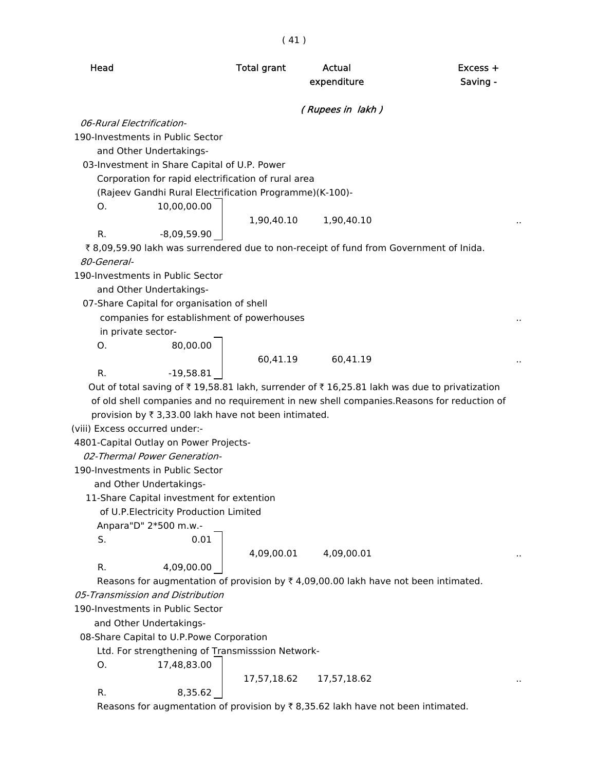| Head | Total grant | Actual expenditure | Excess + Saving - |
|---|---|---|---|
| | *( Rupees in lakh )* | | |

*06-Rural Electrification-*

190-Investments in Public Sector and Other Undertakings-

03-Investment in Share Capital of U.P. Power Corporation for rapid electrification of rural area (Rajeev Gandhi Rural Electrification Programme)(K-100)-

| | | Total grant | Actual expenditure | Excess + Saving - |
|---|---|---|---|---|
| O. | 10,00,00.00 | 1,90,40.10 | 1,90,40.10 | .. |
| R. | -8,09,59.90 | | | |

₹ 8,09,59.90 lakh was surrendered due to non-receipt of fund from Government of Inida.

*80-General-*

190-Investments in Public Sector and Other Undertakings-

07-Share Capital for organisation of shell companies for establishment of powerhouses in private sector- ..

| | | Total grant | Actual expenditure | Excess + Saving - |
|---|---|---|---|---|
| O. | 80,00.00 | 60,41.19 | 60,41.19 | .. |
| R. | -19,58.81 | | | |

Out of total saving of ₹ 19,58.81 lakh, surrender of ₹ 16,25.81 lakh was due to privatization of old shell companies and no requirement in new shell companies.Reasons for reduction of provision by ₹ 3,33.00 lakh have not been intimated.

(viii) Excess occurred under:-

4801-Capital Outlay on Power Projects-

*02-Thermal Power Generation-*

190-Investments in Public Sector and Other Undertakings-

11-Share Capital investment for extention of U.P.Electricity Production Limited Anpara"D" 2*500 m.w.-

| | | Total grant | Actual expenditure | Excess + Saving - |
|---|---|---|---|---|
| S. | 0.01 | 4,09,00.01 | 4,09,00.01 | .. |
| R. | 4,09,00.00 | | | |

Reasons for augmentation of provision by ₹ 4,09,00.00 lakh have not been intimated.

*05-Transmission and Distribution*

190-Investments in Public Sector and Other Undertakings-

08-Share Capital to U.P.Powe Corporation Ltd. For strengthening of Transmisssion Network-

| | | Total grant | Actual expenditure | Excess + Saving - |
|---|---|---|---|---|
| O. | 17,48,83.00 | 17,57,18.62 | 17,57,18.62 | .. |
| R. | 8,35.62 | | | |

Reasons for augmentation of provision by ₹ 8,35.62 lakh have not been intimated.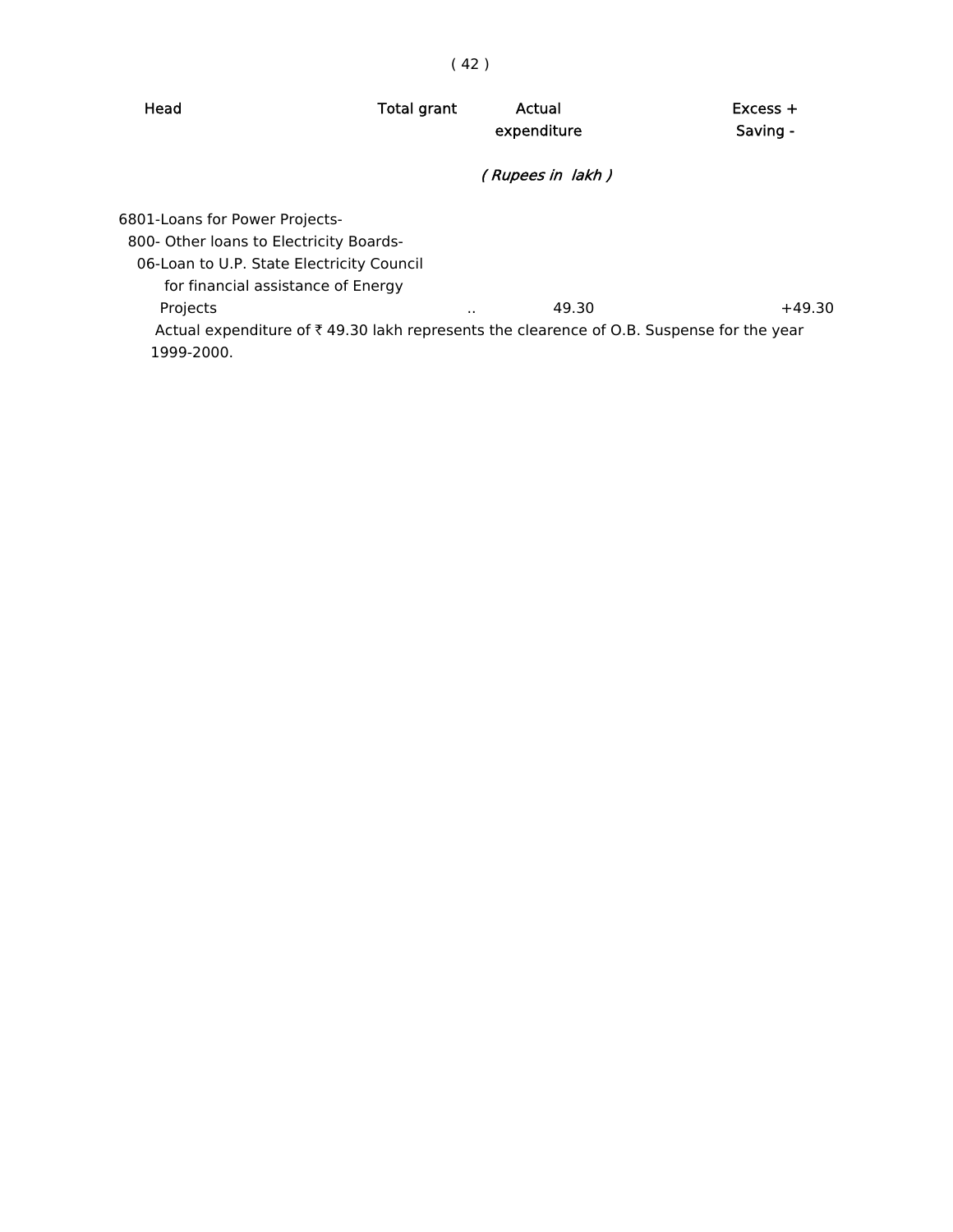| Head | Total grant | Actual expenditure | Excess + Saving - |
|---|---|---|---|
| | | *( Rupees in lakh )* | |
| 6801-Loans for Power Projects- | | | |
| 800- Other loans to Electricity Boards- | | | |
| 06-Loan to U.P. State Electricity Council for financial assistance of Energy Projects | .. | 49.30 | +49.30 |

Actual expenditure of ₹ 49.30 lakh represents the clearence of O.B. Suspense for the year 1999-2000.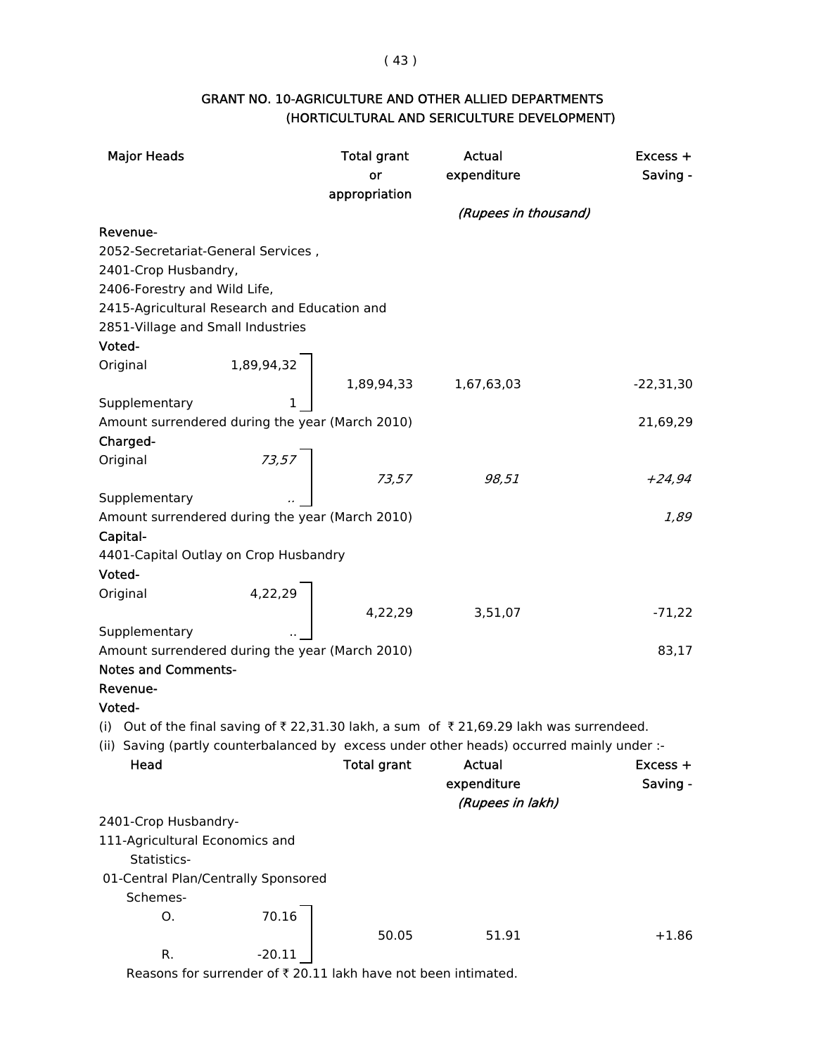## GRANT NO. 10-AGRICULTURE AND OTHER ALLIED DEPARTMENTS
### (HORTICULTURAL AND SERICULTURE DEVELOPMENT)

| Major Heads | | Total grant or appropriation | Actual expenditure | Excess + Saving - |
|---|---|---|---|---|
| | | | *(Rupees in thousand)* | |
| **Revenue-** | | | | |
| 2052-Secretariat-General Services , 2401-Crop Husbandry, 2406-Forestry and Wild Life, 2415-Agricultural Research and Education and 2851-Village and Small Industries | | | | |
| **Voted-** | | | | |
| Original | 1,89,94,32 | 1,89,94,33 | 1,67,63,03 | -22,31,30 |
| Supplementary | 1 | | | |
| Amount surrendered during the year (March 2010) | | | | 21,69,29 |
| **Charged-** | | | | |
| Original | *73,57* | *73,57* | *98,51* | *+24,94* |
| Supplementary | *..* | | | |
| Amount surrendered during the year (March 2010) | | | | *1,89* |
| **Capital-** | | | | |
| 4401-Capital Outlay on Crop Husbandry | | | | |
| **Voted-** | | | | |
| Original | 4,22,29 | 4,22,29 | 3,51,07 | -71,22 |
| Supplementary | .. | | | |
| Amount surrendered during the year (March 2010) | | | | 83,17 |

**Notes and Comments-**

**Revenue-**

**Voted-**

(i) Out of the final saving of ₹ 22,31.30 lakh, a sum of ₹ 21,69.29 lakh was surrendeed.

(ii) Saving (partly counterbalanced by excess under other heads) occurred mainly under :-

| Head | | Total grant | Actual expenditure | Excess + Saving - |
|---|---|---|---|---|
| | | | *(Rupees in lakh)* | |
| 2401-Crop Husbandry- | | | | |
| 111-Agricultural Economics and Statistics- | | | | |
| 01-Central Plan/Centrally Sponsored Schemes- | | | | |
| O. | 70.16 | 50.05 | 51.91 | +1.86 |
| R. | -20.11 | | | |

Reasons for surrender of ₹ 20.11 lakh have not been intimated.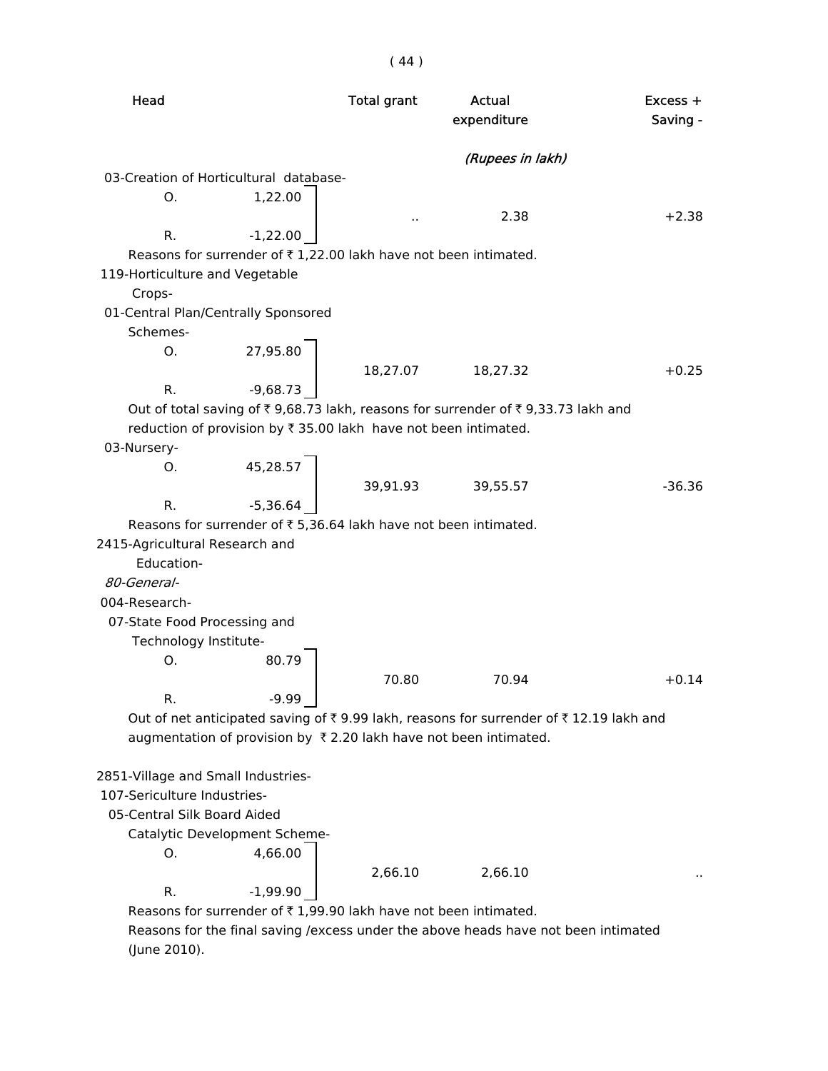| Head | | Total grant | Actual expenditure | Excess + Saving - |
|---|---|---|---|---|
| | | | *(Rupees in lakh)* | |
| 03-Creation of Horticultural database- | | | | |
| O. | 1,22.00 | .. | 2.38 | +2.38 |
| R. | -1,22.00 | | | |

Reasons for surrender of ₹ 1,22.00 lakh have not been intimated.

| Head | | Total grant | Actual expenditure | Excess + Saving - |
|---|---|---|---|---|
| 119-Horticulture and Vegetable Crops- | | | | |
| 01-Central Plan/Centrally Sponsored Schemes- | | | | |
| O. | 27,95.80 | 18,27.07 | 18,27.32 | +0.25 |
| R. | -9,68.73 | | | |

Out of total saving of ₹ 9,68.73 lakh, reasons for surrender of ₹ 9,33.73 lakh and reduction of provision by ₹ 35.00 lakh have not been intimated.

| Head | | Total grant | Actual expenditure | Excess + Saving - |
|---|---|---|---|---|
| 03-Nursery- | | | | |
| O. | 45,28.57 | 39,91.93 | 39,55.57 | -36.36 |
| R. | -5,36.64 | | | |

Reasons for surrender of ₹ 5,36.64 lakh have not been intimated.

2415-Agricultural Research and Education-

*80-General-*

004-Research-

| Head | | Total grant | Actual expenditure | Excess + Saving - |
|---|---|---|---|---|
| 07-State Food Processing and Technology Institute- | | | | |
| O. | 80.79 | 70.80 | 70.94 | +0.14 |
| R. | -9.99 | | | |

Out of net anticipated saving of ₹ 9.99 lakh, reasons for surrender of ₹ 12.19 lakh and augmentation of provision by ₹ 2.20 lakh have not been intimated.

2851-Village and Small Industries-

107-Sericulture Industries-

| Head | | Total grant | Actual expenditure | Excess + Saving - |
|---|---|---|---|---|
| 05-Central Silk Board Aided Catalytic Development Scheme- | | | | |
| O. | 4,66.00 | 2,66.10 | 2,66.10 | .. |
| R. | -1,99.90 | | | |

Reasons for surrender of ₹ 1,99.90 lakh have not been intimated.

Reasons for the final saving /excess under the above heads have not been intimated (June 2010).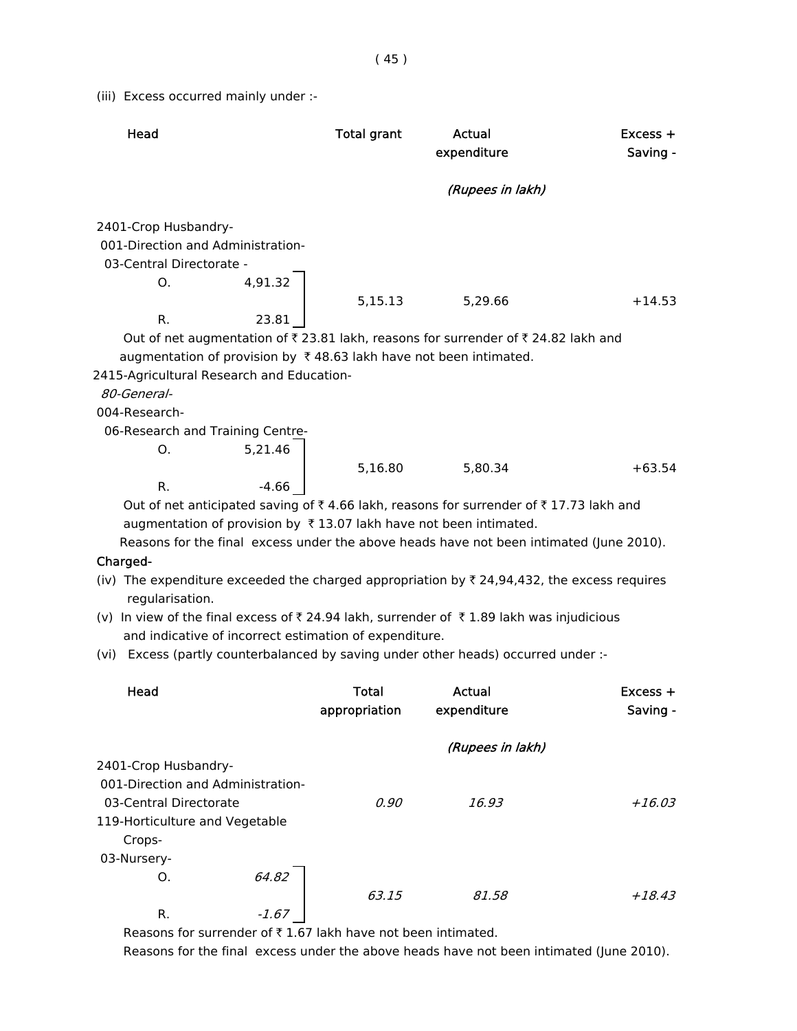(iii) Excess occurred mainly under :-

| Head | | Total grant | Actual expenditure | Excess + Saving - |
|---|---|---|---|---|
| | | | *(Rupees in lakh)* | |
| 2401-Crop Husbandry- | | | | |
| 001-Direction and Administration- | | | | |
| 03-Central Directorate - | | | | |
| O. | 4,91.32 | 5,15.13 | 5,29.66 | +14.53 |
| R. | 23.81 | | | |

Out of net augmentation of ₹ 23.81 lakh, reasons for surrender of ₹ 24.82 lakh and augmentation of provision by ₹ 48.63 lakh have not been intimated.

| Head | | Total grant | Actual expenditure | Excess + Saving - |
|---|---|---|---|---|
| 2415-Agricultural Research and Education- | | | | |
| *80-General-* | | | | |
| 004-Research- | | | | |
| 06-Research and Training Centre- | | | | |
| O. | 5,21.46 | 5,16.80 | 5,80.34 | +63.54 |
| R. | -4.66 | | | |

Out of net anticipated saving of ₹ 4.66 lakh, reasons for surrender of ₹ 17.73 lakh and augmentation of provision by ₹ 13.07 lakh have not been intimated.

Reasons for the final excess under the above heads have not been intimated (June 2010).

**Charged-**

(iv) The expenditure exceeded the charged appropriation by ₹ 24,94,432, the excess requires regularisation.

(v) In view of the final excess of ₹ 24.94 lakh, surrender of ₹ 1.89 lakh was injudicious and indicative of incorrect estimation of expenditure.

(vi) Excess (partly counterbalanced by saving under other heads) occurred under :-

| Head | | Total appropriation | Actual expenditure | Excess + Saving - |
|---|---|---|---|---|
| | | | *(Rupees in lakh)* | |
| 2401-Crop Husbandry- | | | | |
| 001-Direction and Administration- | | | | |
| 03-Central Directorate | | *0.90* | *16.93* | *+16.03* |
| 119-Horticulture and Vegetable Crops- | | | | |
| 03-Nursery- | | | | |
| O. | *64.82* | *63.15* | *81.58* | *+18.43* |
| R. | *-1.67* | | | |

Reasons for surrender of ₹ 1.67 lakh have not been intimated.

Reasons for the final excess under the above heads have not been intimated (June 2010).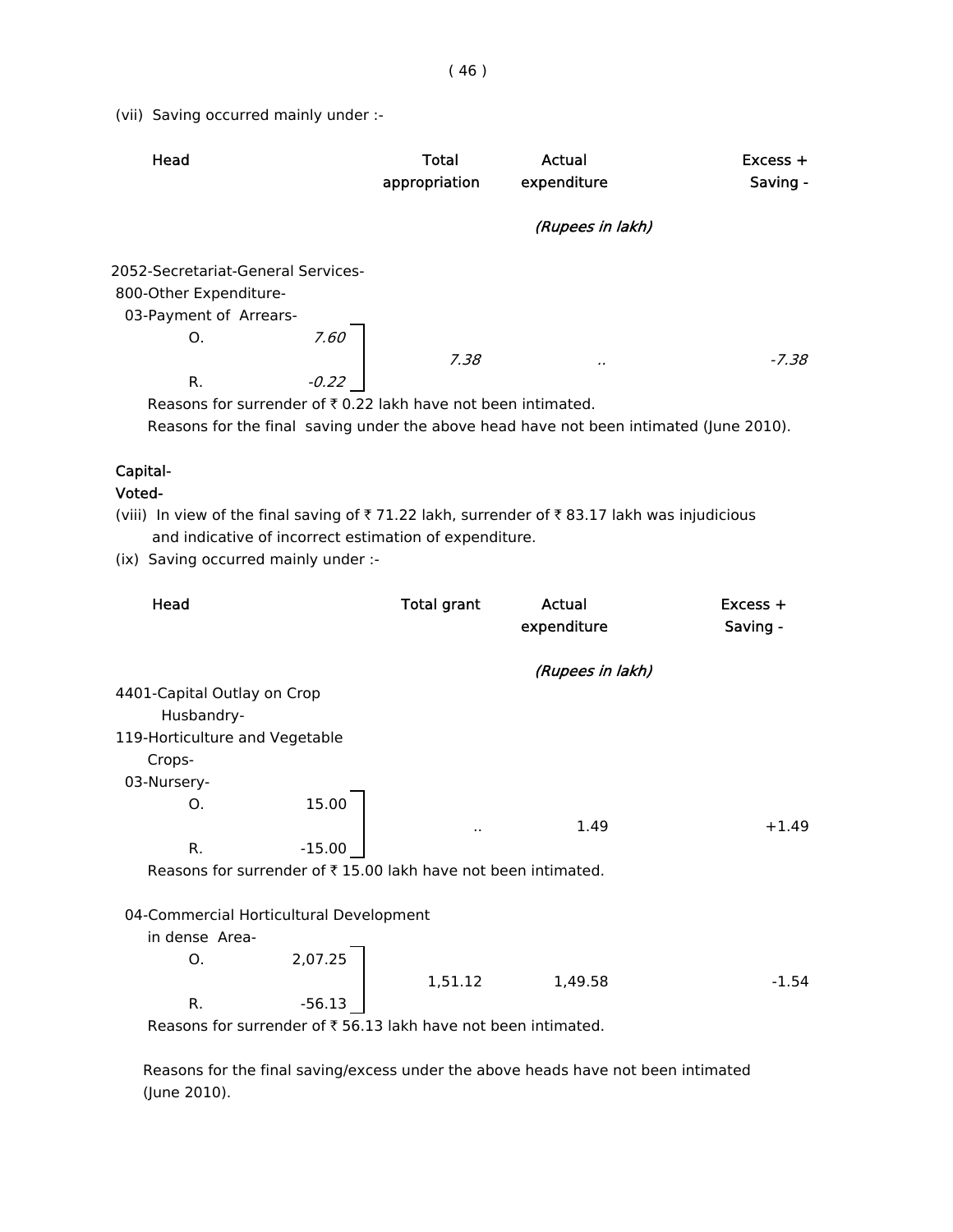(vii) Saving occurred mainly under :-

| Head | | Total appropriation | Actual expenditure | Excess + Saving - |
|---|---|---|---|---|
| | | | *(Rupees in lakh)* | |
| 2052-Secretariat-General Services- 800-Other Expenditure- 03-Payment of Arrears- | | | | |
| O. | *7.60* | *7.38* | *..* | *-7.38* |
| R. | *-0.22* | | | |

Reasons for surrender of ₹ 0.22 lakh have not been intimated.

Reasons for the final saving under the above head have not been intimated (June 2010).

**Capital-**

**Voted-**

(viii) In view of the final saving of ₹ 71.22 lakh, surrender of ₹ 83.17 lakh was injudicious and indicative of incorrect estimation of expenditure.

(ix) Saving occurred mainly under :-

| Head | | Total grant | Actual expenditure | Excess + Saving - |
|---|---|---|---|---|
| | | | *(Rupees in lakh)* | |
| 4401-Capital Outlay on Crop Husbandry- 119-Horticulture and Vegetable Crops- 03-Nursery- | | | | |
| O. | 15.00 | .. | 1.49 | +1.49 |
| R. | -15.00 | | | |

Reasons for surrender of ₹ 15.00 lakh have not been intimated.

| Head | | Total grant | Actual expenditure | Excess + Saving - |
|---|---|---|---|---|
| 04-Commercial Horticultural Development in dense Area- | | | | |
| O. | 2,07.25 | 1,51.12 | 1,49.58 | -1.54 |
| R. | -56.13 | | | |

Reasons for surrender of ₹ 56.13 lakh have not been intimated.

Reasons for the final saving/excess under the above heads have not been intimated (June 2010).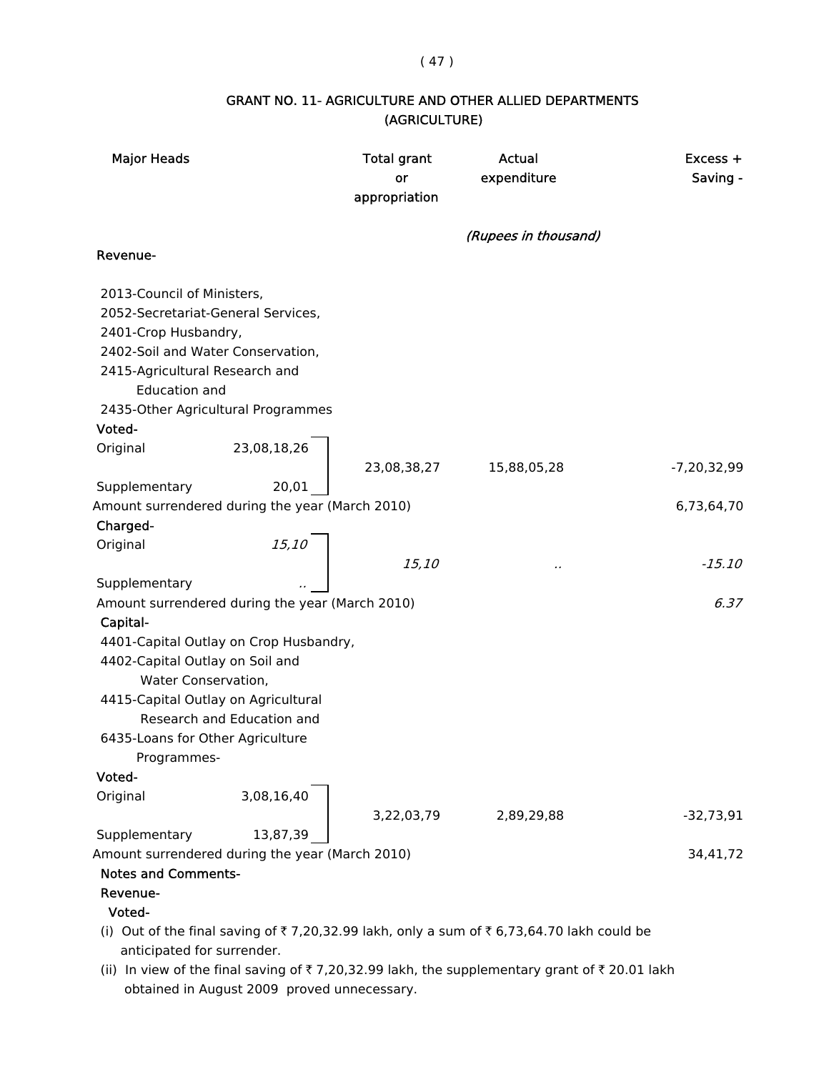## GRANT NO. 11- AGRICULTURE AND OTHER ALLIED DEPARTMENTS (AGRICULTURE)

| Major Heads | | Total grant or appropriation | Actual expenditure | Excess + Saving - |
|---|---|---|---|---|
| | | | *(Rupees in thousand)* | |
| **Revenue-** | | | | |
| 2013-Council of Ministers, 2052-Secretariat-General Services, 2401-Crop Husbandry, 2402-Soil and Water Conservation, 2415-Agricultural Research and Education and 2435-Other Agricultural Programmes | | | | |
| **Voted-** | | | | |
| Original | 23,08,18,26 | 23,08,38,27 | 15,88,05,28 | -7,20,32,99 |
| Supplementary | 20,01 | | | |
| Amount surrendered during the year (March 2010) | | | | 6,73,64,70 |
| **Charged-** | | | | |
| Original | *15,10* | *15,10* | *..* | *-15.10* |
| Supplementary | *..* | | | |
| Amount surrendered during the year (March 2010) | | | | *6.37* |
| **Capital-** | | | | |
| 4401-Capital Outlay on Crop Husbandry, 4402-Capital Outlay on Soil and Water Conservation, 4415-Capital Outlay on Agricultural Research and Education and 6435-Loans for Other Agriculture Programmes- | | | | |
| **Voted-** | | | | |
| Original | 3,08,16,40 | 3,22,03,79 | 2,89,29,88 | -32,73,91 |
| Supplementary | 13,87,39 | | | |
| Amount surrendered during the year (March 2010) | | | | 34,41,72 |

**Notes and Comments-**

**Revenue-**

**Voted-**

(i) Out of the final saving of ₹ 7,20,32.99 lakh, only a sum of ₹ 6,73,64.70 lakh could be anticipated for surrender.

(ii) In view of the final saving of ₹ 7,20,32.99 lakh, the supplementary grant of ₹ 20.01 lakh obtained in August 2009 proved unnecessary.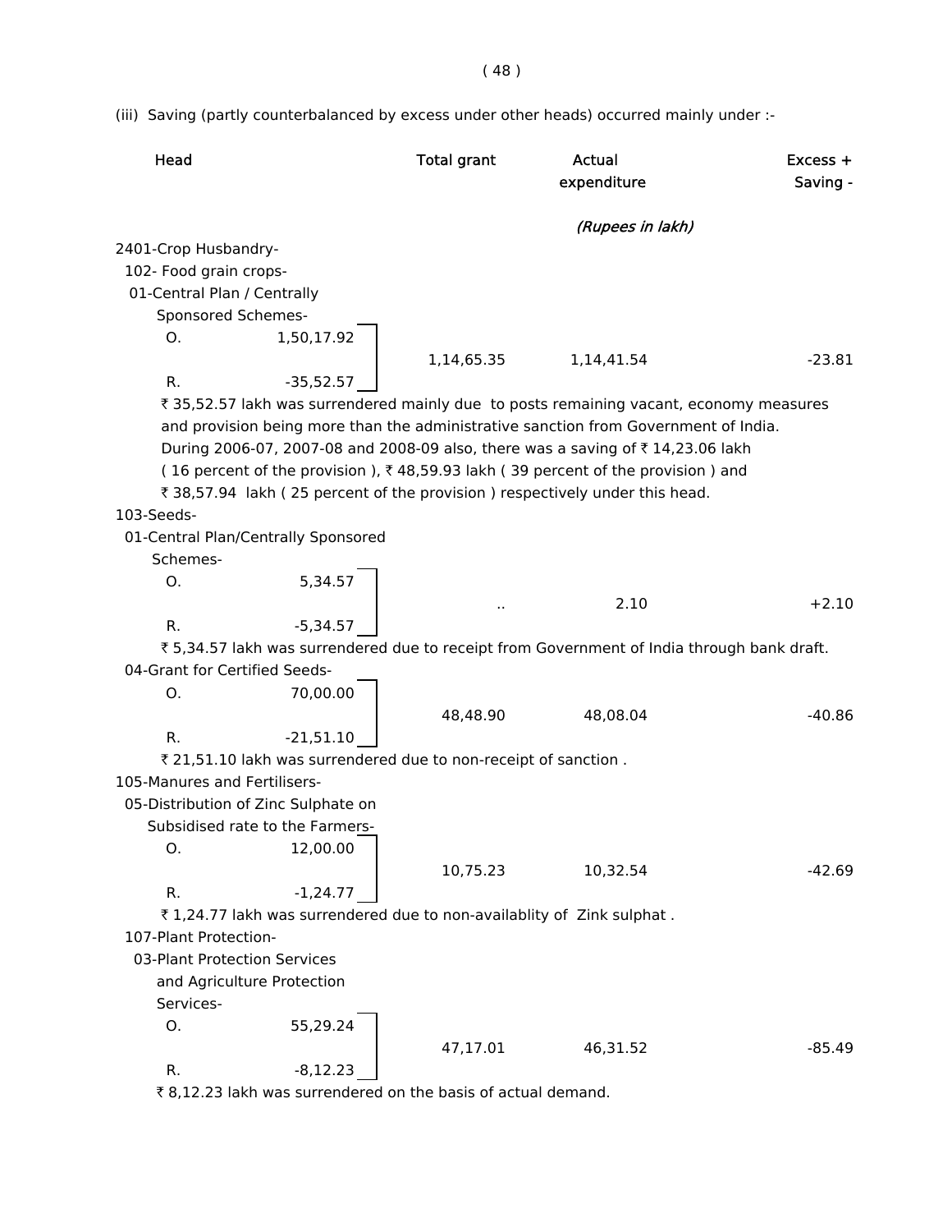(iii) Saving (partly counterbalanced by excess under other heads) occurred mainly under :-

| Head | | Total grant | Actual expenditure | Excess + Saving - |
|---|---|---|---|---|
| | | | *(Rupees in lakh)* | |
| 2401-Crop Husbandry- | | | | |
| 102- Food grain crops- | | | | |
| 01-Central Plan / Centrally Sponsored Schemes- | | | | |
| O. | 1,50,17.92 | 1,14,65.35 | 1,14,41.54 | -23.81 |
| R. | -35,52.57 | | | |

₹ 35,52.57 lakh was surrendered mainly due to posts remaining vacant, economy measures and provision being more than the administrative sanction from Government of India. During 2006-07, 2007-08 and 2008-09 also, there was a saving of ₹ 14,23.06 lakh ( 16 percent of the provision ), ₹ 48,59.93 lakh ( 39 percent of the provision ) and ₹ 38,57.94 lakh ( 25 percent of the provision ) respectively under this head.

| Head | | Total grant | Actual expenditure | Excess + Saving - |
|---|---|---|---|---|
| 103-Seeds- | | | | |
| 01-Central Plan/Centrally Sponsored Schemes- | | | | |
| O. | 5,34.57 | .. | 2.10 | +2.10 |
| R. | -5,34.57 | | | |

₹ 5,34.57 lakh was surrendered due to receipt from Government of India through bank draft.

| Head | | Total grant | Actual expenditure | Excess + Saving - |
|---|---|---|---|---|
| 04-Grant for Certified Seeds- | | | | |
| O. | 70,00.00 | 48,48.90 | 48,08.04 | -40.86 |
| R. | -21,51.10 | | | |

₹ 21,51.10 lakh was surrendered due to non-receipt of sanction .

| Head | | Total grant | Actual expenditure | Excess + Saving - |
|---|---|---|---|---|
| 105-Manures and Fertilisers- | | | | |
| 05-Distribution of Zinc Sulphate on Subsidised rate to the Farmers- | | | | |
| O. | 12,00.00 | 10,75.23 | 10,32.54 | -42.69 |
| R. | -1,24.77 | | | |

₹ 1,24.77 lakh was surrendered due to non-availablity of Zink sulphat .

| Head | | Total grant | Actual expenditure | Excess + Saving - |
|---|---|---|---|---|
| 107-Plant Protection- | | | | |
| 03-Plant Protection Services and Agriculture Protection Services- | | | | |
| O. | 55,29.24 | 47,17.01 | 46,31.52 | -85.49 |
| R. | -8,12.23 | | | |

₹ 8,12.23 lakh was surrendered on the basis of actual demand.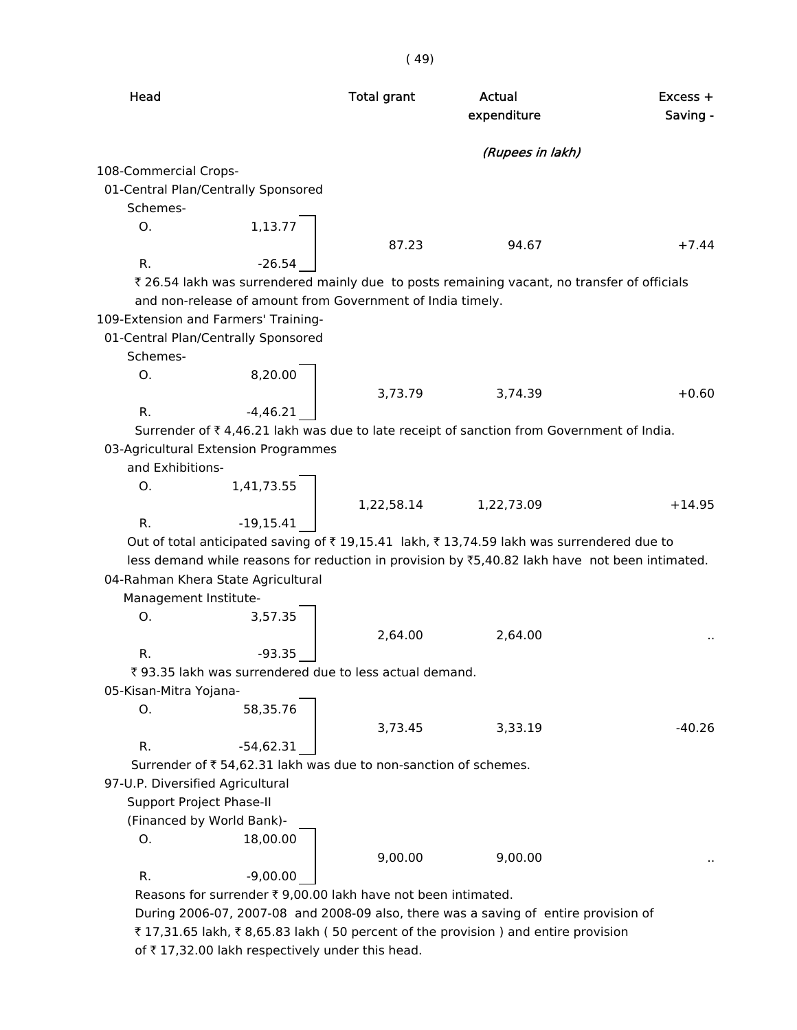| Head | | Total grant | Actual expenditure | Excess + Saving - |
|---|---|---|---|---|
| | | | *(Rupees in lakh)* | |
| 108-Commercial Crops- | | | | |
| 01-Central Plan/Centrally Sponsored Schemes- | | | | |
| O. | 1,13.77 | 87.23 | 94.67 | +7.44 |
| R. | -26.54 | | | |

₹ 26.54 lakh was surrendered mainly due to posts remaining vacant, no transfer of officials and non-release of amount from Government of India timely.

| Head | | Total grant | Actual expenditure | Excess + Saving - |
|---|---|---|---|---|
| 109-Extension and Farmers' Training- | | | | |
| 01-Central Plan/Centrally Sponsored Schemes- | | | | |
| O. | 8,20.00 | 3,73.79 | 3,74.39 | +0.60 |
| R. | -4,46.21 | | | |

Surrender of ₹ 4,46.21 lakh was due to late receipt of sanction from Government of India.

| Head | | Total grant | Actual expenditure | Excess + Saving - |
|---|---|---|---|---|
| 03-Agricultural Extension Programmes and Exhibitions- | | | | |
| O. | 1,41,73.55 | 1,22,58.14 | 1,22,73.09 | +14.95 |
| R. | -19,15.41 | | | |

Out of total anticipated saving of ₹ 19,15.41 lakh, ₹ 13,74.59 lakh was surrendered due to less demand while reasons for reduction in provision by ₹5,40.82 lakh have not been intimated.

| Head | | Total grant | Actual expenditure | Excess + Saving - |
|---|---|---|---|---|
| 04-Rahman Khera State Agricultural Management Institute- | | | | |
| O. | 3,57.35 | 2,64.00 | 2,64.00 | .. |
| R. | -93.35 | | | |

₹ 93.35 lakh was surrendered due to less actual demand.

| Head | | Total grant | Actual expenditure | Excess + Saving - |
|---|---|---|---|---|
| 05-Kisan-Mitra Yojana- | | | | |
| O. | 58,35.76 | 3,73.45 | 3,33.19 | -40.26 |
| R. | -54,62.31 | | | |

Surrender of ₹ 54,62.31 lakh was due to non-sanction of schemes.

| Head | | Total grant | Actual expenditure | Excess + Saving - |
|---|---|---|---|---|
| 97-U.P. Diversified Agricultural Support Project Phase-II (Financed by World Bank)- | | | | |
| O. | 18,00.00 | 9,00.00 | 9,00.00 | .. |
| R. | -9,00.00 | | | |

Reasons for surrender ₹ 9,00.00 lakh have not been intimated.

During 2006-07, 2007-08 and 2008-09 also, there was a saving of entire provision of ₹ 17,31.65 lakh, ₹ 8,65.83 lakh ( 50 percent of the provision ) and entire provision of ₹ 17,32.00 lakh respectively under this head.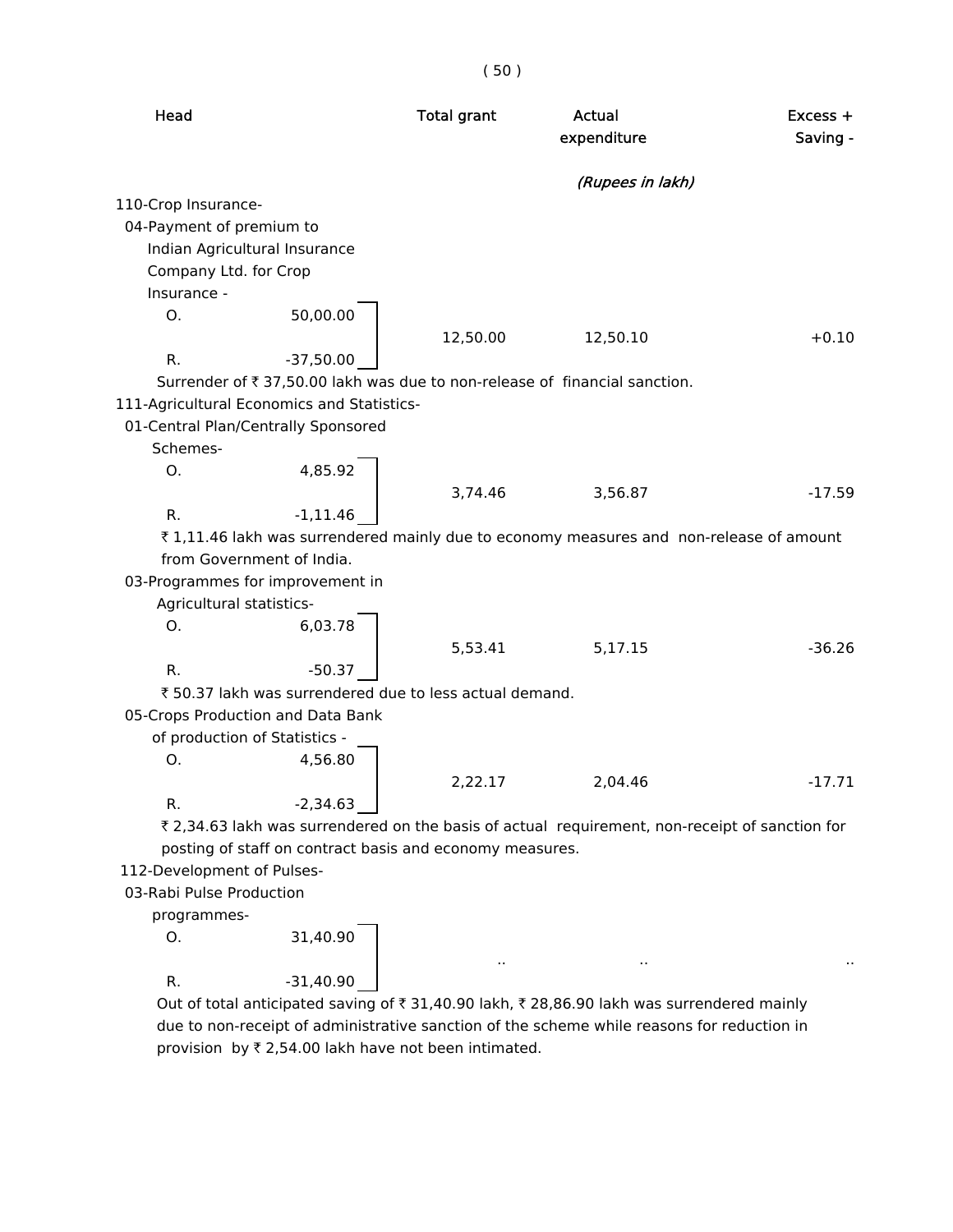| Head | | Total grant | Actual expenditure | Excess + Saving - |
|---|---|---|---|---|
| | | | *(Rupees in lakh)* | |
| 110-Crop Insurance- | | | | |
| 04-Payment of premium to Indian Agricultural Insurance Company Ltd. for Crop Insurance - | | | | |
| O. | 50,00.00 | | | |
| | | 12,50.00 | 12,50.10 | +0.10 |
| R. | -37,50.00 | | | |

Surrender of ₹ 37,50.00 lakh was due to non-release of financial sanction.

| Head | | Total grant | Actual expenditure | Excess + Saving - |
|---|---|---|---|---|
| 111-Agricultural Economics and Statistics- | | | | |
| 01-Central Plan/Centrally Sponsored Schemes- | | | | |
| O. | 4,85.92 | | | |
| | | 3,74.46 | 3,56.87 | -17.59 |
| R. | -1,11.46 | | | |

₹ 1,11.46 lakh was surrendered mainly due to economy measures and non-release of amount from Government of India.

| Head | | Total grant | Actual expenditure | Excess + Saving - |
|---|---|---|---|---|
| 03-Programmes for improvement in Agricultural statistics- | | | | |
| O. | 6,03.78 | | | |
| | | 5,53.41 | 5,17.15 | -36.26 |
| R. | -50.37 | | | |

₹ 50.37 lakh was surrendered due to less actual demand.

| Head | | Total grant | Actual expenditure | Excess + Saving - |
|---|---|---|---|---|
| 05-Crops Production and Data Bank of production of Statistics - | | | | |
| O. | 4,56.80 | | | |
| | | 2,22.17 | 2,04.46 | -17.71 |
| R. | -2,34.63 | | | |

₹ 2,34.63 lakh was surrendered on the basis of actual requirement, non-receipt of sanction for posting of staff on contract basis and economy measures.

| Head | | Total grant | Actual expenditure | Excess + Saving - |
|---|---|---|---|---|
| 112-Development of Pulses- | | | | |
| 03-Rabi Pulse Production programmes- | | | | |
| O. | 31,40.90 | | | |
| | | .. | .. | .. |
| R. | -31,40.90 | | | |

Out of total anticipated saving of ₹ 31,40.90 lakh, ₹ 28,86.90 lakh was surrendered mainly due to non-receipt of administrative sanction of the scheme while reasons for reduction in provision by ₹ 2,54.00 lakh have not been intimated.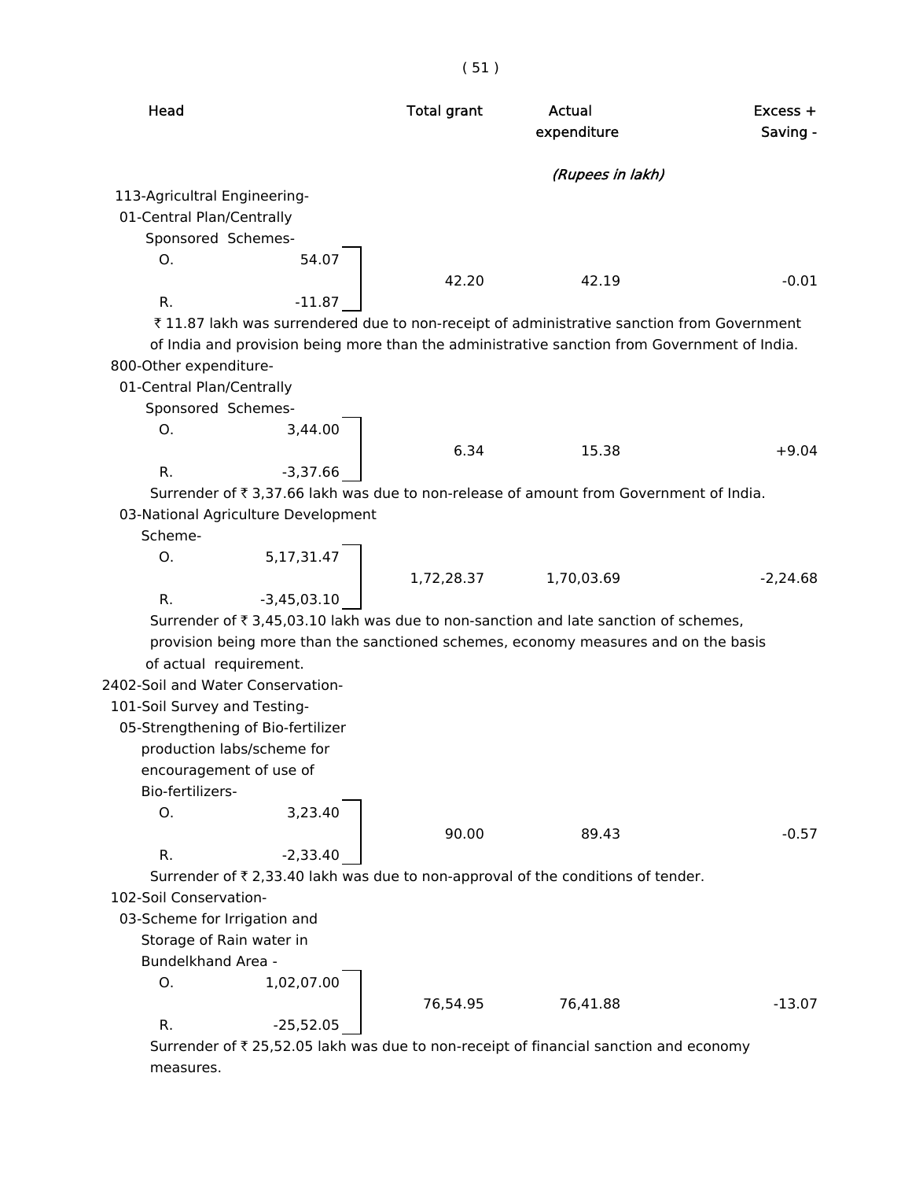| Head | | Total grant | Actual expenditure | Excess + Saving - |
|---|---|---|---|---|
| | | | *(Rupees in lakh)* | |
| 113-Agricultral Engineering- | | | | |
| 01-Central Plan/Centrally Sponsored Schemes- | | | | |
| O. | 54.07 | 42.20 | 42.19 | -0.01 |
| R. | -11.87 | | | |

₹ 11.87 lakh was surrendered due to non-receipt of administrative sanction from Government of India and provision being more than the administrative sanction from Government of India.

| Head | | Total grant | Actual expenditure | Excess + Saving - |
|---|---|---|---|---|
| 800-Other expenditure- | | | | |
| 01-Central Plan/Centrally Sponsored Schemes- | | | | |
| O. | 3,44.00 | 6.34 | 15.38 | +9.04 |
| R. | -3,37.66 | | | |

Surrender of ₹ 3,37.66 lakh was due to non-release of amount from Government of India.

| Head | | Total grant | Actual expenditure | Excess + Saving - |
|---|---|---|---|---|
| 03-National Agriculture Development Scheme- | | | | |
| O. | 5,17,31.47 | 1,72,28.37 | 1,70,03.69 | -2,24.68 |
| R. | -3,45,03.10 | | | |

Surrender of ₹ 3,45,03.10 lakh was due to non-sanction and late sanction of schemes, provision being more than the sanctioned schemes, economy measures and on the basis of actual requirement.

| Head | | Total grant | Actual expenditure | Excess + Saving - |
|---|---|---|---|---|
| 2402-Soil and Water Conservation- | | | | |
| 101-Soil Survey and Testing- | | | | |
| 05-Strengthening of Bio-fertilizer production labs/scheme for encouragement of use of Bio-fertilizers- | | | | |
| O. | 3,23.40 | 90.00 | 89.43 | -0.57 |
| R. | -2,33.40 | | | |

Surrender of ₹ 2,33.40 lakh was due to non-approval of the conditions of tender.

| Head | | Total grant | Actual expenditure | Excess + Saving - |
|---|---|---|---|---|
| 102-Soil Conservation- | | | | |
| 03-Scheme for Irrigation and Storage of Rain water in Bundelkhand Area - | | | | |
| O. | 1,02,07.00 | 76,54.95 | 76,41.88 | -13.07 |
| R. | -25,52.05 | | | |

Surrender of ₹ 25,52.05 lakh was due to non-receipt of financial sanction and economy measures.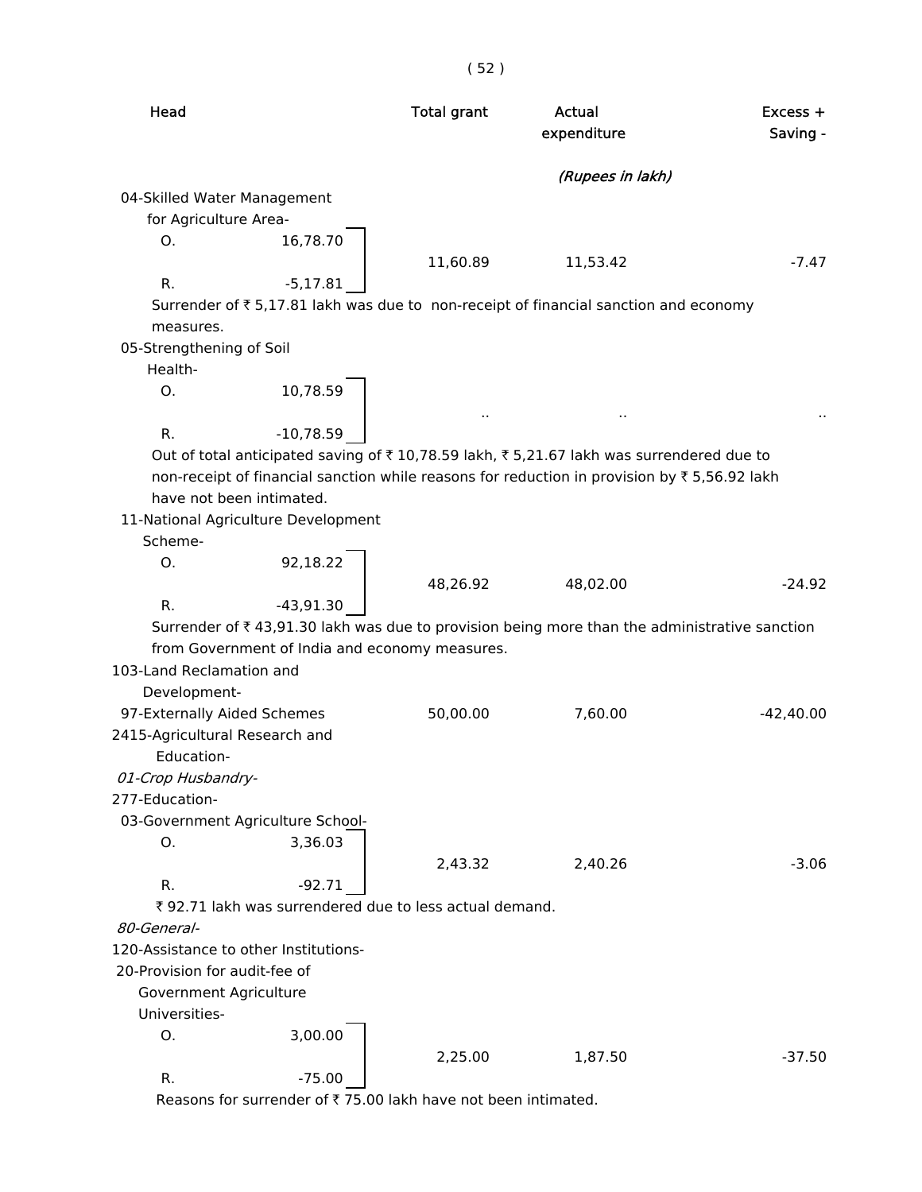| Head | | Total grant | Actual expenditure | Excess + Saving - |
|---|---|---|---|---|
| | | | *(Rupees in lakh)* | |
| 04-Skilled Water Management for Agriculture Area- | | | | |
| O. | 16,78.70 | 11,60.89 | 11,53.42 | -7.47 |
| R. | -5,17.81 | | | |

Surrender of ₹ 5,17.81 lakh was due to non-receipt of financial sanction and economy measures.

| Head | | Total grant | Actual expenditure | Excess + Saving - |
|---|---|---|---|---|
| 05-Strengthening of Soil Health- | | | | |
| O. | 10,78.59 | .. | .. | .. |
| R. | -10,78.59 | | | |

Out of total anticipated saving of ₹ 10,78.59 lakh, ₹ 5,21.67 lakh was surrendered due to non-receipt of financial sanction while reasons for reduction in provision by ₹ 5,56.92 lakh have not been intimated.

| Head | | Total grant | Actual expenditure | Excess + Saving - |
|---|---|---|---|---|
| 11-National Agriculture Development Scheme- | | | | |
| O. | 92,18.22 | 48,26.92 | 48,02.00 | -24.92 |
| R. | -43,91.30 | | | |

Surrender of ₹ 43,91.30 lakh was due to provision being more than the administrative sanction from Government of India and economy measures.

| Head | | Total grant | Actual expenditure | Excess + Saving - |
|---|---|---|---|---|
| 103-Land Reclamation and Development- | | | | |
| 97-Externally Aided Schemes | | 50,00.00 | 7,60.00 | -42,40.00 |
| 2415-Agricultural Research and Education- | | | | |
| *01-Crop Husbandry-* | | | | |
| 277-Education- | | | | |
| 03-Government Agriculture School- | | | | |
| O. | 3,36.03 | 2,43.32 | 2,40.26 | -3.06 |
| R. | -92.71 | | | |

₹ 92.71 lakh was surrendered due to less actual demand.

| Head | | Total grant | Actual expenditure | Excess + Saving - |
|---|---|---|---|---|
| *80-General-* | | | | |
| 120-Assistance to other Institutions- | | | | |
| 20-Provision for audit-fee of Government Agriculture Universities- | | | | |
| O. | 3,00.00 | 2,25.00 | 1,87.50 | -37.50 |
| R. | -75.00 | | | |

Reasons for surrender of ₹ 75.00 lakh have not been intimated.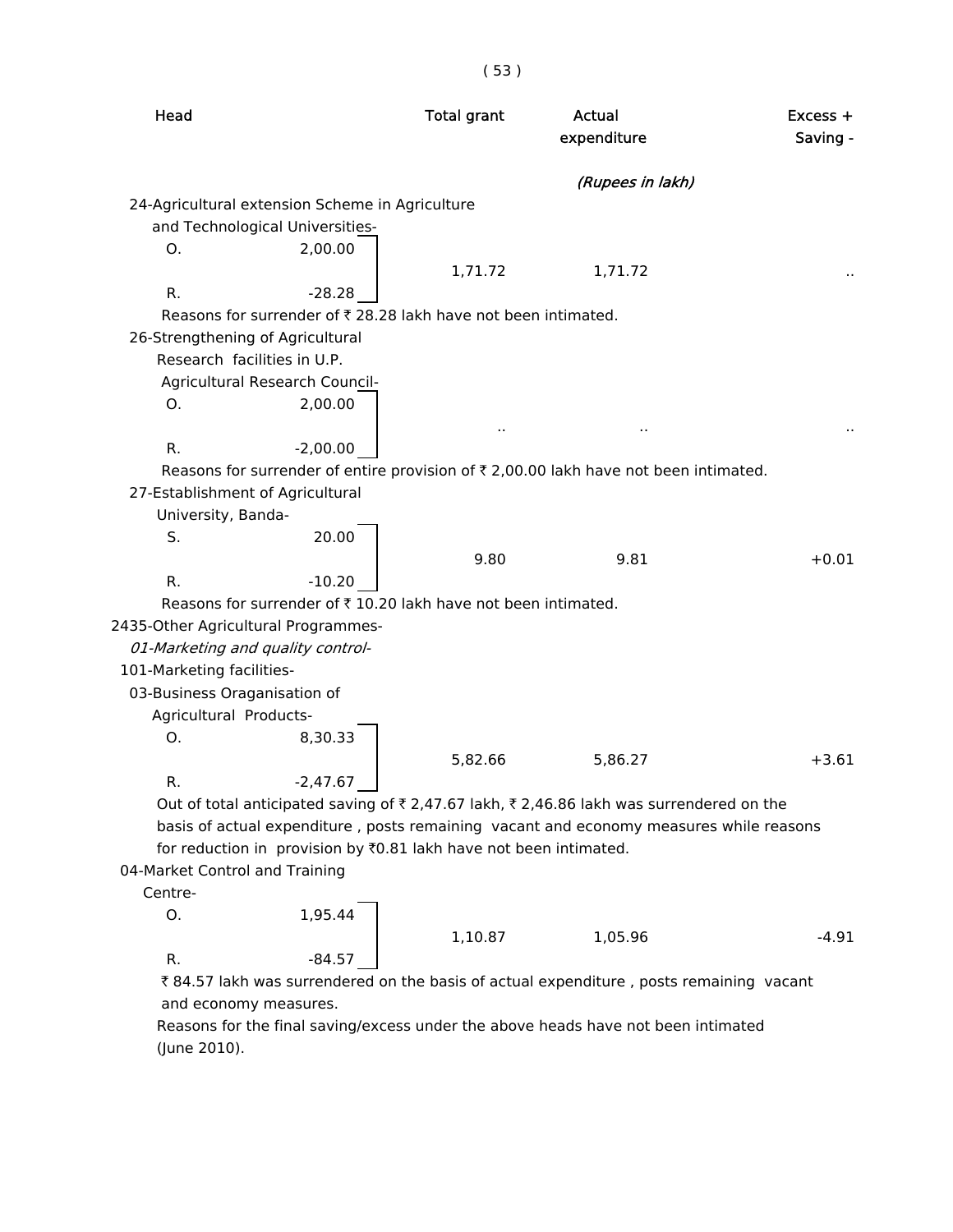| Head | | Total grant | Actual expenditure | Excess + Saving - |
|---|---|---|---|---|
| | | | *(Rupees in lakh)* | |
| 24-Agricultural extension Scheme in Agriculture and Technological Universities- | | | | |
| O. | 2,00.00 | 1,71.72 | 1,71.72 | .. |
| R. | -28.28 | | | |

Reasons for surrender of ₹ 28.28 lakh have not been intimated.

| Head | | Total grant | Actual expenditure | Excess + Saving - |
|---|---|---|---|---|
| 26-Strengthening of Agricultural Research facilities in U.P. Agricultural Research Council- | | | | |
| O. | 2,00.00 | .. | .. | .. |
| R. | -2,00.00 | | | |

Reasons for surrender of entire provision of ₹ 2,00.00 lakh have not been intimated.

| Head | | Total grant | Actual expenditure | Excess + Saving - |
|---|---|---|---|---|
| 27-Establishment of Agricultural University, Banda- | | | | |
| S. | 20.00 | 9.80 | 9.81 | +0.01 |
| R. | -10.20 | | | |

Reasons for surrender of ₹ 10.20 lakh have not been intimated.

2435-Other Agricultural Programmes-

*01-Marketing and quality control-*

101-Marketing facilities-

| Head | | Total grant | Actual expenditure | Excess + Saving - |
|---|---|---|---|---|
| 03-Business Oraganisation of Agricultural Products- | | | | |
| O. | 8,30.33 | 5,82.66 | 5,86.27 | +3.61 |
| R. | -2,47.67 | | | |

Out of total anticipated saving of ₹ 2,47.67 lakh, ₹ 2,46.86 lakh was surrendered on the basis of actual expenditure , posts remaining vacant and economy measures while reasons for reduction in provision by ₹0.81 lakh have not been intimated.

| Head | | Total grant | Actual expenditure | Excess + Saving - |
|---|---|---|---|---|
| 04-Market Control and Training Centre- | | | | |
| O. | 1,95.44 | 1,10.87 | 1,05.96 | -4.91 |
| R. | -84.57 | | | |

₹ 84.57 lakh was surrendered on the basis of actual expenditure , posts remaining vacant and economy measures.

Reasons for the final saving/excess under the above heads have not been intimated (June 2010).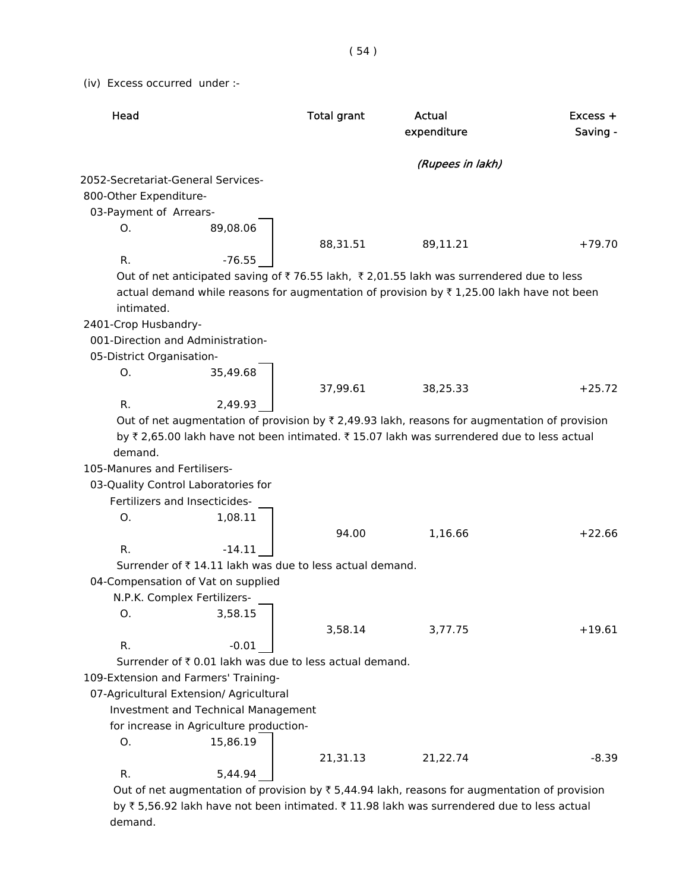(iv) Excess occurred under :-

| Head | | Total grant | Actual expenditure | Excess + Saving - |
|---|---|---|---|---|
| | | | *(Rupees in lakh)* | |
| 2052-Secretariat-General Services- | | | | |
| 800-Other Expenditure- | | | | |
| 03-Payment of Arrears- | | | | |
| O. | 89,08.06 | 88,31.51 | 89,11.21 | +79.70 |
| R. | -76.55 | | | |

Out of net anticipated saving of ₹ 76.55 lakh, ₹ 2,01.55 lakh was surrendered due to less actual demand while reasons for augmentation of provision by ₹ 1,25.00 lakh have not been intimated.

| Head | | Total grant | Actual expenditure | Excess + Saving - |
|---|---|---|---|---|
| 2401-Crop Husbandry- | | | | |
| 001-Direction and Administration- | | | | |
| 05-District Organisation- | | | | |
| O. | 35,49.68 | 37,99.61 | 38,25.33 | +25.72 |
| R. | 2,49.93 | | | |

Out of net augmentation of provision by ₹ 2,49.93 lakh, reasons for augmentation of provision by ₹ 2,65.00 lakh have not been intimated. ₹ 15.07 lakh was surrendered due to less actual demand.

| Head | | Total grant | Actual expenditure | Excess + Saving - |
|---|---|---|---|---|
| 105-Manures and Fertilisers- | | | | |
| 03-Quality Control Laboratories for Fertilizers and Insecticides- | | | | |
| O. | 1,08.11 | 94.00 | 1,16.66 | +22.66 |
| R. | -14.11 | | | |

Surrender of ₹ 14.11 lakh was due to less actual demand.

| Head | | Total grant | Actual expenditure | Excess + Saving - |
|---|---|---|---|---|
| 04-Compensation of Vat on supplied N.P.K. Complex Fertilizers- | | | | |
| O. | 3,58.15 | 3,58.14 | 3,77.75 | +19.61 |
| R. | -0.01 | | | |

Surrender of ₹ 0.01 lakh was due to less actual demand.

| Head | | Total grant | Actual expenditure | Excess + Saving - |
|---|---|---|---|---|
| 109-Extension and Farmers' Training- | | | | |
| 07-Agricultural Extension/ Agricultural Investment and Technical Management for increase in Agriculture production- | | | | |
| O. | 15,86.19 | 21,31.13 | 21,22.74 | -8.39 |
| R. | 5,44.94 | | | |

Out of net augmentation of provision by ₹ 5,44.94 lakh, reasons for augmentation of provision by ₹ 5,56.92 lakh have not been intimated. ₹ 11.98 lakh was surrendered due to less actual demand.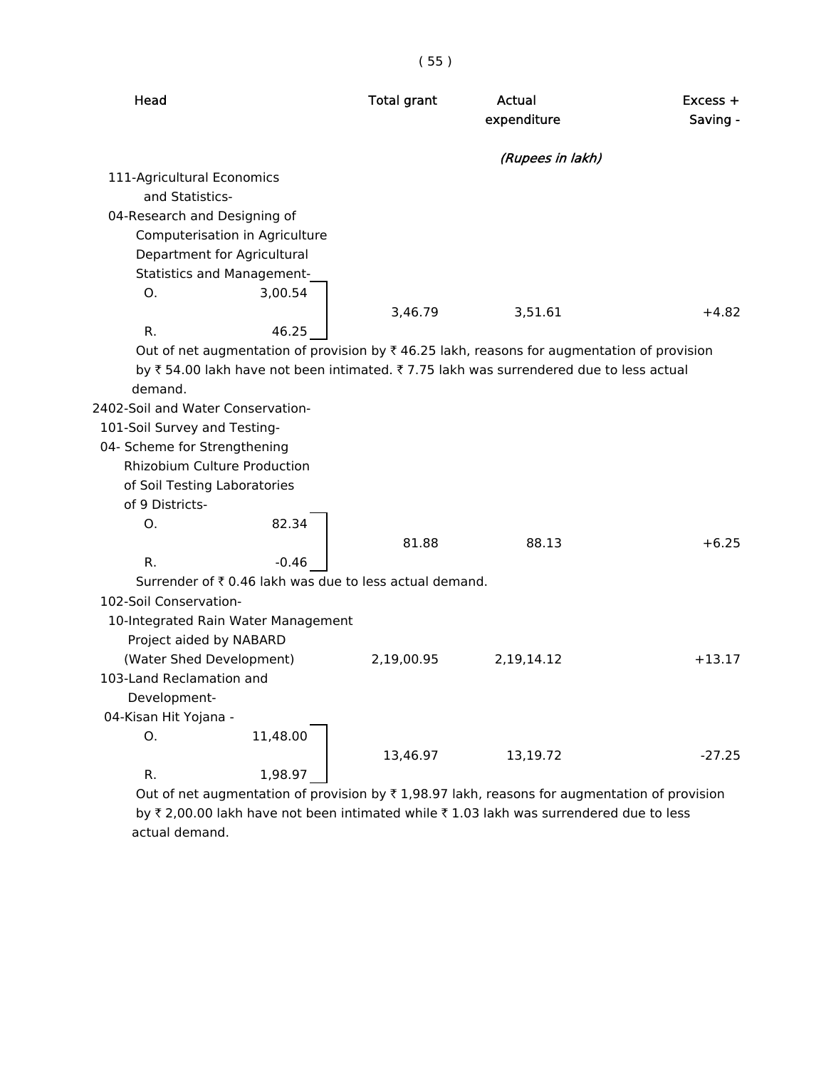| Head | | Total grant | Actual expenditure | Excess + Saving - |
|---|---|---|---|---|
| | | | *(Rupees in lakh)* | |
| 111-Agricultural Economics and Statistics- | | | | |
| 04-Research and Designing of Computerisation in Agriculture Department for Agricultural Statistics and Management- | | | | |
| O. | 3,00.54 | | | |
| | | 3,46.79 | 3,51.61 | +4.82 |
| R. | 46.25 | | | |

Out of net augmentation of provision by ₹ 46.25 lakh, reasons for augmentation of provision by ₹ 54.00 lakh have not been intimated. ₹ 7.75 lakh was surrendered due to less actual demand.

| Head | | Total grant | Actual expenditure | Excess + Saving - |
|---|---|---|---|---|
| 2402-Soil and Water Conservation- | | | | |
| 101-Soil Survey and Testing- | | | | |
| 04- Scheme for Strengthening Rhizobium Culture Production of Soil Testing Laboratories of 9 Districts- | | | | |
| O. | 82.34 | | | |
| | | 81.88 | 88.13 | +6.25 |
| R. | -0.46 | | | |

Surrender of ₹ 0.46 lakh was due to less actual demand.

| Head | | Total grant | Actual expenditure | Excess + Saving - |
|---|---|---|---|---|
| 102-Soil Conservation- | | | | |
| 10-Integrated Rain Water Management Project aided by NABARD (Water Shed Development) | | 2,19,00.95 | 2,19,14.12 | +13.17 |
| 103-Land Reclamation and Development- | | | | |
| 04-Kisan Hit Yojana - | | | | |
| O. | 11,48.00 | | | |
| | | 13,46.97 | 13,19.72 | -27.25 |
| R. | 1,98.97 | | | |

Out of net augmentation of provision by ₹ 1,98.97 lakh, reasons for augmentation of provision by ₹ 2,00.00 lakh have not been intimated while ₹ 1.03 lakh was surrendered due to less actual demand.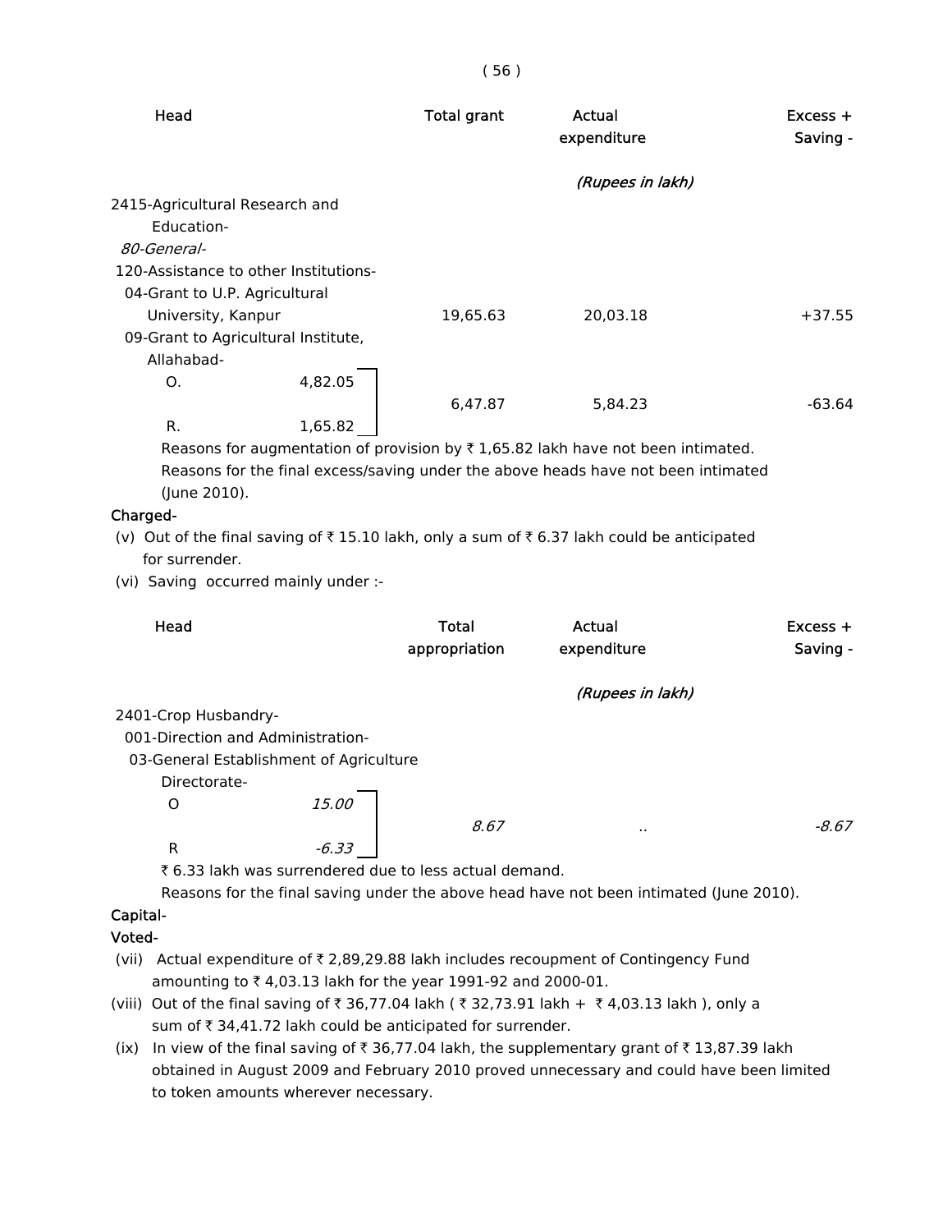| Head | Total grant | Actual expenditure | Excess + Saving - |
|---|---|---|---|
| | | *(Rupees in lakh)* | |
| 2415-Agricultural Research and Education- | | | |
| *80-General-* | | | |
| 120-Assistance to other Institutions- | | | |
| 04-Grant to U.P. Agricultural University, Kanpur | 19,65.63 | 20,03.18 | +37.55 |
| 09-Grant to Agricultural Institute, Allahabad- O. 4,82.05 R. 1,65.82 | 6,47.87 | 5,84.23 | -63.64 |

Reasons for augmentation of provision by ₹ 1,65.82 lakh have not been intimated.
Reasons for the final excess/saving under the above heads have not been intimated (June 2010).

**Charged-**

(v) Out of the final saving of ₹ 15.10 lakh, only a sum of ₹ 6.37 lakh could be anticipated for surrender.

(vi) Saving occurred mainly under :-

| Head | Total appropriation | Actual expenditure | Excess + Saving - |
|---|---|---|---|
| | | *(Rupees in lakh)* | |
| 2401-Crop Husbandry- | | | |
| 001-Direction and Administration- | | | |
| 03-General Establishment of Agriculture Directorate- O *15.00* R *-6.33* | *8.67* | .. | *-8.67* |

₹ 6.33 lakh was surrendered due to less actual demand.
Reasons for the final saving under the above head have not been intimated (June 2010).

**Capital-**

**Voted-**

(vii) Actual expenditure of ₹ 2,89,29.88 lakh includes recoupment of Contingency Fund amounting to ₹ 4,03.13 lakh for the year 1991-92 and 2000-01.

(viii) Out of the final saving of ₹ 36,77.04 lakh ( ₹ 32,73.91 lakh + ₹ 4,03.13 lakh ), only a sum of ₹ 34,41.72 lakh could be anticipated for surrender.

(ix) In view of the final saving of ₹ 36,77.04 lakh, the supplementary grant of ₹ 13,87.39 lakh obtained in August 2009 and February 2010 proved unnecessary and could have been limited to token amounts wherever necessary.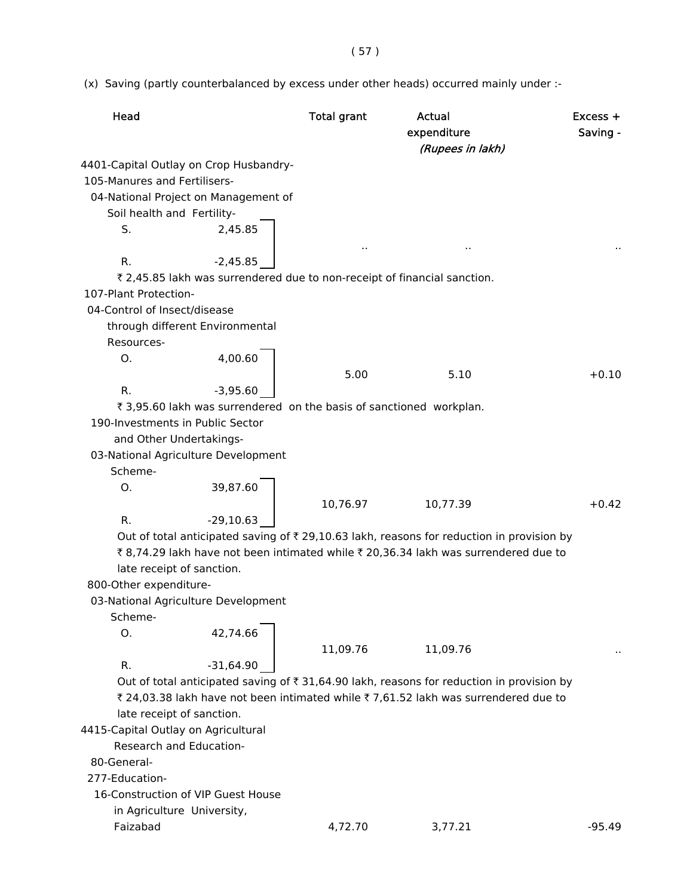(x) Saving (partly counterbalanced by excess under other heads) occurred mainly under :-

| Head | | Total grant | Actual expenditure | Excess + Saving - |
|---|---|---|---|---|
| | | | *(Rupees in lakh)* | |
| 4401-Capital Outlay on Crop Husbandry- | | | | |
| 105-Manures and Fertilisers- | | | | |
| 04-National Project on Management of Soil health and Fertility- | | | | |
| S. | 2,45.85 | .. | .. | .. |
| R. | -2,45.85 | | | |

₹ 2,45.85 lakh was surrendered due to non-receipt of financial sanction.

| Head | | Total grant | Actual expenditure | Excess + Saving - |
|---|---|---|---|---|
| 107-Plant Protection- | | | | |
| 04-Control of Insect/disease through different Environmental Resources- | | | | |
| O. | 4,00.60 | 5.00 | 5.10 | +0.10 |
| R. | -3,95.60 | | | |

₹ 3,95.60 lakh was surrendered on the basis of sanctioned workplan.

| Head | | Total grant | Actual expenditure | Excess + Saving - |
|---|---|---|---|---|
| 190-Investments in Public Sector and Other Undertakings- | | | | |
| 03-National Agriculture Development Scheme- | | | | |
| O. | 39,87.60 | 10,76.97 | 10,77.39 | +0.42 |
| R. | -29,10.63 | | | |

Out of total anticipated saving of ₹ 29,10.63 lakh, reasons for reduction in provision by ₹ 8,74.29 lakh have not been intimated while ₹ 20,36.34 lakh was surrendered due to late receipt of sanction.

| Head | | Total grant | Actual expenditure | Excess + Saving - |
|---|---|---|---|---|
| 800-Other expenditure- | | | | |
| 03-National Agriculture Development Scheme- | | | | |
| O. | 42,74.66 | 11,09.76 | 11,09.76 | .. |
| R. | -31,64.90 | | | |

Out of total anticipated saving of ₹ 31,64.90 lakh, reasons for reduction in provision by ₹ 24,03.38 lakh have not been intimated while ₹ 7,61.52 lakh was surrendered due to late receipt of sanction.

| Head | Total grant | Actual expenditure | Excess + Saving - |
|---|---|---|---|
| 4415-Capital Outlay on Agricultural Research and Education- | | | |
| 80-General- | | | |
| 277-Education- | | | |
| 16-Construction of VIP Guest House in Agriculture University, Faizabad | 4,72.70 | 3,77.21 | -95.49 |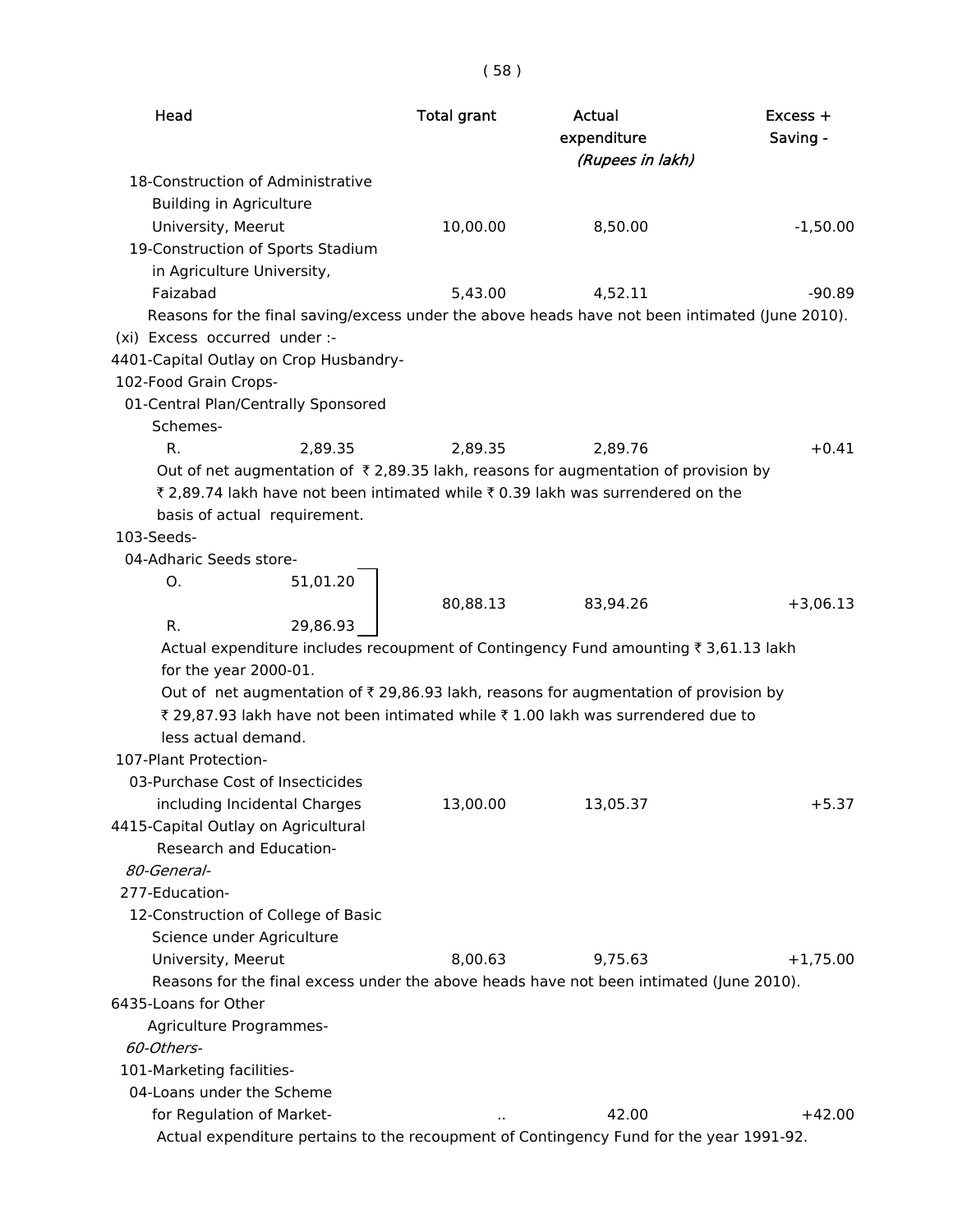| Head | Total grant | Actual expenditure | Excess + Saving - |
|---|---|---|---|
| | | *(Rupees in lakh)* | |
| 18-Construction of Administrative Building in Agriculture University, Meerut | 10,00.00 | 8,50.00 | -1,50.00 |
| 19-Construction of Sports Stadium in Agriculture University, Faizabad | 5,43.00 | 4,52.11 | -90.89 |

Reasons for the final saving/excess under the above heads have not been intimated (June 2010).

(xi) Excess occurred under :-

4401-Capital Outlay on Crop Husbandry-

102-Food Grain Crops-

01-Central Plan/Centrally Sponsored Schemes-

| | | Total grant | Actual expenditure | Excess + Saving - |
|---|---|---|---|---|
| R. | 2,89.35 | 2,89.35 | 2,89.76 | +0.41 |

Out of net augmentation of ₹ 2,89.35 lakh, reasons for augmentation of provision by ₹ 2,89.74 lakh have not been intimated while ₹ 0.39 lakh was surrendered on the basis of actual requirement.

103-Seeds-

04-Adharic Seeds store-

| | | Total grant | Actual expenditure | Excess + Saving - |
|---|---|---|---|---|
| O. | 51,01.20 | 80,88.13 | 83,94.26 | +3,06.13 |
| R. | 29,86.93 | | | |

Actual expenditure includes recoupment of Contingency Fund amounting ₹ 3,61.13 lakh for the year 2000-01.

Out of net augmentation of ₹ 29,86.93 lakh, reasons for augmentation of provision by ₹ 29,87.93 lakh have not been intimated while ₹ 1.00 lakh was surrendered due to less actual demand.

107-Plant Protection-

| Head | Total grant | Actual expenditure | Excess + Saving - |
|---|---|---|---|
| 03-Purchase Cost of Insecticides including Incidental Charges | 13,00.00 | 13,05.37 | +5.37 |

4415-Capital Outlay on Agricultural Research and Education-

*80-General-*

277-Education-

| Head | Total grant | Actual expenditure | Excess + Saving - |
|---|---|---|---|
| 12-Construction of College of Basic Science under Agriculture University, Meerut | 8,00.63 | 9,75.63 | +1,75.00 |

Reasons for the final excess under the above heads have not been intimated (June 2010).

6435-Loans for Other Agriculture Programmes-

*60-Others-*

101-Marketing facilities-

| Head | Total grant | Actual expenditure | Excess + Saving - |
|---|---|---|---|
| 04-Loans under the Scheme for Regulation of Market- | .. | 42.00 | +42.00 |

Actual expenditure pertains to the recoupment of Contingency Fund for the year 1991-92.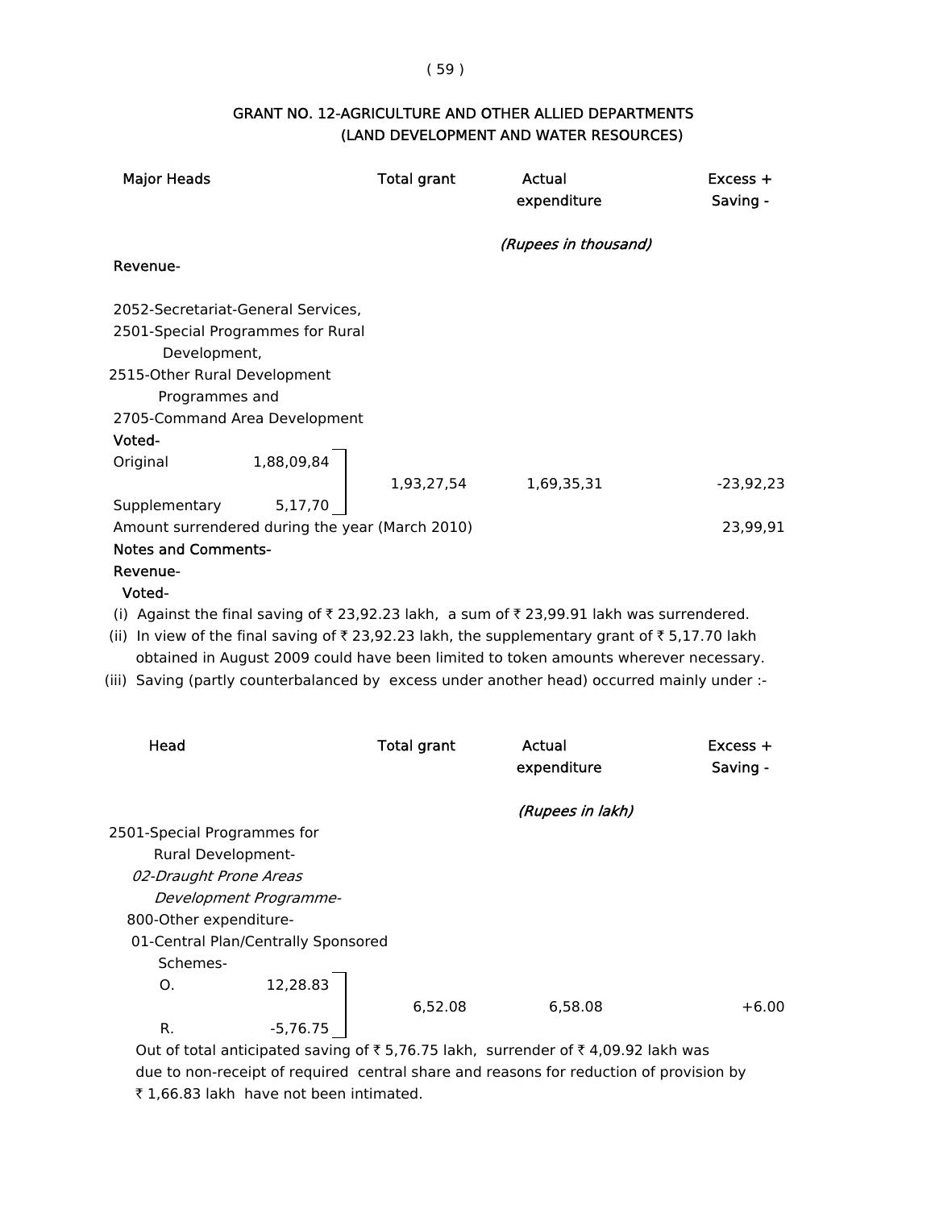## GRANT NO. 12-AGRICULTURE AND OTHER ALLIED DEPARTMENTS
## (LAND DEVELOPMENT AND WATER RESOURCES)

| Major Heads | | Total grant | Actual expenditure | Excess + Saving - |
|---|---|---|---|---|
| | | | *(Rupees in thousand)* | |
| **Revenue-** | | | | |
| 2052-Secretariat-General Services, 2501-Special Programmes for Rural Development, 2515-Other Rural Development Programmes and 2705-Command Area Development | | | | |
| **Voted-** | | | | |
| Original | 1,88,09,84 | 1,93,27,54 | 1,69,35,31 | -23,92,23 |
| Supplementary | 5,17,70 | | | |
| Amount surrendered during the year (March 2010) | | | | 23,99,91 |

**Notes and Comments-**

**Revenue-**

**Voted-**

(i) Against the final saving of ₹ 23,92.23 lakh, a sum of ₹ 23,99.91 lakh was surrendered.

(ii) In view of the final saving of ₹ 23,92.23 lakh, the supplementary grant of ₹ 5,17.70 lakh obtained in August 2009 could have been limited to token amounts wherever necessary.

(iii) Saving (partly counterbalanced by excess under another head) occurred mainly under :-

| Head | | Total grant | Actual expenditure | Excess + Saving - |
|---|---|---|---|---|
| | | | *(Rupees in lakh)* | |
| 2501-Special Programmes for Rural Development- | | | | |
| *02-Draught Prone Areas Development Programme-* | | | | |
| 800-Other expenditure- | | | | |
| 01-Central Plan/Centrally Sponsored Schemes- | | | | |
| O. | 12,28.83 | 6,52.08 | 6,58.08 | +6.00 |
| R. | -5,76.75 | | | |

Out of total anticipated saving of ₹ 5,76.75 lakh, surrender of ₹ 4,09.92 lakh was due to non-receipt of required central share and reasons for reduction of provision by ₹ 1,66.83 lakh have not been intimated.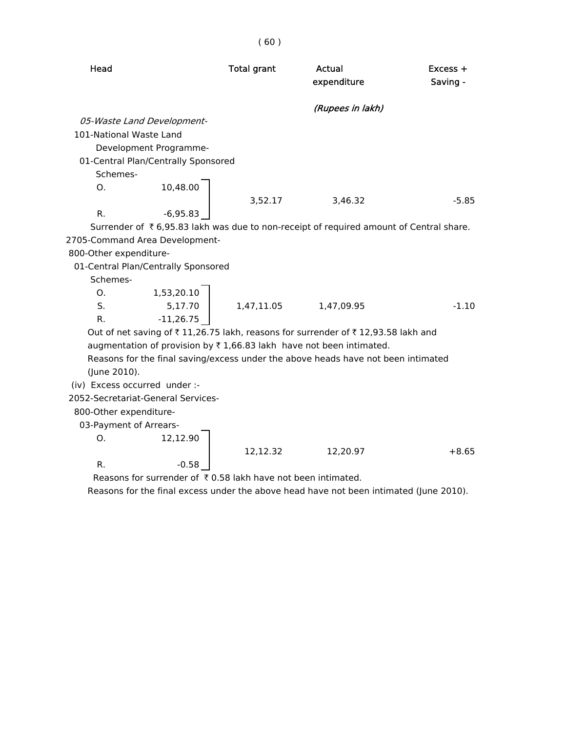| Head | Total grant | Actual expenditure | Excess + Saving - |
|---|---|---|---|
| | | (Rupees in lakh) | |
| *05-Waste Land Development-* | | | |
| 101-National Waste Land Development Programme- | | | |
| 01-Central Plan/Centrally Sponsored Schemes- | | | |
| O. 10,48.00 | | | |
| R. -6,95.83 | 3,52.17 | 3,46.32 | -5.85 |

Surrender of ₹ 6,95.83 lakh was due to non-receipt of required amount of Central share.

| Head | Total grant | Actual expenditure | Excess + Saving - |
|---|---|---|---|
| 2705-Command Area Development- | | | |
| 800-Other expenditure- | | | |
| 01-Central Plan/Centrally Sponsored Schemes- | | | |
| O. 1,53,20.10 | | | |
| S. 5,17.70 | 1,47,11.05 | 1,47,09.95 | -1.10 |
| R. -11,26.75 | | | |

Out of net saving of ₹ 11,26.75 lakh, reasons for surrender of ₹ 12,93.58 lakh and augmentation of provision by ₹ 1,66.83 lakh have not been intimated.

Reasons for the final saving/excess under the above heads have not been intimated (June 2010).

(iv) Excess occurred under :-

| Head | Total grant | Actual expenditure | Excess + Saving - |
|---|---|---|---|
| 2052-Secretariat-General Services- | | | |
| 800-Other expenditure- | | | |
| 03-Payment of Arrears- | | | |
| O. 12,12.90 | | | |
| R. -0.58 | 12,12.32 | 12,20.97 | +8.65 |

Reasons for surrender of ₹ 0.58 lakh have not been intimated.

Reasons for the final excess under the above head have not been intimated (June 2010).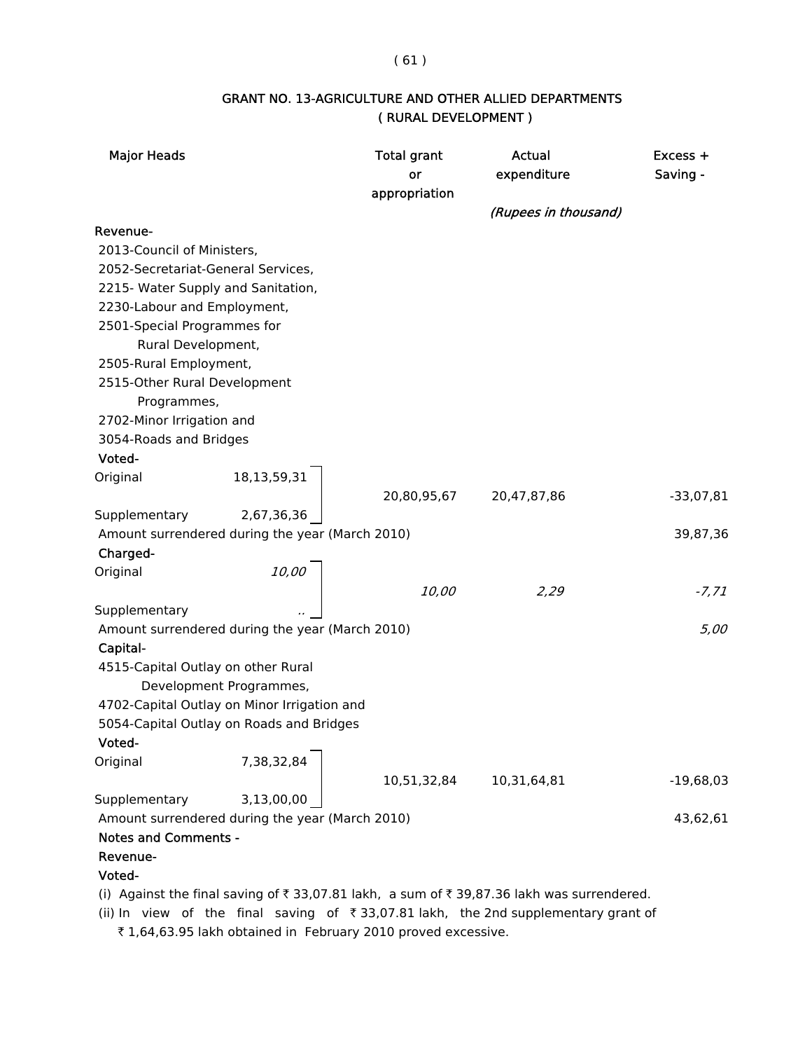## GRANT NO. 13-AGRICULTURE AND OTHER ALLIED DEPARTMENTS
### ( RURAL DEVELOPMENT )

| Major Heads | | Total grant or appropriation | Actual expenditure | Excess + Saving - |
|---|---|---|---|---|
| | | | *(Rupees in thousand)* | |
| **Revenue-** | | | | |
| 2013-Council of Ministers, 2052-Secretariat-General Services, 2215- Water Supply and Sanitation, 2230-Labour and Employment, 2501-Special Programmes for Rural Development, 2505-Rural Employment, 2515-Other Rural Development Programmes, 2702-Minor Irrigation and 3054-Roads and Bridges | | | | |
| **Voted-** | | | | |
| Original | 18,13,59,31 | 20,80,95,67 | 20,47,87,86 | -33,07,81 |
| Supplementary | 2,67,36,36 | | | |
| Amount surrendered during the year (March 2010) | | | | 39,87,36 |
| **Charged-** | | | | |
| Original | *10,00* | *10,00* | *2,29* | *-7,71* |
| Supplementary | *..* | | | |
| Amount surrendered during the year (March 2010) | | | | *5,00* |
| **Capital-** | | | | |
| 4515-Capital Outlay on other Rural Development Programmes, 4702-Capital Outlay on Minor Irrigation and 5054-Capital Outlay on Roads and Bridges | | | | |
| **Voted-** | | | | |
| Original | 7,38,32,84 | 10,51,32,84 | 10,31,64,81 | -19,68,03 |
| Supplementary | 3,13,00,00 | | | |
| Amount surrendered during the year (March 2010) | | | | 43,62,61 |

**Notes and Comments -**

**Revenue-**

**Voted-**

(i) Against the final saving of ₹ 33,07.81 lakh, a sum of ₹ 39,87.36 lakh was surrendered.

(ii) In view of the final saving of ₹ 33,07.81 lakh, the 2nd supplementary grant of ₹ 1,64,63.95 lakh obtained in February 2010 proved excessive.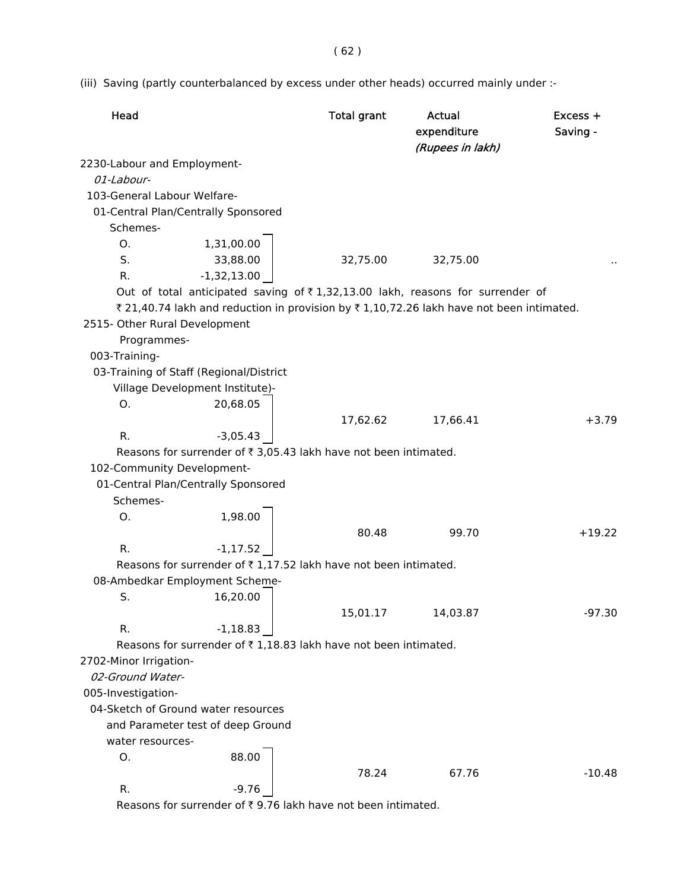(iii) Saving (partly counterbalanced by excess under other heads) occurred mainly under :-

| Head | | Total grant | Actual expenditure | Excess + Saving - |
|---|---|---|---|---|
| | | | *(Rupees in lakh)* | |
| 2230-Labour and Employment- | | | | |
| *01-Labour-* | | | | |
| 103-General Labour Welfare- | | | | |
| 01-Central Plan/Centrally Sponsored Schemes- | | | | |
| O. | 1,31,00.00 | | | |
| S. | 33,88.00 | 32,75.00 | 32,75.00 | .. |
| R. | -1,32,13.00 | | | |

Out of total anticipated saving of ₹ 1,32,13.00 lakh, reasons for surrender of ₹ 21,40.74 lakh and reduction in provision by ₹ 1,10,72.26 lakh have not been intimated.

| Head | | Total grant | Actual expenditure | Excess + Saving - |
|---|---|---|---|---|
| 2515- Other Rural Development Programmes- | | | | |
| 003-Training- | | | | |
| 03-Training of Staff (Regional/District Village Development Institute)- | | | | |
| O. | 20,68.05 | | | |
| | | 17,62.62 | 17,66.41 | +3.79 |
| R. | -3,05.43 | | | |

Reasons for surrender of ₹ 3,05.43 lakh have not been intimated.

| Head | | Total grant | Actual expenditure | Excess + Saving - |
|---|---|---|---|---|
| 102-Community Development- | | | | |
| 01-Central Plan/Centrally Sponsored Schemes- | | | | |
| O. | 1,98.00 | | | |
| | | 80.48 | 99.70 | +19.22 |
| R. | -1,17.52 | | | |

Reasons for surrender of ₹ 1,17.52 lakh have not been intimated.

| Head | | Total grant | Actual expenditure | Excess + Saving - |
|---|---|---|---|---|
| 08-Ambedkar Employment Scheme- | | | | |
| S. | 16,20.00 | | | |
| | | 15,01.17 | 14,03.87 | -97.30 |
| R. | -1,18.83 | | | |

Reasons for surrender of ₹ 1,18.83 lakh have not been intimated.

| Head | | Total grant | Actual expenditure | Excess + Saving - |
|---|---|---|---|---|
| 2702-Minor Irrigation- | | | | |
| *02-Ground Water-* | | | | |
| 005-Investigation- | | | | |
| 04-Sketch of Ground water resources and Parameter test of deep Ground water resources- | | | | |
| O. | 88.00 | | | |
| | | 78.24 | 67.76 | -10.48 |
| R. | -9.76 | | | |

Reasons for surrender of ₹ 9.76 lakh have not been intimated.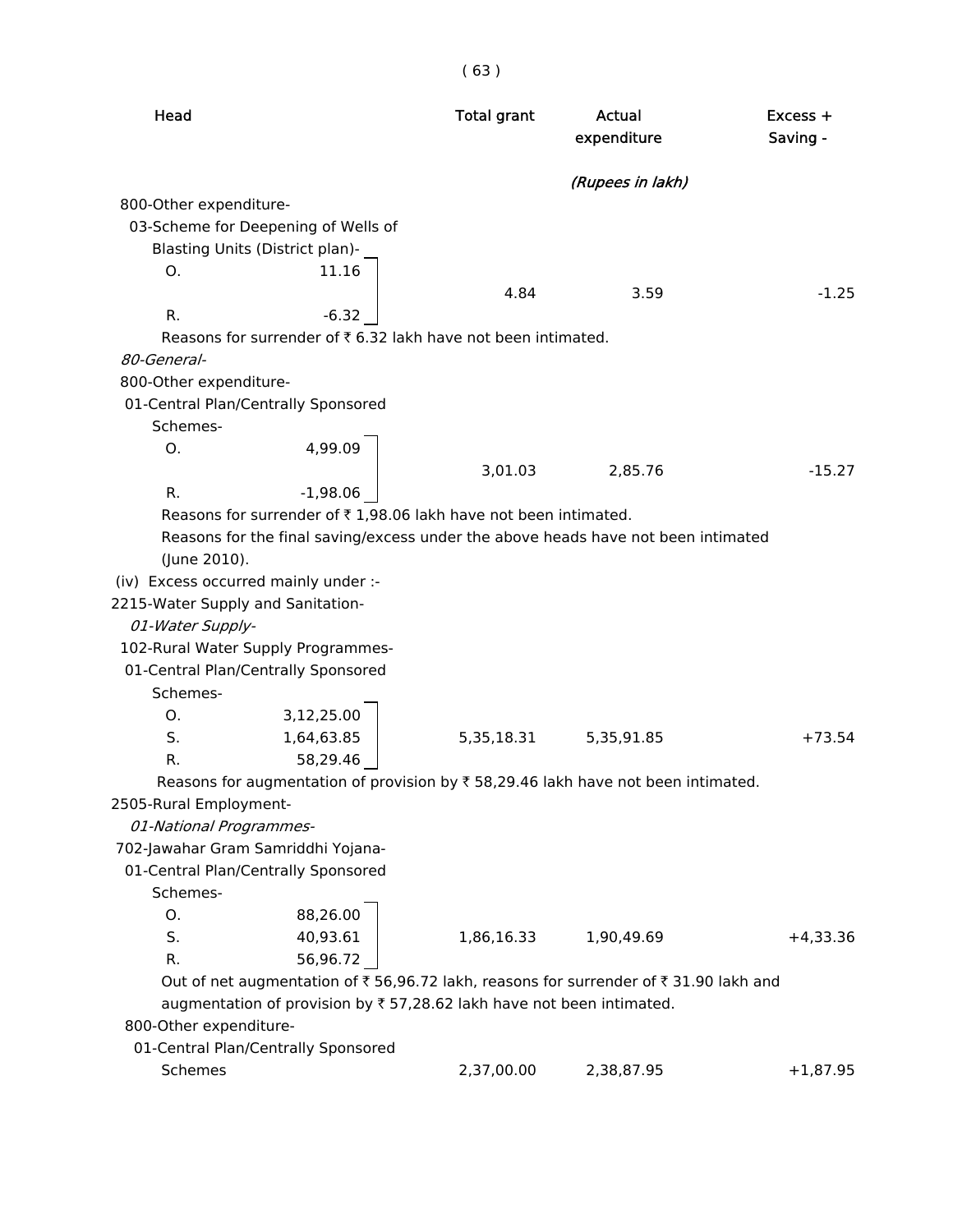| Head | | Total grant | Actual expenditure | Excess + Saving - |
|---|---|---|---|---|
| | | | *(Rupees in lakh)* | |
| 800-Other expenditure- | | | | |
| 03-Scheme for Deepening of Wells of Blasting Units (District plan)- | | | | |
| O. | 11.16 | | | |
| R. | -6.32 | 4.84 | 3.59 | -1.25 |

Reasons for surrender of ₹ 6.32 lakh have not been intimated.

| Head | | Total grant | Actual expenditure | Excess + Saving - |
|---|---|---|---|---|
| *80-General-* | | | | |
| 800-Other expenditure- | | | | |
| 01-Central Plan/Centrally Sponsored Schemes- | | | | |
| O. | 4,99.09 | | | |
| R. | -1,98.06 | 3,01.03 | 2,85.76 | -15.27 |

Reasons for surrender of ₹ 1,98.06 lakh have not been intimated.

Reasons for the final saving/excess under the above heads have not been intimated (June 2010).

(iv) Excess occurred mainly under :-

| Head | | Total grant | Actual expenditure | Excess + Saving - |
|---|---|---|---|---|
| 2215-Water Supply and Sanitation- | | | | |
| *01-Water Supply-* | | | | |
| 102-Rural Water Supply Programmes- | | | | |
| 01-Central Plan/Centrally Sponsored Schemes- | | | | |
| O. | 3,12,25.00 | | | |
| S. | 1,64,63.85 | 5,35,18.31 | 5,35,91.85 | +73.54 |
| R. | 58,29.46 | | | |

Reasons for augmentation of provision by ₹ 58,29.46 lakh have not been intimated.

| Head | | Total grant | Actual expenditure | Excess + Saving - |
|---|---|---|---|---|
| 2505-Rural Employment- | | | | |
| *01-National Programmes-* | | | | |
| 702-Jawahar Gram Samriddhi Yojana- | | | | |
| 01-Central Plan/Centrally Sponsored Schemes- | | | | |
| O. | 88,26.00 | | | |
| S. | 40,93.61 | 1,86,16.33 | 1,90,49.69 | +4,33.36 |
| R. | 56,96.72 | | | |

Out of net augmentation of ₹ 56,96.72 lakh, reasons for surrender of ₹ 31.90 lakh and augmentation of provision by ₹ 57,28.62 lakh have not been intimated.

| Head | | Total grant | Actual expenditure | Excess + Saving - |
|---|---|---|---|---|
| 800-Other expenditure- | | | | |
| 01-Central Plan/Centrally Sponsored Schemes | | 2,37,00.00 | 2,38,87.95 | +1,87.95 |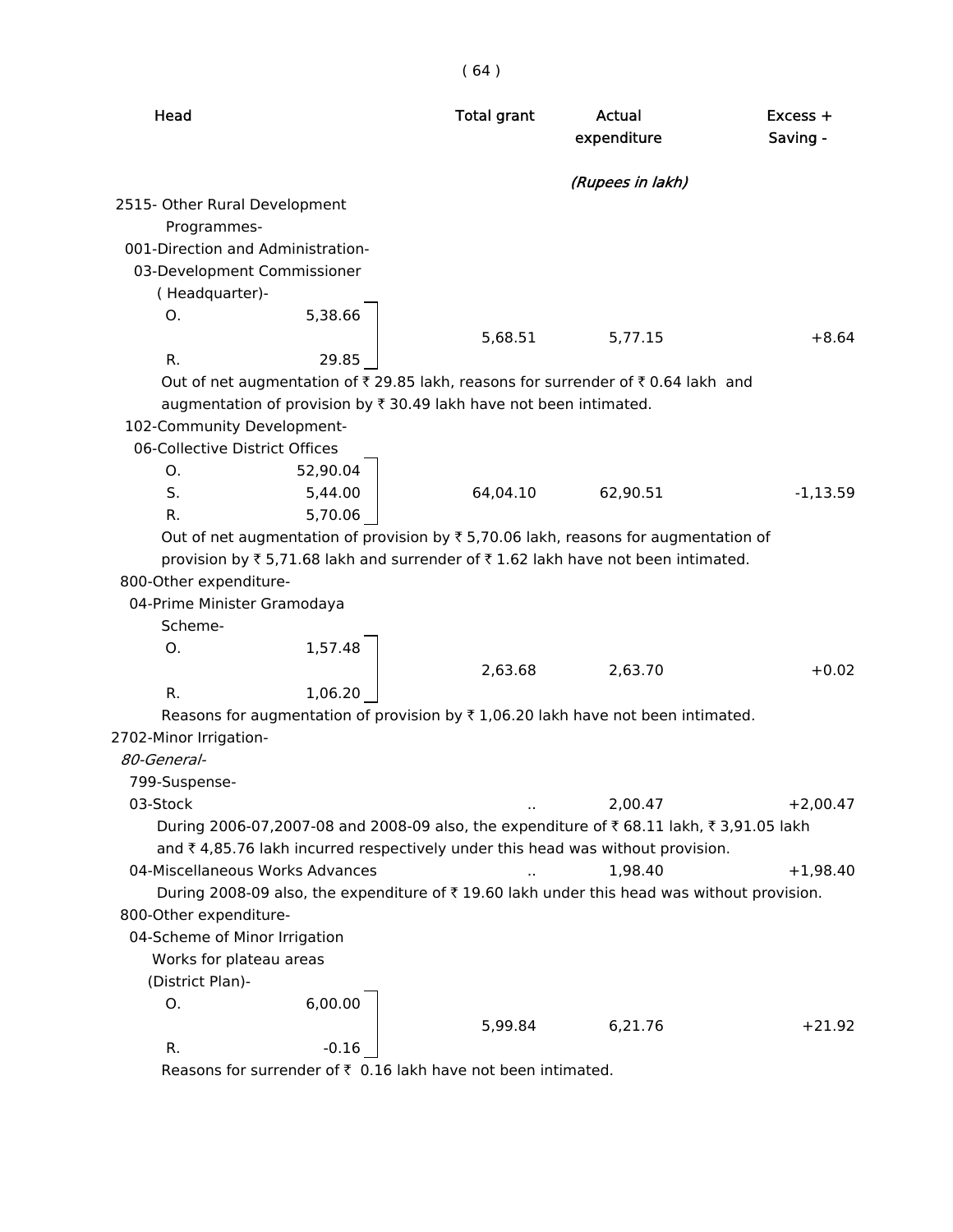| Head | | Total grant | Actual expenditure | Excess + Saving - |
|---|---|---|---|---|
| | | | *(Rupees in lakh)* | |
| 2515- Other Rural Development Programmes- | | | | |
| 001-Direction and Administration- | | | | |
| 03-Development Commissioner ( Headquarter)- | | | | |
| O. | 5,38.66 | | | |
| | | 5,68.51 | 5,77.15 | +8.64 |
| R. | 29.85 | | | |

Out of net augmentation of ₹ 29.85 lakh, reasons for surrender of ₹ 0.64 lakh and augmentation of provision by ₹ 30.49 lakh have not been intimated.

| Head | | Total grant | Actual expenditure | Excess + Saving - |
|---|---|---|---|---|
| 102-Community Development- | | | | |
| 06-Collective District Offices | | | | |
| O. | 52,90.04 | | | |
| S. | 5,44.00 | 64,04.10 | 62,90.51 | -1,13.59 |
| R. | 5,70.06 | | | |

Out of net augmentation of provision by ₹ 5,70.06 lakh, reasons for augmentation of provision by ₹ 5,71.68 lakh and surrender of ₹ 1.62 lakh have not been intimated.

| Head | | Total grant | Actual expenditure | Excess + Saving - |
|---|---|---|---|---|
| 800-Other expenditure- | | | | |
| 04-Prime Minister Gramodaya Scheme- | | | | |
| O. | 1,57.48 | | | |
| | | 2,63.68 | 2,63.70 | +0.02 |
| R. | 1,06.20 | | | |

Reasons for augmentation of provision by ₹ 1,06.20 lakh have not been intimated.

| Head | | Total grant | Actual expenditure | Excess + Saving - |
|---|---|---|---|---|
| 2702-Minor Irrigation- | | | | |
| *80-General-* | | | | |
| 799-Suspense- | | | | |
| 03-Stock | | .. | 2,00.47 | +2,00.47 |

During 2006-07,2007-08 and 2008-09 also, the expenditure of ₹ 68.11 lakh, ₹ 3,91.05 lakh and ₹ 4,85.76 lakh incurred respectively under this head was without provision.

| Head | | Total grant | Actual expenditure | Excess + Saving - |
|---|---|---|---|---|
| 04-Miscellaneous Works Advances | | .. | 1,98.40 | +1,98.40 |

During 2008-09 also, the expenditure of ₹ 19.60 lakh under this head was without provision.

| Head | | Total grant | Actual expenditure | Excess + Saving - |
|---|---|---|---|---|
| 800-Other expenditure- | | | | |
| 04-Scheme of Minor Irrigation Works for plateau areas (District Plan)- | | | | |
| O. | 6,00.00 | | | |
| | | 5,99.84 | 6,21.76 | +21.92 |
| R. | -0.16 | | | |

Reasons for surrender of ₹ 0.16 lakh have not been intimated.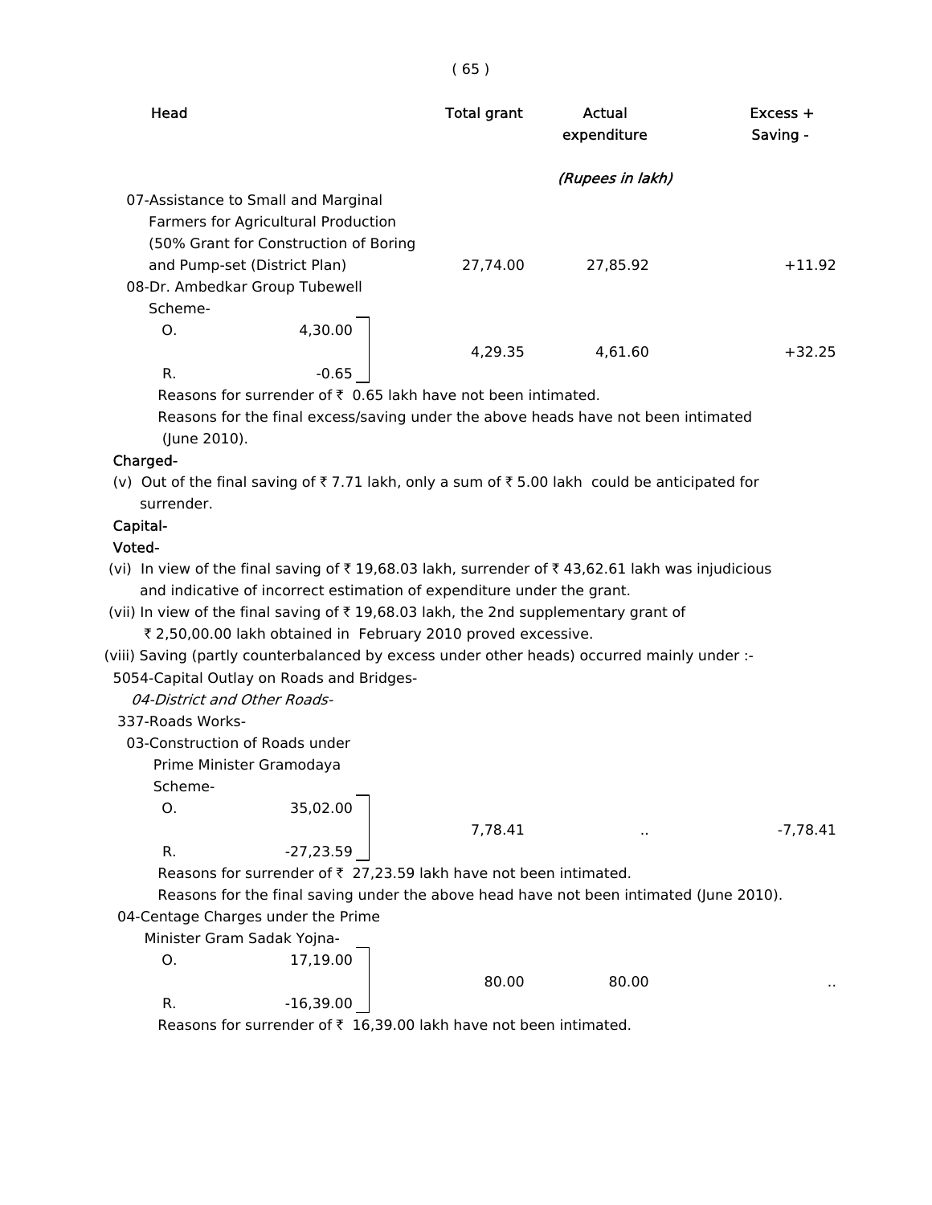| Head | Total grant | Actual expenditure | Excess + Saving - |
|---|---|---|---|
| | | *(Rupees in lakh)* | |
| 07-Assistance to Small and Marginal Farmers for Agricultural Production (50% Grant for Construction of Boring and Pump-set (District Plan) | 27,74.00 | 27,85.92 | +11.92 |
| 08-Dr. Ambedkar Group Tubewell Scheme- O. 4,30.00 R. -0.65 | 4,29.35 | 4,61.60 | +32.25 |

Reasons for surrender of ₹ 0.65 lakh have not been intimated.

Reasons for the final excess/saving under the above heads have not been intimated (June 2010).

**Charged-**

(v) Out of the final saving of ₹ 7.71 lakh, only a sum of ₹ 5.00 lakh could be anticipated for surrender.

**Capital-**

**Voted-**

(vi) In view of the final saving of ₹ 19,68.03 lakh, surrender of ₹ 43,62.61 lakh was injudicious and indicative of incorrect estimation of expenditure under the grant.

(vii) In view of the final saving of ₹ 19,68.03 lakh, the 2nd supplementary grant of ₹ 2,50,00.00 lakh obtained in February 2010 proved excessive.

(viii) Saving (partly counterbalanced by excess under other heads) occurred mainly under :-

5054-Capital Outlay on Roads and Bridges-

*04-District and Other Roads-*

337-Roads Works-

| Head | Total grant | Actual expenditure | Excess + Saving - |
|---|---|---|---|
| 03-Construction of Roads under Prime Minister Gramodaya Scheme- O. 35,02.00 R. -27,23.59 | 7,78.41 | .. | -7,78.41 |

Reasons for surrender of ₹ 27,23.59 lakh have not been intimated.

Reasons for the final saving under the above head have not been intimated (June 2010).

| Head | Total grant | Actual expenditure | Excess + Saving - |
|---|---|---|---|
| 04-Centage Charges under the Prime Minister Gram Sadak Yojna- O. 17,19.00 R. -16,39.00 | 80.00 | 80.00 | .. |

Reasons for surrender of ₹ 16,39.00 lakh have not been intimated.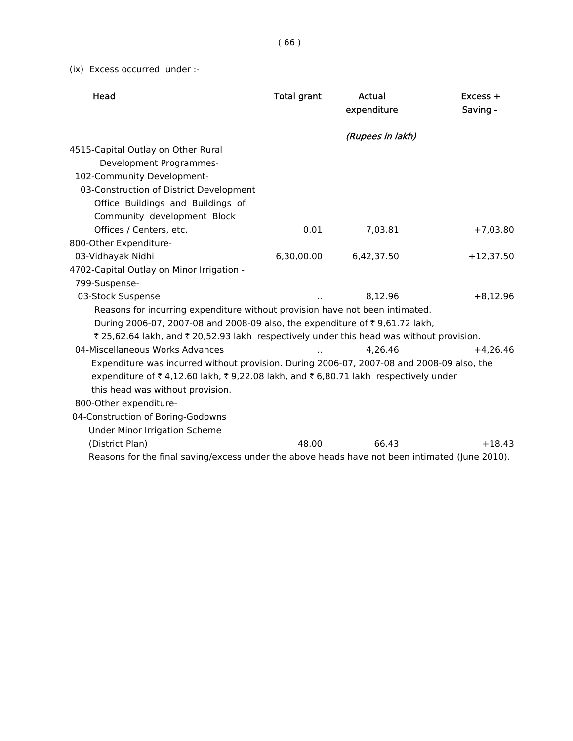(ix) Excess occurred under :-

| Head | Total grant | Actual expenditure | Excess + Saving - |
|---|---|---|---|
| | | *(Rupees in lakh)* | |
| 4515-Capital Outlay on Other Rural Development Programmes- | | | |
| 102-Community Development- | | | |
| 03-Construction of District Development Office Buildings and Buildings of Community development Block Offices / Centers, etc. | 0.01 | 7,03.81 | +7,03.80 |
| 800-Other Expenditure- | | | |
| 03-Vidhayak Nidhi | 6,30,00.00 | 6,42,37.50 | +12,37.50 |
| 4702-Capital Outlay on Minor Irrigation - | | | |
| 799-Suspense- | | | |
| 03-Stock Suspense | .. | 8,12.96 | +8,12.96 |

Reasons for incurring expenditure without provision have not been intimated. During 2006-07, 2007-08 and 2008-09 also, the expenditure of ₹ 9,61.72 lakh, ₹ 25,62.64 lakh, and ₹ 20,52.93 lakh respectively under this head was without provision.

| Head | Total grant | Actual expenditure | Excess + Saving - |
|---|---|---|---|
| 04-Miscellaneous Works Advances | .. | 4,26.46 | +4,26.46 |

Expenditure was incurred without provision. During 2006-07, 2007-08 and 2008-09 also, the expenditure of ₹ 4,12.60 lakh, ₹ 9,22.08 lakh, and ₹ 6,80.71 lakh respectively under this head was without provision.

| Head | Total grant | Actual expenditure | Excess + Saving - |
|---|---|---|---|
| 800-Other expenditure- | | | |
| 04-Construction of Boring-Godowns Under Minor Irrigation Scheme (District Plan) | 48.00 | 66.43 | +18.43 |

Reasons for the final saving/excess under the above heads have not been intimated (June 2010).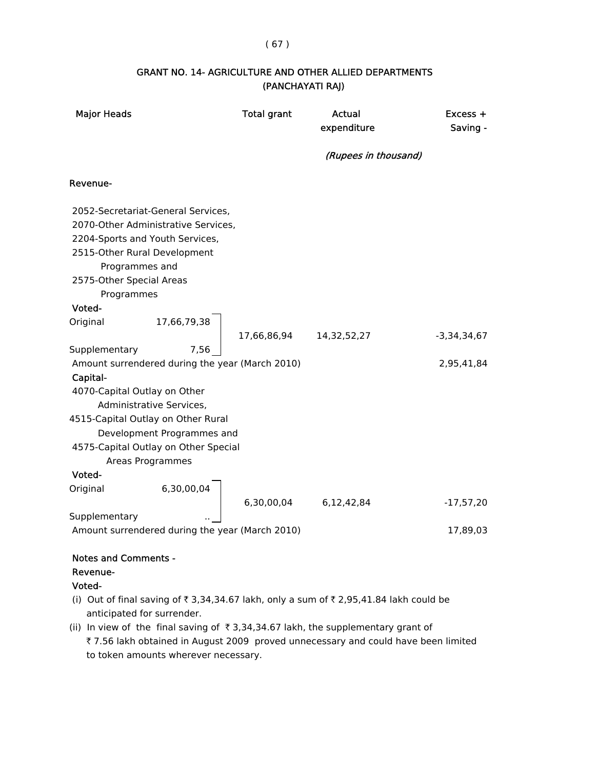## GRANT NO. 14- AGRICULTURE AND OTHER ALLIED DEPARTMENTS (PANCHAYATI RAJ)

| Major Heads | | Total grant | Actual expenditure | Excess + Saving - |
|---|---|---|---|---|
| | | | *(Rupees in thousand)* | |
| **Revenue-** | | | | |
| 2052-Secretariat-General Services, 2070-Other Administrative Services, 2204-Sports and Youth Services, 2515-Other Rural Development Programmes and 2575-Other Special Areas Programmes | | | | |
| **Voted-** | | | | |
| Original | 17,66,79,38 | 17,66,86,94 | 14,32,52,27 | -3,34,34,67 |
| Supplementary | 7,56 | | | |
| Amount surrendered during the year (March 2010) | | | | 2,95,41,84 |
| **Capital-** | | | | |
| 4070-Capital Outlay on Other Administrative Services, 4515-Capital Outlay on Other Rural Development Programmes and 4575-Capital Outlay on Other Special Areas Programmes | | | | |
| **Voted-** | | | | |
| Original | 6,30,00,04 | 6,30,00,04 | 6,12,42,84 | -17,57,20 |
| Supplementary | .. | | | |
| Amount surrendered during the year (March 2010) | | | | 17,89,03 |

**Notes and Comments -**

**Revenue-**

**Voted-**

(i) Out of final saving of ₹ 3,34,34.67 lakh, only a sum of ₹ 2,95,41.84 lakh could be anticipated for surrender.

(ii) In view of the final saving of ₹ 3,34,34.67 lakh, the supplementary grant of ₹ 7.56 lakh obtained in August 2009 proved unnecessary and could have been limited to token amounts wherever necessary.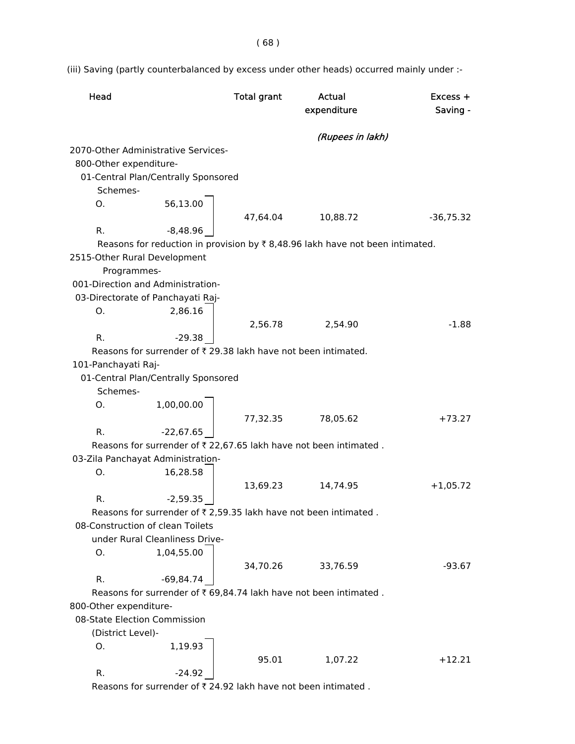(iii) Saving (partly counterbalanced by excess under other heads) occurred mainly under :-

| Head | | Total grant | Actual expenditure | Excess + Saving - |
|---|---|---|---|---|
| | | | *(Rupees in lakh)* | |
| 2070-Other Administrative Services- | | | | |
| 800-Other expenditure- | | | | |
| 01-Central Plan/Centrally Sponsored Schemes- | | | | |
| O. | 56,13.00 | 47,64.04 | 10,88.72 | -36,75.32 |
| R. | -8,48.96 | | | |

Reasons for reduction in provision by ₹ 8,48.96 lakh have not been intimated.

| Head | | Total grant | Actual expenditure | Excess + Saving - |
|---|---|---|---|---|
| 2515-Other Rural Development Programmes- | | | | |
| 001-Direction and Administration- | | | | |
| 03-Directorate of Panchayati Raj- | | | | |
| O. | 2,86.16 | 2,56.78 | 2,54.90 | -1.88 |
| R. | -29.38 | | | |

Reasons for surrender of ₹ 29.38 lakh have not been intimated.

| Head | | Total grant | Actual expenditure | Excess + Saving - |
|---|---|---|---|---|
| 101-Panchayati Raj- | | | | |
| 01-Central Plan/Centrally Sponsored Schemes- | | | | |
| O. | 1,00,00.00 | 77,32.35 | 78,05.62 | +73.27 |
| R. | -22,67.65 | | | |

Reasons for surrender of ₹ 22,67.65 lakh have not been intimated .

| Head | | Total grant | Actual expenditure | Excess + Saving - |
|---|---|---|---|---|
| 03-Zila Panchayat Administration- | | | | |
| O. | 16,28.58 | 13,69.23 | 14,74.95 | +1,05.72 |
| R. | -2,59.35 | | | |

Reasons for surrender of ₹ 2,59.35 lakh have not been intimated .

| Head | | Total grant | Actual expenditure | Excess + Saving - |
|---|---|---|---|---|
| 08-Construction of clean Toilets under Rural Cleanliness Drive- | | | | |
| O. | 1,04,55.00 | 34,70.26 | 33,76.59 | -93.67 |
| R. | -69,84.74 | | | |

Reasons for surrender of ₹ 69,84.74 lakh have not been intimated .

| Head | | Total grant | Actual expenditure | Excess + Saving - |
|---|---|---|---|---|
| 800-Other expenditure- | | | | |
| 08-State Election Commission (District Level)- | | | | |
| O. | 1,19.93 | 95.01 | 1,07.22 | +12.21 |
| R. | -24.92 | | | |

Reasons for surrender of ₹ 24.92 lakh have not been intimated .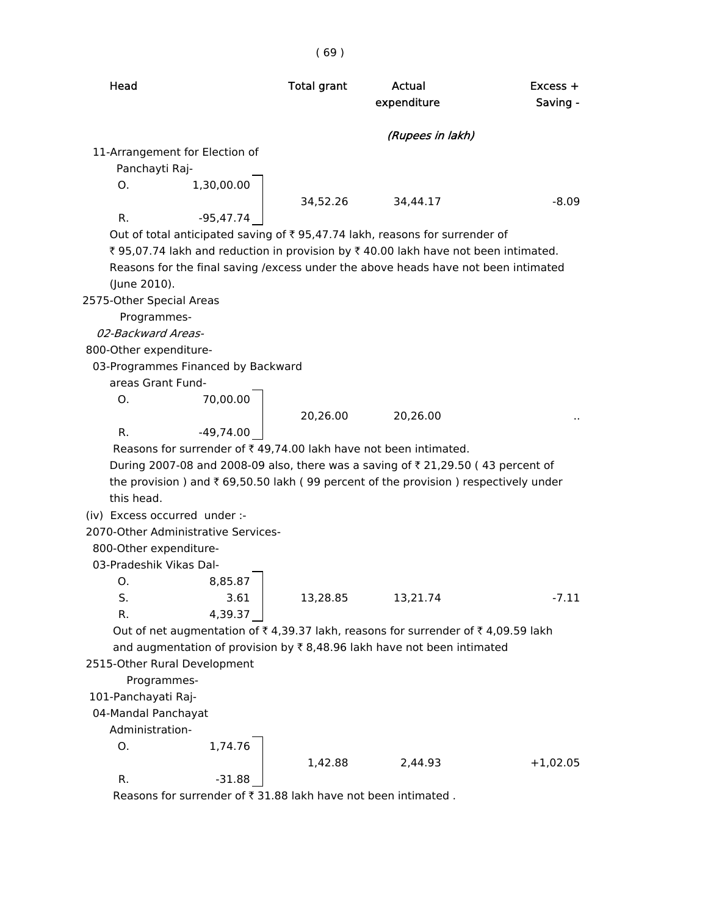| Head | | Total grant | Actual expenditure | Excess + Saving - |
|---|---|---|---|---|
| | | | *(Rupees in lakh)* | |
| 11-Arrangement for Election of Panchayti Raj- | | | | |
| O. | 1,30,00.00 | 34,52.26 | 34,44.17 | -8.09 |
| R. | -95,47.74 | | | |

Out of total anticipated saving of ₹ 95,47.74 lakh, reasons for surrender of ₹ 95,07.74 lakh and reduction in provision by ₹ 40.00 lakh have not been intimated.

Reasons for the final saving /excess under the above heads have not been intimated (June 2010).

| Head | | Total grant | Actual expenditure | Excess + Saving - |
|---|---|---|---|---|
| 2575-Other Special Areas Programmes- | | | | |
| *02-Backward Areas-* | | | | |
| 800-Other expenditure- | | | | |
| 03-Programmes Financed by Backward areas Grant Fund- | | | | |
| O. | 70,00.00 | 20,26.00 | 20,26.00 | .. |
| R. | -49,74.00 | | | |

Reasons for surrender of ₹ 49,74.00 lakh have not been intimated.

During 2007-08 and 2008-09 also, there was a saving of ₹ 21,29.50 ( 43 percent of the provision ) and ₹ 69,50.50 lakh ( 99 percent of the provision ) respectively under this head.

(iv) Excess occurred under :-

| Head | | Total grant | Actual expenditure | Excess + Saving - |
|---|---|---|---|---|
| 2070-Other Administrative Services- | | | | |
| 800-Other expenditure- | | | | |
| 03-Pradeshik Vikas Dal- | | | | |
| O. | 8,85.87 | | | |
| S. | 3.61 | 13,28.85 | 13,21.74 | -7.11 |
| R. | 4,39.37 | | | |

Out of net augmentation of ₹ 4,39.37 lakh, reasons for surrender of ₹ 4,09.59 lakh and augmentation of provision by ₹ 8,48.96 lakh have not been intimated

| Head | | Total grant | Actual expenditure | Excess + Saving - |
|---|---|---|---|---|
| 2515-Other Rural Development Programmes- | | | | |
| 101-Panchayati Raj- | | | | |
| 04-Mandal Panchayat Administration- | | | | |
| O. | 1,74.76 | 1,42.88 | 2,44.93 | +1,02.05 |
| R. | -31.88 | | | |

Reasons for surrender of ₹ 31.88 lakh have not been intimated .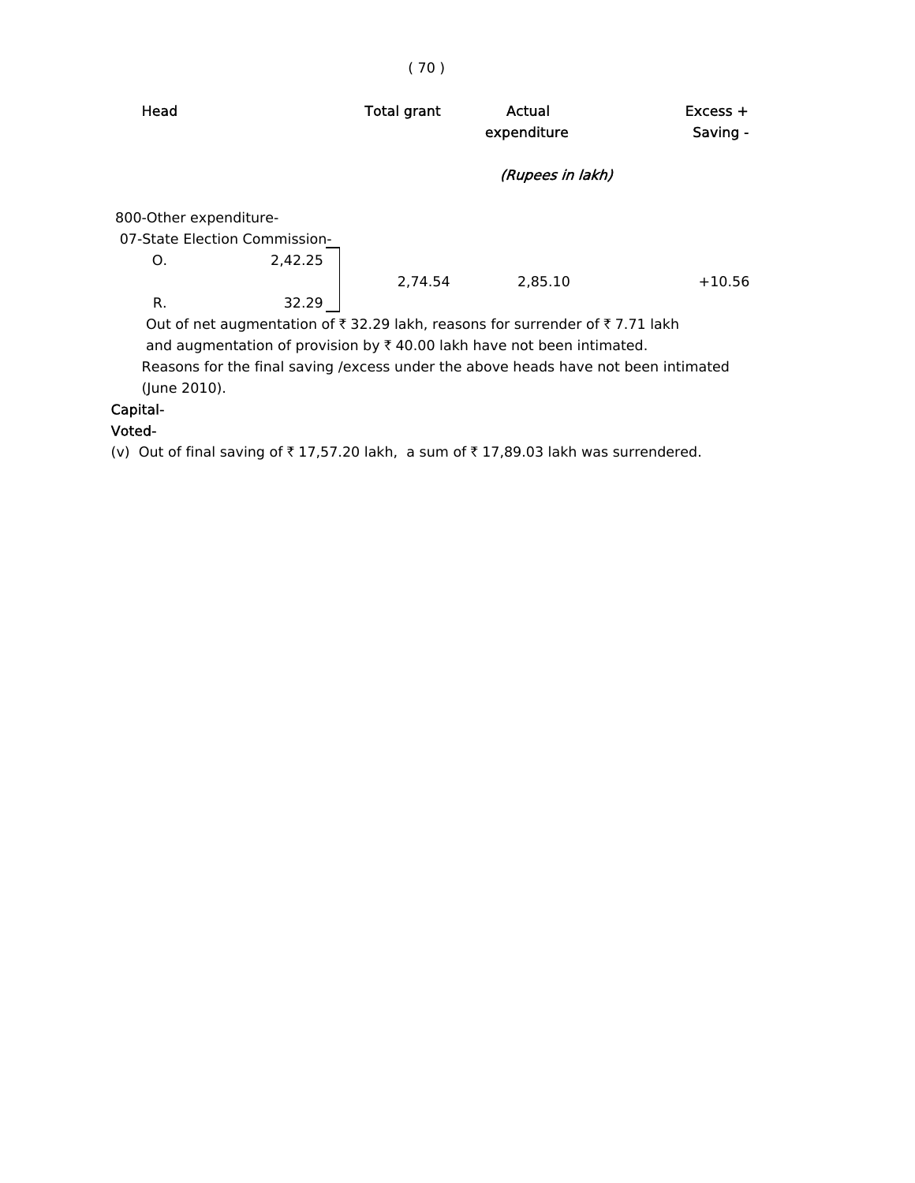| Head | Total grant | Actual expenditure | Excess + Saving - |
|---|---|---|---|
| | | *(Rupees in lakh)* | |
| 800-Other expenditure- | | | |
| 07-State Election Commission- | | | |
| O. 2,42.25 | | | |
| | 2,74.54 | 2,85.10 | +10.56 |
| R. 32.29 | | | |

Out of net augmentation of ₹ 32.29 lakh, reasons for surrender of ₹ 7.71 lakh and augmentation of provision by ₹ 40.00 lakh have not been intimated.

Reasons for the final saving /excess under the above heads have not been intimated (June 2010).

Capital-

Voted-

(v) Out of final saving of ₹ 17,57.20 lakh, a sum of ₹ 17,89.03 lakh was surrendered.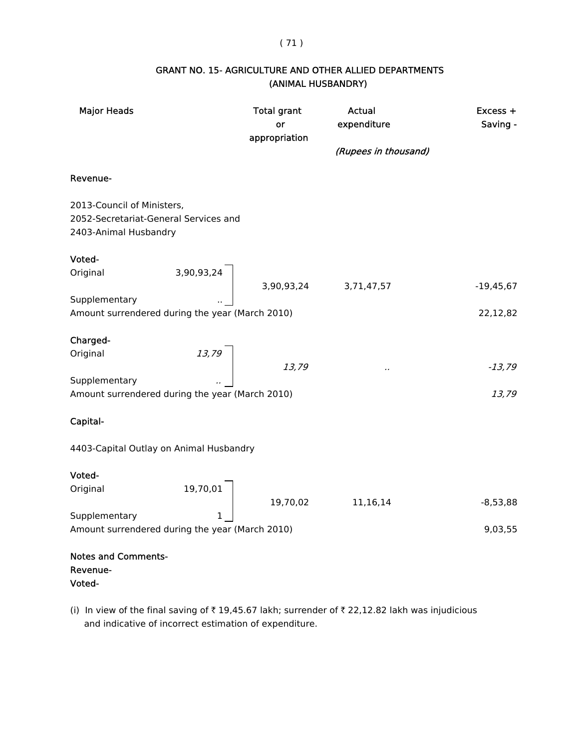## GRANT NO. 15- AGRICULTURE AND OTHER ALLIED DEPARTMENTS (ANIMAL HUSBANDRY)

| Major Heads | | Total grant or appropriation | Actual expenditure | Excess + Saving - |
|---|---|---|---|---|
| | | | *(Rupees in thousand)* | |
| **Revenue-** | | | | |
| 2013-Council of Ministers, 2052-Secretariat-General Services and 2403-Animal Husbandry | | | | |
| **Voted-** | | | | |
| Original | 3,90,93,24 | 3,90,93,24 | 3,71,47,57 | -19,45,67 |
| Supplementary | .. | | | |
| Amount surrendered during the year (March 2010) | | | | 22,12,82 |
| **Charged-** | | | | |
| Original | *13,79* | *13,79* | *..* | *-13,79* |
| Supplementary | *..* | | | |
| Amount surrendered during the year (March 2010) | | | | *13,79* |
| **Capital-** | | | | |
| 4403-Capital Outlay on Animal Husbandry | | | | |
| **Voted-** | | | | |
| Original | 19,70,01 | 19,70,02 | 11,16,14 | -8,53,88 |
| Supplementary | 1 | | | |
| Amount surrendered during the year (March 2010) | | | | 9,03,55 |

**Notes and Comments-**
**Revenue-**
**Voted-**

(i) In view of the final saving of ₹ 19,45.67 lakh; surrender of ₹ 22,12.82 lakh was injudicious and indicative of incorrect estimation of expenditure.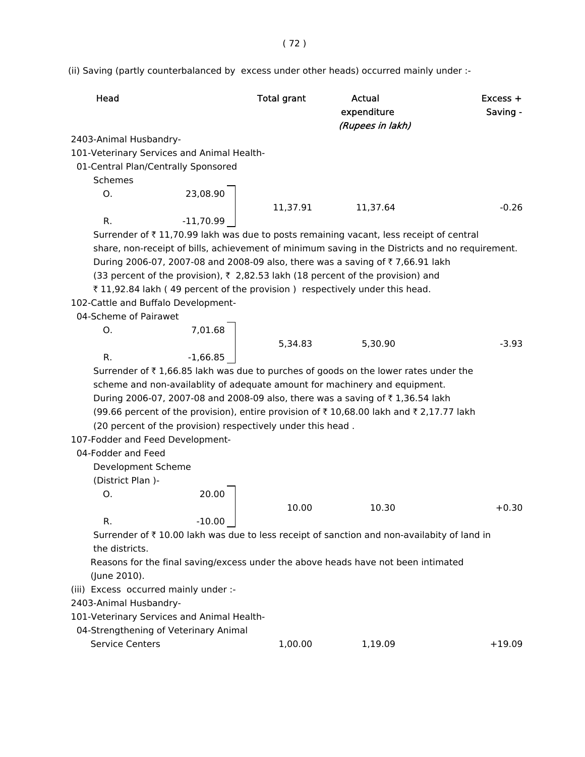(ii) Saving (partly counterbalanced by excess under other heads) occurred mainly under :-

| Head | | Total grant | Actual expenditure | Excess + Saving - |
|---|---|---|---|---|
| | | | *(Rupees in lakh)* | |
| 2403-Animal Husbandry- | | | | |
| 101-Veterinary Services and Animal Health- | | | | |
| 01-Central Plan/Centrally Sponsored Schemes | | | | |
| O. | 23,08.90 | 11,37.91 | 11,37.64 | -0.26 |
| R. | -11,70.99 | | | |

Surrender of ₹ 11,70.99 lakh was due to posts remaining vacant, less receipt of central share, non-receipt of bills, achievement of minimum saving in the Districts and no requirement. During 2006-07, 2007-08 and 2008-09 also, there was a saving of ₹ 7,66.91 lakh (33 percent of the provision), ₹ 2,82.53 lakh (18 percent of the provision) and ₹ 11,92.84 lakh ( 49 percent of the provision ) respectively under this head.

| Head | | Total grant | Actual expenditure | Excess + Saving - |
|---|---|---|---|---|
| 102-Cattle and Buffalo Development- | | | | |
| 04-Scheme of Pairawet | | | | |
| O. | 7,01.68 | 5,34.83 | 5,30.90 | -3.93 |
| R. | -1,66.85 | | | |

Surrender of ₹ 1,66.85 lakh was due to purches of goods on the lower rates under the scheme and non-availablity of adequate amount for machinery and equipment. During 2006-07, 2007-08 and 2008-09 also, there was a saving of ₹ 1,36.54 lakh (99.66 percent of the provision), entire provision of ₹ 10,68.00 lakh and ₹ 2,17.77 lakh (20 percent of the provision) respectively under this head .

| Head | | Total grant | Actual expenditure | Excess + Saving - |
|---|---|---|---|---|
| 107-Fodder and Feed Development- | | | | |
| 04-Fodder and Feed Development Scheme (District Plan )- | | | | |
| O. | 20.00 | 10.00 | 10.30 | +0.30 |
| R. | -10.00 | | | |

Surrender of ₹ 10.00 lakh was due to less receipt of sanction and non-availabity of land in the districts.

Reasons for the final saving/excess under the above heads have not been intimated (June 2010).

(iii) Excess occurred mainly under :-

| Head | Total grant | Actual expenditure | Excess + Saving - |
|---|---|---|---|
| 2403-Animal Husbandry- | | | |
| 101-Veterinary Services and Animal Health- | | | |
| 04-Strengthening of Veterinary Animal Service Centers | 1,00.00 | 1,19.09 | +19.09 |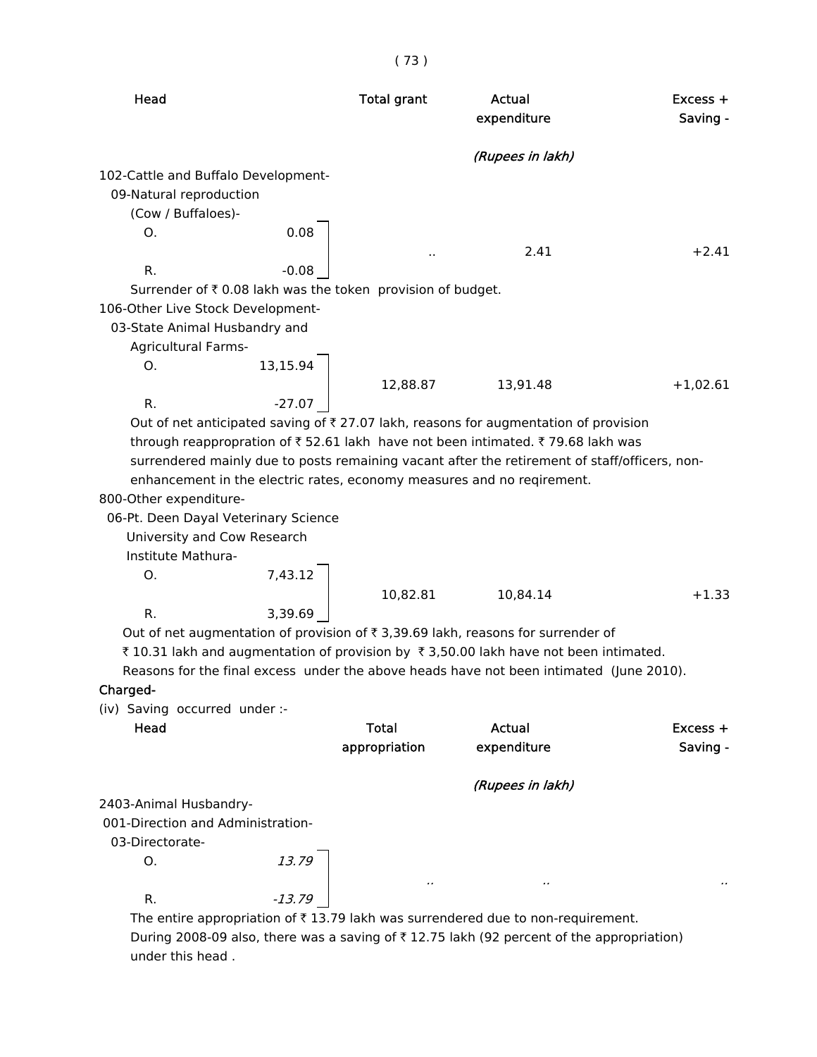| Head | | Total grant | Actual expenditure | Excess + Saving - |
|---|---|---|---|---|
| | | | *(Rupees in lakh)* | |
| 102-Cattle and Buffalo Development- | | | | |
| 09-Natural reproduction (Cow / Buffaloes)- | | | | |
| O. | 0.08 | .. | 2.41 | +2.41 |
| R. | -0.08 | | | |

Surrender of ₹ 0.08 lakh was the token provision of budget.

| Head | | Total grant | Actual expenditure | Excess + Saving - |
|---|---|---|---|---|
| 106-Other Live Stock Development- | | | | |
| 03-State Animal Husbandry and Agricultural Farms- | | | | |
| O. | 13,15.94 | 12,88.87 | 13,91.48 | +1,02.61 |
| R. | -27.07 | | | |

Out of net anticipated saving of ₹ 27.07 lakh, reasons for augmentation of provision through reappropration of ₹ 52.61 lakh have not been intimated. ₹ 79.68 lakh was surrendered mainly due to posts remaining vacant after the retirement of staff/officers, non-enhancement in the electric rates, economy measures and no reqirement.

| Head | | Total grant | Actual expenditure | Excess + Saving - |
|---|---|---|---|---|
| 800-Other expenditure- | | | | |
| 06-Pt. Deen Dayal Veterinary Science University and Cow Research Institute Mathura- | | | | |
| O. | 7,43.12 | 10,82.81 | 10,84.14 | +1.33 |
| R. | 3,39.69 | | | |

Out of net augmentation of provision of ₹ 3,39.69 lakh, reasons for surrender of ₹ 10.31 lakh and augmentation of provision by ₹ 3,50.00 lakh have not been intimated.

Reasons for the final excess under the above heads have not been intimated (June 2010).

**Charged-**

(iv) Saving occurred under :-

| Head | | Total appropriation | Actual expenditure | Excess + Saving - |
|---|---|---|---|---|
| | | | *(Rupees in lakh)* | |
| 2403-Animal Husbandry- | | | | |
| 001-Direction and Administration- | | | | |
| 03-Directorate- | | | | |
| O. | *13.79* | *..* | *..* | *..* |
| R. | *-13.79* | | | |

The entire appropriation of ₹ 13.79 lakh was surrendered due to non-requirement. During 2008-09 also, there was a saving of ₹ 12.75 lakh (92 percent of the appropriation) under this head .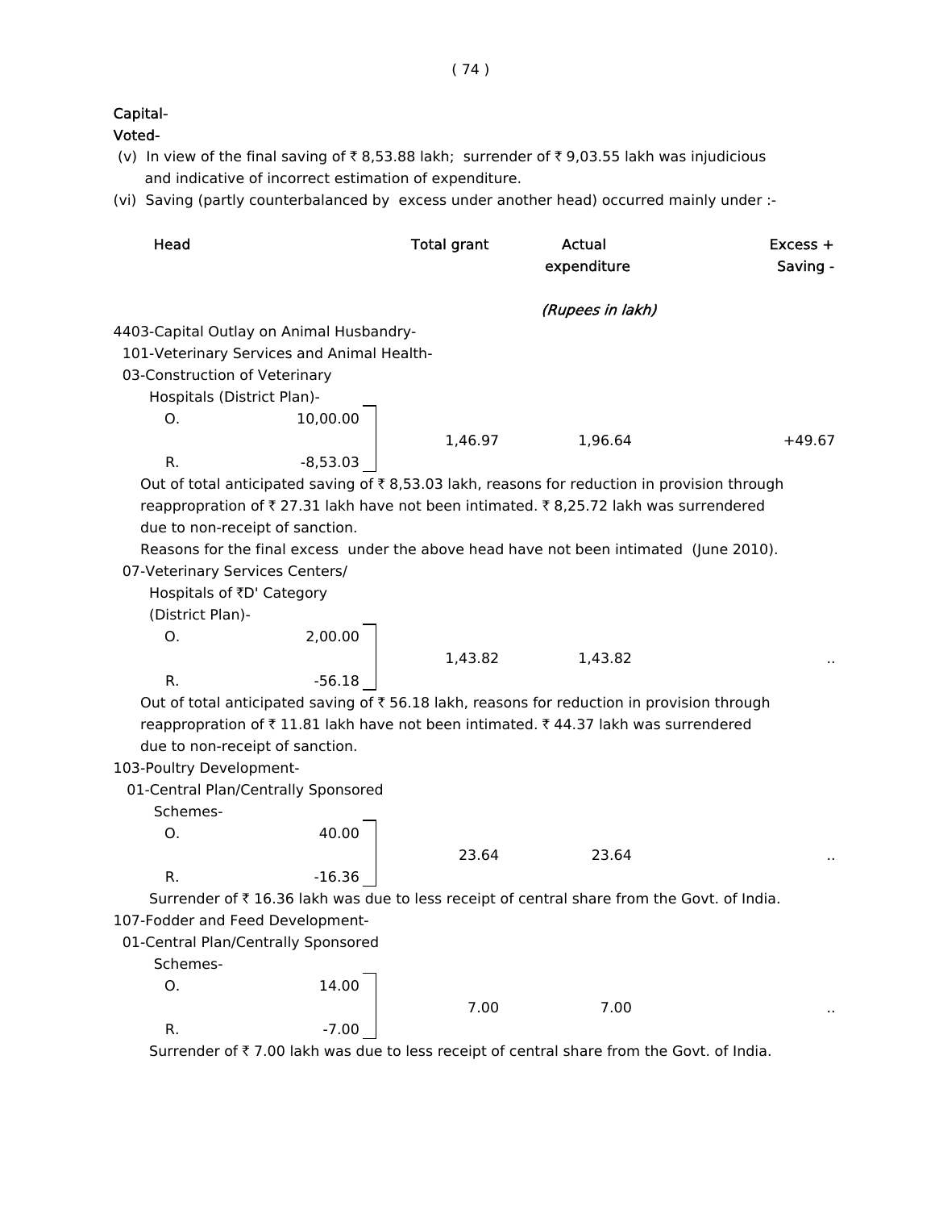Capital-

Voted-

(v) In view of the final saving of ₹ 8,53.88 lakh; surrender of ₹ 9,03.55 lakh was injudicious and indicative of incorrect estimation of expenditure.

(vi) Saving (partly counterbalanced by excess under another head) occurred mainly under :-

| Head | | Total grant | Actual expenditure | Excess + Saving - |
|---|---|---|---|---|
| | | | *(Rupees in lakh)* | |
| 4403-Capital Outlay on Animal Husbandry- | | | | |
| 101-Veterinary Services and Animal Health- | | | | |
| 03-Construction of Veterinary Hospitals (District Plan)- | | | | |
| O. | 10,00.00 | | | |
| | | 1,46.97 | 1,96.64 | +49.67 |
| R. | -8,53.03 | | | |

Out of total anticipated saving of ₹ 8,53.03 lakh, reasons for reduction in provision through reappropration of ₹ 27.31 lakh have not been intimated. ₹ 8,25.72 lakh was surrendered due to non-receipt of sanction.

Reasons for the final excess under the above head have not been intimated (June 2010).

| Head | | Total grant | Actual expenditure | Excess + Saving - |
|---|---|---|---|---|
| 07-Veterinary Services Centers/ Hospitals of ₹D' Category (District Plan)- | | | | |
| O. | 2,00.00 | | | |
| | | 1,43.82 | 1,43.82 | .. |
| R. | -56.18 | | | |

Out of total anticipated saving of ₹ 56.18 lakh, reasons for reduction in provision through reappropration of ₹ 11.81 lakh have not been intimated. ₹ 44.37 lakh was surrendered due to non-receipt of sanction.

| Head | | Total grant | Actual expenditure | Excess + Saving - |
|---|---|---|---|---|
| 103-Poultry Development- | | | | |
| 01-Central Plan/Centrally Sponsored Schemes- | | | | |
| O. | 40.00 | | | |
| | | 23.64 | 23.64 | .. |
| R. | -16.36 | | | |

Surrender of ₹ 16.36 lakh was due to less receipt of central share from the Govt. of India.

| Head | | Total grant | Actual expenditure | Excess + Saving - |
|---|---|---|---|---|
| 107-Fodder and Feed Development- | | | | |
| 01-Central Plan/Centrally Sponsored Schemes- | | | | |
| O. | 14.00 | | | |
| | | 7.00 | 7.00 | .. |
| R. | -7.00 | | | |

Surrender of ₹ 7.00 lakh was due to less receipt of central share from the Govt. of India.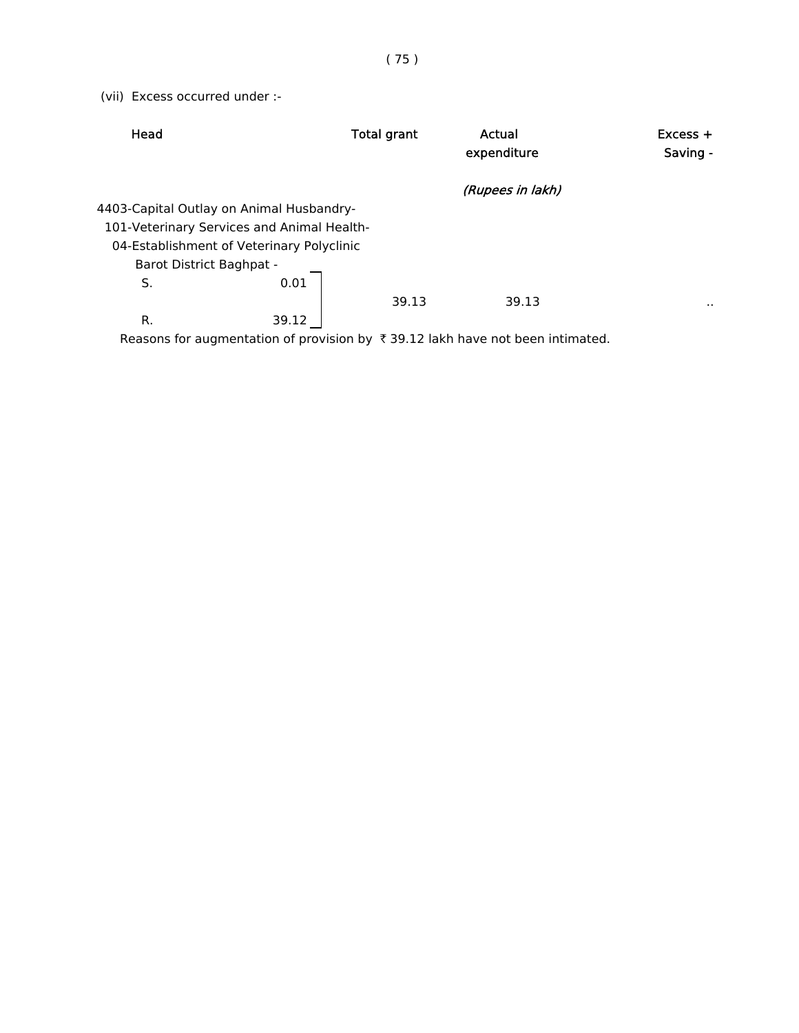(vii) Excess occurred under :-

| Head | | Total grant | Actual expenditure | Excess + Saving - |
|---|---|---|---|---|
| | | | *(Rupees in lakh)* | |
| 4403-Capital Outlay on Animal Husbandry- | | | | |
| 101-Veterinary Services and Animal Health- | | | | |
| 04-Establishment of Veterinary Polyclinic Barot District Baghpat - | | | | |
| S. | 0.01 | | | |
| | | 39.13 | 39.13 | .. |
| R. | 39.12 | | | |

Reasons for augmentation of provision by ₹ 39.12 lakh have not been intimated.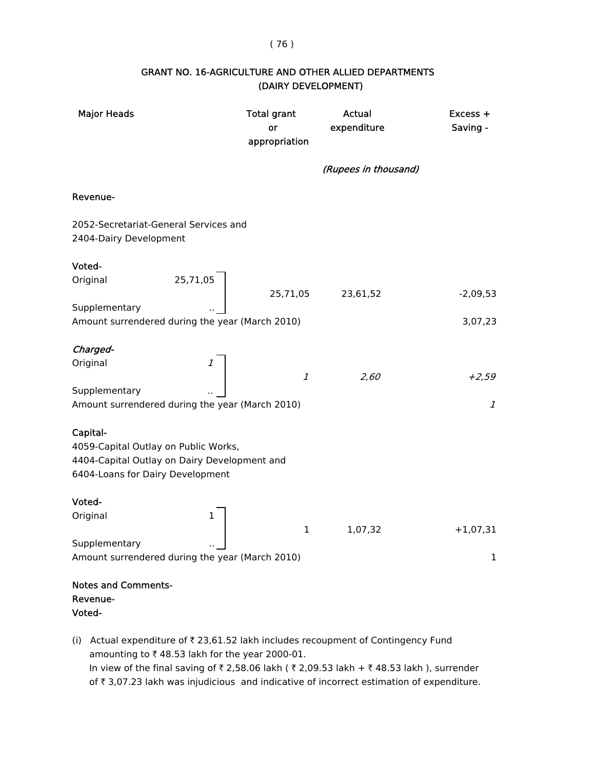## GRANT NO. 16-AGRICULTURE AND OTHER ALLIED DEPARTMENTS
## (DAIRY DEVELOPMENT)

| Major Heads | | Total grant or appropriation | Actual expenditure | Excess + Saving - |
|---|---|---|---|---|
| | | | *(Rupees in thousand)* | |
| **Revenue-** | | | | |
| 2052-Secretariat-General Services and 2404-Dairy Development | | | | |
| **Voted-** | | | | |
| Original | 25,71,05 | | | |
| | | 25,71,05 | 23,61,52 | -2,09,53 |
| Supplementary | .. | | | |
| Amount surrendered during the year (March 2010) | | | | 3,07,23 |
| ***Charged-*** | | | | |
| Original | *1* | | | |
| | | *1* | *2,60* | *+2,59* |
| Supplementary | *..* | | | |
| Amount surrendered during the year (March 2010) | | | | *1* |
| **Capital-** | | | | |
| 4059-Capital Outlay on Public Works, 4404-Capital Outlay on Dairy Development and 6404-Loans for Dairy Development | | | | |
| **Voted-** | | | | |
| Original | 1 | | | |
| | | 1 | 1,07,32 | +1,07,31 |
| Supplementary | .. | | | |
| Amount surrendered during the year (March 2010) | | | | 1 |

**Notes and Comments-**
**Revenue-**
**Voted-**

(i) Actual expenditure of ₹ 23,61.52 lakh includes recoupment of Contingency Fund amounting to ₹ 48.53 lakh for the year 2000-01.
In view of the final saving of ₹ 2,58.06 lakh ( ₹ 2,09.53 lakh + ₹ 48.53 lakh ), surrender of ₹ 3,07.23 lakh was injudicious and indicative of incorrect estimation of expenditure.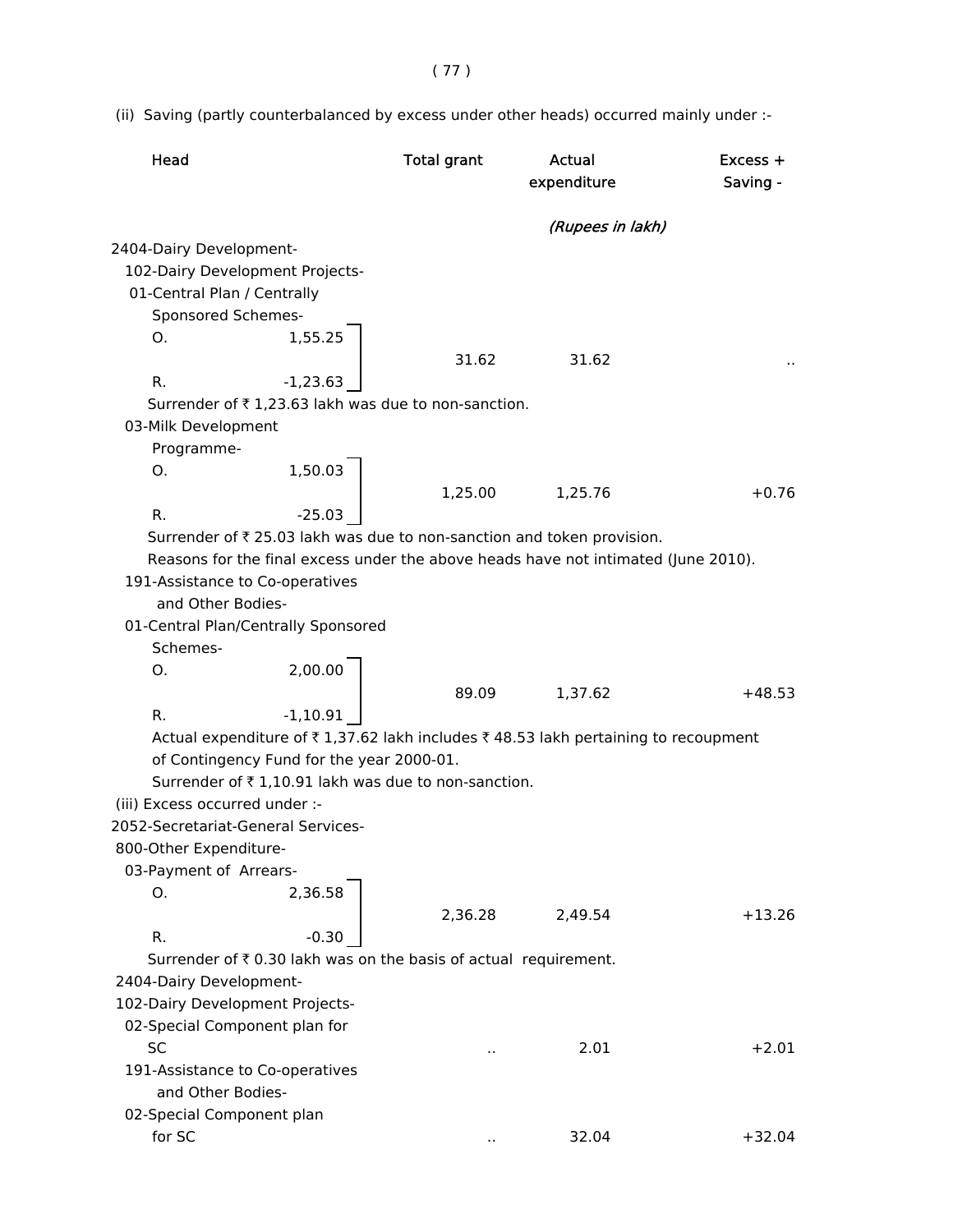(ii) Saving (partly counterbalanced by excess under other heads) occurred mainly under :-

| Head | | Total grant | Actual expenditure | Excess + Saving - |
|---|---|---|---|---|
| | | | *(Rupees in lakh)* | |
| 2404-Dairy Development- | | | | |
| 102-Dairy Development Projects- | | | | |
| 01-Central Plan / Centrally Sponsored Schemes- | | | | |
| O. | 1,55.25 | | | |
| | | 31.62 | 31.62 | .. |
| R. | -1,23.63 | | | |

Surrender of ₹ 1,23.63 lakh was due to non-sanction.

| Head | | Total grant | Actual expenditure | Excess + Saving - |
|---|---|---|---|---|
| 03-Milk Development Programme- | | | | |
| O. | 1,50.03 | | | |
| | | 1,25.00 | 1,25.76 | +0.76 |
| R. | -25.03 | | | |

Surrender of ₹ 25.03 lakh was due to non-sanction and token provision.

Reasons for the final excess under the above heads have not intimated (June 2010).

| Head | | Total grant | Actual expenditure | Excess + Saving - |
|---|---|---|---|---|
| 191-Assistance to Co-operatives and Other Bodies- | | | | |
| 01-Central Plan/Centrally Sponsored Schemes- | | | | |
| O. | 2,00.00 | | | |
| | | 89.09 | 1,37.62 | +48.53 |
| R. | -1,10.91 | | | |

Actual expenditure of ₹ 1,37.62 lakh includes ₹ 48.53 lakh pertaining to recoupment of Contingency Fund for the year 2000-01.

Surrender of ₹ 1,10.91 lakh was due to non-sanction.

(iii) Excess occurred under :-

| Head | | Total grant | Actual expenditure | Excess + Saving - |
|---|---|---|---|---|
| 2052-Secretariat-General Services- | | | | |
| 800-Other Expenditure- | | | | |
| 03-Payment of Arrears- | | | | |
| O. | 2,36.58 | | | |
| | | 2,36.28 | 2,49.54 | +13.26 |
| R. | -0.30 | | | |

Surrender of ₹ 0.30 lakh was on the basis of actual requirement.

| Head | | Total grant | Actual expenditure | Excess + Saving - |
|---|---|---|---|---|
| 2404-Dairy Development- | | | | |
| 102-Dairy Development Projects- | | | | |
| 02-Special Component plan for SC | | .. | 2.01 | +2.01 |
| 191-Assistance to Co-operatives and Other Bodies- | | | | |
| 02-Special Component plan for SC | | .. | 32.04 | +32.04 |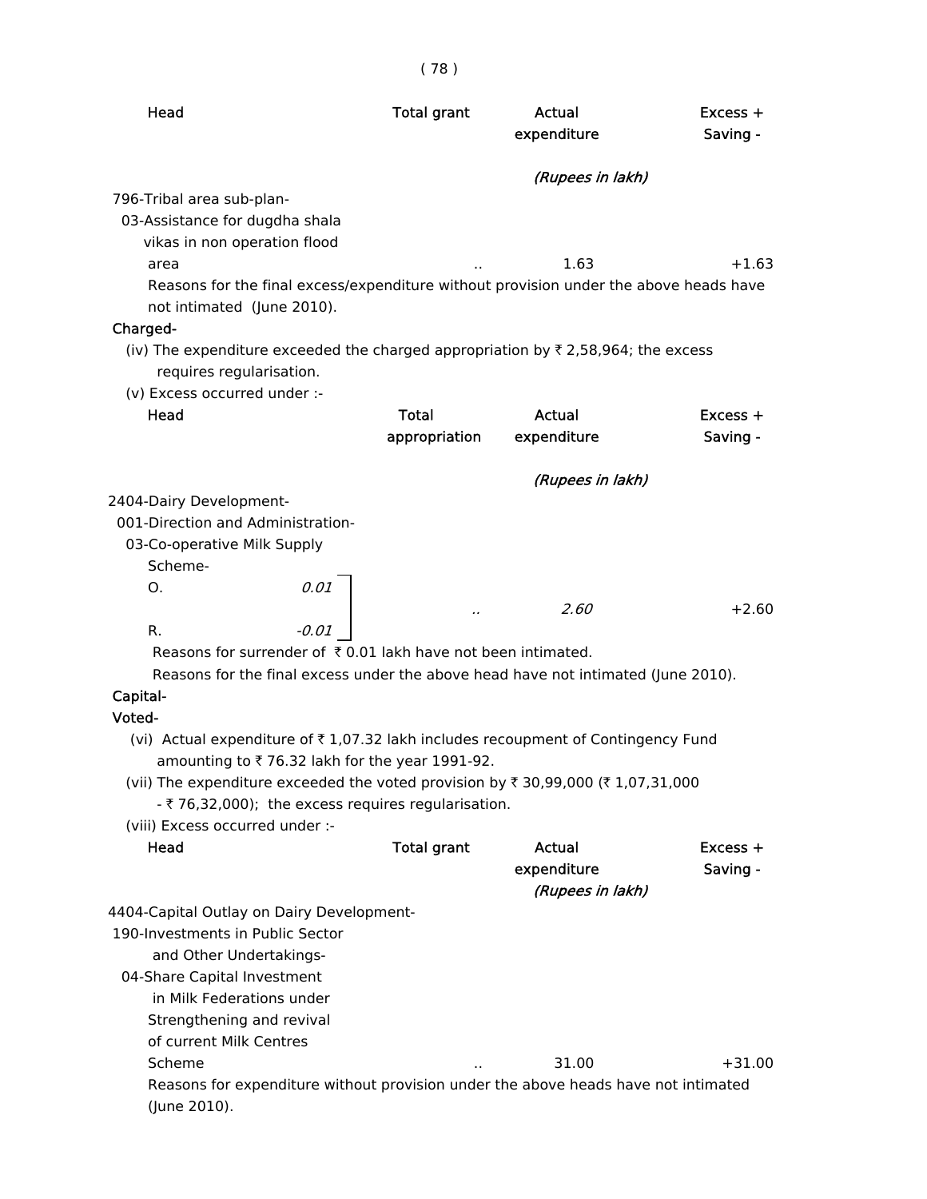| Head | Total grant | Actual expenditure | Excess + Saving - |
|---|---|---|---|
| | | *(Rupees in lakh)* | |
| 796-Tribal area sub-plan- | | | |
| 03-Assistance for dugdha shala vikas in non operation flood area | .. | 1.63 | +1.63 |

Reasons for the final excess/expenditure without provision under the above heads have not intimated (June 2010).

**Charged-**

(iv) The expenditure exceeded the charged appropriation by ₹ 2,58,964; the excess requires regularisation.

(v) Excess occurred under :-

| Head | | Total appropriation | Actual expenditure | Excess + Saving - |
|---|---|---|---|---|
| | | | *(Rupees in lakh)* | |
| 2404-Dairy Development- | | | | |
| 001-Direction and Administration- | | | | |
| 03-Co-operative Milk Supply Scheme- | | | | |
| O. | *0.01* | | | |
| R. | *-0.01* | .. | *2.60* | +2.60 |

Reasons for surrender of ₹ 0.01 lakh have not been intimated.

Reasons for the final excess under the above head have not intimated (June 2010).

**Capital-**

**Voted-**

(vi) Actual expenditure of ₹ 1,07.32 lakh includes recoupment of Contingency Fund amounting to ₹ 76.32 lakh for the year 1991-92.

(vii) The expenditure exceeded the voted provision by ₹ 30,99,000 (₹ 1,07,31,000 - ₹ 76,32,000); the excess requires regularisation.

(viii) Excess occurred under :-

| Head | Total grant | Actual expenditure | Excess + Saving - |
|---|---|---|---|
| | | *(Rupees in lakh)* | |
| 4404-Capital Outlay on Dairy Development- | | | |
| 190-Investments in Public Sector and Other Undertakings- | | | |
| 04-Share Capital Investment in Milk Federations under Strengthening and revival of current Milk Centres Scheme | .. | 31.00 | +31.00 |

Reasons for expenditure without provision under the above heads have not intimated (June 2010).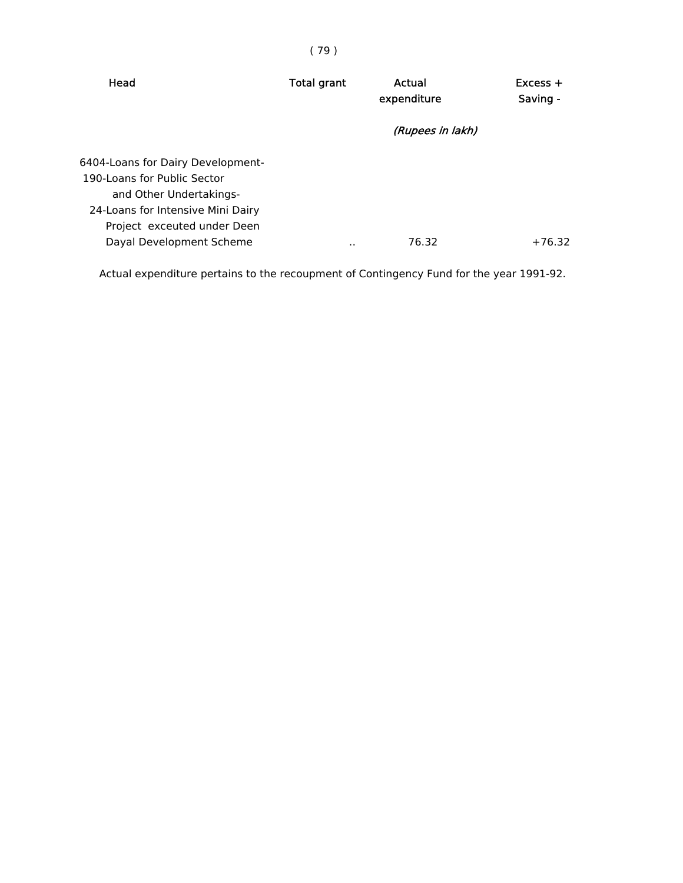| Head | Total grant | Actual expenditure | Excess + Saving - |
|---|---|---|---|
| | | *(Rupees in lakh)* | |
| 6404-Loans for Dairy Development- 190-Loans for Public Sector and Other Undertakings- 24-Loans for Intensive Mini Dairy Project exceuted under Deen Dayal Development Scheme | .. | 76.32 | +76.32 |

Actual expenditure pertains to the recoupment of Contingency Fund for the year 1991-92.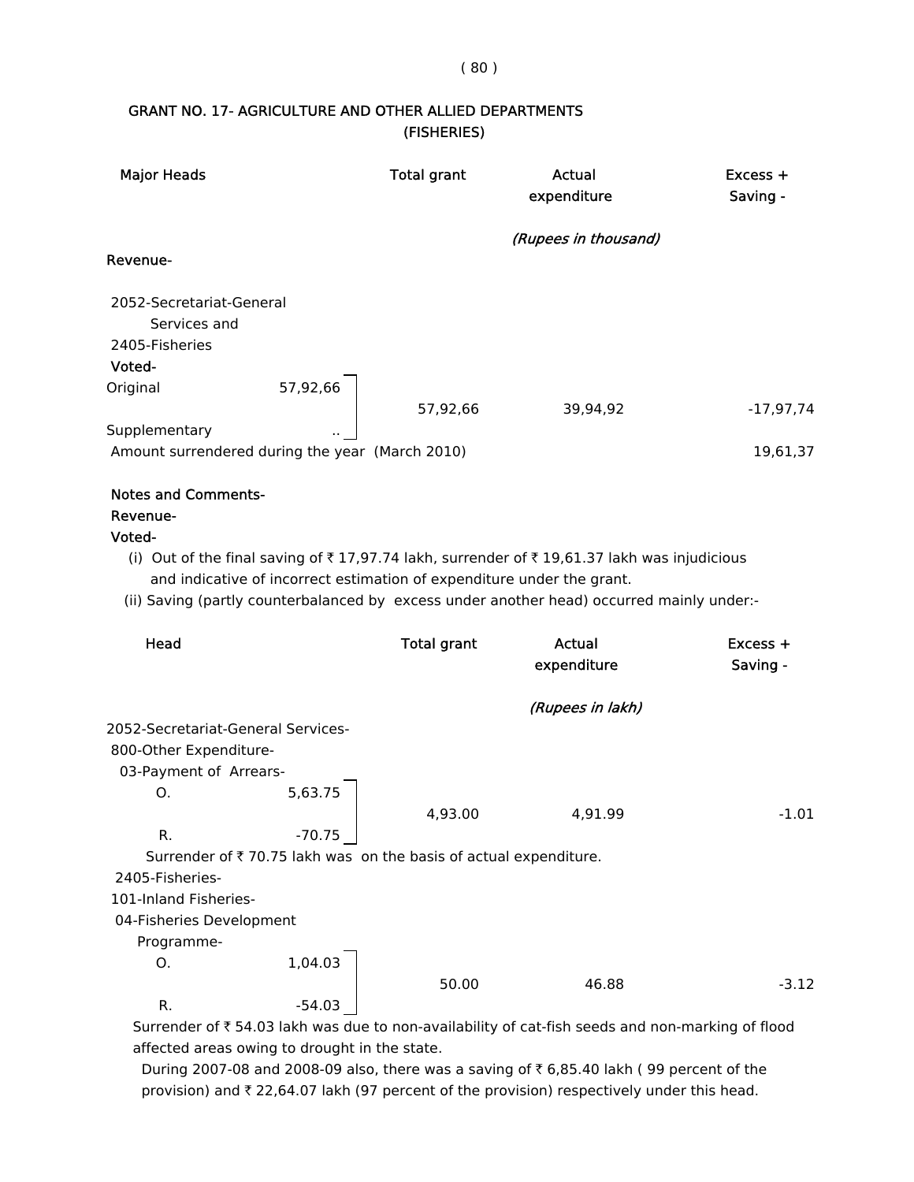## GRANT NO. 17- AGRICULTURE AND OTHER ALLIED DEPARTMENTS (FISHERIES)

| Major Heads | | Total grant | Actual expenditure | Excess + Saving - |
|---|---|---|---|---|
| | | | *(Rupees in thousand)* | |
| **Revenue-** | | | | |
| 2052-Secretariat-General Services and 2405-Fisheries | | | | |
| **Voted-** | | | | |
| Original | 57,92,66 | 57,92,66 | 39,94,92 | -17,97,74 |
| Supplementary | .. | | | |
| Amount surrendered during the year (March 2010) | | | | 19,61,37 |

**Notes and Comments-**

**Revenue-**

**Voted-**

(i) Out of the final saving of ₹ 17,97.74 lakh, surrender of ₹ 19,61.37 lakh was injudicious and indicative of incorrect estimation of expenditure under the grant.

(ii) Saving (partly counterbalanced by excess under another head) occurred mainly under:-

| Head | | Total grant | Actual expenditure | Excess + Saving - |
|---|---|---|---|---|
| | | | *(Rupees in lakh)* | |
| 2052-Secretariat-General Services- | | | | |
| 800-Other Expenditure- | | | | |
| 03-Payment of Arrears- | | | | |
| O. | 5,63.75 | 4,93.00 | 4,91.99 | -1.01 |
| R. | -70.75 | | | |

Surrender of ₹ 70.75 lakh was on the basis of actual expenditure.

| Head | | Total grant | Actual expenditure | Excess + Saving - |
|---|---|---|---|---|
| 2405-Fisheries- | | | | |
| 101-Inland Fisheries- | | | | |
| 04-Fisheries Development Programme- | | | | |
| O. | 1,04.03 | 50.00 | 46.88 | -3.12 |
| R. | -54.03 | | | |

Surrender of ₹ 54.03 lakh was due to non-availability of cat-fish seeds and non-marking of flood affected areas owing to drought in the state.

During 2007-08 and 2008-09 also, there was a saving of ₹ 6,85.40 lakh ( 99 percent of the provision) and ₹ 22,64.07 lakh (97 percent of the provision) respectively under this head.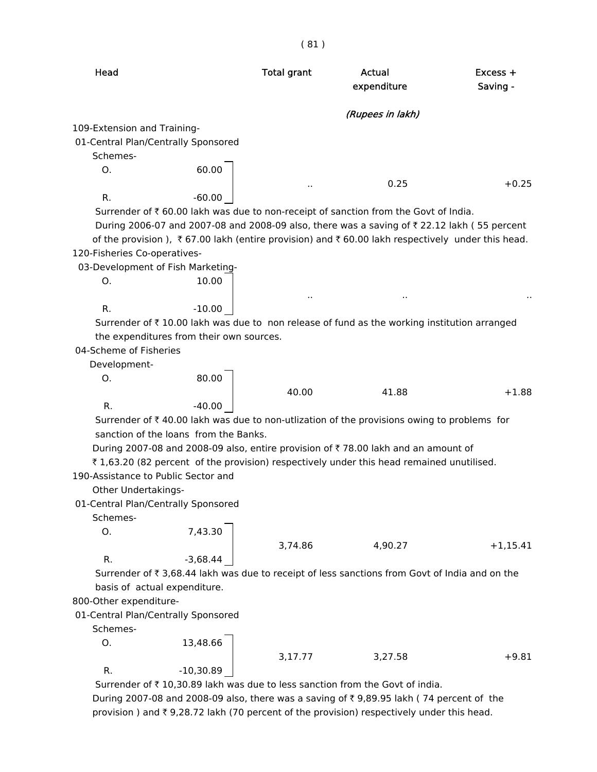| Head | | Total grant | Actual expenditure | Excess + Saving - |
|---|---|---|---|---|
| | | | *(Rupees in lakh)* | |
| 109-Extension and Training- | | | | |
| 01-Central Plan/Centrally Sponsored Schemes- | | | | |
| O. | 60.00 | .. | 0.25 | +0.25 |
| R. | -60.00 | | | |

Surrender of ₹ 60.00 lakh was due to non-receipt of sanction from the Govt of India.

During 2006-07 and 2007-08 and 2008-09 also, there was a saving of ₹ 22.12 lakh ( 55 percent of the provision ), ₹ 67.00 lakh (entire provision) and ₹ 60.00 lakh respectively under this head.

| Head | | Total grant | Actual expenditure | Excess + Saving - |
|---|---|---|---|---|
| 120-Fisheries Co-operatives- | | | | |
| 03-Development of Fish Marketing- | | | | |
| O. | 10.00 | .. | .. | .. |
| R. | -10.00 | | | |

Surrender of ₹ 10.00 lakh was due to non release of fund as the working institution arranged the expenditures from their own sources.

| Head | | Total grant | Actual expenditure | Excess + Saving - |
|---|---|---|---|---|
| 04-Scheme of Fisheries Development- | | | | |
| O. | 80.00 | 40.00 | 41.88 | +1.88 |
| R. | -40.00 | | | |

Surrender of ₹ 40.00 lakh was due to non-utlization of the provisions owing to problems for sanction of the loans from the Banks.

During 2007-08 and 2008-09 also, entire provision of ₹ 78.00 lakh and an amount of ₹ 1,63.20 (82 percent of the provision) respectively under this head remained unutilised.

| Head | | Total grant | Actual expenditure | Excess + Saving - |
|---|---|---|---|---|
| 190-Assistance to Public Sector and Other Undertakings- | | | | |
| 01-Central Plan/Centrally Sponsored Schemes- | | | | |
| O. | 7,43.30 | 3,74.86 | 4,90.27 | +1,15.41 |
| R. | -3,68.44 | | | |

Surrender of ₹ 3,68.44 lakh was due to receipt of less sanctions from Govt of India and on the basis of actual expenditure.

| Head | | Total grant | Actual expenditure | Excess + Saving - |
|---|---|---|---|---|
| 800-Other expenditure- | | | | |
| 01-Central Plan/Centrally Sponsored Schemes- | | | | |
| O. | 13,48.66 | 3,17.77 | 3,27.58 | +9.81 |
| R. | -10,30.89 | | | |

Surrender of ₹ 10,30.89 lakh was due to less sanction from the Govt of india.

During 2007-08 and 2008-09 also, there was a saving of ₹ 9,89.95 lakh ( 74 percent of the provision ) and ₹ 9,28.72 lakh (70 percent of the provision) respectively under this head.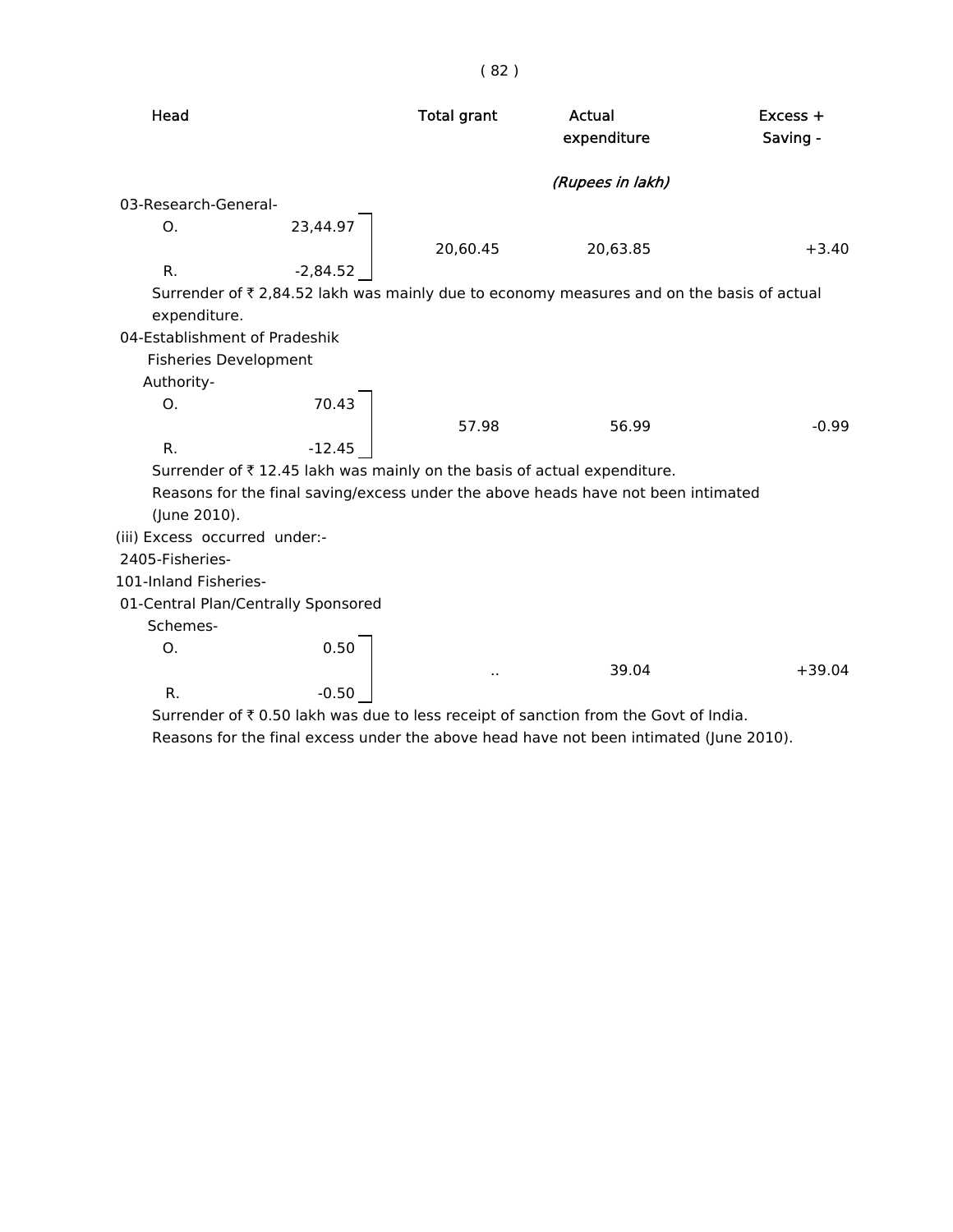| Head | | Total grant | Actual expenditure | Excess + Saving - |
|---|---|---|---|---|
| | | | *(Rupees in lakh)* | |
| 03-Research-General- | | | | |
| O. | 23,44.97 | | | |
| | | 20,60.45 | 20,63.85 | +3.40 |
| R. | -2,84.52 | | | |

Surrender of ₹ 2,84.52 lakh was mainly due to economy measures and on the basis of actual expenditure.

| Head | | Total grant | Actual expenditure | Excess + Saving - |
|---|---|---|---|---|
| 04-Establishment of Pradeshik Fisheries Development Authority- | | | | |
| O. | 70.43 | | | |
| | | 57.98 | 56.99 | -0.99 |
| R. | -12.45 | | | |

Surrender of ₹ 12.45 lakh was mainly on the basis of actual expenditure.

Reasons for the final saving/excess under the above heads have not been intimated (June 2010).

(iii) Excess occurred under:-

2405-Fisheries-

101-Inland Fisheries-

| Head | | Total grant | Actual expenditure | Excess + Saving - |
|---|---|---|---|---|
| 01-Central Plan/Centrally Sponsored Schemes- | | | | |
| O. | 0.50 | | | |
| | | .. | 39.04 | +39.04 |
| R. | -0.50 | | | |

Surrender of ₹ 0.50 lakh was due to less receipt of sanction from the Govt of India.

Reasons for the final excess under the above head have not been intimated (June 2010).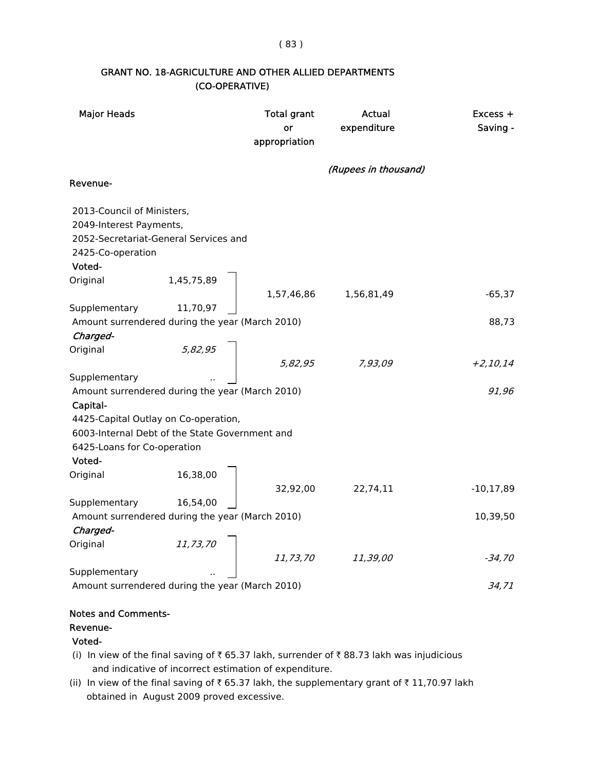## GRANT NO. 18-AGRICULTURE AND OTHER ALLIED DEPARTMENTS (CO-OPERATIVE)

| Major Heads | | Total grant or appropriation | Actual expenditure | Excess + Saving - |
|---|---|---|---|---|
| | | | *(Rupees in thousand)* | |
| **Revenue-** | | | | |
| 2013-Council of Ministers, 2049-Interest Payments, 2052-Secretariat-General Services and 2425-Co-operation | | | | |
| **Voted-** | | | | |
| Original | 1,45,75,89 | 1,57,46,86 | 1,56,81,49 | -65,37 |
| Supplementary | 11,70,97 | | | |
| Amount surrendered during the year (March 2010) | | | | 88,73 |
| ***Charged-*** | | | | |
| Original | *5,82,95* | *5,82,95* | *7,93,09* | *+2,10,14* |
| Supplementary | *..* | | | |
| Amount surrendered during the year (March 2010) | | | | *91,96* |
| **Capital-** | | | | |
| 4425-Capital Outlay on Co-operation, 6003-Internal Debt of the State Government and 6425-Loans for Co-operation | | | | |
| **Voted-** | | | | |
| Original | 16,38,00 | 32,92,00 | 22,74,11 | -10,17,89 |
| Supplementary | 16,54,00 | | | |
| Amount surrendered during the year (March 2010) | | | | 10,39,50 |
| ***Charged-*** | | | | |
| Original | *11,73,70* | *11,73,70* | *11,39,00* | *-34,70* |
| Supplementary | *..* | | | |
| Amount surrendered during the year (March 2010) | | | | *34,71* |

**Notes and Comments-**

**Revenue-**

**Voted-**

(i) In view of the final saving of ₹ 65.37 lakh, surrender of ₹ 88.73 lakh was injudicious and indicative of incorrect estimation of expenditure.

(ii) In view of the final saving of ₹ 65.37 lakh, the supplementary grant of ₹ 11,70.97 lakh obtained in August 2009 proved excessive.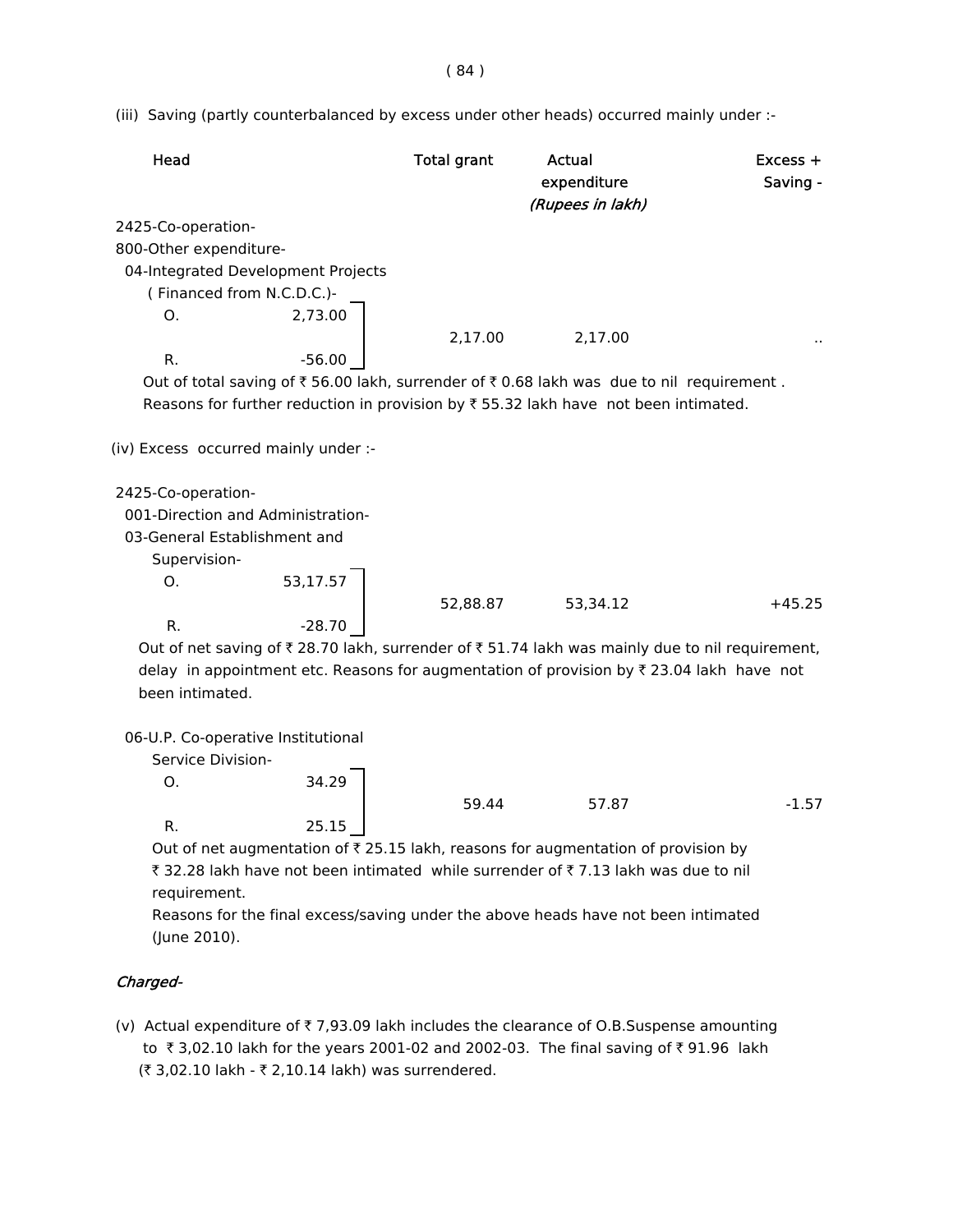(iii) Saving (partly counterbalanced by excess under other heads) occurred mainly under :-

| Head | | Total grant | Actual expenditure | Excess + Saving - |
|---|---|---|---|---|
| | | | *(Rupees in lakh)* | |
| 2425-Co-operation- | | | | |
| 800-Other expenditure- | | | | |
| 04-Integrated Development Projects ( Financed from N.C.D.C.)- | | | | |
| O. | 2,73.00 | 2,17.00 | 2,17.00 | .. |
| R. | -56.00 | | | |

Out of total saving of ₹ 56.00 lakh, surrender of ₹ 0.68 lakh was due to nil requirement . Reasons for further reduction in provision by ₹ 55.32 lakh have not been intimated.

(iv) Excess occurred mainly under :-

| Head | | Total grant | Actual expenditure | Excess + Saving - |
|---|---|---|---|---|
| 2425-Co-operation- | | | | |
| 001-Direction and Administration- | | | | |
| 03-General Establishment and Supervision- | | | | |
| O. | 53,17.57 | 52,88.87 | 53,34.12 | +45.25 |
| R. | -28.70 | | | |

Out of net saving of ₹ 28.70 lakh, surrender of ₹ 51.74 lakh was mainly due to nil requirement, delay in appointment etc. Reasons for augmentation of provision by ₹ 23.04 lakh have not been intimated.

| Head | | Total grant | Actual expenditure | Excess + Saving - |
|---|---|---|---|---|
| 06-U.P. Co-operative Institutional Service Division- | | | | |
| O. | 34.29 | 59.44 | 57.87 | -1.57 |
| R. | 25.15 | | | |

Out of net augmentation of ₹ 25.15 lakh, reasons for augmentation of provision by ₹ 32.28 lakh have not been intimated while surrender of ₹ 7.13 lakh was due to nil requirement.

Reasons for the final excess/saving under the above heads have not been intimated (June 2010).

*Charged-*

(v) Actual expenditure of ₹ 7,93.09 lakh includes the clearance of O.B.Suspense amounting to ₹ 3,02.10 lakh for the years 2001-02 and 2002-03. The final saving of ₹ 91.96 lakh (₹ 3,02.10 lakh - ₹ 2,10.14 lakh) was surrendered.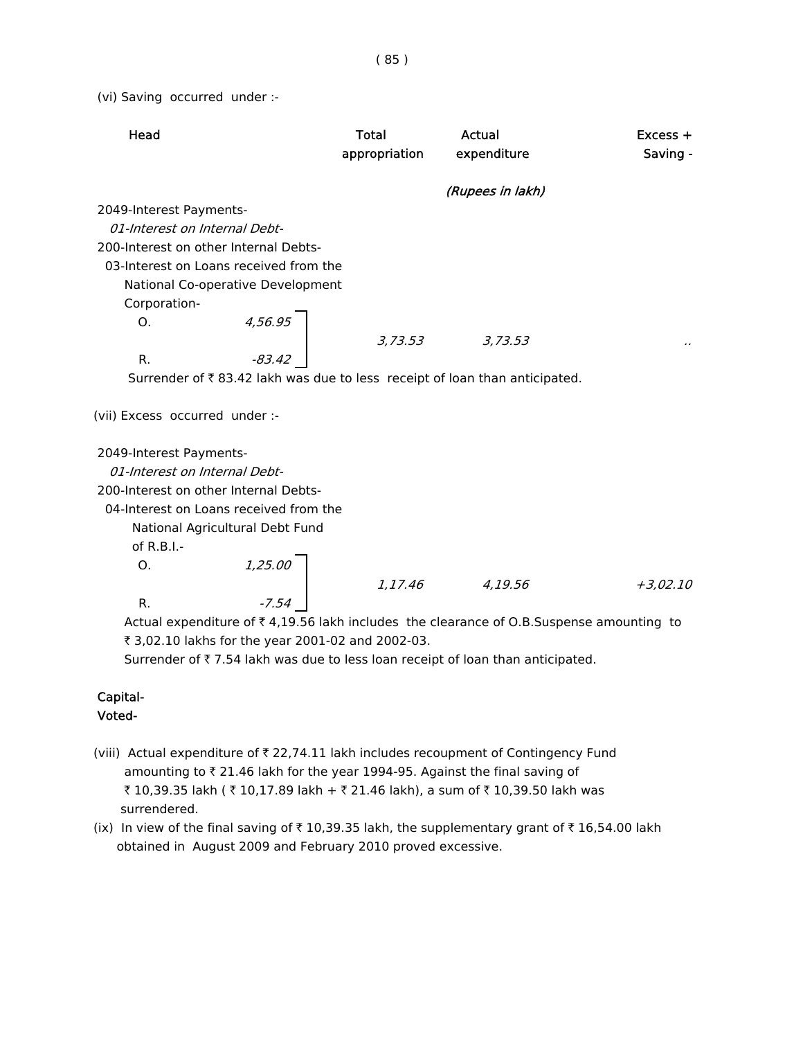(vi) Saving occurred under :-

| Head | | Total appropriation | Actual expenditure | Excess + Saving - |
|---|---|---|---|---|
| | | | *(Rupees in lakh)* | |
| 2049-Interest Payments- | | | | |
| *01-Interest on Internal Debt-* | | | | |
| 200-Interest on other Internal Debts- | | | | |
| 03-Interest on Loans received from the National Co-operative Development Corporation- | | | | |
| O. | *4,56.95* | *3,73.53* | *3,73.53* | .. |
| R. | *-83.42* | | | |

Surrender of ₹ 83.42 lakh was due to less receipt of loan than anticipated.

(vii) Excess occurred under :-

| Head | | Total appropriation | Actual expenditure | Excess + Saving - |
|---|---|---|---|---|
| 2049-Interest Payments- | | | | |
| *01-Interest on Internal Debt-* | | | | |
| 200-Interest on other Internal Debts- | | | | |
| 04-Interest on Loans received from the National Agricultural Debt Fund of R.B.I.- | | | | |
| O. | *1,25.00* | *1,17.46* | *4,19.56* | *+3,02.10* |
| R. | *-7.54* | | | |

Actual expenditure of ₹ 4,19.56 lakh includes the clearance of O.B.Suspense amounting to ₹ 3,02.10 lakhs for the year 2001-02 and 2002-03.

Surrender of ₹ 7.54 lakh was due to less loan receipt of loan than anticipated.

Capital-

Voted-

(viii) Actual expenditure of ₹ 22,74.11 lakh includes recoupment of Contingency Fund amounting to ₹ 21.46 lakh for the year 1994-95. Against the final saving of ₹ 10,39.35 lakh ( ₹ 10,17.89 lakh + ₹ 21.46 lakh), a sum of ₹ 10,39.50 lakh was surrendered.

(ix) In view of the final saving of ₹ 10,39.35 lakh, the supplementary grant of ₹ 16,54.00 lakh obtained in August 2009 and February 2010 proved excessive.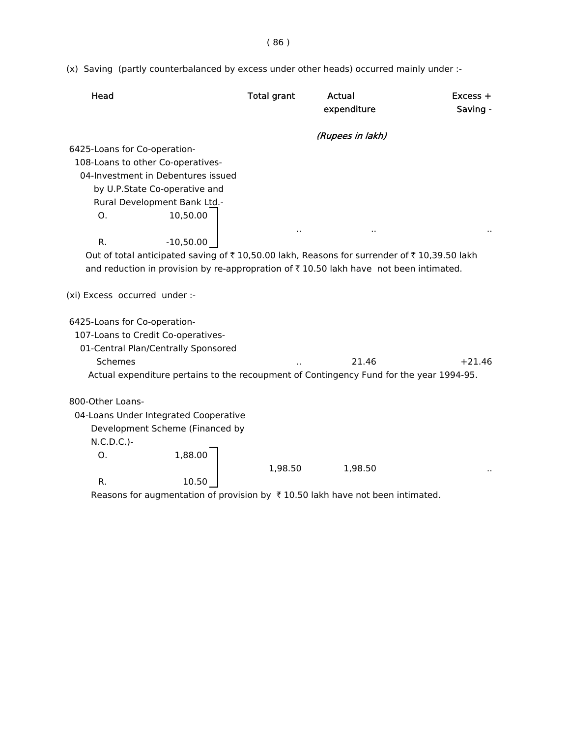(x) Saving (partly counterbalanced by excess under other heads) occurred mainly under :-

| Head | Total grant | Actual expenditure | Excess + Saving - |
|---|---|---|---|
| | | *(Rupees in lakh)* | |
| 6425-Loans for Co-operation- | | | |
| 108-Loans to other Co-operatives- | | | |
| 04-Investment in Debentures issued by U.P.State Co-operative and Rural Development Bank Ltd.- | | | |
| O. 10,50.00 | | | |
| R. -10,50.00 | .. | .. | .. |

Out of total anticipated saving of ₹ 10,50.00 lakh, Reasons for surrender of ₹ 10,39.50 lakh and reduction in provision by re-appropration of ₹ 10.50 lakh have not been intimated.

(xi) Excess occurred under :-

| Head | Total grant | Actual expenditure | Excess + Saving - |
|---|---|---|---|
| 6425-Loans for Co-operation- | | | |
| 107-Loans to Credit Co-operatives- | | | |
| 01-Central Plan/Centrally Sponsored Schemes | .. | 21.46 | +21.46 |

Actual expenditure pertains to the recoupment of Contingency Fund for the year 1994-95.

| Head | Total grant | Actual expenditure | Excess + Saving - |
|---|---|---|---|
| 800-Other Loans- | | | |
| 04-Loans Under Integrated Cooperative Development Scheme (Financed by N.C.D.C.)- | | | |
| O. 1,88.00 | | | |
| R. 10.50 | 1,98.50 | 1,98.50 | .. |

Reasons for augmentation of provision by ₹ 10.50 lakh have not been intimated.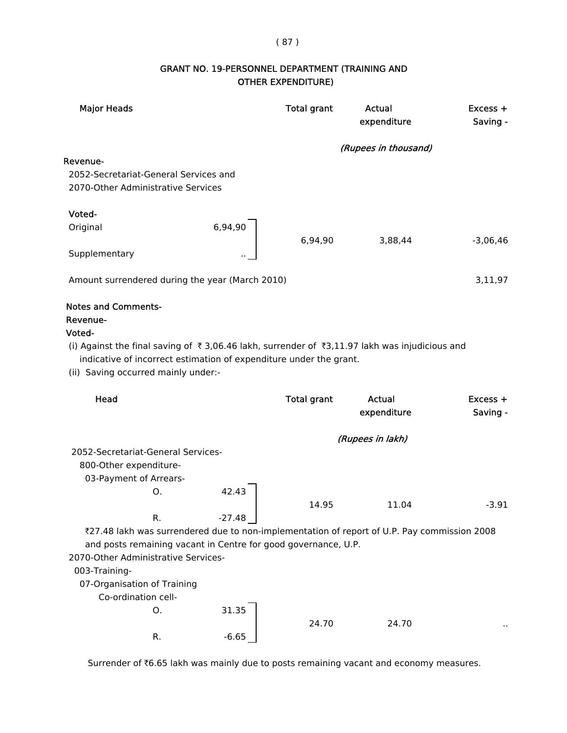## GRANT NO. 19-PERSONNEL DEPARTMENT (TRAINING AND OTHER EXPENDITURE)

| Major Heads | | Total grant | Actual expenditure | Excess + Saving - |
|---|---|---|---|---|
| | | | *(Rupees in thousand)* | |
| **Revenue-** | | | | |
| 2052-Secretariat-General Services and 2070-Other Administrative Services | | | | |
| **Voted-** | | | | |
| Original | 6,94,90 | 6,94,90 | 3,88,44 | -3,06,46 |
| Supplementary | .. | | | |
| Amount surrendered during the year (March 2010) | | | | 3,11,97 |

**Notes and Comments-**

**Revenue-**

**Voted-**

(i) Against the final saving of ₹ 3,06.46 lakh, surrender of ₹3,11.97 lakh was injudicious and indicative of incorrect estimation of expenditure under the grant.

(ii) Saving occurred mainly under:-

| Head | | Total grant | Actual expenditure | Excess + Saving - |
|---|---|---|---|---|
| | | | *(Rupees in lakh)* | |
| 2052-Secretariat-General Services- 800-Other expenditure- 03-Payment of Arrears- | | | | |
| O. | 42.43 | 14.95 | 11.04 | -3.91 |
| R. | -27.48 | | | |

₹27.48 lakh was surrendered due to non-implementation of report of U.P. Pay commission 2008 and posts remaining vacant in Centre for good governance, U.P.

| Head | | Total grant | Actual expenditure | Excess + Saving - |
|---|---|---|---|---|
| 2070-Other Administrative Services- 003-Training- 07-Organisation of Training Co-ordination cell- | | | | |
| O. | 31.35 | 24.70 | 24.70 | .. |
| R. | -6.65 | | | |

Surrender of ₹6.65 lakh was mainly due to posts remaining vacant and economy measures.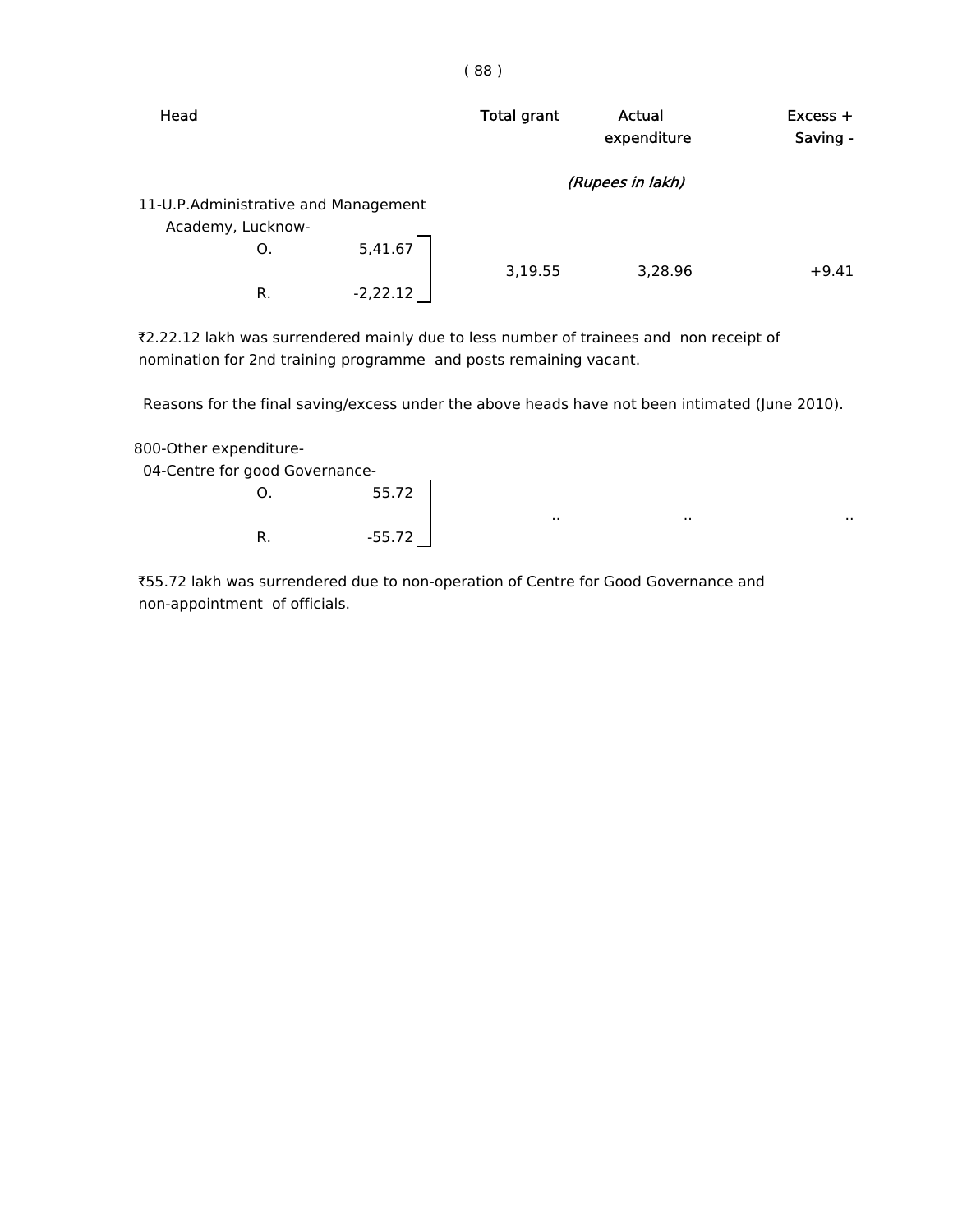| Head | | Total grant | Actual expenditure | Excess + Saving - |
|---|---|---|---|---|
| | | *(Rupees in lakh)* | | |
| 11-U.P.Administrative and Management Academy, Lucknow- | | | | |
| O. | 5,41.67 | 3,19.55 | 3,28.96 | +9.41 |
| R. | -2,22.12 | | | |

₹2.22.12 lakh was surrendered mainly due to less number of trainees and non receipt of nomination for 2nd training programme and posts remaining vacant.

Reasons for the final saving/excess under the above heads have not been intimated (June 2010).

| Head | | Total grant | Actual expenditure | Excess + Saving - |
|---|---|---|---|---|
| 800-Other expenditure- | | | | |
| 04-Centre for good Governance- | | | | |
| O. | 55.72 | .. | .. | .. |
| R. | -55.72 | | | |

₹55.72 lakh was surrendered due to non-operation of Centre for Good Governance and non-appointment of officials.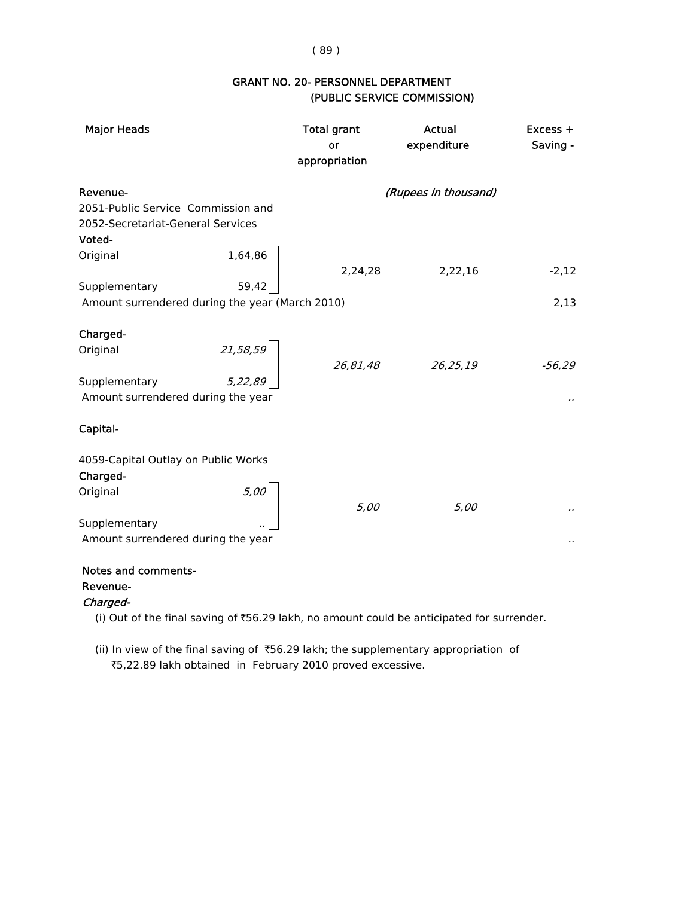## GRANT NO. 20- PERSONNEL DEPARTMENT
### (PUBLIC SERVICE COMMISSION)

| Major Heads | | Total grant or appropriation | Actual expenditure | Excess + Saving - |
|---|---|---|---|---|
| | | | *(Rupees in thousand)* | |
| **Revenue-** | | | | |
| 2051-Public Service Commission and 2052-Secretariat-General Services | | | | |
| **Voted-** | | | | |
| Original | 1,64,86 | 2,24,28 | 2,22,16 | -2,12 |
| Supplementary | 59,42 | | | |
| Amount surrendered during the year (March 2010) | | | | 2,13 |
| **Charged-** | | | | |
| Original | *21,58,59* | *26,81,48* | *26,25,19* | *-56,29* |
| Supplementary | *5,22,89* | | | |
| Amount surrendered during the year | | | | .. |
| **Capital-** | | | | |
| 4059-Capital Outlay on Public Works | | | | |
| **Charged-** | | | | |
| Original | *5,00* | *5,00* | *5,00* | .. |
| Supplementary | .. | | | |
| Amount surrendered during the year | | | | .. |

**Notes and comments-**

**Revenue-**

***Charged-***

(i) Out of the final saving of ₹56.29 lakh, no amount could be anticipated for surrender.

(ii) In view of the final saving of ₹56.29 lakh; the supplementary appropriation of ₹5,22.89 lakh obtained in February 2010 proved excessive.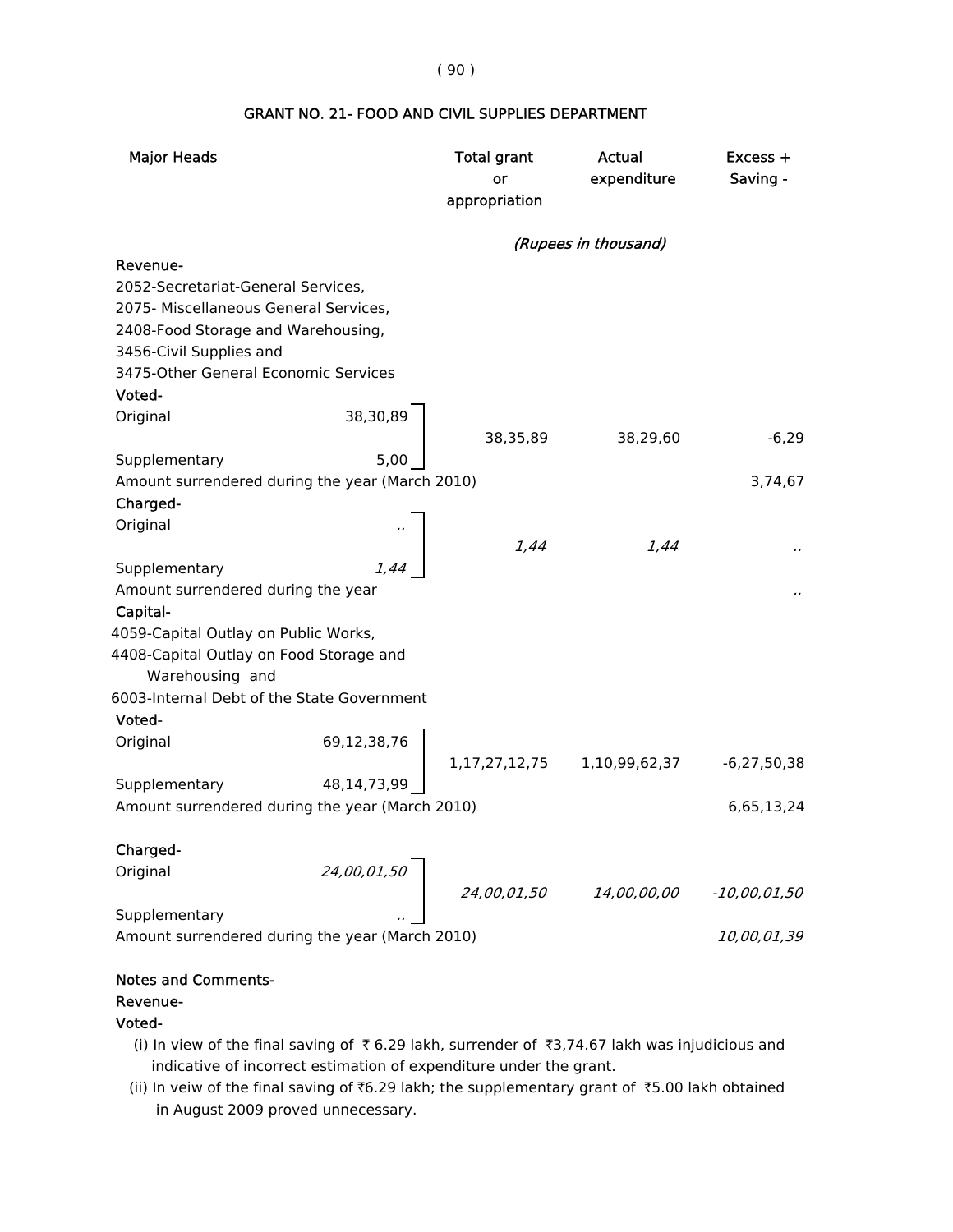## GRANT NO. 21- FOOD AND CIVIL SUPPLIES DEPARTMENT

| Major Heads | | Total grant or appropriation | Actual expenditure | Excess + Saving - |
|---|---|---|---|---|
| | | *(Rupees in thousand)* | | |
| **Revenue-** | | | | |
| 2052-Secretariat-General Services, 2075- Miscellaneous General Services, 2408-Food Storage and Warehousing, 3456-Civil Supplies and 3475-Other General Economic Services | | | | |
| **Voted-** | | | | |
| Original | 38,30,89 | 38,35,89 | 38,29,60 | -6,29 |
| Supplementary | 5,00 | | | |
| Amount surrendered during the year (March 2010) | | | | 3,74,67 |
| **Charged-** | | | | |
| Original | .. | *1,44* | *1,44* | .. |
| Supplementary | *1,44* | | | |
| Amount surrendered during the year | | | | .. |
| **Capital-** | | | | |
| 4059-Capital Outlay on Public Works, 4408-Capital Outlay on Food Storage and Warehousing and 6003-Internal Debt of the State Government | | | | |
| **Voted-** | | | | |
| Original | 69,12,38,76 | 1,17,27,12,75 | 1,10,99,62,37 | -6,27,50,38 |
| Supplementary | 48,14,73,99 | | | |
| Amount surrendered during the year (March 2010) | | | | 6,65,13,24 |
| **Charged-** | | | | |
| Original | *24,00,01,50* | *24,00,01,50* | *14,00,00,00* | *-10,00,01,50* |
| Supplementary | .. | | | |
| Amount surrendered during the year (March 2010) | | | | *10,00,01,39* |

**Notes and Comments-**

**Revenue-**

**Voted-**

(i) In view of the final saving of ₹ 6.29 lakh, surrender of ₹3,74.67 lakh was injudicious and indicative of incorrect estimation of expenditure under the grant.

(ii) In veiw of the final saving of ₹6.29 lakh; the supplementary grant of ₹5.00 lakh obtained in August 2009 proved unnecessary.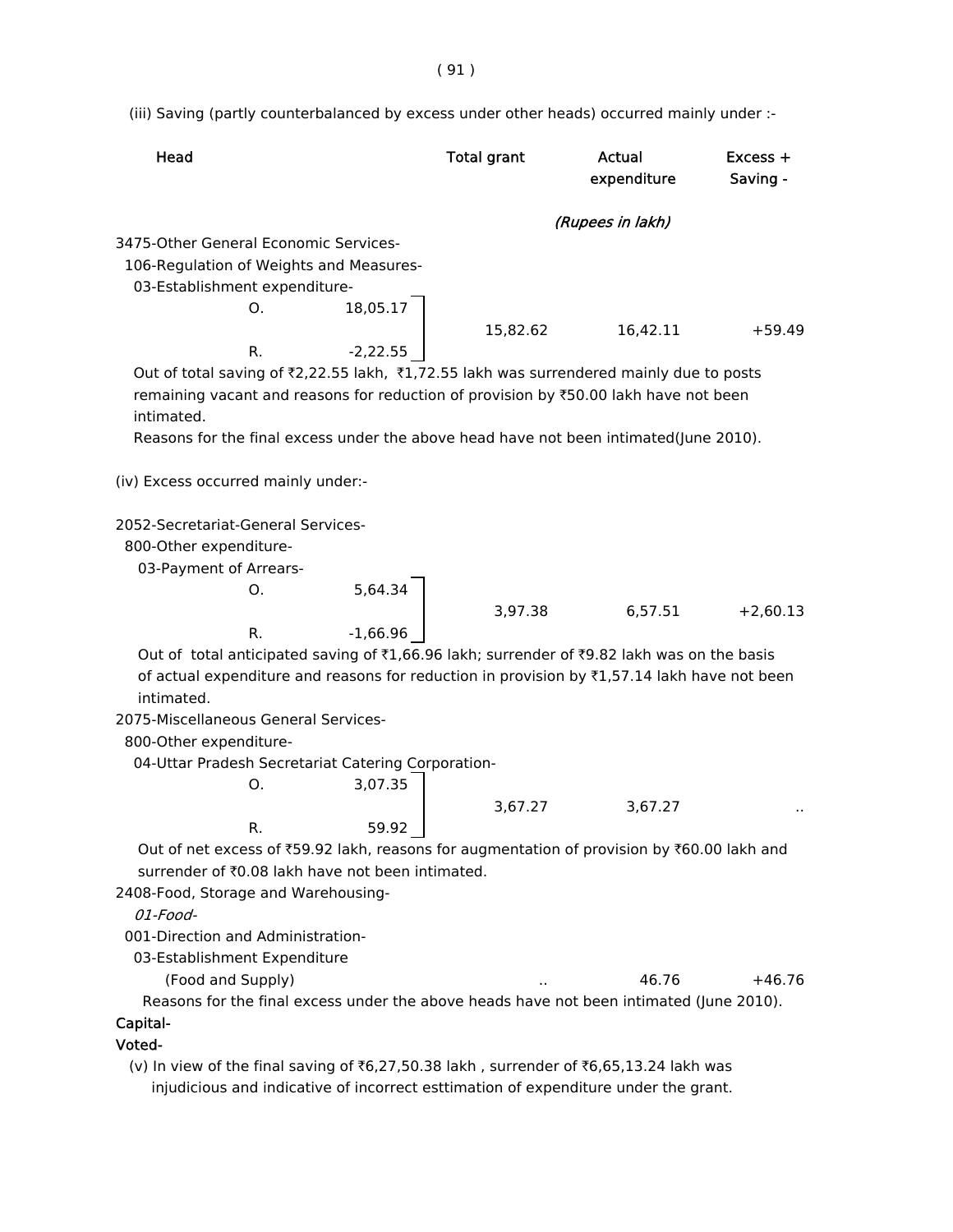(iii) Saving (partly counterbalanced by excess under other heads) occurred mainly under :-

| Head | | | Total grant | Actual expenditure | Excess + Saving - |
|---|---|---|---|---|---|
| | | | | *(Rupees in lakh)* | |
| 3475-Other General Economic Services- | | | | | |
| 106-Regulation of Weights and Measures- | | | | | |
| 03-Establishment expenditure- | | | | | |
| | O. | 18,05.17 | 15,82.62 | 16,42.11 | +59.49 |
| | R. | -2,22.55 | | | |

Out of total saving of ₹2,22.55 lakh, ₹1,72.55 lakh was surrendered mainly due to posts remaining vacant and reasons for reduction of provision by ₹50.00 lakh have not been intimated.

Reasons for the final excess under the above head have not been intimated(June 2010).

(iv) Excess occurred mainly under:-

| Head | | | Total grant | Actual expenditure | Excess + Saving - |
|---|---|---|---|---|---|
| 2052-Secretariat-General Services- | | | | | |
| 800-Other expenditure- | | | | | |
| 03-Payment of Arrears- | | | | | |
| | O. | 5,64.34 | 3,97.38 | 6,57.51 | +2,60.13 |
| | R. | -1,66.96 | | | |

Out of total anticipated saving of ₹1,66.96 lakh; surrender of ₹9.82 lakh was on the basis of actual expenditure and reasons for reduction in provision by ₹1,57.14 lakh have not been intimated.

| Head | | | Total grant | Actual expenditure | Excess + Saving - |
|---|---|---|---|---|---|
| 2075-Miscellaneous General Services- | | | | | |
| 800-Other expenditure- | | | | | |
| 04-Uttar Pradesh Secretariat Catering Corporation- | | | | | |
| | O. | 3,07.35 | 3,67.27 | 3,67.27 | .. |
| | R. | 59.92 | | | |

Out of net excess of ₹59.92 lakh, reasons for augmentation of provision by ₹60.00 lakh and surrender of ₹0.08 lakh have not been intimated.

| Head | | | Total grant | Actual expenditure | Excess + Saving - |
|---|---|---|---|---|---|
| 2408-Food, Storage and Warehousing- | | | | | |
| *01-Food-* | | | | | |
| 001-Direction and Administration- | | | | | |
| 03-Establishment Expenditure (Food and Supply) | | | .. | 46.76 | +46.76 |

Reasons for the final excess under the above heads have not been intimated (June 2010).

**Capital-**

**Voted-**

(v) In view of the final saving of ₹6,27,50.38 lakh , surrender of ₹6,65,13.24 lakh was injudicious and indicative of incorrect esttimation of expenditure under the grant.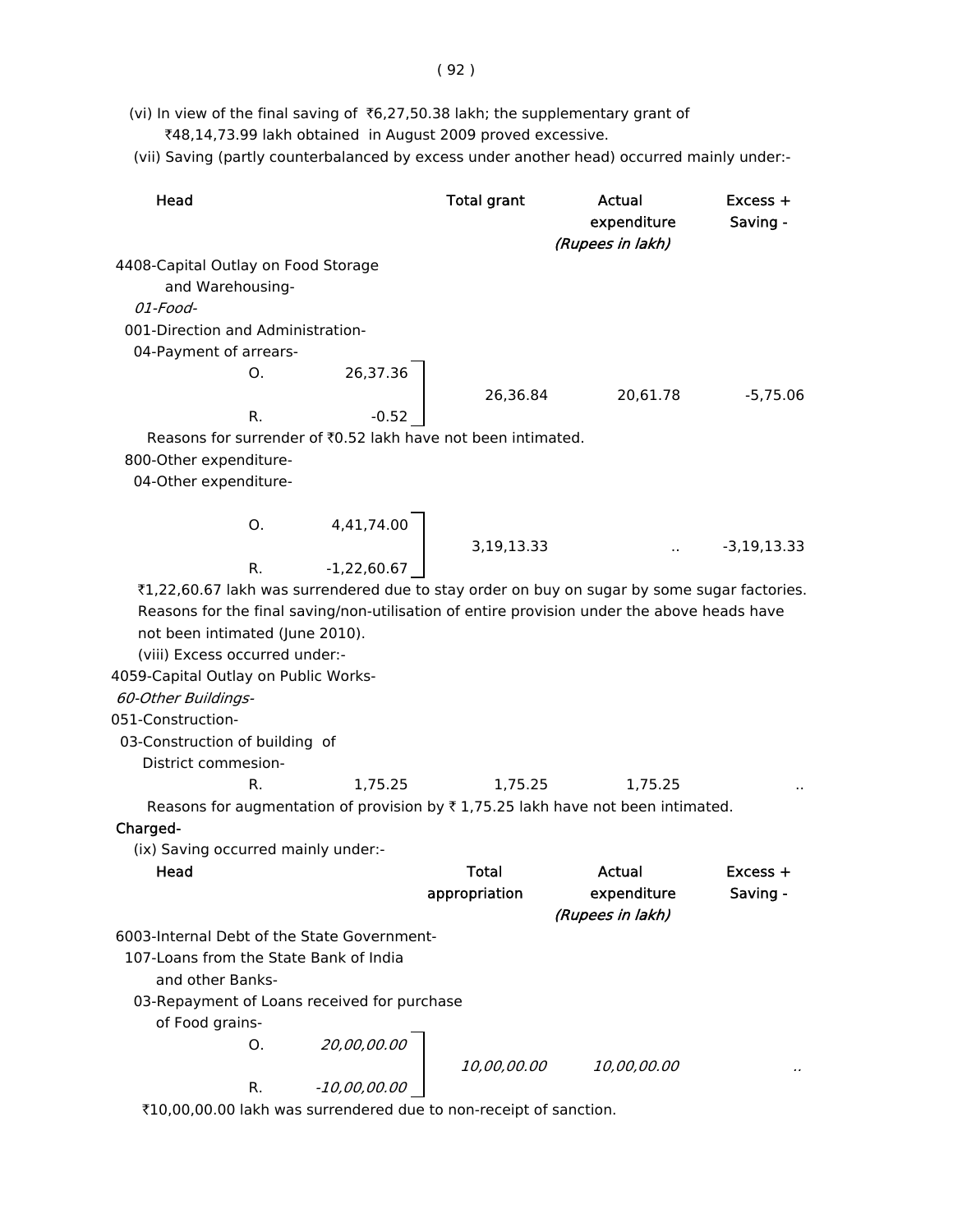(vi) In view of the final saving of ₹6,27,50.38 lakh; the supplementary grant of ₹48,14,73.99 lakh obtained in August 2009 proved excessive.

(vii) Saving (partly counterbalanced by excess under another head) occurred mainly under:-

| Head | | | Total grant | Actual expenditure | Excess + Saving - |
|---|---|---|---|---|---|
| | | | | *(Rupees in lakh)* | |
| 4408-Capital Outlay on Food Storage and Warehousing- | | | | | |
| *01-Food-* | | | | | |
| 001-Direction and Administration- | | | | | |
| 04-Payment of arrears- | | | | | |
| | O. | 26,37.36 | 26,36.84 | 20,61.78 | -5,75.06 |
| | R. | -0.52 | | | |

Reasons for surrender of ₹0.52 lakh have not been intimated.

| Head | | | Total grant | Actual expenditure | Excess + Saving - |
|---|---|---|---|---|---|
| 800-Other expenditure- | | | | | |
| 04-Other expenditure- | | | | | |
| | O. | 4,41,74.00 | 3,19,13.33 | .. | -3,19,13.33 |
| | R. | -1,22,60.67 | | | |

₹1,22,60.67 lakh was surrendered due to stay order on buy on sugar by some sugar factories. Reasons for the final saving/non-utilisation of entire provision under the above heads have not been intimated (June 2010).

(viii) Excess occurred under:-

| Head | | | Total grant | Actual expenditure | Excess + Saving - |
|---|---|---|---|---|---|
| 4059-Capital Outlay on Public Works- | | | | | |
| *60-Other Buildings-* | | | | | |
| 051-Construction- | | | | | |
| 03-Construction of building of District commesion- | | | | | |
| | R. | 1,75.25 | 1,75.25 | 1,75.25 | .. |

Reasons for augmentation of provision by ₹ 1,75.25 lakh have not been intimated.

**Charged-**

(ix) Saving occurred mainly under:-

| Head | | | Total appropriation | Actual expenditure | Excess + Saving - |
|---|---|---|---|---|---|
| | | | | *(Rupees in lakh)* | |
| 6003-Internal Debt of the State Government- | | | | | |
| 107-Loans from the State Bank of India and other Banks- | | | | | |
| 03-Repayment of Loans received for purchase of Food grains- | | | | | |
| | O. | *20,00,00.00* | *10,00,00.00* | *10,00,00.00* | .. |
| | R. | *-10,00,00.00* | | | |

₹10,00,00.00 lakh was surrendered due to non-receipt of sanction.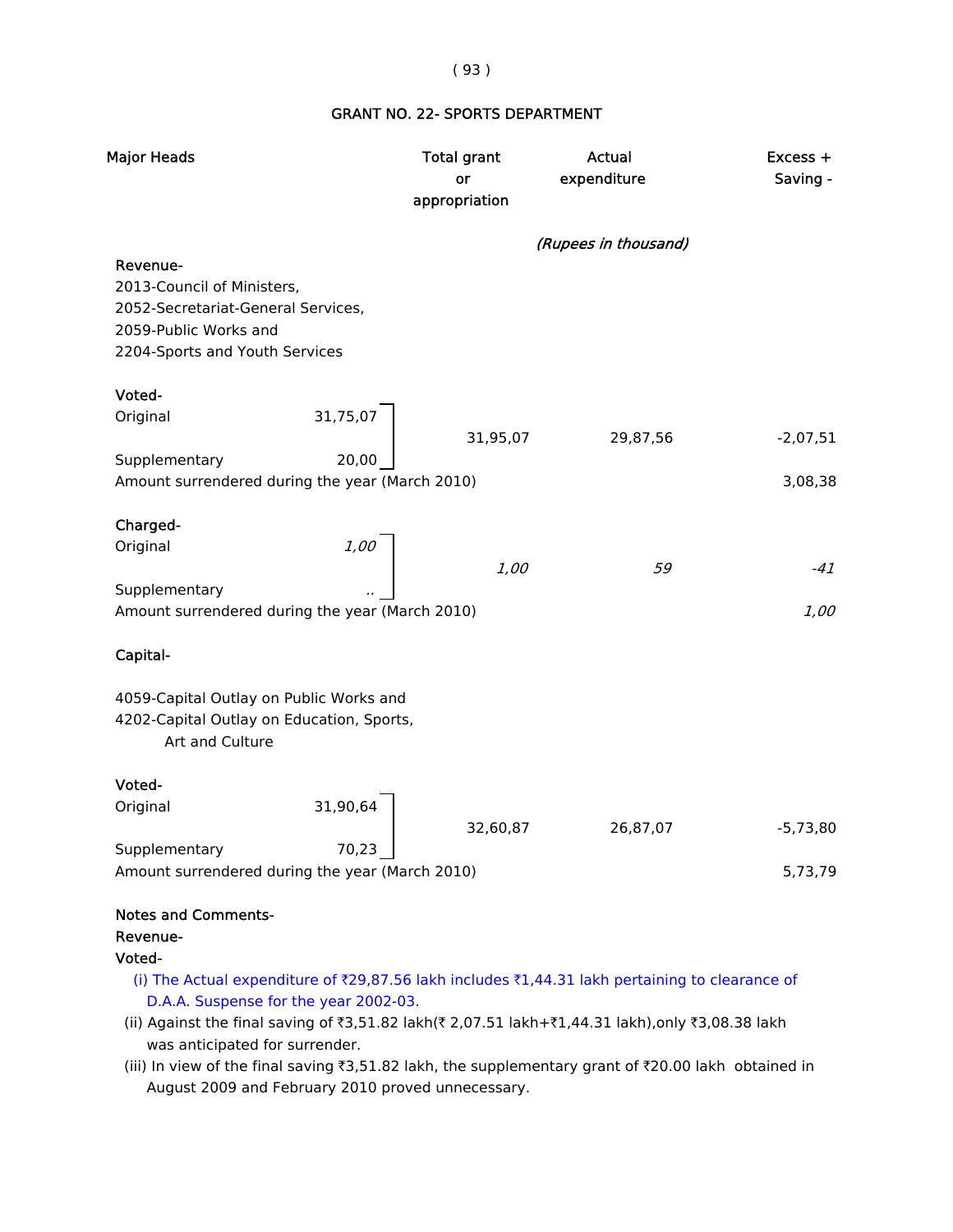## GRANT NO. 22- SPORTS DEPARTMENT

| Major Heads | | Total grant or appropriation | Actual expenditure | Excess + Saving - |
|---|---|---|---|---|
| | | | *(Rupees in thousand)* | |
| **Revenue-** | | | | |
| 2013-Council of Ministers, 2052-Secretariat-General Services, 2059-Public Works and 2204-Sports and Youth Services | | | | |
| **Voted-** | | | | |
| Original | 31,75,07 | 31,95,07 | 29,87,56 | -2,07,51 |
| Supplementary | 20,00 | | | |
| Amount surrendered during the year (March 2010) | | | | 3,08,38 |
| **Charged-** | | | | |
| Original | *1,00* | *1,00* | *59* | *-41* |
| Supplementary | .. | | | |
| Amount surrendered during the year (March 2010) | | | | *1,00* |
| **Capital-** | | | | |
| 4059-Capital Outlay on Public Works and 4202-Capital Outlay on Education, Sports, Art and Culture | | | | |
| **Voted-** | | | | |
| Original | 31,90,64 | 32,60,87 | 26,87,07 | -5,73,80 |
| Supplementary | 70,23 | | | |
| Amount surrendered during the year (March 2010) | | | | 5,73,79 |

**Notes and Comments-**

**Revenue-**

**Voted-**

(i) The Actual expenditure of ₹29,87.56 lakh includes ₹1,44.31 lakh pertaining to clearance of D.A.A. Suspense for the year 2002-03.

(ii) Against the final saving of ₹3,51.82 lakh(₹ 2,07.51 lakh+₹1,44.31 lakh),only ₹3,08.38 lakh was anticipated for surrender.

(iii) In view of the final saving ₹3,51.82 lakh, the supplementary grant of ₹20.00 lakh obtained in August 2009 and February 2010 proved unnecessary.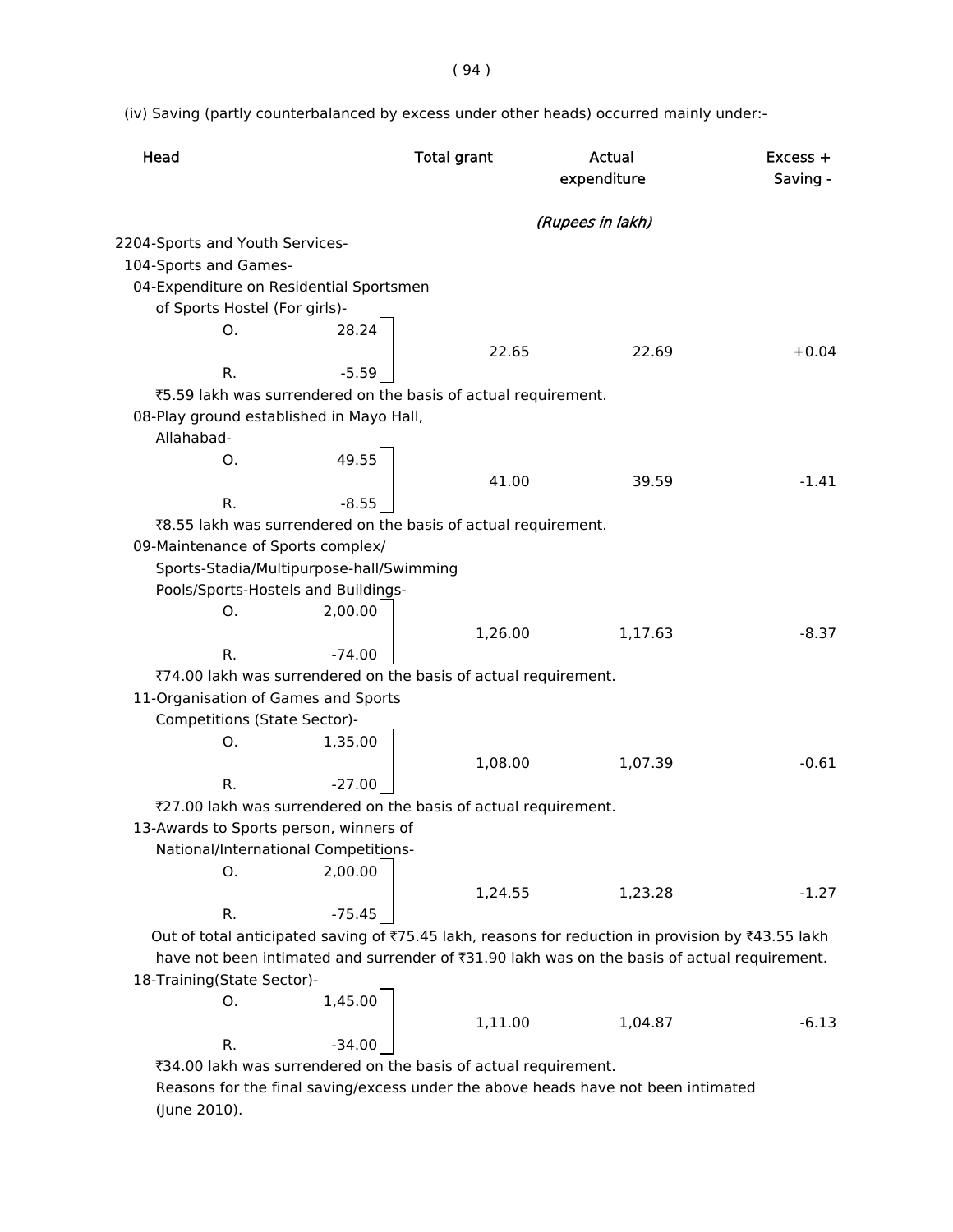(iv) Saving (partly counterbalanced by excess under other heads) occurred mainly under:-

| Head | | Total grant | Actual expenditure | Excess + Saving - |
|---|---|---|---|---|
| | | (Rupees in lakh) | | |
| 2204-Sports and Youth Services- | | | | |
| 104-Sports and Games- | | | | |
| 04-Expenditure on Residential Sportsmen of Sports Hostel (For girls)- | | | | |
| O. | 28.24 | 22.65 | 22.69 | +0.04 |
| R. | -5.59 | | | |

₹5.59 lakh was surrendered on the basis of actual requirement.

| Head | | Total grant | Actual expenditure | Excess + Saving - |
|---|---|---|---|---|
| 08-Play ground established in Mayo Hall, Allahabad- | | | | |
| O. | 49.55 | 41.00 | 39.59 | -1.41 |
| R. | -8.55 | | | |

₹8.55 lakh was surrendered on the basis of actual requirement.

| Head | | Total grant | Actual expenditure | Excess + Saving - |
|---|---|---|---|---|
| 09-Maintenance of Sports complex/ Sports-Stadia/Multipurpose-hall/Swimming Pools/Sports-Hostels and Buildings- | | | | |
| O. | 2,00.00 | 1,26.00 | 1,17.63 | -8.37 |
| R. | -74.00 | | | |

₹74.00 lakh was surrendered on the basis of actual requirement.

| Head | | Total grant | Actual expenditure | Excess + Saving - |
|---|---|---|---|---|
| 11-Organisation of Games and Sports Competitions (State Sector)- | | | | |
| O. | 1,35.00 | 1,08.00 | 1,07.39 | -0.61 |
| R. | -27.00 | | | |

₹27.00 lakh was surrendered on the basis of actual requirement.

| Head | | Total grant | Actual expenditure | Excess + Saving - |
|---|---|---|---|---|
| 13-Awards to Sports person, winners of National/International Competitions- | | | | |
| O. | 2,00.00 | 1,24.55 | 1,23.28 | -1.27 |
| R. | -75.45 | | | |

Out of total anticipated saving of ₹75.45 lakh, reasons for reduction in provision by ₹43.55 lakh have not been intimated and surrender of ₹31.90 lakh was on the basis of actual requirement.

| Head | | Total grant | Actual expenditure | Excess + Saving - |
|---|---|---|---|---|
| 18-Training(State Sector)- | | | | |
| O. | 1,45.00 | 1,11.00 | 1,04.87 | -6.13 |
| R. | -34.00 | | | |

₹34.00 lakh was surrendered on the basis of actual requirement.

Reasons for the final saving/excess under the above heads have not been intimated (June 2010).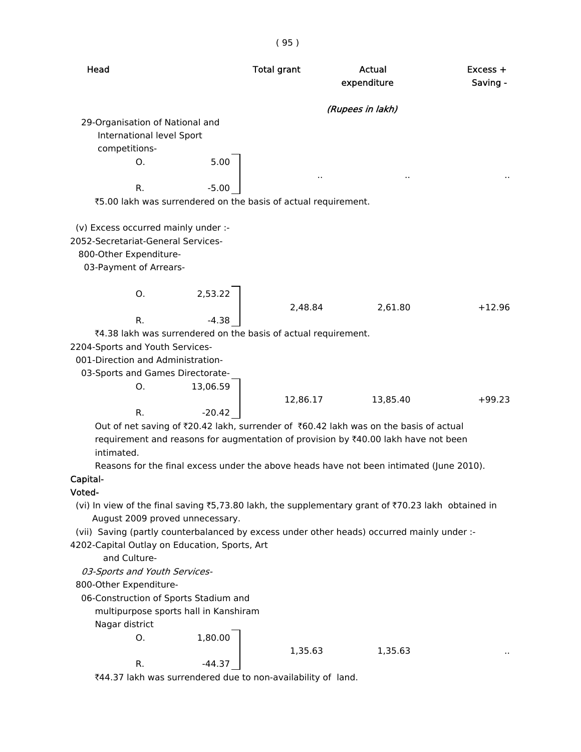| Head | | Total grant | Actual expenditure | Excess + Saving - |
|---|---|---|---|---|
| | | | *(Rupees in lakh)* | |
| 29-Organisation of National and International level Sport competitions- | | | | |
| O. | 5.00 | .. | .. | .. |
| R. | -5.00 | | | |

₹5.00 lakh was surrendered on the basis of actual requirement.

(v) Excess occurred mainly under :-

2052-Secretariat-General Services-
800-Other Expenditure-
03-Payment of Arrears-

| | | Total grant | Actual expenditure | Excess + Saving - |
|---|---|---|---|---|
| O. | 2,53.22 | 2,48.84 | 2,61.80 | +12.96 |
| R. | -4.38 | | | |

₹4.38 lakh was surrendered on the basis of actual requirement.

2204-Sports and Youth Services-
001-Direction and Administration-
03-Sports and Games Directorate-

| | | Total grant | Actual expenditure | Excess + Saving - |
|---|---|---|---|---|
| O. | 13,06.59 | 12,86.17 | 13,85.40 | +99.23 |
| R. | -20.42 | | | |

Out of net saving of ₹20.42 lakh, surrender of ₹60.42 lakh was on the basis of actual requirement and reasons for augmentation of provision by ₹40.00 lakh have not been intimated.

Reasons for the final excess under the above heads have not been intimated (June 2010).

**Capital-**

**Voted-**

(vi) In view of the final saving ₹5,73.80 lakh, the supplementary grant of ₹70.23 lakh obtained in August 2009 proved unnecessary.

(vii) Saving (partly counterbalanced by excess under other heads) occurred mainly under :-

4202-Capital Outlay on Education, Sports, Art and Culture-
*03-Sports and Youth Services-*
800-Other Expenditure-
06-Construction of Sports Stadium and multipurpose sports hall in Kanshiram Nagar district

| | | Total grant | Actual expenditure | Excess + Saving - |
|---|---|---|---|---|
| O. | 1,80.00 | 1,35.63 | 1,35.63 | .. |
| R. | -44.37 | | | |

₹44.37 lakh was surrendered due to non-availability of land.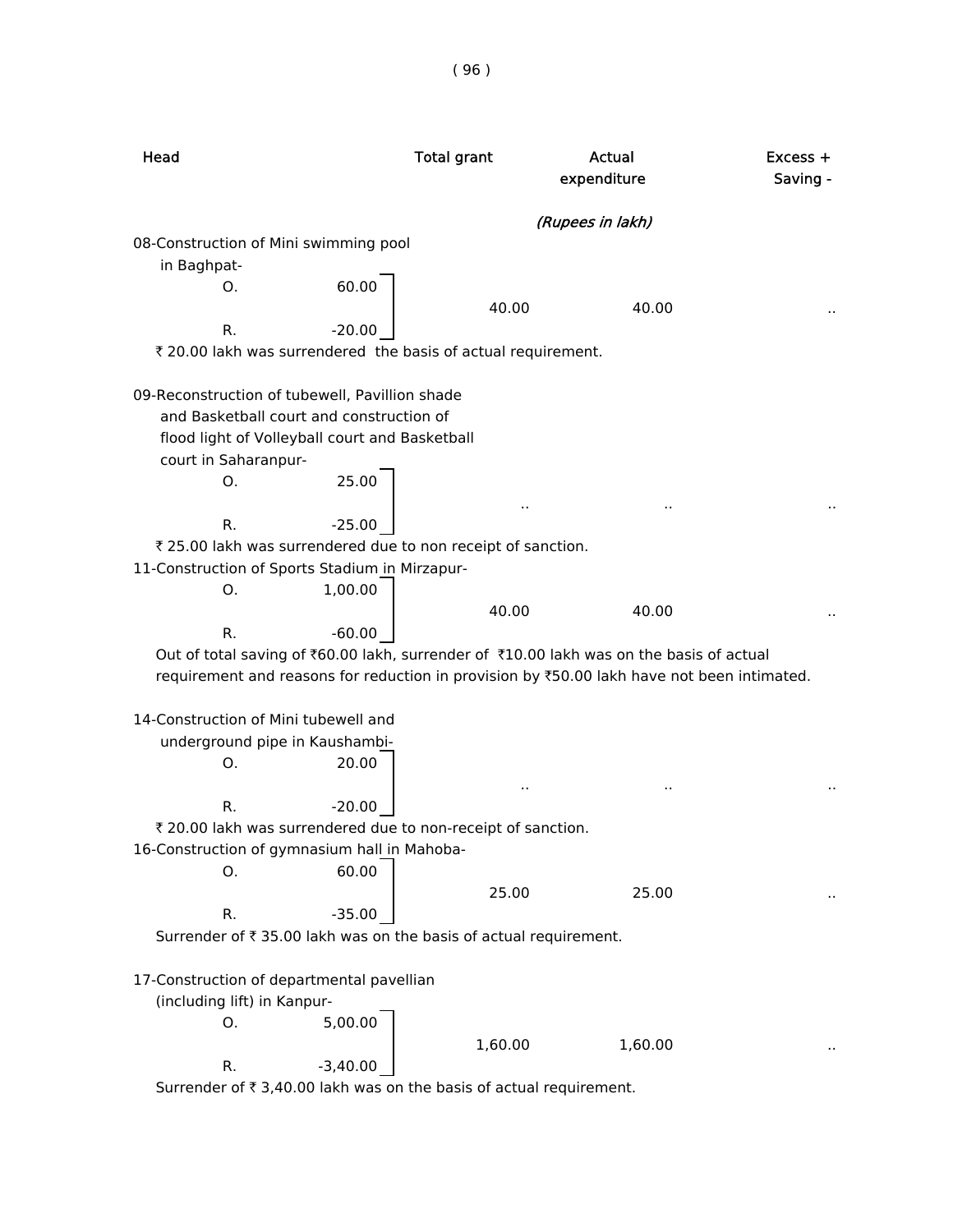| Head | | Total grant | Actual expenditure | Excess + Saving - |
|---|---|---|---|---|
| | | | *(Rupees in lakh)* | |
| 08-Construction of Mini swimming pool in Baghpat- | | | | |
| O. | 60.00 | 40.00 | 40.00 | .. |
| R. | -20.00 | | | |

₹ 20.00 lakh was surrendered the basis of actual requirement.

| Head | | Total grant | Actual expenditure | Excess + Saving - |
|---|---|---|---|---|
| 09-Reconstruction of tubewell, Pavillion shade and Basketball court and construction of flood light of Volleyball court and Basketball court in Saharanpur- | | | | |
| O. | 25.00 | .. | .. | .. |
| R. | -25.00 | | | |

₹ 25.00 lakh was surrendered due to non receipt of sanction.

| Head | | Total grant | Actual expenditure | Excess + Saving - |
|---|---|---|---|---|
| 11-Construction of Sports Stadium in Mirzapur- | | | | |
| O. | 1,00.00 | 40.00 | 40.00 | .. |
| R. | -60.00 | | | |

Out of total saving of ₹60.00 lakh, surrender of ₹10.00 lakh was on the basis of actual requirement and reasons for reduction in provision by ₹50.00 lakh have not been intimated.

| Head | | Total grant | Actual expenditure | Excess + Saving - |
|---|---|---|---|---|
| 14-Construction of Mini tubewell and underground pipe in Kaushambi- | | | | |
| O. | 20.00 | .. | .. | .. |
| R. | -20.00 | | | |

₹ 20.00 lakh was surrendered due to non-receipt of sanction.

| Head | | Total grant | Actual expenditure | Excess + Saving - |
|---|---|---|---|---|
| 16-Construction of gymnasium hall in Mahoba- | | | | |
| O. | 60.00 | 25.00 | 25.00 | .. |
| R. | -35.00 | | | |

Surrender of ₹ 35.00 lakh was on the basis of actual requirement.

| Head | | Total grant | Actual expenditure | Excess + Saving - |
|---|---|---|---|---|
| 17-Construction of departmental pavellian (including lift) in Kanpur- | | | | |
| O. | 5,00.00 | 1,60.00 | 1,60.00 | .. |
| R. | -3,40.00 | | | |

Surrender of ₹ 3,40.00 lakh was on the basis of actual requirement.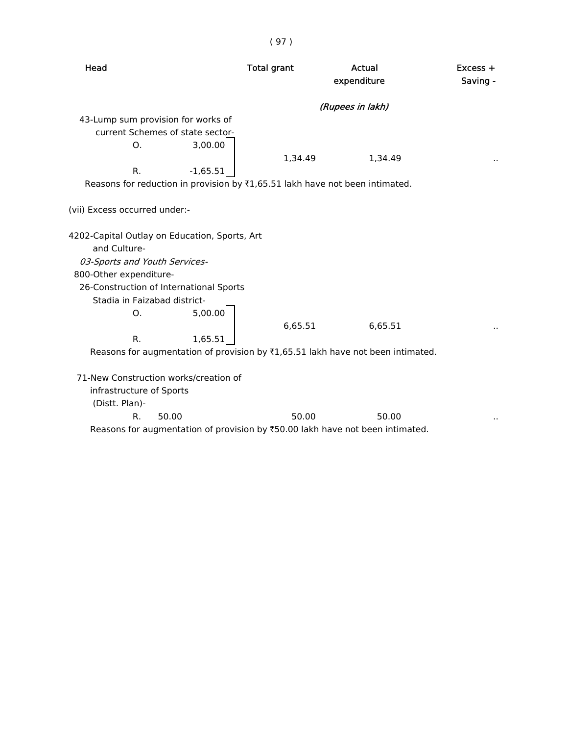| Head | Total grant | Actual expenditure | Excess + Saving - |
|---|---|---|---|
| | | *(Rupees in lakh)* | |
| 43-Lump sum provision for works of current Schemes of state sector- | | | |
| O. 3,00.00 | | | |
| R. -1,65.51 | 1,34.49 | 1,34.49 | .. |

Reasons for reduction in provision by ₹1,65.51 lakh have not been intimated.

(vii) Excess occurred under:-

| Head | Total grant | Actual expenditure | Excess + Saving - |
|---|---|---|---|
| 4202-Capital Outlay on Education, Sports, Art and Culture- | | | |
| *03-Sports and Youth Services-* | | | |
| 800-Other expenditure- | | | |
| 26-Construction of International Sports Stadia in Faizabad district- | | | |
| O. 5,00.00 | | | |
| R. 1,65.51 | 6,65.51 | 6,65.51 | .. |

Reasons for augmentation of provision by ₹1,65.51 lakh have not been intimated.

| Head | Total grant | Actual expenditure | Excess + Saving - |
|---|---|---|---|
| 71-New Construction works/creation of infrastructure of Sports (Distt. Plan)- | | | |
| R. 50.00 | 50.00 | 50.00 | .. |

Reasons for augmentation of provision by ₹50.00 lakh have not been intimated.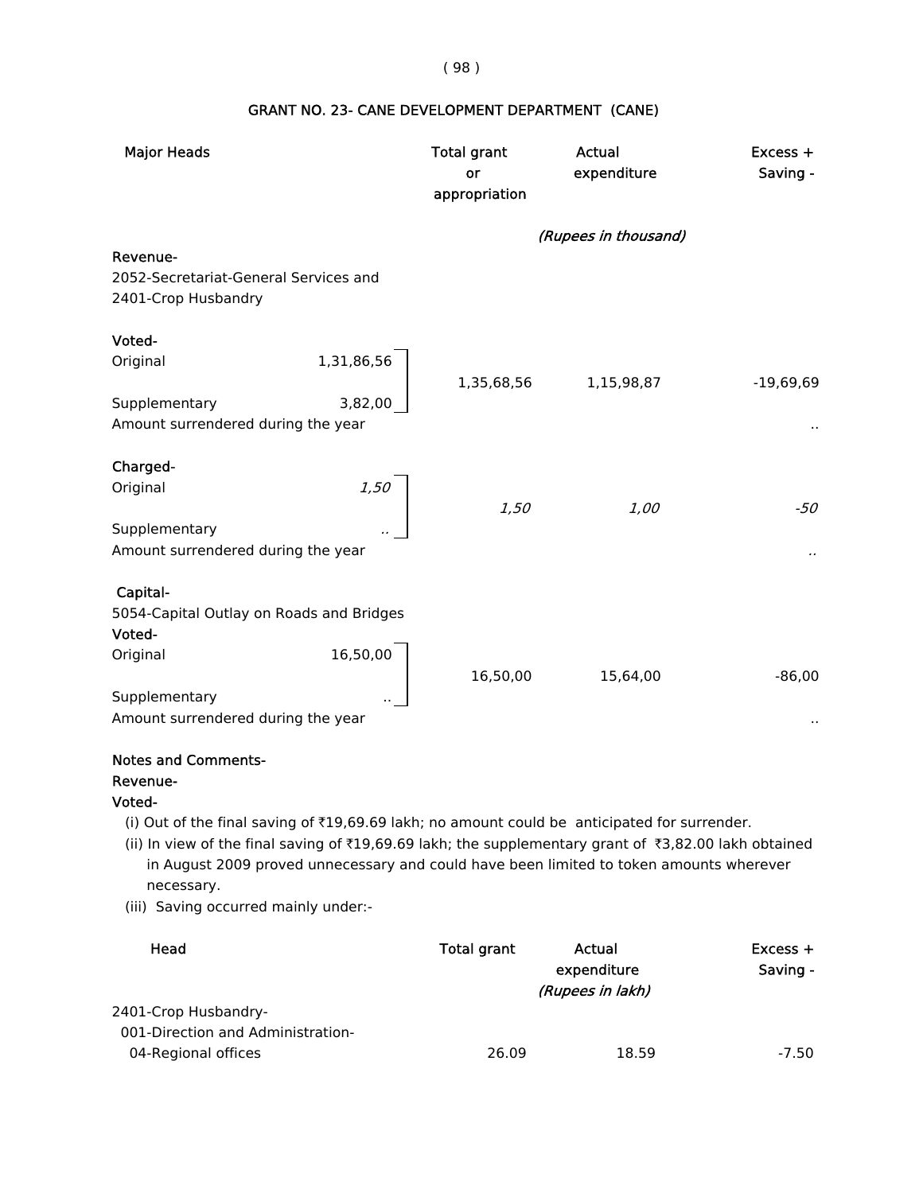## GRANT NO. 23- CANE DEVELOPMENT DEPARTMENT (CANE)

| Major Heads | | Total grant or appropriation | Actual expenditure | Excess + Saving - |
|---|---|---|---|---|
| | | | *(Rupees in thousand)* | |
| **Revenue-** | | | | |
| 2052-Secretariat-General Services and 2401-Crop Husbandry | | | | |
| **Voted-** | | | | |
| Original | 1,31,86,56 | 1,35,68,56 | 1,15,98,87 | -19,69,69 |
| Supplementary | 3,82,00 | | | |
| Amount surrendered during the year | | | | .. |
| **Charged-** | | | | |
| Original | *1,50* | *1,50* | *1,00* | *-50* |
| Supplementary | *..* | | | |
| Amount surrendered during the year | | | | *..* |
| **Capital-** | | | | |
| 5054-Capital Outlay on Roads and Bridges | | | | |
| **Voted-** | | | | |
| Original | 16,50,00 | 16,50,00 | 15,64,00 | -86,00 |
| Supplementary | .. | | | |
| Amount surrendered during the year | | | | .. |

**Notes and Comments-**

**Revenue-**

**Voted-**

(i) Out of the final saving of ₹19,69.69 lakh; no amount could be anticipated for surrender.

(ii) In view of the final saving of ₹19,69.69 lakh; the supplementary grant of ₹3,82.00 lakh obtained in August 2009 proved unnecessary and could have been limited to token amounts wherever necessary.

(iii) Saving occurred mainly under:-

| Head | Total grant | Actual expenditure | Excess + Saving - |
|---|---|---|---|
| | | *(Rupees in lakh)* | |
| 2401-Crop Husbandry- | | | |
| 001-Direction and Administration- | | | |
| 04-Regional offices | 26.09 | 18.59 | -7.50 |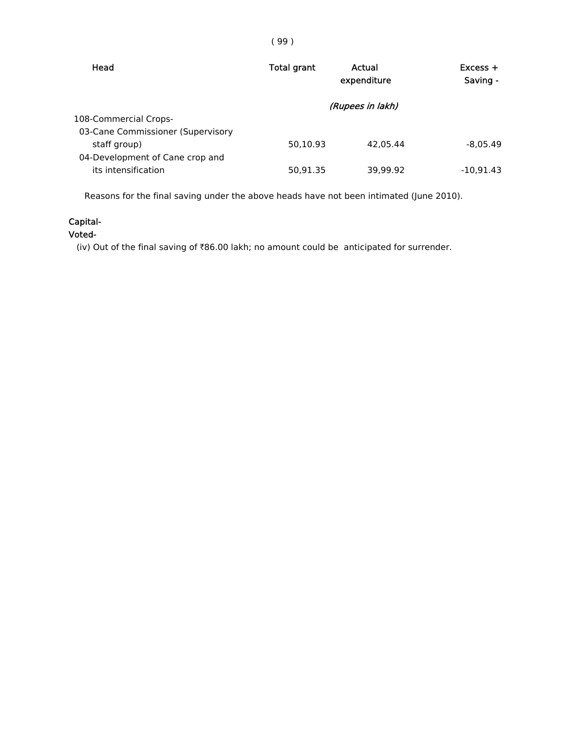| Head | Total grant | Actual expenditure | Excess + Saving - |
|---|---|---|---|
| | | *(Rupees in lakh)* | |
| 108-Commercial Crops- | | | |
| 03-Cane Commissioner (Supervisory staff group) | 50,10.93 | 42,05.44 | -8,05.49 |
| 04-Development of Cane crop and its intensification | 50,91.35 | 39,99.92 | -10,91.43 |

Reasons for the final saving under the above heads have not been intimated (June 2010).

Capital-

Voted-

(iv) Out of the final saving of ₹86.00 lakh; no amount could be anticipated for surrender.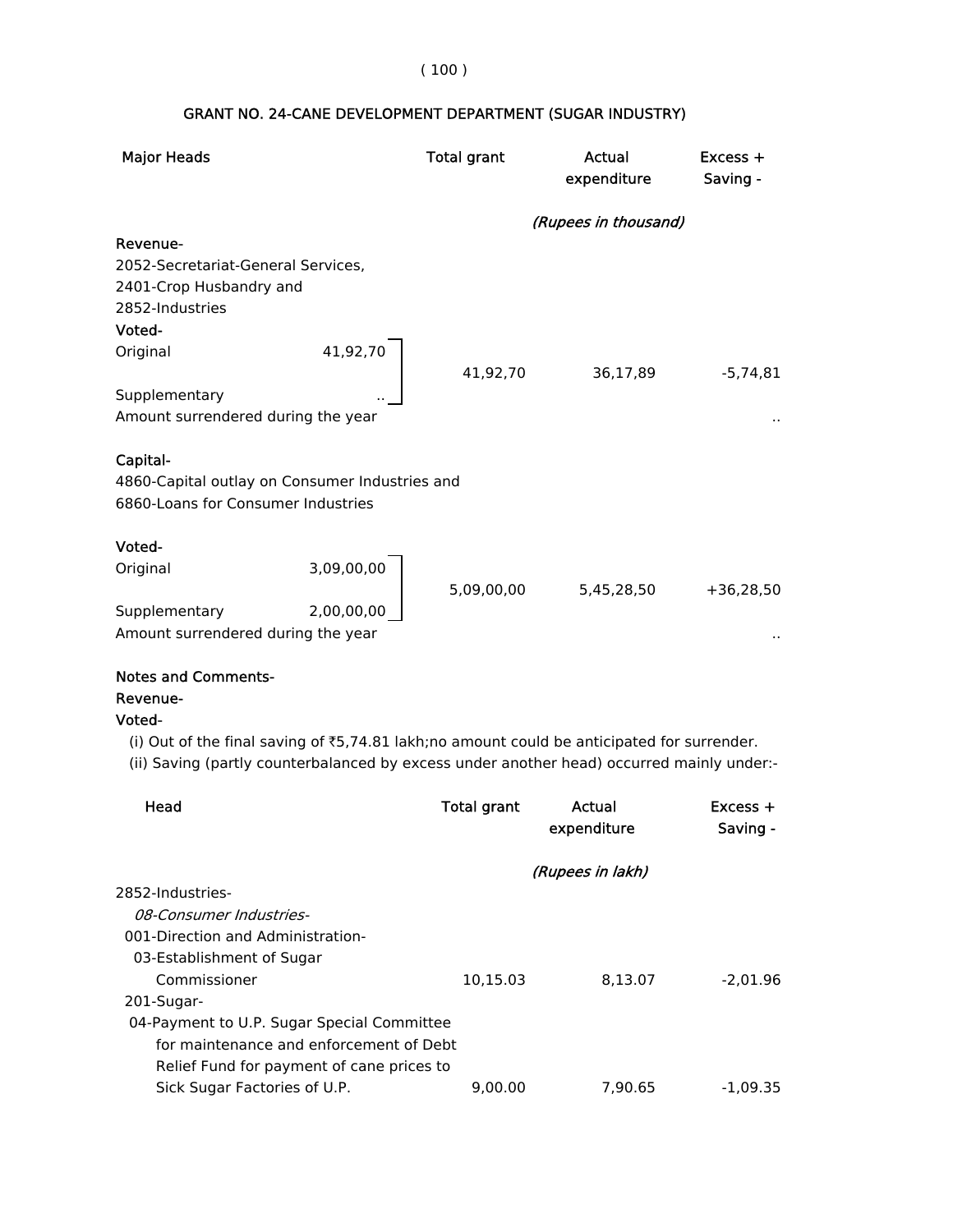## GRANT NO. 24-CANE DEVELOPMENT DEPARTMENT (SUGAR INDUSTRY)

| Major Heads | | Total grant | Actual expenditure | Excess + Saving - |
|---|---|---|---|---|
| | | | *(Rupees in thousand)* | |
| **Revenue-** | | | | |
| 2052-Secretariat-General Services, 2401-Crop Husbandry and 2852-Industries | | | | |
| **Voted-** | | | | |
| Original | 41,92,70 | 41,92,70 | 36,17,89 | -5,74,81 |
| Supplementary | .. | | | |
| Amount surrendered during the year | | | | .. |
| **Capital-** | | | | |
| 4860-Capital outlay on Consumer Industries and 6860-Loans for Consumer Industries | | | | |
| **Voted-** | | | | |
| Original | 3,09,00,00 | 5,09,00,00 | 5,45,28,50 | +36,28,50 |
| Supplementary | 2,00,00,00 | | | |
| Amount surrendered during the year | | | | .. |

**Notes and Comments-**

**Revenue-**

**Voted-**

(i) Out of the final saving of ₹5,74.81 lakh;no amount could be anticipated for surrender.

(ii) Saving (partly counterbalanced by excess under another head) occurred mainly under:-

| Head | Total grant | Actual expenditure | Excess + Saving - |
|---|---|---|---|
| | | *(Rupees in lakh)* | |
| 2852-Industries- | | | |
| *08-Consumer Industries-* | | | |
| 001-Direction and Administration- | | | |
| 03-Establishment of Sugar Commissioner | 10,15.03 | 8,13.07 | -2,01.96 |
| 201-Sugar- | | | |
| 04-Payment to U.P. Sugar Special Committee for maintenance and enforcement of Debt Relief Fund for payment of cane prices to Sick Sugar Factories of U.P. | 9,00.00 | 7,90.65 | -1,09.35 |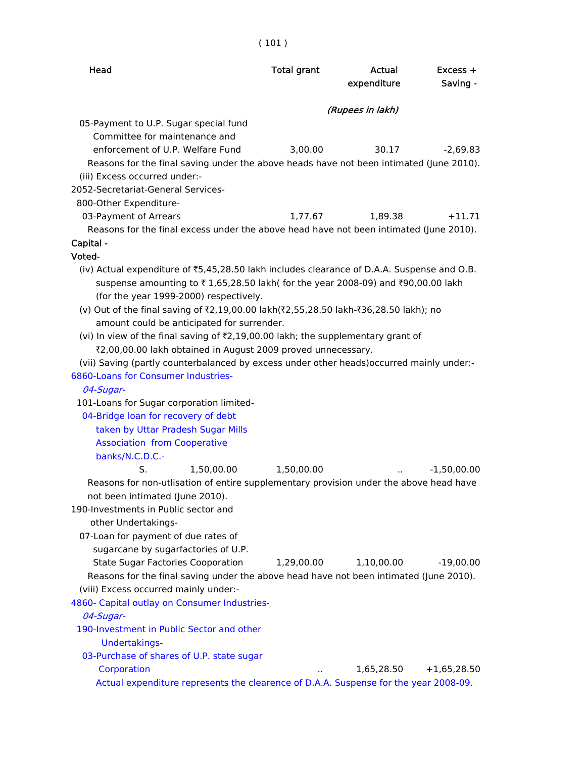| Head | Total grant | Actual expenditure | Excess + Saving - |
|---|---|---|---|
| | | (Rupees in lakh) | |
| 05-Payment to U.P. Sugar special fund Committee for maintenance and enforcement of U.P. Welfare Fund | 3,00.00 | 30.17 | -2,69.83 |

Reasons for the final saving under the above heads have not been intimated (June 2010).

(iii) Excess occurred under:-

2052-Secretariat-General Services-

800-Other Expenditure-

| Head | Total grant | Actual expenditure | Excess + Saving - |
|---|---|---|---|
| 03-Payment of Arrears | 1,77.67 | 1,89.38 | +11.71 |

Reasons for the final excess under the above head have not been intimated (June 2010).

**Capital -**

**Voted-**

(iv) Actual expenditure of ₹5,45,28.50 lakh includes clearance of D.A.A. Suspense and O.B. suspense amounting to ₹ 1,65,28.50 lakh( for the year 2008-09) and ₹90,00.00 lakh (for the year 1999-2000) respectively.

(v) Out of the final saving of ₹2,19,00.00 lakh(₹2,55,28.50 lakh-₹36,28.50 lakh); no amount could be anticipated for surrender.

(vi) In view of the final saving of ₹2,19,00.00 lakh; the supplementary grant of ₹2,00,00.00 lakh obtained in August 2009 proved unnecessary.

(vii) Saving (partly counterbalanced by excess under other heads)occurred mainly under:-

6860-Loans for Consumer Industries-

*04-Sugar-*

101-Loans for Sugar corporation limited-

| Head | Total grant | Actual expenditure | Excess + Saving - |
|---|---|---|---|
| 04-Bridge loan for recovery of debt taken by Uttar Pradesh Sugar Mills Association from Cooperative banks/N.C.D.C.- S. 1,50,00.00 | 1,50,00.00 | .. | -1,50,00.00 |

Reasons for non-utlisation of entire supplementary provision under the above head have not been intimated (June 2010).

190-Investments in Public sector and other Undertakings-

| Head | Total grant | Actual expenditure | Excess + Saving - |
|---|---|---|---|
| 07-Loan for payment of due rates of sugarcane by sugarfactories of U.P. State Sugar Factories Cooporation | 1,29,00.00 | 1,10,00.00 | -19,00.00 |

Reasons for the final saving under the above head have not been intimated (June 2010).

(viii) Excess occurred mainly under:-

4860- Capital outlay on Consumer Industries-

*04-Sugar-*

190-Investment in Public Sector and other Undertakings-

| Head | Total grant | Actual expenditure | Excess + Saving - |
|---|---|---|---|
| 03-Purchase of shares of U.P. state sugar Corporation | .. | 1,65,28.50 | +1,65,28.50 |

Actual expenditure represents the clearence of D.A.A. Suspense for the year 2008-09.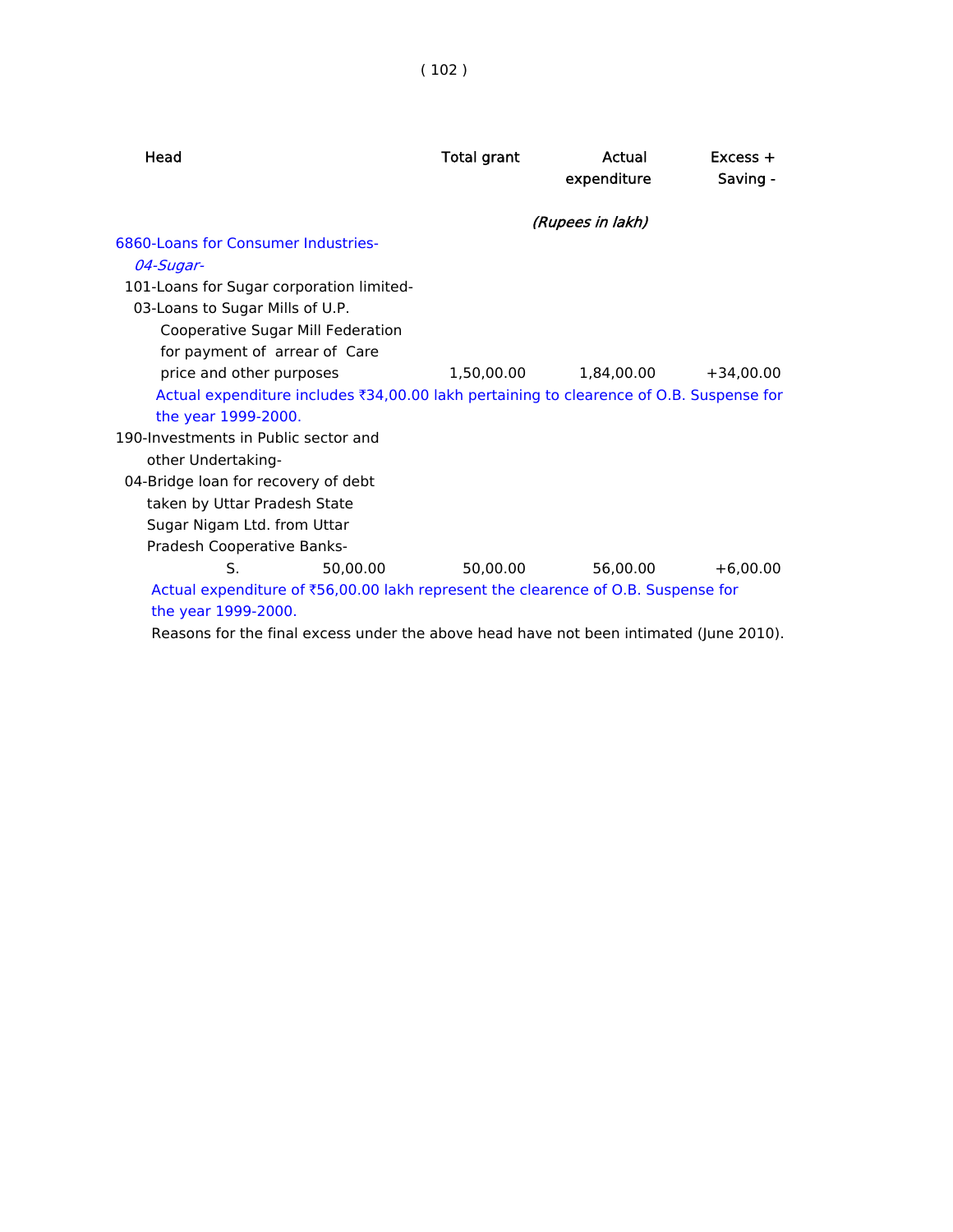| Head | Total grant | Actual expenditure | Excess + Saving - |
|---|---|---|---|
| | | *(Rupees in lakh)* | |
| 6860-Loans for Consumer Industries- | | | |
| *04-Sugar-* | | | |
| 101-Loans for Sugar corporation limited- | | | |
| 03-Loans to Sugar Mills of U.P. Cooperative Sugar Mill Federation for payment of arrear of Care price and other purposes | 1,50,00.00 | 1,84,00.00 | +34,00.00 |

Actual expenditure includes ₹34,00.00 lakh pertaining to clearence of O.B. Suspense for the year 1999-2000.

| Head | Total grant | Actual expenditure | Excess + Saving - |
|---|---|---|---|
| 190-Investments in Public sector and other Undertaking- | | | |
| 04-Bridge loan for recovery of debt taken by Uttar Pradesh State Sugar Nigam Ltd. from Uttar Pradesh Cooperative Banks- | | | |
| S. 50,00.00 | 50,00.00 | 56,00.00 | +6,00.00 |

Actual expenditure of ₹56,00.00 lakh represent the clearence of O.B. Suspense for the year 1999-2000.

Reasons for the final excess under the above head have not been intimated (June 2010).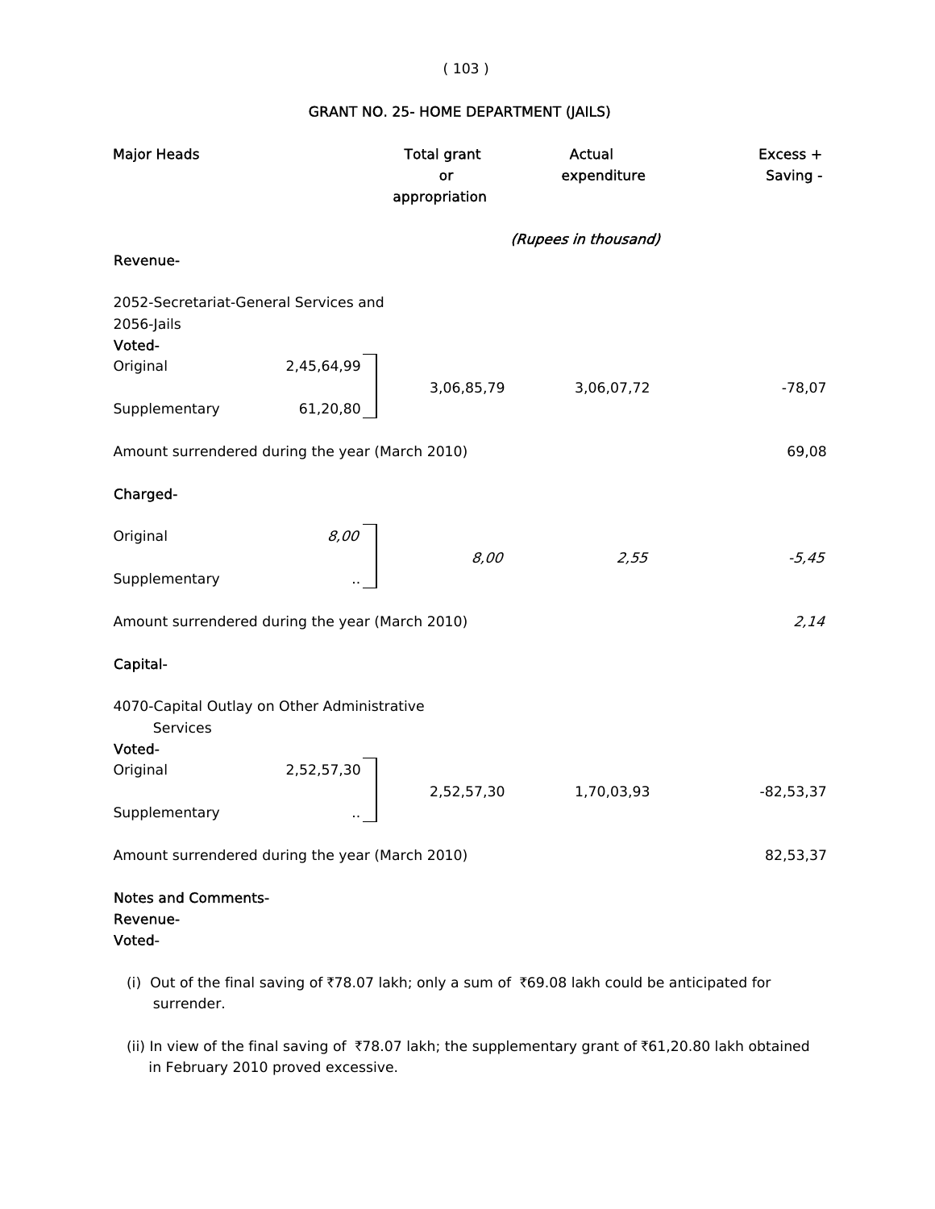## GRANT NO. 25- HOME DEPARTMENT (JAILS)

| Major Heads | | Total grant or appropriation | Actual expenditure | Excess + Saving - |
|---|---|---|---|---|
| | | | *(Rupees in thousand)* | |
| **Revenue-** | | | | |
| 2052-Secretariat-General Services and 2056-Jails | | | | |
| **Voted-** | | | | |
| Original | 2,45,64,99 | 3,06,85,79 | 3,06,07,72 | -78,07 |
| Supplementary | 61,20,80 | | | |
| Amount surrendered during the year (March 2010) | | | | 69,08 |
| **Charged-** | | | | |
| Original | *8,00* | *8,00* | *2,55* | *-5,45* |
| Supplementary | .. | | | |
| Amount surrendered during the year (March 2010) | | | | *2,14* |
| **Capital-** | | | | |
| 4070-Capital Outlay on Other Administrative Services | | | | |
| **Voted-** | | | | |
| Original | 2,52,57,30 | 2,52,57,30 | 1,70,03,93 | -82,53,37 |
| Supplementary | .. | | | |
| Amount surrendered during the year (March 2010) | | | | 82,53,37 |

**Notes and Comments-**

**Revenue-**

**Voted-**

(i) Out of the final saving of ₹78.07 lakh; only a sum of ₹69.08 lakh could be anticipated for surrender.

(ii) In view of the final saving of ₹78.07 lakh; the supplementary grant of ₹61,20.80 lakh obtained in February 2010 proved excessive.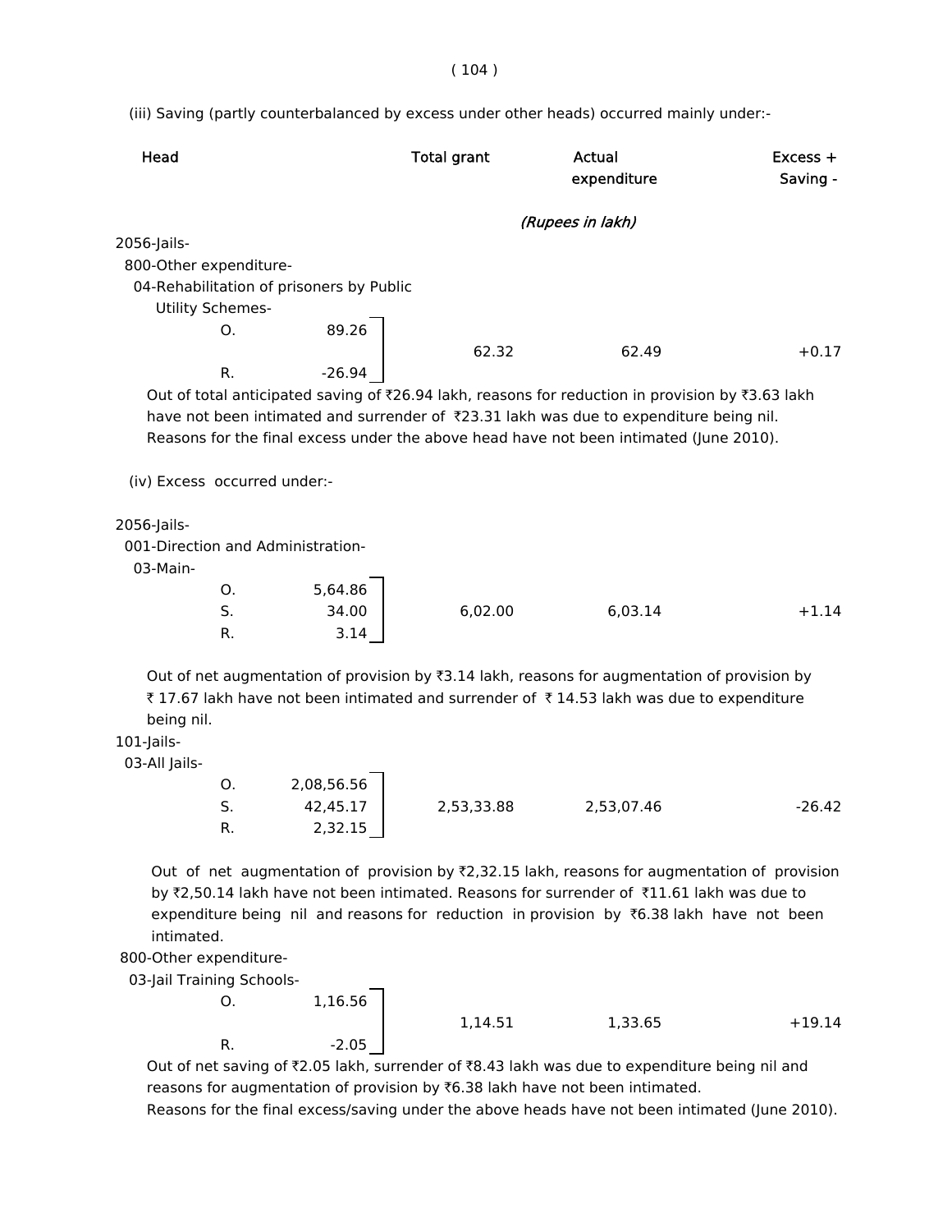(iii) Saving (partly counterbalanced by excess under other heads) occurred mainly under:-

| Head | | | Total grant | Actual expenditure | Excess + Saving - |
|---|---|---|---|---|---|
| | | | | *(Rupees in lakh)* | |
| 2056-Jails- | | | | | |
| 800-Other expenditure- | | | | | |
| 04-Rehabilitation of prisoners by Public Utility Schemes- | | | | | |
| | O. | 89.26 | | | |
| | R. | -26.94 | 62.32 | 62.49 | +0.17 |

Out of total anticipated saving of ₹26.94 lakh, reasons for reduction in provision by ₹3.63 lakh have not been intimated and surrender of ₹23.31 lakh was due to expenditure being nil. Reasons for the final excess under the above head have not been intimated (June 2010).

(iv) Excess occurred under:-

| Head | | | Total grant | Actual expenditure | Excess + Saving - |
|---|---|---|---|---|---|
| 2056-Jails- | | | | | |
| 001-Direction and Administration- | | | | | |
| 03-Main- | | | | | |
| | O. | 5,64.86 | | | |
| | S. | 34.00 | 6,02.00 | 6,03.14 | +1.14 |
| | R. | 3.14 | | | |

Out of net augmentation of provision by ₹3.14 lakh, reasons for augmentation of provision by ₹ 17.67 lakh have not been intimated and surrender of ₹ 14.53 lakh was due to expenditure being nil.

| Head | | | Total grant | Actual expenditure | Excess + Saving - |
|---|---|---|---|---|---|
| 101-Jails- | | | | | |
| 03-All Jails- | | | | | |
| | O. | 2,08,56.56 | | | |
| | S. | 42,45.17 | 2,53,33.88 | 2,53,07.46 | -26.42 |
| | R. | 2,32.15 | | | |

Out of net augmentation of provision by ₹2,32.15 lakh, reasons for augmentation of provision by ₹2,50.14 lakh have not been intimated. Reasons for surrender of ₹11.61 lakh was due to expenditure being nil and reasons for reduction in provision by ₹6.38 lakh have not been intimated.

| Head | | | Total grant | Actual expenditure | Excess + Saving - |
|---|---|---|---|---|---|
| 800-Other expenditure- | | | | | |
| 03-Jail Training Schools- | | | | | |
| | O. | 1,16.56 | | | |
| | R. | -2.05 | 1,14.51 | 1,33.65 | +19.14 |

Out of net saving of ₹2.05 lakh, surrender of ₹8.43 lakh was due to expenditure being nil and reasons for augmentation of provision by ₹6.38 lakh have not been intimated.

Reasons for the final excess/saving under the above heads have not been intimated (June 2010).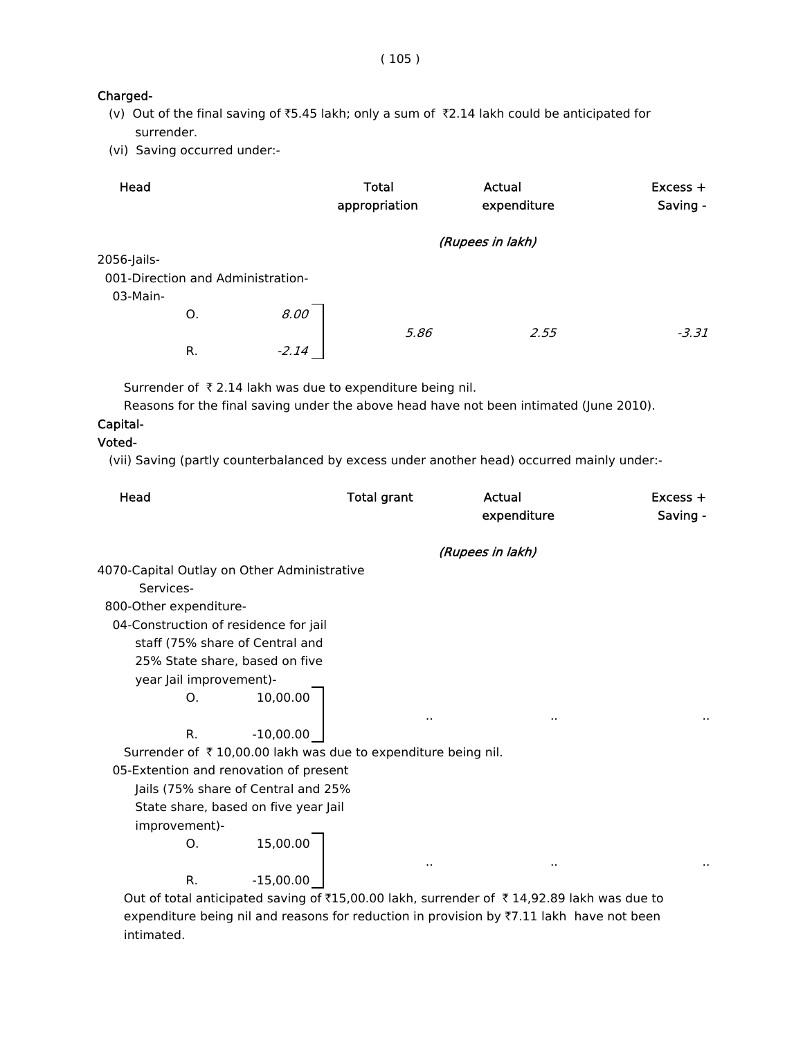**Charged-**

(v) Out of the final saving of ₹5.45 lakh; only a sum of ₹2.14 lakh could be anticipated for surrender.

(vi) Saving occurred under:-

| Head | | Total appropriation | Actual expenditure | Excess + Saving - |
|---|---|---|---|---|
| | | *(Rupees in lakh)* | | |
| 2056-Jails- | | | | |
| 001-Direction and Administration- | | | | |
| 03-Main- | | | | |
| O. | *8.00* | *5.86* | *2.55* | *-3.31* |
| R. | *-2.14* | | | |

Surrender of ₹ 2.14 lakh was due to expenditure being nil.

Reasons for the final saving under the above head have not been intimated (June 2010).

**Capital-**

**Voted-**

(vii) Saving (partly counterbalanced by excess under another head) occurred mainly under:-

| Head | | Total grant | Actual expenditure | Excess + Saving - |
|---|---|---|---|---|
| | | *(Rupees in lakh)* | | |
| 4070-Capital Outlay on Other Administrative Services- | | | | |
| 800-Other expenditure- | | | | |
| 04-Construction of residence for jail staff (75% share of Central and 25% State share, based on five year Jail improvement)- | | | | |
| O. | 10,00.00 | .. | .. | .. |
| R. | -10,00.00 | | | |

Surrender of ₹ 10,00.00 lakh was due to expenditure being nil.

| Head | | Total grant | Actual expenditure | Excess + Saving - |
|---|---|---|---|---|
| 05-Extention and renovation of present Jails (75% share of Central and 25% State share, based on five year Jail improvement)- | | | | |
| O. | 15,00.00 | .. | .. | .. |
| R. | -15,00.00 | | | |

Out of total anticipated saving of ₹15,00.00 lakh, surrender of ₹ 14,92.89 lakh was due to expenditure being nil and reasons for reduction in provision by ₹7.11 lakh have not been intimated.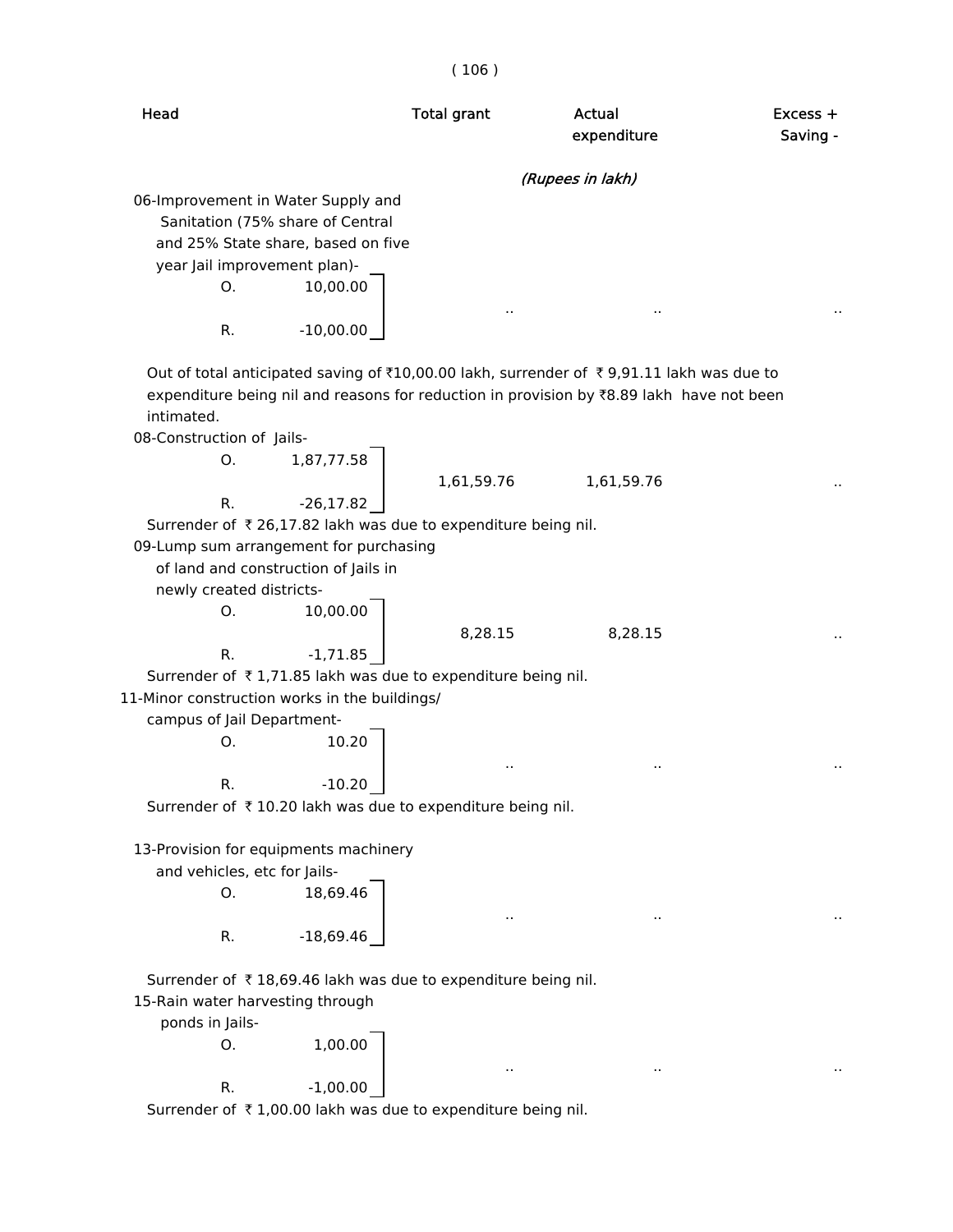| Head | Total grant | Actual expenditure | Excess + Saving - |
|---|---|---|---|
| | *(Rupees in lakh)* | | |
| 06-Improvement in Water Supply and Sanitation (75% share of Central and 25% State share, based on five year Jail improvement plan)- O. 10,00.00 R. -10,00.00 | .. | .. | .. |

Out of total anticipated saving of ₹10,00.00 lakh, surrender of ₹ 9,91.11 lakh was due to expenditure being nil and reasons for reduction in provision by ₹8.89 lakh have not been intimated.

| Head | Total grant | Actual expenditure | Excess + Saving - |
|---|---|---|---|
| 08-Construction of Jails- O. 1,87,77.58 R. -26,17.82 | 1,61,59.76 | 1,61,59.76 | .. |

Surrender of ₹ 26,17.82 lakh was due to expenditure being nil.

| Head | Total grant | Actual expenditure | Excess + Saving - |
|---|---|---|---|
| 09-Lump sum arrangement for purchasing of land and construction of Jails in newly created districts- O. 10,00.00 R. -1,71.85 | 8,28.15 | 8,28.15 | .. |

Surrender of ₹ 1,71.85 lakh was due to expenditure being nil.

| Head | Total grant | Actual expenditure | Excess + Saving - |
|---|---|---|---|
| 11-Minor construction works in the buildings/ campus of Jail Department- O. 10.20 R. -10.20 | .. | .. | .. |

Surrender of ₹ 10.20 lakh was due to expenditure being nil.

| Head | Total grant | Actual expenditure | Excess + Saving - |
|---|---|---|---|
| 13-Provision for equipments machinery and vehicles, etc for Jails- O. 18,69.46 R. -18,69.46 | .. | .. | .. |

Surrender of ₹ 18,69.46 lakh was due to expenditure being nil.

| Head | Total grant | Actual expenditure | Excess + Saving - |
|---|---|---|---|
| 15-Rain water harvesting through ponds in Jails- O. 1,00.00 R. -1,00.00 | .. | .. | .. |

Surrender of ₹ 1,00.00 lakh was due to expenditure being nil.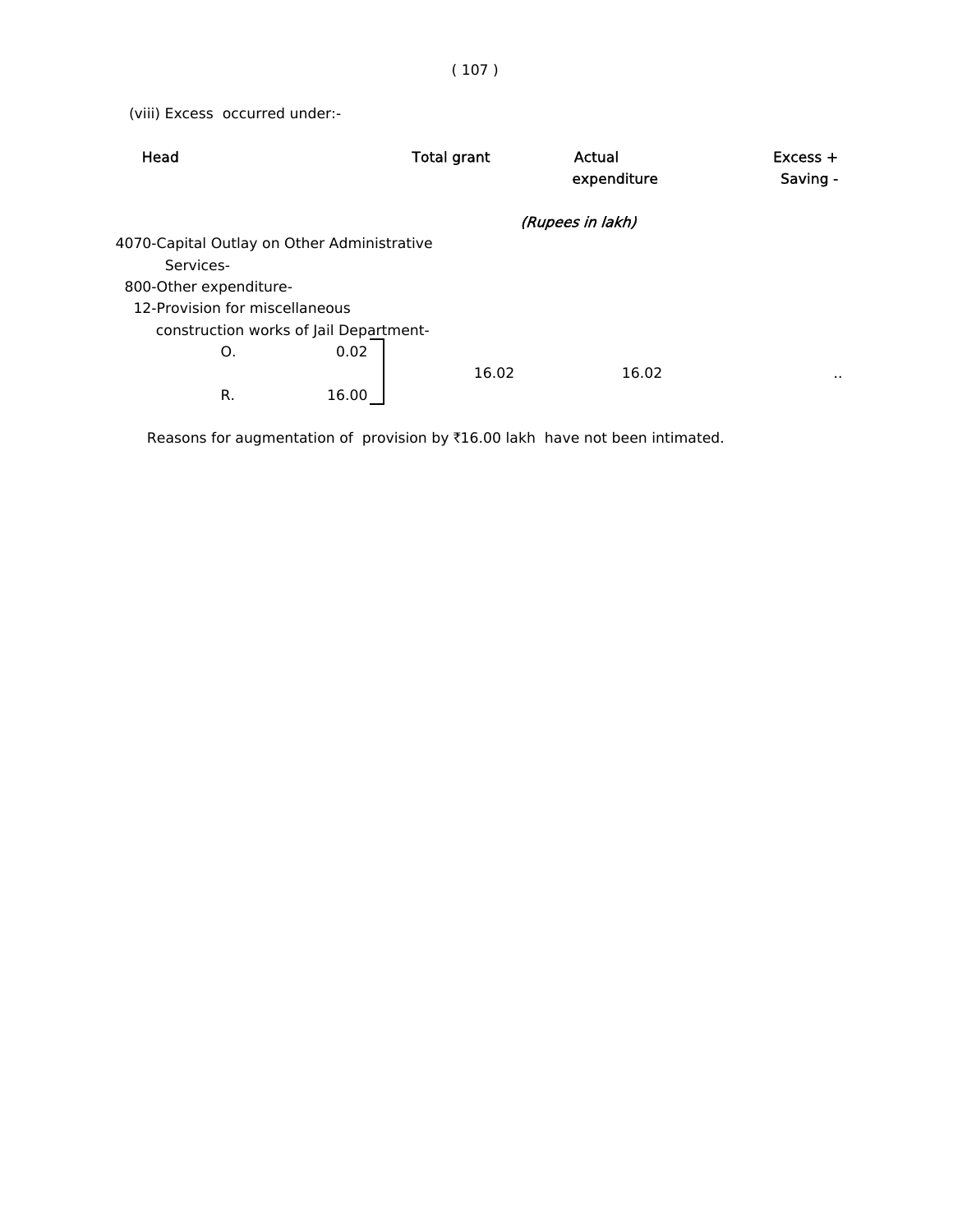(viii) Excess occurred under:-

| Head | | Total grant | Actual expenditure | Excess + Saving - |
|---|---|---|---|---|
| | | | *(Rupees in lakh)* | |
| 4070-Capital Outlay on Other Administrative Services- | | | | |
| 800-Other expenditure- | | | | |
| 12-Provision for miscellaneous construction works of Jail Department- | | | | |
| O. | 0.02 | | | |
| | | 16.02 | 16.02 | .. |
| R. | 16.00 | | | |

Reasons for augmentation of provision by ₹16.00 lakh have not been intimated.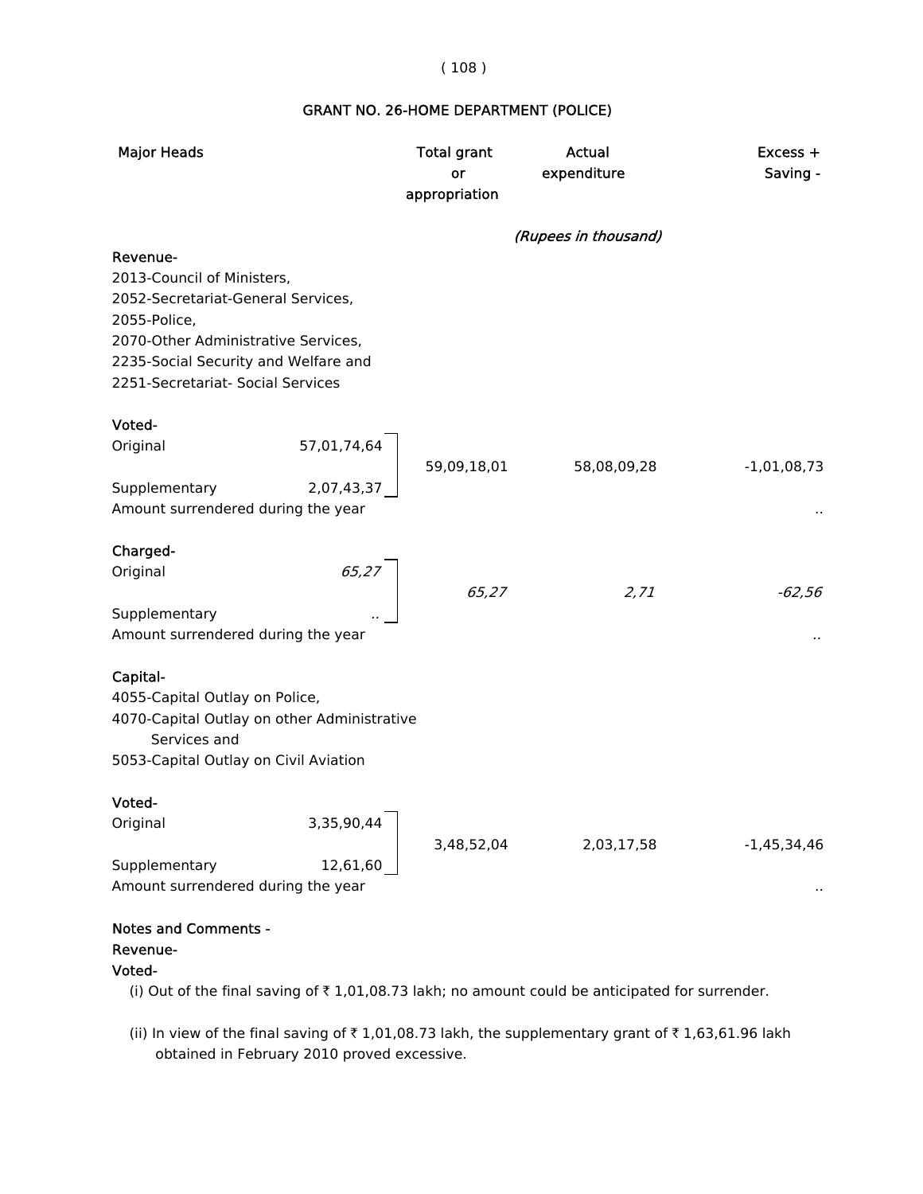# GRANT NO. 26-HOME DEPARTMENT (POLICE)

| Major Heads | | Total grant or appropriation | Actual expenditure | Excess + Saving - |
|---|---|---|---|---|
| | | | *(Rupees in thousand)* | |
| **Revenue-** | | | | |
| 2013-Council of Ministers, 2052-Secretariat-General Services, 2055-Police, 2070-Other Administrative Services, 2235-Social Security and Welfare and 2251-Secretariat- Social Services | | | | |
| **Voted-** | | | | |
| Original | 57,01,74,64 | 59,09,18,01 | 58,08,09,28 | -1,01,08,73 |
| Supplementary | 2,07,43,37 | | | |
| Amount surrendered during the year | | | | .. |
| **Charged-** | | | | |
| Original | *65,27* | *65,27* | *2,71* | *-62,56* |
| Supplementary | *..* | | | |
| Amount surrendered during the year | | | | *..* |
| **Capital-** | | | | |
| 4055-Capital Outlay on Police, 4070-Capital Outlay on other Administrative Services and 5053-Capital Outlay on Civil Aviation | | | | |
| **Voted-** | | | | |
| Original | 3,35,90,44 | 3,48,52,04 | 2,03,17,58 | -1,45,34,46 |
| Supplementary | 12,61,60 | | | |
| Amount surrendered during the year | | | | .. |

**Notes and Comments -**

**Revenue-**

**Voted-**

(i) Out of the final saving of ₹ 1,01,08.73 lakh; no amount could be anticipated for surrender.

(ii) In view of the final saving of ₹ 1,01,08.73 lakh, the supplementary grant of ₹ 1,63,61.96 lakh obtained in February 2010 proved excessive.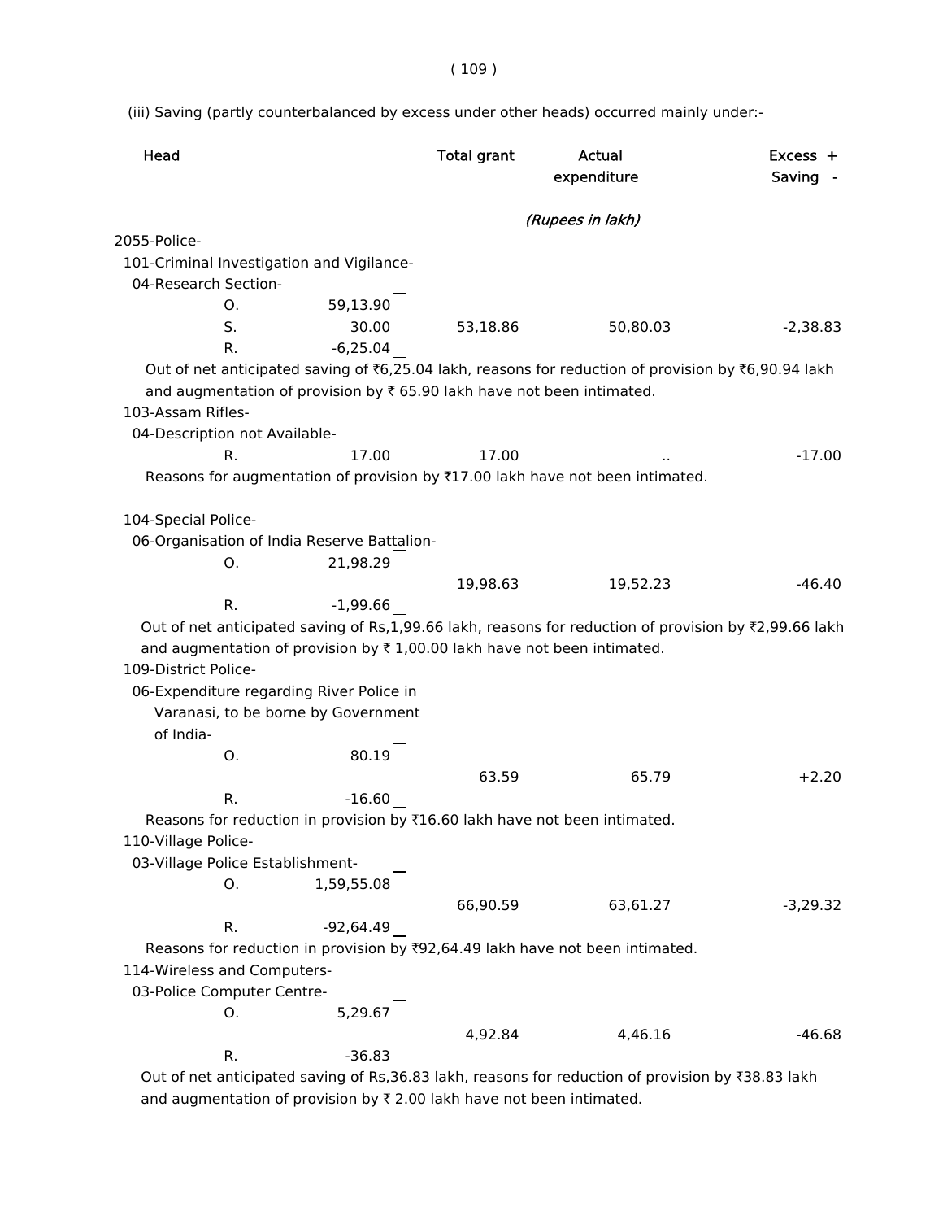(iii) Saving (partly counterbalanced by excess under other heads) occurred mainly under:-

| Head | | | Total grant | Actual expenditure | Excess + Saving - |
|---|---|---|---|---|---|
| | | | *(Rupees in lakh)* | | |
| 2055-Police- | | | | | |
| 101-Criminal Investigation and Vigilance- | | | | | |
| 04-Research Section- | | | | | |
| | O. | 59,13.90 | | | |
| | S. | 30.00 | 53,18.86 | 50,80.03 | -2,38.83 |
| | R. | -6,25.04 | | | |

Out of net anticipated saving of ₹6,25.04 lakh, reasons for reduction of provision by ₹6,90.94 lakh and augmentation of provision by ₹ 65.90 lakh have not been intimated.

| Head | | | Total grant | Actual expenditure | Excess + Saving - |
|---|---|---|---|---|---|
| 103-Assam Rifles- | | | | | |
| 04-Description not Available- | | | | | |
| | R. | 17.00 | 17.00 | .. | -17.00 |

Reasons for augmentation of provision by ₹17.00 lakh have not been intimated.

| Head | | | Total grant | Actual expenditure | Excess + Saving - |
|---|---|---|---|---|---|
| 104-Special Police- | | | | | |
| 06-Organisation of India Reserve Battalion- | | | | | |
| | O. | 21,98.29 | 19,98.63 | 19,52.23 | -46.40 |
| | R. | -1,99.66 | | | |

Out of net anticipated saving of Rs,1,99.66 lakh, reasons for reduction of provision by ₹2,99.66 lakh and augmentation of provision by ₹ 1,00.00 lakh have not been intimated.

| Head | | | Total grant | Actual expenditure | Excess + Saving - |
|---|---|---|---|---|---|
| 109-District Police- | | | | | |
| 06-Expenditure regarding River Police in Varanasi, to be borne by Government of India- | | | | | |
| | O. | 80.19 | 63.59 | 65.79 | +2.20 |
| | R. | -16.60 | | | |

Reasons for reduction in provision by ₹16.60 lakh have not been intimated.

| Head | | | Total grant | Actual expenditure | Excess + Saving - |
|---|---|---|---|---|---|
| 110-Village Police- | | | | | |
| 03-Village Police Establishment- | | | | | |
| | O. | 1,59,55.08 | 66,90.59 | 63,61.27 | -3,29.32 |
| | R. | -92,64.49 | | | |

Reasons for reduction in provision by ₹92,64.49 lakh have not been intimated.

| Head | | | Total grant | Actual expenditure | Excess + Saving - |
|---|---|---|---|---|---|
| 114-Wireless and Computers- | | | | | |
| 03-Police Computer Centre- | | | | | |
| | O. | 5,29.67 | 4,92.84 | 4,46.16 | -46.68 |
| | R. | -36.83 | | | |

Out of net anticipated saving of Rs,36.83 lakh, reasons for reduction of provision by ₹38.83 lakh and augmentation of provision by ₹ 2.00 lakh have not been intimated.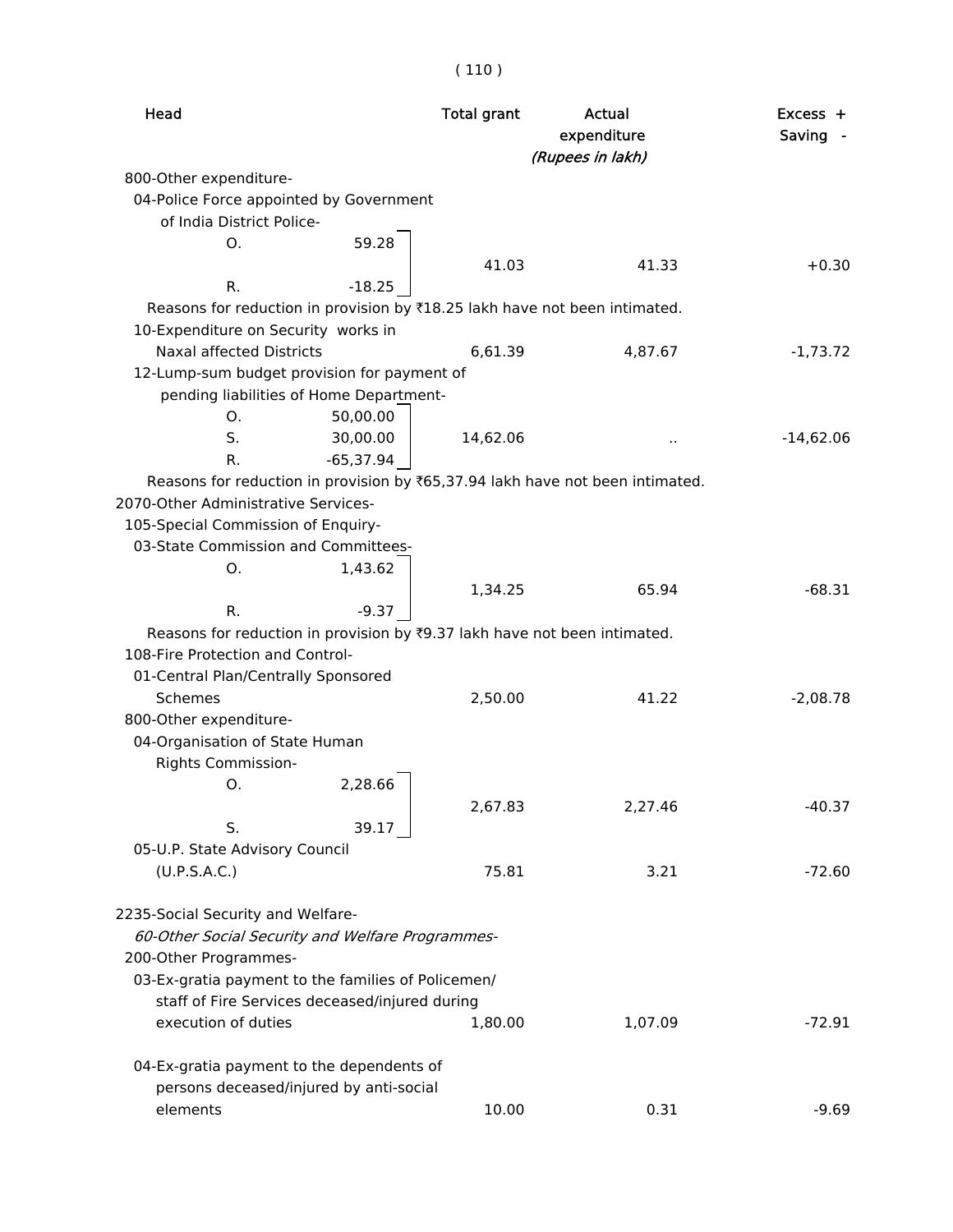| Head | | Total grant | Actual expenditure | Excess + Saving - |
|---|---|---|---|---|
| | | | *(Rupees in lakh)* | |
| 800-Other expenditure- | | | | |
| 04-Police Force appointed by Government of India District Police- | | | | |
| O. | 59.28 | 41.03 | 41.33 | +0.30 |
| R. | -18.25 | | | |
| Reasons for reduction in provision by ₹18.25 lakh have not been intimated. | | | | |
| 10-Expenditure on Security works in Naxal affected Districts | | 6,61.39 | 4,87.67 | -1,73.72 |
| 12-Lump-sum budget provision for payment of pending liabilities of Home Department- | | | | |
| O. | 50,00.00 | | | |
| S. | 30,00.00 | 14,62.06 | .. | -14,62.06 |
| R. | -65,37.94 | | | |
| Reasons for reduction in provision by ₹65,37.94 lakh have not been intimated. | | | | |
| 2070-Other Administrative Services- | | | | |
| 105-Special Commission of Enquiry- | | | | |
| 03-State Commission and Committees- | | | | |
| O. | 1,43.62 | 1,34.25 | 65.94 | -68.31 |
| R. | -9.37 | | | |
| Reasons for reduction in provision by ₹9.37 lakh have not been intimated. | | | | |
| 108-Fire Protection and Control- | | | | |
| 01-Central Plan/Centrally Sponsored Schemes | | 2,50.00 | 41.22 | -2,08.78 |
| 800-Other expenditure- | | | | |
| 04-Organisation of State Human Rights Commission- | | | | |
| O. | 2,28.66 | 2,67.83 | 2,27.46 | -40.37 |
| S. | 39.17 | | | |
| 05-U.P. State Advisory Council (U.P.S.A.C.) | | 75.81 | 3.21 | -72.60 |
| 2235-Social Security and Welfare- | | | | |
| *60-Other Social Security and Welfare Programmes-* | | | | |
| 200-Other Programmes- | | | | |
| 03-Ex-gratia payment to the families of Policemen/ staff of Fire Services deceased/injured during execution of duties | | 1,80.00 | 1,07.09 | -72.91 |
| 04-Ex-gratia payment to the dependents of persons deceased/injured by anti-social elements | | 10.00 | 0.31 | -9.69 |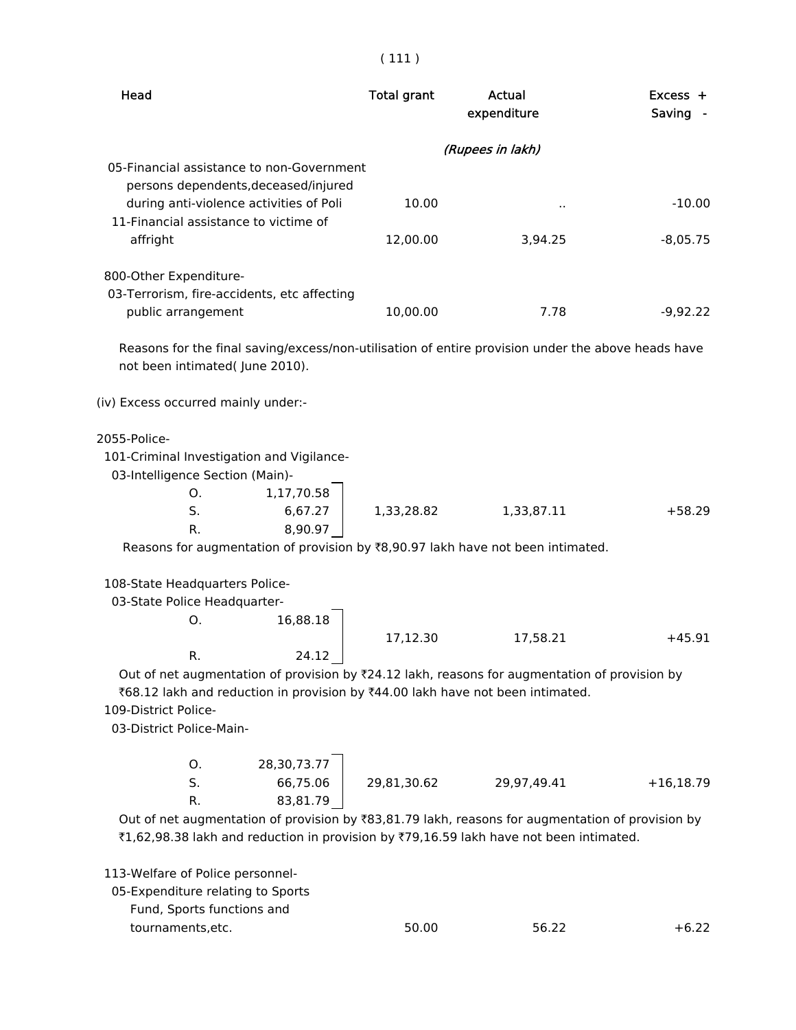| Head | Total grant | Actual expenditure | Excess + Saving - |
|---|---|---|---|
| | | *(Rupees in lakh)* | |
| 05-Financial assistance to non-Government persons dependents,deceased/injured during anti-violence activities of Poli | 10.00 | .. | -10.00 |
| 11-Financial assistance to victime of affright | 12,00.00 | 3,94.25 | -8,05.75 |
| 800-Other Expenditure- | | | |
| 03-Terrorism, fire-accidents, etc affecting public arrangement | 10,00.00 | 7.78 | -9,92.22 |

Reasons for the final saving/excess/non-utilisation of entire provision under the above heads have not been intimated( June 2010).

(iv) Excess occurred mainly under:-

2055-Police-

101-Criminal Investigation and Vigilance-

03-Intelligence Section (Main)-

| | | Total grant | Actual expenditure | Excess + Saving - |
|---|---|---|---|---|
| O. | 1,17,70.58 | | | |
| S. | 6,67.27 | 1,33,28.82 | 1,33,87.11 | +58.29 |
| R. | 8,90.97 | | | |

Reasons for augmentation of provision by ₹8,90.97 lakh have not been intimated.

108-State Headquarters Police-

03-State Police Headquarter-

| | | Total grant | Actual expenditure | Excess + Saving - |
|---|---|---|---|---|
| O. | 16,88.18 | | | |
| | | 17,12.30 | 17,58.21 | +45.91 |
| R. | 24.12 | | | |

Out of net augmentation of provision by ₹24.12 lakh, reasons for augmentation of provision by ₹68.12 lakh and reduction in provision by ₹44.00 lakh have not been intimated.

109-District Police-

03-District Police-Main-

| | | Total grant | Actual expenditure | Excess + Saving - |
|---|---|---|---|---|
| O. | 28,30,73.77 | | | |
| S. | 66,75.06 | 29,81,30.62 | 29,97,49.41 | +16,18.79 |
| R. | 83,81.79 | | | |

Out of net augmentation of provision by ₹83,81.79 lakh, reasons for augmentation of provision by ₹1,62,98.38 lakh and reduction in provision by ₹79,16.59 lakh have not been intimated.

113-Welfare of Police personnel-

| Head | Total grant | Actual expenditure | Excess + Saving - |
|---|---|---|---|
| 05-Expenditure relating to Sports Fund, Sports functions and tournaments,etc. | 50.00 | 56.22 | +6.22 |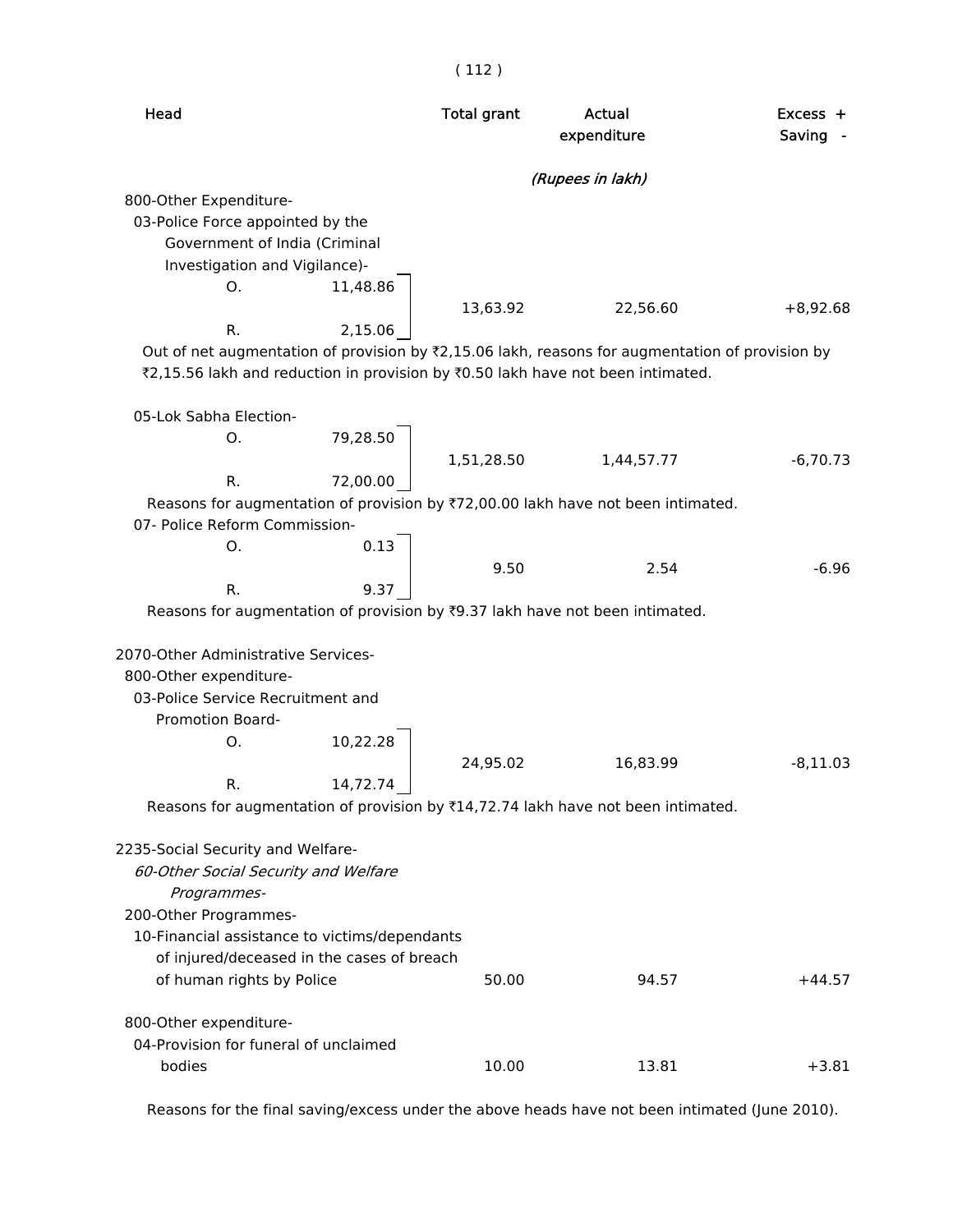| Head | | Total grant | Actual expenditure | Excess + Saving - |
|---|---|---|---|---|
| | | | *(Rupees in lakh)* | |
| 800-Other Expenditure- | | | | |
| 03-Police Force appointed by the Government of India (Criminal Investigation and Vigilance)- | | | | |
| O. | 11,48.86 | 13,63.92 | 22,56.60 | +8,92.68 |
| R. | 2,15.06 | | | |

Out of net augmentation of provision by ₹2,15.06 lakh, reasons for augmentation of provision by ₹2,15.56 lakh and reduction in provision by ₹0.50 lakh have not been intimated.

| Head | | Total grant | Actual expenditure | Excess + Saving - |
|---|---|---|---|---|
| 05-Lok Sabha Election- | | | | |
| O. | 79,28.50 | 1,51,28.50 | 1,44,57.77 | -6,70.73 |
| R. | 72,00.00 | | | |

Reasons for augmentation of provision by ₹72,00.00 lakh have not been intimated.

| Head | | Total grant | Actual expenditure | Excess + Saving - |
|---|---|---|---|---|
| 07- Police Reform Commission- | | | | |
| O. | 0.13 | 9.50 | 2.54 | -6.96 |
| R. | 9.37 | | | |

Reasons for augmentation of provision by ₹9.37 lakh have not been intimated.

| Head | | Total grant | Actual expenditure | Excess + Saving - |
|---|---|---|---|---|
| 2070-Other Administrative Services- | | | | |
| 800-Other expenditure- | | | | |
| 03-Police Service Recruitment and Promotion Board- | | | | |
| O. | 10,22.28 | 24,95.02 | 16,83.99 | -8,11.03 |
| R. | 14,72.74 | | | |

Reasons for augmentation of provision by ₹14,72.74 lakh have not been intimated.

| Head | Total grant | Actual expenditure | Excess + Saving - |
|---|---|---|---|
| 2235-Social Security and Welfare- | | | |
| *60-Other Social Security and Welfare Programmes-* | | | |
| 200-Other Programmes- | | | |
| 10-Financial assistance to victims/dependants of injured/deceased in the cases of breach of human rights by Police | 50.00 | 94.57 | +44.57 |
| 800-Other expenditure- | | | |
| 04-Provision for funeral of unclaimed bodies | 10.00 | 13.81 | +3.81 |

Reasons for the final saving/excess under the above heads have not been intimated (June 2010).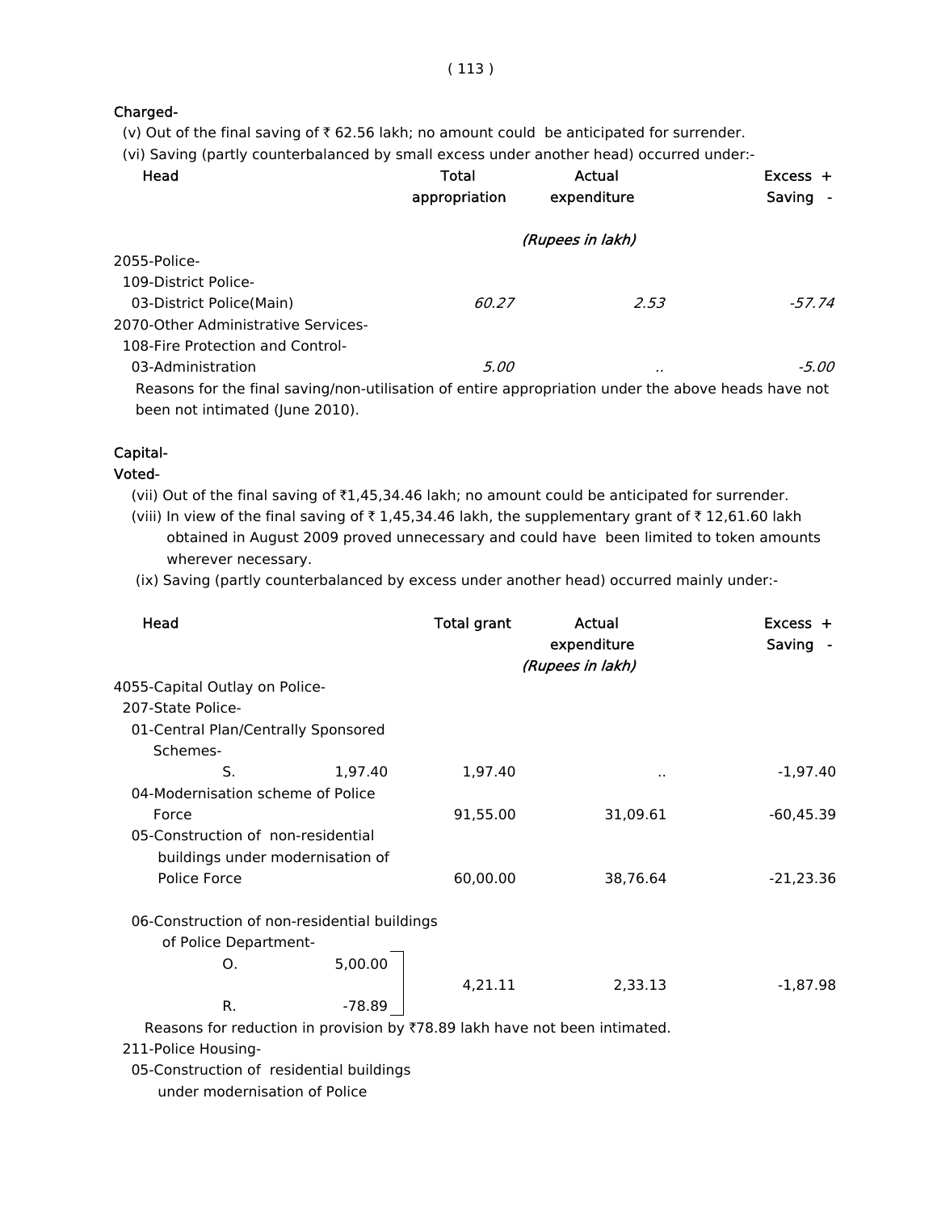**Charged-**

(v) Out of the final saving of ₹ 62.56 lakh; no amount could be anticipated for surrender.

(vi) Saving (partly counterbalanced by small excess under another head) occurred under:-

| Head | Total appropriation | Actual expenditure | Excess + Saving - |
|---|---|---|---|
| | | *(Rupees in lakh)* | |
| 2055-Police- | | | |
| 109-District Police- | | | |
| 03-District Police(Main) | *60.27* | *2.53* | *-57.74* |
| 2070-Other Administrative Services- | | | |
| 108-Fire Protection and Control- | | | |
| 03-Administration | *5.00* | *..* | *-5.00* |

Reasons for the final saving/non-utilisation of entire appropriation under the above heads have not been not intimated (June 2010).

**Capital-**

**Voted-**

(vii) Out of the final saving of ₹1,45,34.46 lakh; no amount could be anticipated for surrender.

(viii) In view of the final saving of ₹ 1,45,34.46 lakh, the supplementary grant of ₹ 12,61.60 lakh obtained in August 2009 proved unnecessary and could have been limited to token amounts wherever necessary.

(ix) Saving (partly counterbalanced by excess under another head) occurred mainly under:-

| Head | | Total grant | Actual expenditure | Excess + Saving - |
|---|---|---|---|---|
| | | | *(Rupees in lakh)* | |
| 4055-Capital Outlay on Police- | | | | |
| 207-State Police- | | | | |
| 01-Central Plan/Centrally Sponsored Schemes- | | | | |
| S. | 1,97.40 | 1,97.40 | .. | -1,97.40 |
| 04-Modernisation scheme of Police Force | | 91,55.00 | 31,09.61 | -60,45.39 |
| 05-Construction of non-residential buildings under modernisation of Police Force | | 60,00.00 | 38,76.64 | -21,23.36 |
| 06-Construction of non-residential buildings of Police Department- | | | | |
| O. | 5,00.00 | | | |
| | | 4,21.11 | 2,33.13 | -1,87.98 |
| R. | -78.89 | | | |

Reasons for reduction in provision by ₹78.89 lakh have not been intimated.

211-Police Housing-

05-Construction of residential buildings under modernisation of Police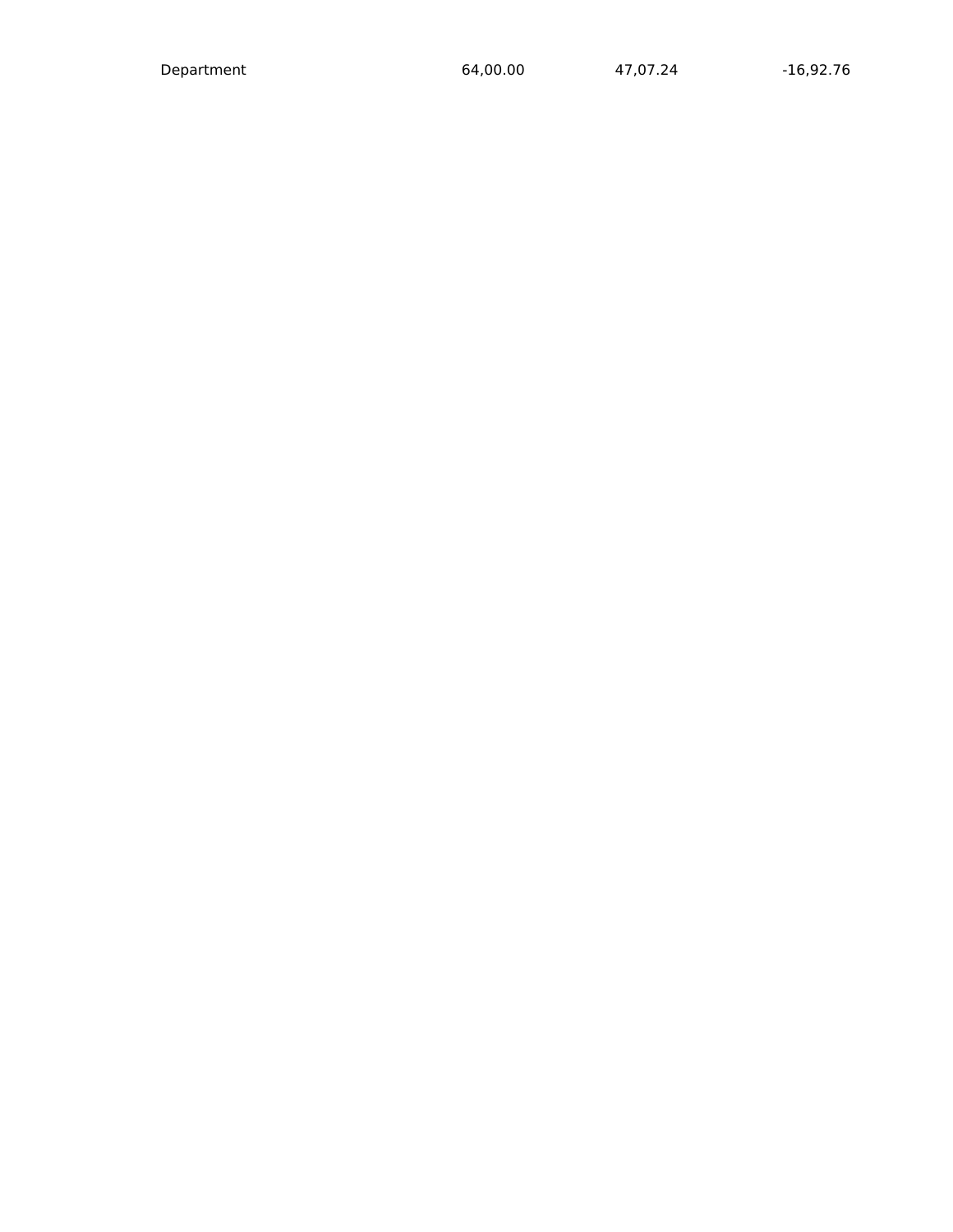| Department | 64,00.00 | 47,07.24 | -16,92.76 |
|---|---|---|---|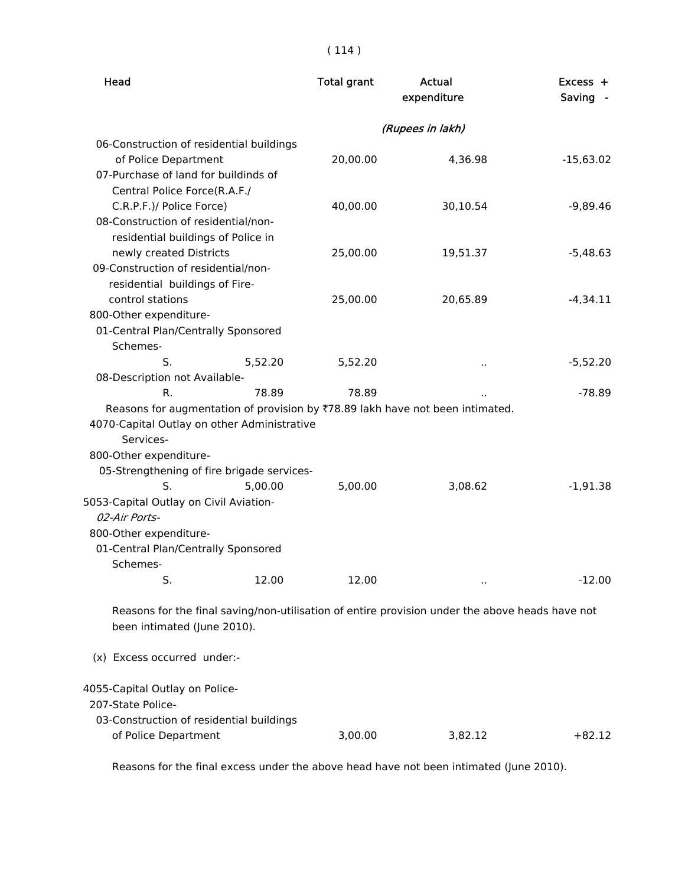| Head | | Total grant | Actual expenditure | Excess + Saving - |
|---|---|---|---|---|
| | | | *(Rupees in lakh)* | |
| 06-Construction of residential buildings of Police Department | | 20,00.00 | 4,36.98 | -15,63.02 |
| 07-Purchase of land for buildinds of Central Police Force(R.A.F./ C.R.P.F.)/ Police Force) | | 40,00.00 | 30,10.54 | -9,89.46 |
| 08-Construction of residential/non-residential buildings of Police in newly created Districts | | 25,00.00 | 19,51.37 | -5,48.63 |
| 09-Construction of residential/non-residential buildings of Fire-control stations | | 25,00.00 | 20,65.89 | -4,34.11 |
| 800-Other expenditure- | | | | |
| 01-Central Plan/Centrally Sponsored Schemes- | | | | |
| S. | 5,52.20 | 5,52.20 | .. | -5,52.20 |
| 08-Description not Available- | | | | |
| R. | 78.89 | 78.89 | .. | -78.89 |

Reasons for augmentation of provision by ₹78.89 lakh have not been intimated.

| Head | | Total grant | Actual expenditure | Excess + Saving - |
|---|---|---|---|---|
| 4070-Capital Outlay on other Administrative Services- | | | | |
| 800-Other expenditure- | | | | |
| 05-Strengthening of fire brigade services- | | | | |
| S. | 5,00.00 | 5,00.00 | 3,08.62 | -1,91.38 |
| 5053-Capital Outlay on Civil Aviation- | | | | |
| *02-Air Ports-* | | | | |
| 800-Other expenditure- | | | | |
| 01-Central Plan/Centrally Sponsored Schemes- | | | | |
| S. | 12.00 | 12.00 | .. | -12.00 |

Reasons for the final saving/non-utilisation of entire provision under the above heads have not been intimated (June 2010).

(x) Excess occurred under:-

| Head | Total grant | Actual expenditure | Excess + Saving - |
|---|---|---|---|
| 4055-Capital Outlay on Police- | | | |
| 207-State Police- | | | |
| 03-Construction of residential buildings of Police Department | 3,00.00 | 3,82.12 | +82.12 |

Reasons for the final excess under the above head have not been intimated (June 2010).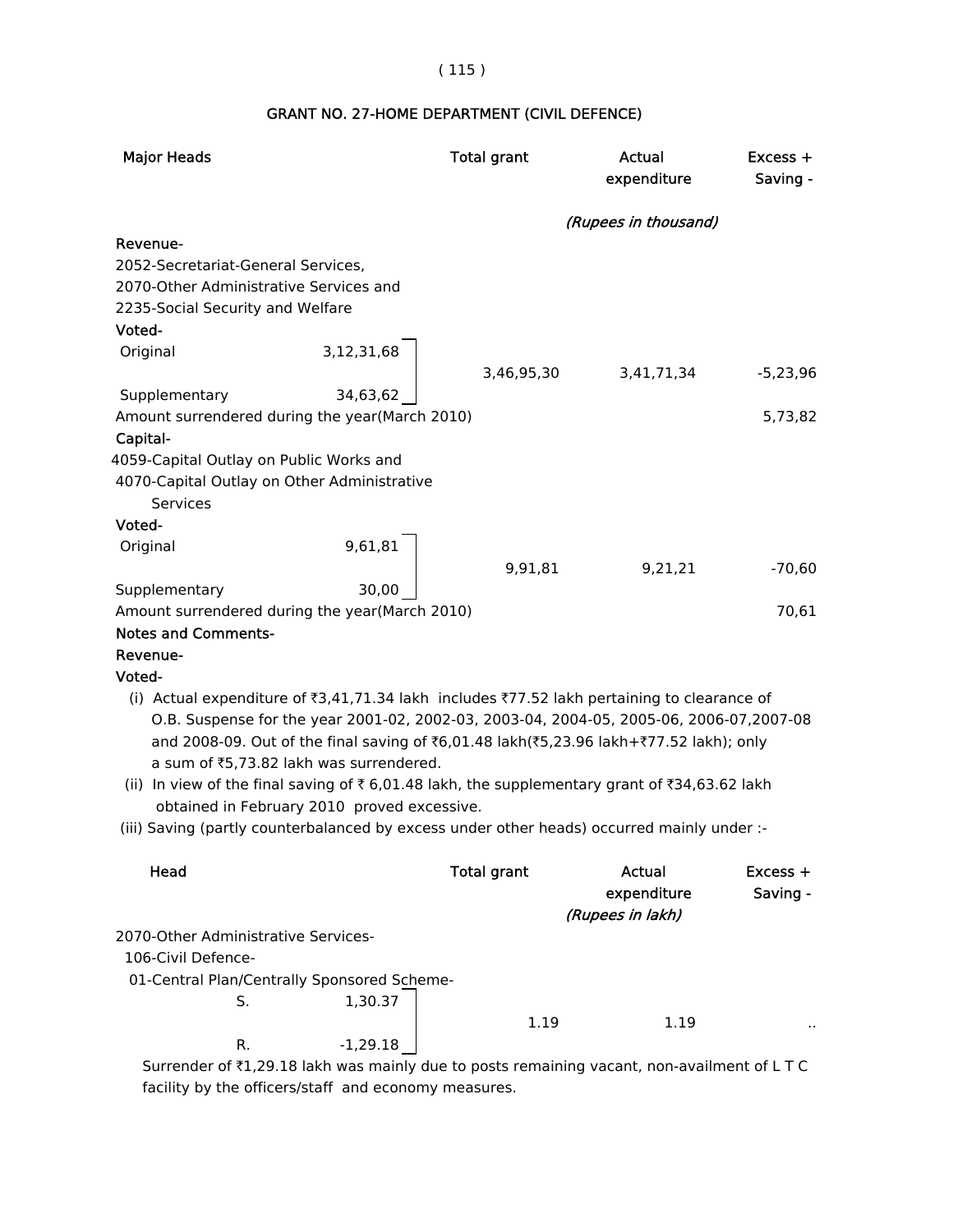## GRANT NO. 27-HOME DEPARTMENT (CIVIL DEFENCE)

| Major Heads | | Total grant | Actual expenditure | Excess + Saving - |
|---|---|---|---|---|
| | | | *(Rupees in thousand)* | |
| **Revenue-** | | | | |
| 2052-Secretariat-General Services, 2070-Other Administrative Services and 2235-Social Security and Welfare | | | | |
| **Voted-** | | | | |
| Original | 3,12,31,68 | 3,46,95,30 | 3,41,71,34 | -5,23,96 |
| Supplementary | 34,63,62 | | | |
| Amount surrendered during the year(March 2010) | | | | 5,73,82 |
| **Capital-** | | | | |
| 4059-Capital Outlay on Public Works and 4070-Capital Outlay on Other Administrative Services | | | | |
| **Voted-** | | | | |
| Original | 9,61,81 | 9,91,81 | 9,21,21 | -70,60 |
| Supplementary | 30,00 | | | |
| Amount surrendered during the year(March 2010) | | | | 70,61 |

**Notes and Comments-**

**Revenue-**

**Voted-**

(i) Actual expenditure of ₹3,41,71.34 lakh includes ₹77.52 lakh pertaining to clearance of O.B. Suspense for the year 2001-02, 2002-03, 2003-04, 2004-05, 2005-06, 2006-07,2007-08 and 2008-09. Out of the final saving of ₹6,01.48 lakh(₹5,23.96 lakh+₹77.52 lakh); only a sum of ₹5,73.82 lakh was surrendered.

(ii) In view of the final saving of ₹ 6,01.48 lakh, the supplementary grant of ₹34,63.62 lakh obtained in February 2010 proved excessive.

(iii) Saving (partly counterbalanced by excess under other heads) occurred mainly under :-

| Head | | Total grant | Actual expenditure | Excess + Saving - |
|---|---|---|---|---|
| | | | *(Rupees in lakh)* | |
| 2070-Other Administrative Services- | | | | |
| 106-Civil Defence- | | | | |
| 01-Central Plan/Centrally Sponsored Scheme- | | | | |
| S. | 1,30.37 | 1.19 | 1.19 | .. |
| R. | -1,29.18 | | | |

Surrender of ₹1,29.18 lakh was mainly due to posts remaining vacant, non-availment of L T C facility by the officers/staff and economy measures.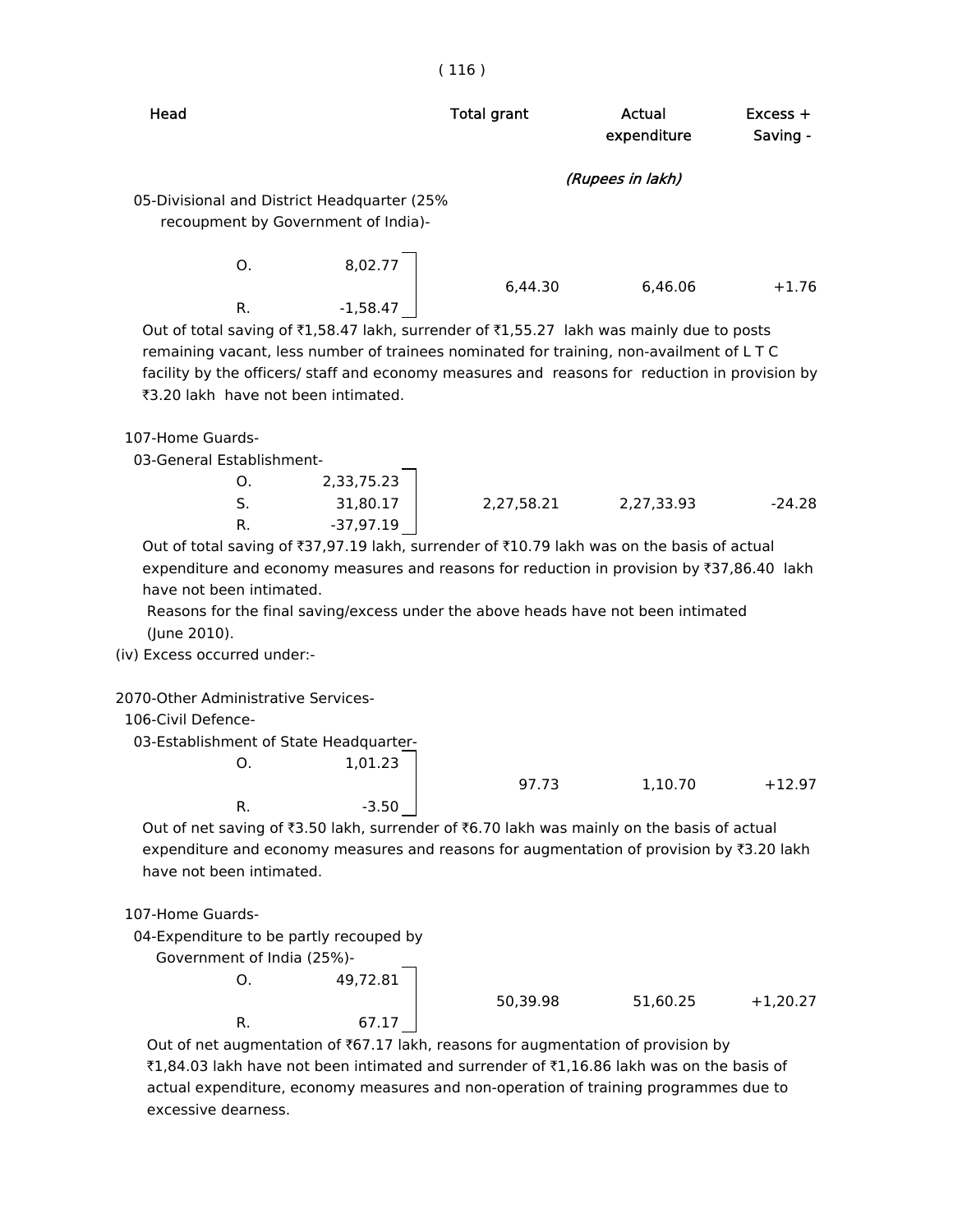| Head | | | Total grant | Actual expenditure | Excess + Saving - |
|---|---|---|---|---|---|
| | | | | *(Rupees in lakh)* | |
| 05-Divisional and District Headquarter (25% recoupment by Government of India)- | | | | | |
| | O. | 8,02.77 | 6,44.30 | 6,46.06 | +1.76 |
| | R. | -1,58.47 | | | |

Out of total saving of ₹1,58.47 lakh, surrender of ₹1,55.27 lakh was mainly due to posts remaining vacant, less number of trainees nominated for training, non-availment of L T C facility by the officers/ staff and economy measures and reasons for reduction in provision by ₹3.20 lakh have not been intimated.

| Head | | | Total grant | Actual expenditure | Excess + Saving - |
|---|---|---|---|---|---|
| 107-Home Guards- | | | | | |
| 03-General Establishment- | | | | | |
| | O. | 2,33,75.23 | 2,27,58.21 | 2,27,33.93 | -24.28 |
| | S. | 31,80.17 | | | |
| | R. | -37,97.19 | | | |

Out of total saving of ₹37,97.19 lakh, surrender of ₹10.79 lakh was on the basis of actual expenditure and economy measures and reasons for reduction in provision by ₹37,86.40 lakh have not been intimated.

Reasons for the final saving/excess under the above heads have not been intimated (June 2010).

(iv) Excess occurred under:-

| Head | | | Total grant | Actual expenditure | Excess + Saving - |
|---|---|---|---|---|---|
| 2070-Other Administrative Services- | | | | | |
| 106-Civil Defence- | | | | | |
| 03-Establishment of State Headquarter- | | | | | |
| | O. | 1,01.23 | 97.73 | 1,10.70 | +12.97 |
| | R. | -3.50 | | | |

Out of net saving of ₹3.50 lakh, surrender of ₹6.70 lakh was mainly on the basis of actual expenditure and economy measures and reasons for augmentation of provision by ₹3.20 lakh have not been intimated.

| Head | | | Total grant | Actual expenditure | Excess + Saving - |
|---|---|---|---|---|---|
| 107-Home Guards- | | | | | |
| 04-Expenditure to be partly recouped by Government of India (25%)- | | | | | |
| | O. | 49,72.81 | 50,39.98 | 51,60.25 | +1,20.27 |
| | R. | 67.17 | | | |

Out of net augmentation of ₹67.17 lakh, reasons for augmentation of provision by ₹1,84.03 lakh have not been intimated and surrender of ₹1,16.86 lakh was on the basis of actual expenditure, economy measures and non-operation of training programmes due to excessive dearness.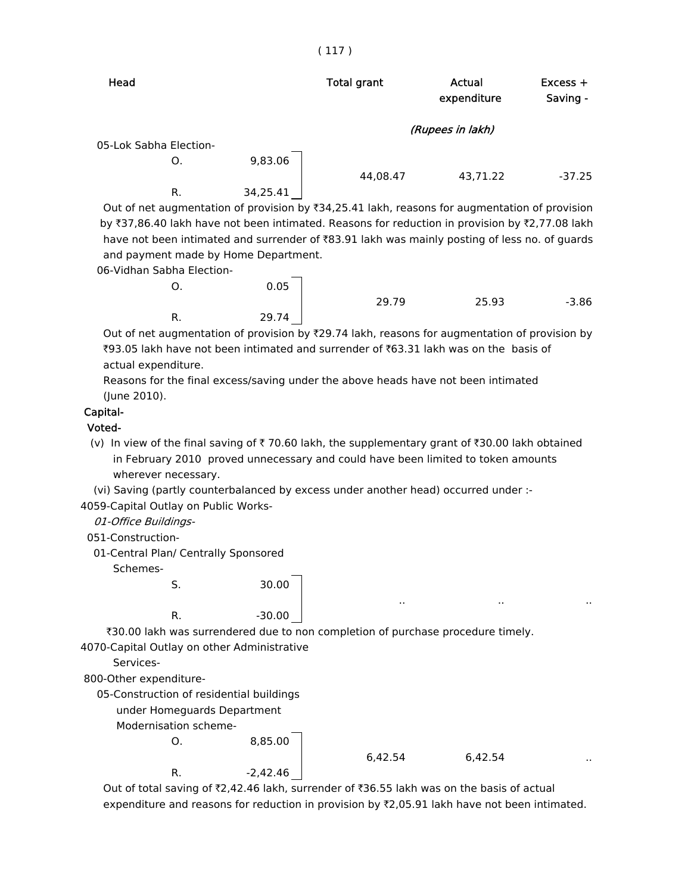| Head | | Total grant | Actual expenditure | Excess + Saving - |
|---|---|---|---|---|
| | | (Rupees in lakh) | | |
| 05-Lok Sabha Election- | | | | |
| O. | 9,83.06 | 44,08.47 | 43,71.22 | -37.25 |
| R. | 34,25.41 | | | |

Out of net augmentation of provision by ₹34,25.41 lakh, reasons for augmentation of provision by ₹37,86.40 lakh have not been intimated. Reasons for reduction in provision by ₹2,77.08 lakh have not been intimated and surrender of ₹83.91 lakh was mainly posting of less no. of guards and payment made by Home Department.

| 06-Vidhan Sabha Election- | | | | |
|---|---|---|---|---|
| O. | 0.05 | 29.79 | 25.93 | -3.86 |
| R. | 29.74 | | | |

Out of net augmentation of provision by ₹29.74 lakh, reasons for augmentation of provision by ₹93.05 lakh have not been intimated and surrender of ₹63.31 lakh was on the basis of actual expenditure.

Reasons for the final excess/saving under the above heads have not been intimated (June 2010).

**Capital-**

**Voted-**

(v) In view of the final saving of ₹ 70.60 lakh, the supplementary grant of ₹30.00 lakh obtained in February 2010 proved unnecessary and could have been limited to token amounts wherever necessary.

(vi) Saving (partly counterbalanced by excess under another head) occurred under :-

4059-Capital Outlay on Public Works-

*01-Office Buildings-*

051-Construction-

01-Central Plan/ Centrally Sponsored Schemes-

| | | | | |
|---|---|---|---|---|
| S. | 30.00 | .. | .. | .. |
| R. | -30.00 | | | |

₹30.00 lakh was surrendered due to non completion of purchase procedure timely.

4070-Capital Outlay on other Administrative Services-

800-Other expenditure-

05-Construction of residential buildings under Homeguards Department Modernisation scheme-

| | | | | |
|---|---|---|---|---|
| O. | 8,85.00 | 6,42.54 | 6,42.54 | .. |
| R. | -2,42.46 | | | |

Out of total saving of ₹2,42.46 lakh, surrender of ₹36.55 lakh was on the basis of actual expenditure and reasons for reduction in provision by ₹2,05.91 lakh have not been intimated.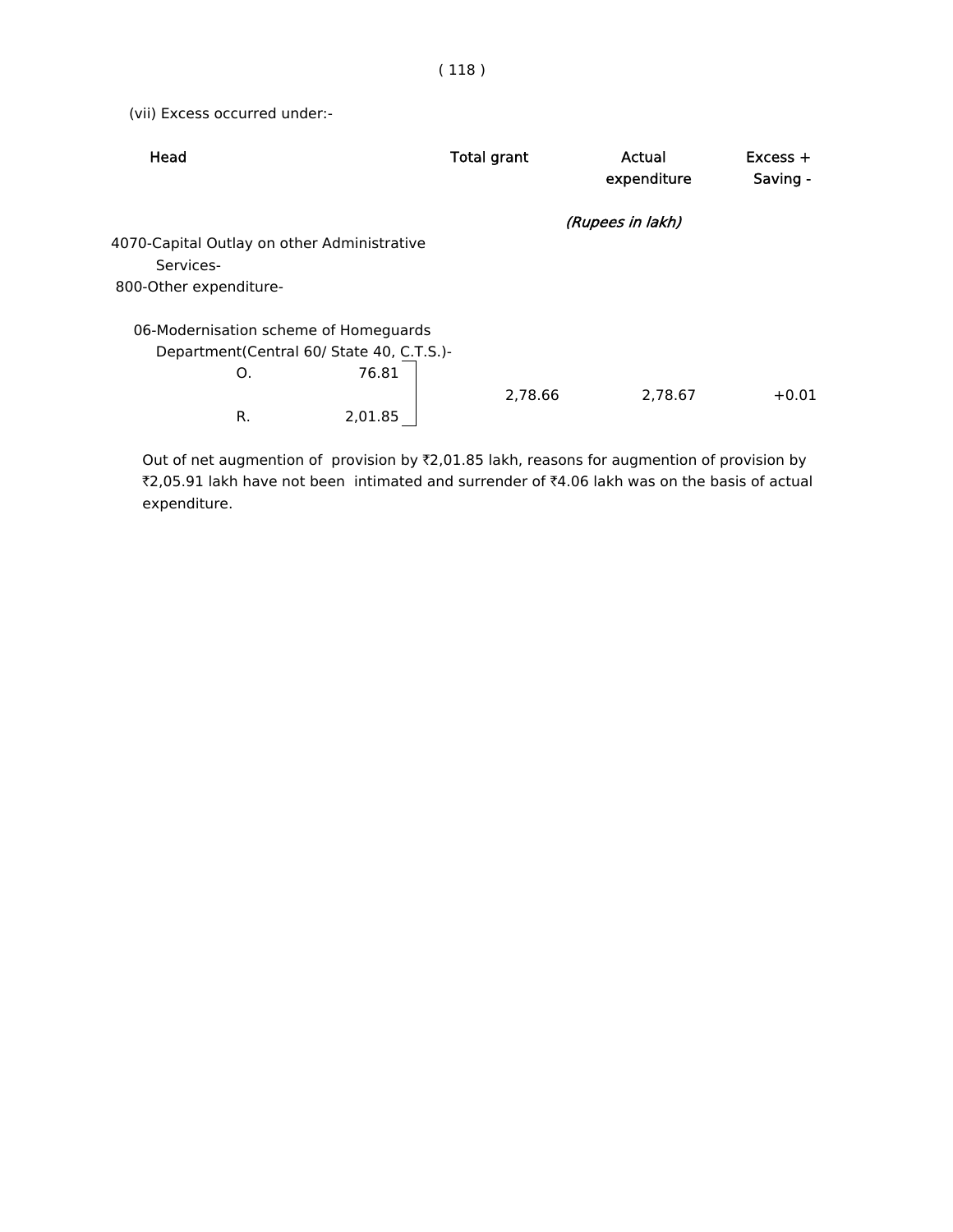(vii) Excess occurred under:-

| Head | | | Total grant | Actual expenditure | Excess + Saving - |
|---|---|---|---|---|---|
| | | | *(Rupees in lakh)* | | |
| 4070-Capital Outlay on other Administrative Services- | | | | | |
| 800-Other expenditure- | | | | | |
| 06-Modernisation scheme of Homeguards Department(Central 60/ State 40, C.T.S.)- | | | | | |
| | O. | 76.81 | 2,78.66 | 2,78.67 | +0.01 |
| | R. | 2,01.85 | | | |

Out of net augmention of provision by ₹2,01.85 lakh, reasons for augmention of provision by ₹2,05.91 lakh have not been intimated and surrender of ₹4.06 lakh was on the basis of actual expenditure.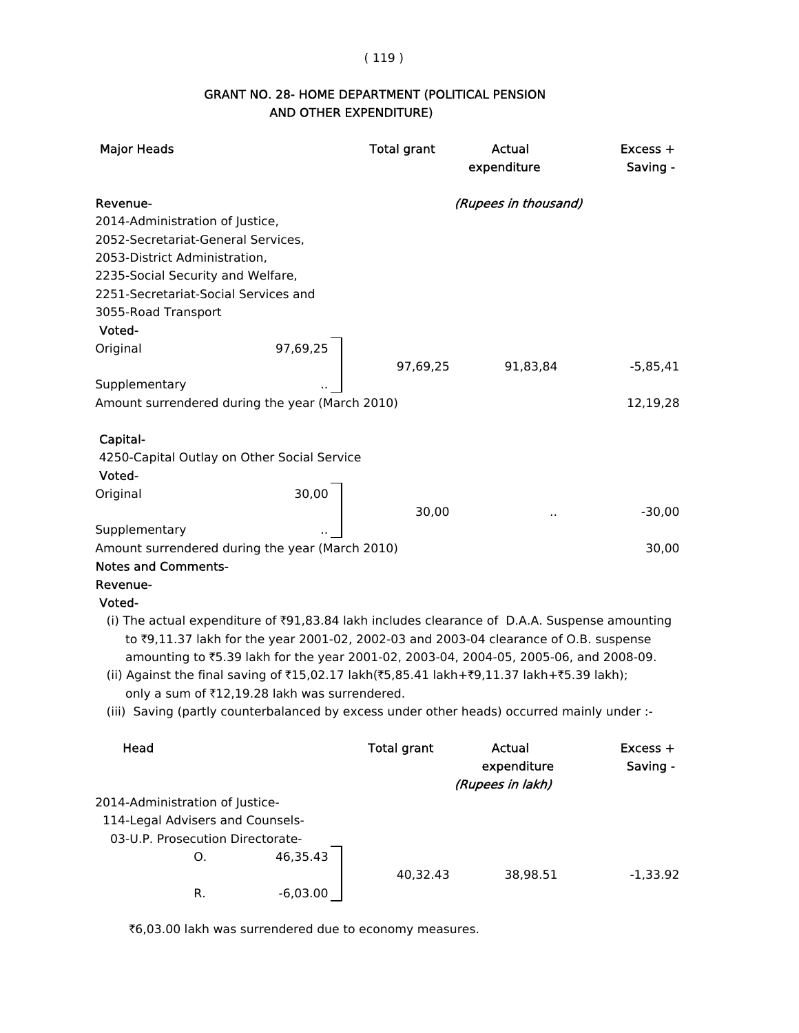## GRANT NO. 28- HOME DEPARTMENT (POLITICAL PENSION AND OTHER EXPENDITURE)

| Major Heads | | Total grant | Actual expenditure | Excess + Saving - |
|---|---|---|---|---|
| | | *(Rupees in thousand)* | | |
| **Revenue-** | | | | |
| 2014-Administration of Justice, 2052-Secretariat-General Services, 2053-District Administration, 2235-Social Security and Welfare, 2251-Secretariat-Social Services and 3055-Road Transport | | | | |
| Voted- | | | | |
| Original | 97,69,25 | 97,69,25 | 91,83,84 | -5,85,41 |
| Supplementary | .. | | | |
| Amount surrendered during the year (March 2010) | | | | 12,19,28 |
| **Capital-** | | | | |
| 4250-Capital Outlay on Other Social Service | | | | |
| Voted- | | | | |
| Original | 30,00 | 30,00 | .. | -30,00 |
| Supplementary | .. | | | |
| Amount surrendered during the year (March 2010) | | | | 30,00 |

**Notes and Comments-**

**Revenue-**

**Voted-**

(i) The actual expenditure of ₹91,83.84 lakh includes clearance of D.A.A. Suspense amounting to ₹9,11.37 lakh for the year 2001-02, 2002-03 and 2003-04 clearance of O.B. suspense amounting to ₹5.39 lakh for the year 2001-02, 2003-04, 2004-05, 2005-06, and 2008-09.

(ii) Against the final saving of ₹15,02.17 lakh(₹5,85.41 lakh+₹9,11.37 lakh+₹5.39 lakh); only a sum of ₹12,19.28 lakh was surrendered.

(iii) Saving (partly counterbalanced by excess under other heads) occurred mainly under :-

| Head | | | Total grant | Actual expenditure | Excess + Saving - |
|---|---|---|---|---|---|
| | | | *(Rupees in lakh)* | | |
| 2014-Administration of Justice- 114-Legal Advisers and Counsels- 03-U.P. Prosecution Directorate- | | | | | |
| | O. | 46,35.43 | 40,32.43 | 38,98.51 | -1,33.92 |
| | R. | -6,03.00 | | | |

₹6,03.00 lakh was surrendered due to economy measures.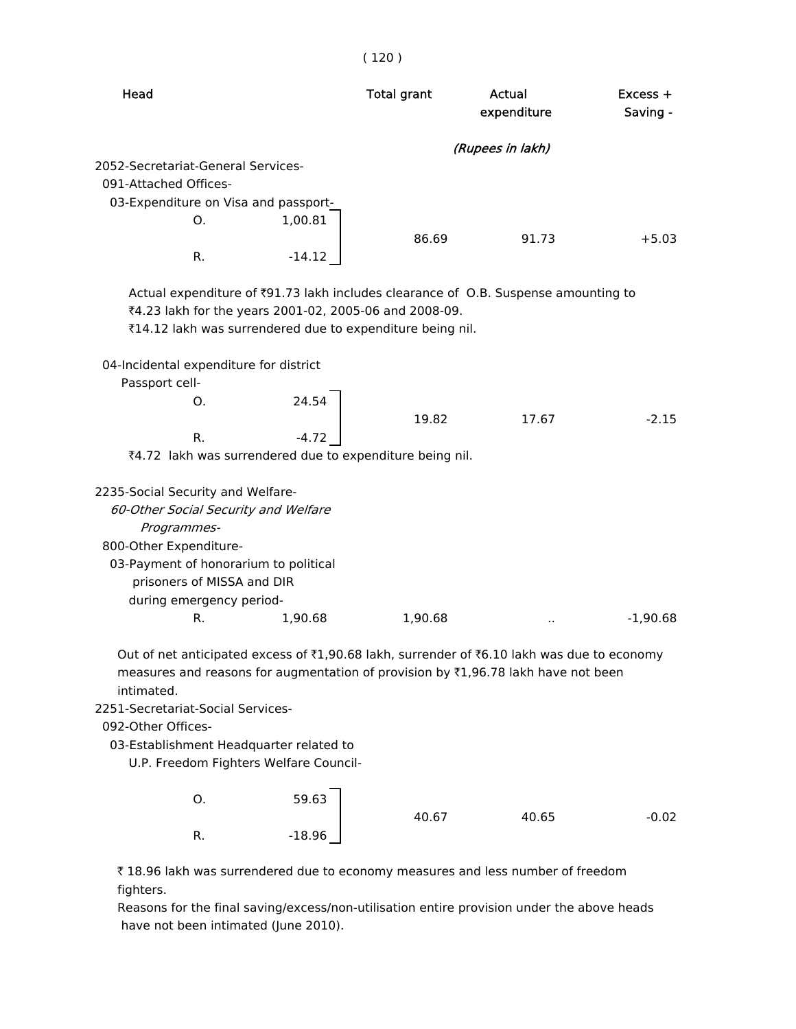| Head | | | Total grant | Actual expenditure | Excess + Saving - |
|---|---|---|---|---|---|
| | | | *(Rupees in lakh)* | | |
| 2052-Secretariat-General Services- | | | | | |
| 091-Attached Offices- | | | | | |
| 03-Expenditure on Visa and passport- | | | | | |
| | O. | 1,00.81 | | | |
| | | | 86.69 | 91.73 | +5.03 |
| | R. | -14.12 | | | |

Actual expenditure of ₹91.73 lakh includes clearance of O.B. Suspense amounting to ₹4.23 lakh for the years 2001-02, 2005-06 and 2008-09.
₹14.12 lakh was surrendered due to expenditure being nil.

| Head | | | Total grant | Actual expenditure | Excess + Saving - |
|---|---|---|---|---|---|
| 04-Incidental expenditure for district Passport cell- | | | | | |
| | O. | 24.54 | | | |
| | | | 19.82 | 17.67 | -2.15 |
| | R. | -4.72 | | | |

₹4.72 lakh was surrendered due to expenditure being nil.

| Head | | | Total grant | Actual expenditure | Excess + Saving - |
|---|---|---|---|---|---|
| 2235-Social Security and Welfare- | | | | | |
| *60-Other Social Security and Welfare Programmes-* | | | | | |
| 800-Other Expenditure- | | | | | |
| 03-Payment of honorarium to political prisoners of MISSA and DIR during emergency period- | | | | | |
| | R. | 1,90.68 | 1,90.68 | .. | -1,90.68 |

Out of net anticipated excess of ₹1,90.68 lakh, surrender of ₹6.10 lakh was due to economy measures and reasons for augmentation of provision by ₹1,96.78 lakh have not been intimated.

| Head | | | Total grant | Actual expenditure | Excess + Saving - |
|---|---|---|---|---|---|
| 2251-Secretariat-Social Services- | | | | | |
| 092-Other Offices- | | | | | |
| 03-Establishment Headquarter related to U.P. Freedom Fighters Welfare Council- | | | | | |
| | O. | 59.63 | | | |
| | | | 40.67 | 40.65 | -0.02 |
| | R. | -18.96 | | | |

₹ 18.96 lakh was surrendered due to economy measures and less number of freedom fighters.

Reasons for the final saving/excess/non-utilisation entire provision under the above heads have not been intimated (June 2010).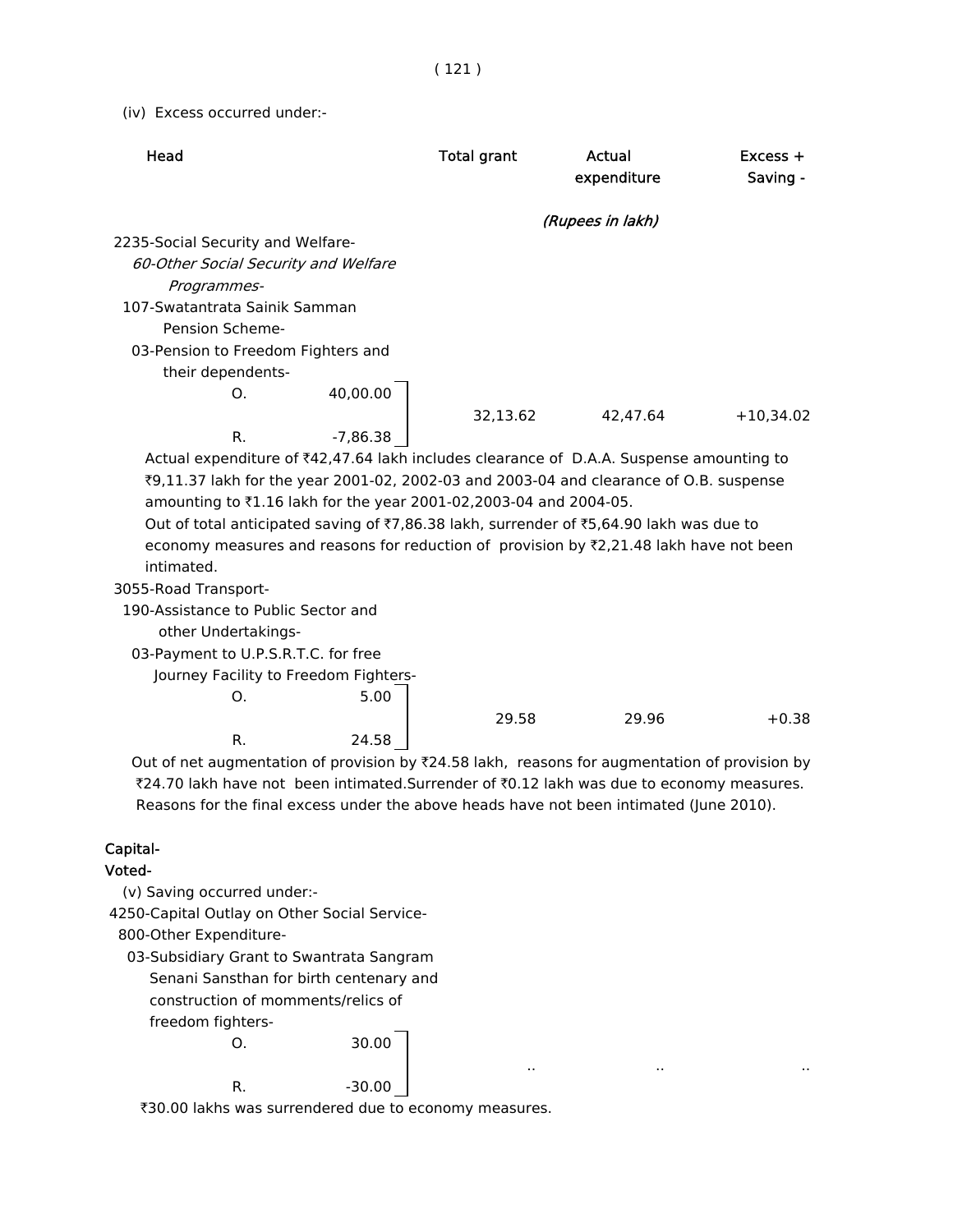(iv) Excess occurred under:-

| Head | | Total grant | Actual expenditure | Excess + Saving - |
|---|---|---|---|---|
| | | | *(Rupees in lakh)* | |
| 2235-Social Security and Welfare- *60-Other Social Security and Welfare Programmes-* 107-Swatantrata Sainik Samman Pension Scheme- 03-Pension to Freedom Fighters and their dependents- | | | | |
| O. | 40,00.00 | 32,13.62 | 42,47.64 | +10,34.02 |
| R. | -7,86.38 | | | |

Actual expenditure of ₹42,47.64 lakh includes clearance of D.A.A. Suspense amounting to ₹9,11.37 lakh for the year 2001-02, 2002-03 and 2003-04 and clearance of O.B. suspense amounting to ₹1.16 lakh for the year 2001-02,2003-04 and 2004-05.

Out of total anticipated saving of ₹7,86.38 lakh, surrender of ₹5,64.90 lakh was due to economy measures and reasons for reduction of provision by ₹2,21.48 lakh have not been intimated.

| Head | | Total grant | Actual expenditure | Excess + Saving - |
|---|---|---|---|---|
| 3055-Road Transport- 190-Assistance to Public Sector and other Undertakings- 03-Payment to U.P.S.R.T.C. for free Journey Facility to Freedom Fighters- | | | | |
| O. | 5.00 | 29.58 | 29.96 | +0.38 |
| R. | 24.58 | | | |

Out of net augmentation of provision by ₹24.58 lakh, reasons for augmentation of provision by ₹24.70 lakh have not been intimated.Surrender of ₹0.12 lakh was due to economy measures. Reasons for the final excess under the above heads have not been intimated (June 2010).

**Capital-**

**Voted-**

(v) Saving occurred under:-

| Head | | Total grant | Actual expenditure | Excess + Saving - |
|---|---|---|---|---|
| 4250-Capital Outlay on Other Social Service- 800-Other Expenditure- 03-Subsidiary Grant to Swantrata Sangram Senani Sansthan for birth centenary and construction of momments/relics of freedom fighters- | | | | |
| O. | 30.00 | .. | .. | .. |
| R. | -30.00 | | | |

₹30.00 lakhs was surrendered due to economy measures.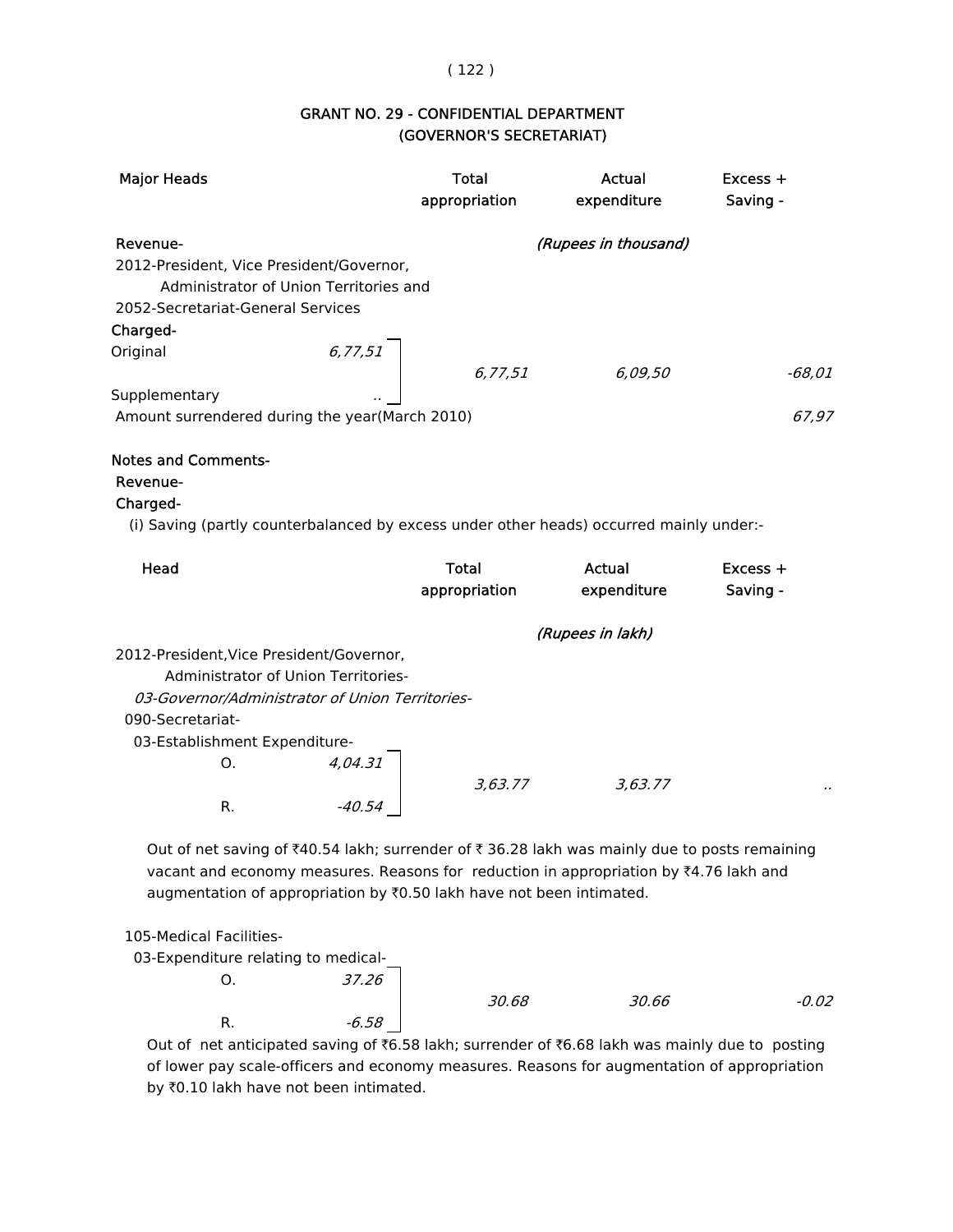## GRANT NO. 29 - CONFIDENTIAL DEPARTMENT
## (GOVERNOR'S SECRETARIAT)

| Major Heads | | Total appropriation | Actual expenditure | Excess + Saving - |
|---|---|---|---|---|
| Revenue- | | | *(Rupees in thousand)* | |
| 2012-President, Vice President/Governor, Administrator of Union Territories and 2052-Secretariat-General Services | | | | |
| **Charged-** | | | | |
| Original | *6,77,51* | *6,77,51* | *6,09,50* | *-68,01* |
| Supplementary | .. | | | |
| Amount surrendered during the year(March 2010) | | | | *67,97* |

**Notes and Comments-**

Revenue-

Charged-

(i) Saving (partly counterbalanced by excess under other heads) occurred mainly under:-

| Head | | Total appropriation | Actual expenditure | Excess + Saving - |
|---|---|---|---|---|
| | | | *(Rupees in lakh)* | |
| 2012-President,Vice President/Governor, Administrator of Union Territories- | | | | |
| *03-Governor/Administrator of Union Territories-* | | | | |
| 090-Secretariat- | | | | |
| 03-Establishment Expenditure- | | | | |
| O. | *4,04.31* | *3,63.77* | *3,63.77* | .. |
| R. | *-40.54* | | | |

Out of net saving of ₹40.54 lakh; surrender of ₹ 36.28 lakh was mainly due to posts remaining vacant and economy measures. Reasons for reduction in appropriation by ₹4.76 lakh and augmentation of appropriation by ₹0.50 lakh have not been intimated.

| Head | | Total appropriation | Actual expenditure | Excess + Saving - |
|---|---|---|---|---|
| 105-Medical Facilities- | | | | |
| 03-Expenditure relating to medical- | | | | |
| O. | *37.26* | *30.68* | *30.66* | *-0.02* |
| R. | *-6.58* | | | |

Out of net anticipated saving of ₹6.58 lakh; surrender of ₹6.68 lakh was mainly due to posting of lower pay scale-officers and economy measures. Reasons for augmentation of appropriation by ₹0.10 lakh have not been intimated.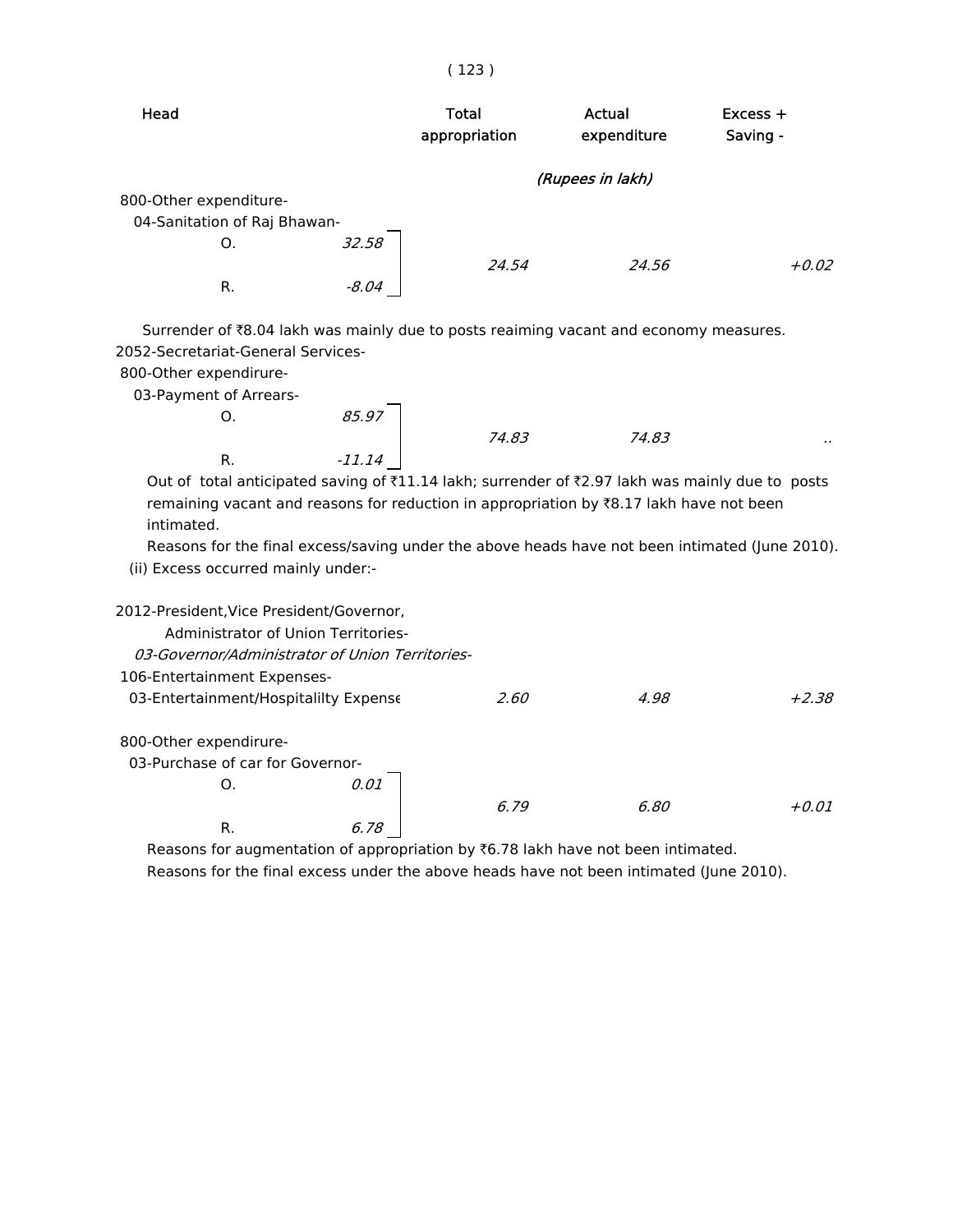| Head | | Total appropriation | Actual expenditure | Excess + Saving - |
|---|---|---|---|---|
| | | *(Rupees in lakh)* | | |
| 800-Other expenditure- | | | | |
| 04-Sanitation of Raj Bhawan- | | | | |
| O. | *32.58* | | | |
| | | *24.54* | *24.56* | *+0.02* |
| R. | *-8.04* | | | |

Surrender of ₹8.04 lakh was mainly due to posts reaiming vacant and economy measures.

| Head | | Total appropriation | Actual expenditure | Excess + Saving - |
|---|---|---|---|---|
| 2052-Secretariat-General Services- | | | | |
| 800-Other expendirure- | | | | |
| 03-Payment of Arrears- | | | | |
| O. | *85.97* | | | |
| | | *74.83* | *74.83* | .. |
| R. | *-11.14* | | | |

Out of total anticipated saving of ₹11.14 lakh; surrender of ₹2.97 lakh was mainly due to posts remaining vacant and reasons for reduction in appropriation by ₹8.17 lakh have not been intimated.

Reasons for the final excess/saving under the above heads have not been intimated (June 2010).

(ii) Excess occurred mainly under:-

| Head | | Total appropriation | Actual expenditure | Excess + Saving - |
|---|---|---|---|---|
| 2012-President,Vice President/Governor, Administrator of Union Territories- | | | | |
| *03-Governor/Administrator of Union Territories-* | | | | |
| 106-Entertainment Expenses- | | | | |
| 03-Entertainment/Hospitalilty Expense | | *2.60* | *4.98* | *+2.38* |
| 800-Other expendirure- | | | | |
| 03-Purchase of car for Governor- | | | | |
| O. | *0.01* | | | |
| | | *6.79* | *6.80* | *+0.01* |
| R. | *6.78* | | | |

Reasons for augmentation of appropriation by ₹6.78 lakh have not been intimated.

Reasons for the final excess under the above heads have not been intimated (June 2010).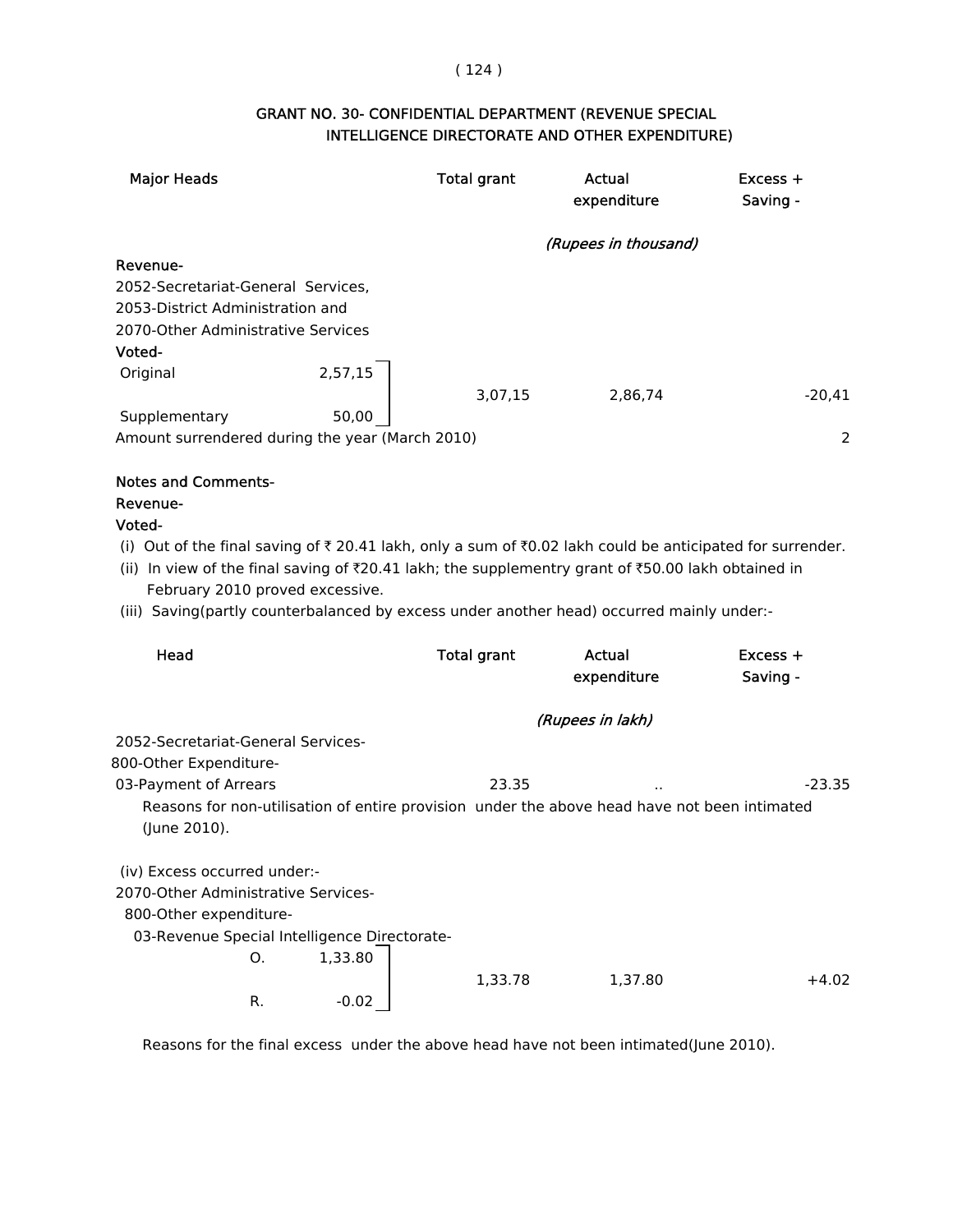## GRANT NO. 30- CONFIDENTIAL DEPARTMENT (REVENUE SPECIAL INTELLIGENCE DIRECTORATE AND OTHER EXPENDITURE)

| Major Heads | | Total grant | Actual expenditure | Excess + Saving - |
|---|---|---|---|---|
| | | | *(Rupees in thousand)* | |
| **Revenue-** | | | | |
| 2052-Secretariat-General Services, 2053-District Administration and 2070-Other Administrative Services | | | | |
| **Voted-** | | | | |
| Original | 2,57,15 | 3,07,15 | 2,86,74 | -20,41 |
| Supplementary | 50,00 | | | |
| Amount surrendered during the year (March 2010) | | | | 2 |

**Notes and Comments-**

**Revenue-**

**Voted-**

(i) Out of the final saving of ₹ 20.41 lakh, only a sum of ₹0.02 lakh could be anticipated for surrender.

(ii) In view of the final saving of ₹20.41 lakh; the supplementry grant of ₹50.00 lakh obtained in February 2010 proved excessive.

(iii) Saving(partly counterbalanced by excess under another head) occurred mainly under:-

| Head | | Total grant | Actual expenditure | Excess + Saving - |
|---|---|---|---|---|
| | | | *(Rupees in lakh)* | |
| 2052-Secretariat-General Services- 800-Other Expenditure- 03-Payment of Arrears | | 23.35 | .. | -23.35 |

Reasons for non-utilisation of entire provision under the above head have not been intimated (June 2010).

(iv) Excess occurred under:-

| Head | | Total grant | Actual expenditure | Excess + Saving - |
|---|---|---|---|---|
| 2070-Other Administrative Services- 800-Other expenditure- 03-Revenue Special Intelligence Directorate- | | | | |
| O. | 1,33.80 | 1,33.78 | 1,37.80 | +4.02 |
| R. | -0.02 | | | |

Reasons for the final excess under the above head have not been intimated(June 2010).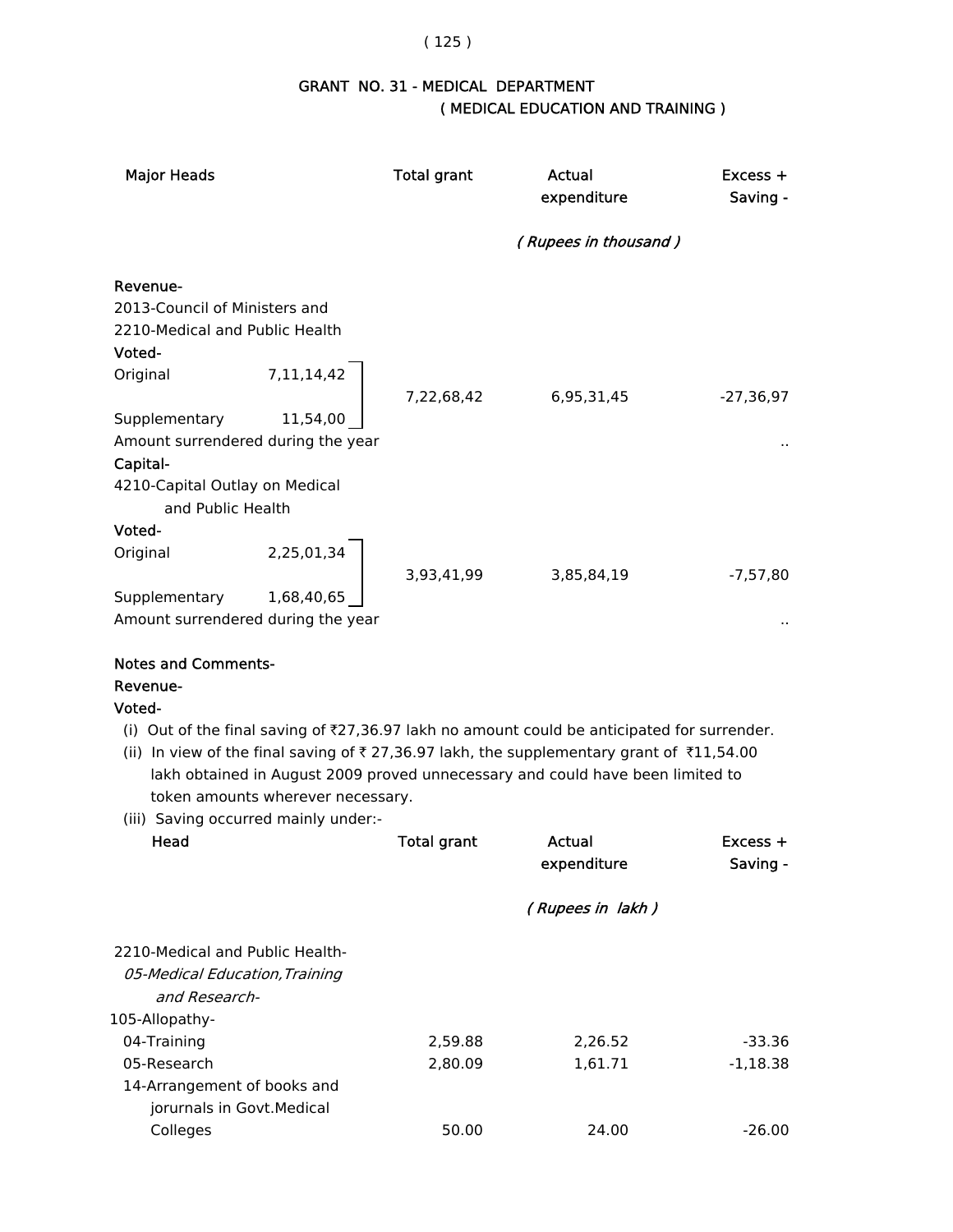## GRANT NO. 31 - MEDICAL DEPARTMENT
### ( MEDICAL EDUCATION AND TRAINING )

| Major Heads | | Total grant | Actual expenditure | Excess + Saving - |
|---|---|---|---|---|
| | | | ( Rupees in thousand ) | |
| **Revenue-** | | | | |
| 2013-Council of Ministers and 2210-Medical and Public Health | | | | |
| **Voted-** | | | | |
| Original | 7,11,14,42 | 7,22,68,42 | 6,95,31,45 | -27,36,97 |
| Supplementary | 11,54,00 | | | |
| Amount surrendered during the year | | | | .. |
| **Capital-** | | | | |
| 4210-Capital Outlay on Medical and Public Health | | | | |
| **Voted-** | | | | |
| Original | 2,25,01,34 | 3,93,41,99 | 3,85,84,19 | -7,57,80 |
| Supplementary | 1,68,40,65 | | | |
| Amount surrendered during the year | | | | .. |

**Notes and Comments-**

**Revenue-**

**Voted-**

(i) Out of the final saving of ₹27,36.97 lakh no amount could be anticipated for surrender.

(ii) In view of the final saving of ₹ 27,36.97 lakh, the supplementary grant of ₹11,54.00 lakh obtained in August 2009 proved unnecessary and could have been limited to token amounts wherever necessary.

(iii) Saving occurred mainly under:-

| Head | Total grant | Actual expenditure | Excess + Saving - |
|---|---|---|---|
| | | ( Rupees in lakh ) | |
| 2210-Medical and Public Health- | | | |
| *05-Medical Education,Training and Research-* | | | |
| 105-Allopathy- | | | |
| 04-Training | 2,59.88 | 2,26.52 | -33.36 |
| 05-Research | 2,80.09 | 1,61.71 | -1,18.38 |
| 14-Arrangement of books and jorurnals in Govt.Medical Colleges | 50.00 | 24.00 | -26.00 |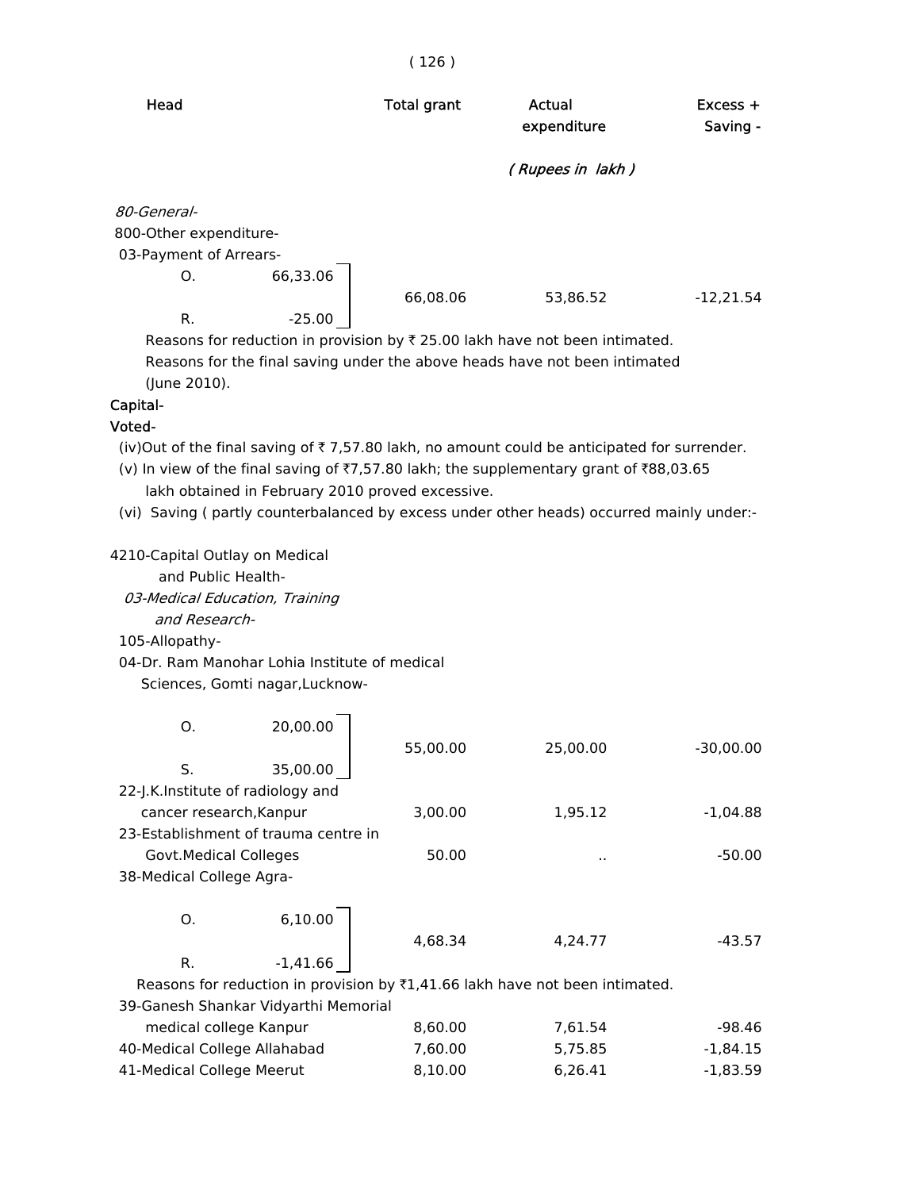| Head | | Total grant | Actual expenditure | Excess + Saving - |
|---|---|---|---|---|
| | | | *( Rupees in lakh )* | |
| *80-General-* | | | | |
| 800-Other expenditure- | | | | |
| 03-Payment of Arrears- | | | | |
| O. | 66,33.06 | | | |
| | | 66,08.06 | 53,86.52 | -12,21.54 |
| R. | -25.00 | | | |

Reasons for reduction in provision by ₹ 25.00 lakh have not been intimated.

Reasons for the final saving under the above heads have not been intimated (June 2010).

**Capital-**

**Voted-**

(iv)Out of the final saving of ₹ 7,57.80 lakh, no amount could be anticipated for surrender.

(v) In view of the final saving of ₹7,57.80 lakh; the supplementary grant of ₹88,03.65 lakh obtained in February 2010 proved excessive.

(vi) Saving ( partly counterbalanced by excess under other heads) occurred mainly under:-

| Head | | Total grant | Actual expenditure | Excess + Saving - |
|---|---|---|---|---|
| 4210-Capital Outlay on Medical and Public Health- | | | | |
| *03-Medical Education, Training and Research-* | | | | |
| 105-Allopathy- | | | | |
| 04-Dr. Ram Manohar Lohia Institute of medical Sciences, Gomti nagar,Lucknow- | | | | |
| O. | 20,00.00 | | | |
| | | 55,00.00 | 25,00.00 | -30,00.00 |
| S. | 35,00.00 | | | |
| 22-J.K.Institute of radiology and cancer research,Kanpur | | 3,00.00 | 1,95.12 | -1,04.88 |
| 23-Establishment of trauma centre in Govt.Medical Colleges | | 50.00 | .. | -50.00 |
| 38-Medical College Agra- | | | | |
| O. | 6,10.00 | | | |
| | | 4,68.34 | 4,24.77 | -43.57 |
| R. | -1,41.66 | | | |

Reasons for reduction in provision by ₹1,41.66 lakh have not been intimated.

| Head | Total grant | Actual expenditure | Excess + Saving - |
|---|---|---|---|
| 39-Ganesh Shankar Vidyarthi Memorial medical college Kanpur | 8,60.00 | 7,61.54 | -98.46 |
| 40-Medical College Allahabad | 7,60.00 | 5,75.85 | -1,84.15 |
| 41-Medical College Meerut | 8,10.00 | 6,26.41 | -1,83.59 |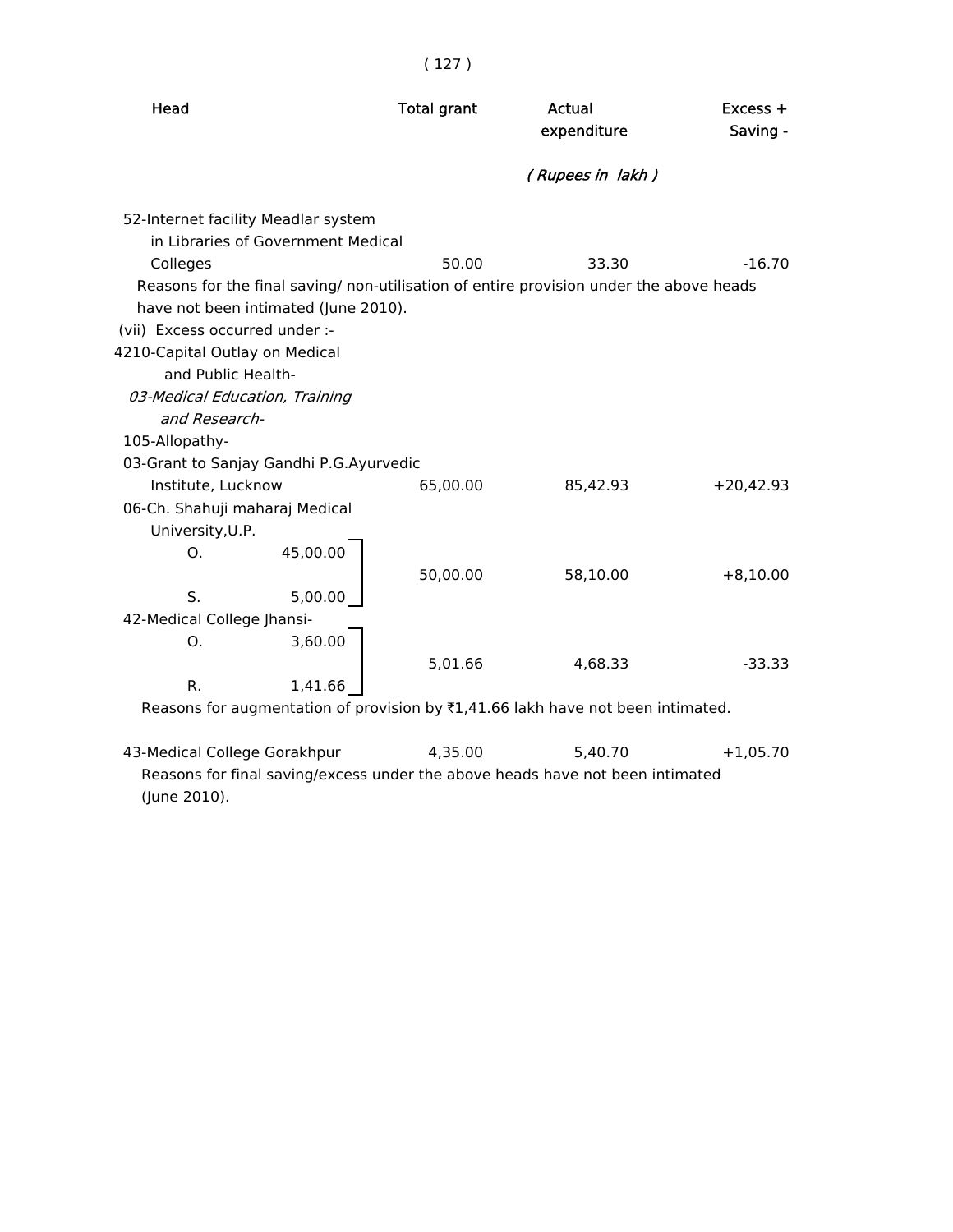| Head | Total grant | Actual expenditure | Excess + Saving - |
|---|---|---|---|
| | | *( Rupees in lakh )* | |
| 52-Internet facility Meadlar system in Libraries of Government Medical Colleges | 50.00 | 33.30 | -16.70 |

Reasons for the final saving/ non-utilisation of entire provision under the above heads have not been intimated (June 2010).

(vii) Excess occurred under :-

4210-Capital Outlay on Medical and Public Health-

*03-Medical Education, Training and Research-*

105-Allopathy-

| Head | Total grant | Actual expenditure | Excess + Saving - |
|---|---|---|---|
| 03-Grant to Sanjay Gandhi P.G.Ayurvedic Institute, Lucknow | 65,00.00 | 85,42.93 | +20,42.93 |
| 06-Ch. Shahuji maharaj Medical University,U.P. O. 45,00.00 S. 5,00.00 | 50,00.00 | 58,10.00 | +8,10.00 |
| 42-Medical College Jhansi- O. 3,60.00 R. 1,41.66 | 5,01.66 | 4,68.33 | -33.33 |

Reasons for augmentation of provision by ₹1,41.66 lakh have not been intimated.

| Head | Total grant | Actual expenditure | Excess + Saving - |
|---|---|---|---|
| 43-Medical College Gorakhpur | 4,35.00 | 5,40.70 | +1,05.70 |

Reasons for final saving/excess under the above heads have not been intimated (June 2010).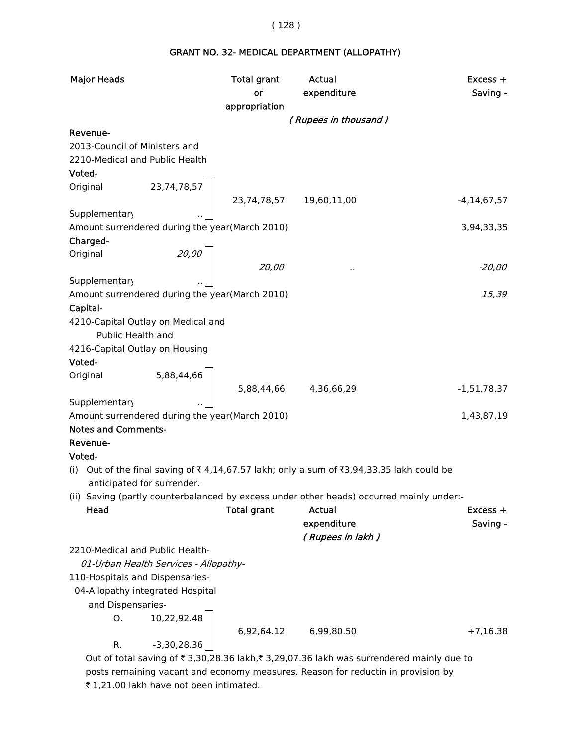## GRANT NO. 32- MEDICAL DEPARTMENT (ALLOPATHY)

| Major Heads | | Total grant or appropriation | Actual expenditure | Excess + Saving - |
|---|---|---|---|---|
| | | | *( Rupees in thousand )* | |
| **Revenue-** | | | | |
| 2013-Council of Ministers and 2210-Medical and Public Health | | | | |
| **Voted-** | | | | |
| Original | 23,74,78,57 | 23,74,78,57 | 19,60,11,00 | -4,14,67,57 |
| Supplementary | .. | | | |
| Amount surrendered during the year(March 2010) | | | | 3,94,33,35 |
| **Charged-** | | | | |
| Original | *20,00* | *20,00* | *..* | *-20,00* |
| Supplementary | .. | | | |
| Amount surrendered during the year(March 2010) | | | | *15,39* |
| **Capital-** | | | | |
| 4210-Capital Outlay on Medical and Public Health and 4216-Capital Outlay on Housing | | | | |
| **Voted-** | | | | |
| Original | 5,88,44,66 | 5,88,44,66 | 4,36,66,29 | -1,51,78,37 |
| Supplementary | .. | | | |
| Amount surrendered during the year(March 2010) | | | | 1,43,87,19 |

**Notes and Comments-**

**Revenue-**

**Voted-**

(i) Out of the final saving of ₹ 4,14,67.57 lakh; only a sum of ₹3,94,33.35 lakh could be anticipated for surrender.

(ii) Saving (partly counterbalanced by excess under other heads) occurred mainly under:-

| Head | | Total grant | Actual expenditure | Excess + Saving - |
|---|---|---|---|---|
| | | | *( Rupees in lakh )* | |
| 2210-Medical and Public Health- | | | | |
| *01-Urban Health Services - Allopathy-* | | | | |
| 110-Hospitals and Dispensaries- | | | | |
| 04-Allopathy integrated Hospital and Dispensaries- | | | | |
| O. | 10,22,92.48 | 6,92,64.12 | 6,99,80.50 | +7,16.38 |
| R. | -3,30,28.36 | | | |

Out of total saving of ₹ 3,30,28.36 lakh,₹ 3,29,07.36 lakh was surrendered mainly due to posts remaining vacant and economy measures. Reason for reductin in provision by ₹ 1,21.00 lakh have not been intimated.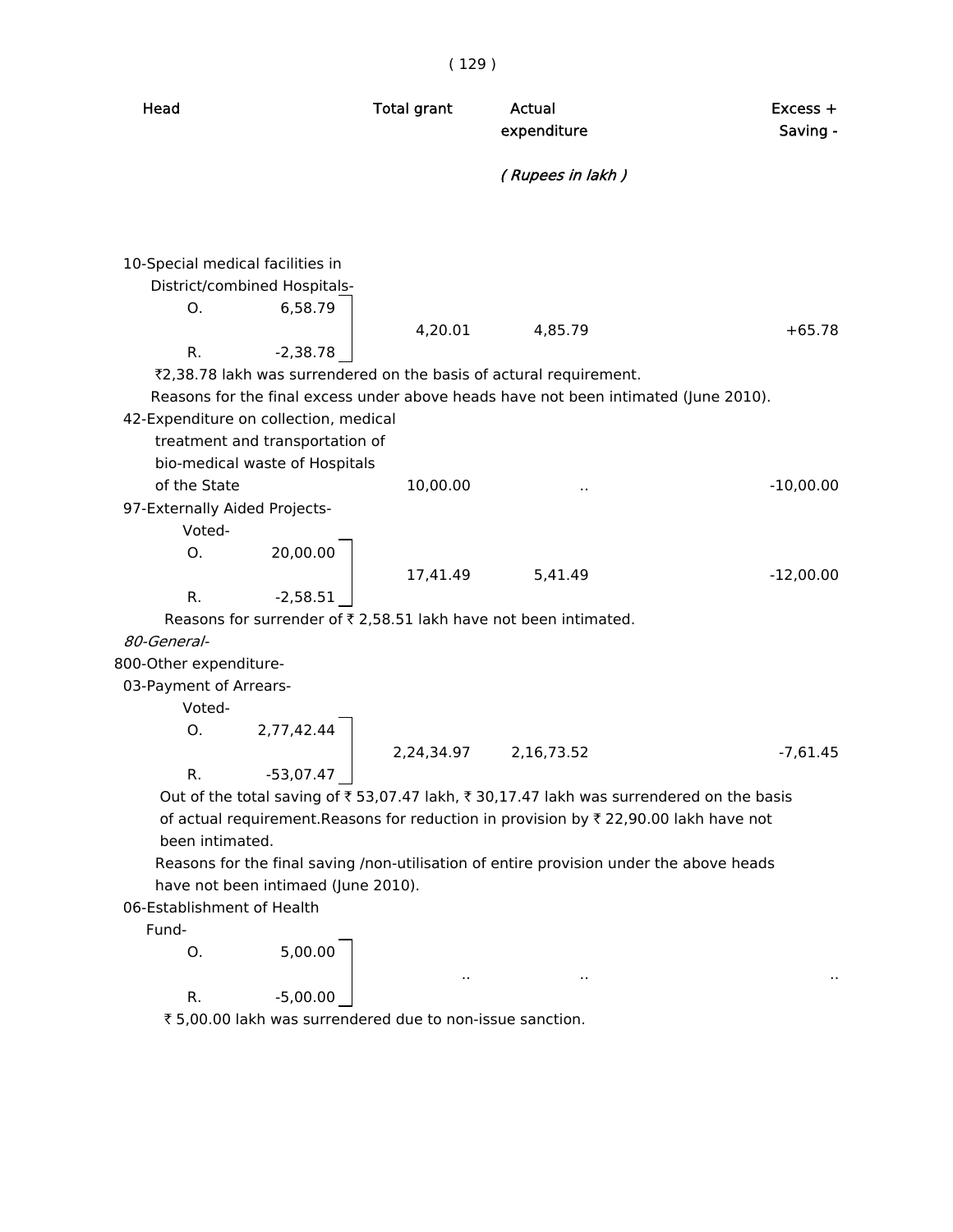| Head | | Total grant | Actual expenditure | Excess + Saving - |
|---|---|---|---|---|
| | | | *( Rupees in lakh )* | |
| 10-Special medical facilities in District/combined Hospitals- | | | | |
| O. | 6,58.79 | 4,20.01 | 4,85.79 | +65.78 |
| R. | -2,38.78 | | | |

₹2,38.78 lakh was surrendered on the basis of actural requirement.

Reasons for the final excess under above heads have not been intimated (June 2010).

| Head | | Total grant | Actual expenditure | Excess + Saving - |
|---|---|---|---|---|
| 42-Expenditure on collection, medical treatment and transportation of bio-medical waste of Hospitals of the State | | 10,00.00 | .. | -10,00.00 |
| 97-Externally Aided Projects- | | | | |
| Voted- | | | | |
| O. | 20,00.00 | 17,41.49 | 5,41.49 | -12,00.00 |
| R. | -2,58.51 | | | |

Reasons for surrender of ₹ 2,58.51 lakh have not been intimated.

*80-General-*

800-Other expenditure-

| Head | | Total grant | Actual expenditure | Excess + Saving - |
|---|---|---|---|---|
| 03-Payment of Arrears- | | | | |
| Voted- | | | | |
| O. | 2,77,42.44 | 2,24,34.97 | 2,16,73.52 | -7,61.45 |
| R. | -53,07.47 | | | |

Out of the total saving of ₹ 53,07.47 lakh, ₹ 30,17.47 lakh was surrendered on the basis of actual requirement.Reasons for reduction in provision by ₹ 22,90.00 lakh have not been intimated.

Reasons for the final saving /non-utilisation of entire provision under the above heads have not been intimaed (June 2010).

| Head | | Total grant | Actual expenditure | Excess + Saving - |
|---|---|---|---|---|
| 06-Establishment of Health Fund- | | | | |
| O. | 5,00.00 | .. | .. | .. |
| R. | -5,00.00 | | | |

₹ 5,00.00 lakh was surrendered due to non-issue sanction.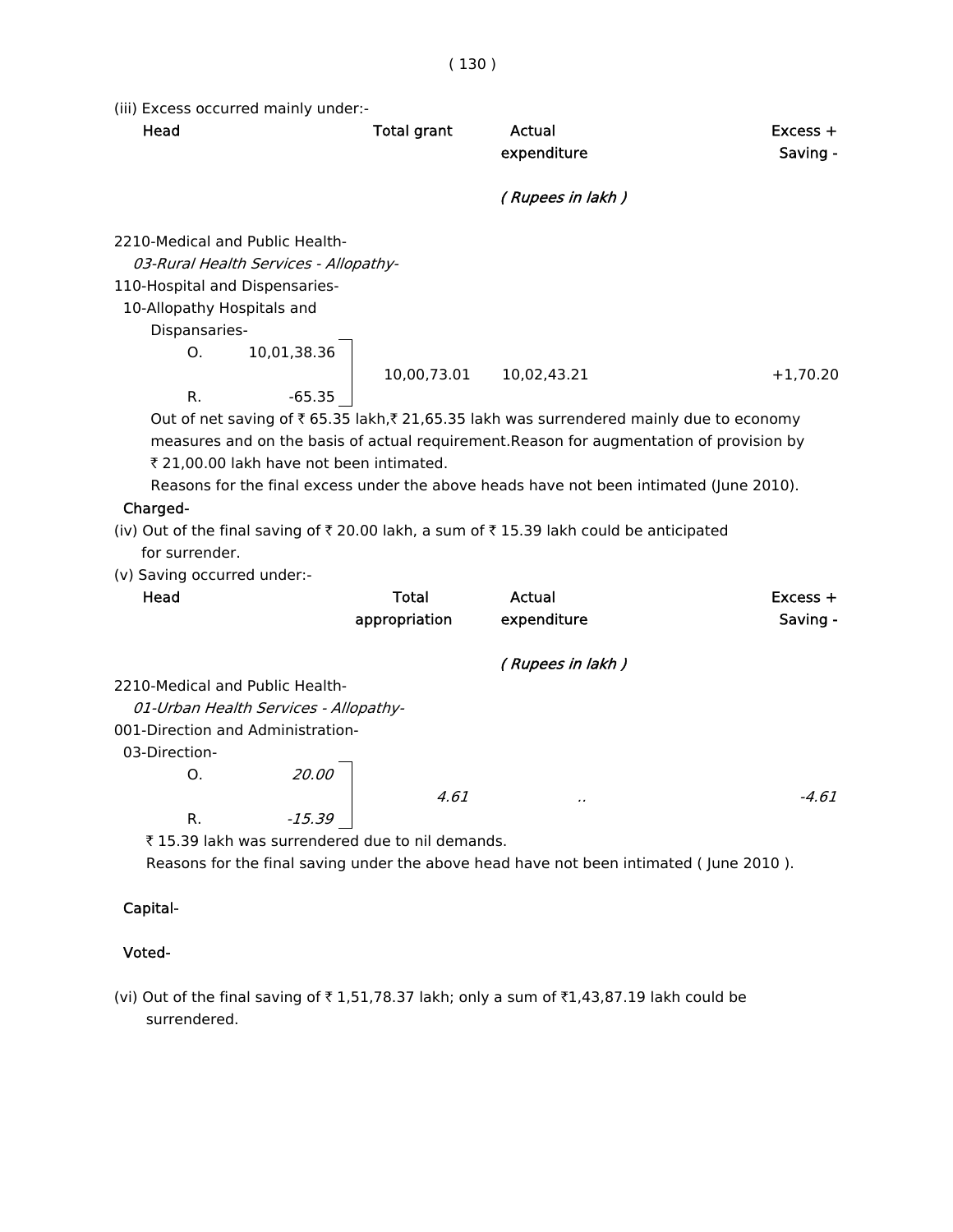(iii) Excess occurred mainly under:-

| Head | | Total grant | Actual expenditure | Excess + Saving - |
|---|---|---|---|---|
| | | | *( Rupees in lakh )* | |
| 2210-Medical and Public Health- | | | | |
| *03-Rural Health Services - Allopathy-* | | | | |
| 110-Hospital and Dispensaries- | | | | |
| 10-Allopathy Hospitals and Dispansaries- | | | | |
| O. | 10,01,38.36 | 10,00,73.01 | 10,02,43.21 | +1,70.20 |
| R. | -65.35 | | | |

Out of net saving of ₹ 65.35 lakh,₹ 21,65.35 lakh was surrendered mainly due to economy measures and on the basis of actual requirement.Reason for augmentation of provision by ₹ 21,00.00 lakh have not been intimated.

Reasons for the final excess under the above heads have not been intimated (June 2010).

**Charged-**

(iv) Out of the final saving of ₹ 20.00 lakh, a sum of ₹ 15.39 lakh could be anticipated for surrender.

(v) Saving occurred under:-

| Head | | Total appropriation | Actual expenditure | Excess + Saving - |
|---|---|---|---|---|
| | | | *( Rupees in lakh )* | |
| 2210-Medical and Public Health- | | | | |
| *01-Urban Health Services - Allopathy-* | | | | |
| 001-Direction and Administration- | | | | |
| 03-Direction- | | | | |
| O. | *20.00* | *4.61* | .. | *-4.61* |
| R. | *-15.39* | | | |

₹ 15.39 lakh was surrendered due to nil demands.

Reasons for the final saving under the above head have not been intimated ( June 2010 ).

**Capital-**

**Voted-**

(vi) Out of the final saving of ₹ 1,51,78.37 lakh; only a sum of ₹1,43,87.19 lakh could be surrendered.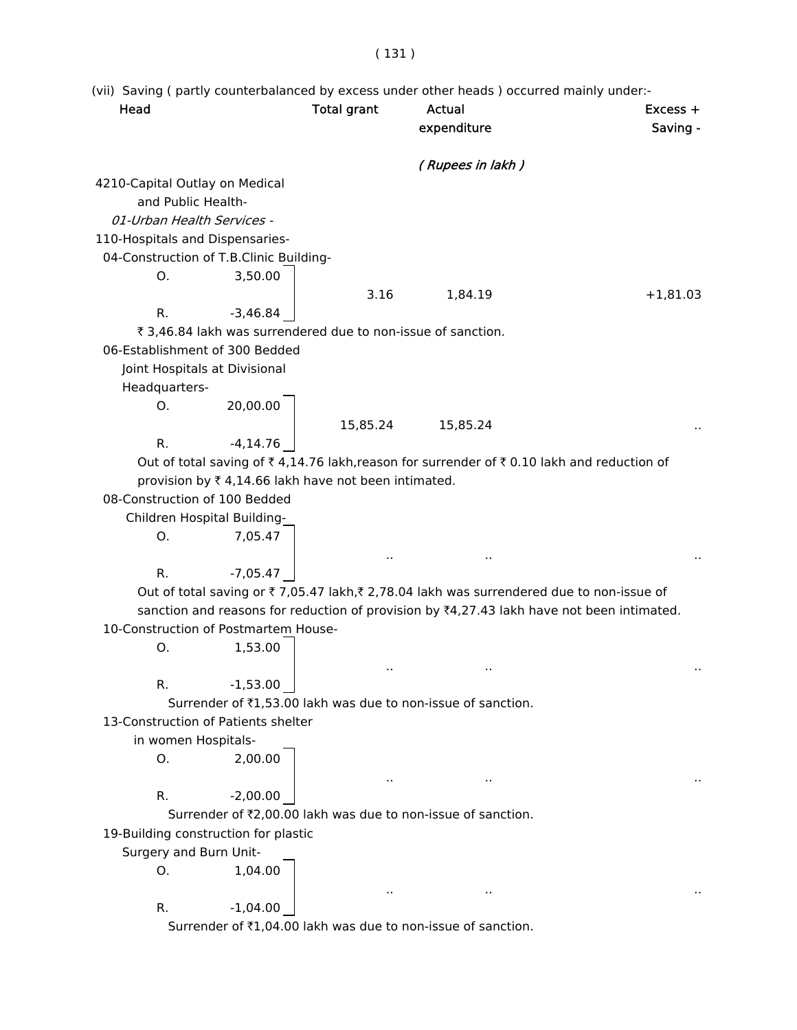(vii) Saving ( partly counterbalanced by excess under other heads ) occurred mainly under:-

| Head | | Total grant | Actual expenditure | Excess + Saving - |
|---|---|---|---|---|
| | | | *( Rupees in lakh )* | |
| 4210-Capital Outlay on Medical and Public Health- | | | | |
| *01-Urban Health Services -* | | | | |
| 110-Hospitals and Dispensaries- | | | | |
| 04-Construction of T.B.Clinic Building- | | | | |
| O. | 3,50.00 | 3.16 | 1,84.19 | +1,81.03 |
| R. | -3,46.84 | | | |

₹ 3,46.84 lakh was surrendered due to non-issue of sanction.

| Head | | Total grant | Actual expenditure | Excess + Saving - |
|---|---|---|---|---|
| 06-Establishment of 300 Bedded Joint Hospitals at Divisional Headquarters- | | | | |
| O. | 20,00.00 | 15,85.24 | 15,85.24 | .. |
| R. | -4,14.76 | | | |

Out of total saving of ₹ 4,14.76 lakh,reason for surrender of ₹ 0.10 lakh and reduction of provision by ₹ 4,14.66 lakh have not been intimated.

| Head | | Total grant | Actual expenditure | Excess + Saving - |
|---|---|---|---|---|
| 08-Construction of 100 Bedded Children Hospital Building- | | | | |
| O. | 7,05.47 | .. | .. | .. |
| R. | -7,05.47 | | | |

Out of total saving or ₹ 7,05.47 lakh,₹ 2,78.04 lakh was surrendered due to non-issue of sanction and reasons for reduction of provision by ₹4,27.43 lakh have not been intimated.

| Head | | Total grant | Actual expenditure | Excess + Saving - |
|---|---|---|---|---|
| 10-Construction of Postmartem House- | | | | |
| O. | 1,53.00 | .. | .. | .. |
| R. | -1,53.00 | | | |

Surrender of ₹1,53.00 lakh was due to non-issue of sanction.

| Head | | Total grant | Actual expenditure | Excess + Saving - |
|---|---|---|---|---|
| 13-Construction of Patients shelter in women Hospitals- | | | | |
| O. | 2,00.00 | .. | .. | .. |
| R. | -2,00.00 | | | |

Surrender of ₹2,00.00 lakh was due to non-issue of sanction.

| Head | | Total grant | Actual expenditure | Excess + Saving - |
|---|---|---|---|---|
| 19-Building construction for plastic Surgery and Burn Unit- | | | | |
| O. | 1,04.00 | .. | .. | .. |
| R. | -1,04.00 | | | |

Surrender of ₹1,04.00 lakh was due to non-issue of sanction.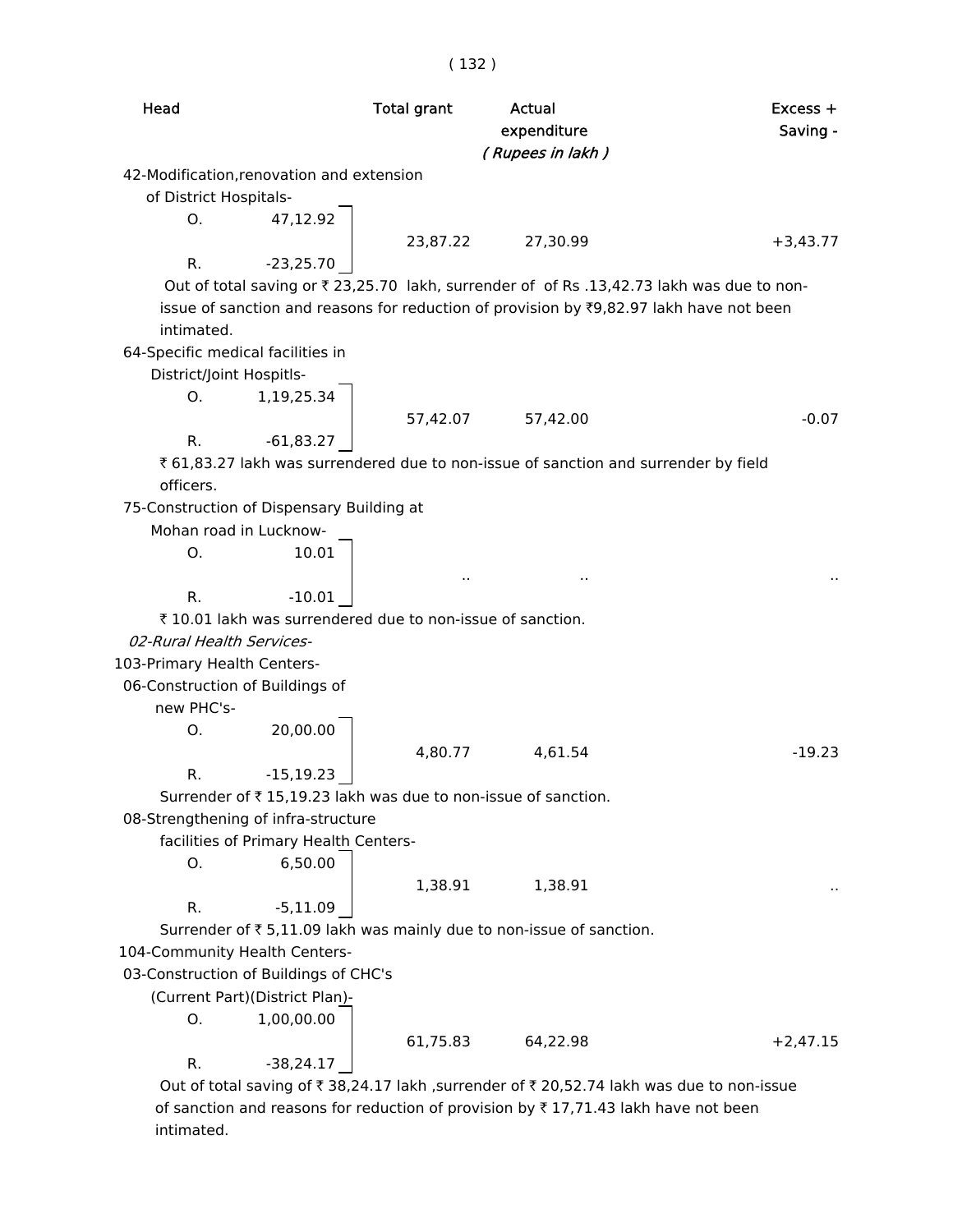| Head | | Total grant | Actual expenditure | Excess + Saving - |
|---|---|---|---|---|
| | | | *( Rupees in lakh )* | |
| 42-Modification,renovation and extension of District Hospitals- | | | | |
| O. | 47,12.92 | 23,87.22 | 27,30.99 | +3,43.77 |
| R. | -23,25.70 | | | |

Out of total saving or ₹ 23,25.70 lakh, surrender of of Rs .13,42.73 lakh was due to non-issue of sanction and reasons for reduction of provision by ₹9,82.97 lakh have not been intimated.

| Head | | Total grant | Actual expenditure | Excess + Saving - |
|---|---|---|---|---|
| 64-Specific medical facilities in District/Joint Hospitls- | | | | |
| O. | 1,19,25.34 | 57,42.07 | 57,42.00 | -0.07 |
| R. | -61,83.27 | | | |

₹ 61,83.27 lakh was surrendered due to non-issue of sanction and surrender by field officers.

| Head | | Total grant | Actual expenditure | Excess + Saving - |
|---|---|---|---|---|
| 75-Construction of Dispensary Building at Mohan road in Lucknow- | | | | |
| O. | 10.01 | .. | .. | .. |
| R. | -10.01 | | | |

₹ 10.01 lakh was surrendered due to non-issue of sanction.

*02-Rural Health Services-*

103-Primary Health Centers-

| Head | | Total grant | Actual expenditure | Excess + Saving - |
|---|---|---|---|---|
| 06-Construction of Buildings of new PHC's- | | | | |
| O. | 20,00.00 | 4,80.77 | 4,61.54 | -19.23 |
| R. | -15,19.23 | | | |

Surrender of ₹ 15,19.23 lakh was due to non-issue of sanction.

| Head | | Total grant | Actual expenditure | Excess + Saving - |
|---|---|---|---|---|
| 08-Strengthening of infra-structure facilities of Primary Health Centers- | | | | |
| O. | 6,50.00 | 1,38.91 | 1,38.91 | .. |
| R. | -5,11.09 | | | |

Surrender of ₹ 5,11.09 lakh was mainly due to non-issue of sanction.

104-Community Health Centers-

| Head | | Total grant | Actual expenditure | Excess + Saving - |
|---|---|---|---|---|
| 03-Construction of Buildings of CHC's (Current Part)(District Plan)- | | | | |
| O. | 1,00,00.00 | 61,75.83 | 64,22.98 | +2,47.15 |
| R. | -38,24.17 | | | |

Out of total saving of ₹ 38,24.17 lakh ,surrender of ₹ 20,52.74 lakh was due to non-issue of sanction and reasons for reduction of provision by ₹ 17,71.43 lakh have not been intimated.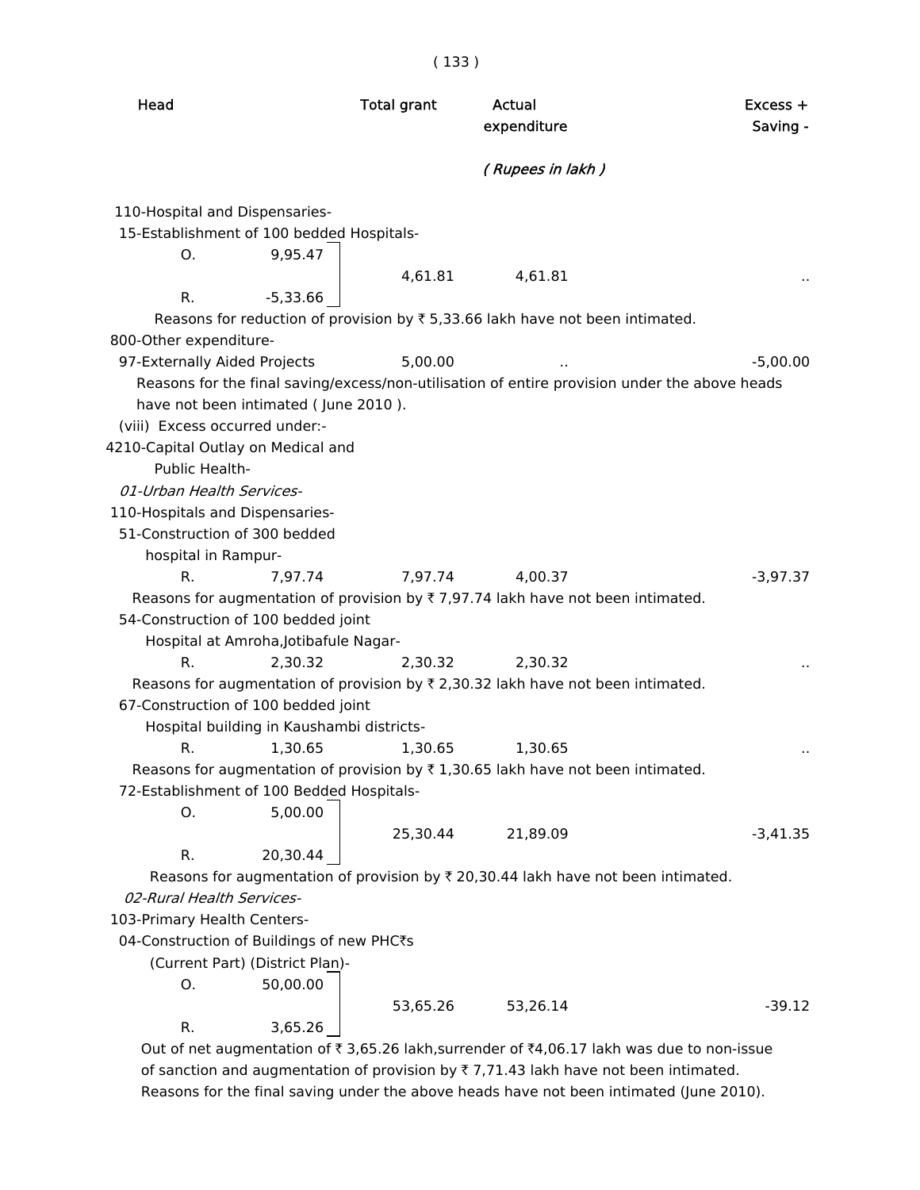| Head | | Total grant | Actual expenditure | Excess + Saving - |
|---|---|---|---|---|
| | | | *( Rupees in lakh )* | |
| 110-Hospital and Dispensaries- | | | | |
| 15-Establishment of 100 bedded Hospitals- | | | | |
| O. | 9,95.47 | 4,61.81 | 4,61.81 | .. |
| R. | -5,33.66 | | | |

Reasons for reduction of provision by ₹ 5,33.66 lakh have not been intimated.

| Head | | Total grant | Actual expenditure | Excess + Saving - |
|---|---|---|---|---|
| 800-Other expenditure- | | | | |
| 97-Externally Aided Projects | | 5,00.00 | .. | -5,00.00 |

Reasons for the final saving/excess/non-utilisation of entire provision under the above heads have not been intimated ( June 2010 ).

(viii) Excess occurred under:-

4210-Capital Outlay on Medical and Public Health-

*01-Urban Health Services-*

| Head | | Total grant | Actual expenditure | Excess + Saving - |
|---|---|---|---|---|
| 110-Hospitals and Dispensaries- | | | | |
| 51-Construction of 300 bedded hospital in Rampur- | | | | |
| R. | 7,97.74 | 7,97.74 | 4,00.37 | -3,97.37 |

Reasons for augmentation of provision by ₹ 7,97.74 lakh have not been intimated.

| Head | | Total grant | Actual expenditure | Excess + Saving - |
|---|---|---|---|---|
| 54-Construction of 100 bedded joint Hospital at Amroha,Jotibafule Nagar- | | | | |
| R. | 2,30.32 | 2,30.32 | 2,30.32 | .. |

Reasons for augmentation of provision by ₹ 2,30.32 lakh have not been intimated.

| Head | | Total grant | Actual expenditure | Excess + Saving - |
|---|---|---|---|---|
| 67-Construction of 100 bedded joint Hospital building in Kaushambi districts- | | | | |
| R. | 1,30.65 | 1,30.65 | 1,30.65 | .. |

Reasons for augmentation of provision by ₹ 1,30.65 lakh have not been intimated.

| Head | | Total grant | Actual expenditure | Excess + Saving - |
|---|---|---|---|---|
| 72-Establishment of 100 Bedded Hospitals- | | | | |
| O. | 5,00.00 | 25,30.44 | 21,89.09 | -3,41.35 |
| R. | 20,30.44 | | | |

Reasons for augmentation of provision by ₹ 20,30.44 lakh have not been intimated.

*02-Rural Health Services-*

| Head | | Total grant | Actual expenditure | Excess + Saving - |
|---|---|---|---|---|
| 103-Primary Health Centers- | | | | |
| 04-Construction of Buildings of new PHC₹s (Current Part) (District Plan)- | | | | |
| O. | 50,00.00 | 53,65.26 | 53,26.14 | -39.12 |
| R. | 3,65.26 | | | |

Out of net augmentation of ₹ 3,65.26 lakh,surrender of ₹4,06.17 lakh was due to non-issue of sanction and augmentation of provision by ₹ 7,71.43 lakh have not been intimated. Reasons for the final saving under the above heads have not been intimated (June 2010).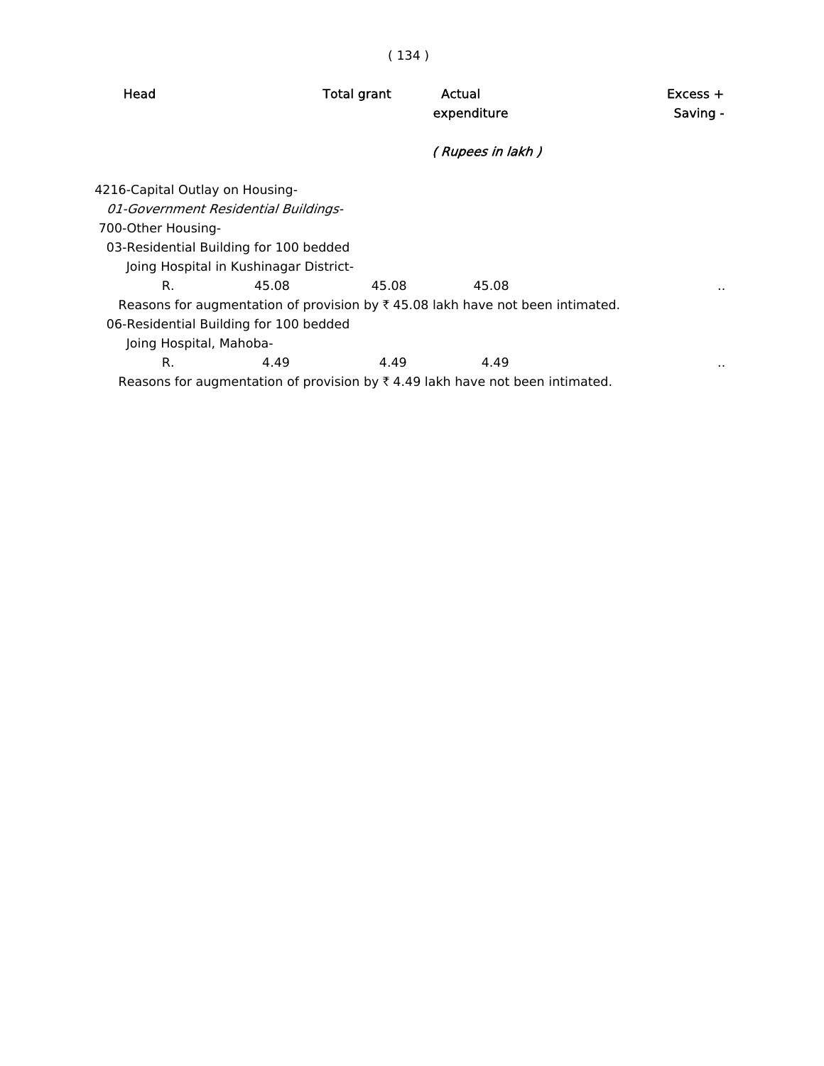| Head | | Total grant | Actual expenditure | Excess + Saving - |
|---|---|---|---|---|
| | | | *( Rupees in lakh )* | |
| 4216-Capital Outlay on Housing- | | | | |
| *01-Government Residential Buildings-* | | | | |
| 700-Other Housing- | | | | |
| 03-Residential Building for 100 bedded Joing Hospital in Kushinagar District- | | | | |
| R. | 45.08 | 45.08 | 45.08 | .. |

Reasons for augmentation of provision by ₹ 45.08 lakh have not been intimated.

| Head | | Total grant | Actual expenditure | Excess + Saving - |
|---|---|---|---|---|
| 06-Residential Building for 100 bedded Joing Hospital, Mahoba- | | | | |
| R. | 4.49 | 4.49 | 4.49 | .. |

Reasons for augmentation of provision by ₹ 4.49 lakh have not been intimated.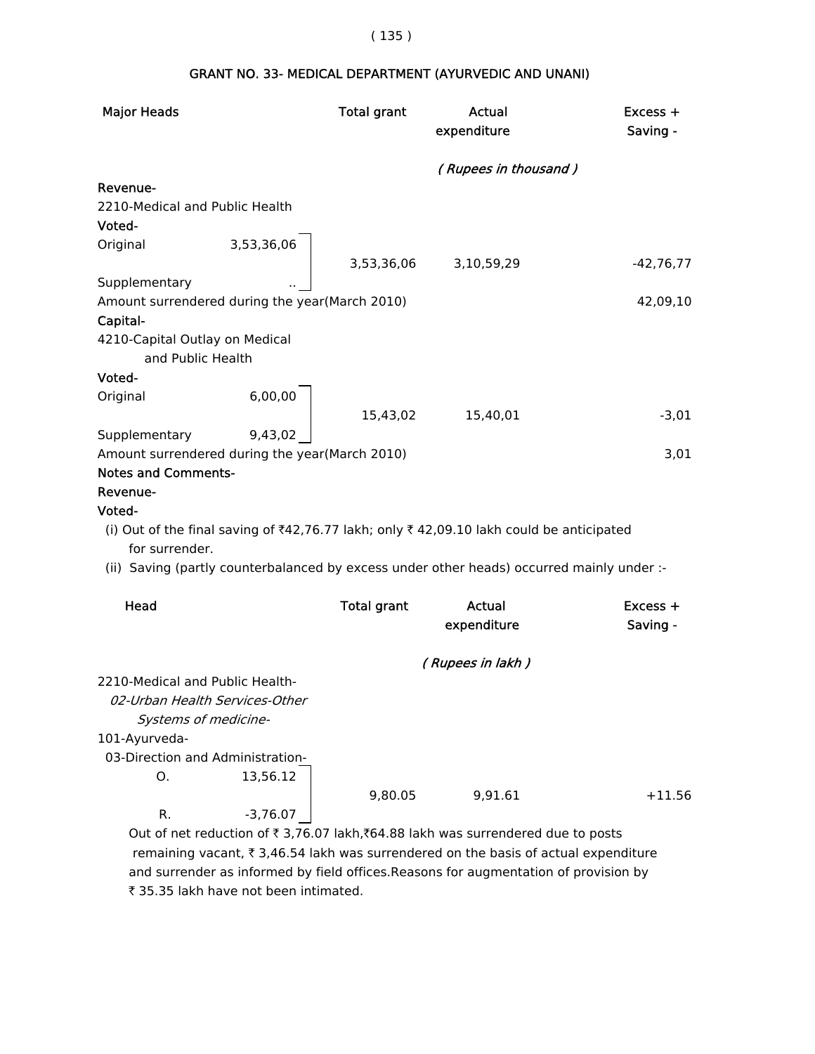## GRANT NO. 33- MEDICAL DEPARTMENT (AYURVEDIC AND UNANI)

| Major Heads | | Total grant | Actual expenditure | Excess + Saving - |
|---|---|---|---|---|
| | | | *( Rupees in thousand )* | |
| **Revenue-** | | | | |
| 2210-Medical and Public Health | | | | |
| **Voted-** | | | | |
| Original | 3,53,36,06 | | | |
| | | 3,53,36,06 | 3,10,59,29 | -42,76,77 |
| Supplementary | .. | | | |
| Amount surrendered during the year(March 2010) | | | | 42,09,10 |
| **Capital-** | | | | |
| 4210-Capital Outlay on Medical and Public Health | | | | |
| **Voted-** | | | | |
| Original | 6,00,00 | | | |
| | | 15,43,02 | 15,40,01 | -3,01 |
| Supplementary | 9,43,02 | | | |
| Amount surrendered during the year(March 2010) | | | | 3,01 |

**Notes and Comments-**

**Revenue-**

**Voted-**

(i) Out of the final saving of ₹42,76.77 lakh; only ₹ 42,09.10 lakh could be anticipated for surrender.

(ii) Saving (partly counterbalanced by excess under other heads) occurred mainly under :-

| Head | | Total grant | Actual expenditure | Excess + Saving - |
|---|---|---|---|---|
| | | | *( Rupees in lakh )* | |
| 2210-Medical and Public Health- | | | | |
| *02-Urban Health Services-Other Systems of medicine-* | | | | |
| 101-Ayurveda- | | | | |
| 03-Direction and Administration- | | | | |
| O. | 13,56.12 | | | |
| | | 9,80.05 | 9,91.61 | +11.56 |
| R. | -3,76.07 | | | |

Out of net reduction of ₹ 3,76.07 lakh,₹64.88 lakh was surrendered due to posts remaining vacant, ₹ 3,46.54 lakh was surrendered on the basis of actual expenditure and surrender as informed by field offices.Reasons for augmentation of provision by ₹ 35.35 lakh have not been intimated.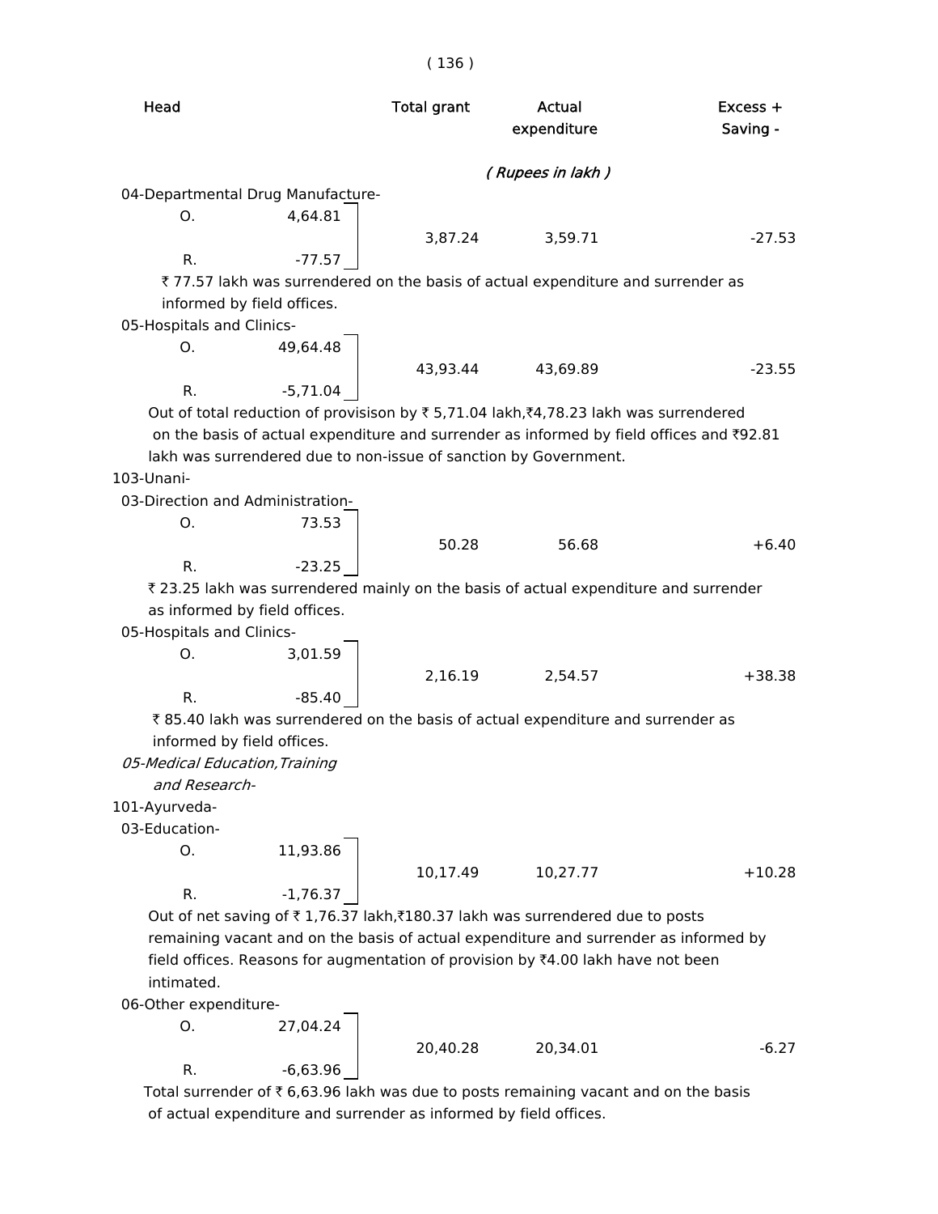| Head | | Total grant | Actual expenditure | Excess + Saving - |
|---|---|---|---|---|
| | | | *( Rupees in lakh )* | |
| 04-Departmental Drug Manufacture- | | | | |
| O. | 4,64.81 | | | |
| | | 3,87.24 | 3,59.71 | -27.53 |
| R. | -77.57 | | | |

₹ 77.57 lakh was surrendered on the basis of actual expenditure and surrender as informed by field offices.

| Head | | Total grant | Actual expenditure | Excess + Saving - |
|---|---|---|---|---|
| 05-Hospitals and Clinics- | | | | |
| O. | 49,64.48 | | | |
| | | 43,93.44 | 43,69.89 | -23.55 |
| R. | -5,71.04 | | | |

Out of total reduction of provisison by ₹ 5,71.04 lakh,₹4,78.23 lakh was surrendered on the basis of actual expenditure and surrender as informed by field offices and ₹92.81 lakh was surrendered due to non-issue of sanction by Government.

103-Unani-

| Head | | Total grant | Actual expenditure | Excess + Saving - |
|---|---|---|---|---|
| 03-Direction and Administration- | | | | |
| O. | 73.53 | | | |
| | | 50.28 | 56.68 | +6.40 |
| R. | -23.25 | | | |

₹ 23.25 lakh was surrendered mainly on the basis of actual expenditure and surrender as informed by field offices.

| Head | | Total grant | Actual expenditure | Excess + Saving - |
|---|---|---|---|---|
| 05-Hospitals and Clinics- | | | | |
| O. | 3,01.59 | | | |
| | | 2,16.19 | 2,54.57 | +38.38 |
| R. | -85.40 | | | |

₹ 85.40 lakh was surrendered on the basis of actual expenditure and surrender as informed by field offices.

*05-Medical Education,Training and Research-*

101-Ayurveda-

| Head | | Total grant | Actual expenditure | Excess + Saving - |
|---|---|---|---|---|
| 03-Education- | | | | |
| O. | 11,93.86 | | | |
| | | 10,17.49 | 10,27.77 | +10.28 |
| R. | -1,76.37 | | | |

Out of net saving of ₹ 1,76.37 lakh,₹180.37 lakh was surrendered due to posts remaining vacant and on the basis of actual expenditure and surrender as informed by field offices. Reasons for augmentation of provision by ₹4.00 lakh have not been intimated.

| Head | | Total grant | Actual expenditure | Excess + Saving - |
|---|---|---|---|---|
| 06-Other expenditure- | | | | |
| O. | 27,04.24 | | | |
| | | 20,40.28 | 20,34.01 | -6.27 |
| R. | -6,63.96 | | | |

Total surrender of ₹ 6,63.96 lakh was due to posts remaining vacant and on the basis of actual expenditure and surrender as informed by field offices.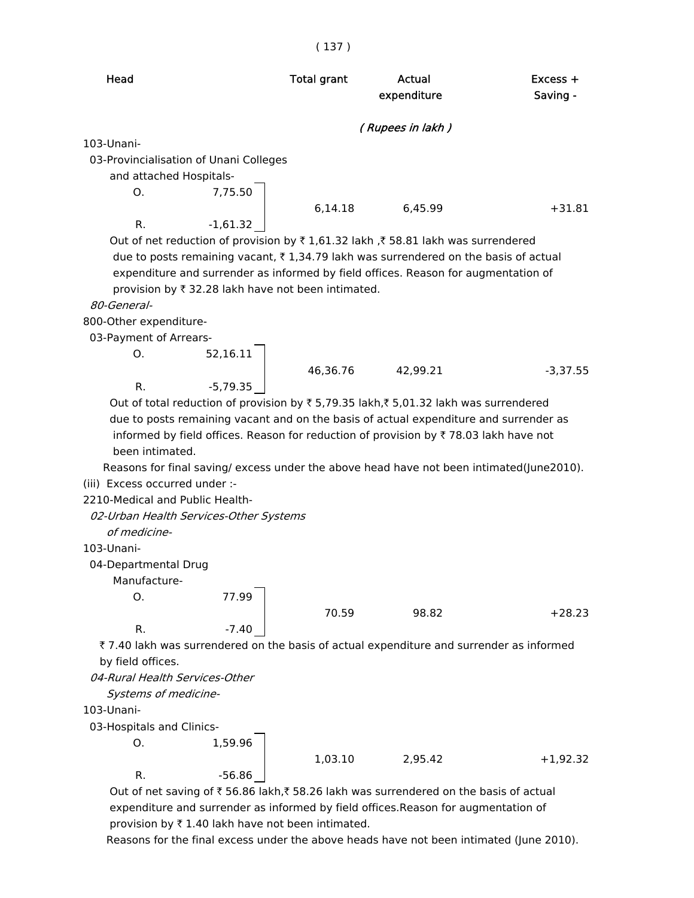| Head | | Total grant | Actual expenditure | Excess + Saving - |
|---|---|---|---|---|
| | | | ( *Rupees in lakh* ) | |
| 103-Unani- | | | | |
| 03-Provincialisation of Unani Colleges and attached Hospitals- | | | | |
| O. | 7,75.50 | | | |
| | | 6,14.18 | 6,45.99 | +31.81 |
| R. | -1,61.32 | | | |

Out of net reduction of provision by ₹ 1,61.32 lakh ,₹ 58.81 lakh was surrendered due to posts remaining vacant, ₹ 1,34.79 lakh was surrendered on the basis of actual expenditure and surrender as informed by field offices. Reason for augmentation of provision by ₹ 32.28 lakh have not been intimated.

*80-General-*

800-Other expenditure-

03-Payment of Arrears-

| | | | | |
|---|---|---|---|---|
| O. | 52,16.11 | | | |
| | | 46,36.76 | 42,99.21 | -3,37.55 |
| R. | -5,79.35 | | | |

Out of total reduction of provision by ₹ 5,79.35 lakh,₹ 5,01.32 lakh was surrendered due to posts remaining vacant and on the basis of actual expenditure and surrender as informed by field offices. Reason for reduction of provision by ₹ 78.03 lakh have not been intimated.

Reasons for final saving/ excess under the above head have not been intimated(June2010).

(iii) Excess occurred under :-

2210-Medical and Public Health-

*02-Urban Health Services-Other Systems of medicine-*

103-Unani-

04-Departmental Drug Manufacture-

| | | | | |
|---|---|---|---|---|
| O. | 77.99 | | | |
| | | 70.59 | 98.82 | +28.23 |
| R. | -7.40 | | | |

₹ 7.40 lakh was surrendered on the basis of actual expenditure and surrender as informed by field offices.

*04-Rural Health Services-Other Systems of medicine-*

103-Unani-

03-Hospitals and Clinics-

| | | | | |
|---|---|---|---|---|
| O. | 1,59.96 | | | |
| | | 1,03.10 | 2,95.42 | +1,92.32 |
| R. | -56.86 | | | |

Out of net saving of ₹ 56.86 lakh,₹ 58.26 lakh was surrendered on the basis of actual expenditure and surrender as informed by field offices.Reason for augmentation of provision by ₹ 1.40 lakh have not been intimated.

Reasons for the final excess under the above heads have not been intimated (June 2010).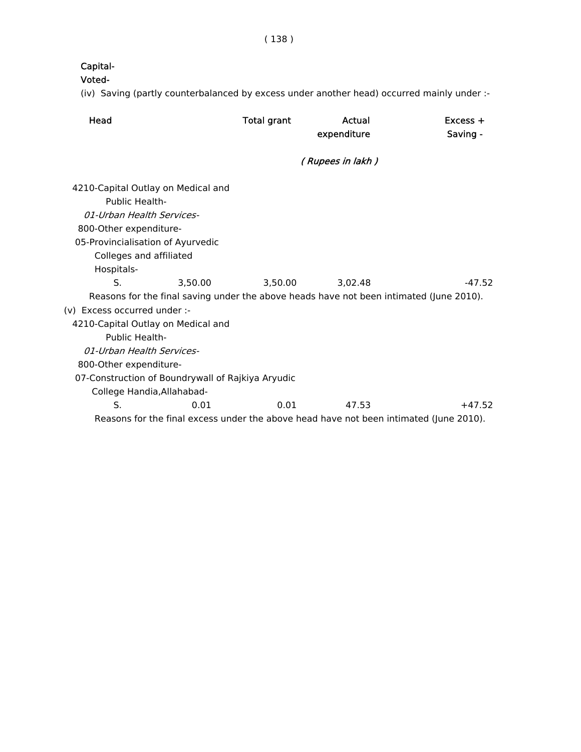**Capital-**

**Voted-**

(iv) Saving (partly counterbalanced by excess under another head) occurred mainly under :-

| Head | | Total grant | Actual expenditure | Excess + Saving - |
|---|---|---|---|---|
| | | | *( Rupees in lakh )* | |
| 4210-Capital Outlay on Medical and Public Health- | | | | |
| *01-Urban Health Services-* | | | | |
| 800-Other expenditure- | | | | |
| 05-Provincialisation of Ayurvedic Colleges and affiliated Hospitals- | | | | |
| S. | 3,50.00 | 3,50.00 | 3,02.48 | -47.52 |

Reasons for the final saving under the above heads have not been intimated (June 2010).

(v) Excess occurred under :-

| Head | | Total grant | Actual expenditure | Excess + Saving - |
|---|---|---|---|---|
| 4210-Capital Outlay on Medical and Public Health- | | | | |
| *01-Urban Health Services-* | | | | |
| 800-Other expenditure- | | | | |
| 07-Construction of Boundrywall of Rajkiya Aryudic College Handia,Allahabad- | | | | |
| S. | 0.01 | 0.01 | 47.53 | +47.52 |

Reasons for the final excess under the above head have not been intimated (June 2010).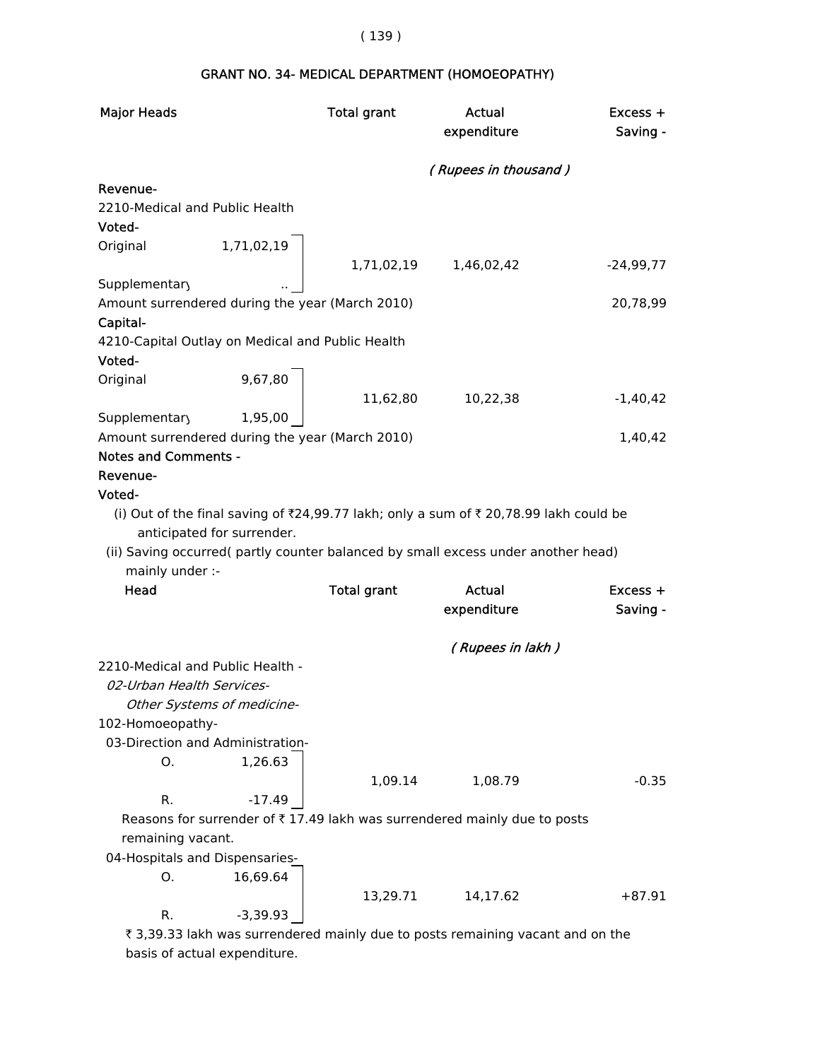## GRANT NO. 34- MEDICAL DEPARTMENT (HOMOEOPATHY)

| Major Heads | | Total grant | Actual expenditure | Excess + Saving - |
|---|---|---|---|---|
| | | | *( Rupees in thousand )* | |
| **Revenue-** | | | | |
| 2210-Medical and Public Health | | | | |
| **Voted-** | | | | |
| Original | 1,71,02,19 | 1,71,02,19 | 1,46,02,42 | -24,99,77 |
| Supplementary | .. | | | |
| Amount surrendered during the year (March 2010) | | | | 20,78,99 |
| **Capital-** | | | | |
| 4210-Capital Outlay on Medical and Public Health | | | | |
| **Voted-** | | | | |
| Original | 9,67,80 | 11,62,80 | 10,22,38 | -1,40,42 |
| Supplementary | 1,95,00 | | | |
| Amount surrendered during the year (March 2010) | | | | 1,40,42 |

**Notes and Comments -**

**Revenue-**

**Voted-**

(i) Out of the final saving of ₹24,99.77 lakh; only a sum of ₹ 20,78.99 lakh could be anticipated for surrender.

(ii) Saving occurred( partly counter balanced by small excess under another head) mainly under :-

| Head | | Total grant | Actual expenditure | Excess + Saving - |
|---|---|---|---|---|
| | | | *( Rupees in lakh )* | |
| 2210-Medical and Public Health - | | | | |
| *02-Urban Health Services-* | | | | |
| *Other Systems of medicine-* | | | | |
| 102-Homoeopathy- | | | | |
| 03-Direction and Administration- | | | | |
| O. | 1,26.63 | 1,09.14 | 1,08.79 | -0.35 |
| R. | -17.49 | | | |

Reasons for surrender of ₹ 17.49 lakh was surrendered mainly due to posts remaining vacant.

| Head | | Total grant | Actual expenditure | Excess + Saving - |
|---|---|---|---|---|
| 04-Hospitals and Dispensaries- | | | | |
| O. | 16,69.64 | 13,29.71 | 14,17.62 | +87.91 |
| R. | -3,39.93 | | | |

₹ 3,39.33 lakh was surrendered mainly due to posts remaining vacant and on the basis of actual expenditure.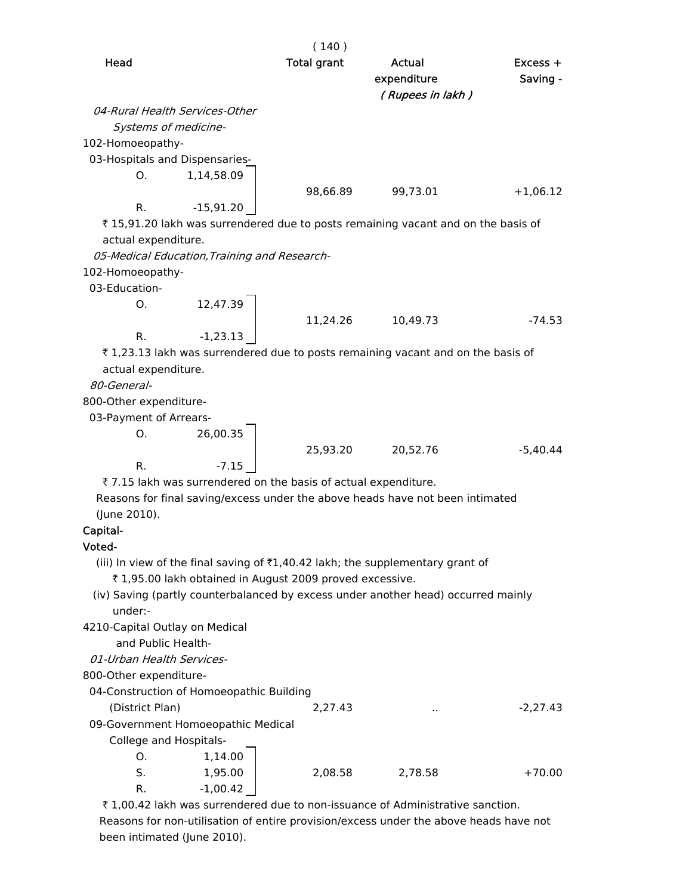| Head | | Total grant | Actual expenditure | Excess + Saving - |
|---|---|---|---|---|
| | | | *( Rupees in lakh )* | |
| *04-Rural Health Services-Other Systems of medicine-* | | | | |
| 102-Homoeopathy- | | | | |
| 03-Hospitals and Dispensaries- | | | | |
| O. | 1,14,58.09 | | | |
| | | 98,66.89 | 99,73.01 | +1,06.12 |
| R. | -15,91.20 | | | |

₹ 15,91.20 lakh was surrendered due to posts remaining vacant and on the basis of actual expenditure.

| Head | | Total grant | Actual expenditure | Excess + Saving - |
|---|---|---|---|---|
| *05-Medical Education,Training and Research-* | | | | |
| 102-Homoeopathy- | | | | |
| 03-Education- | | | | |
| O. | 12,47.39 | | | |
| | | 11,24.26 | 10,49.73 | -74.53 |
| R. | -1,23.13 | | | |

₹ 1,23.13 lakh was surrendered due to posts remaining vacant and on the basis of actual expenditure.

| Head | | Total grant | Actual expenditure | Excess + Saving - |
|---|---|---|---|---|
| *80-General-* | | | | |
| 800-Other expenditure- | | | | |
| 03-Payment of Arrears- | | | | |
| O. | 26,00.35 | | | |
| | | 25,93.20 | 20,52.76 | -5,40.44 |
| R. | -7.15 | | | |

₹ 7.15 lakh was surrendered on the basis of actual expenditure.

Reasons for final saving/excess under the above heads have not been intimated (June 2010).

Capital-

Voted-

(iii) In view of the final saving of ₹1,40.42 lakh; the supplementary grant of ₹ 1,95.00 lakh obtained in August 2009 proved excessive.

(iv) Saving (partly counterbalanced by excess under another head) occurred mainly under:-

| Head | | Total grant | Actual expenditure | Excess + Saving - |
|---|---|---|---|---|
| 4210-Capital Outlay on Medical and Public Health- | | | | |
| *01-Urban Health Services-* | | | | |
| 800-Other expenditure- | | | | |
| 04-Construction of Homoeopathic Building (District Plan) | | 2,27.43 | .. | -2,27.43 |
| 09-Government Homoeopathic Medical College and Hospitals- | | | | |
| O. | 1,14.00 | | | |
| S. | 1,95.00 | 2,08.58 | 2,78.58 | +70.00 |
| R. | -1,00.42 | | | |

₹ 1,00.42 lakh was surrendered due to non-issuance of Administrative sanction.

Reasons for non-utilisation of entire provision/excess under the above heads have not been intimated (June 2010).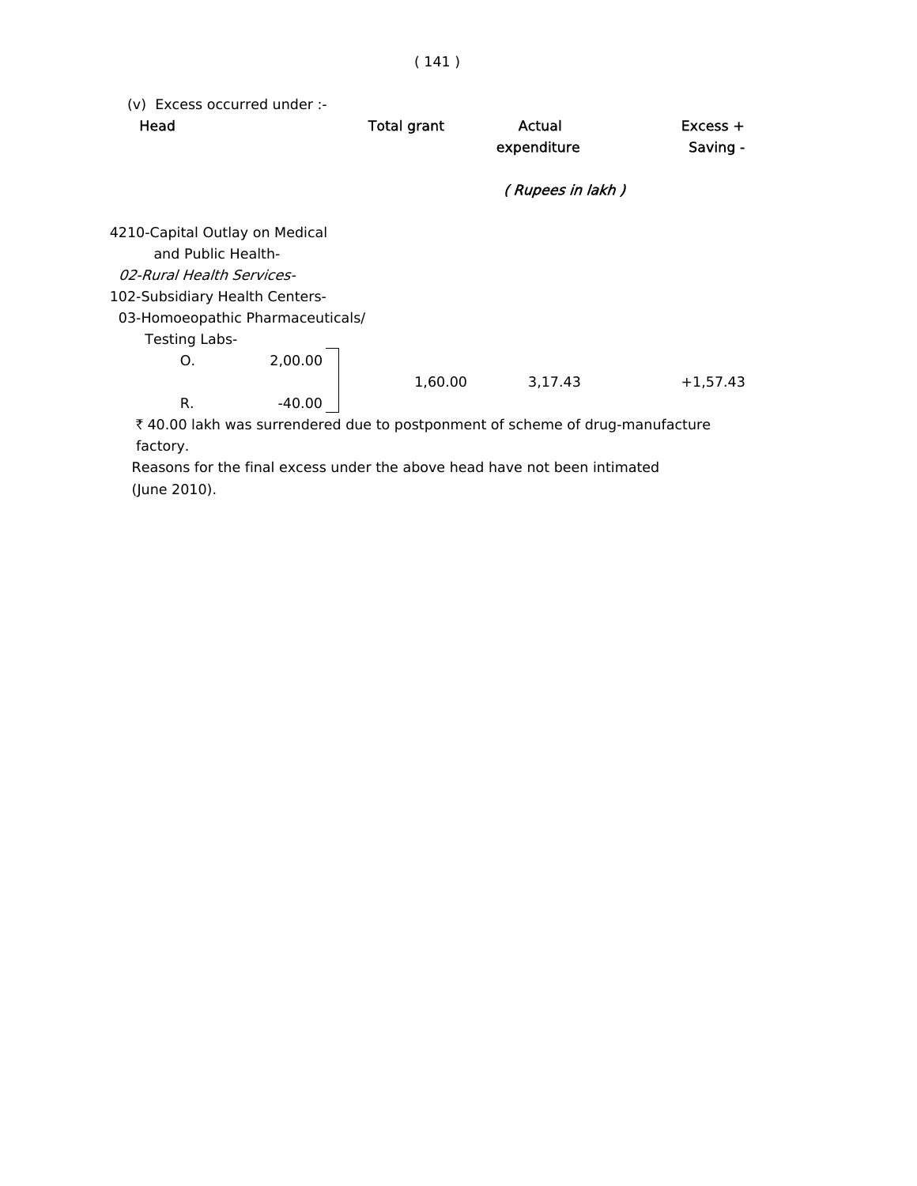(v) Excess occurred under :-

| Head | | Total grant | Actual expenditure | Excess + Saving - |
|---|---|---|---|---|
| | | | *( Rupees in lakh )* | |
| 4210-Capital Outlay on Medical and Public Health- *02-Rural Health Services-* 102-Subsidiary Health Centers- 03-Homoeopathic Pharmaceuticals/ Testing Labs- | | | | |
| O. | 2,00.00 | 1,60.00 | 3,17.43 | +1,57.43 |
| R. | -40.00 | | | |

₹ 40.00 lakh was surrendered due to postponment of scheme of drug-manufacture factory.

Reasons for the final excess under the above head have not been intimated (June 2010).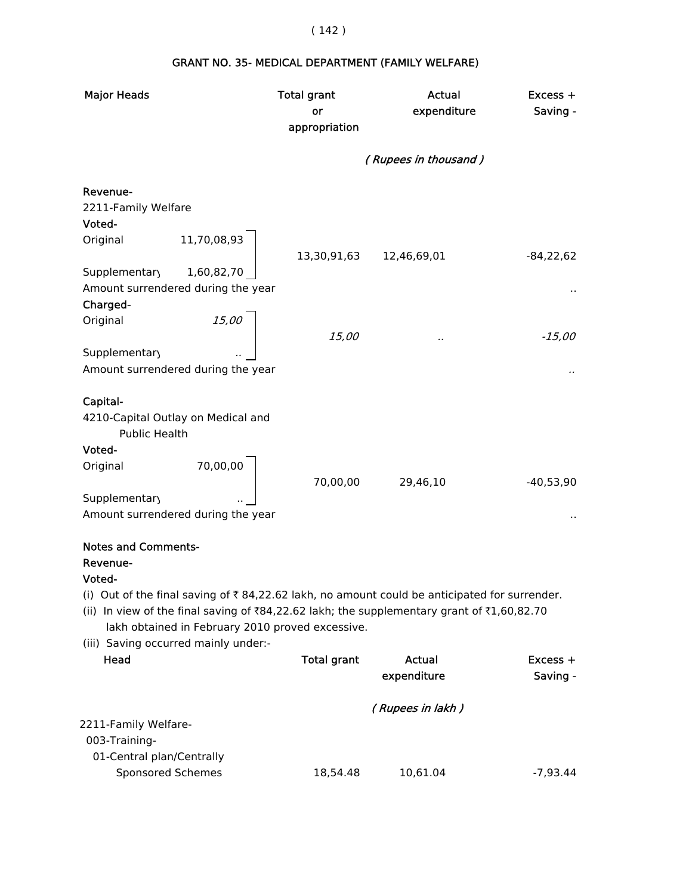## GRANT NO. 35- MEDICAL DEPARTMENT (FAMILY WELFARE)

| Major Heads | | Total grant or appropriation | Actual expenditure | Excess + Saving - |
|---|---|---|---|---|
| | | *( Rupees in thousand )* | | |
| **Revenue-** | | | | |
| 2211-Family Welfare | | | | |
| **Voted-** | | | | |
| Original | 11,70,08,93 | 13,30,91,63 | 12,46,69,01 | -84,22,62 |
| Supplementary | 1,60,82,70 | | | |
| Amount surrendered during the year | | | | .. |
| **Charged-** | | | | |
| Original | *15,00* | *15,00* | *..* | *-15,00* |
| Supplementary | *..* | | | |
| Amount surrendered during the year | | | | *..* |
| **Capital-** | | | | |
| 4210-Capital Outlay on Medical and Public Health | | | | |
| **Voted-** | | | | |
| Original | 70,00,00 | 70,00,00 | 29,46,10 | -40,53,90 |
| Supplementary | .. | | | |
| Amount surrendered during the year | | | | .. |

**Notes and Comments-**

**Revenue-**

**Voted-**

(i) Out of the final saving of ₹ 84,22.62 lakh, no amount could be anticipated for surrender.

(ii) In view of the final saving of ₹84,22.62 lakh; the supplementary grant of ₹1,60,82.70 lakh obtained in February 2010 proved excessive.

(iii) Saving occurred mainly under:-

| Head | Total grant | Actual expenditure | Excess + Saving - |
|---|---|---|---|
| | *( Rupees in lakh )* | | |
| 2211-Family Welfare- | | | |
| 003-Training- | | | |
| 01-Central plan/Centrally Sponsored Schemes | 18,54.48 | 10,61.04 | -7,93.44 |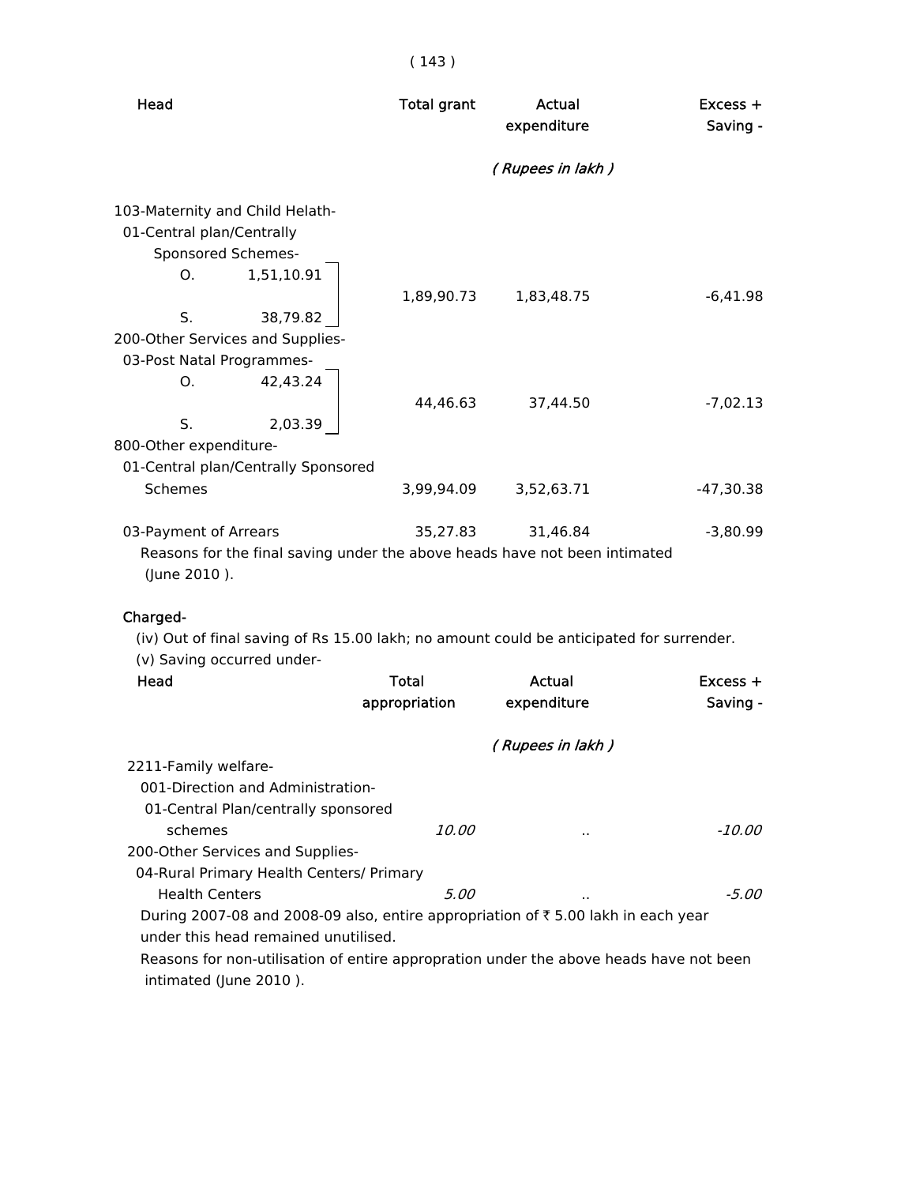| Head | Total grant | Actual expenditure | Excess + Saving - |
|---|---|---|---|
| | | *( Rupees in lakh )* | |
| 103-Maternity and Child Helath- | | | |
| 01-Central plan/Centrally Sponsored Schemes- | | | |
| O. 1,51,10.91 / S. 38,79.82 | 1,89,90.73 | 1,83,48.75 | -6,41.98 |
| 200-Other Services and Supplies- | | | |
| 03-Post Natal Programmes- | | | |
| O. 42,43.24 / S. 2,03.39 | 44,46.63 | 37,44.50 | -7,02.13 |
| 800-Other expenditure- | | | |
| 01-Central plan/Centrally Sponsored Schemes | 3,99,94.09 | 3,52,63.71 | -47,30.38 |
| 03-Payment of Arrears | 35,27.83 | 31,46.84 | -3,80.99 |

Reasons for the final saving under the above heads have not been intimated (June 2010 ).

**Charged-**

(iv) Out of final saving of Rs 15.00 lakh; no amount could be anticipated for surrender.

(v) Saving occurred under-

| Head | Total appropriation | Actual expenditure | Excess + Saving - |
|---|---|---|---|
| | | *( Rupees in lakh )* | |
| 2211-Family welfare- | | | |
| 001-Direction and Administration- | | | |
| 01-Central Plan/centrally sponsored schemes | *10.00* | .. | *-10.00* |
| 200-Other Services and Supplies- | | | |
| 04-Rural Primary Health Centers/ Primary Health Centers | *5.00* | .. | *-5.00* |

During 2007-08 and 2008-09 also, entire appropriation of ₹ 5.00 lakh in each year under this head remained unutilised.

Reasons for non-utilisation of entire appropration under the above heads have not been intimated (June 2010 ).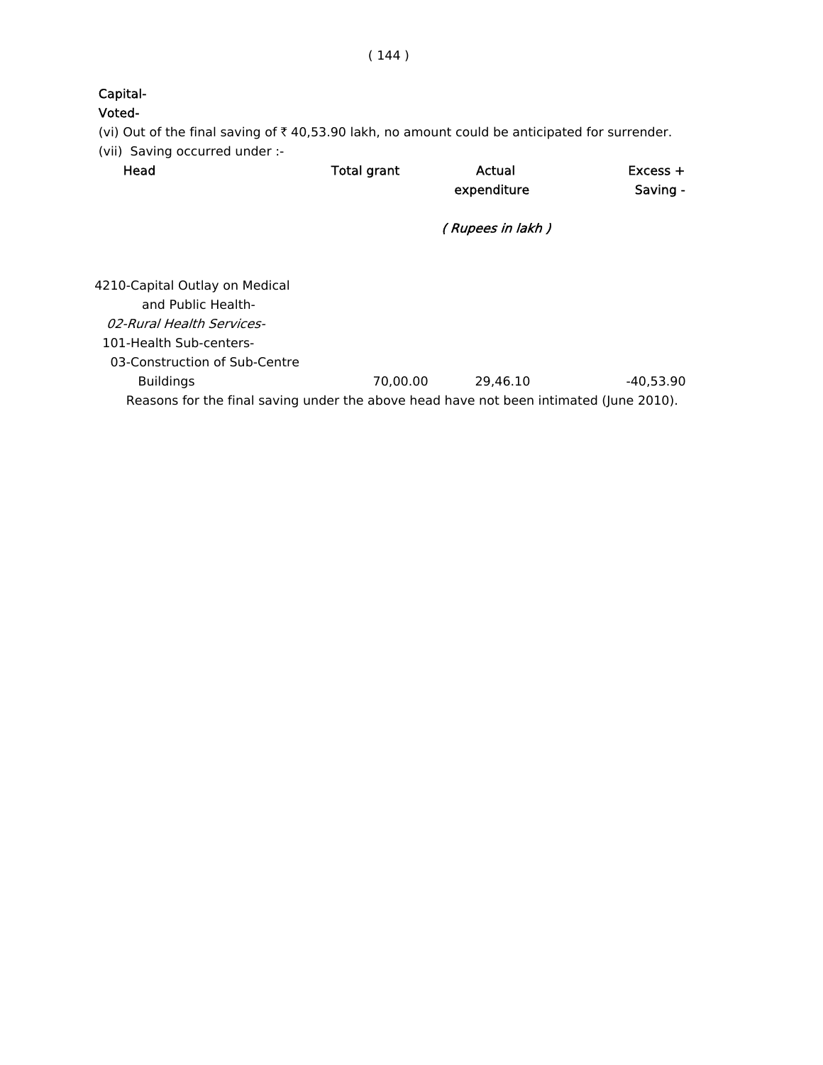**Capital-**

**Voted-**

(vi) Out of the final saving of ₹ 40,53.90 lakh, no amount could be anticipated for surrender.

(vii) Saving occurred under :-

| Head | Total grant | Actual expenditure | Excess + Saving - |
|---|---|---|---|
| | | *( Rupees in lakh )* | |
| 4210-Capital Outlay on Medical and Public Health- | | | |
| *02-Rural Health Services-* | | | |
| 101-Health Sub-centers- | | | |
| 03-Construction of Sub-Centre Buildings | 70,00.00 | 29,46.10 | -40,53.90 |

Reasons for the final saving under the above head have not been intimated (June 2010).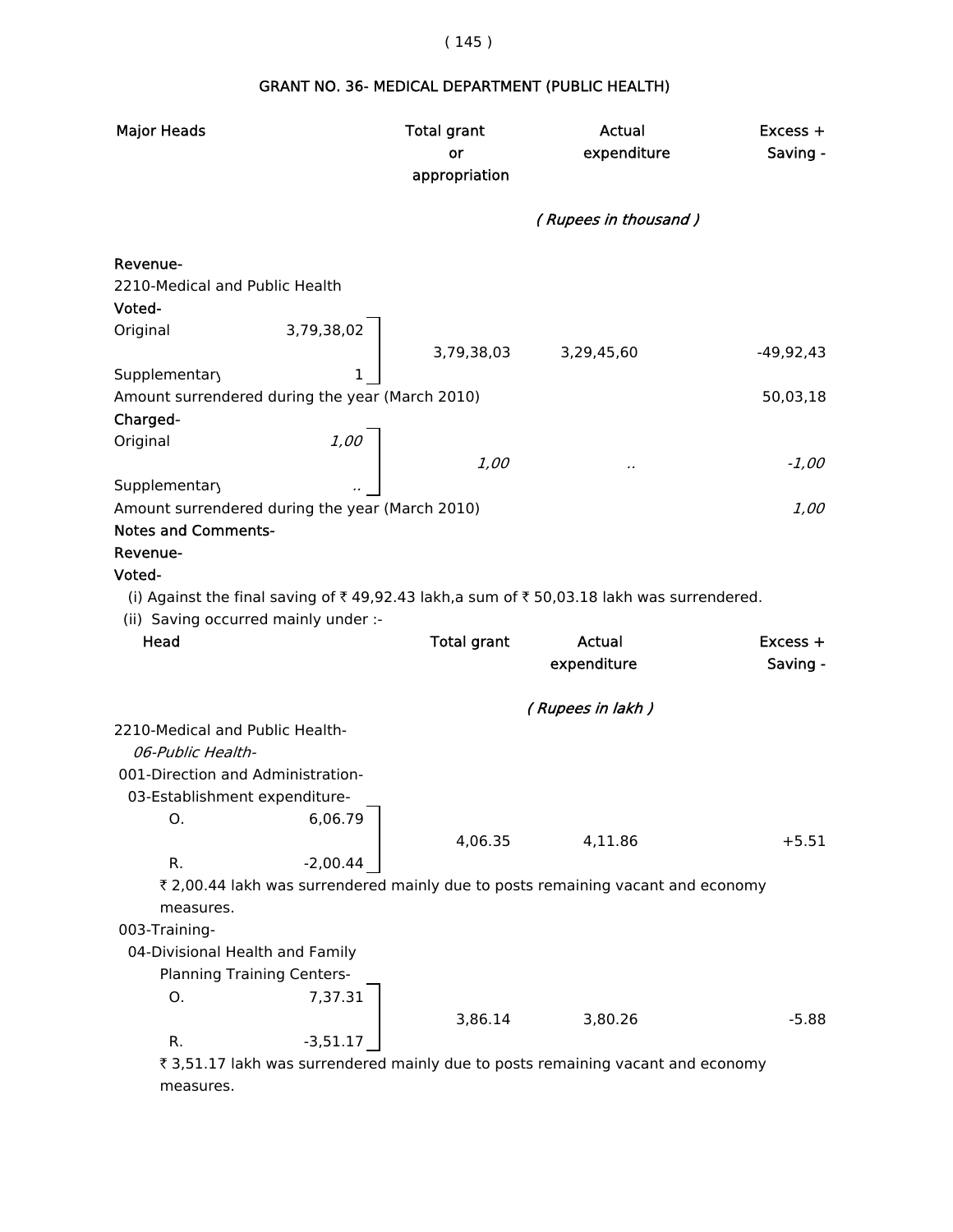## GRANT NO. 36- MEDICAL DEPARTMENT (PUBLIC HEALTH)

| Major Heads | | Total grant or appropriation | Actual expenditure | Excess + Saving - |
|---|---|---|---|---|
| | | | *( Rupees in thousand )* | |
| **Revenue-** | | | | |
| 2210-Medical and Public Health | | | | |
| **Voted-** | | | | |
| Original | 3,79,38,02 | 3,79,38,03 | 3,29,45,60 | -49,92,43 |
| Supplementary | 1 | | | |
| Amount surrendered during the year (March 2010) | | | | 50,03,18 |
| **Charged-** | | | | |
| Original | *1,00* | *1,00* | *..* | *-1,00* |
| Supplementary | *..* | | | |
| Amount surrendered during the year (March 2010) | | | | *1,00* |

**Notes and Comments-**

**Revenue-**

**Voted-**

(i) Against the final saving of ₹ 49,92.43 lakh,a sum of ₹ 50,03.18 lakh was surrendered.

(ii) Saving occurred mainly under :-

| Head | | Total grant | Actual expenditure | Excess + Saving - |
|---|---|---|---|---|
| | | | *( Rupees in lakh )* | |
| 2210-Medical and Public Health- | | | | |
| *06-Public Health-* | | | | |
| 001-Direction and Administration- | | | | |
| 03-Establishment expenditure- | | | | |
| O. | 6,06.79 | 4,06.35 | 4,11.86 | +5.51 |
| R. | -2,00.44 | | | |

₹ 2,00.44 lakh was surrendered mainly due to posts remaining vacant and economy measures.

| Head | | Total grant | Actual expenditure | Excess + Saving - |
|---|---|---|---|---|
| 003-Training- | | | | |
| 04-Divisional Health and Family Planning Training Centers- | | | | |
| O. | 7,37.31 | 3,86.14 | 3,80.26 | -5.88 |
| R. | -3,51.17 | | | |

₹ 3,51.17 lakh was surrendered mainly due to posts remaining vacant and economy measures.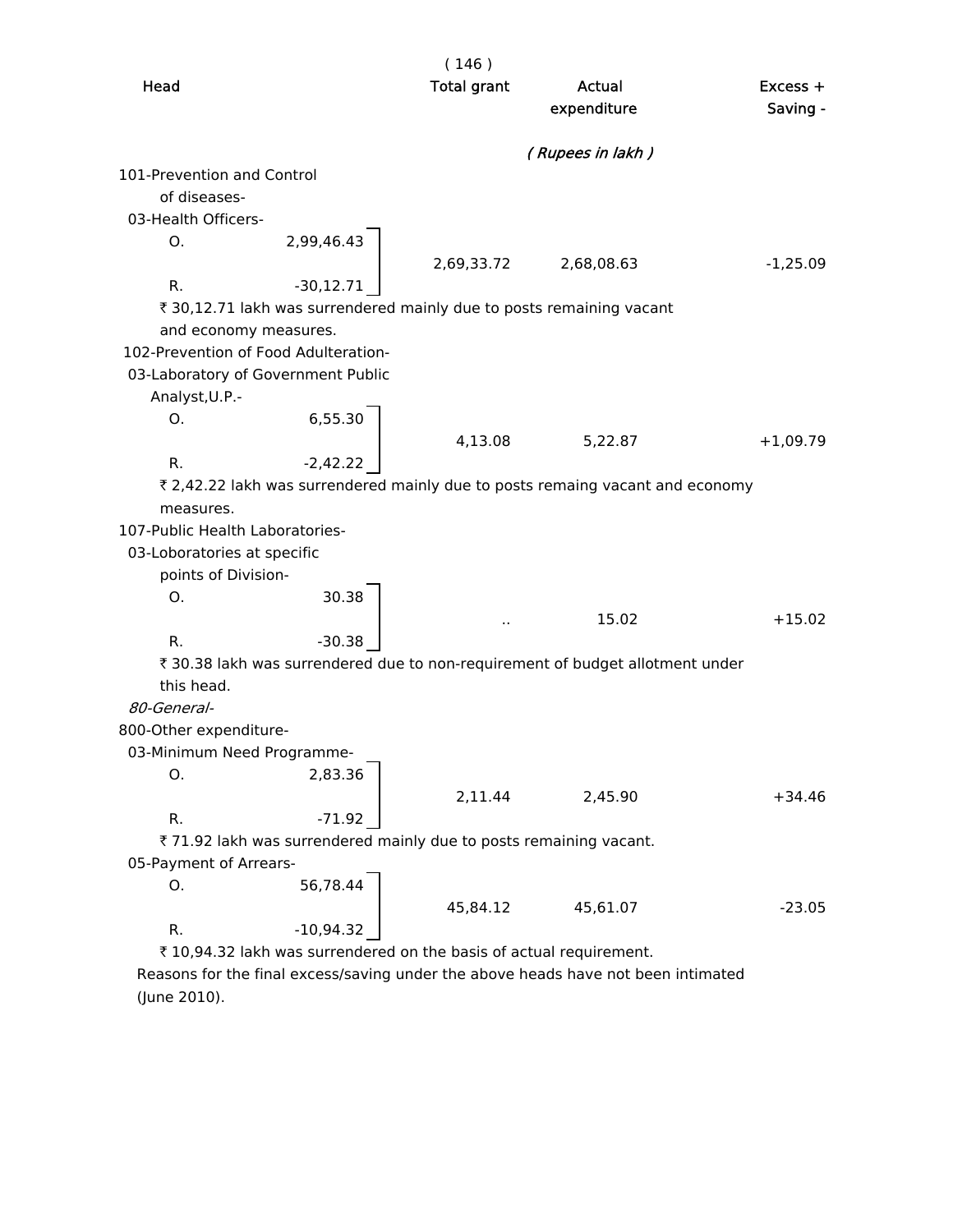| Head | | Total grant | Actual expenditure | Excess + Saving - |
|---|---|---|---|---|
| | | | *( Rupees in lakh )* | |
| 101-Prevention and Control of diseases- | | | | |
| 03-Health Officers- | | | | |
| O. | 2,99,46.43 | 2,69,33.72 | 2,68,08.63 | -1,25.09 |
| R. | -30,12.71 | | | |

₹ 30,12.71 lakh was surrendered mainly due to posts remaining vacant and economy measures.

| Head | | Total grant | Actual expenditure | Excess + Saving - |
|---|---|---|---|---|
| 102-Prevention of Food Adulteration- | | | | |
| 03-Laboratory of Government Public Analyst,U.P.- | | | | |
| O. | 6,55.30 | 4,13.08 | 5,22.87 | +1,09.79 |
| R. | -2,42.22 | | | |

₹ 2,42.22 lakh was surrendered mainly due to posts remaing vacant and economy measures.

| Head | | Total grant | Actual expenditure | Excess + Saving - |
|---|---|---|---|---|
| 107-Public Health Laboratories- | | | | |
| 03-Loboratories at specific points of Division- | | | | |
| O. | 30.38 | .. | 15.02 | +15.02 |
| R. | -30.38 | | | |

₹ 30.38 lakh was surrendered due to non-requirement of budget allotment under this head.

*80-General-*

| Head | | Total grant | Actual expenditure | Excess + Saving - |
|---|---|---|---|---|
| 800-Other expenditure- | | | | |
| 03-Minimum Need Programme- | | | | |
| O. | 2,83.36 | 2,11.44 | 2,45.90 | +34.46 |
| R. | -71.92 | | | |

₹ 71.92 lakh was surrendered mainly due to posts remaining vacant.

| Head | | Total grant | Actual expenditure | Excess + Saving - |
|---|---|---|---|---|
| 05-Payment of Arrears- | | | | |
| O. | 56,78.44 | 45,84.12 | 45,61.07 | -23.05 |
| R. | -10,94.32 | | | |

₹ 10,94.32 lakh was surrendered on the basis of actual requirement.

Reasons for the final excess/saving under the above heads have not been intimated (June 2010).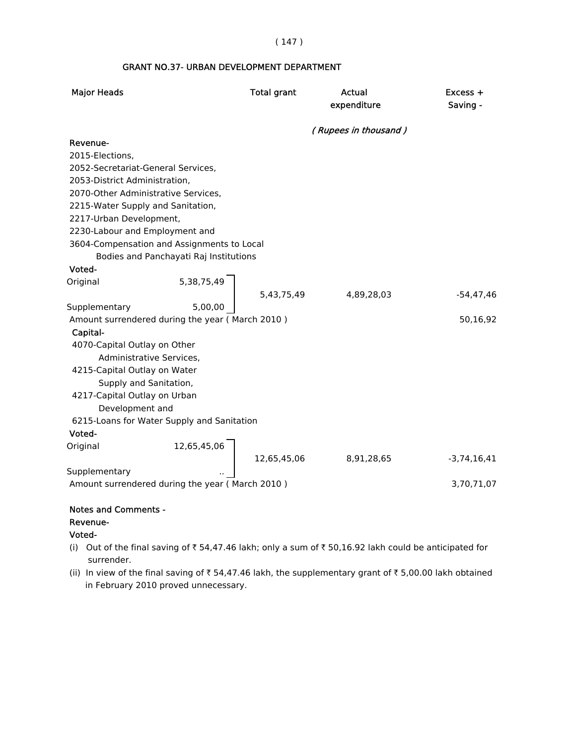## GRANT NO.37- URBAN DEVELOPMENT DEPARTMENT

| Major Heads | | Total grant | Actual expenditure | Excess + Saving - |
|---|---|---|---|---|
| | | | *( Rupees in thousand )* | |
| **Revenue-** | | | | |
| 2015-Elections, 2052-Secretariat-General Services, 2053-District Administration, 2070-Other Administrative Services, 2215-Water Supply and Sanitation, 2217-Urban Development, 2230-Labour and Employment and 3604-Compensation and Assignments to Local Bodies and Panchayati Raj Institutions | | | | |
| **Voted-** | | | | |
| Original | 5,38,75,49 | 5,43,75,49 | 4,89,28,03 | -54,47,46 |
| Supplementary | 5,00,00 | | | |
| Amount surrendered during the year ( March 2010 ) | | | | 50,16,92 |
| **Capital-** | | | | |
| 4070-Capital Outlay on Other Administrative Services, 4215-Capital Outlay on Water Supply and Sanitation, 4217-Capital Outlay on Urban Development and 6215-Loans for Water Supply and Sanitation | | | | |
| **Voted-** | | | | |
| Original | 12,65,45,06 | 12,65,45,06 | 8,91,28,65 | -3,74,16,41 |
| Supplementary | .. | | | |
| Amount surrendered during the year ( March 2010 ) | | | | 3,70,71,07 |

**Notes and Comments -**

**Revenue-**

**Voted-**

(i) Out of the final saving of ₹ 54,47.46 lakh; only a sum of ₹ 50,16.92 lakh could be anticipated for surrender.

(ii) In view of the final saving of ₹ 54,47.46 lakh, the supplementary grant of ₹ 5,00.00 lakh obtained in February 2010 proved unnecessary.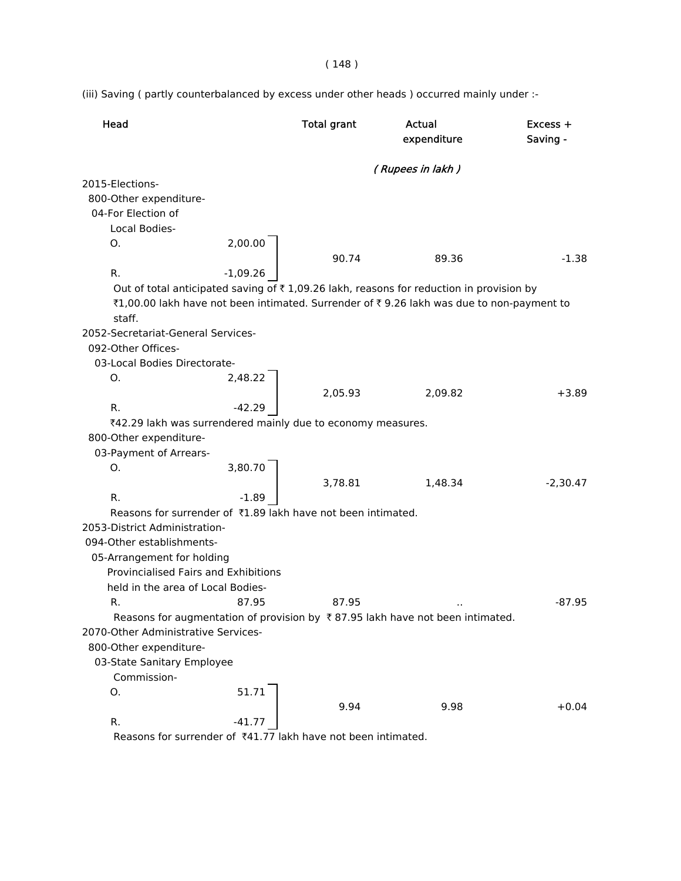(iii) Saving ( partly counterbalanced by excess under other heads ) occurred mainly under :-

| Head | | Total grant | Actual expenditure | Excess + Saving - |
|---|---|---|---|---|
| | | | *( Rupees in lakh )* | |
| 2015-Elections- | | | | |
| 800-Other expenditure- | | | | |
| 04-For Election of Local Bodies- | | | | |
| O. | 2,00.00 | 90.74 | 89.36 | -1.38 |
| R. | -1,09.26 | | | |

Out of total anticipated saving of ₹ 1,09.26 lakh, reasons for reduction in provision by ₹1,00.00 lakh have not been intimated. Surrender of ₹ 9.26 lakh was due to non-payment to staff.

| Head | | Total grant | Actual expenditure | Excess + Saving - |
|---|---|---|---|---|
| 2052-Secretariat-General Services- | | | | |
| 092-Other Offices- | | | | |
| 03-Local Bodies Directorate- | | | | |
| O. | 2,48.22 | 2,05.93 | 2,09.82 | +3.89 |
| R. | -42.29 | | | |

₹42.29 lakh was surrendered mainly due to economy measures.

| Head | | Total grant | Actual expenditure | Excess + Saving - |
|---|---|---|---|---|
| 800-Other expenditure- | | | | |
| 03-Payment of Arrears- | | | | |
| O. | 3,80.70 | 3,78.81 | 1,48.34 | -2,30.47 |
| R. | -1.89 | | | |

Reasons for surrender of ₹1.89 lakh have not been intimated.

| Head | | Total grant | Actual expenditure | Excess + Saving - |
|---|---|---|---|---|
| 2053-District Administration- | | | | |
| 094-Other establishments- | | | | |
| 05-Arrangement for holding Provincialised Fairs and Exhibitions held in the area of Local Bodies- | | | | |
| R. | 87.95 | 87.95 | .. | -87.95 |

Reasons for augmentation of provision by ₹ 87.95 lakh have not been intimated.

| Head | | Total grant | Actual expenditure | Excess + Saving - |
|---|---|---|---|---|
| 2070-Other Administrative Services- | | | | |
| 800-Other expenditure- | | | | |
| 03-State Sanitary Employee Commission- | | | | |
| O. | 51.71 | 9.94 | 9.98 | +0.04 |
| R. | -41.77 | | | |

Reasons for surrender of ₹41.77 lakh have not been intimated.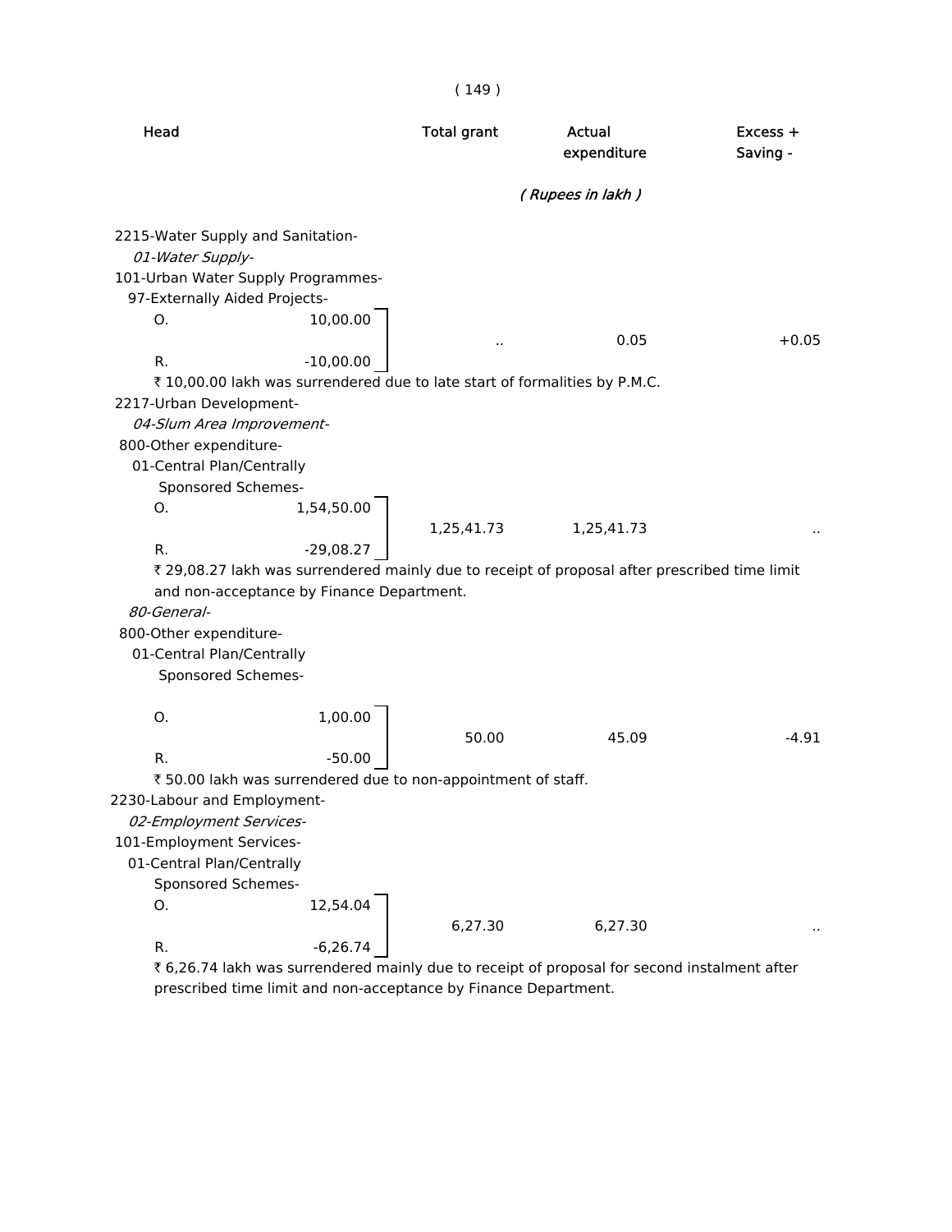| Head | | Total grant | Actual expenditure | Excess + Saving - |
|---|---|---|---|---|
| | | | *( Rupees in lakh )* | |
| 2215-Water Supply and Sanitation- | | | | |
| *01-Water Supply-* | | | | |
| 101-Urban Water Supply Programmes- | | | | |
| 97-Externally Aided Projects- | | | | |
| O. | 10,00.00 | | | |
| R. | -10,00.00 | .. | 0.05 | +0.05 |

₹ 10,00.00 lakh was surrendered due to late start of formalities by P.M.C.

| Head | | Total grant | Actual expenditure | Excess + Saving - |
|---|---|---|---|---|
| 2217-Urban Development- | | | | |
| *04-Slum Area Improvement-* | | | | |
| 800-Other expenditure- | | | | |
| 01-Central Plan/Centrally Sponsored Schemes- | | | | |
| O. | 1,54,50.00 | | | |
| R. | -29,08.27 | 1,25,41.73 | 1,25,41.73 | .. |

₹ 29,08.27 lakh was surrendered mainly due to receipt of proposal after prescribed time limit and non-acceptance by Finance Department.

| Head | | Total grant | Actual expenditure | Excess + Saving - |
|---|---|---|---|---|
| *80-General-* | | | | |
| 800-Other expenditure- | | | | |
| 01-Central Plan/Centrally Sponsored Schemes- | | | | |
| O. | 1,00.00 | | | |
| R. | -50.00 | 50.00 | 45.09 | -4.91 |

₹ 50.00 lakh was surrendered due to non-appointment of staff.

| Head | | Total grant | Actual expenditure | Excess + Saving - |
|---|---|---|---|---|
| 2230-Labour and Employment- | | | | |
| *02-Employment Services-* | | | | |
| 101-Employment Services- | | | | |
| 01-Central Plan/Centrally Sponsored Schemes- | | | | |
| O. | 12,54.04 | | | |
| R. | -6,26.74 | 6,27.30 | 6,27.30 | .. |

₹ 6,26.74 lakh was surrendered mainly due to receipt of proposal for second instalment after prescribed time limit and non-acceptance by Finance Department.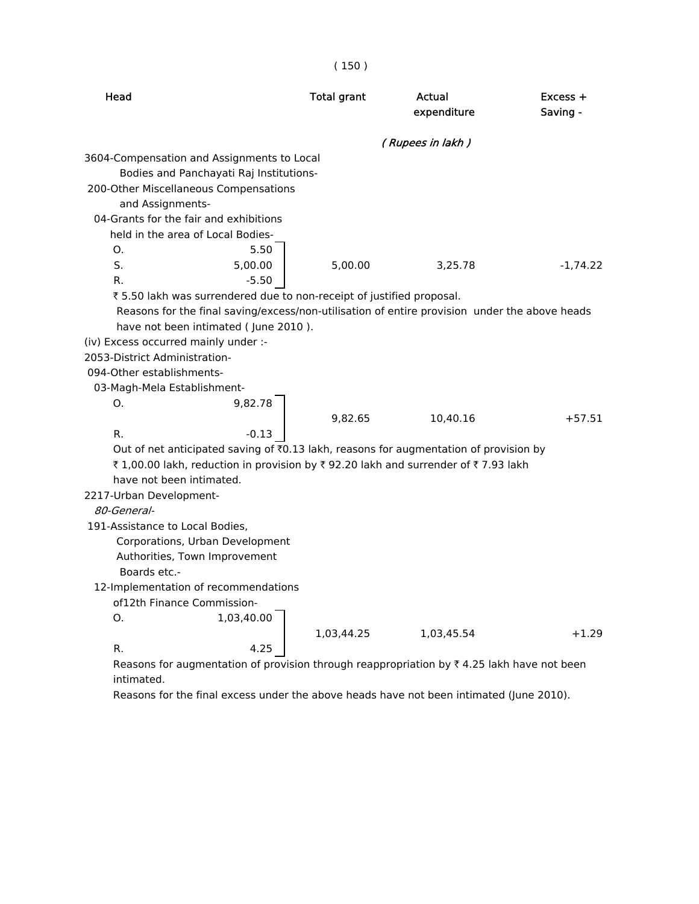| Head | Total grant | Actual expenditure | Excess + Saving - |
|---|---|---|---|
| | | *( Rupees in lakh )* | |

3604-Compensation and Assignments to Local Bodies and Panchayati Raj Institutions-

200-Other Miscellaneous Compensations and Assignments-

04-Grants for the fair and exhibitions held in the area of Local Bodies-

| | | Total grant | Actual expenditure | Excess + Saving - |
|---|---|---|---|---|
| O. | 5.50 | | | |
| S. | 5,00.00 | 5,00.00 | 3,25.78 | -1,74.22 |
| R. | -5.50 | | | |

₹ 5.50 lakh was surrendered due to non-receipt of justified proposal.

Reasons for the final saving/excess/non-utilisation of entire provision under the above heads have not been intimated ( June 2010 ).

(iv) Excess occurred mainly under :-

2053-District Administration-

094-Other establishments-

03-Magh-Mela Establishment-

| | | Total grant | Actual expenditure | Excess + Saving - |
|---|---|---|---|---|
| O. | 9,82.78 | 9,82.65 | 10,40.16 | +57.51 |
| R. | -0.13 | | | |

Out of net anticipated saving of ₹0.13 lakh, reasons for augmentation of provision by ₹ 1,00.00 lakh, reduction in provision by ₹ 92.20 lakh and surrender of ₹ 7.93 lakh have not been intimated.

2217-Urban Development-

*80-General-*

191-Assistance to Local Bodies, Corporations, Urban Development Authorities, Town Improvement Boards etc.-

12-Implementation of recommendations of12th Finance Commission-

| | | Total grant | Actual expenditure | Excess + Saving - |
|---|---|---|---|---|
| O. | 1,03,40.00 | 1,03,44.25 | 1,03,45.54 | +1.29 |
| R. | 4.25 | | | |

Reasons for augmentation of provision through reappropriation by ₹ 4.25 lakh have not been intimated.

Reasons for the final excess under the above heads have not been intimated (June 2010).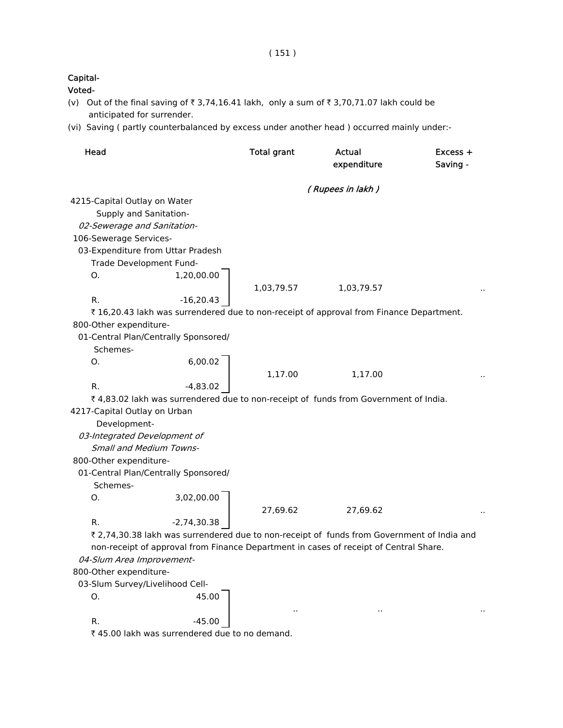**Capital-**

**Voted-**

(v) Out of the final saving of ₹ 3,74,16.41 lakh, only a sum of ₹ 3,70,71.07 lakh could be anticipated for surrender.

(vi) Saving ( partly counterbalanced by excess under another head ) occurred mainly under:-

| Head | | Total grant | Actual expenditure | Excess + Saving - |
|---|---|---|---|---|
| | | | *( Rupees in lakh )* | |
| 4215-Capital Outlay on Water Supply and Sanitation- | | | | |
| *02-Sewerage and Sanitation-* | | | | |
| 106-Sewerage Services- | | | | |
| 03-Expenditure from Uttar Pradesh Trade Development Fund- | | | | |
| O. | 1,20,00.00 | 1,03,79.57 | 1,03,79.57 | .. |
| R. | -16,20.43 | | | |

₹ 16,20.43 lakh was surrendered due to non-receipt of approval from Finance Department.

| Head | | Total grant | Actual expenditure | Excess + Saving - |
|---|---|---|---|---|
| 800-Other expenditure- | | | | |
| 01-Central Plan/Centrally Sponsored/ Schemes- | | | | |
| O. | 6,00.02 | 1,17.00 | 1,17.00 | .. |
| R. | -4,83.02 | | | |

₹ 4,83.02 lakh was surrendered due to non-receipt of funds from Government of India.

| Head | | Total grant | Actual expenditure | Excess + Saving - |
|---|---|---|---|---|
| 4217-Capital Outlay on Urban Development- | | | | |
| *03-Integrated Development of Small and Medium Towns-* | | | | |
| 800-Other expenditure- | | | | |
| 01-Central Plan/Centrally Sponsored/ Schemes- | | | | |
| O. | 3,02,00.00 | 27,69.62 | 27,69.62 | .. |
| R. | -2,74,30.38 | | | |

₹ 2,74,30.38 lakh was surrendered due to non-receipt of funds from Government of India and non-receipt of approval from Finance Department in cases of receipt of Central Share.

| Head | | Total grant | Actual expenditure | Excess + Saving - |
|---|---|---|---|---|
| *04-Slum Area Improvement-* | | | | |
| 800-Other expenditure- | | | | |
| 03-Slum Survey/Livelihood Cell- | | | | |
| O. | 45.00 | .. | .. | .. |
| R. | -45.00 | | | |

₹ 45.00 lakh was surrendered due to no demand.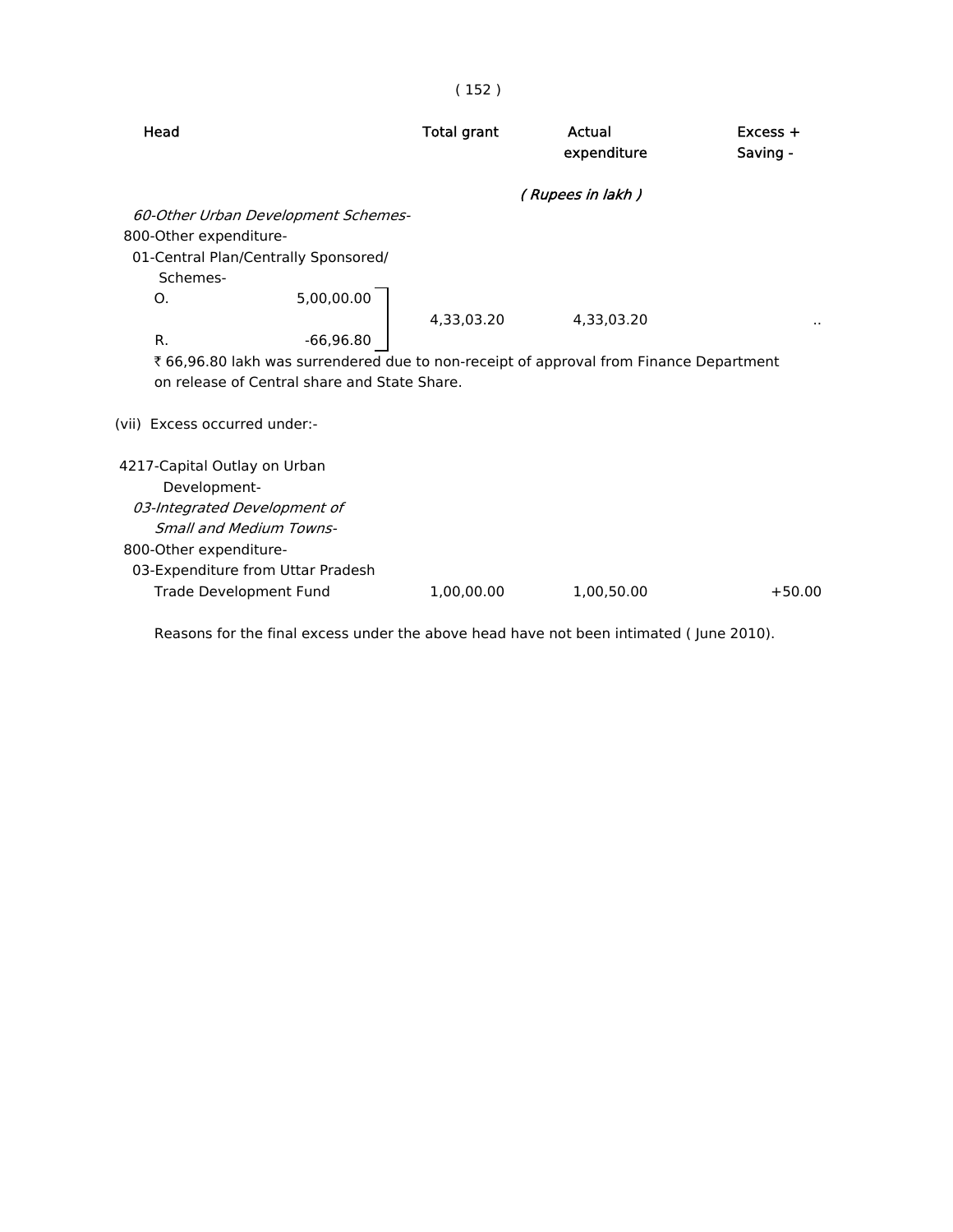| Head | Total grant | Actual expenditure | Excess + Saving - |
|---|---|---|---|
| | | *( Rupees in lakh )* | |
| *60-Other Urban Development Schemes-* | | | |
| 800-Other expenditure- | | | |
| 01-Central Plan/Centrally Sponsored/ Schemes- | | | |
| O. 5,00,00.00<br>R. -66,96.80 | 4,33,03.20 | 4,33,03.20 | .. |

₹ 66,96.80 lakh was surrendered due to non-receipt of approval from Finance Department on release of Central share and State Share.

(vii) Excess occurred under:-

| Head | Total grant | Actual expenditure | Excess + Saving - |
|---|---|---|---|
| 4217-Capital Outlay on Urban Development- | | | |
| *03-Integrated Development of Small and Medium Towns-* | | | |
| 800-Other expenditure- | | | |
| 03-Expenditure from Uttar Pradesh Trade Development Fund | 1,00,00.00 | 1,00,50.00 | +50.00 |

Reasons for the final excess under the above head have not been intimated ( June 2010).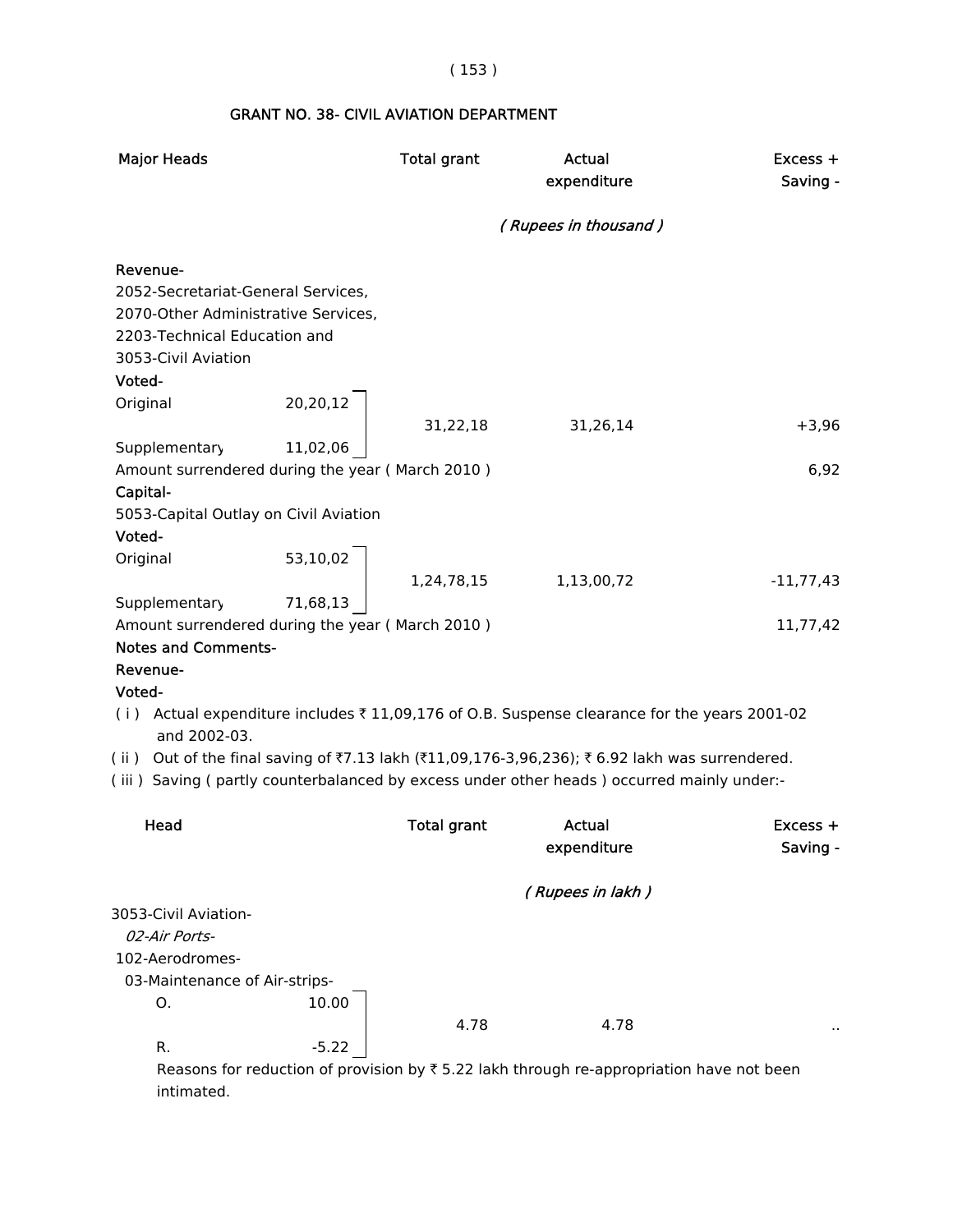## GRANT NO. 38- CIVIL AVIATION DEPARTMENT

| Major Heads | | Total grant | Actual expenditure | Excess + Saving - |
|---|---|---|---|---|
| | | | *( Rupees in thousand )* | |
| **Revenue-** | | | | |
| 2052-Secretariat-General Services, 2070-Other Administrative Services, 2203-Technical Education and 3053-Civil Aviation | | | | |
| **Voted-** | | | | |
| Original | 20,20,12 | 31,22,18 | 31,26,14 | +3,96 |
| Supplementary | 11,02,06 | | | |
| Amount surrendered during the year ( March 2010 ) | | | | 6,92 |
| **Capital-** | | | | |
| 5053-Capital Outlay on Civil Aviation | | | | |
| **Voted-** | | | | |
| Original | 53,10,02 | 1,24,78,15 | 1,13,00,72 | -11,77,43 |
| Supplementary | 71,68,13 | | | |
| Amount surrendered during the year ( March 2010 ) | | | | 11,77,42 |

**Notes and Comments-**

**Revenue-**

**Voted-**

( i ) Actual expenditure includes ₹ 11,09,176 of O.B. Suspense clearance for the years 2001-02 and 2002-03.

( ii ) Out of the final saving of ₹7.13 lakh (₹11,09,176-3,96,236); ₹ 6.92 lakh was surrendered.

( iii ) Saving ( partly counterbalanced by excess under other heads ) occurred mainly under:-

| Head | | Total grant | Actual expenditure | Excess + Saving - |
|---|---|---|---|---|
| | | | *( Rupees in lakh )* | |
| 3053-Civil Aviation- | | | | |
| *02-Air Ports-* | | | | |
| 102-Aerodromes- | | | | |
| 03-Maintenance of Air-strips- | | | | |
| O. | 10.00 | 4.78 | 4.78 | .. |
| R. | -5.22 | | | |

Reasons for reduction of provision by ₹ 5.22 lakh through re-appropriation have not been intimated.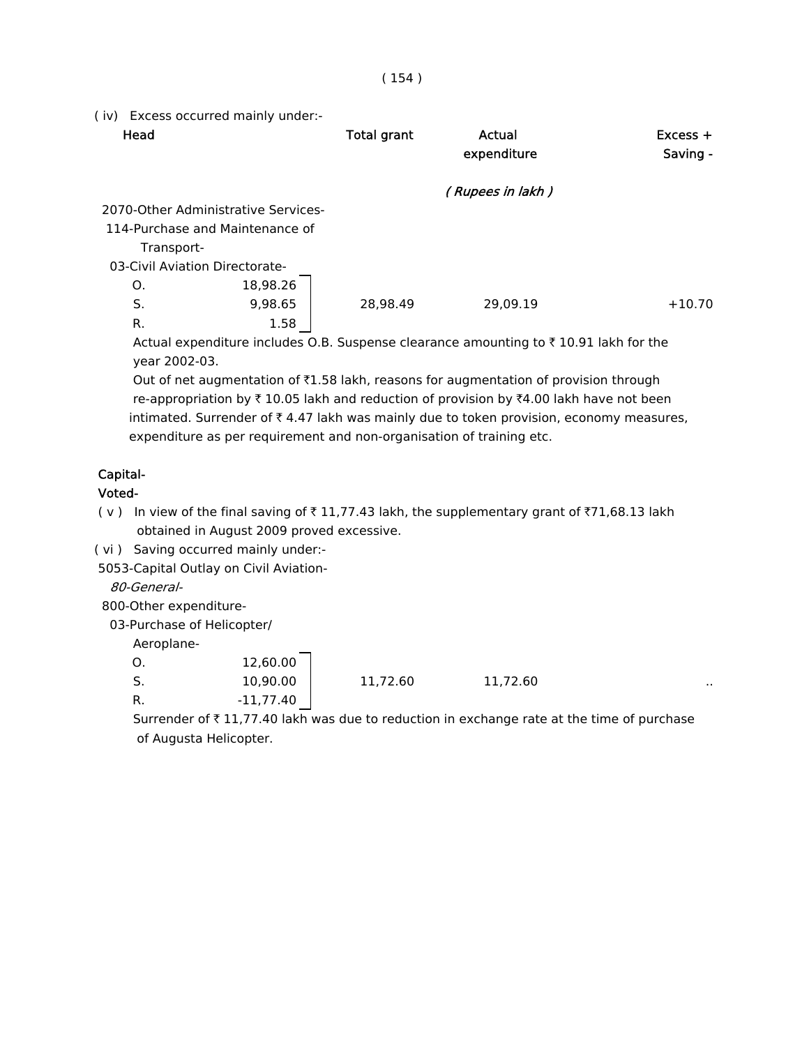( iv)   Excess occurred mainly under:-

| Head | | Total grant | Actual expenditure | Excess + Saving - |
|---|---|---|---|---|
| | | | ( Rupees in lakh ) | |
| 2070-Other Administrative Services- 114-Purchase and Maintenance of Transport- 03-Civil Aviation Directorate- | | | | |
| O. | 18,98.26 | | | |
| S. | 9,98.65 | 28,98.49 | 29,09.19 | +10.70 |
| R. | 1.58 | | | |

Actual expenditure includes O.B. Suspense clearance amounting to ₹ 10.91 lakh for the year 2002-03.

Out of net augmentation of ₹1.58 lakh, reasons for augmentation of provision through re-appropriation by ₹ 10.05 lakh and reduction of provision by ₹4.00 lakh have not been intimated. Surrender of ₹ 4.47 lakh was mainly due to token provision, economy measures, expenditure as per requirement and non-organisation of training etc.

**Capital-**

**Voted-**

( v )   In view of the final saving of ₹ 11,77.43 lakh, the supplementary grant of ₹71,68.13 lakh obtained in August 2009 proved excessive.

( vi )   Saving occurred mainly under:-

| Head | | Total grant | Actual expenditure | Excess + Saving - |
|---|---|---|---|---|
| 5053-Capital Outlay on Civil Aviation- *80-General-* 800-Other expenditure- 03-Purchase of Helicopter/ Aeroplane- | | | | |
| O. | 12,60.00 | | | |
| S. | 10,90.00 | 11,72.60 | 11,72.60 | .. |
| R. | -11,77.40 | | | |

Surrender of ₹ 11,77.40 lakh was due to reduction in exchange rate at the time of purchase of Augusta Helicopter.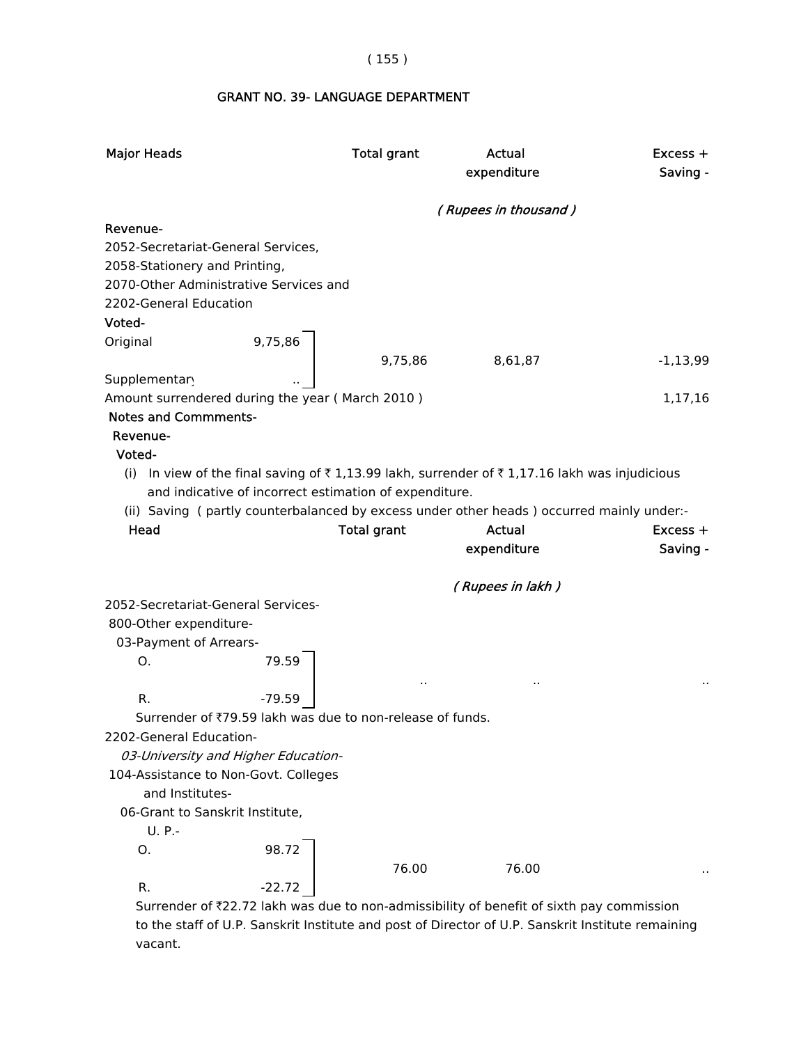## GRANT NO. 39- LANGUAGE DEPARTMENT

| Major Heads | | Total grant | Actual expenditure | Excess + Saving - |
|---|---|---|---|---|
| | | | *( Rupees in thousand )* | |
| **Revenue-** | | | | |
| 2052-Secretariat-General Services, 2058-Stationery and Printing, 2070-Other Administrative Services and 2202-General Education | | | | |
| **Voted-** | | | | |
| Original | 9,75,86 | 9,75,86 | 8,61,87 | -1,13,99 |
| Supplementary | .. | | | |
| Amount surrendered during the year ( March 2010 ) | | | | 1,17,16 |

**Notes and Commments-**

**Revenue-**

**Voted-**

(i) In view of the final saving of ₹ 1,13.99 lakh, surrender of ₹ 1,17.16 lakh was injudicious and indicative of incorrect estimation of expenditure.

(ii) Saving ( partly counterbalanced by excess under other heads ) occurred mainly under:-

| Head | | Total grant | Actual expenditure | Excess + Saving - |
|---|---|---|---|---|
| | | | *( Rupees in lakh )* | |
| 2052-Secretariat-General Services- | | | | |
| 800-Other expenditure- | | | | |
| 03-Payment of Arrears- | | | | |
| O. | 79.59 | .. | .. | .. |
| R. | -79.59 | | | |

Surrender of ₹79.59 lakh was due to non-release of funds.

| Head | | Total grant | Actual expenditure | Excess + Saving - |
|---|---|---|---|---|
| 2202-General Education- | | | | |
| *03-University and Higher Education-* | | | | |
| 104-Assistance to Non-Govt. Colleges and Institutes- | | | | |
| 06-Grant to Sanskrit Institute, U. P.- | | | | |
| O. | 98.72 | 76.00 | 76.00 | .. |
| R. | -22.72 | | | |

Surrender of ₹22.72 lakh was due to non-admissibility of benefit of sixth pay commission to the staff of U.P. Sanskrit Institute and post of Director of U.P. Sanskrit Institute remaining vacant.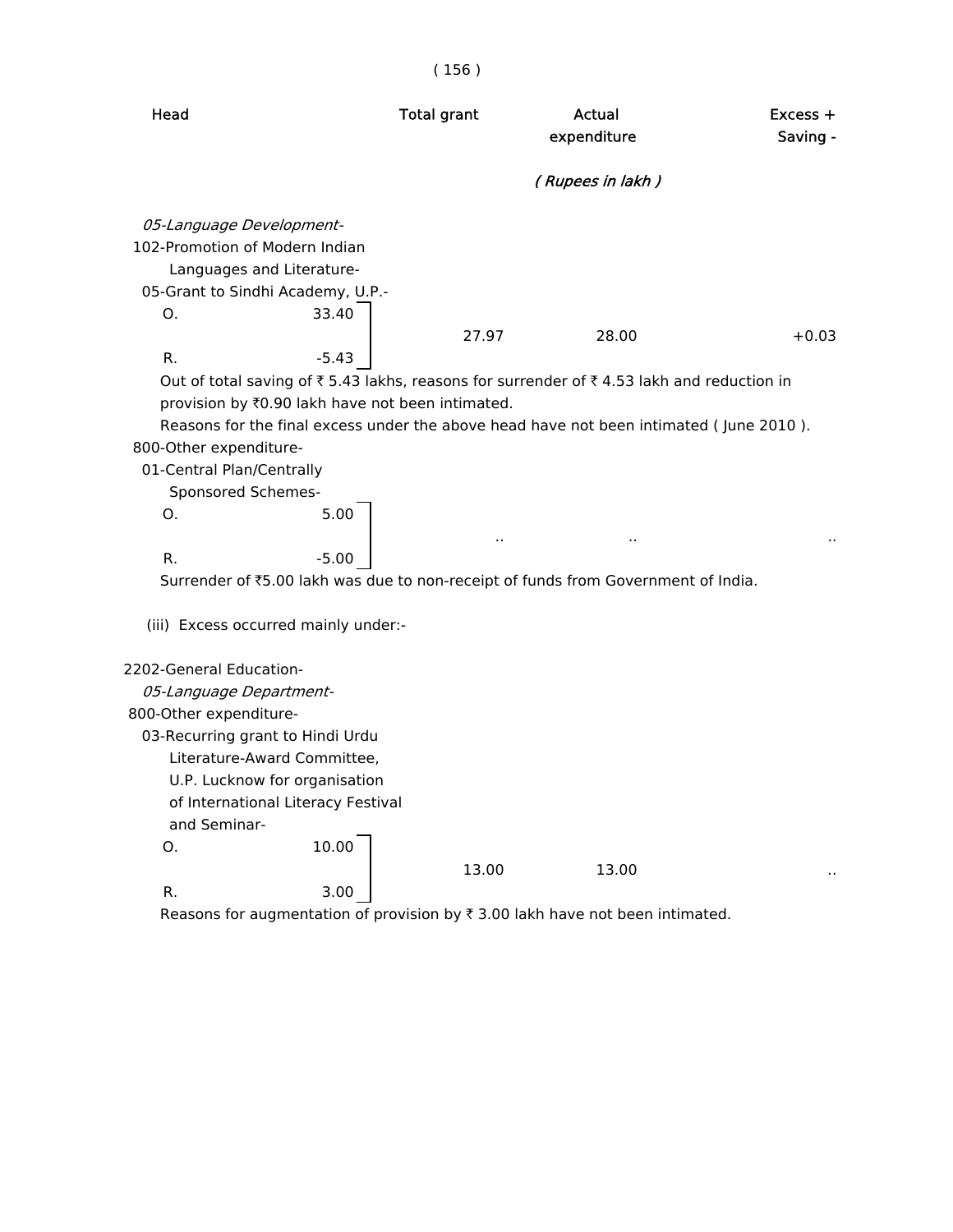| Head | Total grant | Actual expenditure | Excess + Saving - |
|---|---|---|---|
| | | ( Rupees in lakh ) | |
| *05-Language Development-* | | | |
| 102-Promotion of Modern Indian Languages and Literature- | | | |
| 05-Grant to Sindhi Academy, U.P.- | | | |
| O. 33.40<br>R. -5.43 | 27.97 | 28.00 | +0.03 |

Out of total saving of ₹ 5.43 lakhs, reasons for surrender of ₹ 4.53 lakh and reduction in provision by ₹0.90 lakh have not been intimated.

Reasons for the final excess under the above head have not been intimated ( June 2010 ).

| Head | Total grant | Actual expenditure | Excess + Saving - |
|---|---|---|---|
| 800-Other expenditure- | | | |
| 01-Central Plan/Centrally Sponsored Schemes- | | | |
| O. 5.00<br>R. -5.00 | .. | .. | .. |

Surrender of ₹5.00 lakh was due to non-receipt of funds from Government of India.

(iii) Excess occurred mainly under:-

| Head | Total grant | Actual expenditure | Excess + Saving - |
|---|---|---|---|
| 2202-General Education- | | | |
| *05-Language Department-* | | | |
| 800-Other expenditure- | | | |
| 03-Recurring grant to Hindi Urdu Literature-Award Committee, U.P. Lucknow for organisation of International Literacy Festival and Seminar- | | | |
| O. 10.00<br>R. 3.00 | 13.00 | 13.00 | .. |

Reasons for augmentation of provision by ₹ 3.00 lakh have not been intimated.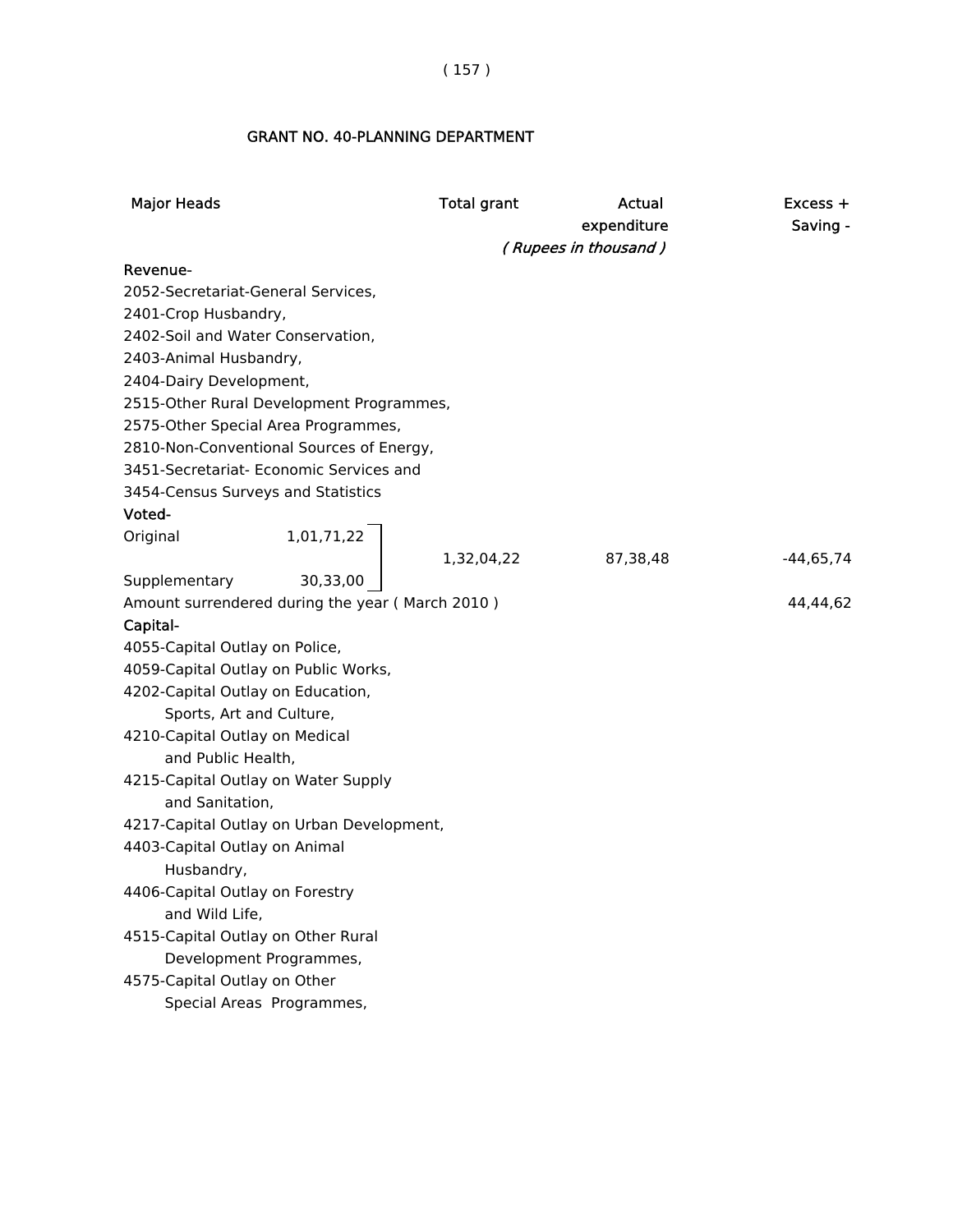## GRANT NO. 40-PLANNING DEPARTMENT

| Major Heads | | Total grant | Actual expenditure | Excess + Saving - |
|---|---|---|---|---|
| | | | *( Rupees in thousand )* | |
| **Revenue-** | | | | |
| 2052-Secretariat-General Services, | | | | |
| 2401-Crop Husbandry, | | | | |
| 2402-Soil and Water Conservation, | | | | |
| 2403-Animal Husbandry, | | | | |
| 2404-Dairy Development, | | | | |
| 2515-Other Rural Development Programmes, | | | | |
| 2575-Other Special Area Programmes, | | | | |
| 2810-Non-Conventional Sources of Energy, | | | | |
| 3451-Secretariat- Economic Services and | | | | |
| 3454-Census Surveys and Statistics | | | | |
| **Voted-** | | | | |
| Original | 1,01,71,22 | 1,32,04,22 | 87,38,48 | -44,65,74 |
| Supplementary | 30,33,00 | | | |
| Amount surrendered during the year ( March 2010 ) | | | | 44,44,62 |
| **Capital-** | | | | |
| 4055-Capital Outlay on Police, | | | | |
| 4059-Capital Outlay on Public Works, | | | | |
| 4202-Capital Outlay on Education, Sports, Art and Culture, | | | | |
| 4210-Capital Outlay on Medical and Public Health, | | | | |
| 4215-Capital Outlay on Water Supply and Sanitation, | | | | |
| 4217-Capital Outlay on Urban Development, | | | | |
| 4403-Capital Outlay on Animal Husbandry, | | | | |
| 4406-Capital Outlay on Forestry and Wild Life, | | | | |
| 4515-Capital Outlay on Other Rural Development Programmes, | | | | |
| 4575-Capital Outlay on Other Special Areas Programmes, | | | | |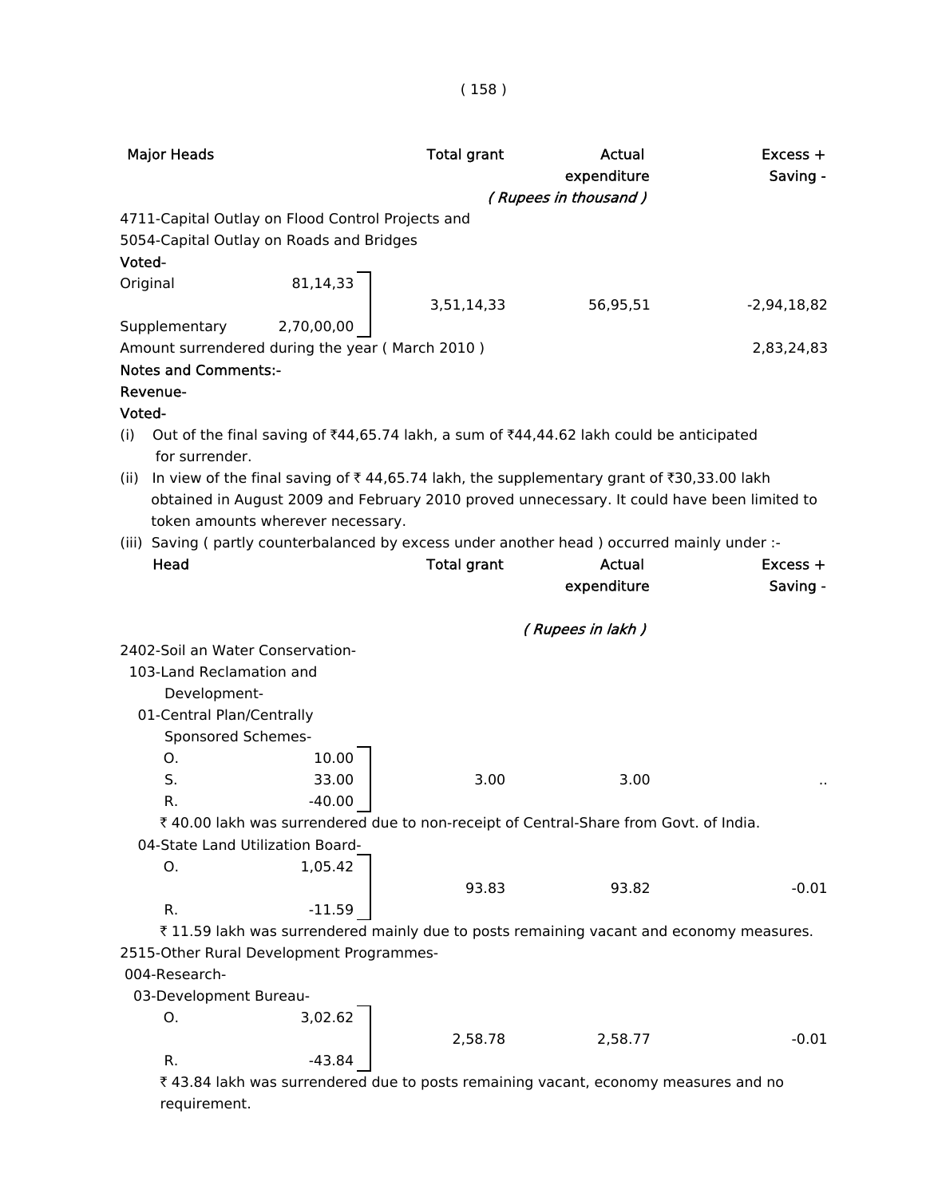| Major Heads | | Total grant | Actual expenditure | Excess + Saving - |
|---|---|---|---|---|
| | | | *( Rupees in thousand )* | |
| 4711-Capital Outlay on Flood Control Projects and 5054-Capital Outlay on Roads and Bridges | | | | |
| **Voted-** | | | | |
| Original | 81,14,33 | | | |
| Supplementary | 2,70,00,00 | 3,51,14,33 | 56,95,51 | -2,94,18,82 |
| Amount surrendered during the year ( March 2010 ) | | | | 2,83,24,83 |

**Notes and Comments:-**

**Revenue-**

**Voted-**

(i) Out of the final saving of ₹44,65.74 lakh, a sum of ₹44,44.62 lakh could be anticipated for surrender.

(ii) In view of the final saving of ₹ 44,65.74 lakh, the supplementary grant of ₹30,33.00 lakh obtained in August 2009 and February 2010 proved unnecessary. It could have been limited to token amounts wherever necessary.

(iii) Saving ( partly counterbalanced by excess under another head ) occurred mainly under :-

| Head | | Total grant | Actual expenditure | Excess + Saving - |
|---|---|---|---|---|
| | | | *( Rupees in lakh )* | |
| 2402-Soil an Water Conservation- | | | | |
| 103-Land Reclamation and Development- | | | | |
| 01-Central Plan/Centrally Sponsored Schemes- | | | | |
| O. | 10.00 | | | |
| S. | 33.00 | 3.00 | 3.00 | .. |
| R. | -40.00 | | | |

₹ 40.00 lakh was surrendered due to non-receipt of Central-Share from Govt. of India.

| Head | | Total grant | Actual expenditure | Excess + Saving - |
|---|---|---|---|---|
| 04-State Land Utilization Board- | | | | |
| O. | 1,05.42 | 93.83 | 93.82 | -0.01 |
| R. | -11.59 | | | |

₹ 11.59 lakh was surrendered mainly due to posts remaining vacant and economy measures.

| Head | | Total grant | Actual expenditure | Excess + Saving - |
|---|---|---|---|---|
| 2515-Other Rural Development Programmes- | | | | |
| 004-Research- | | | | |
| 03-Development Bureau- | | | | |
| O. | 3,02.62 | 2,58.78 | 2,58.77 | -0.01 |
| R. | -43.84 | | | |

₹ 43.84 lakh was surrendered due to posts remaining vacant, economy measures and no requirement.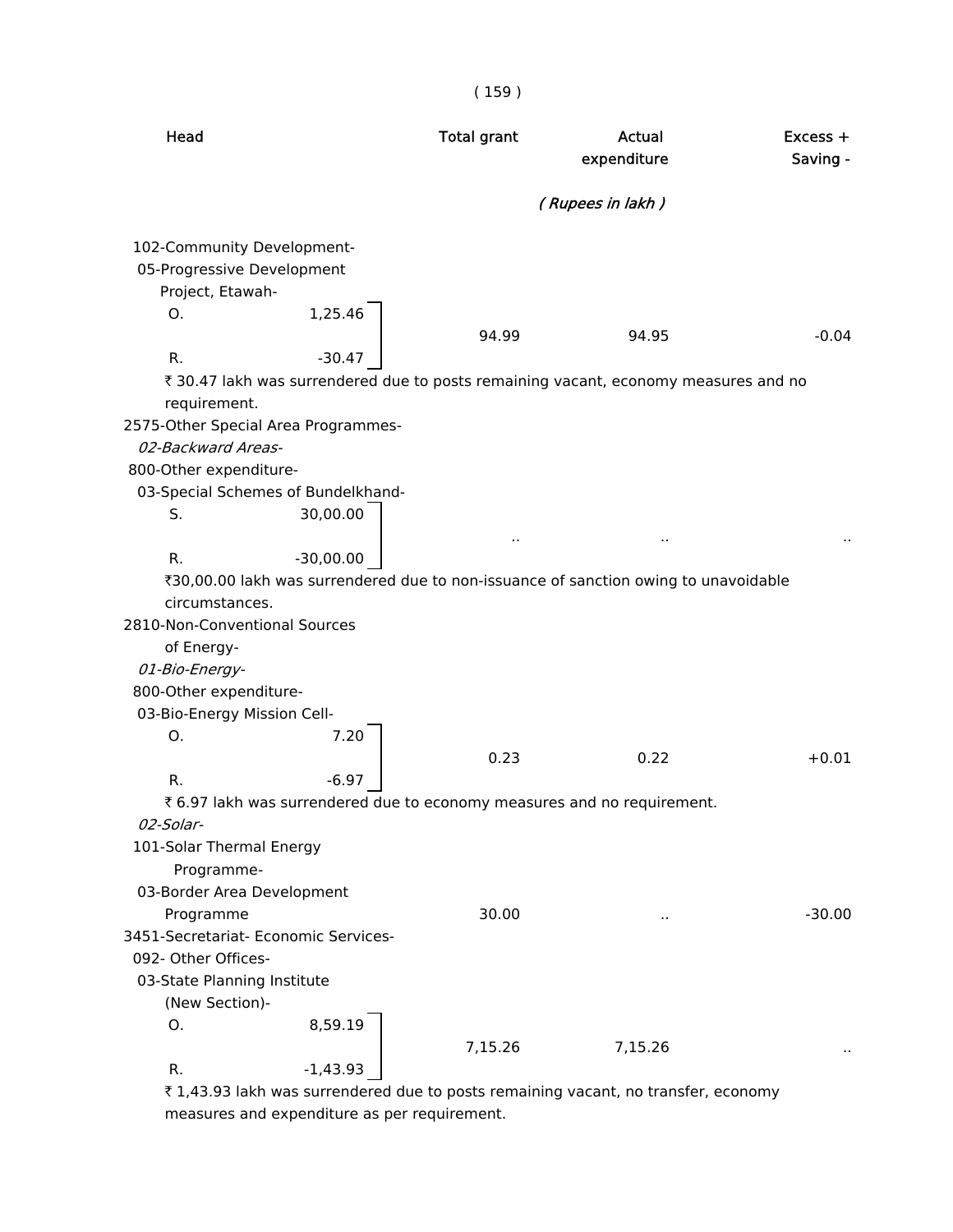| Head | | Total grant | Actual expenditure | Excess + Saving - |
|---|---|---|---|---|
| | | *( Rupees in lakh )* | | |
| 102-Community Development- | | | | |
| 05-Progressive Development Project, Etawah- | | | | |
| O. | 1,25.46 | | | |
| | | 94.99 | 94.95 | -0.04 |
| R. | -30.47 | | | |

₹ 30.47 lakh was surrendered due to posts remaining vacant, economy measures and no requirement.

| Head | | Total grant | Actual expenditure | Excess + Saving - |
|---|---|---|---|---|
| 2575-Other Special Area Programmes- | | | | |
| *02-Backward Areas-* | | | | |
| 800-Other expenditure- | | | | |
| 03-Special Schemes of Bundelkhand- | | | | |
| S. | 30,00.00 | | | |
| | | .. | .. | .. |
| R. | -30,00.00 | | | |

₹30,00.00 lakh was surrendered due to non-issuance of sanction owing to unavoidable circumstances.

| Head | | Total grant | Actual expenditure | Excess + Saving - |
|---|---|---|---|---|
| 2810-Non-Conventional Sources of Energy- | | | | |
| *01-Bio-Energy-* | | | | |
| 800-Other expenditure- | | | | |
| 03-Bio-Energy Mission Cell- | | | | |
| O. | 7.20 | | | |
| | | 0.23 | 0.22 | +0.01 |
| R. | -6.97 | | | |

₹ 6.97 lakh was surrendered due to economy measures and no requirement.

| Head | | Total grant | Actual expenditure | Excess + Saving - |
|---|---|---|---|---|
| *02-Solar-* | | | | |
| 101-Solar Thermal Energy Programme- | | | | |
| 03-Border Area Development Programme | | 30.00 | .. | -30.00 |
| 3451-Secretariat- Economic Services- | | | | |
| 092- Other Offices- | | | | |
| 03-State Planning Institute (New Section)- | | | | |
| O. | 8,59.19 | | | |
| | | 7,15.26 | 7,15.26 | .. |
| R. | -1,43.93 | | | |

₹ 1,43.93 lakh was surrendered due to posts remaining vacant, no transfer, economy measures and expenditure as per requirement.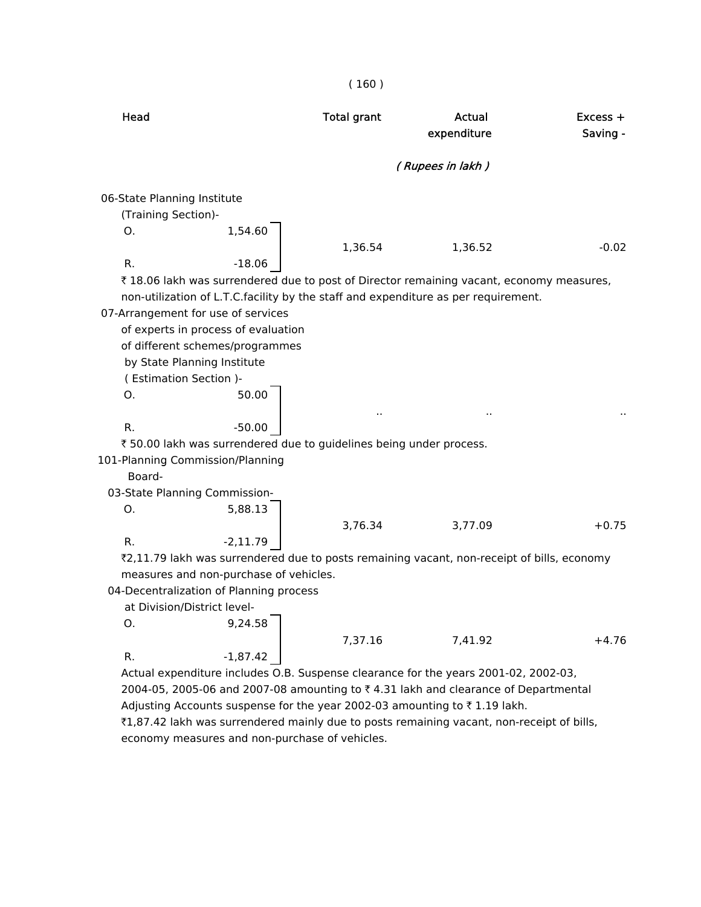| Head | | Total grant | Actual expenditure | Excess + Saving - |
|---|---|---|---|---|
| | | | ( Rupees in lakh ) | |
| 06-State Planning Institute (Training Section)- | | | | |
| O. | 1,54.60 | 1,36.54 | 1,36.52 | -0.02 |
| R. | -18.06 | | | |

₹ 18.06 lakh was surrendered due to post of Director remaining vacant, economy measures, non-utilization of L.T.C.facility by the staff and expenditure as per requirement.

| Head | | Total grant | Actual expenditure | Excess + Saving - |
|---|---|---|---|---|
| 07-Arrangement for use of services of experts in process of evaluation of different schemes/programmes by State Planning Institute ( Estimation Section )- | | | | |
| O. | 50.00 | .. | .. | .. |
| R. | -50.00 | | | |

₹ 50.00 lakh was surrendered due to guidelines being under process.

| Head | | Total grant | Actual expenditure | Excess + Saving - |
|---|---|---|---|---|
| 101-Planning Commission/Planning Board- | | | | |
| 03-State Planning Commission- | | | | |
| O. | 5,88.13 | 3,76.34 | 3,77.09 | +0.75 |
| R. | -2,11.79 | | | |

₹2,11.79 lakh was surrendered due to posts remaining vacant, non-receipt of bills, economy measures and non-purchase of vehicles.

| Head | | Total grant | Actual expenditure | Excess + Saving - |
|---|---|---|---|---|
| 04-Decentralization of Planning process at Division/District level- | | | | |
| O. | 9,24.58 | 7,37.16 | 7,41.92 | +4.76 |
| R. | -1,87.42 | | | |

Actual expenditure includes O.B. Suspense clearance for the years 2001-02, 2002-03, 2004-05, 2005-06 and 2007-08 amounting to ₹ 4.31 lakh and clearance of Departmental Adjusting Accounts suspense for the year 2002-03 amounting to ₹ 1.19 lakh.

₹1,87.42 lakh was surrendered mainly due to posts remaining vacant, non-receipt of bills, economy measures and non-purchase of vehicles.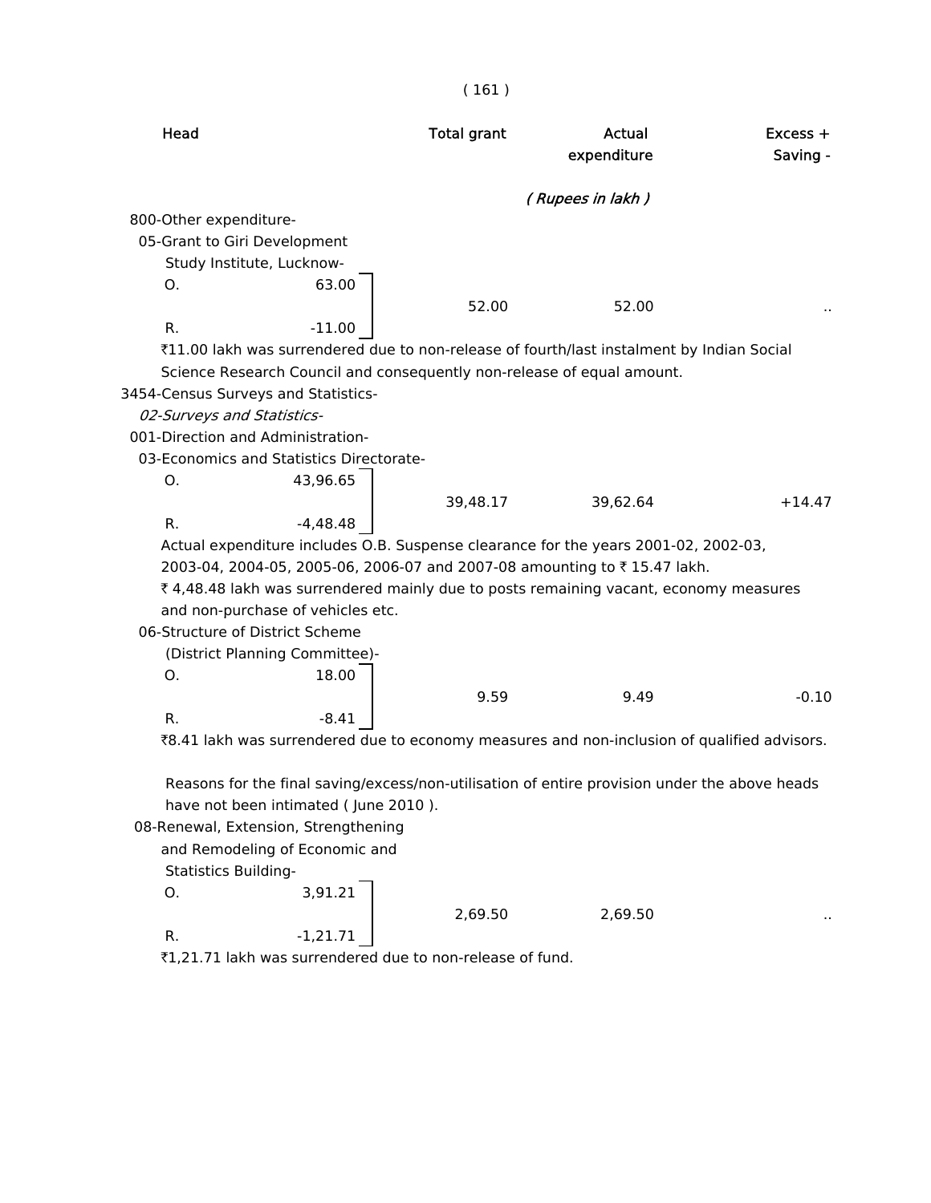| Head | | Total grant | Actual expenditure | Excess + Saving - |
|---|---|---|---|---|
| | | | *( Rupees in lakh )* | |
| 800-Other expenditure- | | | | |
| 05-Grant to Giri Development Study Institute, Lucknow- | | | | |
| O. | 63.00 | 52.00 | 52.00 | .. |
| R. | -11.00 | | | |

₹11.00 lakh was surrendered due to non-release of fourth/last instalment by Indian Social Science Research Council and consequently non-release of equal amount.

3454-Census Surveys and Statistics-

*02-Surveys and Statistics-*

| Head | | Total grant | Actual expenditure | Excess + Saving - |
|---|---|---|---|---|
| 001-Direction and Administration- | | | | |
| 03-Economics and Statistics Directorate- | | | | |
| O. | 43,96.65 | 39,48.17 | 39,62.64 | +14.47 |
| R. | -4,48.48 | | | |

Actual expenditure includes O.B. Suspense clearance for the years 2001-02, 2002-03, 2003-04, 2004-05, 2005-06, 2006-07 and 2007-08 amounting to ₹ 15.47 lakh.

₹ 4,48.48 lakh was surrendered mainly due to posts remaining vacant, economy measures and non-purchase of vehicles etc.

| Head | | Total grant | Actual expenditure | Excess + Saving - |
|---|---|---|---|---|
| 06-Structure of District Scheme (District Planning Committee)- | | | | |
| O. | 18.00 | 9.59 | 9.49 | -0.10 |
| R. | -8.41 | | | |

₹8.41 lakh was surrendered due to economy measures and non-inclusion of qualified advisors.

Reasons for the final saving/excess/non-utilisation of entire provision under the above heads have not been intimated ( June 2010 ).

| Head | | Total grant | Actual expenditure | Excess + Saving - |
|---|---|---|---|---|
| 08-Renewal, Extension, Strengthening and Remodeling of Economic and Statistics Building- | | | | |
| O. | 3,91.21 | 2,69.50 | 2,69.50 | .. |
| R. | -1,21.71 | | | |

₹1,21.71 lakh was surrendered due to non-release of fund.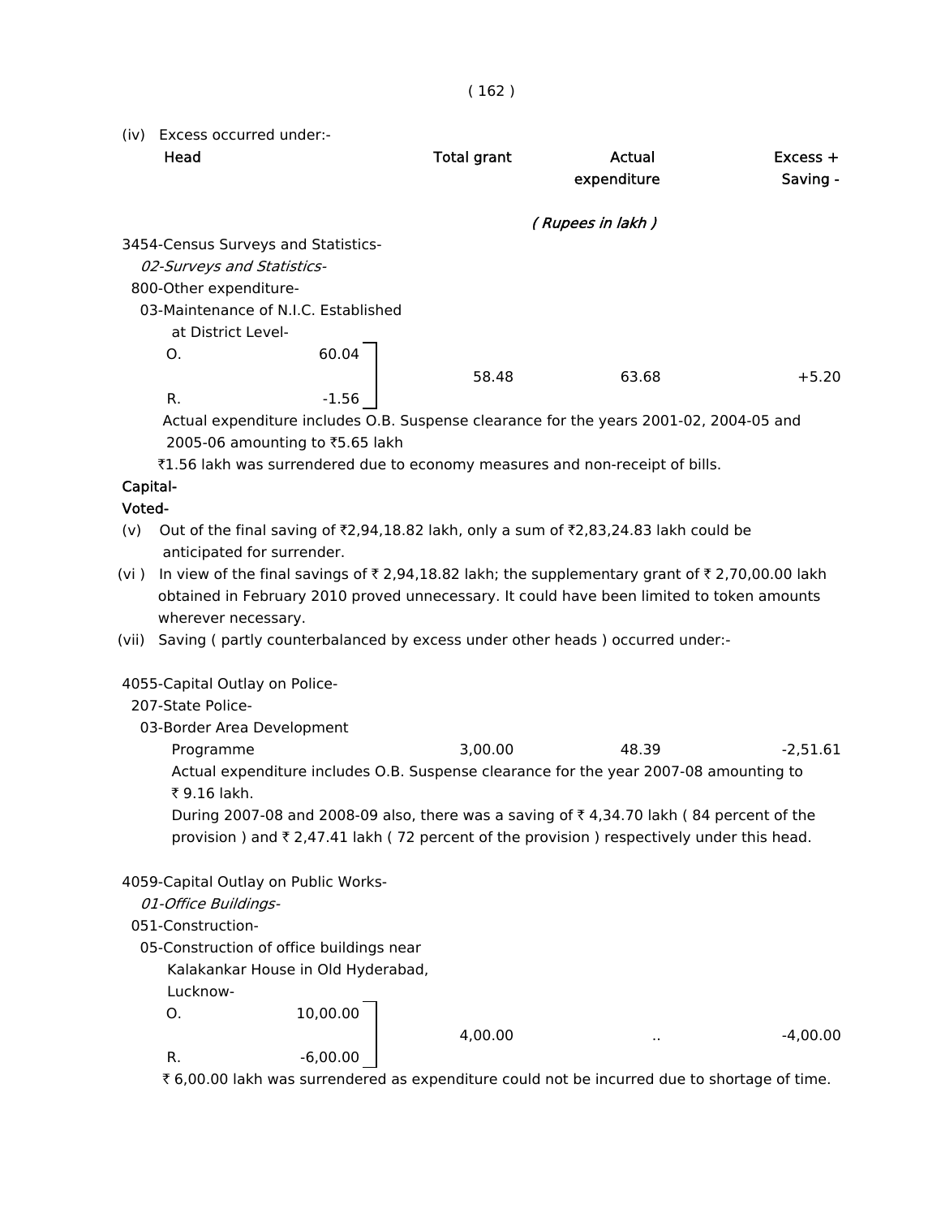(iv) Excess occurred under:-

| Head | Total grant | Actual expenditure | Excess + Saving - |
|---|---|---|---|
| | | *( Rupees in lakh )* | |
| 3454-Census Surveys and Statistics- | | | |
| *02-Surveys and Statistics-* | | | |
| 800-Other expenditure- | | | |
| 03-Maintenance of N.I.C. Established at District Level- | | | |
| O. 60.04 / R. -1.56 | 58.48 | 63.68 | +5.20 |

Actual expenditure includes O.B. Suspense clearance for the years 2001-02, 2004-05 and 2005-06 amounting to ₹5.65 lakh

₹1.56 lakh was surrendered due to economy measures and non-receipt of bills.

**Capital-**

**Voted-**

(v) Out of the final saving of ₹2,94,18.82 lakh, only a sum of ₹2,83,24.83 lakh could be anticipated for surrender.

(vi ) In view of the final savings of ₹ 2,94,18.82 lakh; the supplementary grant of ₹ 2,70,00.00 lakh obtained in February 2010 proved unnecessary. It could have been limited to token amounts wherever necessary.

(vii) Saving ( partly counterbalanced by excess under other heads ) occurred under:-

| Head | Total grant | Actual expenditure | Excess + Saving - |
|---|---|---|---|
| 4055-Capital Outlay on Police- | | | |
| 207-State Police- | | | |
| 03-Border Area Development Programme | 3,00.00 | 48.39 | -2,51.61 |

Actual expenditure includes O.B. Suspense clearance for the year 2007-08 amounting to ₹ 9.16 lakh.

During 2007-08 and 2008-09 also, there was a saving of ₹ 4,34.70 lakh ( 84 percent of the provision ) and ₹ 2,47.41 lakh ( 72 percent of the provision ) respectively under this head.

| Head | Total grant | Actual expenditure | Excess + Saving - |
|---|---|---|---|
| 4059-Capital Outlay on Public Works- | | | |
| *01-Office Buildings-* | | | |
| 051-Construction- | | | |
| 05-Construction of office buildings near Kalakankar House in Old Hyderabad, Lucknow- | | | |
| O. 10,00.00 / R. -6,00.00 | 4,00.00 | .. | -4,00.00 |

₹ 6,00.00 lakh was surrendered as expenditure could not be incurred due to shortage of time.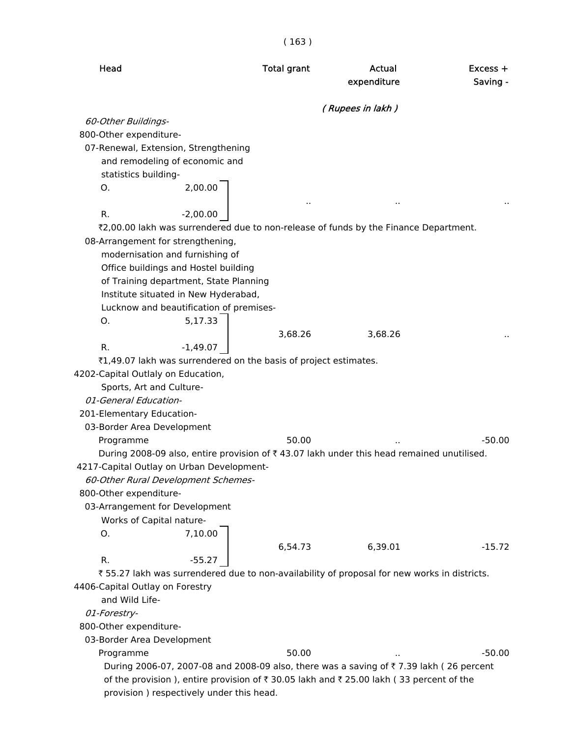| Head | Total grant | Actual expenditure | Excess + Saving - |
|---|---|---|---|
| | | *( Rupees in lakh )* | |
| *60-Other Buildings-* | | | |
| 800-Other expenditure- | | | |
| 07-Renewal, Extension, Strengthening and remodeling of economic and statistics building- | | | |
| O. 2,00.00 / R. -2,00.00 | .. | .. | .. |

₹2,00.00 lakh was surrendered due to non-release of funds by the Finance Department.

| Head | Total grant | Actual expenditure | Excess + Saving - |
|---|---|---|---|
| 08-Arrangement for strengthening, modernisation and furnishing of Office buildings and Hostel building of Training department, State Planning Institute situated in New Hyderabad, Lucknow and beautification of premises- | | | |
| O. 5,17.33 / R. -1,49.07 | 3,68.26 | 3,68.26 | .. |

₹1,49.07 lakh was surrendered on the basis of project estimates.

| Head | Total grant | Actual expenditure | Excess + Saving - |
|---|---|---|---|
| 4202-Capital Outlaly on Education, Sports, Art and Culture- | | | |
| *01-General Education-* | | | |
| 201-Elementary Education- | | | |
| 03-Border Area Development Programme | 50.00 | .. | -50.00 |

During 2008-09 also, entire provision of ₹ 43.07 lakh under this head remained unutilised.

| Head | Total grant | Actual expenditure | Excess + Saving - |
|---|---|---|---|
| 4217-Capital Outlay on Urban Development- | | | |
| *60-Other Rural Development Schemes-* | | | |
| 800-Other expenditure- | | | |
| 03-Arrangement for Development Works of Capital nature- | | | |
| O. 7,10.00 / R. -55.27 | 6,54.73 | 6,39.01 | -15.72 |

₹ 55.27 lakh was surrendered due to non-availability of proposal for new works in districts.

| Head | Total grant | Actual expenditure | Excess + Saving - |
|---|---|---|---|
| 4406-Capital Outlay on Forestry and Wild Life- | | | |
| *01-Forestry-* | | | |
| 800-Other expenditure- | | | |
| 03-Border Area Development Programme | 50.00 | .. | -50.00 |

During 2006-07, 2007-08 and 2008-09 also, there was a saving of ₹ 7.39 lakh ( 26 percent of the provision ), entire provision of ₹ 30.05 lakh and ₹ 25.00 lakh ( 33 percent of the provision ) respectively under this head.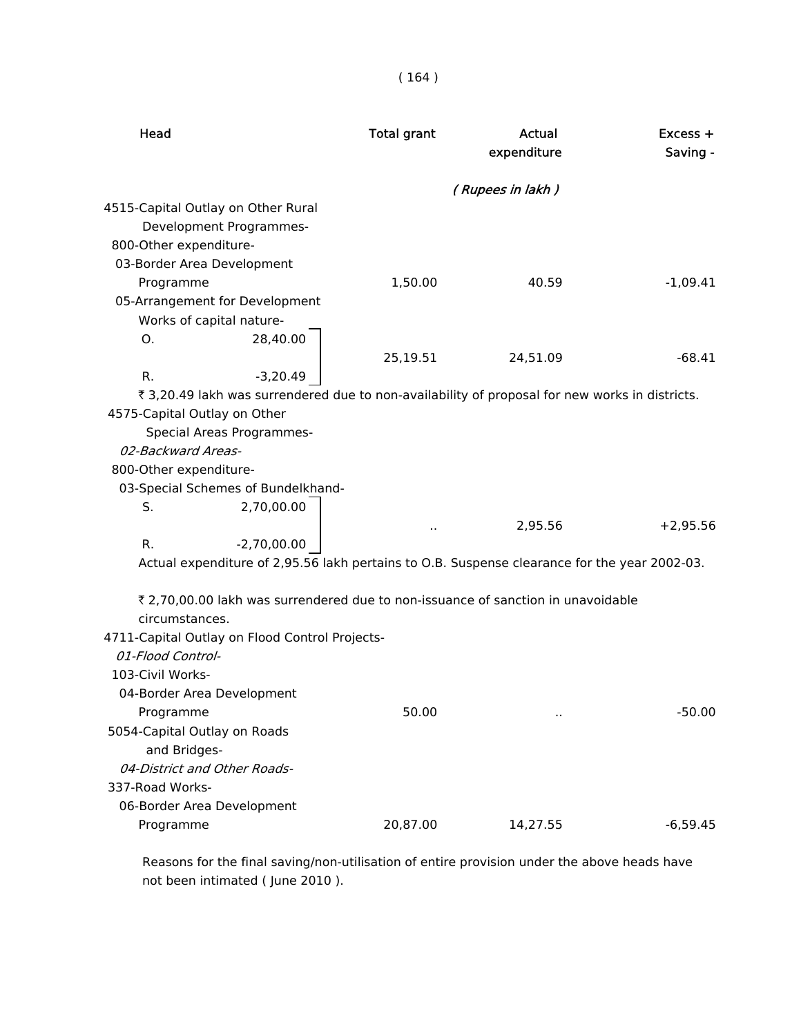| Head | Total grant | Actual expenditure | Excess + Saving - |
|---|---|---|---|
| | | *( Rupees in lakh )* | |
| 4515-Capital Outlay on Other Rural Development Programmes- | | | |
| 800-Other expenditure- | | | |
| 03-Border Area Development Programme | 1,50.00 | 40.59 | -1,09.41 |
| 05-Arrangement for Development Works of capital nature- | | | |
| O. 28,40.00 / R. -3,20.49 | 25,19.51 | 24,51.09 | -68.41 |

₹ 3,20.49 lakh was surrendered due to non-availability of proposal for new works in districts.

| Head | Total grant | Actual expenditure | Excess + Saving - |
|---|---|---|---|
| 4575-Capital Outlay on Other Special Areas Programmes- | | | |
| *02-Backward Areas-* | | | |
| 800-Other expenditure- | | | |
| 03-Special Schemes of Bundelkhand- | | | |
| S. 2,70,00.00 / R. -2,70,00.00 | .. | 2,95.56 | +2,95.56 |

Actual expenditure of 2,95.56 lakh pertains to O.B. Suspense clearance for the year 2002-03.

₹ 2,70,00.00 lakh was surrendered due to non-issuance of sanction in unavoidable circumstances.

| Head | Total grant | Actual expenditure | Excess + Saving - |
|---|---|---|---|
| 4711-Capital Outlay on Flood Control Projects- | | | |
| *01-Flood Control-* | | | |
| 103-Civil Works- | | | |
| 04-Border Area Development Programme | 50.00 | .. | -50.00 |
| 5054-Capital Outlay on Roads and Bridges- | | | |
| *04-District and Other Roads-* | | | |
| 337-Road Works- | | | |
| 06-Border Area Development Programme | 20,87.00 | 14,27.55 | -6,59.45 |

Reasons for the final saving/non-utilisation of entire provision under the above heads have not been intimated ( June 2010 ).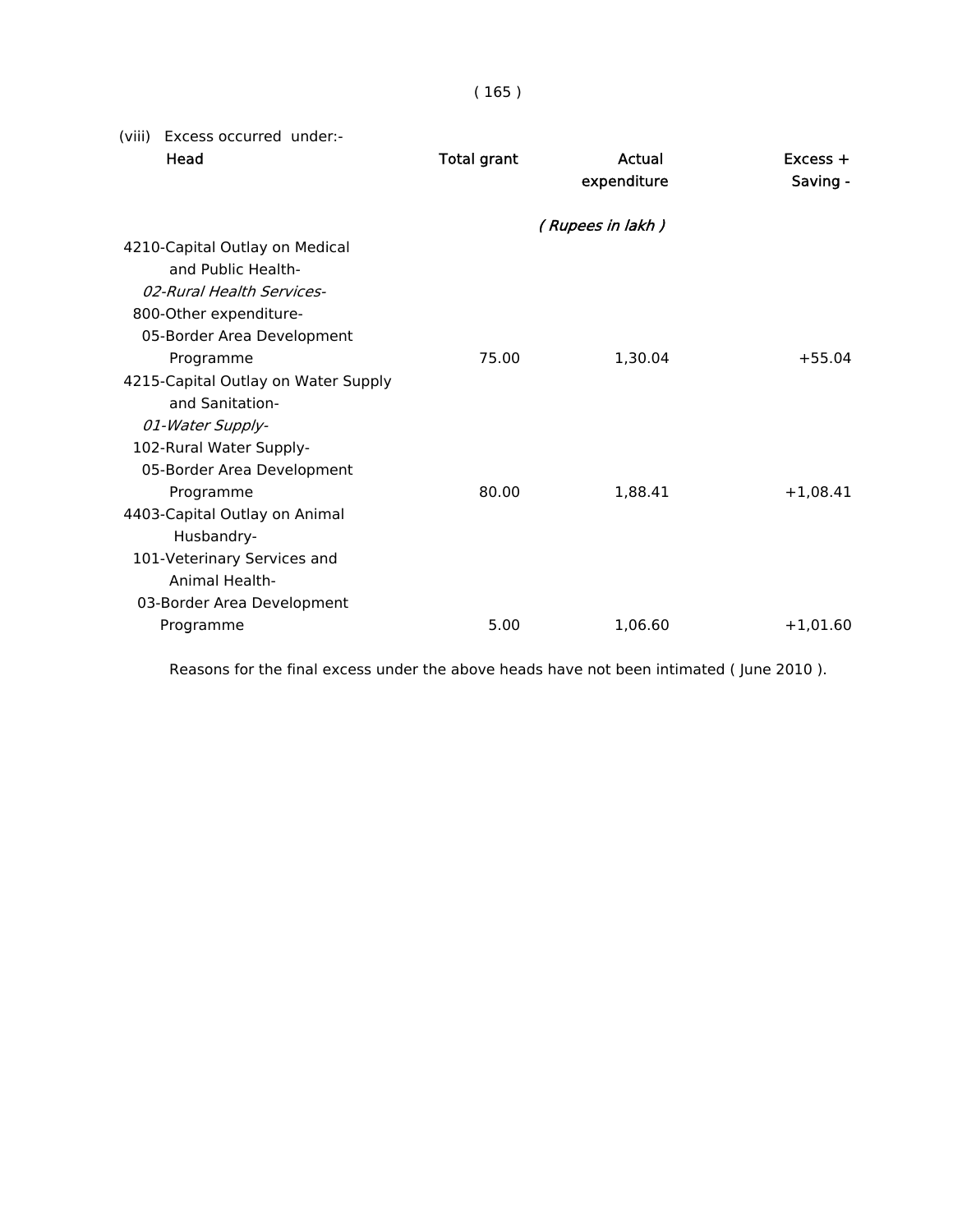(viii) Excess occurred under:-

| Head | Total grant | Actual expenditure | Excess + Saving - |
|---|---|---|---|
| | | *( Rupees in lakh )* | |
| 4210-Capital Outlay on Medical and Public Health- | | | |
| *02-Rural Health Services-* | | | |
| 800-Other expenditure- | | | |
| 05-Border Area Development Programme | 75.00 | 1,30.04 | +55.04 |
| 4215-Capital Outlay on Water Supply and Sanitation- | | | |
| *01-Water Supply-* | | | |
| 102-Rural Water Supply- | | | |
| 05-Border Area Development Programme | 80.00 | 1,88.41 | +1,08.41 |
| 4403-Capital Outlay on Animal Husbandry- | | | |
| 101-Veterinary Services and Animal Health- | | | |
| 03-Border Area Development Programme | 5.00 | 1,06.60 | +1,01.60 |

Reasons for the final excess under the above heads have not been intimated ( June 2010 ).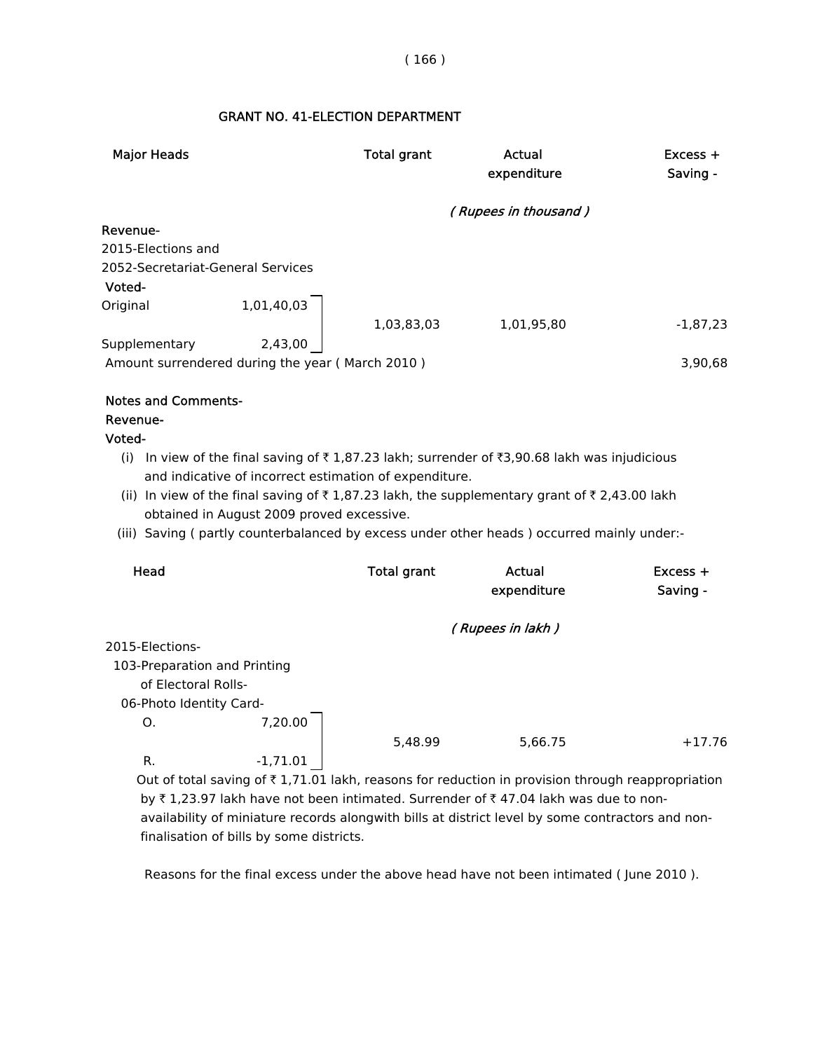## GRANT NO. 41-ELECTION DEPARTMENT

| Major Heads | | Total grant | Actual expenditure | Excess + Saving - |
|---|---|---|---|---|
| | | *( Rupees in thousand )* | | |
| **Revenue-** | | | | |
| 2015-Elections and | | | | |
| 2052-Secretariat-General Services | | | | |
| **Voted-** | | | | |
| Original | 1,01,40,03 | | | |
| | | 1,03,83,03 | 1,01,95,80 | -1,87,23 |
| Supplementary | 2,43,00 | | | |
| Amount surrendered during the year ( March 2010 ) | | | | 3,90,68 |

**Notes and Comments-**

**Revenue-**

**Voted-**

(i) In view of the final saving of ₹ 1,87.23 lakh; surrender of ₹3,90.68 lakh was injudicious and indicative of incorrect estimation of expenditure.

(ii) In view of the final saving of ₹ 1,87.23 lakh, the supplementary grant of ₹ 2,43.00 lakh obtained in August 2009 proved excessive.

(iii) Saving ( partly counterbalanced by excess under other heads ) occurred mainly under:-

| Head | | Total grant | Actual expenditure | Excess + Saving - |
|---|---|---|---|---|
| | | *( Rupees in lakh )* | | |
| 2015-Elections- | | | | |
| 103-Preparation and Printing of Electoral Rolls- | | | | |
| 06-Photo Identity Card- | | | | |
| O. | 7,20.00 | | | |
| | | 5,48.99 | 5,66.75 | +17.76 |
| R. | -1,71.01 | | | |

Out of total saving of ₹ 1,71.01 lakh, reasons for reduction in provision through reappropriation by ₹ 1,23.97 lakh have not been intimated. Surrender of ₹ 47.04 lakh was due to non-availability of miniature records alongwith bills at district level by some contractors and non-finalisation of bills by some districts.

Reasons for the final excess under the above head have not been intimated ( June 2010 ).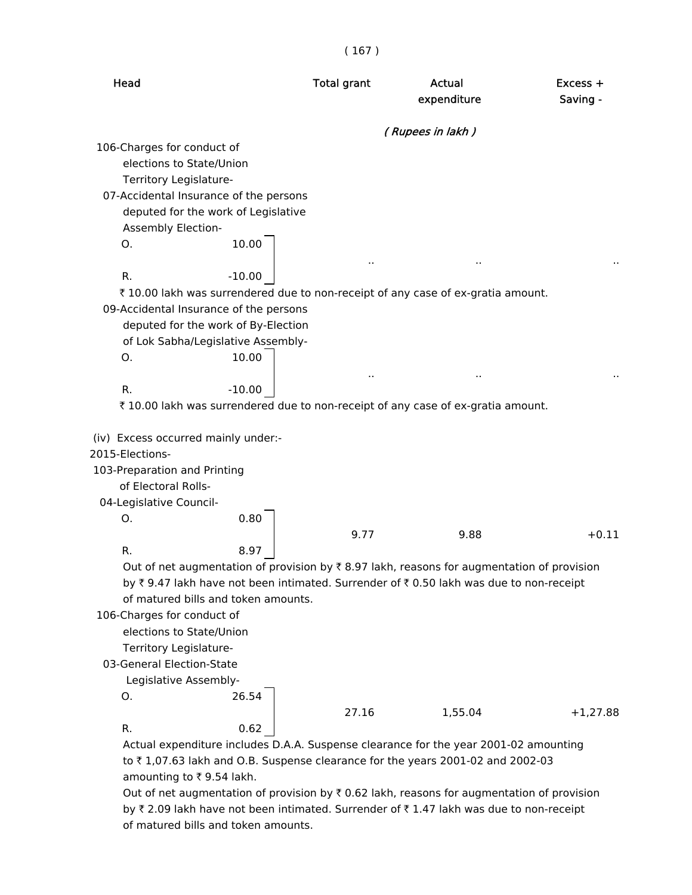| Head | | Total grant | Actual expenditure | Excess + Saving - |
|---|---|---|---|---|
| | | | *( Rupees in lakh )* | |
| 106-Charges for conduct of elections to State/Union Territory Legislature- | | | | |
| 07-Accidental Insurance of the persons deputed for the work of Legislative Assembly Election- | | | | |
| O. | 10.00 | .. | .. | .. |
| R. | -10.00 | | | |

₹ 10.00 lakh was surrendered due to non-receipt of any case of ex-gratia amount.

| Head | | Total grant | Actual expenditure | Excess + Saving - |
|---|---|---|---|---|
| 09-Accidental Insurance of the persons deputed for the work of By-Election of Lok Sabha/Legislative Assembly- | | | | |
| O. | 10.00 | .. | .. | .. |
| R. | -10.00 | | | |

₹ 10.00 lakh was surrendered due to non-receipt of any case of ex-gratia amount.

(iv) Excess occurred mainly under:-

| Head | | Total grant | Actual expenditure | Excess + Saving - |
|---|---|---|---|---|
| 2015-Elections- | | | | |
| 103-Preparation and Printing of Electoral Rolls- | | | | |
| 04-Legislative Council- | | | | |
| O. | 0.80 | 9.77 | 9.88 | +0.11 |
| R. | 8.97 | | | |

Out of net augmentation of provision by ₹ 8.97 lakh, reasons for augmentation of provision by ₹ 9.47 lakh have not been intimated. Surrender of ₹ 0.50 lakh was due to non-receipt of matured bills and token amounts.

| Head | | Total grant | Actual expenditure | Excess + Saving - |
|---|---|---|---|---|
| 106-Charges for conduct of elections to State/Union Territory Legislature- | | | | |
| 03-General Election-State Legislative Assembly- | | | | |
| O. | 26.54 | 27.16 | 1,55.04 | +1,27.88 |
| R. | 0.62 | | | |

Actual expenditure includes D.A.A. Suspense clearance for the year 2001-02 amounting to ₹ 1,07.63 lakh and O.B. Suspense clearance for the years 2001-02 and 2002-03 amounting to ₹ 9.54 lakh.

Out of net augmentation of provision by ₹ 0.62 lakh, reasons for augmentation of provision by ₹ 2.09 lakh have not been intimated. Surrender of ₹ 1.47 lakh was due to non-receipt of matured bills and token amounts.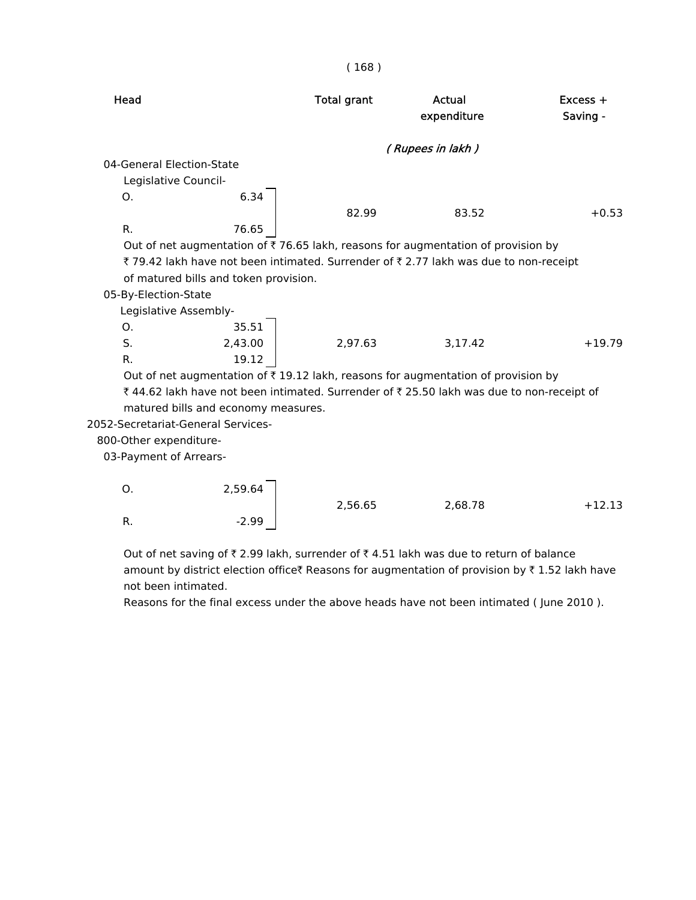| Head | | Total grant | Actual expenditure | Excess + Saving - |
|---|---|---|---|---|
| | | *( Rupees in lakh )* | | |
| 04-General Election-State Legislative Council- | | | | |
| O. | 6.34 | 82.99 | 83.52 | +0.53 |
| R. | 76.65 | | | |

Out of net augmentation of ₹ 76.65 lakh, reasons for augmentation of provision by ₹ 79.42 lakh have not been intimated. Surrender of ₹ 2.77 lakh was due to non-receipt of matured bills and token provision.

| Head | | Total grant | Actual expenditure | Excess + Saving - |
|---|---|---|---|---|
| 05-By-Election-State Legislative Assembly- | | | | |
| O. | 35.51 | 2,97.63 | 3,17.42 | +19.79 |
| S. | 2,43.00 | | | |
| R. | 19.12 | | | |

Out of net augmentation of ₹ 19.12 lakh, reasons for augmentation of provision by ₹ 44.62 lakh have not been intimated. Surrender of ₹ 25.50 lakh was due to non-receipt of matured bills and economy measures.

2052-Secretariat-General Services-

800-Other expenditure-

03-Payment of Arrears-

| Head | | Total grant | Actual expenditure | Excess + Saving - |
|---|---|---|---|---|
| O. | 2,59.64 | 2,56.65 | 2,68.78 | +12.13 |
| R. | -2.99 | | | |

Out of net saving of ₹ 2.99 lakh, surrender of ₹ 4.51 lakh was due to return of balance amount by district election office₹ Reasons for augmentation of provision by ₹ 1.52 lakh have not been intimated.

Reasons for the final excess under the above heads have not been intimated ( June 2010 ).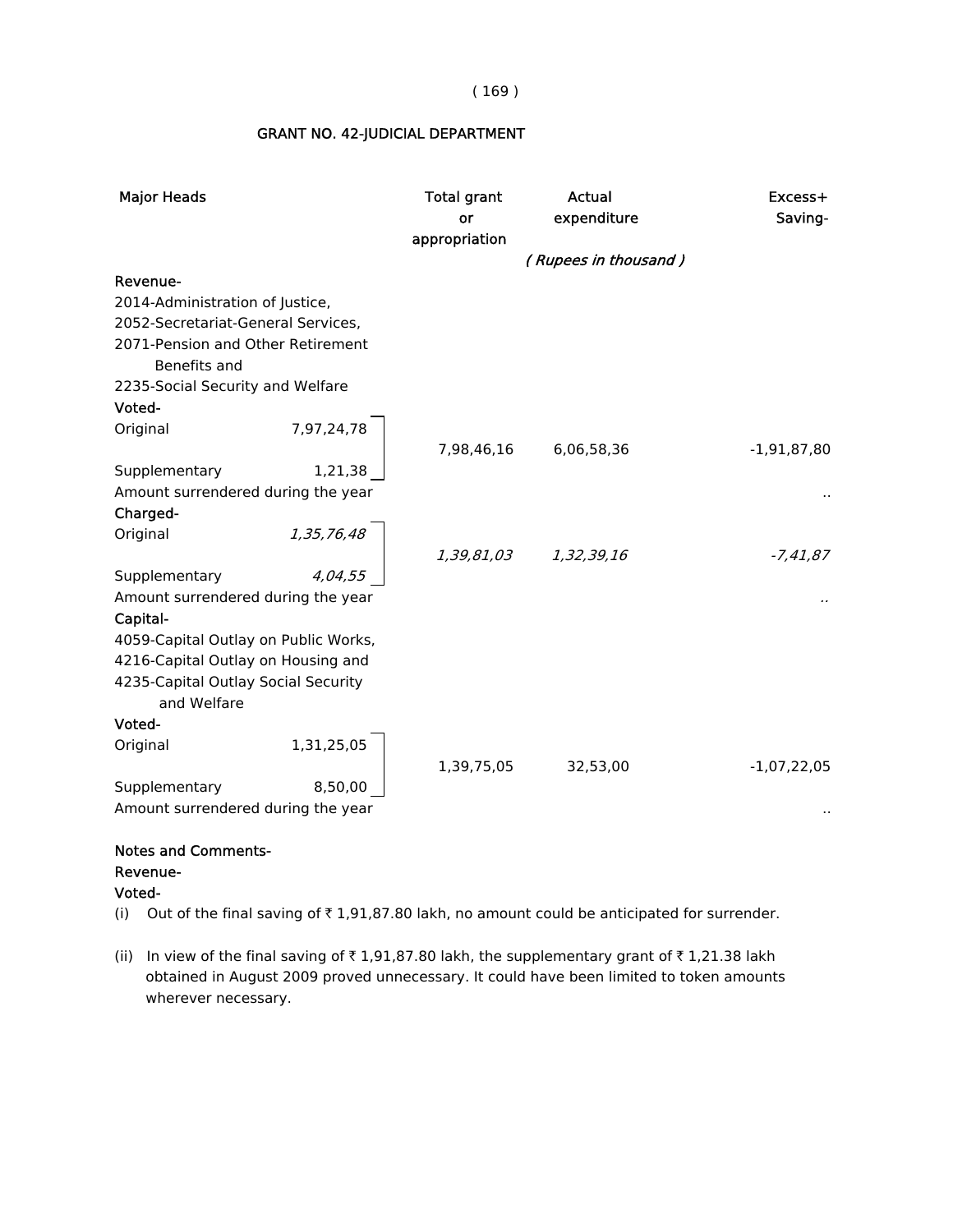## GRANT NO. 42-JUDICIAL DEPARTMENT

| Major Heads | | Total grant or appropriation | Actual expenditure | Excess+ Saving- |
|---|---|---|---|---|
| | | *( Rupees in thousand )* | | |
| **Revenue-** | | | | |
| 2014-Administration of Justice, 2052-Secretariat-General Services, 2071-Pension and Other Retirement Benefits and 2235-Social Security and Welfare | | | | |
| **Voted-** | | | | |
| Original | 7,97,24,78 | 7,98,46,16 | 6,06,58,36 | -1,91,87,80 |
| Supplementary | 1,21,38 | | | |
| Amount surrendered during the year | | | | .. |
| **Charged-** | | | | |
| Original | *1,35,76,48* | *1,39,81,03* | *1,32,39,16* | *-7,41,87* |
| Supplementary | *4,04,55* | | | |
| Amount surrendered during the year | | | | *..* |
| **Capital-** | | | | |
| 4059-Capital Outlay on Public Works, 4216-Capital Outlay on Housing and 4235-Capital Outlay Social Security and Welfare | | | | |
| **Voted-** | | | | |
| Original | 1,31,25,05 | 1,39,75,05 | 32,53,00 | -1,07,22,05 |
| Supplementary | 8,50,00 | | | |
| Amount surrendered during the year | | | | .. |

**Notes and Comments-**

**Revenue-**

**Voted-**

(i) Out of the final saving of ₹ 1,91,87.80 lakh, no amount could be anticipated for surrender.

(ii) In view of the final saving of ₹ 1,91,87.80 lakh, the supplementary grant of ₹ 1,21.38 lakh obtained in August 2009 proved unnecessary. It could have been limited to token amounts wherever necessary.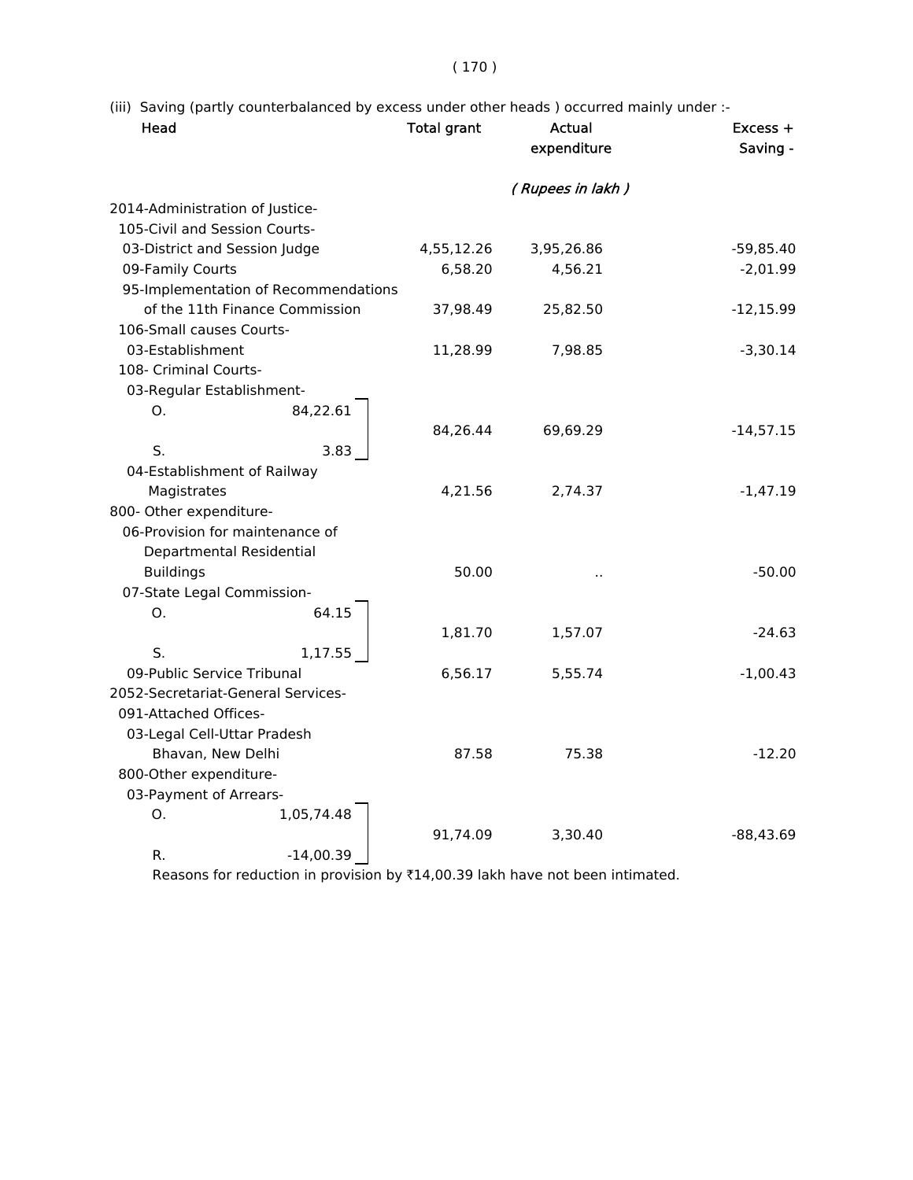(iii) Saving (partly counterbalanced by excess under other heads ) occurred mainly under :-

| Head | | Total grant | Actual expenditure | Excess + Saving - |
|---|---|---|---|---|
| | | | *( Rupees in lakh )* | |
| 2014-Administration of Justice- | | | | |
| 105-Civil and Session Courts- | | | | |
| 03-District and Session Judge | | 4,55,12.26 | 3,95,26.86 | -59,85.40 |
| 09-Family Courts | | 6,58.20 | 4,56.21 | -2,01.99 |
| 95-Implementation of Recommendations of the 11th Finance Commission | | 37,98.49 | 25,82.50 | -12,15.99 |
| 106-Small causes Courts- | | | | |
| 03-Establishment | | 11,28.99 | 7,98.85 | -3,30.14 |
| 108- Criminal Courts- | | | | |
| 03-Regular Establishment- | | | | |
| O. | 84,22.61 | | | |
| | | 84,26.44 | 69,69.29 | -14,57.15 |
| S. | 3.83 | | | |
| 04-Establishment of Railway Magistrates | | 4,21.56 | 2,74.37 | -1,47.19 |
| 800- Other expenditure- | | | | |
| 06-Provision for maintenance of Departmental Residential Buildings | | 50.00 | .. | -50.00 |
| 07-State Legal Commission- | | | | |
| O. | 64.15 | | | |
| | | 1,81.70 | 1,57.07 | -24.63 |
| S. | 1,17.55 | | | |
| 09-Public Service Tribunal | | 6,56.17 | 5,55.74 | -1,00.43 |
| 2052-Secretariat-General Services- | | | | |
| 091-Attached Offices- | | | | |
| 03-Legal Cell-Uttar Pradesh Bhavan, New Delhi | | 87.58 | 75.38 | -12.20 |
| 800-Other expenditure- | | | | |
| 03-Payment of Arrears- | | | | |
| O. | 1,05,74.48 | | | |
| | | 91,74.09 | 3,30.40 | -88,43.69 |
| R. | -14,00.39 | | | |

Reasons for reduction in provision by ₹14,00.39 lakh have not been intimated.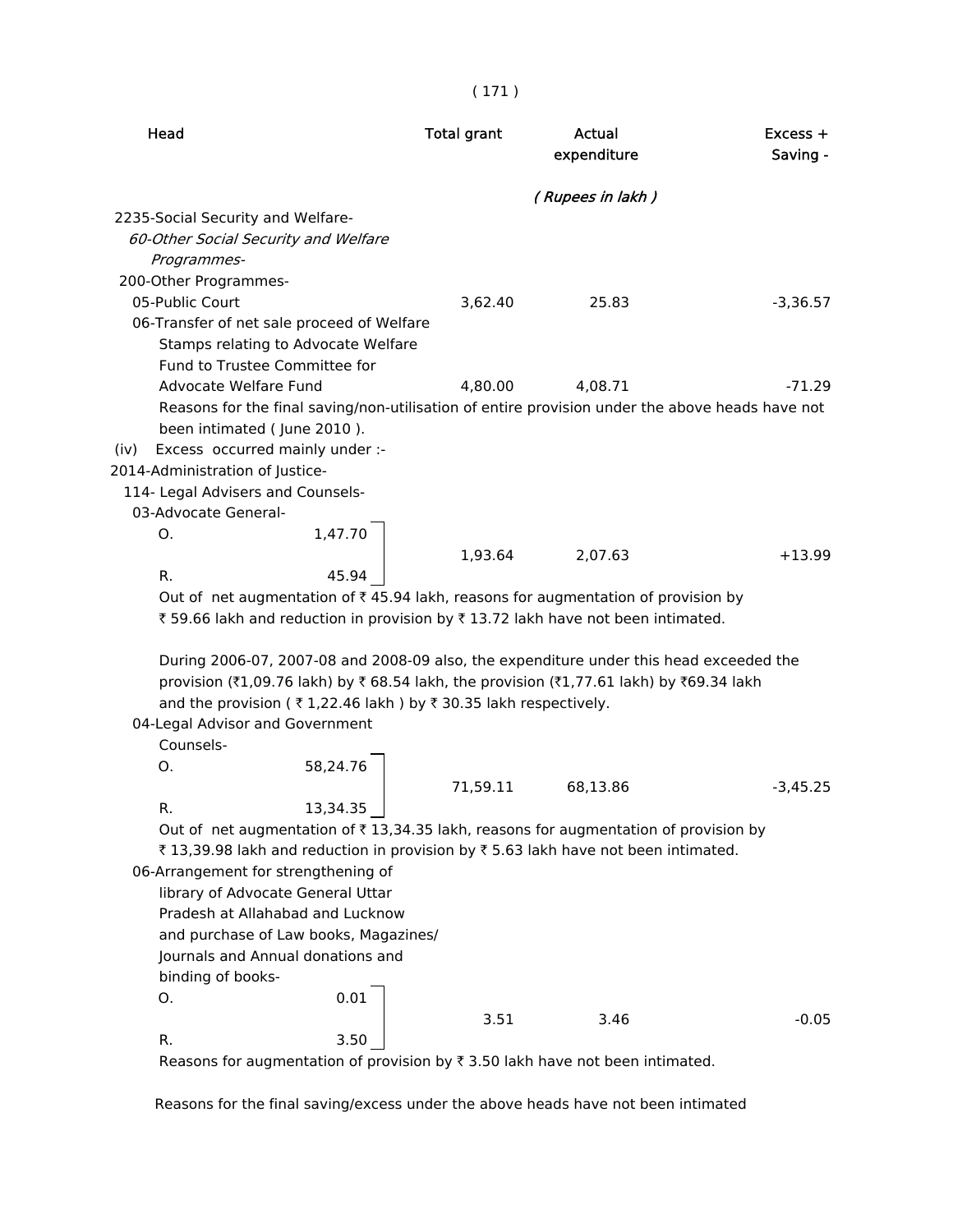| Head | Total grant | Actual expenditure | Excess + Saving - |
|---|---|---|---|
| | | *( Rupees in lakh )* | |
| 2235-Social Security and Welfare- | | | |
| *60-Other Social Security and Welfare Programmes-* | | | |
| 200-Other Programmes- | | | |
| 05-Public Court | 3,62.40 | 25.83 | -3,36.57 |
| 06-Transfer of net sale proceed of Welfare Stamps relating to Advocate Welfare Fund to Trustee Committee for Advocate Welfare Fund | 4,80.00 | 4,08.71 | -71.29 |

Reasons for the final saving/non-utilisation of entire provision under the above heads have not been intimated ( June 2010 ).

(iv) Excess occurred mainly under :-

2014-Administration of Justice-

114- Legal Advisers and Counsels-

03-Advocate General-

| | | Total grant | Actual expenditure | Excess + Saving - |
|---|---|---|---|---|
| O. | 1,47.70 | | | |
| | | 1,93.64 | 2,07.63 | +13.99 |
| R. | 45.94 | | | |

Out of net augmentation of ₹ 45.94 lakh, reasons for augmentation of provision by ₹ 59.66 lakh and reduction in provision by ₹ 13.72 lakh have not been intimated.

During 2006-07, 2007-08 and 2008-09 also, the expenditure under this head exceeded the provision (₹1,09.76 lakh) by ₹ 68.54 lakh, the provision (₹1,77.61 lakh) by ₹69.34 lakh and the provision ( ₹ 1,22.46 lakh ) by ₹ 30.35 lakh respectively.

04-Legal Advisor and Government Counsels-

| | | Total grant | Actual expenditure | Excess + Saving - |
|---|---|---|---|---|
| O. | 58,24.76 | | | |
| | | 71,59.11 | 68,13.86 | -3,45.25 |
| R. | 13,34.35 | | | |

Out of net augmentation of ₹ 13,34.35 lakh, reasons for augmentation of provision by ₹ 13,39.98 lakh and reduction in provision by ₹ 5.63 lakh have not been intimated.

06-Arrangement for strengthening of library of Advocate General Uttar Pradesh at Allahabad and Lucknow and purchase of Law books, Magazines/ Journals and Annual donations and binding of books-

| | | Total grant | Actual expenditure | Excess + Saving - |
|---|---|---|---|---|
| O. | 0.01 | | | |
| | | 3.51 | 3.46 | -0.05 |
| R. | 3.50 | | | |

Reasons for augmentation of provision by ₹ 3.50 lakh have not been intimated.

Reasons for the final saving/excess under the above heads have not been intimated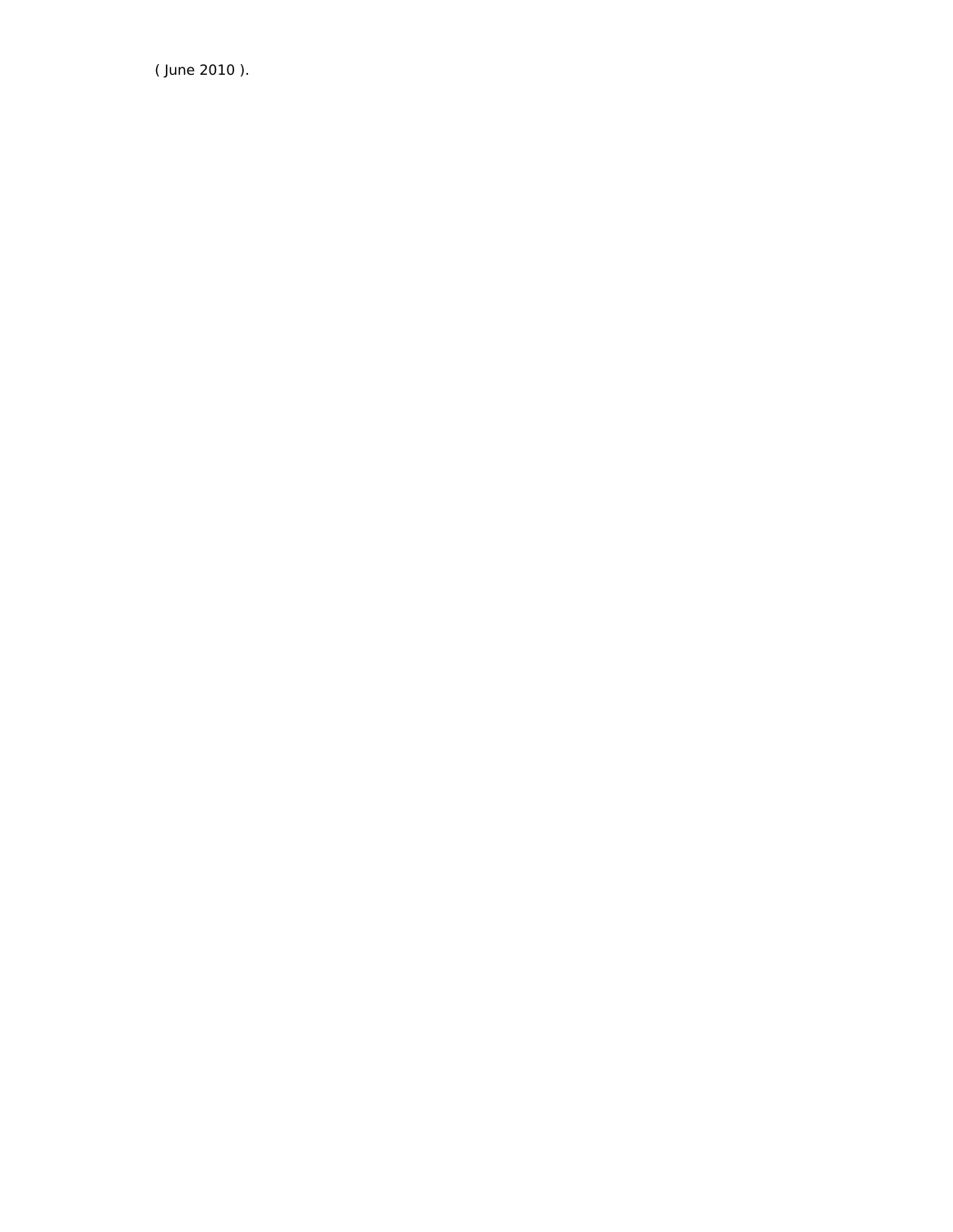( June 2010 ).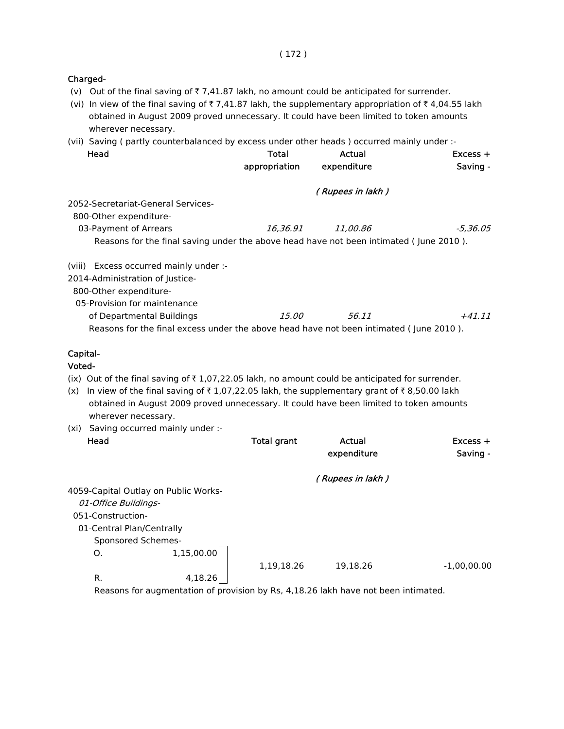**Charged-**

(v) Out of the final saving of ₹ 7,41.87 lakh, no amount could be anticipated for surrender.

(vi) In view of the final saving of ₹ 7,41.87 lakh, the supplementary appropriation of ₹ 4,04.55 lakh obtained in August 2009 proved unnecessary. It could have been limited to token amounts wherever necessary.

(vii) Saving ( partly counterbalanced by excess under other heads ) occurred mainly under :-

| Head | Total appropriation | Actual expenditure | Excess + Saving - |
|---|---|---|---|
| | | *( Rupees in lakh )* | |
| 2052-Secretariat-General Services- | | | |
| 800-Other expenditure- | | | |
| 03-Payment of Arrears | *16,36.91* | *11,00.86* | *-5,36.05* |

Reasons for the final saving under the above head have not been intimated ( June 2010 ).

(viii) Excess occurred mainly under :-

| Head | Total appropriation | Actual expenditure | Excess + Saving - |
|---|---|---|---|
| 2014-Administration of Justice- | | | |
| 800-Other expenditure- | | | |
| 05-Provision for maintenance of Departmental Buildings | *15.00* | *56.11* | *+41.11* |

Reasons for the final excess under the above head have not been intimated ( June 2010 ).

**Capital-**

**Voted-**

(ix) Out of the final saving of ₹ 1,07,22.05 lakh, no amount could be anticipated for surrender.

(x) In view of the final saving of ₹ 1,07,22.05 lakh, the supplementary grant of ₹ 8,50.00 lakh obtained in August 2009 proved unnecessary. It could have been limited to token amounts wherever necessary.

(xi) Saving occurred mainly under :-

| Head | | Total grant | Actual expenditure | Excess + Saving - |
|---|---|---|---|---|
| | | | *( Rupees in lakh )* | |
| 4059-Capital Outlay on Public Works- | | | | |
| *01-Office Buildings-* | | | | |
| 051-Construction- | | | | |
| 01-Central Plan/Centrally Sponsored Schemes- | | | | |
| O. | 1,15,00.00 | 1,19,18.26 | 19,18.26 | -1,00,00.00 |
| R. | 4,18.26 | | | |

Reasons for augmentation of provision by Rs, 4,18.26 lakh have not been intimated.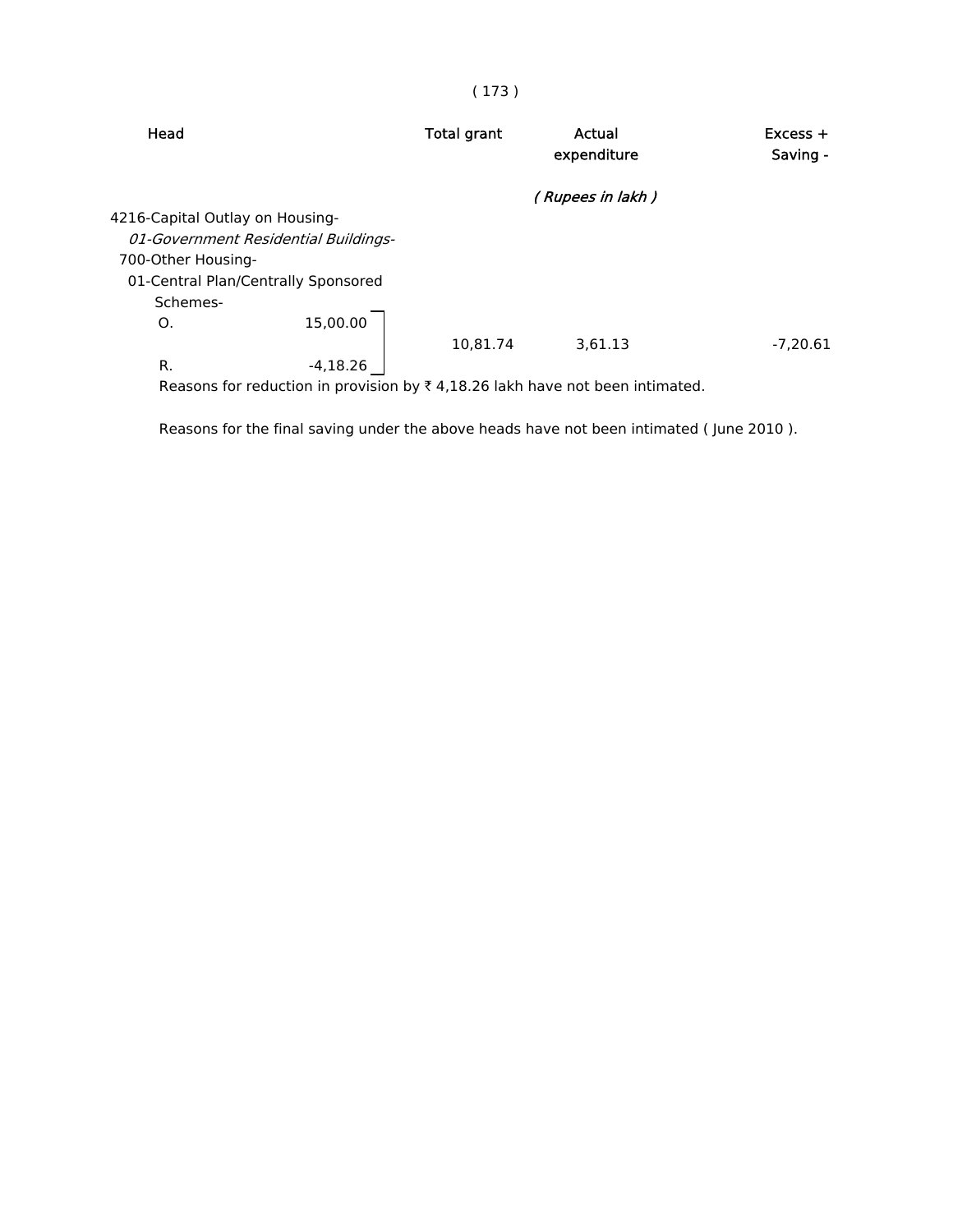| Head | | Total grant | Actual expenditure | Excess + Saving - |
|---|---|---|---|---|
| | | | *( Rupees in lakh )* | |
| 4216-Capital Outlay on Housing- | | | | |
| *01-Government Residential Buildings-* | | | | |
| 700-Other Housing- | | | | |
| 01-Central Plan/Centrally Sponsored Schemes- | | | | |
| O. | 15,00.00 | 10,81.74 | 3,61.13 | -7,20.61 |
| R. | -4,18.26 | | | |

Reasons for reduction in provision by ₹ 4,18.26 lakh have not been intimated.

Reasons for the final saving under the above heads have not been intimated ( June 2010 ).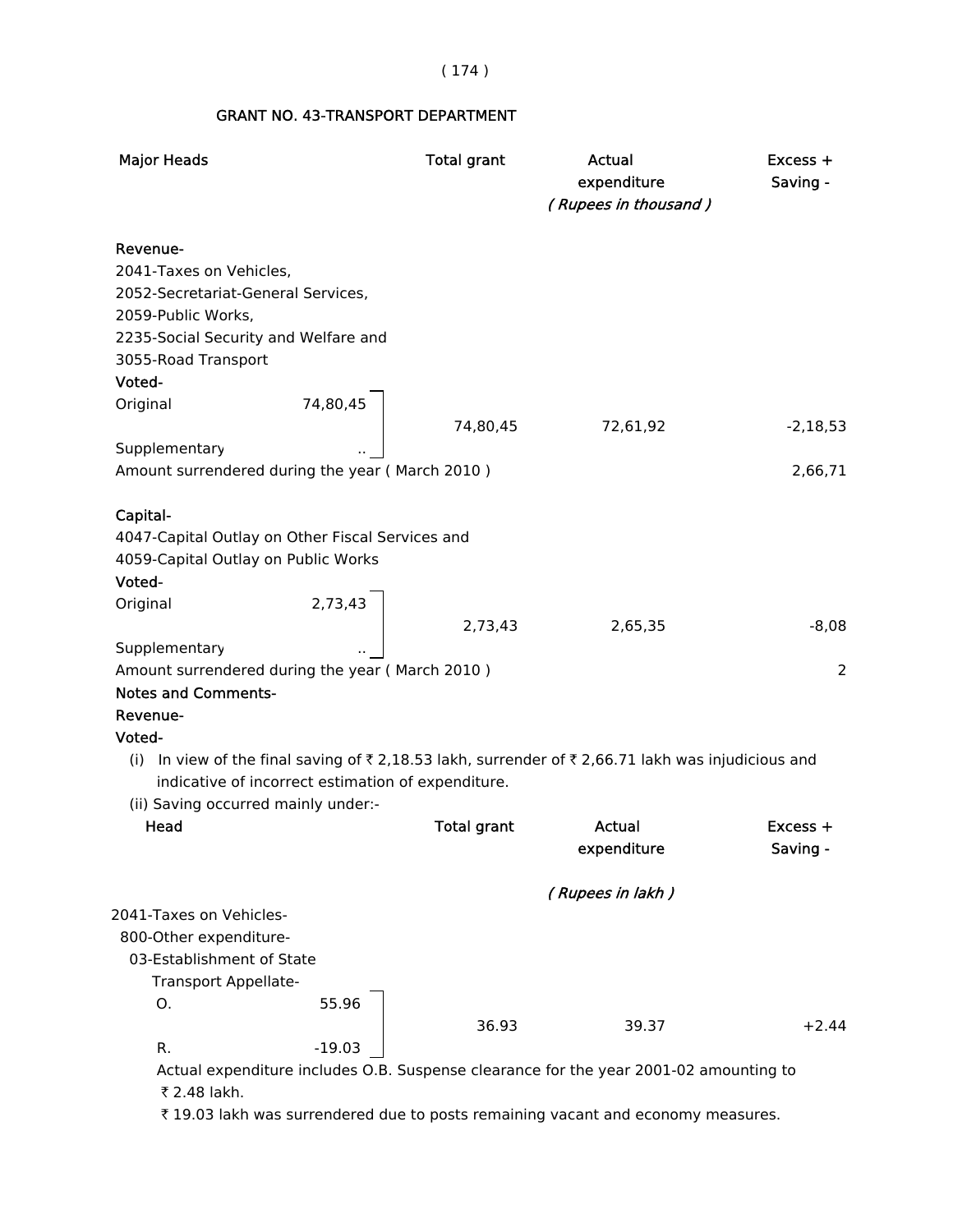## GRANT NO. 43-TRANSPORT DEPARTMENT

| Major Heads | | Total grant | Actual expenditure | Excess + Saving - |
|---|---|---|---|---|
| | | | *( Rupees in thousand )* | |
| **Revenue-** | | | | |
| 2041-Taxes on Vehicles, 2052-Secretariat-General Services, 2059-Public Works, 2235-Social Security and Welfare and 3055-Road Transport | | | | |
| **Voted-** | | | | |
| Original | 74,80,45 | 74,80,45 | 72,61,92 | -2,18,53 |
| Supplementary | .. | | | |
| Amount surrendered during the year ( March 2010 ) | | | | 2,66,71 |
| **Capital-** | | | | |
| 4047-Capital Outlay on Other Fiscal Services and 4059-Capital Outlay on Public Works | | | | |
| **Voted-** | | | | |
| Original | 2,73,43 | 2,73,43 | 2,65,35 | -8,08 |
| Supplementary | .. | | | |
| Amount surrendered during the year ( March 2010 ) | | | | 2 |

**Notes and Comments-**

**Revenue-**

**Voted-**

(i) In view of the final saving of ₹ 2,18.53 lakh, surrender of ₹ 2,66.71 lakh was injudicious and indicative of incorrect estimation of expenditure.

(ii) Saving occurred mainly under:-

| Head | | Total grant | Actual expenditure | Excess + Saving - |
|---|---|---|---|---|
| | | | *( Rupees in lakh )* | |
| 2041-Taxes on Vehicles- | | | | |
| 800-Other expenditure- | | | | |
| 03-Establishment of State Transport Appellate- | | | | |
| O. | 55.96 | 36.93 | 39.37 | +2.44 |
| R. | -19.03 | | | |

Actual expenditure includes O.B. Suspense clearance for the year 2001-02 amounting to ₹ 2.48 lakh.

₹ 19.03 lakh was surrendered due to posts remaining vacant and economy measures.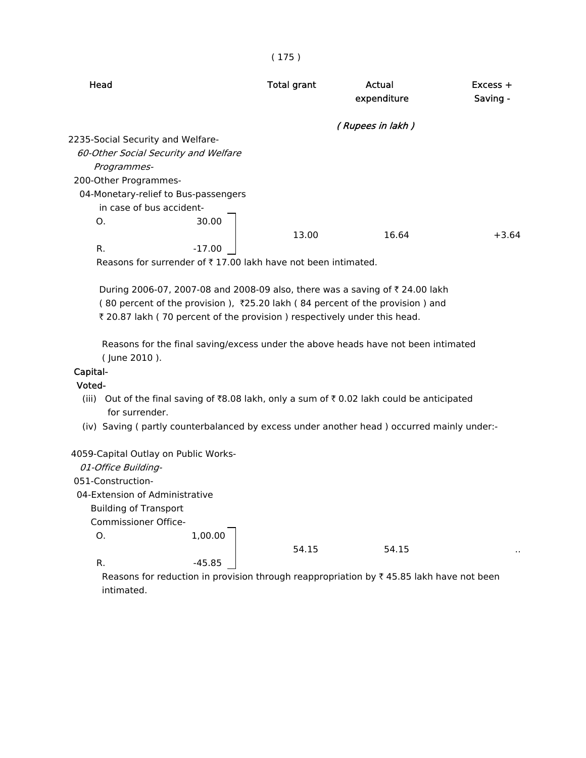| Head | Total grant | Actual expenditure | Excess + Saving - |
|---|---|---|---|
| | | *( Rupees in lakh )* | |

2235-Social Security and Welfare-

*60-Other Social Security and Welfare Programmes-*

200-Other Programmes-

04-Monetary-relief to Bus-passengers in case of bus accident-

| | | Total grant | Actual expenditure | Excess + Saving - |
|---|---|---|---|---|
| O. | 30.00 | 13.00 | 16.64 | +3.64 |
| R. | -17.00 | | | |

Reasons for surrender of ₹ 17.00 lakh have not been intimated.

During 2006-07, 2007-08 and 2008-09 also, there was a saving of ₹ 24.00 lakh ( 80 percent of the provision ), ₹25.20 lakh ( 84 percent of the provision ) and ₹ 20.87 lakh ( 70 percent of the provision ) respectively under this head.

Reasons for the final saving/excess under the above heads have not been intimated ( June 2010 ).

**Capital-**

**Voted-**

(iii) Out of the final saving of ₹8.08 lakh, only a sum of ₹ 0.02 lakh could be anticipated for surrender.

(iv) Saving ( partly counterbalanced by excess under another head ) occurred mainly under:-

4059-Capital Outlay on Public Works-

*01-Office Building-*

051-Construction-

04-Extension of Administrative Building of Transport Commissioner Office-

| | | Total grant | Actual expenditure | Excess + Saving - |
|---|---|---|---|---|
| O. | 1,00.00 | 54.15 | 54.15 | .. |
| R. | -45.85 | | | |

Reasons for reduction in provision through reappropriation by ₹ 45.85 lakh have not been intimated.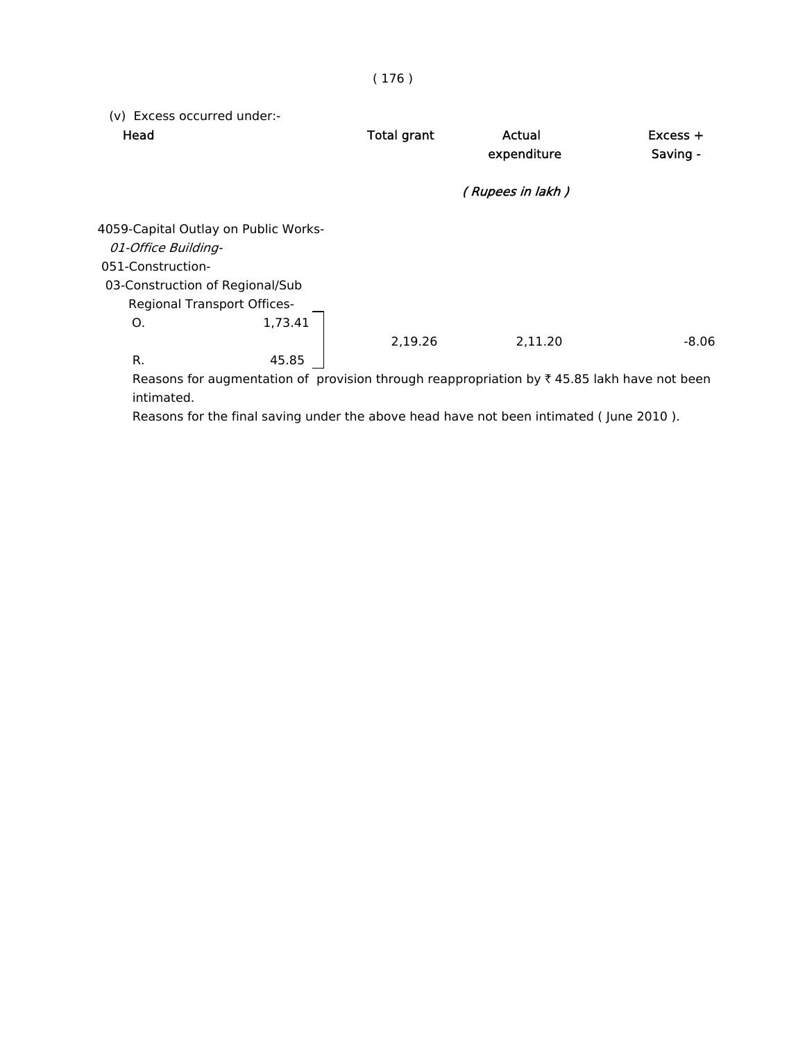(v) Excess occurred under:-

| Head | Total grant | Actual expenditure | Excess + Saving - |
|---|---|---|---|
| | | *( Rupees in lakh )* | |
| 4059-Capital Outlay on Public Works- | | | |
| *01-Office Building-* | | | |
| 051-Construction- | | | |
| 03-Construction of Regional/Sub Regional Transport Offices- | | | |
| O. 1,73.41 | | | |
| R. 45.85 | 2,19.26 | 2,11.20 | -8.06 |

Reasons for augmentation of provision through reappropriation by ₹ 45.85 lakh have not been intimated.

Reasons for the final saving under the above head have not been intimated ( June 2010 ).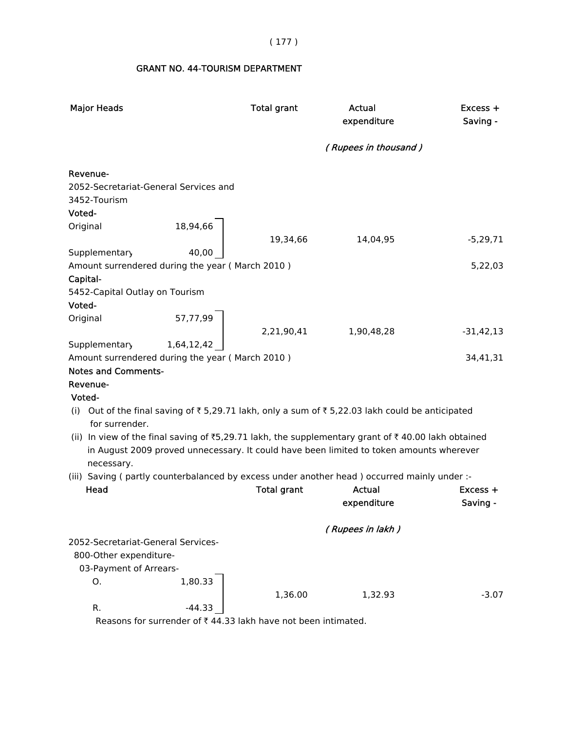## GRANT NO. 44-TOURISM DEPARTMENT

| Major Heads | | Total grant | Actual expenditure | Excess + Saving - |
|---|---|---|---|---|
| | | | *( Rupees in thousand )* | |
| **Revenue-** | | | | |
| 2052-Secretariat-General Services and 3452-Tourism | | | | |
| **Voted-** | | | | |
| Original | 18,94,66 | 19,34,66 | 14,04,95 | -5,29,71 |
| Supplementary | 40,00 | | | |
| Amount surrendered during the year ( March 2010 ) | | | | 5,22,03 |
| **Capital-** | | | | |
| 5452-Capital Outlay on Tourism | | | | |
| **Voted-** | | | | |
| Original | 57,77,99 | 2,21,90,41 | 1,90,48,28 | -31,42,13 |
| Supplementary | 1,64,12,42 | | | |
| Amount surrendered during the year ( March 2010 ) | | | | 34,41,31 |

**Notes and Comments-**

**Revenue-**

**Voted-**

(i) Out of the final saving of ₹ 5,29.71 lakh, only a sum of ₹ 5,22.03 lakh could be anticipated for surrender.

(ii) In view of the final saving of ₹5,29.71 lakh, the supplementary grant of ₹ 40.00 lakh obtained in August 2009 proved unnecessary. It could have been limited to token amounts wherever necessary.

(iii) Saving ( partly counterbalanced by excess under another head ) occurred mainly under :-

| Head | | Total grant | Actual expenditure | Excess + Saving - |
|---|---|---|---|---|
| | | | *( Rupees in lakh )* | |
| 2052-Secretariat-General Services- | | | | |
| 800-Other expenditure- | | | | |
| 03-Payment of Arrears- | | | | |
| O. | 1,80.33 | 1,36.00 | 1,32.93 | -3.07 |
| R. | -44.33 | | | |

Reasons for surrender of ₹ 44.33 lakh have not been intimated.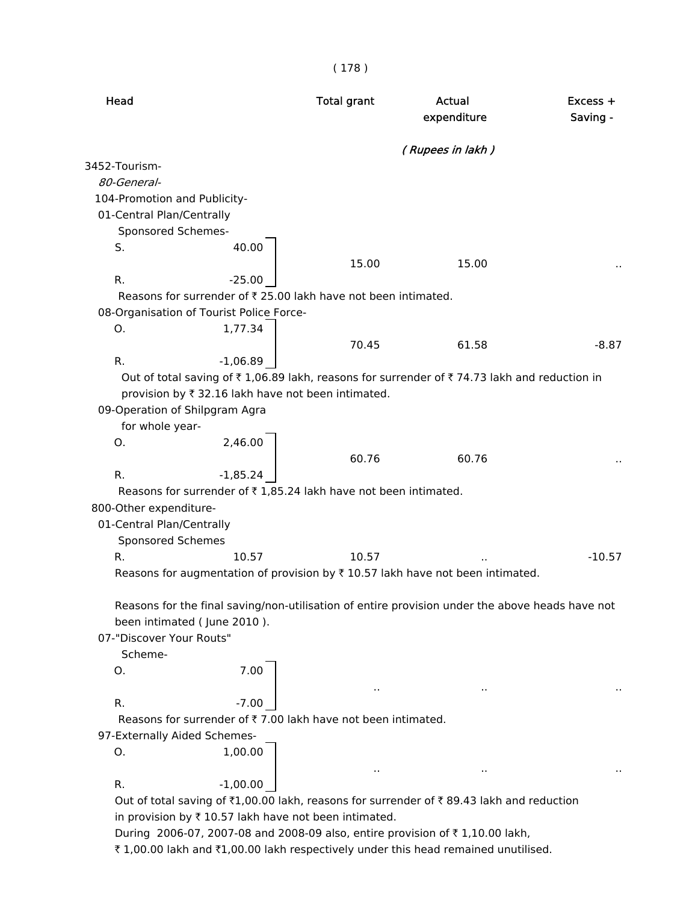| Head | | Total grant | Actual expenditure | Excess + Saving - |
|---|---|---|---|---|
| | | | ( Rupees in lakh ) | |
| 3452-Tourism- | | | | |
| *80-General-* | | | | |
| 104-Promotion and Publicity- | | | | |
| 01-Central Plan/Centrally Sponsored Schemes- | | | | |
| S. | 40.00 | 15.00 | 15.00 | .. |
| R. | -25.00 | | | |

Reasons for surrender of ₹ 25.00 lakh have not been intimated.

| Head | | Total grant | Actual expenditure | Excess + Saving - |
|---|---|---|---|---|
| 08-Organisation of Tourist Police Force- | | | | |
| O. | 1,77.34 | 70.45 | 61.58 | -8.87 |
| R. | -1,06.89 | | | |

Out of total saving of ₹ 1,06.89 lakh, reasons for surrender of ₹ 74.73 lakh and reduction in provision by ₹ 32.16 lakh have not been intimated.

| Head | | Total grant | Actual expenditure | Excess + Saving - |
|---|---|---|---|---|
| 09-Operation of Shilpgram Agra for whole year- | | | | |
| O. | 2,46.00 | 60.76 | 60.76 | .. |
| R. | -1,85.24 | | | |

Reasons for surrender of ₹ 1,85.24 lakh have not been intimated.

| Head | | Total grant | Actual expenditure | Excess + Saving - |
|---|---|---|---|---|
| 800-Other expenditure- | | | | |
| 01-Central Plan/Centrally Sponsored Schemes | | | | |
| R. | 10.57 | 10.57 | .. | -10.57 |

Reasons for augmentation of provision by ₹ 10.57 lakh have not been intimated.

Reasons for the final saving/non-utilisation of entire provision under the above heads have not been intimated ( June 2010 ).

| Head | | Total grant | Actual expenditure | Excess + Saving - |
|---|---|---|---|---|
| 07-"Discover Your Routs" Scheme- | | | | |
| O. | 7.00 | .. | .. | .. |
| R. | -7.00 | | | |

Reasons for surrender of ₹ 7.00 lakh have not been intimated.

| Head | | Total grant | Actual expenditure | Excess + Saving - |
|---|---|---|---|---|
| 97-Externally Aided Schemes- | | | | |
| O. | 1,00.00 | .. | .. | .. |
| R. | -1,00.00 | | | |

Out of total saving of ₹1,00.00 lakh, reasons for surrender of ₹ 89.43 lakh and reduction in provision by ₹ 10.57 lakh have not been intimated.

During 2006-07, 2007-08 and 2008-09 also, entire provision of ₹ 1,10.00 lakh, ₹ 1,00.00 lakh and ₹1,00.00 lakh respectively under this head remained unutilised.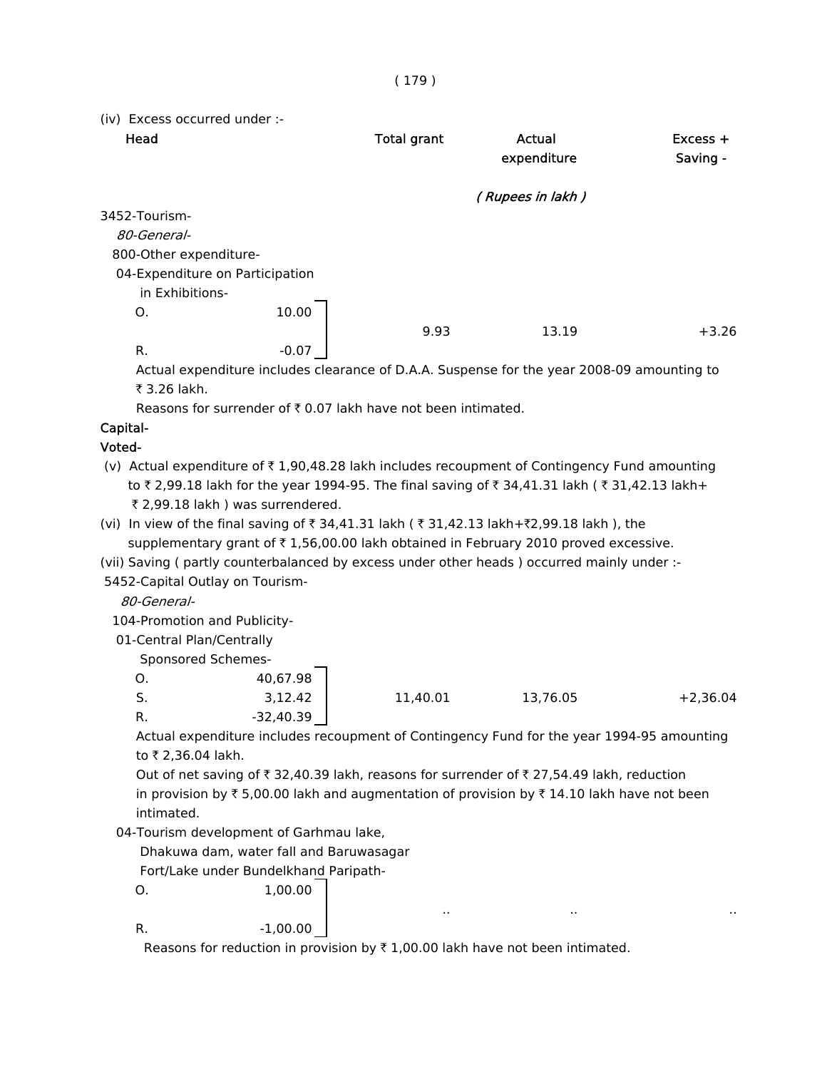(iv) Excess occurred under :-

| Head | | Total grant | Actual expenditure | Excess + Saving - |
|---|---|---|---|---|
| | | | *( Rupees in lakh )* | |
| 3452-Tourism- | | | | |
| *80-General-* | | | | |
| 800-Other expenditure- | | | | |
| 04-Expenditure on Participation in Exhibitions- | | | | |
| O. | 10.00 | 9.93 | 13.19 | +3.26 |
| R. | -0.07 | | | |

Actual expenditure includes clearance of D.A.A. Suspense for the year 2008-09 amounting to ₹ 3.26 lakh.

Reasons for surrender of ₹ 0.07 lakh have not been intimated.

**Capital-**

**Voted-**

(v) Actual expenditure of ₹ 1,90,48.28 lakh includes recoupment of Contingency Fund amounting to ₹ 2,99.18 lakh for the year 1994-95. The final saving of ₹ 34,41.31 lakh ( ₹ 31,42.13 lakh+ ₹ 2,99.18 lakh ) was surrendered.

(vi) In view of the final saving of ₹ 34,41.31 lakh ( ₹ 31,42.13 lakh+₹2,99.18 lakh ), the supplementary grant of ₹ 1,56,00.00 lakh obtained in February 2010 proved excessive.

(vii) Saving ( partly counterbalanced by excess under other heads ) occurred mainly under :-

| Head | | Total grant | Actual expenditure | Excess + Saving - |
|---|---|---|---|---|
| 5452-Capital Outlay on Tourism- | | | | |
| *80-General-* | | | | |
| 104-Promotion and Publicity- | | | | |
| 01-Central Plan/Centrally Sponsored Schemes- | | | | |
| O. | 40,67.98 | 11,40.01 | 13,76.05 | +2,36.04 |
| S. | 3,12.42 | | | |
| R. | -32,40.39 | | | |

Actual expenditure includes recoupment of Contingency Fund for the year 1994-95 amounting to ₹ 2,36.04 lakh.

Out of net saving of ₹ 32,40.39 lakh, reasons for surrender of ₹ 27,54.49 lakh, reduction in provision by ₹ 5,00.00 lakh and augmentation of provision by ₹ 14.10 lakh have not been intimated.

| Head | | Total grant | Actual expenditure | Excess + Saving - |
|---|---|---|---|---|
| 04-Tourism development of Garhmau lake, Dhakuwa dam, water fall and Baruwasagar Fort/Lake under Bundelkhand Paripath- | | | | |
| O. | 1,00.00 | .. | .. | .. |
| R. | -1,00.00 | | | |

Reasons for reduction in provision by ₹ 1,00.00 lakh have not been intimated.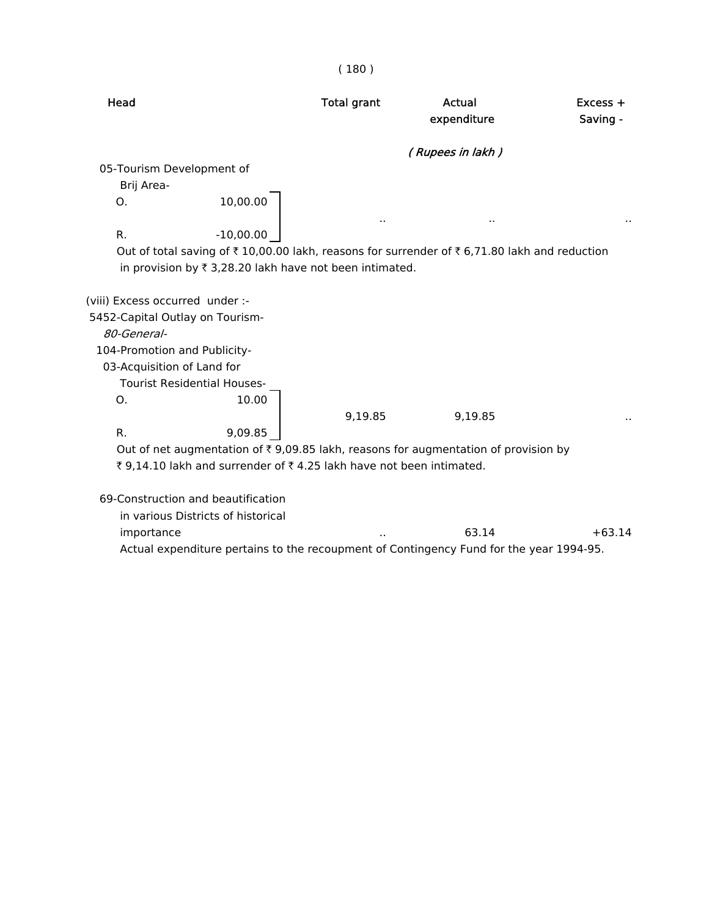| Head | Total grant | Actual expenditure | Excess + Saving - |
|---|---|---|---|
| | | *( Rupees in lakh )* | |
| 05-Tourism Development of Brij Area- | | | |
| O. 10,00.00<br>R. -10,00.00 | .. | .. | .. |

Out of total saving of ₹ 10,00.00 lakh, reasons for surrender of ₹ 6,71.80 lakh and reduction in provision by ₹ 3,28.20 lakh have not been intimated.

(viii) Excess occurred under :-

5452-Capital Outlay on Tourism-

*80-General-*

104-Promotion and Publicity-

| Head | Total grant | Actual expenditure | Excess + Saving - |
|---|---|---|---|
| 03-Acquisition of Land for Tourist Residential Houses- | | | |
| O. 10.00<br>R. 9,09.85 | 9,19.85 | 9,19.85 | .. |

Out of net augmentation of ₹ 9,09.85 lakh, reasons for augmentation of provision by ₹ 9,14.10 lakh and surrender of ₹ 4.25 lakh have not been intimated.

| Head | Total grant | Actual expenditure | Excess + Saving - |
|---|---|---|---|
| 69-Construction and beautification in various Districts of historical importance | .. | 63.14 | +63.14 |

Actual expenditure pertains to the recoupment of Contingency Fund for the year 1994-95.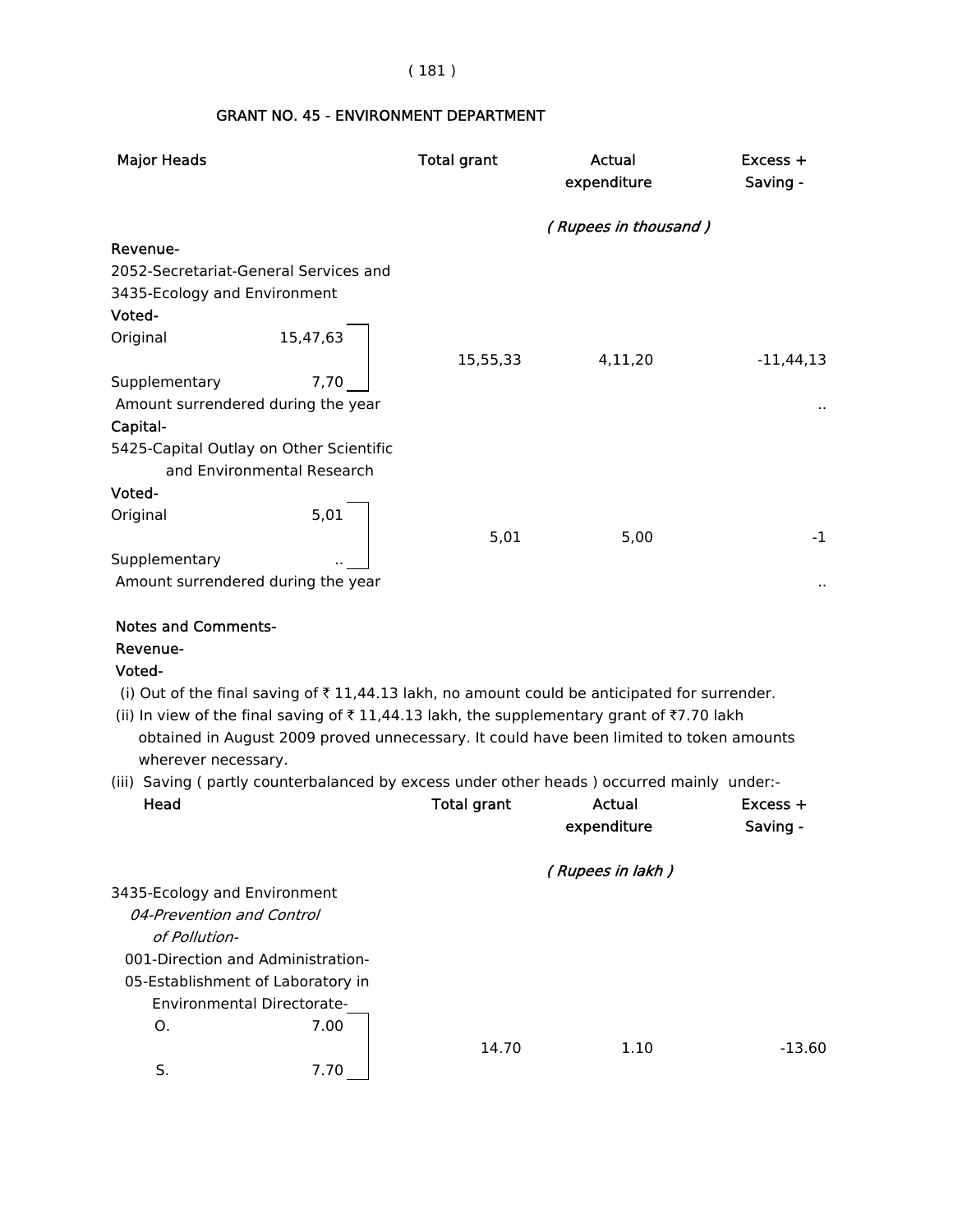## GRANT NO. 45 - ENVIRONMENT DEPARTMENT

| Major Heads | | Total grant | Actual expenditure | Excess + Saving - |
|---|---|---|---|---|
| | | | *( Rupees in thousand )* | |
| **Revenue-** | | | | |
| 2052-Secretariat-General Services and 3435-Ecology and Environment | | | | |
| **Voted-** | | | | |
| Original | 15,47,63 | 15,55,33 | 4,11,20 | -11,44,13 |
| Supplementary | 7,70 | | | |
| Amount surrendered during the year | | | | .. |
| **Capital-** | | | | |
| 5425-Capital Outlay on Other Scientific and Environmental Research | | | | |
| **Voted-** | | | | |
| Original | 5,01 | 5,01 | 5,00 | -1 |
| Supplementary | .. | | | |
| Amount surrendered during the year | | | | .. |

**Notes and Comments-**

**Revenue-**

**Voted-**

(i) Out of the final saving of ₹ 11,44.13 lakh, no amount could be anticipated for surrender.

(ii) In view of the final saving of ₹ 11,44.13 lakh, the supplementary grant of ₹7.70 lakh obtained in August 2009 proved unnecessary. It could have been limited to token amounts wherever necessary.

(iii) Saving ( partly counterbalanced by excess under other heads ) occurred mainly under:-

| Head | | Total grant | Actual expenditure | Excess + Saving - |
|---|---|---|---|---|
| | | | *( Rupees in lakh )* | |
| 3435-Ecology and Environment | | | | |
| *04-Prevention and Control of Pollution-* | | | | |
| 001-Direction and Administration- | | | | |
| 05-Establishment of Laboratory in Environmental Directorate- | | | | |
| O. | 7.00 | 14.70 | 1.10 | -13.60 |
| S. | 7.70 | | | |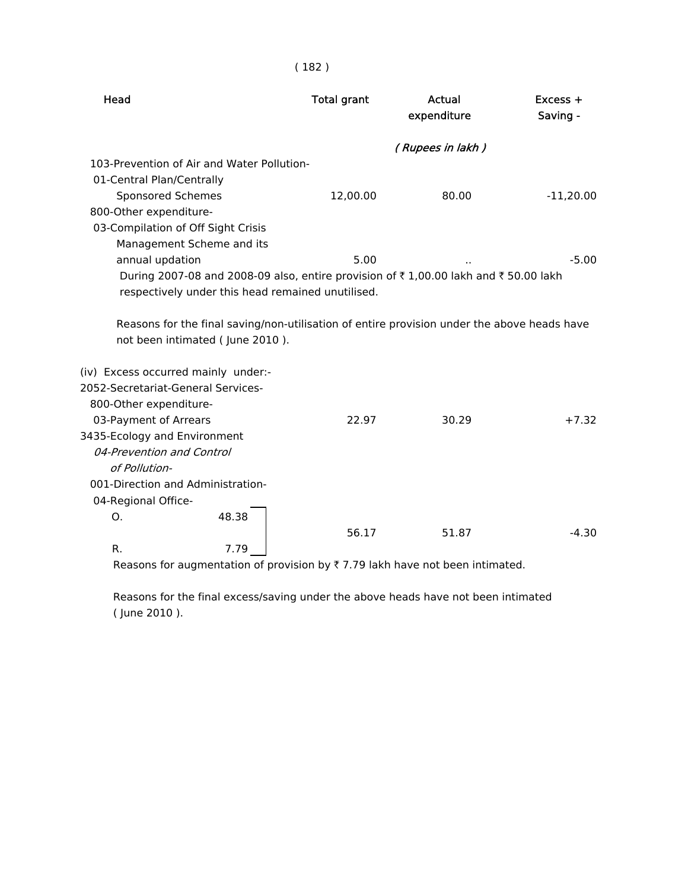| Head | Total grant | Actual expenditure | Excess + Saving - |
|---|---|---|---|
| | | *( Rupees in lakh )* | |
| 103-Prevention of Air and Water Pollution- | | | |
| 01-Central Plan/Centrally Sponsored Schemes | 12,00.00 | 80.00 | -11,20.00 |
| 800-Other expenditure- | | | |
| 03-Compilation of Off Sight Crisis Management Scheme and its annual updation | 5.00 | .. | -5.00 |

During 2007-08 and 2008-09 also, entire provision of ₹ 1,00.00 lakh and ₹ 50.00 lakh respectively under this head remained unutilised.

Reasons for the final saving/non-utilisation of entire provision under the above heads have not been intimated ( June 2010 ).

(iv) Excess occurred mainly under:-

| Head | Total grant | Actual expenditure | Excess + Saving - |
|---|---|---|---|
| 2052-Secretariat-General Services- | | | |
| 800-Other expenditure- | | | |
| 03-Payment of Arrears | 22.97 | 30.29 | +7.32 |
| 3435-Ecology and Environment | | | |
| *04-Prevention and Control of Pollution-* | | | |
| 001-Direction and Administration- | | | |
| 04-Regional Office- | | | |
| O. 48.38 / R. 7.79 | 56.17 | 51.87 | -4.30 |

Reasons for augmentation of provision by ₹ 7.79 lakh have not been intimated.

Reasons for the final excess/saving under the above heads have not been intimated ( June 2010 ).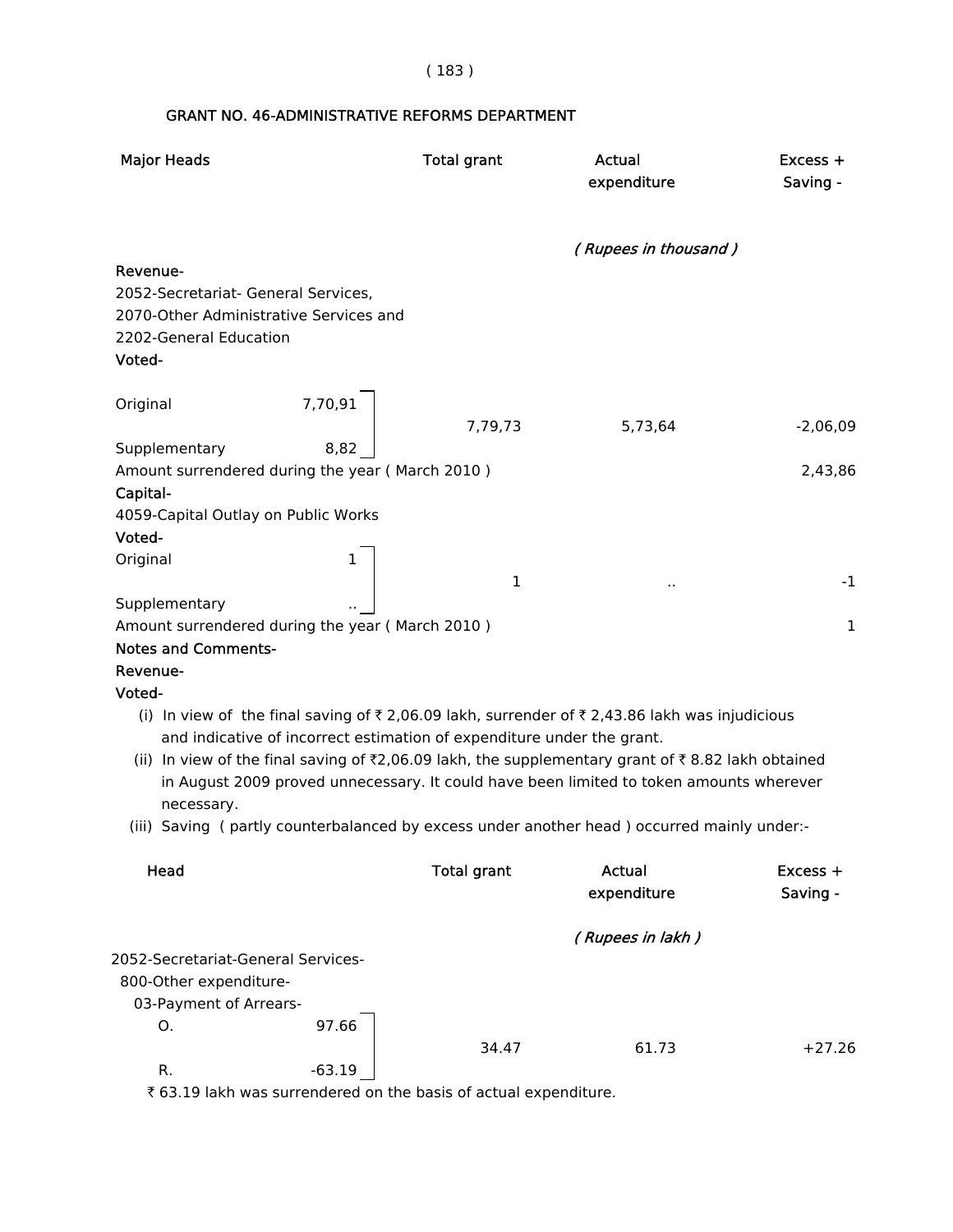## GRANT NO. 46-ADMINISTRATIVE REFORMS DEPARTMENT

| Major Heads | | Total grant | Actual expenditure | Excess + Saving - |
|---|---|---|---|---|
| | | | *( Rupees in thousand )* | |
| **Revenue-** | | | | |
| 2052-Secretariat- General Services, 2070-Other Administrative Services and 2202-General Education | | | | |
| **Voted-** | | | | |
| Original | 7,70,91 | 7,79,73 | 5,73,64 | -2,06,09 |
| Supplementary | 8,82 | | | |
| Amount surrendered during the year ( March 2010 ) | | | | 2,43,86 |
| **Capital-** | | | | |
| 4059-Capital Outlay on Public Works | | | | |
| **Voted-** | | | | |
| Original | 1 | 1 | .. | -1 |
| Supplementary | .. | | | |
| Amount surrendered during the year ( March 2010 ) | | | | 1 |

**Notes and Comments-**

**Revenue-**

**Voted-**

(i) In view of the final saving of ₹ 2,06.09 lakh, surrender of ₹ 2,43.86 lakh was injudicious and indicative of incorrect estimation of expenditure under the grant.

(ii) In view of the final saving of ₹2,06.09 lakh, the supplementary grant of ₹ 8.82 lakh obtained in August 2009 proved unnecessary. It could have been limited to token amounts wherever necessary.

(iii) Saving ( partly counterbalanced by excess under another head ) occurred mainly under:-

| Head | | Total grant | Actual expenditure | Excess + Saving - |
|---|---|---|---|---|
| | | | *( Rupees in lakh )* | |
| 2052-Secretariat-General Services- | | | | |
| 800-Other expenditure- | | | | |
| 03-Payment of Arrears- | | | | |
| O. | 97.66 | 34.47 | 61.73 | +27.26 |
| R. | -63.19 | | | |

₹ 63.19 lakh was surrendered on the basis of actual expenditure.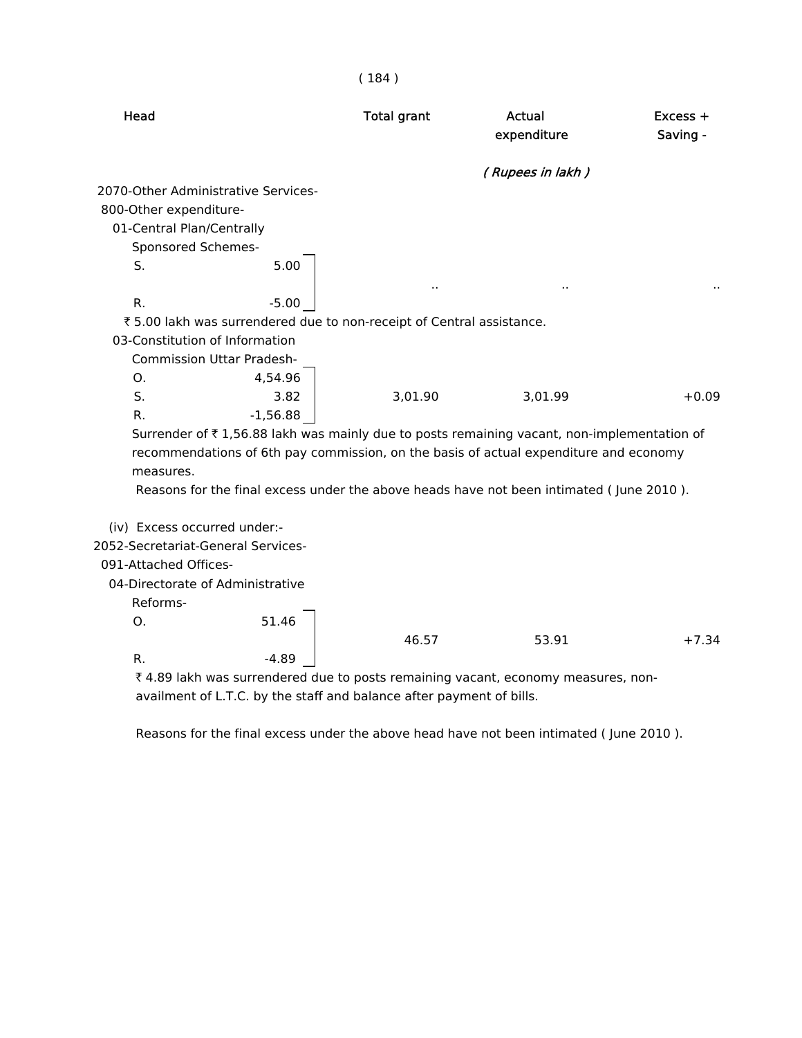| Head | Total grant | Actual expenditure | Excess + Saving - |
|---|---|---|---|
| | | *( Rupees in lakh )* | |
| 2070-Other Administrative Services- | | | |
| 800-Other expenditure- | | | |
| 01-Central Plan/Centrally Sponsored Schemes- | | | |
| S. 5.00 | | | |
| | .. | .. | .. |
| R. -5.00 | | | |

₹ 5.00 lakh was surrendered due to non-receipt of Central assistance.

| Head | Total grant | Actual expenditure | Excess + Saving - |
|---|---|---|---|
| 03-Constitution of Information Commission Uttar Pradesh- | | | |
| O. 4,54.96 | | | |
| S. 3.82 | 3,01.90 | 3,01.99 | +0.09 |
| R. -1,56.88 | | | |

Surrender of ₹ 1,56.88 lakh was mainly due to posts remaining vacant, non-implementation of recommendations of 6th pay commission, on the basis of actual expenditure and economy measures.

Reasons for the final excess under the above heads have not been intimated ( June 2010 ).

(iv) Excess occurred under:-

| Head | Total grant | Actual expenditure | Excess + Saving - |
|---|---|---|---|
| 2052-Secretariat-General Services- | | | |
| 091-Attached Offices- | | | |
| 04-Directorate of Administrative Reforms- | | | |
| O. 51.46 | | | |
| | 46.57 | 53.91 | +7.34 |
| R. -4.89 | | | |

₹ 4.89 lakh was surrendered due to posts remaining vacant, economy measures, non-availment of L.T.C. by the staff and balance after payment of bills.

Reasons for the final excess under the above head have not been intimated ( June 2010 ).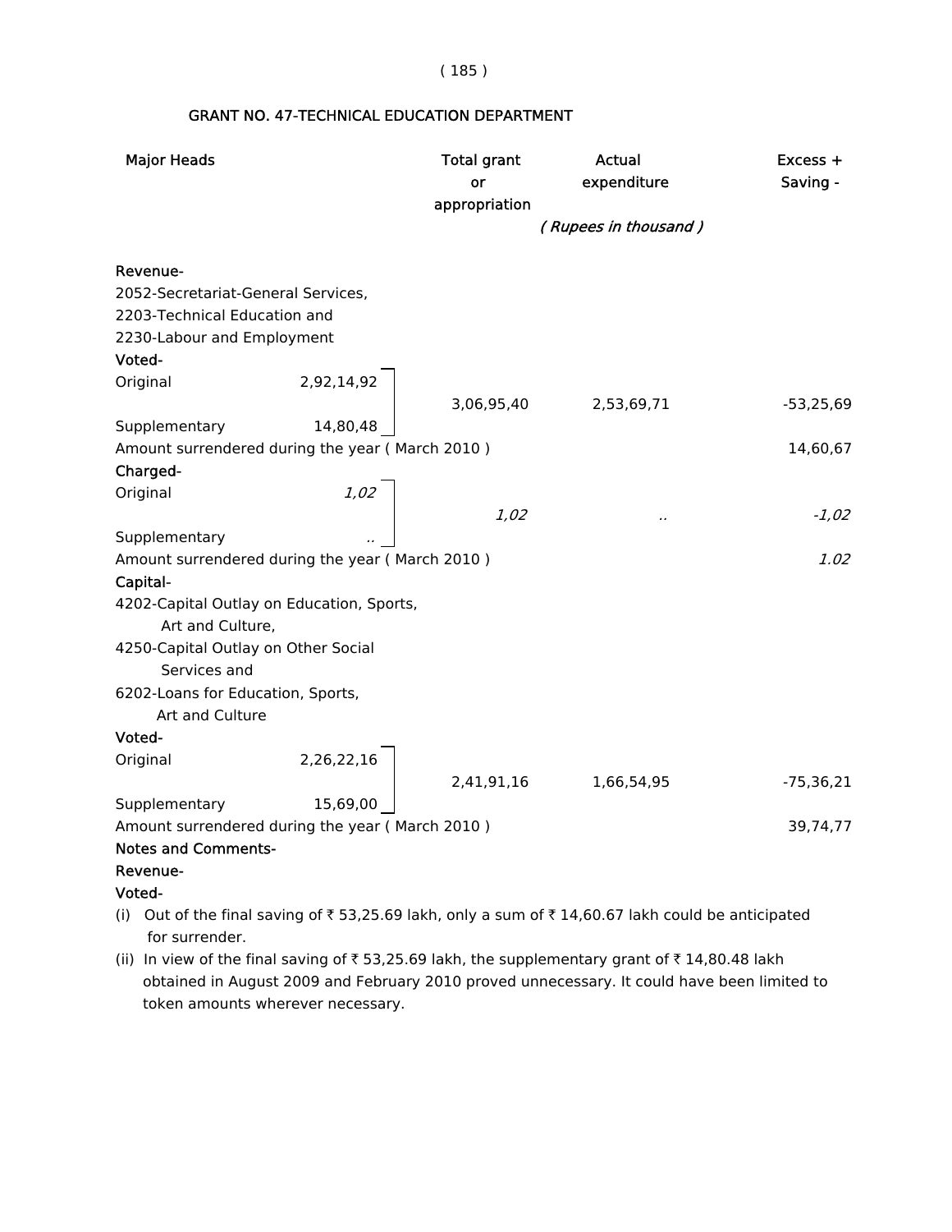## GRANT NO. 47-TECHNICAL EDUCATION DEPARTMENT

| Major Heads | | Total grant or appropriation | Actual expenditure | Excess + Saving - |
|---|---|---|---|---|
| | | *( Rupees in thousand )* | | |
| **Revenue-** | | | | |
| 2052-Secretariat-General Services, 2203-Technical Education and 2230-Labour and Employment | | | | |
| **Voted-** | | | | |
| Original | 2,92,14,92 | 3,06,95,40 | 2,53,69,71 | -53,25,69 |
| Supplementary | 14,80,48 | | | |
| Amount surrendered during the year ( March 2010 ) | | | | 14,60,67 |
| **Charged-** | | | | |
| Original | *1,02* | *1,02* | .. | *-1,02* |
| Supplementary | .. | | | |
| Amount surrendered during the year ( March 2010 ) | | | | *1.02* |
| **Capital-** | | | | |
| 4202-Capital Outlay on Education, Sports, Art and Culture, 4250-Capital Outlay on Other Social Services and 6202-Loans for Education, Sports, Art and Culture | | | | |
| **Voted-** | | | | |
| Original | 2,26,22,16 | 2,41,91,16 | 1,66,54,95 | -75,36,21 |
| Supplementary | 15,69,00 | | | |
| Amount surrendered during the year ( March 2010 ) | | | | 39,74,77 |

**Notes and Comments-**

**Revenue-**

**Voted-**

(i) Out of the final saving of ₹ 53,25.69 lakh, only a sum of ₹ 14,60.67 lakh could be anticipated for surrender.

(ii) In view of the final saving of ₹ 53,25.69 lakh, the supplementary grant of ₹ 14,80.48 lakh obtained in August 2009 and February 2010 proved unnecessary. It could have been limited to token amounts wherever necessary.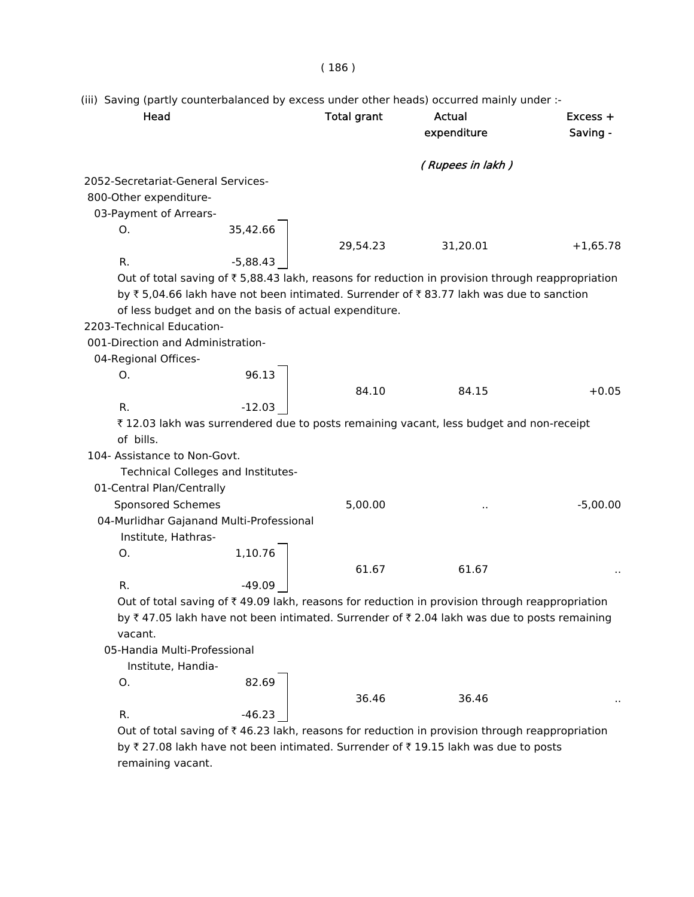(iii) Saving (partly counterbalanced by excess under other heads) occurred mainly under :-

| Head | | Total grant | Actual expenditure | Excess + Saving - |
|---|---|---|---|---|
| | | | *( Rupees in lakh )* | |
| 2052-Secretariat-General Services- | | | | |
| 800-Other expenditure- | | | | |
| 03-Payment of Arrears- | | | | |
| O. | 35,42.66 | | | |
| | | 29,54.23 | 31,20.01 | +1,65.78 |
| R. | -5,88.43 | | | |

Out of total saving of ₹ 5,88.43 lakh, reasons for reduction in provision through reappropriation by ₹ 5,04.66 lakh have not been intimated. Surrender of ₹ 83.77 lakh was due to sanction of less budget and on the basis of actual expenditure.

| Head | | Total grant | Actual expenditure | Excess + Saving - |
|---|---|---|---|---|
| 2203-Technical Education- | | | | |
| 001-Direction and Administration- | | | | |
| 04-Regional Offices- | | | | |
| O. | 96.13 | | | |
| | | 84.10 | 84.15 | +0.05 |
| R. | -12.03 | | | |

₹ 12.03 lakh was surrendered due to posts remaining vacant, less budget and non-receipt of bills.

| Head | | Total grant | Actual expenditure | Excess + Saving - |
|---|---|---|---|---|
| 104- Assistance to Non-Govt. Technical Colleges and Institutes- | | | | |
| 01-Central Plan/Centrally Sponsored Schemes | | 5,00.00 | .. | -5,00.00 |
| 04-Murlidhar Gajanand Multi-Professional Institute, Hathras- | | | | |
| O. | 1,10.76 | | | |
| | | 61.67 | 61.67 | .. |
| R. | -49.09 | | | |

Out of total saving of ₹ 49.09 lakh, reasons for reduction in provision through reappropriation by ₹ 47.05 lakh have not been intimated. Surrender of ₹ 2.04 lakh was due to posts remaining vacant.

| Head | | Total grant | Actual expenditure | Excess + Saving - |
|---|---|---|---|---|
| 05-Handia Multi-Professional Institute, Handia- | | | | |
| O. | 82.69 | | | |
| | | 36.46 | 36.46 | .. |
| R. | -46.23 | | | |

Out of total saving of ₹ 46.23 lakh, reasons for reduction in provision through reappropriation by ₹ 27.08 lakh have not been intimated. Surrender of ₹ 19.15 lakh was due to posts remaining vacant.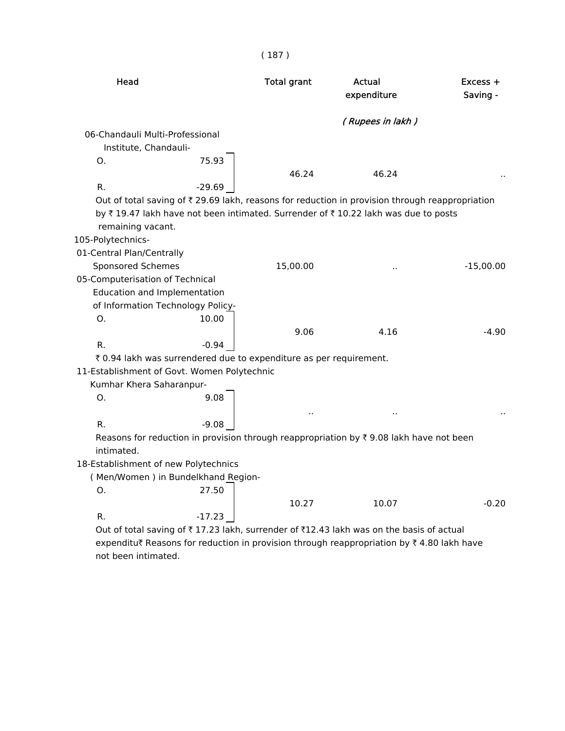| Head | | Total grant | Actual expenditure | Excess + Saving - |
|---|---|---|---|---|
| | | | *( Rupees in lakh )* | |
| 06-Chandauli Multi-Professional Institute, Chandauli- | | | | |
| O. | 75.93 | | | |
| | | 46.24 | 46.24 | .. |
| R. | -29.69 | | | |

Out of total saving of ₹ 29.69 lakh, reasons for reduction in provision through reappropriation by ₹ 19.47 lakh have not been intimated. Surrender of ₹ 10.22 lakh was due to posts remaining vacant.

| Head | | Total grant | Actual expenditure | Excess + Saving - |
|---|---|---|---|---|
| 105-Polytechnics- | | | | |
| 01-Central Plan/Centrally Sponsored Schemes | | 15,00.00 | .. | -15,00.00 |
| 05-Computerisation of Technical Education and Implementation of Information Technology Policy- | | | | |
| O. | 10.00 | | | |
| | | 9.06 | 4.16 | -4.90 |
| R. | -0.94 | | | |

₹ 0.94 lakh was surrendered due to expenditure as per requirement.

| Head | | Total grant | Actual expenditure | Excess + Saving - |
|---|---|---|---|---|
| 11-Establishment of Govt. Women Polytechnic Kumhar Khera Saharanpur- | | | | |
| O. | 9.08 | | | |
| | | .. | .. | .. |
| R. | -9.08 | | | |

Reasons for reduction in provision through reappropriation by ₹ 9.08 lakh have not been intimated.

| Head | | Total grant | Actual expenditure | Excess + Saving - |
|---|---|---|---|---|
| 18-Establishment of new Polytechnics ( Men/Women ) in Bundelkhand Region- | | | | |
| O. | 27.50 | | | |
| | | 10.27 | 10.07 | -0.20 |
| R. | -17.23 | | | |

Out of total saving of ₹ 17.23 lakh, surrender of ₹12.43 lakh was on the basis of actual expenditu₹ Reasons for reduction in provision through reappropriation by ₹ 4.80 lakh have not been intimated.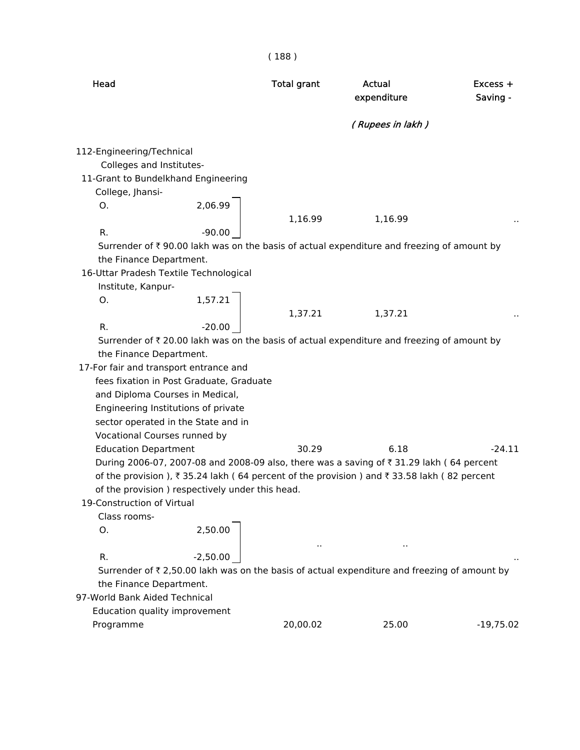| Head | | Total grant | Actual expenditure | Excess + Saving - |
|---|---|---|---|---|
| | | | *( Rupees in lakh )* | |
| 112-Engineering/Technical Colleges and Institutes- | | | | |
| 11-Grant to Bundelkhand Engineering College, Jhansi- | | | | |
| O. | 2,06.99 | 1,16.99 | 1,16.99 | .. |
| R. | -90.00 | | | |

Surrender of ₹ 90.00 lakh was on the basis of actual expenditure and freezing of amount by the Finance Department.

| Head | | Total grant | Actual expenditure | Excess + Saving - |
|---|---|---|---|---|
| 16-Uttar Pradesh Textile Technological Institute, Kanpur- | | | | |
| O. | 1,57.21 | 1,37.21 | 1,37.21 | .. |
| R. | -20.00 | | | |

Surrender of ₹ 20.00 lakh was on the basis of actual expenditure and freezing of amount by the Finance Department.

| Head | Total grant | Actual expenditure | Excess + Saving - |
|---|---|---|---|
| 17-For fair and transport entrance and fees fixation in Post Graduate, Graduate and Diploma Courses in Medical, Engineering Institutions of private sector operated in the State and in Vocational Courses runned by Education Department | 30.29 | 6.18 | -24.11 |

During 2006-07, 2007-08 and 2008-09 also, there was a saving of ₹ 31.29 lakh ( 64 percent of the provision ), ₹ 35.24 lakh ( 64 percent of the provision ) and ₹ 33.58 lakh ( 82 percent of the provision ) respectively under this head.

| Head | | Total grant | Actual expenditure | Excess + Saving - |
|---|---|---|---|---|
| 19-Construction of Virtual Class rooms- | | | | |
| O. | 2,50.00 | .. | .. | .. |
| R. | -2,50.00 | | | |

Surrender of ₹ 2,50.00 lakh was on the basis of actual expenditure and freezing of amount by the Finance Department.

| Head | Total grant | Actual expenditure | Excess + Saving - |
|---|---|---|---|
| 97-World Bank Aided Technical Education quality improvement Programme | 20,00.02 | 25.00 | -19,75.02 |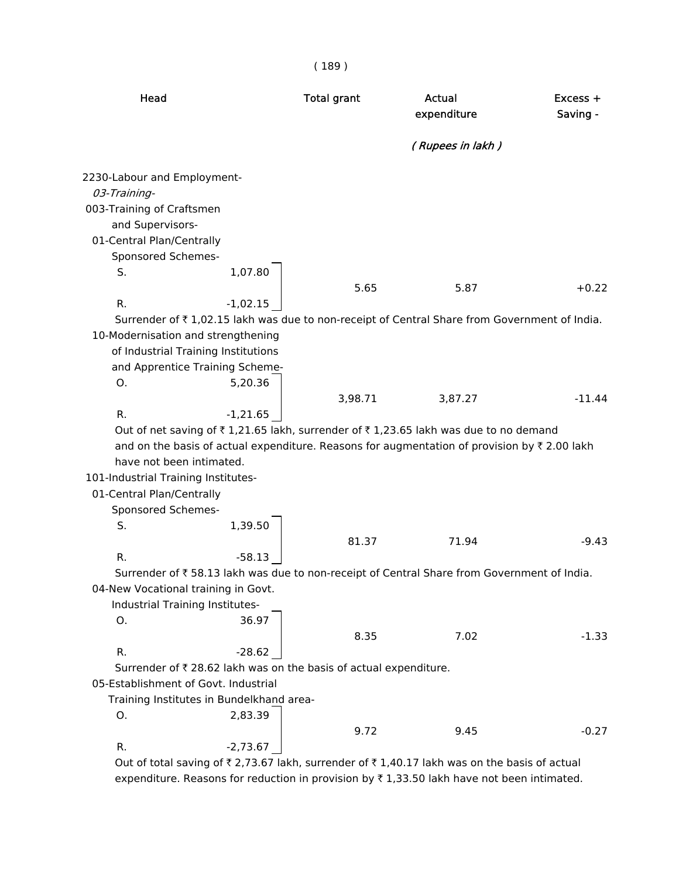| Head | | Total grant | Actual expenditure | Excess + Saving - |
|---|---|---|---|---|
| | | | ( Rupees in lakh ) | |
| 2230-Labour and Employment- | | | | |
| *03-Training-* | | | | |
| 003-Training of Craftsmen and Supervisors- | | | | |
| 01-Central Plan/Centrally Sponsored Schemes- | | | | |
| S. | 1,07.80 | | | |
| | | 5.65 | 5.87 | +0.22 |
| R. | -1,02.15 | | | |

Surrender of ₹ 1,02.15 lakh was due to non-receipt of Central Share from Government of India.

| Head | | Total grant | Actual expenditure | Excess + Saving - |
|---|---|---|---|---|
| 10-Modernisation and strengthening of Industrial Training Institutions and Apprentice Training Scheme- | | | | |
| O. | 5,20.36 | | | |
| | | 3,98.71 | 3,87.27 | -11.44 |
| R. | -1,21.65 | | | |

Out of net saving of ₹ 1,21.65 lakh, surrender of ₹ 1,23.65 lakh was due to no demand and on the basis of actual expenditure. Reasons for augmentation of provision by ₹ 2.00 lakh have not been intimated.

| Head | | Total grant | Actual expenditure | Excess + Saving - |
|---|---|---|---|---|
| 101-Industrial Training Institutes- | | | | |
| 01-Central Plan/Centrally Sponsored Schemes- | | | | |
| S. | 1,39.50 | | | |
| | | 81.37 | 71.94 | -9.43 |
| R. | -58.13 | | | |

Surrender of ₹ 58.13 lakh was due to non-receipt of Central Share from Government of India.

| Head | | Total grant | Actual expenditure | Excess + Saving - |
|---|---|---|---|---|
| 04-New Vocational training in Govt. Industrial Training Institutes- | | | | |
| O. | 36.97 | | | |
| | | 8.35 | 7.02 | -1.33 |
| R. | -28.62 | | | |

Surrender of ₹ 28.62 lakh was on the basis of actual expenditure.

| Head | | Total grant | Actual expenditure | Excess + Saving - |
|---|---|---|---|---|
| 05-Establishment of Govt. Industrial Training Institutes in Bundelkhand area- | | | | |
| O. | 2,83.39 | | | |
| | | 9.72 | 9.45 | -0.27 |
| R. | -2,73.67 | | | |

Out of total saving of ₹ 2,73.67 lakh, surrender of ₹ 1,40.17 lakh was on the basis of actual expenditure. Reasons for reduction in provision by ₹ 1,33.50 lakh have not been intimated.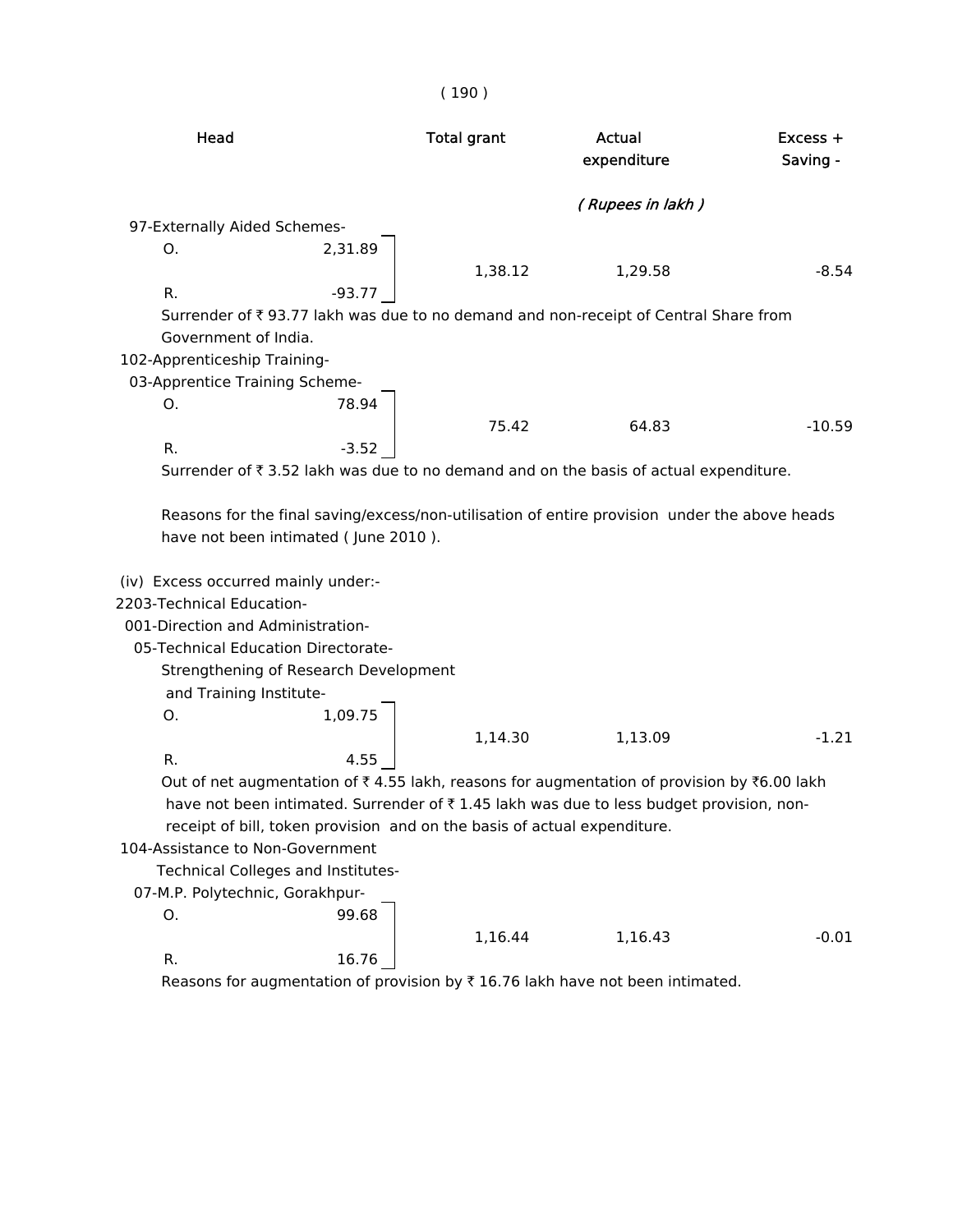| Head | | Total grant | Actual expenditure | Excess + Saving - |
|---|---|---|---|---|
| | | | *( Rupees in lakh )* | |
| 97-Externally Aided Schemes- | | | | |
| O. | 2,31.89 | 1,38.12 | 1,29.58 | -8.54 |
| R. | -93.77 | | | |

Surrender of ₹ 93.77 lakh was due to no demand and non-receipt of Central Share from Government of India.

| Head | | Total grant | Actual expenditure | Excess + Saving - |
|---|---|---|---|---|
| 102-Apprenticeship Training- | | | | |
| 03-Apprentice Training Scheme- | | | | |
| O. | 78.94 | 75.42 | 64.83 | -10.59 |
| R. | -3.52 | | | |

Surrender of ₹ 3.52 lakh was due to no demand and on the basis of actual expenditure.

Reasons for the final saving/excess/non-utilisation of entire provision under the above heads have not been intimated ( June 2010 ).

(iv) Excess occurred mainly under:-

| Head | | Total grant | Actual expenditure | Excess + Saving - |
|---|---|---|---|---|
| 2203-Technical Education- | | | | |
| 001-Direction and Administration- | | | | |
| 05-Technical Education Directorate- | | | | |
| Strengthening of Research Development and Training Institute- | | | | |
| O. | 1,09.75 | 1,14.30 | 1,13.09 | -1.21 |
| R. | 4.55 | | | |

Out of net augmentation of ₹ 4.55 lakh, reasons for augmentation of provision by ₹6.00 lakh have not been intimated. Surrender of ₹ 1.45 lakh was due to less budget provision, non-receipt of bill, token provision and on the basis of actual expenditure.

| Head | | Total grant | Actual expenditure | Excess + Saving - |
|---|---|---|---|---|
| 104-Assistance to Non-Government Technical Colleges and Institutes- | | | | |
| 07-M.P. Polytechnic, Gorakhpur- | | | | |
| O. | 99.68 | 1,16.44 | 1,16.43 | -0.01 |
| R. | 16.76 | | | |

Reasons for augmentation of provision by ₹ 16.76 lakh have not been intimated.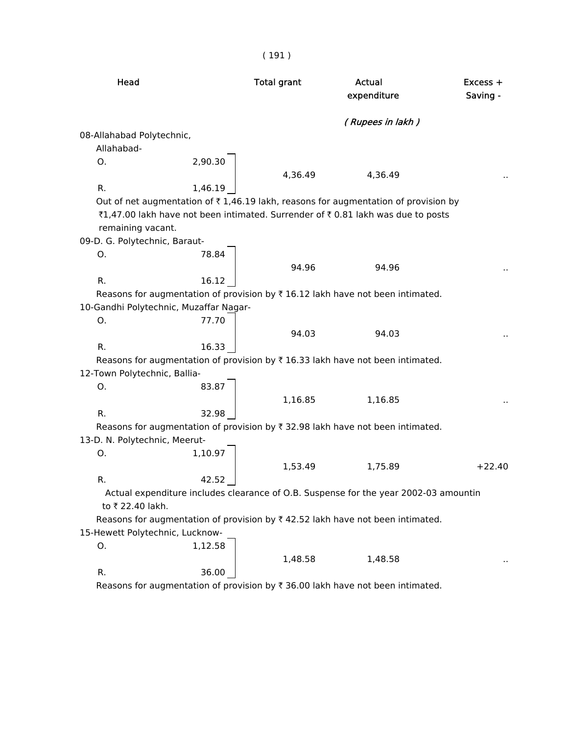| Head | | Total grant | Actual expenditure | Excess + Saving - |
|---|---|---|---|---|
| | | | *( Rupees in lakh )* | |
| 08-Allahabad Polytechnic, Allahabad- | | | | |
| O. | 2,90.30 | 4,36.49 | 4,36.49 | .. |
| R. | 1,46.19 | | | |

Out of net augmentation of ₹ 1,46.19 lakh, reasons for augmentation of provision by ₹1,47.00 lakh have not been intimated. Surrender of ₹ 0.81 lakh was due to posts remaining vacant.

| Head | | Total grant | Actual expenditure | Excess + Saving - |
|---|---|---|---|---|
| 09-D. G. Polytechnic, Baraut- | | | | |
| O. | 78.84 | 94.96 | 94.96 | .. |
| R. | 16.12 | | | |

Reasons for augmentation of provision by ₹ 16.12 lakh have not been intimated.

| Head | | Total grant | Actual expenditure | Excess + Saving - |
|---|---|---|---|---|
| 10-Gandhi Polytechnic, Muzaffar Nagar- | | | | |
| O. | 77.70 | 94.03 | 94.03 | .. |
| R. | 16.33 | | | |

Reasons for augmentation of provision by ₹ 16.33 lakh have not been intimated.

| Head | | Total grant | Actual expenditure | Excess + Saving - |
|---|---|---|---|---|
| 12-Town Polytechnic, Ballia- | | | | |
| O. | 83.87 | 1,16.85 | 1,16.85 | .. |
| R. | 32.98 | | | |

Reasons for augmentation of provision by ₹ 32.98 lakh have not been intimated.

| Head | | Total grant | Actual expenditure | Excess + Saving - |
|---|---|---|---|---|
| 13-D. N. Polytechnic, Meerut- | | | | |
| O. | 1,10.97 | 1,53.49 | 1,75.89 | +22.40 |
| R. | 42.52 | | | |

Actual expenditure includes clearance of O.B. Suspense for the year 2002-03 amountin to ₹ 22.40 lakh.

Reasons for augmentation of provision by ₹ 42.52 lakh have not been intimated.

| Head | | Total grant | Actual expenditure | Excess + Saving - |
|---|---|---|---|---|
| 15-Hewett Polytechnic, Lucknow- | | | | |
| O. | 1,12.58 | 1,48.58 | 1,48.58 | .. |
| R. | 36.00 | | | |

Reasons for augmentation of provision by ₹ 36.00 lakh have not been intimated.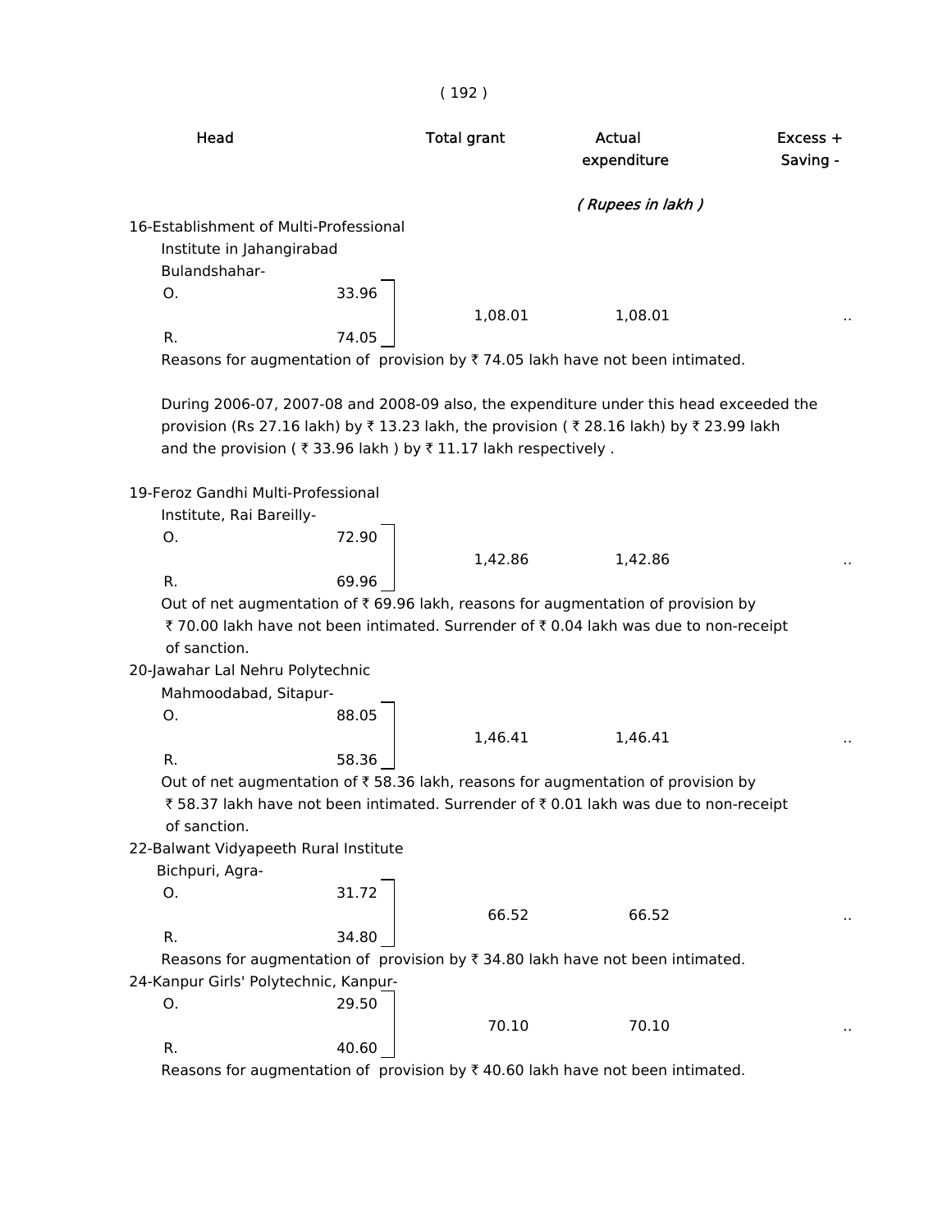| Head | | Total grant | Actual expenditure | Excess + Saving - |
|---|---|---|---|---|
| | | | *( Rupees in lakh )* | |
| 16-Establishment of Multi-Professional Institute in Jahangirabad Bulandshahar- | | | | |
| O. | 33.96 | 1,08.01 | 1,08.01 | .. |
| R. | 74.05 | | | |

Reasons for augmentation of provision by ₹ 74.05 lakh have not been intimated.

During 2006-07, 2007-08 and 2008-09 also, the expenditure under this head exceeded the provision (Rs 27.16 lakh) by ₹ 13.23 lakh, the provision ( ₹ 28.16 lakh) by ₹ 23.99 lakh and the provision ( ₹ 33.96 lakh ) by ₹ 11.17 lakh respectively .

| Head | | Total grant | Actual expenditure | Excess + Saving - |
|---|---|---|---|---|
| 19-Feroz Gandhi Multi-Professional Institute, Rai Bareilly- | | | | |
| O. | 72.90 | 1,42.86 | 1,42.86 | .. |
| R. | 69.96 | | | |

Out of net augmentation of ₹ 69.96 lakh, reasons for augmentation of provision by ₹ 70.00 lakh have not been intimated. Surrender of ₹ 0.04 lakh was due to non-receipt of sanction.

| Head | | Total grant | Actual expenditure | Excess + Saving - |
|---|---|---|---|---|
| 20-Jawahar Lal Nehru Polytechnic Mahmoodabad, Sitapur- | | | | |
| O. | 88.05 | 1,46.41 | 1,46.41 | .. |
| R. | 58.36 | | | |

Out of net augmentation of ₹ 58.36 lakh, reasons for augmentation of provision by ₹ 58.37 lakh have not been intimated. Surrender of ₹ 0.01 lakh was due to non-receipt of sanction.

| Head | | Total grant | Actual expenditure | Excess + Saving - |
|---|---|---|---|---|
| 22-Balwant Vidyapeeth Rural Institute Bichpuri, Agra- | | | | |
| O. | 31.72 | 66.52 | 66.52 | .. |
| R. | 34.80 | | | |

Reasons for augmentation of provision by ₹ 34.80 lakh have not been intimated.

| Head | | Total grant | Actual expenditure | Excess + Saving - |
|---|---|---|---|---|
| 24-Kanpur Girls' Polytechnic, Kanpur- | | | | |
| O. | 29.50 | 70.10 | 70.10 | .. |
| R. | 40.60 | | | |

Reasons for augmentation of provision by ₹ 40.60 lakh have not been intimated.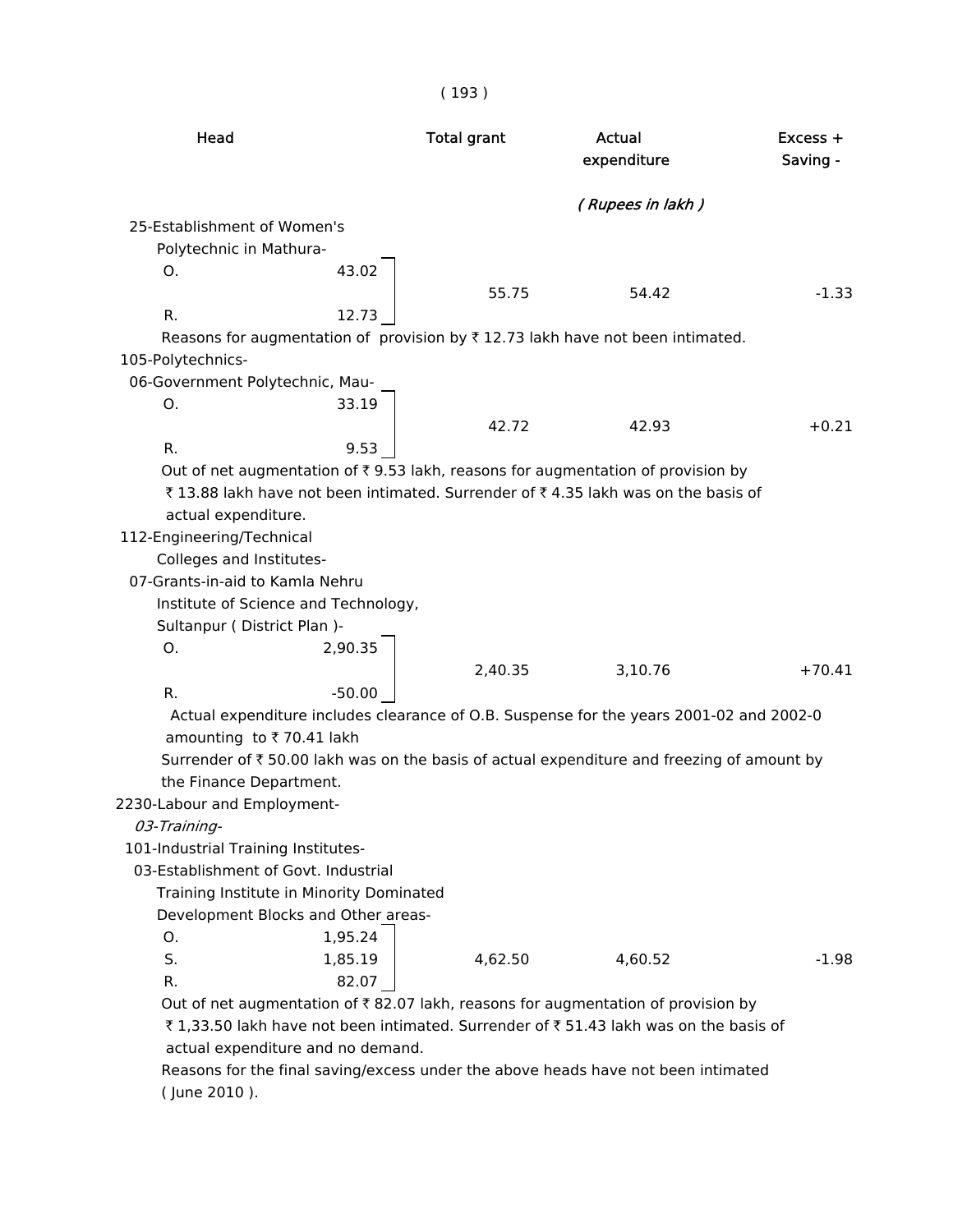| Head | | Total grant | Actual expenditure | Excess + Saving - |
|---|---|---|---|---|
| | | | *( Rupees in lakh )* | |
| 25-Establishment of Women's Polytechnic in Mathura- | | | | |
| O. | 43.02 | 55.75 | 54.42 | -1.33 |
| R. | 12.73 | | | |

Reasons for augmentation of provision by ₹ 12.73 lakh have not been intimated.

| Head | | Total grant | Actual expenditure | Excess + Saving - |
|---|---|---|---|---|
| 105-Polytechnics- | | | | |
| 06-Government Polytechnic, Mau- | | | | |
| O. | 33.19 | 42.72 | 42.93 | +0.21 |
| R. | 9.53 | | | |

Out of net augmentation of ₹ 9.53 lakh, reasons for augmentation of provision by ₹ 13.88 lakh have not been intimated. Surrender of ₹ 4.35 lakh was on the basis of actual expenditure.

| Head | | Total grant | Actual expenditure | Excess + Saving - |
|---|---|---|---|---|
| 112-Engineering/Technical Colleges and Institutes- | | | | |
| 07-Grants-in-aid to Kamla Nehru Institute of Science and Technology, Sultanpur ( District Plan )- | | | | |
| O. | 2,90.35 | 2,40.35 | 3,10.76 | +70.41 |
| R. | -50.00 | | | |

Actual expenditure includes clearance of O.B. Suspense for the years 2001-02 and 2002-0 amounting to ₹ 70.41 lakh

Surrender of ₹ 50.00 lakh was on the basis of actual expenditure and freezing of amount by the Finance Department.

| Head | | Total grant | Actual expenditure | Excess + Saving - |
|---|---|---|---|---|
| 2230-Labour and Employment- | | | | |
| *03-Training-* | | | | |
| 101-Industrial Training Institutes- | | | | |
| 03-Establishment of Govt. Industrial Training Institute in Minority Dominated Development Blocks and Other areas- | | | | |
| O. | 1,95.24 | | | |
| S. | 1,85.19 | 4,62.50 | 4,60.52 | -1.98 |
| R. | 82.07 | | | |

Out of net augmentation of ₹ 82.07 lakh, reasons for augmentation of provision by ₹ 1,33.50 lakh have not been intimated. Surrender of ₹ 51.43 lakh was on the basis of actual expenditure and no demand.

Reasons for the final saving/excess under the above heads have not been intimated ( June 2010 ).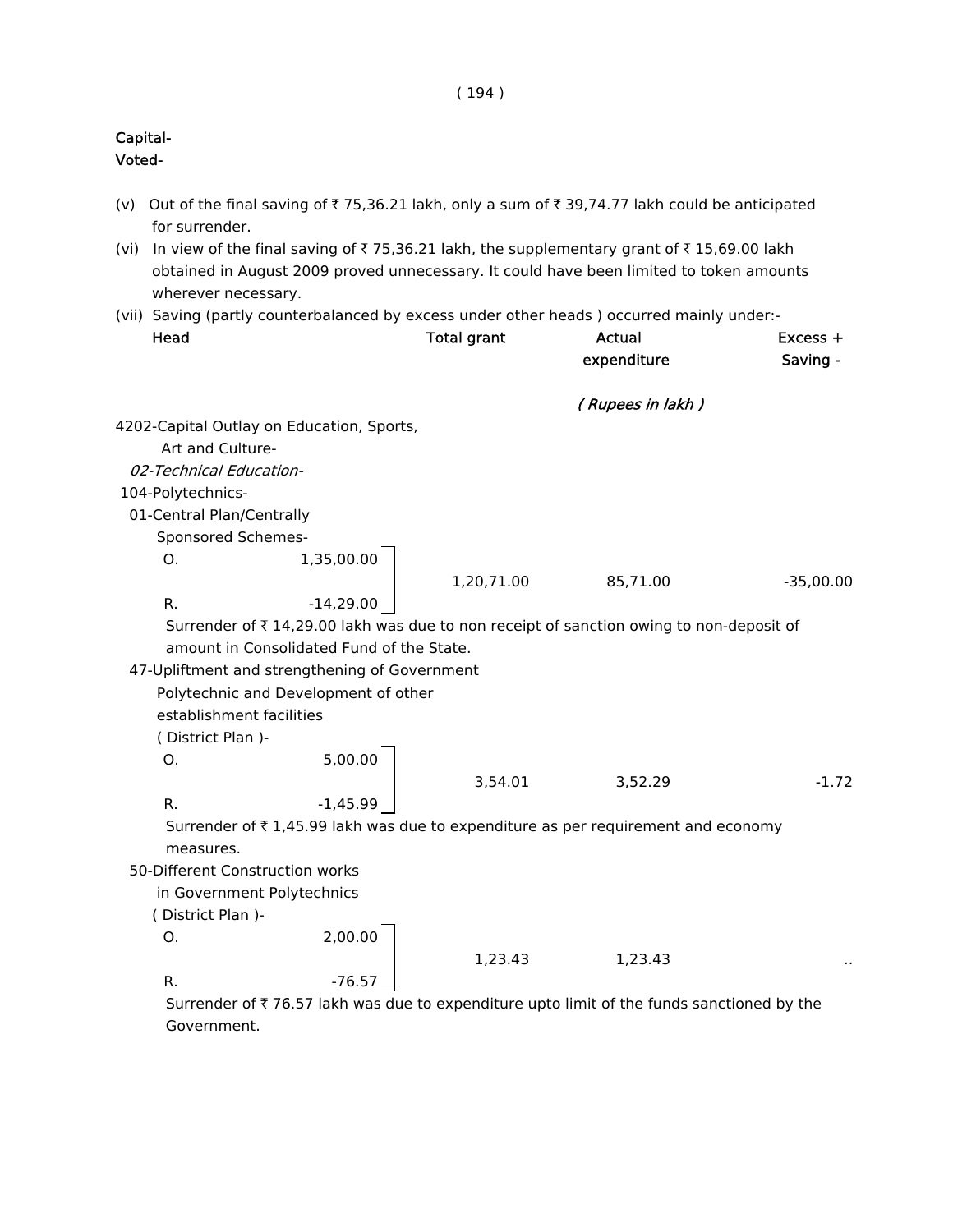Capital-
Voted-

(v) Out of the final saving of ₹ 75,36.21 lakh, only a sum of ₹ 39,74.77 lakh could be anticipated for surrender.

(vi) In view of the final saving of ₹ 75,36.21 lakh, the supplementary grant of ₹ 15,69.00 lakh obtained in August 2009 proved unnecessary. It could have been limited to token amounts wherever necessary.

(vii) Saving (partly counterbalanced by excess under other heads ) occurred mainly under:-

| Head | | Total grant | Actual expenditure | Excess + Saving - |
|---|---|---|---|---|
| | | | *( Rupees in lakh )* | |
| 4202-Capital Outlay on Education, Sports, Art and Culture- | | | | |
| *02-Technical Education-* | | | | |
| 104-Polytechnics- | | | | |
| 01-Central Plan/Centrally Sponsored Schemes- | | | | |
| O. | 1,35,00.00 | 1,20,71.00 | 85,71.00 | -35,00.00 |
| R. | -14,29.00 | | | |

Surrender of ₹ 14,29.00 lakh was due to non receipt of sanction owing to non-deposit of amount in Consolidated Fund of the State.

| Head | | Total grant | Actual expenditure | Excess + Saving - |
|---|---|---|---|---|
| 47-Upliftment and strengthening of Government Polytechnic and Development of other establishment facilities ( District Plan )- | | | | |
| O. | 5,00.00 | 3,54.01 | 3,52.29 | -1.72 |
| R. | -1,45.99 | | | |

Surrender of ₹ 1,45.99 lakh was due to expenditure as per requirement and economy measures.

| Head | | Total grant | Actual expenditure | Excess + Saving - |
|---|---|---|---|---|
| 50-Different Construction works in Government Polytechnics ( District Plan )- | | | | |
| O. | 2,00.00 | 1,23.43 | 1,23.43 | .. |
| R. | -76.57 | | | |

Surrender of ₹ 76.57 lakh was due to expenditure upto limit of the funds sanctioned by the Government.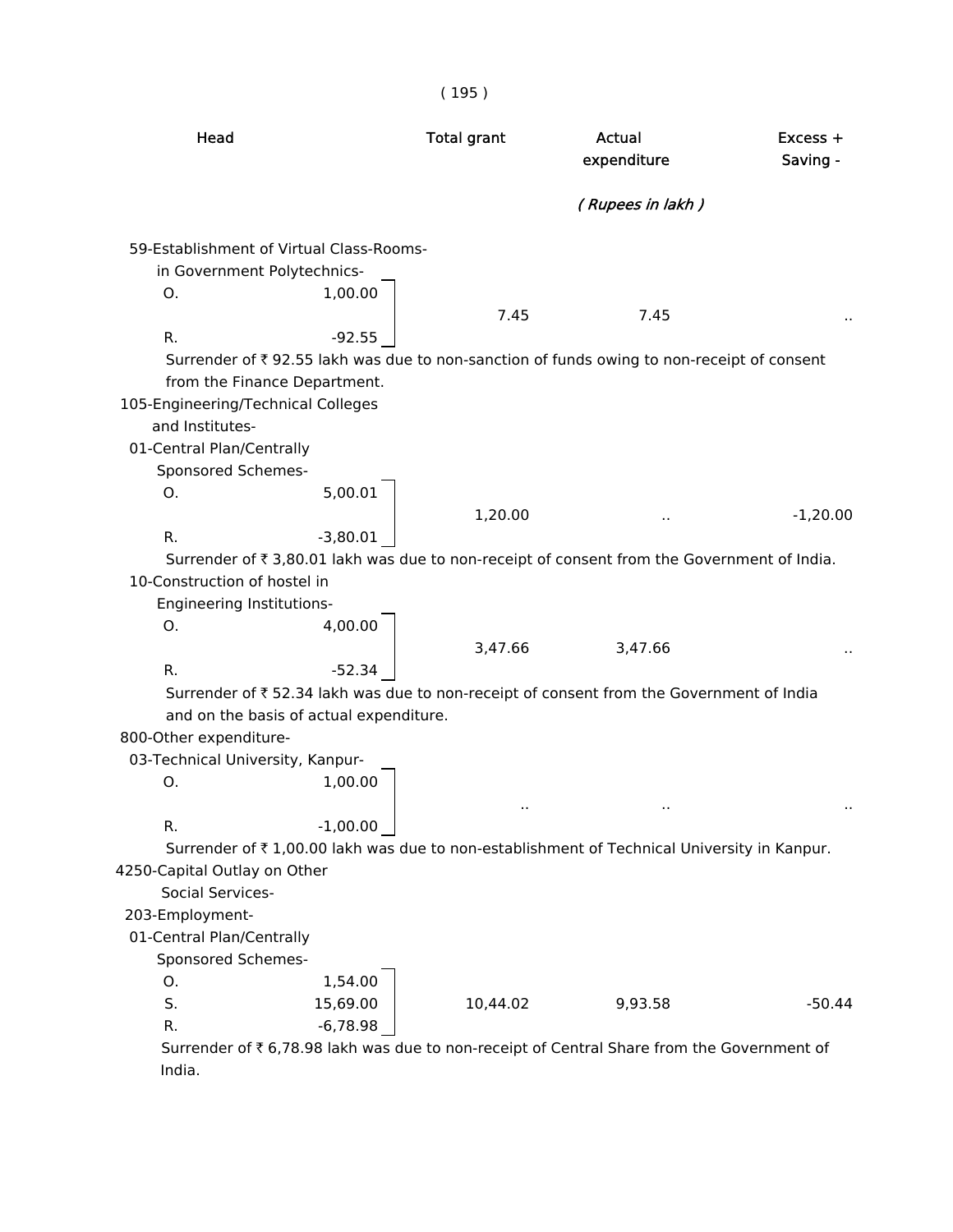| Head | | Total grant | Actual expenditure | Excess + Saving - |
|---|---|---|---|---|
| | | | *( Rupees in lakh )* | |
| 59-Establishment of Virtual Class-Rooms-in Government Polytechnics- | | | | |
| O. | 1,00.00 | 7.45 | 7.45 | .. |
| R. | -92.55 | | | |

Surrender of ₹ 92.55 lakh was due to non-sanction of funds owing to non-receipt of consent from the Finance Department.

| Head | | Total grant | Actual expenditure | Excess + Saving - |
|---|---|---|---|---|
| 105-Engineering/Technical Colleges and Institutes- | | | | |
| 01-Central Plan/Centrally Sponsored Schemes- | | | | |
| O. | 5,00.01 | 1,20.00 | .. | -1,20.00 |
| R. | -3,80.01 | | | |

Surrender of ₹ 3,80.01 lakh was due to non-receipt of consent from the Government of India.

| Head | | Total grant | Actual expenditure | Excess + Saving - |
|---|---|---|---|---|
| 10-Construction of hostel in Engineering Institutions- | | | | |
| O. | 4,00.00 | 3,47.66 | 3,47.66 | .. |
| R. | -52.34 | | | |

Surrender of ₹ 52.34 lakh was due to non-receipt of consent from the Government of India and on the basis of actual expenditure.

| Head | | Total grant | Actual expenditure | Excess + Saving - |
|---|---|---|---|---|
| 800-Other expenditure- | | | | |
| 03-Technical University, Kanpur- | | | | |
| O. | 1,00.00 | .. | .. | .. |
| R. | -1,00.00 | | | |

Surrender of ₹ 1,00.00 lakh was due to non-establishment of Technical University in Kanpur.

| Head | | Total grant | Actual expenditure | Excess + Saving - |
|---|---|---|---|---|
| 4250-Capital Outlay on Other Social Services- | | | | |
| 203-Employment- | | | | |
| 01-Central Plan/Centrally Sponsored Schemes- | | | | |
| O. | 1,54.00 | | | |
| S. | 15,69.00 | 10,44.02 | 9,93.58 | -50.44 |
| R. | -6,78.98 | | | |

Surrender of ₹ 6,78.98 lakh was due to non-receipt of Central Share from the Government of India.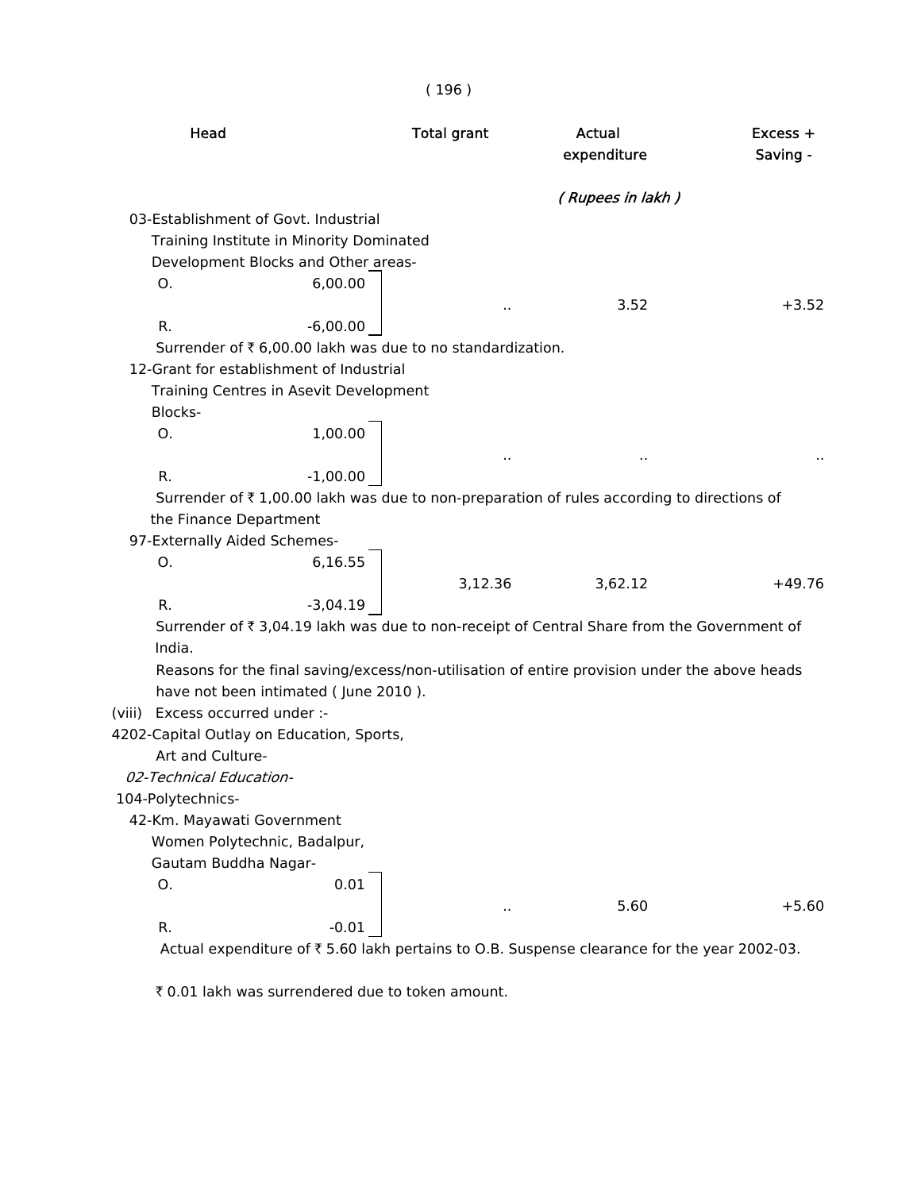| Head | Total grant | Actual expenditure | Excess + Saving - |
|---|---|---|---|
| | | *( Rupees in lakh )* | |
| 03-Establishment of Govt. Industrial Training Institute in Minority Dominated Development Blocks and Other areas- | | | |
| O. 6,00.00 / R. -6,00.00 | .. | 3.52 | +3.52 |

Surrender of ₹ 6,00.00 lakh was due to no standardization.

| Head | Total grant | Actual expenditure | Excess + Saving - |
|---|---|---|---|
| 12-Grant for establishment of Industrial Training Centres in Asevit Development Blocks- | | | |
| O. 1,00.00 / R. -1,00.00 | .. | .. | .. |

Surrender of ₹ 1,00.00 lakh was due to non-preparation of rules according to directions of the Finance Department

| Head | Total grant | Actual expenditure | Excess + Saving - |
|---|---|---|---|
| 97-Externally Aided Schemes- | | | |
| O. 6,16.55 / R. -3,04.19 | 3,12.36 | 3,62.12 | +49.76 |

Surrender of ₹ 3,04.19 lakh was due to non-receipt of Central Share from the Government of India.

Reasons for the final saving/excess/non-utilisation of entire provision under the above heads have not been intimated ( June 2010 ).

(viii) Excess occurred under :-

4202-Capital Outlay on Education, Sports, Art and Culture-

*02-Technical Education-*

104-Polytechnics-

| Head | Total grant | Actual expenditure | Excess + Saving - |
|---|---|---|---|
| 42-Km. Mayawati Government Women Polytechnic, Badalpur, Gautam Buddha Nagar- | | | |
| O. 0.01 / R. -0.01 | .. | 5.60 | +5.60 |

Actual expenditure of ₹ 5.60 lakh pertains to O.B. Suspense clearance for the year 2002-03.

₹ 0.01 lakh was surrendered due to token amount.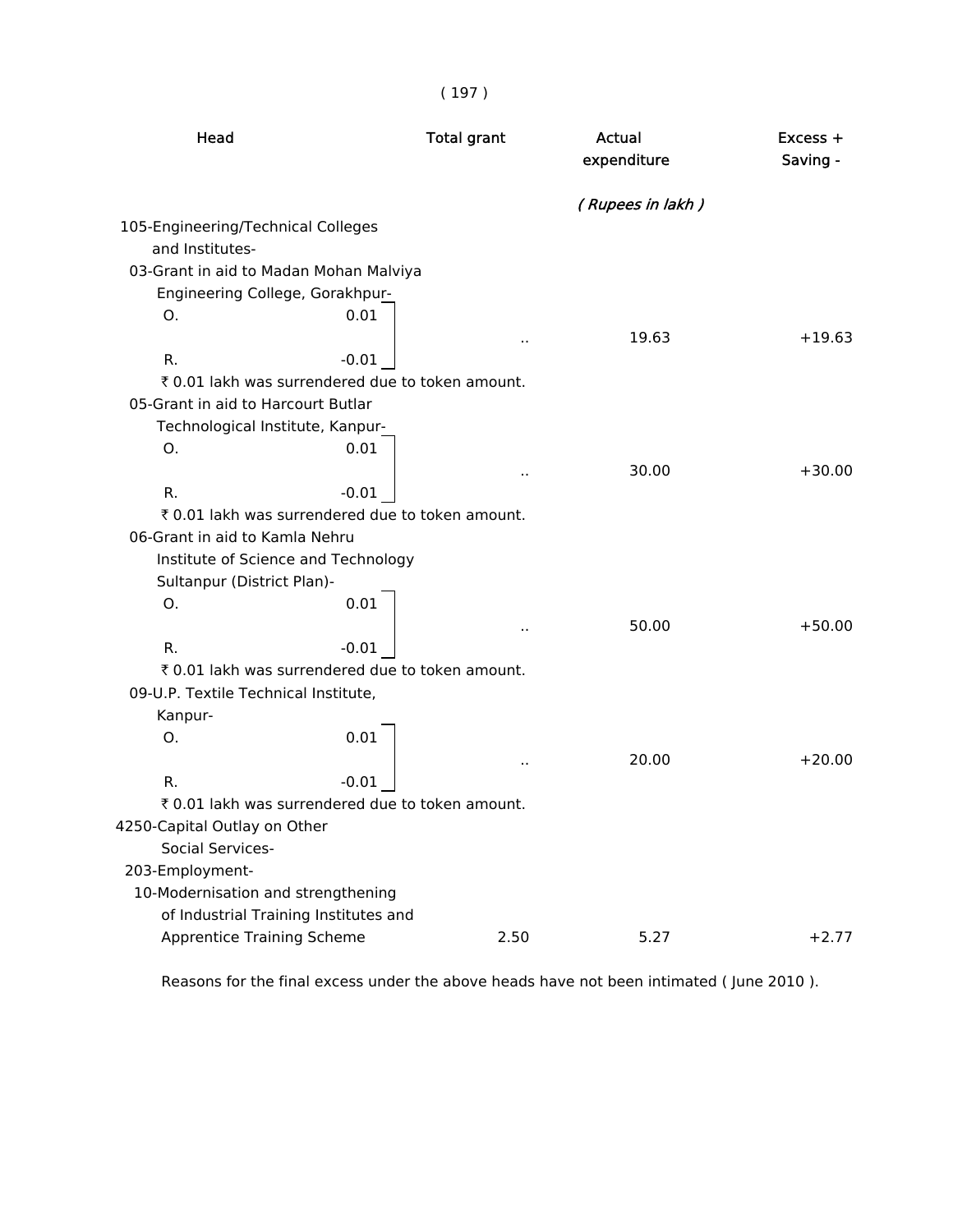| Head | Total grant | Actual expenditure | Excess + Saving - |
|---|---|---|---|
| | | ( Rupees in lakh ) | |
| 105-Engineering/Technical Colleges and Institutes- | | | |
| 03-Grant in aid to Madan Mohan Malviya Engineering College, Gorakhpur- | | | |
| O. 0.01 / R. -0.01 | .. | 19.63 | +19.63 |
| ₹ 0.01 lakh was surrendered due to token amount. | | | |
| 05-Grant in aid to Harcourt Butlar Technological Institute, Kanpur- | | | |
| O. 0.01 / R. -0.01 | .. | 30.00 | +30.00 |
| ₹ 0.01 lakh was surrendered due to token amount. | | | |
| 06-Grant in aid to Kamla Nehru Institute of Science and Technology Sultanpur (District Plan)- | | | |
| O. 0.01 / R. -0.01 | .. | 50.00 | +50.00 |
| ₹ 0.01 lakh was surrendered due to token amount. | | | |
| 09-U.P. Textile Technical Institute, Kanpur- | | | |
| O. 0.01 / R. -0.01 | .. | 20.00 | +20.00 |
| ₹ 0.01 lakh was surrendered due to token amount. | | | |
| 4250-Capital Outlay on Other Social Services- | | | |
| 203-Employment- | | | |
| 10-Modernisation and strengthening of Industrial Training Institutes and Apprentice Training Scheme | 2.50 | 5.27 | +2.77 |

Reasons for the final excess under the above heads have not been intimated ( June 2010 ).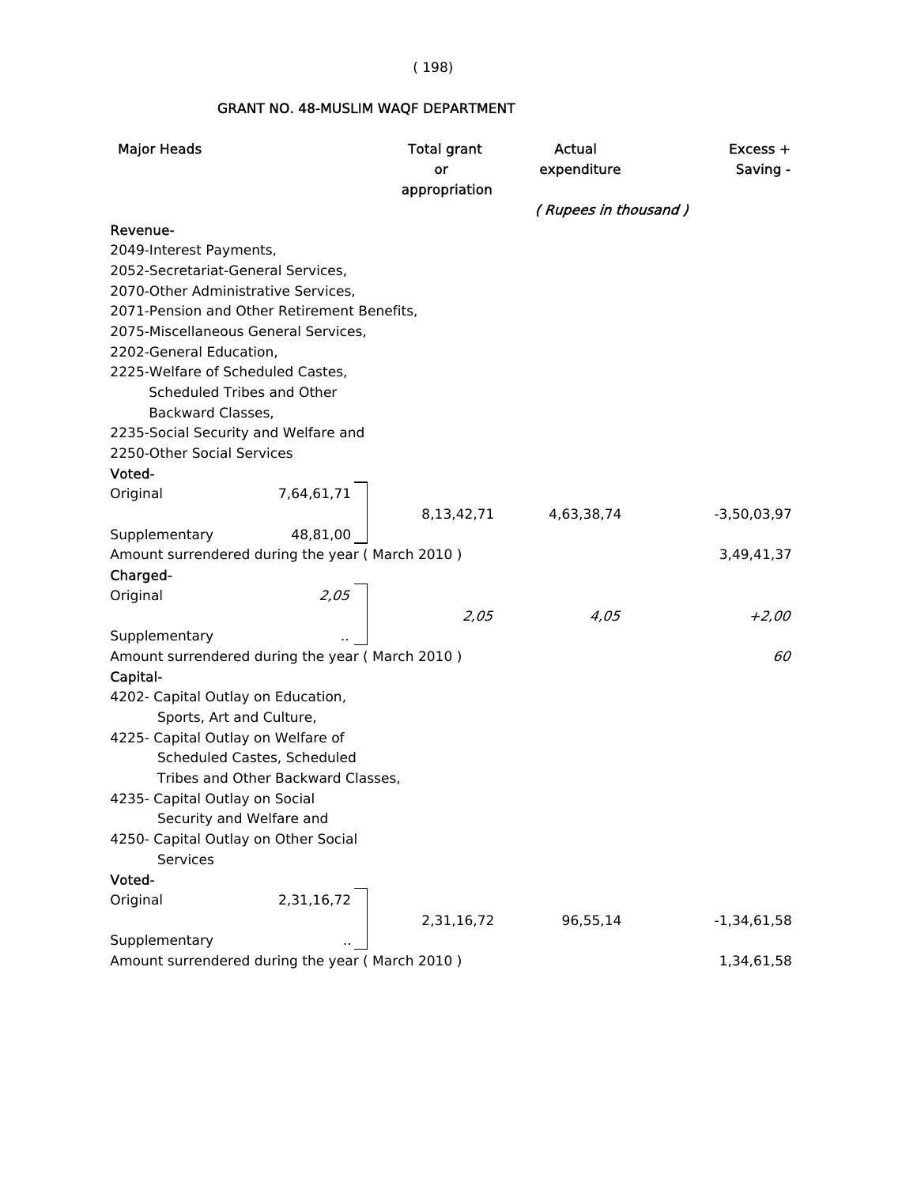## GRANT NO. 48-MUSLIM WAQF DEPARTMENT

| Major Heads | | Total grant or appropriation | Actual expenditure | Excess + Saving - |
|---|---|---|---|---|
| | | | *( Rupees in thousand )* | |
| **Revenue-** | | | | |
| 2049-Interest Payments, 2052-Secretariat-General Services, 2070-Other Administrative Services, 2071-Pension and Other Retirement Benefits, 2075-Miscellaneous General Services, 2202-General Education, 2225-Welfare of Scheduled Castes, Scheduled Tribes and Other Backward Classes, 2235-Social Security and Welfare and 2250-Other Social Services | | | | |
| **Voted-** | | | | |
| Original | 7,64,61,71 | 8,13,42,71 | 4,63,38,74 | -3,50,03,97 |
| Supplementary | 48,81,00 | | | |
| Amount surrendered during the year ( March 2010 ) | | | | 3,49,41,37 |
| **Charged-** | | | | |
| Original | *2,05* | *2,05* | *4,05* | *+2,00* |
| Supplementary | *..* | | | |
| Amount surrendered during the year ( March 2010 ) | | | | *60* |
| **Capital-** | | | | |
| 4202- Capital Outlay on Education, Sports, Art and Culture, 4225- Capital Outlay on Welfare of Scheduled Castes, Scheduled Tribes and Other Backward Classes, 4235- Capital Outlay on Social Security and Welfare and 4250- Capital Outlay on Other Social Services | | | | |
| **Voted-** | | | | |
| Original | 2,31,16,72 | 2,31,16,72 | 96,55,14 | -1,34,61,58 |
| Supplementary | .. | | | |
| Amount surrendered during the year ( March 2010 ) | | | | 1,34,61,58 |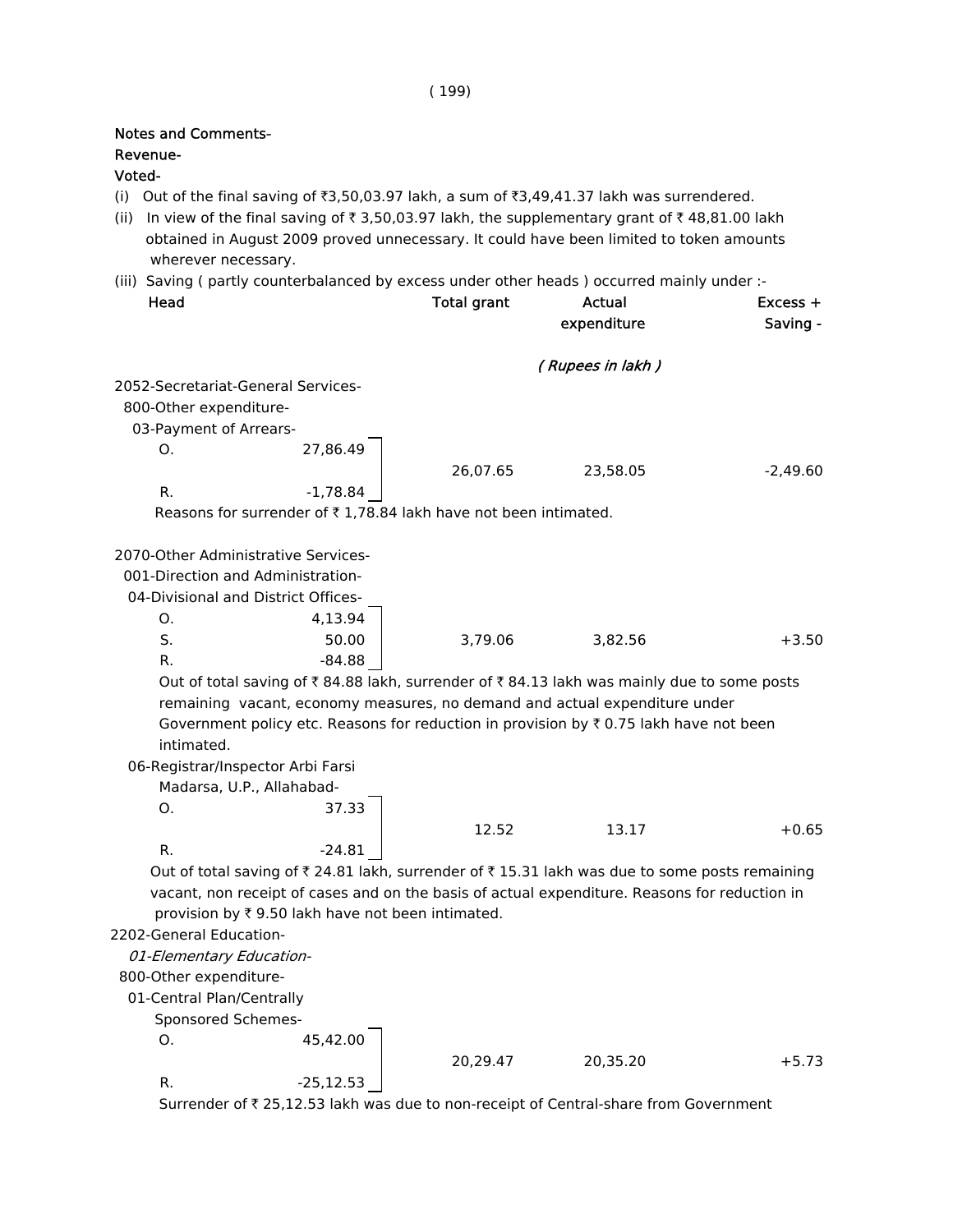**Notes and Comments-**
**Revenue-**
**Voted-**

(i) Out of the final saving of ₹3,50,03.97 lakh, a sum of ₹3,49,41.37 lakh was surrendered.

(ii) In view of the final saving of ₹ 3,50,03.97 lakh, the supplementary grant of ₹ 48,81.00 lakh obtained in August 2009 proved unnecessary. It could have been limited to token amounts wherever necessary.

(iii) Saving ( partly counterbalanced by excess under other heads ) occurred mainly under :-

| Head | | Total grant | Actual expenditure | Excess + Saving - |
|---|---|---|---|---|
| | | | *( Rupees in lakh )* | |
| 2052-Secretariat-General Services- | | | | |
| 800-Other expenditure- | | | | |
| 03-Payment of Arrears- | | | | |
| O. | 27,86.49 | | | |
| | | 26,07.65 | 23,58.05 | -2,49.60 |
| R. | -1,78.84 | | | |

Reasons for surrender of ₹ 1,78.84 lakh have not been intimated.

| Head | | Total grant | Actual expenditure | Excess + Saving - |
|---|---|---|---|---|
| 2070-Other Administrative Services- | | | | |
| 001-Direction and Administration- | | | | |
| 04-Divisional and District Offices- | | | | |
| O. | 4,13.94 | | | |
| S. | 50.00 | 3,79.06 | 3,82.56 | +3.50 |
| R. | -84.88 | | | |

Out of total saving of ₹ 84.88 lakh, surrender of ₹ 84.13 lakh was mainly due to some posts remaining vacant, economy measures, no demand and actual expenditure under Government policy etc. Reasons for reduction in provision by ₹ 0.75 lakh have not been intimated.

| Head | | Total grant | Actual expenditure | Excess + Saving - |
|---|---|---|---|---|
| 06-Registrar/Inspector Arbi Farsi Madarsa, U.P., Allahabad- | | | | |
| O. | 37.33 | | | |
| | | 12.52 | 13.17 | +0.65 |
| R. | -24.81 | | | |

Out of total saving of ₹ 24.81 lakh, surrender of ₹ 15.31 lakh was due to some posts remaining vacant, non receipt of cases and on the basis of actual expenditure. Reasons for reduction in provision by ₹ 9.50 lakh have not been intimated.

| Head | | Total grant | Actual expenditure | Excess + Saving - |
|---|---|---|---|---|
| 2202-General Education- | | | | |
| *01-Elementary Education-* | | | | |
| 800-Other expenditure- | | | | |
| 01-Central Plan/Centrally Sponsored Schemes- | | | | |
| O. | 45,42.00 | | | |
| | | 20,29.47 | 20,35.20 | +5.73 |
| R. | -25,12.53 | | | |

Surrender of ₹ 25,12.53 lakh was due to non-receipt of Central-share from Government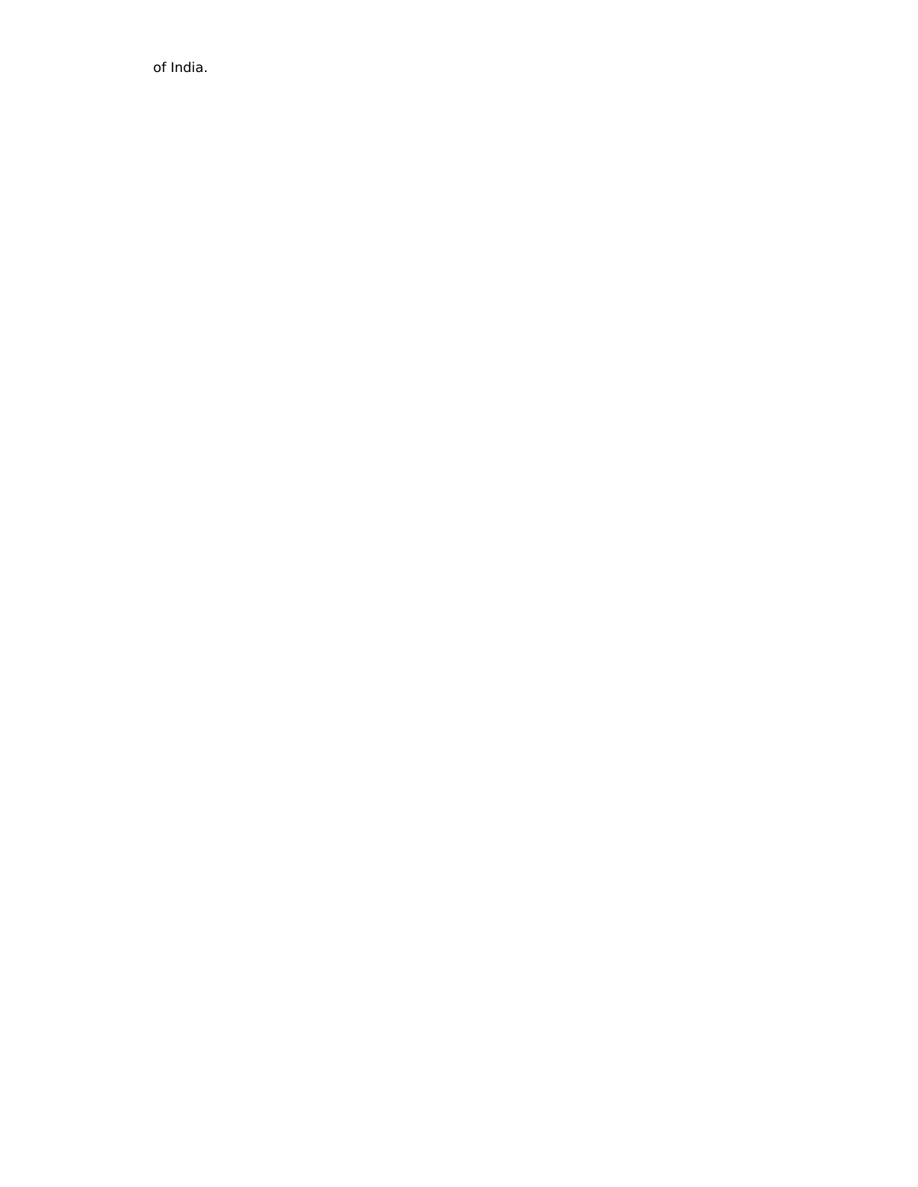of India.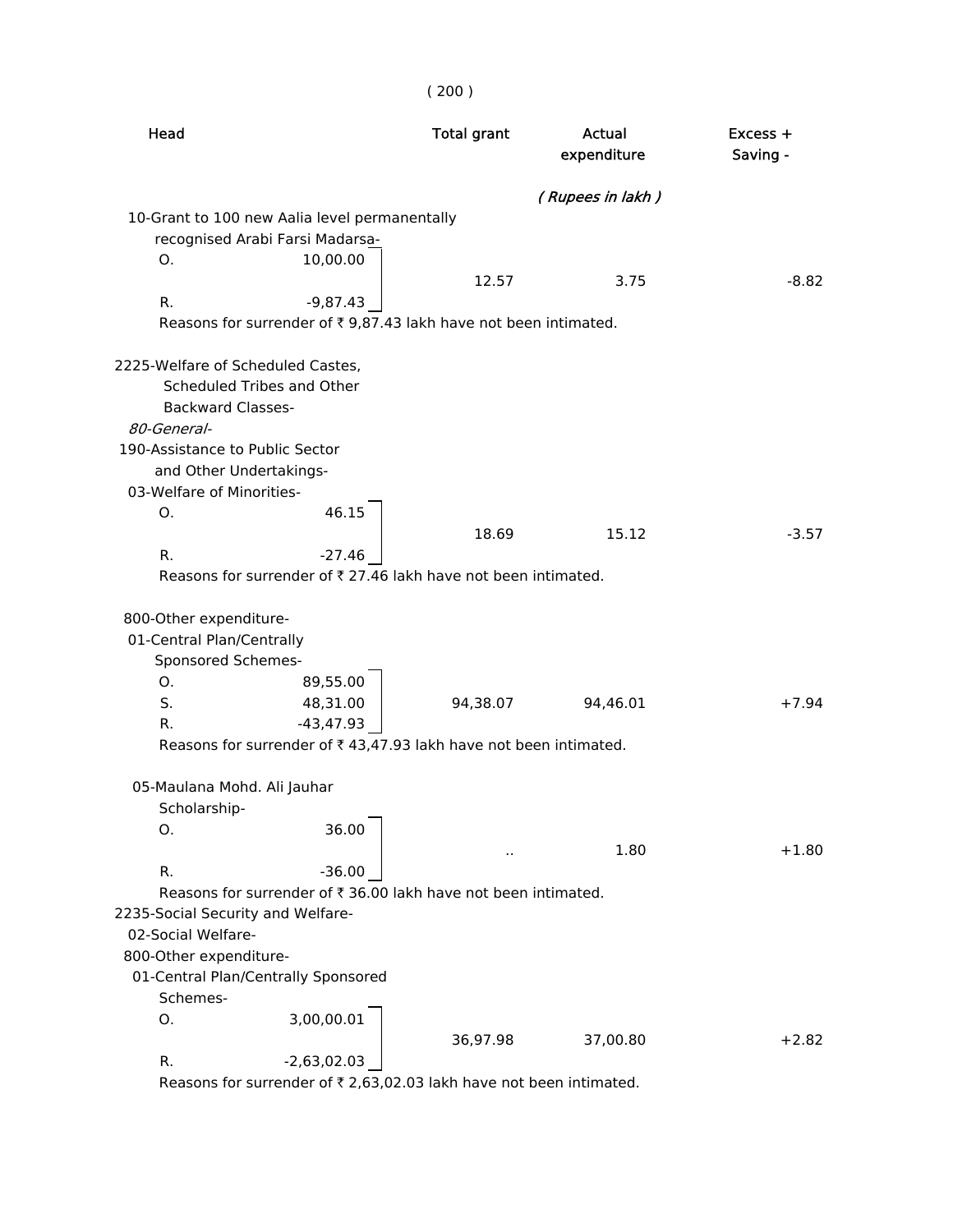| Head | | Total grant | Actual expenditure | Excess + Saving - |
|---|---|---|---|---|
| | | | *( Rupees in lakh )* | |
| 10-Grant to 100 new Aalia level permanentally recognised Arabi Farsi Madarsa- | | | | |
| O. | 10,00.00 | | | |
| | | 12.57 | 3.75 | -8.82 |
| R. | -9,87.43 | | | |

Reasons for surrender of ₹ 9,87.43 lakh have not been intimated.

| Head | | Total grant | Actual expenditure | Excess + Saving - |
|---|---|---|---|---|
| 2225-Welfare of Scheduled Castes, Scheduled Tribes and Other Backward Classes- | | | | |
| *80-General-* | | | | |
| 190-Assistance to Public Sector and Other Undertakings- | | | | |
| 03-Welfare of Minorities- | | | | |
| O. | 46.15 | | | |
| | | 18.69 | 15.12 | -3.57 |
| R. | -27.46 | | | |

Reasons for surrender of ₹ 27.46 lakh have not been intimated.

| Head | | Total grant | Actual expenditure | Excess + Saving - |
|---|---|---|---|---|
| 800-Other expenditure- | | | | |
| 01-Central Plan/Centrally Sponsored Schemes- | | | | |
| O. | 89,55.00 | | | |
| S. | 48,31.00 | 94,38.07 | 94,46.01 | +7.94 |
| R. | -43,47.93 | | | |

Reasons for surrender of ₹ 43,47.93 lakh have not been intimated.

| Head | | Total grant | Actual expenditure | Excess + Saving - |
|---|---|---|---|---|
| 05-Maulana Mohd. Ali Jauhar Scholarship- | | | | |
| O. | 36.00 | | | |
| | | .. | 1.80 | +1.80 |
| R. | -36.00 | | | |

Reasons for surrender of ₹ 36.00 lakh have not been intimated.

| Head | | Total grant | Actual expenditure | Excess + Saving - |
|---|---|---|---|---|
| 2235-Social Security and Welfare- | | | | |
| 02-Social Welfare- | | | | |
| 800-Other expenditure- | | | | |
| 01-Central Plan/Centrally Sponsored Schemes- | | | | |
| O. | 3,00,00.01 | | | |
| | | 36,97.98 | 37,00.80 | +2.82 |
| R. | -2,63,02.03 | | | |

Reasons for surrender of ₹ 2,63,02.03 lakh have not been intimated.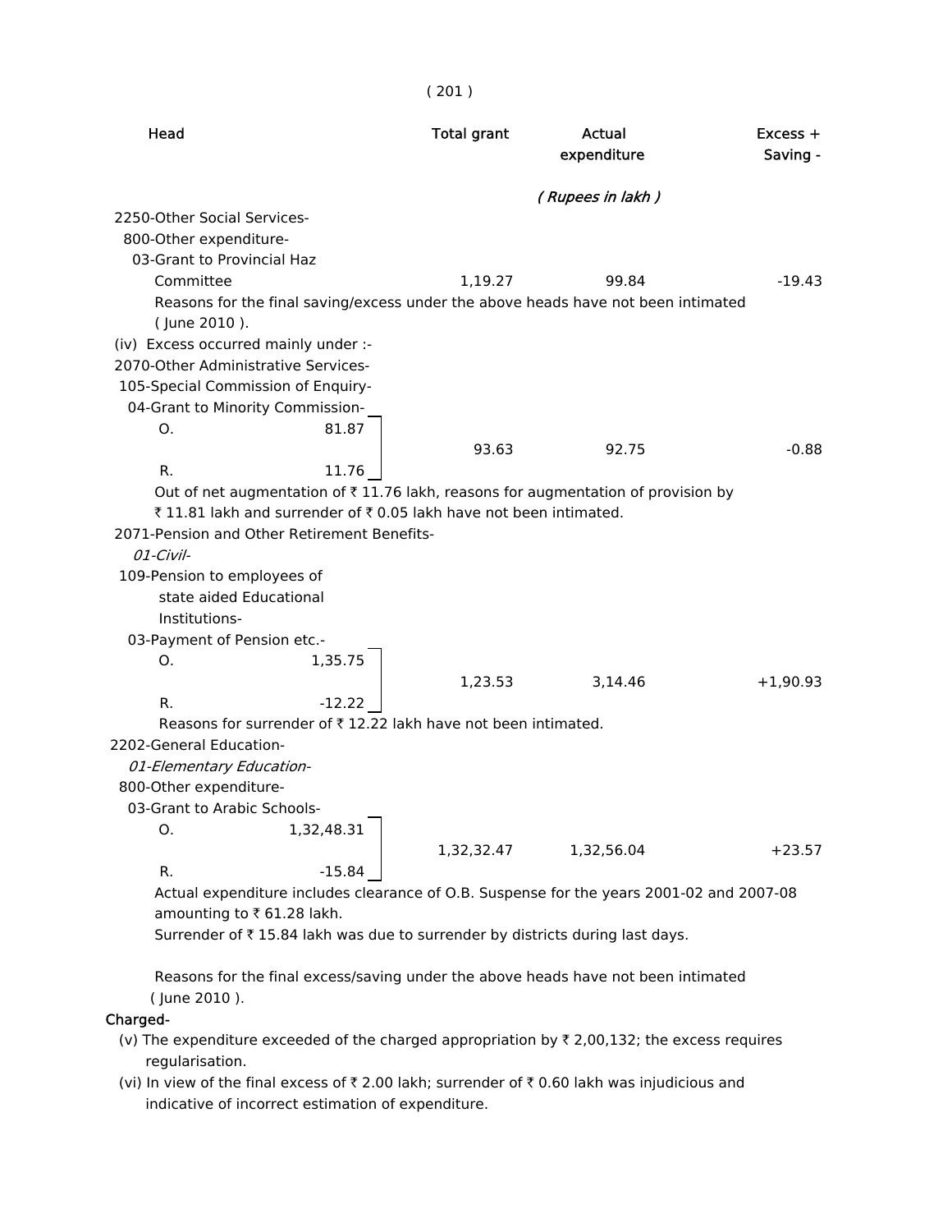| Head | Total grant | Actual expenditure | Excess + Saving - |
|---|---|---|---|
| | | *( Rupees in lakh )* | |
| 2250-Other Social Services- | | | |
| 800-Other expenditure- | | | |
| 03-Grant to Provincial Haz Committee | 1,19.27 | 99.84 | -19.43 |

Reasons for the final saving/excess under the above heads have not been intimated ( June 2010 ).

(iv) Excess occurred mainly under :-

| Head | | Total grant | Actual expenditure | Excess + Saving - |
|---|---|---|---|---|
| 2070-Other Administrative Services- | | | | |
| 105-Special Commission of Enquiry- | | | | |
| 04-Grant to Minority Commission- | | | | |
| O. | 81.87 | 93.63 | 92.75 | -0.88 |
| R. | 11.76 | | | |

Out of net augmentation of ₹ 11.76 lakh, reasons for augmentation of provision by ₹ 11.81 lakh and surrender of ₹ 0.05 lakh have not been intimated.

| Head | | Total grant | Actual expenditure | Excess + Saving - |
|---|---|---|---|---|
| 2071-Pension and Other Retirement Benefits- | | | | |
| *01-Civil-* | | | | |
| 109-Pension to employees of state aided Educational Institutions- | | | | |
| 03-Payment of Pension etc.- | | | | |
| O. | 1,35.75 | 1,23.53 | 3,14.46 | +1,90.93 |
| R. | -12.22 | | | |

Reasons for surrender of ₹ 12.22 lakh have not been intimated.

| Head | | Total grant | Actual expenditure | Excess + Saving - |
|---|---|---|---|---|
| 2202-General Education- | | | | |
| *01-Elementary Education-* | | | | |
| 800-Other expenditure- | | | | |
| 03-Grant to Arabic Schools- | | | | |
| O. | 1,32,48.31 | 1,32,32.47 | 1,32,56.04 | +23.57 |
| R. | -15.84 | | | |

Actual expenditure includes clearance of O.B. Suspense for the years 2001-02 and 2007-08 amounting to ₹ 61.28 lakh.

Surrender of ₹ 15.84 lakh was due to surrender by districts during last days.

Reasons for the final excess/saving under the above heads have not been intimated ( June 2010 ).

**Charged-**

(v) The expenditure exceeded of the charged appropriation by ₹ 2,00,132; the excess requires regularisation.

(vi) In view of the final excess of ₹ 2.00 lakh; surrender of ₹ 0.60 lakh was injudicious and indicative of incorrect estimation of expenditure.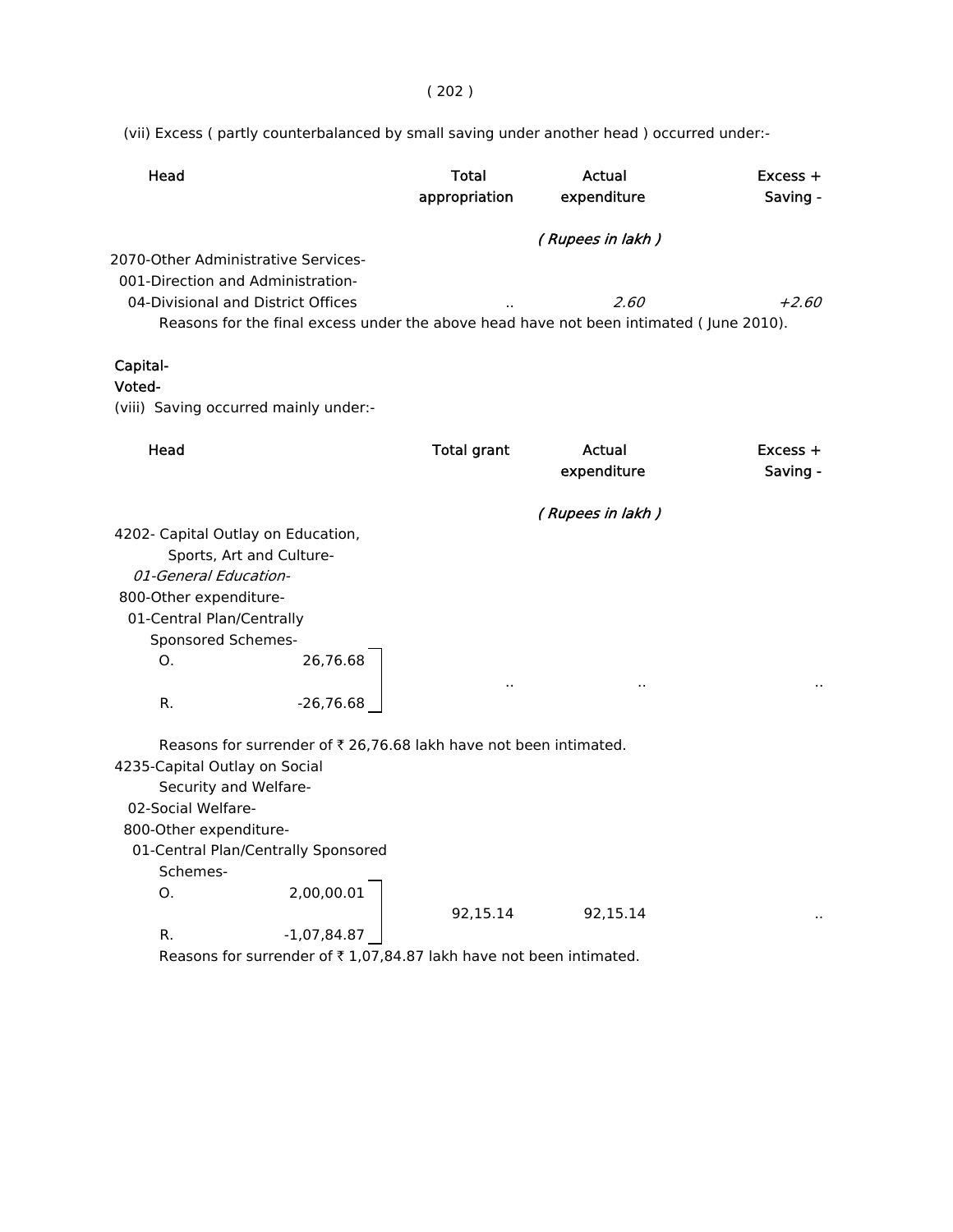(vii) Excess ( partly counterbalanced by small saving under another head ) occurred under:-

| Head | Total appropriation | Actual expenditure | Excess + Saving - |
|---|---|---|---|
| | | *( Rupees in lakh )* | |
| 2070-Other Administrative Services- | | | |
| 001-Direction and Administration- | | | |
| 04-Divisional and District Offices | .. | *2.60* | *+2.60* |

Reasons for the final excess under the above head have not been intimated ( June 2010).

**Capital-**

**Voted-**

(viii) Saving occurred mainly under:-

| Head | | Total grant | Actual expenditure | Excess + Saving - |
|---|---|---|---|---|
| | | | *( Rupees in lakh )* | |
| 4202- Capital Outlay on Education, Sports, Art and Culture- | | | | |
| *01-General Education-* | | | | |
| 800-Other expenditure- | | | | |
| 01-Central Plan/Centrally Sponsored Schemes- | | | | |
| O. | 26,76.68 | | | |
| R. | -26,76.68 | .. | .. | .. |

Reasons for surrender of ₹ 26,76.68 lakh have not been intimated.

| Head | | Total grant | Actual expenditure | Excess + Saving - |
|---|---|---|---|---|
| 4235-Capital Outlay on Social Security and Welfare- | | | | |
| 02-Social Welfare- | | | | |
| 800-Other expenditure- | | | | |
| 01-Central Plan/Centrally Sponsored Schemes- | | | | |
| O. | 2,00,00.01 | | | |
| R. | -1,07,84.87 | 92,15.14 | 92,15.14 | .. |

Reasons for surrender of ₹ 1,07,84.87 lakh have not been intimated.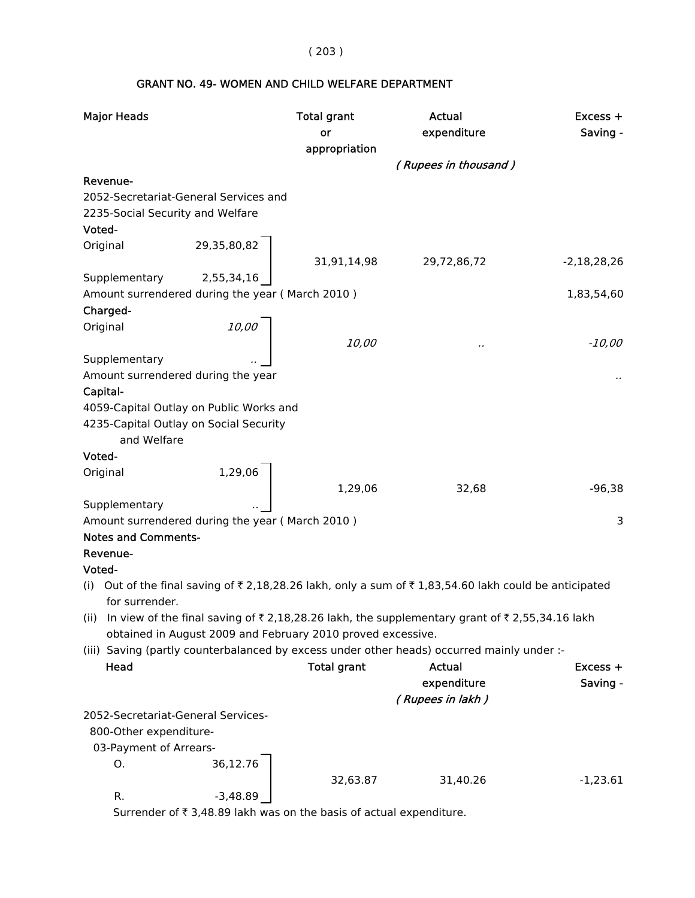## GRANT NO. 49- WOMEN AND CHILD WELFARE DEPARTMENT

| Major Heads | | Total grant or appropriation | Actual expenditure | Excess + Saving - |
|---|---|---|---|---|
| | | | *( Rupees in thousand )* | |
| **Revenue-** | | | | |
| 2052-Secretariat-General Services and 2235-Social Security and Welfare | | | | |
| **Voted-** | | | | |
| Original | 29,35,80,82 | 31,91,14,98 | 29,72,86,72 | -2,18,28,26 |
| Supplementary | 2,55,34,16 | | | |
| Amount surrendered during the year ( March 2010 ) | | | | 1,83,54,60 |
| **Charged-** | | | | |
| Original | *10,00* | *10,00* | .. | *-10,00* |
| Supplementary | .. | | | |
| Amount surrendered during the year | | | | .. |
| **Capital-** | | | | |
| 4059-Capital Outlay on Public Works and 4235-Capital Outlay on Social Security and Welfare | | | | |
| **Voted-** | | | | |
| Original | 1,29,06 | 1,29,06 | 32,68 | -96,38 |
| Supplementary | .. | | | |
| Amount surrendered during the year ( March 2010 ) | | | | 3 |

**Notes and Comments-**

**Revenue-**

**Voted-**

(i) Out of the final saving of ₹ 2,18,28.26 lakh, only a sum of ₹ 1,83,54.60 lakh could be anticipated for surrender.

(ii) In view of the final saving of ₹ 2,18,28.26 lakh, the supplementary grant of ₹ 2,55,34.16 lakh obtained in August 2009 and February 2010 proved excessive.

(iii) Saving (partly counterbalanced by excess under other heads) occurred mainly under :-

| Head | | Total grant | Actual expenditure | Excess + Saving - |
|---|---|---|---|---|
| | | | *( Rupees in lakh )* | |
| 2052-Secretariat-General Services- | | | | |
| 800-Other expenditure- | | | | |
| 03-Payment of Arrears- | | | | |
| O. | 36,12.76 | 32,63.87 | 31,40.26 | -1,23.61 |
| R. | -3,48.89 | | | |

Surrender of ₹ 3,48.89 lakh was on the basis of actual expenditure.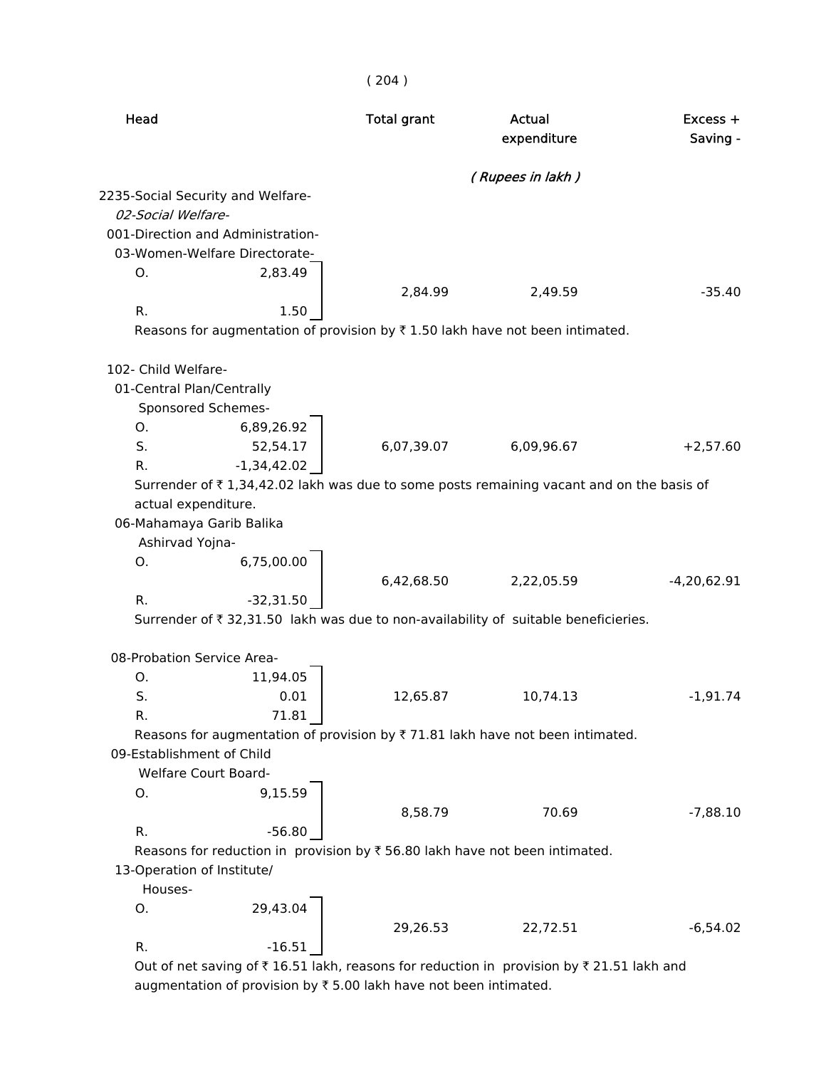| Head | | Total grant | Actual expenditure | Excess + Saving - |
|---|---|---|---|---|
| | | | ( Rupees in lakh ) | |
| 2235-Social Security and Welfare- | | | | |
| *02-Social Welfare-* | | | | |
| 001-Direction and Administration- | | | | |
| 03-Women-Welfare Directorate- | | | | |
| O. | 2,83.49 | | | |
| | | 2,84.99 | 2,49.59 | -35.40 |
| R. | 1.50 | | | |

Reasons for augmentation of provision by ₹ 1.50 lakh have not been intimated.

| Head | | Total grant | Actual expenditure | Excess + Saving - |
|---|---|---|---|---|
| 102- Child Welfare- | | | | |
| 01-Central Plan/Centrally Sponsored Schemes- | | | | |
| O. | 6,89,26.92 | | | |
| S. | 52,54.17 | 6,07,39.07 | 6,09,96.67 | +2,57.60 |
| R. | -1,34,42.02 | | | |

Surrender of ₹ 1,34,42.02 lakh was due to some posts remaining vacant and on the basis of actual expenditure.

| Head | | Total grant | Actual expenditure | Excess + Saving - |
|---|---|---|---|---|
| 06-Mahamaya Garib Balika Ashirvad Yojna- | | | | |
| O. | 6,75,00.00 | | | |
| | | 6,42,68.50 | 2,22,05.59 | -4,20,62.91 |
| R. | -32,31.50 | | | |

Surrender of ₹ 32,31.50 lakh was due to non-availability of suitable beneficieries.

| Head | | Total grant | Actual expenditure | Excess + Saving - |
|---|---|---|---|---|
| 08-Probation Service Area- | | | | |
| O. | 11,94.05 | | | |
| S. | 0.01 | 12,65.87 | 10,74.13 | -1,91.74 |
| R. | 71.81 | | | |

Reasons for augmentation of provision by ₹ 71.81 lakh have not been intimated.

| Head | | Total grant | Actual expenditure | Excess + Saving - |
|---|---|---|---|---|
| 09-Establishment of Child Welfare Court Board- | | | | |
| O. | 9,15.59 | | | |
| | | 8,58.79 | 70.69 | -7,88.10 |
| R. | -56.80 | | | |

Reasons for reduction in provision by ₹ 56.80 lakh have not been intimated.

| Head | | Total grant | Actual expenditure | Excess + Saving - |
|---|---|---|---|---|
| 13-Operation of Institute/ Houses- | | | | |
| O. | 29,43.04 | | | |
| | | 29,26.53 | 22,72.51 | -6,54.02 |
| R. | -16.51 | | | |

Out of net saving of ₹ 16.51 lakh, reasons for reduction in provision by ₹ 21.51 lakh and augmentation of provision by ₹ 5.00 lakh have not been intimated.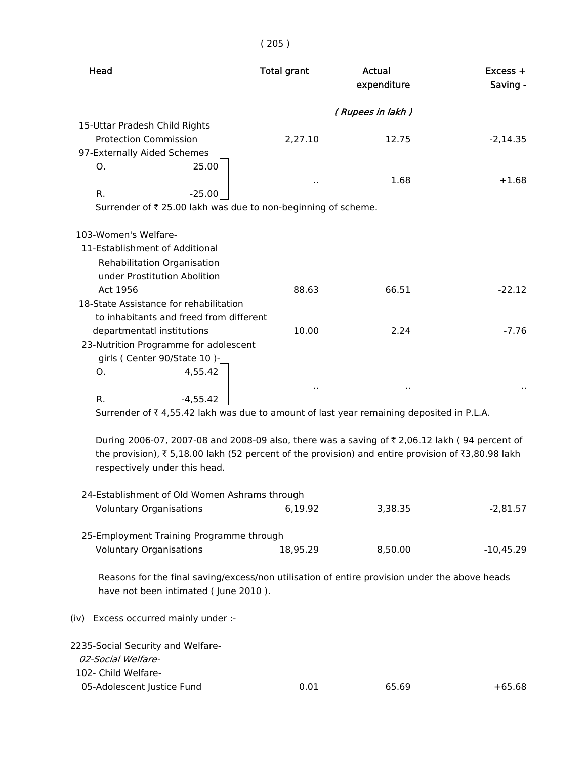| Head | Total grant | Actual expenditure | Excess + Saving - |
|---|---|---|---|
| | | *( Rupees in lakh )* | |
| 15-Uttar Pradesh Child Rights Protection Commission | 2,27.10 | 12.75 | -2,14.35 |
| 97-Externally Aided Schemes O. 25.00 R. -25.00 | .. | 1.68 | +1.68 |

Surrender of ₹ 25.00 lakh was due to non-beginning of scheme.

| Head | Total grant | Actual expenditure | Excess + Saving - |
|---|---|---|---|
| 103-Women's Welfare- | | | |
| 11-Establishment of Additional Rehabilitation Organisation under Prostitution Abolition Act 1956 | 88.63 | 66.51 | -22.12 |
| 18-State Assistance for rehabilitation to inhabitants and freed from different departmentatl institutions | 10.00 | 2.24 | -7.76 |
| 23-Nutrition Programme for adolescent girls ( Center 90/State 10 )- O. 4,55.42 R. -4,55.42 | .. | .. | .. |

Surrender of ₹ 4,55.42 lakh was due to amount of last year remaining deposited in P.L.A.

During 2006-07, 2007-08 and 2008-09 also, there was a saving of ₹ 2,06.12 lakh ( 94 percent of the provision), ₹ 5,18.00 lakh (52 percent of the provision) and entire provision of ₹3,80.98 lakh respectively under this head.

| Head | Total grant | Actual expenditure | Excess + Saving - |
|---|---|---|---|
| 24-Establishment of Old Women Ashrams through Voluntary Organisations | 6,19.92 | 3,38.35 | -2,81.57 |
| 25-Employment Training Programme through Voluntary Organisations | 18,95.29 | 8,50.00 | -10,45.29 |

Reasons for the final saving/excess/non utilisation of entire provision under the above heads have not been intimated ( June 2010 ).

(iv) Excess occurred mainly under :-

| Head | Total grant | Actual expenditure | Excess + Saving - |
|---|---|---|---|
| 2235-Social Security and Welfare- | | | |
| *02-Social Welfare-* | | | |
| 102- Child Welfare- | | | |
| 05-Adolescent Justice Fund | 0.01 | 65.69 | +65.68 |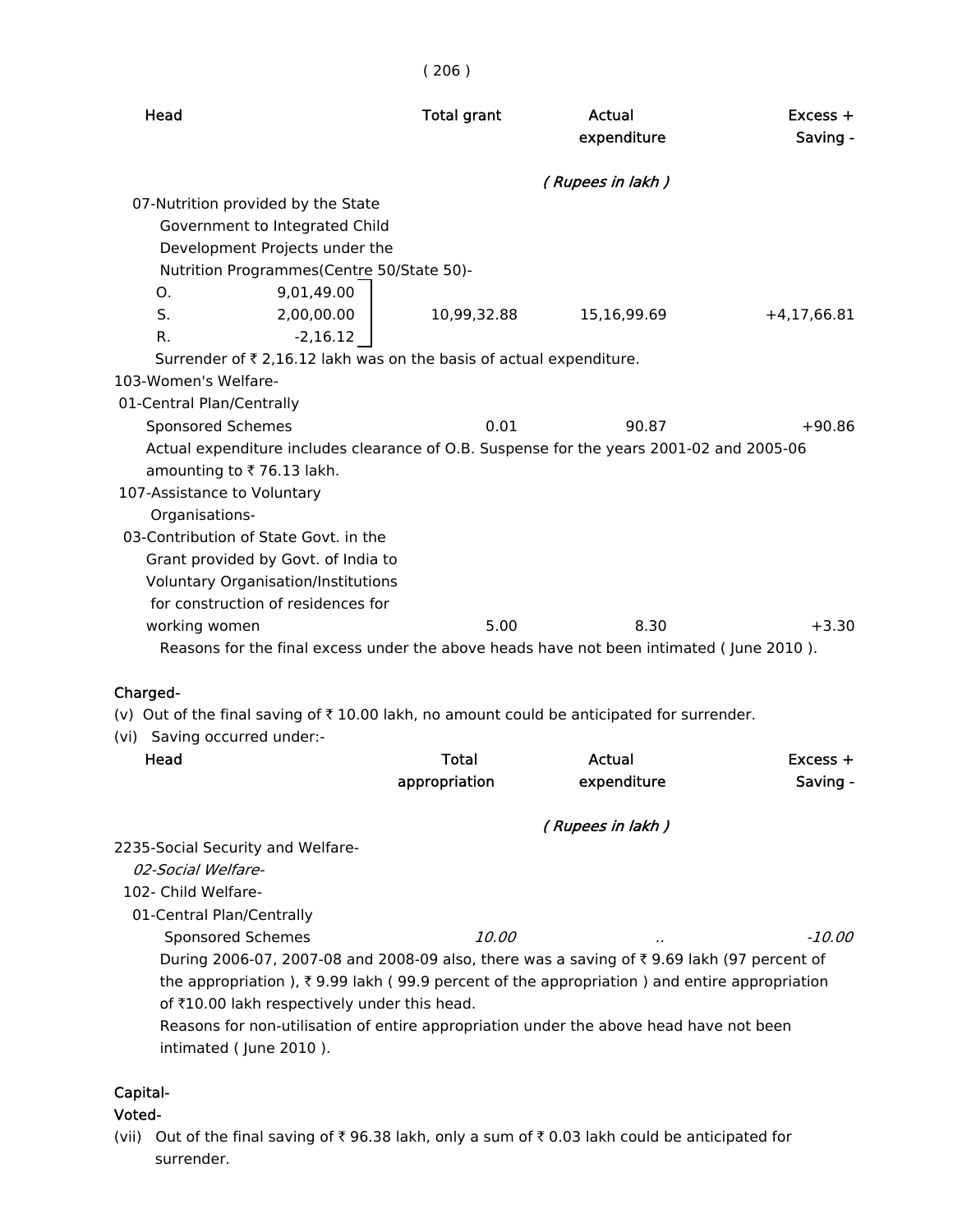| Head | Total grant | Actual expenditure | Excess + Saving - |
|---|---|---|---|
| | | ( Rupees in lakh ) | |
| 07-Nutrition provided by the State Government to Integrated Child Development Projects under the Nutrition Programmes(Centre 50/State 50)- | | | |
| O. 9,01,49.00 | | | |
| S. 2,00,00.00 | 10,99,32.88 | 15,16,99.69 | +4,17,66.81 |
| R. -2,16.12 | | | |

Surrender of ₹ 2,16.12 lakh was on the basis of actual expenditure.

| Head | Total grant | Actual expenditure | Excess + Saving - |
|---|---|---|---|
| 103-Women's Welfare- | | | |
| 01-Central Plan/Centrally Sponsored Schemes | 0.01 | 90.87 | +90.86 |

Actual expenditure includes clearance of O.B. Suspense for the years 2001-02 and 2005-06 amounting to ₹ 76.13 lakh.

| Head | Total grant | Actual expenditure | Excess + Saving - |
|---|---|---|---|
| 107-Assistance to Voluntary Organisations- | | | |
| 03-Contribution of State Govt. in the Grant provided by Govt. of India to Voluntary Organisation/Institutions for construction of residences for working women | 5.00 | 8.30 | +3.30 |

Reasons for the final excess under the above heads have not been intimated ( June 2010 ).

**Charged-**

(v) Out of the final saving of ₹ 10.00 lakh, no amount could be anticipated for surrender.

(vi) Saving occurred under:-

| Head | Total appropriation | Actual expenditure | Excess + Saving - |
|---|---|---|---|
| | | ( Rupees in lakh ) | |
| 2235-Social Security and Welfare- | | | |
| *02-Social Welfare-* | | | |
| 102- Child Welfare- | | | |
| 01-Central Plan/Centrally Sponsored Schemes | *10.00* | .. | *-10.00* |

During 2006-07, 2007-08 and 2008-09 also, there was a saving of ₹ 9.69 lakh (97 percent of the appropriation ), ₹ 9.99 lakh ( 99.9 percent of the appropriation ) and entire appropriation of ₹10.00 lakh respectively under this head.

Reasons for non-utilisation of entire appropriation under the above head have not been intimated ( June 2010 ).

**Capital-**

**Voted-**

(vii) Out of the final saving of ₹ 96.38 lakh, only a sum of ₹ 0.03 lakh could be anticipated for surrender.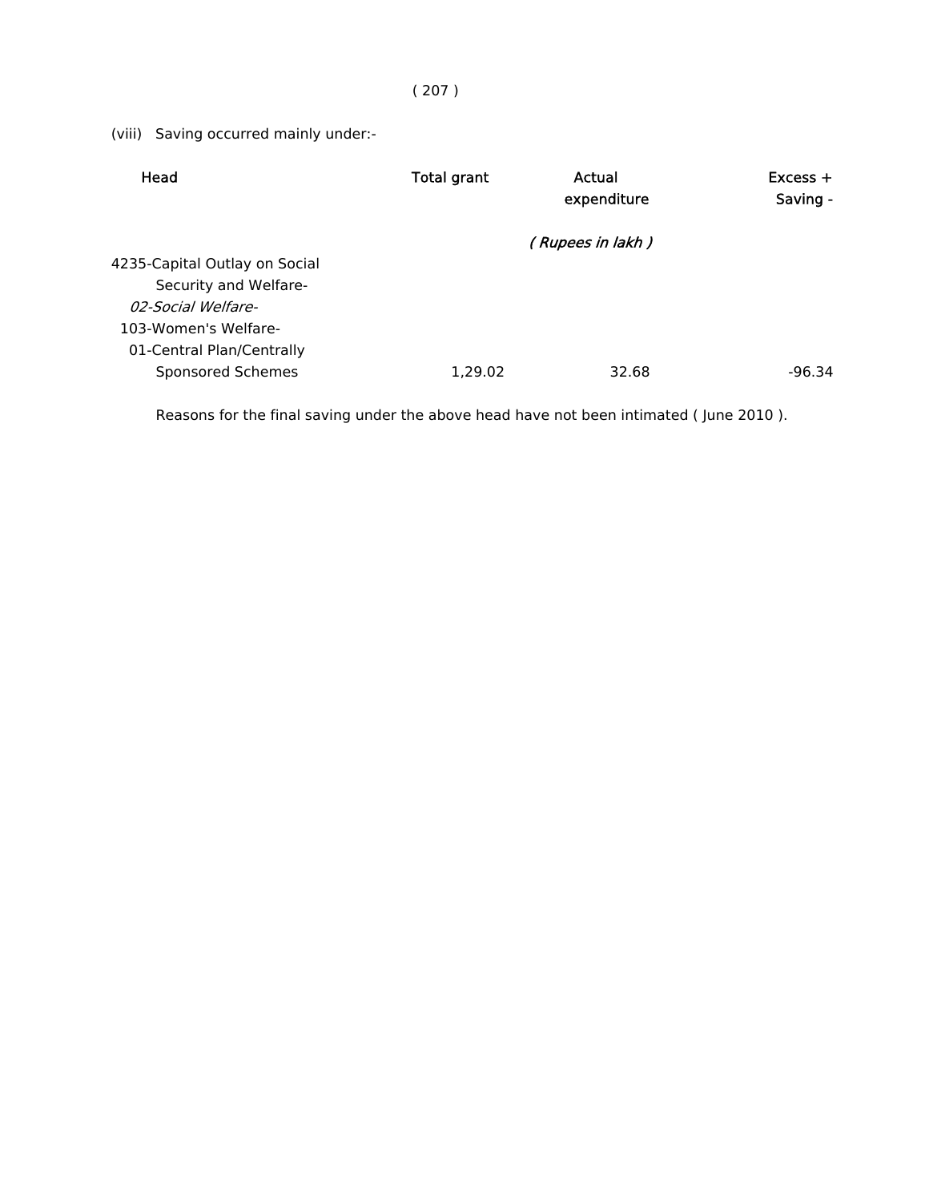(viii) Saving occurred mainly under:-

| Head | Total grant | Actual expenditure | Excess + Saving - |
|---|---|---|---|
| | | *( Rupees in lakh )* | |
| 4235-Capital Outlay on Social Security and Welfare- | | | |
| *02-Social Welfare-* | | | |
| 103-Women's Welfare- | | | |
| 01-Central Plan/Centrally Sponsored Schemes | 1,29.02 | 32.68 | -96.34 |

Reasons for the final saving under the above head have not been intimated ( June 2010 ).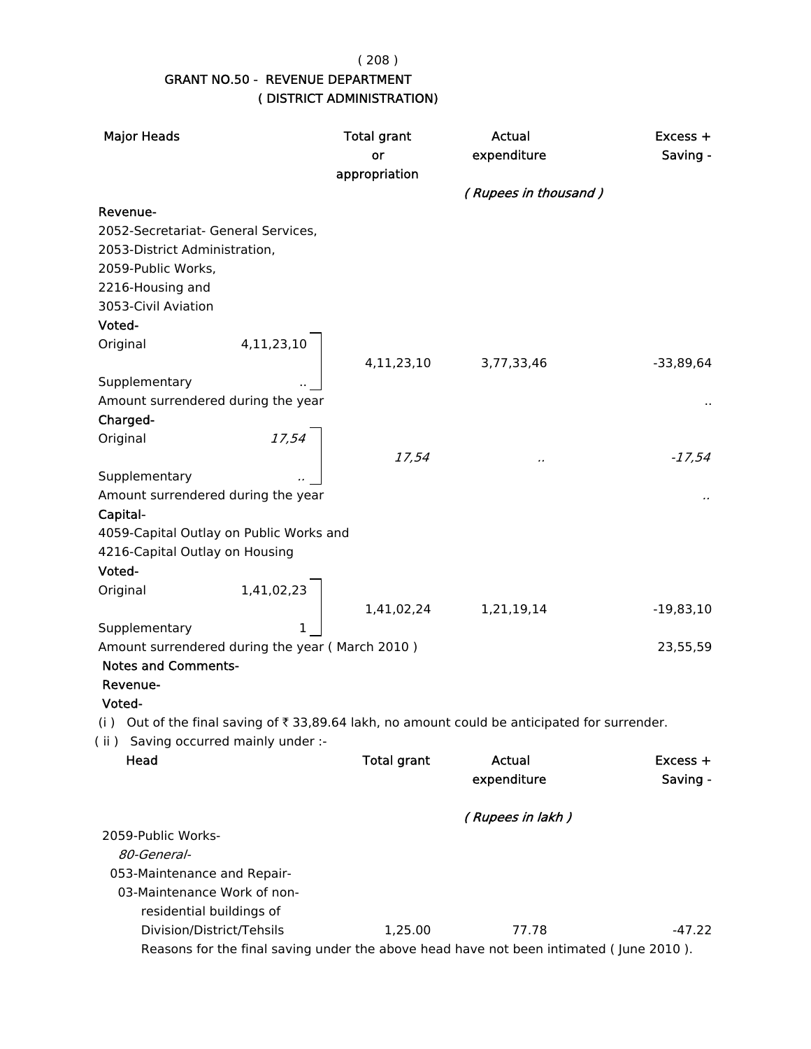## GRANT NO.50 - REVENUE DEPARTMENT
### ( DISTRICT ADMINISTRATION)

| Major Heads | | Total grant or appropriation | Actual expenditure | Excess + Saving - |
|---|---|---|---|---|
| | | | *( Rupees in thousand )* | |
| **Revenue-** | | | | |
| 2052-Secretariat- General Services, 2053-District Administration, 2059-Public Works, 2216-Housing and 3053-Civil Aviation | | | | |
| **Voted-** | | | | |
| Original | 4,11,23,10 | 4,11,23,10 | 3,77,33,46 | -33,89,64 |
| Supplementary | .. | | | |
| Amount surrendered during the year | | | | .. |
| **Charged-** | | | | |
| Original | *17,54* | *17,54* | *..* | *-17,54* |
| Supplementary | *..* | | | |
| Amount surrendered during the year | | | | *..* |
| **Capital-** | | | | |
| 4059-Capital Outlay on Public Works and 4216-Capital Outlay on Housing | | | | |
| **Voted-** | | | | |
| Original | 1,41,02,23 | 1,41,02,24 | 1,21,19,14 | -19,83,10 |
| Supplementary | 1 | | | |
| Amount surrendered during the year ( March 2010 ) | | | | 23,55,59 |

**Notes and Comments-**

**Revenue-**

**Voted-**

( i ) Out of the final saving of ₹ 33,89.64 lakh, no amount could be anticipated for surrender.

( ii ) Saving occurred mainly under :-

| Head | Total grant | Actual expenditure | Excess + Saving - |
|---|---|---|---|
| | | *( Rupees in lakh )* | |
| 2059-Public Works- | | | |
| *80-General-* | | | |
| 053-Maintenance and Repair- | | | |
| 03-Maintenance Work of non-residential buildings of Division/District/Tehsils | 1,25.00 | 77.78 | -47.22 |

Reasons for the final saving under the above head have not been intimated ( June 2010 ).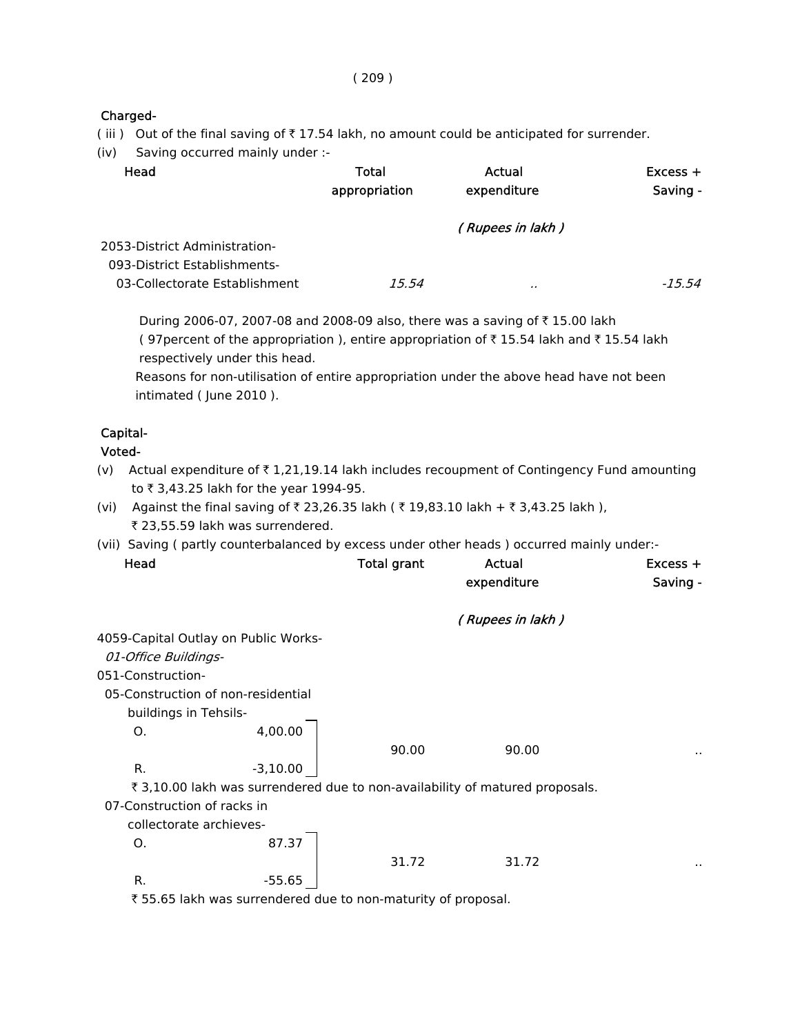**Charged-**

( iii ) Out of the final saving of ₹ 17.54 lakh, no amount could be anticipated for surrender.

(iv) Saving occurred mainly under :-

| Head | Total appropriation | Actual expenditure | Excess + Saving - |
|---|---|---|---|
| | | *( Rupees in lakh )* | |
| 2053-District Administration- | | | |
| 093-District Establishments- | | | |
| 03-Collectorate Establishment | *15.54* | .. | *-15.54* |

During 2006-07, 2007-08 and 2008-09 also, there was a saving of ₹ 15.00 lakh ( 97percent of the appropriation ), entire appropriation of ₹ 15.54 lakh and ₹ 15.54 lakh respectively under this head.

Reasons for non-utilisation of entire appropriation under the above head have not been intimated ( June 2010 ).

**Capital-**

**Voted-**

(v) Actual expenditure of ₹ 1,21,19.14 lakh includes recoupment of Contingency Fund amounting to ₹ 3,43.25 lakh for the year 1994-95.

(vi) Against the final saving of ₹ 23,26.35 lakh ( ₹ 19,83.10 lakh + ₹ 3,43.25 lakh ), ₹ 23,55.59 lakh was surrendered.

(vii) Saving ( partly counterbalanced by excess under other heads ) occurred mainly under:-

| Head | | Total grant | Actual expenditure | Excess + Saving - |
|---|---|---|---|---|
| | | | *( Rupees in lakh )* | |
| 4059-Capital Outlay on Public Works- | | | | |
| *01-Office Buildings-* | | | | |
| 051-Construction- | | | | |
| 05-Construction of non-residential buildings in Tehsils- | | | | |
| O. | 4,00.00 | 90.00 | 90.00 | .. |
| R. | -3,10.00 | | | |

₹ 3,10.00 lakh was surrendered due to non-availability of matured proposals.

| Head | | Total grant | Actual expenditure | Excess + Saving - |
|---|---|---|---|---|
| 07-Construction of racks in collectorate archieves- | | | | |
| O. | 87.37 | 31.72 | 31.72 | .. |
| R. | -55.65 | | | |

₹ 55.65 lakh was surrendered due to non-maturity of proposal.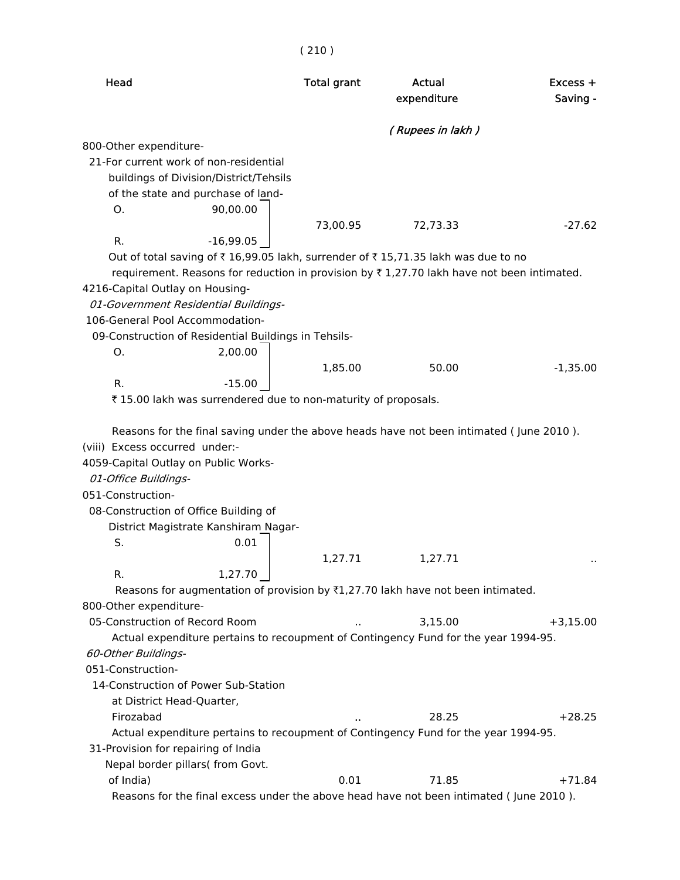| Head | | Total grant | Actual expenditure | Excess + Saving - |
|---|---|---|---|---|
| | | | ( Rupees in lakh ) | |
| 800-Other expenditure- | | | | |
| 21-For current work of non-residential buildings of Division/District/Tehsils of the state and purchase of land- | | | | |
| O. | 90,00.00 | | | |
| | | 73,00.95 | 72,73.33 | -27.62 |
| R. | -16,99.05 | | | |

Out of total saving of ₹ 16,99.05 lakh, surrender of ₹ 15,71.35 lakh was due to no requirement. Reasons for reduction in provision by ₹ 1,27.70 lakh have not been intimated.

| Head | | Total grant | Actual expenditure | Excess + Saving - |
|---|---|---|---|---|
| 4216-Capital Outlay on Housing- | | | | |
| *01-Government Residential Buildings-* | | | | |
| 106-General Pool Accommodation- | | | | |
| 09-Construction of Residential Buildings in Tehsils- | | | | |
| O. | 2,00.00 | | | |
| | | 1,85.00 | 50.00 | -1,35.00 |
| R. | -15.00 | | | |

₹ 15.00 lakh was surrendered due to non-maturity of proposals.

Reasons for the final saving under the above heads have not been intimated ( June 2010 ).

(viii) Excess occurred under:-

| Head | | Total grant | Actual expenditure | Excess + Saving - |
|---|---|---|---|---|
| 4059-Capital Outlay on Public Works- | | | | |
| *01-Office Buildings-* | | | | |
| 051-Construction- | | | | |
| 08-Construction of Office Building of District Magistrate Kanshiram Nagar- | | | | |
| S. | 0.01 | | | |
| | | 1,27.71 | 1,27.71 | .. |
| R. | 1,27.70 | | | |

Reasons for augmentation of provision by ₹1,27.70 lakh have not been intimated.

| Head | Total grant | Actual expenditure | Excess + Saving - |
|---|---|---|---|
| 800-Other expenditure- | | | |
| 05-Construction of Record Room | .. | 3,15.00 | +3,15.00 |

Actual expenditure pertains to recoupment of Contingency Fund for the year 1994-95.

| Head | Total grant | Actual expenditure | Excess + Saving - |
|---|---|---|---|
| *60-Other Buildings-* | | | |
| 051-Construction- | | | |
| 14-Construction of Power Sub-Station at District Head-Quarter, Firozabad | .. | 28.25 | +28.25 |

Actual expenditure pertains to recoupment of Contingency Fund for the year 1994-95.

| Head | Total grant | Actual expenditure | Excess + Saving - |
|---|---|---|---|
| 31-Provision for repairing of India Nepal border pillars( from Govt. of India) | 0.01 | 71.85 | +71.84 |

Reasons for the final excess under the above head have not been intimated ( June 2010 ).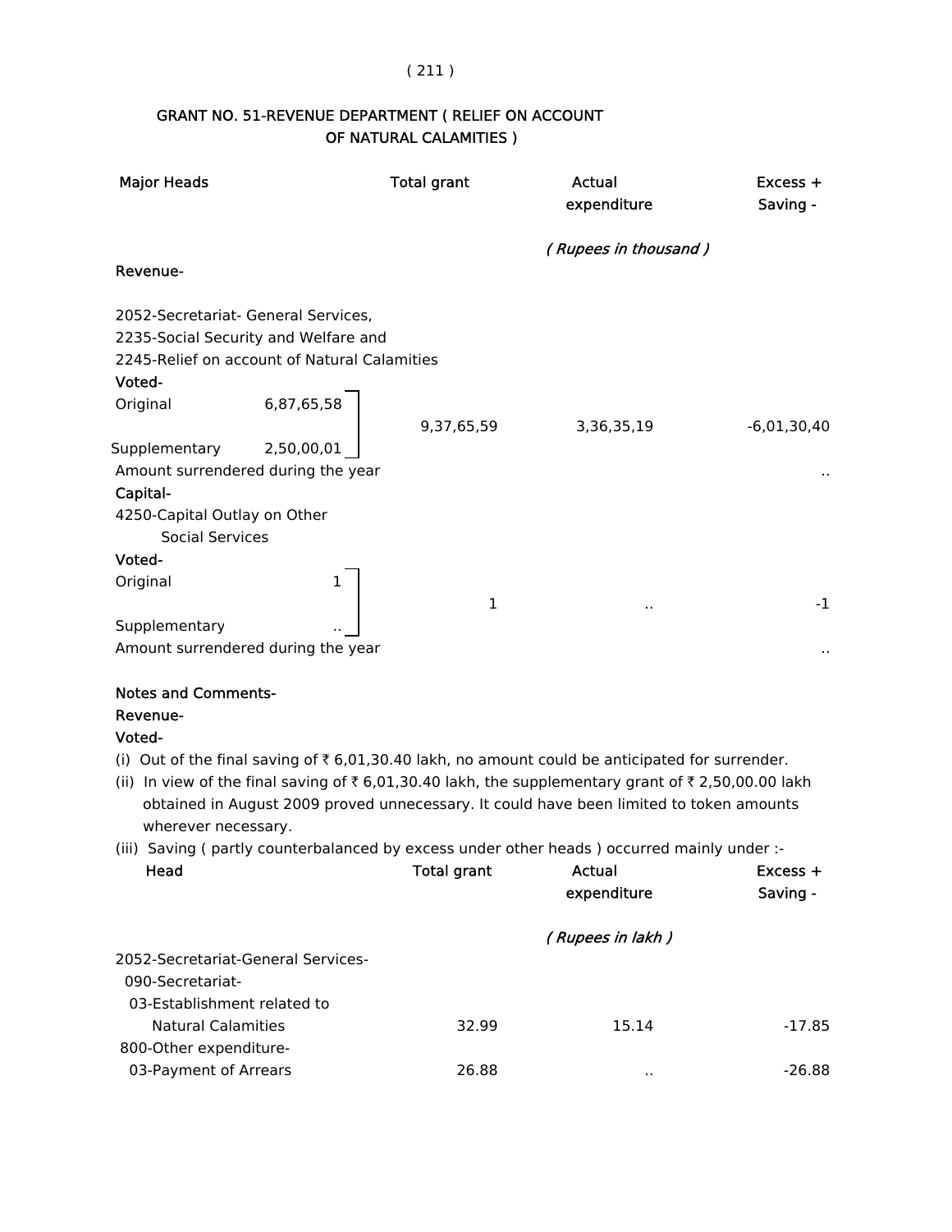## GRANT NO. 51-REVENUE DEPARTMENT ( RELIEF ON ACCOUNT OF NATURAL CALAMITIES )

| Major Heads | | Total grant | Actual expenditure | Excess + Saving - |
|---|---|---|---|---|
| | | | *( Rupees in thousand )* | |
| **Revenue-** | | | | |
| 2052-Secretariat- General Services, 2235-Social Security and Welfare and 2245-Relief on account of Natural Calamities | | | | |
| **Voted-** | | | | |
| Original | 6,87,65,58 | 9,37,65,59 | 3,36,35,19 | -6,01,30,40 |
| Supplementary | 2,50,00,01 | | | |
| Amount surrendered during the year | | | | .. |
| **Capital-** | | | | |
| 4250-Capital Outlay on Other Social Services | | | | |
| **Voted-** | | | | |
| Original | 1 | 1 | .. | -1 |
| Supplementary | .. | | | |
| Amount surrendered during the year | | | | .. |

**Notes and Comments-**

**Revenue-**

**Voted-**

(i) Out of the final saving of ₹ 6,01,30.40 lakh, no amount could be anticipated for surrender.

(ii) In view of the final saving of ₹ 6,01,30.40 lakh, the supplementary grant of ₹ 2,50,00.00 lakh obtained in August 2009 proved unnecessary. It could have been limited to token amounts wherever necessary.

(iii) Saving ( partly counterbalanced by excess under other heads ) occurred mainly under :-

| Head | Total grant | Actual expenditure | Excess + Saving - |
|---|---|---|---|
| | | *( Rupees in lakh )* | |
| 2052-Secretariat-General Services- | | | |
| 090-Secretariat- | | | |
| 03-Establishment related to Natural Calamities | 32.99 | 15.14 | -17.85 |
| 800-Other expenditure- | | | |
| 03-Payment of Arrears | 26.88 | .. | -26.88 |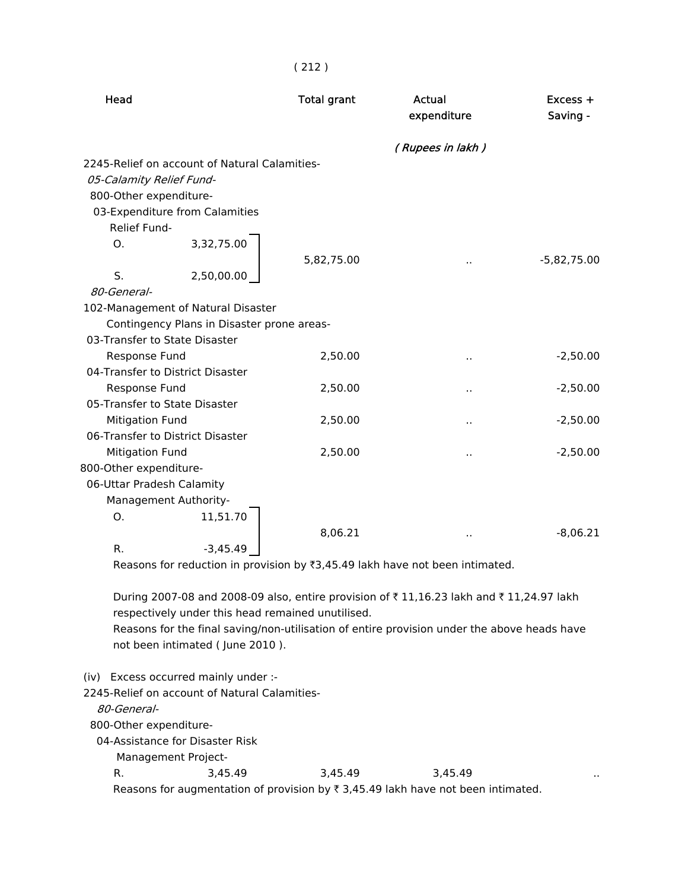| Head | | Total grant | Actual expenditure | Excess + Saving - |
|---|---|---|---|---|
| | | | *( Rupees in lakh )* | |
| 2245-Relief on account of Natural Calamities- | | | | |
| *05-Calamity Relief Fund-* | | | | |
| 800-Other expenditure- | | | | |
| 03-Expenditure from Calamities Relief Fund- | | | | |
| O. | 3,32,75.00 | 5,82,75.00 | .. | -5,82,75.00 |
| S. | 2,50,00.00 | | | |
| *80-General-* | | | | |
| 102-Management of Natural Disaster Contingency Plans in Disaster prone areas- | | | | |
| 03-Transfer to State Disaster Response Fund | | 2,50.00 | .. | -2,50.00 |
| 04-Transfer to District Disaster Response Fund | | 2,50.00 | .. | -2,50.00 |
| 05-Transfer to State Disaster Mitigation Fund | | 2,50.00 | .. | -2,50.00 |
| 06-Transfer to District Disaster Mitigation Fund | | 2,50.00 | .. | -2,50.00 |
| 800-Other expenditure- | | | | |
| 06-Uttar Pradesh Calamity Management Authority- | | | | |
| O. | 11,51.70 | 8,06.21 | .. | -8,06.21 |
| R. | -3,45.49 | | | |

Reasons for reduction in provision by ₹3,45.49 lakh have not been intimated.

During 2007-08 and 2008-09 also, entire provision of ₹ 11,16.23 lakh and ₹ 11,24.97 lakh respectively under this head remained unutilised.

Reasons for the final saving/non-utilisation of entire provision under the above heads have not been intimated ( June 2010 ).

(iv) Excess occurred mainly under :-

| Head | | Total grant | Actual expenditure | Excess + Saving - |
|---|---|---|---|---|
| 2245-Relief on account of Natural Calamities- | | | | |
| *80-General-* | | | | |
| 800-Other expenditure- | | | | |
| 04-Assistance for Disaster Risk Management Project- | | | | |
| R. | 3,45.49 | 3,45.49 | 3,45.49 | .. |

Reasons for augmentation of provision by ₹ 3,45.49 lakh have not been intimated.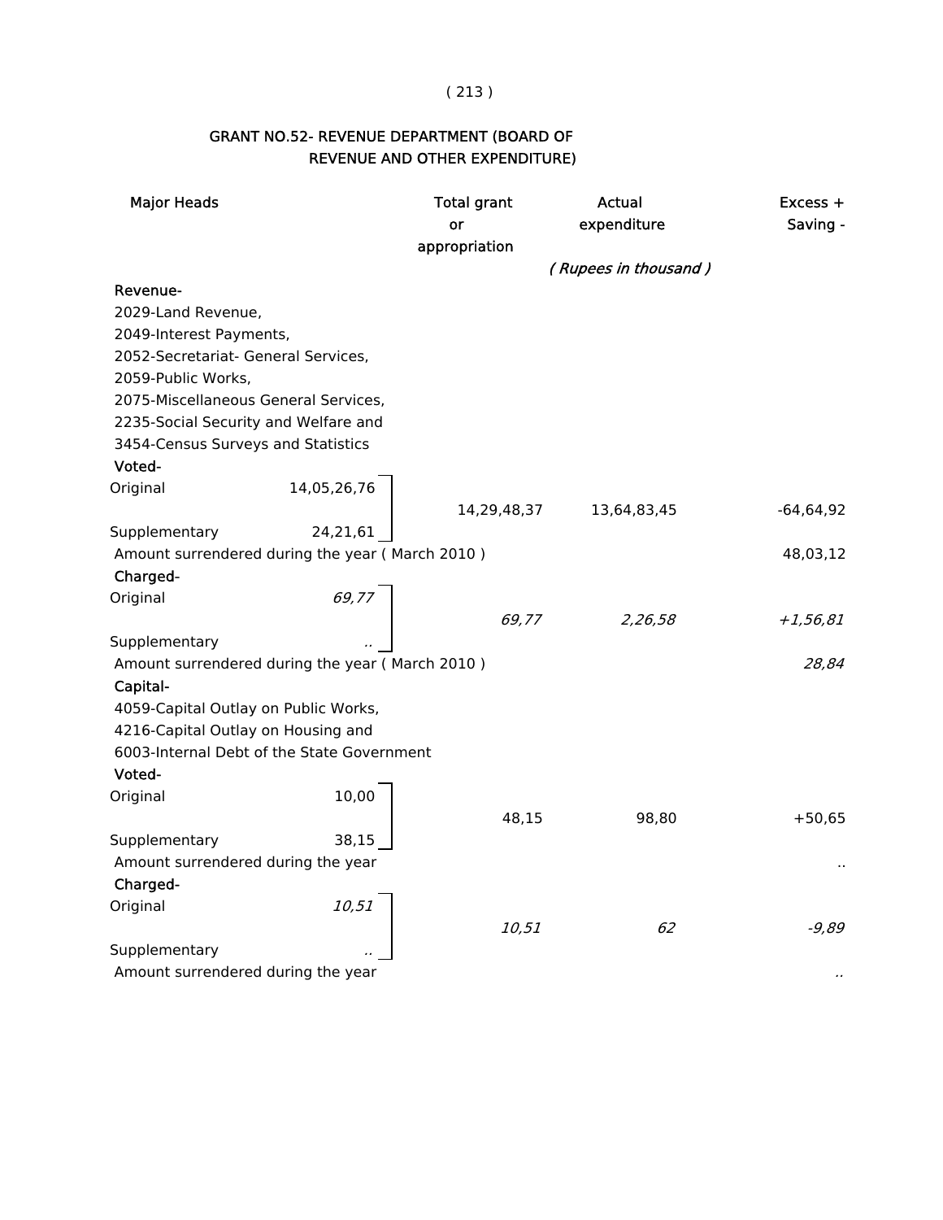## GRANT NO.52- REVENUE DEPARTMENT (BOARD OF REVENUE AND OTHER EXPENDITURE)

| Major Heads | | Total grant or appropriation | Actual expenditure | Excess + Saving - |
|---|---|---|---|---|
| | | | *( Rupees in thousand )* | |
| **Revenue-** | | | | |
| 2029-Land Revenue, | | | | |
| 2049-Interest Payments, | | | | |
| 2052-Secretariat- General Services, | | | | |
| 2059-Public Works, | | | | |
| 2075-Miscellaneous General Services, | | | | |
| 2235-Social Security and Welfare and | | | | |
| 3454-Census Surveys and Statistics | | | | |
| **Voted-** | | | | |
| Original | 14,05,26,76 | 14,29,48,37 | 13,64,83,45 | -64,64,92 |
| Supplementary | 24,21,61 | | | |
| Amount surrendered during the year ( March 2010 ) | | | | 48,03,12 |
| **Charged-** | | | | |
| Original | *69,77* | *69,77* | *2,26,58* | *+1,56,81* |
| Supplementary | *..* | | | |
| Amount surrendered during the year ( March 2010 ) | | | | *28,84* |
| **Capital-** | | | | |
| 4059-Capital Outlay on Public Works, | | | | |
| 4216-Capital Outlay on Housing and | | | | |
| 6003-Internal Debt of the State Government | | | | |
| **Voted-** | | | | |
| Original | 10,00 | 48,15 | 98,80 | +50,65 |
| Supplementary | 38,15 | | | |
| Amount surrendered during the year | | | | .. |
| **Charged-** | | | | |
| Original | *10,51* | *10,51* | *62* | *-9,89* |
| Supplementary | *..* | | | |
| Amount surrendered during the year | | | | *..* |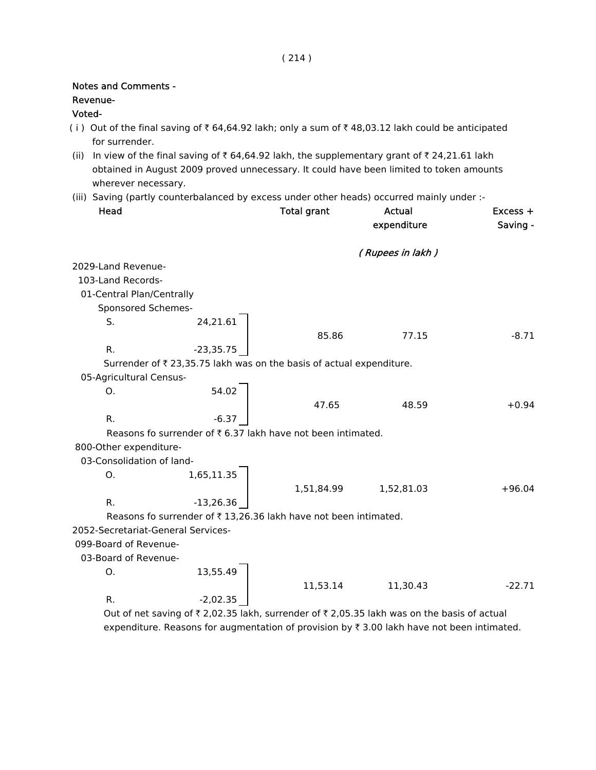Notes and Comments -

Revenue-

Voted-

( i ) Out of the final saving of ₹ 64,64.92 lakh; only a sum of ₹ 48,03.12 lakh could be anticipated for surrender.

(ii) In view of the final saving of ₹ 64,64.92 lakh, the supplementary grant of ₹ 24,21.61 lakh obtained in August 2009 proved unnecessary. It could have been limited to token amounts wherever necessary.

(iii) Saving (partly counterbalanced by excess under other heads) occurred mainly under :-

| Head | | Total grant | Actual expenditure | Excess + Saving - |
|---|---|---|---|---|
| | | *( Rupees in lakh )* | | |
| 2029-Land Revenue- | | | | |
| 103-Land Records- | | | | |
| 01-Central Plan/Centrally Sponsored Schemes- | | | | |
| S. | 24,21.61 | 85.86 | 77.15 | -8.71 |
| R. | -23,35.75 | | | |

Surrender of ₹ 23,35.75 lakh was on the basis of actual expenditure.

| Head | | Total grant | Actual expenditure | Excess + Saving - |
|---|---|---|---|---|
| 05-Agricultural Census- | | | | |
| O. | 54.02 | 47.65 | 48.59 | +0.94 |
| R. | -6.37 | | | |

Reasons fo surrender of ₹ 6.37 lakh have not been intimated.

| Head | | Total grant | Actual expenditure | Excess + Saving - |
|---|---|---|---|---|
| 800-Other expenditure- | | | | |
| 03-Consolidation of land- | | | | |
| O. | 1,65,11.35 | 1,51,84.99 | 1,52,81.03 | +96.04 |
| R. | -13,26.36 | | | |

Reasons fo surrender of ₹ 13,26.36 lakh have not been intimated.

| Head | | Total grant | Actual expenditure | Excess + Saving - |
|---|---|---|---|---|
| 2052-Secretariat-General Services- | | | | |
| 099-Board of Revenue- | | | | |
| 03-Board of Revenue- | | | | |
| O. | 13,55.49 | 11,53.14 | 11,30.43 | -22.71 |
| R. | -2,02.35 | | | |

Out of net saving of ₹ 2,02.35 lakh, surrender of ₹ 2,05.35 lakh was on the basis of actual expenditure. Reasons for augmentation of provision by ₹ 3.00 lakh have not been intimated.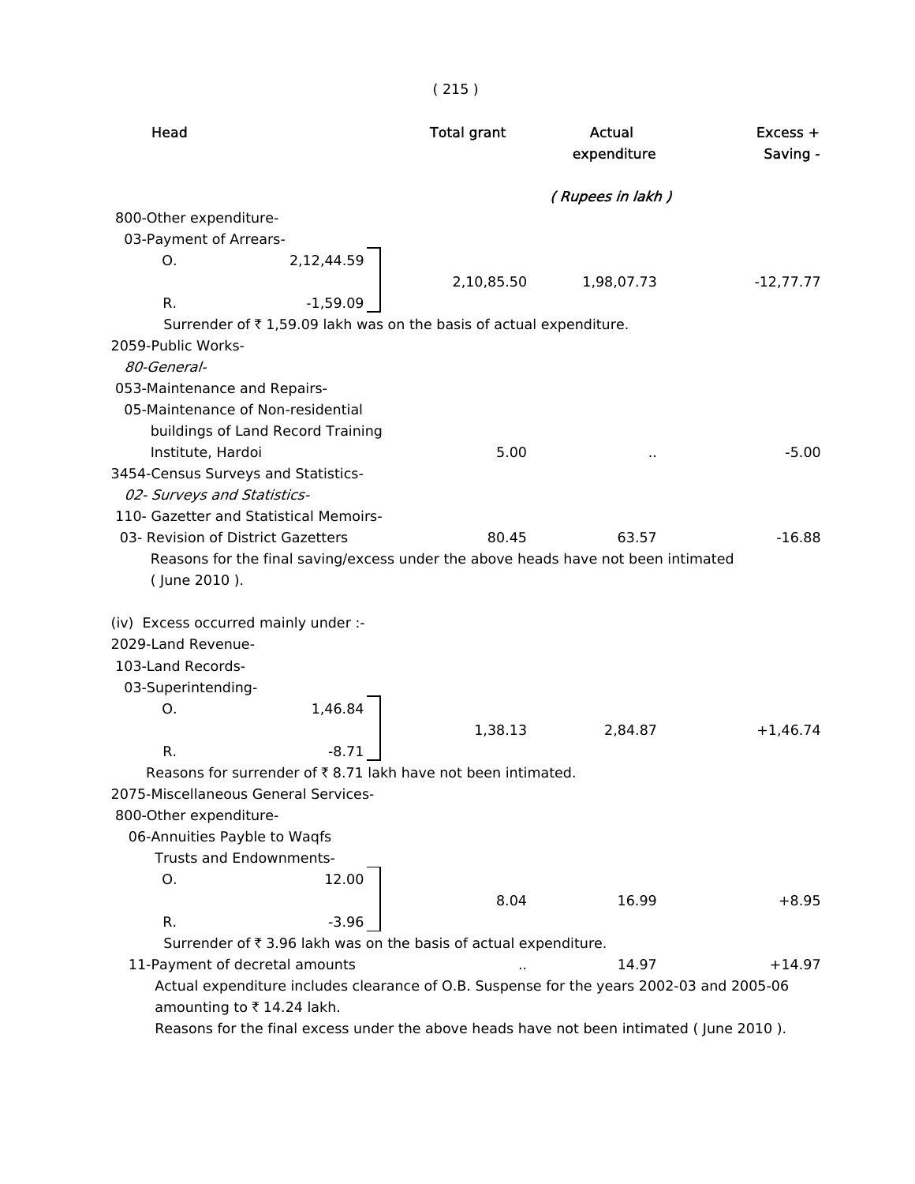| Head | | Total grant | Actual expenditure | Excess + Saving - |
|---|---|---|---|---|
| | | | ( Rupees in lakh ) | |
| 800-Other expenditure- | | | | |
| 03-Payment of Arrears- | | | | |
| O. | 2,12,44.59 | | | |
| R. | -1,59.09 | 2,10,85.50 | 1,98,07.73 | -12,77.77 |

Surrender of ₹ 1,59.09 lakh was on the basis of actual expenditure.

| Head | Total grant | Actual expenditure | Excess + Saving - |
|---|---|---|---|
| 2059-Public Works- | | | |
| *80-General-* | | | |
| 053-Maintenance and Repairs- | | | |
| 05-Maintenance of Non-residential buildings of Land Record Training Institute, Hardoi | 5.00 | .. | -5.00 |
| 3454-Census Surveys and Statistics- | | | |
| *02- Surveys and Statistics-* | | | |
| 110- Gazetter and Statistical Memoirs- | | | |
| 03- Revision of District Gazetters | 80.45 | 63.57 | -16.88 |

Reasons for the final saving/excess under the above heads have not been intimated ( June 2010 ).

(iv) Excess occurred mainly under :-

| Head | | Total grant | Actual expenditure | Excess + Saving - |
|---|---|---|---|---|
| 2029-Land Revenue- | | | | |
| 103-Land Records- | | | | |
| 03-Superintending- | | | | |
| O. | 1,46.84 | | | |
| R. | -8.71 | 1,38.13 | 2,84.87 | +1,46.74 |

Reasons for surrender of ₹ 8.71 lakh have not been intimated.

| Head | | Total grant | Actual expenditure | Excess + Saving - |
|---|---|---|---|---|
| 2075-Miscellaneous General Services- | | | | |
| 800-Other expenditure- | | | | |
| 06-Annuities Payble to Waqfs Trusts and Endownments- | | | | |
| O. | 12.00 | | | |
| R. | -3.96 | 8.04 | 16.99 | +8.95 |

Surrender of ₹ 3.96 lakh was on the basis of actual expenditure.

| Head | Total grant | Actual expenditure | Excess + Saving - |
|---|---|---|---|
| 11-Payment of decretal amounts | .. | 14.97 | +14.97 |

Actual expenditure includes clearance of O.B. Suspense for the years 2002-03 and 2005-06 amounting to ₹ 14.24 lakh.

Reasons for the final excess under the above heads have not been intimated ( June 2010 ).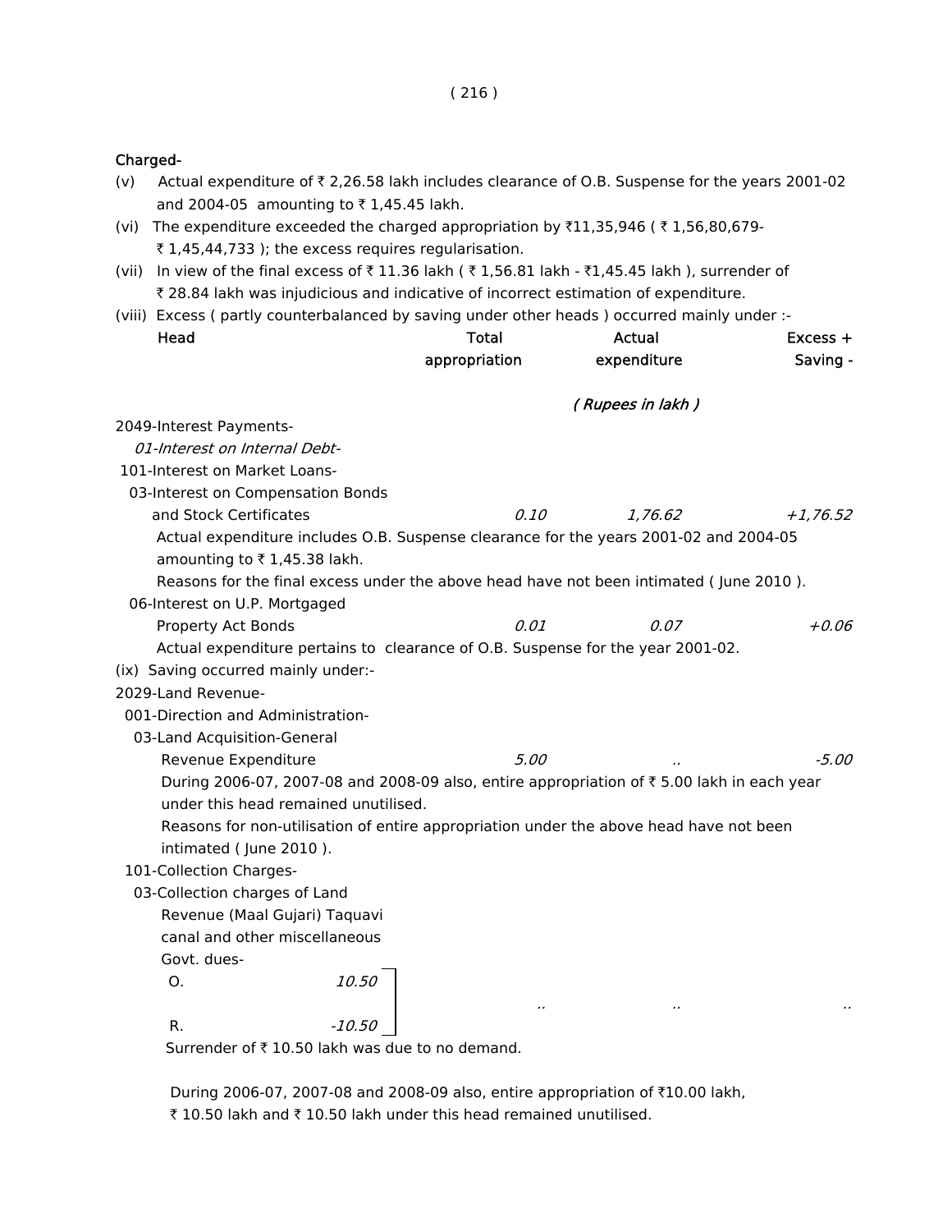**Charged-**

(v) Actual expenditure of ₹ 2,26.58 lakh includes clearance of O.B. Suspense for the years 2001-02 and 2004-05 amounting to ₹ 1,45.45 lakh.

(vi) The expenditure exceeded the charged appropriation by ₹11,35,946 ( ₹ 1,56,80,679- ₹ 1,45,44,733 ); the excess requires regularisation.

(vii) In view of the final excess of ₹ 11.36 lakh ( ₹ 1,56.81 lakh - ₹1,45.45 lakh ), surrender of ₹ 28.84 lakh was injudicious and indicative of incorrect estimation of expenditure.

(viii) Excess ( partly counterbalanced by saving under other heads ) occurred mainly under :-

| Head | Total appropriation | Actual expenditure | Excess + Saving - |
|---|---|---|---|
| | | *( Rupees in lakh )* | |
| 2049-Interest Payments- | | | |
| *01-Interest on Internal Debt-* | | | |
| 101-Interest on Market Loans- | | | |
| 03-Interest on Compensation Bonds and Stock Certificates | *0.10* | *1,76.62* | *+1,76.52* |

Actual expenditure includes O.B. Suspense clearance for the years 2001-02 and 2004-05 amounting to ₹ 1,45.38 lakh.

Reasons for the final excess under the above head have not been intimated ( June 2010 ).

| Head | Total appropriation | Actual expenditure | Excess + Saving - |
|---|---|---|---|
| 06-Interest on U.P. Mortgaged Property Act Bonds | *0.01* | *0.07* | *+0.06* |

Actual expenditure pertains to clearance of O.B. Suspense for the year 2001-02.

(ix) Saving occurred mainly under:-

| Head | Total appropriation | Actual expenditure | Excess + Saving - |
|---|---|---|---|
| 2029-Land Revenue- | | | |
| 001-Direction and Administration- | | | |
| 03-Land Acquisition-General Revenue Expenditure | *5.00* | .. | *-5.00* |

During 2006-07, 2007-08 and 2008-09 also, entire appropriation of ₹ 5.00 lakh in each year under this head remained unutilised.

Reasons for non-utilisation of entire appropriation under the above head have not been intimated ( June 2010 ).

| Head | Total appropriation | Actual expenditure | Excess + Saving - |
|---|---|---|---|
| 101-Collection Charges- | | | |
| 03-Collection charges of Land Revenue (Maal Gujari) Taquavi canal and other miscellaneous Govt. dues- | | | |
| O. *10.50* | | | |
| R. *-10.50* | .. | .. | .. |

Surrender of ₹ 10.50 lakh was due to no demand.

During 2006-07, 2007-08 and 2008-09 also, entire appropriation of ₹10.00 lakh, ₹ 10.50 lakh and ₹ 10.50 lakh under this head remained unutilised.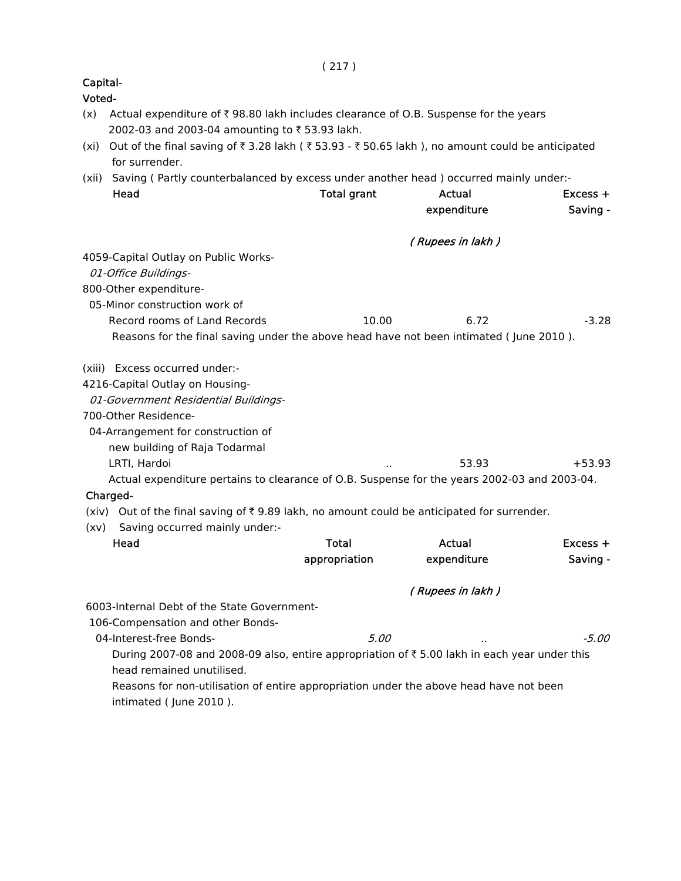**Capital-**

**Voted-**

(x) Actual expenditure of ₹ 98.80 lakh includes clearance of O.B. Suspense for the years 2002-03 and 2003-04 amounting to ₹ 53.93 lakh.

(xi) Out of the final saving of ₹ 3.28 lakh ( ₹ 53.93 - ₹ 50.65 lakh ), no amount could be anticipated for surrender.

(xii) Saving ( Partly counterbalanced by excess under another head ) occurred mainly under:-

| Head | Total grant | Actual expenditure | Excess + Saving - |
|---|---|---|---|
| | | *( Rupees in lakh )* | |
| 4059-Capital Outlay on Public Works- | | | |
| *01-Office Buildings-* | | | |
| 800-Other expenditure- | | | |
| 05-Minor construction work of Record rooms of Land Records | 10.00 | 6.72 | -3.28 |

Reasons for the final saving under the above head have not been intimated ( June 2010 ).

(xiii) Excess occurred under:-

| Head | Total grant | Actual expenditure | Excess + Saving - |
|---|---|---|---|
| 4216-Capital Outlay on Housing- | | | |
| *01-Government Residential Buildings-* | | | |
| 700-Other Residence- | | | |
| 04-Arrangement for construction of new building of Raja Todarmal LRTI, Hardoi | .. | 53.93 | +53.93 |

Actual expenditure pertains to clearance of O.B. Suspense for the years 2002-03 and 2003-04.

**Charged-**

(xiv) Out of the final saving of ₹ 9.89 lakh, no amount could be anticipated for surrender.

(xv) Saving occurred mainly under:-

| Head | Total appropriation | Actual expenditure | Excess + Saving - |
|---|---|---|---|
| | | *( Rupees in lakh )* | |
| 6003-Internal Debt of the State Government- | | | |
| 106-Compensation and other Bonds- | | | |
| 04-Interest-free Bonds- | *5.00* | *..* | *-5.00* |

During 2007-08 and 2008-09 also, entire appropriation of ₹ 5.00 lakh in each year under this head remained unutilised.

Reasons for non-utilisation of entire appropriation under the above head have not been intimated ( June 2010 ).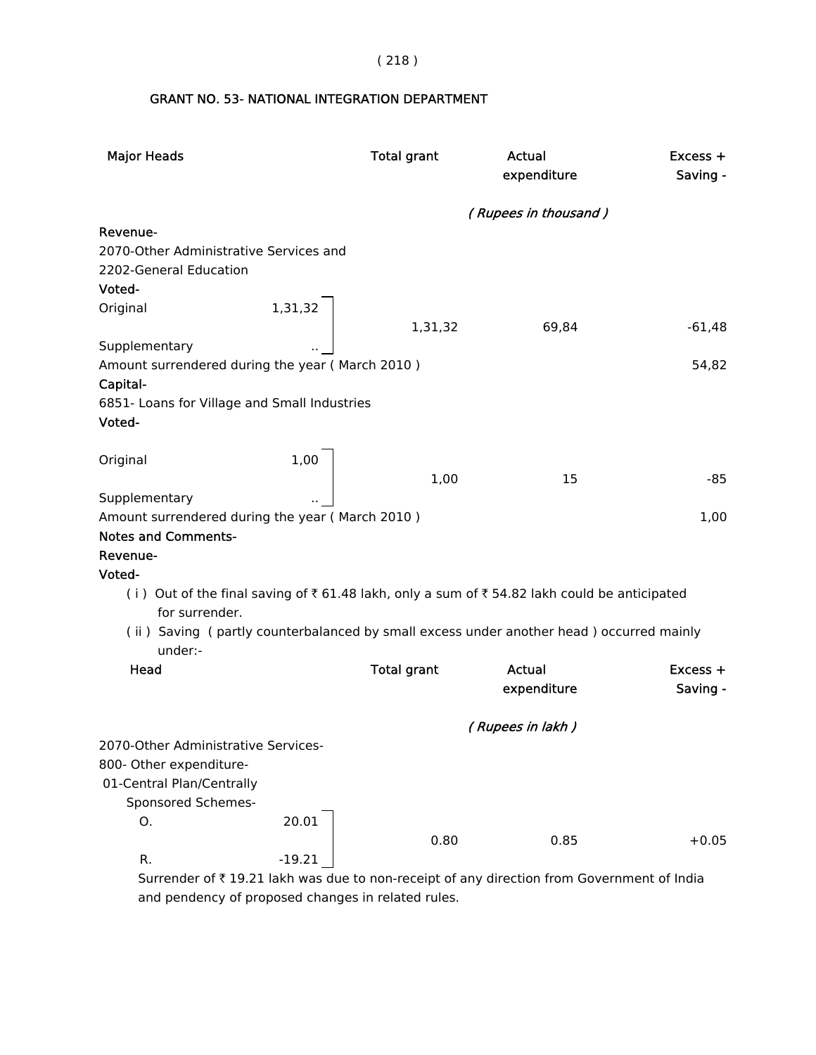## GRANT NO. 53- NATIONAL INTEGRATION DEPARTMENT

| Major Heads | | Total grant | Actual expenditure | Excess + Saving - |
|---|---|---|---|---|
| | | | *( Rupees in thousand )* | |
| **Revenue-** | | | | |
| 2070-Other Administrative Services and 2202-General Education | | | | |
| **Voted-** | | | | |
| Original | 1,31,32 | | | |
| | | 1,31,32 | 69,84 | -61,48 |
| Supplementary | .. | | | |
| Amount surrendered during the year ( March 2010 ) | | | | 54,82 |
| **Capital-** | | | | |
| 6851- Loans for Village and Small Industries | | | | |
| **Voted-** | | | | |
| Original | 1,00 | | | |
| | | 1,00 | 15 | -85 |
| Supplementary | .. | | | |
| Amount surrendered during the year ( March 2010 ) | | | | 1,00 |

**Notes and Comments-**

**Revenue-**

**Voted-**

( i ) Out of the final saving of ₹ 61.48 lakh, only a sum of ₹ 54.82 lakh could be anticipated for surrender.

( ii ) Saving ( partly counterbalanced by small excess under another head ) occurred mainly under:-

| Head | | Total grant | Actual expenditure | Excess + Saving - |
|---|---|---|---|---|
| | | | *( Rupees in lakh )* | |
| 2070-Other Administrative Services- 800- Other expenditure- 01-Central Plan/Centrally Sponsored Schemes- | | | | |
| O. | 20.01 | | | |
| | | 0.80 | 0.85 | +0.05 |
| R. | -19.21 | | | |

Surrender of ₹ 19.21 lakh was due to non-receipt of any direction from Government of India and pendency of proposed changes in related rules.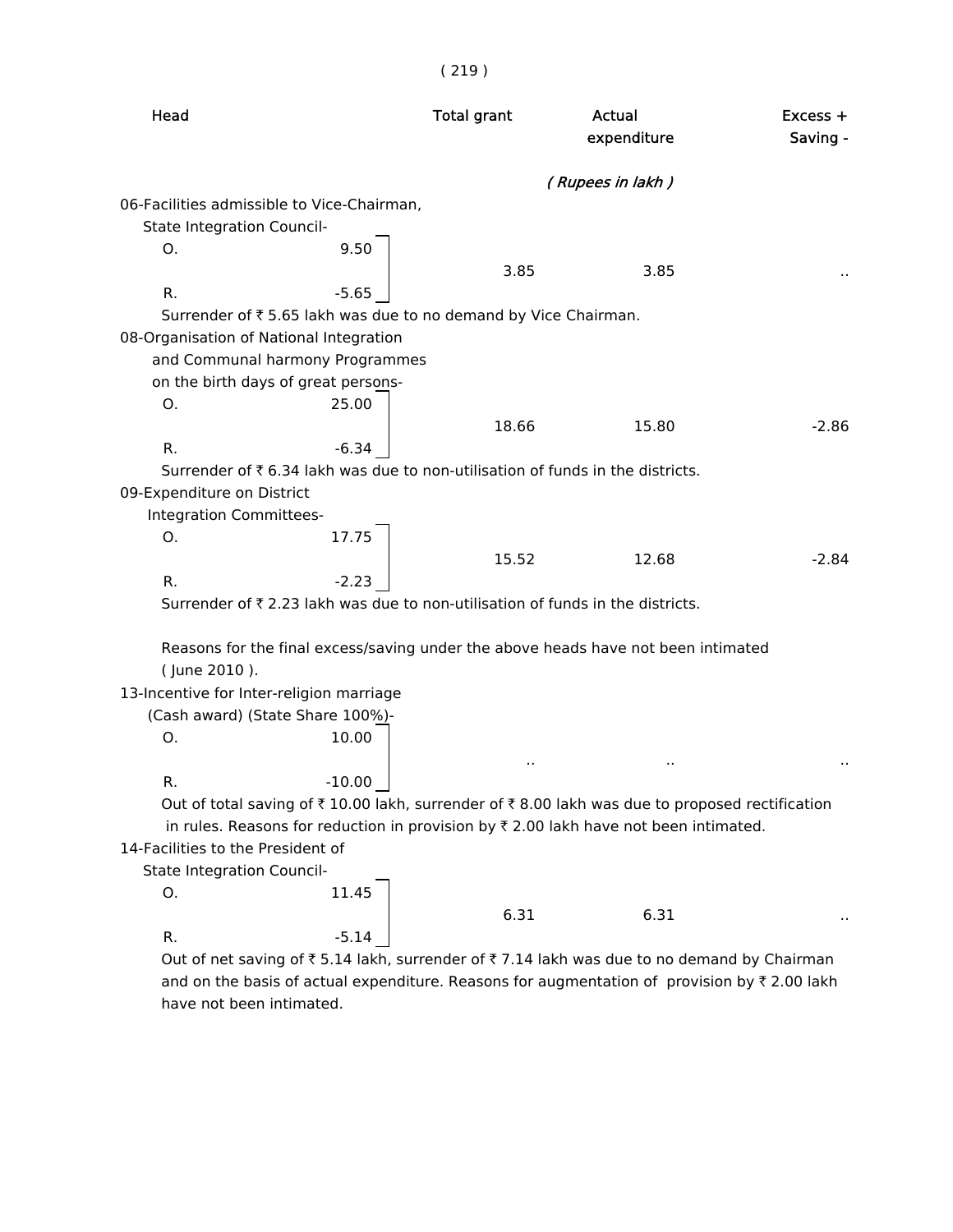| Head | | Total grant | Actual expenditure | Excess + Saving - |
|---|---|---|---|---|
| | | | *( Rupees in lakh )* | |
| 06-Facilities admissible to Vice-Chairman, State Integration Council- | | | | |
| O. | 9.50 | | | |
| | | 3.85 | 3.85 | .. |
| R. | -5.65 | | | |

Surrender of ₹ 5.65 lakh was due to no demand by Vice Chairman.

| Head | | Total grant | Actual expenditure | Excess + Saving - |
|---|---|---|---|---|
| 08-Organisation of National Integration and Communal harmony Programmes on the birth days of great persons- | | | | |
| O. | 25.00 | | | |
| | | 18.66 | 15.80 | -2.86 |
| R. | -6.34 | | | |

Surrender of ₹ 6.34 lakh was due to non-utilisation of funds in the districts.

| Head | | Total grant | Actual expenditure | Excess + Saving - |
|---|---|---|---|---|
| 09-Expenditure on District Integration Committees- | | | | |
| O. | 17.75 | | | |
| | | 15.52 | 12.68 | -2.84 |
| R. | -2.23 | | | |

Surrender of ₹ 2.23 lakh was due to non-utilisation of funds in the districts.

Reasons for the final excess/saving under the above heads have not been intimated ( June 2010 ).

| Head | | Total grant | Actual expenditure | Excess + Saving - |
|---|---|---|---|---|
| 13-Incentive for Inter-religion marriage (Cash award) (State Share 100%)- | | | | |
| O. | 10.00 | | | |
| | | .. | .. | .. |
| R. | -10.00 | | | |

Out of total saving of ₹ 10.00 lakh, surrender of ₹ 8.00 lakh was due to proposed rectification in rules. Reasons for reduction in provision by ₹ 2.00 lakh have not been intimated.

| Head | | Total grant | Actual expenditure | Excess + Saving - |
|---|---|---|---|---|
| 14-Facilities to the President of State Integration Council- | | | | |
| O. | 11.45 | | | |
| | | 6.31 | 6.31 | .. |
| R. | -5.14 | | | |

Out of net saving of ₹ 5.14 lakh, surrender of ₹ 7.14 lakh was due to no demand by Chairman and on the basis of actual expenditure. Reasons for augmentation of provision by ₹ 2.00 lakh have not been intimated.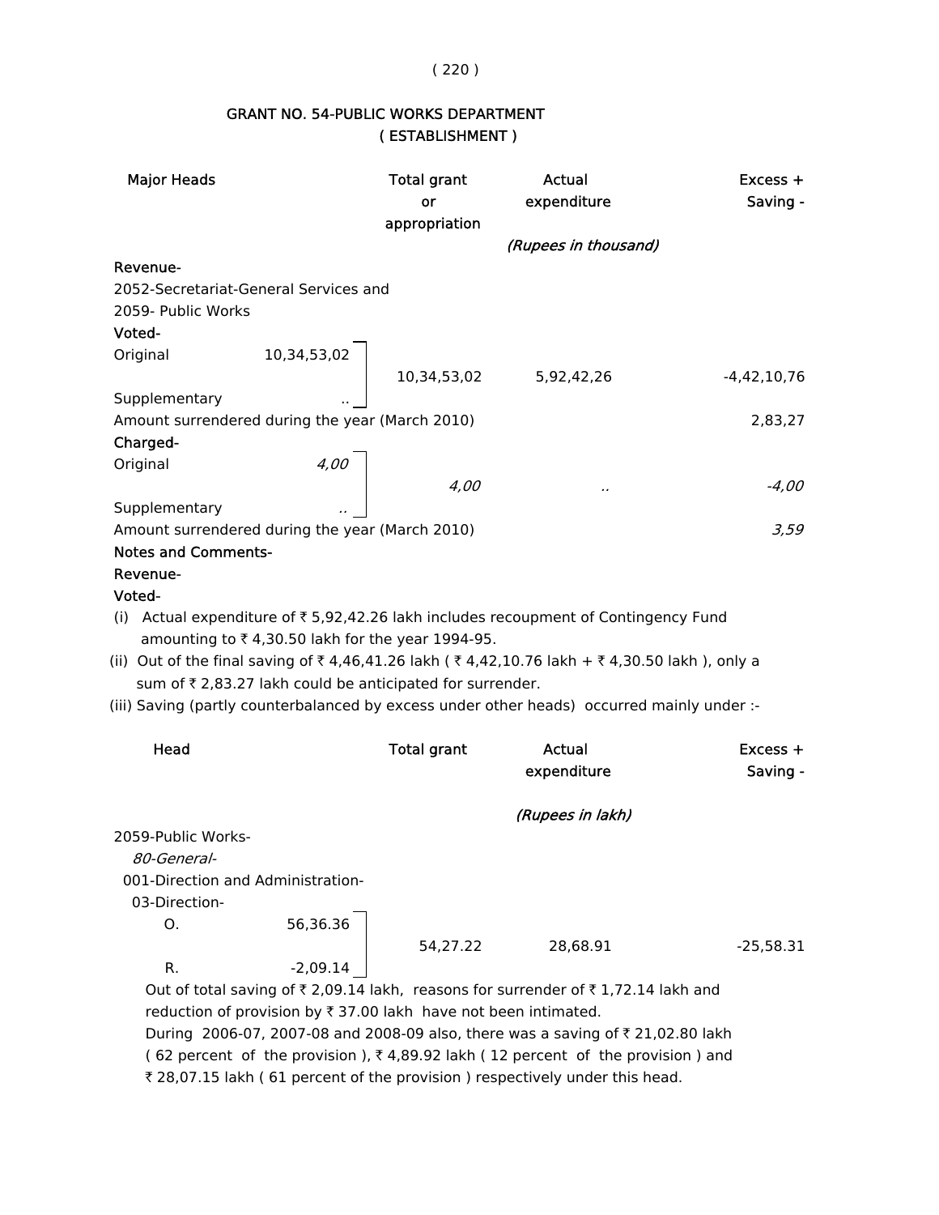# GRANT NO. 54-PUBLIC WORKS DEPARTMENT
## ( ESTABLISHMENT )

| Major Heads | | Total grant or appropriation | Actual expenditure | Excess + Saving - |
|---|---|---|---|---|
| | | | *(Rupees in thousand)* | |
| **Revenue-** | | | | |
| 2052-Secretariat-General Services and 2059- Public Works | | | | |
| **Voted-** | | | | |
| Original | 10,34,53,02 | 10,34,53,02 | 5,92,42,26 | -4,42,10,76 |
| Supplementary | .. | | | |
| Amount surrendered during the year (March 2010) | | | | 2,83,27 |
| **Charged-** | | | | |
| Original | *4,00* | *4,00* | .. | *-4,00* |
| Supplementary | .. | | | |
| Amount surrendered during the year (March 2010) | | | | *3,59* |

**Notes and Comments-**

**Revenue-**

**Voted-**

(i) Actual expenditure of ₹ 5,92,42.26 lakh includes recoupment of Contingency Fund amounting to ₹ 4,30.50 lakh for the year 1994-95.

(ii) Out of the final saving of ₹ 4,46,41.26 lakh ( ₹ 4,42,10.76 lakh + ₹ 4,30.50 lakh ), only a sum of ₹ 2,83.27 lakh could be anticipated for surrender.

(iii) Saving (partly counterbalanced by excess under other heads) occurred mainly under :-

| Head | | Total grant | Actual expenditure | Excess + Saving - |
|---|---|---|---|---|
| | | | *(Rupees in lakh)* | |
| 2059-Public Works- | | | | |
| *80-General-* | | | | |
| 001-Direction and Administration- | | | | |
| 03-Direction- | | | | |
| O. | 56,36.36 | 54,27.22 | 28,68.91 | -25,58.31 |
| R. | -2,09.14 | | | |

Out of total saving of ₹ 2,09.14 lakh, reasons for surrender of ₹ 1,72.14 lakh and reduction of provision by ₹ 37.00 lakh have not been intimated.

During 2006-07, 2007-08 and 2008-09 also, there was a saving of ₹ 21,02.80 lakh ( 62 percent of the provision ), ₹ 4,89.92 lakh ( 12 percent of the provision ) and ₹ 28,07.15 lakh ( 61 percent of the provision ) respectively under this head.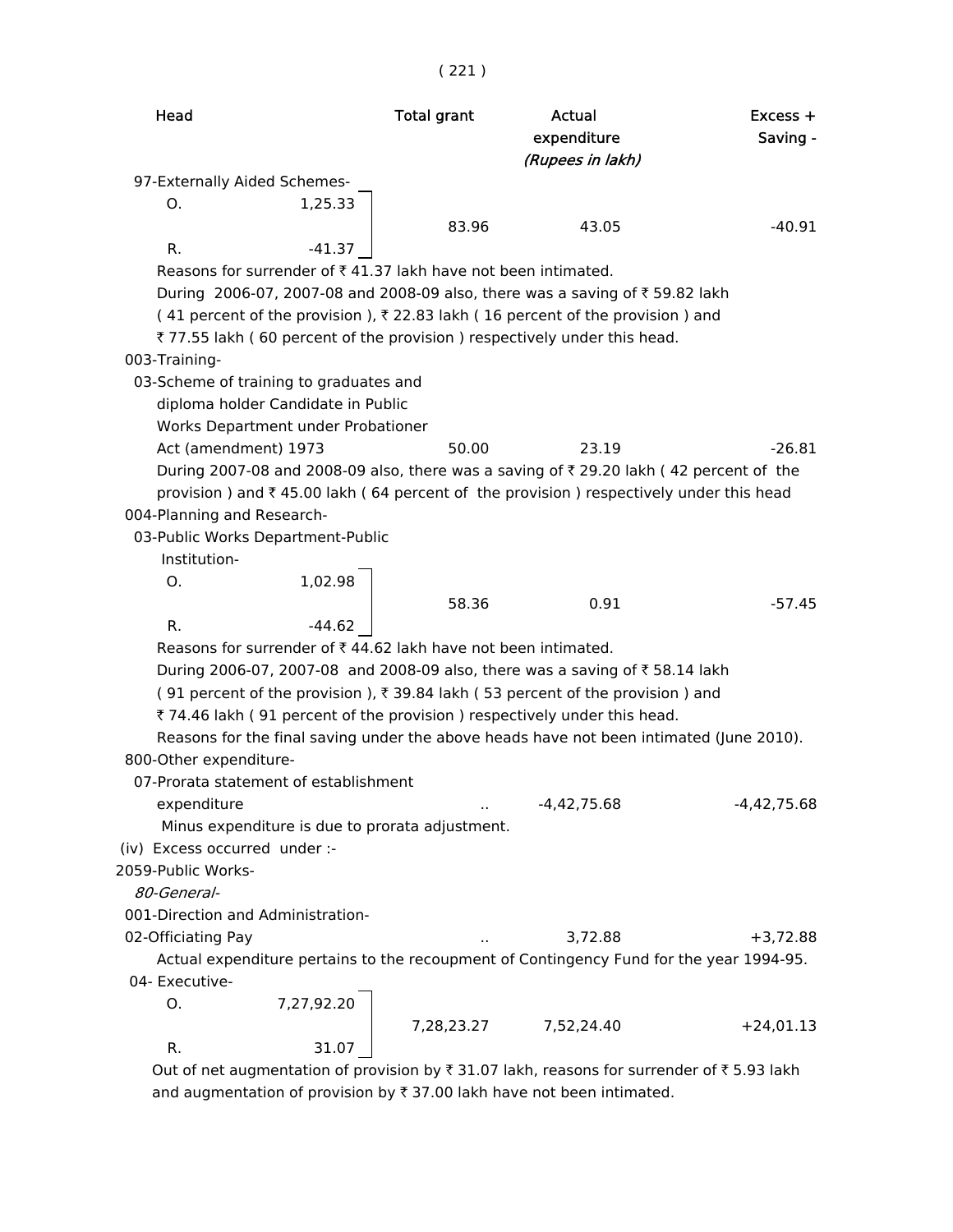| Head | | Total grant | Actual expenditure | Excess + Saving - |
|---|---|---|---|---|
| | | | *(Rupees in lakh)* | |
| 97-Externally Aided Schemes- | | | | |
| O. | 1,25.33 | 83.96 | 43.05 | -40.91 |
| R. | -41.37 | | | |

Reasons for surrender of ₹ 41.37 lakh have not been intimated.

During 2006-07, 2007-08 and 2008-09 also, there was a saving of ₹ 59.82 lakh ( 41 percent of the provision ), ₹ 22.83 lakh ( 16 percent of the provision ) and ₹ 77.55 lakh ( 60 percent of the provision ) respectively under this head.

| Head | | Total grant | Actual expenditure | Excess + Saving - |
|---|---|---|---|---|
| 003-Training- | | | | |
| 03-Scheme of training to graduates and diploma holder Candidate in Public Works Department under Probationer Act (amendment) 1973 | | 50.00 | 23.19 | -26.81 |

During 2007-08 and 2008-09 also, there was a saving of ₹ 29.20 lakh ( 42 percent of the provision ) and ₹ 45.00 lakh ( 64 percent of the provision ) respectively under this head

| Head | | Total grant | Actual expenditure | Excess + Saving - |
|---|---|---|---|---|
| 004-Planning and Research- | | | | |
| 03-Public Works Department-Public Institution- | | | | |
| O. | 1,02.98 | 58.36 | 0.91 | -57.45 |
| R. | -44.62 | | | |

Reasons for surrender of ₹ 44.62 lakh have not been intimated.

During 2006-07, 2007-08 and 2008-09 also, there was a saving of ₹ 58.14 lakh ( 91 percent of the provision ), ₹ 39.84 lakh ( 53 percent of the provision ) and ₹ 74.46 lakh ( 91 percent of the provision ) respectively under this head.

Reasons for the final saving under the above heads have not been intimated (June 2010).

| Head | | Total grant | Actual expenditure | Excess + Saving - |
|---|---|---|---|---|
| 800-Other expenditure- | | | | |
| 07-Prorata statement of establishment expenditure | | .. | -4,42,75.68 | -4,42,75.68 |

Minus expenditure is due to prorata adjustment.

(iv) Excess occurred under :-

| Head | | Total grant | Actual expenditure | Excess + Saving - |
|---|---|---|---|---|
| 2059-Public Works- | | | | |
| *80-General-* | | | | |
| 001-Direction and Administration- | | | | |
| 02-Officiating Pay | | .. | 3,72.88 | +3,72.88 |

Actual expenditure pertains to the recoupment of Contingency Fund for the year 1994-95.

| Head | | Total grant | Actual expenditure | Excess + Saving - |
|---|---|---|---|---|
| 04- Executive- | | | | |
| O. | 7,27,92.20 | 7,28,23.27 | 7,52,24.40 | +24,01.13 |
| R. | 31.07 | | | |

Out of net augmentation of provision by ₹ 31.07 lakh, reasons for surrender of ₹ 5.93 lakh and augmentation of provision by ₹ 37.00 lakh have not been intimated.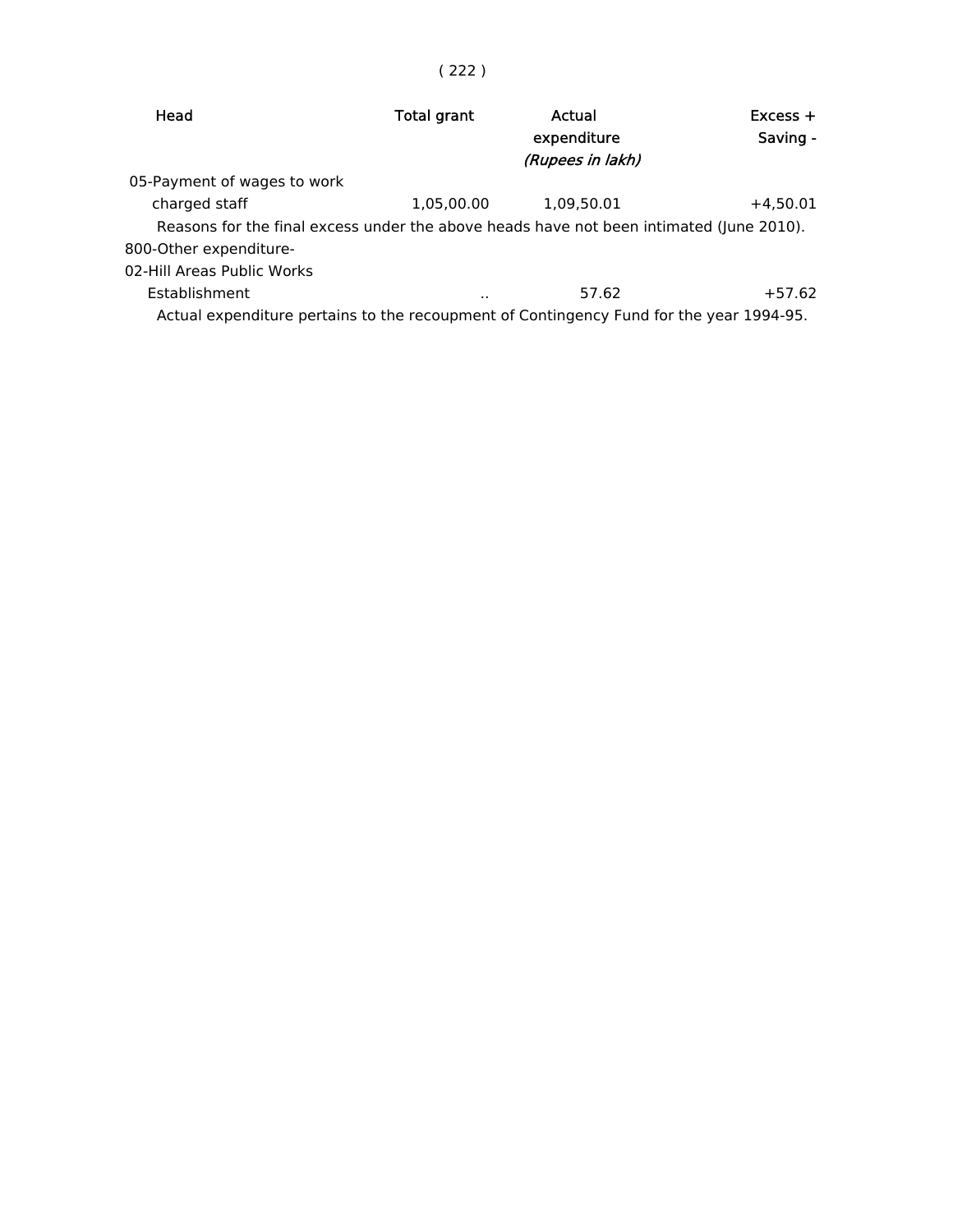| Head | Total grant | Actual expenditure | Excess + Saving - |
|---|---|---|---|
| | | *(Rupees in lakh)* | |
| 05-Payment of wages to work charged staff | 1,05,00.00 | 1,09,50.01 | +4,50.01 |

Reasons for the final excess under the above heads have not been intimated (June 2010).

| Head | Total grant | Actual expenditure | Excess + Saving - |
|---|---|---|---|
| 800-Other expenditure- 02-Hill Areas Public Works Establishment | .. | 57.62 | +57.62 |

Actual expenditure pertains to the recoupment of Contingency Fund for the year 1994-95.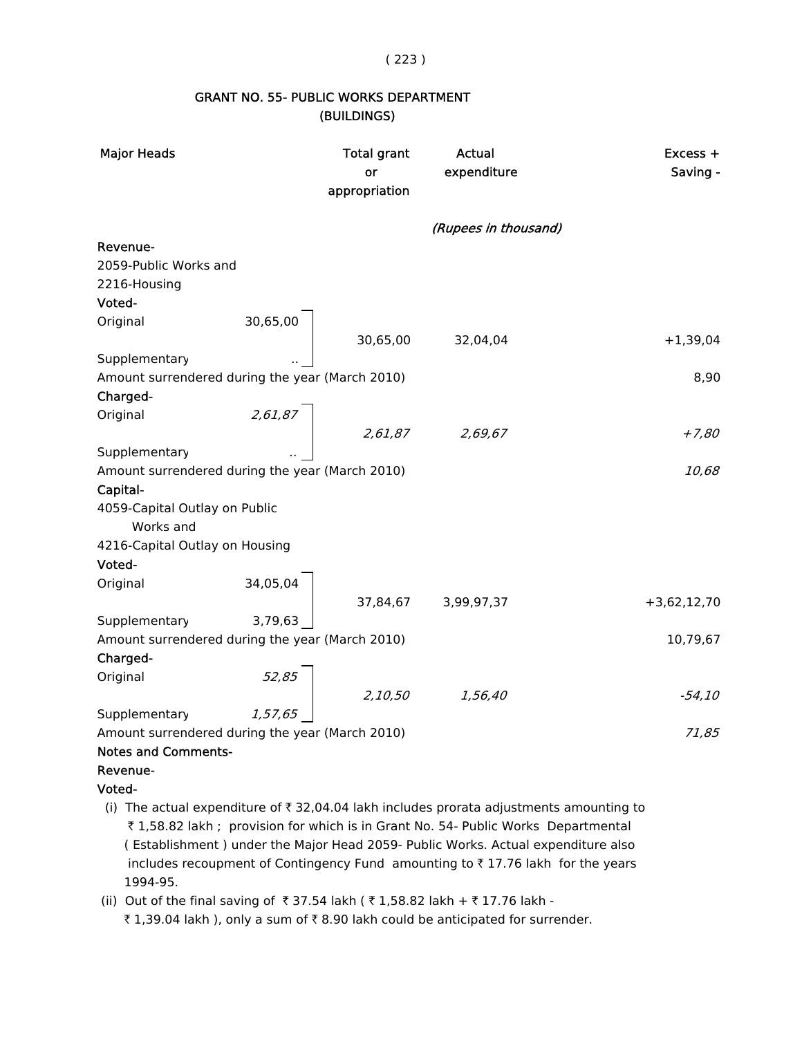## GRANT NO. 55- PUBLIC WORKS DEPARTMENT (BUILDINGS)

| Major Heads | | Total grant or appropriation | Actual expenditure | Excess + Saving - |
|---|---|---|---|---|
| | | | *(Rupees in thousand)* | |
| **Revenue-** | | | | |
| 2059-Public Works and | | | | |
| 2216-Housing | | | | |
| **Voted-** | | | | |
| Original | 30,65,00 | | | |
| | | 30,65,00 | 32,04,04 | +1,39,04 |
| Supplementary | .. | | | |
| Amount surrendered during the year (March 2010) | | | | 8,90 |
| **Charged-** | | | | |
| Original | *2,61,87* | | | |
| | | *2,61,87* | *2,69,67* | *+7,80* |
| Supplementary | *..* | | | |
| Amount surrendered during the year (March 2010) | | | | *10,68* |
| **Capital-** | | | | |
| 4059-Capital Outlay on Public Works and | | | | |
| 4216-Capital Outlay on Housing | | | | |
| **Voted-** | | | | |
| Original | 34,05,04 | | | |
| | | 37,84,67 | 3,99,97,37 | +3,62,12,70 |
| Supplementary | 3,79,63 | | | |
| Amount surrendered during the year (March 2010) | | | | 10,79,67 |
| **Charged-** | | | | |
| Original | *52,85* | | | |
| | | *2,10,50* | *1,56,40* | *-54,10* |
| Supplementary | *1,57,65* | | | |
| Amount surrendered during the year (March 2010) | | | | *71,85* |

**Notes and Comments-**

**Revenue-**

**Voted-**

(i) The actual expenditure of ₹ 32,04.04 lakh includes prorata adjustments amounting to ₹ 1,58.82 lakh ; provision for which is in Grant No. 54- Public Works Departmental ( Establishment ) under the Major Head 2059- Public Works. Actual expenditure also includes recoupment of Contingency Fund amounting to ₹ 17.76 lakh for the years 1994-95.

(ii) Out of the final saving of ₹ 37.54 lakh ( ₹ 1,58.82 lakh + ₹ 17.76 lakh - ₹ 1,39.04 lakh ), only a sum of ₹ 8.90 lakh could be anticipated for surrender.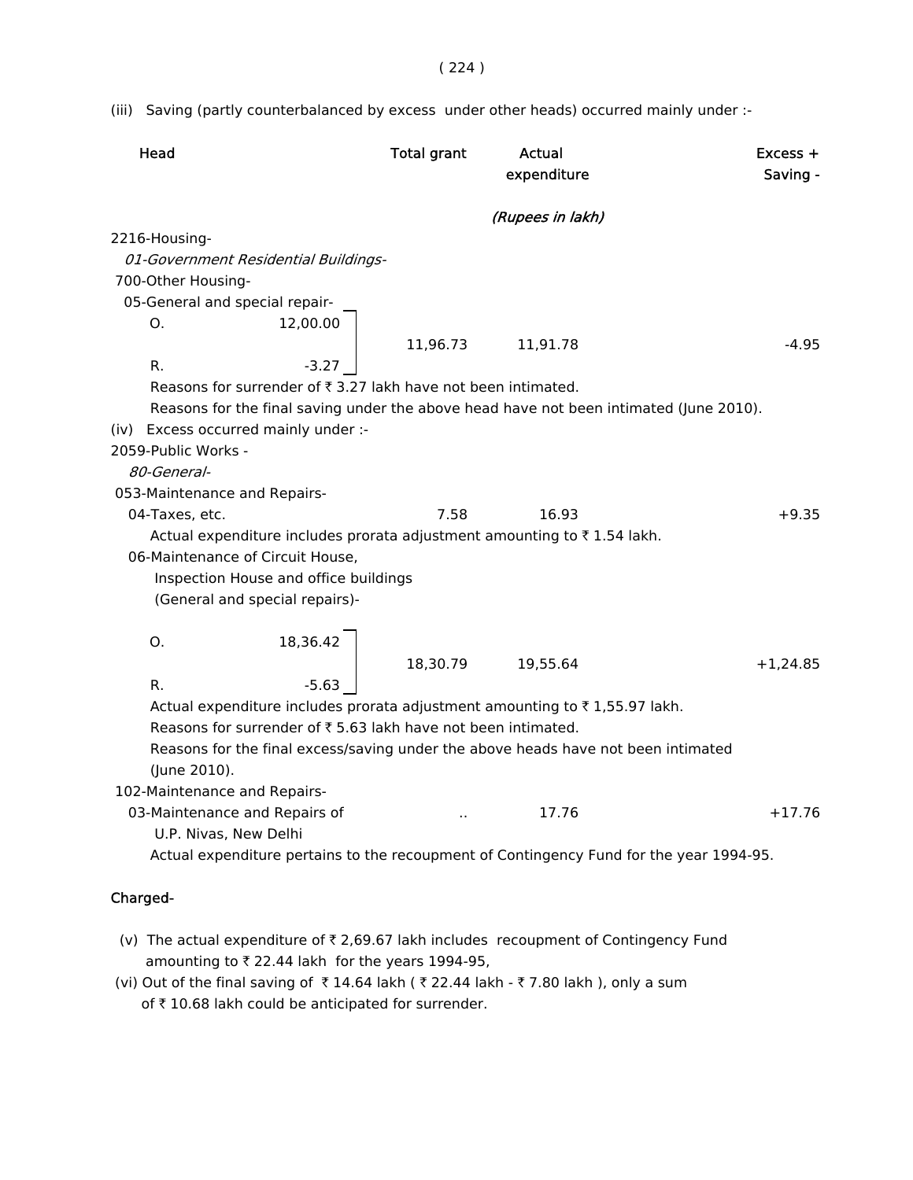(iii) Saving (partly counterbalanced by excess under other heads) occurred mainly under :-

| Head | | Total grant | Actual expenditure | Excess + Saving - |
|---|---|---|---|---|
| | | | *(Rupees in lakh)* | |
| 2216-Housing- | | | | |
| *01-Government Residential Buildings-* | | | | |
| 700-Other Housing- | | | | |
| 05-General and special repair- | | | | |
| O. | 12,00.00 | 11,96.73 | 11,91.78 | -4.95 |
| R. | -3.27 | | | |

Reasons for surrender of ₹ 3.27 lakh have not been intimated.

Reasons for the final saving under the above head have not been intimated (June 2010).

(iv) Excess occurred mainly under :-

| Head | | Total grant | Actual expenditure | Excess + Saving - |
|---|---|---|---|---|
| 2059-Public Works - | | | | |
| *80-General-* | | | | |
| 053-Maintenance and Repairs- | | | | |
| 04-Taxes, etc. | | 7.58 | 16.93 | +9.35 |

Actual expenditure includes prorata adjustment amounting to ₹ 1.54 lakh.

| Head | | Total grant | Actual expenditure | Excess + Saving - |
|---|---|---|---|---|
| 06-Maintenance of Circuit House, Inspection House and office buildings (General and special repairs)- | | | | |
| O. | 18,36.42 | 18,30.79 | 19,55.64 | +1,24.85 |
| R. | -5.63 | | | |

Actual expenditure includes prorata adjustment amounting to ₹ 1,55.97 lakh.

Reasons for surrender of ₹ 5.63 lakh have not been intimated.

Reasons for the final excess/saving under the above heads have not been intimated (June 2010).

| Head | | Total grant | Actual expenditure | Excess + Saving - |
|---|---|---|---|---|
| 102-Maintenance and Repairs- | | | | |
| 03-Maintenance and Repairs of U.P. Nivas, New Delhi | | .. | 17.76 | +17.76 |

Actual expenditure pertains to the recoupment of Contingency Fund for the year 1994-95.

**Charged-**

(v) The actual expenditure of ₹ 2,69.67 lakh includes recoupment of Contingency Fund amounting to ₹ 22.44 lakh for the years 1994-95,

(vi) Out of the final saving of ₹ 14.64 lakh ( ₹ 22.44 lakh - ₹ 7.80 lakh ), only a sum of ₹ 10.68 lakh could be anticipated for surrender.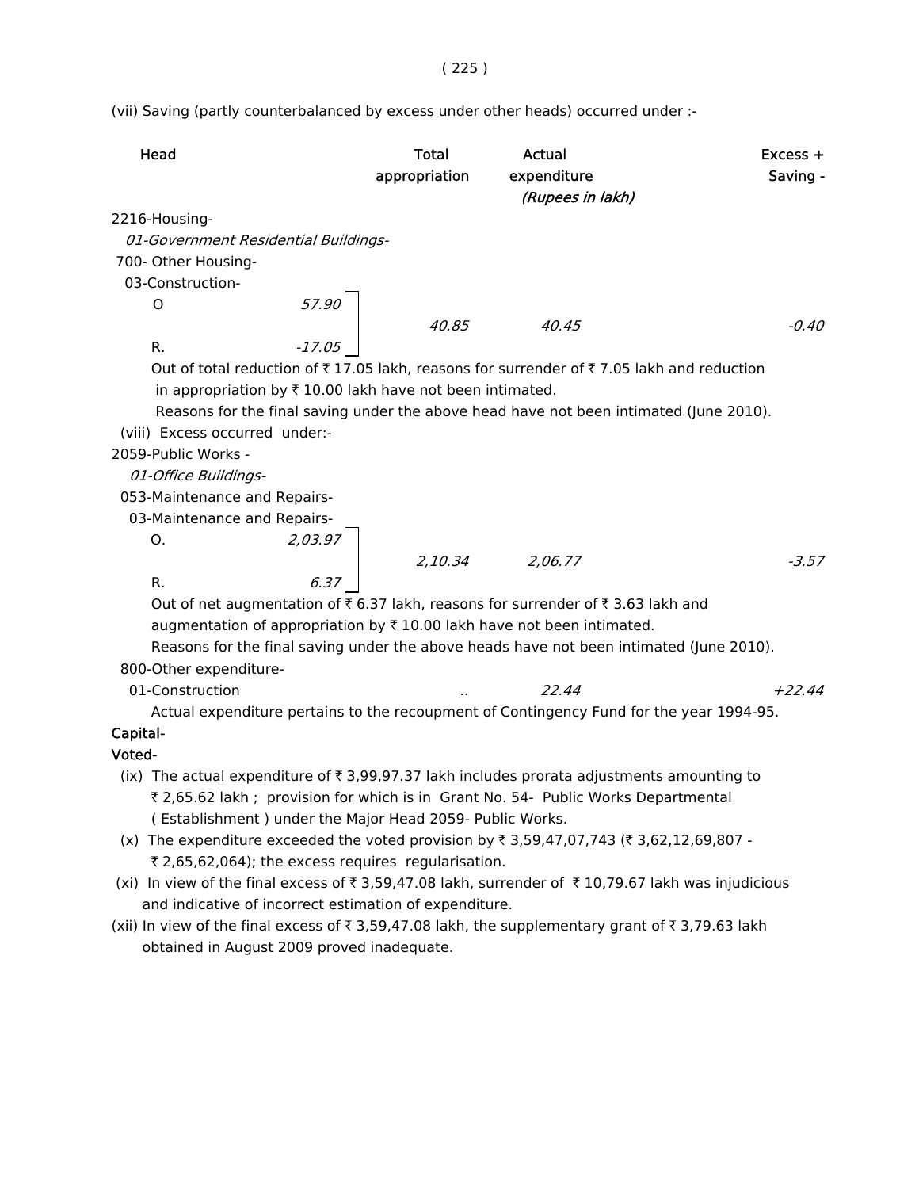(vii) Saving (partly counterbalanced by excess under other heads) occurred under :-

| Head | | Total appropriation | Actual expenditure | Excess + Saving - |
|---|---|---|---|---|
| | | | *(Rupees in lakh)* | |
| 2216-Housing- | | | | |
| *01-Government Residential Buildings-* | | | | |
| 700- Other Housing- | | | | |
| 03-Construction- | | | | |
| O | *57.90* | *40.85* | *40.45* | *-0.40* |
| R. | *-17.05* | | | |

Out of total reduction of ₹ 17.05 lakh, reasons for surrender of ₹ 7.05 lakh and reduction in appropriation by ₹ 10.00 lakh have not been intimated.

Reasons for the final saving under the above head have not been intimated (June 2010).

(viii) Excess occurred under:-

| Head | | Total appropriation | Actual expenditure | Excess + Saving - |
|---|---|---|---|---|
| 2059-Public Works - | | | | |
| *01-Office Buildings-* | | | | |
| 053-Maintenance and Repairs- | | | | |
| 03-Maintenance and Repairs- | | | | |
| O. | *2,03.97* | *2,10.34* | *2,06.77* | *-3.57* |
| R. | *6.37* | | | |

Out of net augmentation of ₹ 6.37 lakh, reasons for surrender of ₹ 3.63 lakh and augmentation of appropriation by ₹ 10.00 lakh have not been intimated.

Reasons for the final saving under the above heads have not been intimated (June 2010).

| Head | | Total appropriation | Actual expenditure | Excess + Saving - |
|---|---|---|---|---|
| 800-Other expenditure- | | | | |
| 01-Construction | | *..* | *22.44* | *+22.44* |

Actual expenditure pertains to the recoupment of Contingency Fund for the year 1994-95.

**Capital-**

**Voted-**

(ix) The actual expenditure of ₹ 3,99,97.37 lakh includes prorata adjustments amounting to ₹ 2,65.62 lakh ; provision for which is in Grant No. 54- Public Works Departmental ( Establishment ) under the Major Head 2059- Public Works.

(x) The expenditure exceeded the voted provision by ₹ 3,59,47,07,743 (₹ 3,62,12,69,807 - ₹ 2,65,62,064); the excess requires regularisation.

(xi) In view of the final excess of ₹ 3,59,47.08 lakh, surrender of ₹ 10,79.67 lakh was injudicious and indicative of incorrect estimation of expenditure.

(xii) In view of the final excess of ₹ 3,59,47.08 lakh, the supplementary grant of ₹ 3,79.63 lakh obtained in August 2009 proved inadequate.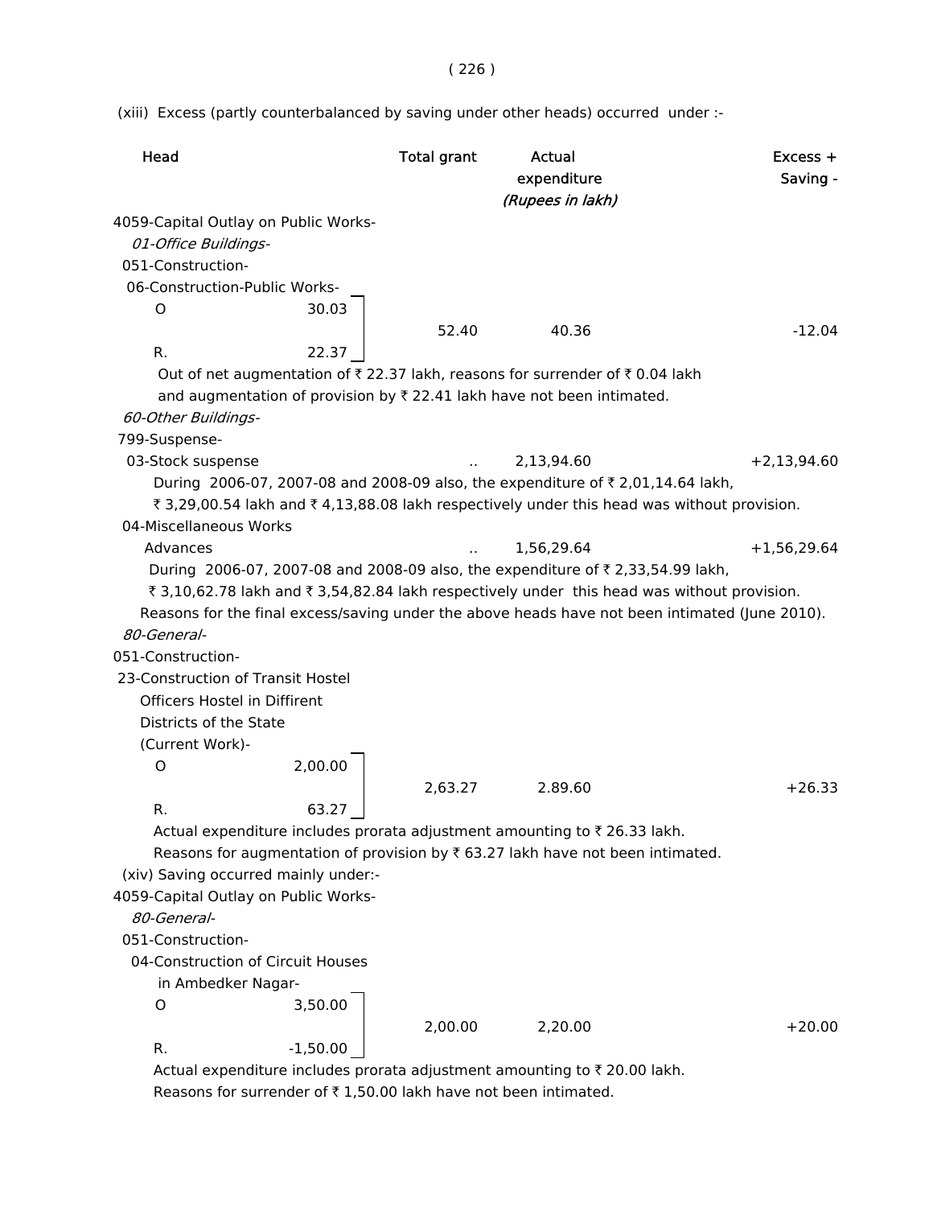(xiii) Excess (partly counterbalanced by saving under other heads) occurred under :-

| Head | | Total grant | Actual expenditure | Excess + Saving - |
|---|---|---|---|---|
| | | | *(Rupees in lakh)* | |
| 4059-Capital Outlay on Public Works- | | | | |
| *01-Office Buildings-* | | | | |
| 051-Construction- | | | | |
| 06-Construction-Public Works- | | | | |
| O | 30.03 | 52.40 | 40.36 | -12.04 |
| R. | 22.37 | | | |

Out of net augmentation of ₹ 22.37 lakh, reasons for surrender of ₹ 0.04 lakh and augmentation of provision by ₹ 22.41 lakh have not been intimated.

| Head | | Total grant | Actual expenditure | Excess + Saving - |
|---|---|---|---|---|
| *60-Other Buildings-* | | | | |
| 799-Suspense- | | | | |
| 03-Stock suspense | | .. | 2,13,94.60 | +2,13,94.60 |

During 2006-07, 2007-08 and 2008-09 also, the expenditure of ₹ 2,01,14.64 lakh, ₹ 3,29,00.54 lakh and ₹ 4,13,88.08 lakh respectively under this head was without provision.

| Head | | Total grant | Actual expenditure | Excess + Saving - |
|---|---|---|---|---|
| 04-Miscellaneous Works Advances | | .. | 1,56,29.64 | +1,56,29.64 |

During 2006-07, 2007-08 and 2008-09 also, the expenditure of ₹ 2,33,54.99 lakh, ₹ 3,10,62.78 lakh and ₹ 3,54,82.84 lakh respectively under this head was without provision.

Reasons for the final excess/saving under the above heads have not been intimated (June 2010).

| Head | | Total grant | Actual expenditure | Excess + Saving - |
|---|---|---|---|---|
| *80-General-* | | | | |
| 051-Construction- | | | | |
| 23-Construction of Transit Hostel Officers Hostel in Diffirent Districts of the State (Current Work)- | | | | |
| O | 2,00.00 | 2,63.27 | 2.89.60 | +26.33 |
| R. | 63.27 | | | |

Actual expenditure includes prorata adjustment amounting to ₹ 26.33 lakh.

Reasons for augmentation of provision by ₹ 63.27 lakh have not been intimated.

(xiv) Saving occurred mainly under:-

| Head | | Total grant | Actual expenditure | Excess + Saving - |
|---|---|---|---|---|
| 4059-Capital Outlay on Public Works- | | | | |
| *80-General-* | | | | |
| 051-Construction- | | | | |
| 04-Construction of Circuit Houses in Ambedker Nagar- | | | | |
| O | 3,50.00 | 2,00.00 | 2,20.00 | +20.00 |
| R. | -1,50.00 | | | |

Actual expenditure includes prorata adjustment amounting to ₹ 20.00 lakh.

Reasons for surrender of ₹ 1,50.00 lakh have not been intimated.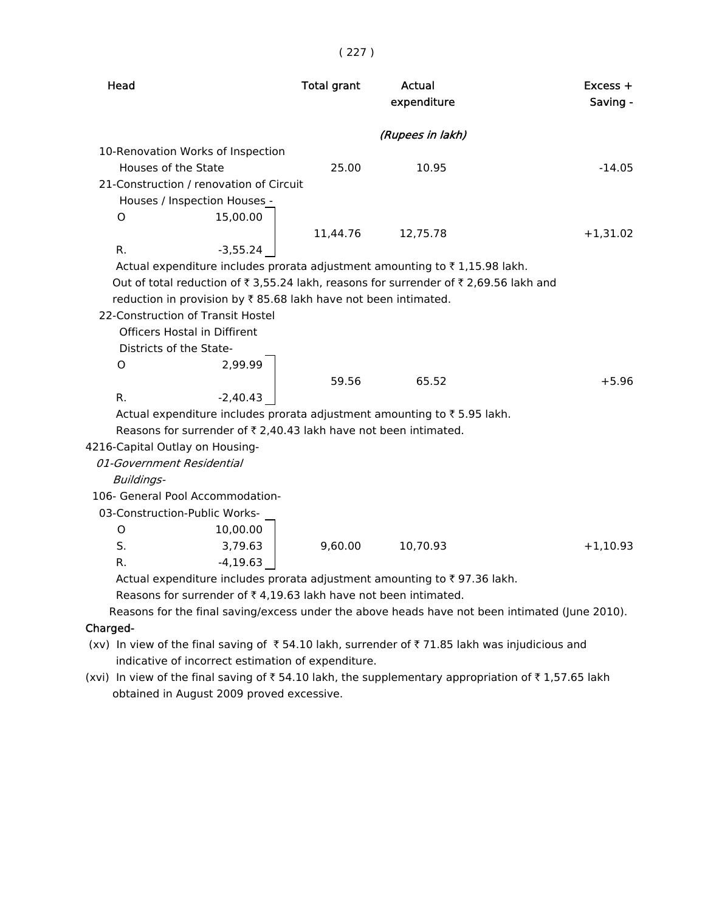| Head | | Total grant | Actual expenditure | Excess + Saving - |
|---|---|---|---|---|
| | | | *(Rupees in lakh)* | |
| 10-Renovation Works of Inspection Houses of the State | | 25.00 | 10.95 | -14.05 |
| 21-Construction / renovation of Circuit Houses / Inspection Houses - | | | | |
| O | 15,00.00 | 11,44.76 | 12,75.78 | +1,31.02 |
| R. | -3,55.24 | | | |

Actual expenditure includes prorata adjustment amounting to ₹ 1,15.98 lakh.

Out of total reduction of ₹ 3,55.24 lakh, reasons for surrender of ₹ 2,69.56 lakh and reduction in provision by ₹ 85.68 lakh have not been intimated.

| Head | | Total grant | Actual expenditure | Excess + Saving - |
|---|---|---|---|---|
| 22-Construction of Transit Hostel Officers Hostal in Diffirent Districts of the State- | | | | |
| O | 2,99.99 | 59.56 | 65.52 | +5.96 |
| R. | -2,40.43 | | | |

Actual expenditure includes prorata adjustment amounting to ₹ 5.95 lakh.

Reasons for surrender of ₹ 2,40.43 lakh have not been intimated.

4216-Capital Outlay on Housing-

*01-Government Residential Buildings-*

106- General Pool Accommodation-

| Head | | Total grant | Actual expenditure | Excess + Saving - |
|---|---|---|---|---|
| 03-Construction-Public Works- | | | | |
| O | 10,00.00 | | | |
| S. | 3,79.63 | 9,60.00 | 10,70.93 | +1,10.93 |
| R. | -4,19.63 | | | |

Actual expenditure includes prorata adjustment amounting to ₹ 97.36 lakh.

Reasons for surrender of ₹ 4,19.63 lakh have not been intimated.

Reasons for the final saving/excess under the above heads have not been intimated (June 2010).

**Charged-**

(xv) In view of the final saving of ₹ 54.10 lakh, surrender of ₹ 71.85 lakh was injudicious and indicative of incorrect estimation of expenditure.

(xvi) In view of the final saving of ₹ 54.10 lakh, the supplementary appropriation of ₹ 1,57.65 lakh obtained in August 2009 proved excessive.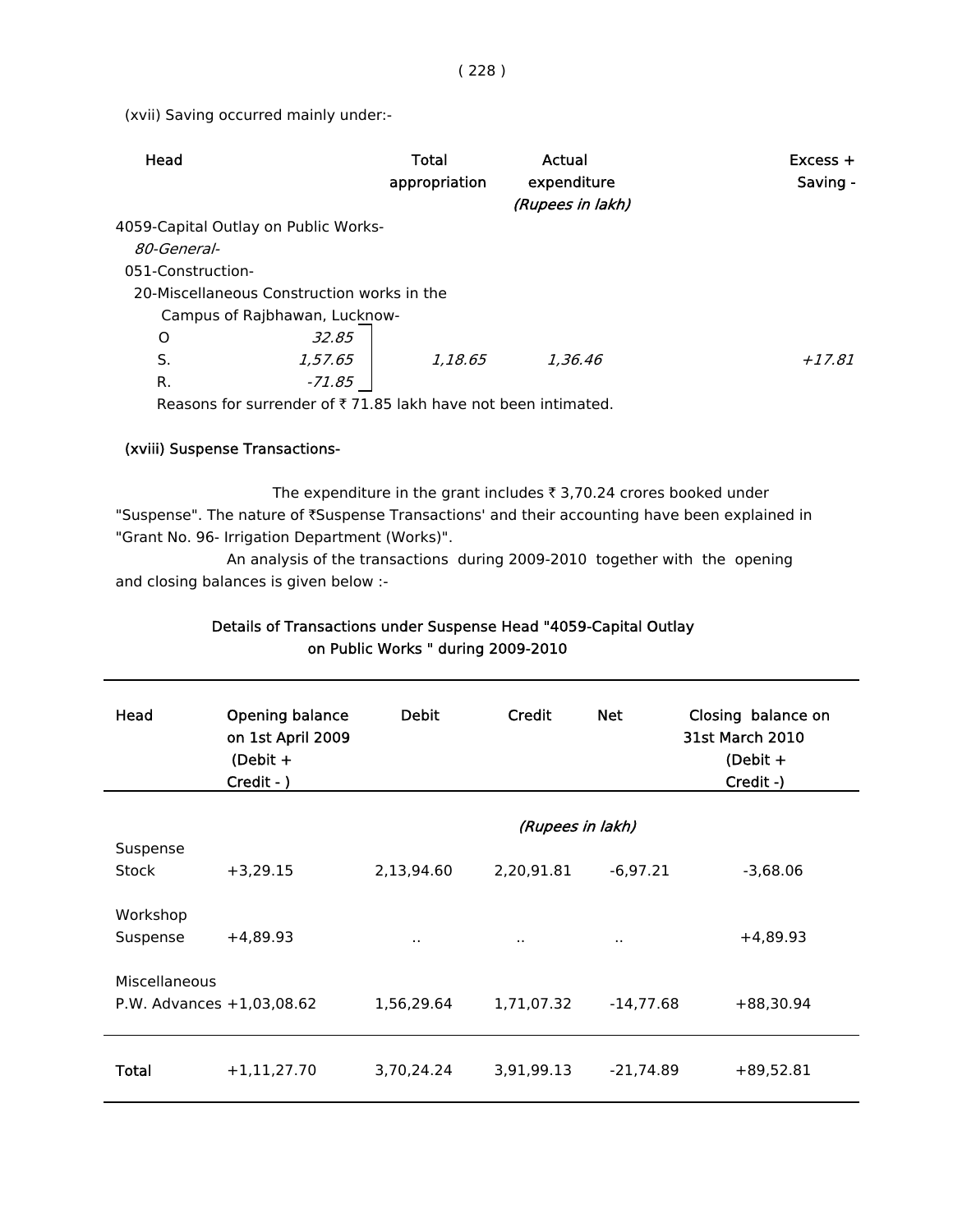(xvii) Saving occurred mainly under:-

| Head | | Total appropriation | Actual expenditure | Excess + Saving - |
|---|---|---|---|---|
| | | | *(Rupees in lakh)* | |
| 4059-Capital Outlay on Public Works- | | | | |
| *80-General-* | | | | |
| 051-Construction- | | | | |
| 20-Miscellaneous Construction works in the Campus of Rajbhawan, Lucknow- | | | | |
| O | *32.85* | | | |
| S. | *1,57.65* | *1,18.65* | *1,36.46* | *+17.81* |
| R. | *-71.85* | | | |

Reasons for surrender of ₹ 71.85 lakh have not been intimated.

**(xviii) Suspense Transactions-**

The expenditure in the grant includes ₹ 3,70.24 crores booked under "Suspense". The nature of ₹Suspense Transactions' and their accounting have been explained in "Grant No. 96- Irrigation Department (Works)".

An analysis of the transactions during 2009-2010 together with the opening and closing balances is given below :-

**Details of Transactions under Suspense Head "4059-Capital Outlay on Public Works " during 2009-2010**

| Head | Opening balance on 1st April 2009 (Debit + Credit - ) | Debit | Credit | Net | Closing balance on 31st March 2010 (Debit + Credit -) |
|---|---|---|---|---|---|
| | | | *(Rupees in lakh)* | | |
| Suspense Stock | +3,29.15 | 2,13,94.60 | 2,20,91.81 | -6,97.21 | -3,68.06 |
| Workshop Suspense | +4,89.93 | .. | .. | .. | +4,89.93 |
| Miscellaneous P.W. Advances | +1,03,08.62 | 1,56,29.64 | 1,71,07.32 | -14,77.68 | +88,30.94 |
| **Total** | +1,11,27.70 | 3,70,24.24 | 3,91,99.13 | -21,74.89 | +89,52.81 |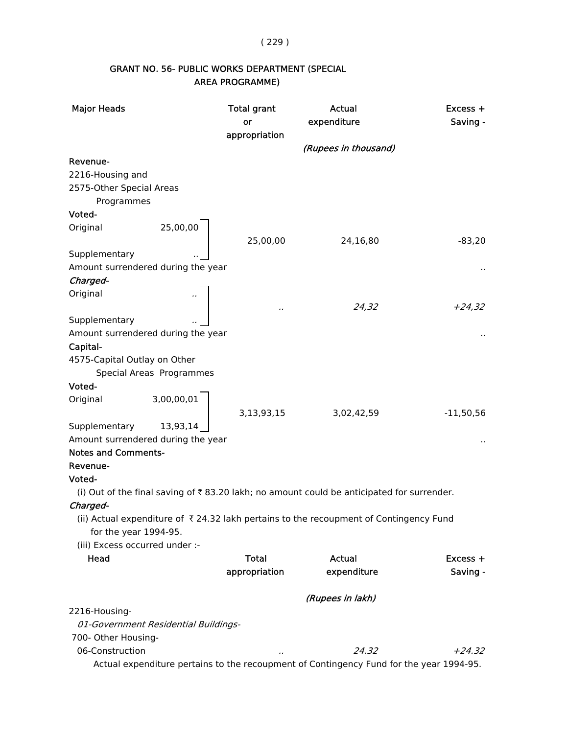## GRANT NO. 56- PUBLIC WORKS DEPARTMENT (SPECIAL AREA PROGRAMME)

| Major Heads | | Total grant or appropriation | Actual expenditure | Excess + Saving - |
|---|---|---|---|---|
| | | | *(Rupees in thousand)* | |
| **Revenue-** | | | | |
| 2216-Housing and | | | | |
| 2575-Other Special Areas Programmes | | | | |
| **Voted-** | | | | |
| Original | 25,00,00 | 25,00,00 | 24,16,80 | -83,20 |
| Supplementary | .. | | | |
| Amount surrendered during the year | | | | .. |
| ***Charged-*** | | | | |
| Original | *..* | *..* | *24,32* | *+24,32* |
| Supplementary | *..* | | | |
| Amount surrendered during the year | | | | .. |
| **Capital-** | | | | |
| 4575-Capital Outlay on Other Special Areas Programmes | | | | |
| **Voted-** | | | | |
| Original | 3,00,00,01 | 3,13,93,15 | 3,02,42,59 | -11,50,56 |
| Supplementary | 13,93,14 | | | |
| Amount surrendered during the year | | | | .. |

**Notes and Comments-**

**Revenue-**

**Voted-**

(i) Out of the final saving of ₹ 83.20 lakh; no amount could be anticipated for surrender.

***Charged-***

(ii) Actual expenditure of ₹ 24.32 lakh pertains to the recoupment of Contingency Fund for the year 1994-95.

(iii) Excess occurred under :-

| Head | Total appropriation | Actual expenditure | Excess + Saving - |
|---|---|---|---|
| | | *(Rupees in lakh)* | |
| 2216-Housing- | | | |
| *01-Government Residential Buildings-* | | | |
| 700- Other Housing- | | | |
| 06-Construction | *..* | *24.32* | *+24.32* |

Actual expenditure pertains to the recoupment of Contingency Fund for the year 1994-95.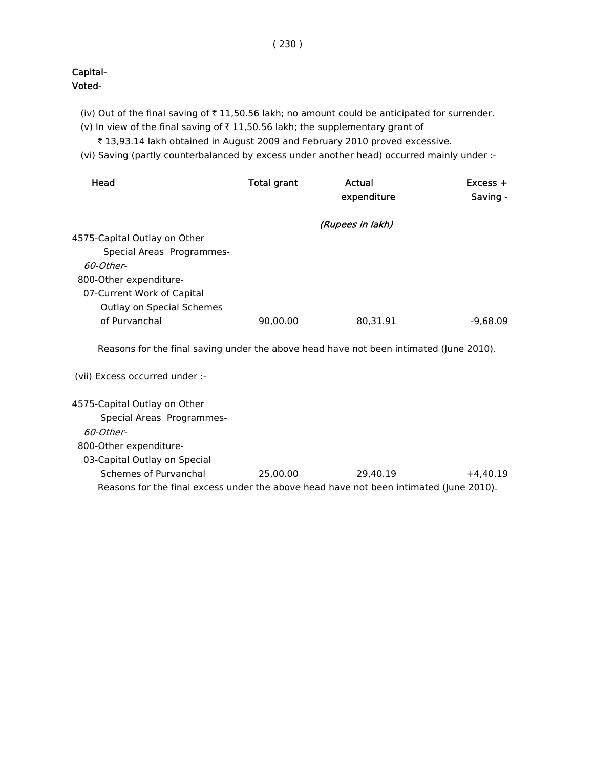**Capital-**
**Voted-**

(iv) Out of the final saving of ₹ 11,50.56 lakh; no amount could be anticipated for surrender.

(v) In view of the final saving of ₹ 11,50.56 lakh; the supplementary grant of ₹ 13,93.14 lakh obtained in August 2009 and February 2010 proved excessive.

(vi) Saving (partly counterbalanced by excess under another head) occurred mainly under :-

| Head | Total grant | Actual expenditure | Excess + Saving - |
|---|---|---|---|
| | | *(Rupees in lakh)* | |
| 4575-Capital Outlay on Other Special Areas Programmes- | | | |
| *60-Other-* | | | |
| 800-Other expenditure- | | | |
| 07-Current Work of Capital Outlay on Special Schemes of Purvanchal | 90,00.00 | 80,31.91 | -9,68.09 |

Reasons for the final saving under the above head have not been intimated (June 2010).

(vii) Excess occurred under :-

| Head | Total grant | Actual expenditure | Excess + Saving - |
|---|---|---|---|
| 4575-Capital Outlay on Other Special Areas Programmes- | | | |
| *60-Other-* | | | |
| 800-Other expenditure- | | | |
| 03-Capital Outlay on Special Schemes of Purvanchal | 25,00.00 | 29,40.19 | +4,40.19 |

Reasons for the final excess under the above head have not been intimated (June 2010).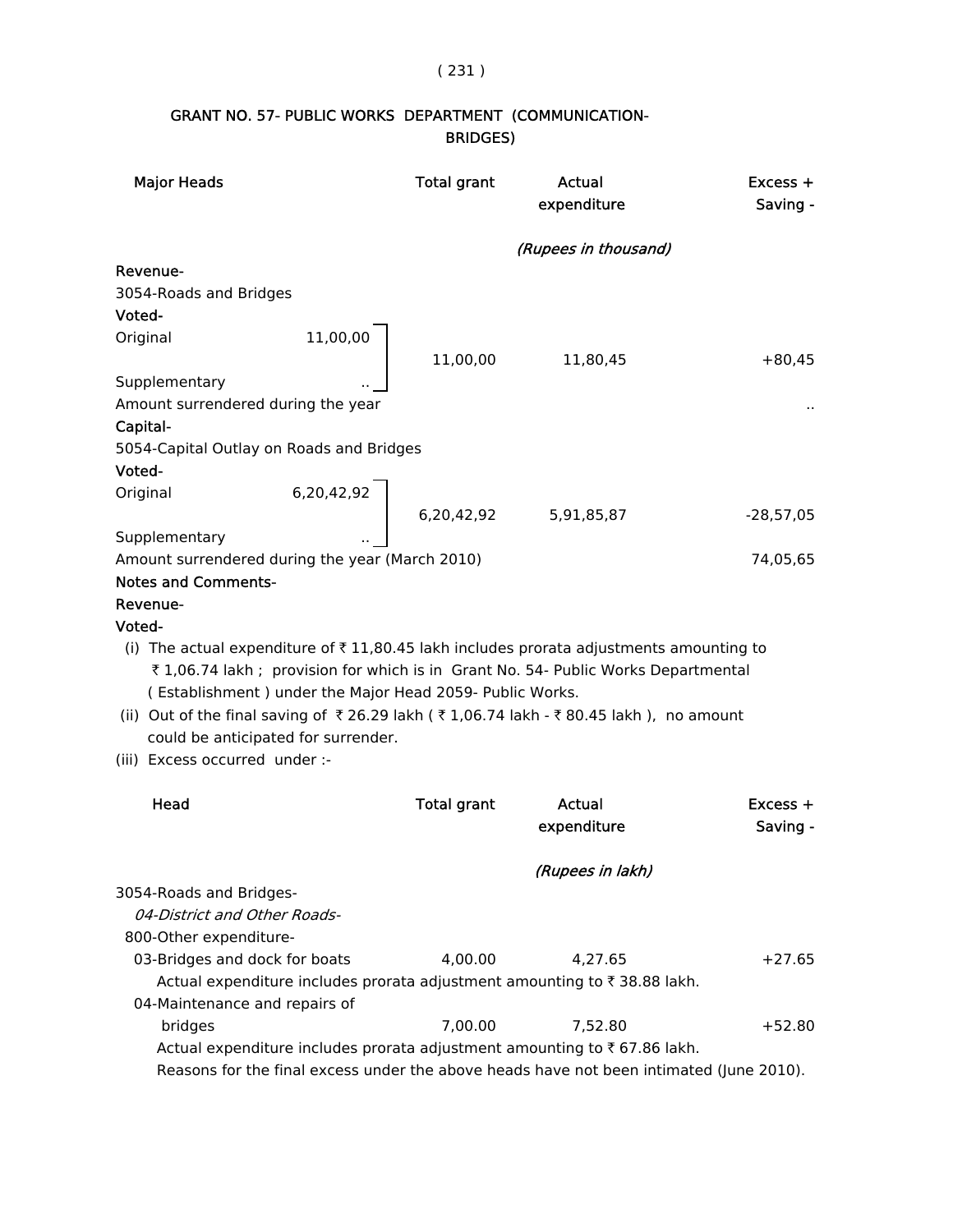## GRANT NO. 57- PUBLIC WORKS DEPARTMENT (COMMUNICATION-BRIDGES)

| Major Heads | | Total grant | Actual expenditure | Excess + Saving - |
|---|---|---|---|---|
| | | | *(Rupees in thousand)* | |
| **Revenue-** | | | | |
| 3054-Roads and Bridges | | | | |
| **Voted-** | | | | |
| Original | 11,00,00 | 11,00,00 | 11,80,45 | +80,45 |
| Supplementary | .. | | | |
| Amount surrendered during the year | | | | .. |
| **Capital-** | | | | |
| 5054-Capital Outlay on Roads and Bridges | | | | |
| **Voted-** | | | | |
| Original | 6,20,42,92 | 6,20,42,92 | 5,91,85,87 | -28,57,05 |
| Supplementary | .. | | | |
| Amount surrendered during the year (March 2010) | | | | 74,05,65 |

**Notes and Comments-**

**Revenue-**

**Voted-**

(i) The actual expenditure of ₹ 11,80.45 lakh includes prorata adjustments amounting to ₹ 1,06.74 lakh ; provision for which is in Grant No. 54- Public Works Departmental ( Establishment ) under the Major Head 2059- Public Works.

(ii) Out of the final saving of ₹ 26.29 lakh ( ₹ 1,06.74 lakh - ₹ 80.45 lakh ), no amount could be anticipated for surrender.

(iii) Excess occurred under :-

| Head | Total grant | Actual expenditure | Excess + Saving - |
|---|---|---|---|
| | | *(Rupees in lakh)* | |
| 3054-Roads and Bridges- | | | |
| *04-District and Other Roads-* | | | |
| 800-Other expenditure- | | | |
| 03-Bridges and dock for boats | 4,00.00 | 4,27.65 | +27.65 |
| Actual expenditure includes prorata adjustment amounting to ₹ 38.88 lakh. | | | |
| 04-Maintenance and repairs of bridges | 7,00.00 | 7,52.80 | +52.80 |
| Actual expenditure includes prorata adjustment amounting to ₹ 67.86 lakh. | | | |

Reasons for the final excess under the above heads have not been intimated (June 2010).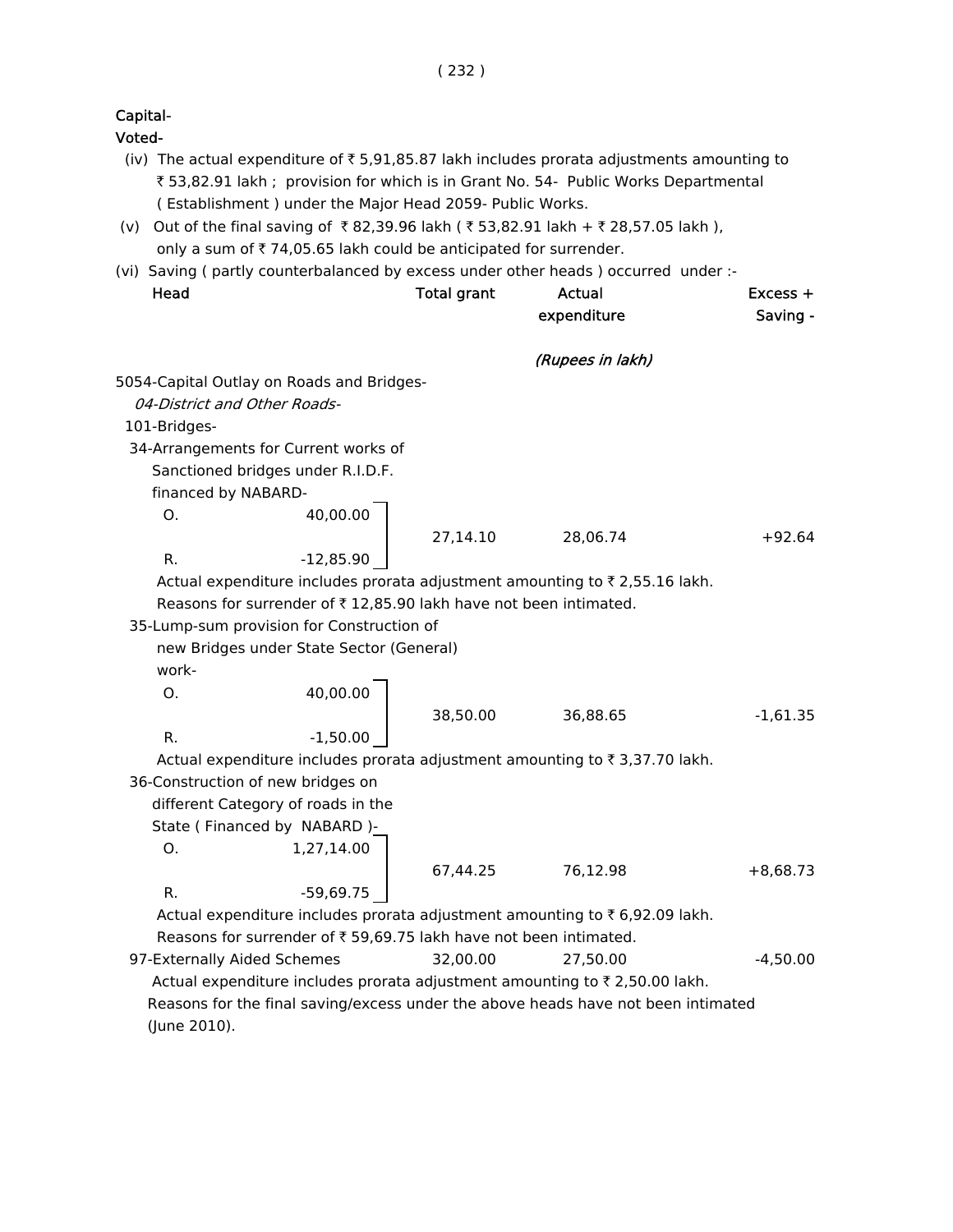**Capital-**

**Voted-**

(iv) The actual expenditure of ₹ 5,91,85.87 lakh includes prorata adjustments amounting to ₹ 53,82.91 lakh ; provision for which is in Grant No. 54- Public Works Departmental ( Establishment ) under the Major Head 2059- Public Works.

(v) Out of the final saving of ₹ 82,39.96 lakh ( ₹ 53,82.91 lakh + ₹ 28,57.05 lakh ), only a sum of ₹ 74,05.65 lakh could be anticipated for surrender.

(vi) Saving ( partly counterbalanced by excess under other heads ) occurred under :-

| Head | | Total grant | Actual expenditure | Excess + Saving - |
|---|---|---|---|---|
| | | | *(Rupees in lakh)* | |
| 5054-Capital Outlay on Roads and Bridges- | | | | |
| *04-District and Other Roads-* | | | | |
| 101-Bridges- | | | | |
| 34-Arrangements for Current works of Sanctioned bridges under R.I.D.F. financed by NABARD- | | | | |
| O. | 40,00.00 | 27,14.10 | 28,06.74 | +92.64 |
| R. | -12,85.90 | | | |

Actual expenditure includes prorata adjustment amounting to ₹ 2,55.16 lakh.
Reasons for surrender of ₹ 12,85.90 lakh have not been intimated.

| Head | | Total grant | Actual expenditure | Excess + Saving - |
|---|---|---|---|---|
| 35-Lump-sum provision for Construction of new Bridges under State Sector (General) work- | | | | |
| O. | 40,00.00 | 38,50.00 | 36,88.65 | -1,61.35 |
| R. | -1,50.00 | | | |

Actual expenditure includes prorata adjustment amounting to ₹ 3,37.70 lakh.

| Head | | Total grant | Actual expenditure | Excess + Saving - |
|---|---|---|---|---|
| 36-Construction of new bridges on different Category of roads in the State ( Financed by NABARD )- | | | | |
| O. | 1,27,14.00 | 67,44.25 | 76,12.98 | +8,68.73 |
| R. | -59,69.75 | | | |

Actual expenditure includes prorata adjustment amounting to ₹ 6,92.09 lakh.
Reasons for surrender of ₹ 59,69.75 lakh have not been intimated.

| Head | | Total grant | Actual expenditure | Excess + Saving - |
|---|---|---|---|---|
| 97-Externally Aided Schemes | | 32,00.00 | 27,50.00 | -4,50.00 |

Actual expenditure includes prorata adjustment amounting to ₹ 2,50.00 lakh.

Reasons for the final saving/excess under the above heads have not been intimated (June 2010).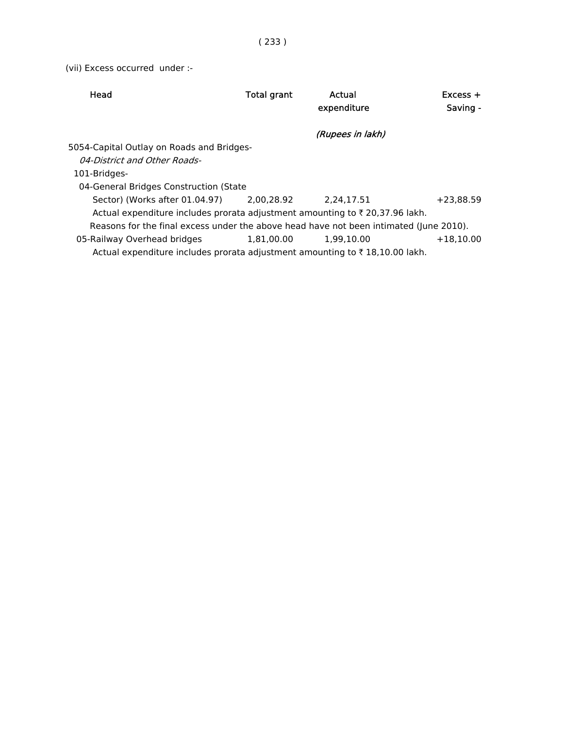(vii) Excess occurred under :-

| Head | Total grant | Actual expenditure | Excess + Saving - |
|---|---|---|---|
| | | *(Rupees in lakh)* | |
| 5054-Capital Outlay on Roads and Bridges- | | | |
| *04-District and Other Roads-* | | | |
| 101-Bridges- | | | |
| 04-General Bridges Construction (State Sector) (Works after 01.04.97) | 2,00,28.92 | 2,24,17.51 | +23,88.59 |

Actual expenditure includes prorata adjustment amounting to ₹ 20,37.96 lakh.

Reasons for the final excess under the above head have not been intimated (June 2010).

| Head | Total grant | Actual expenditure | Excess + Saving - |
|---|---|---|---|
| 05-Railway Overhead bridges | 1,81,00.00 | 1,99,10.00 | +18,10.00 |

Actual expenditure includes prorata adjustment amounting to ₹ 18,10.00 lakh.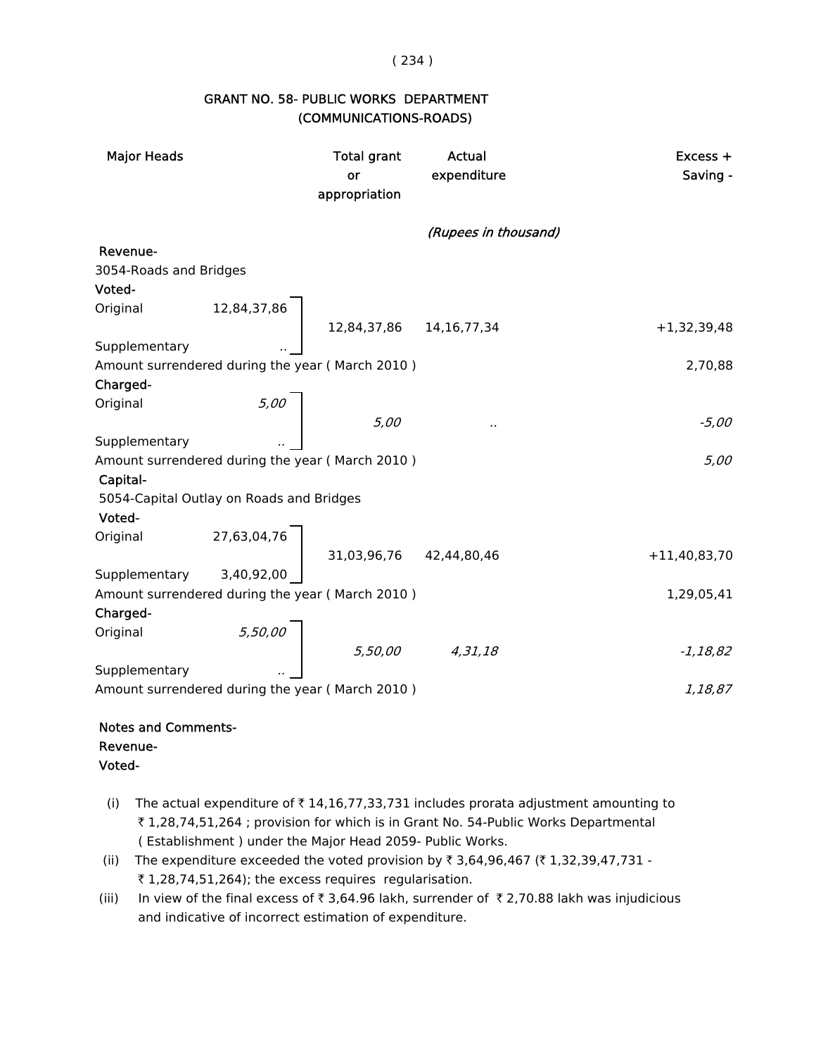## GRANT NO. 58- PUBLIC WORKS DEPARTMENT
## (COMMUNICATIONS-ROADS)

| Major Heads | | Total grant or appropriation | Actual expenditure | Excess + Saving - |
|---|---|---|---|---|
| | | | *(Rupees in thousand)* | |
| **Revenue-** | | | | |
| 3054-Roads and Bridges | | | | |
| **Voted-** | | | | |
| Original | 12,84,37,86 | 12,84,37,86 | 14,16,77,34 | +1,32,39,48 |
| Supplementary | .. | | | |
| Amount surrendered during the year ( March 2010 ) | | | | 2,70,88 |
| **Charged-** | | | | |
| Original | *5,00* | *5,00* | *..* | *-5,00* |
| Supplementary | *..* | | | |
| Amount surrendered during the year ( March 2010 ) | | | | *5,00* |
| **Capital-** | | | | |
| 5054-Capital Outlay on Roads and Bridges | | | | |
| **Voted-** | | | | |
| Original | 27,63,04,76 | 31,03,96,76 | 42,44,80,46 | +11,40,83,70 |
| Supplementary | 3,40,92,00 | | | |
| Amount surrendered during the year ( March 2010 ) | | | | 1,29,05,41 |
| **Charged-** | | | | |
| Original | *5,50,00* | *5,50,00* | *4,31,18* | *-1,18,82* |
| Supplementary | *..* | | | |
| Amount surrendered during the year ( March 2010 ) | | | | *1,18,87* |

**Notes and Comments-**

**Revenue-**

**Voted-**

(i) The actual expenditure of ₹ 14,16,77,33,731 includes prorata adjustment amounting to ₹ 1,28,74,51,264 ; provision for which is in Grant No. 54-Public Works Departmental ( Establishment ) under the Major Head 2059- Public Works.

(ii) The expenditure exceeded the voted provision by ₹ 3,64,96,467 (₹ 1,32,39,47,731 - ₹ 1,28,74,51,264); the excess requires regularisation.

(iii) In view of the final excess of ₹ 3,64.96 lakh, surrender of ₹ 2,70.88 lakh was injudicious and indicative of incorrect estimation of expenditure.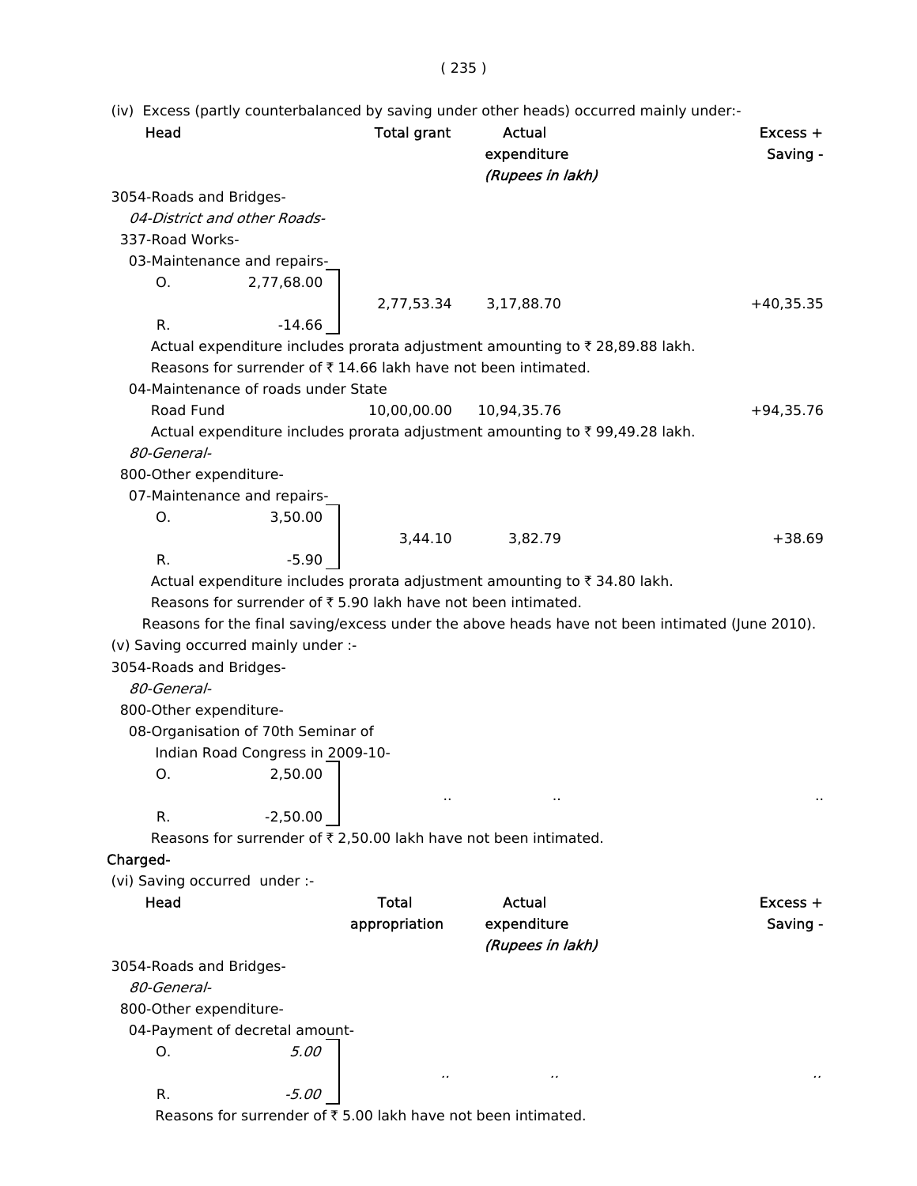(iv) Excess (partly counterbalanced by saving under other heads) occurred mainly under:-

| Head | | Total grant | Actual expenditure | Excess + Saving - |
|---|---|---|---|---|
| | | | *(Rupees in lakh)* | |
| 3054-Roads and Bridges- | | | | |
| *04-District and other Roads-* | | | | |
| 337-Road Works- | | | | |
| 03-Maintenance and repairs- | | | | |
| O. | 2,77,68.00 | 2,77,53.34 | 3,17,88.70 | +40,35.35 |
| R. | -14.66 | | | |

Actual expenditure includes prorata adjustment amounting to ₹ 28,89.88 lakh.

Reasons for surrender of ₹ 14.66 lakh have not been intimated.

| Head | | Total grant | Actual expenditure | Excess + Saving - |
|---|---|---|---|---|
| 04-Maintenance of roads under State Road Fund | | 10,00,00.00 | 10,94,35.76 | +94,35.76 |

Actual expenditure includes prorata adjustment amounting to ₹ 99,49.28 lakh.

| Head | | Total grant | Actual expenditure | Excess + Saving - |
|---|---|---|---|---|
| *80-General-* | | | | |
| 800-Other expenditure- | | | | |
| 07-Maintenance and repairs- | | | | |
| O. | 3,50.00 | 3,44.10 | 3,82.79 | +38.69 |
| R. | -5.90 | | | |

Actual expenditure includes prorata adjustment amounting to ₹ 34.80 lakh.

Reasons for surrender of ₹ 5.90 lakh have not been intimated.

Reasons for the final saving/excess under the above heads have not been intimated (June 2010).

(v) Saving occurred mainly under :-

| Head | | Total grant | Actual expenditure | Excess + Saving - |
|---|---|---|---|---|
| 3054-Roads and Bridges- | | | | |
| *80-General-* | | | | |
| 800-Other expenditure- | | | | |
| 08-Organisation of 70th Seminar of Indian Road Congress in 2009-10- | | | | |
| O. | 2,50.00 | .. | .. | .. |
| R. | -2,50.00 | | | |

Reasons for surrender of ₹ 2,50.00 lakh have not been intimated.

**Charged-**

(vi) Saving occurred under :-

| Head | | Total appropriation | Actual expenditure | Excess + Saving - |
|---|---|---|---|---|
| | | | *(Rupees in lakh)* | |
| 3054-Roads and Bridges- | | | | |
| *80-General-* | | | | |
| 800-Other expenditure- | | | | |
| 04-Payment of decretal amount- | | | | |
| O. | *5.00* | *..* | *..* | *..* |
| R. | *-5.00* | | | |

Reasons for surrender of ₹ 5.00 lakh have not been intimated.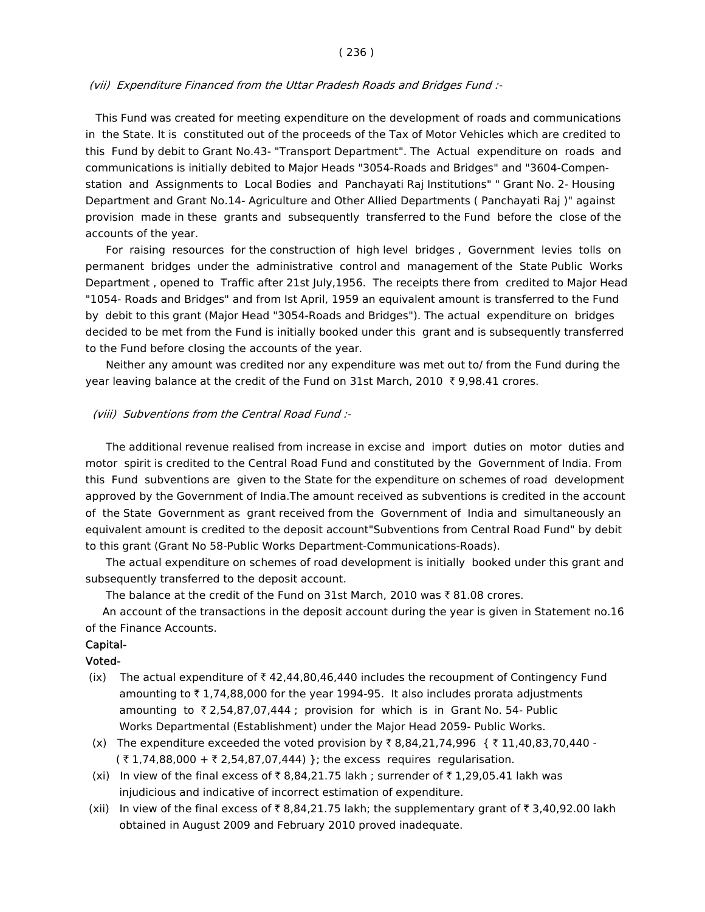*(vii) Expenditure Financed from the Uttar Pradesh Roads and Bridges Fund :-*

This Fund was created for meeting expenditure on the development of roads and communications in the State. It is constituted out of the proceeds of the Tax of Motor Vehicles which are credited to this Fund by debit to Grant No.43- "Transport Department". The Actual expenditure on roads and communications is initially debited to Major Heads "3054-Roads and Bridges" and "3604-Compenstation and Assignments to Local Bodies and Panchayati Raj Institutions" " Grant No. 2- Housing Department and Grant No.14- Agriculture and Other Allied Departments ( Panchayati Raj )" against provision made in these grants and subsequently transferred to the Fund before the close of the accounts of the year.

For raising resources for the construction of high level bridges , Government levies tolls on permanent bridges under the administrative control and management of the State Public Works Department , opened to Traffic after 21st July,1956. The receipts there from credited to Major Head "1054- Roads and Bridges" and from Ist April, 1959 an equivalent amount is transferred to the Fund by debit to this grant (Major Head "3054-Roads and Bridges"). The actual expenditure on bridges decided to be met from the Fund is initially booked under this grant and is subsequently transferred to the Fund before closing the accounts of the year.

Neither any amount was credited nor any expenditure was met out to/ from the Fund during the year leaving balance at the credit of the Fund on 31st March, 2010 ₹ 9,98.41 crores.

*(viii) Subventions from the Central Road Fund :-*

The additional revenue realised from increase in excise and import duties on motor duties and motor spirit is credited to the Central Road Fund and constituted by the Government of India. From this Fund subventions are given to the State for the expenditure on schemes of road development approved by the Government of India.The amount received as subventions is credited in the account of the State Government as grant received from the Government of India and simultaneously an equivalent amount is credited to the deposit account"Subventions from Central Road Fund" by debit to this grant (Grant No 58-Public Works Department-Communications-Roads).

The actual expenditure on schemes of road development is initially booked under this grant and subsequently transferred to the deposit account.

The balance at the credit of the Fund on 31st March, 2010 was ₹ 81.08 crores.

An account of the transactions in the deposit account during the year is given in Statement no.16 of the Finance Accounts.

Capital-

Voted-

(ix) The actual expenditure of ₹ 42,44,80,46,440 includes the recoupment of Contingency Fund amounting to ₹ 1,74,88,000 for the year 1994-95. It also includes prorata adjustments amounting to ₹ 2,54,87,07,444 ; provision for which is in Grant No. 54- Public Works Departmental (Establishment) under the Major Head 2059- Public Works.

(x) The expenditure exceeded the voted provision by ₹ 8,84,21,74,996 { ₹ 11,40,83,70,440 - ( ₹ 1,74,88,000 + ₹ 2,54,87,07,444) }; the excess requires regularisation.

(xi) In view of the final excess of ₹ 8,84,21.75 lakh ; surrender of ₹ 1,29,05.41 lakh was injudicious and indicative of incorrect estimation of expenditure.

(xii) In view of the final excess of ₹ 8,84,21.75 lakh; the supplementary grant of ₹ 3,40,92.00 lakh obtained in August 2009 and February 2010 proved inadequate.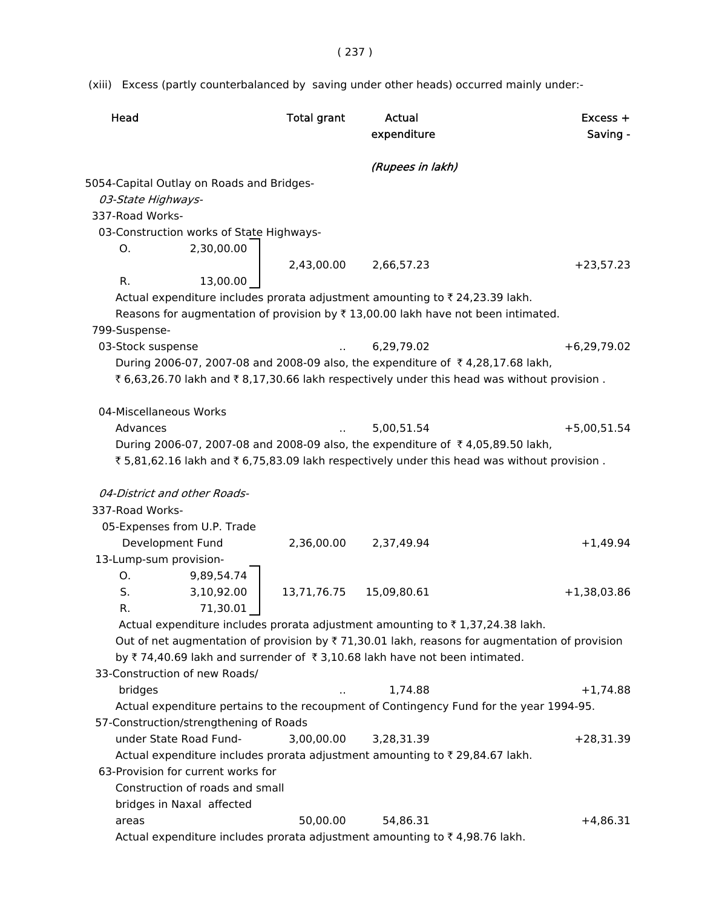(xiii) Excess (partly counterbalanced by saving under other heads) occurred mainly under:-

| Head | Total grant | Actual expenditure | Excess + Saving - |
|---|---|---|---|
| | | *(Rupees in lakh)* | |
| 5054-Capital Outlay on Roads and Bridges- | | | |
| *03-State Highways-* | | | |
| 337-Road Works- | | | |
| 03-Construction works of State Highways- | | | |
| O. 2,30,00.00<br>R. 13,00.00 | 2,43,00.00 | 2,66,57.23 | +23,57.23 |

Actual expenditure includes prorata adjustment amounting to ₹ 24,23.39 lakh.

Reasons for augmentation of provision by ₹ 13,00.00 lakh have not been intimated.

| Head | Total grant | Actual expenditure | Excess + Saving - |
|---|---|---|---|
| 799-Suspense- | | | |
| 03-Stock suspense | .. | 6,29,79.02 | +6,29,79.02 |

During 2006-07, 2007-08 and 2008-09 also, the expenditure of ₹ 4,28,17.68 lakh, ₹ 6,63,26.70 lakh and ₹ 8,17,30.66 lakh respectively under this head was without provision .

| Head | Total grant | Actual expenditure | Excess + Saving - |
|---|---|---|---|
| 04-Miscellaneous Works Advances | .. | 5,00,51.54 | +5,00,51.54 |

During 2006-07, 2007-08 and 2008-09 also, the expenditure of ₹ 4,05,89.50 lakh, ₹ 5,81,62.16 lakh and ₹ 6,75,83.09 lakh respectively under this head was without provision .

| Head | Total grant | Actual expenditure | Excess + Saving - |
|---|---|---|---|
| *04-District and other Roads-* | | | |
| 337-Road Works- | | | |
| 05-Expenses from U.P. Trade Development Fund | 2,36,00.00 | 2,37,49.94 | +1,49.94 |
| 13-Lump-sum provision- | | | |
| O. 9,89,54.74<br>S. 3,10,92.00<br>R. 71,30.01 | 13,71,76.75 | 15,09,80.61 | +1,38,03.86 |

Actual expenditure includes prorata adjustment amounting to ₹ 1,37,24.38 lakh.

Out of net augmentation of provision by ₹ 71,30.01 lakh, reasons for augmentation of provision by ₹ 74,40.69 lakh and surrender of ₹ 3,10.68 lakh have not been intimated.

| Head | Total grant | Actual expenditure | Excess + Saving - |
|---|---|---|---|
| 33-Construction of new Roads/ bridges | .. | 1,74.88 | +1,74.88 |

Actual expenditure pertains to the recoupment of Contingency Fund for the year 1994-95.

| Head | Total grant | Actual expenditure | Excess + Saving - |
|---|---|---|---|
| 57-Construction/strengthening of Roads under State Road Fund- | 3,00,00.00 | 3,28,31.39 | +28,31.39 |

Actual expenditure includes prorata adjustment amounting to ₹ 29,84.67 lakh.

| Head | Total grant | Actual expenditure | Excess + Saving - |
|---|---|---|---|
| 63-Provision for current works for Construction of roads and small bridges in Naxal affected areas | 50,00.00 | 54,86.31 | +4,86.31 |

Actual expenditure includes prorata adjustment amounting to ₹ 4,98.76 lakh.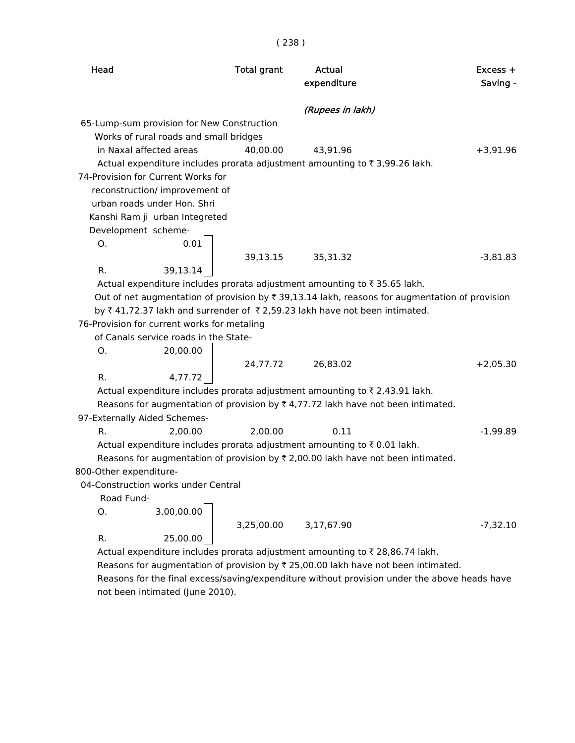| Head | Total grant | Actual expenditure | Excess + Saving - |
|---|---|---|---|
| | | *(Rupees in lakh)* | |
| 65-Lump-sum provision for New Construction Works of rural roads and small bridges in Naxal affected areas | 40,00.00 | 43,91.96 | +3,91.96 |

Actual expenditure includes prorata adjustment amounting to ₹ 3,99.26 lakh.

| Head | Total grant | Actual expenditure | Excess + Saving - |
|---|---|---|---|
| 74-Provision for Current Works for reconstruction/ improvement of urban roads under Hon. Shri Kanshi Ram ji urban Integreted Development scheme- O. 0.01 R. 39,13.14 | 39,13.15 | 35,31.32 | -3,81.83 |

Actual expenditure includes prorata adjustment amounting to ₹ 35.65 lakh.

Out of net augmentation of provision by ₹ 39,13.14 lakh, reasons for augmentation of provision by ₹ 41,72.37 lakh and surrender of ₹ 2,59.23 lakh have not been intimated.

| Head | Total grant | Actual expenditure | Excess + Saving - |
|---|---|---|---|
| 76-Provision for current works for metaling of Canals service roads in the State- O. 20,00.00 R. 4,77.72 | 24,77.72 | 26,83.02 | +2,05.30 |

Actual expenditure includes prorata adjustment amounting to ₹ 2,43.91 lakh.

Reasons for augmentation of provision by ₹ 4,77.72 lakh have not been intimated.

| Head | Total grant | Actual expenditure | Excess + Saving - |
|---|---|---|---|
| 97-Externally Aided Schemes- R. 2,00.00 | 2,00.00 | 0.11 | -1,99.89 |

Actual expenditure includes prorata adjustment amounting to ₹ 0.01 lakh.

Reasons for augmentation of provision by ₹ 2,00.00 lakh have not been intimated.

800-Other expenditure-

| Head | Total grant | Actual expenditure | Excess + Saving - |
|---|---|---|---|
| 04-Construction works under Central Road Fund- O. 3,00,00.00 R. 25,00.00 | 3,25,00.00 | 3,17,67.90 | -7,32.10 |

Actual expenditure includes prorata adjustment amounting to ₹ 28,86.74 lakh.

Reasons for augmentation of provision by ₹ 25,00.00 lakh have not been intimated.

Reasons for the final excess/saving/expenditure without provision under the above heads have not been intimated (June 2010).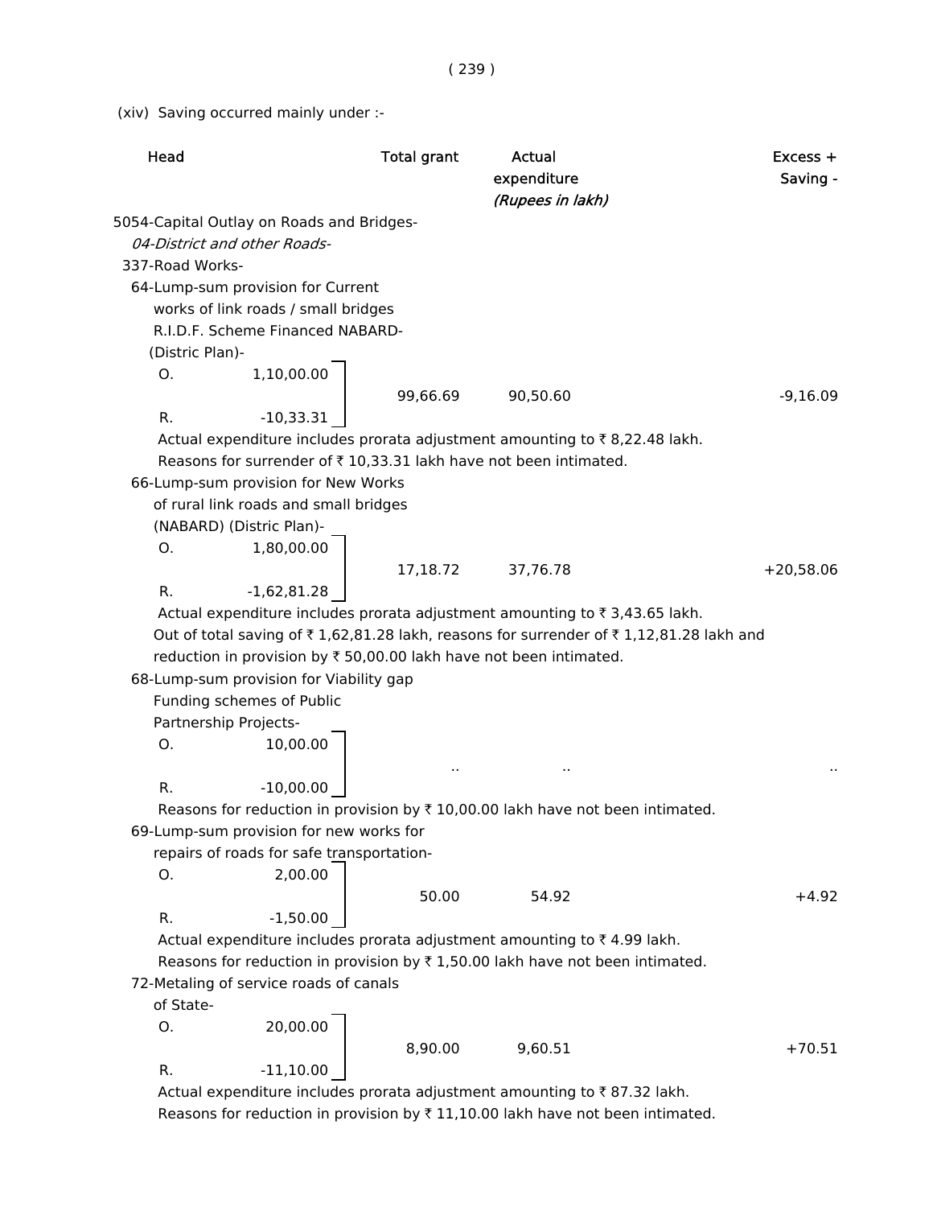(xiv) Saving occurred mainly under :-

| Head | | Total grant | Actual expenditure | Excess + Saving - |
|---|---|---|---|---|
| | | | *(Rupees in lakh)* | |
| 5054-Capital Outlay on Roads and Bridges- | | | | |
| *04-District and other Roads-* | | | | |
| 337-Road Works- | | | | |
| 64-Lump-sum provision for Current works of link roads / small bridges R.I.D.F. Scheme Financed NABARD- (Distric Plan)- | | | | |
| O. | 1,10,00.00 | 99,66.69 | 90,50.60 | -9,16.09 |
| R. | -10,33.31 | | | |

Actual expenditure includes prorata adjustment amounting to ₹ 8,22.48 lakh.
Reasons for surrender of ₹ 10,33.31 lakh have not been intimated.

| Head | | Total grant | Actual expenditure | Excess + Saving - |
|---|---|---|---|---|
| 66-Lump-sum provision for New Works of rural link roads and small bridges (NABARD) (Distric Plan)- | | | | |
| O. | 1,80,00.00 | 17,18.72 | 37,76.78 | +20,58.06 |
| R. | -1,62,81.28 | | | |

Actual expenditure includes prorata adjustment amounting to ₹ 3,43.65 lakh.
Out of total saving of ₹ 1,62,81.28 lakh, reasons for surrender of ₹ 1,12,81.28 lakh and reduction in provision by ₹ 50,00.00 lakh have not been intimated.

| Head | | Total grant | Actual expenditure | Excess + Saving - |
|---|---|---|---|---|
| 68-Lump-sum provision for Viability gap Funding schemes of Public Partnership Projects- | | | | |
| O. | 10,00.00 | .. | .. | .. |
| R. | -10,00.00 | | | |

Reasons for reduction in provision by ₹ 10,00.00 lakh have not been intimated.

| Head | | Total grant | Actual expenditure | Excess + Saving - |
|---|---|---|---|---|
| 69-Lump-sum provision for new works for repairs of roads for safe transportation- | | | | |
| O. | 2,00.00 | 50.00 | 54.92 | +4.92 |
| R. | -1,50.00 | | | |

Actual expenditure includes prorata adjustment amounting to ₹ 4.99 lakh.
Reasons for reduction in provision by ₹ 1,50.00 lakh have not been intimated.

| Head | | Total grant | Actual expenditure | Excess + Saving - |
|---|---|---|---|---|
| 72-Metaling of service roads of canals of State- | | | | |
| O. | 20,00.00 | 8,90.00 | 9,60.51 | +70.51 |
| R. | -11,10.00 | | | |

Actual expenditure includes prorata adjustment amounting to ₹ 87.32 lakh.
Reasons for reduction in provision by ₹ 11,10.00 lakh have not been intimated.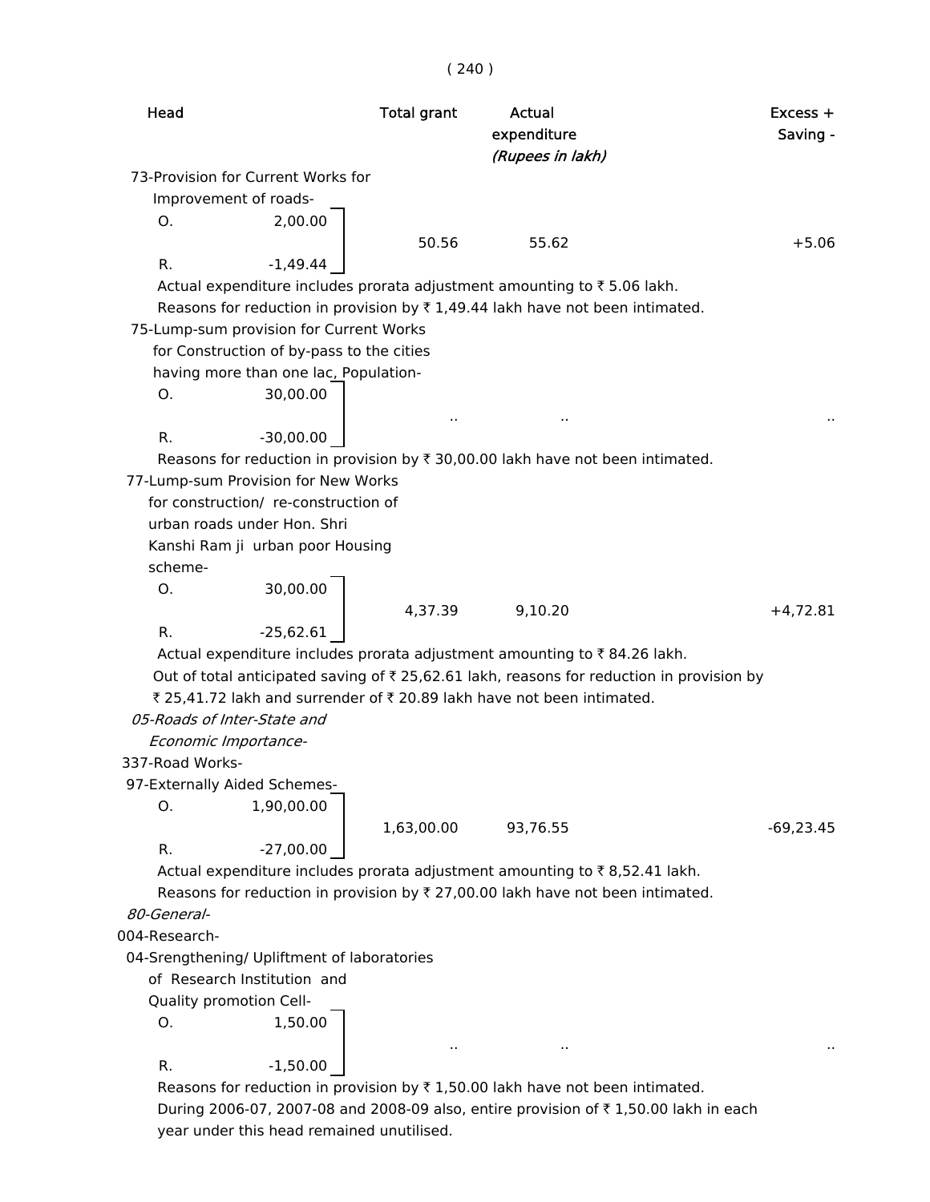| Head | Total grant | Actual expenditure | Excess + Saving - |
|---|---|---|---|
| | | *(Rupees in lakh)* | |
| 73-Provision for Current Works for Improvement of roads- | | | |
| O. 2,00.00 / R. -1,49.44 | 50.56 | 55.62 | +5.06 |

Actual expenditure includes prorata adjustment amounting to ₹ 5.06 lakh.

Reasons for reduction in provision by ₹ 1,49.44 lakh have not been intimated.

| Head | Total grant | Actual expenditure | Excess + Saving - |
|---|---|---|---|
| 75-Lump-sum provision for Current Works for Construction of by-pass to the cities having more than one lac, Population- | | | |
| O. 30,00.00 / R. -30,00.00 | .. | .. | .. |

Reasons for reduction in provision by ₹ 30,00.00 lakh have not been intimated.

| Head | Total grant | Actual expenditure | Excess + Saving - |
|---|---|---|---|
| 77-Lump-sum Provision for New Works for construction/ re-construction of urban roads under Hon. Shri Kanshi Ram ji urban poor Housing scheme- | | | |
| O. 30,00.00 / R. -25,62.61 | 4,37.39 | 9,10.20 | +4,72.81 |

Actual expenditure includes prorata adjustment amounting to ₹ 84.26 lakh.

Out of total anticipated saving of ₹ 25,62.61 lakh, reasons for reduction in provision by ₹ 25,41.72 lakh and surrender of ₹ 20.89 lakh have not been intimated.

*05-Roads of Inter-State and Economic Importance-*

337-Road Works-

| Head | Total grant | Actual expenditure | Excess + Saving - |
|---|---|---|---|
| 97-Externally Aided Schemes- | | | |
| O. 1,90,00.00 / R. -27,00.00 | 1,63,00.00 | 93,76.55 | -69,23.45 |

Actual expenditure includes prorata adjustment amounting to ₹ 8,52.41 lakh.

Reasons for reduction in provision by ₹ 27,00.00 lakh have not been intimated.

*80-General-*

004-Research-

| Head | Total grant | Actual expenditure | Excess + Saving - |
|---|---|---|---|
| 04-Srengthening/ Upliftment of laboratories of Research Institution and Quality promotion Cell- | | | |
| O. 1,50.00 / R. -1,50.00 | .. | .. | .. |

Reasons for reduction in provision by ₹ 1,50.00 lakh have not been intimated.

During 2006-07, 2007-08 and 2008-09 also, entire provision of ₹ 1,50.00 lakh in each year under this head remained unutilised.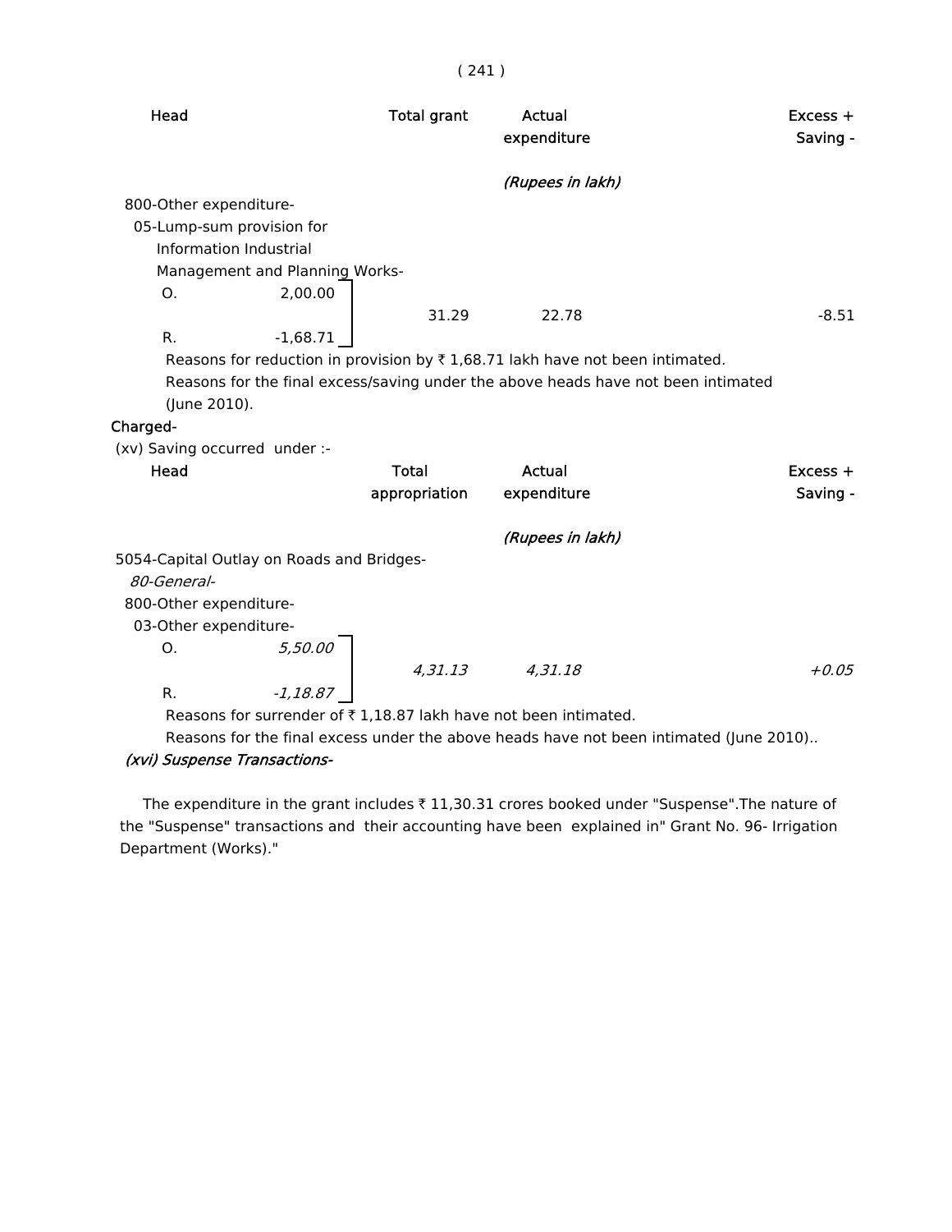| Head | | Total grant | Actual expenditure | Excess + Saving - |
|---|---|---|---|---|
| | | | *(Rupees in lakh)* | |
| 800-Other expenditure- | | | | |
| 05-Lump-sum provision for Information Industrial Management and Planning Works- | | | | |
| O. | 2,00.00 | 31.29 | 22.78 | -8.51 |
| R. | -1,68.71 | | | |

Reasons for reduction in provision by ₹ 1,68.71 lakh have not been intimated.

Reasons for the final excess/saving under the above heads have not been intimated (June 2010).

Charged-

(xv) Saving occurred under :-

| Head | | Total appropriation | Actual expenditure | Excess + Saving - |
|---|---|---|---|---|
| | | | *(Rupees in lakh)* | |
| 5054-Capital Outlay on Roads and Bridges- | | | | |
| *80-General-* | | | | |
| 800-Other expenditure- | | | | |
| 03-Other expenditure- | | | | |
| O. | *5,50.00* | *4,31.13* | *4,31.18* | *+0.05* |
| R. | *-1,18.87* | | | |

Reasons for surrender of ₹ 1,18.87 lakh have not been intimated.

Reasons for the final excess under the above heads have not been intimated (June 2010)..

*(xvi) Suspense Transactions-*

The expenditure in the grant includes ₹ 11,30.31 crores booked under "Suspense".The nature of the "Suspense" transactions and their accounting have been explained in" Grant No. 96- Irrigation Department (Works)."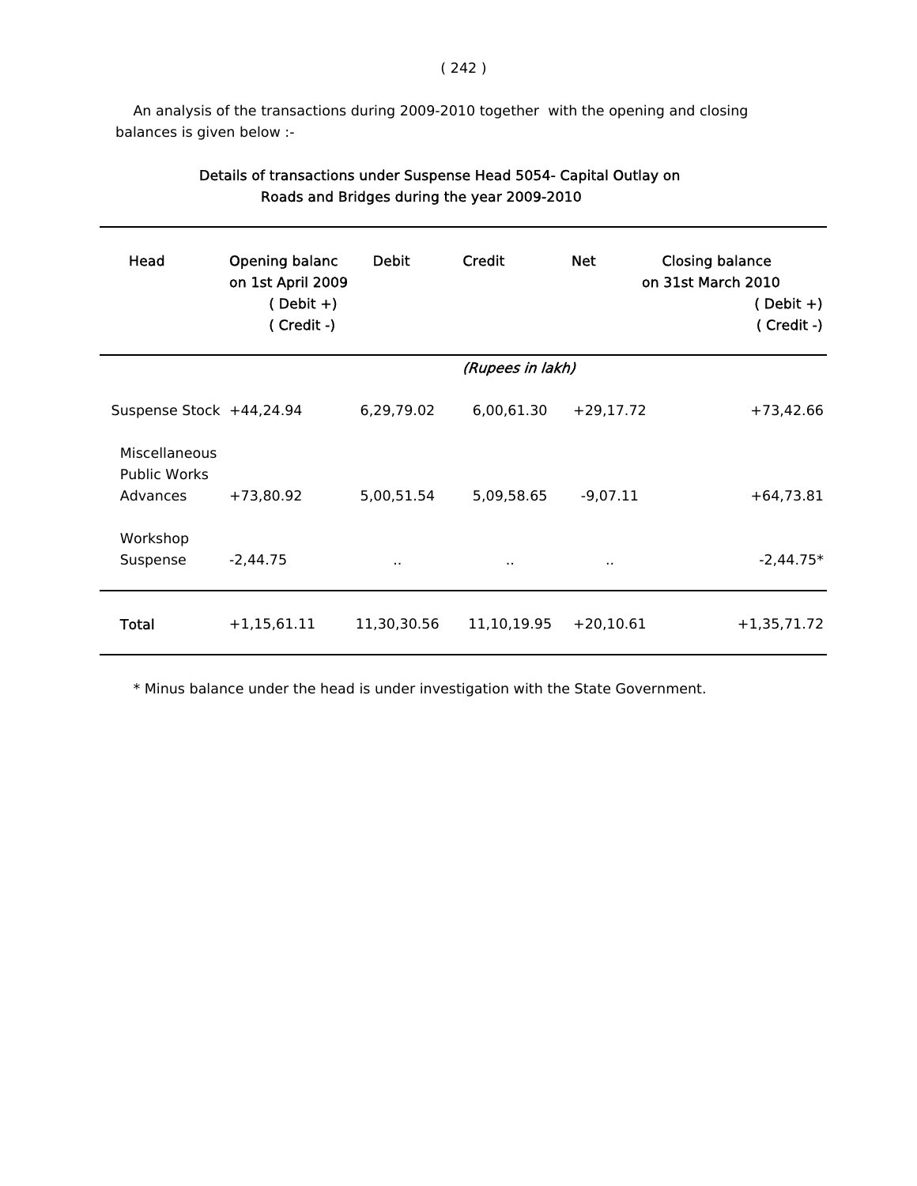An analysis of the transactions during 2009-2010 together with the opening and closing balances is given below :-

**Details of transactions under Suspense Head 5054- Capital Outlay on Roads and Bridges during the year 2009-2010**

| Head | Opening balanc on 1st April 2009 ( Debit + ) ( Credit -) | Debit | Credit | Net | Closing balance on 31st March 2010 ( Debit +) ( Credit -) |
|---|---|---|---|---|---|
| | | | *(Rupees in lakh)* | | |
| Suspense Stock | +44,24.94 | 6,29,79.02 | 6,00,61.30 | +29,17.72 | +73,42.66 |
| Miscellaneous Public Works Advances | +73,80.92 | 5,00,51.54 | 5,09,58.65 | -9,07.11 | +64,73.81 |
| Workshop Suspense | -2,44.75 | .. | .. | .. | -2,44.75* |
| **Total** | +1,15,61.11 | 11,30,30.56 | 11,10,19.95 | +20,10.61 | +1,35,71.72 |

* Minus balance under the head is under investigation with the State Government.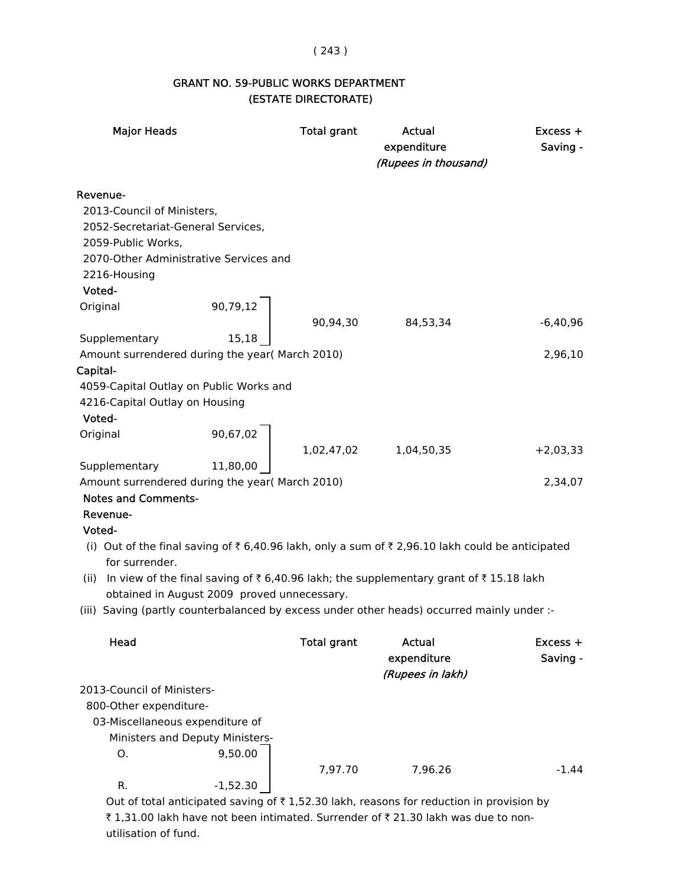## GRANT NO. 59-PUBLIC WORKS DEPARTMENT
## (ESTATE DIRECTORATE)

| Major Heads | | Total grant | Actual expenditure | Excess + Saving - |
|---|---|---|---|---|
| | | | *(Rupees in thousand)* | |
| **Revenue-** | | | | |
| 2013-Council of Ministers, 2052-Secretariat-General Services, 2059-Public Works, 2070-Other Administrative Services and 2216-Housing | | | | |
| **Voted-** | | | | |
| Original | 90,79,12 | 90,94,30 | 84,53,34 | -6,40,96 |
| Supplementary | 15,18 | | | |
| Amount surrendered during the year( March 2010) | | | | 2,96,10 |
| **Capital-** | | | | |
| 4059-Capital Outlay on Public Works and 4216-Capital Outlay on Housing | | | | |
| **Voted-** | | | | |
| Original | 90,67,02 | 1,02,47,02 | 1,04,50,35 | +2,03,33 |
| Supplementary | 11,80,00 | | | |
| Amount surrendered during the year( March 2010) | | | | 2,34,07 |

**Notes and Comments-**

**Revenue-**

**Voted-**

(i) Out of the final saving of ₹ 6,40.96 lakh, only a sum of ₹ 2,96.10 lakh could be anticipated for surrender.

(ii) In view of the final saving of ₹ 6,40.96 lakh; the supplementary grant of ₹ 15.18 lakh obtained in August 2009 proved unnecessary.

(iii) Saving (partly counterbalanced by excess under other heads) occurred mainly under :-

| Head | | Total grant | Actual expenditure | Excess + Saving - |
|---|---|---|---|---|
| | | | *(Rupees in lakh)* | |
| 2013-Council of Ministers- | | | | |
| 800-Other expenditure- | | | | |
| 03-Miscellaneous expenditure of Ministers and Deputy Ministers- | | | | |
| O. | 9,50.00 | 7,97.70 | 7,96.26 | -1.44 |
| R. | -1,52.30 | | | |

Out of total anticipated saving of ₹ 1,52.30 lakh, reasons for reduction in provision by ₹ 1,31.00 lakh have not been intimated. Surrender of ₹ 21.30 lakh was due to non-utilisation of fund.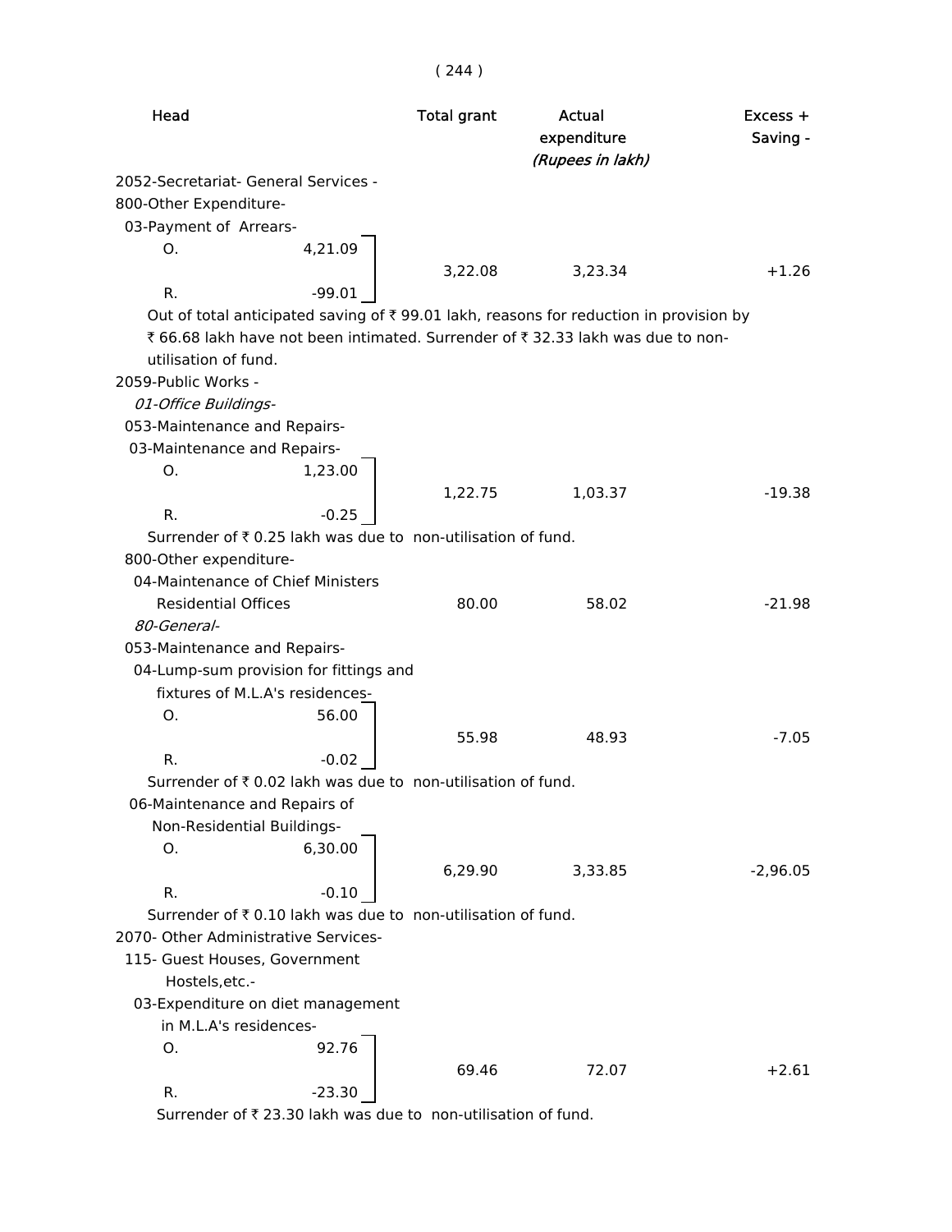| Head | | Total grant | Actual expenditure | Excess + Saving - |
|---|---|---|---|---|
| | | | *(Rupees in lakh)* | |
| 2052-Secretariat- General Services - | | | | |
| 800-Other Expenditure- | | | | |
| 03-Payment of Arrears- | | | | |
| O. | 4,21.09 | | | |
| | | 3,22.08 | 3,23.34 | +1.26 |
| R. | -99.01 | | | |

Out of total anticipated saving of ₹ 99.01 lakh, reasons for reduction in provision by ₹ 66.68 lakh have not been intimated. Surrender of ₹ 32.33 lakh was due to non-utilisation of fund.

| Head | | Total grant | Actual expenditure | Excess + Saving - |
|---|---|---|---|---|
| 2059-Public Works - | | | | |
| *01-Office Buildings-* | | | | |
| 053-Maintenance and Repairs- | | | | |
| 03-Maintenance and Repairs- | | | | |
| O. | 1,23.00 | | | |
| | | 1,22.75 | 1,03.37 | -19.38 |
| R. | -0.25 | | | |

Surrender of ₹ 0.25 lakh was due to non-utilisation of fund.

| Head | | Total grant | Actual expenditure | Excess + Saving - |
|---|---|---|---|---|
| 800-Other expenditure- | | | | |
| 04-Maintenance of Chief Ministers Residential Offices | | 80.00 | 58.02 | -21.98 |
| *80-General-* | | | | |
| 053-Maintenance and Repairs- | | | | |
| 04-Lump-sum provision for fittings and fixtures of M.L.A's residences- | | | | |
| O. | 56.00 | | | |
| | | 55.98 | 48.93 | -7.05 |
| R. | -0.02 | | | |

Surrender of ₹ 0.02 lakh was due to non-utilisation of fund.

| Head | | Total grant | Actual expenditure | Excess + Saving - |
|---|---|---|---|---|
| 06-Maintenance and Repairs of Non-Residential Buildings- | | | | |
| O. | 6,30.00 | | | |
| | | 6,29.90 | 3,33.85 | -2,96.05 |
| R. | -0.10 | | | |

Surrender of ₹ 0.10 lakh was due to non-utilisation of fund.

| Head | | Total grant | Actual expenditure | Excess + Saving - |
|---|---|---|---|---|
| 2070- Other Administrative Services- | | | | |
| 115- Guest Houses, Government Hostels,etc.- | | | | |
| 03-Expenditure on diet management in M.L.A's residences- | | | | |
| O. | 92.76 | | | |
| | | 69.46 | 72.07 | +2.61 |
| R. | -23.30 | | | |

Surrender of ₹ 23.30 lakh was due to non-utilisation of fund.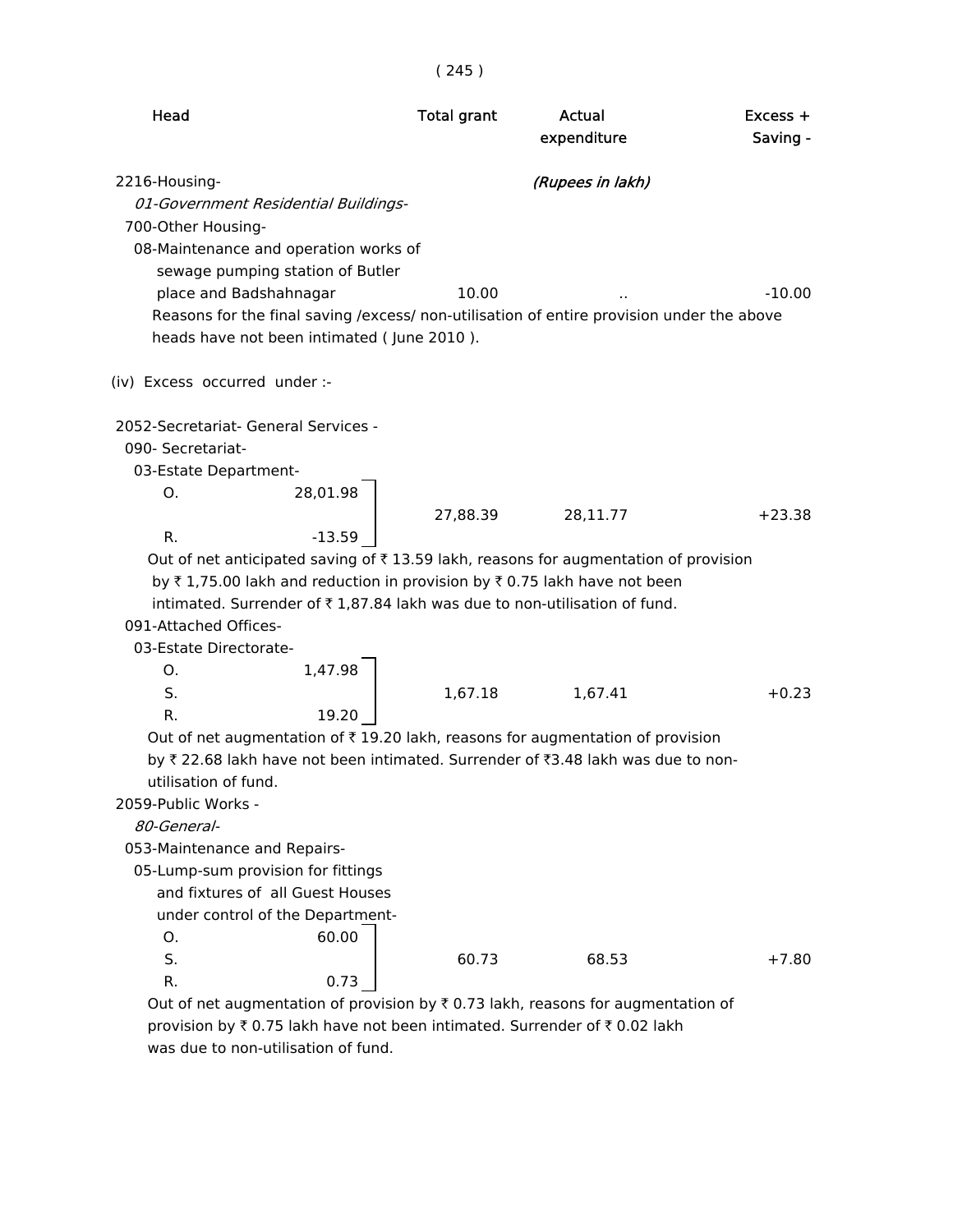| Head | | Total grant | Actual expenditure | Excess + Saving - |
|---|---|---|---|---|
| | | | *(Rupees in lakh)* | |
| 2216-Housing- | | | | |
| *01-Government Residential Buildings-* | | | | |
| 700-Other Housing- | | | | |
| 08-Maintenance and operation works of sewage pumping station of Butler place and Badshahnagar | | 10.00 | .. | -10.00 |

Reasons for the final saving /excess/ non-utilisation of entire provision under the above heads have not been intimated ( June 2010 ).

(iv) Excess occurred under :-

| Head | | Total grant | Actual expenditure | Excess + Saving - |
|---|---|---|---|---|
| 2052-Secretariat- General Services - | | | | |
| 090- Secretariat- | | | | |
| 03-Estate Department- | | | | |
| O. | 28,01.98 | | | |
| | | 27,88.39 | 28,11.77 | +23.38 |
| R. | -13.59 | | | |

Out of net anticipated saving of ₹ 13.59 lakh, reasons for augmentation of provision by ₹ 1,75.00 lakh and reduction in provision by ₹ 0.75 lakh have not been intimated. Surrender of ₹ 1,87.84 lakh was due to non-utilisation of fund.

| Head | | Total grant | Actual expenditure | Excess + Saving - |
|---|---|---|---|---|
| 091-Attached Offices- | | | | |
| 03-Estate Directorate- | | | | |
| O. | 1,47.98 | | | |
| S. | | 1,67.18 | 1,67.41 | +0.23 |
| R. | 19.20 | | | |

Out of net augmentation of ₹ 19.20 lakh, reasons for augmentation of provision by ₹ 22.68 lakh have not been intimated. Surrender of ₹3.48 lakh was due to non-utilisation of fund.

| Head | | Total grant | Actual expenditure | Excess + Saving - |
|---|---|---|---|---|
| 2059-Public Works - | | | | |
| *80-General-* | | | | |
| 053-Maintenance and Repairs- | | | | |
| 05-Lump-sum provision for fittings and fixtures of all Guest Houses under control of the Department- | | | | |
| O. | 60.00 | | | |
| S. | | 60.73 | 68.53 | +7.80 |
| R. | 0.73 | | | |

Out of net augmentation of provision by ₹ 0.73 lakh, reasons for augmentation of provision by ₹ 0.75 lakh have not been intimated. Surrender of ₹ 0.02 lakh was due to non-utilisation of fund.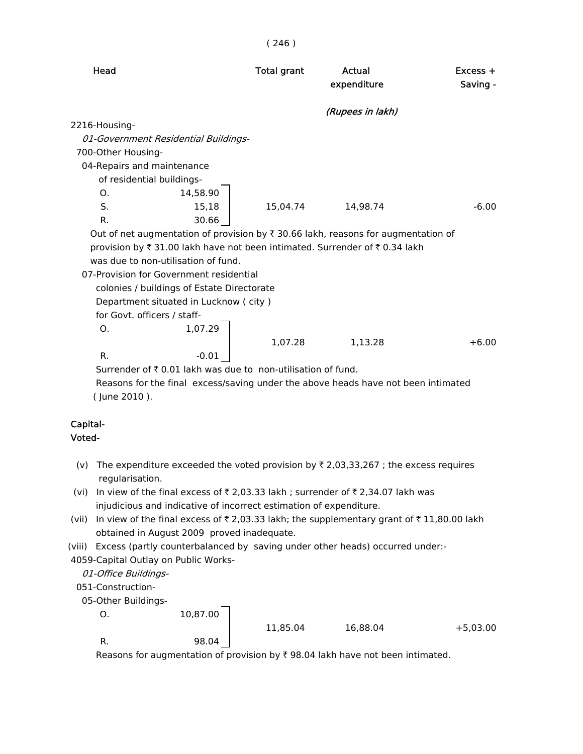| Head | | Total grant | Actual expenditure | Excess + Saving - |
|---|---|---|---|---|
| | | | *(Rupees in lakh)* | |

2216-Housing-

*01-Government Residential Buildings-*

700-Other Housing-

04-Repairs and maintenance of residential buildings-

| | | Total grant | Actual expenditure | Excess + Saving - |
|---|---|---|---|---|
| O. | 14,58.90 | | | |
| S. | 15,18 | 15,04.74 | 14,98.74 | -6.00 |
| R. | 30.66 | | | |

Out of net augmentation of provision by ₹ 30.66 lakh, reasons for augmentation of provision by ₹ 31.00 lakh have not been intimated. Surrender of ₹ 0.34 lakh was due to non-utilisation of fund.

07-Provision for Government residential colonies / buildings of Estate Directorate Department situated in Lucknow ( city ) for Govt. officers / staff-

| | | Total grant | Actual expenditure | Excess + Saving - |
|---|---|---|---|---|
| O. | 1,07.29 | 1,07.28 | 1,13.28 | +6.00 |
| R. | -0.01 | | | |

Surrender of ₹ 0.01 lakh was due to non-utilisation of fund.

Reasons for the final excess/saving under the above heads have not been intimated ( June 2010 ).

**Capital-**

**Voted-**

(v) The expenditure exceeded the voted provision by ₹ 2,03,33,267 ; the excess requires regularisation.

(vi) In view of the final excess of ₹ 2,03.33 lakh ; surrender of ₹ 2,34.07 lakh was injudicious and indicative of incorrect estimation of expenditure.

(vii) In view of the final excess of ₹ 2,03.33 lakh; the supplementary grant of ₹ 11,80.00 lakh obtained in August 2009 proved inadequate.

(viii) Excess (partly counterbalanced by saving under other heads) occurred under:-

4059-Capital Outlay on Public Works-

*01-Office Buildings-*

051-Construction-

05-Other Buildings-

| | | Total grant | Actual expenditure | Excess + Saving - |
|---|---|---|---|---|
| O. | 10,87.00 | 11,85.04 | 16,88.04 | +5,03.00 |
| R. | 98.04 | | | |

Reasons for augmentation of provision by ₹ 98.04 lakh have not been intimated.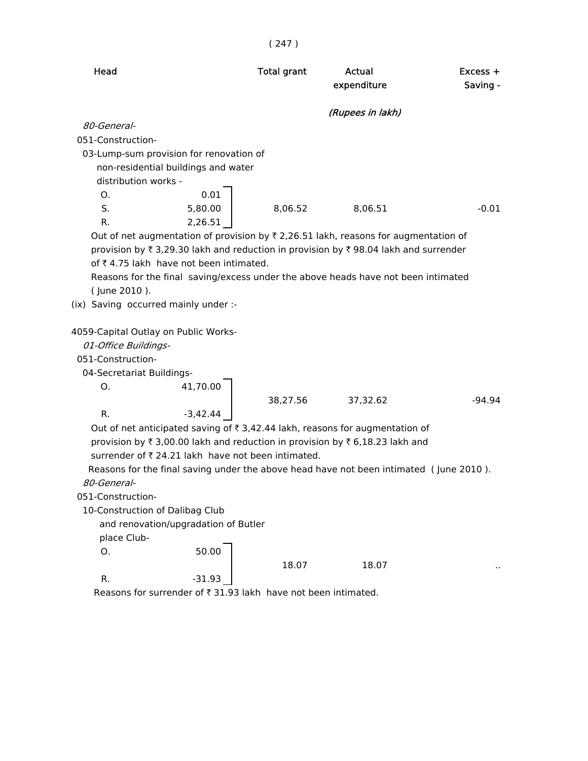| Head | | Total grant | Actual expenditure | Excess + Saving - |
|---|---|---|---|---|
| | | | *(Rupees in lakh)* | |
| *80-General-* | | | | |
| 051-Construction- | | | | |
| 03-Lump-sum provision for renovation of non-residential buildings and water distribution works - | | | | |
| O. | 0.01 | | | |
| S. | 5,80.00 | 8,06.52 | 8,06.51 | -0.01 |
| R. | 2,26.51 | | | |

Out of net augmentation of provision by ₹ 2,26.51 lakh, reasons for augmentation of provision by ₹ 3,29.30 lakh and reduction in provision by ₹ 98.04 lakh and surrender of ₹ 4.75 lakh have not been intimated.

Reasons for the final saving/excess under the above heads have not been intimated ( June 2010 ).

(ix) Saving occurred mainly under :-

| Head | | Total grant | Actual expenditure | Excess + Saving - |
|---|---|---|---|---|
| 4059-Capital Outlay on Public Works- | | | | |
| *01-Office Buildings-* | | | | |
| 051-Construction- | | | | |
| 04-Secretariat Buildings- | | | | |
| O. | 41,70.00 | 38,27.56 | 37,32.62 | -94.94 |
| R. | -3,42.44 | | | |

Out of net anticipated saving of ₹ 3,42.44 lakh, reasons for augmentation of provision by ₹ 3,00.00 lakh and reduction in provision by ₹ 6,18.23 lakh and surrender of ₹ 24.21 lakh have not been intimated.

Reasons for the final saving under the above head have not been intimated ( June 2010 ).

| Head | | Total grant | Actual expenditure | Excess + Saving - |
|---|---|---|---|---|
| *80-General-* | | | | |
| 051-Construction- | | | | |
| 10-Construction of Dalibag Club and renovation/upgradation of Butler place Club- | | | | |
| O. | 50.00 | 18.07 | 18.07 | .. |
| R. | -31.93 | | | |

Reasons for surrender of ₹ 31.93 lakh have not been intimated.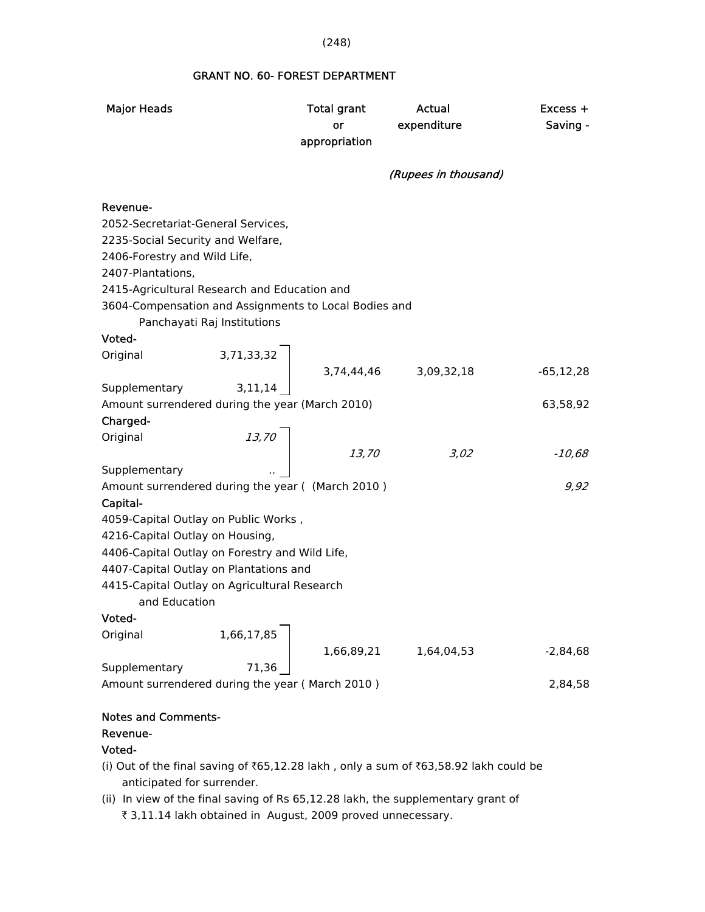## GRANT NO. 60- FOREST DEPARTMENT

| Major Heads | | Total grant or appropriation | Actual expenditure | Excess + Saving - |
|---|---|---|---|---|
| | | | *(Rupees in thousand)* | |
| **Revenue-** | | | | |
| 2052-Secretariat-General Services, 2235-Social Security and Welfare, 2406-Forestry and Wild Life, 2407-Plantations, 2415-Agricultural Research and Education and 3604-Compensation and Assignments to Local Bodies and Panchayati Raj Institutions | | | | |
| **Voted-** | | | | |
| Original | 3,71,33,32 | 3,74,44,46 | 3,09,32,18 | -65,12,28 |
| Supplementary | 3,11,14 | | | |
| Amount surrendered during the year (March 2010) | | | | 63,58,92 |
| **Charged-** | | | | |
| Original | *13,70* | *13,70* | *3,02* | *-10,68* |
| Supplementary | *..* | | | |
| Amount surrendered during the year ( (March 2010 ) | | | | *9,92* |
| **Capital-** | | | | |
| 4059-Capital Outlay on Public Works , 4216-Capital Outlay on Housing, 4406-Capital Outlay on Forestry and Wild Life, 4407-Capital Outlay on Plantations and 4415-Capital Outlay on Agricultural Research and Education | | | | |
| **Voted-** | | | | |
| Original | 1,66,17,85 | 1,66,89,21 | 1,64,04,53 | -2,84,68 |
| Supplementary | 71,36 | | | |
| Amount surrendered during the year ( March 2010 ) | | | | 2,84,58 |

**Notes and Comments-**

**Revenue-**

**Voted-**

(i) Out of the final saving of ₹65,12.28 lakh , only a sum of ₹63,58.92 lakh could be anticipated for surrender.

(ii) In view of the final saving of Rs 65,12.28 lakh, the supplementary grant of ₹ 3,11.14 lakh obtained in August, 2009 proved unnecessary.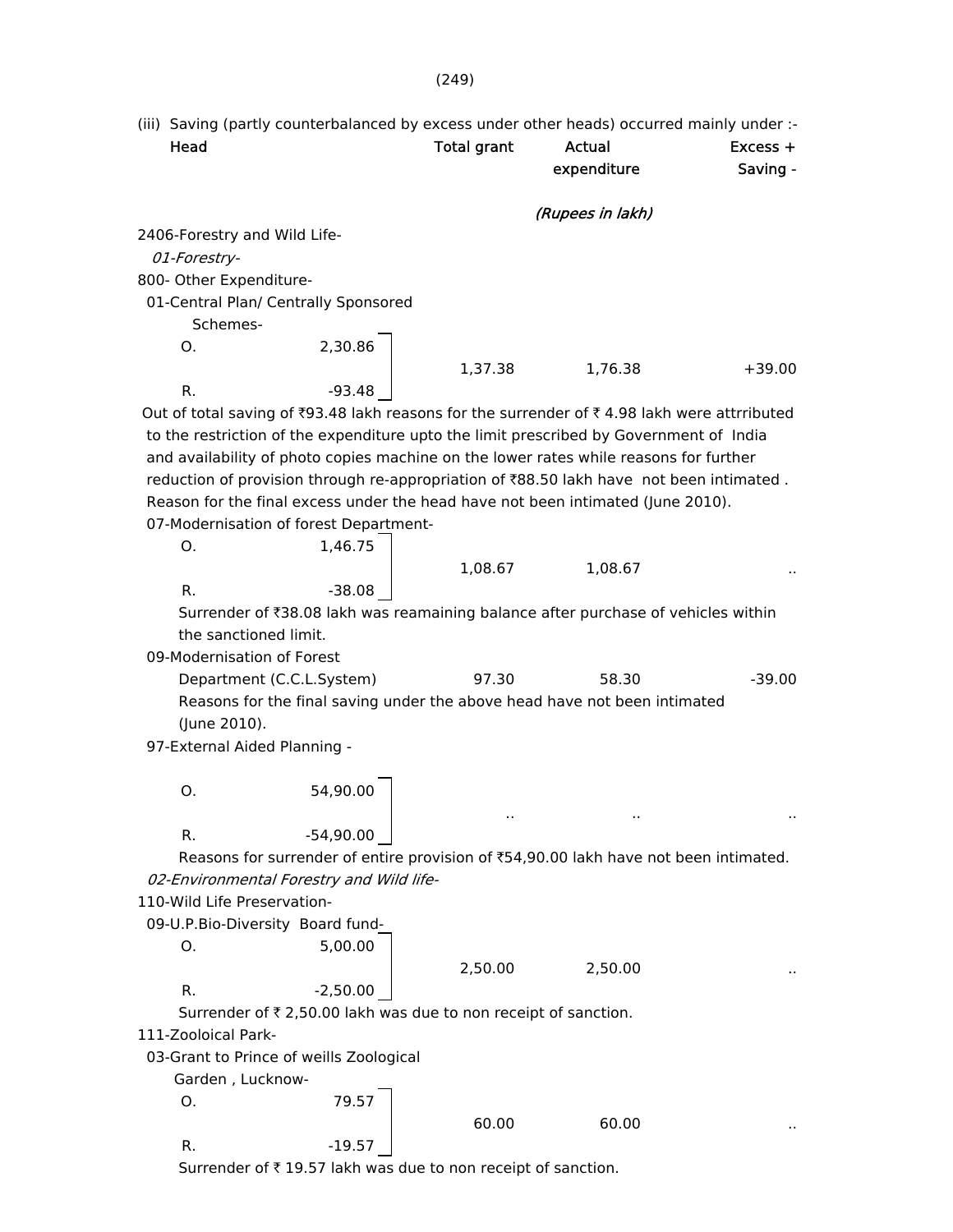(iii) Saving (partly counterbalanced by excess under other heads) occurred mainly under :-

| Head | | Total grant | Actual expenditure | Excess + Saving - |
|---|---|---|---|---|
| | | | *(Rupees in lakh)* | |
| 2406-Forestry and Wild Life- | | | | |
| *01-Forestry-* | | | | |
| 800- Other Expenditure- | | | | |
| 01-Central Plan/ Centrally Sponsored Schemes- | | | | |
| O. | 2,30.86 | 1,37.38 | 1,76.38 | +39.00 |
| R. | -93.48 | | | |

Out of total saving of ₹93.48 lakh reasons for the surrender of ₹ 4.98 lakh were attrributed to the restriction of the expenditure upto the limit prescribed by Government of India and availability of photo copies machine on the lower rates while reasons for further reduction of provision through re-appropriation of ₹88.50 lakh have not been intimated . Reason for the final excess under the head have not been intimated (June 2010).

| Head | | Total grant | Actual expenditure | Excess + Saving - |
|---|---|---|---|---|
| 07-Modernisation of forest Department- | | | | |
| O. | 1,46.75 | 1,08.67 | 1,08.67 | .. |
| R. | -38.08 | | | |

Surrender of ₹38.08 lakh was reamaining balance after purchase of vehicles within the sanctioned limit.

| Head | | Total grant | Actual expenditure | Excess + Saving - |
|---|---|---|---|---|
| 09-Modernisation of Forest Department (C.C.L.System) | | 97.30 | 58.30 | -39.00 |

Reasons for the final saving under the above head have not been intimated (June 2010).

| Head | | Total grant | Actual expenditure | Excess + Saving - |
|---|---|---|---|---|
| 97-External Aided Planning - | | | | |
| O. | 54,90.00 | .. | .. | .. |
| R. | -54,90.00 | | | |

Reasons for surrender of entire provision of ₹54,90.00 lakh have not been intimated.

| Head | | Total grant | Actual expenditure | Excess + Saving - |
|---|---|---|---|---|
| *02-Environmental Forestry and Wild life-* | | | | |
| 110-Wild Life Preservation- | | | | |
| 09-U.P.Bio-Diversity Board fund- | | | | |
| O. | 5,00.00 | 2,50.00 | 2,50.00 | .. |
| R. | -2,50.00 | | | |

Surrender of ₹ 2,50.00 lakh was due to non receipt of sanction.

| Head | | Total grant | Actual expenditure | Excess + Saving - |
|---|---|---|---|---|
| 111-Zooloical Park- | | | | |
| 03-Grant to Prince of weills Zoological Garden , Lucknow- | | | | |
| O. | 79.57 | 60.00 | 60.00 | .. |
| R. | -19.57 | | | |

Surrender of ₹ 19.57 lakh was due to non receipt of sanction.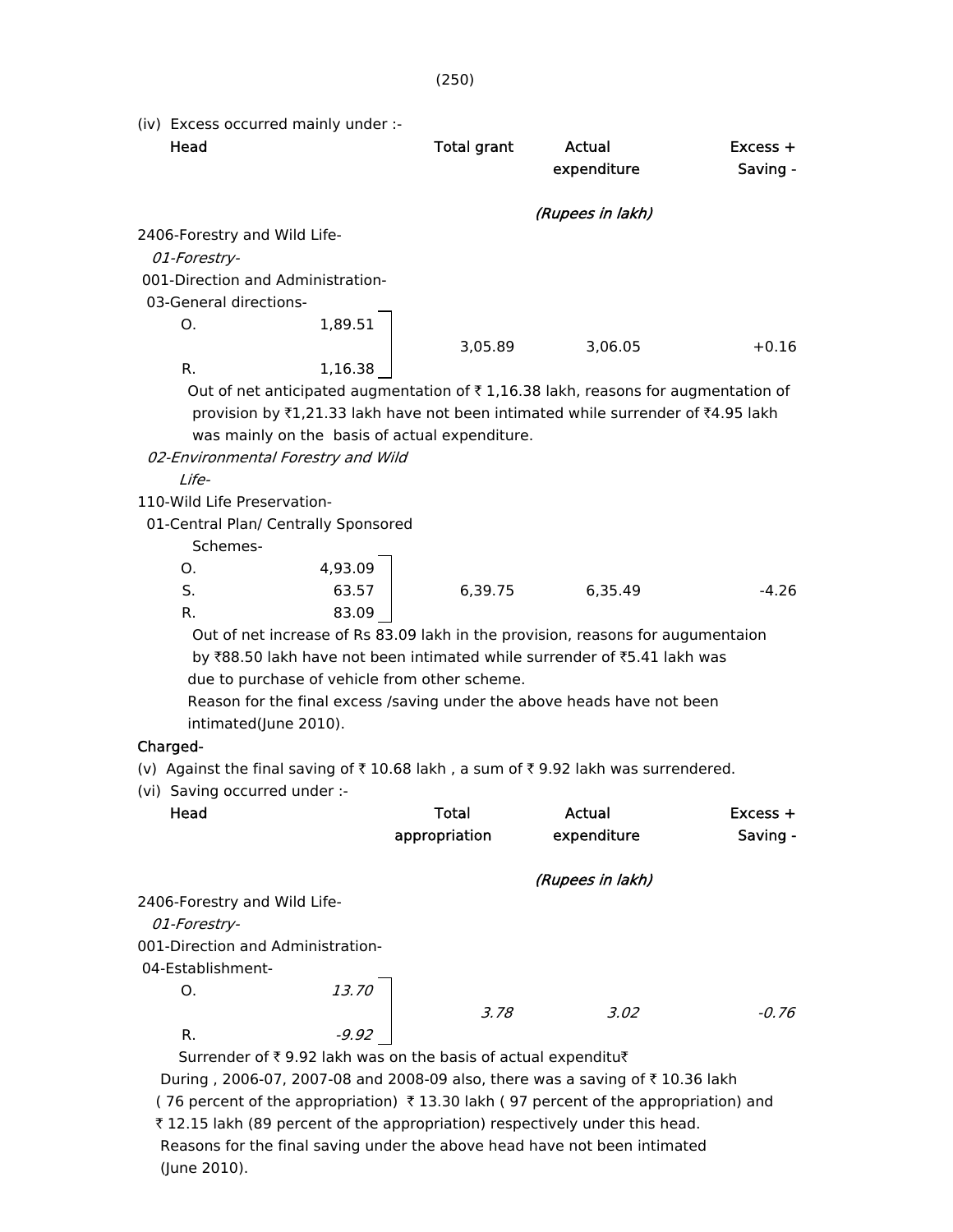(iv) Excess occurred mainly under :-

| Head | | Total grant | Actual expenditure | Excess + Saving - |
|---|---|---|---|---|
| | | | *(Rupees in lakh)* | |
| 2406-Forestry and Wild Life- | | | | |
| *01-Forestry-* | | | | |
| 001-Direction and Administration- | | | | |
| 03-General directions- | | | | |
| O. | 1,89.51 | | | |
| | | 3,05.89 | 3,06.05 | +0.16 |
| R. | 1,16.38 | | | |

Out of net anticipated augmentation of ₹ 1,16.38 lakh, reasons for augmentation of provision by ₹1,21.33 lakh have not been intimated while surrender of ₹4.95 lakh was mainly on the basis of actual expenditure.

| Head | | Total grant | Actual expenditure | Excess + Saving - |
|---|---|---|---|---|
| *02-Environmental Forestry and Wild Life-* | | | | |
| 110-Wild Life Preservation- | | | | |
| 01-Central Plan/ Centrally Sponsored Schemes- | | | | |
| O. | 4,93.09 | | | |
| S. | 63.57 | 6,39.75 | 6,35.49 | -4.26 |
| R. | 83.09 | | | |

Out of net increase of Rs 83.09 lakh in the provision, reasons for augumentaion by ₹88.50 lakh have not been intimated while surrender of ₹5.41 lakh was due to purchase of vehicle from other scheme.

Reason for the final excess /saving under the above heads have not been intimated(June 2010).

**Charged-**

(v) Against the final saving of ₹ 10.68 lakh , a sum of ₹ 9.92 lakh was surrendered.

(vi) Saving occurred under :-

| Head | | Total appropriation | Actual expenditure | Excess + Saving - |
|---|---|---|---|---|
| | | | *(Rupees in lakh)* | |
| 2406-Forestry and Wild Life- | | | | |
| *01-Forestry-* | | | | |
| 001-Direction and Administration- | | | | |
| 04-Establishment- | | | | |
| O. | *13.70* | | | |
| | | *3.78* | *3.02* | *-0.76* |
| R. | *-9.92* | | | |

Surrender of ₹ 9.92 lakh was on the basis of actual expenditu₹

During , 2006-07, 2007-08 and 2008-09 also, there was a saving of ₹ 10.36 lakh ( 76 percent of the appropriation) ₹ 13.30 lakh ( 97 percent of the appropriation) and ₹ 12.15 lakh (89 percent of the appropriation) respectively under this head.

Reasons for the final saving under the above head have not been intimated (June 2010).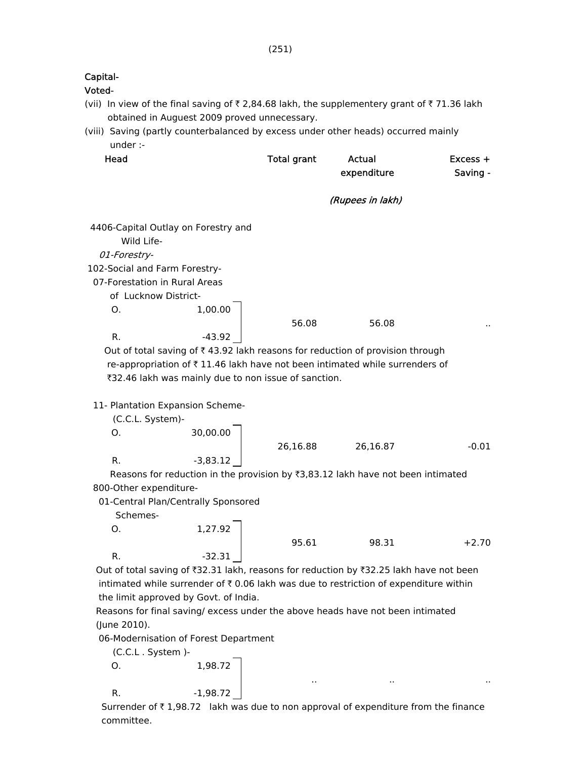**Capital-**

**Voted-**

(vii) In view of the final saving of ₹ 2,84.68 lakh, the supplementery grant of ₹ 71.36 lakh obtained in Auguest 2009 proved unnecessary.

(viii) Saving (partly counterbalanced by excess under other heads) occurred mainly under :-

| Head | | Total grant | Actual expenditure | Excess + Saving - |
|---|---|---|---|---|
| | | | *(Rupees in lakh)* | |
| 4406-Capital Outlay on Forestry and Wild Life- | | | | |
| *01-Forestry-* | | | | |
| 102-Social and Farm Forestry- | | | | |
| 07-Forestation in Rural Areas of Lucknow District- | | | | |
| O. | 1,00.00 | 56.08 | 56.08 | .. |
| R. | -43.92 | | | |

Out of total saving of ₹ 43.92 lakh reasons for reduction of provision through re-appropriation of ₹ 11.46 lakh have not been intimated while surrenders of ₹32.46 lakh was mainly due to non issue of sanction.

| Head | | Total grant | Actual expenditure | Excess + Saving - |
|---|---|---|---|---|
| 11- Plantation Expansion Scheme- (C.C.L. System)- | | | | |
| O. | 30,00.00 | 26,16.88 | 26,16.87 | -0.01 |
| R. | -3,83.12 | | | |

Reasons for reduction in the provision by ₹3,83.12 lakh have not been intimated

| Head | | Total grant | Actual expenditure | Excess + Saving - |
|---|---|---|---|---|
| 800-Other expenditure- | | | | |
| 01-Central Plan/Centrally Sponsored Schemes- | | | | |
| O. | 1,27.92 | 95.61 | 98.31 | +2.70 |
| R. | -32.31 | | | |

Out of total saving of ₹32.31 lakh, reasons for reduction by ₹32.25 lakh have not been intimated while surrender of ₹ 0.06 lakh was due to restriction of expenditure within the limit approved by Govt. of India.

Reasons for final saving/ excess under the above heads have not been intimated (June 2010).

| Head | | Total grant | Actual expenditure | Excess + Saving - |
|---|---|---|---|---|
| 06-Modernisation of Forest Department (C.C.L . System )- | | | | |
| O. | 1,98.72 | .. | .. | .. |
| R. | -1,98.72 | | | |

Surrender of ₹ 1,98.72 lakh was due to non approval of expenditure from the finance committee.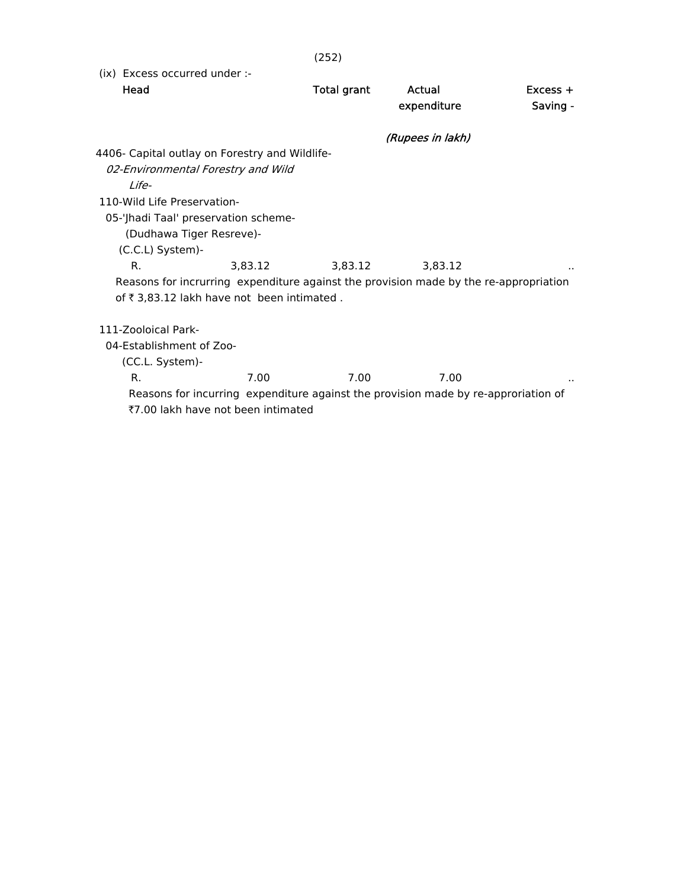(ix) Excess occurred under :-

| Head | Total grant | Actual expenditure | Excess + Saving - |
|---|---|---|---|
| | | (Rupees in lakh) | |
| 4406- Capital outlay on Forestry and Wildlife- | | | |
| *02-Environmental Forestry and Wild Life-* | | | |
| 110-Wild Life Preservation- | | | |
| 05-'Jhadi Taal' preservation scheme- (Dudhawa Tiger Resreve)- (C.C.L) System)- | | | |
| R. 3,83.12 | 3,83.12 | 3,83.12 | .. |

Reasons for incurring expenditure against the provision made by the re-appropriation of ₹ 3,83.12 lakh have not been intimated .

| Head | Total grant | Actual expenditure | Excess + Saving - |
|---|---|---|---|
| 111-Zooloical Park- | | | |
| 04-Establishment of Zoo- (CC.L. System)- | | | |
| R. 7.00 | 7.00 | 7.00 | .. |

Reasons for incurring expenditure against the provision made by re-approriation of ₹7.00 lakh have not been intimated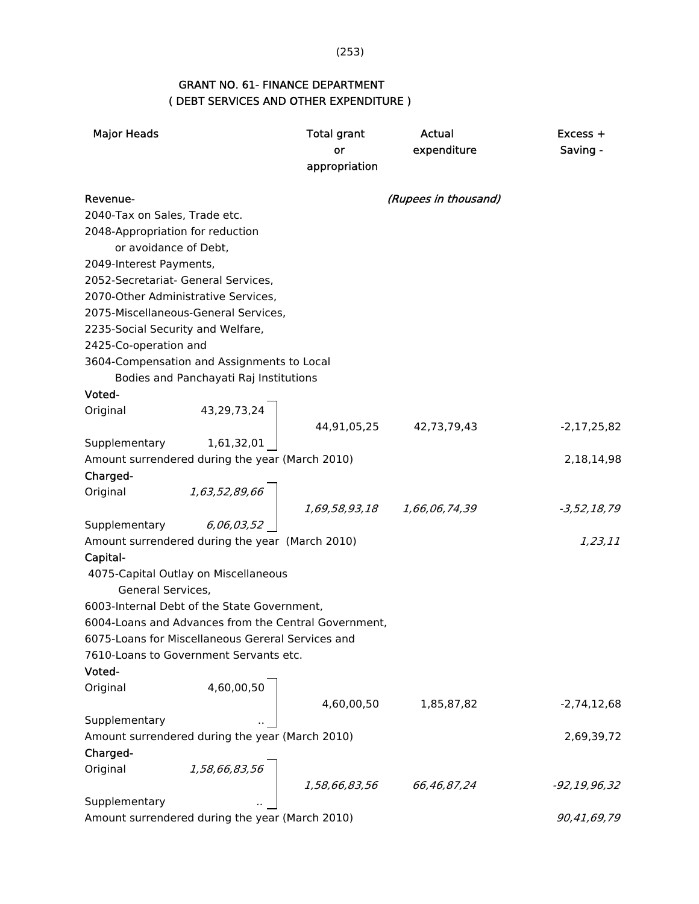## GRANT NO. 61- FINANCE DEPARTMENT
## ( DEBT SERVICES AND OTHER EXPENDITURE )

| Major Heads | | Total grant or appropriation | Actual expenditure | Excess + Saving - |
|---|---|---|---|---|
| | | | *(Rupees in thousand)* | |
| **Revenue-** | | | | |
| 2040-Tax on Sales, Trade etc. 2048-Appropriation for reduction or avoidance of Debt, 2049-Interest Payments, 2052-Secretariat- General Services, 2070-Other Administrative Services, 2075-Miscellaneous-General Services, 2235-Social Security and Welfare, 2425-Co-operation and 3604-Compensation and Assignments to Local Bodies and Panchayati Raj Institutions | | | | |
| **Voted-** | | | | |
| Original | 43,29,73,24 | 44,91,05,25 | 42,73,79,43 | -2,17,25,82 |
| Supplementary | 1,61,32,01 | | | |
| Amount surrendered during the year (March 2010) | | | | 2,18,14,98 |
| **Charged-** | | | | |
| Original | *1,63,52,89,66* | *1,69,58,93,18* | *1,66,06,74,39* | *-3,52,18,79* |
| Supplementary | *6,06,03,52* | | | |
| Amount surrendered during the year (March 2010) | | | | *1,23,11* |
| **Capital-** | | | | |
| 4075-Capital Outlay on Miscellaneous General Services, 6003-Internal Debt of the State Government, 6004-Loans and Advances from the Central Government, 6075-Loans for Miscellaneous Gereral Services and 7610-Loans to Government Servants etc. | | | | |
| **Voted-** | | | | |
| Original | 4,60,00,50 | 4,60,00,50 | 1,85,87,82 | -2,74,12,68 |
| Supplementary | .. | | | |
| Amount surrendered during the year (March 2010) | | | | 2,69,39,72 |
| **Charged-** | | | | |
| Original | *1,58,66,83,56* | *1,58,66,83,56* | *66,46,87,24* | *-92,19,96,32* |
| Supplementary | *..* | | | |
| Amount surrendered during the year (March 2010) | | | | *90,41,69,79* |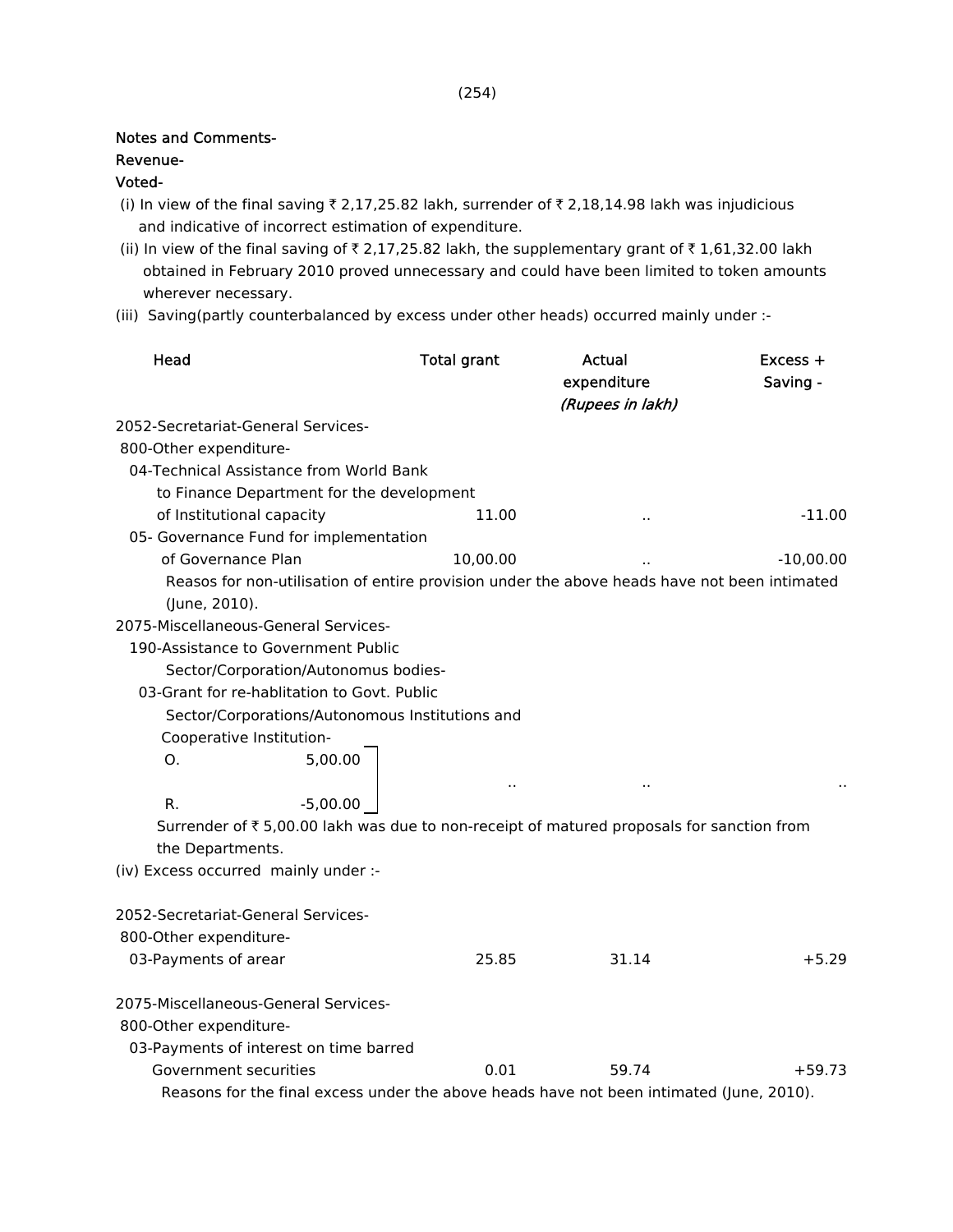Notes and Comments-

Revenue-

Voted-

(i) In view of the final saving ₹ 2,17,25.82 lakh, surrender of ₹ 2,18,14.98 lakh was injudicious and indicative of incorrect estimation of expenditure.

(ii) In view of the final saving of ₹ 2,17,25.82 lakh, the supplementary grant of ₹ 1,61,32.00 lakh obtained in February 2010 proved unnecessary and could have been limited to token amounts wherever necessary.

(iii) Saving(partly counterbalanced by excess under other heads) occurred mainly under :-

| Head | Total grant | Actual expenditure | Excess + Saving - |
|---|---|---|---|
| | | *(Rupees in lakh)* | |
| 2052-Secretariat-General Services- | | | |
| 800-Other expenditure- | | | |
| 04-Technical Assistance from World Bank to Finance Department for the development of Institutional capacity | 11.00 | .. | -11.00 |
| 05- Governance Fund for implementation of Governance Plan | 10,00.00 | .. | -10,00.00 |

Reasos for non-utilisation of entire provision under the above heads have not been intimated (June, 2010).

| Head | Total grant | Actual expenditure | Excess + Saving - |
|---|---|---|---|
| 2075-Miscellaneous-General Services- | | | |
| 190-Assistance to Government Public Sector/Corporation/Autonomus bodies- | | | |
| 03-Grant for re-hablitation to Govt. Public Sector/Corporations/Autonomous Institutions and Cooperative Institution- | | | |
| O. 5,00.00 | | | |
| R. -5,00.00 | .. | .. | .. |

Surrender of ₹ 5,00.00 lakh was due to non-receipt of matured proposals for sanction from the Departments.

(iv) Excess occurred mainly under :-

| Head | Total grant | Actual expenditure | Excess + Saving - |
|---|---|---|---|
| 2052-Secretariat-General Services- | | | |
| 800-Other expenditure- | | | |
| 03-Payments of arear | 25.85 | 31.14 | +5.29 |
| 2075-Miscellaneous-General Services- | | | |
| 800-Other expenditure- | | | |
| 03-Payments of interest on time barred Government securities | 0.01 | 59.74 | +59.73 |

Reasons for the final excess under the above heads have not been intimated (June, 2010).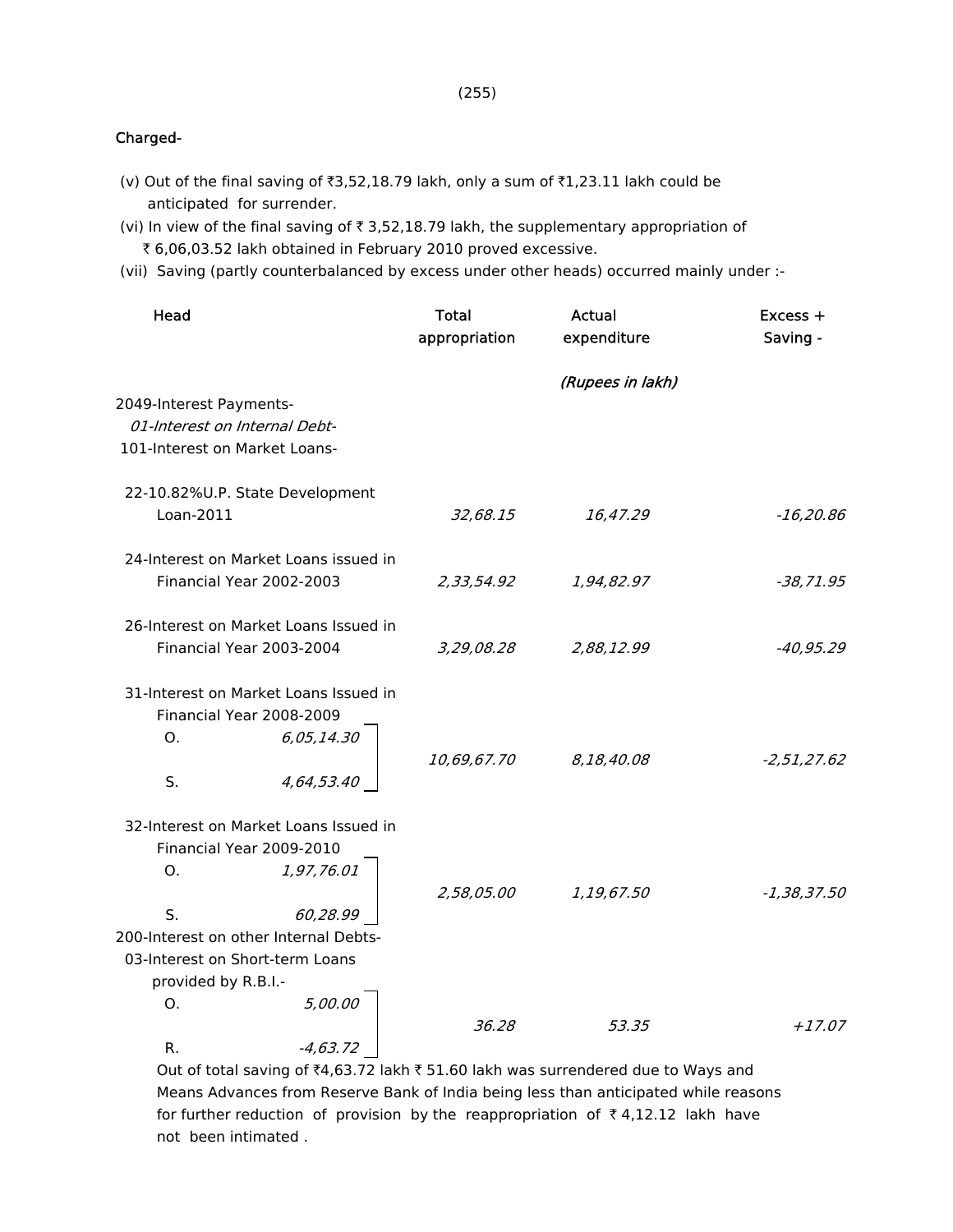**Charged-**

(v) Out of the final saving of ₹3,52,18.79 lakh, only a sum of ₹1,23.11 lakh could be anticipated for surrender.

(vi) In view of the final saving of ₹ 3,52,18.79 lakh, the supplementary appropriation of ₹ 6,06,03.52 lakh obtained in February 2010 proved excessive.

(vii) Saving (partly counterbalanced by excess under other heads) occurred mainly under :-

| Head | Total appropriation | Actual expenditure | Excess + Saving - |
|---|---|---|---|
| | | *(Rupees in lakh)* | |
| 2049-Interest Payments- | | | |
| *01-Interest on Internal Debt-* | | | |
| 101-Interest on Market Loans- | | | |
| 22-10.82%U.P. State Development Loan-2011 | *32,68.15* | *16,47.29* | *-16,20.86* |
| 24-Interest on Market Loans issued in Financial Year 2002-2003 | *2,33,54.92* | *1,94,82.97* | *-38,71.95* |
| 26-Interest on Market Loans Issued in Financial Year 2003-2004 | *3,29,08.28* | *2,88,12.99* | *-40,95.29* |
| 31-Interest on Market Loans Issued in Financial Year 2008-2009 O. *6,05,14.30* S. *4,64,53.40* | *10,69,67.70* | *8,18,40.08* | *-2,51,27.62* |
| 32-Interest on Market Loans Issued in Financial Year 2009-2010 O. *1,97,76.01* S. *60,28.99* | *2,58,05.00* | *1,19,67.50* | *-1,38,37.50* |
| 200-Interest on other Internal Debts- | | | |
| 03-Interest on Short-term Loans provided by R.B.I.- O. *5,00.00* R. *-4,63.72* | *36.28* | *53.35* | *+17.07* |

Out of total saving of ₹4,63.72 lakh ₹ 51.60 lakh was surrendered due to Ways and Means Advances from Reserve Bank of India being less than anticipated while reasons for further reduction of provision by the reappropriation of ₹ 4,12.12 lakh have not been intimated .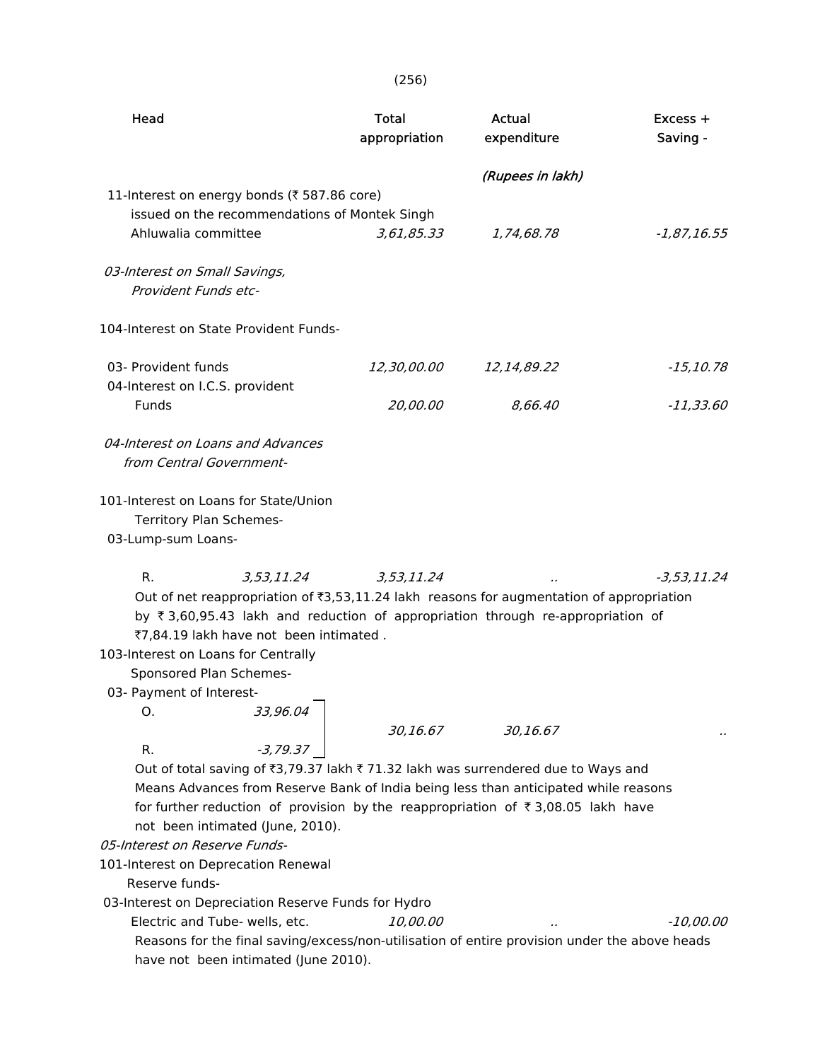| Head | Total appropriation | Actual expenditure | Excess + Saving - |
|---|---|---|---|
| | | *(Rupees in lakh)* | |
| 11-Interest on energy bonds (₹ 587.86 core) issued on the recommendations of Montek Singh Ahluwalia committee | *3,61,85.33* | *1,74,68.78* | *-1,87,16.55* |
| *03-Interest on Small Savings, Provident Funds etc-* | | | |
| 104-Interest on State Provident Funds- | | | |
| 03- Provident funds | *12,30,00.00* | *12,14,89.22* | *-15,10.78* |
| 04-Interest on I.C.S. provident Funds | *20,00.00* | *8,66.40* | *-11,33.60* |
| *04-Interest on Loans and Advances from Central Government-* | | | |
| 101-Interest on Loans for State/Union Territory Plan Schemes- | | | |
| 03-Lump-sum Loans- | | | |
| R. *3,53,11.24* | *3,53,11.24* | .. | *-3,53,11.24* |

Out of net reappropriation of ₹3,53,11.24 lakh reasons for augmentation of appropriation by ₹ 3,60,95.43 lakh and reduction of appropriation through re-appropriation of ₹7,84.19 lakh have not been intimated .

| Head | Total appropriation | Actual expenditure | Excess + Saving - |
|---|---|---|---|
| 103-Interest on Loans for Centrally Sponsored Plan Schemes- | | | |
| 03- Payment of Interest- | | | |
| O. *33,96.04* / R. *-3,79.37* | *30,16.67* | *30,16.67* | .. |

Out of total saving of ₹3,79.37 lakh ₹ 71.32 lakh was surrendered due to Ways and Means Advances from Reserve Bank of India being less than anticipated while reasons for further reduction of provision by the reappropriation of ₹ 3,08.05 lakh have not been intimated (June, 2010).

| Head | Total appropriation | Actual expenditure | Excess + Saving - |
|---|---|---|---|
| *05-Interest on Reserve Funds-* | | | |
| 101-Interest on Deprecation Renewal Reserve funds- | | | |
| 03-Interest on Depreciation Reserve Funds for Hydro Electric and Tube- wells, etc. | *10,00.00* | .. | *-10,00.00* |

Reasons for the final saving/excess/non-utilisation of entire provision under the above heads have not been intimated (June 2010).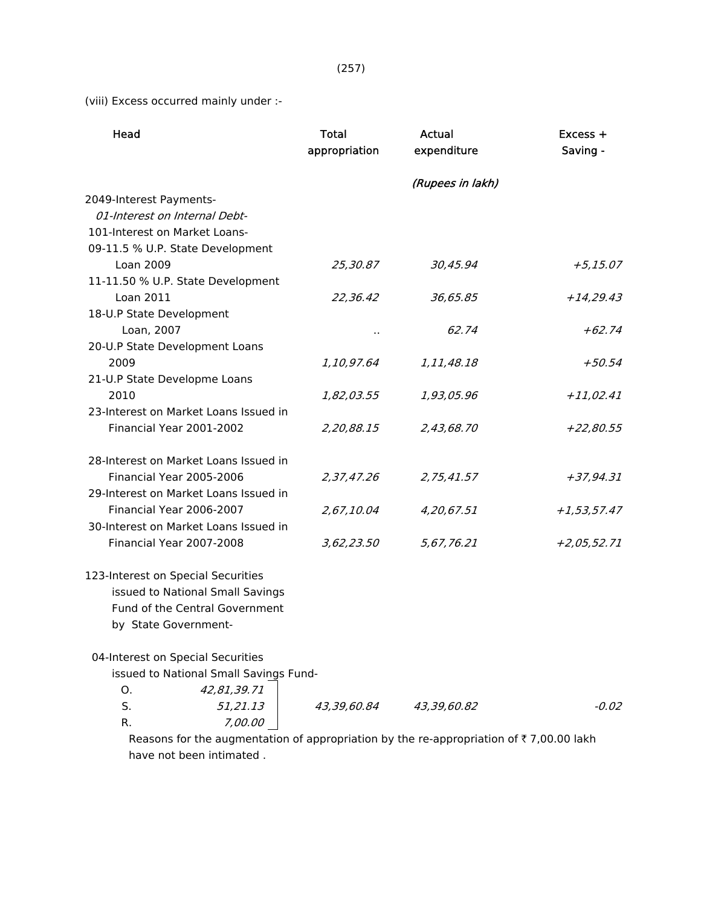(viii) Excess occurred mainly under :-

| Head | Total appropriation | Actual expenditure | Excess + Saving - |
|---|---|---|---|
| | | *(Rupees in lakh)* | |
| 2049-Interest Payments- | | | |
| *01-Interest on Internal Debt-* | | | |
| 101-Interest on Market Loans- | | | |
| 09-11.5 % U.P. State Development Loan 2009 | *25,30.87* | *30,45.94* | *+5,15.07* |
| 11-11.50 % U.P. State Development Loan 2011 | *22,36.42* | *36,65.85* | *+14,29.43* |
| 18-U.P State Development Loan, 2007 | .. | *62.74* | *+62.74* |
| 20-U.P State Development Loans 2009 | *1,10,97.64* | *1,11,48.18* | *+50.54* |
| 21-U.P State Developme Loans 2010 | *1,82,03.55* | *1,93,05.96* | *+11,02.41* |
| 23-Interest on Market Loans Issued in Financial Year 2001-2002 | *2,20,88.15* | *2,43,68.70* | *+22,80.55* |
| 28-Interest on Market Loans Issued in Financial Year 2005-2006 | *2,37,47.26* | *2,75,41.57* | *+37,94.31* |
| 29-Interest on Market Loans Issued in Financial Year 2006-2007 | *2,67,10.04* | *4,20,67.51* | *+1,53,57.47* |
| 30-Interest on Market Loans Issued in Financial Year 2007-2008 | *3,62,23.50* | *5,67,76.21* | *+2,05,52.71* |
| 123-Interest on Special Securities issued to National Small Savings Fund of the Central Government by State Government- | | | |
| 04-Interest on Special Securities issued to National Small Savings Fund- | | | |
| O. *42,81,39.71*<br>S. *51,21.13*<br>R. *7,00.00* | *43,39,60.84* | *43,39,60.82* | *-0.02* |

Reasons for the augmentation of appropriation by the re-appropriation of ₹ 7,00.00 lakh have not been intimated .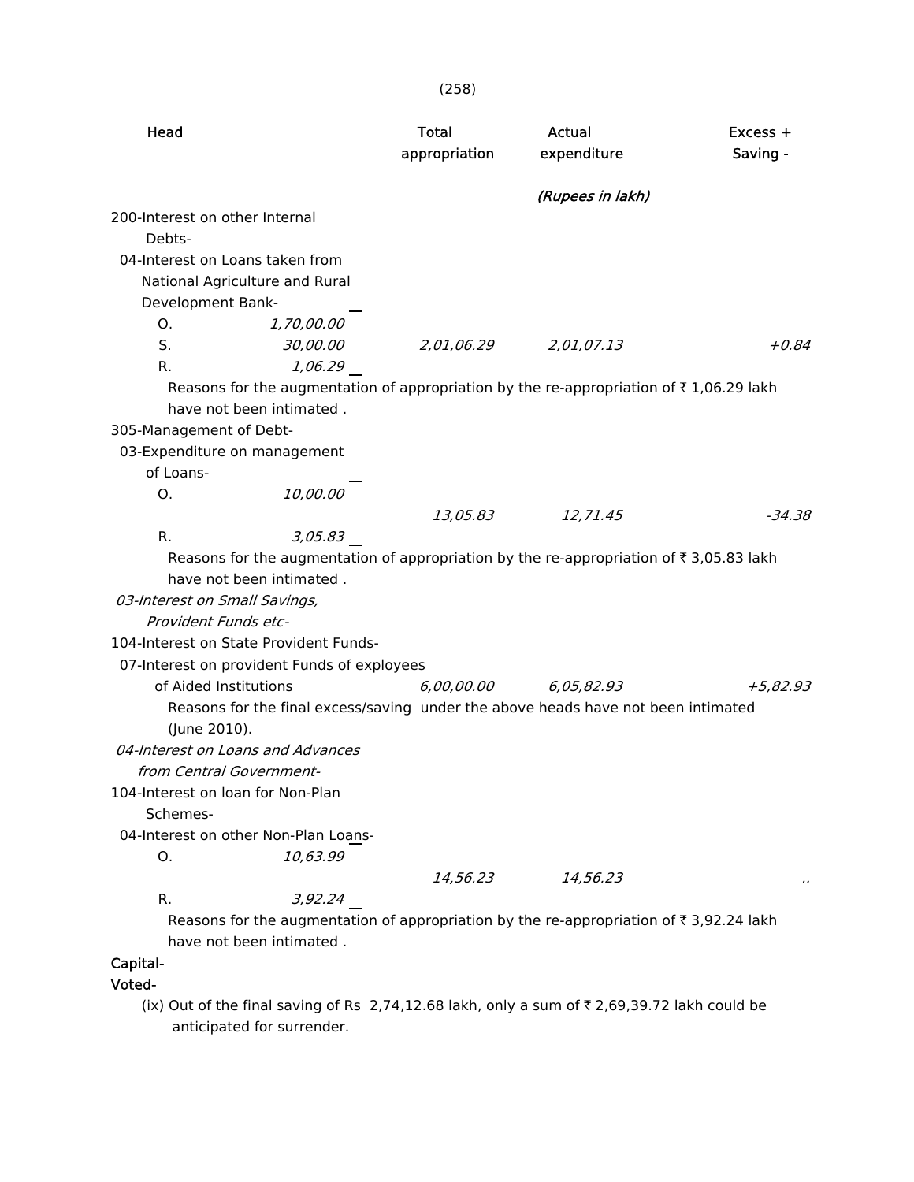| Head | | Total appropriation | Actual expenditure | Excess + Saving - |
|---|---|---|---|---|
| | | | *(Rupees in lakh)* | |
| 200-Interest on other Internal Debts- | | | | |
| 04-Interest on Loans taken from National Agriculture and Rural Development Bank- | | | | |
| O. | *1,70,00.00* | | | |
| S. | *30,00.00* | *2,01,06.29* | *2,01,07.13* | *+0.84* |
| R. | *1,06.29* | | | |

Reasons for the augmentation of appropriation by the re-appropriation of ₹ 1,06.29 lakh have not been intimated .

| Head | | Total appropriation | Actual expenditure | Excess + Saving - |
|---|---|---|---|---|
| 305-Management of Debt- | | | | |
| 03-Expenditure on management of Loans- | | | | |
| O. | *10,00.00* | *13,05.83* | *12,71.45* | *-34.38* |
| R. | *3,05.83* | | | |

Reasons for the augmentation of appropriation by the re-appropriation of ₹ 3,05.83 lakh have not been intimated .

*03-Interest on Small Savings, Provident Funds etc-*

| Head | | Total appropriation | Actual expenditure | Excess + Saving - |
|---|---|---|---|---|
| 104-Interest on State Provident Funds- | | | | |
| 07-Interest on provident Funds of exployees of Aided Institutions | | *6,00,00.00* | *6,05,82.93* | *+5,82.93* |

Reasons for the final excess/saving under the above heads have not been intimated (June 2010).

*04-Interest on Loans and Advances from Central Government-*

| Head | | Total appropriation | Actual expenditure | Excess + Saving - |
|---|---|---|---|---|
| 104-Interest on loan for Non-Plan Schemes- | | | | |
| 04-Interest on other Non-Plan Loans- | | | | |
| O. | *10,63.99* | *14,56.23* | *14,56.23* | .. |
| R. | *3,92.24* | | | |

Reasons for the augmentation of appropriation by the re-appropriation of ₹ 3,92.24 lakh have not been intimated .

**Capital-**

**Voted-**

(ix) Out of the final saving of Rs 2,74,12.68 lakh, only a sum of ₹ 2,69,39.72 lakh could be anticipated for surrender.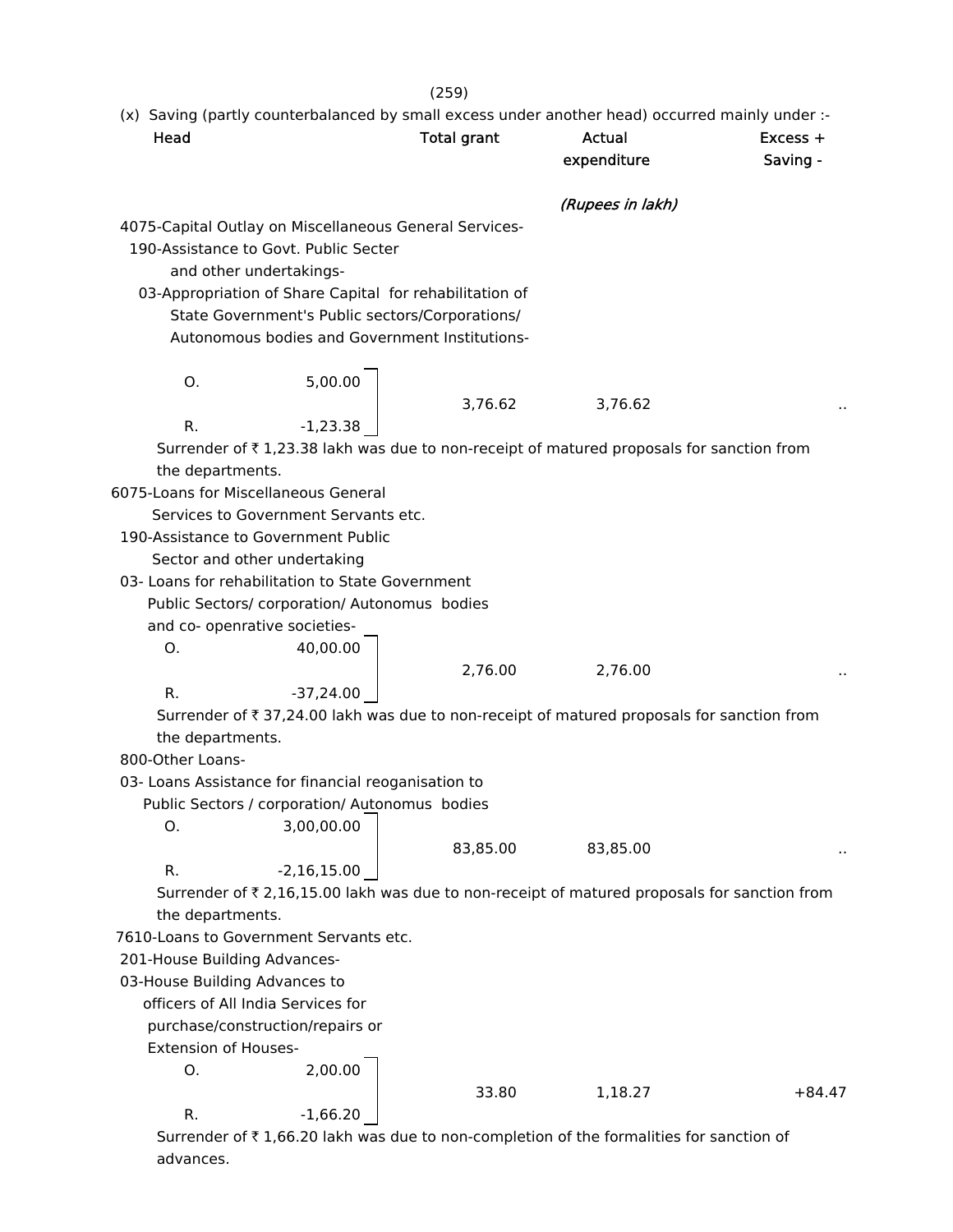(x) Saving (partly counterbalanced by small excess under another head) occurred mainly under :-

| Head | | Total grant | Actual expenditure | Excess + Saving - |
|---|---|---|---|---|
| | | | *(Rupees in lakh)* | |
| 4075-Capital Outlay on Miscellaneous General Services- | | | | |
| 190-Assistance to Govt. Public Secter and other undertakings- | | | | |
| 03-Appropriation of Share Capital for rehabilitation of State Government's Public sectors/Corporations/ Autonomous bodies and Government Institutions- | | | | |
| O. | 5,00.00 | 3,76.62 | 3,76.62 | .. |
| R. | -1,23.38 | | | |

Surrender of ₹ 1,23.38 lakh was due to non-receipt of matured proposals for sanction from the departments.

| Head | | Total grant | Actual expenditure | Excess + Saving - |
|---|---|---|---|---|
| 6075-Loans for Miscellaneous General Services to Government Servants etc. | | | | |
| 190-Assistance to Government Public Sector and other undertaking | | | | |
| 03- Loans for rehabilitation to State Government Public Sectors/ corporation/ Autonomus bodies and co- openrative societies- | | | | |
| O. | 40,00.00 | 2,76.00 | 2,76.00 | .. |
| R. | -37,24.00 | | | |

Surrender of ₹ 37,24.00 lakh was due to non-receipt of matured proposals for sanction from the departments.

| Head | | Total grant | Actual expenditure | Excess + Saving - |
|---|---|---|---|---|
| 800-Other Loans- | | | | |
| 03- Loans Assistance for financial reoganisation to Public Sectors / corporation/ Autonomus bodies | | | | |
| O. | 3,00,00.00 | 83,85.00 | 83,85.00 | .. |
| R. | -2,16,15.00 | | | |

Surrender of ₹ 2,16,15.00 lakh was due to non-receipt of matured proposals for sanction from the departments.

| Head | | Total grant | Actual expenditure | Excess + Saving - |
|---|---|---|---|---|
| 7610-Loans to Government Servants etc. | | | | |
| 201-House Building Advances- | | | | |
| 03-House Building Advances to officers of All India Services for purchase/construction/repairs or Extension of Houses- | | | | |
| O. | 2,00.00 | 33.80 | 1,18.27 | +84.47 |
| R. | -1,66.20 | | | |

Surrender of ₹ 1,66.20 lakh was due to non-completion of the formalities for sanction of advances.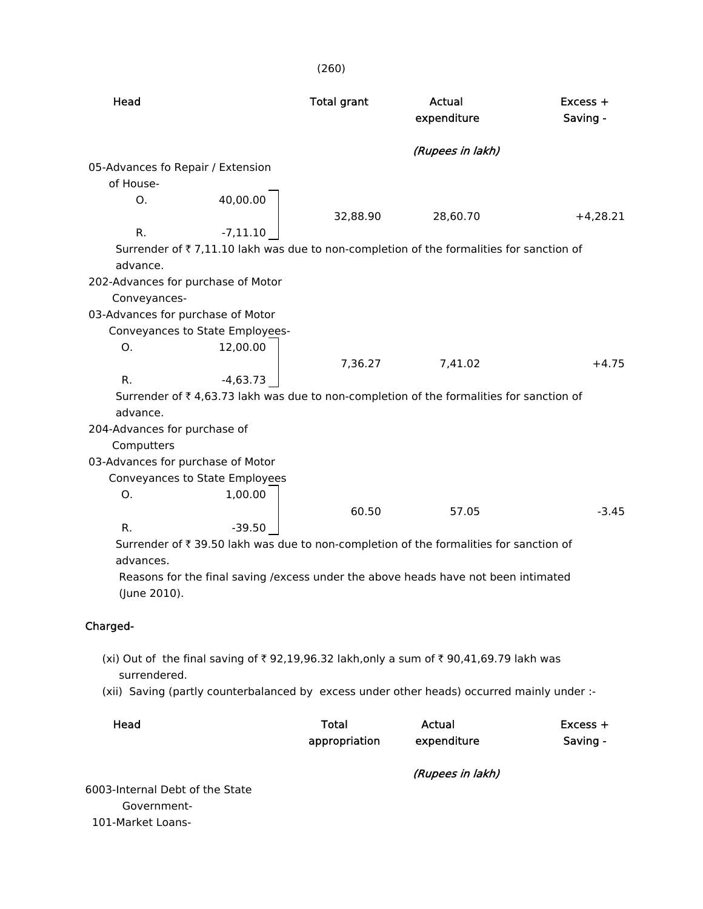| Head | Total grant | Actual expenditure | Excess + Saving - |
|---|---|---|---|
| | | *(Rupees in lakh)* | |
| 05-Advances fo Repair / Extension of House- | | | |
| O. 40,00.00 / R. -7,11.10 | 32,88.90 | 28,60.70 | +4,28.21 |

Surrender of ₹ 7,11.10 lakh was due to non-completion of the formalities for sanction of advance.

| Head | Total grant | Actual expenditure | Excess + Saving - |
|---|---|---|---|
| 202-Advances for purchase of Motor Conveyances- | | | |
| 03-Advances for purchase of Motor Conveyances to State Employees- | | | |
| O. 12,00.00 / R. -4,63.73 | 7,36.27 | 7,41.02 | +4.75 |

Surrender of ₹ 4,63.73 lakh was due to non-completion of the formalities for sanction of advance.

| Head | Total grant | Actual expenditure | Excess + Saving - |
|---|---|---|---|
| 204-Advances for purchase of Computters | | | |
| 03-Advances for purchase of Motor Conveyances to State Employees | | | |
| O. 1,00.00 / R. -39.50 | 60.50 | 57.05 | -3.45 |

Surrender of ₹ 39.50 lakh was due to non-completion of the formalities for sanction of advances.

Reasons for the final saving /excess under the above heads have not been intimated (June 2010).

**Charged-**

(xi) Out of the final saving of ₹ 92,19,96.32 lakh,only a sum of ₹ 90,41,69.79 lakh was surrendered.

(xii) Saving (partly counterbalanced by excess under other heads) occurred mainly under :-

| Head | Total appropriation | Actual expenditure | Excess + Saving - |
|---|---|---|---|
| | | *(Rupees in lakh)* | |
| 6003-Internal Debt of the State Government- | | | |
| 101-Market Loans- | | | |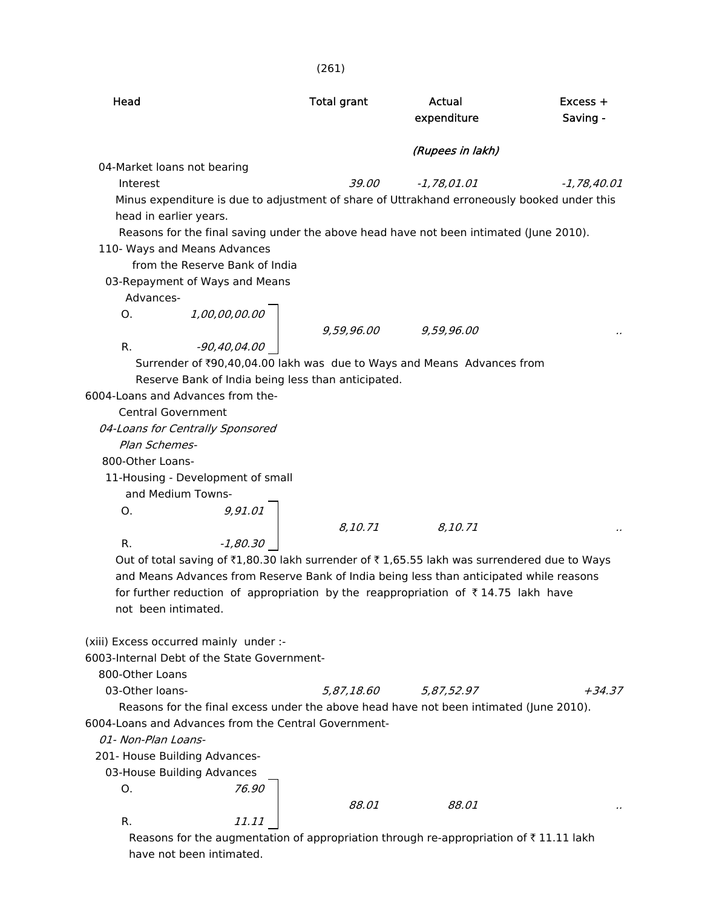| Head | Total grant | Actual expenditure | Excess + Saving - |
|---|---|---|---|
| | | *(Rupees in lakh)* | |
| 04-Market loans not bearing Interest | *39.00* | *-1,78,01.01* | *-1,78,40.01* |

Minus expenditure is due to adjustment of share of Uttrakhand erroneously booked under this head in earlier years.

Reasons for the final saving under the above head have not been intimated (June 2010).

110- Ways and Means Advances from the Reserve Bank of India

03-Repayment of Ways and Means Advances-

| | | Total grant | Actual expenditure | Excess + Saving - |
|---|---|---|---|---|
| O. | *1,00,00,00.00* | *9,59,96.00* | *9,59,96.00* | .. |
| R. | *-90,40,04.00* | | | |

Surrender of ₹90,40,04.00 lakh was due to Ways and Means Advances from Reserve Bank of India being less than anticipated.

6004-Loans and Advances from the-Central Government

*04-Loans for Centrally Sponsored Plan Schemes-*

800-Other Loans-

11-Housing - Development of small and Medium Towns-

| | | Total grant | Actual expenditure | Excess + Saving - |
|---|---|---|---|---|
| O. | *9,91.01* | *8,10.71* | *8,10.71* | .. |
| R. | *-1,80.30* | | | |

Out of total saving of ₹1,80.30 lakh surrender of ₹ 1,65.55 lakh was surrendered due to Ways and Means Advances from Reserve Bank of India being less than anticipated while reasons for further reduction of appropriation by the reappropriation of ₹ 14.75 lakh have not been intimated.

(xiii) Excess occurred mainly under :-

6003-Internal Debt of the State Government-

800-Other Loans

| Head | Total grant | Actual expenditure | Excess + Saving - |
|---|---|---|---|
| 03-Other loans- | *5,87,18.60* | *5,87,52.97* | *+34.37* |

Reasons for the final excess under the above head have not been intimated (June 2010).

6004-Loans and Advances from the Central Government-

*01- Non-Plan Loans-*

201- House Building Advances-

03-House Building Advances

| | | Total grant | Actual expenditure | Excess + Saving - |
|---|---|---|---|---|
| O. | *76.90* | *88.01* | *88.01* | .. |
| R. | *11.11* | | | |

Reasons for the augmentation of appropriation through re-appropriation of ₹ 11.11 lakh have not been intimated.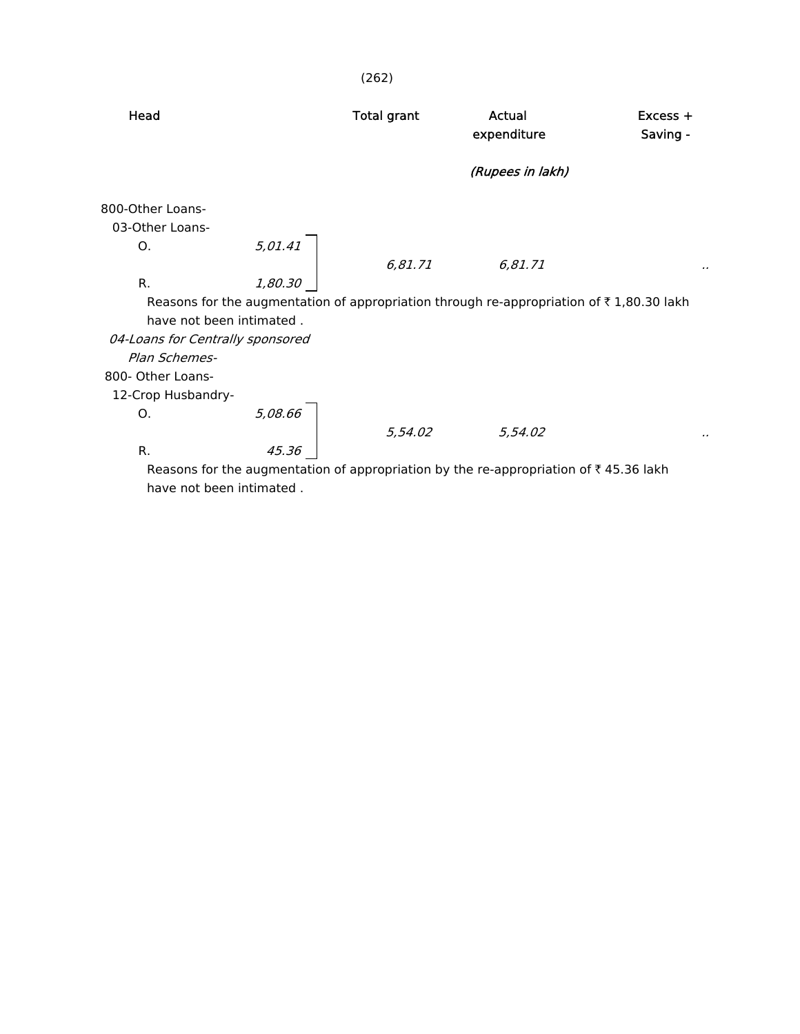| Head | | Total grant | Actual expenditure | Excess + Saving - |
|---|---|---|---|---|
| | | | *(Rupees in lakh)* | |
| 800-Other Loans- | | | | |
| 03-Other Loans- | | | | |
| O. | *5,01.41* | *6,81.71* | *6,81.71* | .. |
| R. | *1,80.30* | | | |

Reasons for the augmentation of appropriation through re-appropriation of ₹ 1,80.30 lakh have not been intimated .

| Head | | Total grant | Actual expenditure | Excess + Saving - |
|---|---|---|---|---|
| *04-Loans for Centrally sponsored Plan Schemes-* | | | | |
| 800- Other Loans- | | | | |
| 12-Crop Husbandry- | | | | |
| O. | *5,08.66* | *5,54.02* | *5,54.02* | .. |
| R. | *45.36* | | | |

Reasons for the augmentation of appropriation by the re-appropriation of ₹ 45.36 lakh have not been intimated .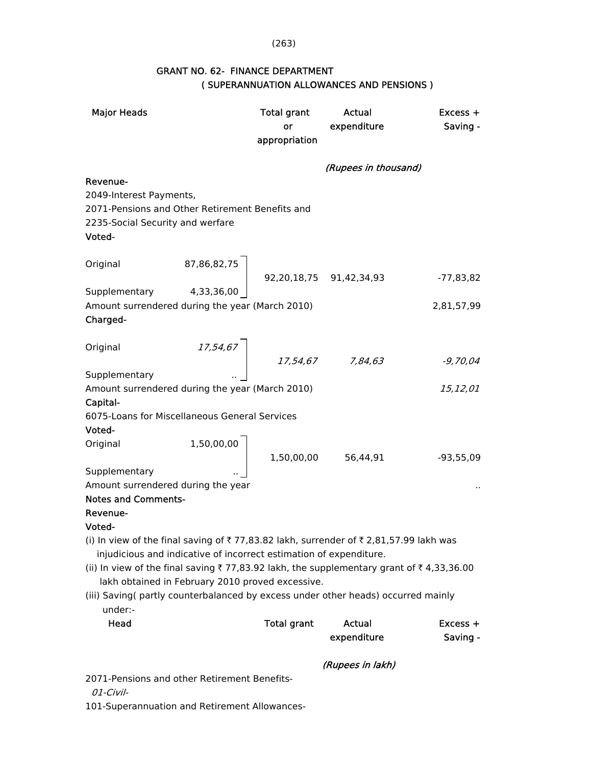## GRANT NO. 62- FINANCE DEPARTMENT
### ( SUPERANNUATION ALLOWANCES AND PENSIONS )

| Major Heads | | Total grant or appropriation | Actual expenditure | Excess + Saving - |
|---|---|---|---|---|
| | | | *(Rupees in thousand)* | |
| **Revenue-** | | | | |
| 2049-Interest Payments, | | | | |
| 2071-Pensions and Other Retirement Benefits and | | | | |
| 2235-Social Security and werfare | | | | |
| **Voted-** | | | | |
| Original | 87,86,82,75 | 92,20,18,75 | 91,42,34,93 | -77,83,82 |
| Supplementary | 4,33,36,00 | | | |
| Amount surrendered during the year (March 2010) | | | | 2,81,57,99 |
| **Charged-** | | | | |
| Original | *17,54,67* | *17,54,67* | *7,84,63* | *-9,70,04* |
| Supplementary | *..* | | | |
| Amount surrendered during the year (March 2010) | | | | *15,12,01* |
| **Capital-** | | | | |
| 6075-Loans for Miscellaneous General Services | | | | |
| **Voted-** | | | | |
| Original | 1,50,00,00 | 1,50,00,00 | 56,44,91 | -93,55,09 |
| Supplementary | .. | | | |
| Amount surrendered during the year | | | | .. |

**Notes and Comments-**

**Revenue-**

**Voted-**

(i) In view of the final saving of ₹ 77,83.82 lakh, surrender of ₹ 2,81,57.99 lakh was injudicious and indicative of incorrect estimation of expenditure.

(ii) In view of the final saving ₹ 77,83.92 lakh, the supplementary grant of ₹ 4,33,36.00 lakh obtained in February 2010 proved excessive.

(iii) Saving( partly counterbalanced by excess under other heads) occurred mainly under:-

| Head | Total grant | Actual expenditure | Excess + Saving - |
|---|---|---|---|
| | | *(Rupees in lakh)* | |
| 2071-Pensions and other Retirement Benefits- | | | |
| *01-Civil-* | | | |
| 101-Superannuation and Retirement Allowances- | | | |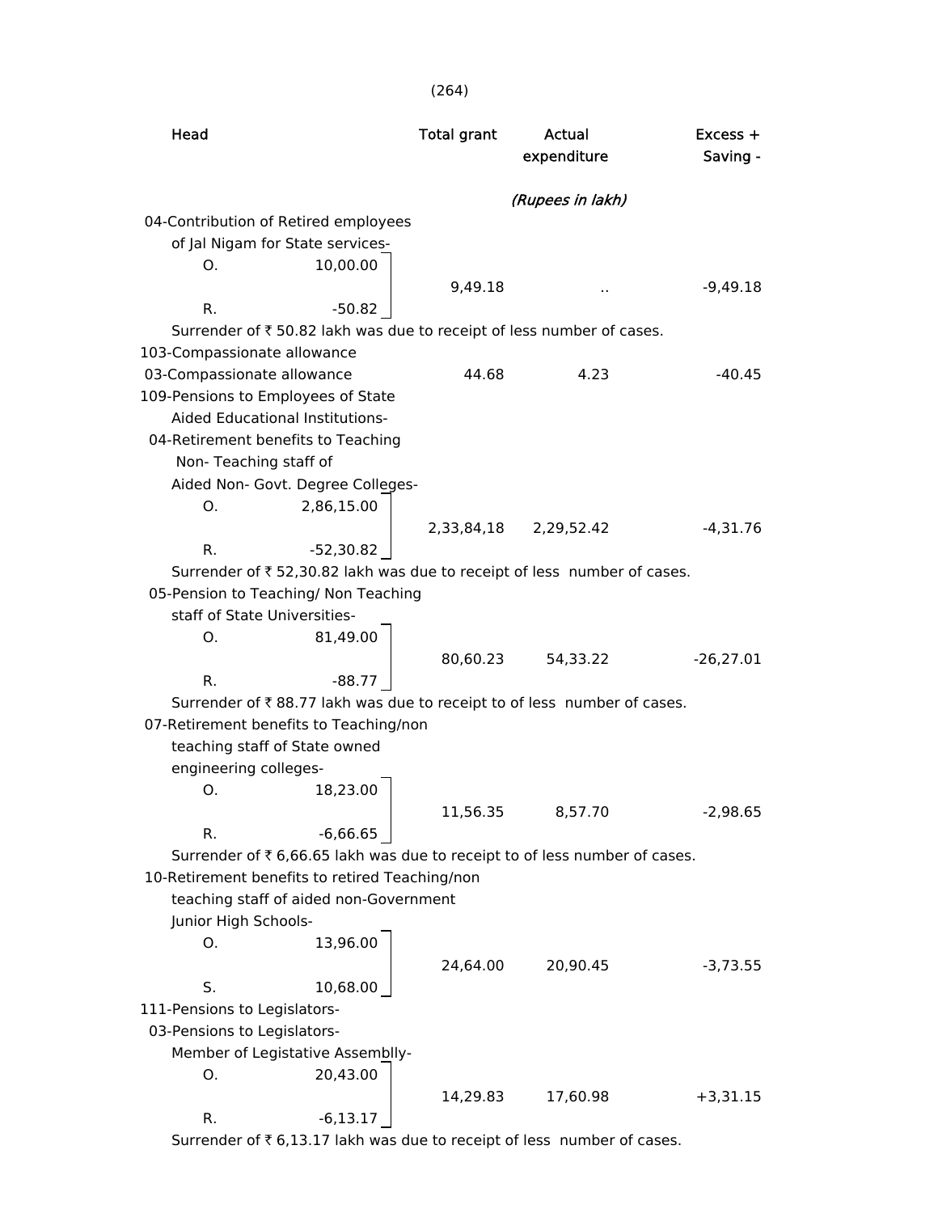| Head | | Total grant | Actual expenditure | Excess + Saving - |
|---|---|---|---|---|
| | | | *(Rupees in lakh)* | |
| 04-Contribution of Retired employees of Jal Nigam for State services- | | | | |
| O. | 10,00.00 | 9,49.18 | .. | -9,49.18 |
| R. | -50.82 | | | |

Surrender of ₹ 50.82 lakh was due to receipt of less number of cases.

| Head | | Total grant | Actual expenditure | Excess + Saving - |
|---|---|---|---|---|
| 103-Compassionate allowance | | | | |
| 03-Compassionate allowance | | 44.68 | 4.23 | -40.45 |
| 109-Pensions to Employees of State Aided Educational Institutions- | | | | |
| 04-Retirement benefits to Teaching Non- Teaching staff of Aided Non- Govt. Degree Colleges- | | | | |
| O. | 2,86,15.00 | 2,33,84,18 | 2,29,52.42 | -4,31.76 |
| R. | -52,30.82 | | | |

Surrender of ₹ 52,30.82 lakh was due to receipt of less number of cases.

| Head | | Total grant | Actual expenditure | Excess + Saving - |
|---|---|---|---|---|
| 05-Pension to Teaching/ Non Teaching staff of State Universities- | | | | |
| O. | 81,49.00 | 80,60.23 | 54,33.22 | -26,27.01 |
| R. | -88.77 | | | |

Surrender of ₹ 88.77 lakh was due to receipt to of less number of cases.

| Head | | Total grant | Actual expenditure | Excess + Saving - |
|---|---|---|---|---|
| 07-Retirement benefits to Teaching/non teaching staff of State owned engineering colleges- | | | | |
| O. | 18,23.00 | 11,56.35 | 8,57.70 | -2,98.65 |
| R. | -6,66.65 | | | |

Surrender of ₹ 6,66.65 lakh was due to receipt to of less number of cases.

| Head | | Total grant | Actual expenditure | Excess + Saving - |
|---|---|---|---|---|
| 10-Retirement benefits to retired Teaching/non teaching staff of aided non-Government Junior High Schools- | | | | |
| O. | 13,96.00 | 24,64.00 | 20,90.45 | -3,73.55 |
| S. | 10,68.00 | | | |
| 111-Pensions to Legislators- | | | | |
| 03-Pensions to Legislators- Member of Legistative Assemblly- | | | | |
| O. | 20,43.00 | 14,29.83 | 17,60.98 | +3,31.15 |
| R. | -6,13.17 | | | |

Surrender of ₹ 6,13.17 lakh was due to receipt of less number of cases.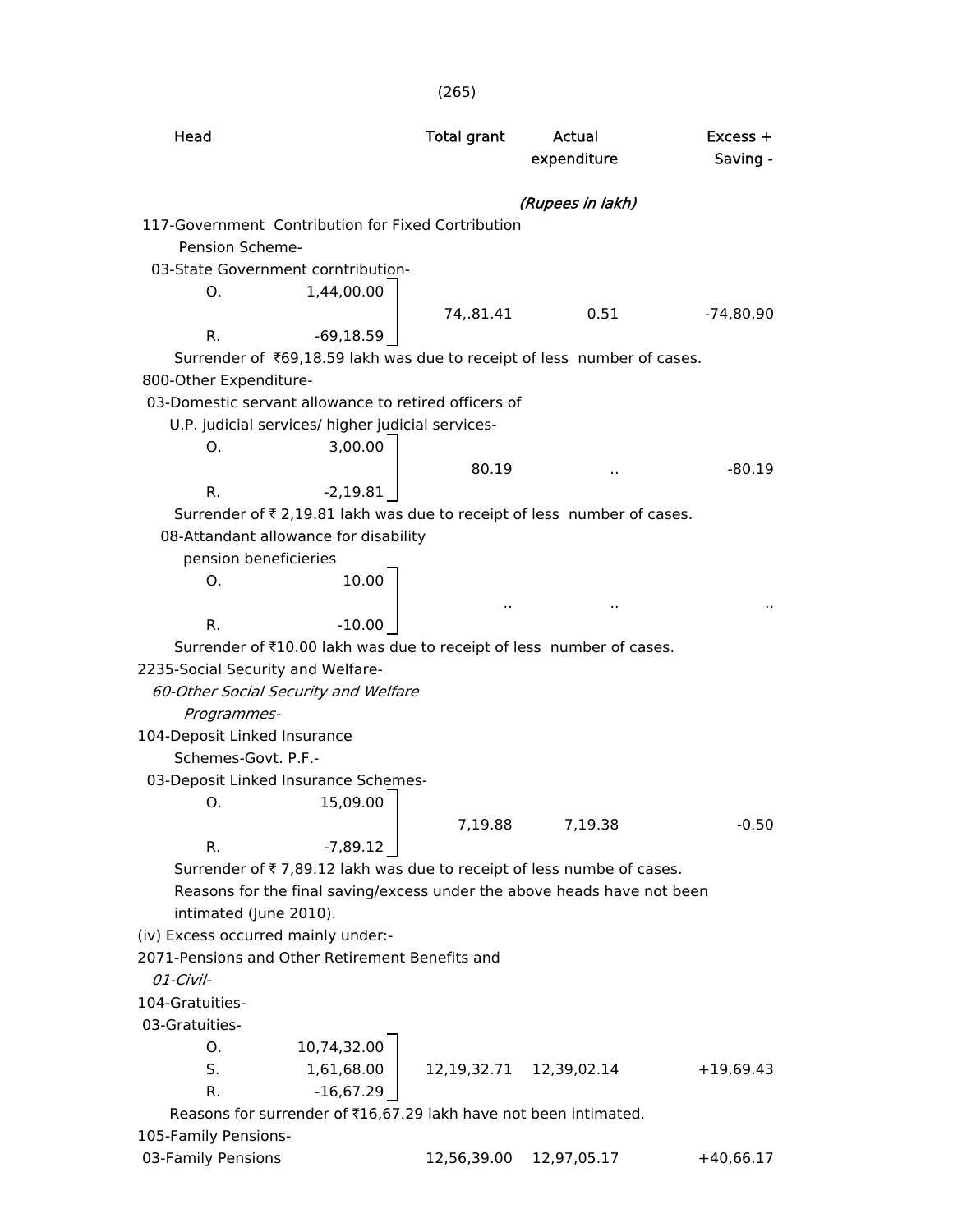| Head | | Total grant | Actual expenditure | Excess + Saving - |
|---|---|---|---|---|
| | | | *(Rupees in lakh)* | |

117-Government Contribution for Fixed Cortribution Pension Scheme-

03-State Government corntribution-

| | | Total grant | Actual expenditure | Excess + Saving - |
|---|---|---|---|---|
| O. | 1,44,00.00 | 74,.81.41 | 0.51 | -74,80.90 |
| R. | -69,18.59 | | | |

Surrender of ₹69,18.59 lakh was due to receipt of less number of cases.

800-Other Expenditure-

03-Domestic servant allowance to retired officers of U.P. judicial services/ higher judicial services-

| | | Total grant | Actual expenditure | Excess + Saving - |
|---|---|---|---|---|
| O. | 3,00.00 | 80.19 | .. | -80.19 |
| R. | -2,19.81 | | | |

Surrender of ₹ 2,19.81 lakh was due to receipt of less number of cases.

08-Attandant allowance for disability pension beneficieries

| | | Total grant | Actual expenditure | Excess + Saving - |
|---|---|---|---|---|
| O. | 10.00 | .. | .. | .. |
| R. | -10.00 | | | |

Surrender of ₹10.00 lakh was due to receipt of less number of cases.

2235-Social Security and Welfare-

*60-Other Social Security and Welfare Programmes-*

104-Deposit Linked Insurance Schemes-Govt. P.F.-

03-Deposit Linked Insurance Schemes-

| | | Total grant | Actual expenditure | Excess + Saving - |
|---|---|---|---|---|
| O. | 15,09.00 | 7,19.88 | 7,19.38 | -0.50 |
| R. | -7,89.12 | | | |

Surrender of ₹ 7,89.12 lakh was due to receipt of less numbe of cases.

Reasons for the final saving/excess under the above heads have not been intimated (June 2010).

(iv) Excess occurred mainly under:-

2071-Pensions and Other Retirement Benefits and

*01-Civil-*

104-Gratuities-

03-Gratuities-

| | | Total grant | Actual expenditure | Excess + Saving - |
|---|---|---|---|---|
| O. | 10,74,32.00 | | | |
| S. | 1,61,68.00 | 12,19,32.71 | 12,39,02.14 | +19,69.43 |
| R. | -16,67.29 | | | |

Reasons for surrender of ₹16,67.29 lakh have not been intimated.

105-Family Pensions-

| | Total grant | Actual expenditure | Excess + Saving - |
|---|---|---|---|
| 03-Family Pensions | 12,56,39.00 | 12,97,05.17 | +40,66.17 |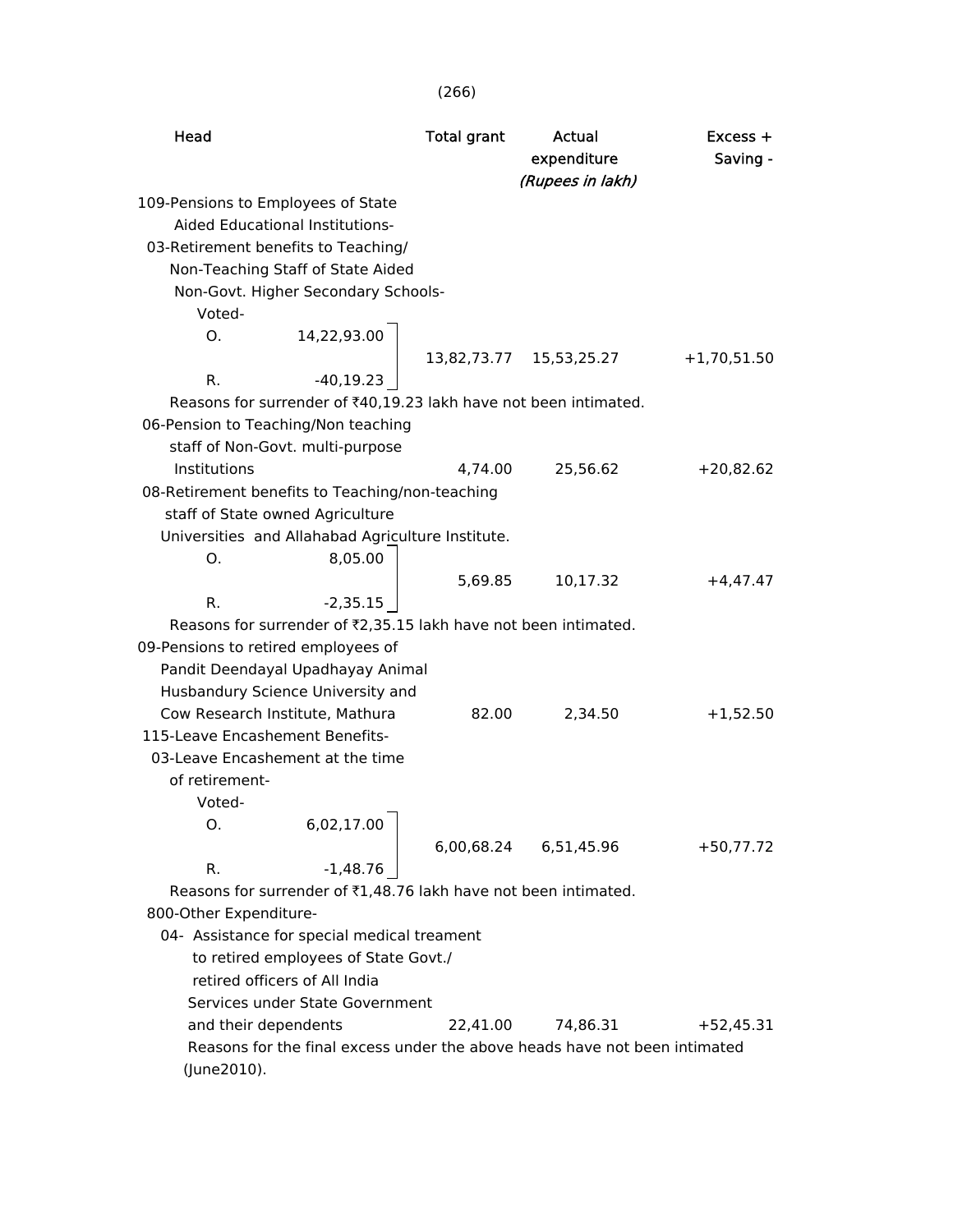| Head | | Total grant | Actual expenditure | Excess + Saving - |
|---|---|---|---|---|
| | | | *(Rupees in lakh)* | |
| 109-Pensions to Employees of State Aided Educational Institutions- | | | | |
| 03-Retirement benefits to Teaching/ Non-Teaching Staff of State Aided Non-Govt. Higher Secondary Schools- | | | | |
| Voted- | | | | |
| O. | 14,22,93.00 | 13,82,73.77 | 15,53,25.27 | +1,70,51.50 |
| R. | -40,19.23 | | | |

Reasons for surrender of ₹40,19.23 lakh have not been intimated.

| Head | | Total grant | Actual expenditure | Excess + Saving - |
|---|---|---|---|---|
| 06-Pension to Teaching/Non teaching staff of Non-Govt. multi-purpose Institutions | | 4,74.00 | 25,56.62 | +20,82.62 |
| 08-Retirement benefits to Teaching/non-teaching staff of State owned Agriculture Universities and Allahabad Agriculture Institute. | | | | |
| O. | 8,05.00 | 5,69.85 | 10,17.32 | +4,47.47 |
| R. | -2,35.15 | | | |

Reasons for surrender of ₹2,35.15 lakh have not been intimated.

| Head | | Total grant | Actual expenditure | Excess + Saving - |
|---|---|---|---|---|
| 09-Pensions to retired employees of Pandit Deendayal Upadhayay Animal Husbandury Science University and Cow Research Institute, Mathura | | 82.00 | 2,34.50 | +1,52.50 |
| 115-Leave Encashement Benefits- | | | | |
| 03-Leave Encashement at the time of retirement- | | | | |
| Voted- | | | | |
| O. | 6,02,17.00 | 6,00,68.24 | 6,51,45.96 | +50,77.72 |
| R. | -1,48.76 | | | |

Reasons for surrender of ₹1,48.76 lakh have not been intimated.

| Head | | Total grant | Actual expenditure | Excess + Saving - |
|---|---|---|---|---|
| 800-Other Expenditure- | | | | |
| 04- Assistance for special medical treament to retired employees of State Govt./ retired officers of All India Services under State Government and their dependents | | 22,41.00 | 74,86.31 | +52,45.31 |

Reasons for the final excess under the above heads have not been intimated (June2010).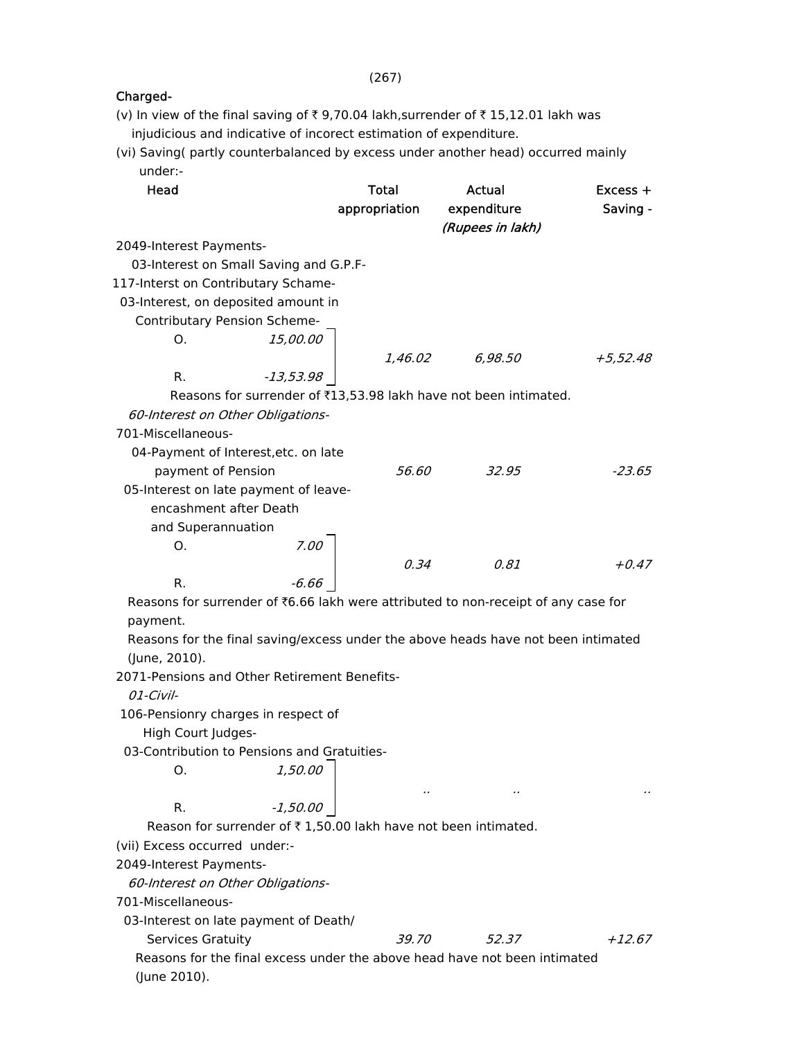Charged-

(v) In view of the final saving of ₹ 9,70.04 lakh,surrender of ₹ 15,12.01 lakh was injudicious and indicative of incorect estimation of expenditure.

(vi) Saving( partly counterbalanced by excess under another head) occurred mainly under:-

| Head | | Total appropriation | Actual expenditure | Excess + Saving - |
|---|---|---|---|---|
| | | | *(Rupees in lakh)* | |
| 2049-Interest Payments- | | | | |
| 03-Interest on Small Saving and G.P.F- | | | | |
| 117-Interst on Contributary Schame- | | | | |
| 03-Interest, on deposited amount in Contributary Pension Scheme- | | | | |
| O. | *15,00.00* | | | |
| | | *1,46.02* | *6,98.50* | *+5,52.48* |
| R. | *-13,53.98* | | | |

Reasons for surrender of ₹13,53.98 lakh have not been intimated.

| Head | | Total appropriation | Actual expenditure | Excess + Saving - |
|---|---|---|---|---|
| *60-Interest on Other Obligations-* | | | | |
| 701-Miscellaneous- | | | | |
| 04-Payment of Interest,etc. on late payment of Pension | | *56.60* | *32.95* | *-23.65* |
| 05-Interest on late payment of leave-encashment after Death and Superannuation | | | | |
| O. | *7.00* | | | |
| | | *0.34* | *0.81* | *+0.47* |
| R. | *-6.66* | | | |

Reasons for surrender of ₹6.66 lakh were attributed to non-receipt of any case for payment.

Reasons for the final saving/excess under the above heads have not been intimated (June, 2010).

| Head | | Total appropriation | Actual expenditure | Excess + Saving - |
|---|---|---|---|---|
| 2071-Pensions and Other Retirement Benefits- | | | | |
| *01-Civil-* | | | | |
| 106-Pensionry charges in respect of High Court Judges- | | | | |
| 03-Contribution to Pensions and Gratuities- | | | | |
| O. | *1,50.00* | | | |
| | | .. | .. | .. |
| R. | *-1,50.00* | | | |

Reason for surrender of ₹ 1,50.00 lakh have not been intimated.

(vii) Excess occurred under:-

| Head | Total appropriation | Actual expenditure | Excess + Saving - |
|---|---|---|---|
| 2049-Interest Payments- | | | |
| *60-Interest on Other Obligations-* | | | |
| 701-Miscellaneous- | | | |
| 03-Interest on late payment of Death/ Services Gratuity | *39.70* | *52.37* | *+12.67* |

Reasons for the final excess under the above head have not been intimated (June 2010).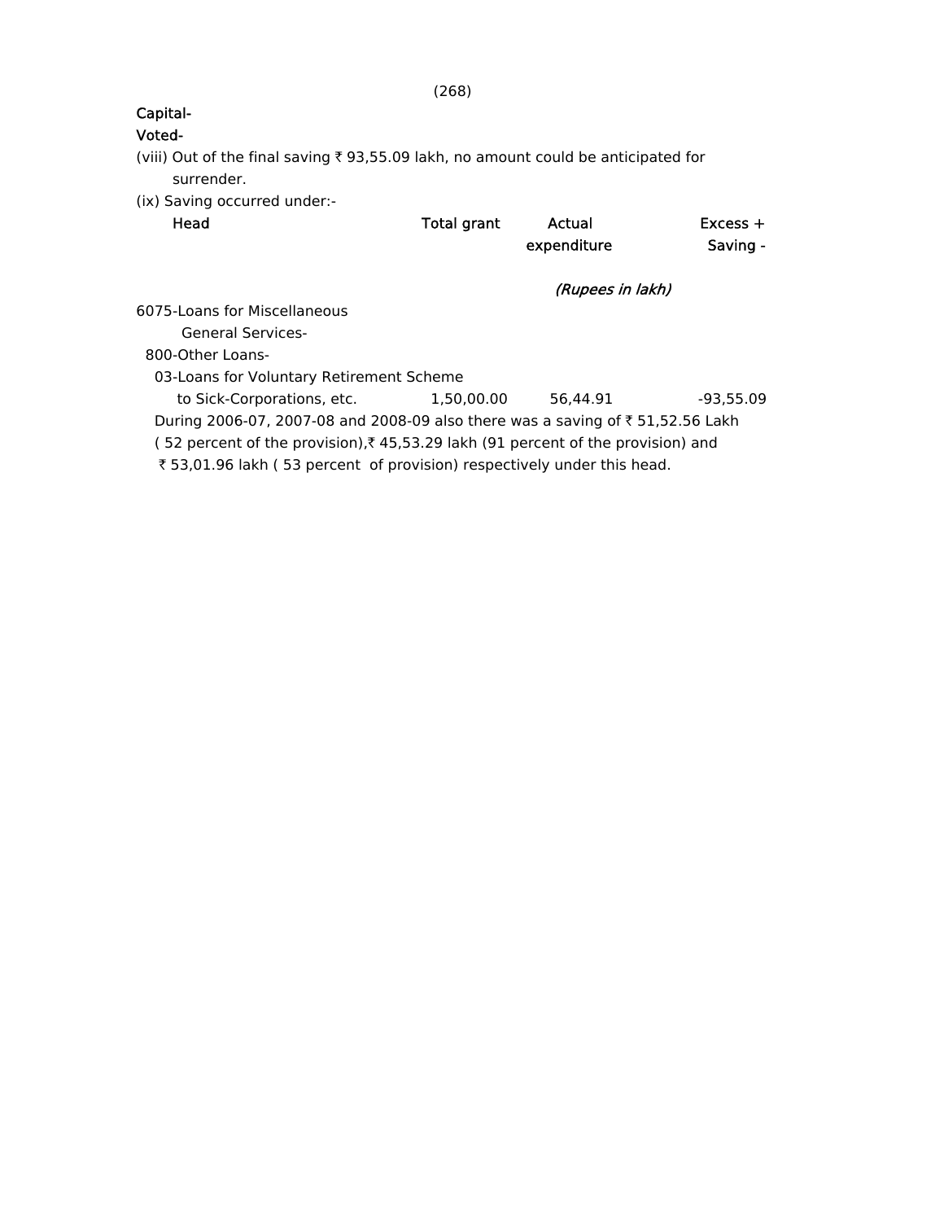**Capital-**

**Voted-**

(viii) Out of the final saving ₹ 93,55.09 lakh, no amount could be anticipated for surrender.

(ix) Saving occurred under:-

| Head | Total grant | Actual expenditure | Excess + Saving - |
|---|---|---|---|
| | | *(Rupees in lakh)* | |
| 6075-Loans for Miscellaneous General Services- | | | |
| 800-Other Loans- | | | |
| 03-Loans for Voluntary Retirement Scheme to Sick-Corporations, etc. | 1,50,00.00 | 56,44.91 | -93,55.09 |

During 2006-07, 2007-08 and 2008-09 also there was a saving of ₹ 51,52.56 Lakh ( 52 percent of the provision),₹ 45,53.29 lakh (91 percent of the provision) and ₹ 53,01.96 lakh ( 53 percent of provision) respectively under this head.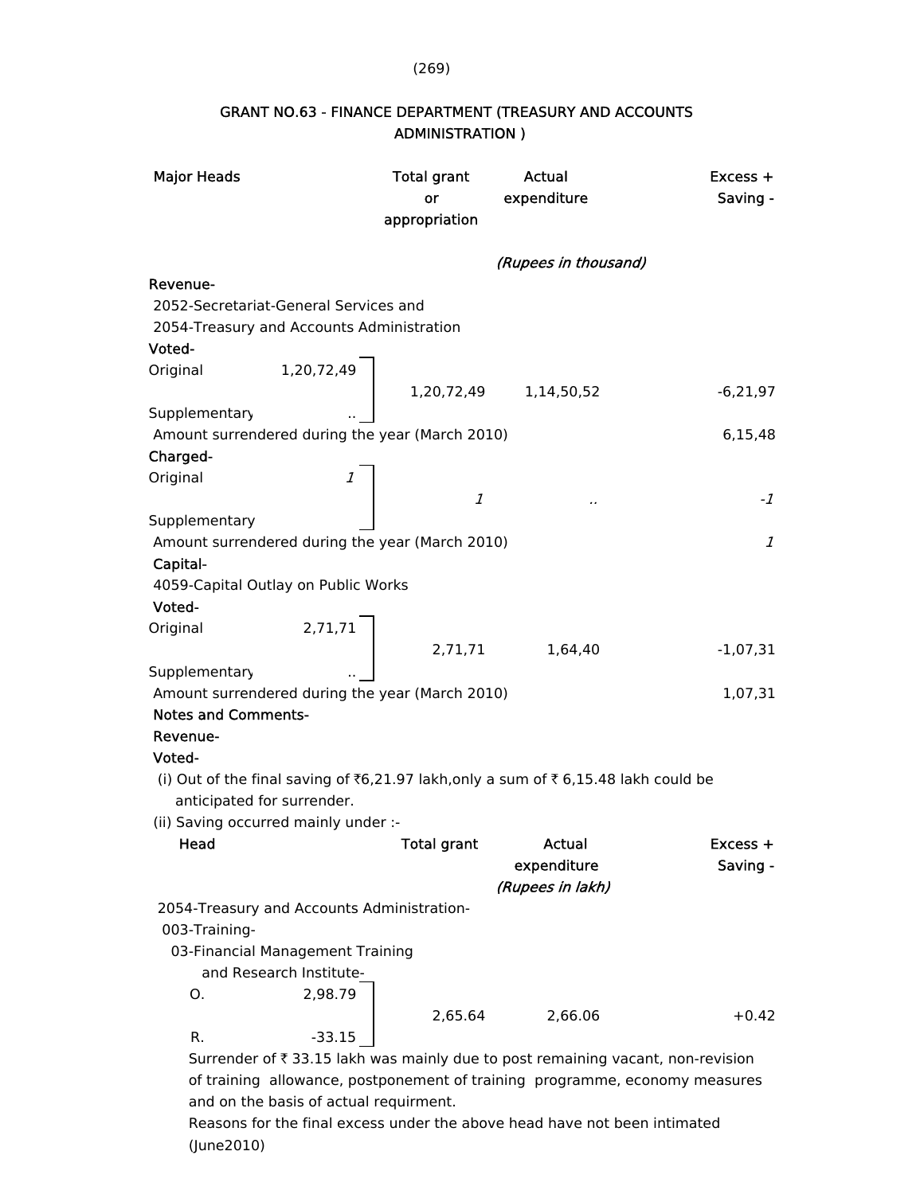## GRANT NO.63 - FINANCE DEPARTMENT (TREASURY AND ACCOUNTS ADMINISTRATION )

| Major Heads | | Total grant or appropriation | Actual expenditure | Excess + Saving - |
|---|---|---|---|---|
| | | *(Rupees in thousand)* | | |
| **Revenue-** | | | | |
| 2052-Secretariat-General Services and 2054-Treasury and Accounts Administration | | | | |
| **Voted-** | | | | |
| Original | 1,20,72,49 | 1,20,72,49 | 1,14,50,52 | -6,21,97 |
| Supplementary | .. | | | |
| Amount surrendered during the year (March 2010) | | | | 6,15,48 |
| **Charged-** | | | | |
| Original | *1* | *1* | .. | *-1* |
| Supplementary | | | | |
| Amount surrendered during the year (March 2010) | | | | *1* |
| **Capital-** | | | | |
| 4059-Capital Outlay on Public Works | | | | |
| **Voted-** | | | | |
| Original | 2,71,71 | 2,71,71 | 1,64,40 | -1,07,31 |
| Supplementary | .. | | | |
| Amount surrendered during the year (March 2010) | | | | 1,07,31 |

**Notes and Comments-**

**Revenue-**

**Voted-**

(i) Out of the final saving of ₹6,21.97 lakh,only a sum of ₹ 6,15.48 lakh could be anticipated for surrender.

(ii) Saving occurred mainly under :-

| Head | | Total grant | Actual expenditure | Excess + Saving - |
|---|---|---|---|---|
| | | *(Rupees in lakh)* | | |
| 2054-Treasury and Accounts Administration- | | | | |
| 003-Training- | | | | |
| 03-Financial Management Training and Research Institute- | | | | |
| O. | 2,98.79 | 2,65.64 | 2,66.06 | +0.42 |
| R. | -33.15 | | | |

Surrender of ₹ 33.15 lakh was mainly due to post remaining vacant, non-revision of training allowance, postponement of training programme, economy measures and on the basis of actual requirment.

Reasons for the final excess under the above head have not been intimated (June2010)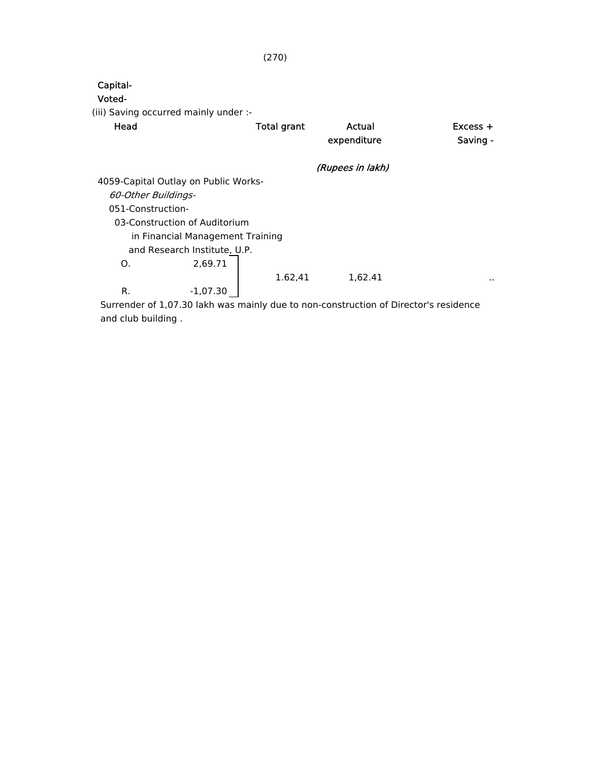Capital-

Voted-

(iii) Saving occurred mainly under :-

| Head | | Total grant | Actual expenditure | Excess + Saving - |
|---|---|---|---|---|
| | | | *(Rupees in lakh)* | |
| 4059-Capital Outlay on Public Works- | | | | |
| *60-Other Buildings-* | | | | |
| 051-Construction- | | | | |
| 03-Construction of Auditorium in Financial Management Training and Research Institute, U.P. | | | | |
| O. | 2,69.71 | 1.62,41 | 1,62.41 | .. |
| R. | -1,07.30 | | | |

Surrender of 1,07.30 lakh was mainly due to non-construction of Director's residence and club building .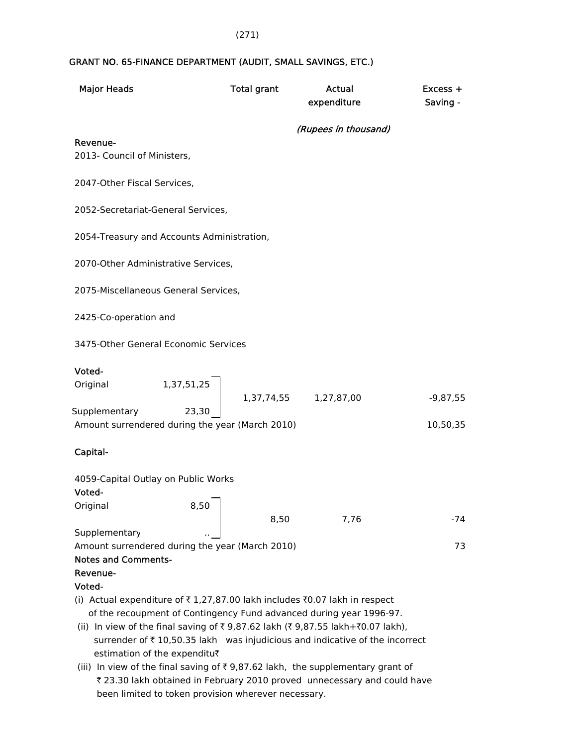## GRANT NO. 65-FINANCE DEPARTMENT (AUDIT, SMALL SAVINGS, ETC.)

| Major Heads | | Total grant | Actual expenditure | Excess + Saving - |
|---|---|---|---|---|
| | | | *(Rupees in thousand)* | |
| **Revenue-** | | | | |
| 2013- Council of Ministers, | | | | |
| 2047-Other Fiscal Services, | | | | |
| 2052-Secretariat-General Services, | | | | |
| 2054-Treasury and Accounts Administration, | | | | |
| 2070-Other Administrative Services, | | | | |
| 2075-Miscellaneous General Services, | | | | |
| 2425-Co-operation and | | | | |
| 3475-Other General Economic Services | | | | |
| **Voted-** | | | | |
| Original | 1,37,51,25 | 1,37,74,55 | 1,27,87,00 | -9,87,55 |
| Supplementary | 23,30 | | | |
| Amount surrendered during the year (March 2010) | | | | 10,50,35 |
| **Capital-** | | | | |
| 4059-Capital Outlay on Public Works | | | | |
| **Voted-** | | | | |
| Original | 8,50 | 8,50 | 7,76 | -74 |
| Supplementary | .. | | | |
| Amount surrendered during the year (March 2010) | | | | 73 |

**Notes and Comments-**

**Revenue-**

**Voted-**

(i) Actual expenditure of ₹ 1,27,87.00 lakh includes ₹0.07 lakh in respect of the recoupment of Contingency Fund advanced during year 1996-97.

(ii) In view of the final saving of ₹ 9,87.62 lakh (₹ 9,87.55 lakh+₹0.07 lakh), surrender of ₹ 10,50.35 lakh was injudicious and indicative of the incorrect estimation of the expenditu₹

(iii) In view of the final saving of ₹ 9,87.62 lakh, the supplementary grant of ₹ 23.30 lakh obtained in February 2010 proved unnecessary and could have been limited to token provision wherever necessary.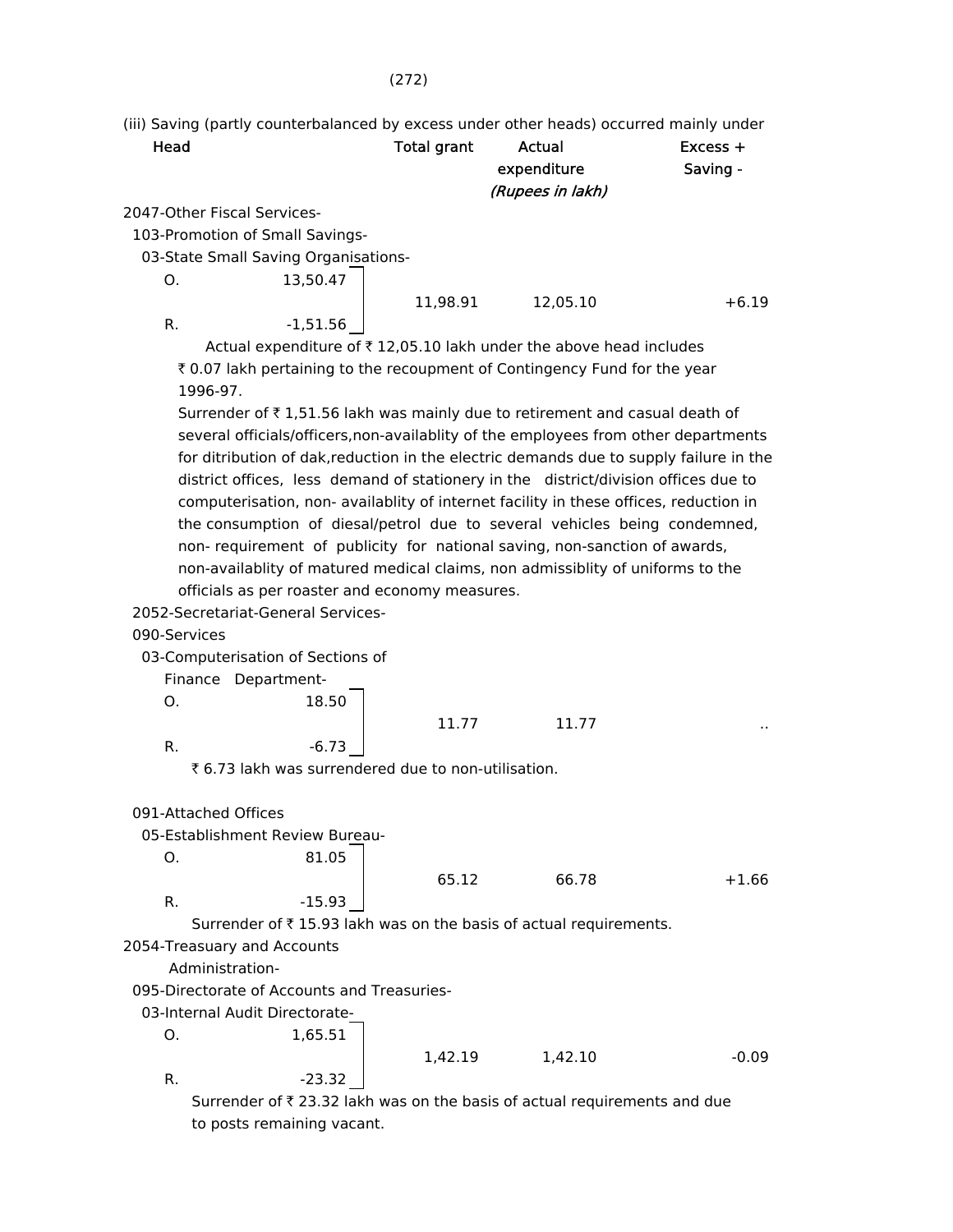(iii) Saving (partly counterbalanced by excess under other heads) occurred mainly under

| Head | | Total grant | Actual expenditure | Excess + Saving - |
|---|---|---|---|---|
| | | | *(Rupees in lakh)* | |
| 2047-Other Fiscal Services- | | | | |
| 103-Promotion of Small Savings- | | | | |
| 03-State Small Saving Organisations- | | | | |
| O. | 13,50.47 | 11,98.91 | 12,05.10 | +6.19 |
| R. | -1,51.56 | | | |

Actual expenditure of ₹ 12,05.10 lakh under the above head includes ₹ 0.07 lakh pertaining to the recoupment of Contingency Fund for the year 1996-97.

Surrender of ₹ 1,51.56 lakh was mainly due to retirement and casual death of several officials/officers,non-availablity of the employees from other departments for ditribution of dak,reduction in the electric demands due to supply failure in the district offices, less demand of stationery in the district/division offices due to computerisation, non- availablity of internet facility in these offices, reduction in the consumption of diesal/petrol due to several vehicles being condemned, non- requirement of publicity for national saving, non-sanction of awards, non-availablity of matured medical claims, non admissiblity of uniforms to the officials as per roaster and economy measures.

| Head | | Total grant | Actual expenditure | Excess + Saving - |
|---|---|---|---|---|
| 2052-Secretariat-General Services- | | | | |
| 090-Services | | | | |
| 03-Computerisation of Sections of Finance Department- | | | | |
| O. | 18.50 | 11.77 | 11.77 | .. |
| R. | -6.73 | | | |

₹ 6.73 lakh was surrendered due to non-utilisation.

| Head | | Total grant | Actual expenditure | Excess + Saving - |
|---|---|---|---|---|
| 091-Attached Offices | | | | |
| 05-Establishment Review Bureau- | | | | |
| O. | 81.05 | 65.12 | 66.78 | +1.66 |
| R. | -15.93 | | | |

Surrender of ₹ 15.93 lakh was on the basis of actual requirements.

| Head | | Total grant | Actual expenditure | Excess + Saving - |
|---|---|---|---|---|
| 2054-Treasuary and Accounts Administration- | | | | |
| 095-Directorate of Accounts and Treasuries- | | | | |
| 03-Internal Audit Directorate- | | | | |
| O. | 1,65.51 | 1,42.19 | 1,42.10 | -0.09 |
| R. | -23.32 | | | |

Surrender of ₹ 23.32 lakh was on the basis of actual requirements and due to posts remaining vacant.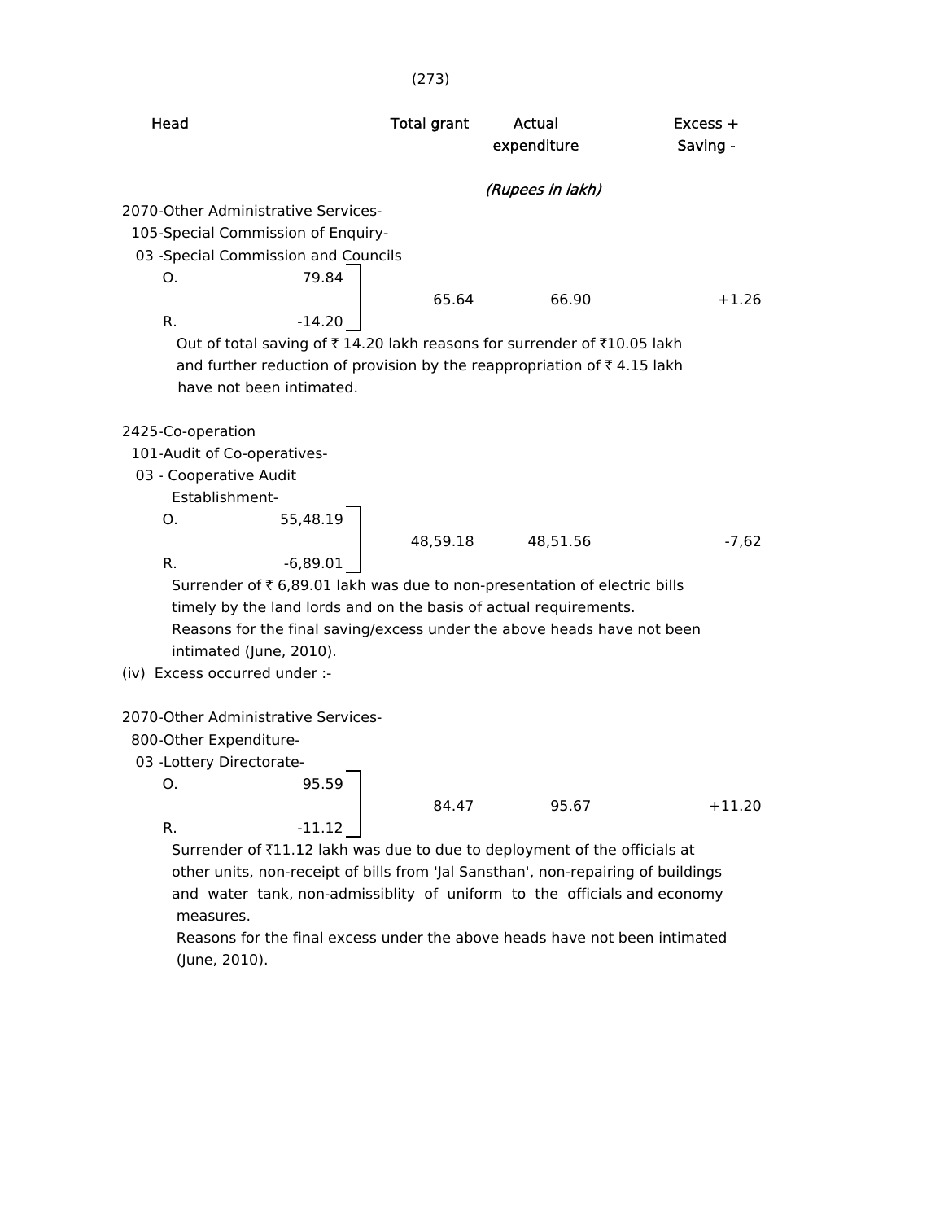| Head | | Total grant | Actual expenditure | Excess + Saving - |
|---|---|---|---|---|
| | | | *(Rupees in lakh)* | |
| 2070-Other Administrative Services-<br>105-Special Commission of Enquiry-<br>03 -Special Commission and Councils | | | | |
| O. | 79.84 | 65.64 | 66.90 | +1.26 |
| R. | -14.20 | | | |

Out of total saving of ₹ 14.20 lakh reasons for surrender of ₹10.05 lakh and further reduction of provision by the reappropriation of ₹ 4.15 lakh have not been intimated.

| Head | | Total grant | Actual expenditure | Excess + Saving - |
|---|---|---|---|---|
| 2425-Co-operation<br>101-Audit of Co-operatives-<br>03 - Cooperative Audit Establishment- | | | | |
| O. | 55,48.19 | 48,59.18 | 48,51.56 | -7,62 |
| R. | -6,89.01 | | | |

Surrender of ₹ 6,89.01 lakh was due to non-presentation of electric bills timely by the land lords and on the basis of actual requirements.

Reasons for the final saving/excess under the above heads have not been intimated (June, 2010).

(iv) Excess occurred under :-

| Head | | Total grant | Actual expenditure | Excess + Saving - |
|---|---|---|---|---|
| 2070-Other Administrative Services-<br>800-Other Expenditure-<br>03 -Lottery Directorate- | | | | |
| O. | 95.59 | 84.47 | 95.67 | +11.20 |
| R. | -11.12 | | | |

Surrender of ₹11.12 lakh was due to due to deployment of the officials at other units, non-receipt of bills from 'Jal Sansthan', non-repairing of buildings and water tank, non-admissiblity of uniform to the officials and economy measures.

Reasons for the final excess under the above heads have not been intimated (June, 2010).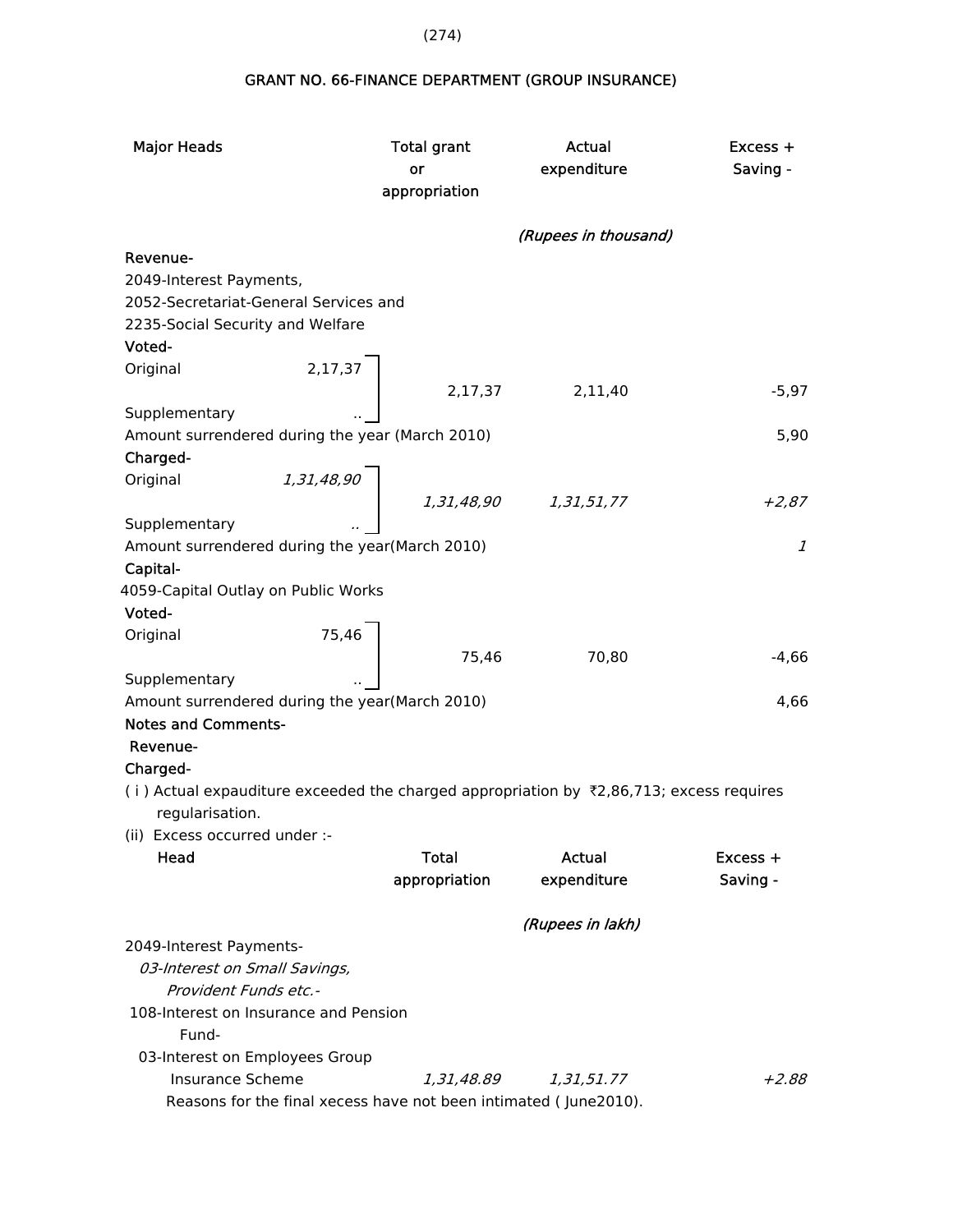## GRANT NO. 66-FINANCE DEPARTMENT (GROUP INSURANCE)

| Major Heads | | Total grant or appropriation | Actual expenditure | Excess + Saving - |
|---|---|---|---|---|
| | | | *(Rupees in thousand)* | |
| **Revenue-** | | | | |
| 2049-Interest Payments, 2052-Secretariat-General Services and 2235-Social Security and Welfare | | | | |
| **Voted-** | | | | |
| Original | 2,17,37 | 2,17,37 | 2,11,40 | -5,97 |
| Supplementary | .. | | | |
| Amount surrendered during the year (March 2010) | | | | 5,90 |
| **Charged-** | | | | |
| Original | *1,31,48,90* | *1,31,48,90* | *1,31,51,77* | *+2,87* |
| Supplementary | *..* | | | |
| Amount surrendered during the year(March 2010) | | | | *1* |
| **Capital-** | | | | |
| 4059-Capital Outlay on Public Works | | | | |
| **Voted-** | | | | |
| Original | 75,46 | 75,46 | 70,80 | -4,66 |
| Supplementary | .. | | | |
| Amount surrendered during the year(March 2010) | | | | 4,66 |

**Notes and Comments-**

**Revenue-**

**Charged-**

( i ) Actual expauditure exceeded the charged appropriation by ₹2,86,713; excess requires regularisation.

(ii) Excess occurred under :-

| Head | Total appropriation | Actual expenditure | Excess + Saving - |
|---|---|---|---|
| | | *(Rupees in lakh)* | |
| 2049-Interest Payments- | | | |
| *03-Interest on Small Savings, Provident Funds etc.-* | | | |
| 108-Interest on Insurance and Pension Fund- | | | |
| 03-Interest on Employees Group Insurance Scheme | *1,31,48.89* | *1,31,51.77* | *+2.88* |

Reasons for the final xecess have not been intimated ( June2010).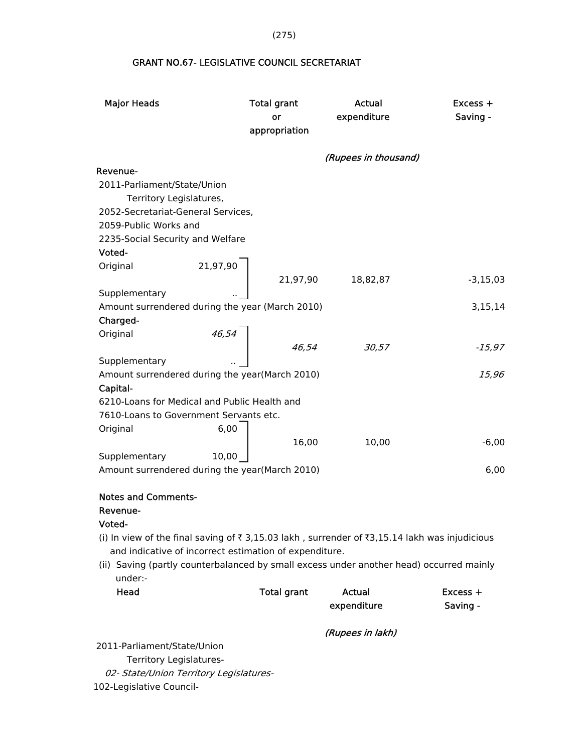## GRANT NO.67- LEGISLATIVE COUNCIL SECRETARIAT

| Major Heads | | Total grant or appropriation | Actual expenditure | Excess + Saving - |
|---|---|---|---|---|
| | | | *(Rupees in thousand)* | |
| **Revenue-** | | | | |
| 2011-Parliament/State/Union Territory Legislatures, 2052-Secretariat-General Services, 2059-Public Works and 2235-Social Security and Welfare | | | | |
| **Voted-** | | | | |
| Original | 21,97,90 | 21,97,90 | 18,82,87 | -3,15,03 |
| Supplementary | .. | | | |
| Amount surrendered during the year (March 2010) | | | | 3,15,14 |
| **Charged-** | | | | |
| Original | *46,54* | *46,54* | *30,57* | *-15,97* |
| Supplementary | *..* | | | |
| Amount surrendered during the year(March 2010) | | | | *15,96* |
| **Capital-** | | | | |
| 6210-Loans for Medical and Public Health and 7610-Loans to Government Servants etc. | | | | |
| Original | 6,00 | 16,00 | 10,00 | -6,00 |
| Supplementary | 10,00 | | | |
| Amount surrendered during the year(March 2010) | | | | 6,00 |

**Notes and Comments-**

**Revenue-**

**Voted-**

(i) In view of the final saving of ₹ 3,15.03 lakh , surrender of ₹3,15.14 lakh was injudicious and indicative of incorrect estimation of expenditure.

(ii) Saving (partly counterbalanced by small excess under another head) occurred mainly under:-

| Head | Total grant | Actual expenditure | Excess + Saving - |
|---|---|---|---|
| | | *(Rupees in lakh)* | |
| 2011-Parliament/State/Union Territory Legislatures- | | | |
| *02- State/Union Territory Legislatures-* | | | |
| 102-Legislative Council- | | | |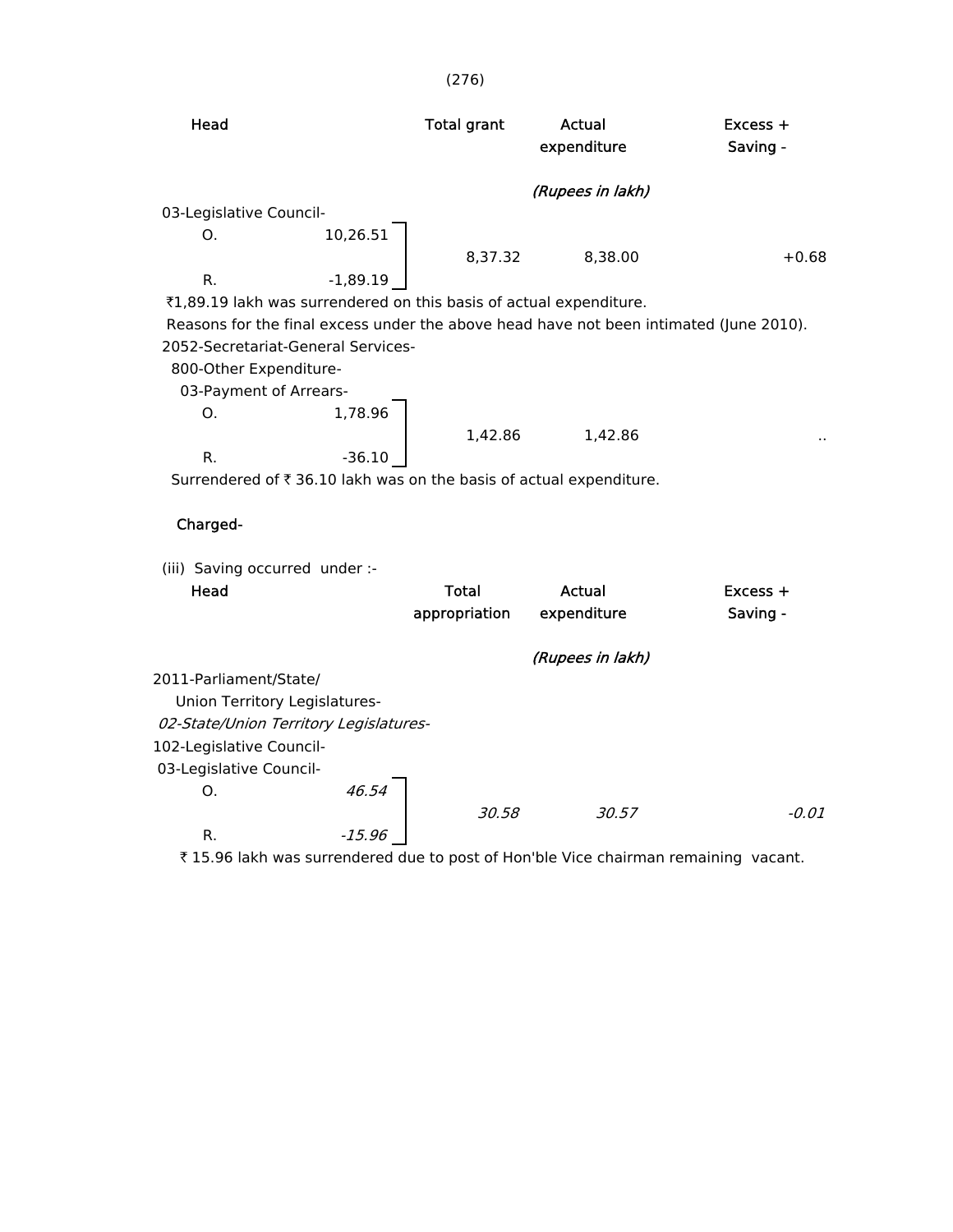(276)

| Head | | Total grant | Actual expenditure | Excess + Saving - |
|---|---|---|---|---|
| | | | *(Rupees in lakh)* | |
| 03-Legislative Council- | | | | |
| O. | 10,26.51 | 8,37.32 | 8,38.00 | +0.68 |
| R. | -1,89.19 | | | |

₹1,89.19 lakh was surrendered on this basis of actual expenditure.

Reasons for the final excess under the above head have not been intimated (June 2010).

| Head | | Total grant | Actual expenditure | Excess + Saving - |
|---|---|---|---|---|
| 2052-Secretariat-General Services- | | | | |
| 800-Other Expenditure- | | | | |
| 03-Payment of Arrears- | | | | |
| O. | 1,78.96 | 1,42.86 | 1,42.86 | .. |
| R. | -36.10 | | | |

Surrendered of ₹ 36.10 lakh was on the basis of actual expenditure.

**Charged-**

(iii) Saving occurred under :-

| Head | | Total appropriation | Actual expenditure | Excess + Saving - |
|---|---|---|---|---|
| | | | *(Rupees in lakh)* | |
| 2011-Parliament/State/ Union Territory Legislatures- | | | | |
| *02-State/Union Territory Legislatures-* | | | | |
| 102-Legislative Council- | | | | |
| 03-Legislative Council- | | | | |
| O. | *46.54* | *30.58* | *30.57* | *-0.01* |
| R. | *-15.96* | | | |

₹ 15.96 lakh was surrendered due to post of Hon'ble Vice chairman remaining vacant.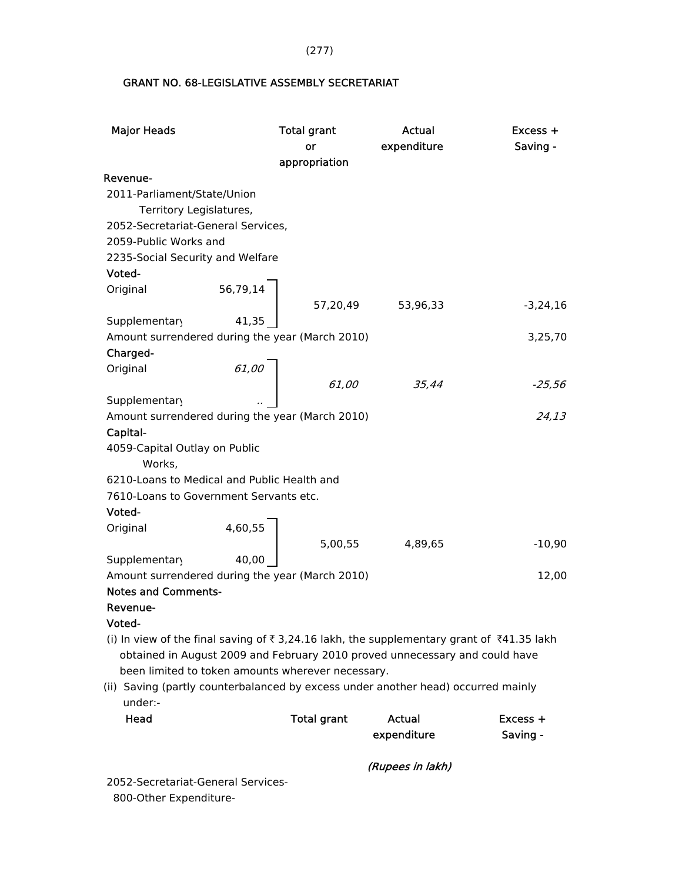## GRANT NO. 68-LEGISLATIVE ASSEMBLY SECRETARIAT

| Major Heads | | Total grant or appropriation | Actual expenditure | Excess + Saving - |
|---|---|---|---|---|
| **Revenue-** | | | | |
| 2011-Parliament/State/Union Territory Legislatures, | | | | |
| 2052-Secretariat-General Services, | | | | |
| 2059-Public Works and | | | | |
| 2235-Social Security and Welfare | | | | |
| **Voted-** | | | | |
| Original | 56,79,14 | | | |
| | | 57,20,49 | 53,96,33 | -3,24,16 |
| Supplementary | 41,35 | | | |
| Amount surrendered during the year (March 2010) | | | | 3,25,70 |
| **Charged-** | | | | |
| Original | *61,00* | | | |
| | | *61,00* | *35,44* | *-25,56* |
| Supplementary | .. | | | |
| Amount surrendered during the year (March 2010) | | | | *24,13* |
| **Capital-** | | | | |
| 4059-Capital Outlay on Public Works, | | | | |
| 6210-Loans to Medical and Public Health and | | | | |
| 7610-Loans to Government Servants etc. | | | | |
| **Voted-** | | | | |
| Original | 4,60,55 | | | |
| | | 5,00,55 | 4,89,65 | -10,90 |
| Supplementary | 40,00 | | | |
| Amount surrendered during the year (March 2010) | | | | 12,00 |

**Notes and Comments-**

**Revenue-**

**Voted-**

(i) In view of the final saving of ₹ 3,24.16 lakh, the supplementary grant of ₹41.35 lakh obtained in August 2009 and February 2010 proved unnecessary and could have been limited to token amounts wherever necessary.

(ii) Saving (partly counterbalanced by excess under another head) occurred mainly under:-

| Head | Total grant | Actual expenditure | Excess + Saving - |
|---|---|---|---|
| | | *(Rupees in lakh)* | |
| 2052-Secretariat-General Services- | | | |
| 800-Other Expenditure- | | | |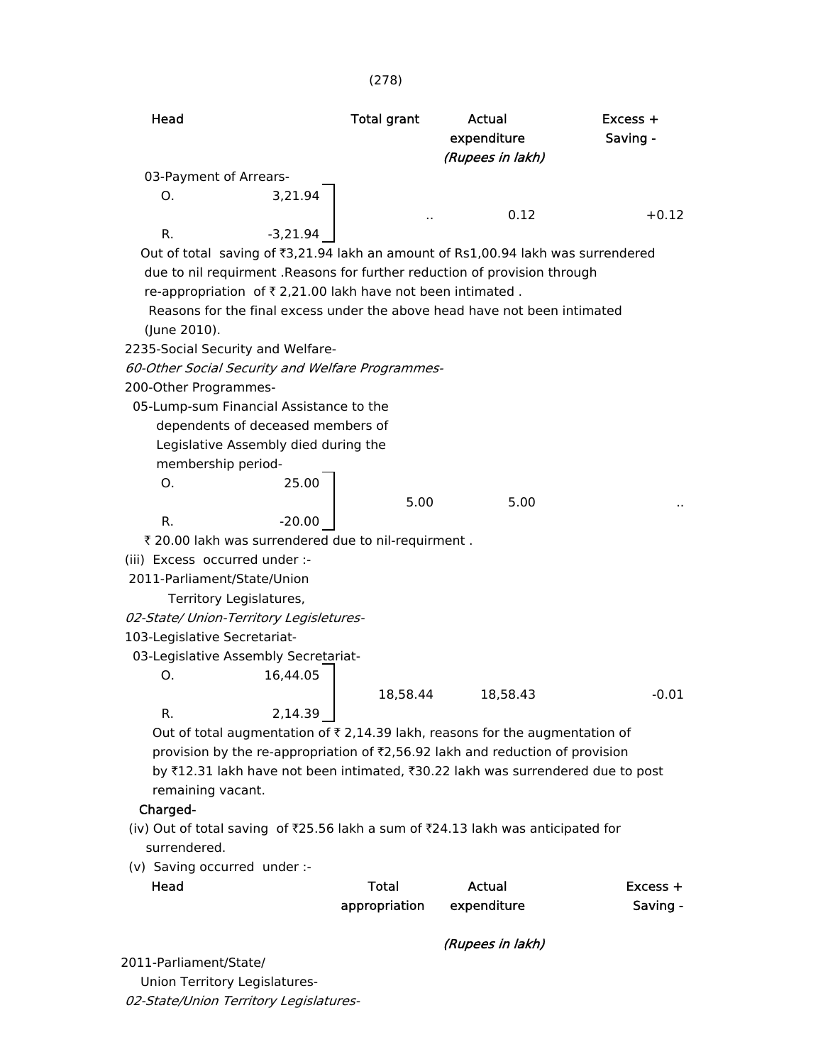| Head | Total grant | Actual expenditure | Excess + Saving - |
|---|---|---|---|
| | | *(Rupees in lakh)* | |
| 03-Payment of Arrears- | | | |
| O. 3,21.94 | | | |
| R. -3,21.94 | .. | 0.12 | +0.12 |

Out of total saving of ₹3,21.94 lakh an amount of Rs1,00.94 lakh was surrendered due to nil requirment .Reasons for further reduction of provision through re-appropriation of ₹ 2,21.00 lakh have not been intimated .

Reasons for the final excess under the above head have not been intimated (June 2010).

2235-Social Security and Welfare-

*60-Other Social Security and Welfare Programmes-*

200-Other Programmes-

| Head | Total grant | Actual expenditure | Excess + Saving - |
|---|---|---|---|
| 05-Lump-sum Financial Assistance to the dependents of deceased members of Legislative Assembly died during the membership period- | | | |
| O. 25.00 | | | |
| R. -20.00 | 5.00 | 5.00 | .. |

₹ 20.00 lakh was surrendered due to nil-requirment .

(iii) Excess occurred under :-

2011-Parliament/State/Union Territory Legislatures,

*02-State/ Union-Territory Legisletures-*

103-Legislative Secretariat-

| Head | Total grant | Actual expenditure | Excess + Saving - |
|---|---|---|---|
| 03-Legislative Assembly Secretariat- | | | |
| O. 16,44.05 | | | |
| R. 2,14.39 | 18,58.44 | 18,58.43 | -0.01 |

Out of total augmentation of ₹ 2,14.39 lakh, reasons for the augmentation of provision by the re-appropriation of ₹2,56.92 lakh and reduction of provision by ₹12.31 lakh have not been intimated, ₹30.22 lakh was surrendered due to post remaining vacant.

**Charged-**

(iv) Out of total saving of ₹25.56 lakh a sum of ₹24.13 lakh was anticipated for surrendered.

(v) Saving occurred under :-

| Head | Total appropriation | Actual expenditure | Excess + Saving - |
|---|---|---|---|
| | | *(Rupees in lakh)* | |

2011-Parliament/State/Union Territory Legislatures-

*02-State/Union Territory Legislatures-*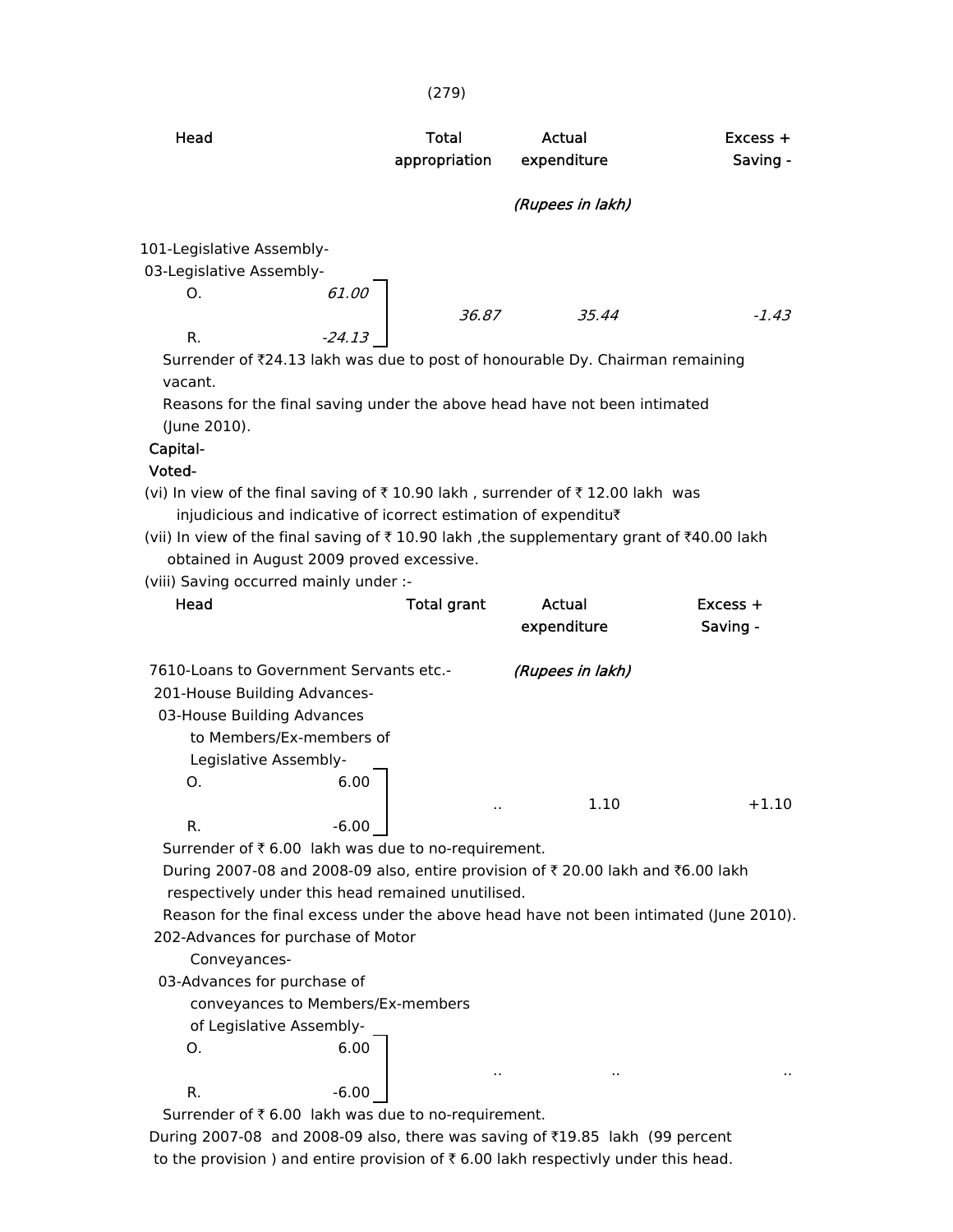| Head | | Total appropriation | Actual expenditure | Excess + Saving - |
|---|---|---|---|---|
| | | | *(Rupees in lakh)* | |
| 101-Legislative Assembly- | | | | |
| 03-Legislative Assembly- | | | | |
| O. | *61.00* | *36.87* | *35.44* | *-1.43* |
| R. | *-24.13* | | | |

Surrender of ₹24.13 lakh was due to post of honourable Dy. Chairman remaining vacant.

Reasons for the final saving under the above head have not been intimated (June 2010).

**Capital-**

**Voted-**

(vi) In view of the final saving of ₹ 10.90 lakh , surrender of ₹ 12.00 lakh was injudicious and indicative of icorrect estimation of expenditu₹

(vii) In view of the final saving of ₹ 10.90 lakh ,the supplementary grant of ₹40.00 lakh obtained in August 2009 proved excessive.

(viii) Saving occurred mainly under :-

| Head | | Total grant | Actual expenditure | Excess + Saving - |
|---|---|---|---|---|
| 7610-Loans to Government Servants etc.- | | | *(Rupees in lakh)* | |
| 201-House Building Advances- | | | | |
| 03-House Building Advances to Members/Ex-members of Legislative Assembly- | | | | |
| O. | 6.00 | .. | 1.10 | +1.10 |
| R. | -6.00 | | | |

Surrender of ₹ 6.00 lakh was due to no-requirement.

During 2007-08 and 2008-09 also, entire provision of ₹ 20.00 lakh and ₹6.00 lakh respectively under this head remained unutilised.

Reason for the final excess under the above head have not been intimated (June 2010).

| Head | | Total grant | Actual expenditure | Excess + Saving - |
|---|---|---|---|---|
| 202-Advances for purchase of Motor Conveyances- | | | | |
| 03-Advances for purchase of conveyances to Members/Ex-members of Legislative Assembly- | | | | |
| O. | 6.00 | .. | .. | .. |
| R. | -6.00 | | | |

Surrender of ₹ 6.00 lakh was due to no-requirement.

During 2007-08 and 2008-09 also, there was saving of ₹19.85 lakh (99 percent to the provision ) and entire provision of ₹ 6.00 lakh respectivly under this head.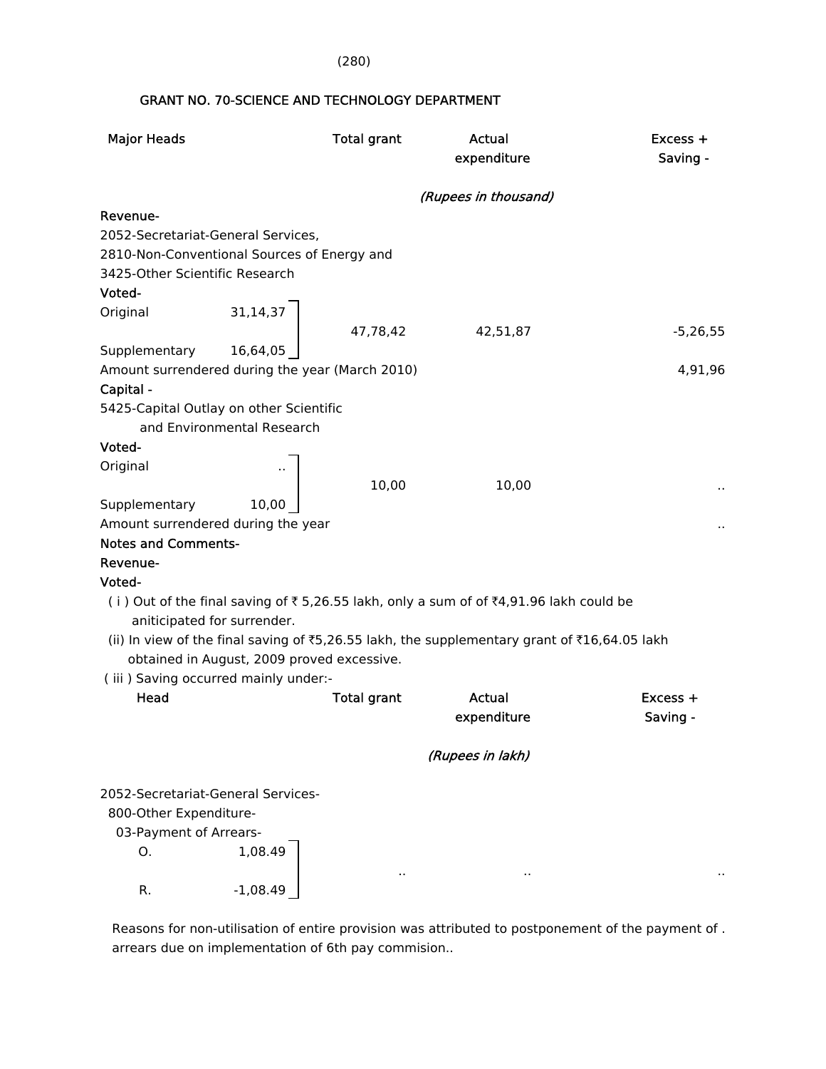## GRANT NO. 70-SCIENCE AND TECHNOLOGY DEPARTMENT

| Major Heads | | Total grant | Actual expenditure | Excess + Saving - |
|---|---|---|---|---|
| | | *(Rupees in thousand)* | | |
| **Revenue-** | | | | |
| 2052-Secretariat-General Services, 2810-Non-Conventional Sources of Energy and 3425-Other Scientific Research | | | | |
| **Voted-** | | | | |
| Original | 31,14,37 | 47,78,42 | 42,51,87 | -5,26,55 |
| Supplementary | 16,64,05 | | | |
| Amount surrendered during the year (March 2010) | | | | 4,91,96 |
| **Capital -** | | | | |
| 5425-Capital Outlay on other Scientific and Environmental Research | | | | |
| **Voted-** | | | | |
| Original | .. | 10,00 | 10,00 | .. |
| Supplementary | 10,00 | | | |
| Amount surrendered during the year | | | | .. |

**Notes and Comments-**

**Revenue-**

**Voted-**

( i ) Out of the final saving of ₹ 5,26.55 lakh, only a sum of of ₹4,91.96 lakh could be aniticipated for surrender.

(ii) In view of the final saving of ₹5,26.55 lakh, the supplementary grant of ₹16,64.05 lakh obtained in August, 2009 proved excessive.

( iii ) Saving occurred mainly under:-

| Head | | Total grant | Actual expenditure | Excess + Saving - |
|---|---|---|---|---|
| | | *(Rupees in lakh)* | | |
| 2052-Secretariat-General Services- | | | | |
| 800-Other Expenditure- | | | | |
| 03-Payment of Arrears- | | | | |
| O. | 1,08.49 | .. | .. | .. |
| R. | -1,08.49 | | | |

Reasons for non-utilisation of entire provision was attributed to postponement of the payment of . arrears due on implementation of 6th pay commision..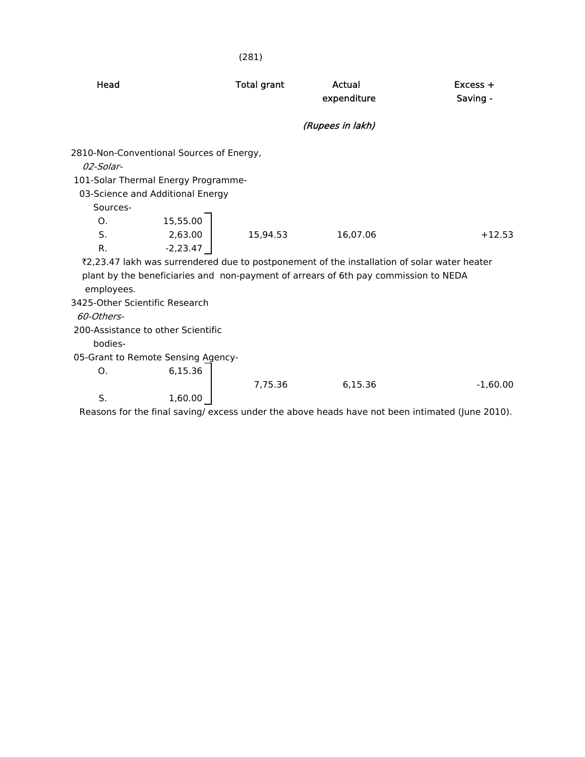| Head | | Total grant | Actual expenditure | Excess + Saving - |
|---|---|---|---|---|
| | | | *(Rupees in lakh)* | |
| 2810-Non-Conventional Sources of Energy, | | | | |
| *02-Solar-* | | | | |
| 101-Solar Thermal Energy Programme- | | | | |
| 03-Science and Additional Energy Sources- | | | | |
| O. | 15,55.00 | | | |
| S. | 2,63.00 | 15,94.53 | 16,07.06 | +12.53 |
| R. | -2,23.47 | | | |

₹2,23.47 lakh was surrendered due to postponement of the installation of solar water heater plant by the beneficiaries and non-payment of arrears of 6th pay commission to NEDA employees.

| Head | | Total grant | Actual expenditure | Excess + Saving - |
|---|---|---|---|---|
| 3425-Other Scientific Research | | | | |
| *60-Others-* | | | | |
| 200-Assistance to other Scientific bodies- | | | | |
| 05-Grant to Remote Sensing Agency- | | | | |
| O. | 6,15.36 | | | |
| | | 7,75.36 | 6,15.36 | -1,60.00 |
| S. | 1,60.00 | | | |

Reasons for the final saving/ excess under the above heads have not been intimated (June 2010).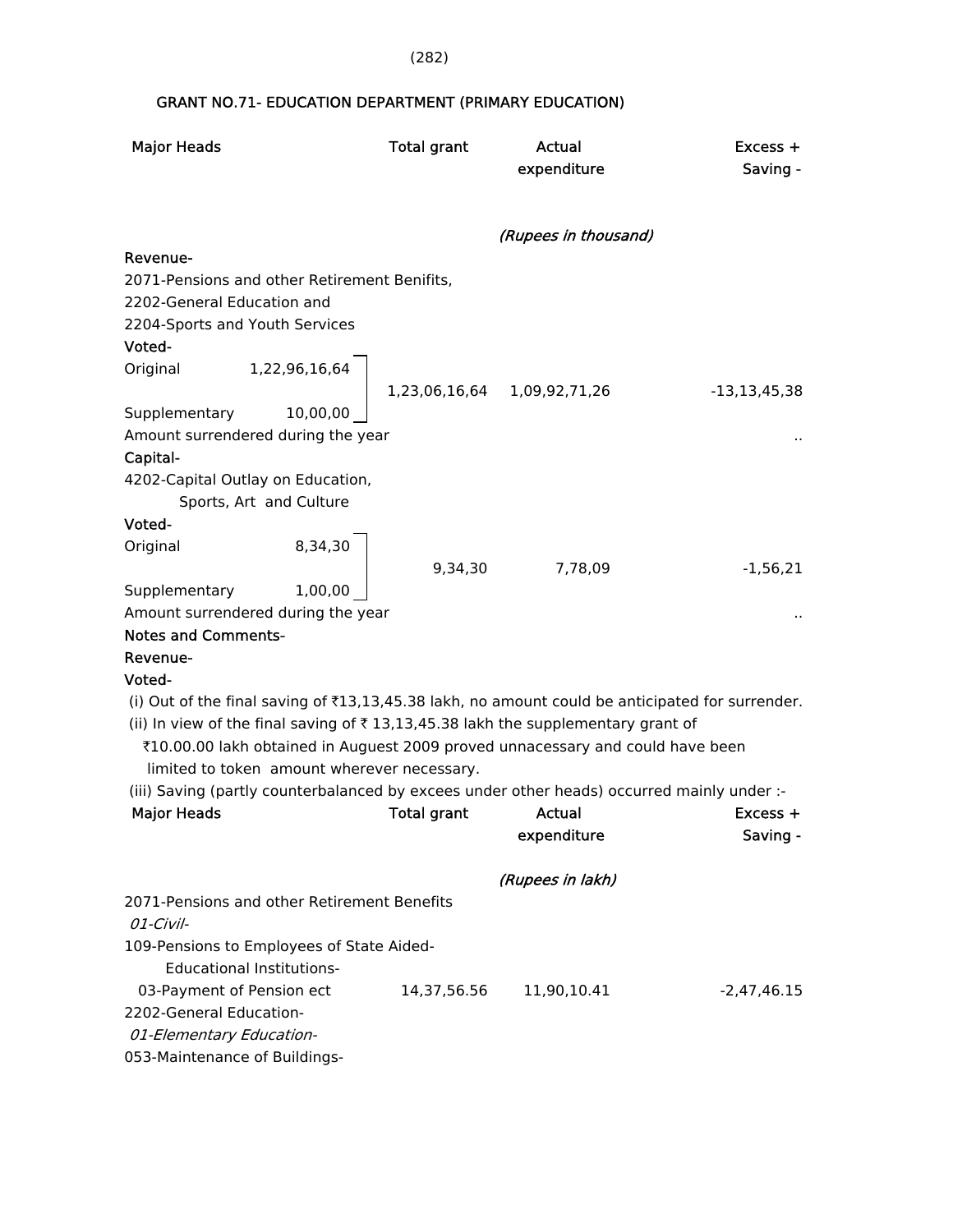## GRANT NO.71- EDUCATION DEPARTMENT (PRIMARY EDUCATION)

| Major Heads | | Total grant | Actual expenditure | Excess + Saving - |
|---|---|---|---|---|
| | | | *(Rupees in thousand)* | |
| **Revenue-** | | | | |
| 2071-Pensions and other Retirement Benifits, 2202-General Education and 2204-Sports and Youth Services | | | | |
| **Voted-** | | | | |
| Original | 1,22,96,16,64 | 1,23,06,16,64 | 1,09,92,71,26 | -13,13,45,38 |
| Supplementary | 10,00,00 | | | |
| Amount surrendered during the year | | | | .. |
| **Capital-** | | | | |
| 4202-Capital Outlay on Education, Sports, Art and Culture | | | | |
| **Voted-** | | | | |
| Original | 8,34,30 | 9,34,30 | 7,78,09 | -1,56,21 |
| Supplementary | 1,00,00 | | | |
| Amount surrendered during the year | | | | .. |

**Notes and Comments-**

**Revenue-**

**Voted-**

(i) Out of the final saving of ₹13,13,45.38 lakh, no amount could be anticipated for surrender.

(ii) In view of the final saving of ₹ 13,13,45.38 lakh the supplementary grant of ₹10.00.00 lakh obtained in Auguest 2009 proved unnacessary and could have been limited to token amount wherever necessary.

(iii) Saving (partly counterbalanced by excees under other heads) occurred mainly under :-

| Major Heads | Total grant | Actual expenditure | Excess + Saving - |
|---|---|---|---|
| | | *(Rupees in lakh)* | |
| 2071-Pensions and other Retirement Benefits | | | |
| *01-Civil-* | | | |
| 109-Pensions to Employees of State Aided-Educational Institutions- | | | |
| 03-Payment of Pension ect | 14,37,56.56 | 11,90,10.41 | -2,47,46.15 |
| 2202-General Education- | | | |
| *01-Elementary Education-* | | | |
| 053-Maintenance of Buildings- | | | |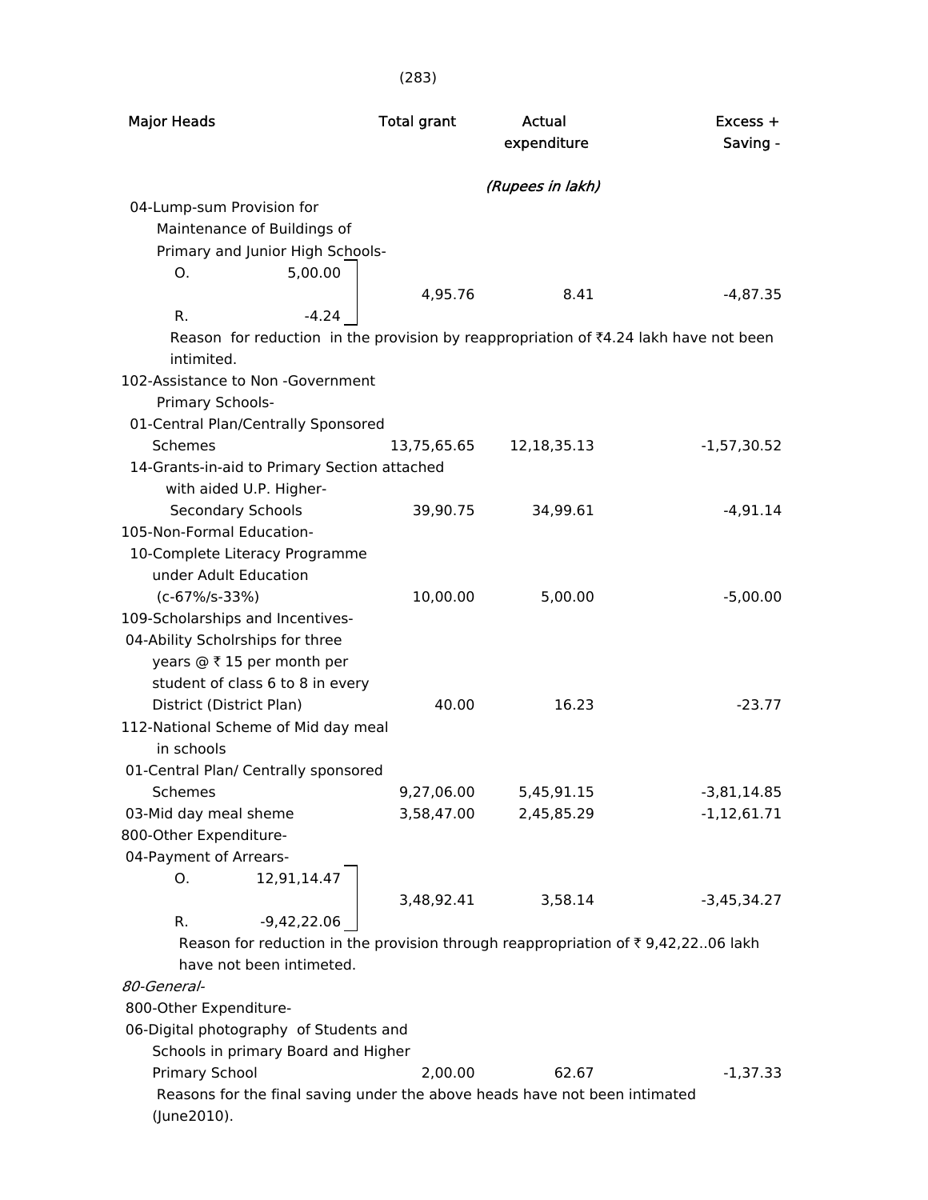| Major Heads | Total grant | Actual expenditure | Excess + Saving - |
|---|---|---|---|
| | | *(Rupees in lakh)* | |
| 04-Lump-sum Provision for Maintenance of Buildings of Primary and Junior High Schools- O. 5,00.00 R. -4.24 | 4,95.76 | 8.41 | -4,87.35 |

Reason for reduction in the provision by reappropriation of ₹4.24 lakh have not been intimited.

| Major Heads | Total grant | Actual expenditure | Excess + Saving - |
|---|---|---|---|
| 102-Assistance to Non -Government Primary Schools- | | | |
| 01-Central Plan/Centrally Sponsored Schemes | 13,75,65.65 | 12,18,35.13 | -1,57,30.52 |
| 14-Grants-in-aid to Primary Section attached with aided U.P. Higher-Secondary Schools | 39,90.75 | 34,99.61 | -4,91.14 |
| 105-Non-Formal Education- | | | |
| 10-Complete Literacy Programme under Adult Education (c-67%/s-33%) | 10,00.00 | 5,00.00 | -5,00.00 |
| 109-Scholarships and Incentives- | | | |
| 04-Ability Scholrships for three years @ ₹ 15 per month per student of class 6 to 8 in every District (District Plan) | 40.00 | 16.23 | -23.77 |
| 112-National Scheme of Mid day meal in schools | | | |
| 01-Central Plan/ Centrally sponsored Schemes | 9,27,06.00 | 5,45,91.15 | -3,81,14.85 |
| 03-Mid day meal sheme | 3,58,47.00 | 2,45,85.29 | -1,12,61.71 |
| 800-Other Expenditure- | | | |
| 04-Payment of Arrears- O. 12,91,14.47 R. -9,42,22.06 | 3,48,92.41 | 3,58.14 | -3,45,34.27 |

Reason for reduction in the provision through reappropriation of ₹ 9,42,22..06 lakh have not been intimeted.

| Major Heads | Total grant | Actual expenditure | Excess + Saving - |
|---|---|---|---|
| *80-General-* | | | |
| 800-Other Expenditure- | | | |
| 06-Digital photography of Students and Schools in primary Board and Higher Primary School | 2,00.00 | 62.67 | -1,37.33 |

Reasons for the final saving under the above heads have not been intimated (June2010).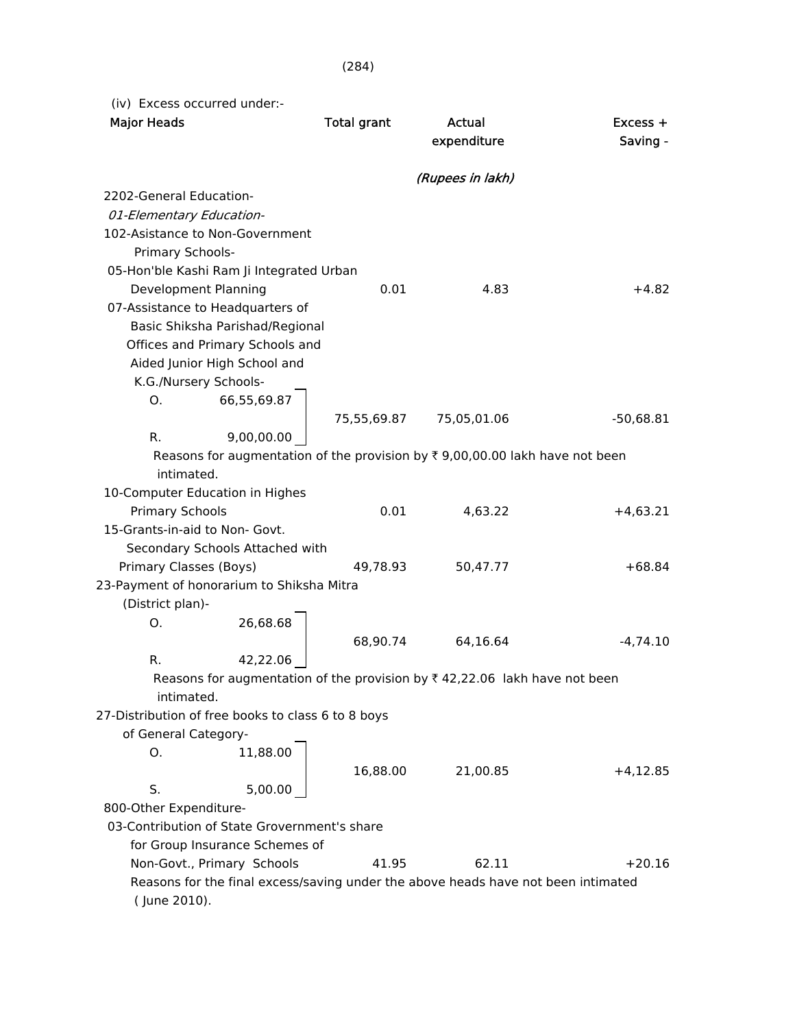(iv) Excess occurred under:-

| Major Heads | Total grant | Actual expenditure | Excess + Saving - |
|---|---|---|---|
| | | *(Rupees in lakh)* | |
| 2202-General Education- | | | |
| *01-Elementary Education-* | | | |
| 102-Asistance to Non-Government Primary Schools- | | | |
| 05-Hon'ble Kashi Ram Ji Integrated Urban Development Planning | 0.01 | 4.83 | +4.82 |
| 07-Assistance to Headquarters of Basic Shiksha Parishad/Regional Offices and Primary Schools and Aided Junior High School and K.G./Nursery Schools- O. 66,55,69.87 R. 9,00,00.00 | 75,55,69.87 | 75,05,01.06 | -50,68.81 |

Reasons for augmentation of the provision by ₹ 9,00,00.00 lakh have not been intimated.

| Major Heads | Total grant | Actual expenditure | Excess + Saving - |
|---|---|---|---|
| 10-Computer Education in Highes Primary Schools | 0.01 | 4,63.22 | +4,63.21 |
| 15-Grants-in-aid to Non- Govt. Secondary Schools Attached with Primary Classes (Boys) | 49,78.93 | 50,47.77 | +68.84 |
| 23-Payment of honorarium to Shiksha Mitra (District plan)- O. 26,68.68 R. 42,22.06 | 68,90.74 | 64,16.64 | -4,74.10 |

Reasons for augmentation of the provision by ₹ 42,22.06 lakh have not been intimated.

| Major Heads | Total grant | Actual expenditure | Excess + Saving - |
|---|---|---|---|
| 27-Distribution of free books to class 6 to 8 boys of General Category- O. 11,88.00 S. 5,00.00 | 16,88.00 | 21,00.85 | +4,12.85 |
| 800-Other Expenditure- | | | |
| 03-Contribution of State Grovernment's share for Group Insurance Schemes of Non-Govt., Primary Schools | 41.95 | 62.11 | +20.16 |

Reasons for the final excess/saving under the above heads have not been intimated ( June 2010).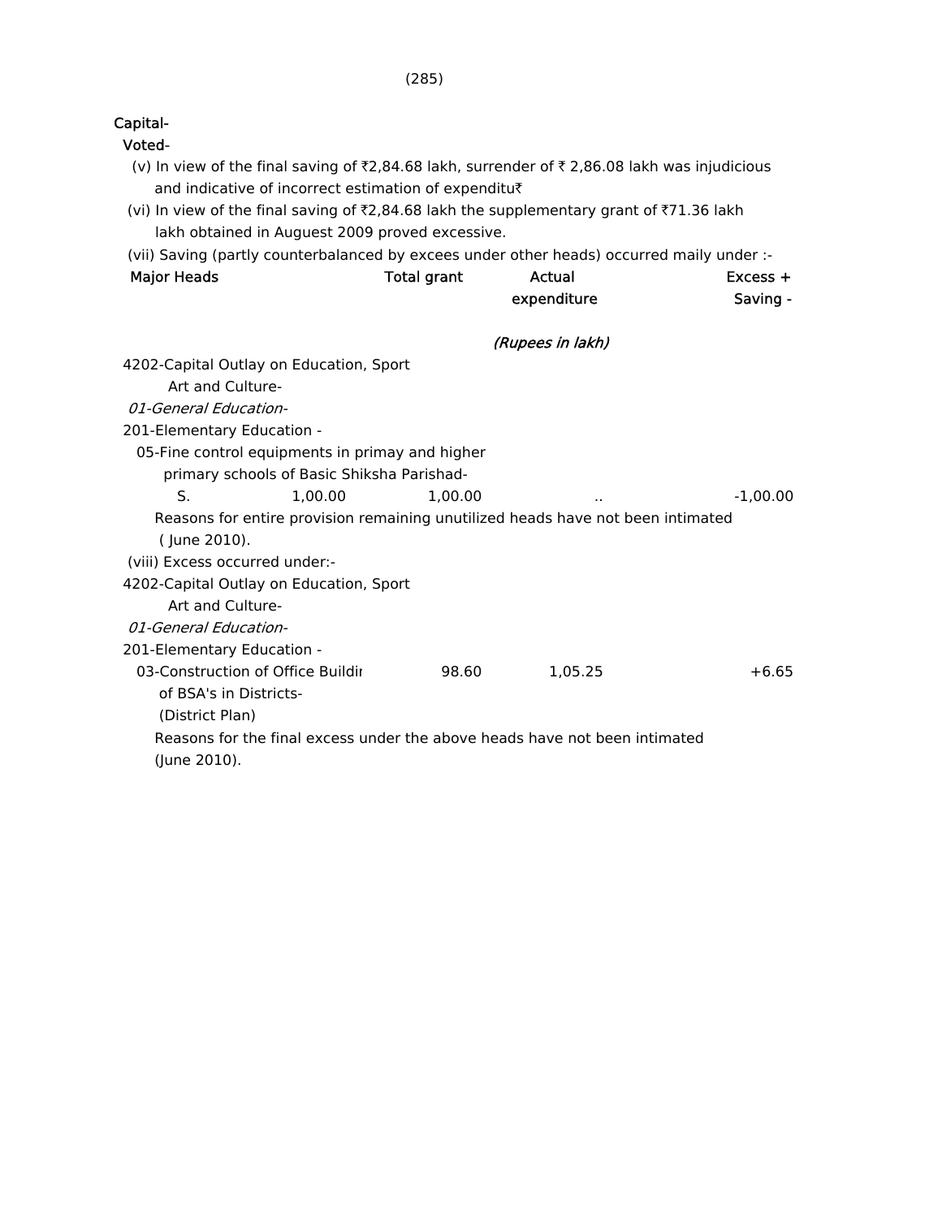Capital-

Voted-

(v) In view of the final saving of ₹2,84.68 lakh, surrender of ₹ 2,86.08 lakh was injudicious and indicative of incorrect estimation of expenditu₹

(vi) In view of the final saving of ₹2,84.68 lakh the supplementary grant of ₹71.36 lakh lakh obtained in Auguest 2009 proved excessive.

(vii) Saving (partly counterbalanced by excees under other heads) occurred maily under :-

| Major Heads | | Total grant | Actual expenditure | Excess + Saving - |
|---|---|---|---|---|
| | | | *(Rupees in lakh)* | |
| 4202-Capital Outlay on Education, Sport Art and Culture- | | | | |
| *01-General Education-* | | | | |
| 201-Elementary Education - | | | | |
| 05-Fine control equipments in primay and higher primary schools of Basic Shiksha Parishad- | | | | |
| S. | 1,00.00 | 1,00.00 | .. | -1,00.00 |

Reasons for entire provision remaining unutilized heads have not been intimated ( June 2010).

(viii) Excess occurred under:-

| Major Heads | Total grant | Actual expenditure | Excess + Saving - |
|---|---|---|---|
| 4202-Capital Outlay on Education, Sport Art and Culture- | | | |
| *01-General Education-* | | | |
| 201-Elementary Education - | | | |
| 03-Construction of Office Buildir of BSA's in Districts- (District Plan) | 98.60 | 1,05.25 | +6.65 |

Reasons for the final excess under the above heads have not been intimated (June 2010).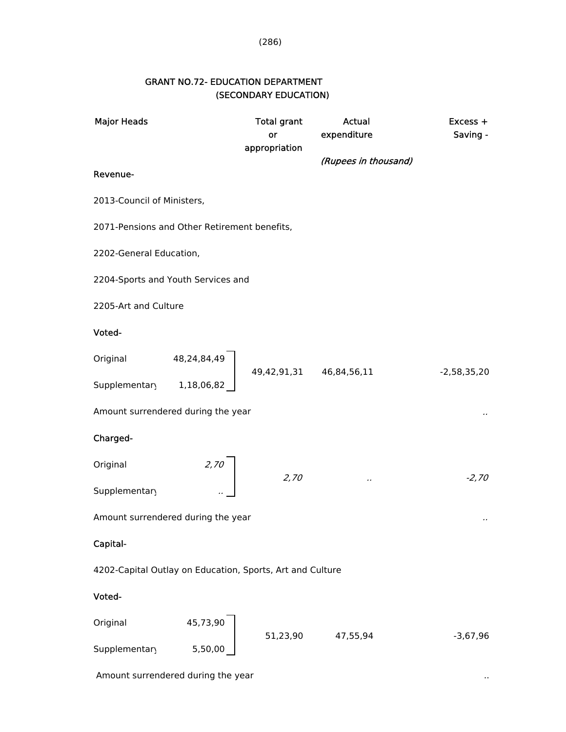# GRANT NO.72- EDUCATION DEPARTMENT
## (SECONDARY EDUCATION)

| Major Heads | | Total grant or appropriation | Actual expenditure | Excess + Saving - |
|---|---|---|---|---|
| | | | *(Rupees in thousand)* | |
| **Revenue-** | | | | |
| 2013-Council of Ministers, | | | | |
| 2071-Pensions and Other Retirement benefits, | | | | |
| 2202-General Education, | | | | |
| 2204-Sports and Youth Services and | | | | |
| 2205-Art and Culture | | | | |
| **Voted-** | | | | |
| Original | 48,24,84,49 | 49,42,91,31 | 46,84,56,11 | -2,58,35,20 |
| Supplementary | 1,18,06,82 | | | |
| Amount surrendered during the year | | | | .. |
| **Charged-** | | | | |
| Original | *2,70* | *2,70* | *..* | *-2,70* |
| Supplementary | *..* | | | |
| Amount surrendered during the year | | | | .. |
| **Capital-** | | | | |
| 4202-Capital Outlay on Education, Sports, Art and Culture | | | | |
| **Voted-** | | | | |
| Original | 45,73,90 | 51,23,90 | 47,55,94 | -3,67,96 |
| Supplementary | 5,50,00 | | | |
| Amount surrendered during the year | | | | .. |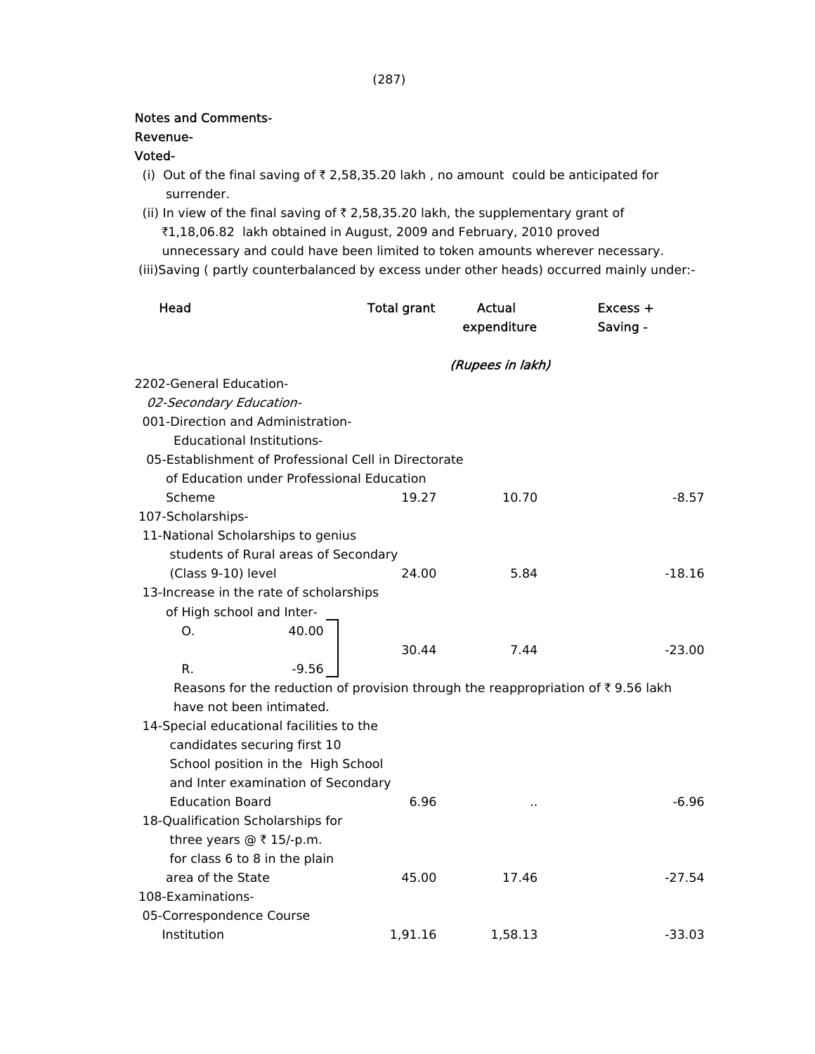**Notes and Comments-**

**Revenue-**

**Voted-**

(i) Out of the final saving of ₹ 2,58,35.20 lakh , no amount could be anticipated for surrender.

(ii) In view of the final saving of ₹ 2,58,35.20 lakh, the supplementary grant of ₹1,18,06.82 lakh obtained in August, 2009 and February, 2010 proved unnecessary and could have been limited to token amounts wherever necessary.

(iii)Saving ( partly counterbalanced by excess under other heads) occurred mainly under:-

| Head | Total grant | Actual expenditure | Excess + Saving - |
|---|---|---|---|
| | | *(Rupees in lakh)* | |
| 2202-General Education- | | | |
| *02-Secondary Education-* | | | |
| 001-Direction and Administration- | | | |
| Educational Institutions- | | | |
| 05-Establishment of Professional Cell in Directorate of Education under Professional Education Scheme | 19.27 | 10.70 | -8.57 |
| 107-Scholarships- | | | |
| 11-National Scholarships to genius students of Rural areas of Secondary (Class 9-10) level | 24.00 | 5.84 | -18.16 |
| 13-Increase in the rate of scholarships of High school and Inter- O. 40.00 R. -9.56 | 30.44 | 7.44 | -23.00 |
| Reasons for the reduction of provision through the reappropriation of ₹ 9.56 lakh have not been intimated. | | | |
| 14-Special educational facilities to the candidates securing first 10 School position in the High School and Inter examination of Secondary Education Board | 6.96 | .. | -6.96 |
| 18-Qualification Scholarships for three years @ ₹ 15/-p.m. for class 6 to 8 in the plain area of the State | 45.00 | 17.46 | -27.54 |
| 108-Examinations- | | | |
| 05-Correspondence Course Institution | 1,91.16 | 1,58.13 | -33.03 |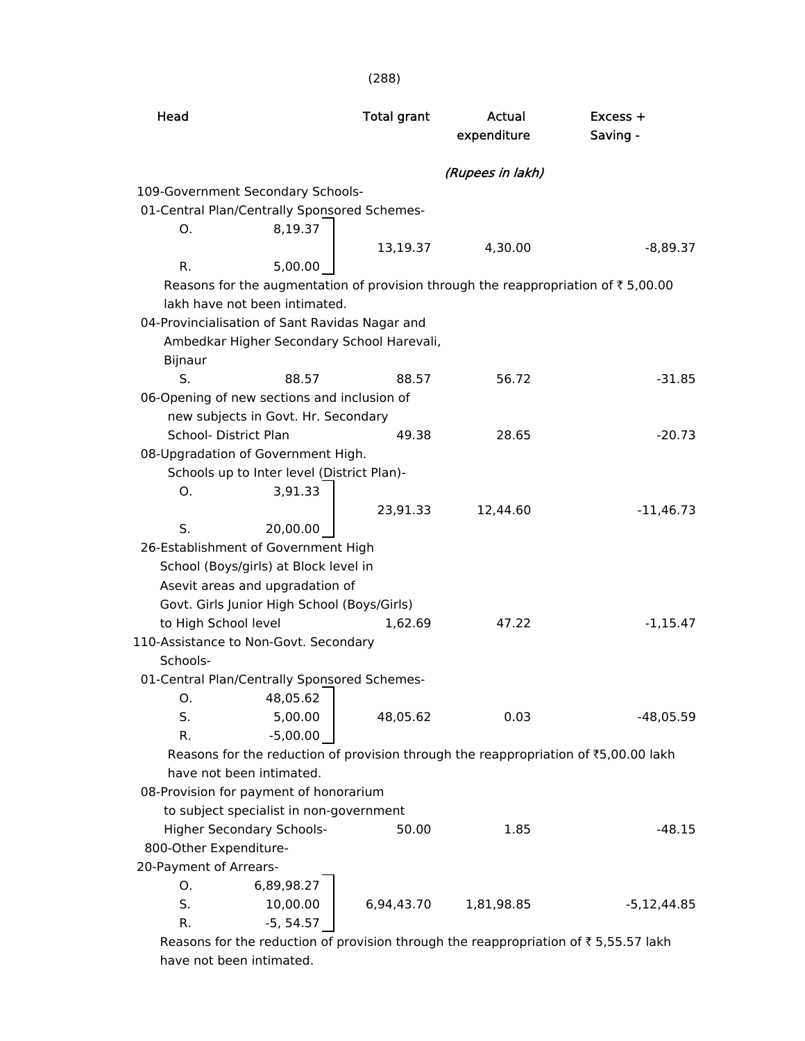| Head | | Total grant | Actual expenditure | Excess + Saving - |
|---|---|---|---|---|
| | | | *(Rupees in lakh)* | |
| 109-Government Secondary Schools- | | | | |
| 01-Central Plan/Centrally Sponsored Schemes- | | | | |
| O. | 8,19.37 | | | |
| | | 13,19.37 | 4,30.00 | -8,89.37 |
| R. | 5,00.00 | | | |

Reasons for the augmentation of provision through the reappropriation of ₹ 5,00.00 lakh have not been intimated.

| Head | | Total grant | Actual expenditure | Excess + Saving - |
|---|---|---|---|---|
| 04-Provincialisation of Sant Ravidas Nagar and Ambedkar Higher Secondary School Harevali, Bijnaur | | | | |
| S. | 88.57 | 88.57 | 56.72 | -31.85 |
| 06-Opening of new sections and inclusion of new subjects in Govt. Hr. Secondary School- District Plan | | 49.38 | 28.65 | -20.73 |
| 08-Upgradation of Government High. Schools up to Inter level (District Plan)- | | | | |
| O. | 3,91.33 | | | |
| | | 23,91.33 | 12,44.60 | -11,46.73 |
| S. | 20,00.00 | | | |
| 26-Establishment of Government High School (Boys/girls) at Block level in Asevit areas and upgradation of Govt. Girls Junior High School (Boys/Girls) to High School level | | 1,62.69 | 47.22 | -1,15.47 |
| 110-Assistance to Non-Govt. Secondary Schools- | | | | |
| 01-Central Plan/Centrally Sponsored Schemes- | | | | |
| O. | 48,05.62 | | | |
| S. | 5,00.00 | 48,05.62 | 0.03 | -48,05.59 |
| R. | -5,00.00 | | | |

Reasons for the reduction of provision through the reappropriation of ₹5,00.00 lakh have not been intimated.

| Head | | Total grant | Actual expenditure | Excess + Saving - |
|---|---|---|---|---|
| 08-Provision for payment of honorarium to subject specialist in non-government Higher Secondary Schools- | | 50.00 | 1.85 | -48.15 |
| 800-Other Expenditure- | | | | |
| 20-Payment of Arrears- | | | | |
| O. | 6,89,98.27 | | | |
| S. | 10,00.00 | 6,94,43.70 | 1,81,98.85 | -5,12,44.85 |
| R. | -5, 54.57 | | | |

Reasons for the reduction of provision through the reappropriation of ₹ 5,55.57 lakh have not been intimated.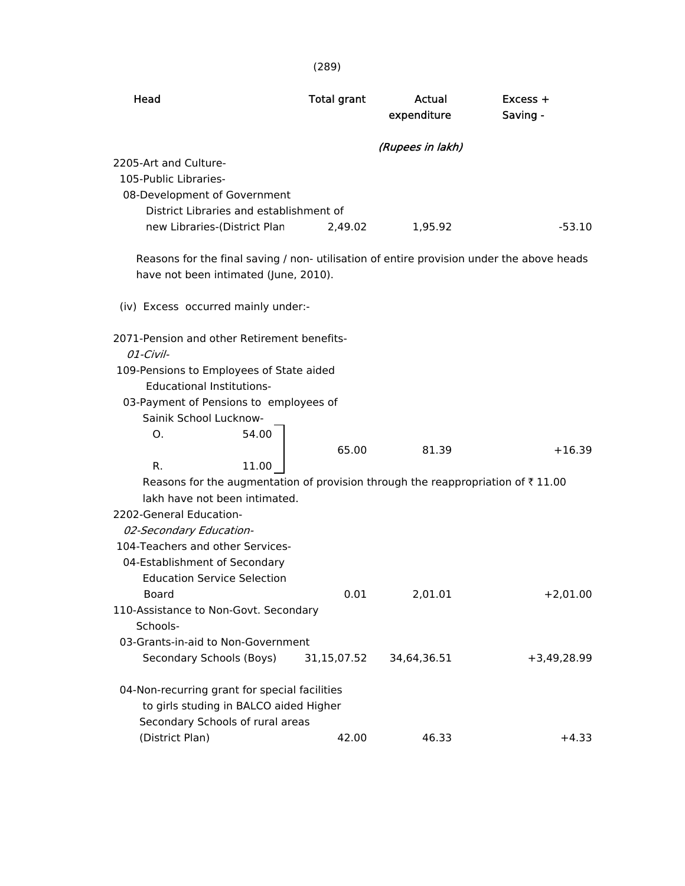| Head | Total grant | Actual expenditure | Excess + Saving - |
|---|---|---|---|
| | | *(Rupees in lakh)* | |
| 2205-Art and Culture- | | | |
| 105-Public Libraries- | | | |
| 08-Development of Government District Libraries and establishment of new Libraries-(District Plan | 2,49.02 | 1,95.92 | -53.10 |

Reasons for the final saving / non- utilisation of entire provision under the above heads have not been intimated (June, 2010).

(iv) Excess occurred mainly under:-

| Head | Total grant | Actual expenditure | Excess + Saving - |
|---|---|---|---|
| 2071-Pension and other Retirement benefits- | | | |
| *01-Civil-* | | | |
| 109-Pensions to Employees of State aided Educational Institutions- | | | |
| 03-Payment of Pensions to employees of Sainik School Lucknow- O. 54.00 R. 11.00 | 65.00 | 81.39 | +16.39 |

Reasons for the augmentation of provision through the reappropriation of ₹ 11.00 lakh have not been intimated.

| Head | Total grant | Actual expenditure | Excess + Saving - |
|---|---|---|---|
| 2202-General Education- | | | |
| *02-Secondary Education-* | | | |
| 104-Teachers and other Services- | | | |
| 04-Establishment of Secondary Education Service Selection Board | 0.01 | 2,01.01 | +2,01.00 |
| 110-Assistance to Non-Govt. Secondary Schools- | | | |
| 03-Grants-in-aid to Non-Government Secondary Schools (Boys) | 31,15,07.52 | 34,64,36.51 | +3,49,28.99 |
| 04-Non-recurring grant for special facilities to girls studing in BALCO aided Higher Secondary Schools of rural areas (District Plan) | 42.00 | 46.33 | +4.33 |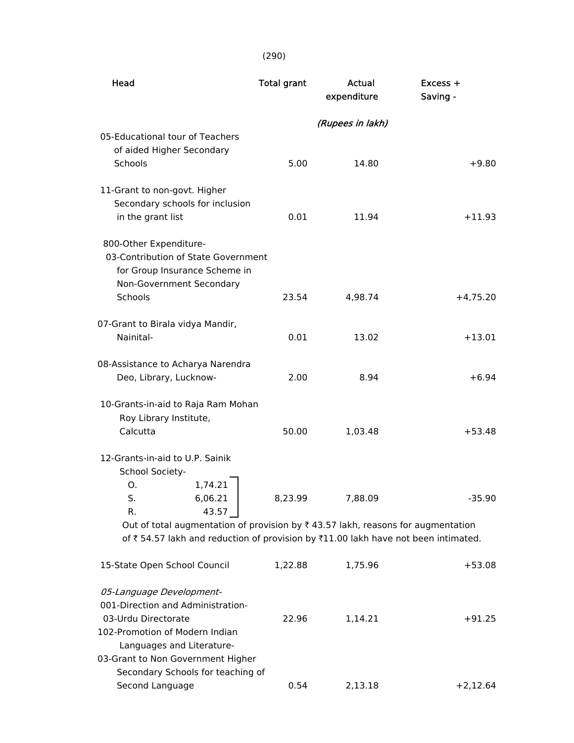| Head | Total grant | Actual expenditure | Excess + Saving - |
|---|---|---|---|
| | | *(Rupees in lakh)* | |
| 05-Educational tour of Teachers of aided Higher Secondary Schools | 5.00 | 14.80 | +9.80 |
| 11-Grant to non-govt. Higher Secondary schools for inclusion in the grant list | 0.01 | 11.94 | +11.93 |
| 800-Other Expenditure- 03-Contribution of State Government for Group Insurance Scheme in Non-Government Secondary Schools | 23.54 | 4,98.74 | +4,75.20 |
| 07-Grant to Birala vidya Mandir, Nainital- | 0.01 | 13.02 | +13.01 |
| 08-Assistance to Acharya Narendra Deo, Library, Lucknow- | 2.00 | 8.94 | +6.94 |
| 10-Grants-in-aid to Raja Ram Mohan Roy Library Institute, Calcutta | 50.00 | 1,03.48 | +53.48 |
| 12-Grants-in-aid to U.P. Sainik School Society- O. 1,74.21; S. 6,06.21; R. 43.57 | 8,23.99 | 7,88.09 | -35.90 |

Out of total augmentation of provision by ₹ 43.57 lakh, reasons for augmentation of ₹ 54.57 lakh and reduction of provision by ₹11.00 lakh have not been intimated.

| Head | Total grant | Actual expenditure | Excess + Saving - |
|---|---|---|---|
| 15-State Open School Council | 1,22.88 | 1,75.96 | +53.08 |
| *05-Language Development-* 001-Direction and Administration- 03-Urdu Directorate | 22.96 | 1,14.21 | +91.25 |
| 102-Promotion of Modern Indian Languages and Literature- 03-Grant to Non Government Higher Secondary Schools for teaching of Second Language | 0.54 | 2,13.18 | +2,12.64 |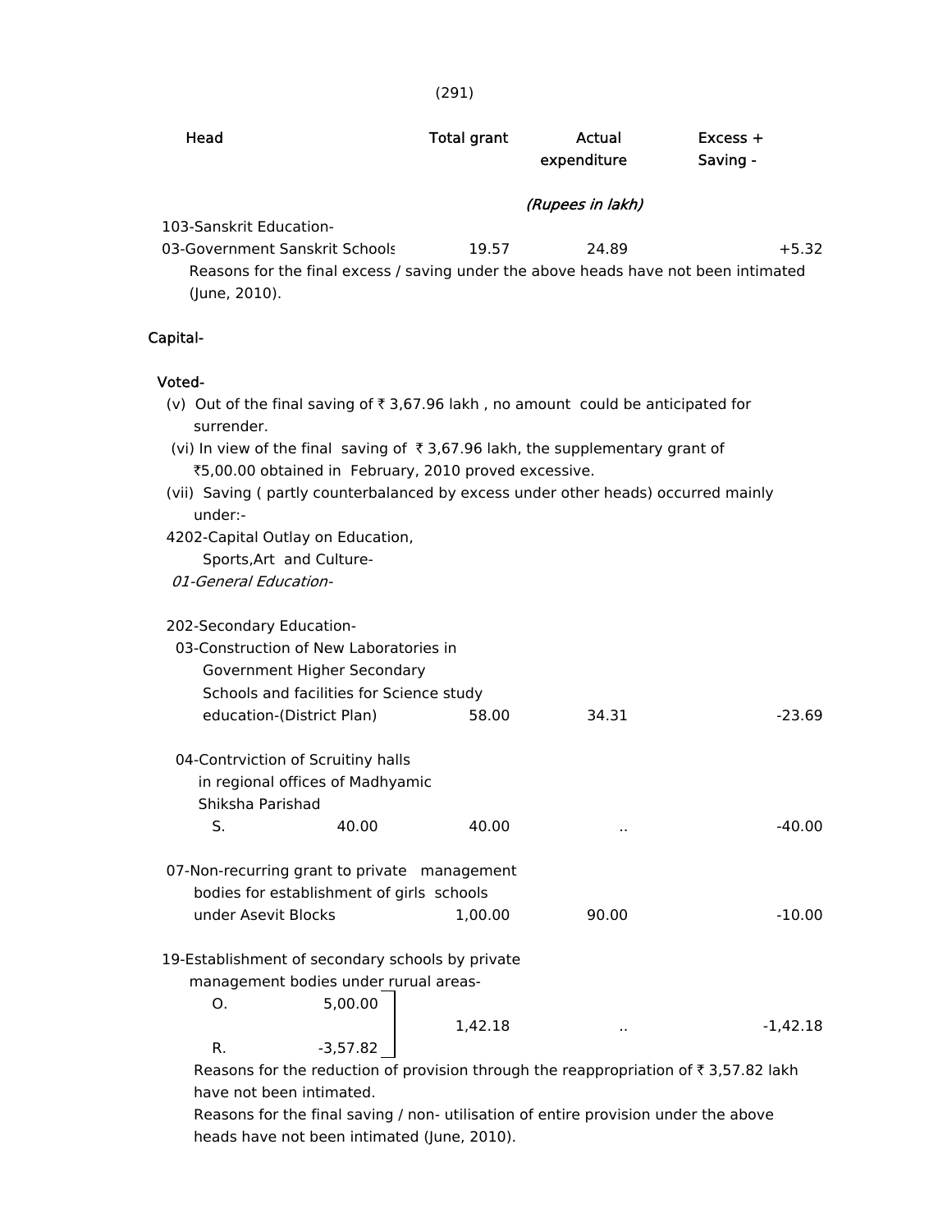| Head | Total grant | Actual expenditure | Excess + Saving - |
|---|---|---|---|
| | | (Rupees in lakh) | |
| 103-Sanskrit Education- | | | |
| 03-Government Sanskrit Schools | 19.57 | 24.89 | +5.32 |

Reasons for the final excess / saving under the above heads have not been intimated (June, 2010).

**Capital-**

**Voted-**

(v) Out of the final saving of ₹ 3,67.96 lakh , no amount could be anticipated for surrender.

(vi) In view of the final saving of ₹ 3,67.96 lakh, the supplementary grant of ₹5,00.00 obtained in February, 2010 proved excessive.

(vii) Saving ( partly counterbalanced by excess under other heads) occurred mainly under:-

4202-Capital Outlay on Education, Sports,Art and Culture-

*01-General Education-*

| Head | Total grant | Actual expenditure | Excess + Saving - |
|---|---|---|---|
| 202-Secondary Education- | | | |
| 03-Construction of New Laboratories in Government Higher Secondary Schools and facilities for Science study education-(District Plan) | 58.00 | 34.31 | -23.69 |
| 04-Contrviction of Scruitiny halls in regional offices of Madhyamic Shiksha Parishad S. 40.00 | 40.00 | .. | -40.00 |
| 07-Non-recurring grant to private management bodies for establishment of girls schools under Asevit Blocks | 1,00.00 | 90.00 | -10.00 |
| 19-Establishment of secondary schools by private management bodies under rurual areas- O. 5,00.00 R. -3,57.82 | 1,42.18 | .. | -1,42.18 |

Reasons for the reduction of provision through the reappropriation of ₹ 3,57.82 lakh have not been intimated.

Reasons for the final saving / non- utilisation of entire provision under the above heads have not been intimated (June, 2010).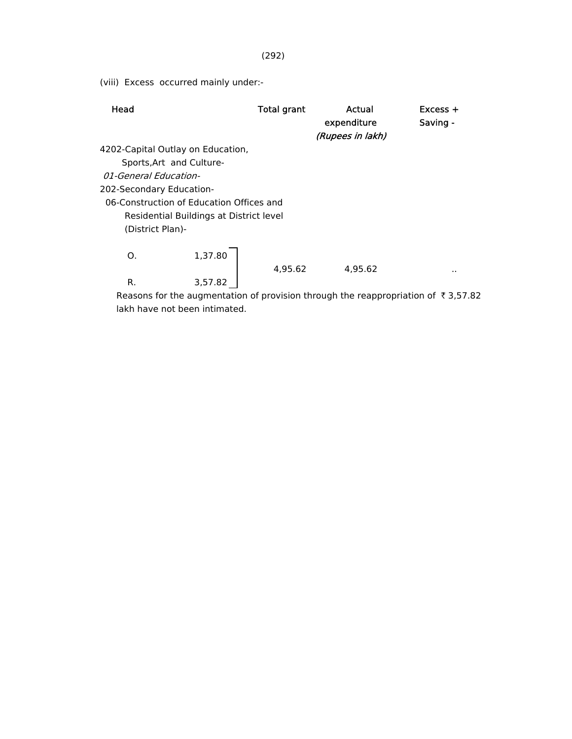(viii) Excess occurred mainly under:-

| Head | | Total grant | Actual expenditure | Excess + Saving - |
|---|---|---|---|---|
| | | | *(Rupees in lakh)* | |
| 4202-Capital Outlay on Education, Sports,Art and Culture- | | | | |
| *01-General Education-* | | | | |
| 202-Secondary Education- | | | | |
| 06-Construction of Education Offices and Residential Buildings at District level (District Plan)- | | | | |
| O. | 1,37.80 | 4,95.62 | 4,95.62 | .. |
| R. | 3,57.82 | | | |

Reasons for the augmentation of provision through the reappropriation of ₹ 3,57.82 lakh have not been intimated.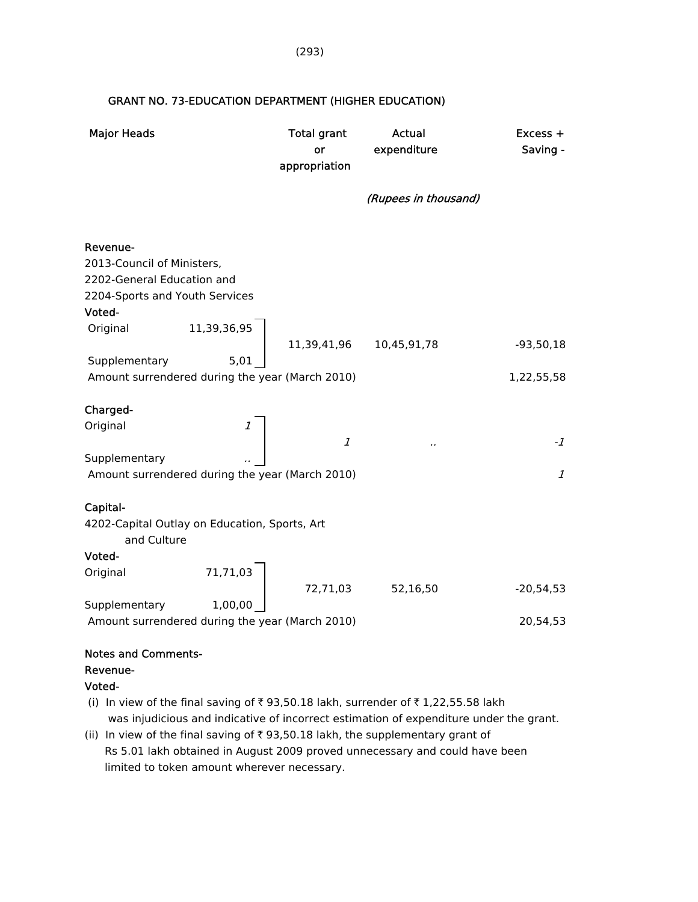## GRANT NO. 73-EDUCATION DEPARTMENT (HIGHER EDUCATION)

| Major Heads | | Total grant or appropriation | Actual expenditure | Excess + Saving - |
|---|---|---|---|---|
| | | | *(Rupees in thousand)* | |
| **Revenue-** | | | | |
| 2013-Council of Ministers, 2202-General Education and 2204-Sports and Youth Services | | | | |
| **Voted-** | | | | |
| Original | 11,39,36,95 | 11,39,41,96 | 10,45,91,78 | -93,50,18 |
| Supplementary | 5,01 | | | |
| Amount surrendered during the year (March 2010) | | | | 1,22,55,58 |
| **Charged-** | | | | |
| Original | *1* | *1* | *..* | *-1* |
| Supplementary | *..* | | | |
| Amount surrendered during the year (March 2010) | | | | *1* |
| **Capital-** | | | | |
| 4202-Capital Outlay on Education, Sports, Art and Culture | | | | |
| **Voted-** | | | | |
| Original | 71,71,03 | 72,71,03 | 52,16,50 | -20,54,53 |
| Supplementary | 1,00,00 | | | |
| Amount surrendered during the year (March 2010) | | | | 20,54,53 |

**Notes and Comments-**

**Revenue-**

**Voted-**

(i) In view of the final saving of ₹ 93,50.18 lakh, surrender of ₹ 1,22,55.58 lakh was injudicious and indicative of incorrect estimation of expenditure under the grant.

(ii) In view of the final saving of ₹ 93,50.18 lakh, the supplementary grant of Rs 5.01 lakh obtained in August 2009 proved unnecessary and could have been limited to token amount wherever necessary.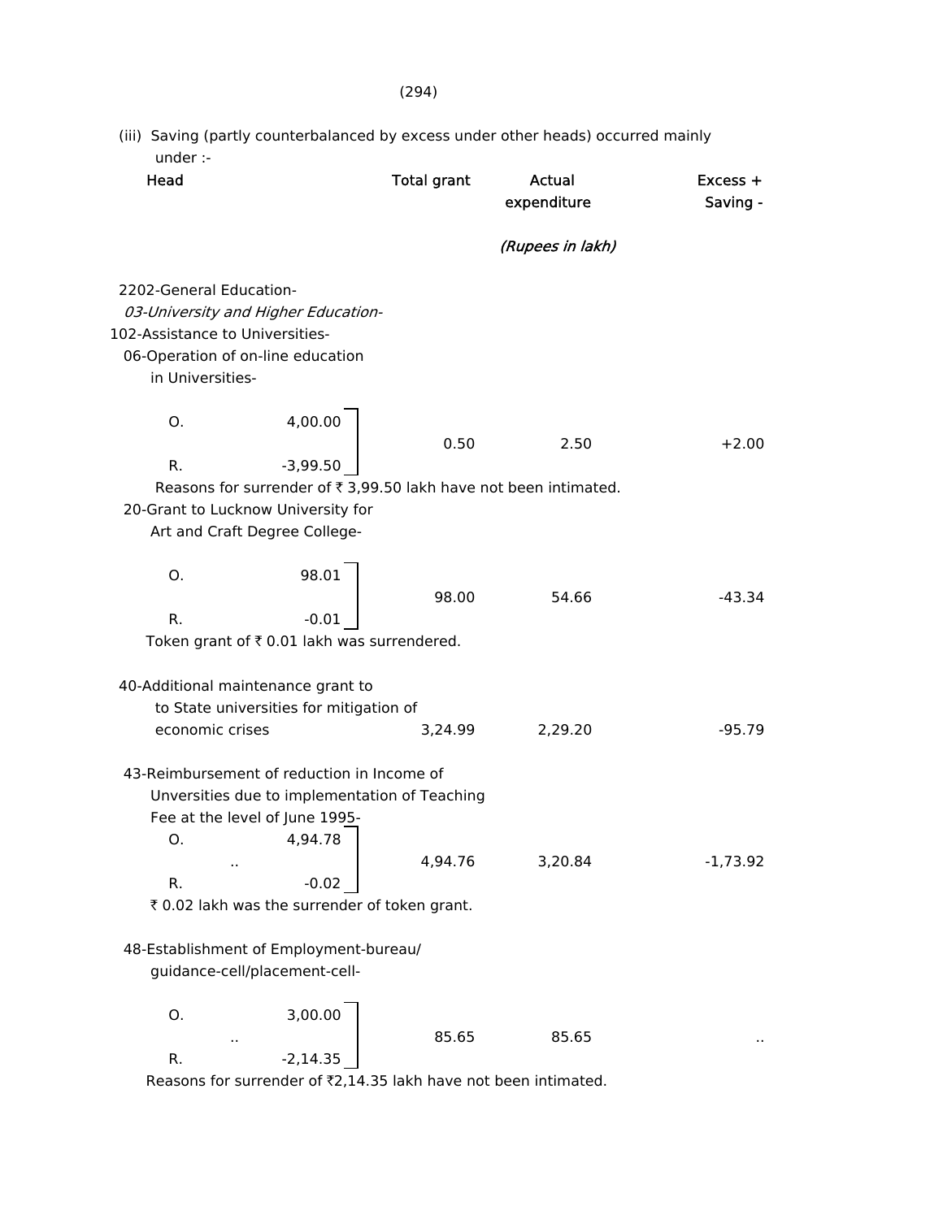(iii) Saving (partly counterbalanced by excess under other heads) occurred mainly under :-

| Head | | Total grant | Actual expenditure | Excess + Saving - |
|---|---|---|---|---|
| | | | *(Rupees in lakh)* | |
| 2202-General Education- | | | | |
| *03-University and Higher Education-* | | | | |
| 102-Assistance to Universities- | | | | |
| 06-Operation of on-line education in Universities- | | | | |
| O. | 4,00.00 | | | |
| R. | -3,99.50 | 0.50 | 2.50 | +2.00 |

Reasons for surrender of ₹ 3,99.50 lakh have not been intimated.

| Head | | Total grant | Actual expenditure | Excess + Saving - |
|---|---|---|---|---|
| 20-Grant to Lucknow University for Art and Craft Degree College- | | | | |
| O. | 98.01 | | | |
| R. | -0.01 | 98.00 | 54.66 | -43.34 |

Token grant of ₹ 0.01 lakh was surrendered.

| Head | Total grant | Actual expenditure | Excess + Saving - |
|---|---|---|---|
| 40-Additional maintenance grant to to State universities for mitigation of economic crises | 3,24.99 | 2,29.20 | -95.79 |

| Head | | Total grant | Actual expenditure | Excess + Saving - |
|---|---|---|---|---|
| 43-Reimbursement of reduction in Income of Unversities due to implementation of Teaching Fee at the level of June 1995- | | | | |
| O. | 4,94.78 | | | |
| .. | | | | |
| R. | -0.02 | 4,94.76 | 3,20.84 | -1,73.92 |

₹ 0.02 lakh was the surrender of token grant.

| Head | | Total grant | Actual expenditure | Excess + Saving - |
|---|---|---|---|---|
| 48-Establishment of Employment-bureau/ guidance-cell/placement-cell- | | | | |
| O. | 3,00.00 | | | |
| .. | | | | |
| R. | -2,14.35 | 85.65 | 85.65 | .. |

Reasons for surrender of ₹2,14.35 lakh have not been intimated.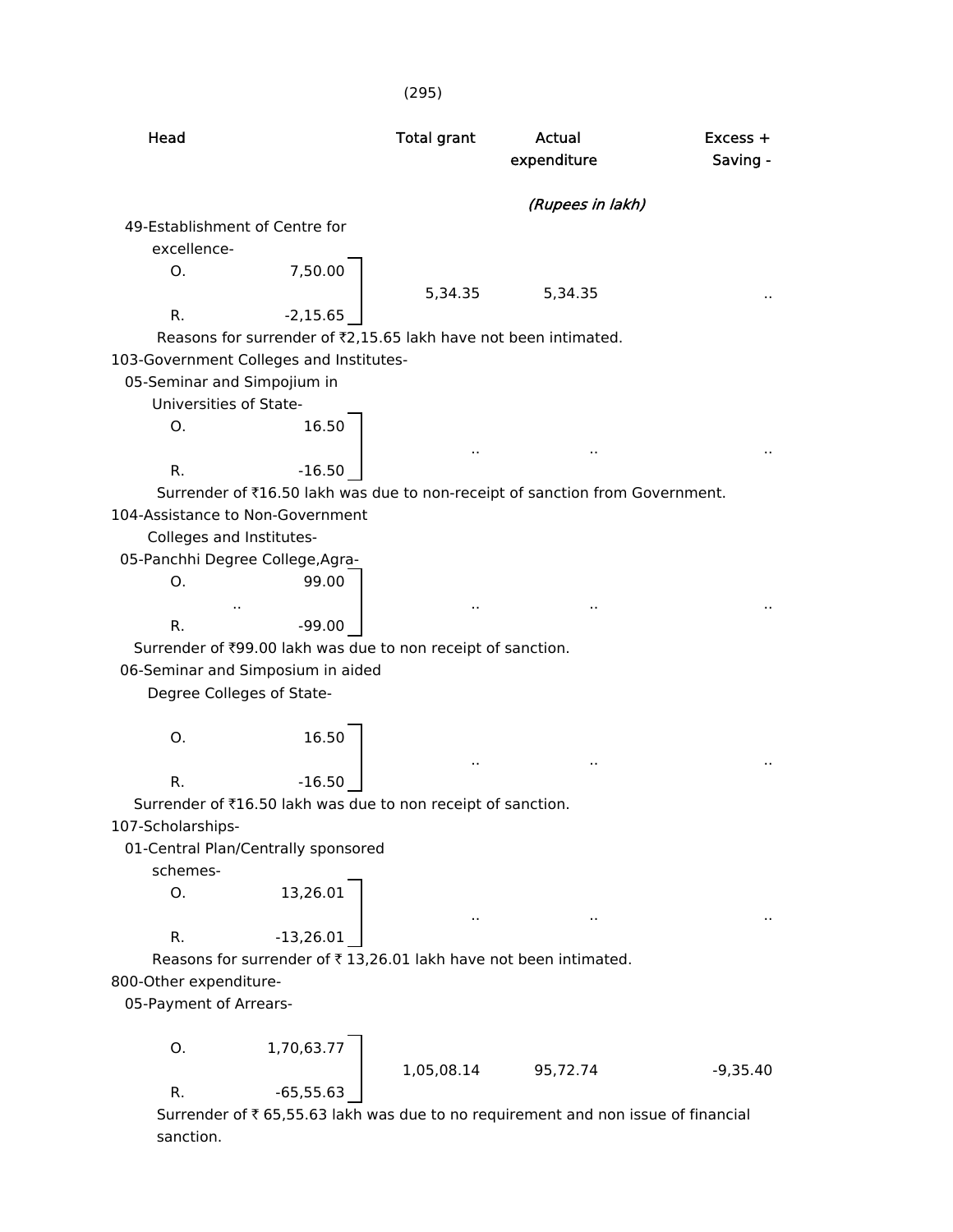| Head | | Total grant | Actual expenditure | Excess + Saving - |
|---|---|---|---|---|
| | | | *(Rupees in lakh)* | |
| 49-Establishment of Centre for excellence- | | | | |
| O. | 7,50.00 | 5,34.35 | 5,34.35 | .. |
| R. | -2,15.65 | | | |

Reasons for surrender of ₹2,15.65 lakh have not been intimated.

| Head | | Total grant | Actual expenditure | Excess + Saving - |
|---|---|---|---|---|
| 103-Government Colleges and Institutes- | | | | |
| 05-Seminar and Simpojium in Universities of State- | | | | |
| O. | 16.50 | .. | .. | .. |
| R. | -16.50 | | | |

Surrender of ₹16.50 lakh was due to non-receipt of sanction from Government.

| Head | | Total grant | Actual expenditure | Excess + Saving - |
|---|---|---|---|---|
| 104-Assistance to Non-Government Colleges and Institutes- | | | | |
| 05-Panchhi Degree College,Agra- | | | | |
| O. | 99.00 | .. | .. | .. |
| .. | | | | |
| R. | -99.00 | | | |

Surrender of ₹99.00 lakh was due to non receipt of sanction.

| Head | | Total grant | Actual expenditure | Excess + Saving - |
|---|---|---|---|---|
| 06-Seminar and Simposium in aided Degree Colleges of State- | | | | |
| O. | 16.50 | .. | .. | .. |
| R. | -16.50 | | | |

Surrender of ₹16.50 lakh was due to non receipt of sanction.

| Head | | Total grant | Actual expenditure | Excess + Saving - |
|---|---|---|---|---|
| 107-Scholarships- | | | | |
| 01-Central Plan/Centrally sponsored schemes- | | | | |
| O. | 13,26.01 | .. | .. | .. |
| R. | -13,26.01 | | | |

Reasons for surrender of ₹ 13,26.01 lakh have not been intimated.

| Head | | Total grant | Actual expenditure | Excess + Saving - |
|---|---|---|---|---|
| 800-Other expenditure- | | | | |
| 05-Payment of Arrears- | | | | |
| O. | 1,70,63.77 | 1,05,08.14 | 95,72.74 | -9,35.40 |
| R. | -65,55.63 | | | |

Surrender of ₹ 65,55.63 lakh was due to no requirement and non issue of financial sanction.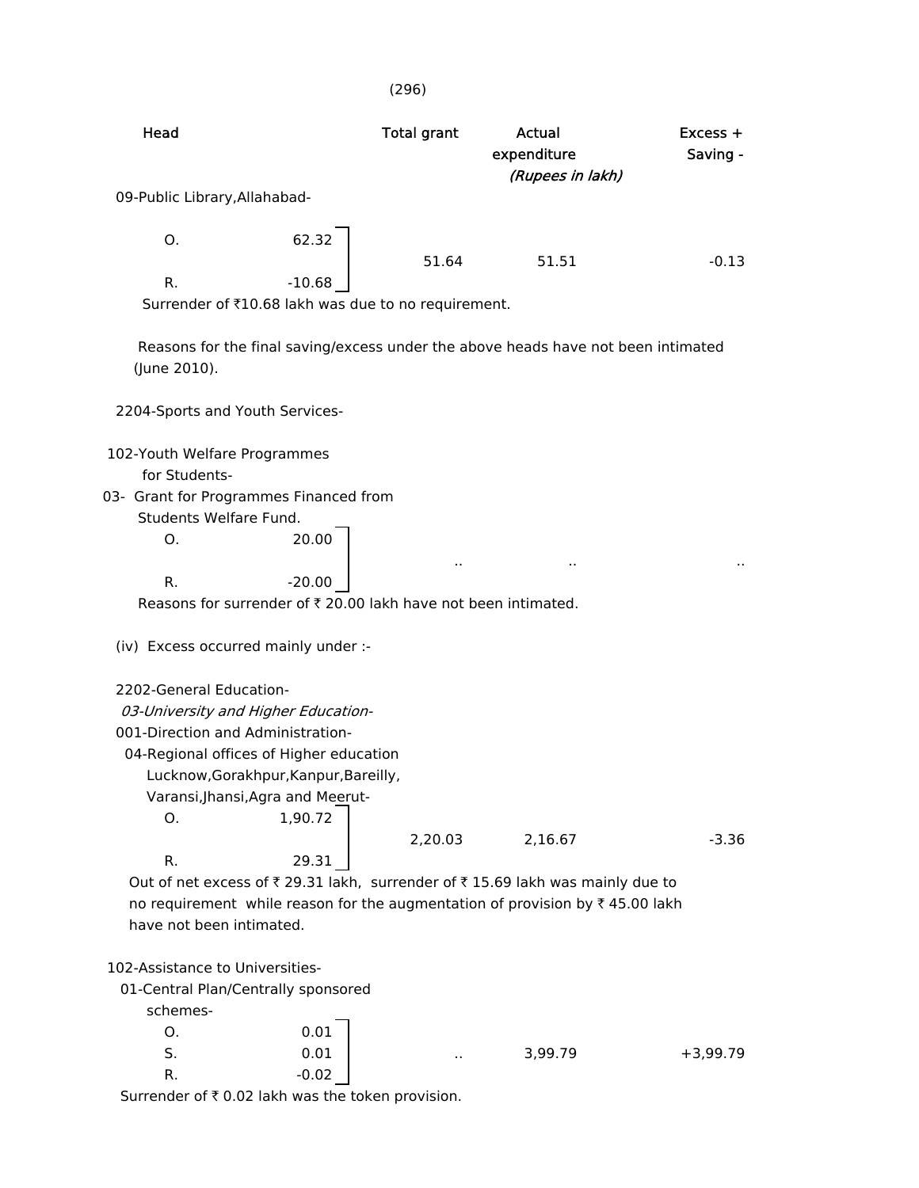| Head | | Total grant | Actual expenditure | Excess + Saving - |
|---|---|---|---|---|
| | | | *(Rupees in lakh)* | |
| 09-Public Library,Allahabad- | | | | |
| O. | 62.32 | 51.64 | 51.51 | -0.13 |
| R. | -10.68 | | | |

Surrender of ₹10.68 lakh was due to no requirement.

Reasons for the final saving/excess under the above heads have not been intimated (June 2010).

2204-Sports and Youth Services-

| Head | | Total grant | Actual expenditure | Excess + Saving - |
|---|---|---|---|---|
| 102-Youth Welfare Programmes for Students- | | | | |
| 03- Grant for Programmes Financed from Students Welfare Fund. | | | | |
| O. | 20.00 | .. | .. | .. |
| R. | -20.00 | | | |

Reasons for surrender of ₹ 20.00 lakh have not been intimated.

(iv) Excess occurred mainly under :-

2202-General Education-

*03-University and Higher Education-*

001-Direction and Administration-

| Head | | Total grant | Actual expenditure | Excess + Saving - |
|---|---|---|---|---|
| 04-Regional offices of Higher education Lucknow,Gorakhpur,Kanpur,Bareilly, Varansi,Jhansi,Agra and Meerut- | | | | |
| O. | 1,90.72 | 2,20.03 | 2,16.67 | -3.36 |
| R. | 29.31 | | | |

Out of net excess of ₹ 29.31 lakh, surrender of ₹ 15.69 lakh was mainly due to no requirement while reason for the augmentation of provision by ₹ 45.00 lakh have not been intimated.

| Head | | Total grant | Actual expenditure | Excess + Saving - |
|---|---|---|---|---|
| 102-Assistance to Universities- | | | | |
| 01-Central Plan/Centrally sponsored schemes- | | | | |
| O. | 0.01 | .. | 3,99.79 | +3,99.79 |
| S. | 0.01 | | | |
| R. | -0.02 | | | |

Surrender of ₹ 0.02 lakh was the token provision.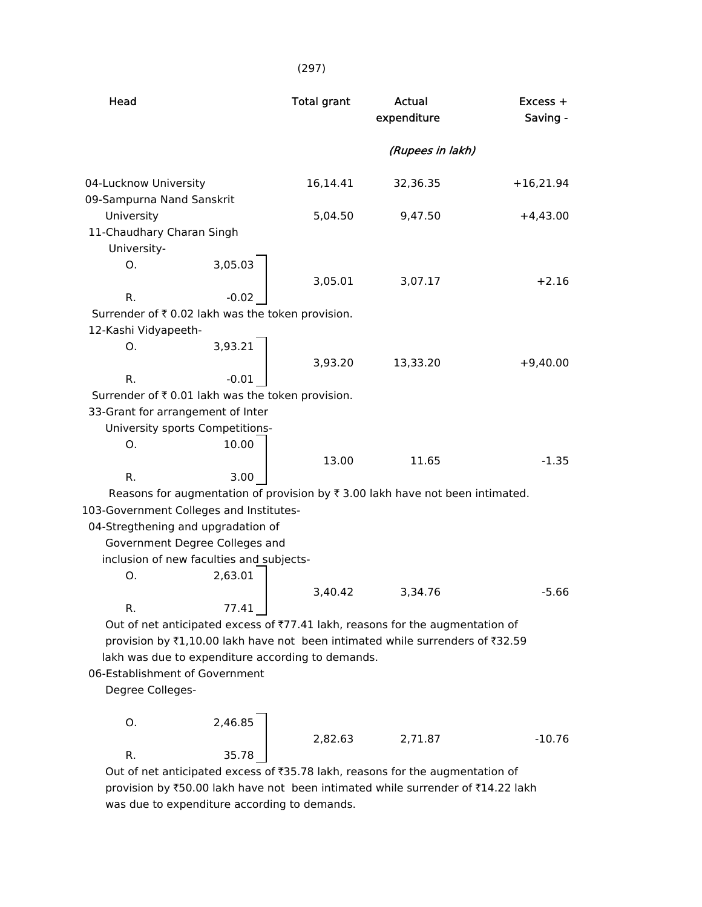| Head | | Total grant | Actual expenditure | Excess + Saving - |
|---|---|---|---|---|
| | | | *(Rupees in lakh)* | |
| 04-Lucknow University | | 16,14.41 | 32,36.35 | +16,21.94 |
| 09-Sampurna Nand Sanskrit University | | 5,04.50 | 9,47.50 | +4,43.00 |
| 11-Chaudhary Charan Singh University- | | | | |
| O. | 3,05.03 | | | |
| | | 3,05.01 | 3,07.17 | +2.16 |
| R. | -0.02 | | | |

Surrender of ₹ 0.02 lakh was the token provision.

| Head | | Total grant | Actual expenditure | Excess + Saving - |
|---|---|---|---|---|
| 12-Kashi Vidyapeeth- | | | | |
| O. | 3,93.21 | | | |
| | | 3,93.20 | 13,33.20 | +9,40.00 |
| R. | -0.01 | | | |

Surrender of ₹ 0.01 lakh was the token provision.

| Head | | Total grant | Actual expenditure | Excess + Saving - |
|---|---|---|---|---|
| 33-Grant for arrangement of Inter University sports Competitions- | | | | |
| O. | 10.00 | | | |
| | | 13.00 | 11.65 | -1.35 |
| R. | 3.00 | | | |

Reasons for augmentation of provision by ₹ 3.00 lakh have not been intimated.

103-Government Colleges and Institutes-

| Head | | Total grant | Actual expenditure | Excess + Saving - |
|---|---|---|---|---|
| 04-Stregthening and upgradation of Government Degree Colleges and inclusion of new faculties and subjects- | | | | |
| O. | 2,63.01 | | | |
| | | 3,40.42 | 3,34.76 | -5.66 |
| R. | 77.41 | | | |

Out of net anticipated excess of ₹77.41 lakh, reasons for the augmentation of provision by ₹1,10.00 lakh have not been intimated while surrenders of ₹32.59 lakh was due to expenditure according to demands.

| Head | | Total grant | Actual expenditure | Excess + Saving - |
|---|---|---|---|---|
| 06-Establishment of Government Degree Colleges- | | | | |
| O. | 2,46.85 | | | |
| | | 2,82.63 | 2,71.87 | -10.76 |
| R. | 35.78 | | | |

Out of net anticipated excess of ₹35.78 lakh, reasons for the augmentation of provision by ₹50.00 lakh have not been intimated while surrender of ₹14.22 lakh was due to expenditure according to demands.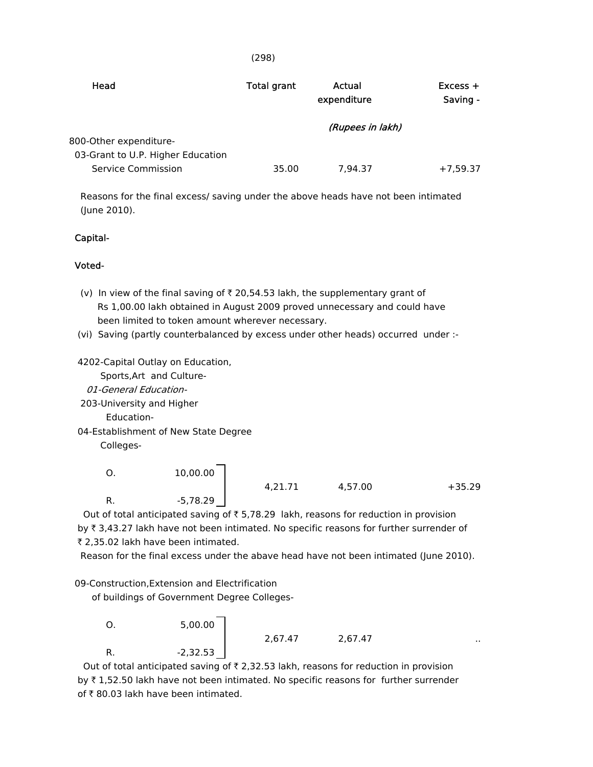| Head | Total grant | Actual expenditure | Excess + Saving - |
|---|---|---|---|
| | | *(Rupees in lakh)* | |
| 800-Other expenditure- | | | |
| 03-Grant to U.P. Higher Education Service Commission | 35.00 | 7,94.37 | +7,59.37 |

Reasons for the final excess/ saving under the above heads have not been intimated (June 2010).

Capital-

Voted-

(v) In view of the final saving of ₹ 20,54.53 lakh, the supplementary grant of Rs 1,00.00 lakh obtained in August 2009 proved unnecessary and could have been limited to token amount wherever necessary.

(vi) Saving (partly counterbalanced by excess under other heads) occurred under :-

4202-Capital Outlay on Education, Sports,Art and Culture-
*01-General Education-*
203-University and Higher Education-
04-Establishment of New State Degree Colleges-

| | | Total grant | Actual expenditure | Excess + Saving - |
|---|---|---|---|---|
| O. | 10,00.00 | 4,21.71 | 4,57.00 | +35.29 |
| R. | -5,78.29 | | | |

Out of total anticipated saving of ₹ 5,78.29 lakh, reasons for reduction in provision by ₹ 3,43.27 lakh have not been intimated. No specific reasons for further surrender of ₹ 2,35.02 lakh have been intimated.

Reason for the final excess under the abave head have not been intimated (June 2010).

09-Construction,Extension and Electrification of buildings of Government Degree Colleges-

| | | Total grant | Actual expenditure | Excess + Saving - |
|---|---|---|---|---|
| O. | 5,00.00 | 2,67.47 | 2,67.47 | .. |
| R. | -2,32.53 | | | |

Out of total anticipated saving of ₹ 2,32.53 lakh, reasons for reduction in provision by ₹ 1,52.50 lakh have not been intimated. No specific reasons for further surrender of ₹ 80.03 lakh have been intimated.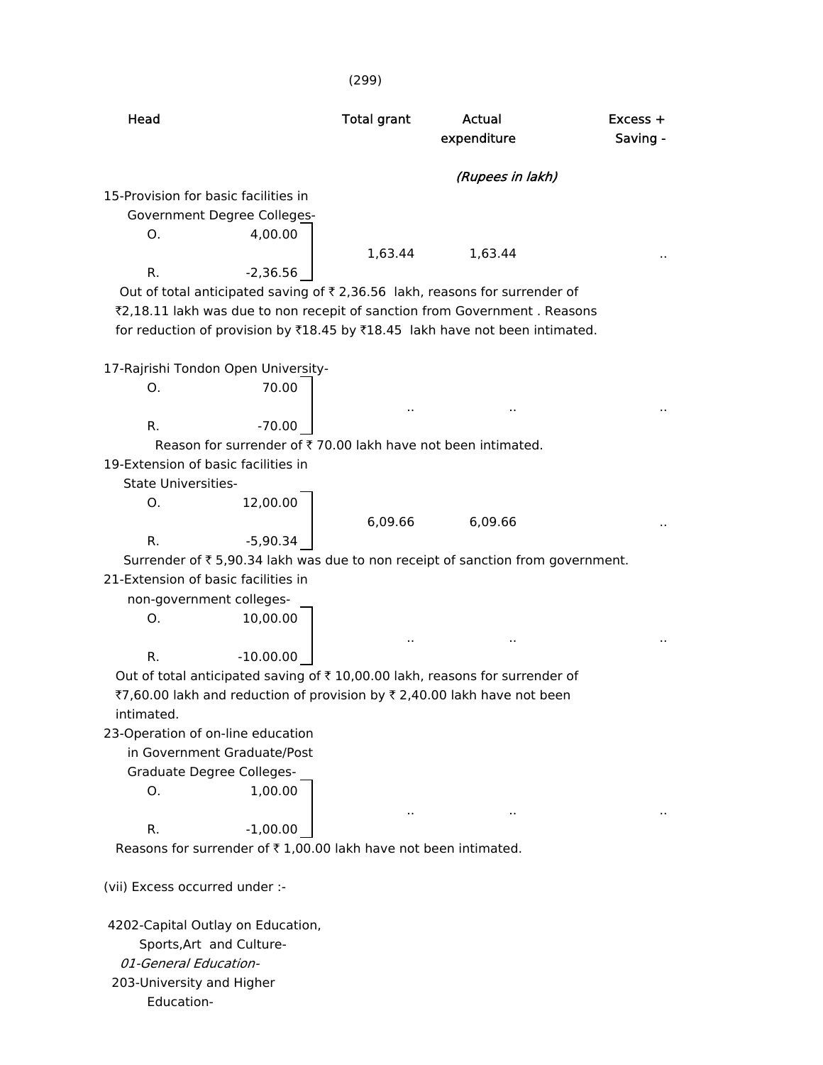| Head | | Total grant | Actual expenditure | Excess + Saving - |
|---|---|---|---|---|
| | | | *(Rupees in lakh)* | |
| 15-Provision for basic facilities in Government Degree Colleges- | | | | |
| O. | 4,00.00 | 1,63.44 | 1,63.44 | .. |
| R. | -2,36.56 | | | |

Out of total anticipated saving of ₹ 2,36.56 lakh, reasons for surrender of ₹2,18.11 lakh was due to non recepit of sanction from Government . Reasons for reduction of provision by ₹18.45 by ₹18.45 lakh have not been intimated.

| Head | | Total grant | Actual expenditure | Excess + Saving - |
|---|---|---|---|---|
| 17-Rajrishi Tondon Open University- | | | | |
| O. | 70.00 | .. | .. | .. |
| R. | -70.00 | | | |

Reason for surrender of ₹ 70.00 lakh have not been intimated.

| Head | | Total grant | Actual expenditure | Excess + Saving - |
|---|---|---|---|---|
| 19-Extension of basic facilities in State Universities- | | | | |
| O. | 12,00.00 | 6,09.66 | 6,09.66 | .. |
| R. | -5,90.34 | | | |

Surrender of ₹ 5,90.34 lakh was due to non receipt of sanction from government.

| Head | | Total grant | Actual expenditure | Excess + Saving - |
|---|---|---|---|---|
| 21-Extension of basic facilities in non-government colleges- | | | | |
| O. | 10,00.00 | .. | .. | .. |
| R. | -10.00.00 | | | |

Out of total anticipated saving of ₹ 10,00.00 lakh, reasons for surrender of ₹7,60.00 lakh and reduction of provision by ₹ 2,40.00 lakh have not been intimated.

| Head | | Total grant | Actual expenditure | Excess + Saving - |
|---|---|---|---|---|
| 23-Operation of on-line education in Government Graduate/Post Graduate Degree Colleges- | | | | |
| O. | 1,00.00 | .. | .. | .. |
| R. | -1,00.00 | | | |

Reasons for surrender of ₹ 1,00.00 lakh have not been intimated.

(vii) Excess occurred under :-

4202-Capital Outlay on Education, Sports,Art and Culture-

*01-General Education-*

203-University and Higher Education-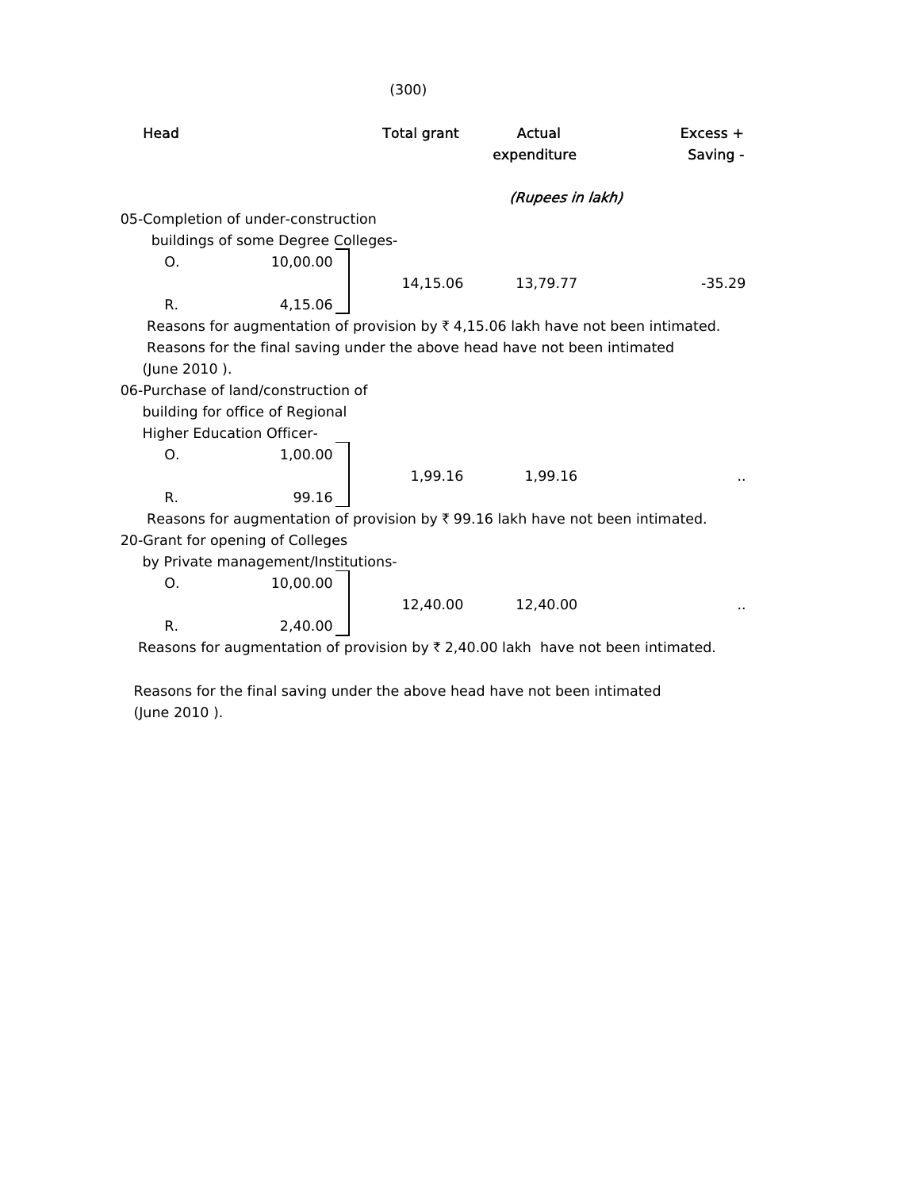| Head | Total grant | Actual expenditure | Excess + Saving - |
|---|---|---|---|
| | | *(Rupees in lakh)* | |
| 05-Completion of under-construction buildings of some Degree Colleges- | | | |
| O. 10,00.00 | | | |
| R. 4,15.06 | 14,15.06 | 13,79.77 | -35.29 |

Reasons for augmentation of provision by ₹ 4,15.06 lakh have not been intimated.

Reasons for the final saving under the above head have not been intimated (June 2010 ).

| Head | Total grant | Actual expenditure | Excess + Saving - |
|---|---|---|---|
| 06-Purchase of land/construction of building for office of Regional Higher Education Officer- | | | |
| O. 1,00.00 | | | |
| R. 99.16 | 1,99.16 | 1,99.16 | .. |

Reasons for augmentation of provision by ₹ 99.16 lakh have not been intimated.

| Head | Total grant | Actual expenditure | Excess + Saving - |
|---|---|---|---|
| 20-Grant for opening of Colleges by Private management/Institutions- | | | |
| O. 10,00.00 | | | |
| R. 2,40.00 | 12,40.00 | 12,40.00 | .. |

Reasons for augmentation of provision by ₹ 2,40.00 lakh have not been intimated.

Reasons for the final saving under the above head have not been intimated (June 2010 ).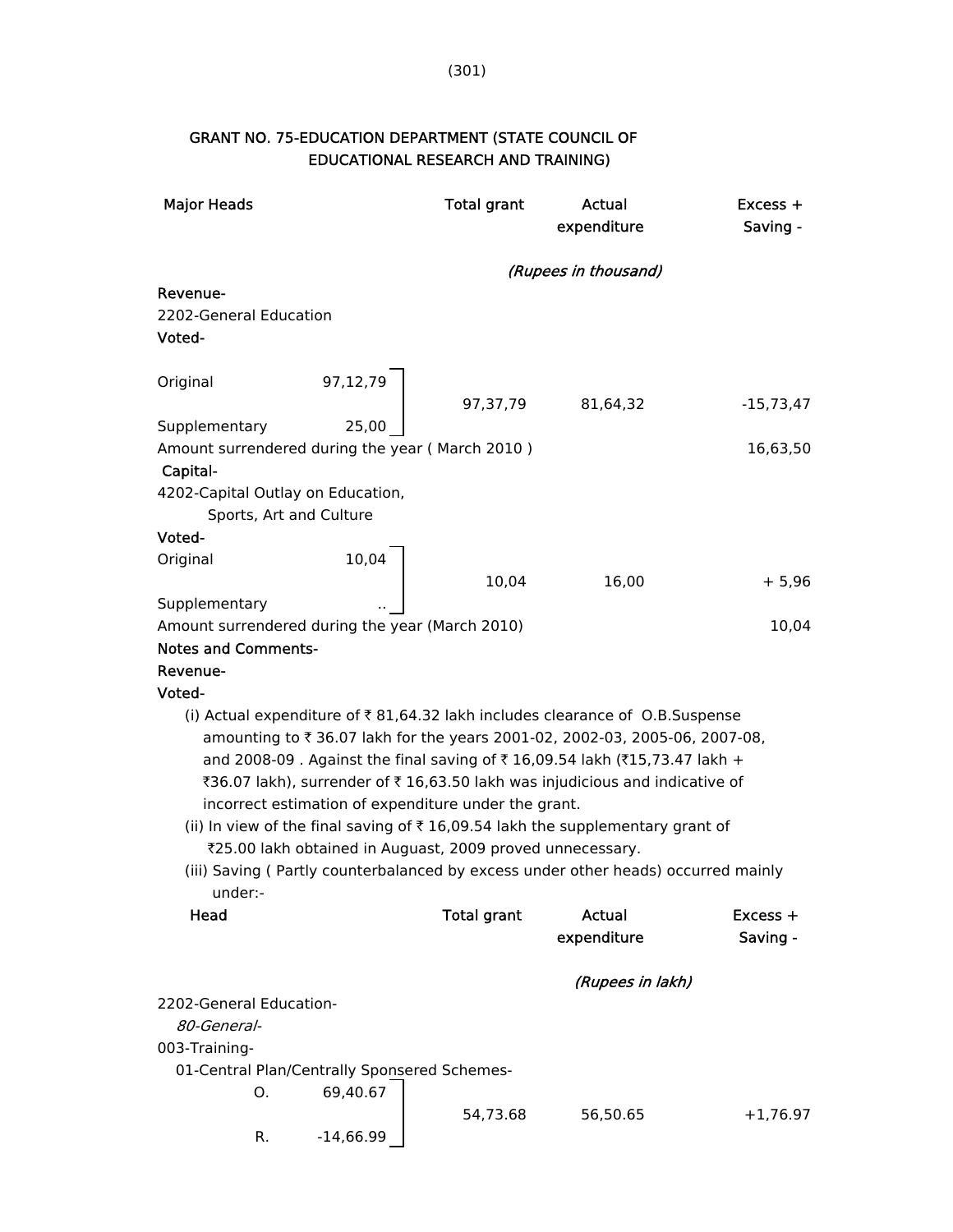## GRANT NO. 75-EDUCATION DEPARTMENT (STATE COUNCIL OF EDUCATIONAL RESEARCH AND TRAINING)

| Major Heads | | Total grant | Actual expenditure | Excess + Saving - |
|---|---|---|---|---|
| | | *(Rupees in thousand)* | | |
| **Revenue-** | | | | |
| 2202-General Education | | | | |
| **Voted-** | | | | |
| Original | 97,12,79 | 97,37,79 | 81,64,32 | -15,73,47 |
| Supplementary | 25,00 | | | |
| Amount surrendered during the year ( March 2010 ) | | | | 16,63,50 |
| **Capital-** | | | | |
| 4202-Capital Outlay on Education, Sports, Art and Culture | | | | |
| **Voted-** | | | | |
| Original | 10,04 | 10,04 | 16,00 | + 5,96 |
| Supplementary | .. | | | |
| Amount surrendered during the year (March 2010) | | | | 10,04 |

**Notes and Comments-**

**Revenue-**

**Voted-**

(i) Actual expenditure of ₹ 81,64.32 lakh includes clearance of O.B.Suspense amounting to ₹ 36.07 lakh for the years 2001-02, 2002-03, 2005-06, 2007-08, and 2008-09 . Against the final saving of ₹ 16,09.54 lakh (₹15,73.47 lakh + ₹36.07 lakh), surrender of ₹ 16,63.50 lakh was injudicious and indicative of incorrect estimation of expenditure under the grant.

(ii) In view of the final saving of ₹ 16,09.54 lakh the supplementary grant of ₹25.00 lakh obtained in August, 2009 proved unnecessary.

(iii) Saving ( Partly counterbalanced by excess under other heads) occurred mainly under:-

| Head | | Total grant | Actual expenditure | Excess + Saving - |
|---|---|---|---|---|
| | | *(Rupees in lakh)* | | |
| 2202-General Education- | | | | |
| *80-General-* | | | | |
| 003-Training- | | | | |
| 01-Central Plan/Centrally Sponsered Schemes- | | | | |
| O. | 69,40.67 | 54,73.68 | 56,50.65 | +1,76.97 |
| R. | -14,66.99 | | | |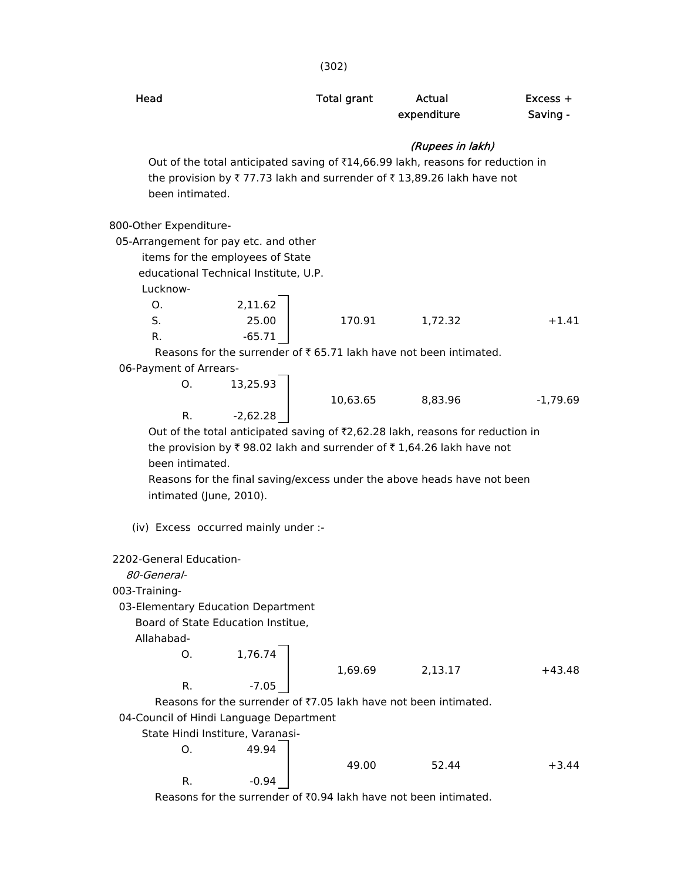| Head | | Total grant | Actual expenditure | Excess + Saving - |
|---|---|---|---|---|
| | | | *(Rupees in lakh)* | |

Out of the total anticipated saving of ₹14,66.99 lakh, reasons for reduction in the provision by ₹ 77.73 lakh and surrender of ₹ 13,89.26 lakh have not been intimated.

800-Other Expenditure-

05-Arrangement for pay etc. and other items for the employees of State educational Technical Institute, U.P. Lucknow-

| | | Total grant | Actual expenditure | Excess + Saving - |
|---|---|---|---|---|
| O. | 2,11.62 | | | |
| S. | 25.00 | 170.91 | 1,72.32 | +1.41 |
| R. | -65.71 | | | |

Reasons for the surrender of ₹ 65.71 lakh have not been intimated.

06-Payment of Arrears-

| | | Total grant | Actual expenditure | Excess + Saving - |
|---|---|---|---|---|
| O. | 13,25.93 | 10,63.65 | 8,83.96 | -1,79.69 |
| R. | -2,62.28 | | | |

Out of the total anticipated saving of ₹2,62.28 lakh, reasons for reduction in the provision by ₹ 98.02 lakh and surrender of ₹ 1,64.26 lakh have not been intimated.

Reasons for the final saving/excess under the above heads have not been intimated (June, 2010).

(iv) Excess occurred mainly under :-

2202-General Education-

*80-General-*

003-Training-

03-Elementary Education Department Board of State Education Institue, Allahabad-

| | | Total grant | Actual expenditure | Excess + Saving - |
|---|---|---|---|---|
| O. | 1,76.74 | 1,69.69 | 2,13.17 | +43.48 |
| R. | -7.05 | | | |

Reasons for the surrender of ₹7.05 lakh have not been intimated.

04-Council of Hindi Language Department State Hindi Institure, Varanasi-

| | | Total grant | Actual expenditure | Excess + Saving - |
|---|---|---|---|---|
| O. | 49.94 | 49.00 | 52.44 | +3.44 |
| R. | -0.94 | | | |

Reasons for the surrender of ₹0.94 lakh have not been intimated.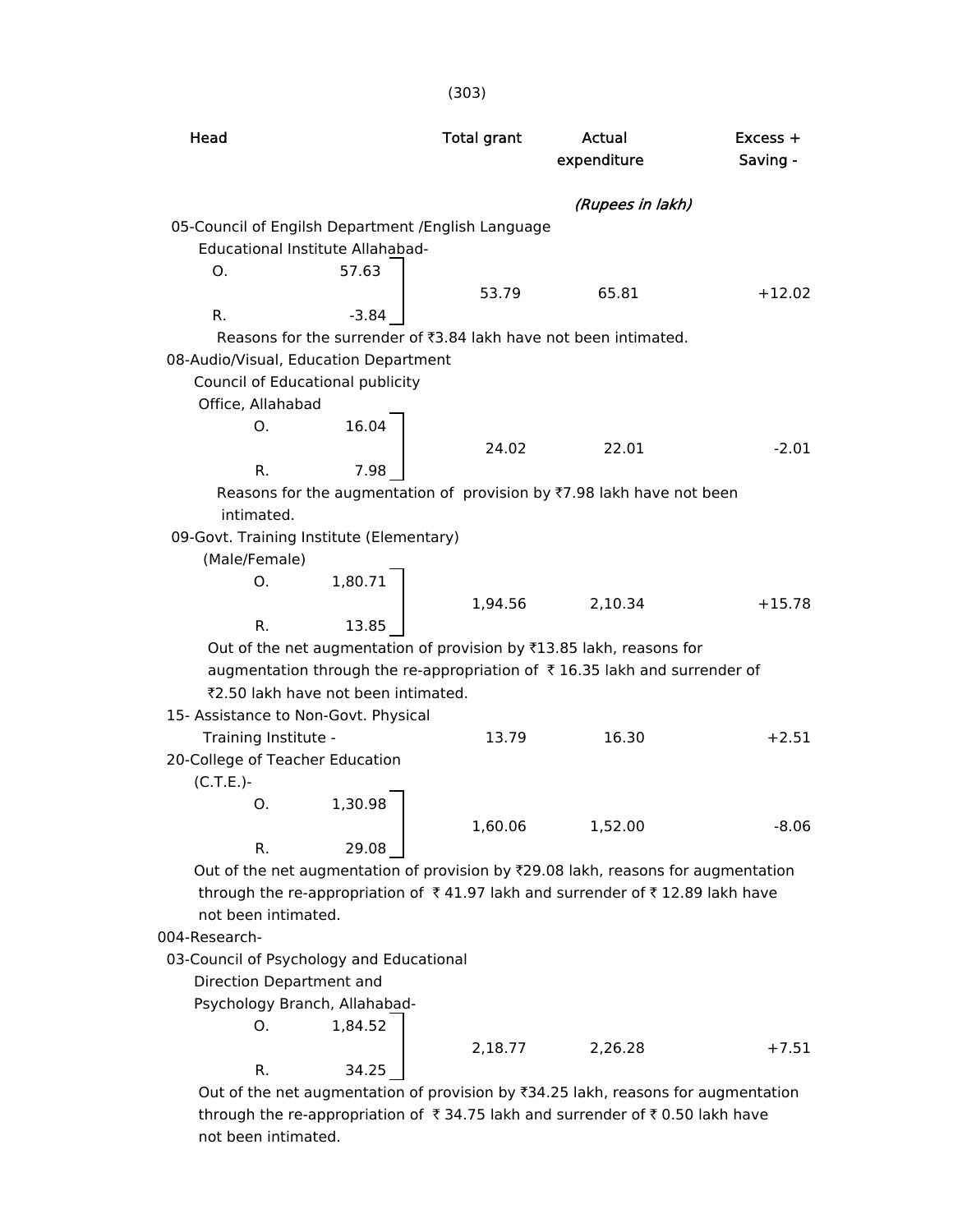| Head | | Total grant | Actual expenditure | Excess + Saving - |
|---|---|---|---|---|
| | | | *(Rupees in lakh)* | |
| 05-Council of Engilsh Department /English Language Educational Institute Allahabad- | | | | |
| O. | 57.63 | 53.79 | 65.81 | +12.02 |
| R. | -3.84 | | | |

Reasons for the surrender of ₹3.84 lakh have not been intimated.

| Head | | Total grant | Actual expenditure | Excess + Saving - |
|---|---|---|---|---|
| 08-Audio/Visual, Education Department Council of Educational publicity Office, Allahabad | | | | |
| O. | 16.04 | 24.02 | 22.01 | -2.01 |
| R. | 7.98 | | | |

Reasons for the augmentation of provision by ₹7.98 lakh have not been intimated.

| Head | | Total grant | Actual expenditure | Excess + Saving - |
|---|---|---|---|---|
| 09-Govt. Training Institute (Elementary) (Male/Female) | | | | |
| O. | 1,80.71 | 1,94.56 | 2,10.34 | +15.78 |
| R. | 13.85 | | | |

Out of the net augmentation of provision by ₹13.85 lakh, reasons for augmentation through the re-appropriation of ₹ 16.35 lakh and surrender of ₹2.50 lakh have not been intimated.

| Head | | Total grant | Actual expenditure | Excess + Saving - |
|---|---|---|---|---|
| 15- Assistance to Non-Govt. Physical Training Institute - | | 13.79 | 16.30 | +2.51 |
| 20-College of Teacher Education (C.T.E.)- | | | | |
| O. | 1,30.98 | 1,60.06 | 1,52.00 | -8.06 |
| R. | 29.08 | | | |

Out of the net augmentation of provision by ₹29.08 lakh, reasons for augmentation through the re-appropriation of ₹ 41.97 lakh and surrender of ₹ 12.89 lakh have not been intimated.

004-Research-

| Head | | Total grant | Actual expenditure | Excess + Saving - |
|---|---|---|---|---|
| 03-Council of Psychology and Educational Direction Department and Psychology Branch, Allahabad- | | | | |
| O. | 1,84.52 | 2,18.77 | 2,26.28 | +7.51 |
| R. | 34.25 | | | |

Out of the net augmentation of provision by ₹34.25 lakh, reasons for augmentation through the re-appropriation of ₹ 34.75 lakh and surrender of ₹ 0.50 lakh have not been intimated.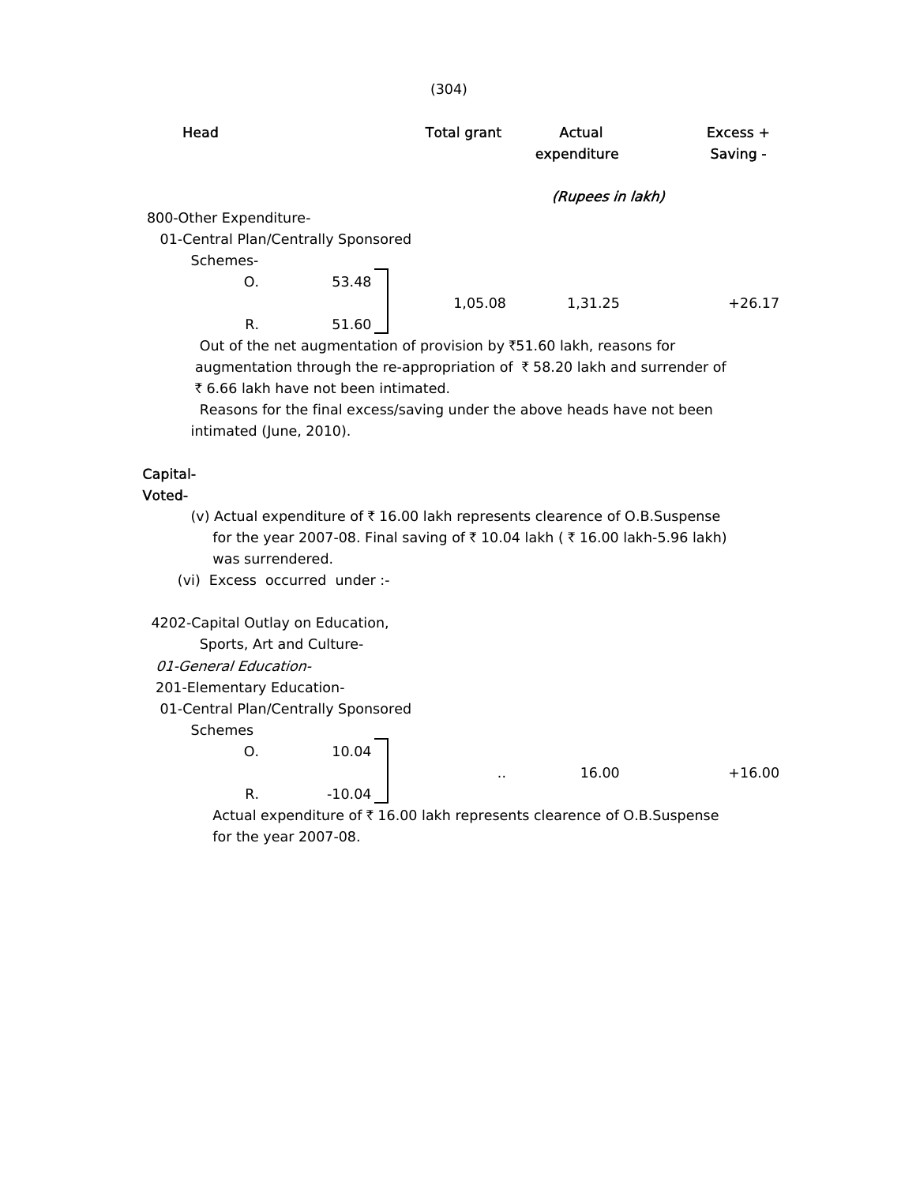| Head | Total grant | Actual expenditure | Excess + Saving - |
|---|---|---|---|
| | | *(Rupees in lakh)* | |
| 800-Other Expenditure- | | | |
| 01-Central Plan/Centrally Sponsored Schemes- | | | |
| O. 53.48 / R. 51.60 | 1,05.08 | 1,31.25 | +26.17 |

Out of the net augmentation of provision by ₹51.60 lakh, reasons for augmentation through the re-appropriation of ₹ 58.20 lakh and surrender of ₹ 6.66 lakh have not been intimated.

Reasons for the final excess/saving under the above heads have not been intimated (June, 2010).

**Capital-**

**Voted-**

(v) Actual expenditure of ₹ 16.00 lakh represents clearence of O.B.Suspense for the year 2007-08. Final saving of ₹ 10.04 lakh ( ₹ 16.00 lakh-5.96 lakh) was surrendered.

(vi) Excess occurred under :-

| Head | Total grant | Actual expenditure | Excess + Saving - |
|---|---|---|---|
| 4202-Capital Outlay on Education, Sports, Art and Culture- | | | |
| *01-General Education-* | | | |
| 201-Elementary Education- | | | |
| 01-Central Plan/Centrally Sponsored Schemes | | | |
| O. 10.04 / R. -10.04 | .. | 16.00 | +16.00 |

Actual expenditure of ₹ 16.00 lakh represents clearence of O.B.Suspense for the year 2007-08.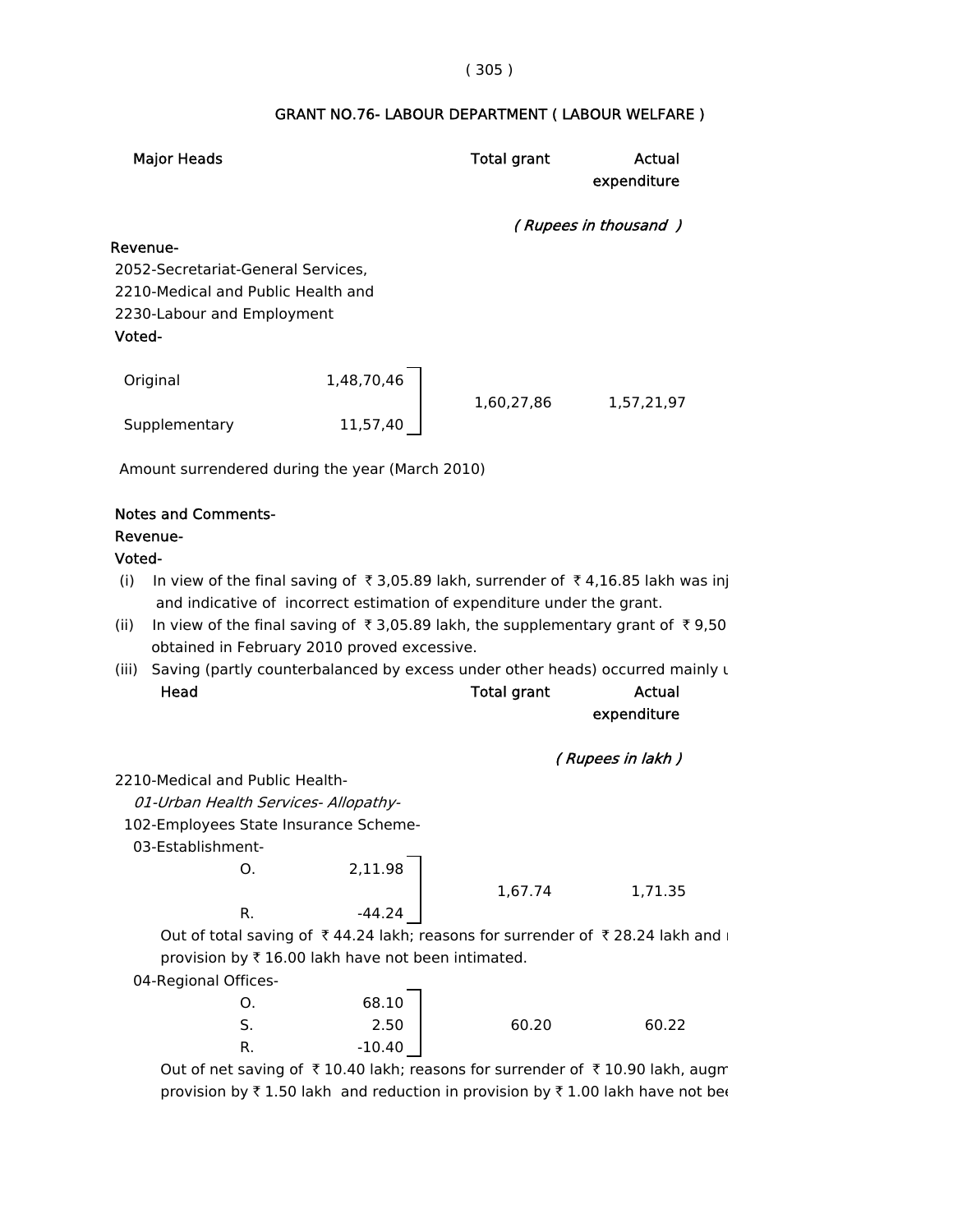## GRANT NO.76- LABOUR DEPARTMENT ( LABOUR WELFARE )

| Major Heads | | Total grant | Actual expenditure |
|---|---|---|---|
| | | *( Rupees in thousand )* | |
| **Revenue-** | | | |
| 2052-Secretariat-General Services, 2210-Medical and Public Health and 2230-Labour and Employment | | | |
| **Voted-** | | | |
| Original | 1,48,70,46 | 1,60,27,86 | 1,57,21,97 |
| Supplementary | 11,57,40 | | |

Amount surrendered during the year (March 2010)

**Notes and Comments-**

**Revenue-**

**Voted-**

(i) In view of the final saving of ₹ 3,05.89 lakh, surrender of ₹ 4,16.85 lakh was inj and indicative of incorrect estimation of expenditure under the grant.

(ii) In view of the final saving of ₹ 3,05.89 lakh, the supplementary grant of ₹ 9,50 obtained in February 2010 proved excessive.

(iii) Saving (partly counterbalanced by excess under other heads) occurred mainly u

| Head | | | Total grant | Actual expenditure |
|---|---|---|---|---|
| | | | *( Rupees in lakh )* | |
| 2210-Medical and Public Health- | | | | |
| *01-Urban Health Services- Allopathy-* | | | | |
| 102-Employees State Insurance Scheme- | | | | |
| 03-Establishment- | | | | |
| | O. | 2,11.98 | 1,67.74 | 1,71.35 |
| | R. | -44.24 | | |

Out of total saving of ₹ 44.24 lakh; reasons for surrender of ₹ 28.24 lakh and r provision by ₹ 16.00 lakh have not been intimated.

| Head | | | Total grant | Actual expenditure |
|---|---|---|---|---|
| 04-Regional Offices- | | | | |
| | O. | 68.10 | 60.20 | 60.22 |
| | S. | 2.50 | | |
| | R. | -10.40 | | |

Out of net saving of ₹ 10.40 lakh; reasons for surrender of ₹ 10.90 lakh, augm provision by ₹ 1.50 lakh and reduction in provision by ₹ 1.00 lakh have not bee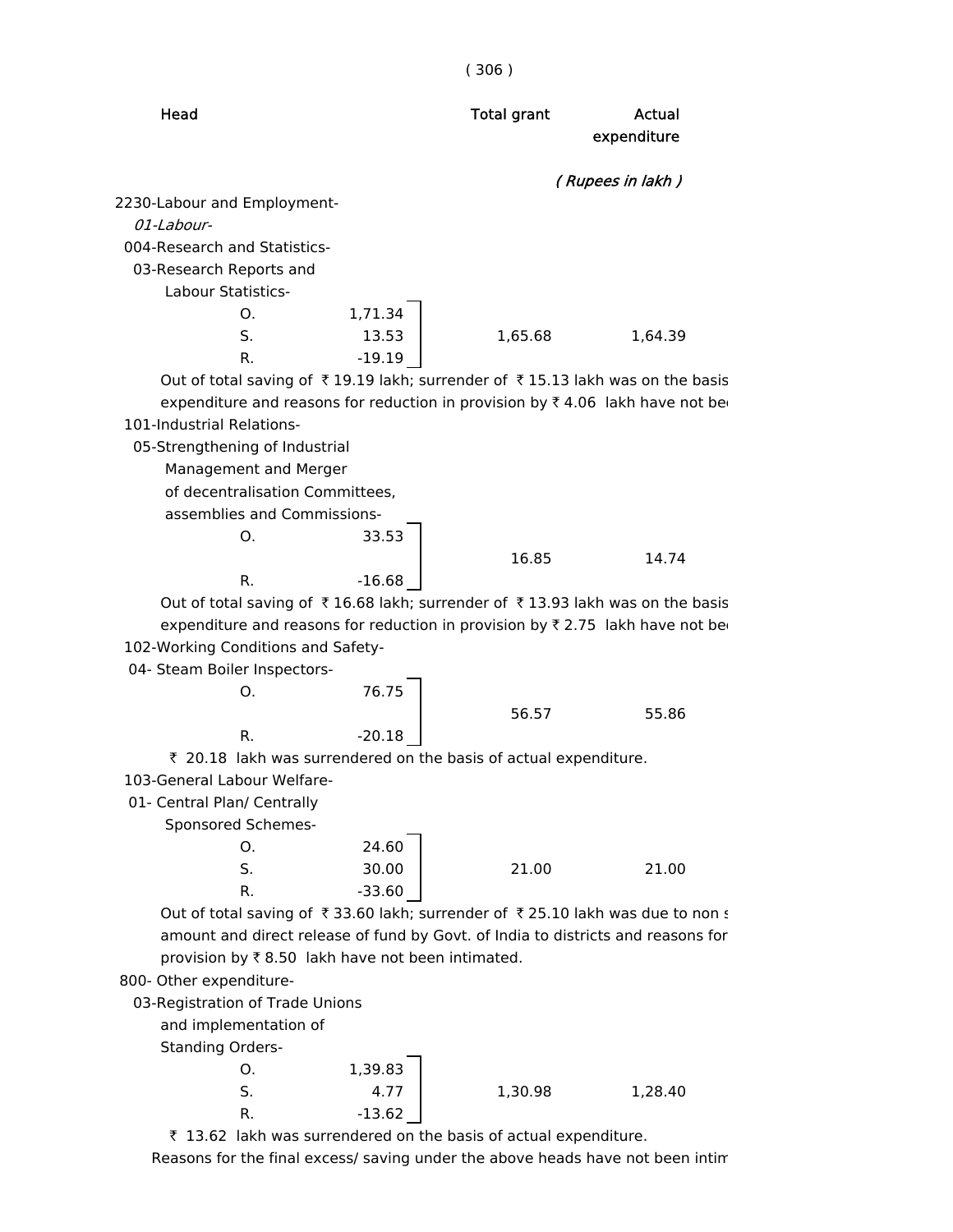| Head | | | Total grant | Actual expenditure |
|---|---|---|---|---|
| | | | | *( Rupees in lakh )* |
| 2230-Labour and Employment- | | | | |
| *01-Labour-* | | | | |
| 004-Research and Statistics- | | | | |
| 03-Research Reports and Labour Statistics- | | | | |
| | O. | 1,71.34 | | |
| | S. | 13.53 | 1,65.68 | 1,64.39 |
| | R. | -19.19 | | |

Out of total saving of ₹ 19.19 lakh; surrender of ₹ 15.13 lakh was on the basis expenditure and reasons for reduction in provision by ₹ 4.06 lakh have not be

| Head | | | Total grant | Actual expenditure |
|---|---|---|---|---|
| 101-Industrial Relations- | | | | |
| 05-Strengthening of Industrial Management and Merger of decentralisation Committees, assemblies and Commissions- | | | | |
| | O. | 33.53 | 16.85 | 14.74 |
| | R. | -16.68 | | |

Out of total saving of ₹ 16.68 lakh; surrender of ₹ 13.93 lakh was on the basis expenditure and reasons for reduction in provision by ₹ 2.75 lakh have not be

| Head | | | Total grant | Actual expenditure |
|---|---|---|---|---|
| 102-Working Conditions and Safety- | | | | |
| 04- Steam Boiler Inspectors- | | | | |
| | O. | 76.75 | 56.57 | 55.86 |
| | R. | -20.18 | | |

₹ 20.18 lakh was surrendered on the basis of actual expenditure.

| Head | | | Total grant | Actual expenditure |
|---|---|---|---|---|
| 103-General Labour Welfare- | | | | |
| 01- Central Plan/ Centrally Sponsored Schemes- | | | | |
| | O. | 24.60 | | |
| | S. | 30.00 | 21.00 | 21.00 |
| | R. | -33.60 | | |

Out of total saving of ₹ 33.60 lakh; surrender of ₹ 25.10 lakh was due to non s amount and direct release of fund by Govt. of India to districts and reasons for provision by ₹ 8.50 lakh have not been intimated.

| Head | | | Total grant | Actual expenditure |
|---|---|---|---|---|
| 800- Other expenditure- | | | | |
| 03-Registration of Trade Unions and implementation of Standing Orders- | | | | |
| | O. | 1,39.83 | | |
| | S. | 4.77 | 1,30.98 | 1,28.40 |
| | R. | -13.62 | | |

₹ 13.62 lakh was surrendered on the basis of actual expenditure.

Reasons for the final excess/ saving under the above heads have not been intim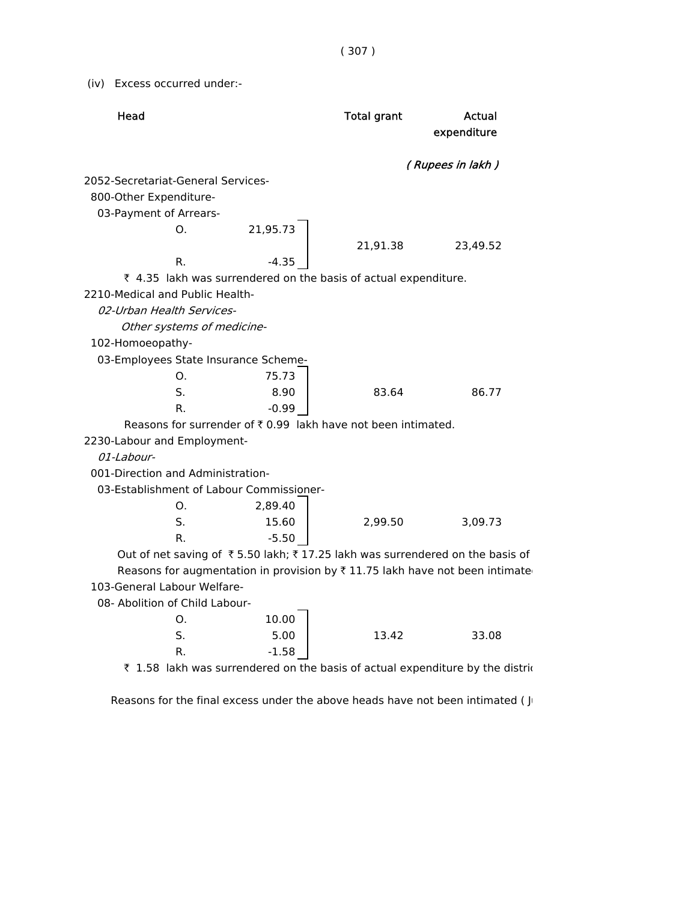(iv) Excess occurred under:-

| Head | | | Total grant | Actual expenditure |
|---|---|---|---|---|
| | | | | *( Rupees in lakh )* |
| 2052-Secretariat-General Services- | | | | |
| 800-Other Expenditure- | | | | |
| 03-Payment of Arrears- | | | | |
| | O. | 21,95.73 | 21,91.38 | 23,49.52 |
| | R. | -4.35 | | |

₹ 4.35 lakh was surrendered on the basis of actual expenditure.

| Head | | | Total grant | Actual expenditure |
|---|---|---|---|---|
| 2210-Medical and Public Health- | | | | |
| *02-Urban Health Services-* | | | | |
| *Other systems of medicine-* | | | | |
| 102-Homoeopathy- | | | | |
| 03-Employees State Insurance Scheme- | | | | |
| | O. | 75.73 | 83.64 | 86.77 |
| | S. | 8.90 | | |
| | R. | -0.99 | | |

Reasons for surrender of ₹ 0.99 lakh have not been intimated.

| Head | | | Total grant | Actual expenditure |
|---|---|---|---|---|
| 2230-Labour and Employment- | | | | |
| *01-Labour-* | | | | |
| 001-Direction and Administration- | | | | |
| 03-Establishment of Labour Commissioner- | | | | |
| | O. | 2,89.40 | 2,99.50 | 3,09.73 |
| | S. | 15.60 | | |
| | R. | -5.50 | | |

Out of net saving of ₹ 5.50 lakh; ₹ 17.25 lakh was surrendered on the basis of

Reasons for augmentation in provision by ₹ 11.75 lakh have not been intimate

| Head | | | Total grant | Actual expenditure |
|---|---|---|---|---|
| 103-General Labour Welfare- | | | | |
| 08- Abolition of Child Labour- | | | | |
| | O. | 10.00 | 13.42 | 33.08 |
| | S. | 5.00 | | |
| | R. | -1.58 | | |

₹ 1.58 lakh was surrendered on the basis of actual expenditure by the distri

Reasons for the final excess under the above heads have not been intimated ( J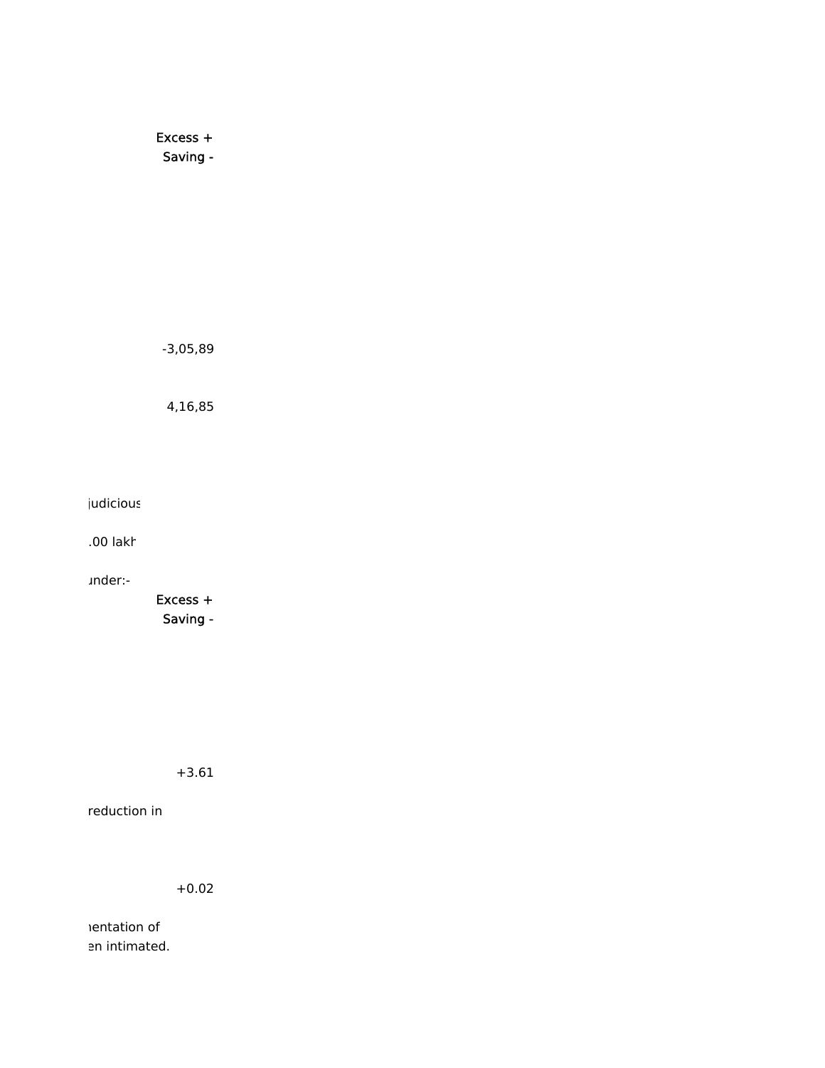Excess +
Saving -

-3,05,89

4,16,85

judicious

.00 lakh

under:-

Excess +
Saving -

+3.61

reduction in

+0.02

mentation of
en intimated.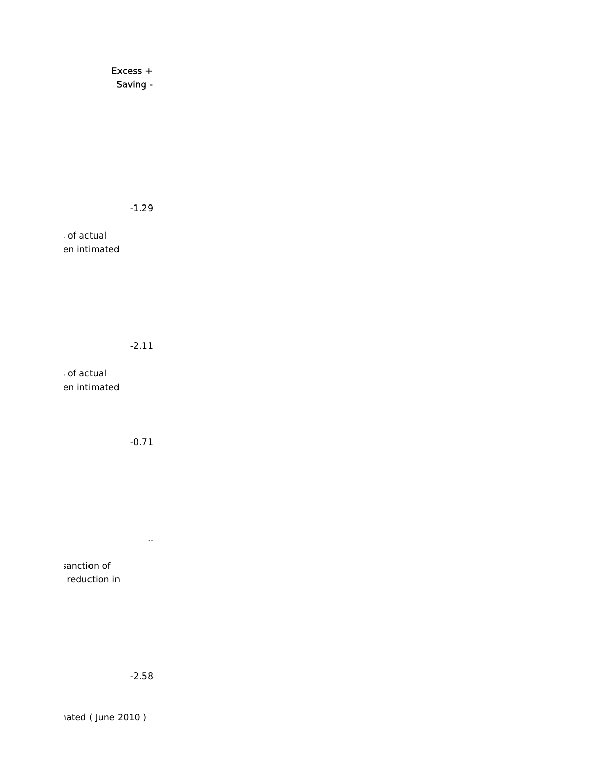Excess +
Saving -

-1.29

; of actual
en intimated.

-2.11

; of actual
en intimated.

-0.71

..

sanction of
reduction in

-2.58

nated ( June 2010 )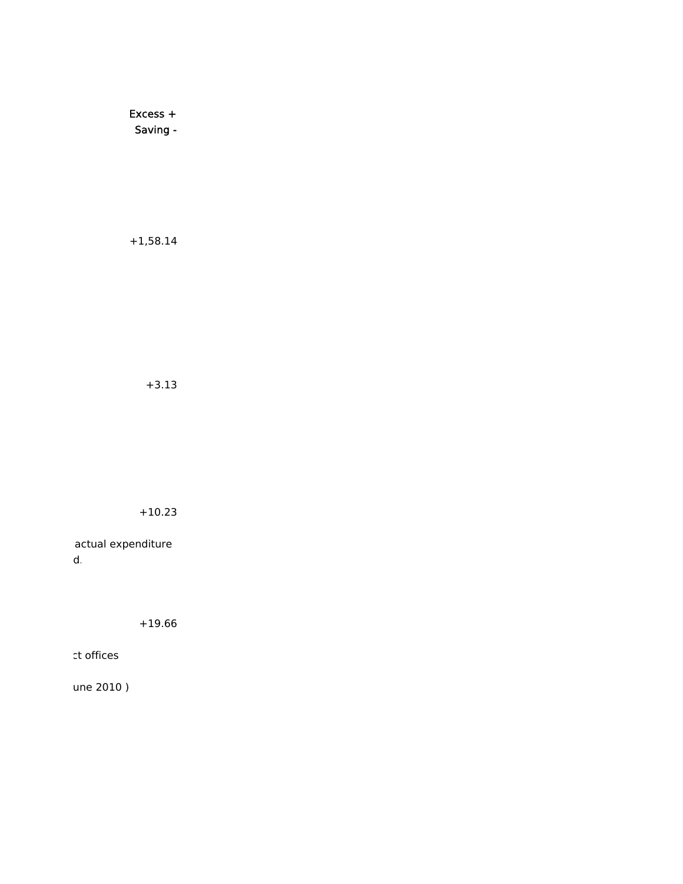Excess +
Saving -

+1,58.14

+3.13

+10.23

actual expenditure
d.

+19.66

ct offices

une 2010 )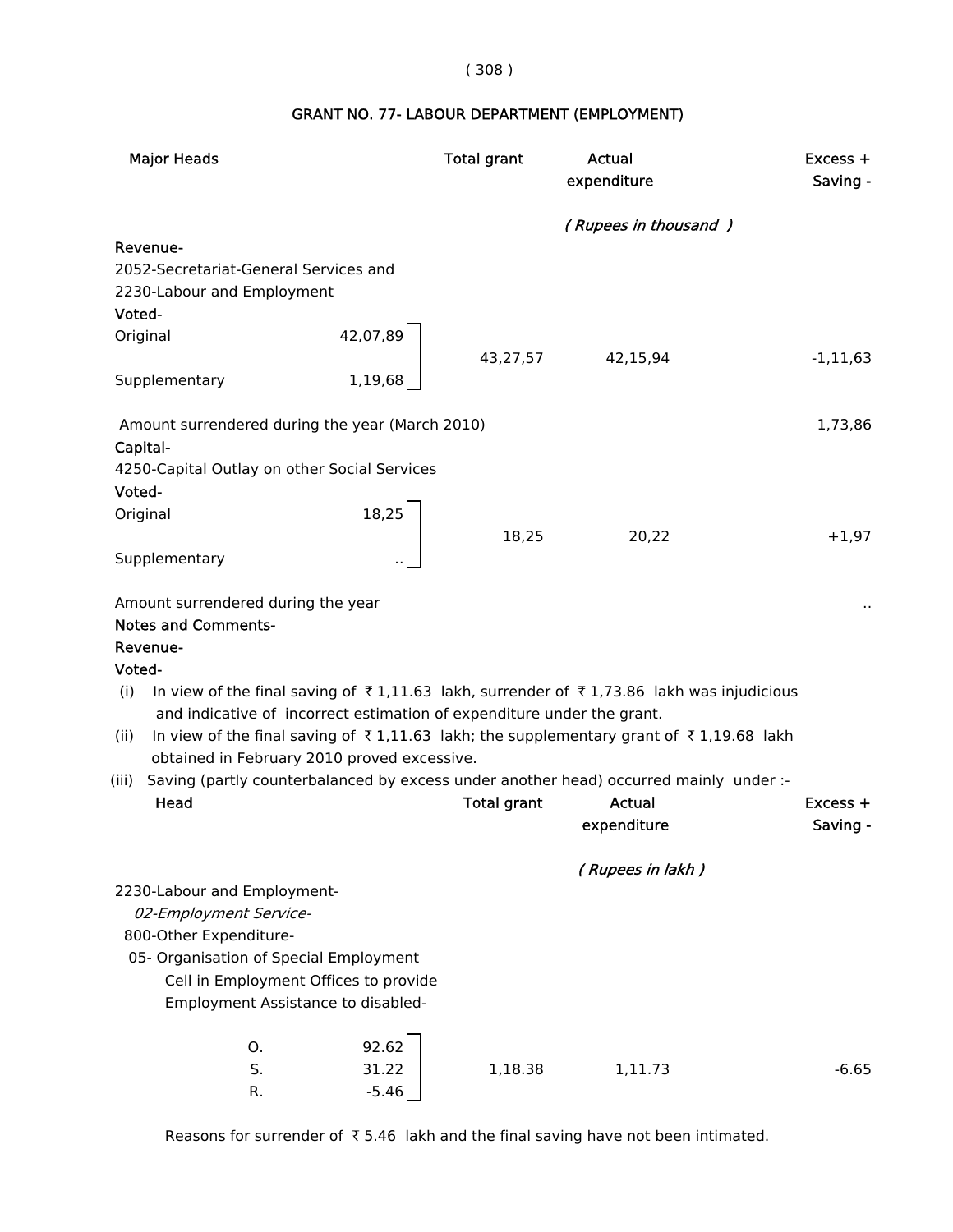## GRANT NO. 77- LABOUR DEPARTMENT (EMPLOYMENT)

| Major Heads | | Total grant | Actual expenditure | Excess + Saving - |
|---|---|---|---|---|
| | | | *( Rupees in thousand )* | |
| **Revenue-** | | | | |
| 2052-Secretariat-General Services and 2230-Labour and Employment | | | | |
| **Voted-** | | | | |
| Original | 42,07,89 | 43,27,57 | 42,15,94 | -1,11,63 |
| Supplementary | 1,19,68 | | | |
| Amount surrendered during the year (March 2010) | | | | 1,73,86 |
| **Capital-** | | | | |
| 4250-Capital Outlay on other Social Services | | | | |
| **Voted-** | | | | |
| Original | 18,25 | 18,25 | 20,22 | +1,97 |
| Supplementary | .. | | | |
| Amount surrendered during the year | | | | .. |

**Notes and Comments-**

**Revenue-**

**Voted-**

(i) In view of the final saving of ₹ 1,11.63 lakh, surrender of ₹ 1,73.86 lakh was injudicious and indicative of incorrect estimation of expenditure under the grant.

(ii) In view of the final saving of ₹ 1,11.63 lakh; the supplementary grant of ₹ 1,19.68 lakh obtained in February 2010 proved excessive.

(iii) Saving (partly counterbalanced by excess under another head) occurred mainly under :-

| Head | | Total grant | Actual expenditure | Excess + Saving - |
|---|---|---|---|---|
| | | | *( Rupees in lakh )* | |
| 2230-Labour and Employment- | | | | |
| *02-Employment Service-* | | | | |
| 800-Other Expenditure- | | | | |
| 05- Organisation of Special Employment Cell in Employment Offices to provide Employment Assistance to disabled- | | | | |
| O. | 92.62 | | | |
| S. | 31.22 | 1,18.38 | 1,11.73 | -6.65 |
| R. | -5.46 | | | |

Reasons for surrender of ₹ 5.46 lakh and the final saving have not been intimated.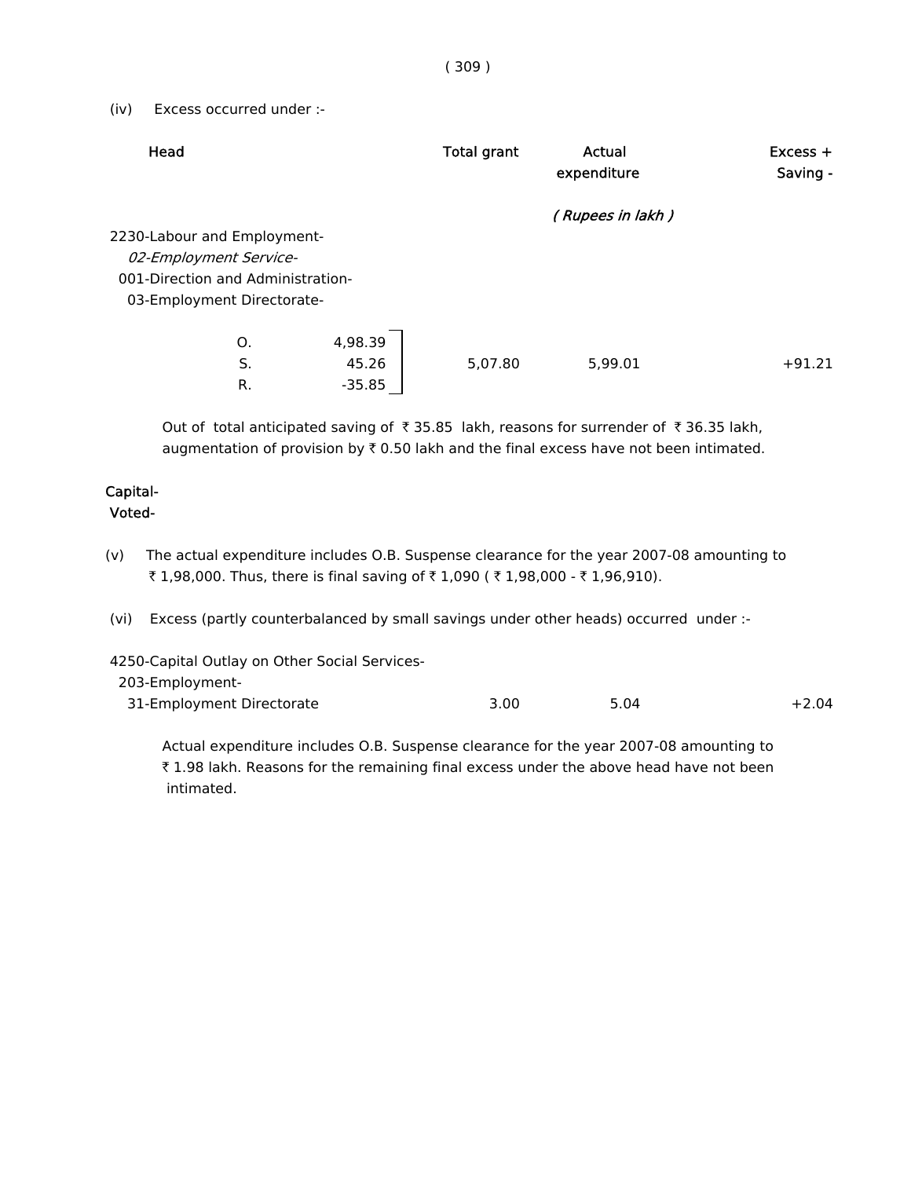(iv) Excess occurred under :-

| Head | | | Total grant | Actual expenditure | Excess + Saving - |
|---|---|---|---|---|---|
| | | | | *( Rupees in lakh )* | |
| 2230-Labour and Employment- | | | | | |
| *02-Employment Service-* | | | | | |
| 001-Direction and Administration- | | | | | |
| 03-Employment Directorate- | | | | | |
| | O. | 4,98.39 | | | |
| | S. | 45.26 | 5,07.80 | 5,99.01 | +91.21 |
| | R. | -35.85 | | | |

Out of total anticipated saving of ₹ 35.85 lakh, reasons for surrender of ₹ 36.35 lakh, augmentation of provision by ₹ 0.50 lakh and the final excess have not been intimated.

**Capital-**
**Voted-**

(v) The actual expenditure includes O.B. Suspense clearance for the year 2007-08 amounting to ₹ 1,98,000. Thus, there is final saving of ₹ 1,090 ( ₹ 1,98,000 - ₹ 1,96,910).

(vi) Excess (partly counterbalanced by small savings under other heads) occurred under :-

| Head | Total grant | Actual expenditure | Excess + Saving - |
|---|---|---|---|
| 4250-Capital Outlay on Other Social Services- | | | |
| 203-Employment- | | | |
| 31-Employment Directorate | 3.00 | 5.04 | +2.04 |

Actual expenditure includes O.B. Suspense clearance for the year 2007-08 amounting to ₹ 1.98 lakh. Reasons for the remaining final excess under the above head have not been intimated.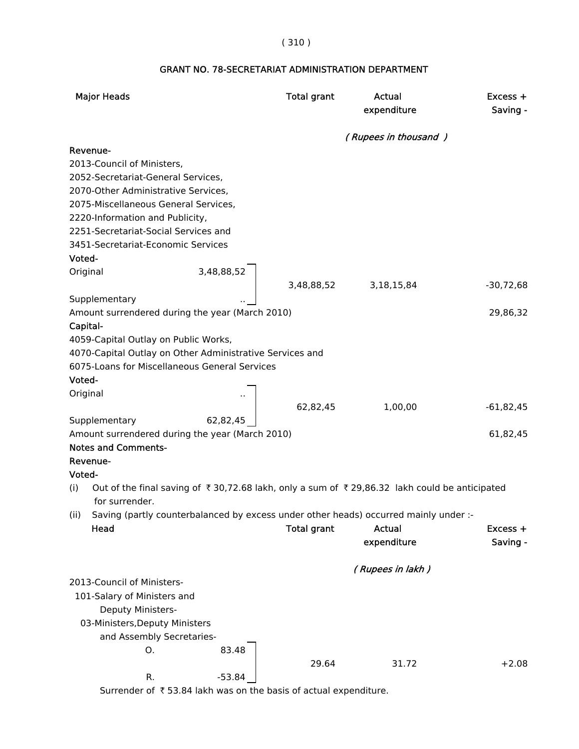## GRANT NO. 78-SECRETARIAT ADMINISTRATION DEPARTMENT

| Major Heads | | Total grant | Actual expenditure | Excess + Saving - |
|---|---|---|---|---|
| | | | *( Rupees in thousand )* | |
| **Revenue-** | | | | |
| 2013-Council of Ministers, 2052-Secretariat-General Services, 2070-Other Administrative Services, 2075-Miscellaneous General Services, 2220-Information and Publicity, 2251-Secretariat-Social Services and 3451-Secretariat-Economic Services | | | | |
| **Voted-** | | | | |
| Original | 3,48,88,52 | 3,48,88,52 | 3,18,15,84 | -30,72,68 |
| Supplementary | .. | | | |
| Amount surrendered during the year (March 2010) | | | | 29,86,32 |
| **Capital-** | | | | |
| 4059-Capital Outlay on Public Works, 4070-Capital Outlay on Other Administrative Services and 6075-Loans for Miscellaneous General Services | | | | |
| **Voted-** | | | | |
| Original | .. | 62,82,45 | 1,00,00 | -61,82,45 |
| Supplementary | 62,82,45 | | | |
| Amount surrendered during the year (March 2010) | | | | 61,82,45 |

**Notes and Comments-**

**Revenue-**

**Voted-**

(i) Out of the final saving of ₹ 30,72.68 lakh, only a sum of ₹ 29,86.32 lakh could be anticipated for surrender.

(ii) Saving (partly counterbalanced by excess under other heads) occurred mainly under :-

| Head | | Total grant | Actual expenditure | Excess + Saving - |
|---|---|---|---|---|
| | | | *( Rupees in lakh )* | |
| 2013-Council of Ministers- 101-Salary of Ministers and Deputy Ministers- 03-Ministers,Deputy Ministers and Assembly Secretaries- | | | | |
| O. | 83.48 | 29.64 | 31.72 | +2.08 |
| R. | -53.84 | | | |

Surrender of ₹ 53.84 lakh was on the basis of actual expenditure.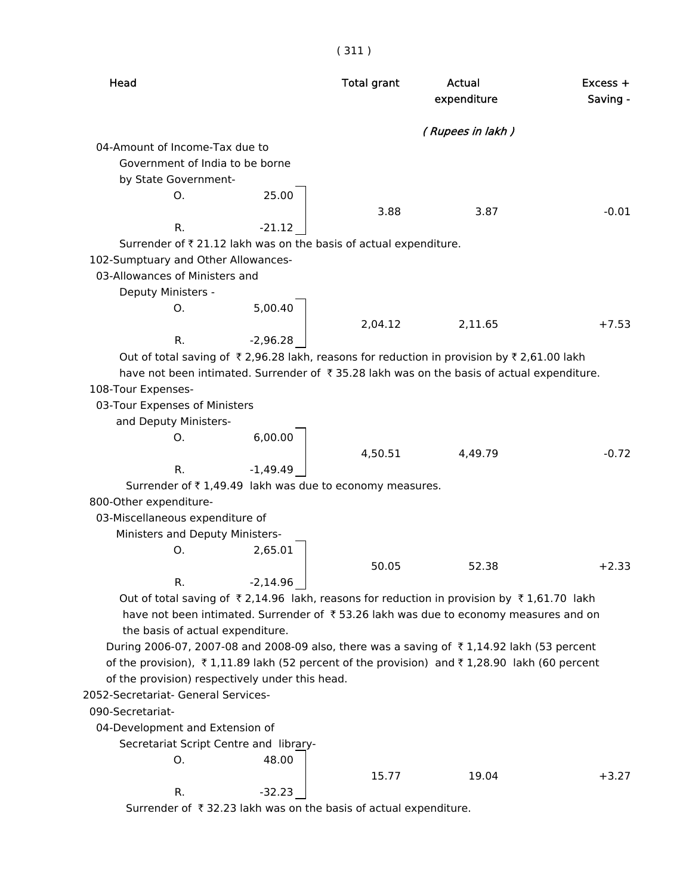| Head | | Total grant | Actual expenditure | Excess + Saving - |
|---|---|---|---|---|
| | | | *( Rupees in lakh )* | |
| 04-Amount of Income-Tax due to Government of India to be borne by State Government- | | | | |
| O. | 25.00 | 3.88 | 3.87 | -0.01 |
| R. | -21.12 | | | |

Surrender of ₹ 21.12 lakh was on the basis of actual expenditure.

| Head | | Total grant | Actual expenditure | Excess + Saving - |
|---|---|---|---|---|
| 102-Sumptuary and Other Allowances- | | | | |
| 03-Allowances of Ministers and Deputy Ministers - | | | | |
| O. | 5,00.40 | 2,04.12 | 2,11.65 | +7.53 |
| R. | -2,96.28 | | | |

Out of total saving of ₹ 2,96.28 lakh, reasons for reduction in provision by ₹ 2,61.00 lakh have not been intimated. Surrender of ₹ 35.28 lakh was on the basis of actual expenditure.

| Head | | Total grant | Actual expenditure | Excess + Saving - |
|---|---|---|---|---|
| 108-Tour Expenses- | | | | |
| 03-Tour Expenses of Ministers and Deputy Ministers- | | | | |
| O. | 6,00.00 | 4,50.51 | 4,49.79 | -0.72 |
| R. | -1,49.49 | | | |

Surrender of ₹ 1,49.49 lakh was due to economy measures.

| Head | | Total grant | Actual expenditure | Excess + Saving - |
|---|---|---|---|---|
| 800-Other expenditure- | | | | |
| 03-Miscellaneous expenditure of Ministers and Deputy Ministers- | | | | |
| O. | 2,65.01 | 50.05 | 52.38 | +2.33 |
| R. | -2,14.96 | | | |

Out of total saving of ₹ 2,14.96 lakh, reasons for reduction in provision by ₹ 1,61.70 lakh have not been intimated. Surrender of ₹ 53.26 lakh was due to economy measures and on the basis of actual expenditure.

During 2006-07, 2007-08 and 2008-09 also, there was a saving of ₹ 1,14.92 lakh (53 percent of the provision), ₹ 1,11.89 lakh (52 percent of the provision) and ₹ 1,28.90 lakh (60 percent of the provision) respectively under this head.

| Head | | Total grant | Actual expenditure | Excess + Saving - |
|---|---|---|---|---|
| 2052-Secretariat- General Services- | | | | |
| 090-Secretariat- | | | | |
| 04-Development and Extension of Secretariat Script Centre and library- | | | | |
| O. | 48.00 | 15.77 | 19.04 | +3.27 |
| R. | -32.23 | | | |

Surrender of ₹ 32.23 lakh was on the basis of actual expenditure.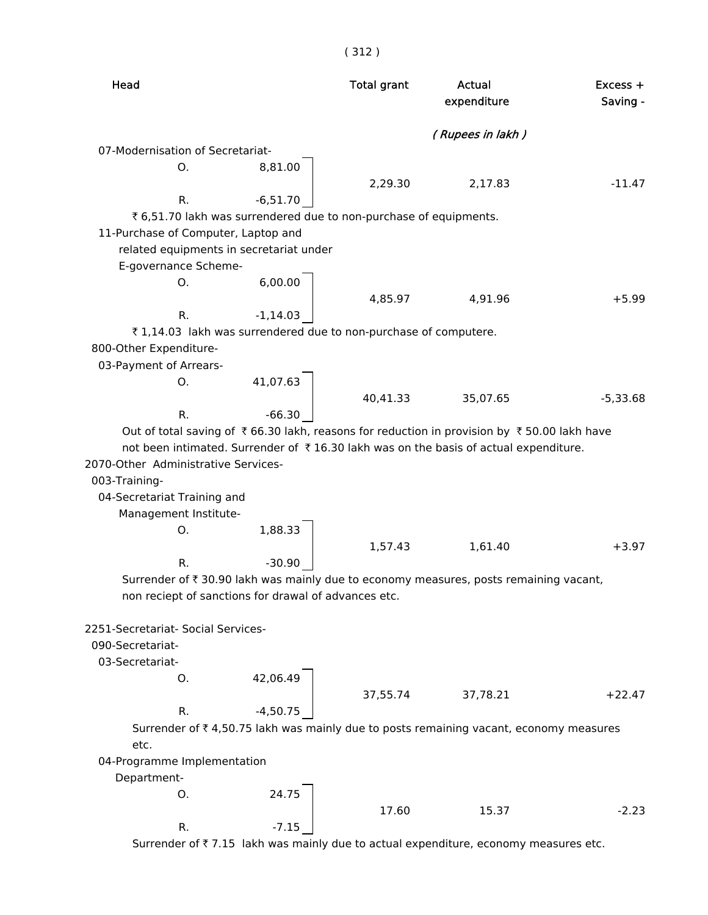| Head | | Total grant | Actual expenditure | Excess + Saving - |
|---|---|---|---|---|
| | | | *( Rupees in lakh )* | |
| 07-Modernisation of Secretariat- | | | | |
| O. | 8,81.00 | 2,29.30 | 2,17.83 | -11.47 |
| R. | -6,51.70 | | | |

₹ 6,51.70 lakh was surrendered due to non-purchase of equipments.

| Head | | Total grant | Actual expenditure | Excess + Saving - |
|---|---|---|---|---|
| 11-Purchase of Computer, Laptop and related equipments in secretariat under E-governance Scheme- | | | | |
| O. | 6,00.00 | 4,85.97 | 4,91.96 | +5.99 |
| R. | -1,14.03 | | | |

₹ 1,14.03 lakh was surrendered due to non-purchase of computere.

| Head | | Total grant | Actual expenditure | Excess + Saving - |
|---|---|---|---|---|
| 800-Other Expenditure- | | | | |
| 03-Payment of Arrears- | | | | |
| O. | 41,07.63 | 40,41.33 | 35,07.65 | -5,33.68 |
| R. | -66.30 | | | |

Out of total saving of ₹ 66.30 lakh, reasons for reduction in provision by ₹ 50.00 lakh have not been intimated. Surrender of ₹ 16.30 lakh was on the basis of actual expenditure.

| Head | | Total grant | Actual expenditure | Excess + Saving - |
|---|---|---|---|---|
| 2070-Other Administrative Services- | | | | |
| 003-Training- | | | | |
| 04-Secretariat Training and Management Institute- | | | | |
| O. | 1,88.33 | 1,57.43 | 1,61.40 | +3.97 |
| R. | -30.90 | | | |

Surrender of ₹ 30.90 lakh was mainly due to economy measures, posts remaining vacant, non reciept of sanctions for drawal of advances etc.

| Head | | Total grant | Actual expenditure | Excess + Saving - |
|---|---|---|---|---|
| 2251-Secretariat- Social Services- | | | | |
| 090-Secretariat- | | | | |
| 03-Secretariat- | | | | |
| O. | 42,06.49 | 37,55.74 | 37,78.21 | +22.47 |
| R. | -4,50.75 | | | |

Surrender of ₹ 4,50.75 lakh was mainly due to posts remaining vacant, economy measures etc.

| Head | | Total grant | Actual expenditure | Excess + Saving - |
|---|---|---|---|---|
| 04-Programme Implementation Department- | | | | |
| O. | 24.75 | 17.60 | 15.37 | -2.23 |
| R. | -7.15 | | | |

Surrender of ₹ 7.15 lakh was mainly due to actual expenditure, economy measures etc.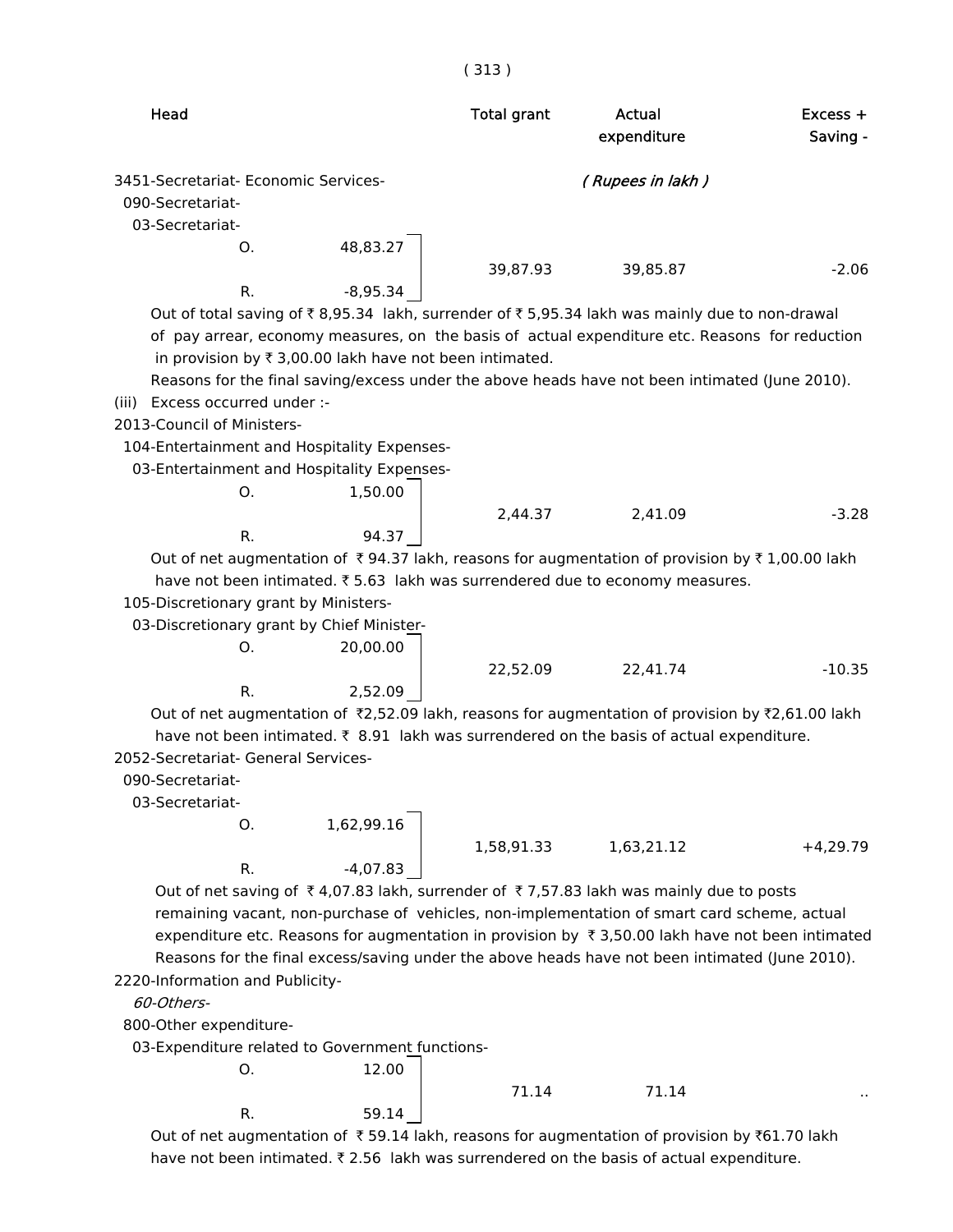| Head | | | Total grant | Actual expenditure | Excess + Saving - |
|---|---|---|---|---|---|
| | | | | *( Rupees in lakh )* | |
| 3451-Secretariat- Economic Services- | | | | | |
| 090-Secretariat- | | | | | |
| 03-Secretariat- | | | | | |
| | O. | 48,83.27 | 39,87.93 | 39,85.87 | -2.06 |
| | R. | -8,95.34 | | | |

Out of total saving of ₹ 8,95.34 lakh, surrender of ₹ 5,95.34 lakh was mainly due to non-drawal of pay arrear, economy measures, on the basis of actual expenditure etc. Reasons for reduction in provision by ₹ 3,00.00 lakh have not been intimated.

Reasons for the final saving/excess under the above heads have not been intimated (June 2010).

(iii) Excess occurred under :-

| Head | | | Total grant | Actual expenditure | Excess + Saving - |
|---|---|---|---|---|---|
| 2013-Council of Ministers- | | | | | |
| 104-Entertainment and Hospitality Expenses- | | | | | |
| 03-Entertainment and Hospitality Expenses- | | | | | |
| | O. | 1,50.00 | 2,44.37 | 2,41.09 | -3.28 |
| | R. | 94.37 | | | |

Out of net augmentation of ₹ 94.37 lakh, reasons for augmentation of provision by ₹ 1,00.00 lakh have not been intimated. ₹ 5.63 lakh was surrendered due to economy measures.

| Head | | | Total grant | Actual expenditure | Excess + Saving - |
|---|---|---|---|---|---|
| 105-Discretionary grant by Ministers- | | | | | |
| 03-Discretionary grant by Chief Minister- | | | | | |
| | O. | 20,00.00 | 22,52.09 | 22,41.74 | -10.35 |
| | R. | 2,52.09 | | | |

Out of net augmentation of ₹2,52.09 lakh, reasons for augmentation of provision by ₹2,61.00 lakh have not been intimated. ₹ 8.91 lakh was surrendered on the basis of actual expenditure.

| Head | | | Total grant | Actual expenditure | Excess + Saving - |
|---|---|---|---|---|---|
| 2052-Secretariat- General Services- | | | | | |
| 090-Secretariat- | | | | | |
| 03-Secretariat- | | | | | |
| | O. | 1,62,99.16 | 1,58,91.33 | 1,63,21.12 | +4,29.79 |
| | R. | -4,07.83 | | | |

Out of net saving of ₹ 4,07.83 lakh, surrender of ₹ 7,57.83 lakh was mainly due to posts remaining vacant, non-purchase of vehicles, non-implementation of smart card scheme, actual expenditure etc. Reasons for augmentation in provision by ₹ 3,50.00 lakh have not been intimated Reasons for the final excess/saving under the above heads have not been intimated (June 2010).

| Head | | | Total grant | Actual expenditure | Excess + Saving - |
|---|---|---|---|---|---|
| 2220-Information and Publicity- | | | | | |
| *60-Others-* | | | | | |
| 800-Other expenditure- | | | | | |
| 03-Expenditure related to Government functions- | | | | | |
| | O. | 12.00 | 71.14 | 71.14 | .. |
| | R. | 59.14 | | | |

Out of net augmentation of ₹ 59.14 lakh, reasons for augmentation of provision by ₹61.70 lakh have not been intimated. ₹ 2.56 lakh was surrendered on the basis of actual expenditure.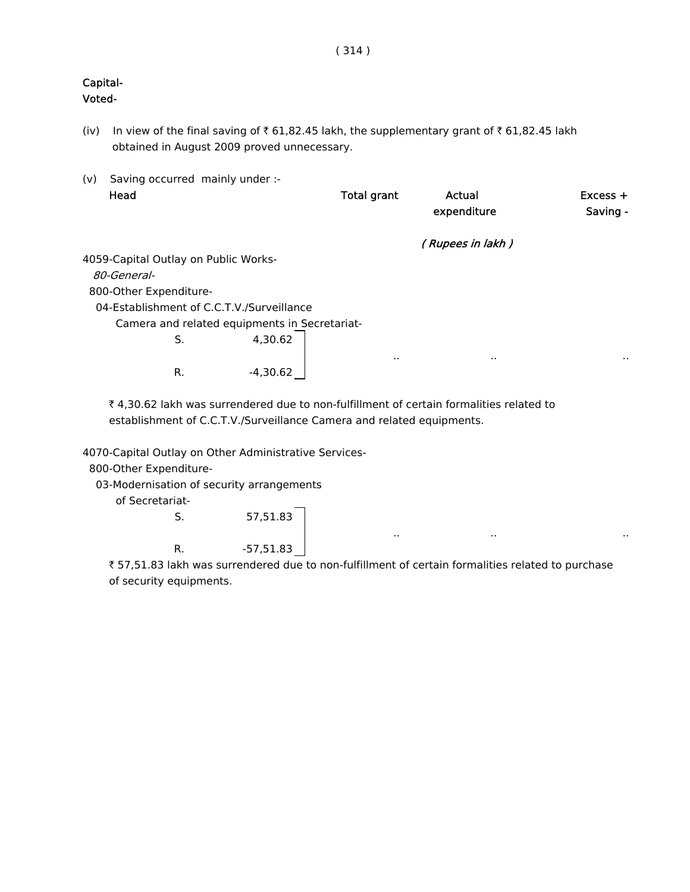**Capital-**
**Voted-**

(iv) In view of the final saving of ₹ 61,82.45 lakh, the supplementary grant of ₹ 61,82.45 lakh obtained in August 2009 proved unnecessary.

(v) Saving occurred mainly under :-

| Head | | Total grant | Actual expenditure | Excess + Saving - |
|---|---|---|---|---|
| | | | *( Rupees in lakh )* | |
| 4059-Capital Outlay on Public Works- | | | | |
| *80-General-* | | | | |
| 800-Other Expenditure- | | | | |
| 04-Establishment of C.C.T.V./Surveillance Camera and related equipments in Secretariat- | | | | |
| S. | 4,30.62 | | | |
| | | .. | .. | .. |
| R. | -4,30.62 | | | |

₹ 4,30.62 lakh was surrendered due to non-fulfillment of certain formalities related to establishment of C.C.T.V./Surveillance Camera and related equipments.

| Head | | Total grant | Actual expenditure | Excess + Saving - |
|---|---|---|---|---|
| 4070-Capital Outlay on Other Administrative Services- | | | | |
| 800-Other Expenditure- | | | | |
| 03-Modernisation of security arrangements of Secretariat- | | | | |
| S. | 57,51.83 | | | |
| | | .. | .. | .. |
| R. | -57,51.83 | | | |

₹ 57,51.83 lakh was surrendered due to non-fulfillment of certain formalities related to purchase of security equipments.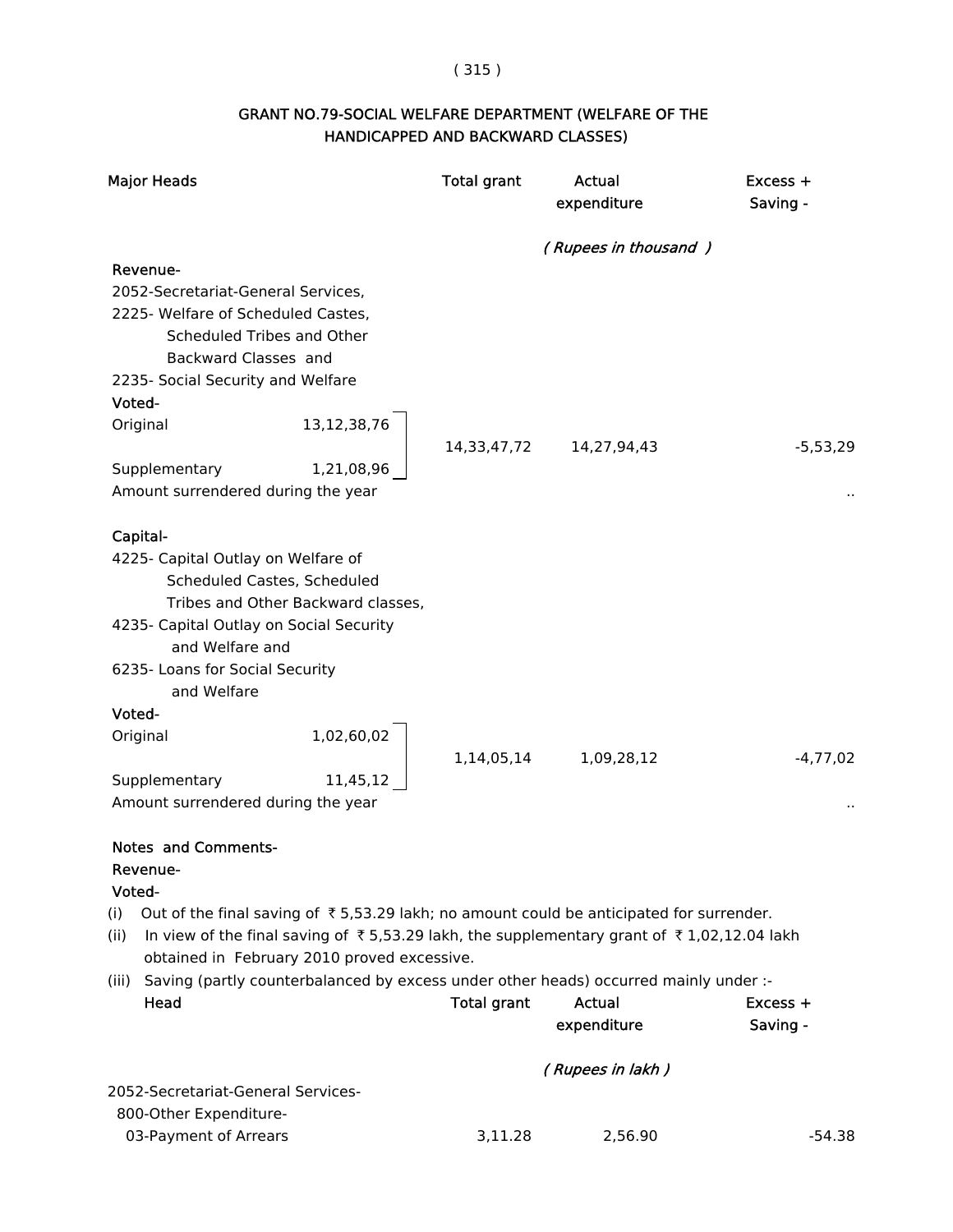## GRANT NO.79-SOCIAL WELFARE DEPARTMENT (WELFARE OF THE HANDICAPPED AND BACKWARD CLASSES)

| Major Heads | | Total grant | Actual expenditure | Excess + Saving - |
|---|---|---|---|---|
| | | | *( Rupees in thousand )* | |
| **Revenue-** | | | | |
| 2052-Secretariat-General Services, 2225- Welfare of Scheduled Castes, Scheduled Tribes and Other Backward Classes and 2235- Social Security and Welfare | | | | |
| **Voted-** | | | | |
| Original | 13,12,38,76 | 14,33,47,72 | 14,27,94,43 | -5,53,29 |
| Supplementary | 1,21,08,96 | | | |
| Amount surrendered during the year | | | | .. |
| **Capital-** | | | | |
| 4225- Capital Outlay on Welfare of Scheduled Castes, Scheduled Tribes and Other Backward classes, 4235- Capital Outlay on Social Security and Welfare and 6235- Loans for Social Security and Welfare | | | | |
| **Voted-** | | | | |
| Original | 1,02,60,02 | 1,14,05,14 | 1,09,28,12 | -4,77,02 |
| Supplementary | 11,45,12 | | | |
| Amount surrendered during the year | | | | .. |

**Notes and Comments-**

**Revenue-**

**Voted-**

(i) Out of the final saving of ₹ 5,53.29 lakh; no amount could be anticipated for surrender.

(ii) In view of the final saving of ₹ 5,53.29 lakh, the supplementary grant of ₹ 1,02,12.04 lakh obtained in February 2010 proved excessive.

(iii) Saving (partly counterbalanced by excess under other heads) occurred mainly under :-

| Head | Total grant | Actual expenditure | Excess + Saving - |
|---|---|---|---|
| | | *( Rupees in lakh )* | |
| 2052-Secretariat-General Services- | | | |
| 800-Other Expenditure- | | | |
| 03-Payment of Arrears | 3,11.28 | 2,56.90 | -54.38 |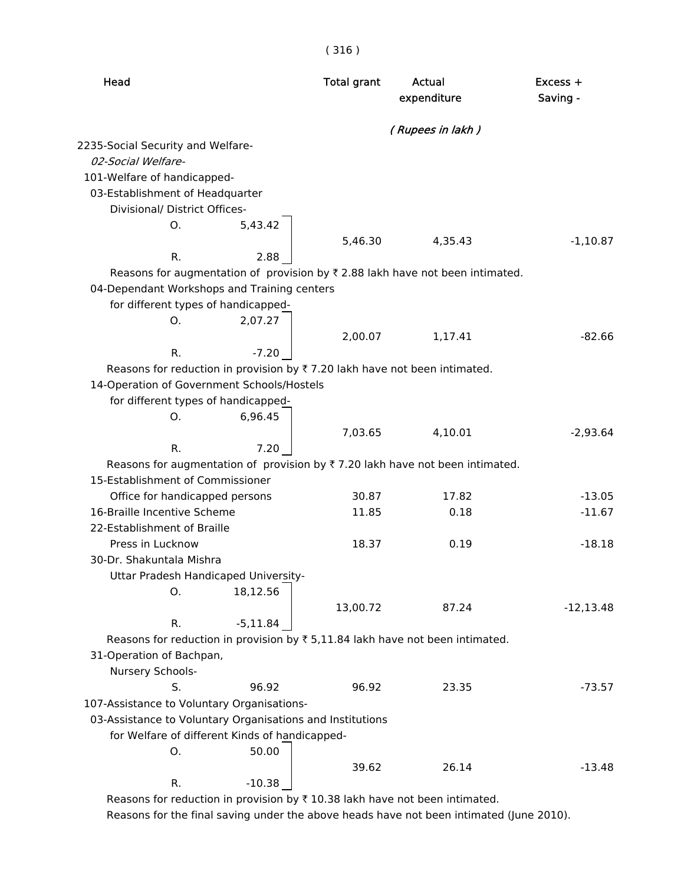| Head | | Total grant | Actual expenditure | Excess + Saving - |
|---|---|---|---|---|
| | | *( Rupees in lakh )* | | |
| 2235-Social Security and Welfare- | | | | |
| *02-Social Welfare-* | | | | |
| 101-Welfare of handicapped- | | | | |
| 03-Establishment of Headquarter Divisional/ District Offices- | | | | |
| O. | 5,43.42 | | | |
| | | 5,46.30 | 4,35.43 | -1,10.87 |
| R. | 2.88 | | | |

Reasons for augmentation of provision by ₹ 2.88 lakh have not been intimated.

| Head | | Total grant | Actual expenditure | Excess + Saving - |
|---|---|---|---|---|
| 04-Dependant Workshops and Training centers for different types of handicapped- | | | | |
| O. | 2,07.27 | | | |
| | | 2,00.07 | 1,17.41 | -82.66 |
| R. | -7.20 | | | |

Reasons for reduction in provision by ₹ 7.20 lakh have not been intimated.

| Head | | Total grant | Actual expenditure | Excess + Saving - |
|---|---|---|---|---|
| 14-Operation of Government Schools/Hostels for different types of handicapped- | | | | |
| O. | 6,96.45 | | | |
| | | 7,03.65 | 4,10.01 | -2,93.64 |
| R. | 7.20 | | | |

Reasons for augmentation of provision by ₹ 7.20 lakh have not been intimated.

| Head | | Total grant | Actual expenditure | Excess + Saving - |
|---|---|---|---|---|
| 15-Establishment of Commissioner Office for handicapped persons | | 30.87 | 17.82 | -13.05 |
| 16-Braille Incentive Scheme | | 11.85 | 0.18 | -11.67 |
| 22-Establishment of Braille Press in Lucknow | | 18.37 | 0.19 | -18.18 |
| 30-Dr. Shakuntala Mishra Uttar Pradesh Handicaped University- | | | | |
| O. | 18,12.56 | | | |
| | | 13,00.72 | 87.24 | -12,13.48 |
| R. | -5,11.84 | | | |

Reasons for reduction in provision by ₹ 5,11.84 lakh have not been intimated.

| Head | | Total grant | Actual expenditure | Excess + Saving - |
|---|---|---|---|---|
| 31-Operation of Bachpan, Nursery Schools- | | | | |
| S. | 96.92 | 96.92 | 23.35 | -73.57 |
| 107-Assistance to Voluntary Organisations- | | | | |
| 03-Assistance to Voluntary Organisations and Institutions for Welfare of different Kinds of handicapped- | | | | |
| O. | 50.00 | | | |
| | | 39.62 | 26.14 | -13.48 |
| R. | -10.38 | | | |

Reasons for reduction in provision by ₹ 10.38 lakh have not been intimated.

Reasons for the final saving under the above heads have not been intimated (June 2010).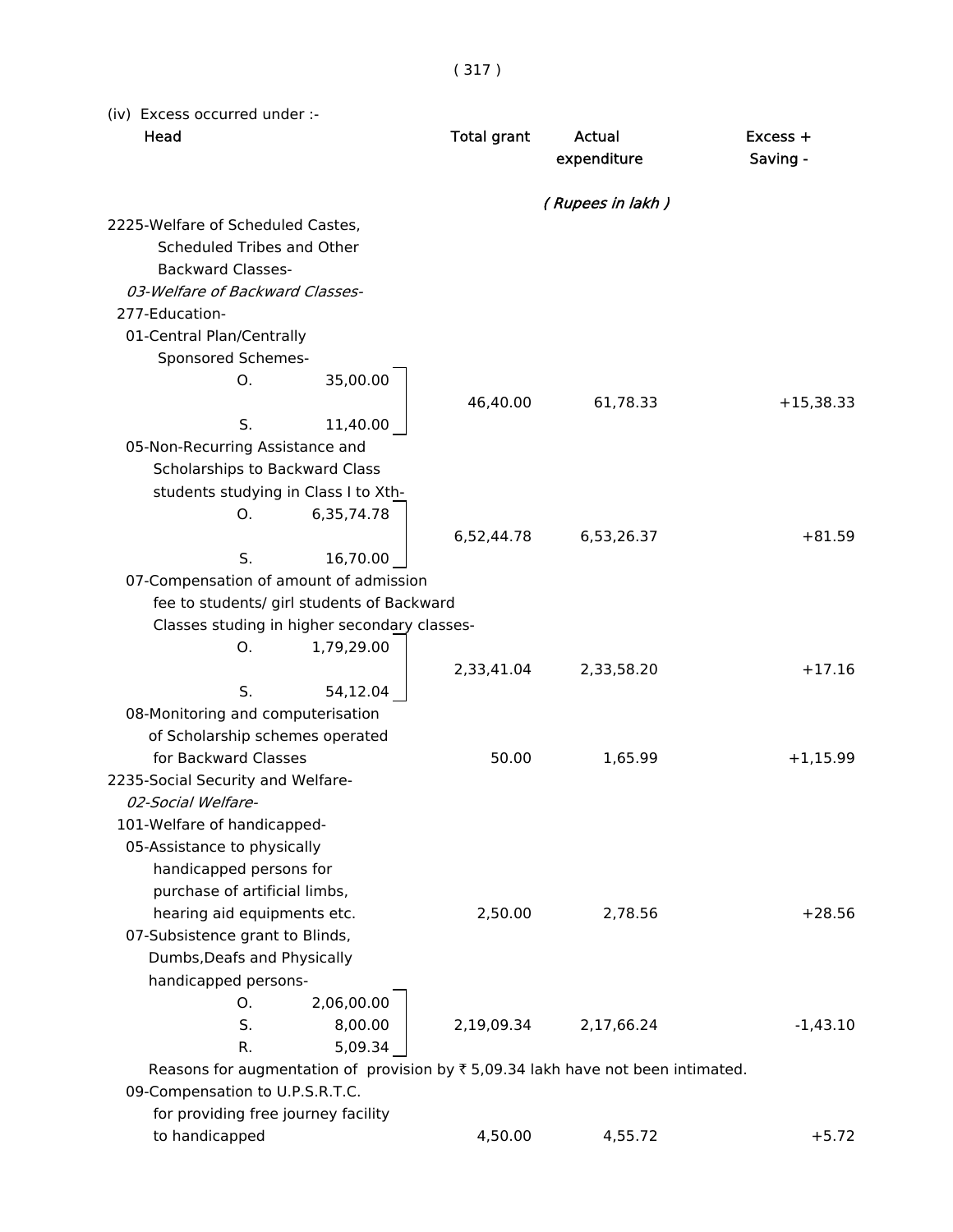(iv) Excess occurred under :-

| Head | | Total grant | Actual expenditure | Excess + Saving - |
|---|---|---|---|---|
| | | | *( Rupees in lakh )* | |
| 2225-Welfare of Scheduled Castes, Scheduled Tribes and Other Backward Classes- | | | | |
| *03-Welfare of Backward Classes-* | | | | |
| 277-Education- | | | | |
| 01-Central Plan/Centrally Sponsored Schemes- | | | | |
| O. | 35,00.00 | | | |
| S. | 11,40.00 | 46,40.00 | 61,78.33 | +15,38.33 |
| 05-Non-Recurring Assistance and Scholarships to Backward Class students studying in Class I to Xth- | | | | |
| O. | 6,35,74.78 | | | |
| S. | 16,70.00 | 6,52,44.78 | 6,53,26.37 | +81.59 |
| 07-Compensation of amount of admission fee to students/ girl students of Backward Classes studing in higher secondary classes- | | | | |
| O. | 1,79,29.00 | | | |
| S. | 54,12.04 | 2,33,41.04 | 2,33,58.20 | +17.16 |
| 08-Monitoring and computerisation of Scholarship schemes operated for Backward Classes | | 50.00 | 1,65.99 | +1,15.99 |
| 2235-Social Security and Welfare- | | | | |
| *02-Social Welfare-* | | | | |
| 101-Welfare of handicapped- | | | | |
| 05-Assistance to physically handicapped persons for purchase of artificial limbs, hearing aid equipments etc. | | 2,50.00 | 2,78.56 | +28.56 |
| 07-Subsistence grant to Blinds, Dumbs,Deafs and Physically handicapped persons- | | | | |
| O. | 2,06,00.00 | | | |
| S. | 8,00.00 | 2,19,09.34 | 2,17,66.24 | -1,43.10 |
| R. | 5,09.34 | | | |

Reasons for augmentation of provision by ₹ 5,09.34 lakh have not been intimated.

| Head | Total grant | Actual expenditure | Excess + Saving - |
|---|---|---|---|
| 09-Compensation to U.P.S.R.T.C. for providing free journey facility to handicapped | 4,50.00 | 4,55.72 | +5.72 |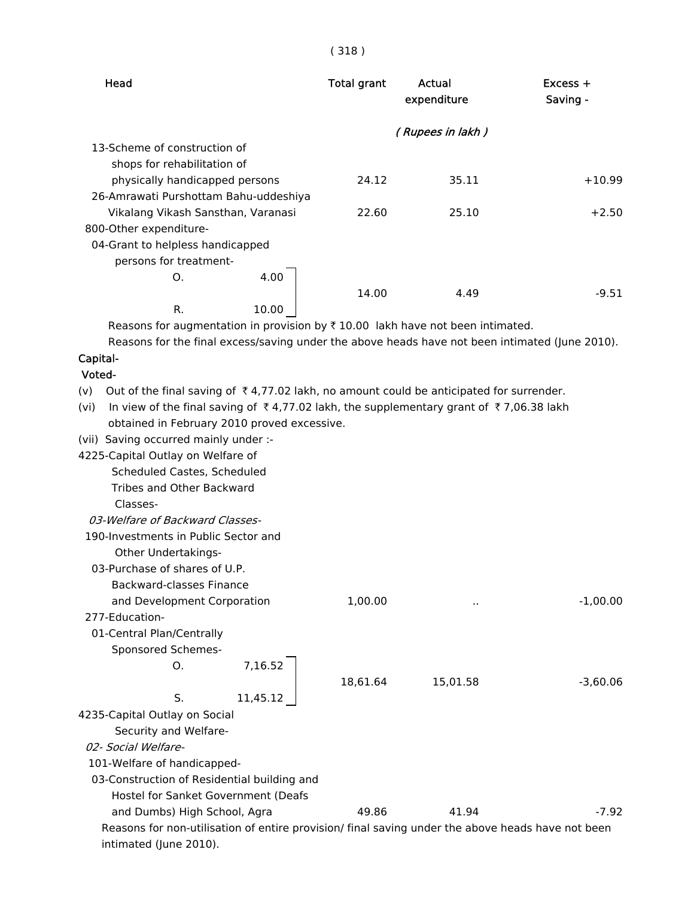| Head | Total grant | Actual expenditure | Excess + Saving - |
|---|---|---|---|
| | | *( Rupees in lakh )* | |
| 13-Scheme of construction of shops for rehabilitation of physically handicapped persons | 24.12 | 35.11 | +10.99 |
| 26-Amrawati Purshottam Bahu-uddeshiya Vikalang Vikash Sansthan, Varanasi | 22.60 | 25.10 | +2.50 |
| 800-Other expenditure- | | | |
| 04-Grant to helpless handicapped persons for treatment- O. 4.00 R. 10.00 | 14.00 | 4.49 | -9.51 |

Reasons for augmentation in provision by ₹ 10.00 lakh have not been intimated.

Reasons for the final excess/saving under the above heads have not been intimated (June 2010).

**Capital-**

**Voted-**

(v) Out of the final saving of ₹ 4,77.02 lakh, no amount could be anticipated for surrender.

(vi) In view of the final saving of ₹ 4,77.02 lakh, the supplementary grant of ₹ 7,06.38 lakh obtained in February 2010 proved excessive.

(vii) Saving occurred mainly under :-

| Head | Total grant | Actual expenditure | Excess + Saving - |
|---|---|---|---|
| 4225-Capital Outlay on Welfare of Scheduled Castes, Scheduled Tribes and Other Backward Classes- | | | |
| *03-Welfare of Backward Classes-* | | | |
| 190-Investments in Public Sector and Other Undertakings- | | | |
| 03-Purchase of shares of U.P. Backward-classes Finance and Development Corporation | 1,00.00 | .. | -1,00.00 |
| 277-Education- | | | |
| 01-Central Plan/Centrally Sponsored Schemes- O. 7,16.52 S. 11,45.12 | 18,61.64 | 15,01.58 | -3,60.06 |
| 4235-Capital Outlay on Social Security and Welfare- | | | |
| *02- Social Welfare-* | | | |
| 101-Welfare of handicapped- | | | |
| 03-Construction of Residential building and Hostel for Sanket Government (Deafs and Dumbs) High School, Agra | 49.86 | 41.94 | -7.92 |

Reasons for non-utilisation of entire provision/ final saving under the above heads have not been intimated (June 2010).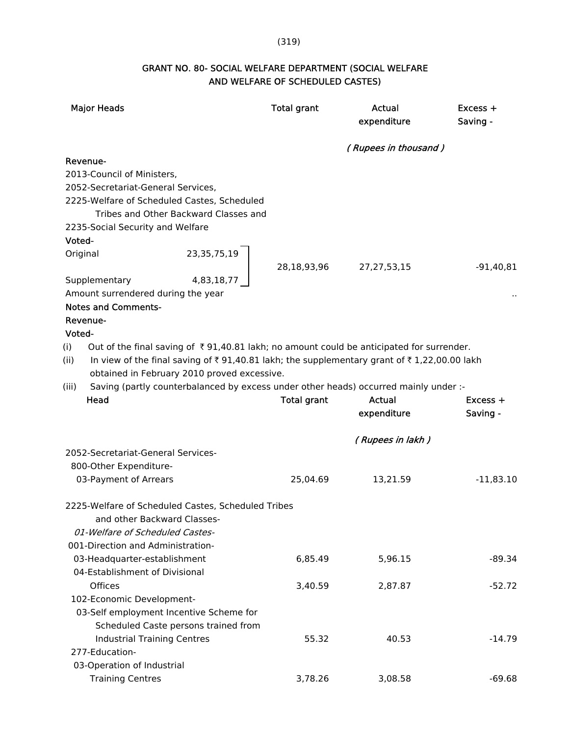## GRANT NO. 80- SOCIAL WELFARE DEPARTMENT (SOCIAL WELFARE AND WELFARE OF SCHEDULED CASTES)

| Major Heads | | Total grant | Actual expenditure | Excess + Saving - |
|---|---|---|---|---|
| | | | *( Rupees in thousand )* | |
| **Revenue-** | | | | |
| 2013-Council of Ministers, | | | | |
| 2052-Secretariat-General Services, | | | | |
| 2225-Welfare of Scheduled Castes, Scheduled Tribes and Other Backward Classes and | | | | |
| 2235-Social Security and Welfare | | | | |
| **Voted-** | | | | |
| Original | 23,35,75,19 | 28,18,93,96 | 27,27,53,15 | -91,40,81 |
| Supplementary | 4,83,18,77 | | | |
| Amount surrendered during the year | | | | .. |

**Notes and Comments-**

**Revenue-**

**Voted-**

(i) Out of the final saving of ₹ 91,40.81 lakh; no amount could be anticipated for surrender.

(ii) In view of the final saving of ₹ 91,40.81 lakh; the supplementary grant of ₹ 1,22,00.00 lakh obtained in February 2010 proved excessive.

(iii) Saving (partly counterbalanced by excess under other heads) occurred mainly under :-

| Head | Total grant | Actual expenditure | Excess + Saving - |
|---|---|---|---|
| | | *( Rupees in lakh )* | |
| 2052-Secretariat-General Services- | | | |
| 800-Other Expenditure- | | | |
| 03-Payment of Arrears | 25,04.69 | 13,21.59 | -11,83.10 |
| 2225-Welfare of Scheduled Castes, Scheduled Tribes and other Backward Classes- | | | |
| *01-Welfare of Scheduled Castes-* | | | |
| 001-Direction and Administration- | | | |
| 03-Headquarter-establishment | 6,85.49 | 5,96.15 | -89.34 |
| 04-Establishment of Divisional Offices | 3,40.59 | 2,87.87 | -52.72 |
| 102-Economic Development- | | | |
| 03-Self employment Incentive Scheme for Scheduled Caste persons trained from Industrial Training Centres | 55.32 | 40.53 | -14.79 |
| 277-Education- | | | |
| 03-Operation of Industrial Training Centres | 3,78.26 | 3,08.58 | -69.68 |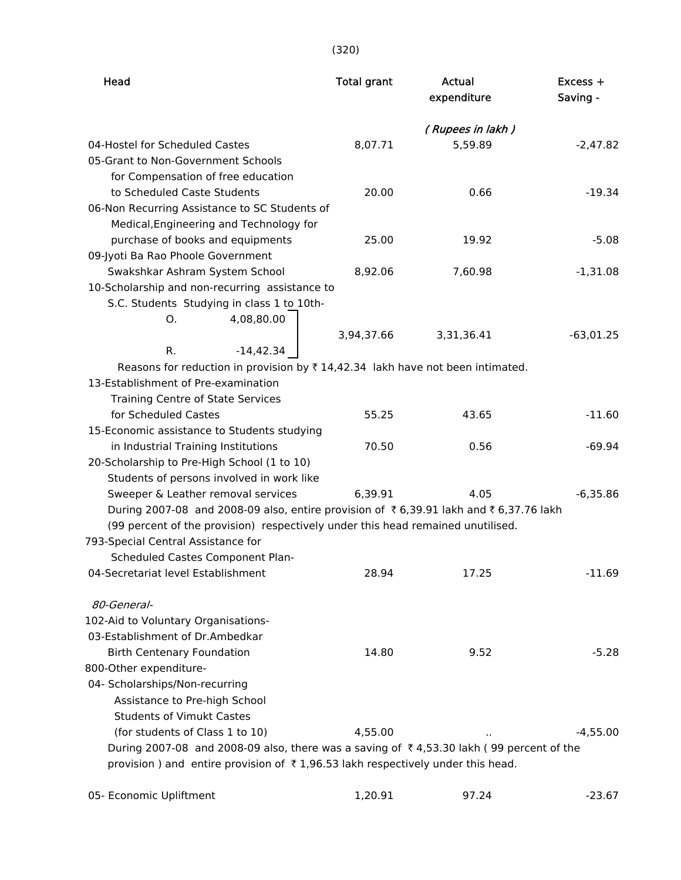| Head | Total grant | Actual expenditure | Excess + Saving - |
|---|---|---|---|
| | | *( Rupees in lakh )* | |
| 04-Hostel for Scheduled Castes | 8,07.71 | 5,59.89 | -2,47.82 |
| 05-Grant to Non-Government Schools for Compensation of free education to Scheduled Caste Students | 20.00 | 0.66 | -19.34 |
| 06-Non Recurring Assistance to SC Students of Medical,Engineering and Technology for purchase of books and equipments | 25.00 | 19.92 | -5.08 |
| 09-Jyoti Ba Rao Phoole Government Swakshkar Ashram System School | 8,92.06 | 7,60.98 | -1,31.08 |
| 10-Scholarship and non-recurring assistance to S.C. Students Studying in class 1 to 10th- O. 4,08,80.00 R. -14,42.34 | 3,94,37.66 | 3,31,36.41 | -63,01.25 |

Reasons for reduction in provision by ₹ 14,42.34 lakh have not been intimated.

| Head | Total grant | Actual expenditure | Excess + Saving - |
|---|---|---|---|
| 13-Establishment of Pre-examination Training Centre of State Services for Scheduled Castes | 55.25 | 43.65 | -11.60 |
| 15-Economic assistance to Students studying in Industrial Training Institutions | 70.50 | 0.56 | -69.94 |
| 20-Scholarship to Pre-High School (1 to 10) Students of persons involved in work like Sweeper & Leather removal services | 6,39.91 | 4.05 | -6,35.86 |

During 2007-08 and 2008-09 also, entire provision of ₹ 6,39.91 lakh and ₹ 6,37.76 lakh (99 percent of the provision) respectively under this head remained unutilised.

| Head | Total grant | Actual expenditure | Excess + Saving - |
|---|---|---|---|
| 793-Special Central Assistance for Scheduled Castes Component Plan- | | | |
| 04-Secretariat level Establishment | 28.94 | 17.25 | -11.69 |
| *80-General-* | | | |
| 102-Aid to Voluntary Organisations- | | | |
| 03-Establishment of Dr.Ambedkar Birth Centenary Foundation | 14.80 | 9.52 | -5.28 |
| 800-Other expenditure- | | | |
| 04- Scholarships/Non-recurring Assistance to Pre-high School Students of Vimukt Castes (for students of Class 1 to 10) | 4,55.00 | .. | -4,55.00 |

During 2007-08 and 2008-09 also, there was a saving of ₹ 4,53.30 lakh ( 99 percent of the provision ) and entire provision of ₹ 1,96.53 lakh respectively under this head.

| Head | Total grant | Actual expenditure | Excess + Saving - |
|---|---|---|---|
| 05- Economic Upliftment | 1,20.91 | 97.24 | -23.67 |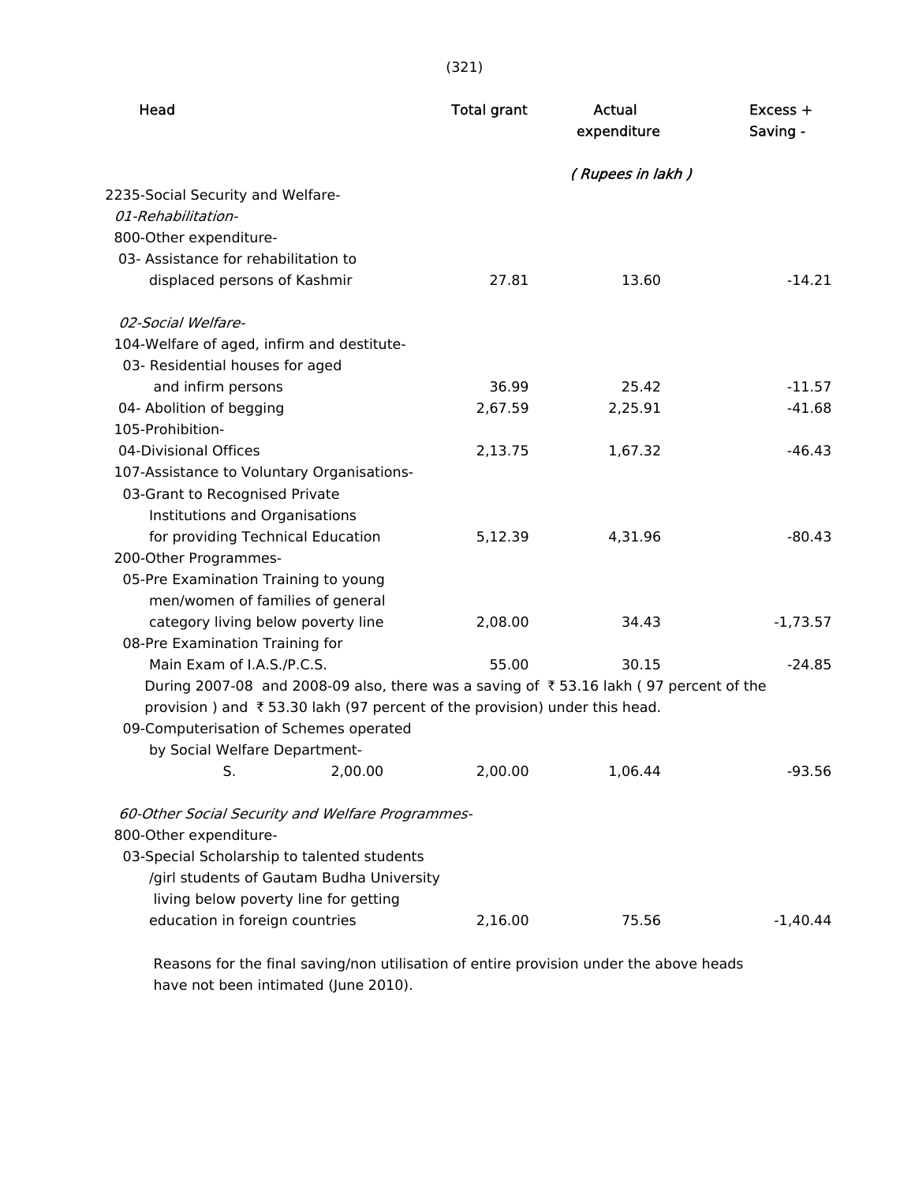| Head | Total grant | Actual expenditure | Excess + Saving - |
|---|---|---|---|
| | | *( Rupees in lakh )* | |
| 2235-Social Security and Welfare- | | | |
| *01-Rehabilitation-* | | | |
| 800-Other expenditure- | | | |
| 03- Assistance for rehabilitation to displaced persons of Kashmir | 27.81 | 13.60 | -14.21 |
| *02-Social Welfare-* | | | |
| 104-Welfare of aged, infirm and destitute- | | | |
| 03- Residential houses for aged and infirm persons | 36.99 | 25.42 | -11.57 |
| 04- Abolition of begging | 2,67.59 | 2,25.91 | -41.68 |
| 105-Prohibition- | | | |
| 04-Divisional Offices | 2,13.75 | 1,67.32 | -46.43 |
| 107-Assistance to Voluntary Organisations- | | | |
| 03-Grant to Recognised Private Institutions and Organisations for providing Technical Education | 5,12.39 | 4,31.96 | -80.43 |
| 200-Other Programmes- | | | |
| 05-Pre Examination Training to young men/women of families of general category living below poverty line | 2,08.00 | 34.43 | -1,73.57 |
| 08-Pre Examination Training for Main Exam of I.A.S./P.C.S. | 55.00 | 30.15 | -24.85 |

During 2007-08 and 2008-09 also, there was a saving of ₹ 53.16 lakh ( 97 percent of the provision ) and ₹ 53.30 lakh (97 percent of the provision) under this head.

| Head | Total grant | Actual expenditure | Excess + Saving - |
|---|---|---|---|
| 09-Computerisation of Schemes operated by Social Welfare Department- S. 2,00.00 | 2,00.00 | 1,06.44 | -93.56 |
| *60-Other Social Security and Welfare Programmes-* | | | |
| 800-Other expenditure- | | | |
| 03-Special Scholarship to talented students /girl students of Gautam Budha University living below poverty line for getting education in foreign countries | 2,16.00 | 75.56 | -1,40.44 |

Reasons for the final saving/non utilisation of entire provision under the above heads have not been intimated (June 2010).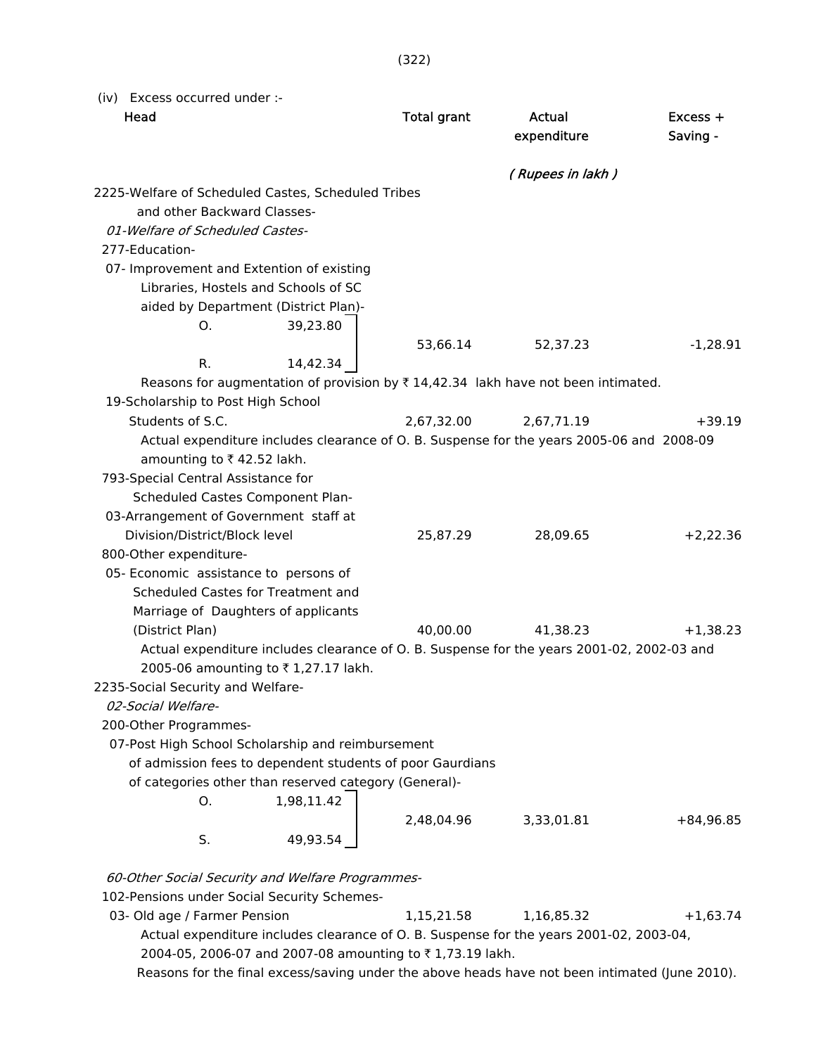(iv) Excess occurred under :-

| Head | Total grant | Actual expenditure | Excess + Saving - |
|---|---|---|---|
| | | *( Rupees in lakh )* | |
| 2225-Welfare of Scheduled Castes, Scheduled Tribes and other Backward Classes- | | | |
| *01-Welfare of Scheduled Castes-* | | | |
| 277-Education- | | | |
| 07- Improvement and Extention of existing Libraries, Hostels and Schools of SC aided by Department (District Plan)- O. 39,23.80 R. 14,42.34 | 53,66.14 | 52,37.23 | -1,28.91 |
| Reasons for augmentation of provision by ₹ 14,42.34 lakh have not been intimated. | | | |
| 19-Scholarship to Post High School Students of S.C. | 2,67,32.00 | 2,67,71.19 | +39.19 |
| Actual expenditure includes clearance of O. B. Suspense for the years 2005-06 and 2008-09 amounting to ₹ 42.52 lakh. | | | |
| 793-Special Central Assistance for Scheduled Castes Component Plan- | | | |
| 03-Arrangement of Government staff at Division/District/Block level | 25,87.29 | 28,09.65 | +2,22.36 |
| 800-Other expenditure- | | | |
| 05- Economic assistance to persons of Scheduled Castes for Treatment and Marriage of Daughters of applicants (District Plan) | 40,00.00 | 41,38.23 | +1,38.23 |
| Actual expenditure includes clearance of O. B. Suspense for the years 2001-02, 2002-03 and 2005-06 amounting to ₹ 1,27.17 lakh. | | | |
| 2235-Social Security and Welfare- | | | |
| *02-Social Welfare-* | | | |
| 200-Other Programmes- | | | |
| 07-Post High School Scholarship and reimbursement of admission fees to dependent students of poor Gaurdians of categories other than reserved category (General)- O. 1,98,11.42 S. 49,93.54 | 2,48,04.96 | 3,33,01.81 | +84,96.85 |
| *60-Other Social Security and Welfare Programmes-* | | | |
| 102-Pensions under Social Security Schemes- | | | |
| 03- Old age / Farmer Pension | 1,15,21.58 | 1,16,85.32 | +1,63.74 |
| Actual expenditure includes clearance of O. B. Suspense for the years 2001-02, 2003-04, 2004-05, 2006-07 and 2007-08 amounting to ₹ 1,73.19 lakh. | | | |

Reasons for the final excess/saving under the above heads have not been intimated (June 2010).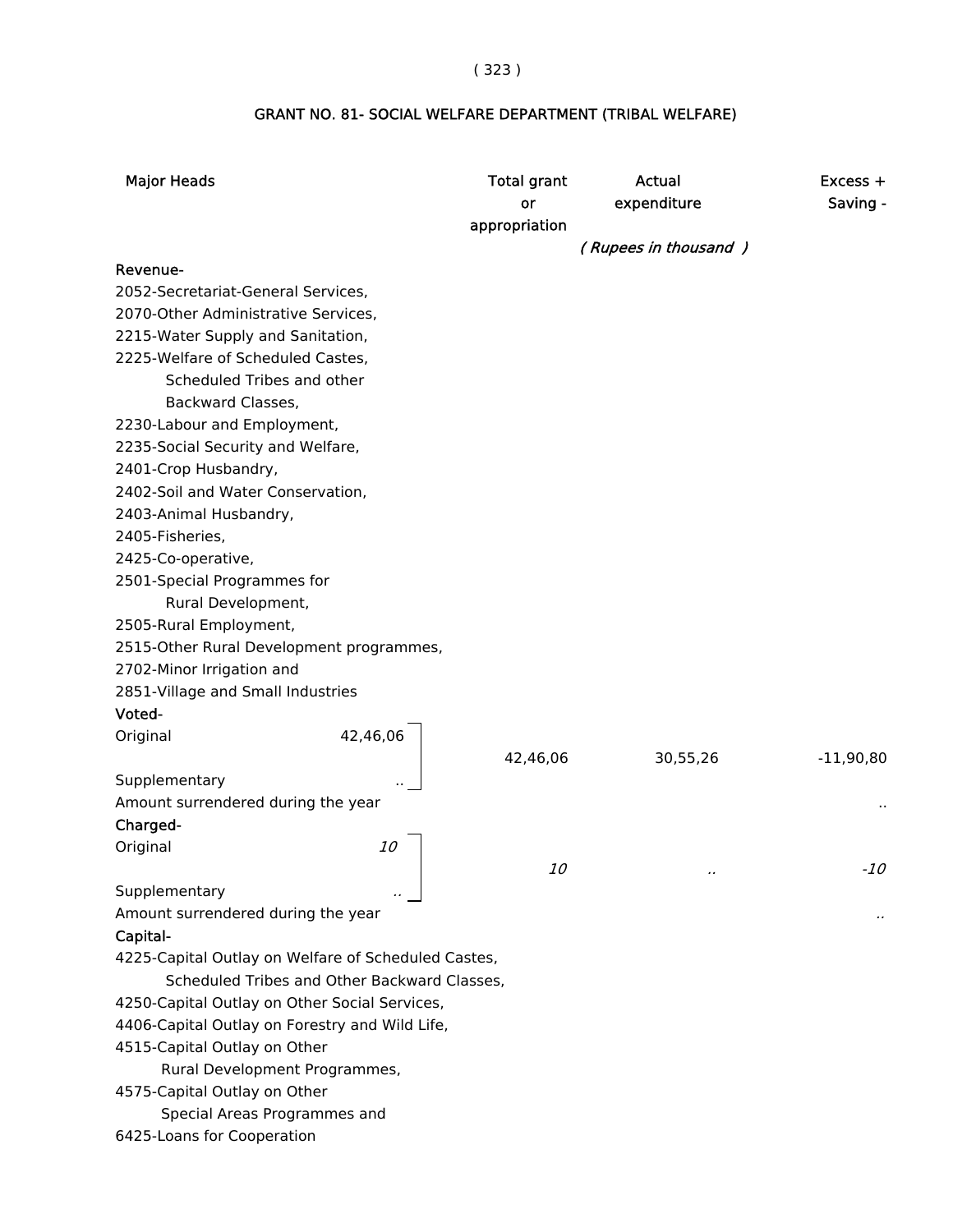## GRANT NO. 81- SOCIAL WELFARE DEPARTMENT (TRIBAL WELFARE)

| Major Heads | | Total grant or appropriation | Actual expenditure | Excess + Saving - |
|---|---|---|---|---|
| | | | *( Rupees in thousand )* | |
| **Revenue-** | | | | |
| 2052-Secretariat-General Services, 2070-Other Administrative Services, 2215-Water Supply and Sanitation, 2225-Welfare of Scheduled Castes, Scheduled Tribes and other Backward Classes, 2230-Labour and Employment, 2235-Social Security and Welfare, 2401-Crop Husbandry, 2402-Soil and Water Conservation, 2403-Animal Husbandry, 2405-Fisheries, 2425-Co-operative, 2501-Special Programmes for Rural Development, 2505-Rural Employment, 2515-Other Rural Development programmes, 2702-Minor Irrigation and 2851-Village and Small Industries | | | | |
| **Voted-** | | | | |
| Original | 42,46,06 | 42,46,06 | 30,55,26 | -11,90,80 |
| Supplementary | .. | | | |
| Amount surrendered during the year | | | | .. |
| **Charged-** | | | | |
| Original | *10* | *10* | *..* | *-10* |
| Supplementary | *..* | | | |
| Amount surrendered during the year | | | | *..* |
| **Capital-** | | | | |
| 4225-Capital Outlay on Welfare of Scheduled Castes, Scheduled Tribes and Other Backward Classes, 4250-Capital Outlay on Other Social Services, 4406-Capital Outlay on Forestry and Wild Life, 4515-Capital Outlay on Other Rural Development Programmes, 4575-Capital Outlay on Other Special Areas Programmes and 6425-Loans for Cooperation | | | | |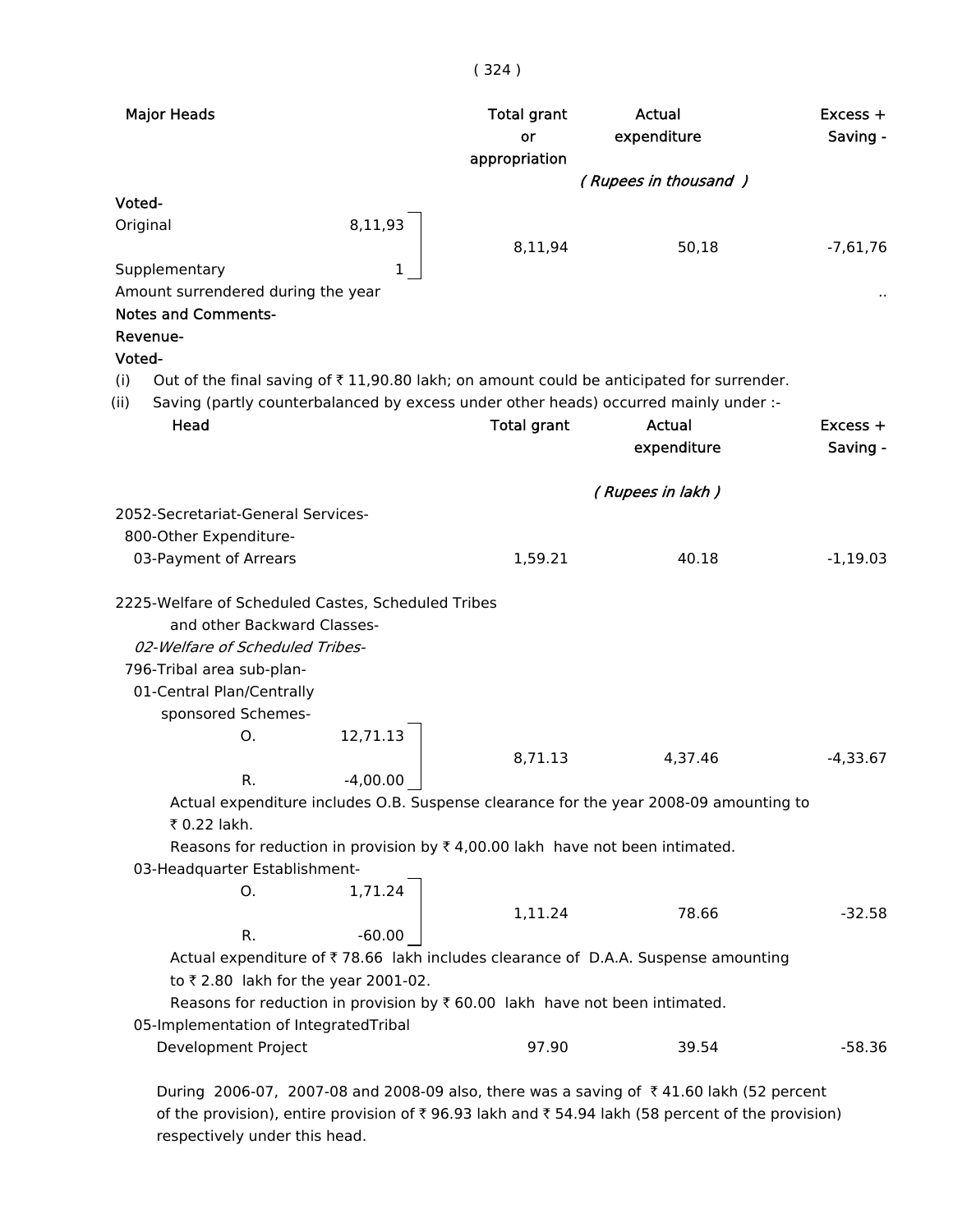| Major Heads | | Total grant or appropriation | Actual expenditure | Excess + Saving - |
|---|---|---|---|---|
| | | | *( Rupees in thousand )* | |
| **Voted-** | | | | |
| Original | 8,11,93 | 8,11,94 | 50,18 | -7,61,76 |
| Supplementary | 1 | | | |
| Amount surrendered during the year | | | | .. |

**Notes and Comments-**

**Revenue-**

**Voted-**

(i) Out of the final saving of ₹ 11,90.80 lakh; on amount could be anticipated for surrender.

(ii) Saving (partly counterbalanced by excess under other heads) occurred mainly under :-

| Head | | Total grant | Actual expenditure | Excess + Saving - |
|---|---|---|---|---|
| | | | *( Rupees in lakh )* | |
| 2052-Secretariat-General Services- | | | | |
| 800-Other Expenditure- | | | | |
| 03-Payment of Arrears | | 1,59.21 | 40.18 | -1,19.03 |
| 2225-Welfare of Scheduled Castes, Scheduled Tribes and other Backward Classes- | | | | |
| *02-Welfare of Scheduled Tribes-* | | | | |
| 796-Tribal area sub-plan- | | | | |
| 01-Central Plan/Centrally sponsored Schemes- | | | | |
| O. | 12,71.13 | 8,71.13 | 4,37.46 | -4,33.67 |
| R. | -4,00.00 | | | |

Actual expenditure includes O.B. Suspense clearance for the year 2008-09 amounting to ₹ 0.22 lakh.

Reasons for reduction in provision by ₹ 4,00.00 lakh have not been intimated.

| Head | | Total grant | Actual expenditure | Excess + Saving - |
|---|---|---|---|---|
| 03-Headquarter Establishment- | | | | |
| O. | 1,71.24 | 1,11.24 | 78.66 | -32.58 |
| R. | -60.00 | | | |

Actual expenditure of ₹ 78.66 lakh includes clearance of D.A.A. Suspense amounting to ₹ 2.80 lakh for the year 2001-02.

Reasons for reduction in provision by ₹ 60.00 lakh have not been intimated.

| Head | Total grant | Actual expenditure | Excess + Saving - |
|---|---|---|---|
| 05-Implementation of IntegratedTribal Development Project | 97.90 | 39.54 | -58.36 |

During 2006-07, 2007-08 and 2008-09 also, there was a saving of ₹ 41.60 lakh (52 percent of the provision), entire provision of ₹ 96.93 lakh and ₹ 54.94 lakh (58 percent of the provision) respectively under this head.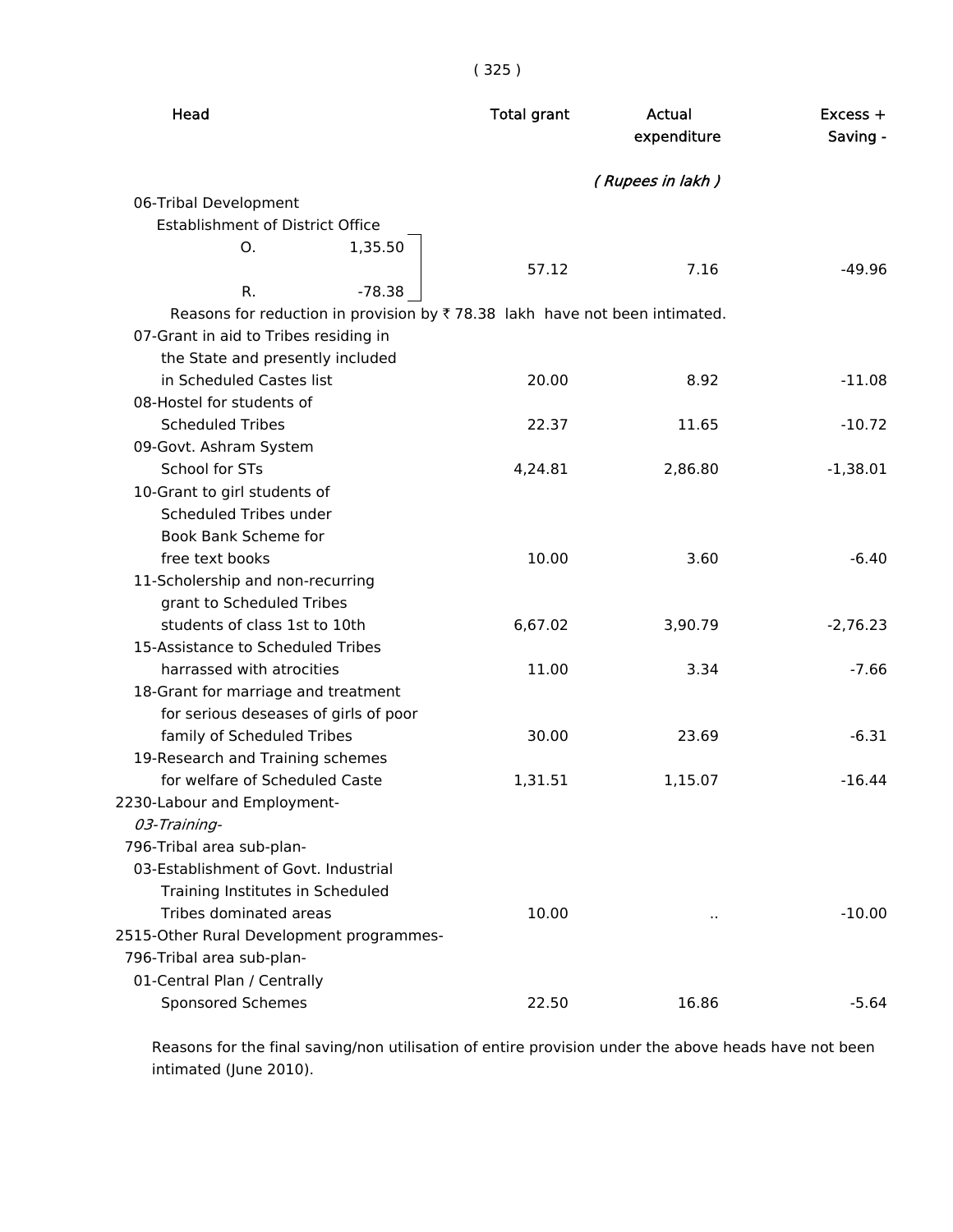| Head | Total grant | Actual expenditure | Excess + Saving - |
|---|---|---|---|
| | | *( Rupees in lakh )* | |
| 06-Tribal Development | | | |
| Establishment of District Office | | | |
| O. 1,35.50 / R. -78.38 | 57.12 | 7.16 | -49.96 |
| Reasons for reduction in provision by ₹ 78.38 lakh have not been intimated. | | | |
| 07-Grant in aid to Tribes residing in the State and presently included in Scheduled Castes list | 20.00 | 8.92 | -11.08 |
| 08-Hostel for students of Scheduled Tribes | 22.37 | 11.65 | -10.72 |
| 09-Govt. Ashram System School for STs | 4,24.81 | 2,86.80 | -1,38.01 |
| 10-Grant to girl students of Scheduled Tribes under Book Bank Scheme for free text books | 10.00 | 3.60 | -6.40 |
| 11-Scholership and non-recurring grant to Scheduled Tribes students of class 1st to 10th | 6,67.02 | 3,90.79 | -2,76.23 |
| 15-Assistance to Scheduled Tribes harrassed with atrocities | 11.00 | 3.34 | -7.66 |
| 18-Grant for marriage and treatment for serious deseases of girls of poor family of Scheduled Tribes | 30.00 | 23.69 | -6.31 |
| 19-Research and Training schemes for welfare of Scheduled Caste | 1,31.51 | 1,15.07 | -16.44 |
| 2230-Labour and Employment- | | | |
| *03-Training-* | | | |
| 796-Tribal area sub-plan- | | | |
| 03-Establishment of Govt. Industrial Training Institutes in Scheduled Tribes dominated areas | 10.00 | .. | -10.00 |
| 2515-Other Rural Development programmes- | | | |
| 796-Tribal area sub-plan- | | | |
| 01-Central Plan / Centrally Sponsored Schemes | 22.50 | 16.86 | -5.64 |

Reasons for the final saving/non utilisation of entire provision under the above heads have not been intimated (June 2010).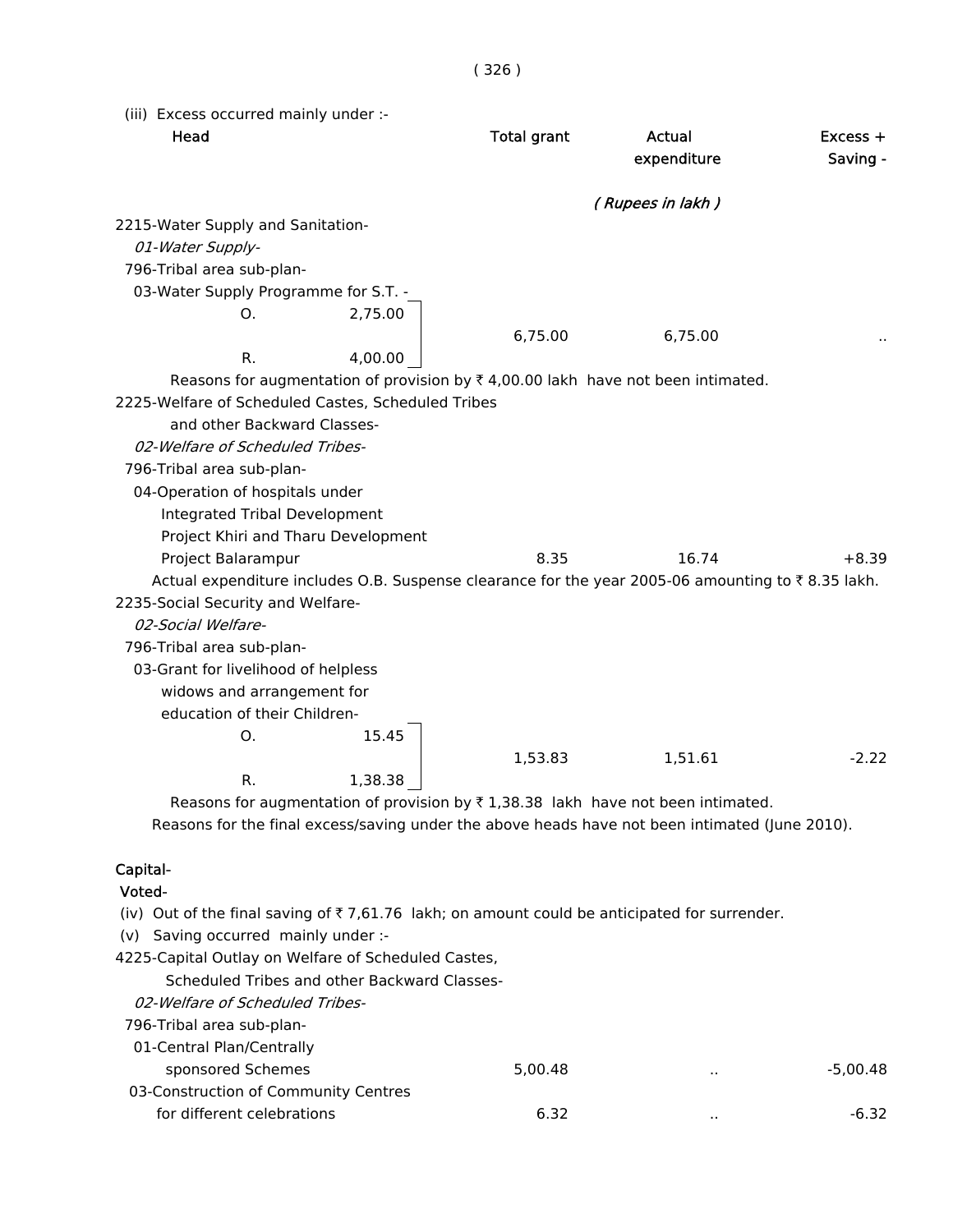(iii) Excess occurred mainly under :-

| Head | | Total grant | Actual expenditure | Excess + Saving - |
|---|---|---|---|---|
| | | | *( Rupees in lakh )* | |
| 2215-Water Supply and Sanitation- | | | | |
| *01-Water Supply-* | | | | |
| 796-Tribal area sub-plan- | | | | |
| 03-Water Supply Programme for S.T. - | | | | |
| O. | 2,75.00 | 6,75.00 | 6,75.00 | .. |
| R. | 4,00.00 | | | |

Reasons for augmentation of provision by ₹ 4,00.00 lakh have not been intimated.

| Head | Total grant | Actual expenditure | Excess + Saving - |
|---|---|---|---|
| 2225-Welfare of Scheduled Castes, Scheduled Tribes and other Backward Classes- | | | |
| *02-Welfare of Scheduled Tribes-* | | | |
| 796-Tribal area sub-plan- | | | |
| 04-Operation of hospitals under Integrated Tribal Development Project Khiri and Tharu Development Project Balarampur | 8.35 | 16.74 | +8.39 |

Actual expenditure includes O.B. Suspense clearance for the year 2005-06 amounting to ₹ 8.35 lakh.

| Head | | Total grant | Actual expenditure | Excess + Saving - |
|---|---|---|---|---|
| 2235-Social Security and Welfare- | | | | |
| *02-Social Welfare-* | | | | |
| 796-Tribal area sub-plan- | | | | |
| 03-Grant for livelihood of helpless widows and arrangement for education of their Children- | | | | |
| O. | 15.45 | 1,53.83 | 1,51.61 | -2.22 |
| R. | 1,38.38 | | | |

Reasons for augmentation of provision by ₹ 1,38.38 lakh have not been intimated.

Reasons for the final excess/saving under the above heads have not been intimated (June 2010).

**Capital-**

**Voted-**

(iv) Out of the final saving of ₹ 7,61.76 lakh; on amount could be anticipated for surrender.

(v) Saving occurred mainly under :-

| Head | Total grant | Actual expenditure | Excess + Saving - |
|---|---|---|---|
| 4225-Capital Outlay on Welfare of Scheduled Castes, Scheduled Tribes and other Backward Classes- | | | |
| *02-Welfare of Scheduled Tribes-* | | | |
| 796-Tribal area sub-plan- | | | |
| 01-Central Plan/Centrally sponsored Schemes | 5,00.48 | .. | -5,00.48 |
| 03-Construction of Community Centres for different celebrations | 6.32 | .. | -6.32 |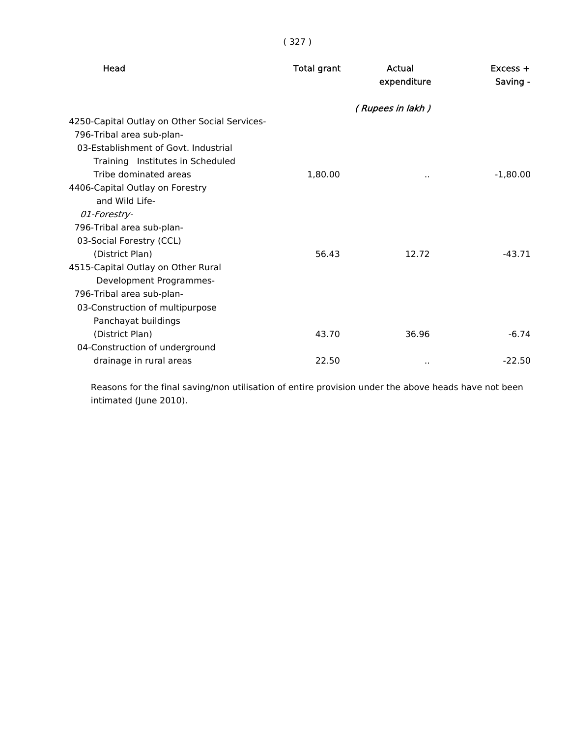| Head | Total grant | Actual expenditure | Excess + Saving - |
|---|---|---|---|
| | | *( Rupees in lakh )* | |
| 4250-Capital Outlay on Other Social Services- | | | |
| 796-Tribal area sub-plan- | | | |
| 03-Establishment of Govt. Industrial Training Institutes in Scheduled Tribe dominated areas | 1,80.00 | .. | -1,80.00 |
| 4406-Capital Outlay on Forestry and Wild Life- | | | |
| *01-Forestry-* | | | |
| 796-Tribal area sub-plan- | | | |
| 03-Social Forestry (CCL) (District Plan) | 56.43 | 12.72 | -43.71 |
| 4515-Capital Outlay on Other Rural Development Programmes- | | | |
| 796-Tribal area sub-plan- | | | |
| 03-Construction of multipurpose Panchayat buildings (District Plan) | 43.70 | 36.96 | -6.74 |
| 04-Construction of underground drainage in rural areas | 22.50 | .. | -22.50 |

Reasons for the final saving/non utilisation of entire provision under the above heads have not been intimated (June 2010).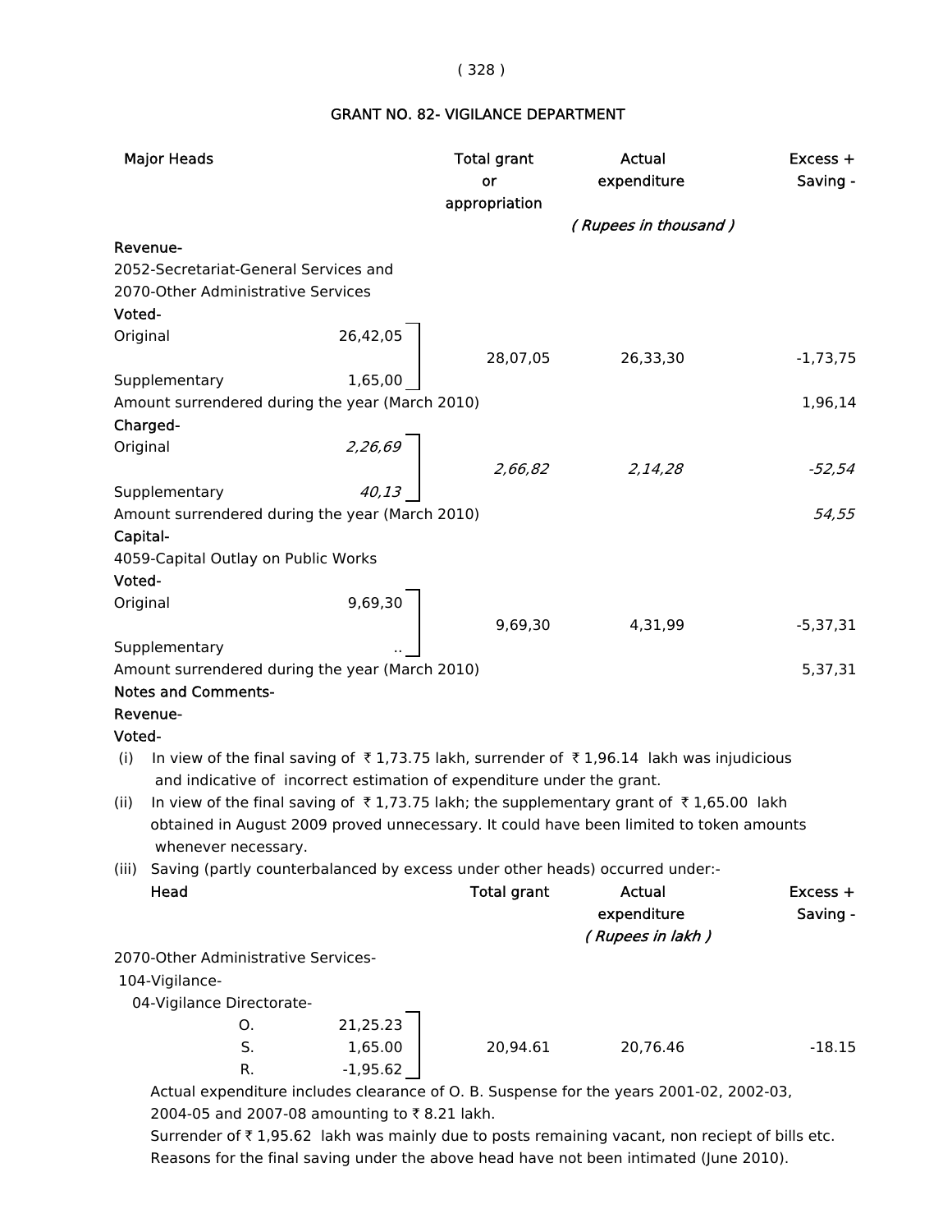## GRANT NO. 82- VIGILANCE DEPARTMENT

| Major Heads | | Total grant or appropriation | Actual expenditure | Excess + Saving - |
|---|---|---|---|---|
| | | | *( Rupees in thousand )* | |
| **Revenue-** | | | | |
| 2052-Secretariat-General Services and 2070-Other Administrative Services | | | | |
| **Voted-** | | | | |
| Original | 26,42,05 | | | |
| | | 28,07,05 | 26,33,30 | -1,73,75 |
| Supplementary | 1,65,00 | | | |
| Amount surrendered during the year (March 2010) | | | | 1,96,14 |
| **Charged-** | | | | |
| Original | *2,26,69* | | | |
| | | *2,66,82* | *2,14,28* | *-52,54* |
| Supplementary | *40,13* | | | |
| Amount surrendered during the year (March 2010) | | | | *54,55* |
| **Capital-** | | | | |
| 4059-Capital Outlay on Public Works | | | | |
| **Voted-** | | | | |
| Original | 9,69,30 | | | |
| | | 9,69,30 | 4,31,99 | -5,37,31 |
| Supplementary | .. | | | |
| Amount surrendered during the year (March 2010) | | | | 5,37,31 |

**Notes and Comments-**

**Revenue-**

**Voted-**

(i) In view of the final saving of ₹ 1,73.75 lakh, surrender of ₹ 1,96.14 lakh was injudicious and indicative of incorrect estimation of expenditure under the grant.

(ii) In view of the final saving of ₹ 1,73.75 lakh; the supplementary grant of ₹ 1,65.00 lakh obtained in August 2009 proved unnecessary. It could have been limited to token amounts whenever necessary.

(iii) Saving (partly counterbalanced by excess under other heads) occurred under:-

| Head | | Total grant | Actual expenditure | Excess + Saving - |
|---|---|---|---|---|
| | | | *( Rupees in lakh )* | |
| 2070-Other Administrative Services- | | | | |
| 104-Vigilance- | | | | |
| 04-Vigilance Directorate- | | | | |
| O. | 21,25.23 | | | |
| S. | 1,65.00 | 20,94.61 | 20,76.46 | -18.15 |
| R. | -1,95.62 | | | |

Actual expenditure includes clearance of O. B. Suspense for the years 2001-02, 2002-03, 2004-05 and 2007-08 amounting to ₹ 8.21 lakh.

Surrender of ₹ 1,95.62 lakh was mainly due to posts remaining vacant, non reciept of bills etc. Reasons for the final saving under the above head have not been intimated (June 2010).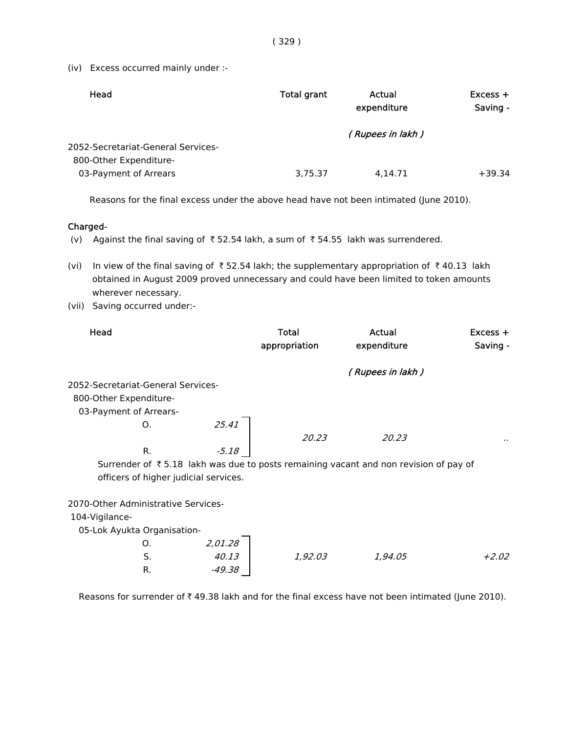(iv) Excess occurred mainly under :-

| Head | Total grant | Actual expenditure | Excess + Saving - |
|---|---|---|---|
| | | *( Rupees in lakh )* | |
| 2052-Secretariat-General Services- | | | |
| 800-Other Expenditure- | | | |
| 03-Payment of Arrears | 3,75.37 | 4,14.71 | +39.34 |

Reasons for the final excess under the above head have not been intimated (June 2010).

**Charged-**

(v) Against the final saving of ₹ 52.54 lakh, a sum of ₹ 54.55 lakh was surrendered.

(vi) In view of the final saving of ₹ 52.54 lakh; the supplementary appropriation of ₹ 40.13 lakh obtained in August 2009 proved unnecessary and could have been limited to token amounts wherever necessary.

(vii) Saving occurred under:-

| Head | | Total appropriation | Actual expenditure | Excess + Saving - |
|---|---|---|---|---|
| | | | *( Rupees in lakh )* | |
| 2052-Secretariat-General Services- | | | | |
| 800-Other Expenditure- | | | | |
| 03-Payment of Arrears- | | | | |
| O. | *25.41* | *20.23* | *20.23* | *..* |
| R. | *-5.18* | | | |

Surrender of ₹ 5.18 lakh was due to posts remaining vacant and non revision of pay of officers of higher judicial services.

| Head | | Total appropriation | Actual expenditure | Excess + Saving - |
|---|---|---|---|---|
| 2070-Other Administrative Services- | | | | |
| 104-Vigilance- | | | | |
| 05-Lok Ayukta Organisation- | | | | |
| O. | *2,01.28* | | | |
| S. | *40.13* | *1,92.03* | *1,94.05* | *+2.02* |
| R. | *-49.38* | | | |

Reasons for surrender of ₹ 49.38 lakh and for the final excess have not been intimated (June 2010).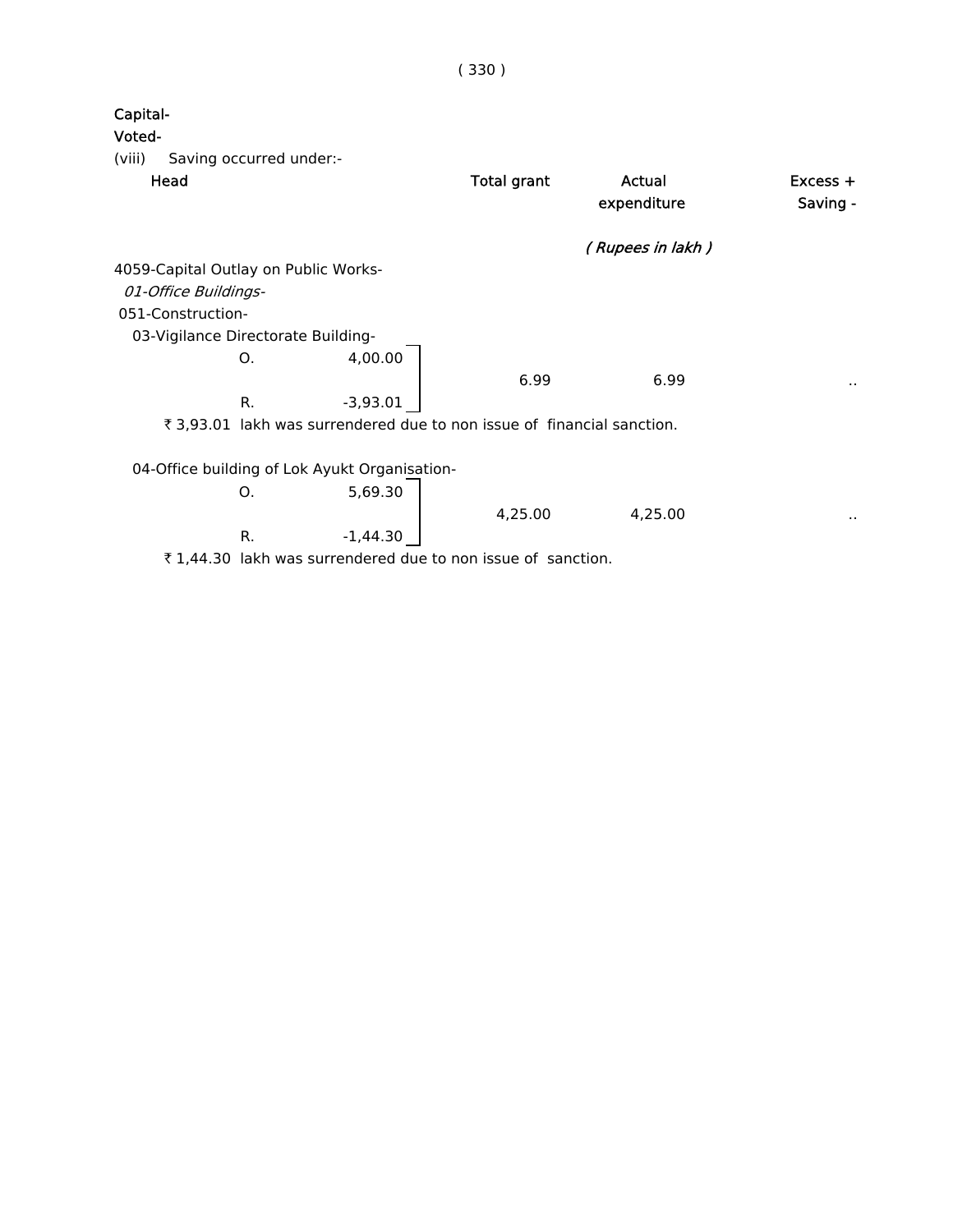Capital-

Voted-

(viii) Saving occurred under:-

| Head | | Total grant | Actual expenditure | Excess + Saving - |
|---|---|---|---|---|
| | | | *( Rupees in lakh )* | |
| 4059-Capital Outlay on Public Works- | | | | |
| *01-Office Buildings-* | | | | |
| 051-Construction- | | | | |
| 03-Vigilance Directorate Building- | | | | |
| O. | 4,00.00 | 6.99 | 6.99 | .. |
| R. | -3,93.01 | | | |

₹ 3,93.01 lakh was surrendered due to non issue of financial sanction.

| Head | | Total grant | Actual expenditure | Excess + Saving - |
|---|---|---|---|---|
| 04-Office building of Lok Ayukt Organisation- | | | | |
| O. | 5,69.30 | 4,25.00 | 4,25.00 | .. |
| R. | -1,44.30 | | | |

₹ 1,44.30 lakh was surrendered due to non issue of sanction.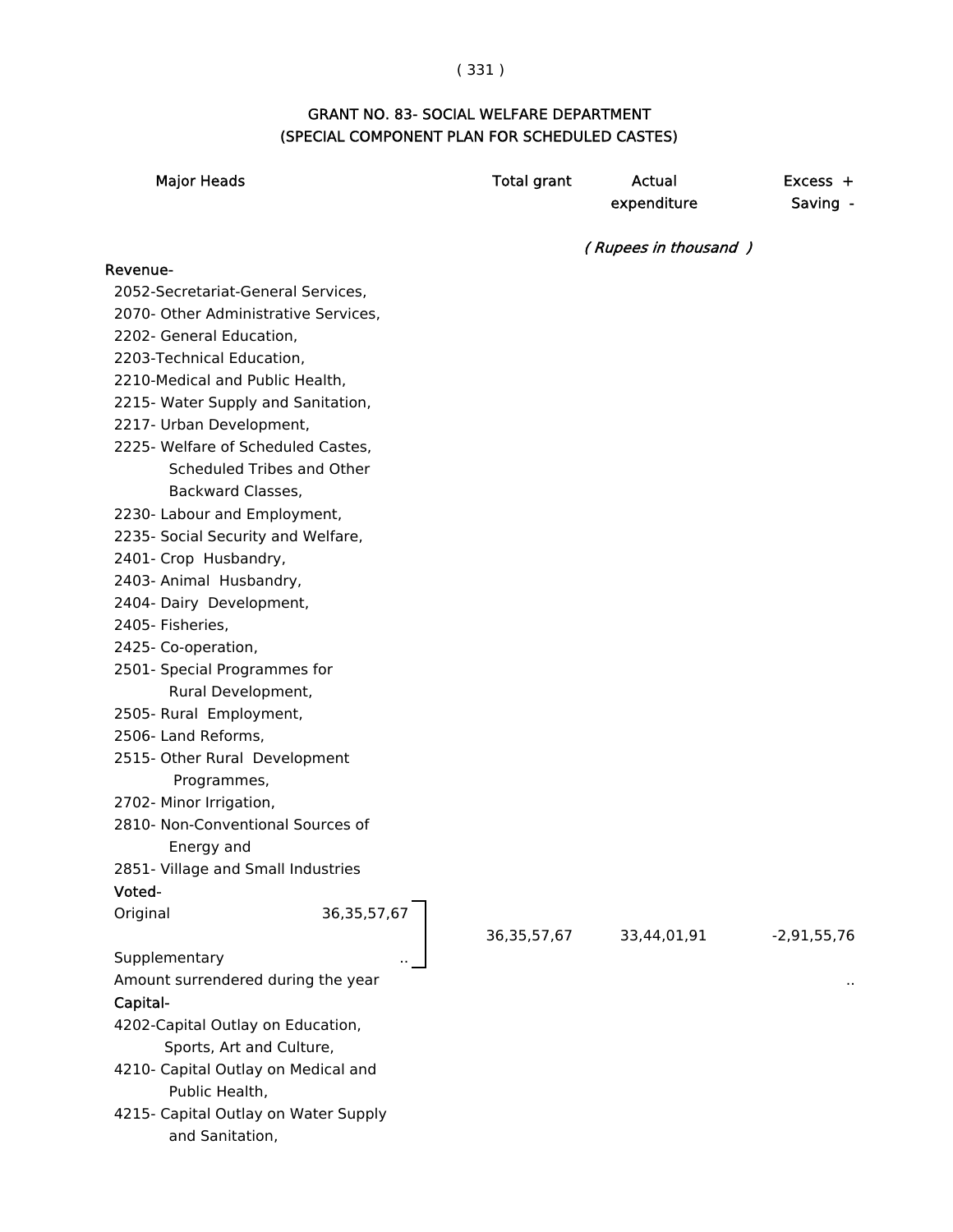## GRANT NO. 83- SOCIAL WELFARE DEPARTMENT
## (SPECIAL COMPONENT PLAN FOR SCHEDULED CASTES)

| Major Heads | | Total grant | Actual expenditure | Excess + Saving - |
|---|---|---|---|---|
| | | | *( Rupees in thousand )* | |
| **Revenue-** | | | | |
| 2052-Secretariat-General Services, | | | | |
| 2070- Other Administrative Services, | | | | |
| 2202- General Education, | | | | |
| 2203-Technical Education, | | | | |
| 2210-Medical and Public Health, | | | | |
| 2215- Water Supply and Sanitation, | | | | |
| 2217- Urban Development, | | | | |
| 2225- Welfare of Scheduled Castes, Scheduled Tribes and Other Backward Classes, | | | | |
| 2230- Labour and Employment, | | | | |
| 2235- Social Security and Welfare, | | | | |
| 2401- Crop Husbandry, | | | | |
| 2403- Animal Husbandry, | | | | |
| 2404- Dairy Development, | | | | |
| 2405- Fisheries, | | | | |
| 2425- Co-operation, | | | | |
| 2501- Special Programmes for Rural Development, | | | | |
| 2505- Rural Employment, | | | | |
| 2506- Land Reforms, | | | | |
| 2515- Other Rural Development Programmes, | | | | |
| 2702- Minor Irrigation, | | | | |
| 2810- Non-Conventional Sources of Energy and | | | | |
| 2851- Village and Small Industries | | | | |
| **Voted-** | | | | |
| Original | 36,35,57,67 | 36,35,57,67 | 33,44,01,91 | -2,91,55,76 |
| Supplementary | .. | | | |
| Amount surrendered during the year | | | | .. |
| **Capital-** | | | | |
| 4202-Capital Outlay on Education, Sports, Art and Culture, | | | | |
| 4210- Capital Outlay on Medical and Public Health, | | | | |
| 4215- Capital Outlay on Water Supply and Sanitation, | | | | |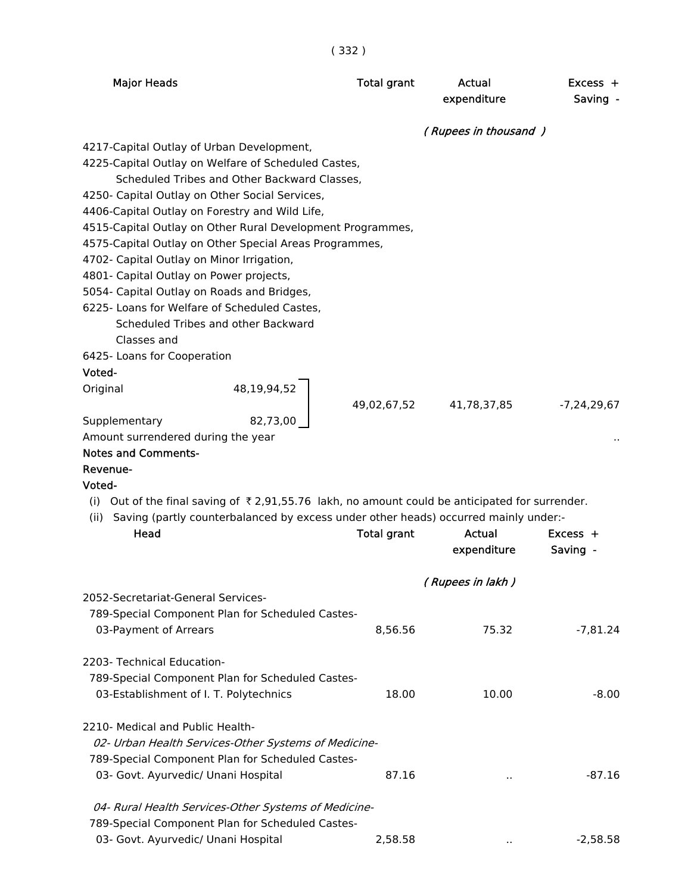| Major Heads | | Total grant | Actual expenditure | Excess + Saving - |
|---|---|---|---|---|
| | | | *( Rupees in thousand )* | |
| 4217-Capital Outlay of Urban Development,<br>4225-Capital Outlay on Welfare of Scheduled Castes, Scheduled Tribes and Other Backward Classes,<br>4250- Capital Outlay on Other Social Services,<br>4406-Capital Outlay on Forestry and Wild Life,<br>4515-Capital Outlay on Other Rural Development Programmes,<br>4575-Capital Outlay on Other Special Areas Programmes,<br>4702- Capital Outlay on Minor Irrigation,<br>4801- Capital Outlay on Power projects,<br>5054- Capital Outlay on Roads and Bridges,<br>6225- Loans for Welfare of Scheduled Castes, Scheduled Tribes and other Backward Classes and<br>6425- Loans for Cooperation | | | | |
| **Voted-** | | | | |
| Original | 48,19,94,52 | 49,02,67,52 | 41,78,37,85 | -7,24,29,67 |
| Supplementary | 82,73,00 | | | |
| Amount surrendered during the year | | | | .. |

**Notes and Comments-**

**Revenue-**

**Voted-**

(i) Out of the final saving of ₹ 2,91,55.76 lakh, no amount could be anticipated for surrender.

(ii) Saving (partly counterbalanced by excess under other heads) occurred mainly under:-

| Head | Total grant | Actual expenditure | Excess + Saving - |
|---|---|---|---|
| | | *( Rupees in lakh )* | |
| 2052-Secretariat-General Services- | | | |
| 789-Special Component Plan for Scheduled Castes- | | | |
| 03-Payment of Arrears | 8,56.56 | 75.32 | -7,81.24 |
| 2203- Technical Education- | | | |
| 789-Special Component Plan for Scheduled Castes- | | | |
| 03-Establishment of I. T. Polytechnics | 18.00 | 10.00 | -8.00 |
| 2210- Medical and Public Health- | | | |
| *02- Urban Health Services-Other Systems of Medicine-* | | | |
| 789-Special Component Plan for Scheduled Castes- | | | |
| 03- Govt. Ayurvedic/ Unani Hospital | 87.16 | .. | -87.16 |
| *04- Rural Health Services-Other Systems of Medicine-* | | | |
| 789-Special Component Plan for Scheduled Castes- | | | |
| 03- Govt. Ayurvedic/ Unani Hospital | 2,58.58 | .. | -2,58.58 |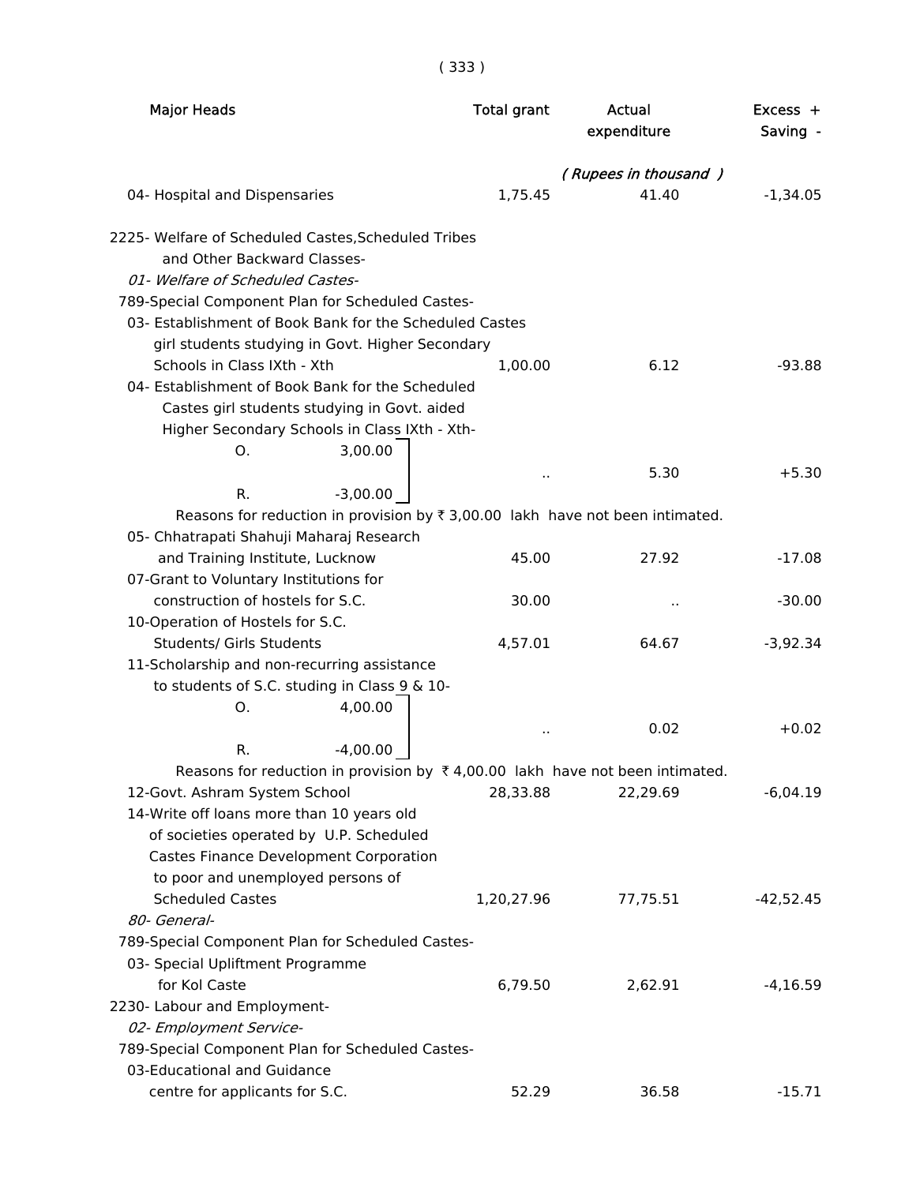| Major Heads | Total grant | Actual expenditure | Excess + Saving - |
|---|---|---|---|
| | | *( Rupees in thousand )* | |
| 04- Hospital and Dispensaries | 1,75.45 | 41.40 | -1,34.05 |
| 2225- Welfare of Scheduled Castes,Scheduled Tribes and Other Backward Classes- | | | |
| *01- Welfare of Scheduled Castes-* | | | |
| 789-Special Component Plan for Scheduled Castes- | | | |
| 03- Establishment of Book Bank for the Scheduled Castes girl students studying in Govt. Higher Secondary Schools in Class IXth - Xth | 1,00.00 | 6.12 | -93.88 |
| 04- Establishment of Book Bank for the Scheduled Castes girl students studying in Govt. aided Higher Secondary Schools in Class IXth - Xth- O. 3,00.00 R. -3,00.00 | .. | 5.30 | +5.30 |
| Reasons for reduction in provision by ₹ 3,00.00 lakh have not been intimated. | | | |
| 05- Chhatrapati Shahuji Maharaj Research and Training Institute, Lucknow | 45.00 | 27.92 | -17.08 |
| 07-Grant to Voluntary Institutions for construction of hostels for S.C. | 30.00 | .. | -30.00 |
| 10-Operation of Hostels for S.C. Students/ Girls Students | 4,57.01 | 64.67 | -3,92.34 |
| 11-Scholarship and non-recurring assistance to students of S.C. studing in Class 9 & 10- O. 4,00.00 R. -4,00.00 | .. | 0.02 | +0.02 |
| Reasons for reduction in provision by ₹ 4,00.00 lakh have not been intimated. | | | |
| 12-Govt. Ashram System School | 28,33.88 | 22,29.69 | -6,04.19 |
| 14-Write off loans more than 10 years old of societies operated by U.P. Scheduled Castes Finance Development Corporation to poor and unemployed persons of Scheduled Castes | 1,20,27.96 | 77,75.51 | -42,52.45 |
| *80- General-* | | | |
| 789-Special Component Plan for Scheduled Castes- | | | |
| 03- Special Upliftment Programme for Kol Caste | 6,79.50 | 2,62.91 | -4,16.59 |
| 2230- Labour and Employment- | | | |
| *02- Employment Service-* | | | |
| 789-Special Component Plan for Scheduled Castes- | | | |
| 03-Educational and Guidance centre for applicants for S.C. | 52.29 | 36.58 | -15.71 |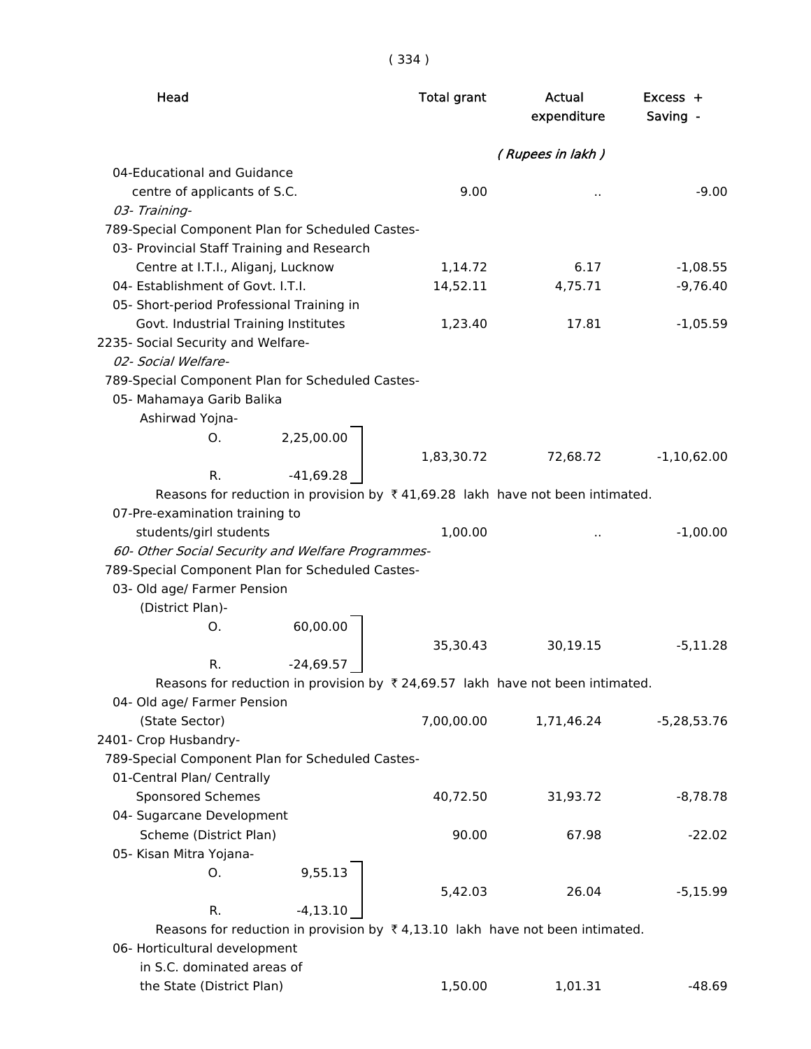| Head | Total grant | Actual expenditure | Excess + Saving - |
|---|---|---|---|
| | | *( Rupees in lakh )* | |
| 04-Educational and Guidance centre of applicants of S.C. | 9.00 | .. | -9.00 |
| *03- Training-* | | | |
| 789-Special Component Plan for Scheduled Castes- | | | |
| 03- Provincial Staff Training and Research Centre at I.T.I., Aliganj, Lucknow | 1,14.72 | 6.17 | -1,08.55 |
| 04- Establishment of Govt. I.T.I. | 14,52.11 | 4,75.71 | -9,76.40 |
| 05- Short-period Professional Training in Govt. Industrial Training Institutes | 1,23.40 | 17.81 | -1,05.59 |
| 2235- Social Security and Welfare- | | | |
| *02- Social Welfare-* | | | |
| 789-Special Component Plan for Scheduled Castes- | | | |
| 05- Mahamaya Garib Balika Ashirwad Yojna- O. 2,25,00.00 R. -41,69.28 | 1,83,30.72 | 72,68.72 | -1,10,62.00 |
| Reasons for reduction in provision by ₹ 41,69.28 lakh have not been intimated. | | | |
| 07-Pre-examination training to students/girl students | 1,00.00 | .. | -1,00.00 |
| *60- Other Social Security and Welfare Programmes-* | | | |
| 789-Special Component Plan for Scheduled Castes- | | | |
| 03- Old age/ Farmer Pension (District Plan)- O. 60,00.00 R. -24,69.57 | 35,30.43 | 30,19.15 | -5,11.28 |
| Reasons for reduction in provision by ₹ 24,69.57 lakh have not been intimated. | | | |
| 04- Old age/ Farmer Pension (State Sector) | 7,00,00.00 | 1,71,46.24 | -5,28,53.76 |
| 2401- Crop Husbandry- | | | |
| 789-Special Component Plan for Scheduled Castes- | | | |
| 01-Central Plan/ Centrally Sponsored Schemes | 40,72.50 | 31,93.72 | -8,78.78 |
| 04- Sugarcane Development Scheme (District Plan) | 90.00 | 67.98 | -22.02 |
| 05- Kisan Mitra Yojana- O. 9,55.13 R. -4,13.10 | 5,42.03 | 26.04 | -5,15.99 |
| Reasons for reduction in provision by ₹ 4,13.10 lakh have not been intimated. | | | |
| 06- Horticultural development in S.C. dominated areas of the State (District Plan) | 1,50.00 | 1,01.31 | -48.69 |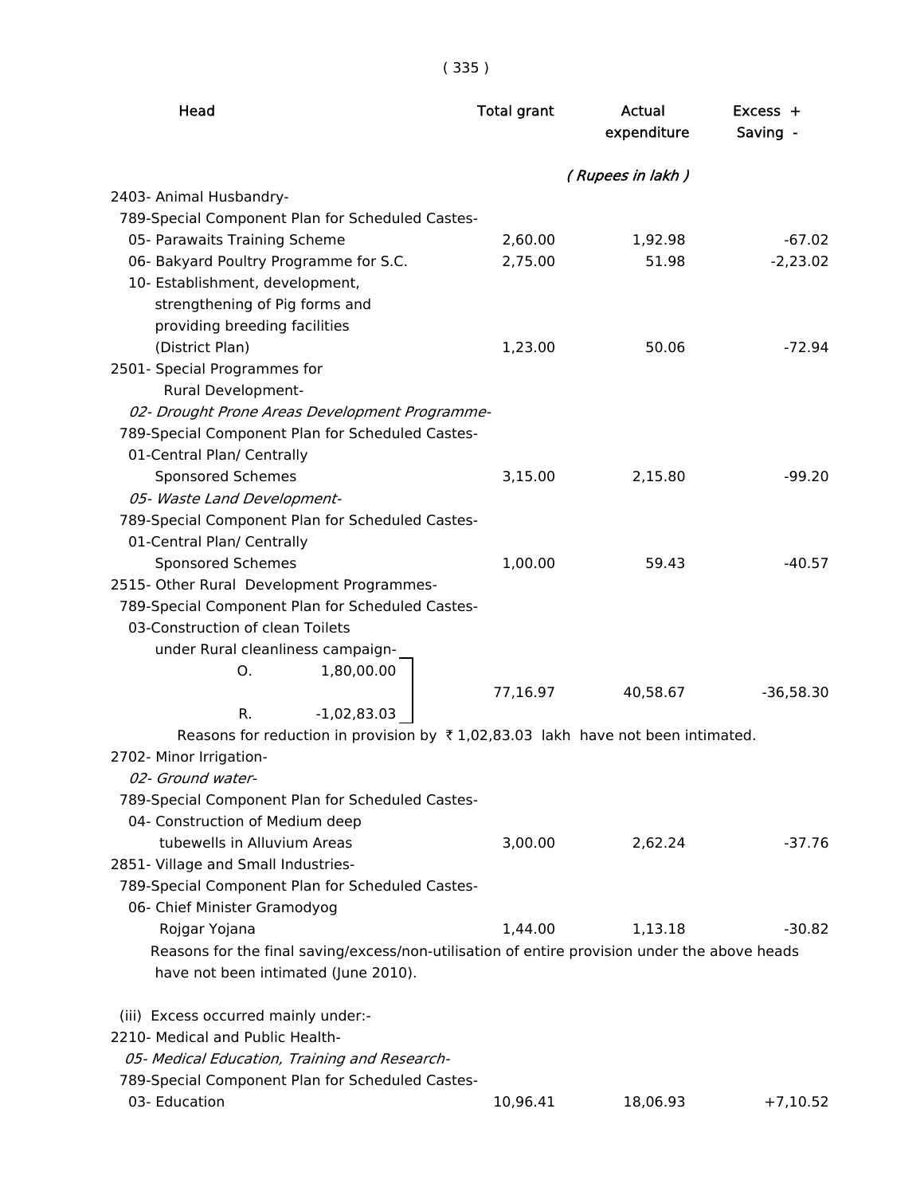| Head | Total grant | Actual expenditure | Excess + Saving - |
|---|---|---|---|
| | | *( Rupees in lakh )* | |
| 2403- Animal Husbandry- | | | |
| 789-Special Component Plan for Scheduled Castes- | | | |
| 05- Parawaits Training Scheme | 2,60.00 | 1,92.98 | -67.02 |
| 06- Bakyard Poultry Programme for S.C. | 2,75.00 | 51.98 | -2,23.02 |
| 10- Establishment, development, strengthening of Pig forms and providing breeding facilities (District Plan) | 1,23.00 | 50.06 | -72.94 |
| 2501- Special Programmes for Rural Development- | | | |
| *02- Drought Prone Areas Development Programme-* | | | |
| 789-Special Component Plan for Scheduled Castes- | | | |
| 01-Central Plan/ Centrally Sponsored Schemes | 3,15.00 | 2,15.80 | -99.20 |
| *05- Waste Land Development-* | | | |
| 789-Special Component Plan for Scheduled Castes- | | | |
| 01-Central Plan/ Centrally Sponsored Schemes | 1,00.00 | 59.43 | -40.57 |
| 2515- Other Rural Development Programmes- | | | |
| 789-Special Component Plan for Scheduled Castes- | | | |
| 03-Construction of clean Toilets under Rural cleanliness campaign- O. 1,80,00.00 R. -1,02,83.03 | 77,16.97 | 40,58.67 | -36,58.30 |

Reasons for reduction in provision by ₹ 1,02,83.03 lakh have not been intimated.

| Head | Total grant | Actual expenditure | Excess + Saving - |
|---|---|---|---|
| 2702- Minor Irrigation- | | | |
| *02- Ground water-* | | | |
| 789-Special Component Plan for Scheduled Castes- | | | |
| 04- Construction of Medium deep tubewells in Alluvium Areas | 3,00.00 | 2,62.24 | -37.76 |
| 2851- Village and Small Industries- | | | |
| 789-Special Component Plan for Scheduled Castes- | | | |
| 06- Chief Minister Gramodyog Rojgar Yojana | 1,44.00 | 1,13.18 | -30.82 |

Reasons for the final saving/excess/non-utilisation of entire provision under the above heads have not been intimated (June 2010).

(iii) Excess occurred mainly under:-

| Head | Total grant | Actual expenditure | Excess + Saving - |
|---|---|---|---|
| 2210- Medical and Public Health- | | | |
| *05- Medical Education, Training and Research-* | | | |
| 789-Special Component Plan for Scheduled Castes- | | | |
| 03- Education | 10,96.41 | 18,06.93 | +7,10.52 |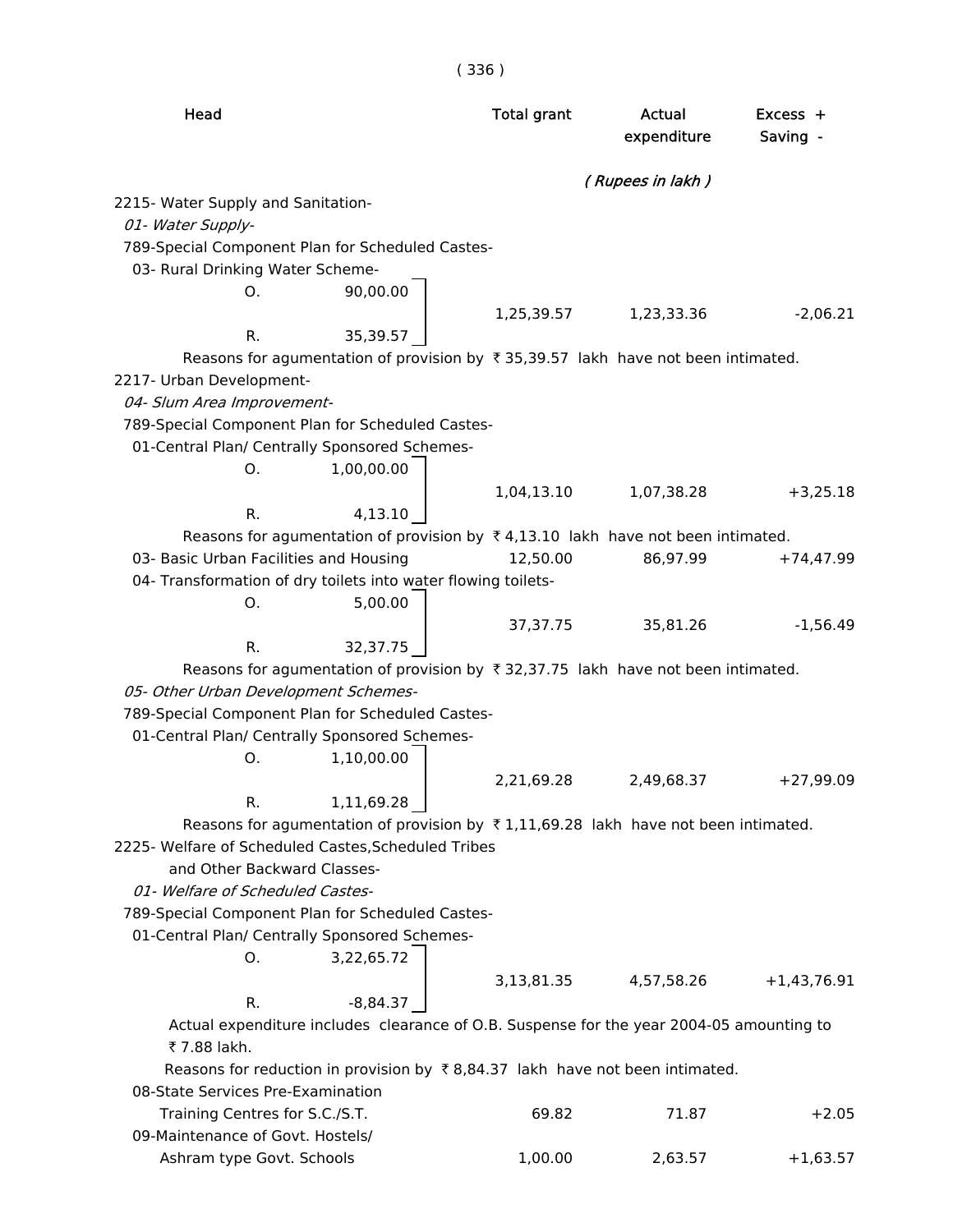| Head | | Total grant | Actual expenditure | Excess + Saving - |
|---|---|---|---|---|
| | | | *( Rupees in lakh )* | |
| 2215- Water Supply and Sanitation- | | | | |
| *01- Water Supply-* | | | | |
| 789-Special Component Plan for Scheduled Castes- | | | | |
| 03- Rural Drinking Water Scheme- | | | | |
| O. | 90,00.00 | 1,25,39.57 | 1,23,33.36 | -2,06.21 |
| R. | 35,39.57 | | | |

Reasons for agumentation of provision by ₹ 35,39.57 lakh have not been intimated.

| Head | | Total grant | Actual expenditure | Excess + Saving - |
|---|---|---|---|---|
| 2217- Urban Development- | | | | |
| *04- Slum Area Improvement-* | | | | |
| 789-Special Component Plan for Scheduled Castes- | | | | |
| 01-Central Plan/ Centrally Sponsored Schemes- | | | | |
| O. | 1,00,00.00 | 1,04,13.10 | 1,07,38.28 | +3,25.18 |
| R. | 4,13.10 | | | |

Reasons for agumentation of provision by ₹ 4,13.10 lakh have not been intimated.

| Head | | Total grant | Actual expenditure | Excess + Saving - |
|---|---|---|---|---|
| 03- Basic Urban Facilities and Housing | | 12,50.00 | 86,97.99 | +74,47.99 |
| 04- Transformation of dry toilets into water flowing toilets- | | | | |
| O. | 5,00.00 | 37,37.75 | 35,81.26 | -1,56.49 |
| R. | 32,37.75 | | | |

Reasons for agumentation of provision by ₹ 32,37.75 lakh have not been intimated.

| Head | | Total grant | Actual expenditure | Excess + Saving - |
|---|---|---|---|---|
| *05- Other Urban Development Schemes-* | | | | |
| 789-Special Component Plan for Scheduled Castes- | | | | |
| 01-Central Plan/ Centrally Sponsored Schemes- | | | | |
| O. | 1,10,00.00 | 2,21,69.28 | 2,49,68.37 | +27,99.09 |
| R. | 1,11,69.28 | | | |

Reasons for agumentation of provision by ₹ 1,11,69.28 lakh have not been intimated.

| Head | | Total grant | Actual expenditure | Excess + Saving - |
|---|---|---|---|---|
| 2225- Welfare of Scheduled Castes,Scheduled Tribes and Other Backward Classes- | | | | |
| *01- Welfare of Scheduled Castes-* | | | | |
| 789-Special Component Plan for Scheduled Castes- | | | | |
| 01-Central Plan/ Centrally Sponsored Schemes- | | | | |
| O. | 3,22,65.72 | 3,13,81.35 | 4,57,58.26 | +1,43,76.91 |
| R. | -8,84.37 | | | |

Actual expenditure includes clearance of O.B. Suspense for the year 2004-05 amounting to ₹ 7.88 lakh.

Reasons for reduction in provision by ₹ 8,84.37 lakh have not been intimated.

| Head | | Total grant | Actual expenditure | Excess + Saving - |
|---|---|---|---|---|
| 08-State Services Pre-Examination Training Centres for S.C./S.T. | | 69.82 | 71.87 | +2.05 |
| 09-Maintenance of Govt. Hostels/ Ashram type Govt. Schools | | 1,00.00 | 2,63.57 | +1,63.57 |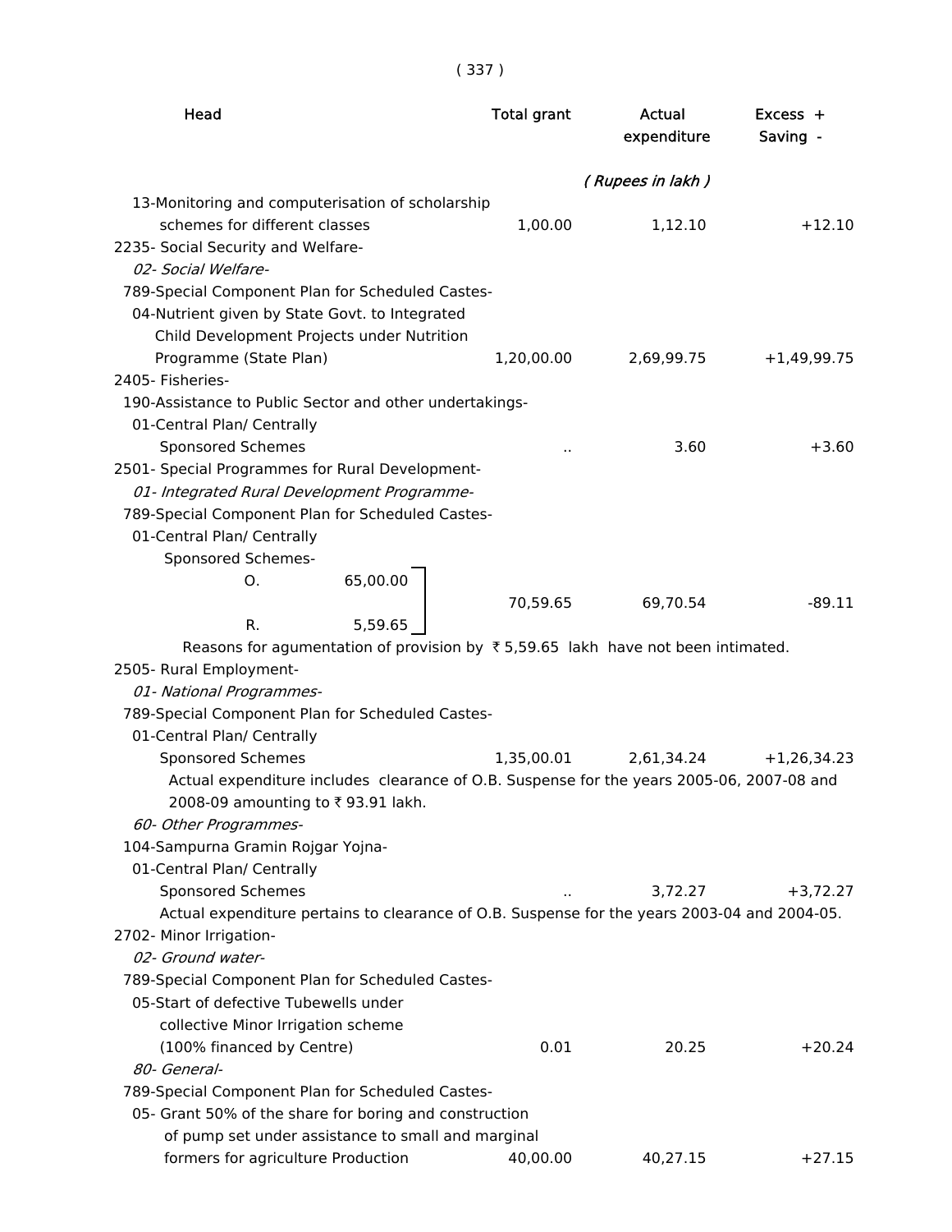| Head | Total grant | Actual expenditure | Excess + Saving - |
|---|---|---|---|
| | | *( Rupees in lakh )* | |
| 13-Monitoring and computerisation of scholarship schemes for different classes | 1,00.00 | 1,12.10 | +12.10 |
| 2235- Social Security and Welfare- | | | |
| *02- Social Welfare-* | | | |
| 789-Special Component Plan for Scheduled Castes- | | | |
| 04-Nutrient given by State Govt. to Integrated Child Development Projects under Nutrition Programme (State Plan) | 1,20,00.00 | 2,69,99.75 | +1,49,99.75 |
| 2405- Fisheries- | | | |
| 190-Assistance to Public Sector and other undertakings- | | | |
| 01-Central Plan/ Centrally Sponsored Schemes | .. | 3.60 | +3.60 |
| 2501- Special Programmes for Rural Development- | | | |
| *01- Integrated Rural Development Programme-* | | | |
| 789-Special Component Plan for Scheduled Castes- | | | |
| 01-Central Plan/ Centrally Sponsored Schemes- O. 65,00.00 R. 5,59.65 | 70,59.65 | 69,70.54 | -89.11 |

Reasons for agumentation of provision by ₹ 5,59.65 lakh have not been intimated.

| Head | Total grant | Actual expenditure | Excess + Saving - |
|---|---|---|---|
| 2505- Rural Employment- | | | |
| *01- National Programmes-* | | | |
| 789-Special Component Plan for Scheduled Castes- | | | |
| 01-Central Plan/ Centrally Sponsored Schemes | 1,35,00.01 | 2,61,34.24 | +1,26,34.23 |

Actual expenditure includes clearance of O.B. Suspense for the years 2005-06, 2007-08 and 2008-09 amounting to ₹ 93.91 lakh.

| Head | Total grant | Actual expenditure | Excess + Saving - |
|---|---|---|---|
| *60- Other Programmes-* | | | |
| 104-Sampurna Gramin Rojgar Yojna- | | | |
| 01-Central Plan/ Centrally Sponsored Schemes | .. | 3,72.27 | +3,72.27 |

Actual expenditure pertains to clearance of O.B. Suspense for the years 2003-04 and 2004-05.

| Head | Total grant | Actual expenditure | Excess + Saving - |
|---|---|---|---|
| 2702- Minor Irrigation- | | | |
| *02- Ground water-* | | | |
| 789-Special Component Plan for Scheduled Castes- | | | |
| 05-Start of defective Tubewells under collective Minor Irrigation scheme (100% financed by Centre) | 0.01 | 20.25 | +20.24 |
| *80- General-* | | | |
| 789-Special Component Plan for Scheduled Castes- | | | |
| 05- Grant 50% of the share for boring and construction of pump set under assistance to small and marginal formers for agriculture Production | 40,00.00 | 40,27.15 | +27.15 |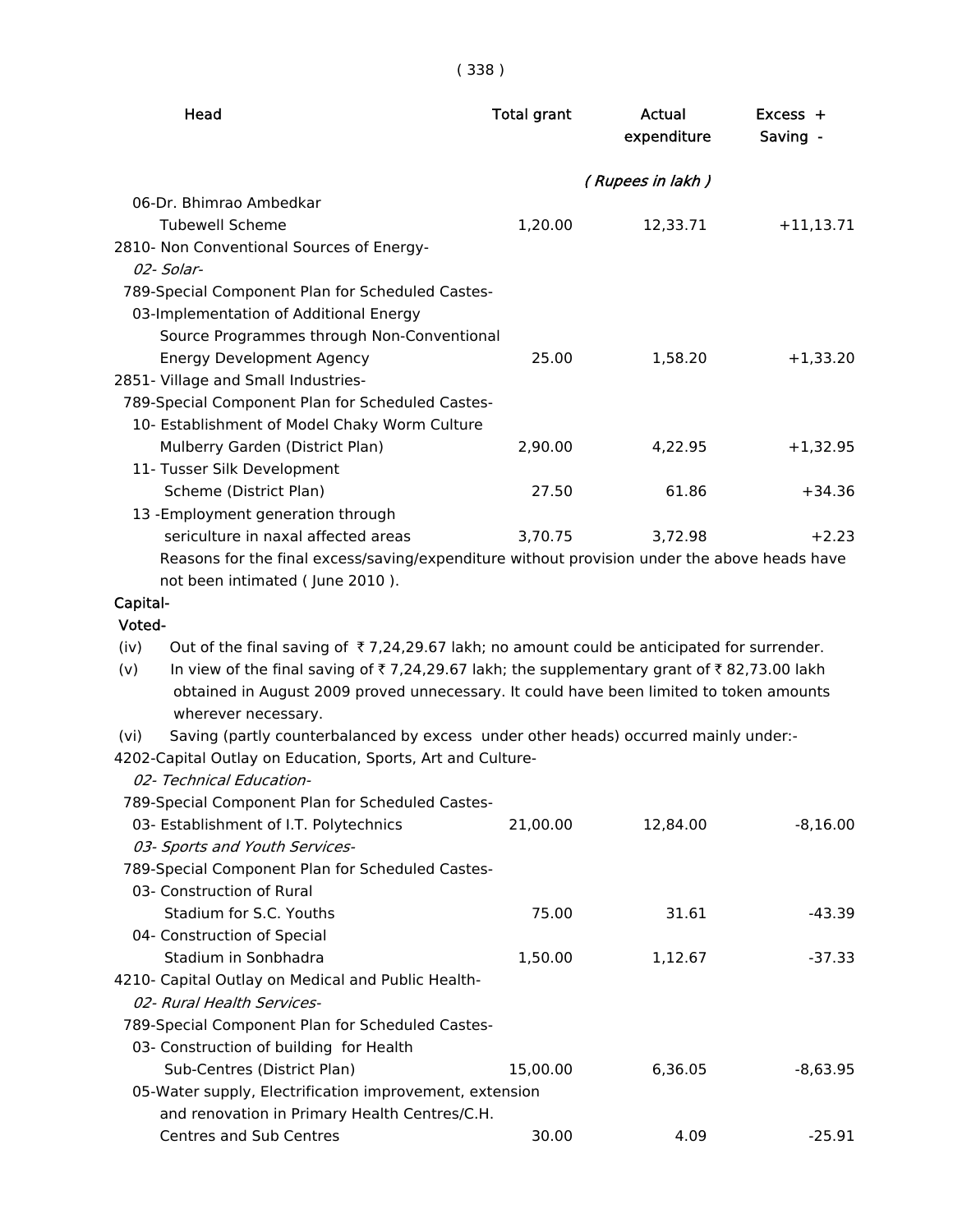| Head | Total grant | Actual expenditure | Excess + Saving - |
|---|---|---|---|
| | | *( Rupees in lakh )* | |
| 06-Dr. Bhimrao Ambedkar Tubewell Scheme | 1,20.00 | 12,33.71 | +11,13.71 |
| 2810- Non Conventional Sources of Energy- | | | |
| *02- Solar-* | | | |
| 789-Special Component Plan for Scheduled Castes- | | | |
| 03-Implementation of Additional Energy Source Programmes through Non-Conventional Energy Development Agency | 25.00 | 1,58.20 | +1,33.20 |
| 2851- Village and Small Industries- | | | |
| 789-Special Component Plan for Scheduled Castes- | | | |
| 10- Establishment of Model Chaky Worm Culture Mulberry Garden (District Plan) | 2,90.00 | 4,22.95 | +1,32.95 |
| 11- Tusser Silk Development Scheme (District Plan) | 27.50 | 61.86 | +34.36 |
| 13 -Employment generation through sericulture in naxal affected areas | 3,70.75 | 3,72.98 | +2.23 |

Reasons for the final excess/saving/expenditure without provision under the above heads have not been intimated ( June 2010 ).

**Capital-**

**Voted-**

(iv) Out of the final saving of ₹ 7,24,29.67 lakh; no amount could be anticipated for surrender.

(v) In view of the final saving of ₹ 7,24,29.67 lakh; the supplementary grant of ₹ 82,73.00 lakh obtained in August 2009 proved unnecessary. It could have been limited to token amounts wherever necessary.

(vi) Saving (partly counterbalanced by excess under other heads) occurred mainly under:-

| Head | Total grant | Actual expenditure | Excess + Saving - |
|---|---|---|---|
| 4202-Capital Outlay on Education, Sports, Art and Culture- | | | |
| *02- Technical Education-* | | | |
| 789-Special Component Plan for Scheduled Castes- | | | |
| 03- Establishment of I.T. Polytechnics | 21,00.00 | 12,84.00 | -8,16.00 |
| *03- Sports and Youth Services-* | | | |
| 789-Special Component Plan for Scheduled Castes- | | | |
| 03- Construction of Rural Stadium for S.C. Youths | 75.00 | 31.61 | -43.39 |
| 04- Construction of Special Stadium in Sonbhadra | 1,50.00 | 1,12.67 | -37.33 |
| 4210- Capital Outlay on Medical and Public Health- | | | |
| *02- Rural Health Services-* | | | |
| 789-Special Component Plan for Scheduled Castes- | | | |
| 03- Construction of building for Health Sub-Centres (District Plan) | 15,00.00 | 6,36.05 | -8,63.95 |
| 05-Water supply, Electrification improvement, extension and renovation in Primary Health Centres/C.H. Centres and Sub Centres | 30.00 | 4.09 | -25.91 |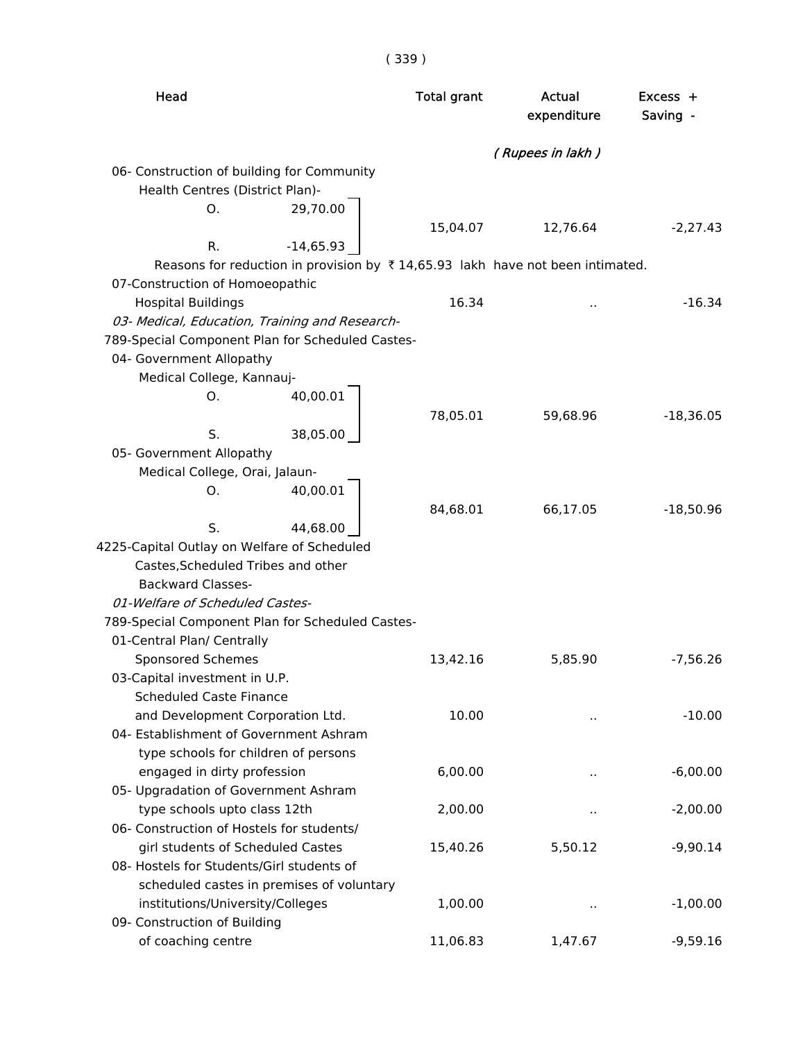| Head | | Total grant | Actual expenditure | Excess + Saving - |
|---|---|---|---|---|
| | | | *( Rupees in lakh )* | |
| 06- Construction of building for Community Health Centres (District Plan)- | | | | |
| O. | 29,70.00 | | | |
| | | 15,04.07 | 12,76.64 | -2,27.43 |
| R. | -14,65.93 | | | |
| Reasons for reduction in provision by ₹ 14,65.93 lakh have not been intimated. | | | | |
| 07-Construction of Homoeopathic Hospital Buildings | | 16.34 | .. | -16.34 |
| *03- Medical, Education, Training and Research-* | | | | |
| 789-Special Component Plan for Scheduled Castes- | | | | |
| 04- Government Allopathy Medical College, Kannauj- | | | | |
| O. | 40,00.01 | | | |
| | | 78,05.01 | 59,68.96 | -18,36.05 |
| S. | 38,05.00 | | | |
| 05- Government Allopathy Medical College, Orai, Jalaun- | | | | |
| O. | 40,00.01 | | | |
| | | 84,68.01 | 66,17.05 | -18,50.96 |
| S. | 44,68.00 | | | |
| 4225-Capital Outlay on Welfare of Scheduled Castes,Scheduled Tribes and other Backward Classes- | | | | |
| *01-Welfare of Scheduled Castes-* | | | | |
| 789-Special Component Plan for Scheduled Castes- | | | | |
| 01-Central Plan/ Centrally Sponsored Schemes | | 13,42.16 | 5,85.90 | -7,56.26 |
| 03-Capital investment in U.P. Scheduled Caste Finance and Development Corporation Ltd. | | 10.00 | .. | -10.00 |
| 04- Establishment of Government Ashram type schools for children of persons engaged in dirty profession | | 6,00.00 | .. | -6,00.00 |
| 05- Upgradation of Government Ashram type schools upto class 12th | | 2,00.00 | .. | -2,00.00 |
| 06- Construction of Hostels for students/ girl students of Scheduled Castes | | 15,40.26 | 5,50.12 | -9,90.14 |
| 08- Hostels for Students/Girl students of scheduled castes in premises of voluntary institutions/University/Colleges | | 1,00.00 | .. | -1,00.00 |
| 09- Construction of Building of coaching centre | | 11,06.83 | 1,47.67 | -9,59.16 |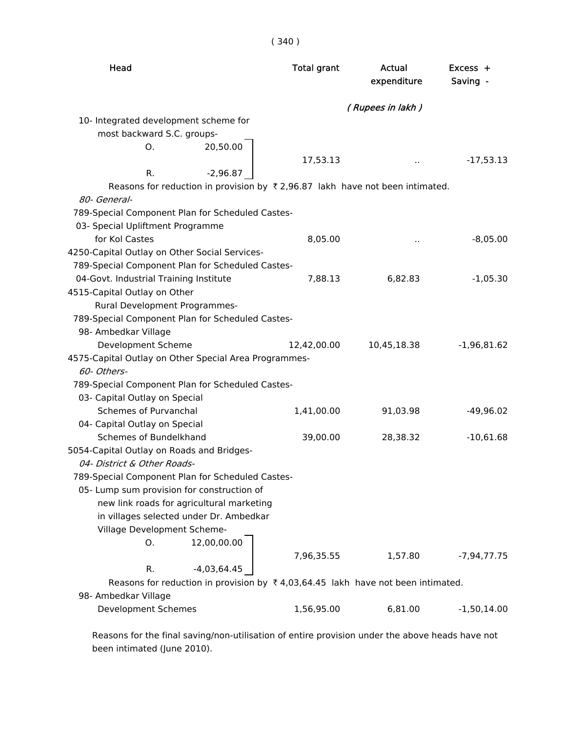| Head | Total grant | Actual expenditure | Excess + Saving - |
|---|---|---|---|
| | | *( Rupees in lakh )* | |
| 10- Integrated development scheme for most backward S.C. groups- | | | |
| O. 20,50.00 / R. -2,96.87 | 17,53.13 | .. | -17,53.13 |
| Reasons for reduction in provision by ₹ 2,96.87 lakh have not been intimated. | | | |
| *80- General-* | | | |
| 789-Special Component Plan for Scheduled Castes- | | | |
| 03- Special Upliftment Programme for Kol Castes | 8,05.00 | .. | -8,05.00 |
| 4250-Capital Outlay on Other Social Services- | | | |
| 789-Special Component Plan for Scheduled Castes- | | | |
| 04-Govt. Industrial Training Institute | 7,88.13 | 6,82.83 | -1,05.30 |
| 4515-Capital Outlay on Other Rural Development Programmes- | | | |
| 789-Special Component Plan for Scheduled Castes- | | | |
| 98- Ambedkar Village Development Scheme | 12,42,00.00 | 10,45,18.38 | -1,96,81.62 |
| 4575-Capital Outlay on Other Special Area Programmes- | | | |
| *60- Others-* | | | |
| 789-Special Component Plan for Scheduled Castes- | | | |
| 03- Capital Outlay on Special Schemes of Purvanchal | 1,41,00.00 | 91,03.98 | -49,96.02 |
| 04- Capital Outlay on Special Schemes of Bundelkhand | 39,00.00 | 28,38.32 | -10,61.68 |
| 5054-Capital Outlay on Roads and Bridges- | | | |
| *04- District & Other Roads-* | | | |
| 789-Special Component Plan for Scheduled Castes- | | | |
| 05- Lump sum provision for construction of new link roads for agricultural marketing in villages selected under Dr. Ambedkar Village Development Scheme- | | | |
| O. 12,00,00.00 / R. -4,03,64.45 | 7,96,35.55 | 1,57.80 | -7,94,77.75 |
| Reasons for reduction in provision by ₹ 4,03,64.45 lakh have not been intimated. | | | |
| 98- Ambedkar Village Development Schemes | 1,56,95.00 | 6,81.00 | -1,50,14.00 |

Reasons for the final saving/non-utilisation of entire provision under the above heads have not been intimated (June 2010).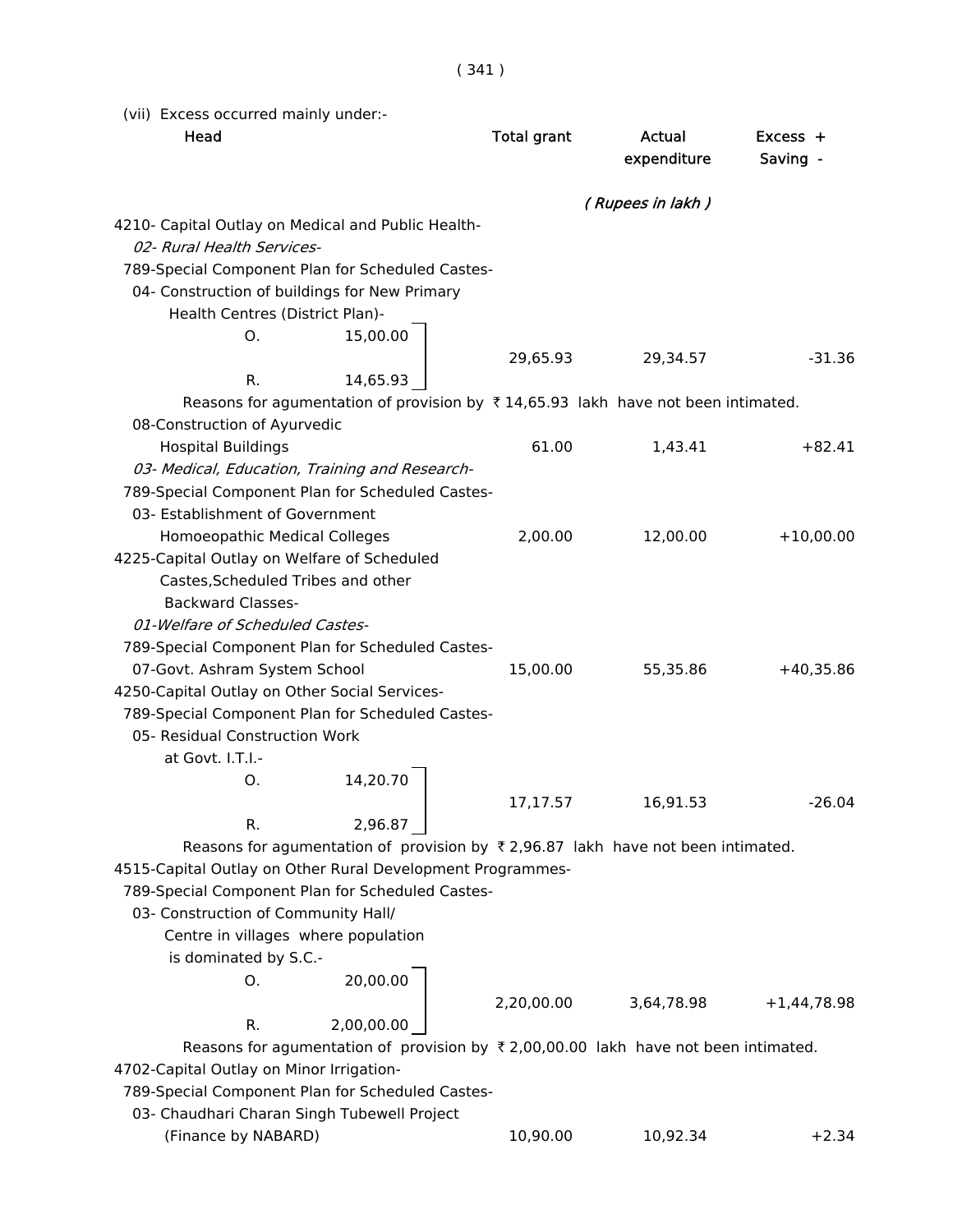(vii) Excess occurred mainly under:-

| Head | Total grant | Actual expenditure | Excess + Saving - |
|---|---|---|---|
| | | *( Rupees in lakh )* | |
| 4210- Capital Outlay on Medical and Public Health- | | | |
| *02- Rural Health Services-* | | | |
| 789-Special Component Plan for Scheduled Castes- | | | |
| 04- Construction of buildings for New Primary Health Centres (District Plan)- | | | |
| O. 15,00.00 / R. 14,65.93 | 29,65.93 | 29,34.57 | -31.36 |

Reasons for agumentation of provision by ₹ 14,65.93 lakh have not been intimated.

| Head | Total grant | Actual expenditure | Excess + Saving - |
|---|---|---|---|
| 08-Construction of Ayurvedic Hospital Buildings | 61.00 | 1,43.41 | +82.41 |
| *03- Medical, Education, Training and Research-* | | | |
| 789-Special Component Plan for Scheduled Castes- | | | |
| 03- Establishment of Government Homoeopathic Medical Colleges | 2,00.00 | 12,00.00 | +10,00.00 |
| 4225-Capital Outlay on Welfare of Scheduled Castes,Scheduled Tribes and other Backward Classes- | | | |
| *01-Welfare of Scheduled Castes-* | | | |
| 789-Special Component Plan for Scheduled Castes- | | | |
| 07-Govt. Ashram System School | 15,00.00 | 55,35.86 | +40,35.86 |
| 4250-Capital Outlay on Other Social Services- | | | |
| 789-Special Component Plan for Scheduled Castes- | | | |
| 05- Residual Construction Work at Govt. I.T.I.- | | | |
| O. 14,20.70 / R. 2,96.87 | 17,17.57 | 16,91.53 | -26.04 |

Reasons for agumentation of provision by ₹ 2,96.87 lakh have not been intimated.

| Head | Total grant | Actual expenditure | Excess + Saving - |
|---|---|---|---|
| 4515-Capital Outlay on Other Rural Development Programmes- | | | |
| 789-Special Component Plan for Scheduled Castes- | | | |
| 03- Construction of Community Hall/ Centre in villages where population is dominated by S.C.- | | | |
| O. 20,00.00 / R. 2,00,00.00 | 2,20,00.00 | 3,64,78.98 | +1,44,78.98 |

Reasons for agumentation of provision by ₹ 2,00,00.00 lakh have not been intimated.

| Head | Total grant | Actual expenditure | Excess + Saving - |
|---|---|---|---|
| 4702-Capital Outlay on Minor Irrigation- | | | |
| 789-Special Component Plan for Scheduled Castes- | | | |
| 03- Chaudhari Charan Singh Tubewell Project (Finance by NABARD) | 10,90.00 | 10,92.34 | +2.34 |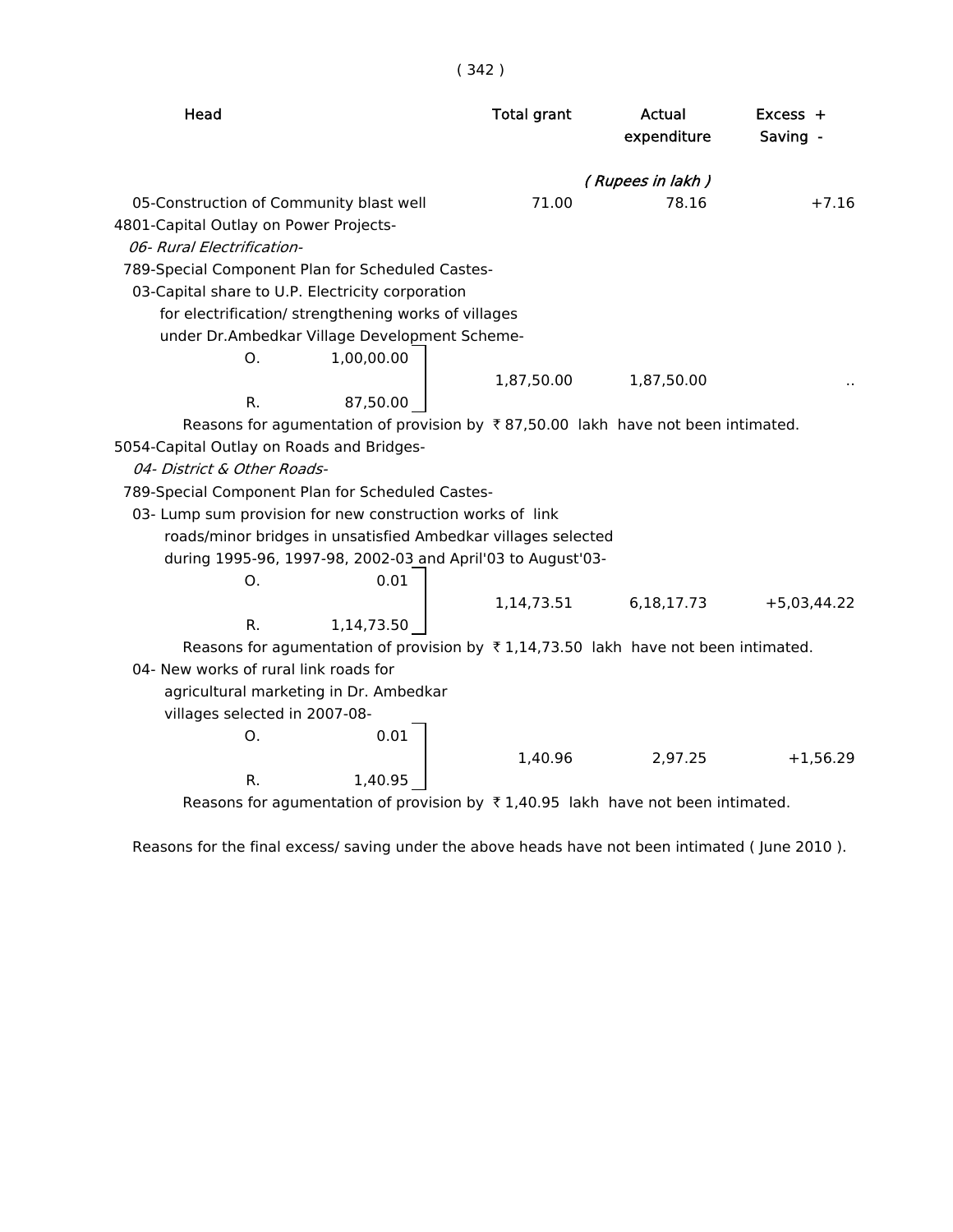| Head | Total grant | Actual expenditure | Excess + Saving - |
|---|---|---|---|
| | | ( Rupees in lakh ) | |
| 05-Construction of Community blast well | 71.00 | 78.16 | +7.16 |
| 4801-Capital Outlay on Power Projects- | | | |
| *06- Rural Electrification-* | | | |
| 789-Special Component Plan for Scheduled Castes- | | | |
| 03-Capital share to U.P. Electricity corporation for electrification/ strengthening works of villages under Dr.Ambedkar Village Development Scheme- | | | |
| O. 1,00,00.00 / R. 87,50.00 | 1,87,50.00 | 1,87,50.00 | .. |

Reasons for agumentation of provision by ₹ 87,50.00 lakh have not been intimated.

| Head | Total grant | Actual expenditure | Excess + Saving - |
|---|---|---|---|
| 5054-Capital Outlay on Roads and Bridges- | | | |
| *04- District & Other Roads-* | | | |
| 789-Special Component Plan for Scheduled Castes- | | | |
| 03- Lump sum provision for new construction works of link roads/minor bridges in unsatisfied Ambedkar villages selected during 1995-96, 1997-98, 2002-03 and April'03 to August'03- | | | |
| O. 0.01 / R. 1,14,73.50 | 1,14,73.51 | 6,18,17.73 | +5,03,44.22 |

Reasons for agumentation of provision by ₹ 1,14,73.50 lakh have not been intimated.

| Head | Total grant | Actual expenditure | Excess + Saving - |
|---|---|---|---|
| 04- New works of rural link roads for agricultural marketing in Dr. Ambedkar villages selected in 2007-08- | | | |
| O. 0.01 / R. 1,40.95 | 1,40.96 | 2,97.25 | +1,56.29 |

Reasons for agumentation of provision by ₹ 1,40.95 lakh have not been intimated.

Reasons for the final excess/ saving under the above heads have not been intimated ( June 2010 ).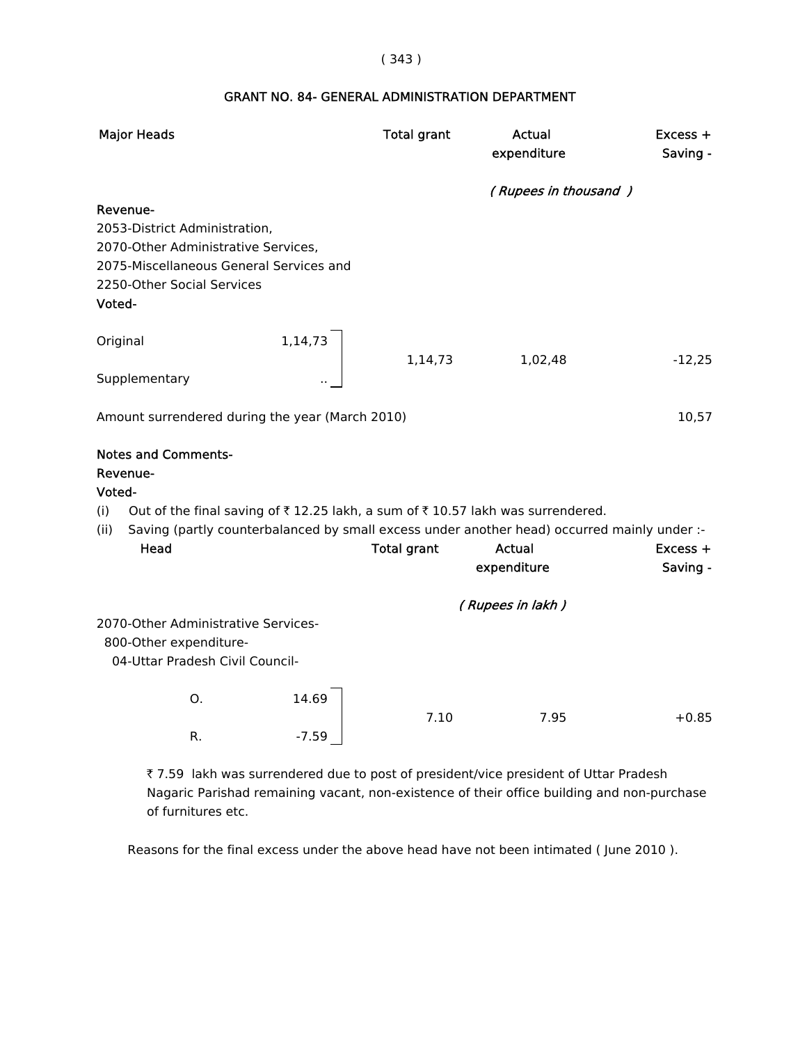## GRANT NO. 84- GENERAL ADMINISTRATION DEPARTMENT

| Major Heads | | Total grant | Actual expenditure | Excess + Saving - |
|---|---|---|---|---|
| | | | ( Rupees in thousand ) | |
| **Revenue-** | | | | |
| 2053-District Administration, 2070-Other Administrative Services, 2075-Miscellaneous General Services and 2250-Other Social Services | | | | |
| **Voted-** | | | | |
| Original | 1,14,73 | 1,14,73 | 1,02,48 | -12,25 |
| Supplementary | .. | | | |
| Amount surrendered during the year (March 2010) | | | | 10,57 |

**Notes and Comments-**

**Revenue-**

**Voted-**

(i) Out of the final saving of ₹ 12.25 lakh, a sum of ₹ 10.57 lakh was surrendered.

(ii) Saving (partly counterbalanced by small excess under another head) occurred mainly under :-

| Head | | Total grant | Actual expenditure | Excess + Saving - |
|---|---|---|---|---|
| | | | ( Rupees in lakh ) | |
| 2070-Other Administrative Services- 800-Other expenditure- 04-Uttar Pradesh Civil Council- | | | | |
| O. | 14.69 | 7.10 | 7.95 | +0.85 |
| R. | -7.59 | | | |

₹ 7.59 lakh was surrendered due to post of president/vice president of Uttar Pradesh Nagaric Parishad remaining vacant, non-existence of their office building and non-purchase of furnitures etc.

Reasons for the final excess under the above head have not been intimated ( June 2010 ).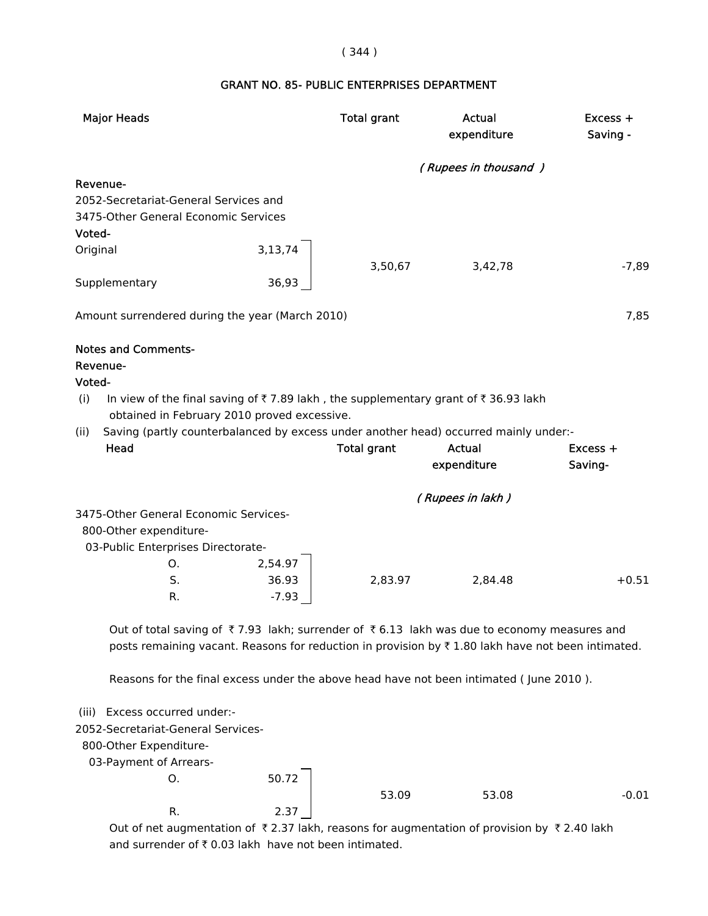## GRANT NO. 85- PUBLIC ENTERPRISES DEPARTMENT

| Major Heads | | Total grant | Actual expenditure | Excess + Saving - |
|---|---|---|---|---|
| | | *( Rupees in thousand )* | | |
| **Revenue-** | | | | |
| 2052-Secretariat-General Services and 3475-Other General Economic Services | | | | |
| **Voted-** | | | | |
| Original | 3,13,74 | 3,50,67 | 3,42,78 | -7,89 |
| Supplementary | 36,93 | | | |
| Amount surrendered during the year (March 2010) | | | | 7,85 |

**Notes and Comments-**

**Revenue-**

**Voted-**

(i) In view of the final saving of ₹ 7.89 lakh , the supplementary grant of ₹ 36.93 lakh obtained in February 2010 proved excessive.

(ii) Saving (partly counterbalanced by excess under another head) occurred mainly under:-

| Head | | Total grant | Actual expenditure | Excess + Saving- |
|---|---|---|---|---|
| | | *( Rupees in lakh )* | | |
| 3475-Other General Economic Services- 800-Other expenditure- 03-Public Enterprises Directorate- | | | | |
| O. | 2,54.97 | 2,83.97 | 2,84.48 | +0.51 |
| S. | 36.93 | | | |
| R. | -7.93 | | | |

Out of total saving of ₹ 7.93 lakh; surrender of ₹ 6.13 lakh was due to economy measures and posts remaining vacant. Reasons for reduction in provision by ₹ 1.80 lakh have not been intimated.

Reasons for the final excess under the above head have not been intimated ( June 2010 ).

(iii) Excess occurred under:-

| Head | | Total grant | Actual expenditure | Excess + Saving- |
|---|---|---|---|---|
| 2052-Secretariat-General Services- 800-Other Expenditure- 03-Payment of Arrears- | | | | |
| O. | 50.72 | 53.09 | 53.08 | -0.01 |
| R. | 2.37 | | | |

Out of net augmentation of ₹ 2.37 lakh, reasons for augmentation of provision by ₹ 2.40 lakh and surrender of ₹ 0.03 lakh have not been intimated.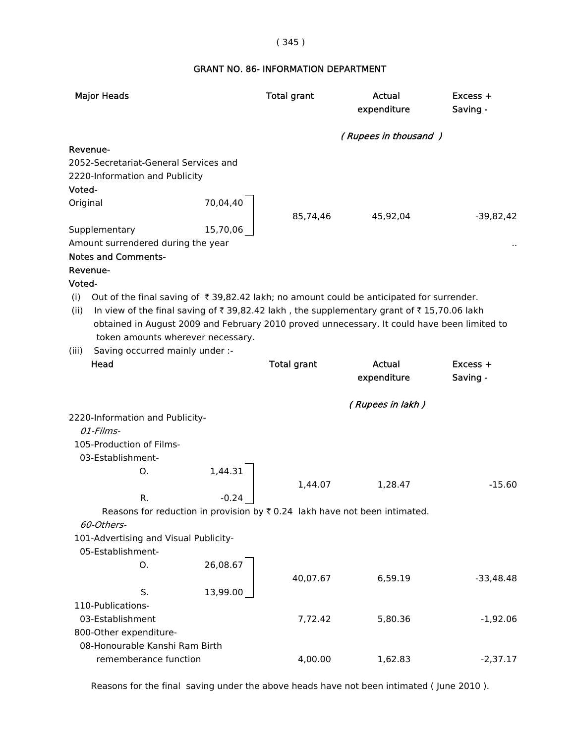## GRANT NO. 86- INFORMATION DEPARTMENT

| Major Heads | | Total grant | Actual expenditure | Excess + Saving - |
|---|---|---|---|---|
| | | | *( Rupees in thousand )* | |
| **Revenue-** | | | | |
| 2052-Secretariat-General Services and | | | | |
| 2220-Information and Publicity | | | | |
| **Voted-** | | | | |
| Original | 70,04,40 | 85,74,46 | 45,92,04 | -39,82,42 |
| Supplementary | 15,70,06 | | | |
| Amount surrendered during the year | | | | .. |

**Notes and Comments-**

**Revenue-**

**Voted-**

(i) Out of the final saving of ₹ 39,82.42 lakh; no amount could be anticipated for surrender.

(ii) In view of the final saving of ₹ 39,82.42 lakh , the supplementary grant of ₹ 15,70.06 lakh obtained in August 2009 and February 2010 proved unnecessary. It could have been limited to token amounts wherever necessary.

(iii) Saving occurred mainly under :-

| Head | | Total grant | Actual expenditure | Excess + Saving - |
|---|---|---|---|---|
| | | | *( Rupees in lakh )* | |
| 2220-Information and Publicity- | | | | |
| *01-Films-* | | | | |
| 105-Production of Films- | | | | |
| 03-Establishment- | | | | |
| O. | 1,44.31 | 1,44.07 | 1,28.47 | -15.60 |
| R. | -0.24 | | | |

Reasons for reduction in provision by ₹ 0.24 lakh have not been intimated.

| Head | | Total grant | Actual expenditure | Excess + Saving - |
|---|---|---|---|---|
| *60-Others-* | | | | |
| 101-Advertising and Visual Publicity- | | | | |
| 05-Establishment- | | | | |
| O. | 26,08.67 | 40,07.67 | 6,59.19 | -33,48.48 |
| S. | 13,99.00 | | | |
| 110-Publications- | | | | |
| 03-Establishment | | 7,72.42 | 5,80.36 | -1,92.06 |
| 800-Other expenditure- | | | | |
| 08-Honourable Kanshi Ram Birth rememberance function | | 4,00.00 | 1,62.83 | -2,37.17 |

Reasons for the final saving under the above heads have not been intimated ( June 2010 ).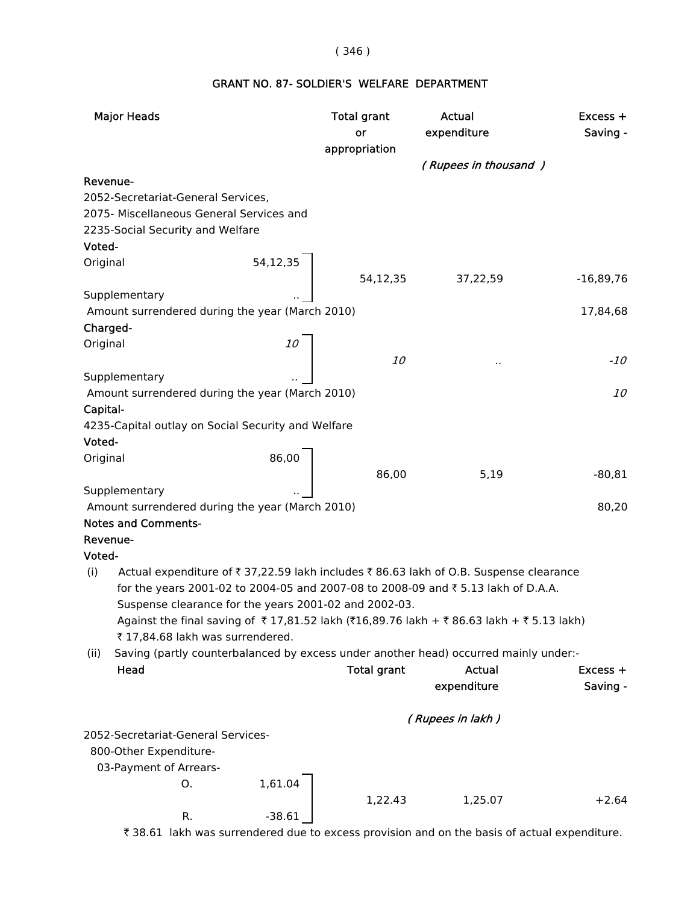## GRANT NO. 87- SOLDIER'S WELFARE DEPARTMENT

| Major Heads | | Total grant or appropriation | Actual expenditure | Excess + Saving - |
|---|---|---|---|---|
| | | | *( Rupees in thousand )* | |
| **Revenue-** | | | | |
| 2052-Secretariat-General Services, 2075- Miscellaneous General Services and 2235-Social Security and Welfare | | | | |
| **Voted-** | | | | |
| Original | 54,12,35 | 54,12,35 | 37,22,59 | -16,89,76 |
| Supplementary | .. | | | |
| Amount surrendered during the year (March 2010) | | | | 17,84,68 |
| **Charged-** | | | | |
| Original | *10* | *10* | *..* | *-10* |
| Supplementary | *..* | | | |
| Amount surrendered during the year (March 2010) | | | | *10* |
| **Capital-** | | | | |
| 4235-Capital outlay on Social Security and Welfare | | | | |
| **Voted-** | | | | |
| Original | 86,00 | 86,00 | 5,19 | -80,81 |
| Supplementary | .. | | | |
| Amount surrendered during the year (March 2010) | | | | 80,20 |

**Notes and Comments-**

**Revenue-**

**Voted-**

(i) Actual expenditure of ₹ 37,22.59 lakh includes ₹ 86.63 lakh of O.B. Suspense clearance for the years 2001-02 to 2004-05 and 2007-08 to 2008-09 and ₹ 5.13 lakh of D.A.A. Suspense clearance for the years 2001-02 and 2002-03.

Against the final saving of ₹ 17,81.52 lakh (₹16,89.76 lakh + ₹ 86.63 lakh + ₹ 5.13 lakh) ₹ 17,84.68 lakh was surrendered.

(ii) Saving (partly counterbalanced by excess under another head) occurred mainly under:-

| Head | | Total grant | Actual expenditure | Excess + Saving - |
|---|---|---|---|---|
| | | | *( Rupees in lakh )* | |
| 2052-Secretariat-General Services- | | | | |
| 800-Other Expenditure- | | | | |
| 03-Payment of Arrears- | | | | |
| O. | 1,61.04 | 1,22.43 | 1,25.07 | +2.64 |
| R. | -38.61 | | | |

₹ 38.61 lakh was surrendered due to excess provision and on the basis of actual expenditure.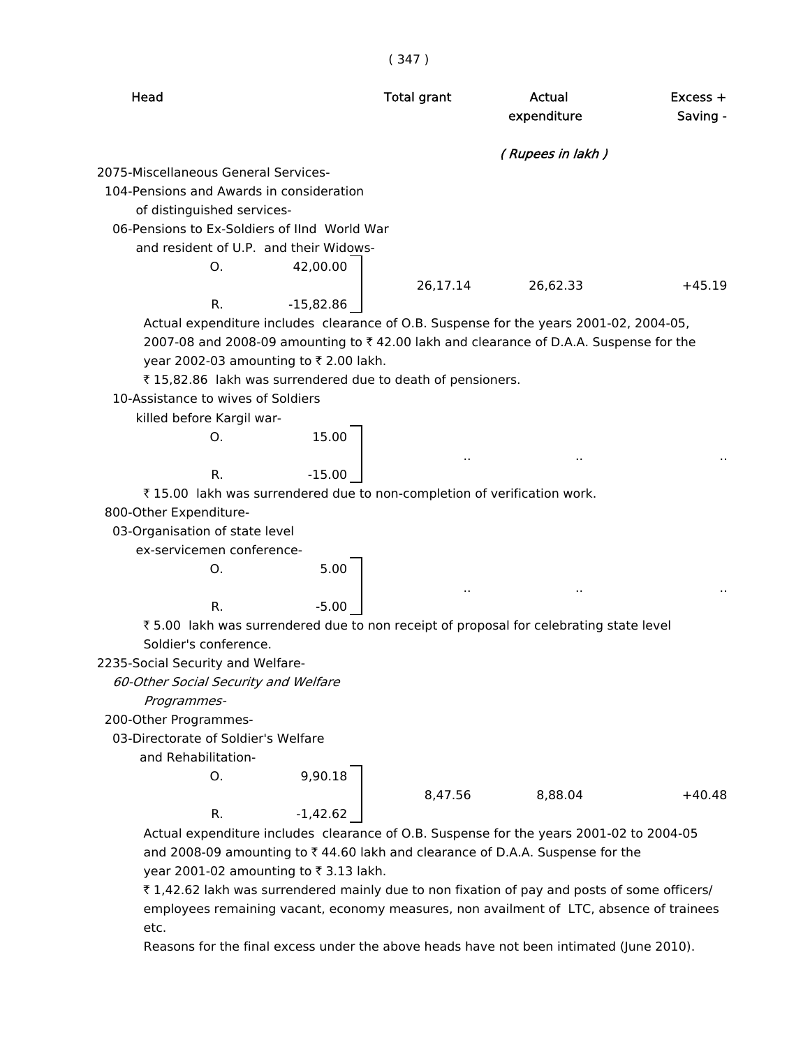| Head | | Total grant | Actual expenditure | Excess + Saving - |
|---|---|---|---|---|
| | | | *( Rupees in lakh )* | |
| 2075-Miscellaneous General Services- | | | | |
| 104-Pensions and Awards in consideration of distinguished services- | | | | |
| 06-Pensions to Ex-Soldiers of IInd World War and resident of U.P. and their Widows- | | | | |
| O. | 42,00.00 | | | |
| | | 26,17.14 | 26,62.33 | +45.19 |
| R. | -15,82.86 | | | |

Actual expenditure includes clearance of O.B. Suspense for the years 2001-02, 2004-05, 2007-08 and 2008-09 amounting to ₹ 42.00 lakh and clearance of D.A.A. Suspense for the year 2002-03 amounting to ₹ 2.00 lakh.

₹ 15,82.86 lakh was surrendered due to death of pensioners.

| Head | | Total grant | Actual expenditure | Excess + Saving - |
|---|---|---|---|---|
| 10-Assistance to wives of Soldiers killed before Kargil war- | | | | |
| O. | 15.00 | | | |
| | | .. | .. | .. |
| R. | -15.00 | | | |

₹ 15.00 lakh was surrendered due to non-completion of verification work.

| Head | | Total grant | Actual expenditure | Excess + Saving - |
|---|---|---|---|---|
| 800-Other Expenditure- | | | | |
| 03-Organisation of state level ex-servicemen conference- | | | | |
| O. | 5.00 | | | |
| | | .. | .. | .. |
| R. | -5.00 | | | |

₹ 5.00 lakh was surrendered due to non receipt of proposal for celebrating state level Soldier's conference.

| Head | | Total grant | Actual expenditure | Excess + Saving - |
|---|---|---|---|---|
| 2235-Social Security and Welfare- | | | | |
| *60-Other Social Security and Welfare Programmes-* | | | | |
| 200-Other Programmes- | | | | |
| 03-Directorate of Soldier's Welfare and Rehabilitation- | | | | |
| O. | 9,90.18 | | | |
| | | 8,47.56 | 8,88.04 | +40.48 |
| R. | -1,42.62 | | | |

Actual expenditure includes clearance of O.B. Suspense for the years 2001-02 to 2004-05 and 2008-09 amounting to ₹ 44.60 lakh and clearance of D.A.A. Suspense for the year 2001-02 amounting to ₹ 3.13 lakh.

₹ 1,42.62 lakh was surrendered mainly due to non fixation of pay and posts of some officers/ employees remaining vacant, economy measures, non availment of LTC, absence of trainees etc.

Reasons for the final excess under the above heads have not been intimated (June 2010).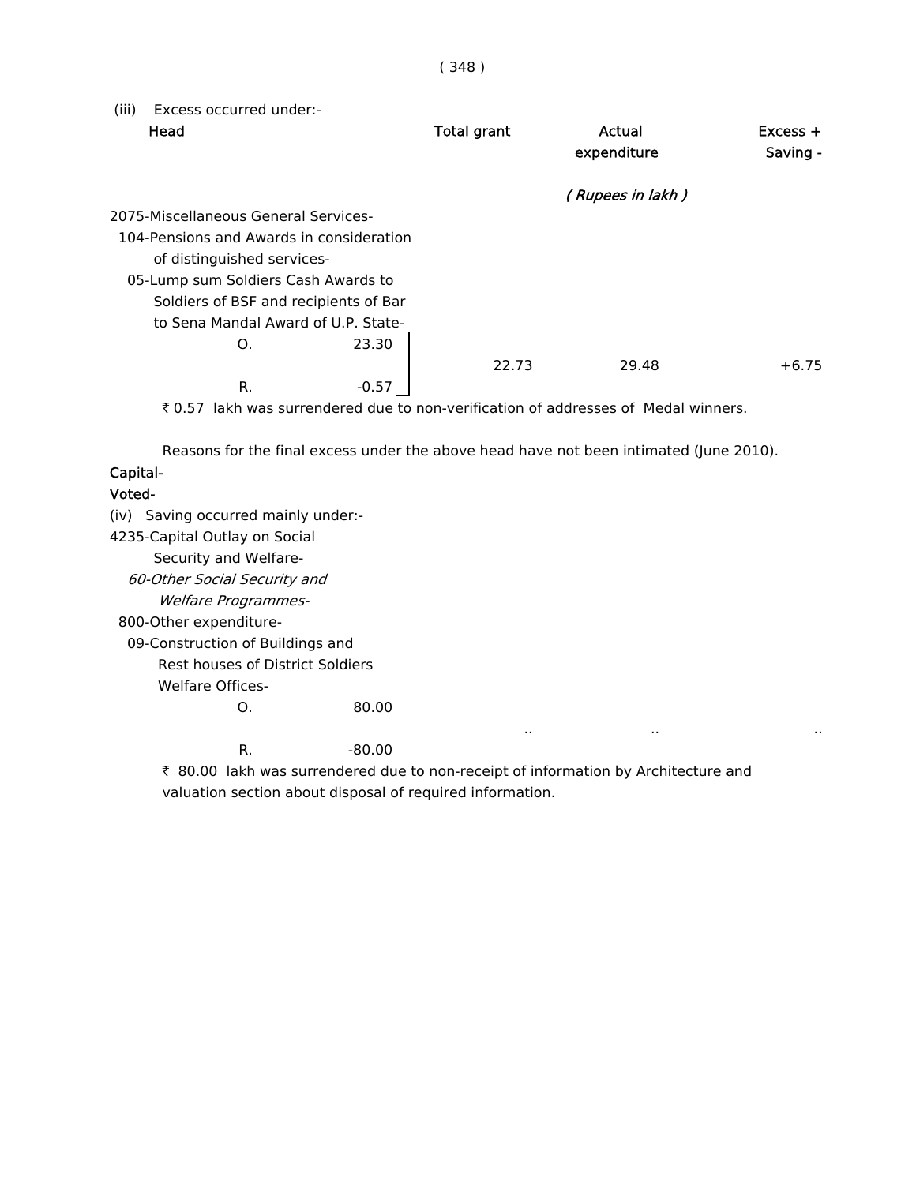(iii) Excess occurred under:-

| Head | | | Total grant | Actual expenditure | Excess + Saving - |
|---|---|---|---|---|---|
| | | | | ( Rupees in lakh ) | |
| 2075-Miscellaneous General Services- | | | | | |
| 104-Pensions and Awards in consideration of distinguished services- | | | | | |
| 05-Lump sum Soldiers Cash Awards to Soldiers of BSF and recipients of Bar to Sena Mandal Award of U.P. State- | | | | | |
| | O. | 23.30 | 22.73 | 29.48 | +6.75 |
| | R. | -0.57 | | | |

₹ 0.57 lakh was surrendered due to non-verification of addresses of Medal winners.

Reasons for the final excess under the above head have not been intimated (June 2010).

**Capital-**

**Voted-**

(iv) Saving occurred mainly under:-

| Head | | | Total grant | Actual expenditure | Excess + Saving - |
|---|---|---|---|---|---|
| 4235-Capital Outlay on Social Security and Welfare- | | | | | |
| *60-Other Social Security and Welfare Programmes-* | | | | | |
| 800-Other expenditure- | | | | | |
| 09-Construction of Buildings and Rest houses of District Soldiers Welfare Offices- | | | | | |
| | O. | 80.00 | .. | .. | .. |
| | R. | -80.00 | | | |

₹ 80.00 lakh was surrendered due to non-receipt of information by Architecture and valuation section about disposal of required information.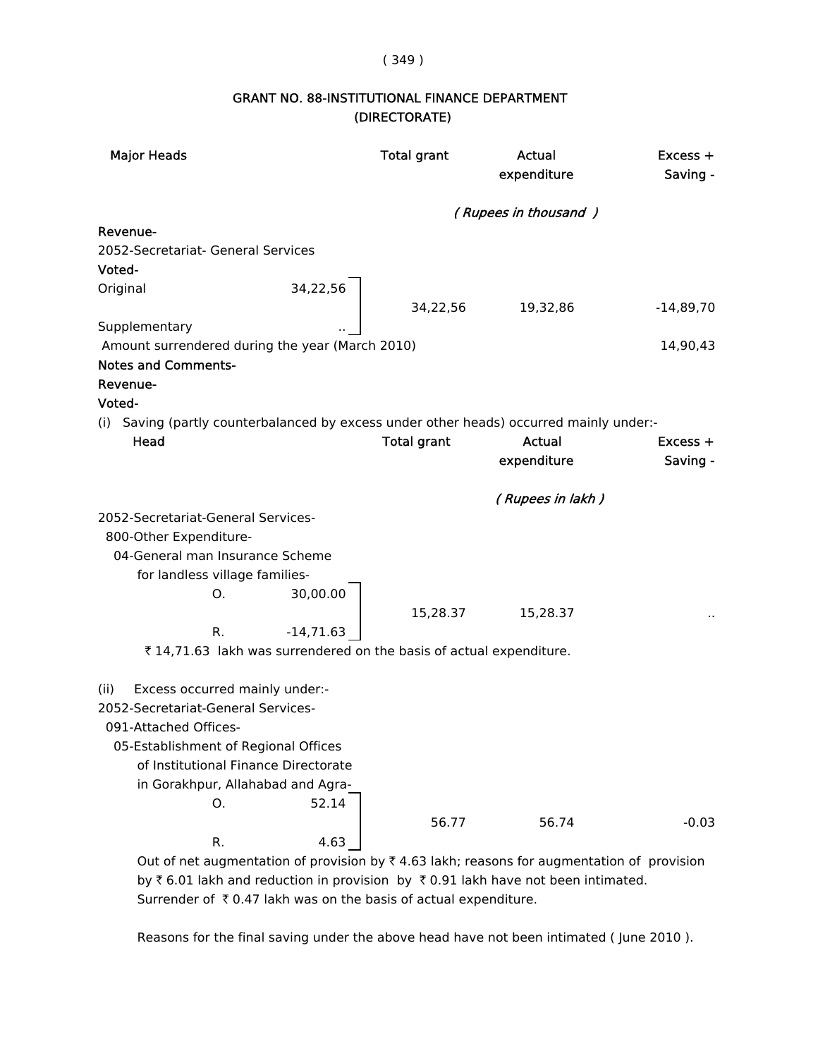# GRANT NO. 88-INSTITUTIONAL FINANCE DEPARTMENT (DIRECTORATE)

| Major Heads | | Total grant | Actual expenditure | Excess + Saving - |
|---|---|---|---|---|
| | | | *( Rupees in thousand )* | |
| **Revenue-** | | | | |
| 2052-Secretariat- General Services | | | | |
| **Voted-** | | | | |
| Original | 34,22,56 | 34,22,56 | 19,32,86 | -14,89,70 |
| Supplementary | .. | | | |
| Amount surrendered during the year (March 2010) | | | | 14,90,43 |

**Notes and Comments-**

**Revenue-**

**Voted-**

(i) Saving (partly counterbalanced by excess under other heads) occurred mainly under:-

| Head | | Total grant | Actual expenditure | Excess + Saving - |
|---|---|---|---|---|
| | | | *( Rupees in lakh )* | |
| 2052-Secretariat-General Services- 800-Other Expenditure- 04-General man Insurance Scheme for landless village families- | | | | |
| O. | 30,00.00 | 15,28.37 | 15,28.37 | .. |
| R. | -14,71.63 | | | |

₹ 14,71.63 lakh was surrendered on the basis of actual expenditure.

(ii) Excess occurred mainly under:-

| Head | | Total grant | Actual expenditure | Excess + Saving - |
|---|---|---|---|---|
| 2052-Secretariat-General Services- 091-Attached Offices- 05-Establishment of Regional Offices of Institutional Finance Directorate in Gorakhpur, Allahabad and Agra- | | | | |
| O. | 52.14 | 56.77 | 56.74 | -0.03 |
| R. | 4.63 | | | |

Out of net augmentation of provision by ₹ 4.63 lakh; reasons for augmentation of provision by ₹ 6.01 lakh and reduction in provision by ₹ 0.91 lakh have not been intimated. Surrender of ₹ 0.47 lakh was on the basis of actual expenditure.

Reasons for the final saving under the above head have not been intimated ( June 2010 ).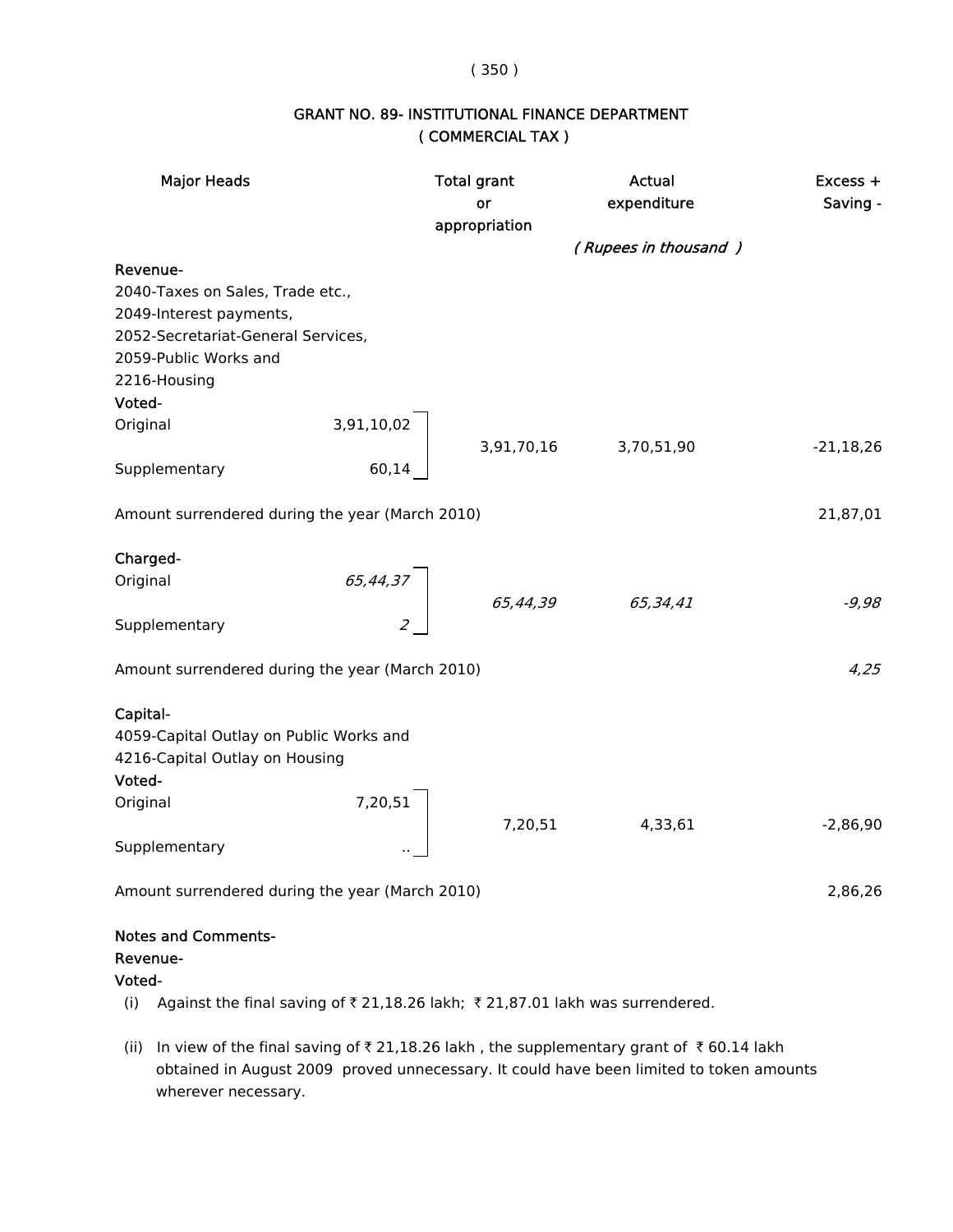## GRANT NO. 89- INSTITUTIONAL FINANCE DEPARTMENT
## ( COMMERCIAL TAX )

| Major Heads | | Total grant or appropriation | Actual expenditure | Excess + Saving - |
|---|---|---|---|---|
| | | | *( Rupees in thousand )* | |
| **Revenue-** | | | | |
| 2040-Taxes on Sales, Trade etc., | | | | |
| 2049-Interest payments, | | | | |
| 2052-Secretariat-General Services, | | | | |
| 2059-Public Works and | | | | |
| 2216-Housing | | | | |
| **Voted-** | | | | |
| Original | 3,91,10,02 | | | |
| | | 3,91,70,16 | 3,70,51,90 | -21,18,26 |
| Supplementary | 60,14 | | | |
| Amount surrendered during the year (March 2010) | | | | 21,87,01 |
| **Charged-** | | | | |
| Original | *65,44,37* | | | |
| | | *65,44,39* | *65,34,41* | *-9,98* |
| Supplementary | *2* | | | |
| Amount surrendered during the year (March 2010) | | | | *4,25* |
| **Capital-** | | | | |
| 4059-Capital Outlay on Public Works and | | | | |
| 4216-Capital Outlay on Housing | | | | |
| **Voted-** | | | | |
| Original | 7,20,51 | | | |
| | | 7,20,51 | 4,33,61 | -2,86,90 |
| Supplementary | .. | | | |
| Amount surrendered during the year (March 2010) | | | | 2,86,26 |

**Notes and Comments-**

**Revenue-**

**Voted-**

(i) Against the final saving of ₹ 21,18.26 lakh; ₹ 21,87.01 lakh was surrendered.

(ii) In view of the final saving of ₹ 21,18.26 lakh , the supplementary grant of ₹ 60.14 lakh obtained in August 2009 proved unnecessary. It could have been limited to token amounts wherever necessary.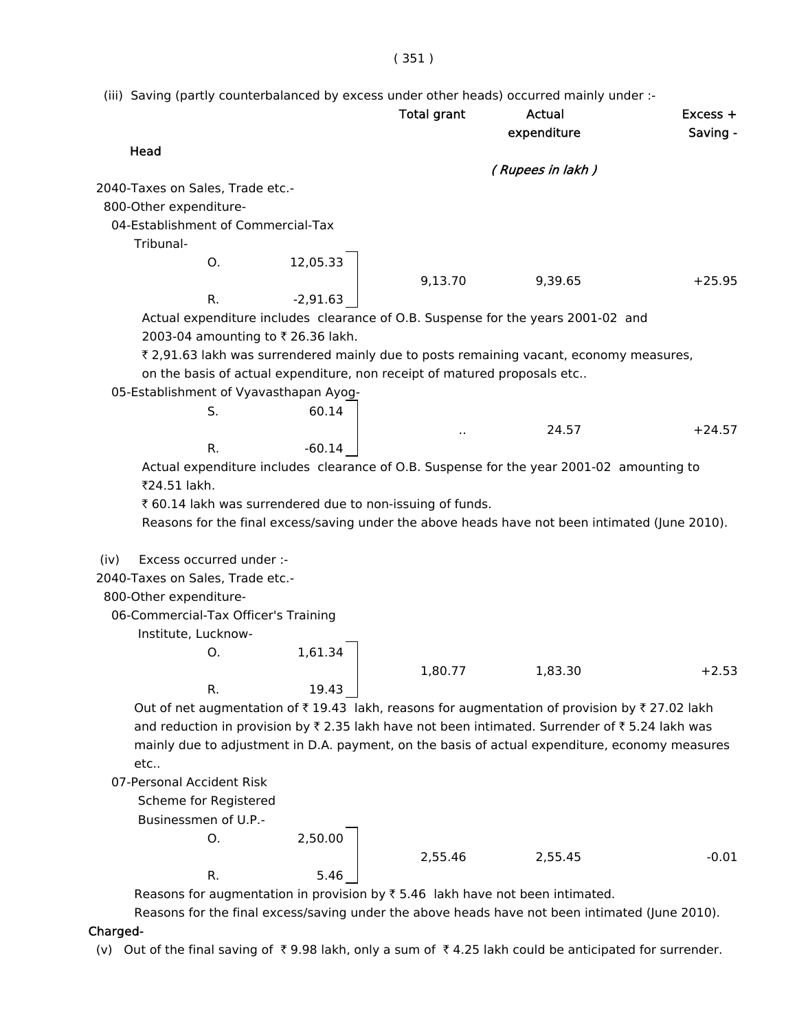(iii) Saving (partly counterbalanced by excess under other heads) occurred mainly under :-

| Head | | | Total grant | Actual expenditure | Excess + Saving - |
|---|---|---|---|---|---|
| | | | | *( Rupees in lakh )* | |
| 2040-Taxes on Sales, Trade etc.- | | | | | |
| 800-Other expenditure- | | | | | |
| 04-Establishment of Commercial-Tax Tribunal- | | | | | |
| | O. | 12,05.33 | 9,13.70 | 9,39.65 | +25.95 |
| | R. | -2,91.63 | | | |

Actual expenditure includes clearance of O.B. Suspense for the years 2001-02 and 2003-04 amounting to ₹ 26.36 lakh.

₹ 2,91.63 lakh was surrendered mainly due to posts remaining vacant, economy measures, on the basis of actual expenditure, non receipt of matured proposals etc..

| Head | | | Total grant | Actual expenditure | Excess + Saving - |
|---|---|---|---|---|---|
| 05-Establishment of Vyavasthapan Ayog- | | | | | |
| | S. | 60.14 | .. | 24.57 | +24.57 |
| | R. | -60.14 | | | |

Actual expenditure includes clearance of O.B. Suspense for the year 2001-02 amounting to ₹24.51 lakh.

₹ 60.14 lakh was surrendered due to non-issuing of funds.

Reasons for the final excess/saving under the above heads have not been intimated (June 2010).

(iv) Excess occurred under :-

| Head | | | Total grant | Actual expenditure | Excess + Saving - |
|---|---|---|---|---|---|
| 2040-Taxes on Sales, Trade etc.- | | | | | |
| 800-Other expenditure- | | | | | |
| 06-Commercial-Tax Officer's Training Institute, Lucknow- | | | | | |
| | O. | 1,61.34 | 1,80.77 | 1,83.30 | +2.53 |
| | R. | 19.43 | | | |

Out of net augmentation of ₹ 19.43 lakh, reasons for augmentation of provision by ₹ 27.02 lakh and reduction in provision by ₹ 2.35 lakh have not been intimated. Surrender of ₹ 5.24 lakh was mainly due to adjustment in D.A. payment, on the basis of actual expenditure, economy measures etc..

| Head | | | Total grant | Actual expenditure | Excess + Saving - |
|---|---|---|---|---|---|
| 07-Personal Accident Risk Scheme for Registered Businessmen of U.P.- | | | | | |
| | O. | 2,50.00 | 2,55.46 | 2,55.45 | -0.01 |
| | R. | 5.46 | | | |

Reasons for augmentation in provision by ₹ 5.46 lakh have not been intimated.

Reasons for the final excess/saving under the above heads have not been intimated (June 2010).

**Charged-**

(v) Out of the final saving of ₹ 9.98 lakh, only a sum of ₹ 4.25 lakh could be anticipated for surrender.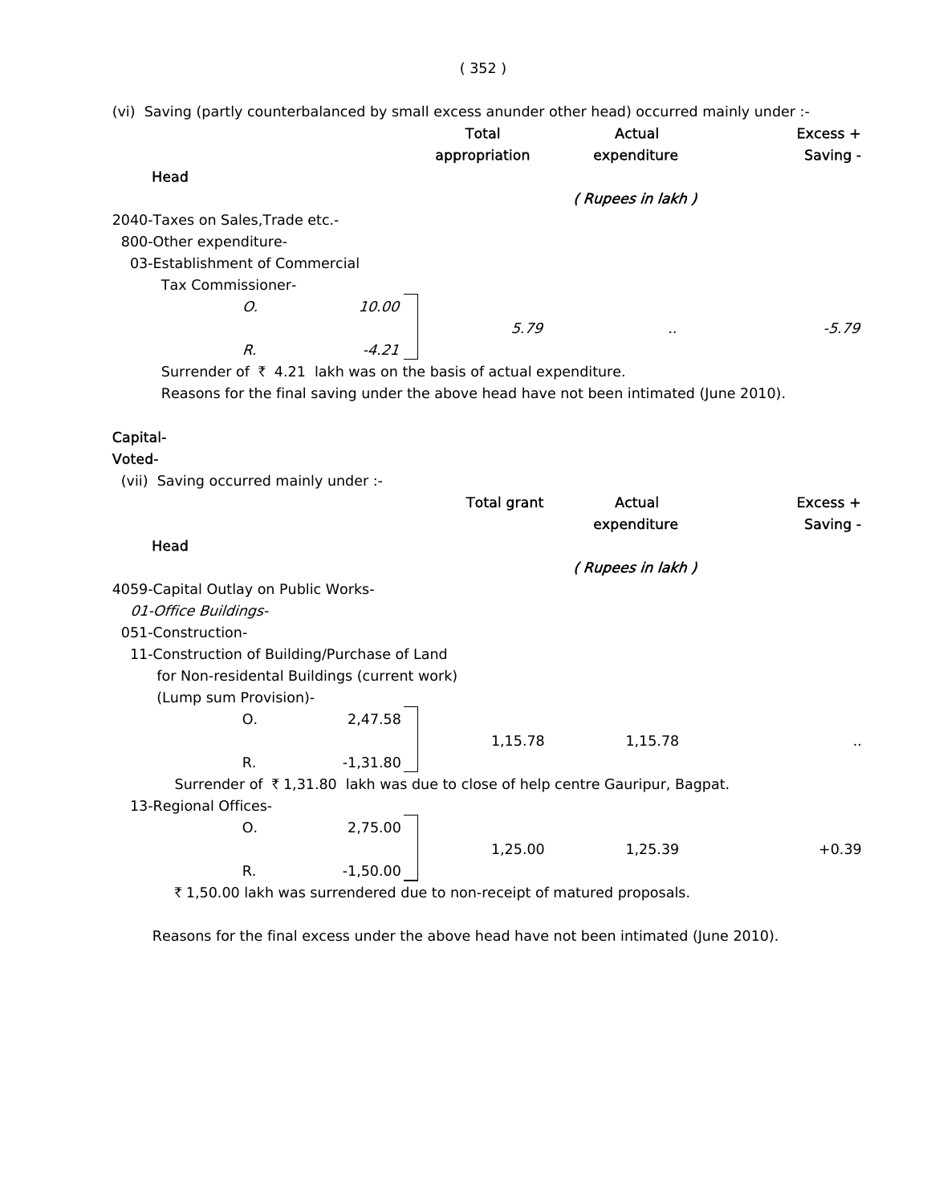(vi) Saving (partly counterbalanced by small excess anunder other head) occurred mainly under :-

| Head | | Total appropriation | Actual expenditure | Excess + Saving - |
|---|---|---|---|---|
| | | | *( Rupees in lakh )* | |
| 2040-Taxes on Sales,Trade etc.- | | | | |
| 800-Other expenditure- | | | | |
| 03-Establishment of Commercial Tax Commissioner- | | | | |
| *O.* | *10.00* | *5.79* | *..* | *-5.79* |
| *R.* | *-4.21* | | | |

Surrender of ₹ 4.21 lakh was on the basis of actual expenditure.

Reasons for the final saving under the above head have not been intimated (June 2010).

**Capital-**

**Voted-**

(vii) Saving occurred mainly under :-

| Head | | Total grant | Actual expenditure | Excess + Saving - |
|---|---|---|---|---|
| | | | *( Rupees in lakh )* | |
| 4059-Capital Outlay on Public Works- | | | | |
| *01-Office Buildings-* | | | | |
| 051-Construction- | | | | |
| 11-Construction of Building/Purchase of Land for Non-residental Buildings (current work) (Lump sum Provision)- | | | | |
| O. | 2,47.58 | 1,15.78 | 1,15.78 | .. |
| R. | -1,31.80 | | | |

Surrender of ₹ 1,31.80 lakh was due to close of help centre Gauripur, Bagpat.

| Head | | Total grant | Actual expenditure | Excess + Saving - |
|---|---|---|---|---|
| 13-Regional Offices- | | | | |
| O. | 2,75.00 | 1,25.00 | 1,25.39 | +0.39 |
| R. | -1,50.00 | | | |

₹ 1,50.00 lakh was surrendered due to non-receipt of matured proposals.

Reasons for the final excess under the above head have not been intimated (June 2010).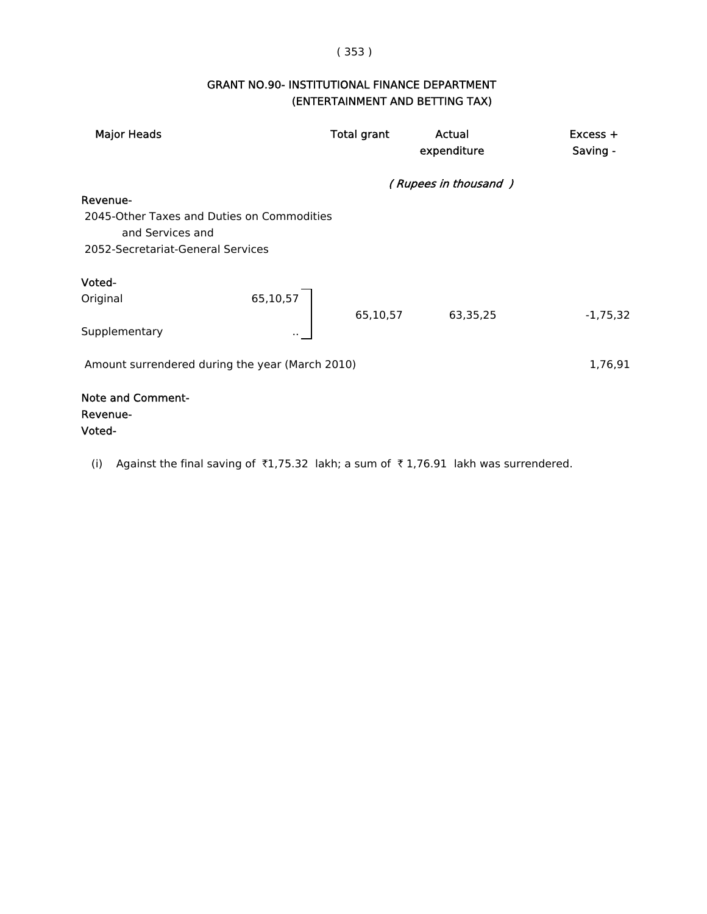## GRANT NO.90- INSTITUTIONAL FINANCE DEPARTMENT
### (ENTERTAINMENT AND BETTING TAX)

| Major Heads | | Total grant | Actual expenditure | Excess + Saving - |
|---|---|---|---|---|
| | | *( Rupees in thousand )* | | |
| **Revenue-** | | | | |
| 2045-Other Taxes and Duties on Commodities and Services and 2052-Secretariat-General Services | | | | |
| **Voted-** | | | | |
| Original | 65,10,57 | 65,10,57 | 63,35,25 | -1,75,32 |
| Supplementary | .. | | | |
| Amount surrendered during the year (March 2010) | | | | 1,76,91 |

**Note and Comment-**

**Revenue-**

**Voted-**

(i) Against the final saving of ₹1,75.32 lakh; a sum of ₹ 1,76.91 lakh was surrendered.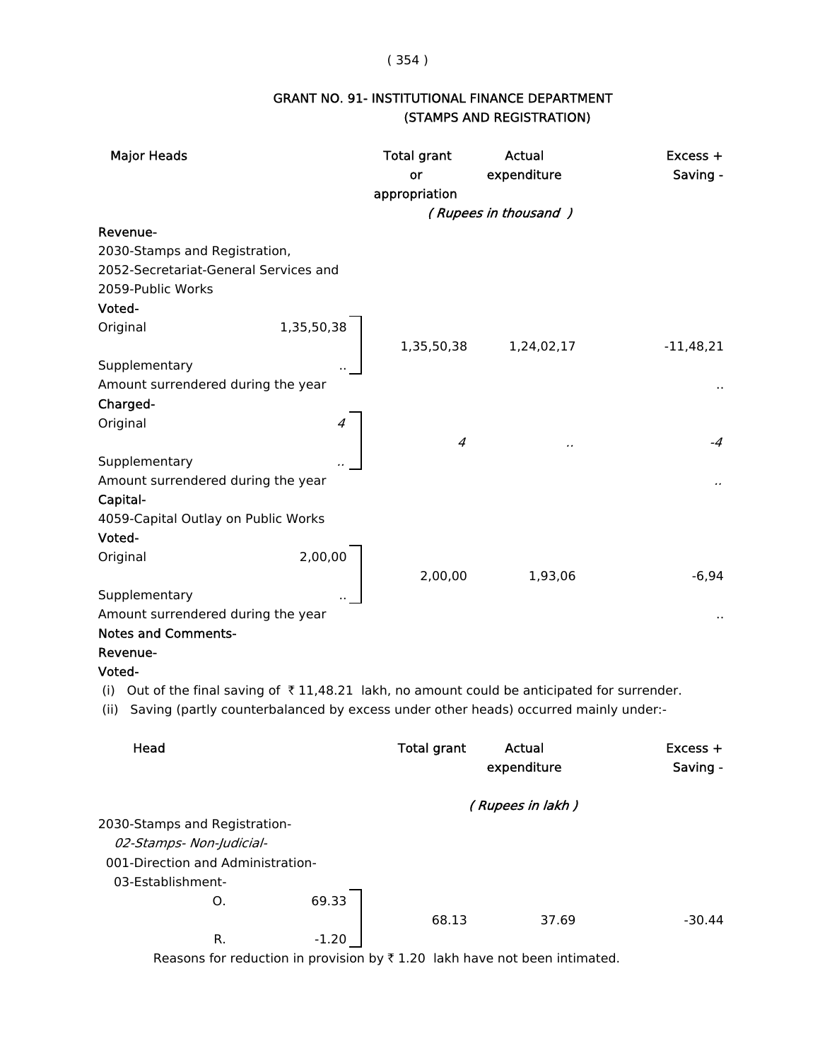## GRANT NO. 91- INSTITUTIONAL FINANCE DEPARTMENT
### (STAMPS AND REGISTRATION)

| Major Heads | | Total grant or appropriation | Actual expenditure | Excess + Saving - |
|---|---|---|---|---|
| | | *( Rupees in thousand )* | | |
| **Revenue-** | | | | |
| 2030-Stamps and Registration, 2052-Secretariat-General Services and 2059-Public Works | | | | |
| **Voted-** | | | | |
| Original | 1,35,50,38 | 1,35,50,38 | 1,24,02,17 | -11,48,21 |
| Supplementary | .. | | | |
| Amount surrendered during the year | | | | .. |
| **Charged-** | | | | |
| Original | *4* | *4* | *..* | *-4* |
| Supplementary | *..* | | | |
| Amount surrendered during the year | | | | *..* |
| **Capital-** | | | | |
| 4059-Capital Outlay on Public Works | | | | |
| **Voted-** | | | | |
| Original | 2,00,00 | 2,00,00 | 1,93,06 | -6,94 |
| Supplementary | .. | | | |
| Amount surrendered during the year | | | | .. |

**Notes and Comments-**

**Revenue-**

**Voted-**

(i) Out of the final saving of ₹ 11,48.21 lakh, no amount could be anticipated for surrender.

(ii) Saving (partly counterbalanced by excess under other heads) occurred mainly under:-

| Head | | Total grant | Actual expenditure | Excess + Saving - |
|---|---|---|---|---|
| | | | *( Rupees in lakh )* | |
| 2030-Stamps and Registration- | | | | |
| *02-Stamps- Non-Judicial-* | | | | |
| 001-Direction and Administration- | | | | |
| 03-Establishment- | | | | |
| O. | 69.33 | 68.13 | 37.69 | -30.44 |
| R. | -1.20 | | | |

Reasons for reduction in provision by ₹ 1.20 lakh have not been intimated.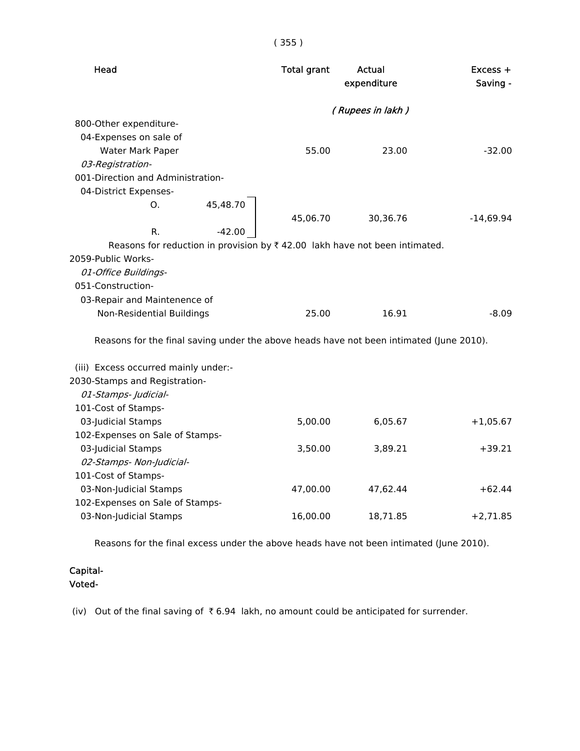| Head | Total grant | Actual expenditure | Excess + Saving - |
|---|---|---|---|
| | | ( Rupees in lakh ) | |
| 800-Other expenditure- | | | |
| 04-Expenses on sale of Water Mark Paper | 55.00 | 23.00 | -32.00 |
| *03-Registration-* | | | |
| 001-Direction and Administration- | | | |
| 04-District Expenses- | | | |
| O. 45,48.70 / R. -42.00 | 45,06.70 | 30,36.76 | -14,69.94 |

Reasons for reduction in provision by ₹ 42.00 lakh have not been intimated.

| Head | Total grant | Actual expenditure | Excess + Saving - |
|---|---|---|---|
| 2059-Public Works- | | | |
| *01-Office Buildings-* | | | |
| 051-Construction- | | | |
| 03-Repair and Maintenence of Non-Residential Buildings | 25.00 | 16.91 | -8.09 |

Reasons for the final saving under the above heads have not been intimated (June 2010).

(iii) Excess occurred mainly under:-

| Head | Total grant | Actual expenditure | Excess + Saving - |
|---|---|---|---|
| 2030-Stamps and Registration- | | | |
| *01-Stamps- Judicial-* | | | |
| 101-Cost of Stamps- | | | |
| 03-Judicial Stamps | 5,00.00 | 6,05.67 | +1,05.67 |
| 102-Expenses on Sale of Stamps- | | | |
| 03-Judicial Stamps | 3,50.00 | 3,89.21 | +39.21 |
| *02-Stamps- Non-Judicial-* | | | |
| 101-Cost of Stamps- | | | |
| 03-Non-Judicial Stamps | 47,00.00 | 47,62.44 | +62.44 |
| 102-Expenses on Sale of Stamps- | | | |
| 03-Non-Judicial Stamps | 16,00.00 | 18,71.85 | +2,71.85 |

Reasons for the final excess under the above heads have not been intimated (June 2010).

Capital-

Voted-

(iv) Out of the final saving of ₹ 6.94 lakh, no amount could be anticipated for surrender.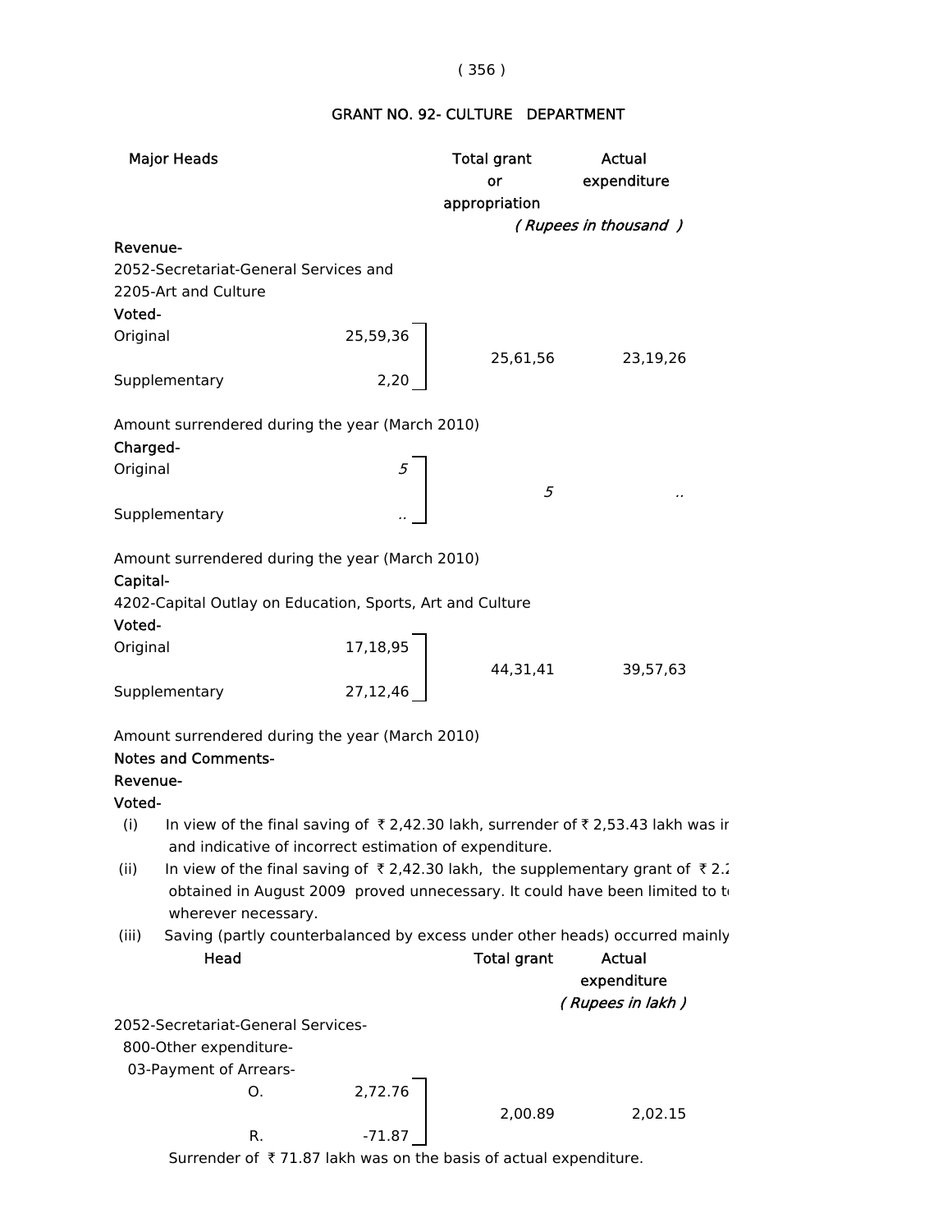## GRANT NO. 92- CULTURE DEPARTMENT

| Major Heads | | Total grant or appropriation | Actual expenditure |
|---|---|---|---|
| | | *( Rupees in thousand )* | |
| **Revenue-** | | | |
| 2052-Secretariat-General Services and | | | |
| 2205-Art and Culture | | | |
| **Voted-** | | | |
| Original | 25,59,36 | 25,61,56 | 23,19,26 |
| Supplementary | 2,20 | | |
| Amount surrendered during the year (March 2010) | | | |
| **Charged-** | | | |
| Original | *5* | *5* | .. |
| Supplementary | .. | | |
| Amount surrendered during the year (March 2010) | | | |
| **Capital-** | | | |
| 4202-Capital Outlay on Education, Sports, Art and Culture | | | |
| **Voted-** | | | |
| Original | 17,18,95 | 44,31,41 | 39,57,63 |
| Supplementary | 27,12,46 | | |
| Amount surrendered during the year (March 2010) | | | |

**Notes and Comments-**

**Revenue-**

**Voted-**

(i) In view of the final saving of ₹ 2,42.30 lakh, surrender of ₹ 2,53.43 lakh was ir and indicative of incorrect estimation of expenditure.

(ii) In view of the final saving of ₹ 2,42.30 lakh, the supplementary grant of ₹ 2.2 obtained in August 2009 proved unnecessary. It could have been limited to to wherever necessary.

(iii) Saving (partly counterbalanced by excess under other heads) occurred mainly

| Head | | Total grant | Actual expenditure |
|---|---|---|---|
| | | *( Rupees in lakh )* | |
| 2052-Secretariat-General Services- | | | |
| 800-Other expenditure- | | | |
| 03-Payment of Arrears- | | | |
| O. | 2,72.76 | 2,00.89 | 2,02.15 |
| R. | -71.87 | | |

Surrender of ₹ 71.87 lakh was on the basis of actual expenditure.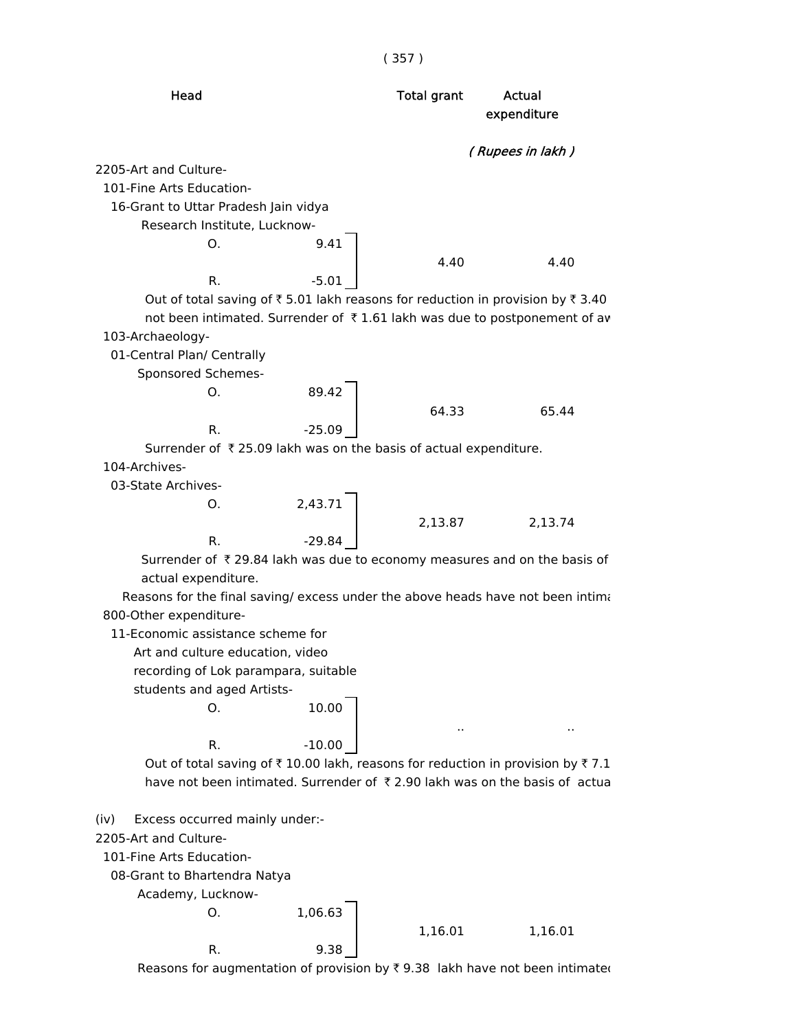| Head | | Total grant | Actual expenditure |
|---|---|---|---|
| | | *( Rupees in lakh )* | |
| 2205-Art and Culture- | | | |
| 101-Fine Arts Education- | | | |
| 16-Grant to Uttar Pradesh Jain vidya Research Institute, Lucknow- | | | |
| O. | 9.41 | 4.40 | 4.40 |
| R. | -5.01 | | |

Out of total saving of ₹ 5.01 lakh reasons for reduction in provision by ₹ 3.40 not been intimated. Surrender of ₹ 1.61 lakh was due to postponement of av

| Head | | Total grant | Actual expenditure |
|---|---|---|---|
| 103-Archaeology- | | | |
| 01-Central Plan/ Centrally Sponsored Schemes- | | | |
| O. | 89.42 | 64.33 | 65.44 |
| R. | -25.09 | | |

Surrender of ₹ 25.09 lakh was on the basis of actual expenditure.

| Head | | Total grant | Actual expenditure |
|---|---|---|---|
| 104-Archives- | | | |
| 03-State Archives- | | | |
| O. | 2,43.71 | 2,13.87 | 2,13.74 |
| R. | -29.84 | | |

Surrender of ₹ 29.84 lakh was due to economy measures and on the basis of actual expenditure.

Reasons for the final saving/ excess under the above heads have not been intima

| Head | | Total grant | Actual expenditure |
|---|---|---|---|
| 800-Other expenditure- | | | |
| 11-Economic assistance scheme for Art and culture education, video recording of Lok parampara, suitable students and aged Artists- | | | |
| O. | 10.00 | .. | .. |
| R. | -10.00 | | |

Out of total saving of ₹ 10.00 lakh, reasons for reduction in provision by ₹ 7.1 have not been intimated. Surrender of ₹ 2.90 lakh was on the basis of actua

(iv) Excess occurred mainly under:-

| Head | | Total grant | Actual expenditure |
|---|---|---|---|
| 2205-Art and Culture- | | | |
| 101-Fine Arts Education- | | | |
| 08-Grant to Bhartendra Natya Academy, Lucknow- | | | |
| O. | 1,06.63 | 1,16.01 | 1,16.01 |
| R. | 9.38 | | |

Reasons for augmentation of provision by ₹ 9.38 lakh have not been intimate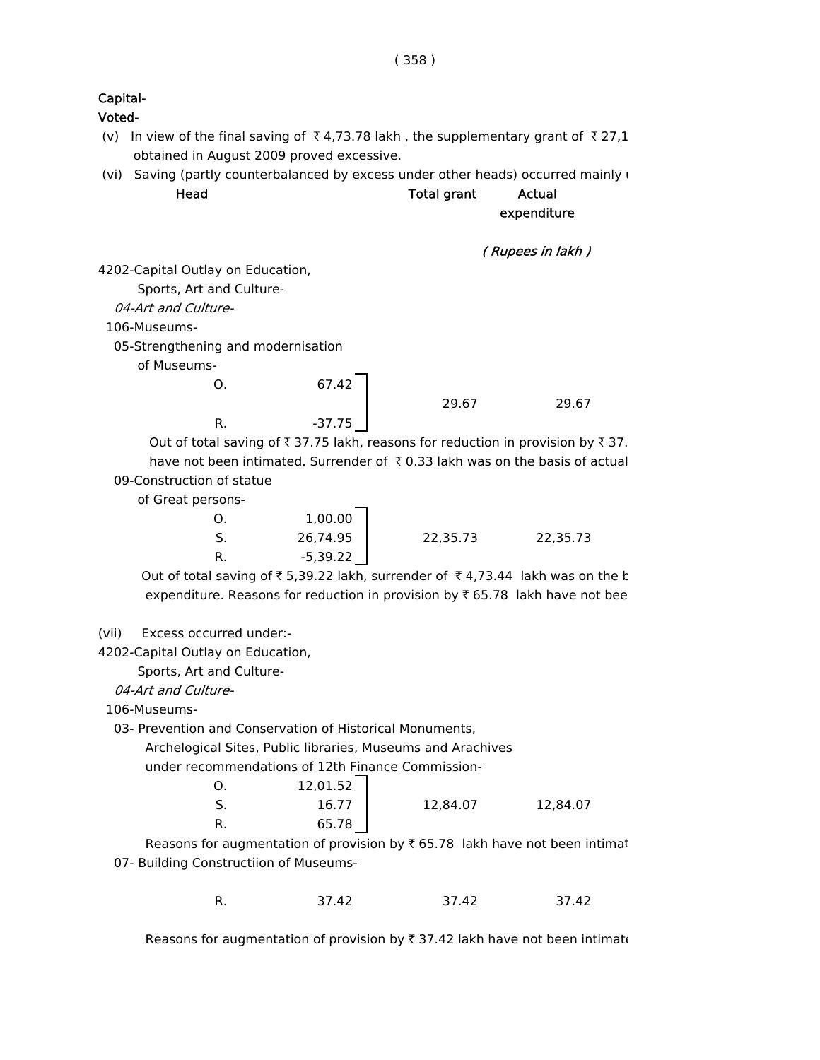**Capital-**

**Voted-**

(v) In view of the final saving of ₹ 4,73.78 lakh , the supplementary grant of ₹ 27,1 obtained in August 2009 proved excessive.

(vi) Saving (partly counterbalanced by excess under other heads) occurred mainly u

| Head | | | Total grant | Actual expenditure |
|---|---|---|---|---|
| | | | | *( Rupees in lakh )* |
| 4202-Capital Outlay on Education, Sports, Art and Culture- | | | | |
| *04-Art and Culture-* | | | | |
| 106-Museums- | | | | |
| 05-Strengthening and modernisation of Museums- | | | | |
| | O. | 67.42 | 29.67 | 29.67 |
| | R. | -37.75 | | |

Out of total saving of ₹ 37.75 lakh, reasons for reduction in provision by ₹ 37. have not been intimated. Surrender of ₹ 0.33 lakh was on the basis of actual

| Head | | | Total grant | Actual expenditure |
|---|---|---|---|---|
| 09-Construction of statue of Great persons- | | | | |
| | O. | 1,00.00 | 22,35.73 | 22,35.73 |
| | S. | 26,74.95 | | |
| | R. | -5,39.22 | | |

Out of total saving of ₹ 5,39.22 lakh, surrender of ₹ 4,73.44 lakh was on the b expenditure. Reasons for reduction in provision by ₹ 65.78 lakh have not bee

(vii) Excess occurred under:-

| Head | | | Total grant | Actual expenditure |
|---|---|---|---|---|
| 4202-Capital Outlay on Education, Sports, Art and Culture- | | | | |
| *04-Art and Culture-* | | | | |
| 106-Museums- | | | | |
| 03- Prevention and Conservation of Historical Monuments, Archelogical Sites, Public libraries, Museums and Arachives under recommendations of 12th Finance Commission- | | | | |
| | O. | 12,01.52 | 12,84.07 | 12,84.07 |
| | S. | 16.77 | | |
| | R. | 65.78 | | |

Reasons for augmentation of provision by ₹ 65.78 lakh have not been intimat

| Head | | | Total grant | Actual expenditure |
|---|---|---|---|---|
| 07- Building Constructiion of Museums- | | | | |
| | R. | 37.42 | 37.42 | 37.42 |

Reasons for augmentation of provision by ₹ 37.42 lakh have not been intimate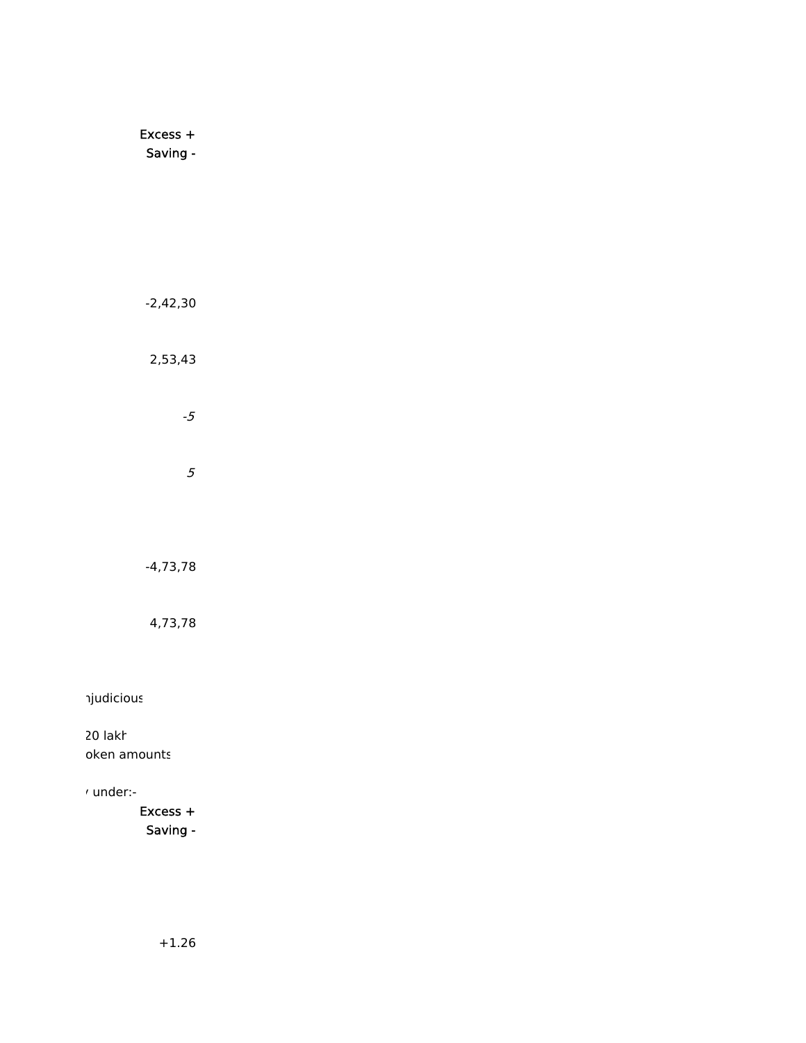Excess +
Saving -

-2,42,30

2,53,43

*-5*

*5*

-4,73,78

4,73,78

ɲjudicious

20 lakh
oken amounts

ʼ under:-
Excess +
Saving -

+1.26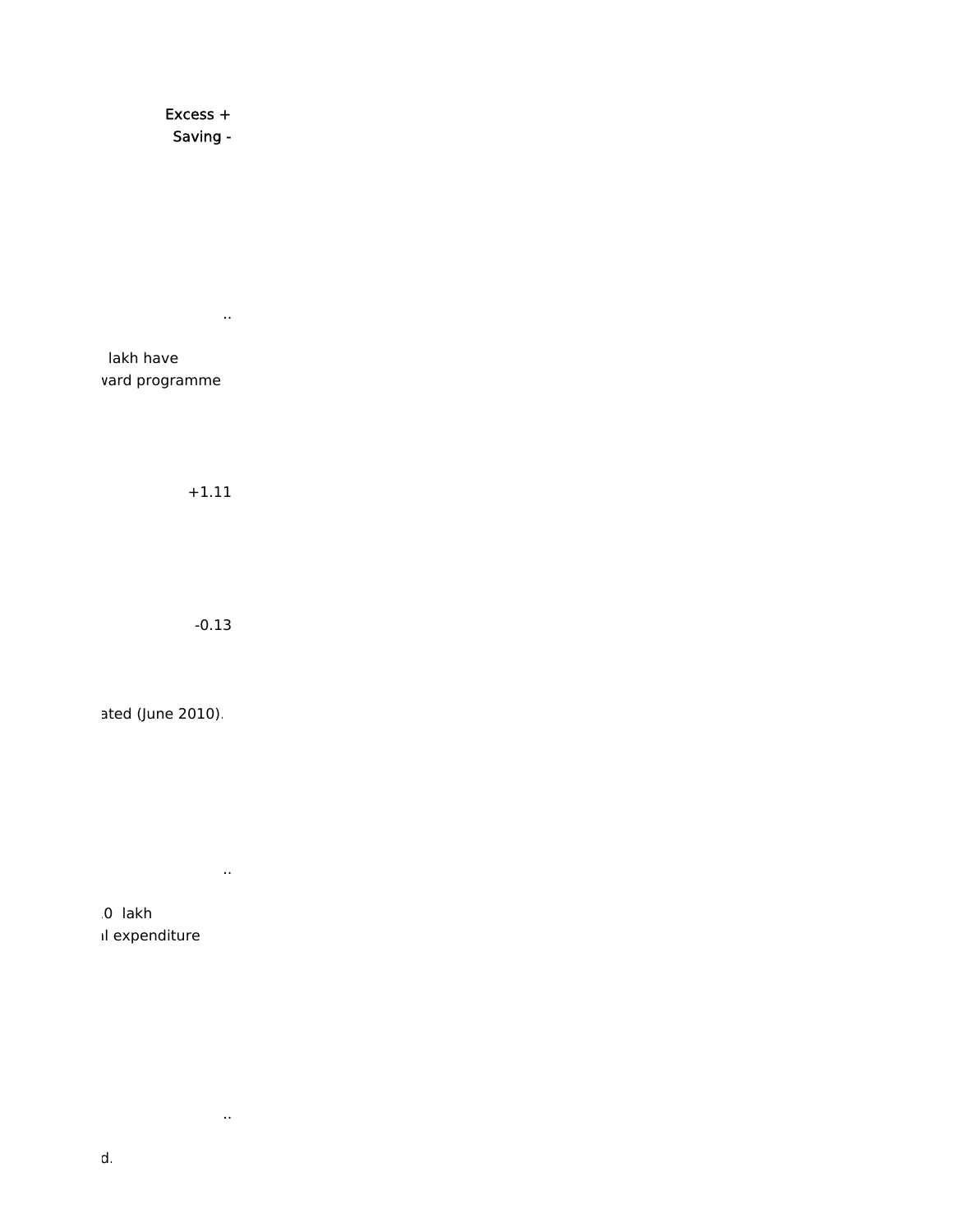Excess +
Saving -

..

lakh have
vard programme

+1.11

-0.13

ated (June 2010).

..

.0 lakh
al expenditure

..

d.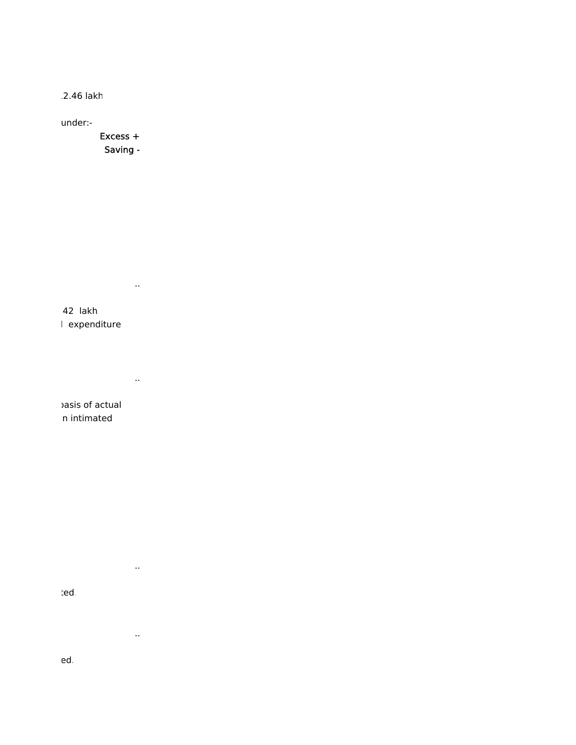.2.46 lakh

under:-

Excess +

Saving -

..

42 lakh

l expenditure

..

basis of actual

n intimated

..

ted.

..

ed.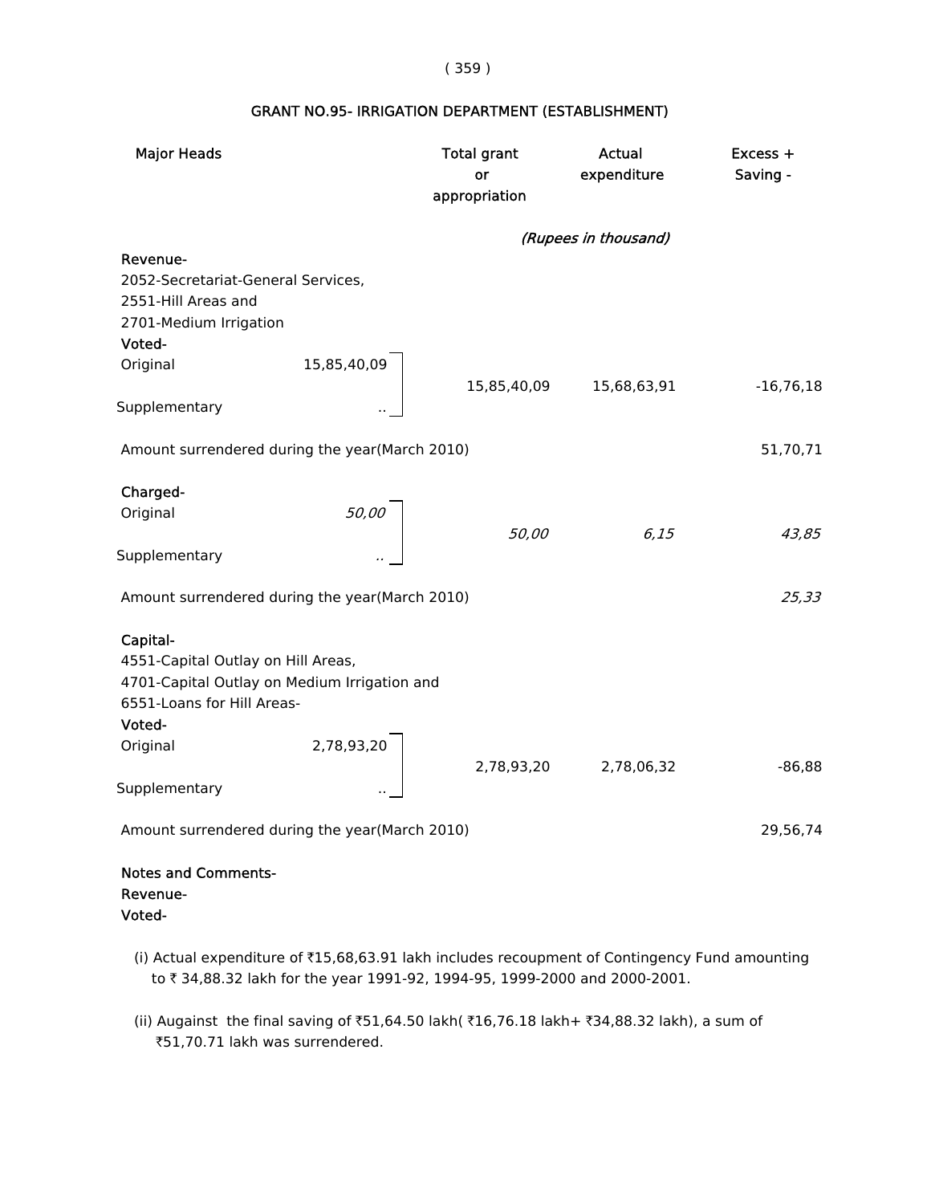## GRANT NO.95- IRRIGATION DEPARTMENT (ESTABLISHMENT)

| Major Heads | | Total grant or appropriation | Actual expenditure | Excess + Saving - |
|---|---|---|---|---|
| | | | *(Rupees in thousand)* | |
| **Revenue-** | | | | |
| 2052-Secretariat-General Services, 2551-Hill Areas and 2701-Medium Irrigation | | | | |
| **Voted-** | | | | |
| Original | 15,85,40,09 | 15,85,40,09 | 15,68,63,91 | -16,76,18 |
| Supplementary | .. | | | |
| Amount surrendered during the year(March 2010) | | | | 51,70,71 |
| **Charged-** | | | | |
| Original | *50,00* | *50,00* | *6,15* | *43,85* |
| Supplementary | .. | | | |
| Amount surrendered during the year(March 2010) | | | | *25,33* |
| **Capital-** | | | | |
| 4551-Capital Outlay on Hill Areas, 4701-Capital Outlay on Medium Irrigation and 6551-Loans for Hill Areas- | | | | |
| **Voted-** | | | | |
| Original | 2,78,93,20 | 2,78,93,20 | 2,78,06,32 | -86,88 |
| Supplementary | .. | | | |
| Amount surrendered during the year(March 2010) | | | | 29,56,74 |

**Notes and Comments-**

**Revenue-**

**Voted-**

(i) Actual expenditure of ₹15,68,63.91 lakh includes recoupment of Contingency Fund amounting to ₹ 34,88.32 lakh for the year 1991-92, 1994-95, 1999-2000 and 2000-2001.

(ii) Augainst the final saving of ₹51,64.50 lakh( ₹16,76.18 lakh+ ₹34,88.32 lakh), a sum of ₹51,70.71 lakh was surrendered.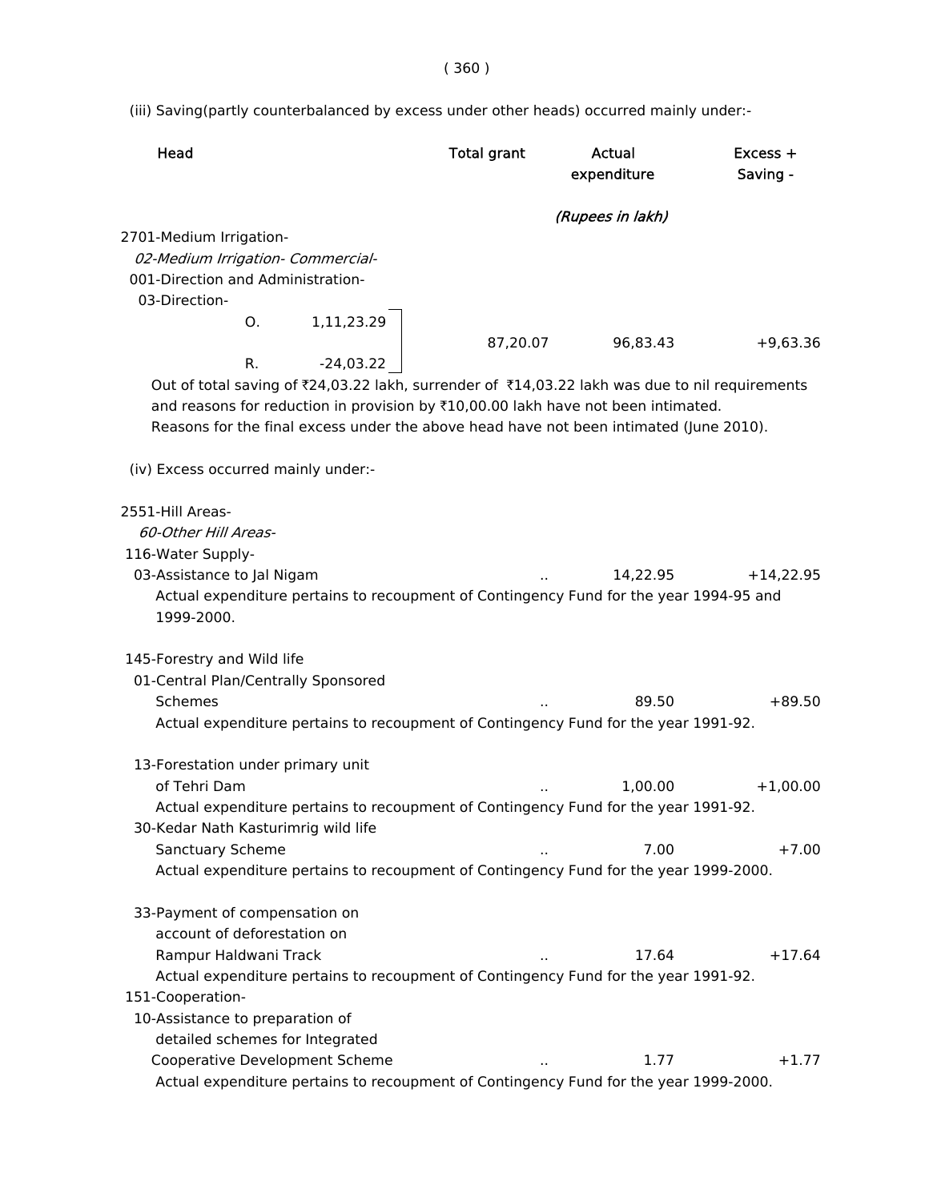(iii) Saving(partly counterbalanced by excess under other heads) occurred mainly under:-

| Head | Total grant | Actual expenditure | Excess + Saving - |
|---|---|---|---|
| | | *(Rupees in lakh)* | |
| 2701-Medium Irrigation- | | | |
| *02-Medium Irrigation- Commercial-* | | | |
| 001-Direction and Administration- | | | |
| 03-Direction- | | | |
| O. 1,11,23.29 / R. -24,03.22 | 87,20.07 | 96,83.43 | +9,63.36 |

Out of total saving of ₹24,03.22 lakh, surrender of ₹14,03.22 lakh was due to nil requirements and reasons for reduction in provision by ₹10,00.00 lakh have not been intimated. Reasons for the final excess under the above head have not been intimated (June 2010).

(iv) Excess occurred mainly under:-

| Head | Total grant | Actual expenditure | Excess + Saving - |
|---|---|---|---|
| 2551-Hill Areas- | | | |
| *60-Other Hill Areas-* | | | |
| 116-Water Supply- | | | |
| 03-Assistance to Jal Nigam | .. | 14,22.95 | +14,22.95 |

Actual expenditure pertains to recoupment of Contingency Fund for the year 1994-95 and 1999-2000.

| Head | Total grant | Actual expenditure | Excess + Saving - |
|---|---|---|---|
| 145-Forestry and Wild life | | | |
| 01-Central Plan/Centrally Sponsored Schemes | .. | 89.50 | +89.50 |

Actual expenditure pertains to recoupment of Contingency Fund for the year 1991-92.

| Head | Total grant | Actual expenditure | Excess + Saving - |
|---|---|---|---|
| 13-Forestation under primary unit of Tehri Dam | .. | 1,00.00 | +1,00.00 |

Actual expenditure pertains to recoupment of Contingency Fund for the year 1991-92.

| Head | Total grant | Actual expenditure | Excess + Saving - |
|---|---|---|---|
| 30-Kedar Nath Kasturimrig wild life Sanctuary Scheme | .. | 7.00 | +7.00 |

Actual expenditure pertains to recoupment of Contingency Fund for the year 1999-2000.

| Head | Total grant | Actual expenditure | Excess + Saving - |
|---|---|---|---|
| 33-Payment of compensation on account of deforestation on Rampur Haldwani Track | .. | 17.64 | +17.64 |

Actual expenditure pertains to recoupment of Contingency Fund for the year 1991-92.

| Head | Total grant | Actual expenditure | Excess + Saving - |
|---|---|---|---|
| 151-Cooperation- | | | |
| 10-Assistance to preparation of detailed schemes for Integrated Cooperative Development Scheme | .. | 1.77 | +1.77 |

Actual expenditure pertains to recoupment of Contingency Fund for the year 1999-2000.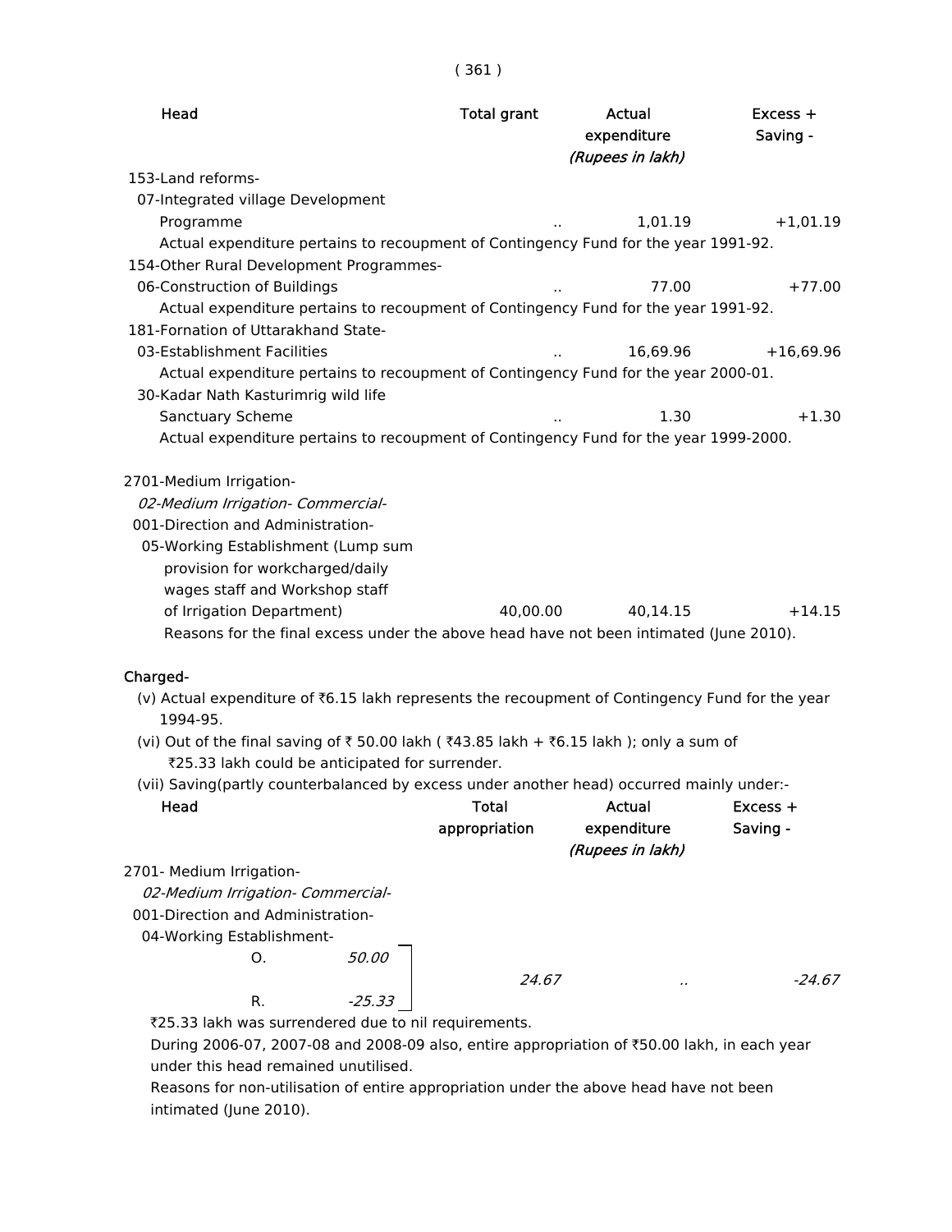| Head | Total grant | Actual expenditure | Excess + Saving - |
|---|---|---|---|
| | | *(Rupees in lakh)* | |
| 153-Land reforms- | | | |
| 07-Integrated village Development Programme | .. | 1,01.19 | +1,01.19 |

Actual expenditure pertains to recoupment of Contingency Fund for the year 1991-92.

| Head | Total grant | Actual expenditure | Excess + Saving - |
|---|---|---|---|
| 154-Other Rural Development Programmes- | | | |
| 06-Construction of Buildings | .. | 77.00 | +77.00 |

Actual expenditure pertains to recoupment of Contingency Fund for the year 1991-92.

| Head | Total grant | Actual expenditure | Excess + Saving - |
|---|---|---|---|
| 181-Fornation of Uttarakhand State- | | | |
| 03-Establishment Facilities | .. | 16,69.96 | +16,69.96 |

Actual expenditure pertains to recoupment of Contingency Fund for the year 2000-01.

| Head | Total grant | Actual expenditure | Excess + Saving - |
|---|---|---|---|
| 30-Kadar Nath Kasturimrig wild life Sanctuary Scheme | .. | 1.30 | +1.30 |

Actual expenditure pertains to recoupment of Contingency Fund for the year 1999-2000.

| Head | Total grant | Actual expenditure | Excess + Saving - |
|---|---|---|---|
| 2701-Medium Irrigation- | | | |
| *02-Medium Irrigation- Commercial-* | | | |
| 001-Direction and Administration- | | | |
| 05-Working Establishment (Lump sum provision for workcharged/daily wages staff and Workshop staff of Irrigation Department) | 40,00.00 | 40,14.15 | +14.15 |

Reasons for the final excess under the above head have not been intimated (June 2010).

**Charged-**

(v) Actual expenditure of ₹6.15 lakh represents the recoupment of Contingency Fund for the year 1994-95.

(vi) Out of the final saving of ₹ 50.00 lakh ( ₹43.85 lakh + ₹6.15 lakh ); only a sum of ₹25.33 lakh could be anticipated for surrender.

(vii) Saving(partly counterbalanced by excess under another head) occurred mainly under:-

| Head | Total appropriation | Actual expenditure | Excess + Saving - |
|---|---|---|---|
| | | *(Rupees in lakh)* | |
| 2701- Medium Irrigation- | | | |
| *02-Medium Irrigation- Commercial-* | | | |
| 001-Direction and Administration- | | | |
| 04-Working Establishment- O. *50.00* R. *-25.33* | *24.67* | *..* | *-24.67* |

₹25.33 lakh was surrendered due to nil requirements.

During 2006-07, 2007-08 and 2008-09 also, entire appropriation of ₹50.00 lakh, in each year under this head remained unutilised.

Reasons for non-utilisation of entire appropriation under the above head have not been intimated (June 2010).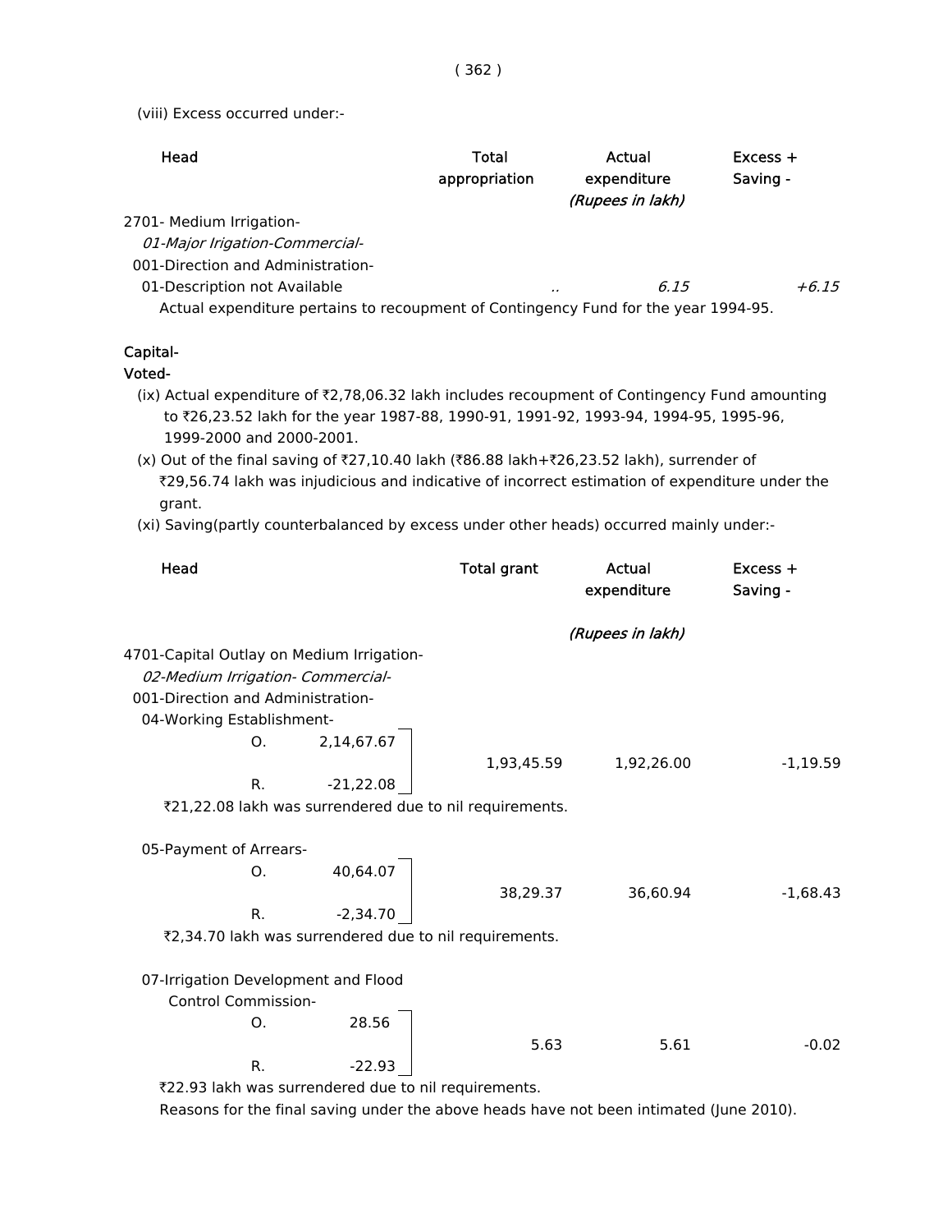(viii) Excess occurred under:-

| Head | Total appropriation | Actual expenditure | Excess + Saving - |
|---|---|---|---|
| | | *(Rupees in lakh)* | |
| 2701- Medium Irrigation- | | | |
| *01-Major Irigation-Commercial-* | | | |
| 001-Direction and Administration- | | | |
| 01-Description not Available | *..* | *6.15* | *+6.15* |

Actual expenditure pertains to recoupment of Contingency Fund for the year 1994-95.

**Capital-**

**Voted-**

(ix) Actual expenditure of ₹2,78,06.32 lakh includes recoupment of Contingency Fund amounting to ₹26,23.52 lakh for the year 1987-88, 1990-91, 1991-92, 1993-94, 1994-95, 1995-96, 1999-2000 and 2000-2001.

(x) Out of the final saving of ₹27,10.40 lakh (₹86.88 lakh+₹26,23.52 lakh), surrender of ₹29,56.74 lakh was injudicious and indicative of incorrect estimation of expenditure under the grant.

(xi) Saving(partly counterbalanced by excess under other heads) occurred mainly under:-

| Head | | Total grant | Actual expenditure | Excess + Saving - |
|---|---|---|---|---|
| | | | *(Rupees in lakh)* | |
| 4701-Capital Outlay on Medium Irrigation- | | | | |
| *02-Medium Irrigation- Commercial-* | | | | |
| 001-Direction and Administration- | | | | |
| 04-Working Establishment- | | | | |
| O. | 2,14,67.67 | 1,93,45.59 | 1,92,26.00 | -1,19.59 |
| R. | -21,22.08 | | | |

₹21,22.08 lakh was surrendered due to nil requirements.

| Head | | Total grant | Actual expenditure | Excess + Saving - |
|---|---|---|---|---|
| 05-Payment of Arrears- | | | | |
| O. | 40,64.07 | 38,29.37 | 36,60.94 | -1,68.43 |
| R. | -2,34.70 | | | |

₹2,34.70 lakh was surrendered due to nil requirements.

| Head | | Total grant | Actual expenditure | Excess + Saving - |
|---|---|---|---|---|
| 07-Irrigation Development and Flood Control Commission- | | | | |
| O. | 28.56 | 5.63 | 5.61 | -0.02 |
| R. | -22.93 | | | |

₹22.93 lakh was surrendered due to nil requirements.

Reasons for the final saving under the above heads have not been intimated (June 2010).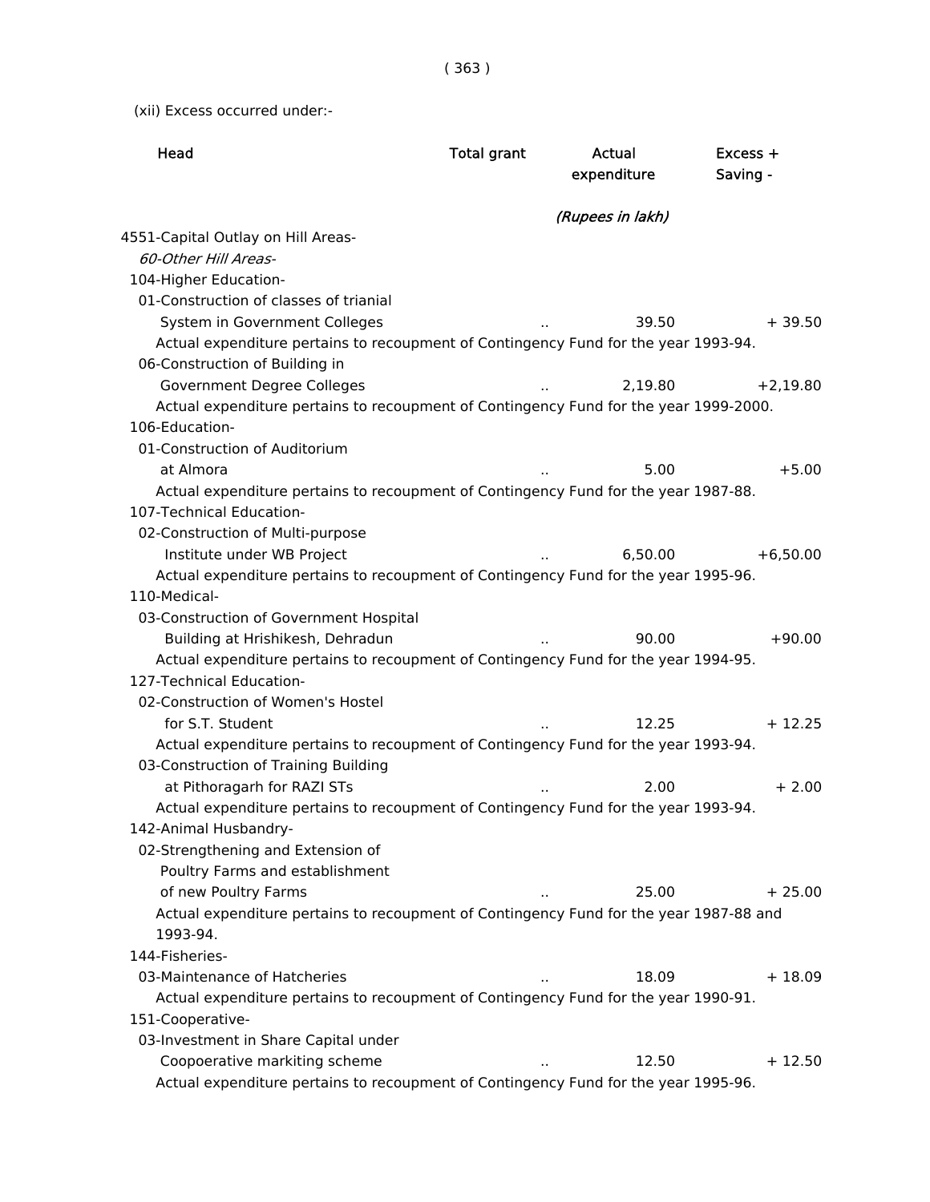(xii) Excess occurred under:-

| Head | Total grant | Actual expenditure | Excess + Saving - |
|---|---|---|---|
| | | *(Rupees in lakh)* | |
| 4551-Capital Outlay on Hill Areas- | | | |
| *60-Other Hill Areas-* | | | |
| 104-Higher Education- | | | |
| 01-Construction of classes of trianial System in Government Colleges | .. | 39.50 | + 39.50 |
| Actual expenditure pertains to recoupment of Contingency Fund for the year 1993-94. | | | |
| 06-Construction of Building in Government Degree Colleges | .. | 2,19.80 | +2,19.80 |
| Actual expenditure pertains to recoupment of Contingency Fund for the year 1999-2000. | | | |
| 106-Education- | | | |
| 01-Construction of Auditorium at Almora | .. | 5.00 | +5.00 |
| Actual expenditure pertains to recoupment of Contingency Fund for the year 1987-88. | | | |
| 107-Technical Education- | | | |
| 02-Construction of Multi-purpose Institute under WB Project | .. | 6,50.00 | +6,50.00 |
| Actual expenditure pertains to recoupment of Contingency Fund for the year 1995-96. | | | |
| 110-Medical- | | | |
| 03-Construction of Government Hospital Building at Hrishikesh, Dehradun | .. | 90.00 | +90.00 |
| Actual expenditure pertains to recoupment of Contingency Fund for the year 1994-95. | | | |
| 127-Technical Education- | | | |
| 02-Construction of Women's Hostel for S.T. Student | .. | 12.25 | + 12.25 |
| Actual expenditure pertains to recoupment of Contingency Fund for the year 1993-94. | | | |
| 03-Construction of Training Building at Pithoragarh for RAZI STs | .. | 2.00 | + 2.00 |
| Actual expenditure pertains to recoupment of Contingency Fund for the year 1993-94. | | | |
| 142-Animal Husbandry- | | | |
| 02-Strengthening and Extension of Poultry Farms and establishment of new Poultry Farms | .. | 25.00 | + 25.00 |
| Actual expenditure pertains to recoupment of Contingency Fund for the year 1987-88 and 1993-94. | | | |
| 144-Fisheries- | | | |
| 03-Maintenance of Hatcheries | .. | 18.09 | + 18.09 |
| Actual expenditure pertains to recoupment of Contingency Fund for the year 1990-91. | | | |
| 151-Cooperative- | | | |
| 03-Investment in Share Capital under Coopoerative markiting scheme | .. | 12.50 | + 12.50 |
| Actual expenditure pertains to recoupment of Contingency Fund for the year 1995-96. | | | |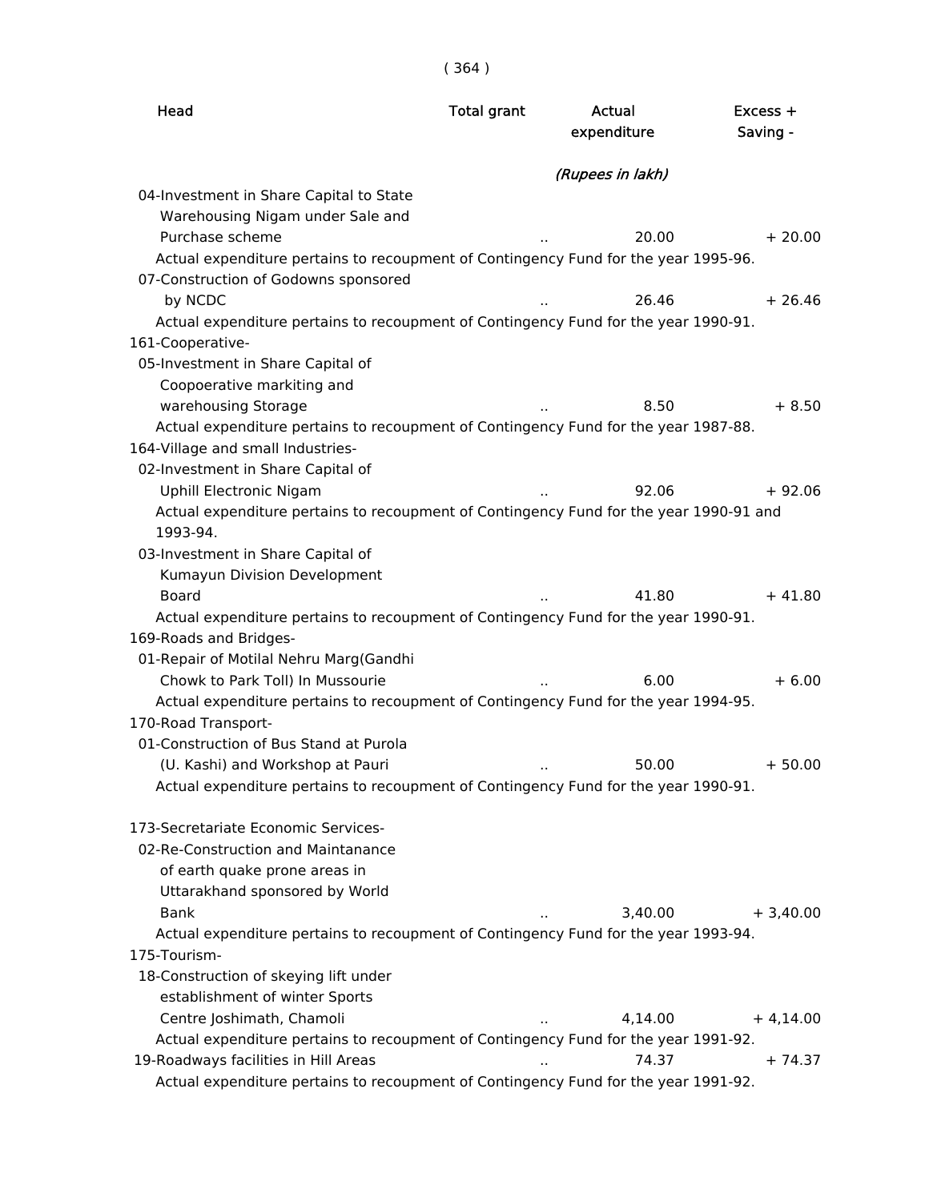| Head | Total grant | Actual expenditure | Excess + Saving - |
|---|---|---|---|
| | | *(Rupees in lakh)* | |
| 04-Investment in Share Capital to State Warehousing Nigam under Sale and Purchase scheme | .. | 20.00 | + 20.00 |
| Actual expenditure pertains to recoupment of Contingency Fund for the year 1995-96. | | | |
| 07-Construction of Godowns sponsored by NCDC | .. | 26.46 | + 26.46 |
| Actual expenditure pertains to recoupment of Contingency Fund for the year 1990-91. | | | |
| 161-Cooperative- | | | |
| 05-Investment in Share Capital of Coopoerative markiting and warehousing Storage | .. | 8.50 | + 8.50 |
| Actual expenditure pertains to recoupment of Contingency Fund for the year 1987-88. | | | |
| 164-Village and small Industries- | | | |
| 02-Investment in Share Capital of Uphill Electronic Nigam | .. | 92.06 | + 92.06 |
| Actual expenditure pertains to recoupment of Contingency Fund for the year 1990-91 and 1993-94. | | | |
| 03-Investment in Share Capital of Kumayun Division Development Board | .. | 41.80 | + 41.80 |
| Actual expenditure pertains to recoupment of Contingency Fund for the year 1990-91. | | | |
| 169-Roads and Bridges- | | | |
| 01-Repair of Motilal Nehru Marg(Gandhi Chowk to Park Toll) In Mussourie | .. | 6.00 | + 6.00 |
| Actual expenditure pertains to recoupment of Contingency Fund for the year 1994-95. | | | |
| 170-Road Transport- | | | |
| 01-Construction of Bus Stand at Purola (U. Kashi) and Workshop at Pauri | .. | 50.00 | + 50.00 |
| Actual expenditure pertains to recoupment of Contingency Fund for the year 1990-91. | | | |
| 173-Secretariate Economic Services- | | | |
| 02-Re-Construction and Maintanance of earth quake prone areas in Uttarakhand sponsored by World Bank | .. | 3,40.00 | + 3,40.00 |
| Actual expenditure pertains to recoupment of Contingency Fund for the year 1993-94. | | | |
| 175-Tourism- | | | |
| 18-Construction of skeying lift under establishment of winter Sports Centre Joshimath, Chamoli | .. | 4,14.00 | + 4,14.00 |
| Actual expenditure pertains to recoupment of Contingency Fund for the year 1991-92. | | | |
| 19-Roadways facilities in Hill Areas | .. | 74.37 | + 74.37 |
| Actual expenditure pertains to recoupment of Contingency Fund for the year 1991-92. | | | |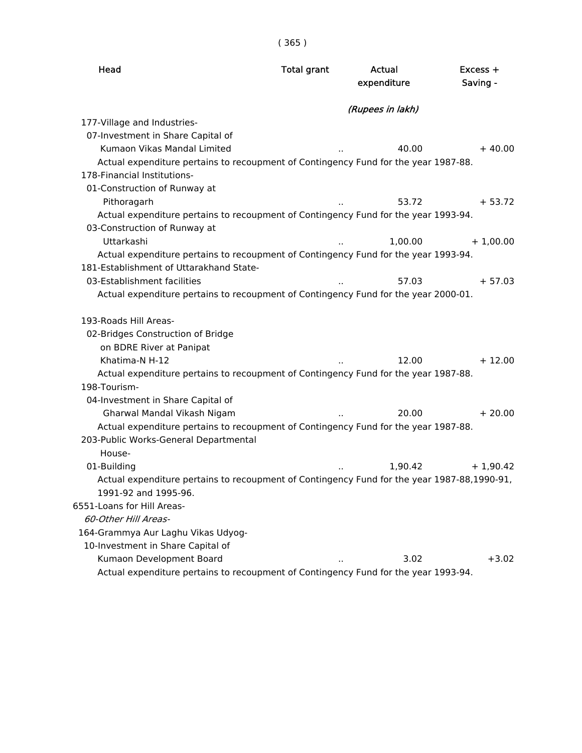| Head | Total grant | Actual expenditure | Excess + Saving - |
|---|---|---|---|
| | | *(Rupees in lakh)* | |
| 177-Village and Industries- | | | |
| 07-Investment in Share Capital of Kumaon Vikas Mandal Limited | .. | 40.00 | + 40.00 |
| Actual expenditure pertains to recoupment of Contingency Fund for the year 1987-88. | | | |
| 178-Financial Institutions- | | | |
| 01-Construction of Runway at Pithoragarh | .. | 53.72 | + 53.72 |
| Actual expenditure pertains to recoupment of Contingency Fund for the year 1993-94. | | | |
| 03-Construction of Runway at Uttarkashi | .. | 1,00.00 | + 1,00.00 |
| Actual expenditure pertains to recoupment of Contingency Fund for the year 1993-94. | | | |
| 181-Establishment of Uttarakhand State- | | | |
| 03-Establishment facilities | .. | 57.03 | + 57.03 |
| Actual expenditure pertains to recoupment of Contingency Fund for the year 2000-01. | | | |
| 193-Roads Hill Areas- | | | |
| 02-Bridges Construction of Bridge on BDRE River at Panipat Khatima-N H-12 | .. | 12.00 | + 12.00 |
| Actual expenditure pertains to recoupment of Contingency Fund for the year 1987-88. | | | |
| 198-Tourism- | | | |
| 04-Investment in Share Capital of Gharwal Mandal Vikash Nigam | .. | 20.00 | + 20.00 |
| Actual expenditure pertains to recoupment of Contingency Fund for the year 1987-88. | | | |
| 203-Public Works-General Departmental House- | | | |
| 01-Building | .. | 1,90.42 | + 1,90.42 |
| Actual expenditure pertains to recoupment of Contingency Fund for the year 1987-88,1990-91, 1991-92 and 1995-96. | | | |
| 6551-Loans for Hill Areas- | | | |
| *60-Other Hill Areas-* | | | |
| 164-Grammya Aur Laghu Vikas Udyog- | | | |
| 10-Investment in Share Capital of Kumaon Development Board | .. | 3.02 | +3.02 |
| Actual expenditure pertains to recoupment of Contingency Fund for the year 1993-94. | | | |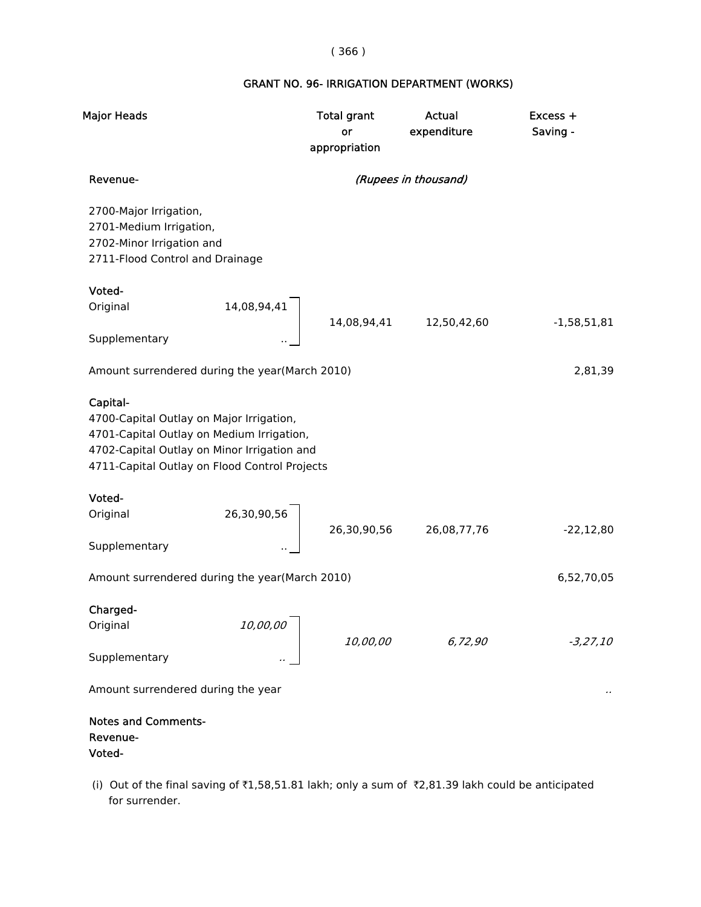## GRANT NO. 96- IRRIGATION DEPARTMENT (WORKS)

| Major Heads | | Total grant or appropriation | Actual expenditure | Excess + Saving - |
|---|---|---|---|---|
| **Revenue-** | | *(Rupees in thousand)* | | |
| 2700-Major Irrigation, 2701-Medium Irrigation, 2702-Minor Irrigation and 2711-Flood Control and Drainage | | | | |
| **Voted-** | | | | |
| Original | 14,08,94,41 | 14,08,94,41 | 12,50,42,60 | -1,58,51,81 |
| Supplementary | .. | | | |
| Amount surrendered during the year(March 2010) | | | | 2,81,39 |
| **Capital-** | | | | |
| 4700-Capital Outlay on Major Irrigation, 4701-Capital Outlay on Medium Irrigation, 4702-Capital Outlay on Minor Irrigation and 4711-Capital Outlay on Flood Control Projects | | | | |
| **Voted-** | | | | |
| Original | 26,30,90,56 | 26,30,90,56 | 26,08,77,76 | -22,12,80 |
| Supplementary | .. | | | |
| Amount surrendered during the year(March 2010) | | | | 6,52,70,05 |
| **Charged-** | | | | |
| Original | *10,00,00* | *10,00,00* | *6,72,90* | *-3,27,10* |
| Supplementary | *..* | | | |
| Amount surrendered during the year | | | | *..* |

**Notes and Comments-**
**Revenue-**
**Voted-**

(i) Out of the final saving of ₹1,58,51.81 lakh; only a sum of ₹2,81.39 lakh could be anticipated for surrender.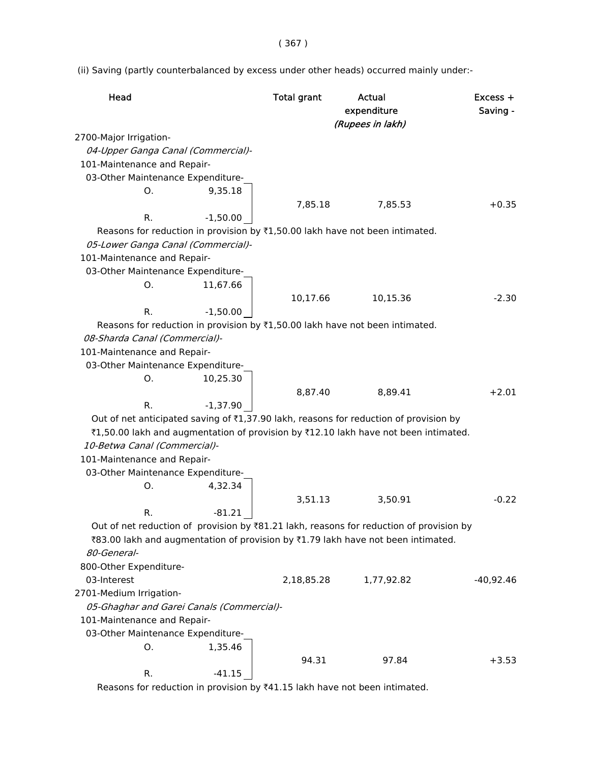(ii) Saving (partly counterbalanced by excess under other heads) occurred mainly under:-

| Head | | Total grant | Actual expenditure | Excess + Saving - |
|---|---|---|---|---|
| | | | *(Rupees in lakh)* | |
| 2700-Major Irrigation- | | | | |
| *04-Upper Ganga Canal (Commercial)-* | | | | |
| 101-Maintenance and Repair- | | | | |
| 03-Other Maintenance Expenditure- | | | | |
| O. | 9,35.18 | 7,85.18 | 7,85.53 | +0.35 |
| R. | -1,50.00 | | | |

Reasons for reduction in provision by ₹1,50.00 lakh have not been intimated.

| Head | | Total grant | Actual expenditure | Excess + Saving - |
|---|---|---|---|---|
| *05-Lower Ganga Canal (Commercial)-* | | | | |
| 101-Maintenance and Repair- | | | | |
| 03-Other Maintenance Expenditure- | | | | |
| O. | 11,67.66 | 10,17.66 | 10,15.36 | -2.30 |
| R. | -1,50.00 | | | |

Reasons for reduction in provision by ₹1,50.00 lakh have not been intimated.

| Head | | Total grant | Actual expenditure | Excess + Saving - |
|---|---|---|---|---|
| *08-Sharda Canal (Commercial)-* | | | | |
| 101-Maintenance and Repair- | | | | |
| 03-Other Maintenance Expenditure- | | | | |
| O. | 10,25.30 | 8,87.40 | 8,89.41 | +2.01 |
| R. | -1,37.90 | | | |

Out of net anticipated saving of ₹1,37.90 lakh, reasons for reduction of provision by ₹1,50.00 lakh and augmentation of provision by ₹12.10 lakh have not been intimated.

| Head | | Total grant | Actual expenditure | Excess + Saving - |
|---|---|---|---|---|
| *10-Betwa Canal (Commercial)-* | | | | |
| 101-Maintenance and Repair- | | | | |
| 03-Other Maintenance Expenditure- | | | | |
| O. | 4,32.34 | 3,51.13 | 3,50.91 | -0.22 |
| R. | -81.21 | | | |

Out of net reduction of provision by ₹81.21 lakh, reasons for reduction of provision by ₹83.00 lakh and augmentation of provision by ₹1.79 lakh have not been intimated.

| Head | | Total grant | Actual expenditure | Excess + Saving - |
|---|---|---|---|---|
| *80-General-* | | | | |
| 800-Other Expenditure- | | | | |
| 03-Interest | | 2,18,85.28 | 1,77,92.82 | -40,92.46 |
| 2701-Medium Irrigation- | | | | |
| *05-Ghaghar and Garei Canals (Commercial)-* | | | | |
| 101-Maintenance and Repair- | | | | |
| 03-Other Maintenance Expenditure- | | | | |
| O. | 1,35.46 | 94.31 | 97.84 | +3.53 |
| R. | -41.15 | | | |

Reasons for reduction in provision by ₹41.15 lakh have not been intimated.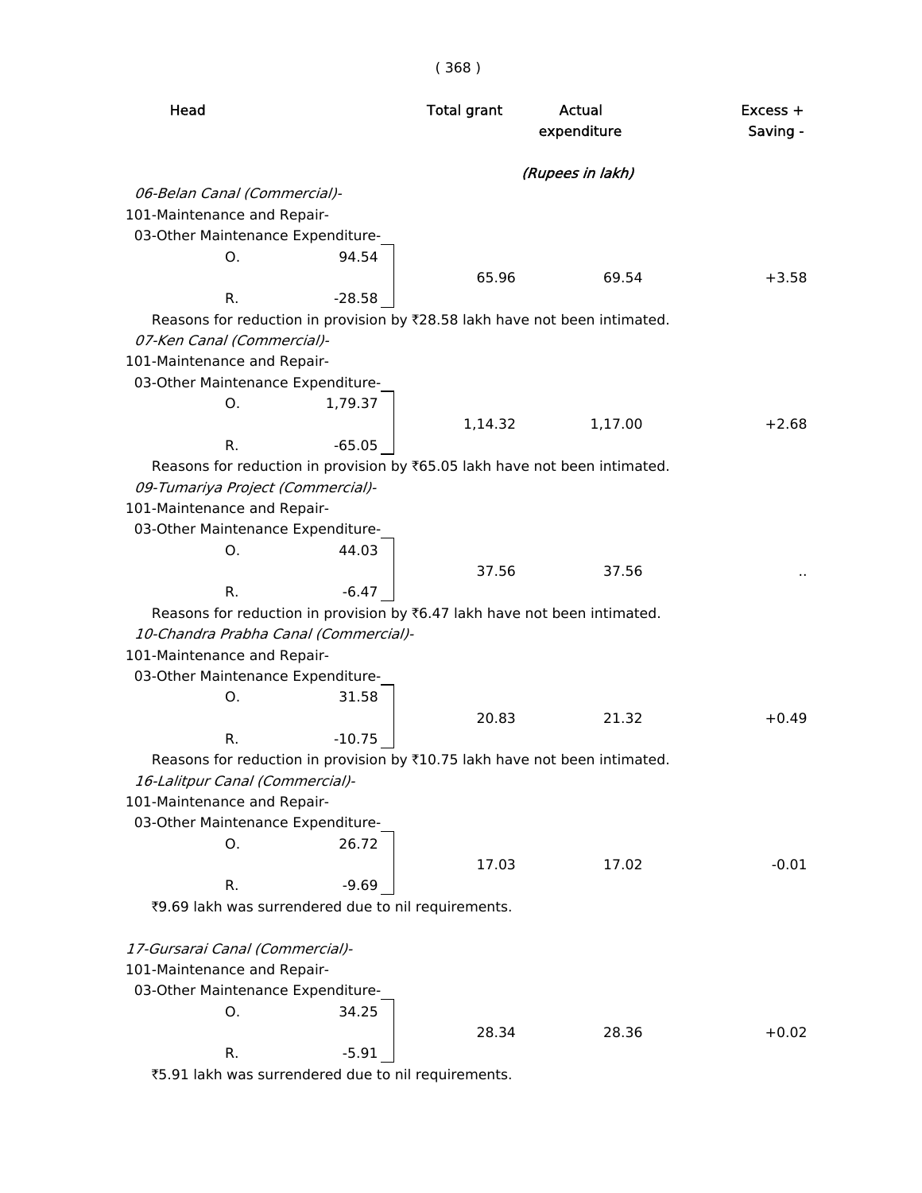| Head | | Total grant | Actual expenditure | Excess + Saving - |
|---|---|---|---|---|
| | | | *(Rupees in lakh)* | |
| *06-Belan Canal (Commercial)-* | | | | |
| 101-Maintenance and Repair- | | | | |
| 03-Other Maintenance Expenditure- | | | | |
| O. | 94.54 | | | |
| R. | -28.58 | 65.96 | 69.54 | +3.58 |

Reasons for reduction in provision by ₹28.58 lakh have not been intimated.

| Head | | Total grant | Actual expenditure | Excess + Saving - |
|---|---|---|---|---|
| *07-Ken Canal (Commercial)-* | | | | |
| 101-Maintenance and Repair- | | | | |
| 03-Other Maintenance Expenditure- | | | | |
| O. | 1,79.37 | | | |
| R. | -65.05 | 1,14.32 | 1,17.00 | +2.68 |

Reasons for reduction in provision by ₹65.05 lakh have not been intimated.

| Head | | Total grant | Actual expenditure | Excess + Saving - |
|---|---|---|---|---|
| *09-Tumariya Project (Commercial)-* | | | | |
| 101-Maintenance and Repair- | | | | |
| 03-Other Maintenance Expenditure- | | | | |
| O. | 44.03 | | | |
| R. | -6.47 | 37.56 | 37.56 | .. |

Reasons for reduction in provision by ₹6.47 lakh have not been intimated.

| Head | | Total grant | Actual expenditure | Excess + Saving - |
|---|---|---|---|---|
| *10-Chandra Prabha Canal (Commercial)-* | | | | |
| 101-Maintenance and Repair- | | | | |
| 03-Other Maintenance Expenditure- | | | | |
| O. | 31.58 | | | |
| R. | -10.75 | 20.83 | 21.32 | +0.49 |

Reasons for reduction in provision by ₹10.75 lakh have not been intimated.

| Head | | Total grant | Actual expenditure | Excess + Saving - |
|---|---|---|---|---|
| *16-Lalitpur Canal (Commercial)-* | | | | |
| 101-Maintenance and Repair- | | | | |
| 03-Other Maintenance Expenditure- | | | | |
| O. | 26.72 | | | |
| R. | -9.69 | 17.03 | 17.02 | -0.01 |

₹9.69 lakh was surrendered due to nil requirements.

| Head | | Total grant | Actual expenditure | Excess + Saving - |
|---|---|---|---|---|
| *17-Gursarai Canal (Commercial)-* | | | | |
| 101-Maintenance and Repair- | | | | |
| 03-Other Maintenance Expenditure- | | | | |
| O. | 34.25 | | | |
| R. | -5.91 | 28.34 | 28.36 | +0.02 |

₹5.91 lakh was surrendered due to nil requirements.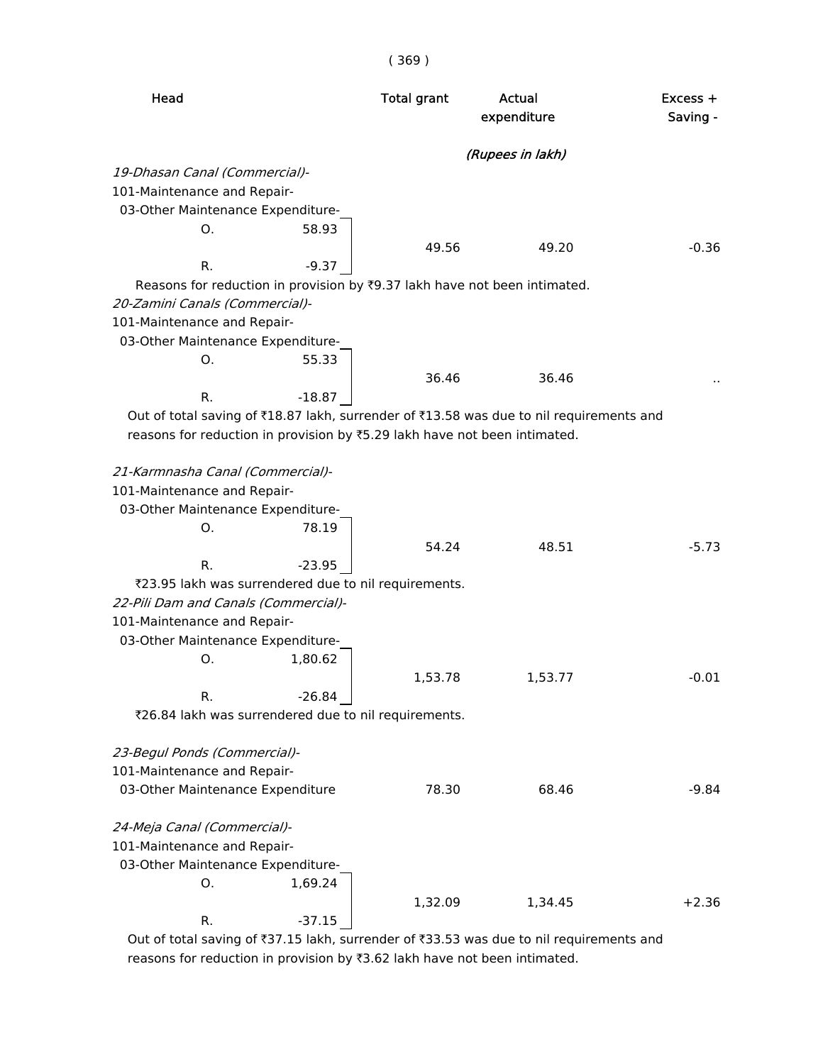| Head | | Total grant | Actual expenditure | Excess + Saving - |
|---|---|---|---|---|
| | | | *(Rupees in lakh)* | |
| *19-Dhasan Canal (Commercial)-* | | | | |
| 101-Maintenance and Repair- | | | | |
| 03-Other Maintenance Expenditure- | | | | |
| O. | 58.93 | 49.56 | 49.20 | -0.36 |
| R. | -9.37 | | | |

Reasons for reduction in provision by ₹9.37 lakh have not been intimated.

| Head | | Total grant | Actual expenditure | Excess + Saving - |
|---|---|---|---|---|
| *20-Zamini Canals (Commercial)-* | | | | |
| 101-Maintenance and Repair- | | | | |
| 03-Other Maintenance Expenditure- | | | | |
| O. | 55.33 | 36.46 | 36.46 | .. |
| R. | -18.87 | | | |

Out of total saving of ₹18.87 lakh, surrender of ₹13.58 was due to nil requirements and reasons for reduction in provision by ₹5.29 lakh have not been intimated.

| Head | | Total grant | Actual expenditure | Excess + Saving - |
|---|---|---|---|---|
| *21-Karmnasha Canal (Commercial)-* | | | | |
| 101-Maintenance and Repair- | | | | |
| 03-Other Maintenance Expenditure- | | | | |
| O. | 78.19 | 54.24 | 48.51 | -5.73 |
| R. | -23.95 | | | |

₹23.95 lakh was surrendered due to nil requirements.

| Head | | Total grant | Actual expenditure | Excess + Saving - |
|---|---|---|---|---|
| *22-Pili Dam and Canals (Commercial)-* | | | | |
| 101-Maintenance and Repair- | | | | |
| 03-Other Maintenance Expenditure- | | | | |
| O. | 1,80.62 | 1,53.78 | 1,53.77 | -0.01 |
| R. | -26.84 | | | |

₹26.84 lakh was surrendered due to nil requirements.

| Head | | Total grant | Actual expenditure | Excess + Saving - |
|---|---|---|---|---|
| *23-Begul Ponds (Commercial)-* | | | | |
| 101-Maintenance and Repair- | | | | |
| 03-Other Maintenance Expenditure | | 78.30 | 68.46 | -9.84 |
| *24-Meja Canal (Commercial)-* | | | | |
| 101-Maintenance and Repair- | | | | |
| 03-Other Maintenance Expenditure- | | | | |
| O. | 1,69.24 | 1,32.09 | 1,34.45 | +2.36 |
| R. | -37.15 | | | |

Out of total saving of ₹37.15 lakh, surrender of ₹33.53 was due to nil requirements and reasons for reduction in provision by ₹3.62 lakh have not been intimated.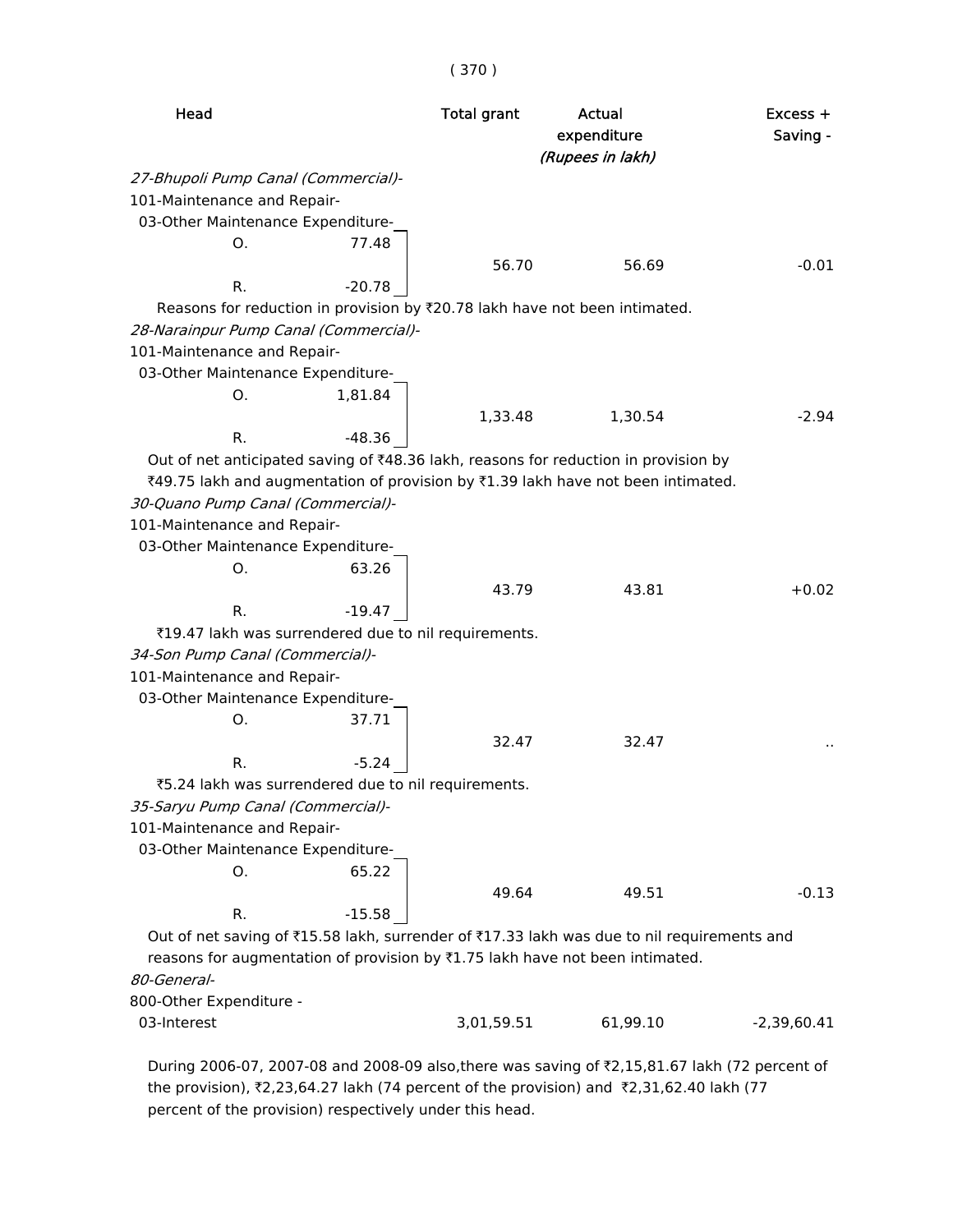| Head | | Total grant | Actual expenditure | Excess + Saving - |
|---|---|---|---|---|
| | | | *(Rupees in lakh)* | |
| *27-Bhupoli Pump Canal (Commercial)-* | | | | |
| 101-Maintenance and Repair- | | | | |
| 03-Other Maintenance Expenditure- | | | | |
| O. | 77.48 | | | |
| | | 56.70 | 56.69 | -0.01 |
| R. | -20.78 | | | |

Reasons for reduction in provision by ₹20.78 lakh have not been intimated.

| Head | | Total grant | Actual expenditure | Excess + Saving - |
|---|---|---|---|---|
| *28-Narainpur Pump Canal (Commercial)-* | | | | |
| 101-Maintenance and Repair- | | | | |
| 03-Other Maintenance Expenditure- | | | | |
| O. | 1,81.84 | | | |
| | | 1,33.48 | 1,30.54 | -2.94 |
| R. | -48.36 | | | |

Out of net anticipated saving of ₹48.36 lakh, reasons for reduction in provision by ₹49.75 lakh and augmentation of provision by ₹1.39 lakh have not been intimated.

| Head | | Total grant | Actual expenditure | Excess + Saving - |
|---|---|---|---|---|
| *30-Quano Pump Canal (Commercial)-* | | | | |
| 101-Maintenance and Repair- | | | | |
| 03-Other Maintenance Expenditure- | | | | |
| O. | 63.26 | | | |
| | | 43.79 | 43.81 | +0.02 |
| R. | -19.47 | | | |

₹19.47 lakh was surrendered due to nil requirements.

| Head | | Total grant | Actual expenditure | Excess + Saving - |
|---|---|---|---|---|
| *34-Son Pump Canal (Commercial)-* | | | | |
| 101-Maintenance and Repair- | | | | |
| 03-Other Maintenance Expenditure- | | | | |
| O. | 37.71 | | | |
| | | 32.47 | 32.47 | .. |
| R. | -5.24 | | | |

₹5.24 lakh was surrendered due to nil requirements.

| Head | | Total grant | Actual expenditure | Excess + Saving - |
|---|---|---|---|---|
| *35-Saryu Pump Canal (Commercial)-* | | | | |
| 101-Maintenance and Repair- | | | | |
| 03-Other Maintenance Expenditure- | | | | |
| O. | 65.22 | | | |
| | | 49.64 | 49.51 | -0.13 |
| R. | -15.58 | | | |

Out of net saving of ₹15.58 lakh, surrender of ₹17.33 lakh was due to nil requirements and reasons for augmentation of provision by ₹1.75 lakh have not been intimated.

| Head | | Total grant | Actual expenditure | Excess + Saving - |
|---|---|---|---|---|
| *80-General-* | | | | |
| 800-Other Expenditure - | | | | |
| 03-Interest | | 3,01,59.51 | 61,99.10 | -2,39,60.41 |

During 2006-07, 2007-08 and 2008-09 also,there was saving of ₹2,15,81.67 lakh (72 percent of the provision), ₹2,23,64.27 lakh (74 percent of the provision) and ₹2,31,62.40 lakh (77 percent of the provision) respectively under this head.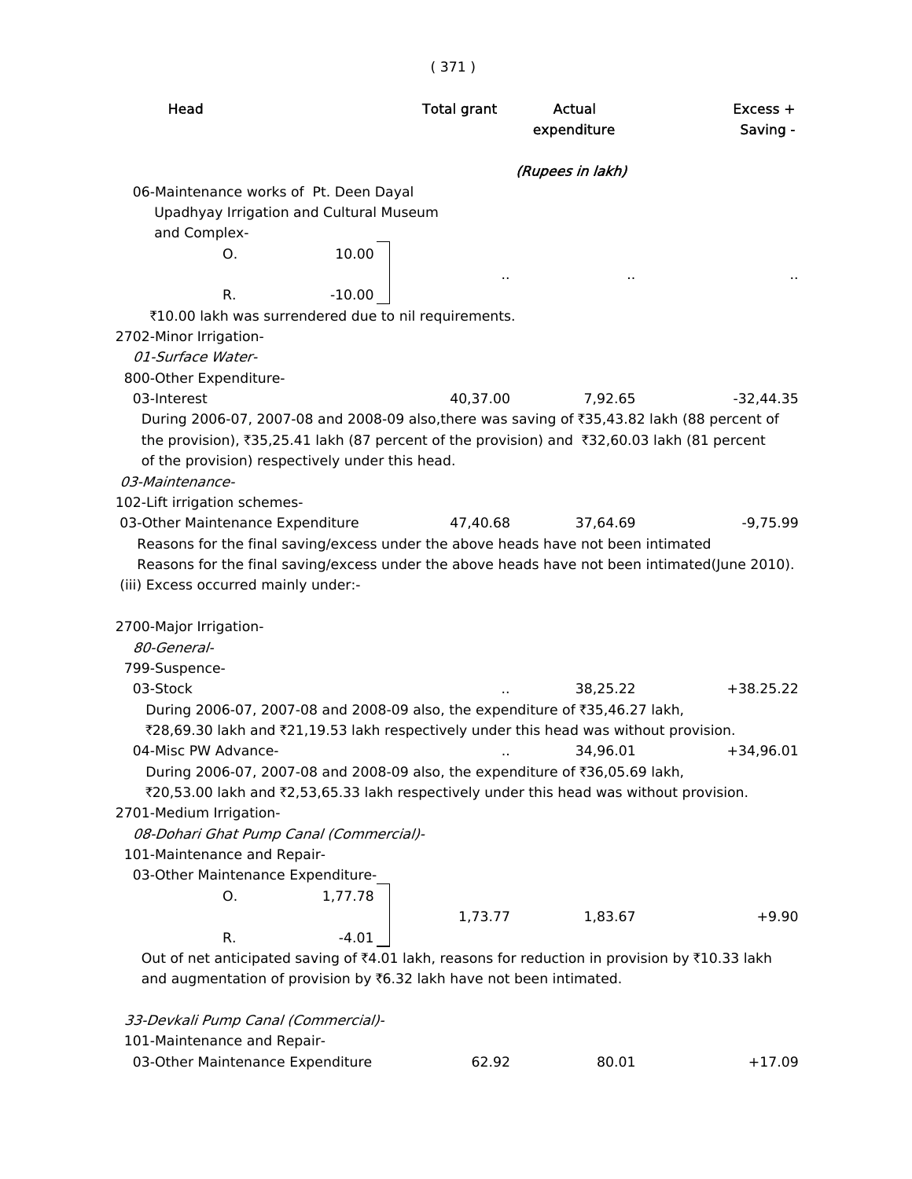| Head | Total grant | Actual expenditure | Excess + Saving - |
|---|---|---|---|
| | | *(Rupees in lakh)* | |
| 06-Maintenance works of Pt. Deen Dayal Upadhyay Irrigation and Cultural Museum and Complex- O. 10.00 R. -10.00 | .. | .. | .. |

₹10.00 lakh was surrendered due to nil requirements.

2702-Minor Irrigation-

*01-Surface Water-*

800-Other Expenditure-

| Head | Total grant | Actual expenditure | Excess + Saving - |
|---|---|---|---|
| 03-Interest | 40,37.00 | 7,92.65 | -32,44.35 |

During 2006-07, 2007-08 and 2008-09 also,there was saving of ₹35,43.82 lakh (88 percent of the provision), ₹35,25.41 lakh (87 percent of the provision) and ₹32,60.03 lakh (81 percent of the provision) respectively under this head.

*03-Maintenance-*

102-Lift irrigation schemes-

| Head | Total grant | Actual expenditure | Excess + Saving - |
|---|---|---|---|
| 03-Other Maintenance Expenditure | 47,40.68 | 37,64.69 | -9,75.99 |

Reasons for the final saving/excess under the above heads have not been intimated

Reasons for the final saving/excess under the above heads have not been intimated(June 2010).

(iii) Excess occurred mainly under:-

2700-Major Irrigation-

*80-General-*

799-Suspence-

| Head | Total grant | Actual expenditure | Excess + Saving - |
|---|---|---|---|
| 03-Stock | .. | 38,25.22 | +38.25.22 |

During 2006-07, 2007-08 and 2008-09 also, the expenditure of ₹35,46.27 lakh, ₹28,69.30 lakh and ₹21,19.53 lakh respectively under this head was without provision.

| Head | Total grant | Actual expenditure | Excess + Saving - |
|---|---|---|---|
| 04-Misc PW Advance- | .. | 34,96.01 | +34,96.01 |

During 2006-07, 2007-08 and 2008-09 also, the expenditure of ₹36,05.69 lakh, ₹20,53.00 lakh and ₹2,53,65.33 lakh respectively under this head was without provision.

2701-Medium Irrigation-

*08-Dohari Ghat Pump Canal (Commercial)-*

101-Maintenance and Repair-

| Head | Total grant | Actual expenditure | Excess + Saving - |
|---|---|---|---|
| 03-Other Maintenance Expenditure- O. 1,77.78 R. -4.01 | 1,73.77 | 1,83.67 | +9.90 |

Out of net anticipated saving of ₹4.01 lakh, reasons for reduction in provision by ₹10.33 lakh and augmentation of provision by ₹6.32 lakh have not been intimated.

*33-Devkali Pump Canal (Commercial)-*

101-Maintenance and Repair-

| Head | Total grant | Actual expenditure | Excess + Saving - |
|---|---|---|---|
| 03-Other Maintenance Expenditure | 62.92 | 80.01 | +17.09 |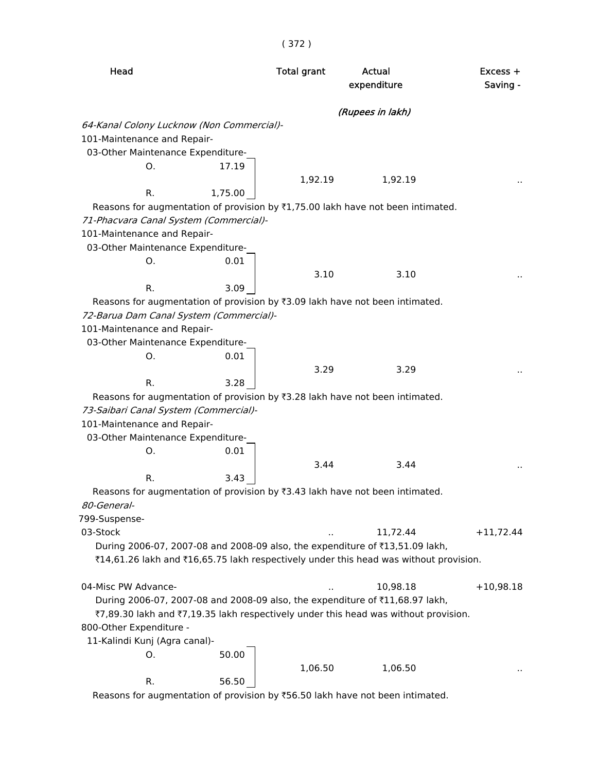| Head | | Total grant | Actual expenditure | Excess + Saving - |
|---|---|---|---|---|
| | | | *(Rupees in lakh)* | |
| *64-Kanal Colony Lucknow (Non Commercial)-* | | | | |
| 101-Maintenance and Repair- | | | | |
| 03-Other Maintenance Expenditure- | | | | |
| O. | 17.19 | 1,92.19 | 1,92.19 | .. |
| R. | 1,75.00 | | | |

Reasons for augmentation of provision by ₹1,75.00 lakh have not been intimated.

| Head | | Total grant | Actual expenditure | Excess + Saving - |
|---|---|---|---|---|
| *71-Phacvara Canal System (Commercial)-* | | | | |
| 101-Maintenance and Repair- | | | | |
| 03-Other Maintenance Expenditure- | | | | |
| O. | 0.01 | 3.10 | 3.10 | .. |
| R. | 3.09 | | | |

Reasons for augmentation of provision by ₹3.09 lakh have not been intimated.

| Head | | Total grant | Actual expenditure | Excess + Saving - |
|---|---|---|---|---|
| *72-Barua Dam Canal System (Commercial)-* | | | | |
| 101-Maintenance and Repair- | | | | |
| 03-Other Maintenance Expenditure- | | | | |
| O. | 0.01 | 3.29 | 3.29 | .. |
| R. | 3.28 | | | |

Reasons for augmentation of provision by ₹3.28 lakh have not been intimated.

| Head | | Total grant | Actual expenditure | Excess + Saving - |
|---|---|---|---|---|
| *73-Saibari Canal System (Commercial)-* | | | | |
| 101-Maintenance and Repair- | | | | |
| 03-Other Maintenance Expenditure- | | | | |
| O. | 0.01 | 3.44 | 3.44 | .. |
| R. | 3.43 | | | |

Reasons for augmentation of provision by ₹3.43 lakh have not been intimated.

| Head | | Total grant | Actual expenditure | Excess + Saving - |
|---|---|---|---|---|
| *80-General-* | | | | |
| 799-Suspense- | | | | |
| 03-Stock | | .. | 11,72.44 | +11,72.44 |

During 2006-07, 2007-08 and 2008-09 also, the expenditure of ₹13,51.09 lakh, ₹14,61.26 lakh and ₹16,65.75 lakh respectively under this head was without provision.

| Head | | Total grant | Actual expenditure | Excess + Saving - |
|---|---|---|---|---|
| 04-Misc PW Advance- | | .. | 10,98.18 | +10,98.18 |

During 2006-07, 2007-08 and 2008-09 also, the expenditure of ₹11,68.97 lakh, ₹7,89.30 lakh and ₹7,19.35 lakh respectively under this head was without provision.

| Head | | Total grant | Actual expenditure | Excess + Saving - |
|---|---|---|---|---|
| 800-Other Expenditure - | | | | |
| 11-Kalindi Kunj (Agra canal)- | | | | |
| O. | 50.00 | 1,06.50 | 1,06.50 | .. |
| R. | 56.50 | | | |

Reasons for augmentation of provision by ₹56.50 lakh have not been intimated.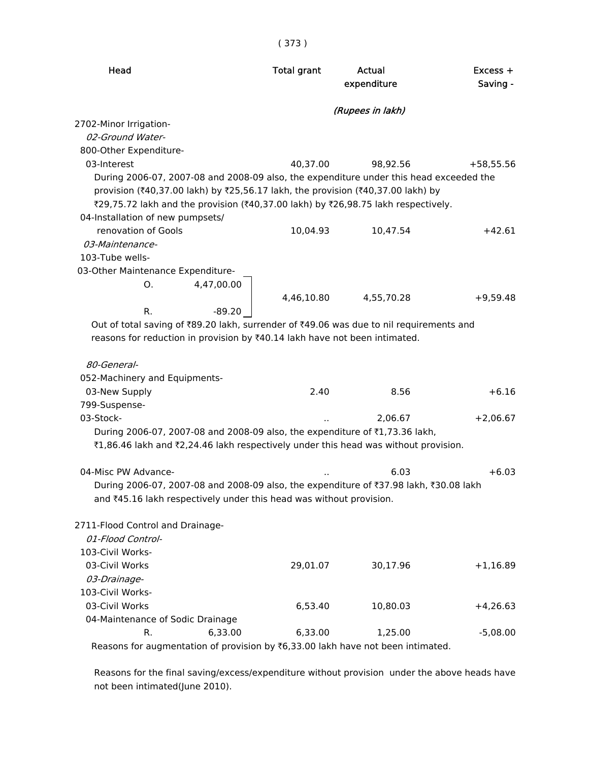| Head | Total grant | Actual expenditure | Excess + Saving - |
|---|---|---|---|
| | | *(Rupees in lakh)* | |
| 2702-Minor Irrigation- | | | |
| *02-Ground Water-* | | | |
| 800-Other Expenditure- | | | |
| 03-Interest | 40,37.00 | 98,92.56 | +58,55.56 |

During 2006-07, 2007-08 and 2008-09 also, the expenditure under this head exceeded the provision (₹40,37.00 lakh) by ₹25,56.17 lakh, the provision (₹40,37.00 lakh) by ₹29,75.72 lakh and the provision (₹40,37.00 lakh) by ₹26,98.75 lakh respectively.

| Head | Total grant | Actual expenditure | Excess + Saving - |
|---|---|---|---|
| 04-Installation of new pumpsets/ renovation of Gools | 10,04.93 | 10,47.54 | +42.61 |
| *03-Maintenance-* | | | |
| 103-Tube wells- | | | |
| 03-Other Maintenance Expenditure- O. 4,47,00.00 R. -89.20 | 4,46,10.80 | 4,55,70.28 | +9,59.48 |

Out of total saving of ₹89.20 lakh, surrender of ₹49.06 was due to nil requirements and reasons for reduction in provision by ₹40.14 lakh have not been intimated.

| Head | Total grant | Actual expenditure | Excess + Saving - |
|---|---|---|---|
| *80-General-* | | | |
| 052-Machinery and Equipments- | | | |
| 03-New Supply | 2.40 | 8.56 | +6.16 |
| 799-Suspense- | | | |
| 03-Stock- | .. | 2,06.67 | +2,06.67 |

During 2006-07, 2007-08 and 2008-09 also, the expenditure of ₹1,73.36 lakh, ₹1,86.46 lakh and ₹2,24.46 lakh respectively under this head was without provision.

| Head | Total grant | Actual expenditure | Excess + Saving - |
|---|---|---|---|
| 04-Misc PW Advance- | .. | 6.03 | +6.03 |

During 2006-07, 2007-08 and 2008-09 also, the expenditure of ₹37.98 lakh, ₹30.08 lakh and ₹45.16 lakh respectively under this head was without provision.

| Head | Total grant | Actual expenditure | Excess + Saving - |
|---|---|---|---|
| 2711-Flood Control and Drainage- | | | |
| *01-Flood Control-* | | | |
| 103-Civil Works- | | | |
| 03-Civil Works | 29,01.07 | 30,17.96 | +1,16.89 |
| *03-Drainage-* | | | |
| 103-Civil Works- | | | |
| 03-Civil Works | 6,53.40 | 10,80.03 | +4,26.63 |
| 04-Maintenance of Sodic Drainage R. 6,33.00 | 6,33.00 | 1,25.00 | -5,08.00 |

Reasons for augmentation of provision by ₹6,33.00 lakh have not been intimated.

Reasons for the final saving/excess/expenditure without provision under the above heads have not been intimated(June 2010).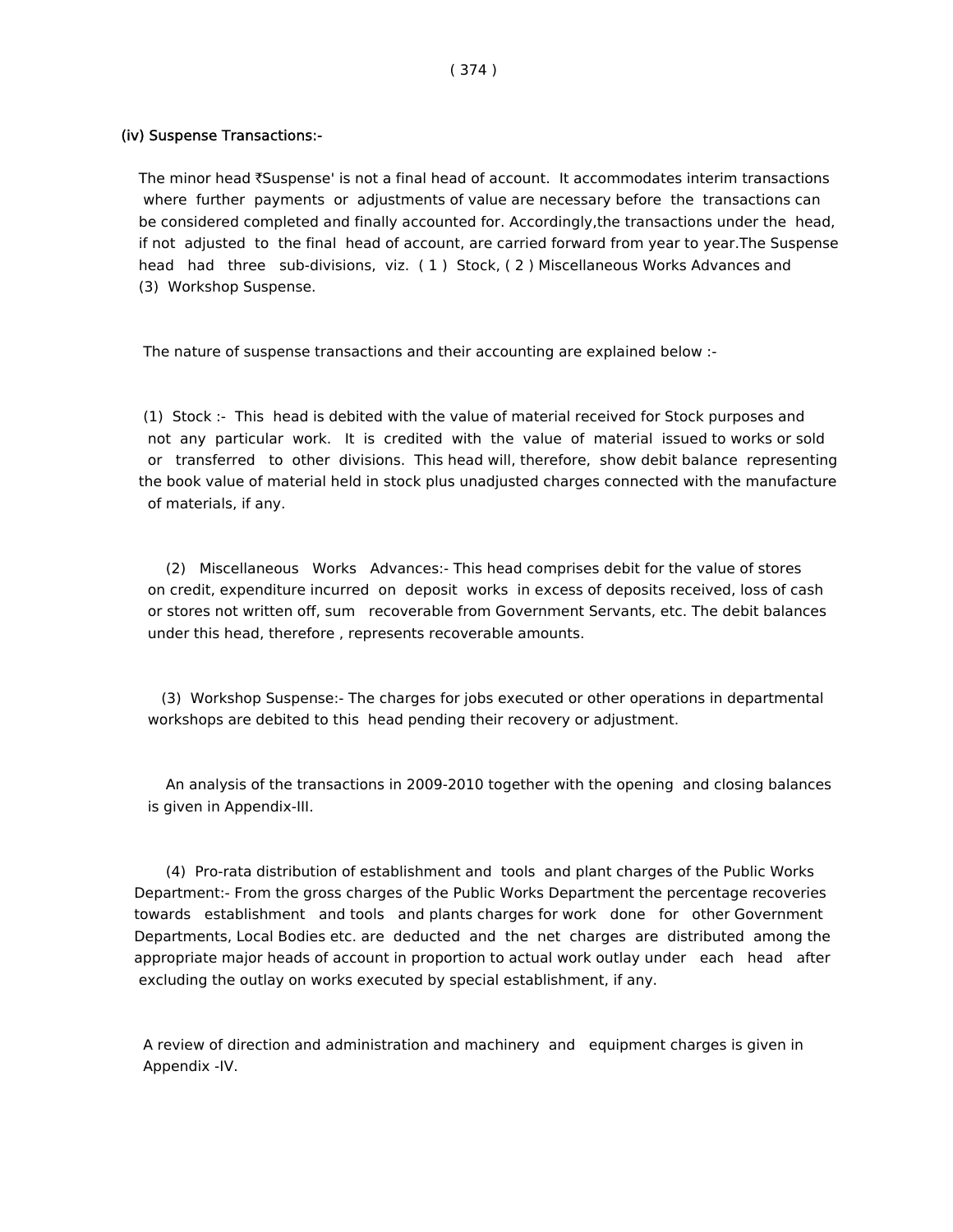### (iv) Suspense Transactions:-

The minor head ₹Suspense' is not a final head of account. It accommodates interim transactions where further payments or adjustments of value are necessary before the transactions can be considered completed and finally accounted for. Accordingly,the transactions under the head, if not adjusted to the final head of account, are carried forward from year to year.The Suspense head had three sub-divisions, viz. ( 1 ) Stock, ( 2 ) Miscellaneous Works Advances and (3) Workshop Suspense.

The nature of suspense transactions and their accounting are explained below :-

(1) Stock :- This head is debited with the value of material received for Stock purposes and not any particular work. It is credited with the value of material issued to works or sold or transferred to other divisions. This head will, therefore, show debit balance representing the book value of material held in stock plus unadjusted charges connected with the manufacture of materials, if any.

(2) Miscellaneous Works Advances:- This head comprises debit for the value of stores on credit, expenditure incurred on deposit works in excess of deposits received, loss of cash or stores not written off, sum recoverable from Government Servants, etc. The debit balances under this head, therefore , represents recoverable amounts.

(3) Workshop Suspense:- The charges for jobs executed or other operations in departmental workshops are debited to this head pending their recovery or adjustment.

An analysis of the transactions in 2009-2010 together with the opening and closing balances is given in Appendix-III.

(4) Pro-rata distribution of establishment and tools and plant charges of the Public Works Department:- From the gross charges of the Public Works Department the percentage recoveries towards establishment and tools and plants charges for work done for other Government Departments, Local Bodies etc. are deducted and the net charges are distributed among the appropriate major heads of account in proportion to actual work outlay under each head after excluding the outlay on works executed by special establishment, if any.

A review of direction and administration and machinery and equipment charges is given in Appendix -IV.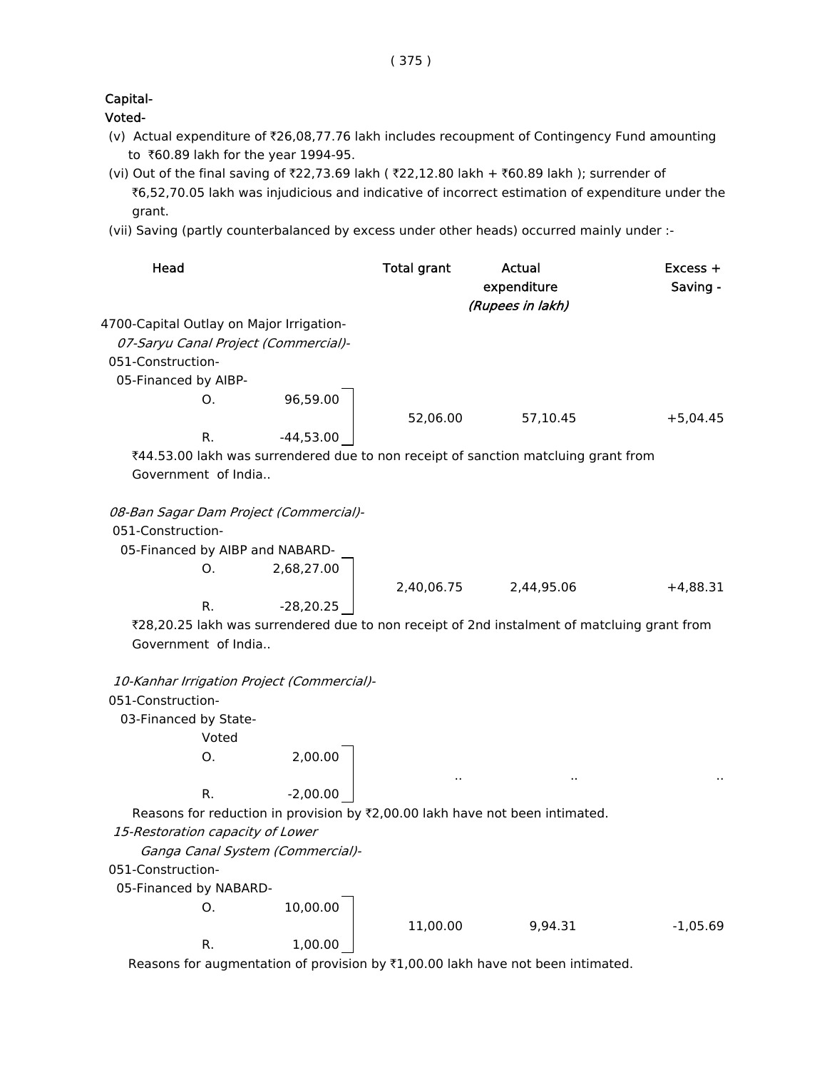**Capital-**

**Voted-**

(v) Actual expenditure of ₹26,08,77.76 lakh includes recoupment of Contingency Fund amounting to ₹60.89 lakh for the year 1994-95.

(vi) Out of the final saving of ₹22,73.69 lakh ( ₹22,12.80 lakh + ₹60.89 lakh ); surrender of ₹6,52,70.05 lakh was injudicious and indicative of incorrect estimation of expenditure under the grant.

(vii) Saving (partly counterbalanced by excess under other heads) occurred mainly under :-

| Head | | Total grant | Actual expenditure | Excess + Saving - |
|---|---|---|---|---|
| | | | *(Rupees in lakh)* | |
| 4700-Capital Outlay on Major Irrigation- | | | | |
| *07-Saryu Canal Project (Commercial)-* | | | | |
| 051-Construction- | | | | |
| 05-Financed by AIBP- | | | | |
| O. | 96,59.00 | 52,06.00 | 57,10.45 | +5,04.45 |
| R. | -44,53.00 | | | |

₹44.53.00 lakh was surrendered due to non receipt of sanction matcluing grant from Government of India..

| Head | | Total grant | Actual expenditure | Excess + Saving - |
|---|---|---|---|---|
| *08-Ban Sagar Dam Project (Commercial)-* | | | | |
| 051-Construction- | | | | |
| 05-Financed by AIBP and NABARD- | | | | |
| O. | 2,68,27.00 | 2,40,06.75 | 2,44,95.06 | +4,88.31 |
| R. | -28,20.25 | | | |

₹28,20.25 lakh was surrendered due to non receipt of 2nd instalment of matcluing grant from Government of India..

| Head | | Total grant | Actual expenditure | Excess + Saving - |
|---|---|---|---|---|
| *10-Kanhar Irrigation Project (Commercial)-* | | | | |
| 051-Construction- | | | | |
| 03-Financed by State- | | | | |
| Voted | | | | |
| O. | 2,00.00 | .. | .. | .. |
| R. | -2,00.00 | | | |

Reasons for reduction in provision by ₹2,00.00 lakh have not been intimated.

| Head | | Total grant | Actual expenditure | Excess + Saving - |
|---|---|---|---|---|
| *15-Restoration capacity of Lower Ganga Canal System (Commercial)-* | | | | |
| 051-Construction- | | | | |
| 05-Financed by NABARD- | | | | |
| O. | 10,00.00 | 11,00.00 | 9,94.31 | -1,05.69 |
| R. | 1,00.00 | | | |

Reasons for augmentation of provision by ₹1,00.00 lakh have not been intimated.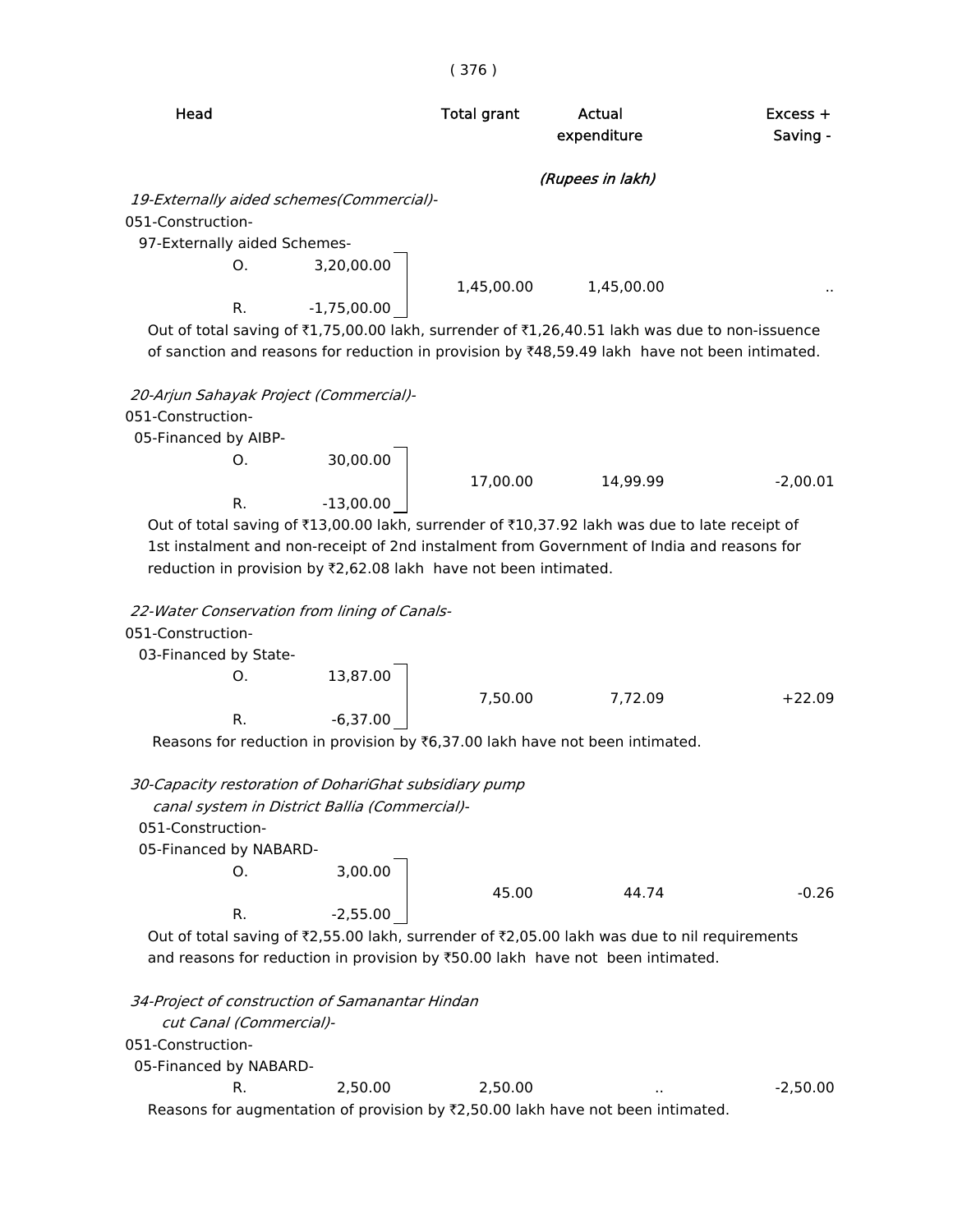| Head | | Total grant | Actual expenditure | Excess + Saving - |
|---|---|---|---|---|
| | | | *(Rupees in lakh)* | |
| *19-Externally aided schemes(Commercial)-* | | | | |
| 051-Construction- | | | | |
| 97-Externally aided Schemes- | | | | |
| O. | 3,20,00.00 | 1,45,00.00 | 1,45,00.00 | .. |
| R. | -1,75,00.00 | | | |

Out of total saving of ₹1,75,00.00 lakh, surrender of ₹1,26,40.51 lakh was due to non-issuence of sanction and reasons for reduction in provision by ₹48,59.49 lakh have not been intimated.

| Head | | Total grant | Actual expenditure | Excess + Saving - |
|---|---|---|---|---|
| *20-Arjun Sahayak Project (Commercial)-* | | | | |
| 051-Construction- | | | | |
| 05-Financed by AIBP- | | | | |
| O. | 30,00.00 | 17,00.00 | 14,99.99 | -2,00.01 |
| R. | -13,00.00 | | | |

Out of total saving of ₹13,00.00 lakh, surrender of ₹10,37.92 lakh was due to late receipt of 1st instalment and non-receipt of 2nd instalment from Government of India and reasons for reduction in provision by ₹2,62.08 lakh have not been intimated.

| Head | | Total grant | Actual expenditure | Excess + Saving - |
|---|---|---|---|---|
| *22-Water Conservation from lining of Canals-* | | | | |
| 051-Construction- | | | | |
| 03-Financed by State- | | | | |
| O. | 13,87.00 | 7,50.00 | 7,72.09 | +22.09 |
| R. | -6,37.00 | | | |

Reasons for reduction in provision by ₹6,37.00 lakh have not been intimated.

| Head | | Total grant | Actual expenditure | Excess + Saving - |
|---|---|---|---|---|
| *30-Capacity restoration of DohariGhat subsidiary pump canal system in District Ballia (Commercial)-* | | | | |
| 051-Construction- | | | | |
| 05-Financed by NABARD- | | | | |
| O. | 3,00.00 | 45.00 | 44.74 | -0.26 |
| R. | -2,55.00 | | | |

Out of total saving of ₹2,55.00 lakh, surrender of ₹2,05.00 lakh was due to nil requirements and reasons for reduction in provision by ₹50.00 lakh have not been intimated.

| Head | | Total grant | Actual expenditure | Excess + Saving - |
|---|---|---|---|---|
| *34-Project of construction of Samanantar Hindan cut Canal (Commercial)-* | | | | |
| 051-Construction- | | | | |
| 05-Financed by NABARD- | | | | |
| R. | 2,50.00 | 2,50.00 | .. | -2,50.00 |

Reasons for augmentation of provision by ₹2,50.00 lakh have not been intimated.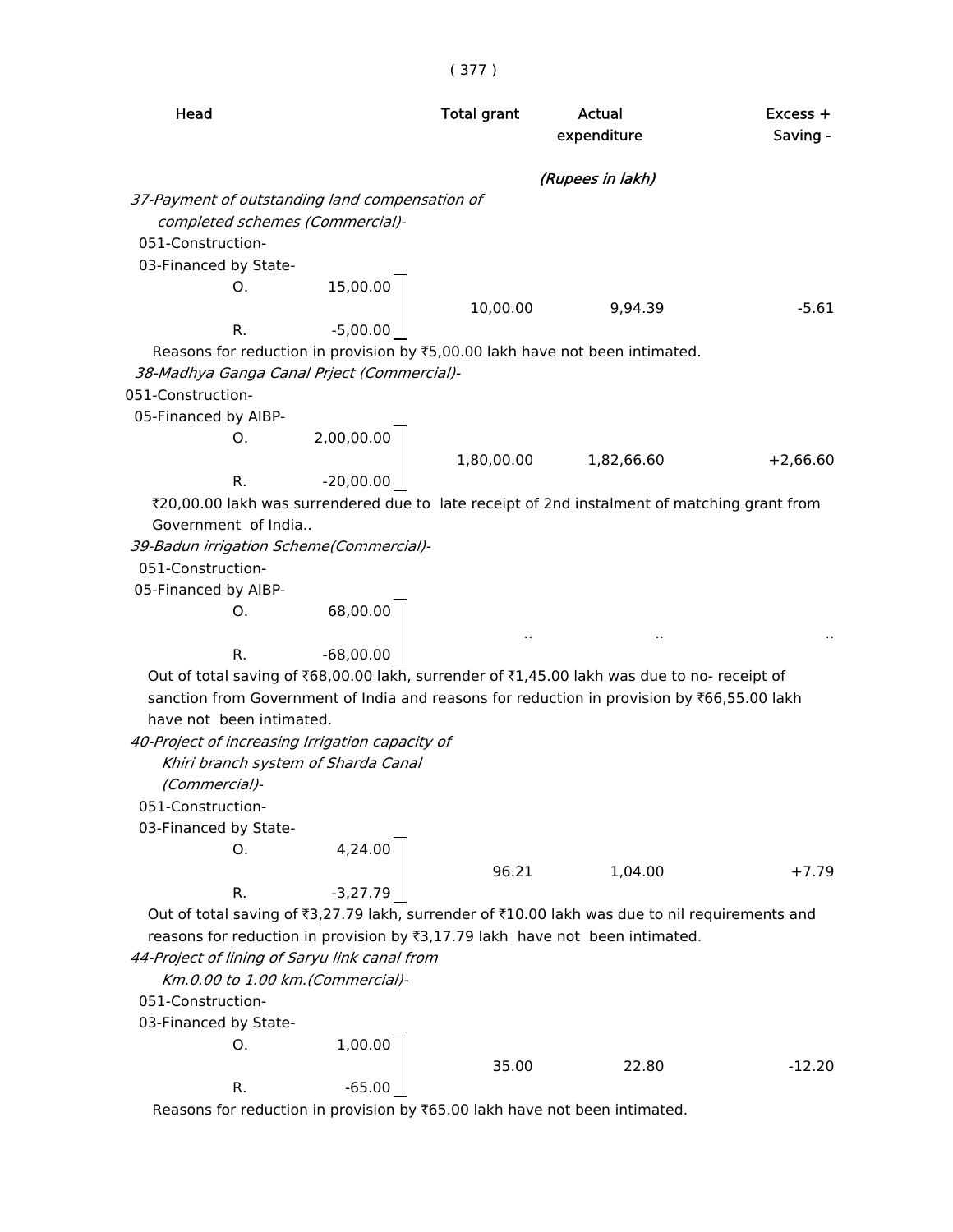| Head | | Total grant | Actual expenditure | Excess + Saving - |
|---|---|---|---|---|
| | | | *(Rupees in lakh)* | |
| *37-Payment of outstanding land compensation of completed schemes (Commercial)-* | | | | |
| 051-Construction- | | | | |
| 03-Financed by State- | | | | |
| O. | 15,00.00 | | | |
| | | 10,00.00 | 9,94.39 | -5.61 |
| R. | -5,00.00 | | | |

Reasons for reduction in provision by ₹5,00.00 lakh have not been intimated.

| Head | | Total grant | Actual expenditure | Excess + Saving - |
|---|---|---|---|---|
| *38-Madhya Ganga Canal Prject (Commercial)-* | | | | |
| 051-Construction- | | | | |
| 05-Financed by AIBP- | | | | |
| O. | 2,00,00.00 | | | |
| | | 1,80,00.00 | 1,82,66.60 | +2,66.60 |
| R. | -20,00.00 | | | |

₹20,00.00 lakh was surrendered due to late receipt of 2nd instalment of matching grant from Government of India..

| Head | | Total grant | Actual expenditure | Excess + Saving - |
|---|---|---|---|---|
| *39-Badun irrigation Scheme(Commercial)-* | | | | |
| 051-Construction- | | | | |
| 05-Financed by AIBP- | | | | |
| O. | 68,00.00 | | | |
| | | .. | .. | .. |
| R. | -68,00.00 | | | |

Out of total saving of ₹68,00.00 lakh, surrender of ₹1,45.00 lakh was due to no- receipt of sanction from Government of India and reasons for reduction in provision by ₹66,55.00 lakh have not been intimated.

| Head | | Total grant | Actual expenditure | Excess + Saving - |
|---|---|---|---|---|
| *40-Project of increasing Irrigation capacity of Khiri branch system of Sharda Canal (Commercial)-* | | | | |
| 051-Construction- | | | | |
| 03-Financed by State- | | | | |
| O. | 4,24.00 | | | |
| | | 96.21 | 1,04.00 | +7.79 |
| R. | -3,27.79 | | | |

Out of total saving of ₹3,27.79 lakh, surrender of ₹10.00 lakh was due to nil requirements and reasons for reduction in provision by ₹3,17.79 lakh have not been intimated.

| Head | | Total grant | Actual expenditure | Excess + Saving - |
|---|---|---|---|---|
| *44-Project of lining of Saryu link canal from Km.0.00 to 1.00 km.(Commercial)-* | | | | |
| 051-Construction- | | | | |
| 03-Financed by State- | | | | |
| O. | 1,00.00 | | | |
| | | 35.00 | 22.80 | -12.20 |
| R. | -65.00 | | | |

Reasons for reduction in provision by ₹65.00 lakh have not been intimated.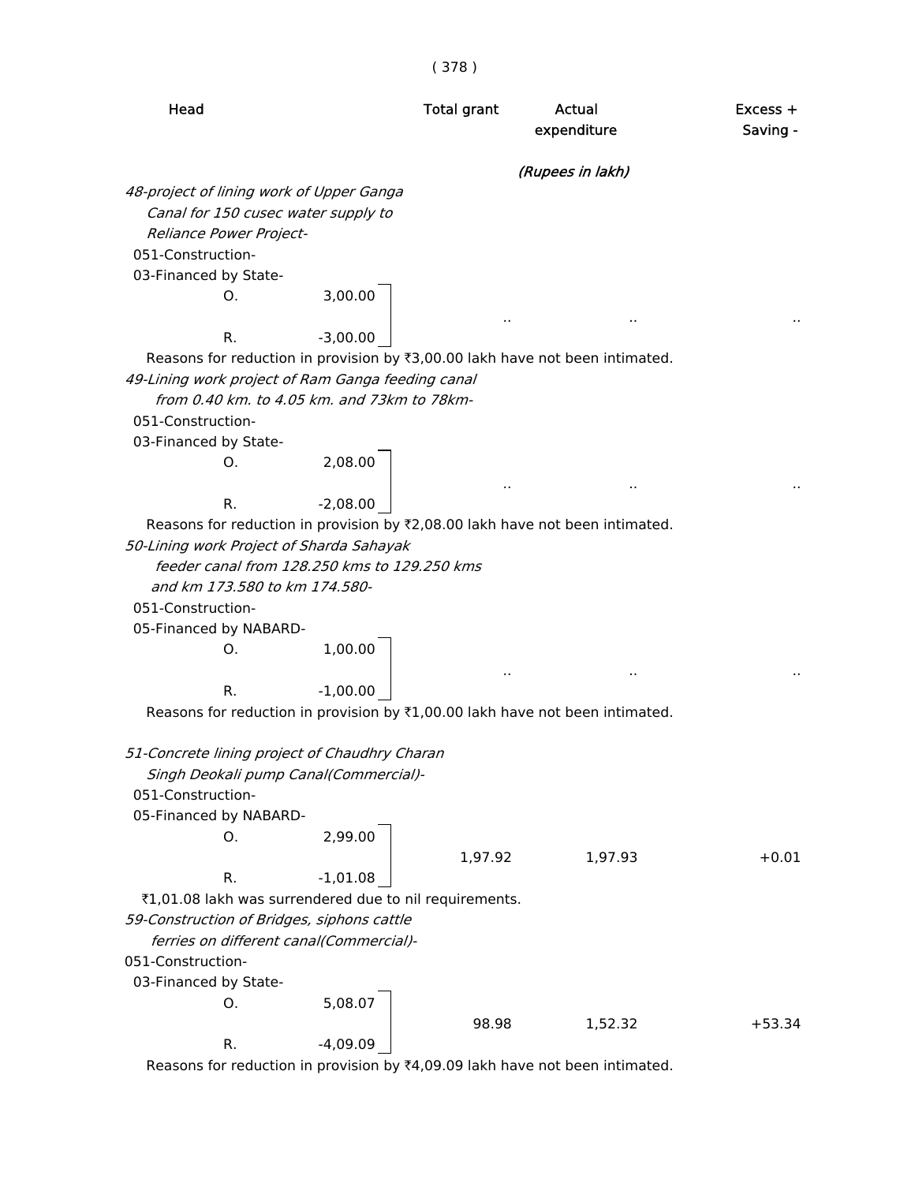| Head | | Total grant | Actual expenditure | Excess + Saving - |
|---|---|---|---|---|
| | | | *(Rupees in lakh)* | |
| *48-project of lining work of Upper Ganga Canal for 150 cusec water supply to Reliance Power Project-* | | | | |
| 051-Construction- | | | | |
| 03-Financed by State- | | | | |
| O. | 3,00.00 | .. | .. | .. |
| R. | -3,00.00 | | | |

Reasons for reduction in provision by ₹3,00.00 lakh have not been intimated.

| Head | | Total grant | Actual expenditure | Excess + Saving - |
|---|---|---|---|---|
| *49-Lining work project of Ram Ganga feeding canal from 0.40 km. to 4.05 km. and 73km to 78km-* | | | | |
| 051-Construction- | | | | |
| 03-Financed by State- | | | | |
| O. | 2,08.00 | .. | .. | .. |
| R. | -2,08.00 | | | |

Reasons for reduction in provision by ₹2,08.00 lakh have not been intimated.

| Head | | Total grant | Actual expenditure | Excess + Saving - |
|---|---|---|---|---|
| *50-Lining work Project of Sharda Sahayak feeder canal from 128.250 kms to 129.250 kms and km 173.580 to km 174.580-* | | | | |
| 051-Construction- | | | | |
| 05-Financed by NABARD- | | | | |
| O. | 1,00.00 | .. | .. | .. |
| R. | -1,00.00 | | | |

Reasons for reduction in provision by ₹1,00.00 lakh have not been intimated.

| Head | | Total grant | Actual expenditure | Excess + Saving - |
|---|---|---|---|---|
| *51-Concrete lining project of Chaudhry Charan Singh Deokali pump Canal(Commercial)-* | | | | |
| 051-Construction- | | | | |
| 05-Financed by NABARD- | | | | |
| O. | 2,99.00 | 1,97.92 | 1,97.93 | +0.01 |
| R. | -1,01.08 | | | |

₹1,01.08 lakh was surrendered due to nil requirements.

| Head | | Total grant | Actual expenditure | Excess + Saving - |
|---|---|---|---|---|
| *59-Construction of Bridges, siphons cattle ferries on different canal(Commercial)-* | | | | |
| 051-Construction- | | | | |
| 03-Financed by State- | | | | |
| O. | 5,08.07 | 98.98 | 1,52.32 | +53.34 |
| R. | -4,09.09 | | | |

Reasons for reduction in provision by ₹4,09.09 lakh have not been intimated.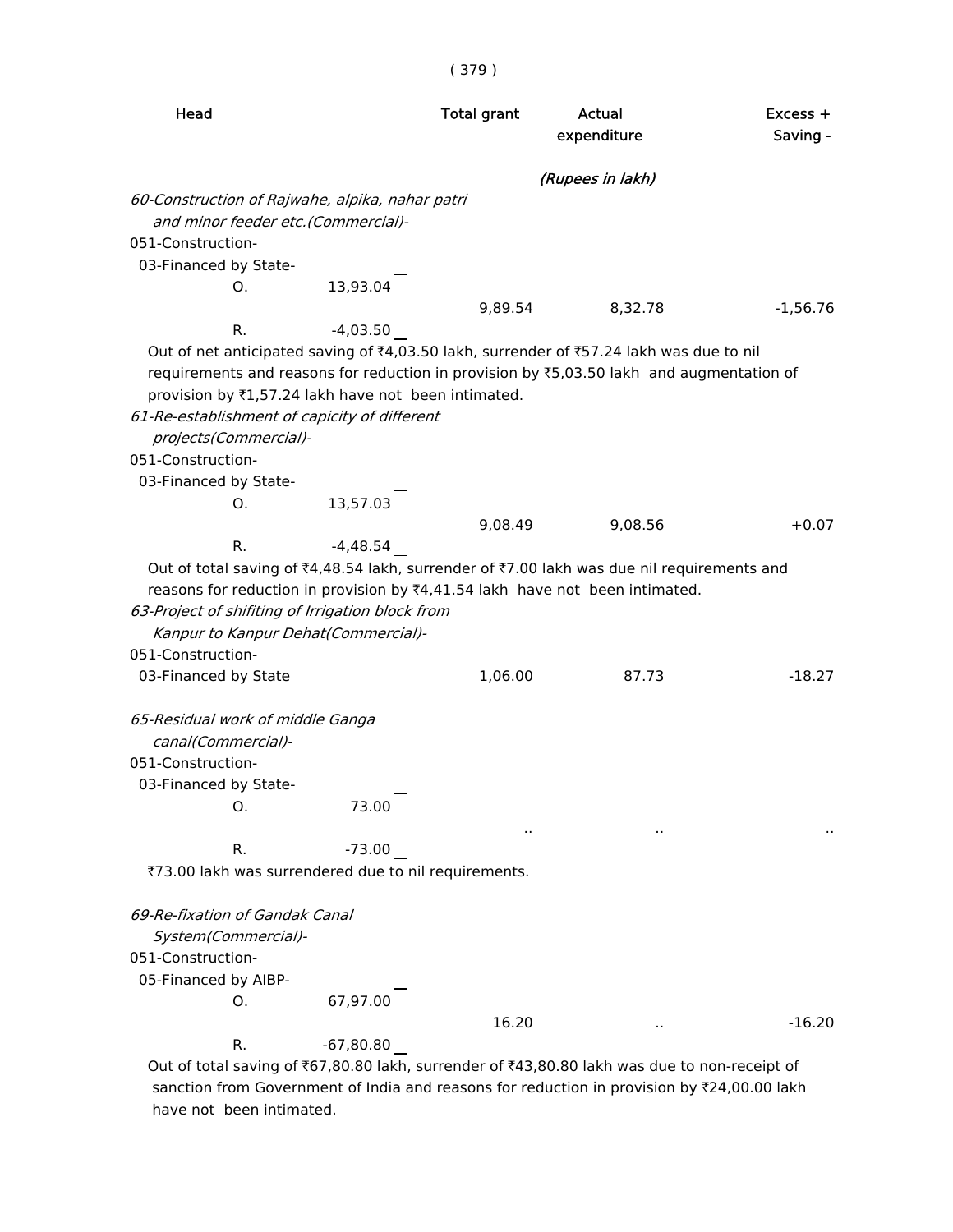| Head | | Total grant | Actual expenditure | Excess + Saving - |
|---|---|---|---|---|
| | | | (Rupees in lakh) | |
| *60-Construction of Rajwahe, alpika, nahar patri and minor feeder etc.(Commercial)-* | | | | |
| 051-Construction- | | | | |
| 03-Financed by State- | | | | |
| O. | 13,93.04 | | | |
| | | 9,89.54 | 8,32.78 | -1,56.76 |
| R. | -4,03.50 | | | |

Out of net anticipated saving of ₹4,03.50 lakh, surrender of ₹57.24 lakh was due to nil requirements and reasons for reduction in provision by ₹5,03.50 lakh and augmentation of provision by ₹1,57.24 lakh have not been intimated.

| Head | | Total grant | Actual expenditure | Excess + Saving - |
|---|---|---|---|---|
| *61-Re-establishment of capicity of different projects(Commercial)-* | | | | |
| 051-Construction- | | | | |
| 03-Financed by State- | | | | |
| O. | 13,57.03 | | | |
| | | 9,08.49 | 9,08.56 | +0.07 |
| R. | -4,48.54 | | | |

Out of total saving of ₹4,48.54 lakh, surrender of ₹7.00 lakh was due nil requirements and reasons for reduction in provision by ₹4,41.54 lakh have not been intimated.

| Head | | Total grant | Actual expenditure | Excess + Saving - |
|---|---|---|---|---|
| *63-Project of shifiting of Irrigation block from Kanpur to Kanpur Dehat(Commercial)-* | | | | |
| 051-Construction- | | | | |
| 03-Financed by State | | 1,06.00 | 87.73 | -18.27 |
| *65-Residual work of middle Ganga canal(Commercial)-* | | | | |
| 051-Construction- | | | | |
| 03-Financed by State- | | | | |
| O. | 73.00 | | | |
| | | .. | .. | .. |
| R. | -73.00 | | | |

₹73.00 lakh was surrendered due to nil requirements.

| Head | | Total grant | Actual expenditure | Excess + Saving - |
|---|---|---|---|---|
| *69-Re-fixation of Gandak Canal System(Commercial)-* | | | | |
| 051-Construction- | | | | |
| 05-Financed by AIBP- | | | | |
| O. | 67,97.00 | | | |
| | | 16.20 | .. | -16.20 |
| R. | -67,80.80 | | | |

Out of total saving of ₹67,80.80 lakh, surrender of ₹43,80.80 lakh was due to non-receipt of sanction from Government of India and reasons for reduction in provision by ₹24,00.00 lakh have not been intimated.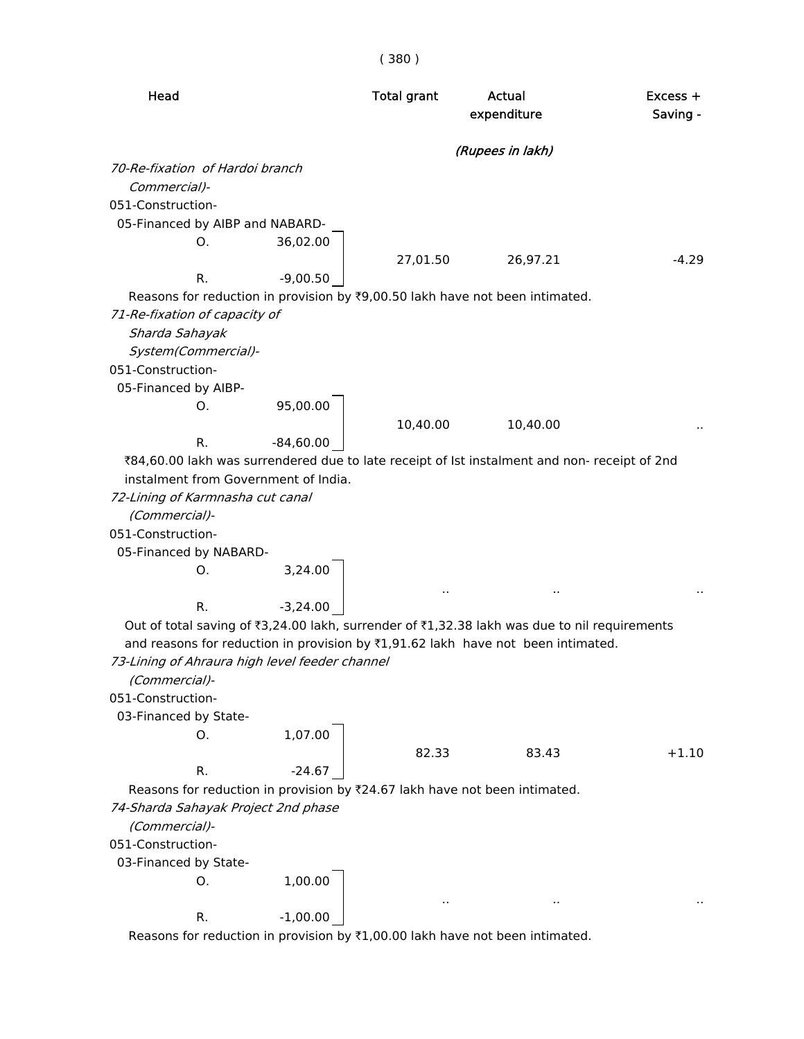| Head | | Total grant | Actual expenditure | Excess + Saving - |
|---|---|---|---|---|
| | | | *(Rupees in lakh)* | |
| *70-Re-fixation of Hardoi branch Commercial)-* | | | | |
| 051-Construction- | | | | |
| 05-Financed by AIBP and NABARD- | | | | |
| O. | 36,02.00 | 27,01.50 | 26,97.21 | -4.29 |
| R. | -9,00.50 | | | |

Reasons for reduction in provision by ₹9,00.50 lakh have not been intimated.

| Head | | Total grant | Actual expenditure | Excess + Saving - |
|---|---|---|---|---|
| *71-Re-fixation of capacity of Sharda Sahayak System(Commercial)-* | | | | |
| 051-Construction- | | | | |
| 05-Financed by AIBP- | | | | |
| O. | 95,00.00 | 10,40.00 | 10,40.00 | .. |
| R. | -84,60.00 | | | |

₹84,60.00 lakh was surrendered due to late receipt of Ist instalment and non- receipt of 2nd instalment from Government of India.

| Head | | Total grant | Actual expenditure | Excess + Saving - |
|---|---|---|---|---|
| *72-Lining of Karmnasha cut canal (Commercial)-* | | | | |
| 051-Construction- | | | | |
| 05-Financed by NABARD- | | | | |
| O. | 3,24.00 | .. | .. | .. |
| R. | -3,24.00 | | | |

Out of total saving of ₹3,24.00 lakh, surrender of ₹1,32.38 lakh was due to nil requirements and reasons for reduction in provision by ₹1,91.62 lakh have not been intimated.

| Head | | Total grant | Actual expenditure | Excess + Saving - |
|---|---|---|---|---|
| *73-Lining of Ahraura high level feeder channel (Commercial)-* | | | | |
| 051-Construction- | | | | |
| 03-Financed by State- | | | | |
| O. | 1,07.00 | 82.33 | 83.43 | +1.10 |
| R. | -24.67 | | | |

Reasons for reduction in provision by ₹24.67 lakh have not been intimated.

| Head | | Total grant | Actual expenditure | Excess + Saving - |
|---|---|---|---|---|
| *74-Sharda Sahayak Project 2nd phase (Commercial)-* | | | | |
| 051-Construction- | | | | |
| 03-Financed by State- | | | | |
| O. | 1,00.00 | .. | .. | .. |
| R. | -1,00.00 | | | |

Reasons for reduction in provision by ₹1,00.00 lakh have not been intimated.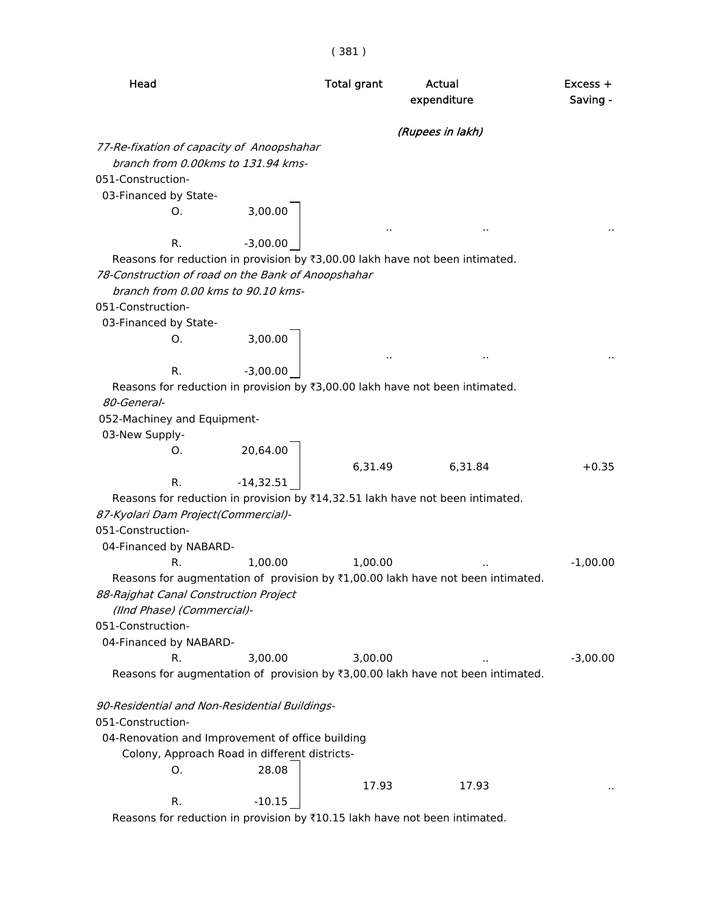| Head | | Total grant | Actual expenditure | Excess + Saving - |
|---|---|---|---|---|
| | | | *(Rupees in lakh)* | |
| *77-Re-fixation of capacity of Anoopshahar branch from 0.00kms to 131.94 kms-* | | | | |
| 051-Construction- | | | | |
| 03-Financed by State- | | | | |
| O. | 3,00.00 | .. | .. | .. |
| R. | -3,00.00 | | | |

Reasons for reduction in provision by ₹3,00.00 lakh have not been intimated.

| Head | | Total grant | Actual expenditure | Excess + Saving - |
|---|---|---|---|---|
| *78-Construction of road on the Bank of Anoopshahar branch from 0.00 kms to 90.10 kms-* | | | | |
| 051-Construction- | | | | |
| 03-Financed by State- | | | | |
| O. | 3,00.00 | .. | .. | .. |
| R. | -3,00.00 | | | |

Reasons for reduction in provision by ₹3,00.00 lakh have not been intimated.

| Head | | Total grant | Actual expenditure | Excess + Saving - |
|---|---|---|---|---|
| *80-General-* | | | | |
| 052-Machiney and Equipment- | | | | |
| 03-New Supply- | | | | |
| O. | 20,64.00 | 6,31.49 | 6,31.84 | +0.35 |
| R. | -14,32.51 | | | |

Reasons for reduction in provision by ₹14,32.51 lakh have not been intimated.

| Head | | Total grant | Actual expenditure | Excess + Saving - |
|---|---|---|---|---|
| *87-Kyolari Dam Project(Commercial)-* | | | | |
| 051-Construction- | | | | |
| 04-Financed by NABARD- | | | | |
| R. | 1,00.00 | 1,00.00 | .. | -1,00.00 |

Reasons for augmentation of provision by ₹1,00.00 lakh have not been intimated.

| Head | | Total grant | Actual expenditure | Excess + Saving - |
|---|---|---|---|---|
| *88-Rajghat Canal Construction Project (IInd Phase) (Commercial)-* | | | | |
| 051-Construction- | | | | |
| 04-Financed by NABARD- | | | | |
| R. | 3,00.00 | 3,00.00 | .. | -3,00.00 |

Reasons for augmentation of provision by ₹3,00.00 lakh have not been intimated.

| Head | | Total grant | Actual expenditure | Excess + Saving - |
|---|---|---|---|---|
| *90-Residential and Non-Residential Buildings-* | | | | |
| 051-Construction- | | | | |
| 04-Renovation and Improvement of office building Colony, Approach Road in different districts- | | | | |
| O. | 28.08 | 17.93 | 17.93 | .. |
| R. | -10.15 | | | |

Reasons for reduction in provision by ₹10.15 lakh have not been intimated.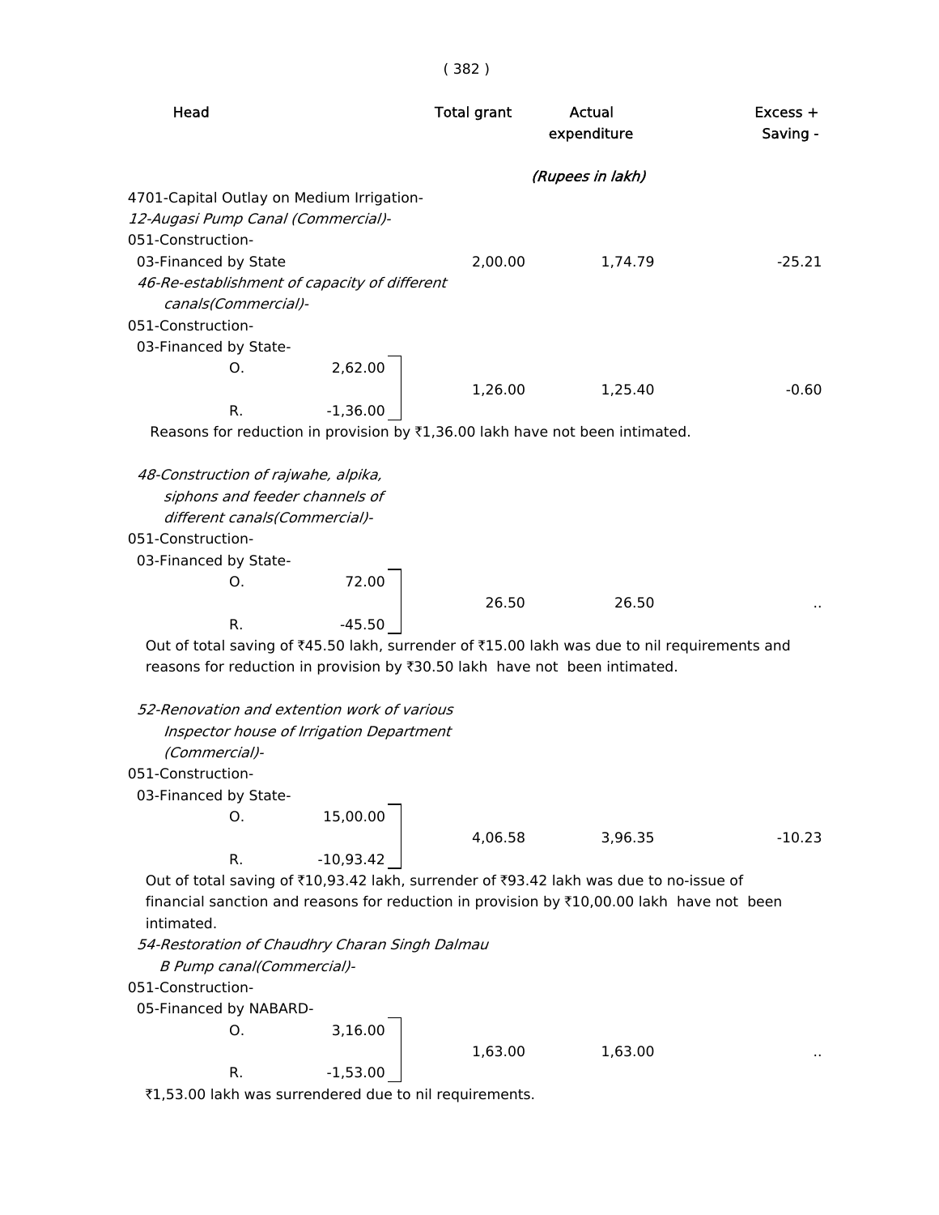| Head | | Total grant | Actual expenditure | Excess + Saving - |
|---|---|---|---|---|
| | | | *(Rupees in lakh)* | |
| 4701-Capital Outlay on Medium Irrigation- | | | | |
| *12-Augasi Pump Canal (Commercial)-* | | | | |
| 051-Construction- | | | | |
| 03-Financed by State | | 2,00.00 | 1,74.79 | -25.21 |
| *46-Re-establishment of capacity of different canals(Commercial)-* | | | | |
| 051-Construction- | | | | |
| 03-Financed by State- | | | | |
| O. | 2,62.00 | 1,26.00 | 1,25.40 | -0.60 |
| R. | -1,36.00 | | | |

Reasons for reduction in provision by ₹1,36.00 lakh have not been intimated.

| Head | | Total grant | Actual expenditure | Excess + Saving - |
|---|---|---|---|---|
| *48-Construction of rajwahe, alpika, siphons and feeder channels of different canals(Commercial)-* | | | | |
| 051-Construction- | | | | |
| 03-Financed by State- | | | | |
| O. | 72.00 | 26.50 | 26.50 | .. |
| R. | -45.50 | | | |

Out of total saving of ₹45.50 lakh, surrender of ₹15.00 lakh was due to nil requirements and reasons for reduction in provision by ₹30.50 lakh have not been intimated.

| Head | | Total grant | Actual expenditure | Excess + Saving - |
|---|---|---|---|---|
| *52-Renovation and extention work of various Inspector house of Irrigation Department (Commercial)-* | | | | |
| 051-Construction- | | | | |
| 03-Financed by State- | | | | |
| O. | 15,00.00 | 4,06.58 | 3,96.35 | -10.23 |
| R. | -10,93.42 | | | |

Out of total saving of ₹10,93.42 lakh, surrender of ₹93.42 lakh was due to no-issue of financial sanction and reasons for reduction in provision by ₹10,00.00 lakh have not been intimated.

| Head | | Total grant | Actual expenditure | Excess + Saving - |
|---|---|---|---|---|
| *54-Restoration of Chaudhry Charan Singh Dalmau B Pump canal(Commercial)-* | | | | |
| 051-Construction- | | | | |
| 05-Financed by NABARD- | | | | |
| O. | 3,16.00 | 1,63.00 | 1,63.00 | .. |
| R. | -1,53.00 | | | |

₹1,53.00 lakh was surrendered due to nil requirements.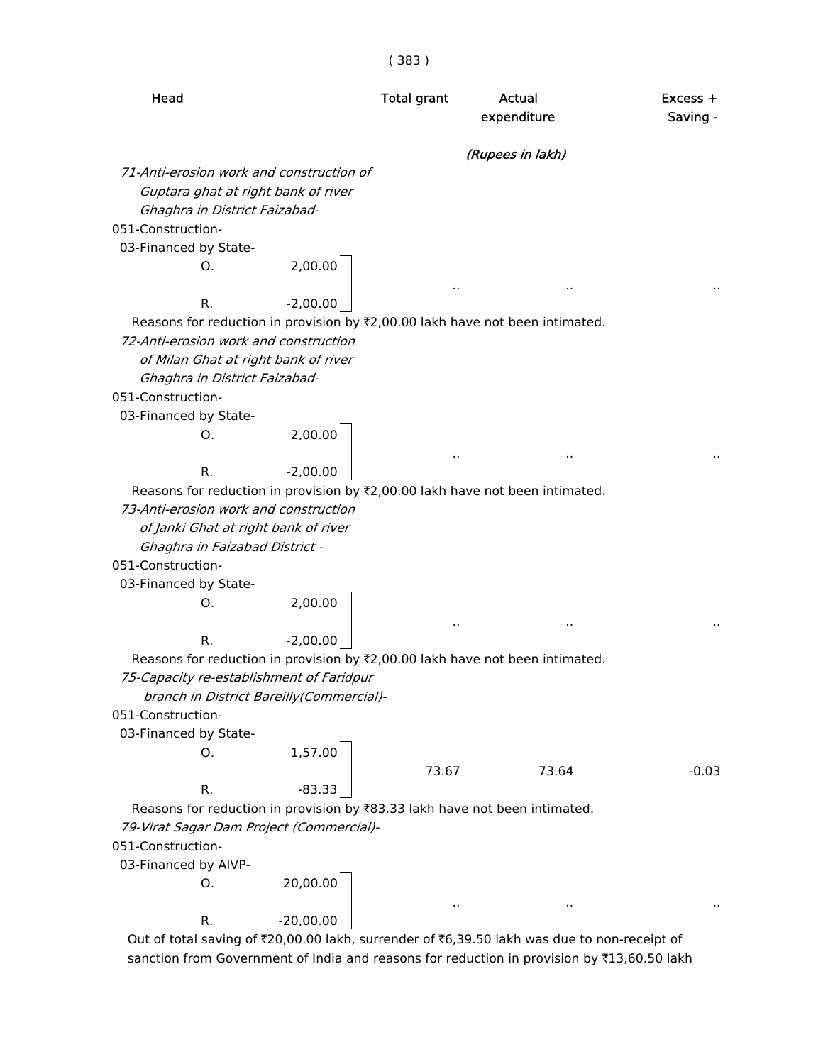| Head | Total grant | Actual expenditure | Excess + Saving - |
|---|---|---|---|
| | | (Rupees in lakh) | |
| *71-Anti-erosion work and construction of Guptara ghat at right bank of river Ghaghra in District Faizabad-* | | | |
| 051-Construction- | | | |
| 03-Financed by State- | | | |
| O. 2,00.00 / R. -2,00.00 | .. | .. | .. |

Reasons for reduction in provision by ₹2,00.00 lakh have not been intimated.

| Head | Total grant | Actual expenditure | Excess + Saving - |
|---|---|---|---|
| *72-Anti-erosion work and construction of Milan Ghat at right bank of river Ghaghra in District Faizabad-* | | | |
| 051-Construction- | | | |
| 03-Financed by State- | | | |
| O. 2,00.00 / R. -2,00.00 | .. | .. | .. |

Reasons for reduction in provision by ₹2,00.00 lakh have not been intimated.

| Head | Total grant | Actual expenditure | Excess + Saving - |
|---|---|---|---|
| *73-Anti-erosion work and construction of Janki Ghat at right bank of river Ghaghra in Faizabad District -* | | | |
| 051-Construction- | | | |
| 03-Financed by State- | | | |
| O. 2,00.00 / R. -2,00.00 | .. | .. | .. |

Reasons for reduction in provision by ₹2,00.00 lakh have not been intimated.

| Head | Total grant | Actual expenditure | Excess + Saving - |
|---|---|---|---|
| *75-Capacity re-establishment of Faridpur branch in District Bareilly(Commercial)-* | | | |
| 051-Construction- | | | |
| 03-Financed by State- | | | |
| O. 1,57.00 / R. -83.33 | 73.67 | 73.64 | -0.03 |

Reasons for reduction in provision by ₹83.33 lakh have not been intimated.

| Head | Total grant | Actual expenditure | Excess + Saving - |
|---|---|---|---|
| *79-Virat Sagar Dam Project (Commercial)-* | | | |
| 051-Construction- | | | |
| 03-Financed by AIVP- | | | |
| O. 20,00.00 / R. -20,00.00 | .. | .. | .. |

Out of total saving of ₹20,00.00 lakh, surrender of ₹6,39.50 lakh was due to non-receipt of sanction from Government of India and reasons for reduction in provision by ₹13,60.50 lakh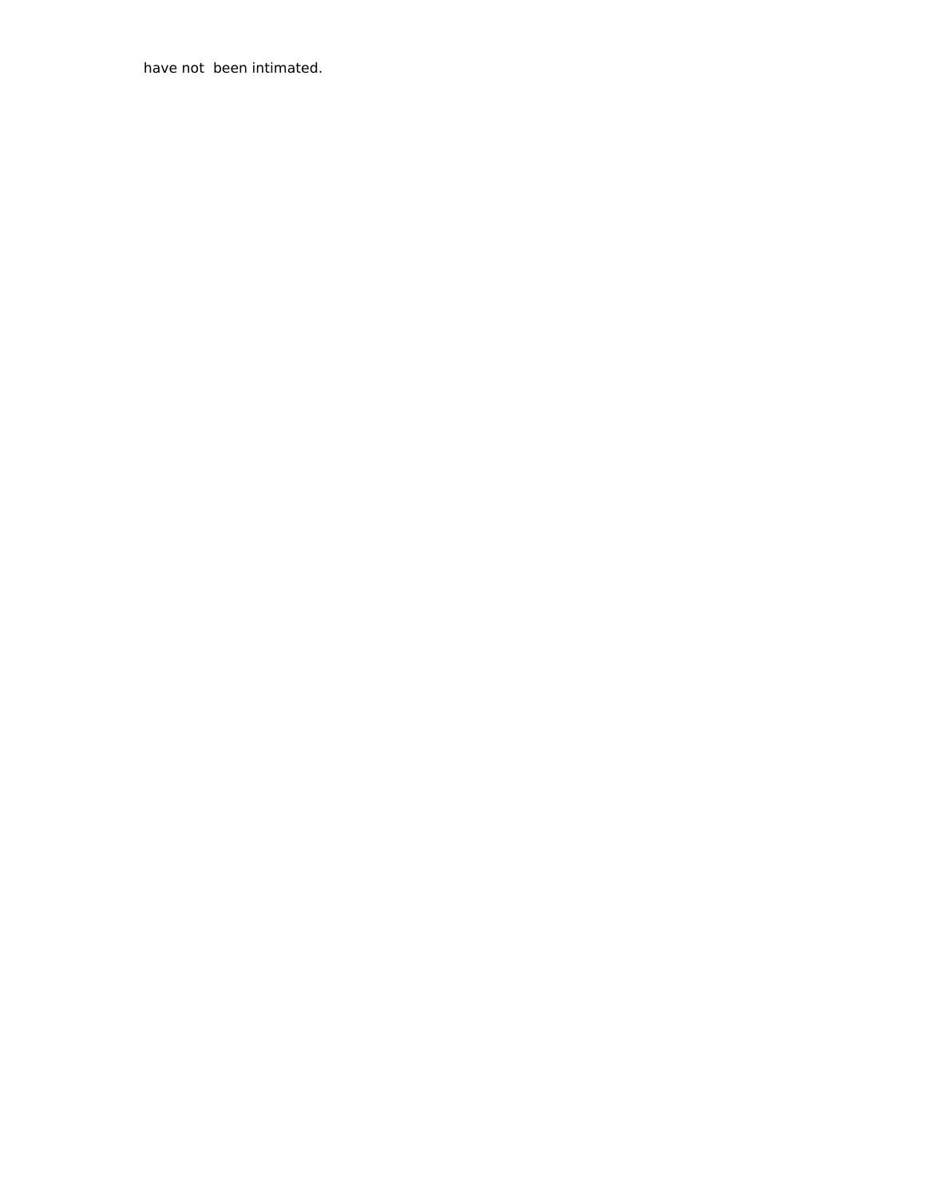have not  been intimated.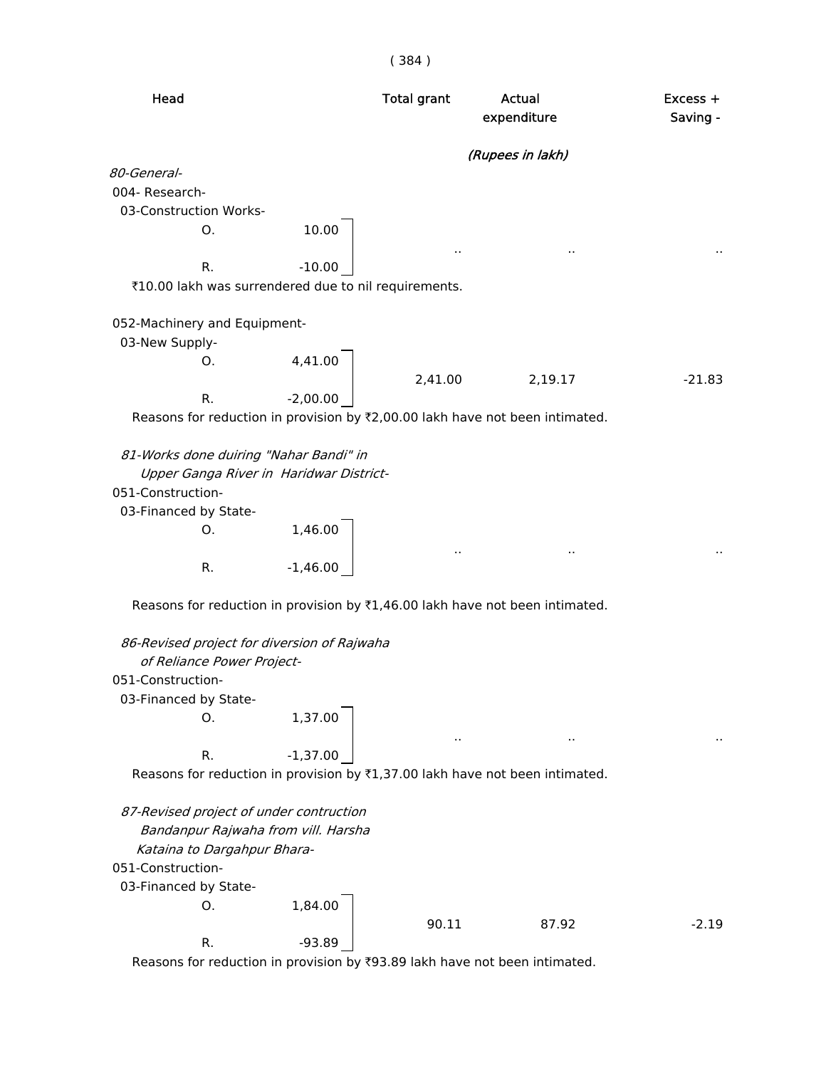| Head | | Total grant | Actual expenditure | Excess + Saving - |
|---|---|---|---|---|
| | | | *(Rupees in lakh)* | |
| *80-General-* | | | | |
| 004- Research- | | | | |
| 03-Construction Works- | | | | |
| O. | 10.00 | .. | .. | .. |
| R. | -10.00 | | | |

₹10.00 lakh was surrendered due to nil requirements.

| Head | | Total grant | Actual expenditure | Excess + Saving - |
|---|---|---|---|---|
| 052-Machinery and Equipment- | | | | |
| 03-New Supply- | | | | |
| O. | 4,41.00 | 2,41.00 | 2,19.17 | -21.83 |
| R. | -2,00.00 | | | |

Reasons for reduction in provision by ₹2,00.00 lakh have not been intimated.

| Head | | Total grant | Actual expenditure | Excess + Saving - |
|---|---|---|---|---|
| *81-Works done duiring "Nahar Bandi" in Upper Ganga River in Haridwar District-* | | | | |
| 051-Construction- | | | | |
| 03-Financed by State- | | | | |
| O. | 1,46.00 | .. | .. | .. |
| R. | -1,46.00 | | | |

Reasons for reduction in provision by ₹1,46.00 lakh have not been intimated.

| Head | | Total grant | Actual expenditure | Excess + Saving - |
|---|---|---|---|---|
| *86-Revised project for diversion of Rajwaha of Reliance Power Project-* | | | | |
| 051-Construction- | | | | |
| 03-Financed by State- | | | | |
| O. | 1,37.00 | .. | .. | .. |
| R. | -1,37.00 | | | |

Reasons for reduction in provision by ₹1,37.00 lakh have not been intimated.

| Head | | Total grant | Actual expenditure | Excess + Saving - |
|---|---|---|---|---|
| *87-Revised project of under contruction Bandanpur Rajwaha from vill. Harsha Kataina to Dargahpur Bhara-* | | | | |
| 051-Construction- | | | | |
| 03-Financed by State- | | | | |
| O. | 1,84.00 | 90.11 | 87.92 | -2.19 |
| R. | -93.89 | | | |

Reasons for reduction in provision by ₹93.89 lakh have not been intimated.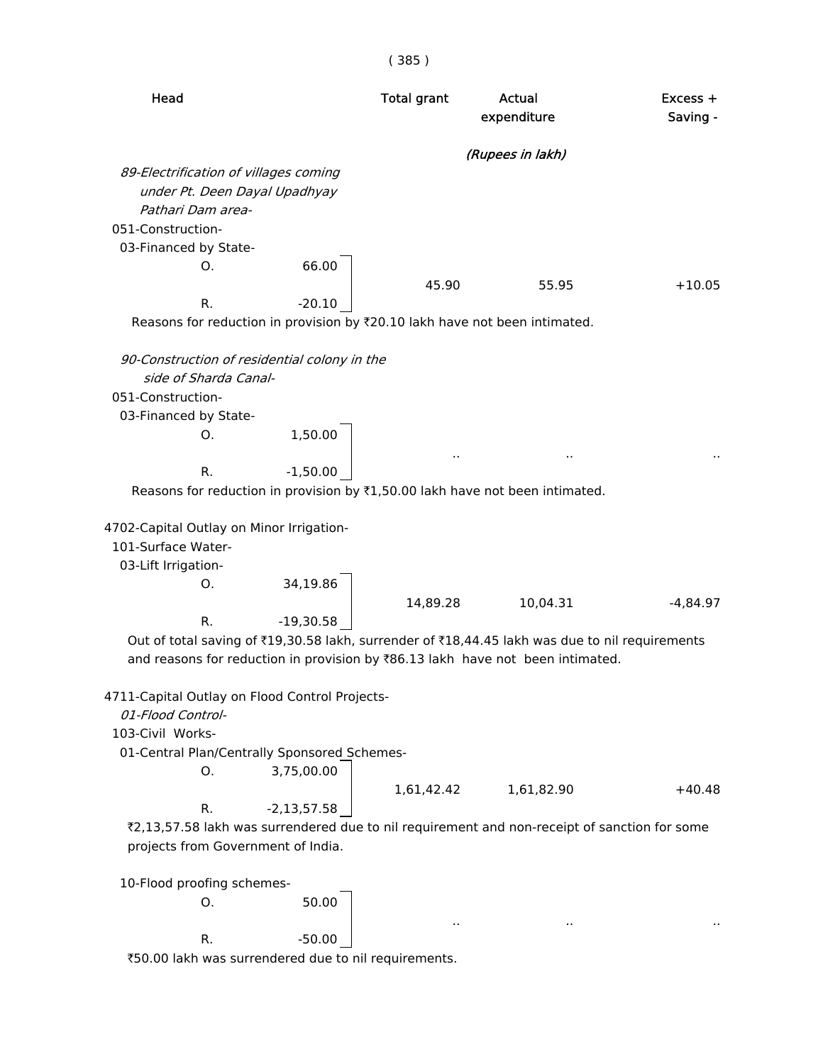| Head | | Total grant | Actual expenditure | Excess + Saving - |
|---|---|---|---|---|
| | | | (Rupees in lakh) | |
| *89-Electrification of villages coming under Pt. Deen Dayal Upadhyay Pathari Dam area-* | | | | |
| 051-Construction- | | | | |
| 03-Financed by State- | | | | |
| O. | 66.00 | | | |
| | | 45.90 | 55.95 | +10.05 |
| R. | -20.10 | | | |

Reasons for reduction in provision by ₹20.10 lakh have not been intimated.

| Head | | Total grant | Actual expenditure | Excess + Saving - |
|---|---|---|---|---|
| *90-Construction of residential colony in the side of Sharda Canal-* | | | | |
| 051-Construction- | | | | |
| 03-Financed by State- | | | | |
| O. | 1,50.00 | | | |
| | | .. | .. | .. |
| R. | -1,50.00 | | | |

Reasons for reduction in provision by ₹1,50.00 lakh have not been intimated.

| Head | | Total grant | Actual expenditure | Excess + Saving - |
|---|---|---|---|---|
| 4702-Capital Outlay on Minor Irrigation- | | | | |
| 101-Surface Water- | | | | |
| 03-Lift Irrigation- | | | | |
| O. | 34,19.86 | | | |
| | | 14,89.28 | 10,04.31 | -4,84.97 |
| R. | -19,30.58 | | | |

Out of total saving of ₹19,30.58 lakh, surrender of ₹18,44.45 lakh was due to nil requirements and reasons for reduction in provision by ₹86.13 lakh have not been intimated.

| Head | | Total grant | Actual expenditure | Excess + Saving - |
|---|---|---|---|---|
| 4711-Capital Outlay on Flood Control Projects- | | | | |
| *01-Flood Control-* | | | | |
| 103-Civil Works- | | | | |
| 01-Central Plan/Centrally Sponsored Schemes- | | | | |
| O. | 3,75,00.00 | | | |
| | | 1,61,42.42 | 1,61,82.90 | +40.48 |
| R. | -2,13,57.58 | | | |

₹2,13,57.58 lakh was surrendered due to nil requirement and non-receipt of sanction for some projects from Government of India.

| Head | | Total grant | Actual expenditure | Excess + Saving - |
|---|---|---|---|---|
| 10-Flood proofing schemes- | | | | |
| O. | 50.00 | | | |
| | | .. | .. | .. |
| R. | -50.00 | | | |

₹50.00 lakh was surrendered due to nil requirements.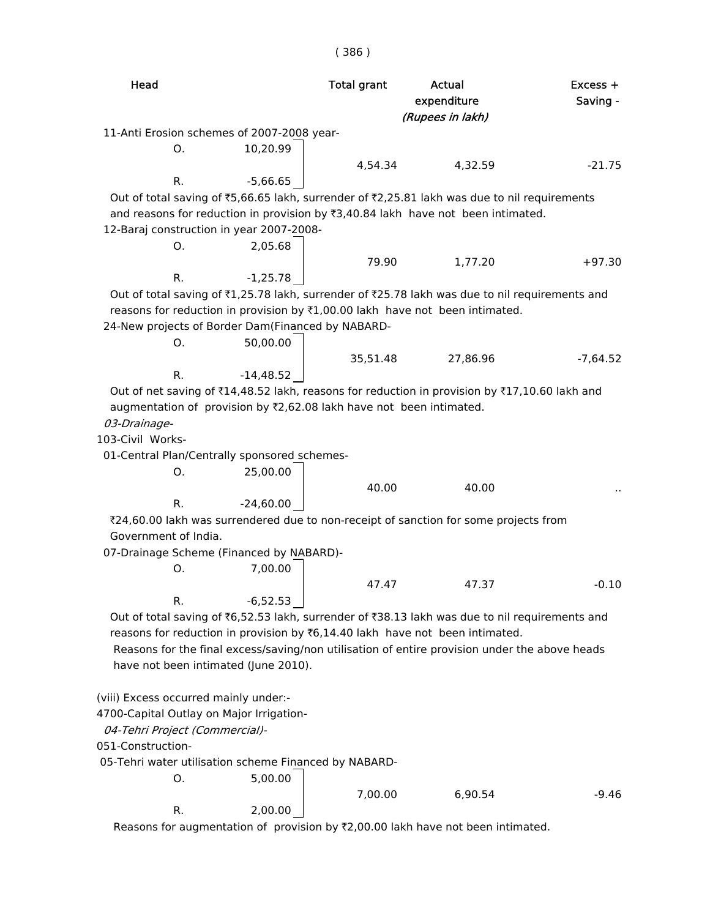| Head | | Total grant | Actual expenditure | Excess + Saving - |
|---|---|---|---|---|
| | | | *(Rupees in lakh)* | |
| 11-Anti Erosion schemes of 2007-2008 year- | | | | |
| O. | 10,20.99 | 4,54.34 | 4,32.59 | -21.75 |
| R. | -5,66.65 | | | |

Out of total saving of ₹5,66.65 lakh, surrender of ₹2,25.81 lakh was due to nil requirements and reasons for reduction in provision by ₹3,40.84 lakh have not been intimated.

| Head | | Total grant | Actual expenditure | Excess + Saving - |
|---|---|---|---|---|
| 12-Baraj construction in year 2007-2008- | | | | |
| O. | 2,05.68 | 79.90 | 1,77.20 | +97.30 |
| R. | -1,25.78 | | | |

Out of total saving of ₹1,25.78 lakh, surrender of ₹25.78 lakh was due to nil requirements and reasons for reduction in provision by ₹1,00.00 lakh have not been intimated.

| Head | | Total grant | Actual expenditure | Excess + Saving - |
|---|---|---|---|---|
| 24-New projects of Border Dam(Financed by NABARD- | | | | |
| O. | 50,00.00 | 35,51.48 | 27,86.96 | -7,64.52 |
| R. | -14,48.52 | | | |

Out of net saving of ₹14,48.52 lakh, reasons for reduction in provision by ₹17,10.60 lakh and augmentation of provision by ₹2,62.08 lakh have not been intimated.

*03-Drainage-*

103-Civil Works-

| Head | | Total grant | Actual expenditure | Excess + Saving - |
|---|---|---|---|---|
| 01-Central Plan/Centrally sponsored schemes- | | | | |
| O. | 25,00.00 | 40.00 | 40.00 | .. |
| R. | -24,60.00 | | | |

₹24,60.00 lakh was surrendered due to non-receipt of sanction for some projects from Government of India.

| Head | | Total grant | Actual expenditure | Excess + Saving - |
|---|---|---|---|---|
| 07-Drainage Scheme (Financed by NABARD)- | | | | |
| O. | 7,00.00 | 47.47 | 47.37 | -0.10 |
| R. | -6,52.53 | | | |

Out of total saving of ₹6,52.53 lakh, surrender of ₹38.13 lakh was due to nil requirements and reasons for reduction in provision by ₹6,14.40 lakh have not been intimated.

Reasons for the final excess/saving/non utilisation of entire provision under the above heads have not been intimated (June 2010).

(viii) Excess occurred mainly under:-

4700-Capital Outlay on Major Irrigation-

*04-Tehri Project (Commercial)-*

051-Construction-

| Head | | Total grant | Actual expenditure | Excess + Saving - |
|---|---|---|---|---|
| 05-Tehri water utilisation scheme Financed by NABARD- | | | | |
| O. | 5,00.00 | 7,00.00 | 6,90.54 | -9.46 |
| R. | 2,00.00 | | | |

Reasons for augmentation of provision by ₹2,00.00 lakh have not been intimated.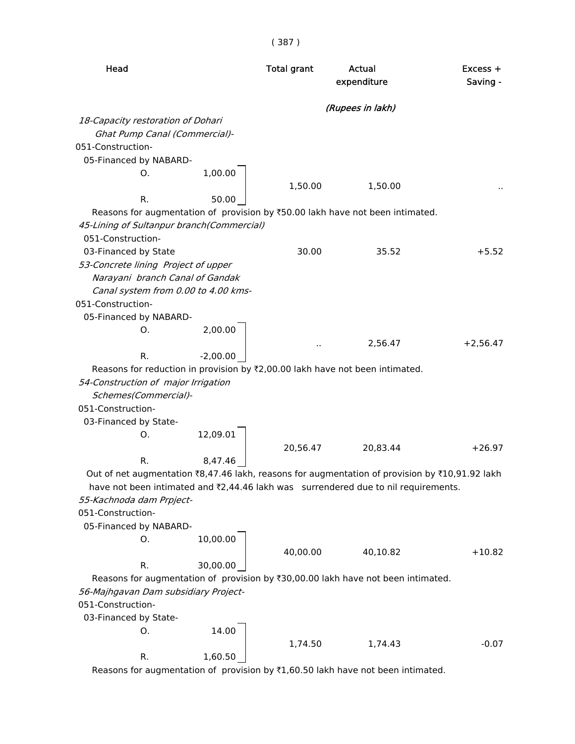| Head | | Total grant | Actual expenditure | Excess + Saving - |
|---|---|---|---|---|
| | | | *(Rupees in lakh)* | |
| *18-Capacity restoration of Dohari Ghat Pump Canal (Commercial)-* | | | | |
| 051-Construction- | | | | |
| 05-Financed by NABARD- | | | | |
| O. | 1,00.00 | 1,50.00 | 1,50.00 | .. |
| R. | 50.00 | | | |

Reasons for augmentation of provision by ₹50.00 lakh have not been intimated.

| Head | | Total grant | Actual expenditure | Excess + Saving - |
|---|---|---|---|---|
| *45-Lining of Sultanpur branch(Commercial)* | | | | |
| 051-Construction- | | | | |
| 03-Financed by State | | 30.00 | 35.52 | +5.52 |
| *53-Concrete lining Project of upper Narayani branch Canal of Gandak Canal system from 0.00 to 4.00 kms-* | | | | |
| 051-Construction- | | | | |
| 05-Financed by NABARD- | | | | |
| O. | 2,00.00 | .. | 2,56.47 | +2,56.47 |
| R. | -2,00.00 | | | |

Reasons for reduction in provision by ₹2,00.00 lakh have not been intimated.

| Head | | Total grant | Actual expenditure | Excess + Saving - |
|---|---|---|---|---|
| *54-Construction of major Irrigation Schemes(Commercial)-* | | | | |
| 051-Construction- | | | | |
| 03-Financed by State- | | | | |
| O. | 12,09.01 | 20,56.47 | 20,83.44 | +26.97 |
| R. | 8,47.46 | | | |

Out of net augmentation ₹8,47.46 lakh, reasons for augmentation of provision by ₹10,91.92 lakh have not been intimated and ₹2,44.46 lakh was surrendered due to nil requirements.

| Head | | Total grant | Actual expenditure | Excess + Saving - |
|---|---|---|---|---|
| *55-Kachnoda dam Prpject-* | | | | |
| 051-Construction- | | | | |
| 05-Financed by NABARD- | | | | |
| O. | 10,00.00 | 40,00.00 | 40,10.82 | +10.82 |
| R. | 30,00.00 | | | |

Reasons for augmentation of provision by ₹30,00.00 lakh have not been intimated.

| Head | | Total grant | Actual expenditure | Excess + Saving - |
|---|---|---|---|---|
| *56-Majhgavan Dam subsidiary Project-* | | | | |
| 051-Construction- | | | | |
| 03-Financed by State- | | | | |
| O. | 14.00 | 1,74.50 | 1,74.43 | -0.07 |
| R. | 1,60.50 | | | |

Reasons for augmentation of provision by ₹1,60.50 lakh have not been intimated.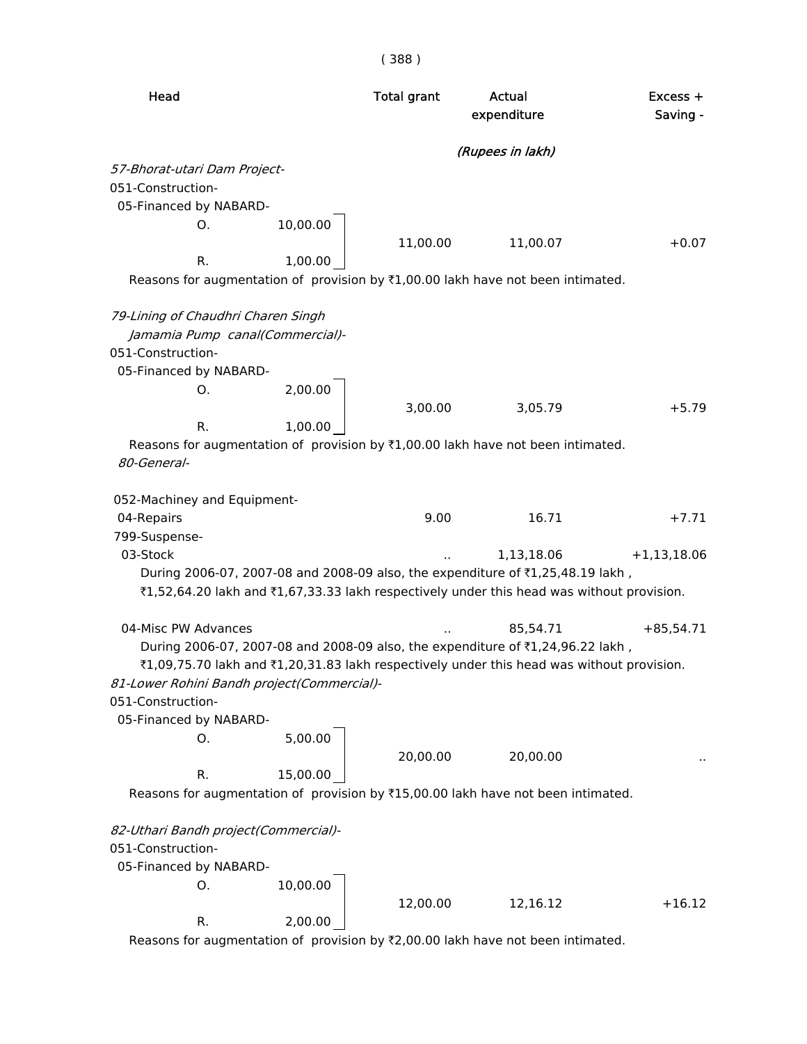| Head | | Total grant | Actual expenditure | Excess + Saving - |
|---|---|---|---|---|
| | | | *(Rupees in lakh)* | |
| *57-Bhorat-utari Dam Project-* | | | | |
| 051-Construction- | | | | |
| 05-Financed by NABARD- | | | | |
| O. | 10,00.00 | | | |
| | | 11,00.00 | 11,00.07 | +0.07 |
| R. | 1,00.00 | | | |

Reasons for augmentation of provision by ₹1,00.00 lakh have not been intimated.

| Head | | Total grant | Actual expenditure | Excess + Saving - |
|---|---|---|---|---|
| *79-Lining of Chaudhri Charen Singh Jamamia Pump canal(Commercial)-* | | | | |
| 051-Construction- | | | | |
| 05-Financed by NABARD- | | | | |
| O. | 2,00.00 | | | |
| | | 3,00.00 | 3,05.79 | +5.79 |
| R. | 1,00.00 | | | |

Reasons for augmentation of provision by ₹1,00.00 lakh have not been intimated.

| Head | Total grant | Actual expenditure | Excess + Saving - |
|---|---|---|---|
| *80-General-* | | | |
| 052-Machiney and Equipment- | | | |
| 04-Repairs | 9.00 | 16.71 | +7.71 |
| 799-Suspense- | | | |
| 03-Stock | .. | 1,13,18.06 | +1,13,18.06 |

During 2006-07, 2007-08 and 2008-09 also, the expenditure of ₹1,25,48.19 lakh , ₹1,52,64.20 lakh and ₹1,67,33.33 lakh respectively under this head was without provision.

| Head | Total grant | Actual expenditure | Excess + Saving - |
|---|---|---|---|
| 04-Misc PW Advances | .. | 85,54.71 | +85,54.71 |

During 2006-07, 2007-08 and 2008-09 also, the expenditure of ₹1,24,96.22 lakh , ₹1,09,75.70 lakh and ₹1,20,31.83 lakh respectively under this head was without provision.

| Head | | Total grant | Actual expenditure | Excess + Saving - |
|---|---|---|---|---|
| *81-Lower Rohini Bandh project(Commercial)-* | | | | |
| 051-Construction- | | | | |
| 05-Financed by NABARD- | | | | |
| O. | 5,00.00 | | | |
| | | 20,00.00 | 20,00.00 | .. |
| R. | 15,00.00 | | | |

Reasons for augmentation of provision by ₹15,00.00 lakh have not been intimated.

| Head | | Total grant | Actual expenditure | Excess + Saving - |
|---|---|---|---|---|
| *82-Uthari Bandh project(Commercial)-* | | | | |
| 051-Construction- | | | | |
| 05-Financed by NABARD- | | | | |
| O. | 10,00.00 | | | |
| | | 12,00.00 | 12,16.12 | +16.12 |
| R. | 2,00.00 | | | |

Reasons for augmentation of provision by ₹2,00.00 lakh have not been intimated.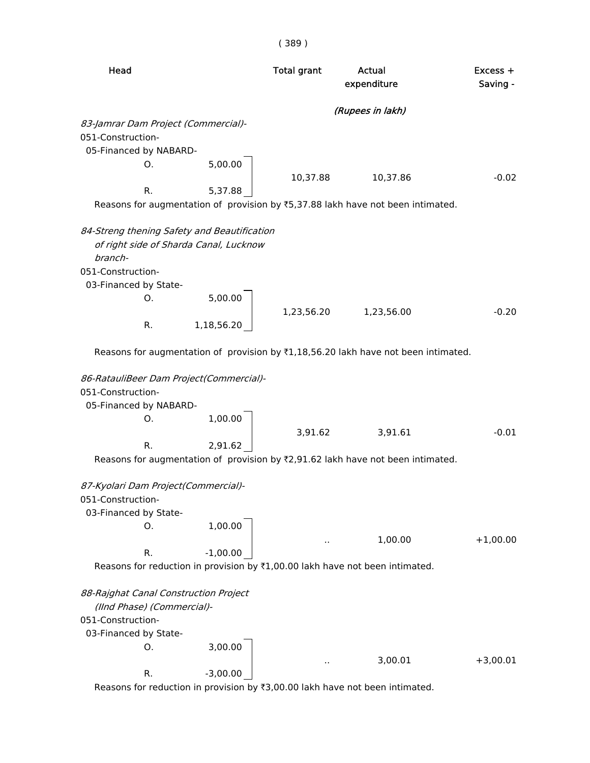| Head | | Total grant | Actual expenditure | Excess + Saving - |
|---|---|---|---|---|
| | | | *(Rupees in lakh)* | |
| *83-Jamrar Dam Project (Commercial)-* | | | | |
| 051-Construction- | | | | |
| 05-Financed by NABARD- | | | | |
| O. | 5,00.00 | | | |
| R. | 5,37.88 | 10,37.88 | 10,37.86 | -0.02 |

Reasons for augmentation of provision by ₹5,37.88 lakh have not been intimated.

| Head | | Total grant | Actual expenditure | Excess + Saving - |
|---|---|---|---|---|
| *84-Streng thening Safety and Beautification of right side of Sharda Canal, Lucknow branch-* | | | | |
| 051-Construction- | | | | |
| 03-Financed by State- | | | | |
| O. | 5,00.00 | | | |
| R. | 1,18,56.20 | 1,23,56.20 | 1,23,56.00 | -0.20 |

Reasons for augmentation of provision by ₹1,18,56.20 lakh have not been intimated.

| Head | | Total grant | Actual expenditure | Excess + Saving - |
|---|---|---|---|---|
| *86-RatauliBeer Dam Project(Commercial)-* | | | | |
| 051-Construction- | | | | |
| 05-Financed by NABARD- | | | | |
| O. | 1,00.00 | | | |
| R. | 2,91.62 | 3,91.62 | 3,91.61 | -0.01 |

Reasons for augmentation of provision by ₹2,91.62 lakh have not been intimated.

| Head | | Total grant | Actual expenditure | Excess + Saving - |
|---|---|---|---|---|
| *87-Kyolari Dam Project(Commercial)-* | | | | |
| 051-Construction- | | | | |
| 03-Financed by State- | | | | |
| O. | 1,00.00 | | | |
| R. | -1,00.00 | .. | 1,00.00 | +1,00.00 |

Reasons for reduction in provision by ₹1,00.00 lakh have not been intimated.

| Head | | Total grant | Actual expenditure | Excess + Saving - |
|---|---|---|---|---|
| *88-Rajghat Canal Construction Project (IInd Phase) (Commercial)-* | | | | |
| 051-Construction- | | | | |
| 03-Financed by State- | | | | |
| O. | 3,00.00 | | | |
| R. | -3,00.00 | .. | 3,00.01 | +3,00.01 |

Reasons for reduction in provision by ₹3,00.00 lakh have not been intimated.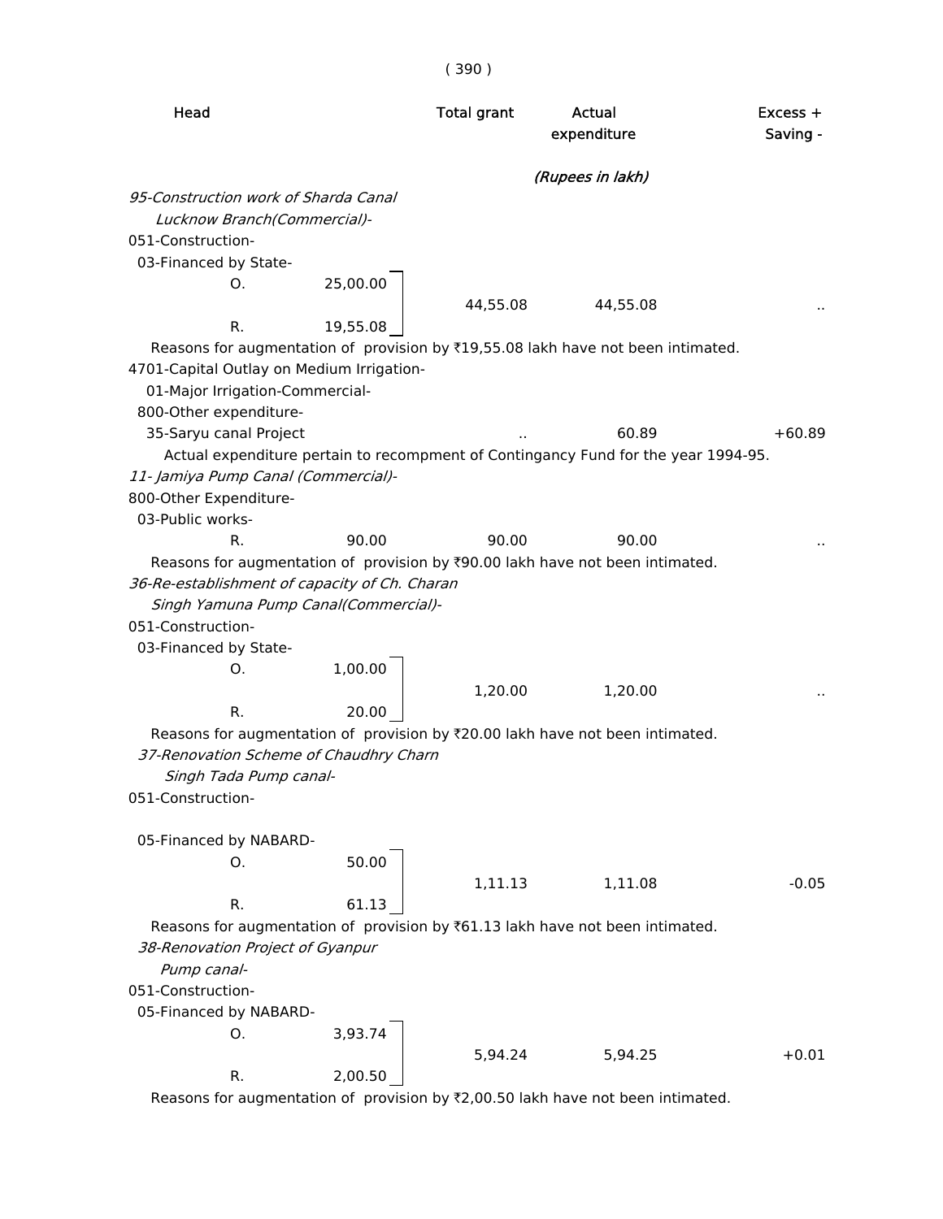| Head | | Total grant | Actual expenditure | Excess + Saving - |
|---|---|---|---|---|
| | | | *(Rupees in lakh)* | |
| *95-Construction work of Sharda Canal Lucknow Branch(Commercial)-* | | | | |
| 051-Construction- | | | | |
| 03-Financed by State- | | | | |
| O. | 25,00.00 | 44,55.08 | 44,55.08 | .. |
| R. | 19,55.08 | | | |

Reasons for augmentation of provision by ₹19,55.08 lakh have not been intimated.

| Head | | Total grant | Actual expenditure | Excess + Saving - |
|---|---|---|---|---|
| 4701-Capital Outlay on Medium Irrigation- | | | | |
| 01-Major Irrigation-Commercial- | | | | |
| 800-Other expenditure- | | | | |
| 35-Saryu canal Project | | .. | 60.89 | +60.89 |

Actual expenditure pertain to recompment of Contingancy Fund for the year 1994-95.

| Head | | Total grant | Actual expenditure | Excess + Saving - |
|---|---|---|---|---|
| *11- Jamiya Pump Canal (Commercial)-* | | | | |
| 800-Other Expenditure- | | | | |
| 03-Public works- | | | | |
| R. | 90.00 | 90.00 | 90.00 | .. |

Reasons for augmentation of provision by ₹90.00 lakh have not been intimated.

| Head | | Total grant | Actual expenditure | Excess + Saving - |
|---|---|---|---|---|
| *36-Re-establishment of capacity of Ch. Charan Singh Yamuna Pump Canal(Commercial)-* | | | | |
| 051-Construction- | | | | |
| 03-Financed by State- | | | | |
| O. | 1,00.00 | 1,20.00 | 1,20.00 | .. |
| R. | 20.00 | | | |

Reasons for augmentation of provision by ₹20.00 lakh have not been intimated.

| Head | | Total grant | Actual expenditure | Excess + Saving - |
|---|---|---|---|---|
| *37-Renovation Scheme of Chaudhry Charn Singh Tada Pump canal-* | | | | |
| 051-Construction- | | | | |
| 05-Financed by NABARD- | | | | |
| O. | 50.00 | 1,11.13 | 1,11.08 | -0.05 |
| R. | 61.13 | | | |

Reasons for augmentation of provision by ₹61.13 lakh have not been intimated.

| Head | | Total grant | Actual expenditure | Excess + Saving - |
|---|---|---|---|---|
| *38-Renovation Project of Gyanpur Pump canal-* | | | | |
| 051-Construction- | | | | |
| 05-Financed by NABARD- | | | | |
| O. | 3,93.74 | 5,94.24 | 5,94.25 | +0.01 |
| R. | 2,00.50 | | | |

Reasons for augmentation of provision by ₹2,00.50 lakh have not been intimated.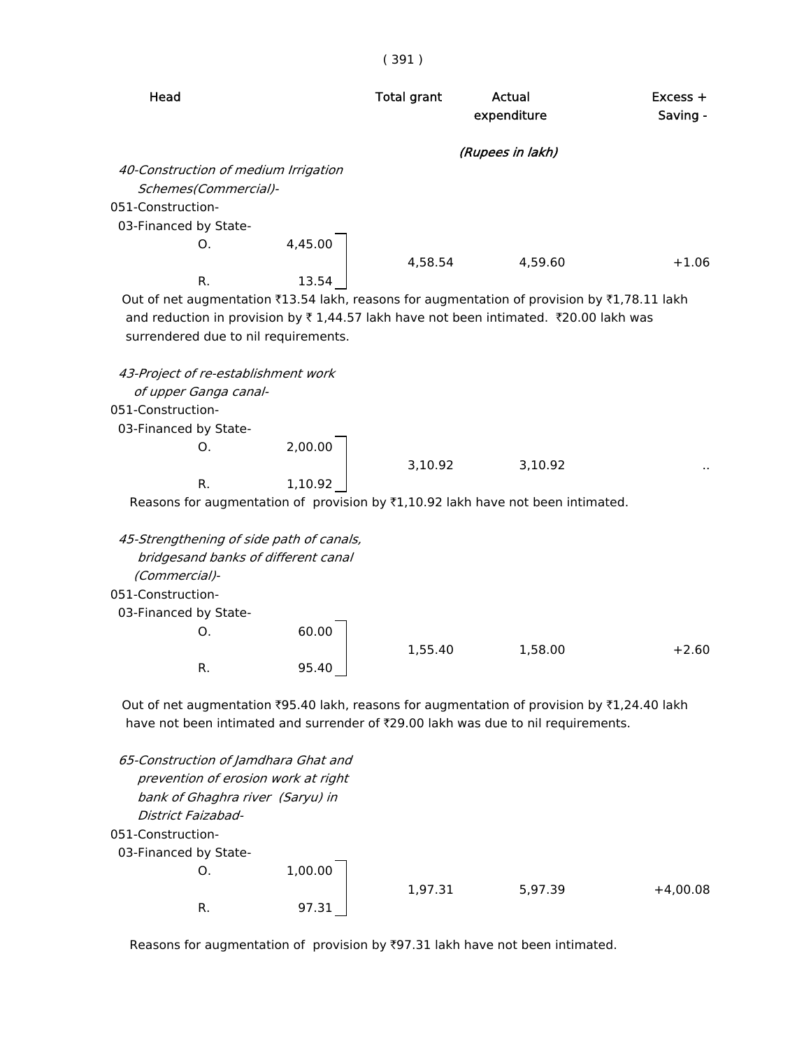| Head | | Total grant | Actual expenditure | Excess + Saving - |
|---|---|---|---|---|
| | | | *(Rupees in lakh)* | |
| *40-Construction of medium Irrigation Schemes(Commercial)-* | | | | |
| 051-Construction- | | | | |
| 03-Financed by State- | | | | |
| O. | 4,45.00 | 4,58.54 | 4,59.60 | +1.06 |
| R. | 13.54 | | | |

Out of net augmentation ₹13.54 lakh, reasons for augmentation of provision by ₹1,78.11 lakh and reduction in provision by ₹ 1,44.57 lakh have not been intimated. ₹20.00 lakh was surrendered due to nil requirements.

| Head | | Total grant | Actual expenditure | Excess + Saving - |
|---|---|---|---|---|
| *43-Project of re-establishment work of upper Ganga canal-* | | | | |
| 051-Construction- | | | | |
| 03-Financed by State- | | | | |
| O. | 2,00.00 | 3,10.92 | 3,10.92 | .. |
| R. | 1,10.92 | | | |

Reasons for augmentation of provision by ₹1,10.92 lakh have not been intimated.

| Head | | Total grant | Actual expenditure | Excess + Saving - |
|---|---|---|---|---|
| *45-Strengthening of side path of canals, bridgesand banks of different canal (Commercial)-* | | | | |
| 051-Construction- | | | | |
| 03-Financed by State- | | | | |
| O. | 60.00 | 1,55.40 | 1,58.00 | +2.60 |
| R. | 95.40 | | | |

Out of net augmentation ₹95.40 lakh, reasons for augmentation of provision by ₹1,24.40 lakh have not been intimated and surrender of ₹29.00 lakh was due to nil requirements.

| Head | | Total grant | Actual expenditure | Excess + Saving - |
|---|---|---|---|---|
| *65-Construction of Jamdhara Ghat and prevention of erosion work at right bank of Ghaghra river (Saryu) in District Faizabad-* | | | | |
| 051-Construction- | | | | |
| 03-Financed by State- | | | | |
| O. | 1,00.00 | 1,97.31 | 5,97.39 | +4,00.08 |
| R. | 97.31 | | | |

Reasons for augmentation of provision by ₹97.31 lakh have not been intimated.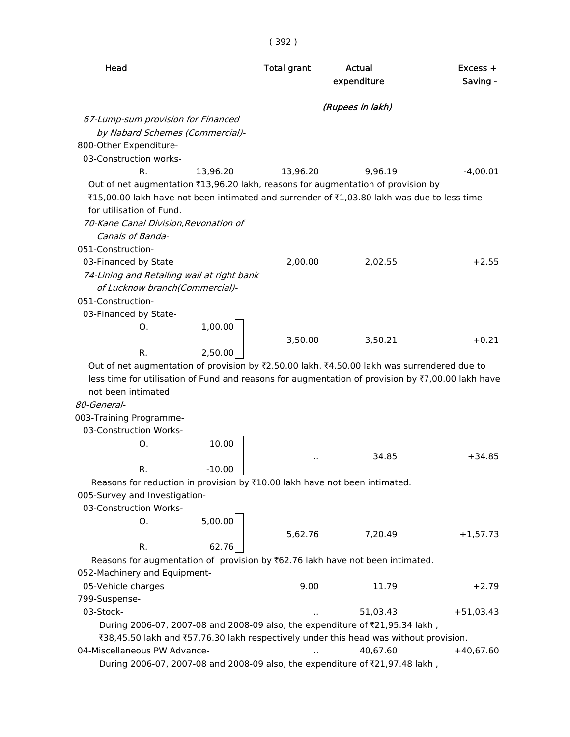| Head | | Total grant | Actual expenditure | Excess + Saving - |
|---|---|---|---|---|
| | | | (Rupees in lakh) | |
| *67-Lump-sum provision for Financed by Nabard Schemes (Commercial)-* | | | | |
| 800-Other Expenditure- | | | | |
| 03-Construction works- | | | | |
| R. | 13,96.20 | 13,96.20 | 9,96.19 | -4,00.01 |

Out of net augmentation ₹13,96.20 lakh, reasons for augmentation of provision by ₹15,00.00 lakh have not been intimated and surrender of ₹1,03.80 lakh was due to less time for utilisation of Fund.

| Head | | Total grant | Actual expenditure | Excess + Saving - |
|---|---|---|---|---|
| *70-Kane Canal Division,Revonation of Canals of Banda-* | | | | |
| 051-Construction- | | | | |
| 03-Financed by State | | 2,00.00 | 2,02.55 | +2.55 |
| *74-Lining and Retailing wall at right bank of Lucknow branch(Commercial)-* | | | | |
| 051-Construction- | | | | |
| 03-Financed by State- | | | | |
| O. | 1,00.00 | | | |
| R. | 2,50.00 | 3,50.00 | 3,50.21 | +0.21 |

Out of net augmentation of provision by ₹2,50.00 lakh, ₹4,50.00 lakh was surrendered due to less time for utilisation of Fund and reasons for augmentation of provision by ₹7,00.00 lakh have not been intimated.

| Head | | Total grant | Actual expenditure | Excess + Saving - |
|---|---|---|---|---|
| *80-General-* | | | | |
| 003-Training Programme- | | | | |
| 03-Construction Works- | | | | |
| O. | 10.00 | | | |
| R. | -10.00 | .. | 34.85 | +34.85 |

Reasons for reduction in provision by ₹10.00 lakh have not been intimated.

| Head | | Total grant | Actual expenditure | Excess + Saving - |
|---|---|---|---|---|
| 005-Survey and Investigation- | | | | |
| 03-Construction Works- | | | | |
| O. | 5,00.00 | | | |
| R. | 62.76 | 5,62.76 | 7,20.49 | +1,57.73 |

Reasons for augmentation of provision by ₹62.76 lakh have not been intimated.

| Head | | Total grant | Actual expenditure | Excess + Saving - |
|---|---|---|---|---|
| 052-Machinery and Equipment- | | | | |
| 05-Vehicle charges | | 9.00 | 11.79 | +2.79 |
| 799-Suspense- | | | | |
| 03-Stock- | | .. | 51,03.43 | +51,03.43 |

During 2006-07, 2007-08 and 2008-09 also, the expenditure of ₹21,95.34 lakh , ₹38,45.50 lakh and ₹57,76.30 lakh respectively under this head was without provision.

| Head | | Total grant | Actual expenditure | Excess + Saving - |
|---|---|---|---|---|
| 04-Miscellaneous PW Advance- | | .. | 40,67.60 | +40,67.60 |

During 2006-07, 2007-08 and 2008-09 also, the expenditure of ₹21,97.48 lakh ,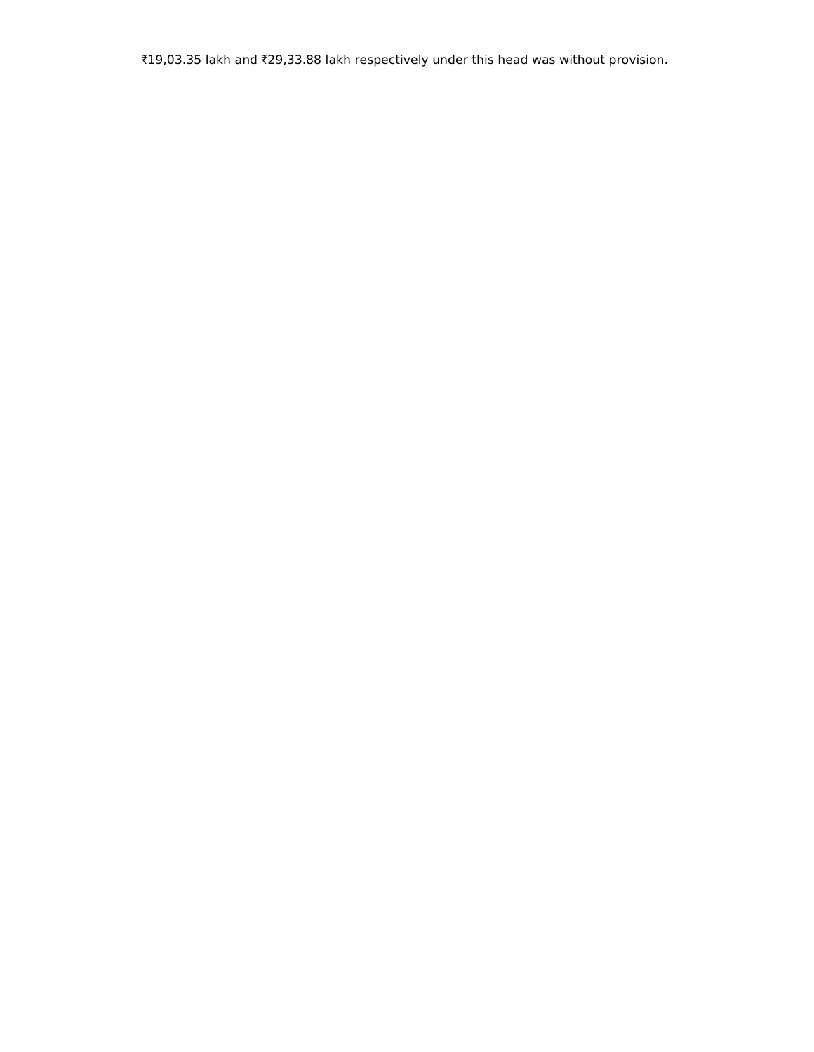₹19,03.35 lakh and ₹29,33.88 lakh respectively under this head was without provision.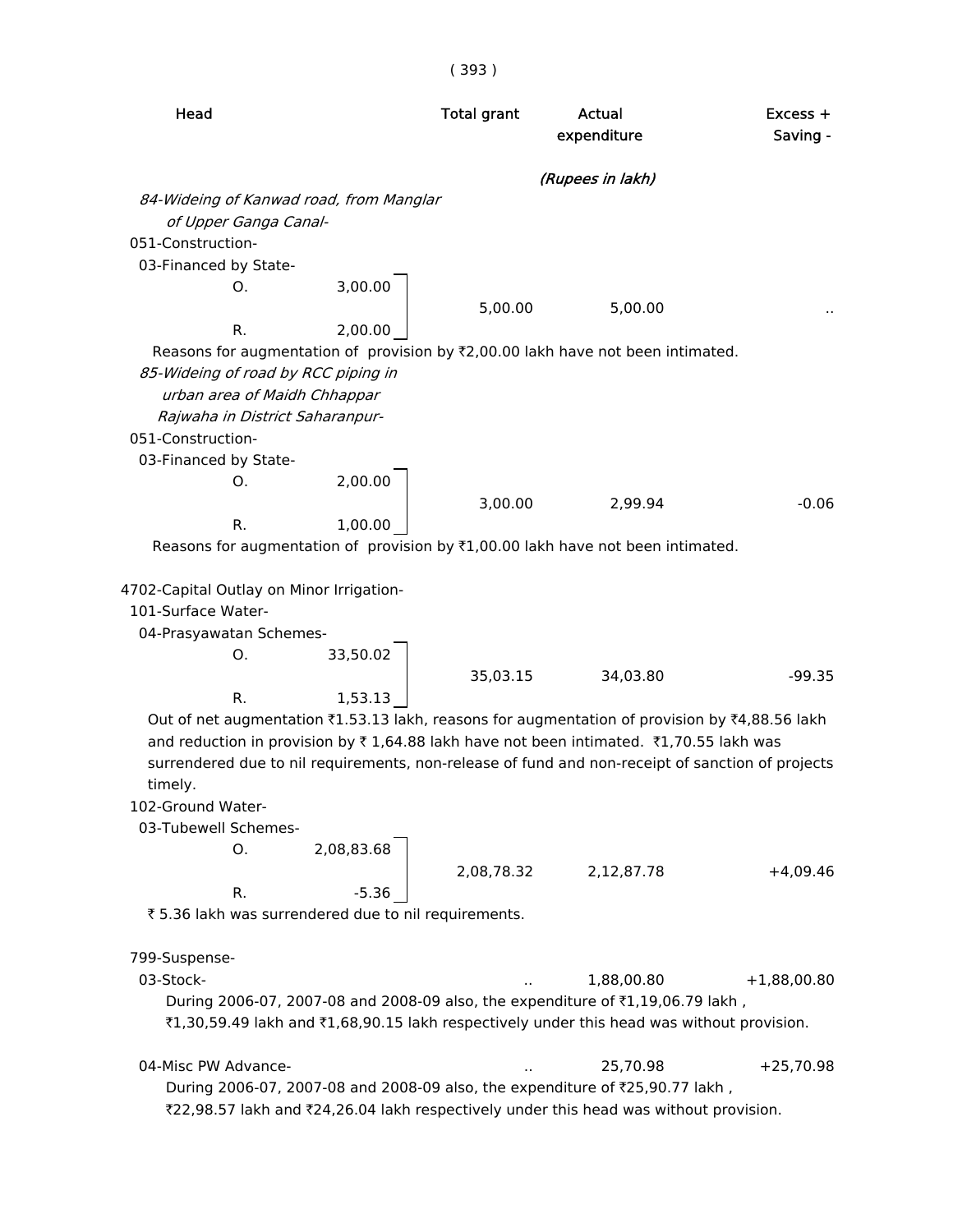| Head | | Total grant | Actual expenditure | Excess + Saving - |
|---|---|---|---|---|
| | | | *(Rupees in lakh)* | |
| *84-Wideing of Kanwad road, from Manglar of Upper Ganga Canal-* | | | | |
| 051-Construction- | | | | |
| 03-Financed by State- | | | | |
| O. | 3,00.00 | 5,00.00 | 5,00.00 | .. |
| R. | 2,00.00 | | | |

Reasons for augmentation of provision by ₹2,00.00 lakh have not been intimated.

| Head | | Total grant | Actual expenditure | Excess + Saving - |
|---|---|---|---|---|
| *85-Wideing of road by RCC piping in urban area of Maidh Chhappar Rajwaha in District Saharanpur-* | | | | |
| 051-Construction- | | | | |
| 03-Financed by State- | | | | |
| O. | 2,00.00 | 3,00.00 | 2,99.94 | -0.06 |
| R. | 1,00.00 | | | |

Reasons for augmentation of provision by ₹1,00.00 lakh have not been intimated.

| Head | | Total grant | Actual expenditure | Excess + Saving - |
|---|---|---|---|---|
| 4702-Capital Outlay on Minor Irrigation- | | | | |
| 101-Surface Water- | | | | |
| 04-Prasyawatan Schemes- | | | | |
| O. | 33,50.02 | 35,03.15 | 34,03.80 | -99.35 |
| R. | 1,53.13 | | | |

Out of net augmentation ₹1.53.13 lakh, reasons for augmentation of provision by ₹4,88.56 lakh and reduction in provision by ₹ 1,64.88 lakh have not been intimated. ₹1,70.55 lakh was surrendered due to nil requirements, non-release of fund and non-receipt of sanction of projects timely.

| Head | | Total grant | Actual expenditure | Excess + Saving - |
|---|---|---|---|---|
| 102-Ground Water- | | | | |
| 03-Tubewell Schemes- | | | | |
| O. | 2,08,83.68 | 2,08,78.32 | 2,12,87.78 | +4,09.46 |
| R. | -5.36 | | | |

₹ 5.36 lakh was surrendered due to nil requirements.

| Head | | Total grant | Actual expenditure | Excess + Saving - |
|---|---|---|---|---|
| 799-Suspense- | | | | |
| 03-Stock- | | .. | 1,88,00.80 | +1,88,00.80 |

During 2006-07, 2007-08 and 2008-09 also, the expenditure of ₹1,19,06.79 lakh , ₹1,30,59.49 lakh and ₹1,68,90.15 lakh respectively under this head was without provision.

| Head | | Total grant | Actual expenditure | Excess + Saving - |
|---|---|---|---|---|
| 04-Misc PW Advance- | | .. | 25,70.98 | +25,70.98 |

During 2006-07, 2007-08 and 2008-09 also, the expenditure of ₹25,90.77 lakh , ₹22,98.57 lakh and ₹24,26.04 lakh respectively under this head was without provision.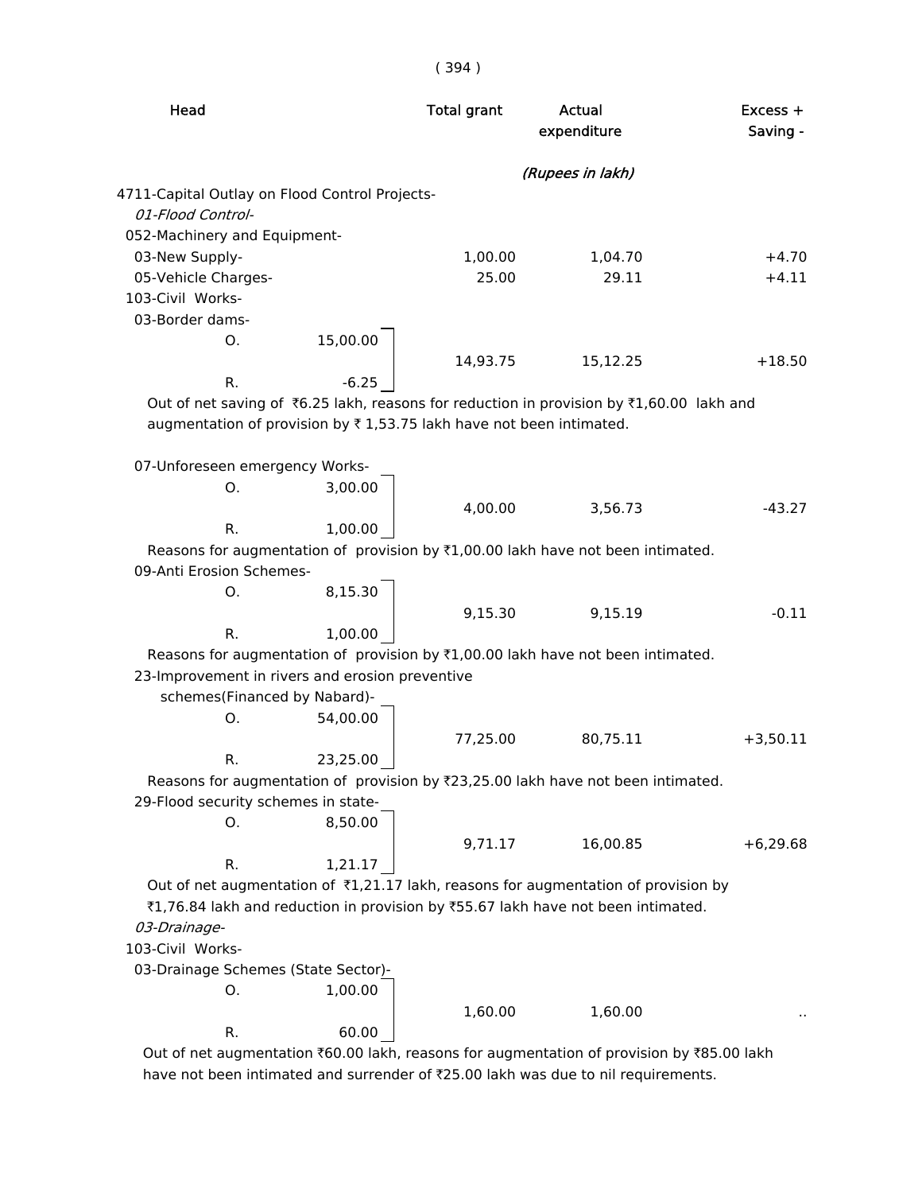| Head | | Total grant | Actual expenditure | Excess + Saving - |
|---|---|---|---|---|
| | | | *(Rupees in lakh)* | |
| 4711-Capital Outlay on Flood Control Projects- | | | | |
| *01-Flood Control-* | | | | |
| 052-Machinery and Equipment- | | | | |
| 03-New Supply- | | 1,00.00 | 1,04.70 | +4.70 |
| 05-Vehicle Charges- | | 25.00 | 29.11 | +4.11 |
| 103-Civil Works- | | | | |
| 03-Border dams- | | | | |
| O. | 15,00.00 | | | |
| R. | -6.25 | 14,93.75 | 15,12.25 | +18.50 |

Out of net saving of ₹6.25 lakh, reasons for reduction in provision by ₹1,60.00 lakh and augmentation of provision by ₹ 1,53.75 lakh have not been intimated.

| Head | | Total grant | Actual expenditure | Excess + Saving - |
|---|---|---|---|---|
| 07-Unforeseen emergency Works- | | | | |
| O. | 3,00.00 | | | |
| R. | 1,00.00 | 4,00.00 | 3,56.73 | -43.27 |

Reasons for augmentation of provision by ₹1,00.00 lakh have not been intimated.

| Head | | Total grant | Actual expenditure | Excess + Saving - |
|---|---|---|---|---|
| 09-Anti Erosion Schemes- | | | | |
| O. | 8,15.30 | | | |
| R. | 1,00.00 | 9,15.30 | 9,15.19 | -0.11 |

Reasons for augmentation of provision by ₹1,00.00 lakh have not been intimated.

| Head | | Total grant | Actual expenditure | Excess + Saving - |
|---|---|---|---|---|
| 23-Improvement in rivers and erosion preventive schemes(Financed by Nabard)- | | | | |
| O. | 54,00.00 | | | |
| R. | 23,25.00 | 77,25.00 | 80,75.11 | +3,50.11 |

Reasons for augmentation of provision by ₹23,25.00 lakh have not been intimated.

| Head | | Total grant | Actual expenditure | Excess + Saving - |
|---|---|---|---|---|
| 29-Flood security schemes in state- | | | | |
| O. | 8,50.00 | | | |
| R. | 1,21.17 | 9,71.17 | 16,00.85 | +6,29.68 |

Out of net augmentation of ₹1,21.17 lakh, reasons for augmentation of provision by ₹1,76.84 lakh and reduction in provision by ₹55.67 lakh have not been intimated.

| Head | | Total grant | Actual expenditure | Excess + Saving - |
|---|---|---|---|---|
| *03-Drainage-* | | | | |
| 103-Civil Works- | | | | |
| 03-Drainage Schemes (State Sector)- | | | | |
| O. | 1,00.00 | | | |
| R. | 60.00 | 1,60.00 | 1,60.00 | .. |

Out of net augmentation ₹60.00 lakh, reasons for augmentation of provision by ₹85.00 lakh have not been intimated and surrender of ₹25.00 lakh was due to nil requirements.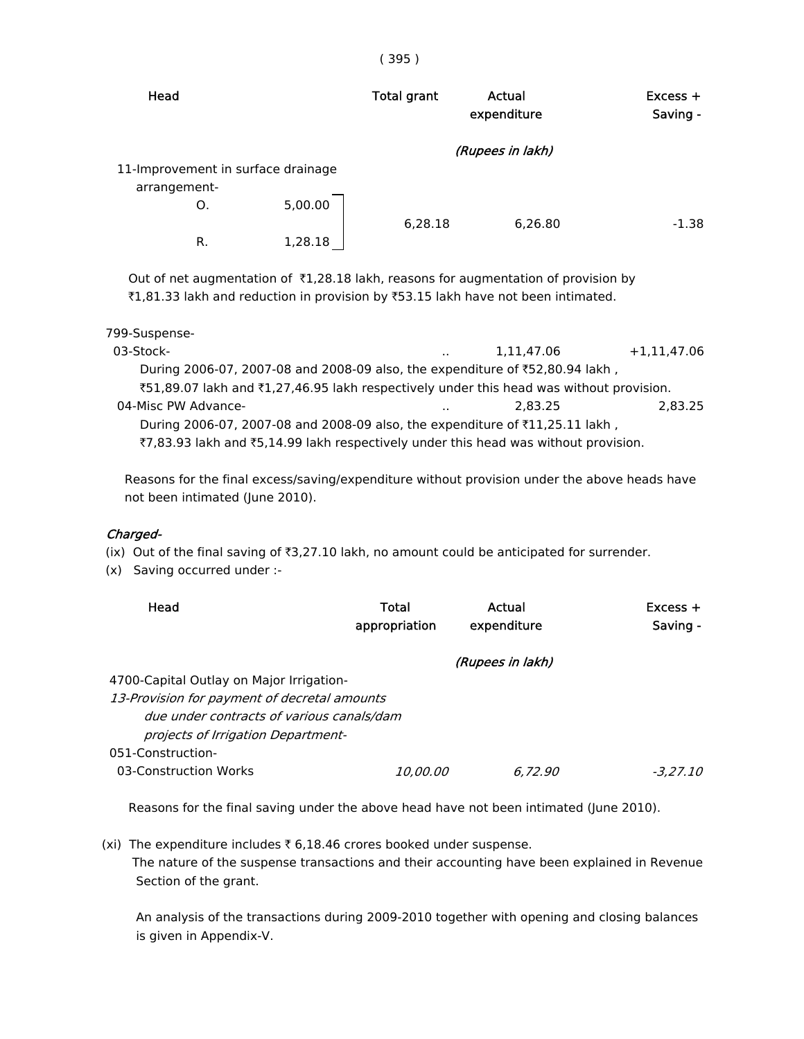| Head | | Total grant | Actual expenditure | Excess + Saving - |
|---|---|---|---|---|
| | | | *(Rupees in lakh)* | |
| 11-Improvement in surface drainage arrangement- | | | | |
| O. | 5,00.00 | 6,28.18 | 6,26.80 | -1.38 |
| R. | 1,28.18 | | | |

Out of net augmentation of ₹1,28.18 lakh, reasons for augmentation of provision by ₹1,81.33 lakh and reduction in provision by ₹53.15 lakh have not been intimated.

| Head | Total grant | Actual expenditure | Excess + Saving - |
|---|---|---|---|
| 799-Suspense- | | | |
| 03-Stock- | .. | 1,11,47.06 | +1,11,47.06 |

During 2006-07, 2007-08 and 2008-09 also, the expenditure of ₹52,80.94 lakh , ₹51,89.07 lakh and ₹1,27,46.95 lakh respectively under this head was without provision.

| Head | Total grant | Actual expenditure | Excess + Saving - |
|---|---|---|---|
| 04-Misc PW Advance- | .. | 2,83.25 | 2,83.25 |

During 2006-07, 2007-08 and 2008-09 also, the expenditure of ₹11,25.11 lakh , ₹7,83.93 lakh and ₹5,14.99 lakh respectively under this head was without provision.

Reasons for the final excess/saving/expenditure without provision under the above heads have not been intimated (June 2010).

*Charged-*

(ix) Out of the final saving of ₹3,27.10 lakh, no amount could be anticipated for surrender.

(x) Saving occurred under :-

| Head | Total appropriation | Actual expenditure | Excess + Saving - |
|---|---|---|---|
| | | *(Rupees in lakh)* | |
| 4700-Capital Outlay on Major Irrigation- | | | |
| *13-Provision for payment of decretal amounts due under contracts of various canals/dam projects of Irrigation Department-* | | | |
| 051-Construction- | | | |
| 03-Construction Works | *10,00.00* | *6,72.90* | *-3,27.10* |

Reasons for the final saving under the above head have not been intimated (June 2010).

(xi) The expenditure includes ₹ 6,18.46 crores booked under suspense.
The nature of the suspense transactions and their accounting have been explained in Revenue Section of the grant.

An analysis of the transactions during 2009-2010 together with opening and closing balances is given in Appendix-V.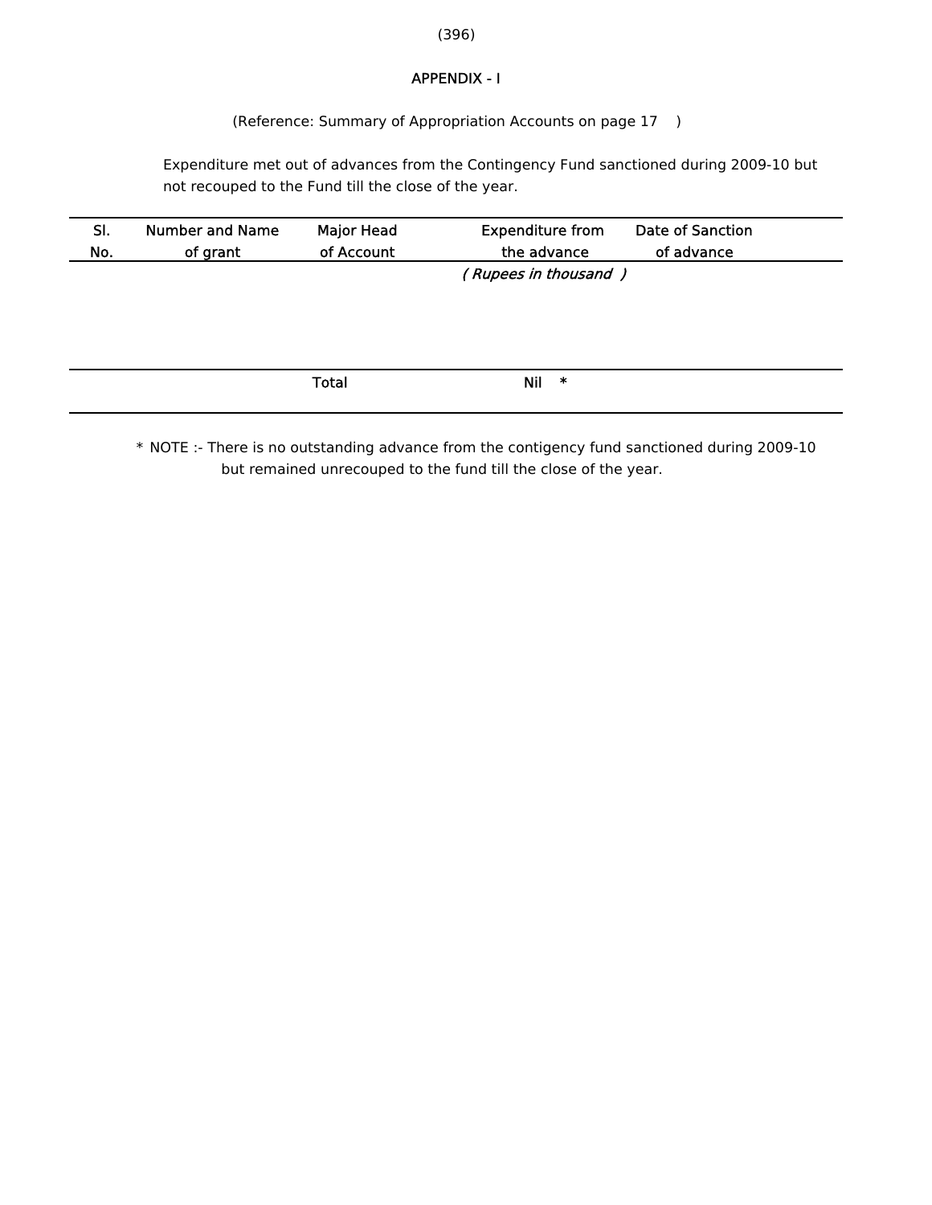# APPENDIX - I

(Reference: Summary of Appropriation Accounts on page 17 )

Expenditure met out of advances from the Contingency Fund sanctioned during 2009-10 but not recouped to the Fund till the close of the year.

| Sl. No. | Number and Name of grant | Major Head of Account | Expenditure from the advance | Date of Sanction of advance |
|---|---|---|---|---|
| | | | *( Rupees in thousand )* | |
| | | Total | Nil * | |

* NOTE :- There is no outstanding advance from the contigency fund sanctioned during 2009-10 but remained unrecouped to the fund till the close of the year.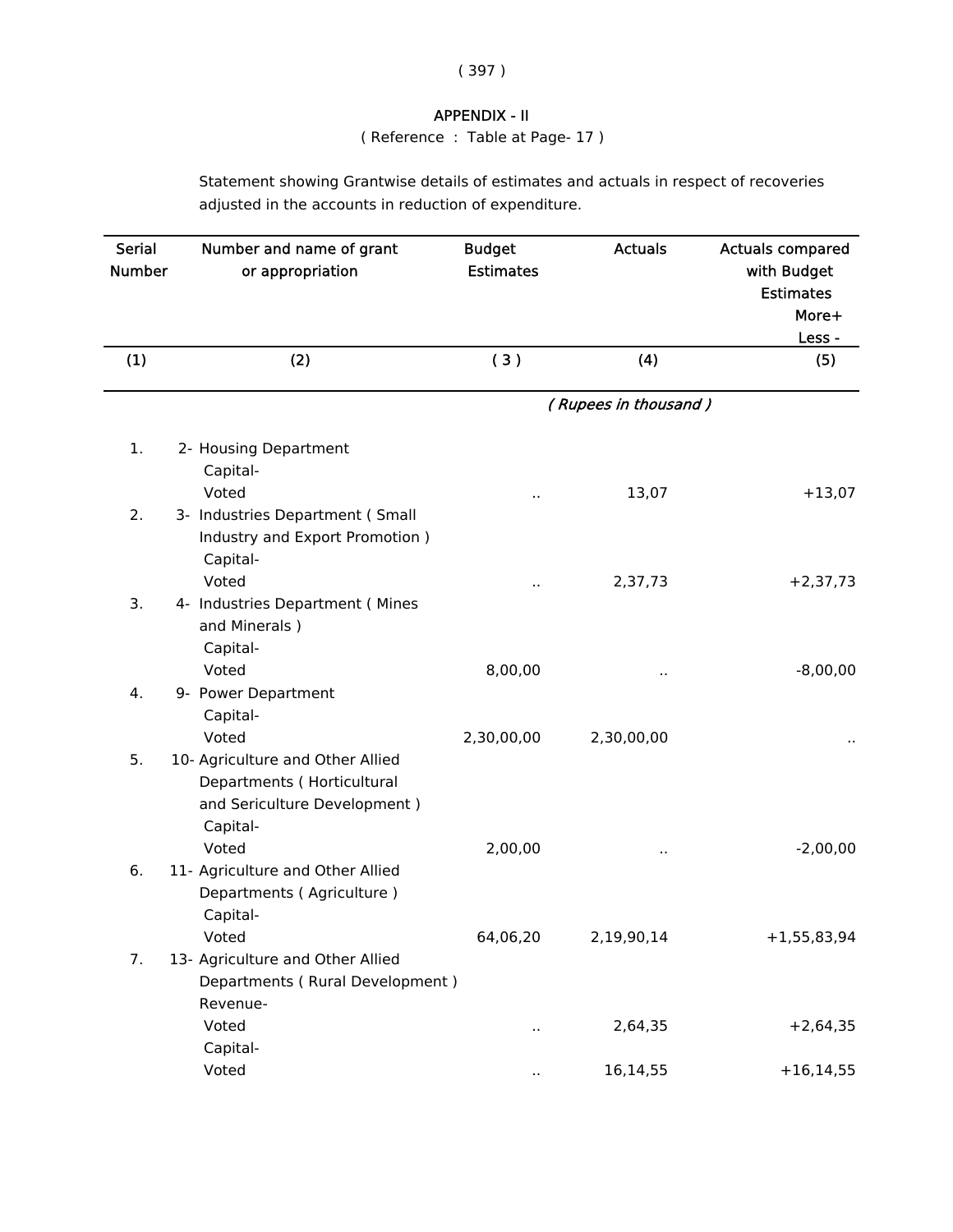## APPENDIX - II

( Reference : Table at Page- 17 )

Statement showing Grantwise details of estimates and actuals in respect of recoveries adjusted in the accounts in reduction of expenditure.

| Serial Number | Number and name of grant or appropriation | Budget Estimates | Actuals | Actuals compared with Budget Estimates More+ Less - |
|---|---|---|---|---|
| (1) | (2) | ( 3 ) | (4) | (5) |
| | | | *( Rupees in thousand )* | |
| 1. | 2- Housing Department | | | |
| | Capital- | | | |
| | Voted | .. | 13,07 | +13,07 |
| 2. | 3- Industries Department ( Small Industry and Export Promotion ) | | | |
| | Capital- | | | |
| | Voted | .. | 2,37,73 | +2,37,73 |
| 3. | 4- Industries Department ( Mines and Minerals ) | | | |
| | Capital- | | | |
| | Voted | 8,00,00 | .. | -8,00,00 |
| 4. | 9- Power Department | | | |
| | Capital- | | | |
| | Voted | 2,30,00,00 | 2,30,00,00 | .. |
| 5. | 10- Agriculture and Other Allied Departments ( Horticultural and Sericulture Development ) | | | |
| | Capital- | | | |
| | Voted | 2,00,00 | .. | -2,00,00 |
| 6. | 11- Agriculture and Other Allied Departments ( Agriculture ) | | | |
| | Capital- | | | |
| | Voted | 64,06,20 | 2,19,90,14 | +1,55,83,94 |
| 7. | 13- Agriculture and Other Allied Departments ( Rural Development ) | | | |
| | Revenue- | | | |
| | Voted | .. | 2,64,35 | +2,64,35 |
| | Capital- | | | |
| | Voted | .. | 16,14,55 | +16,14,55 |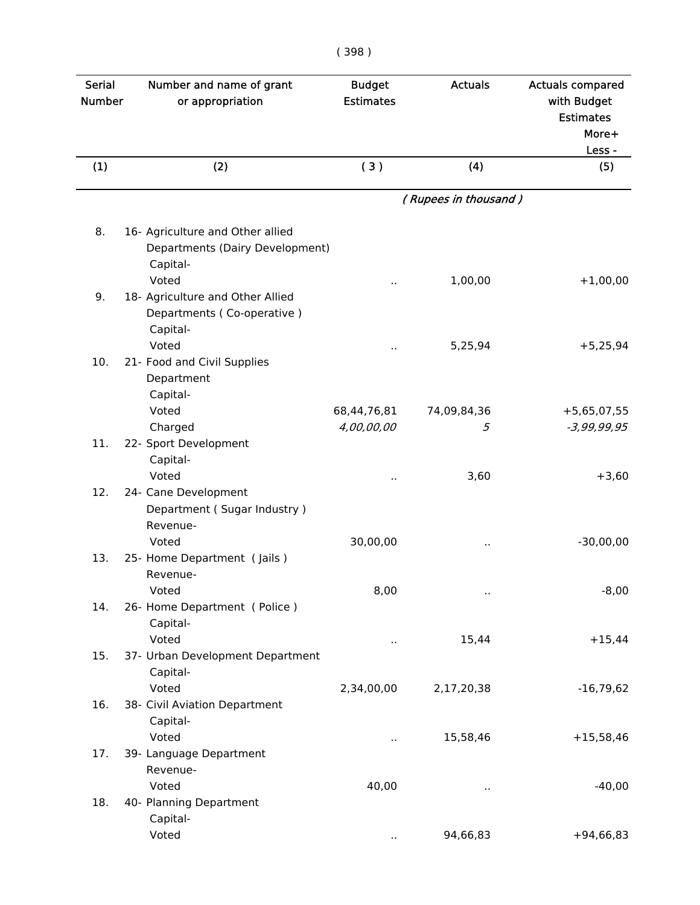| Serial Number | Number and name of grant or appropriation | Budget Estimates | Actuals | Actuals compared with Budget Estimates More+ Less - |
|---|---|---|---|---|
| (1) | (2) | ( 3 ) | (4) | (5) |
| | | | *( Rupees in thousand )* | |
| 8. | 16- Agriculture and Other allied Departments (Dairy Development) | | | |
| | Capital- | | | |
| | Voted | .. | 1,00,00 | +1,00,00 |
| 9. | 18- Agriculture and Other Allied Departments ( Co-operative ) | | | |
| | Capital- | | | |
| | Voted | .. | 5,25,94 | +5,25,94 |
| 10. | 21- Food and Civil Supplies Department | | | |
| | Capital- | | | |
| | Voted | 68,44,76,81 | 74,09,84,36 | +5,65,07,55 |
| | Charged | *4,00,00,00* | *5* | *-3,99,99,95* |
| 11. | 22- Sport Development | | | |
| | Capital- | | | |
| | Voted | .. | 3,60 | +3,60 |
| 12. | 24- Cane Development Department ( Sugar Industry ) | | | |
| | Revenue- | | | |
| | Voted | 30,00,00 | .. | -30,00,00 |
| 13. | 25- Home Department ( Jails ) | | | |
| | Revenue- | | | |
| | Voted | 8,00 | .. | -8,00 |
| 14. | 26- Home Department ( Police ) | | | |
| | Capital- | | | |
| | Voted | .. | 15,44 | +15,44 |
| 15. | 37- Urban Development Department | | | |
| | Capital- | | | |
| | Voted | 2,34,00,00 | 2,17,20,38 | -16,79,62 |
| 16. | 38- Civil Aviation Department | | | |
| | Capital- | | | |
| | Voted | .. | 15,58,46 | +15,58,46 |
| 17. | 39- Language Department | | | |
| | Revenue- | | | |
| | Voted | 40,00 | .. | -40,00 |
| 18. | 40- Planning Department | | | |
| | Capital- | | | |
| | Voted | .. | 94,66,83 | +94,66,83 |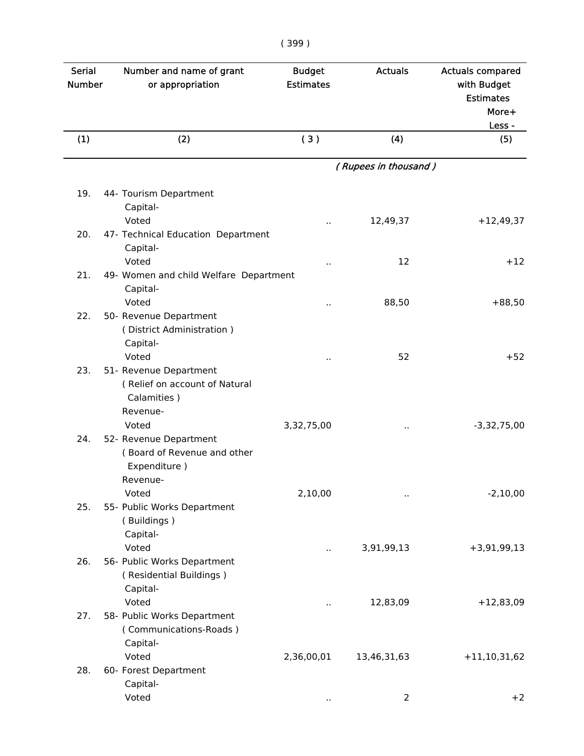| Serial Number | Number and name of grant or appropriation | Budget Estimates | Actuals | Actuals compared with Budget Estimates More+ Less - |
|---|---|---|---|---|
| (1) | (2) | ( 3 ) | (4) | (5) |
| | | | *( Rupees in thousand )* | |
| 19. | 44- Tourism Department | | | |
| | Capital- | | | |
| | Voted | .. | 12,49,37 | +12,49,37 |
| 20. | 47- Technical Education Department | | | |
| | Capital- | | | |
| | Voted | .. | 12 | +12 |
| 21. | 49- Women and child Welfare Department | | | |
| | Capital- | | | |
| | Voted | .. | 88,50 | +88,50 |
| 22. | 50- Revenue Department ( District Administration ) | | | |
| | Capital- | | | |
| | Voted | .. | 52 | +52 |
| 23. | 51- Revenue Department ( Relief on account of Natural Calamities ) | | | |
| | Revenue- | | | |
| | Voted | 3,32,75,00 | .. | -3,32,75,00 |
| 24. | 52- Revenue Department ( Board of Revenue and other Expenditure ) | | | |
| | Revenue- | | | |
| | Voted | 2,10,00 | .. | -2,10,00 |
| 25. | 55- Public Works Department ( Buildings ) | | | |
| | Capital- | | | |
| | Voted | .. | 3,91,99,13 | +3,91,99,13 |
| 26. | 56- Public Works Department ( Residential Buildings ) | | | |
| | Capital- | | | |
| | Voted | .. | 12,83,09 | +12,83,09 |
| 27. | 58- Public Works Department ( Communications-Roads ) | | | |
| | Capital- | | | |
| | Voted | 2,36,00,01 | 13,46,31,63 | +11,10,31,62 |
| 28. | 60- Forest Department | | | |
| | Capital- | | | |
| | Voted | .. | 2 | +2 |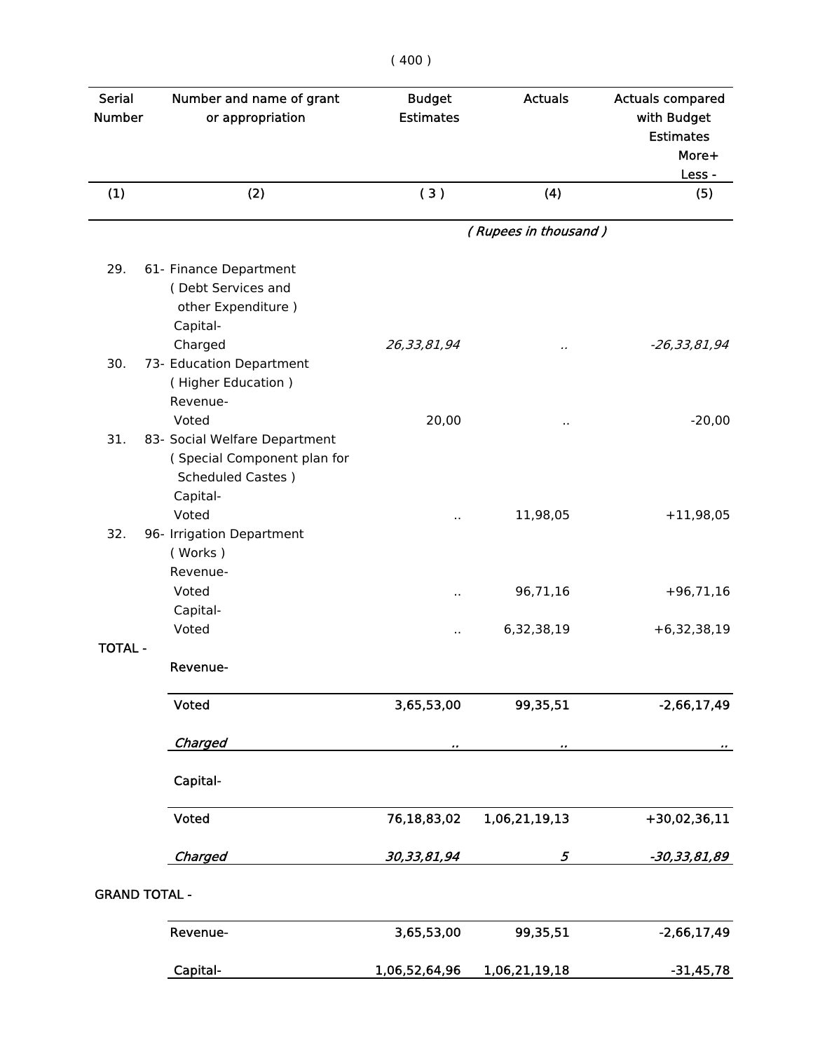| Serial Number | Number and name of grant or appropriation | Budget Estimates | Actuals | Actuals compared with Budget Estimates More+ Less - |
|---|---|---|---|---|
| (1) | (2) | ( 3 ) | (4) | (5) |
| | | | *( Rupees in thousand )* | |
| 29. | 61- Finance Department ( Debt Services and other Expenditure ) | | | |
| | Capital- | | | |
| | *Charged* | *26,33,81,94* | *..* | *-26,33,81,94* |
| 30. | 73- Education Department ( Higher Education ) | | | |
| | Revenue- | | | |
| | Voted | 20,00 | .. | -20,00 |
| 31. | 83- Social Welfare Department ( Special Component plan for Scheduled Castes ) | | | |
| | Capital- | | | |
| | Voted | .. | 11,98,05 | +11,98,05 |
| 32. | 96- Irrigation Department ( Works ) | | | |
| | Revenue- | | | |
| | Voted | .. | 96,71,16 | +96,71,16 |
| | Capital- | | | |
| | Voted | .. | 6,32,38,19 | +6,32,38,19 |
| TOTAL - | | | | |
| | Revenue- | | | |
| | Voted | 3,65,53,00 | 99,35,51 | -2,66,17,49 |
| | *Charged* | *..* | *..* | *..* |
| | Capital- | | | |
| | Voted | 76,18,83,02 | 1,06,21,19,13 | +30,02,36,11 |
| | *Charged* | *30,33,81,94* | *5* | *-30,33,81,89* |
| GRAND TOTAL - | | | | |
| | Revenue- | 3,65,53,00 | 99,35,51 | -2,66,17,49 |
| | Capital- | 1,06,52,64,96 | 1,06,21,19,18 | -31,45,78 |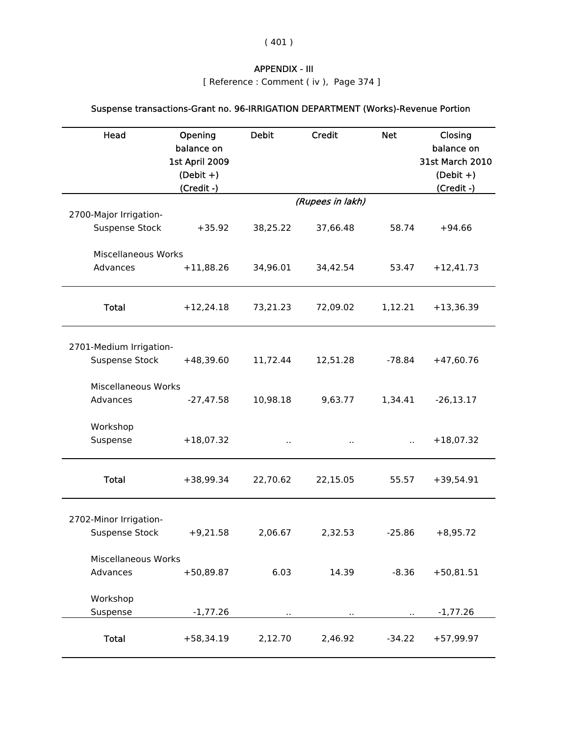## APPENDIX - III

[ Reference : Comment ( iv ), Page 374 ]

### Suspense transactions-Grant no. 96-IRRIGATION DEPARTMENT (Works)-Revenue Portion

| Head | Opening balance on 1st April 2009 (Debit +) (Credit -) | Debit | Credit | Net | Closing balance on 31st March 2010 (Debit +) (Credit -) |
|---|---|---|---|---|---|
| | | | *(Rupees in lakh)* | | |
| **2700-Major Irrigation-** | | | | | |
| Suspense Stock | +35.92 | 38,25.22 | 37,66.48 | 58.74 | +94.66 |
| Miscellaneous Works Advances | +11,88.26 | 34,96.01 | 34,42.54 | 53.47 | +12,41.73 |
| **Total** | +12,24.18 | 73,21.23 | 72,09.02 | 1,12.21 | +13,36.39 |
| **2701-Medium Irrigation-** | | | | | |
| Suspense Stock | +48,39.60 | 11,72.44 | 12,51.28 | -78.84 | +47,60.76 |
| Miscellaneous Works Advances | -27,47.58 | 10,98.18 | 9,63.77 | 1,34.41 | -26,13.17 |
| Workshop Suspense | +18,07.32 | .. | .. | .. | +18,07.32 |
| **Total** | +38,99.34 | 22,70.62 | 22,15.05 | 55.57 | +39,54.91 |
| **2702-Minor Irrigation-** | | | | | |
| Suspense Stock | +9,21.58 | 2,06.67 | 2,32.53 | -25.86 | +8,95.72 |
| Miscellaneous Works Advances | +50,89.87 | 6.03 | 14.39 | -8.36 | +50,81.51 |
| Workshop Suspense | -1,77.26 | .. | .. | .. | -1,77.26 |
| **Total** | +58,34.19 | 2,12.70 | 2,46.92 | -34.22 | +57,99.97 |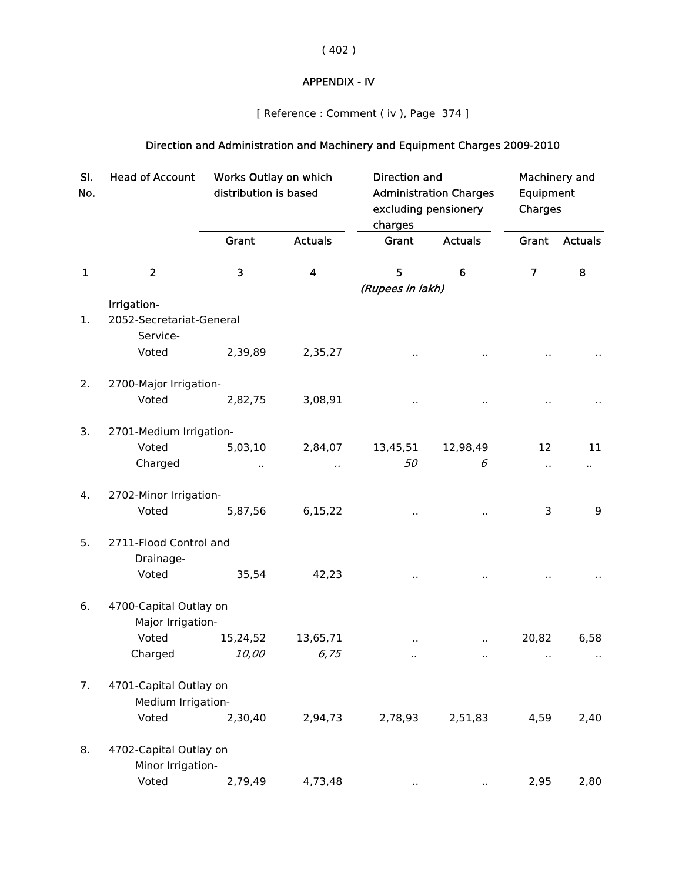## APPENDIX - IV

[ Reference : Comment ( iv ), Page 374 ]

### Direction and Administration and Machinery and Equipment Charges 2009-2010

| Sl. No. | Head of Account | Works Outlay on which distribution is based | | Direction and Administration Charges excluding pensionery charges | | Machinery and Equipment Charges | |
|---|---|---|---|---|---|---|---|
| | | Grant | Actuals | Grant | Actuals | Grant | Actuals |
| 1 | 2 | 3 | 4 | 5 | 6 | 7 | 8 |
| | | | | *(Rupees in lakh)* | | | |
| | **Irrigation-** | | | | | | |
| 1. | 2052-Secretariat-General Service- | | | | | | |
| | Voted | 2,39,89 | 2,35,27 | .. | .. | .. | .. |
| 2. | 2700-Major Irrigation- | | | | | | |
| | Voted | 2,82,75 | 3,08,91 | .. | .. | .. | .. |
| 3. | 2701-Medium Irrigation- | | | | | | |
| | Voted | 5,03,10 | 2,84,07 | 13,45,51 | 12,98,49 | 12 | 11 |
| | Charged | *..* | *..* | *50* | *6* | .. | .. |
| 4. | 2702-Minor Irrigation- | | | | | | |
| | Voted | 5,87,56 | 6,15,22 | .. | .. | 3 | 9 |
| 5. | 2711-Flood Control and Drainage- | | | | | | |
| | Voted | 35,54 | 42,23 | .. | .. | .. | .. |
| 6. | 4700-Capital Outlay on Major Irrigation- | | | | | | |
| | Voted | 15,24,52 | 13,65,71 | .. | .. | 20,82 | 6,58 |
| | Charged | *10,00* | *6,75* | *..* | .. | .. | .. |
| 7. | 4701-Capital Outlay on Medium Irrigation- | | | | | | |
| | Voted | 2,30,40 | 2,94,73 | 2,78,93 | 2,51,83 | 4,59 | 2,40 |
| 8. | 4702-Capital Outlay on Minor Irrigation- | | | | | | |
| | Voted | 2,79,49 | 4,73,48 | .. | .. | 2,95 | 2,80 |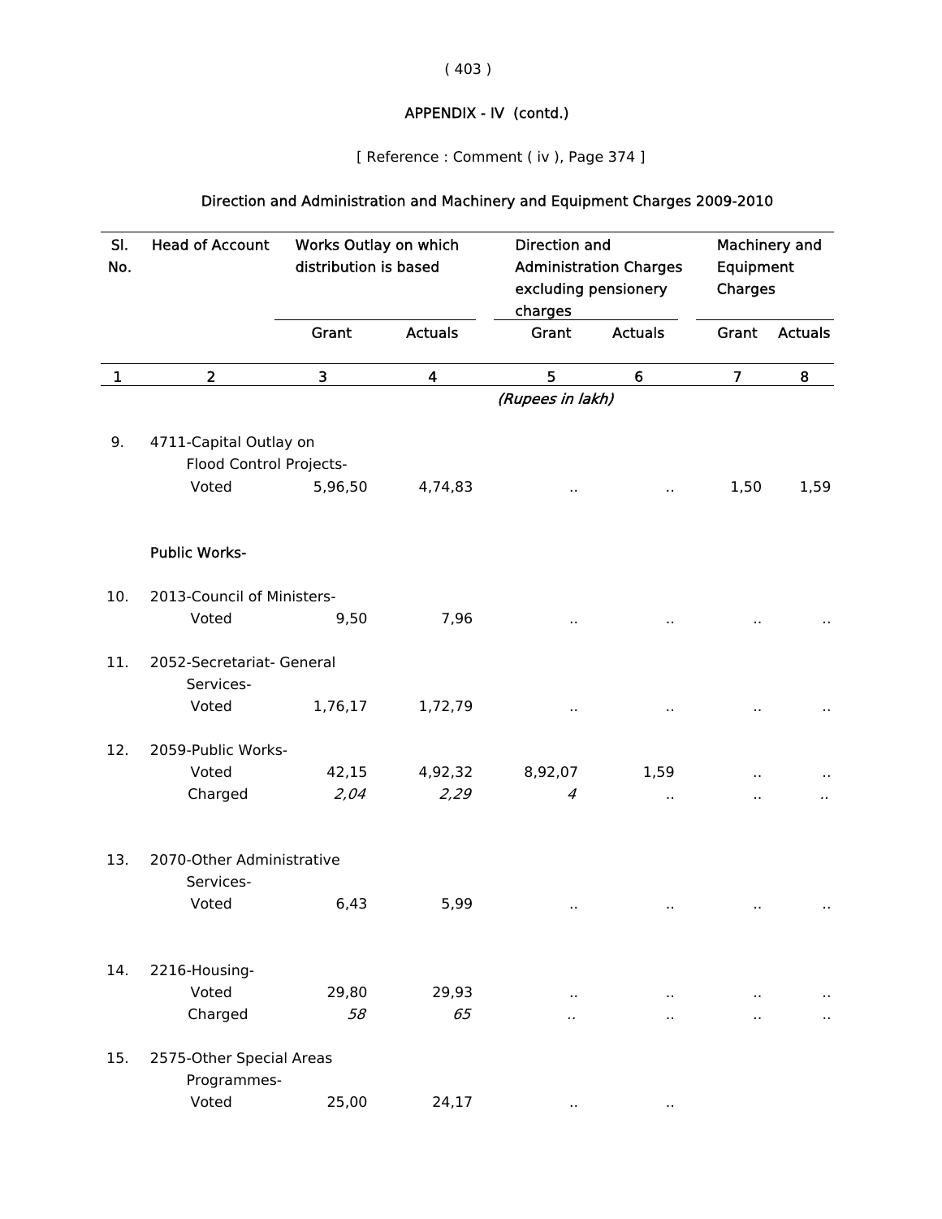## APPENDIX - IV (contd.)

[ Reference : Comment ( iv ), Page 374 ]

### Direction and Administration and Machinery and Equipment Charges 2009-2010

| Sl. No. | Head of Account | Works Outlay on which distribution is based | | Direction and Administration Charges excluding pensionery charges | | Machinery and Equipment Charges | |
|---|---|---|---|---|---|---|---|
| | | Grant | Actuals | Grant | Actuals | Grant | Actuals |
| 1 | 2 | 3 | 4 | 5 | 6 | 7 | 8 |
| | | | | *(Rupees in lakh)* | | | |
| 9. | 4711-Capital Outlay on Flood Control Projects- | | | | | | |
| | Voted | 5,96,50 | 4,74,83 | .. | .. | 1,50 | 1,59 |
| | **Public Works-** | | | | | | |
| 10. | 2013-Council of Ministers- | | | | | | |
| | Voted | 9,50 | 7,96 | .. | .. | .. | .. |
| 11. | 2052-Secretariat- General Services- | | | | | | |
| | Voted | 1,76,17 | 1,72,79 | .. | .. | .. | .. |
| 12. | 2059-Public Works- | | | | | | |
| | Voted | 42,15 | 4,92,32 | 8,92,07 | 1,59 | .. | .. |
| | Charged | *2,04* | *2,29* | *4* | .. | .. | *..* |
| 13. | 2070-Other Administrative Services- | | | | | | |
| | Voted | 6,43 | 5,99 | .. | .. | .. | .. |
| 14. | 2216-Housing- | | | | | | |
| | Voted | 29,80 | 29,93 | .. | .. | .. | .. |
| | Charged | *58* | *65* | *..* | .. | .. | .. |
| 15. | 2575-Other Special Areas Programmes- | | | | | | |
| | Voted | 25,00 | 24,17 | .. | .. | | |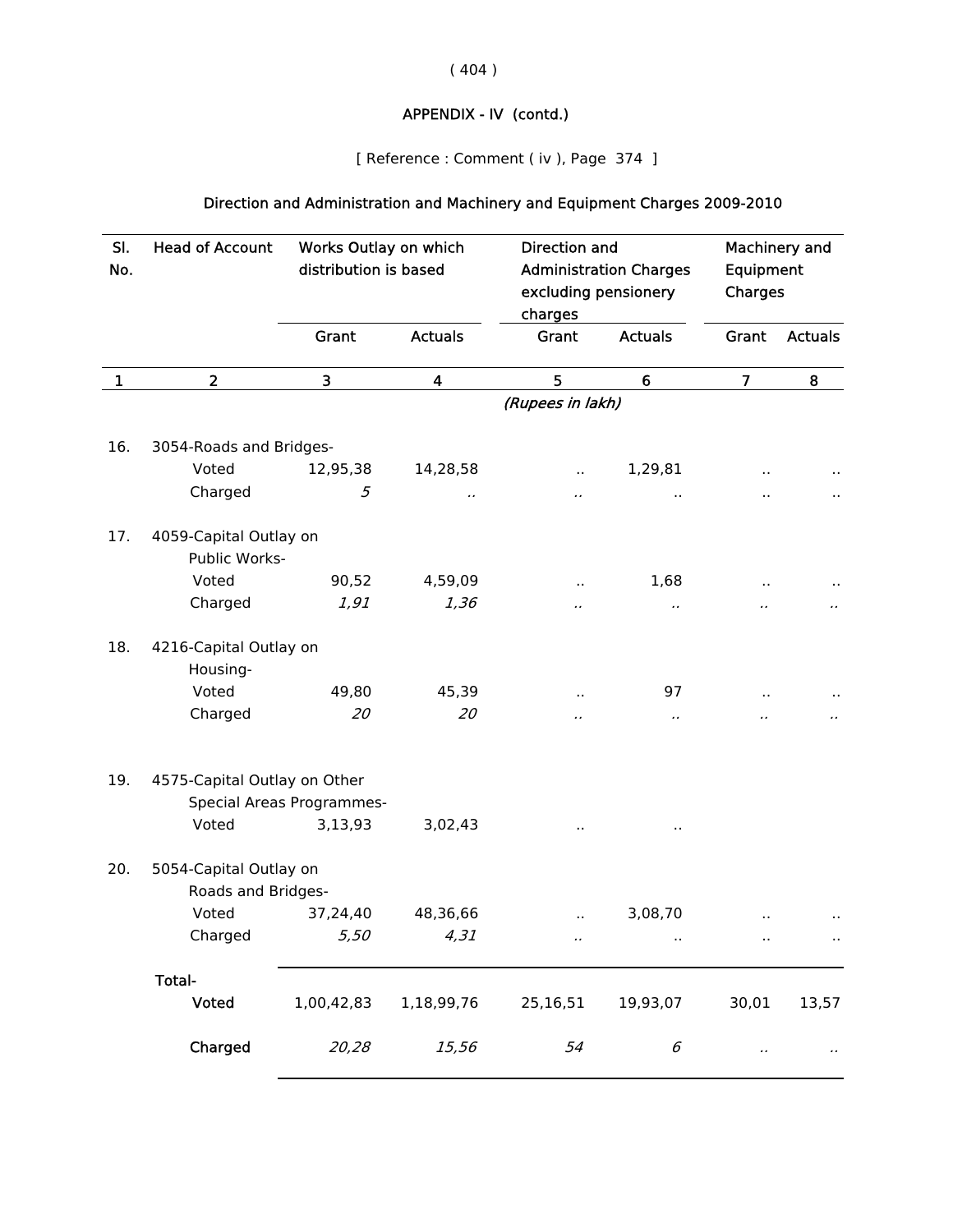APPENDIX - IV (contd.)

[ Reference : Comment ( iv ), Page 374 ]

## Direction and Administration and Machinery and Equipment Charges 2009-2010

| Sl. No. | Head of Account | Works Outlay on which distribution is based | | Direction and Administration Charges excluding pensionery charges | | Machinery and Equipment Charges | |
|---|---|---|---|---|---|---|---|
| | | Grant | Actuals | Grant | Actuals | Grant | Actuals |
| 1 | 2 | 3 | 4 | 5 | 6 | 7 | 8 |
| | | | | *(Rupees in lakh)* | | | |
| 16. | 3054-Roads and Bridges- | | | | | | |
| | Voted | 12,95,38 | 14,28,58 | .. | 1,29,81 | .. | .. |
| | Charged | *5* | *..* | *..* | .. | .. | .. |
| 17. | 4059-Capital Outlay on Public Works- | | | | | | |
| | Voted | 90,52 | 4,59,09 | .. | 1,68 | .. | .. |
| | Charged | *1,91* | *1,36* | *..* | *..* | *..* | *..* |
| 18. | 4216-Capital Outlay on Housing- | | | | | | |
| | Voted | 49,80 | 45,39 | .. | 97 | .. | .. |
| | Charged | *20* | *20* | *..* | *..* | *..* | *..* |
| 19. | 4575-Capital Outlay on Other Special Areas Programmes- | | | | | | |
| | Voted | 3,13,93 | 3,02,43 | .. | .. | | |
| 20. | 5054-Capital Outlay on Roads and Bridges- | | | | | | |
| | Voted | 37,24,40 | 48,36,66 | .. | 3,08,70 | .. | .. |
| | Charged | *5,50* | *4,31* | *..* | .. | .. | .. |
| | **Total-** | | | | | | |
| | **Voted** | 1,00,42,83 | 1,18,99,76 | 25,16,51 | 19,93,07 | 30,01 | 13,57 |
| | **Charged** | *20,28* | *15,56* | *54* | *6* | *..* | *..* |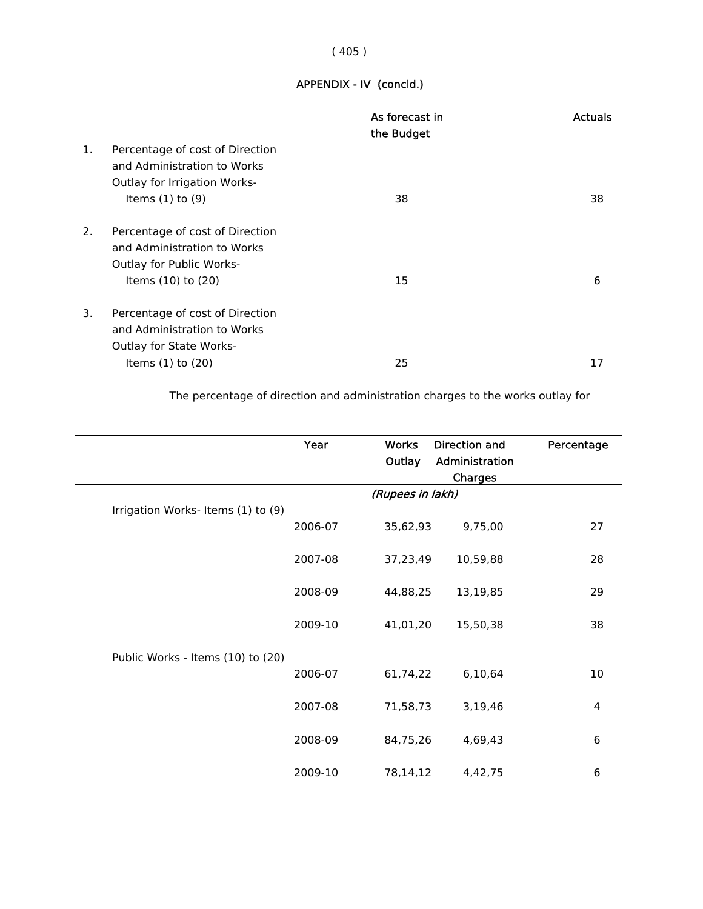## APPENDIX - IV (concld.)

| | | As forecast in the Budget | Actuals |
|---|---|---|---|
| 1. | Percentage of cost of Direction and Administration to Works Outlay for Irrigation Works- Items (1) to (9) | 38 | 38 |
| 2. | Percentage of cost of Direction and Administration to Works Outlay for Public Works- Items (10) to (20) | 15 | 6 |
| 3. | Percentage of cost of Direction and Administration to Works Outlay for State Works- Items (1) to (20) | 25 | 17 |

The percentage of direction and administration charges to the works outlay for

| | Year | Works Outlay | Direction and Administration Charges | Percentage |
|---|---|---|---|---|
| | | *(Rupees in lakh)* | | |
| Irrigation Works- Items (1) to (9) | | | | |
| | 2006-07 | 35,62,93 | 9,75,00 | 27 |
| | 2007-08 | 37,23,49 | 10,59,88 | 28 |
| | 2008-09 | 44,88,25 | 13,19,85 | 29 |
| | 2009-10 | 41,01,20 | 15,50,38 | 38 |
| Public Works - Items (10) to (20) | | | | |
| | 2006-07 | 61,74,22 | 6,10,64 | 10 |
| | 2007-08 | 71,58,73 | 3,19,46 | 4 |
| | 2008-09 | 84,75,26 | 4,69,43 | 6 |
| | 2009-10 | 78,14,12 | 4,42,75 | 6 |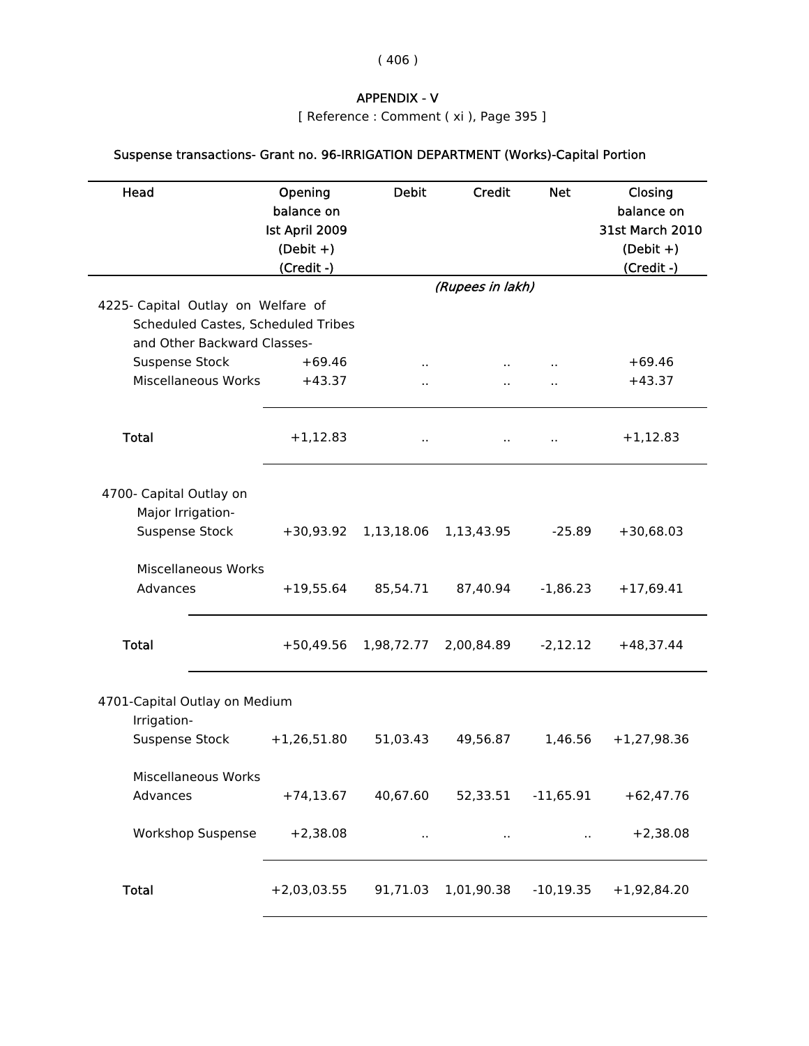# APPENDIX - V

[ Reference : Comment ( xi ), Page 395 ]

## Suspense transactions- Grant no. 96-IRRIGATION DEPARTMENT (Works)-Capital Portion

| Head | Opening balance on Ist April 2009 (Debit +) (Credit -) | Debit | Credit | Net | Closing balance on 31st March 2010 (Debit +) (Credit -) |
|---|---|---|---|---|---|
| | | | *(Rupees in lakh)* | | |
| 4225- Capital Outlay on Welfare of Scheduled Castes, Scheduled Tribes and Other Backward Classes- | | | | | |
| Suspense Stock | +69.46 | .. | .. | .. | +69.46 |
| Miscellaneous Works | +43.37 | .. | .. | .. | +43.37 |
| **Total** | +1,12.83 | .. | .. | .. | +1,12.83 |
| 4700- Capital Outlay on Major Irrigation- | | | | | |
| Suspense Stock | +30,93.92 | 1,13,18.06 | 1,13,43.95 | -25.89 | +30,68.03 |
| Miscellaneous Works Advances | +19,55.64 | 85,54.71 | 87,40.94 | -1,86.23 | +17,69.41 |
| **Total** | +50,49.56 | 1,98,72.77 | 2,00,84.89 | -2,12.12 | +48,37.44 |
| 4701-Capital Outlay on Medium Irrigation- | | | | | |
| Suspense Stock | +1,26,51.80 | 51,03.43 | 49,56.87 | 1,46.56 | +1,27,98.36 |
| Miscellaneous Works Advances | +74,13.67 | 40,67.60 | 52,33.51 | -11,65.91 | +62,47.76 |
| Workshop Suspense | +2,38.08 | .. | .. | .. | +2,38.08 |
| **Total** | +2,03,03.55 | 91,71.03 | 1,01,90.38 | -10,19.35 | +1,92,84.20 |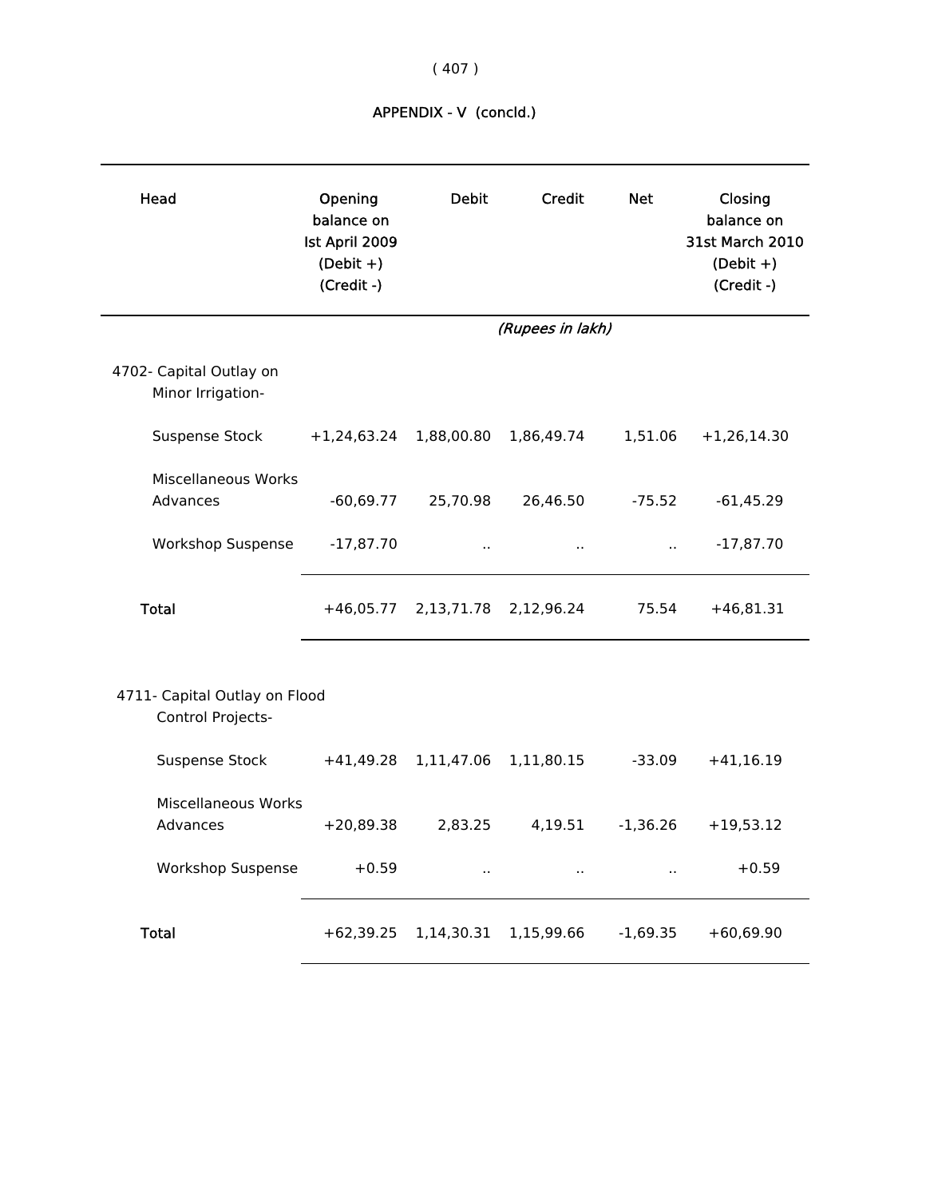## APPENDIX - V (concld.)

| Head | Opening balance on Ist April 2009 (Debit +) (Credit -) | Debit | Credit | Net | Closing balance on 31st March 2010 (Debit +) (Credit -) |
|---|---|---|---|---|---|
| | | | *(Rupees in lakh)* | | |
| 4702- Capital Outlay on Minor Irrigation- | | | | | |
| Suspense Stock | +1,24,63.24 | 1,88,00.80 | 1,86,49.74 | 1,51.06 | +1,26,14.30 |
| Miscellaneous Works Advances | -60,69.77 | 25,70.98 | 26,46.50 | -75.52 | -61,45.29 |
| Workshop Suspense | -17,87.70 | .. | .. | .. | -17,87.70 |
| **Total** | +46,05.77 | 2,13,71.78 | 2,12,96.24 | 75.54 | +46,81.31 |
| 4711- Capital Outlay on Flood Control Projects- | | | | | |
| Suspense Stock | +41,49.28 | 1,11,47.06 | 1,11,80.15 | -33.09 | +41,16.19 |
| Miscellaneous Works Advances | +20,89.38 | 2,83.25 | 4,19.51 | -1,36.26 | +19,53.12 |
| Workshop Suspense | +0.59 | .. | .. | .. | +0.59 |
| **Total** | +62,39.25 | 1,14,30.31 | 1,15,99.66 | -1,69.35 | +60,69.90 |